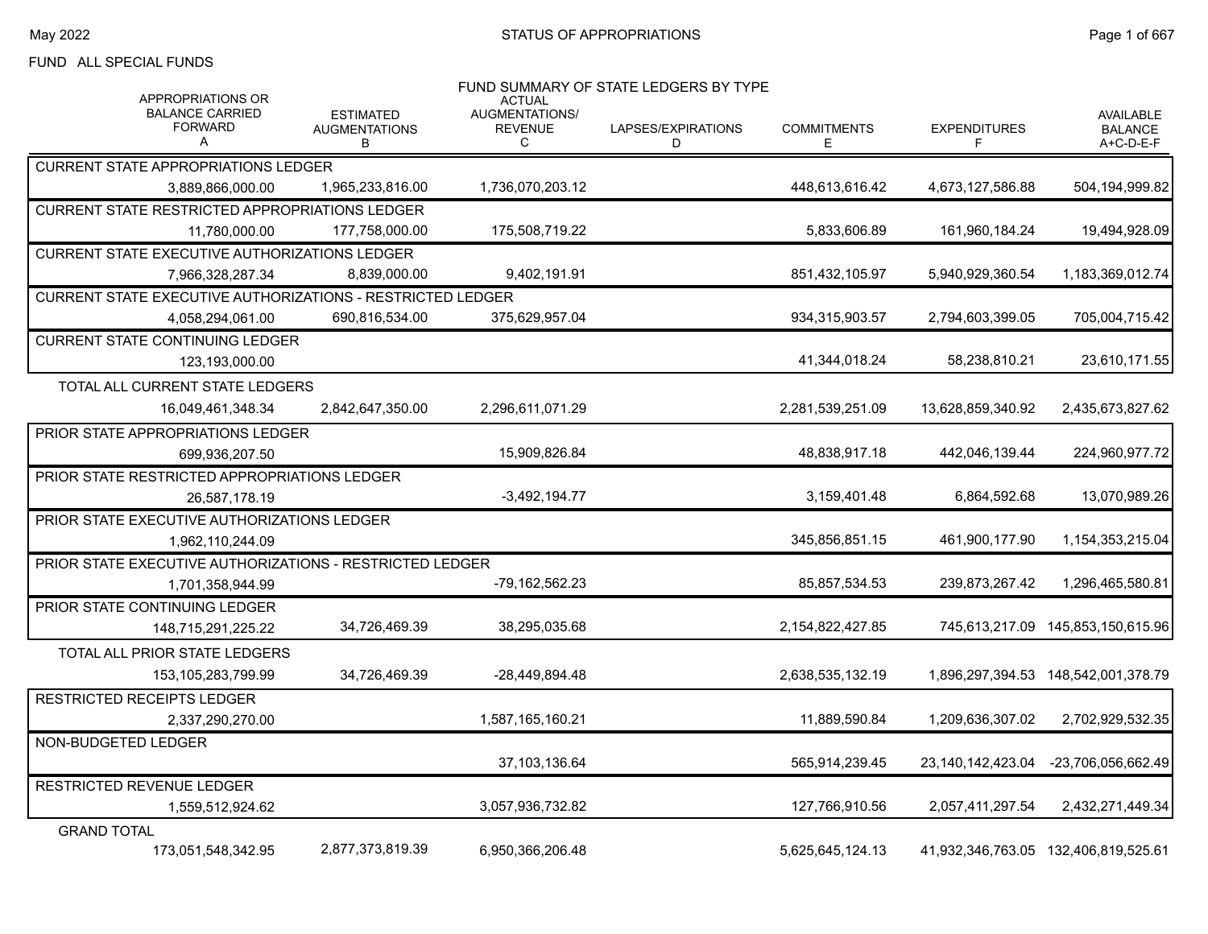FUND ALL SPECIAL FUNDS

## FUND SUMMARY OF STATE LEDGERS BY TYPE

| | APPROPRIATIONS OR BALANCE CARRIED FORWARD A | ESTIMATED AUGMENTATIONS B | ACTUAL AUGMENTATIONS/ REVENUE C | LAPSES/EXPIRATIONS D | COMMITMENTS E | EXPENDITURES F | AVAILABLE BALANCE A+C-D-E-F |
|---|---|---|---|---|---|---|---|
| CURRENT STATE APPROPRIATIONS LEDGER | 3,889,866,000.00 | 1,965,233,816.00 | 1,736,070,203.12 | | 448,613,616.42 | 4,673,127,586.88 | 504,194,999.82 |
| CURRENT STATE RESTRICTED APPROPRIATIONS LEDGER | 11,780,000.00 | 177,758,000.00 | 175,508,719.22 | | 5,833,606.89 | 161,960,184.24 | 19,494,928.09 |
| CURRENT STATE EXECUTIVE AUTHORIZATIONS LEDGER | 7,966,328,287.34 | 8,839,000.00 | 9,402,191.91 | | 851,432,105.97 | 5,940,929,360.54 | 1,183,369,012.74 |
| CURRENT STATE EXECUTIVE AUTHORIZATIONS - RESTRICTED LEDGER | 4,058,294,061.00 | 690,816,534.00 | 375,629,957.04 | | 934,315,903.57 | 2,794,603,399.05 | 705,004,715.42 |
| CURRENT STATE CONTINUING LEDGER | 123,193,000.00 | | | | 41,344,018.24 | 58,238,810.21 | 23,610,171.55 |
| TOTAL ALL CURRENT STATE LEDGERS | 16,049,461,348.34 | 2,842,647,350.00 | 2,296,611,071.29 | | 2,281,539,251.09 | 13,628,859,340.92 | 2,435,673,827.62 |
| PRIOR STATE APPROPRIATIONS LEDGER | 699,936,207.50 | | 15,909,826.84 | | 48,838,917.18 | 442,046,139.44 | 224,960,977.72 |
| PRIOR STATE RESTRICTED APPROPRIATIONS LEDGER | 26,587,178.19 | | -3,492,194.77 | | 3,159,401.48 | 6,864,592.68 | 13,070,989.26 |
| PRIOR STATE EXECUTIVE AUTHORIZATIONS LEDGER | 1,962,110,244.09 | | | | 345,856,851.15 | 461,900,177.90 | 1,154,353,215.04 |
| PRIOR STATE EXECUTIVE AUTHORIZATIONS - RESTRICTED LEDGER | 1,701,358,944.99 | | -79,162,562.23 | | 85,857,534.53 | 239,873,267.42 | 1,296,465,580.81 |
| PRIOR STATE CONTINUING LEDGER | 148,715,291,225.22 | 34,726,469.39 | 38,295,035.68 | | 2,154,822,427.85 | 745,613,217.09 | 145,853,150,615.96 |
| TOTAL ALL PRIOR STATE LEDGERS | 153,105,283,799.99 | 34,726,469.39 | -28,449,894.48 | | 2,638,535,132.19 | 1,896,297,394.53 | 148,542,001,378.79 |
| RESTRICTED RECEIPTS LEDGER | 2,337,290,270.00 | | 1,587,165,160.21 | | 11,889,590.84 | 1,209,636,307.02 | 2,702,929,532.35 |
| NON-BUDGETED LEDGER | | | 37,103,136.64 | | 565,914,239.45 | 23,140,142,423.04 | -23,706,056,662.49 |
| RESTRICTED REVENUE LEDGER | 1,559,512,924.62 | | 3,057,936,732.82 | | 127,766,910.56 | 2,057,411,297.54 | 2,432,271,449.34 |
| GRAND TOTAL | 173,051,548,342.95 | 2,877,373,819.39 | 6,950,366,206.48 | | 5,625,645,124.13 | 41,932,346,763.05 | 132,406,819,525.61 |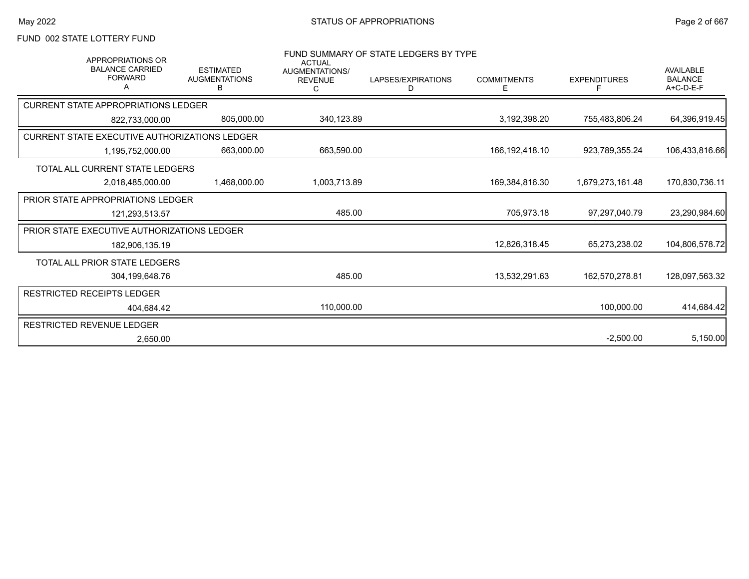# FUND 002 STATE LOTTERY FUND

## FUND SUMMARY OF STATE LEDGERS BY TYPE

| APPROPRIATIONS OR BALANCE CARRIED FORWARD A | ESTIMATED AUGMENTATIONS B | ACTUAL AUGMENTATIONS/ REVENUE C | LAPSES/EXPIRATIONS D | COMMITMENTS E | EXPENDITURES F | AVAILABLE BALANCE A+C-D-E-F |
|---|---|---|---|---|---|---|
| **CURRENT STATE APPROPRIATIONS LEDGER** | | | | | | |
| 822,733,000.00 | 805,000.00 | 340,123.89 | | 3,192,398.20 | 755,483,806.24 | 64,396,919.45 |
| **CURRENT STATE EXECUTIVE AUTHORIZATIONS LEDGER** | | | | | | |
| 1,195,752,000.00 | 663,000.00 | 663,590.00 | | 166,192,418.10 | 923,789,355.24 | 106,433,816.66 |
| **TOTAL ALL CURRENT STATE LEDGERS** | | | | | | |
| 2,018,485,000.00 | 1,468,000.00 | 1,003,713.89 | | 169,384,816.30 | 1,679,273,161.48 | 170,830,736.11 |
| **PRIOR STATE APPROPRIATIONS LEDGER** | | | | | | |
| 121,293,513.57 | | 485.00 | | 705,973.18 | 97,297,040.79 | 23,290,984.60 |
| **PRIOR STATE EXECUTIVE AUTHORIZATIONS LEDGER** | | | | | | |
| 182,906,135.19 | | | | 12,826,318.45 | 65,273,238.02 | 104,806,578.72 |
| **TOTAL ALL PRIOR STATE LEDGERS** | | | | | | |
| 304,199,648.76 | | 485.00 | | 13,532,291.63 | 162,570,278.81 | 128,097,563.32 |
| **RESTRICTED RECEIPTS LEDGER** | | | | | | |
| 404,684.42 | | 110,000.00 | | | 100,000.00 | 414,684.42 |
| **RESTRICTED REVENUE LEDGER** | | | | | | |
| 2,650.00 | | | | | -2,500.00 | 5,150.00 |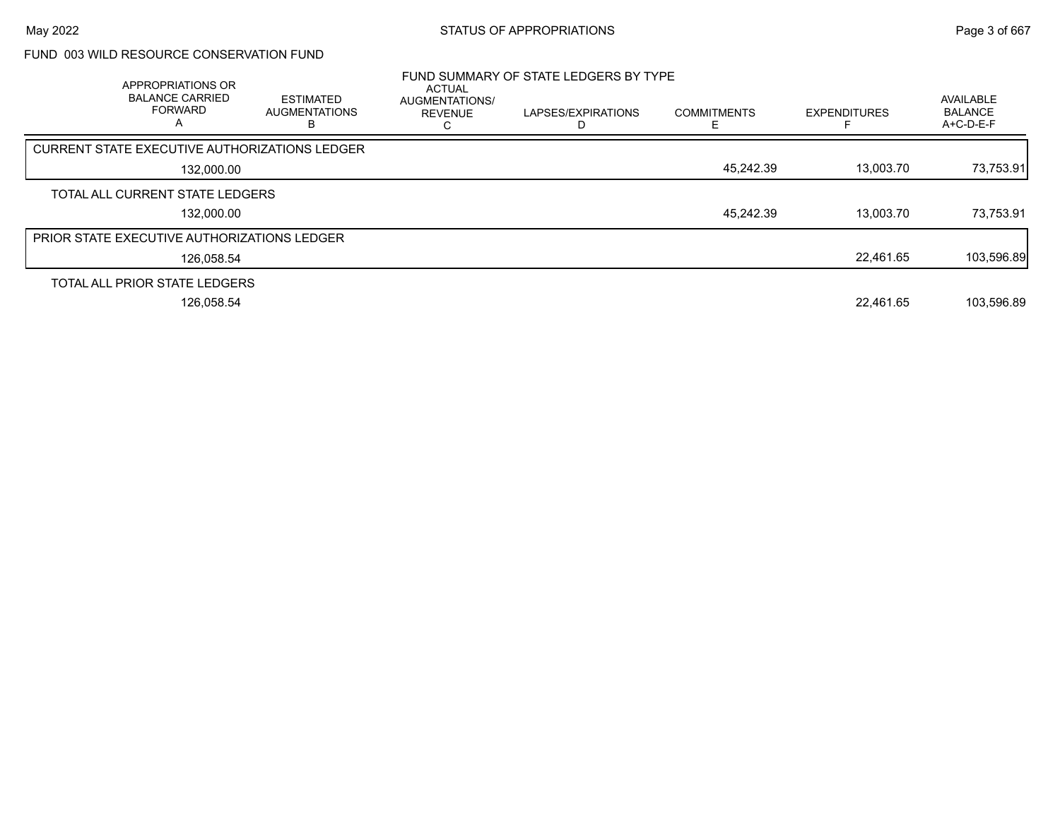FUND 003 WILD RESOURCE CONSERVATION FUND

## FUND SUMMARY OF STATE LEDGERS BY TYPE

| | APPROPRIATIONS OR BALANCE CARRIED FORWARD A | ESTIMATED AUGMENTATIONS B | ACTUAL AUGMENTATIONS/ REVENUE C | LAPSES/EXPIRATIONS D | COMMITMENTS E | EXPENDITURES F | AVAILABLE BALANCE A+C-D-E-F |
|---|---|---|---|---|---|---|---|
| CURRENT STATE EXECUTIVE AUTHORIZATIONS LEDGER | 132,000.00 | | | | 45,242.39 | 13,003.70 | 73,753.91 |
| TOTAL ALL CURRENT STATE LEDGERS | 132,000.00 | | | | 45,242.39 | 13,003.70 | 73,753.91 |
| PRIOR STATE EXECUTIVE AUTHORIZATIONS LEDGER | 126,058.54 | | | | | 22,461.65 | 103,596.89 |
| TOTAL ALL PRIOR STATE LEDGERS | 126,058.54 | | | | | 22,461.65 | 103,596.89 |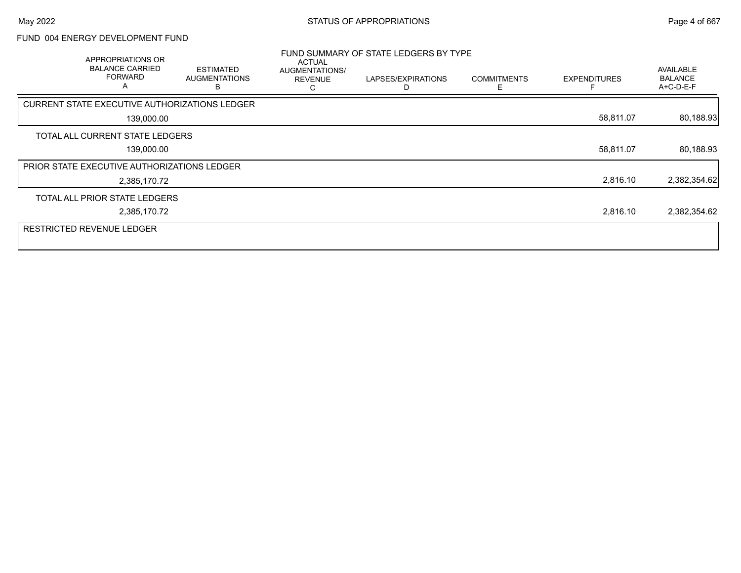FUND 004 ENERGY DEVELOPMENT FUND

FUND SUMMARY OF STATE LEDGERS BY TYPE

| APPROPRIATIONS OR BALANCE CARRIED FORWARD A | ESTIMATED AUGMENTATIONS B | ACTUAL AUGMENTATIONS/ REVENUE C | LAPSES/EXPIRATIONS D | COMMITMENTS E | EXPENDITURES F | AVAILABLE BALANCE A+C-D-E-F |
|---|---|---|---|---|---|---|
| CURRENT STATE EXECUTIVE AUTHORIZATIONS LEDGER | | | | | | |
| 139,000.00 | | | | | 58,811.07 | 80,188.93 |
| TOTAL ALL CURRENT STATE LEDGERS | | | | | | |
| 139,000.00 | | | | | 58,811.07 | 80,188.93 |
| PRIOR STATE EXECUTIVE AUTHORIZATIONS LEDGER | | | | | | |
| 2,385,170.72 | | | | | 2,816.10 | 2,382,354.62 |
| TOTAL ALL PRIOR STATE LEDGERS | | | | | | |
| 2,385,170.72 | | | | | 2,816.10 | 2,382,354.62 |
| RESTRICTED REVENUE LEDGER | | | | | | |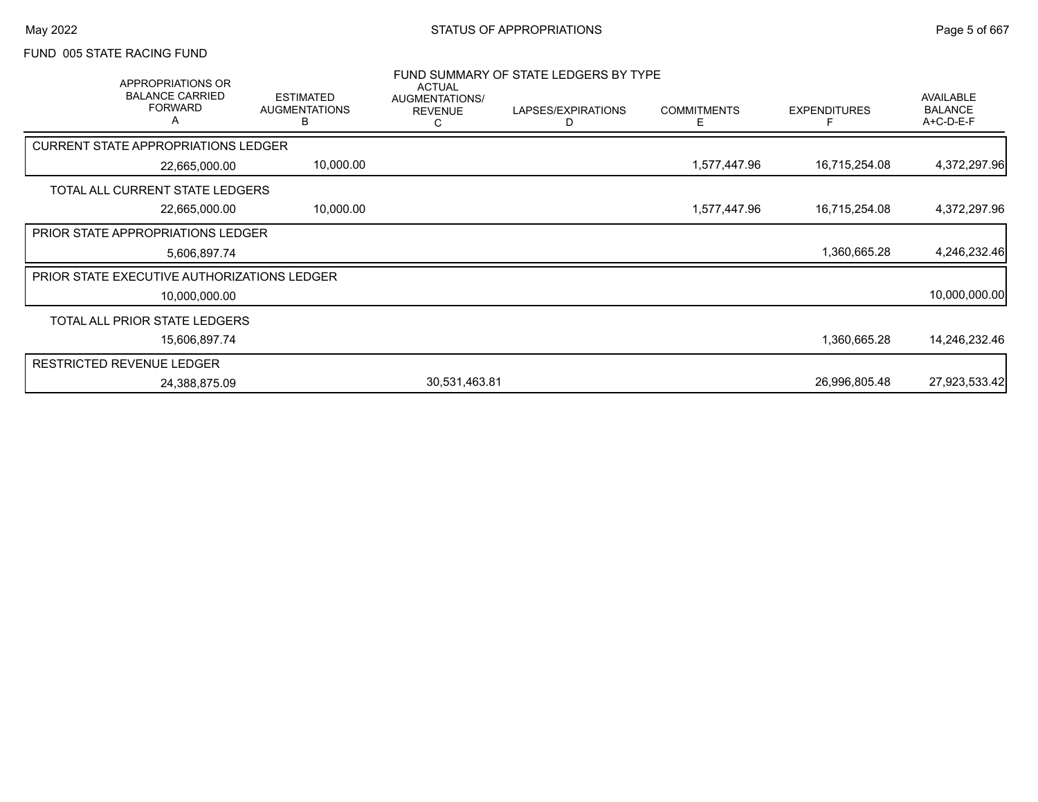FUND 005 STATE RACING FUND

FUND SUMMARY OF STATE LEDGERS BY TYPE

| APPROPRIATIONS OR BALANCE CARRIED FORWARD A | ESTIMATED AUGMENTATIONS B | ACTUAL AUGMENTATIONS/ REVENUE C | LAPSES/EXPIRATIONS D | COMMITMENTS E | EXPENDITURES F | AVAILABLE BALANCE A+C-D-E-F |
|---|---|---|---|---|---|---|
| **CURRENT STATE APPROPRIATIONS LEDGER** | | | | | | |
| 22,665,000.00 | 10,000.00 | | | 1,577,447.96 | 16,715,254.08 | 4,372,297.96 |
| **TOTAL ALL CURRENT STATE LEDGERS** | | | | | | |
| 22,665,000.00 | 10,000.00 | | | 1,577,447.96 | 16,715,254.08 | 4,372,297.96 |
| **PRIOR STATE APPROPRIATIONS LEDGER** | | | | | | |
| 5,606,897.74 | | | | | 1,360,665.28 | 4,246,232.46 |
| **PRIOR STATE EXECUTIVE AUTHORIZATIONS LEDGER** | | | | | | |
| 10,000,000.00 | | | | | | 10,000,000.00 |
| **TOTAL ALL PRIOR STATE LEDGERS** | | | | | | |
| 15,606,897.74 | | | | | 1,360,665.28 | 14,246,232.46 |
| **RESTRICTED REVENUE LEDGER** | | | | | | |
| 24,388,875.09 | | 30,531,463.81 | | | 26,996,805.48 | 27,923,533.42 |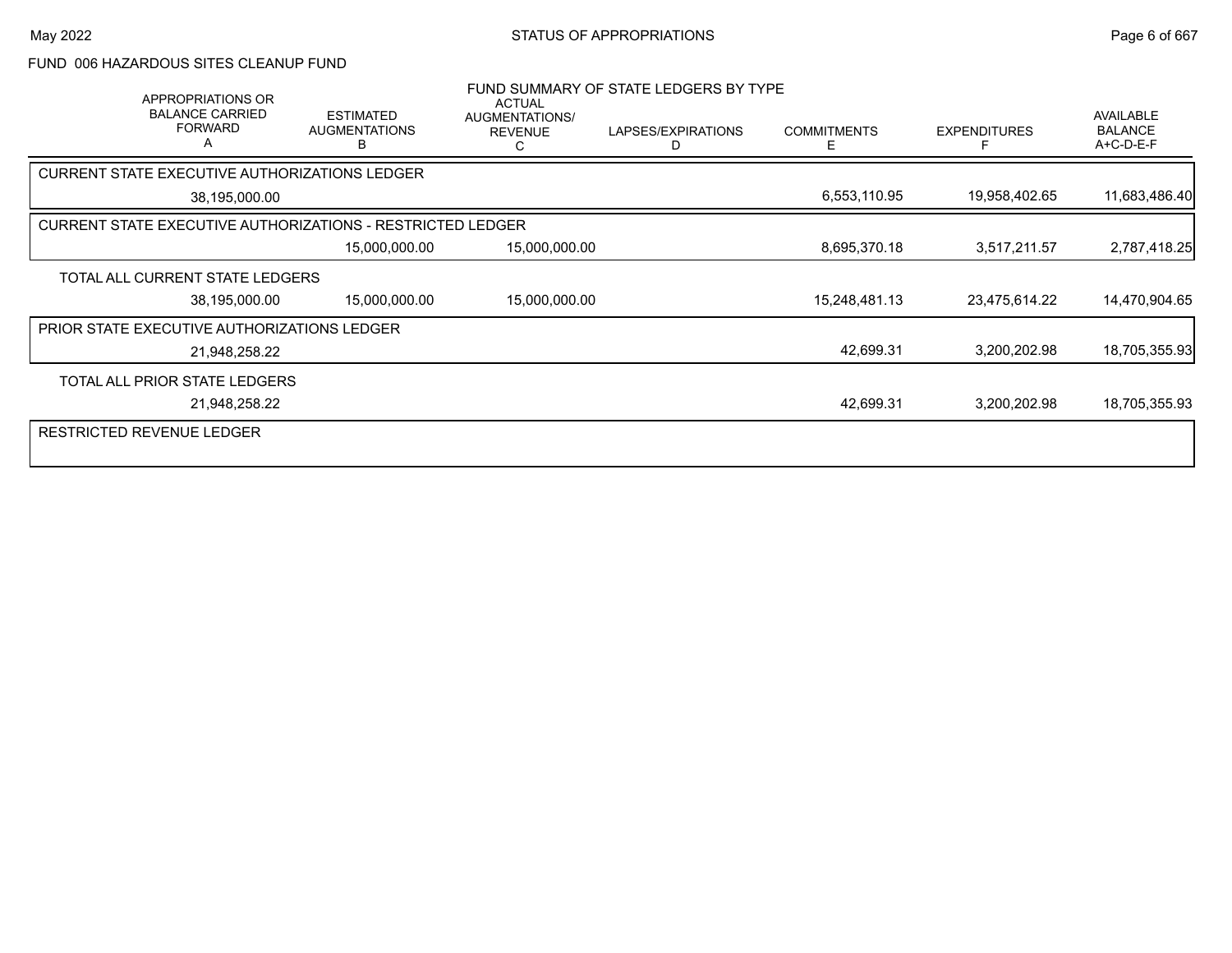FUND 006 HAZARDOUS SITES CLEANUP FUND

## FUND SUMMARY OF STATE LEDGERS BY TYPE

| APPROPRIATIONS OR BALANCE CARRIED FORWARD A | ESTIMATED AUGMENTATIONS B | ACTUAL AUGMENTATIONS/ REVENUE C | LAPSES/EXPIRATIONS D | COMMITMENTS E | EXPENDITURES F | AVAILABLE BALANCE A+C-D-E-F |
|---|---|---|---|---|---|---|
| CURRENT STATE EXECUTIVE AUTHORIZATIONS LEDGER | | | | | | |
| 38,195,000.00 | | | | 6,553,110.95 | 19,958,402.65 | 11,683,486.40 |
| CURRENT STATE EXECUTIVE AUTHORIZATIONS - RESTRICTED LEDGER | | | | | | |
| | 15,000,000.00 | 15,000,000.00 | | 8,695,370.18 | 3,517,211.57 | 2,787,418.25 |
| TOTAL ALL CURRENT STATE LEDGERS | | | | | | |
| 38,195,000.00 | 15,000,000.00 | 15,000,000.00 | | 15,248,481.13 | 23,475,614.22 | 14,470,904.65 |
| PRIOR STATE EXECUTIVE AUTHORIZATIONS LEDGER | | | | | | |
| 21,948,258.22 | | | | 42,699.31 | 3,200,202.98 | 18,705,355.93 |
| TOTAL ALL PRIOR STATE LEDGERS | | | | | | |
| 21,948,258.22 | | | | 42,699.31 | 3,200,202.98 | 18,705,355.93 |
| RESTRICTED REVENUE LEDGER | | | | | | |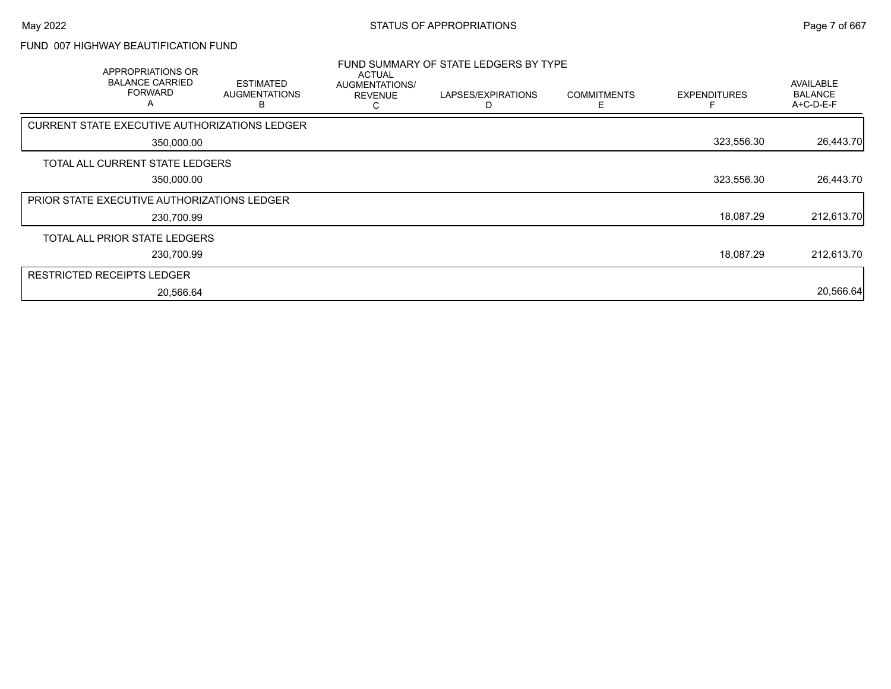FUND 007 HIGHWAY BEAUTIFICATION FUND

FUND SUMMARY OF STATE LEDGERS BY TYPE

| APPROPRIATIONS OR BALANCE CARRIED FORWARD A | ESTIMATED AUGMENTATIONS B | ACTUAL AUGMENTATIONS/ REVENUE C | LAPSES/EXPIRATIONS D | COMMITMENTS E | EXPENDITURES F | AVAILABLE BALANCE A+C-D-E-F |
|---|---|---|---|---|---|---|
| CURRENT STATE EXECUTIVE AUTHORIZATIONS LEDGER | | | | | | |
| 350,000.00 | | | | | 323,556.30 | 26,443.70 |
| TOTAL ALL CURRENT STATE LEDGERS | | | | | | |
| 350,000.00 | | | | | 323,556.30 | 26,443.70 |
| PRIOR STATE EXECUTIVE AUTHORIZATIONS LEDGER | | | | | | |
| 230,700.99 | | | | | 18,087.29 | 212,613.70 |
| TOTAL ALL PRIOR STATE LEDGERS | | | | | | |
| 230,700.99 | | | | | 18,087.29 | 212,613.70 |
| RESTRICTED RECEIPTS LEDGER | | | | | | |
| 20,566.64 | | | | | | 20,566.64 |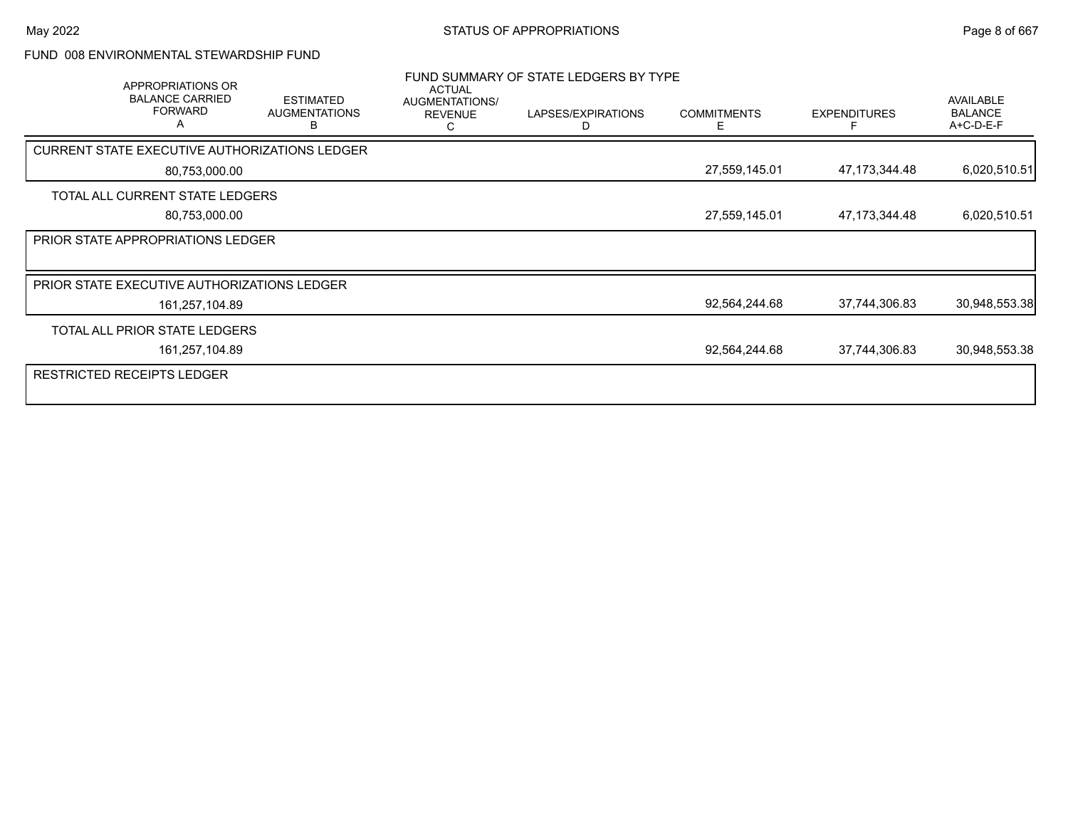FUND 008 ENVIRONMENTAL STEWARDSHIP FUND

## FUND SUMMARY OF STATE LEDGERS BY TYPE

| APPROPRIATIONS OR BALANCE CARRIED FORWARD A | ESTIMATED AUGMENTATIONS B | ACTUAL AUGMENTATIONS/ REVENUE C | LAPSES/EXPIRATIONS D | COMMITMENTS E | EXPENDITURES F | AVAILABLE BALANCE A+C-D-E-F |
|---|---|---|---|---|---|---|
| **CURRENT STATE EXECUTIVE AUTHORIZATIONS LEDGER** | | | | | | |
| 80,753,000.00 | | | | 27,559,145.01 | 47,173,344.48 | 6,020,510.51 |
| **TOTAL ALL CURRENT STATE LEDGERS** | | | | | | |
| 80,753,000.00 | | | | 27,559,145.01 | 47,173,344.48 | 6,020,510.51 |
| **PRIOR STATE APPROPRIATIONS LEDGER** | | | | | | |
| **PRIOR STATE EXECUTIVE AUTHORIZATIONS LEDGER** | | | | | | |
| 161,257,104.89 | | | | 92,564,244.68 | 37,744,306.83 | 30,948,553.38 |
| **TOTAL ALL PRIOR STATE LEDGERS** | | | | | | |
| 161,257,104.89 | | | | 92,564,244.68 | 37,744,306.83 | 30,948,553.38 |
| **RESTRICTED RECEIPTS LEDGER** | | | | | | |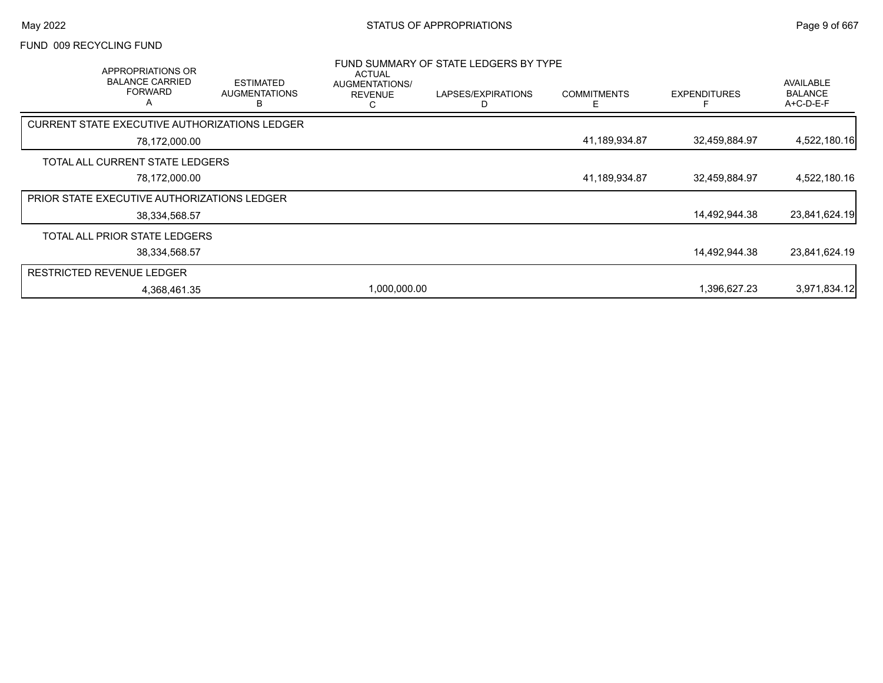STATUS OF APPROPRIATIONS

May 2022

FUND 009 RECYCLING FUND

FUND SUMMARY OF STATE LEDGERS BY TYPE

| APPROPRIATIONS OR BALANCE CARRIED FORWARD A | ESTIMATED AUGMENTATIONS B | ACTUAL AUGMENTATIONS/ REVENUE C | LAPSES/EXPIRATIONS D | COMMITMENTS E | EXPENDITURES F | AVAILABLE BALANCE A+C-D-E-F |
|---|---|---|---|---|---|---|
| CURRENT STATE EXECUTIVE AUTHORIZATIONS LEDGER | | | | | | |
| 78,172,000.00 | | | | 41,189,934.87 | 32,459,884.97 | 4,522,180.16 |
| TOTAL ALL CURRENT STATE LEDGERS | | | | | | |
| 78,172,000.00 | | | | 41,189,934.87 | 32,459,884.97 | 4,522,180.16 |
| PRIOR STATE EXECUTIVE AUTHORIZATIONS LEDGER | | | | | | |
| 38,334,568.57 | | | | | 14,492,944.38 | 23,841,624.19 |
| TOTAL ALL PRIOR STATE LEDGERS | | | | | | |
| 38,334,568.57 | | | | | 14,492,944.38 | 23,841,624.19 |
| RESTRICTED REVENUE LEDGER | | | | | | |
| 4,368,461.35 | | 1,000,000.00 | | | 1,396,627.23 | 3,971,834.12 |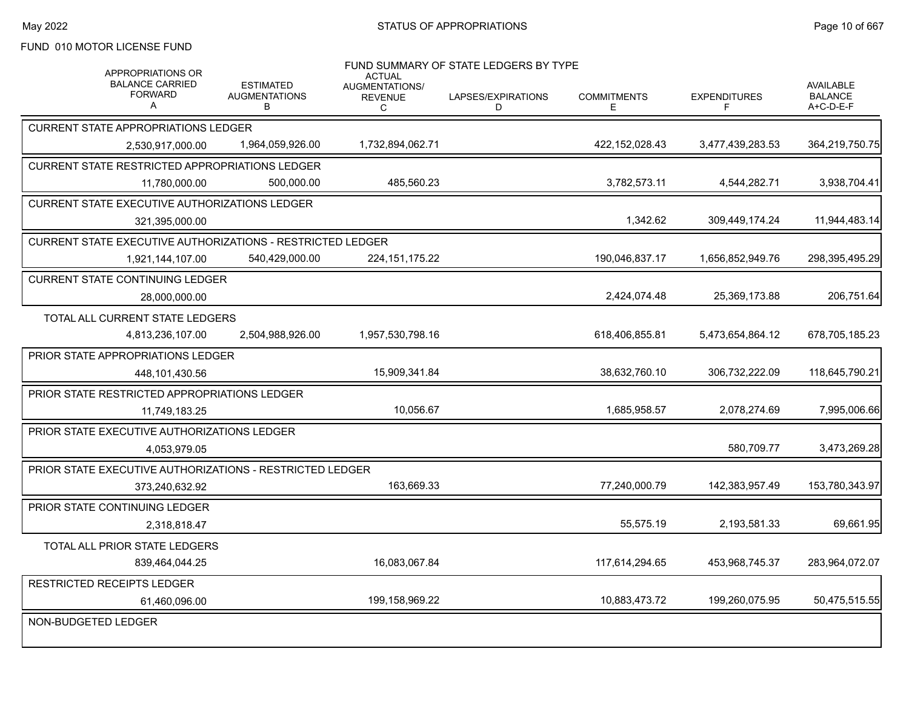STATUS OF APPROPRIATIONS

FUND 010 MOTOR LICENSE FUND

FUND SUMMARY OF STATE LEDGERS BY TYPE

| APPROPRIATIONS OR BALANCE CARRIED FORWARD A | ESTIMATED AUGMENTATIONS B | ACTUAL AUGMENTATIONS/ REVENUE C | LAPSES/EXPIRATIONS D | COMMITMENTS E | EXPENDITURES F | AVAILABLE BALANCE A+C-D-E-F |
|---|---|---|---|---|---|---|
| **CURRENT STATE APPROPRIATIONS LEDGER** | | | | | | |
| 2,530,917,000.00 | 1,964,059,926.00 | 1,732,894,062.71 | | 422,152,028.43 | 3,477,439,283.53 | 364,219,750.75 |
| **CURRENT STATE RESTRICTED APPROPRIATIONS LEDGER** | | | | | | |
| 11,780,000.00 | 500,000.00 | 485,560.23 | | 3,782,573.11 | 4,544,282.71 | 3,938,704.41 |
| **CURRENT STATE EXECUTIVE AUTHORIZATIONS LEDGER** | | | | | | |
| 321,395,000.00 | | | | 1,342.62 | 309,449,174.24 | 11,944,483.14 |
| **CURRENT STATE EXECUTIVE AUTHORIZATIONS - RESTRICTED LEDGER** | | | | | | |
| 1,921,144,107.00 | 540,429,000.00 | 224,151,175.22 | | 190,046,837.17 | 1,656,852,949.76 | 298,395,495.29 |
| **CURRENT STATE CONTINUING LEDGER** | | | | | | |
| 28,000,000.00 | | | | 2,424,074.48 | 25,369,173.88 | 206,751.64 |
| **TOTAL ALL CURRENT STATE LEDGERS** | | | | | | |
| 4,813,236,107.00 | 2,504,988,926.00 | 1,957,530,798.16 | | 618,406,855.81 | 5,473,654,864.12 | 678,705,185.23 |
| **PRIOR STATE APPROPRIATIONS LEDGER** | | | | | | |
| 448,101,430.56 | | 15,909,341.84 | | 38,632,760.10 | 306,732,222.09 | 118,645,790.21 |
| **PRIOR STATE RESTRICTED APPROPRIATIONS LEDGER** | | | | | | |
| 11,749,183.25 | | 10,056.67 | | 1,685,958.57 | 2,078,274.69 | 7,995,006.66 |
| **PRIOR STATE EXECUTIVE AUTHORIZATIONS LEDGER** | | | | | | |
| 4,053,979.05 | | | | | 580,709.77 | 3,473,269.28 |
| **PRIOR STATE EXECUTIVE AUTHORIZATIONS - RESTRICTED LEDGER** | | | | | | |
| 373,240,632.92 | | 163,669.33 | | 77,240,000.79 | 142,383,957.49 | 153,780,343.97 |
| **PRIOR STATE CONTINUING LEDGER** | | | | | | |
| 2,318,818.47 | | | | 55,575.19 | 2,193,581.33 | 69,661.95 |
| **TOTAL ALL PRIOR STATE LEDGERS** | | | | | | |
| 839,464,044.25 | | 16,083,067.84 | | 117,614,294.65 | 453,968,745.37 | 283,964,072.07 |
| **RESTRICTED RECEIPTS LEDGER** | | | | | | |
| 61,460,096.00 | | 199,158,969.22 | | 10,883,473.72 | 199,260,075.95 | 50,475,515.55 |
| **NON-BUDGETED LEDGER** | | | | | | |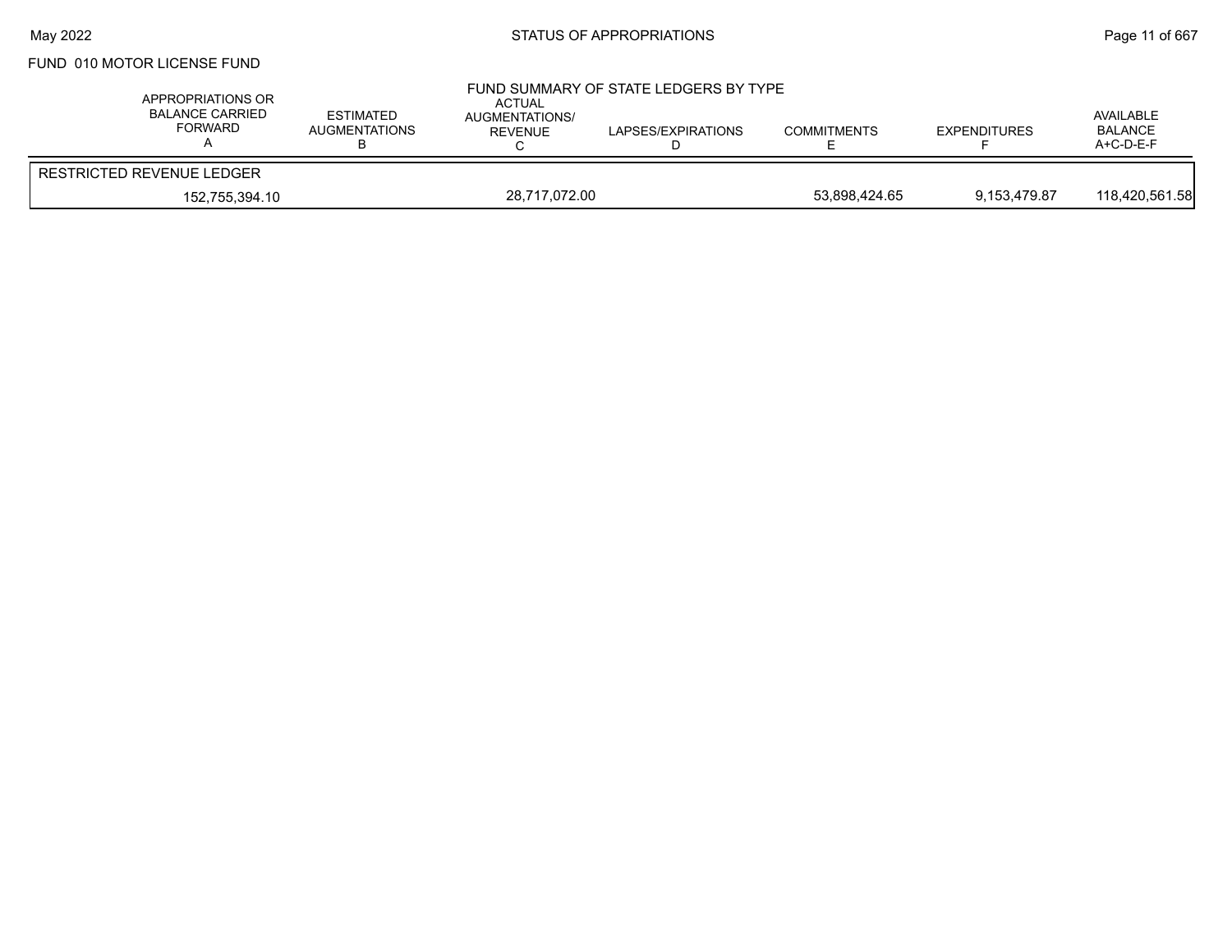FUND 010 MOTOR LICENSE FUND

## FUND SUMMARY OF STATE LEDGERS BY TYPE

| APPROPRIATIONS OR BALANCE CARRIED FORWARD A | ESTIMATED AUGMENTATIONS B | ACTUAL AUGMENTATIONS/ REVENUE C | LAPSES/EXPIRATIONS D | COMMITMENTS E | EXPENDITURES F | AVAILABLE BALANCE A+C-D-E-F |
|---|---|---|---|---|---|---|
| RESTRICTED REVENUE LEDGER | | | | | | |
| 152,755,394.10 | | 28,717,072.00 | | 53,898,424.65 | 9,153,479.87 | 118,420,561.58 |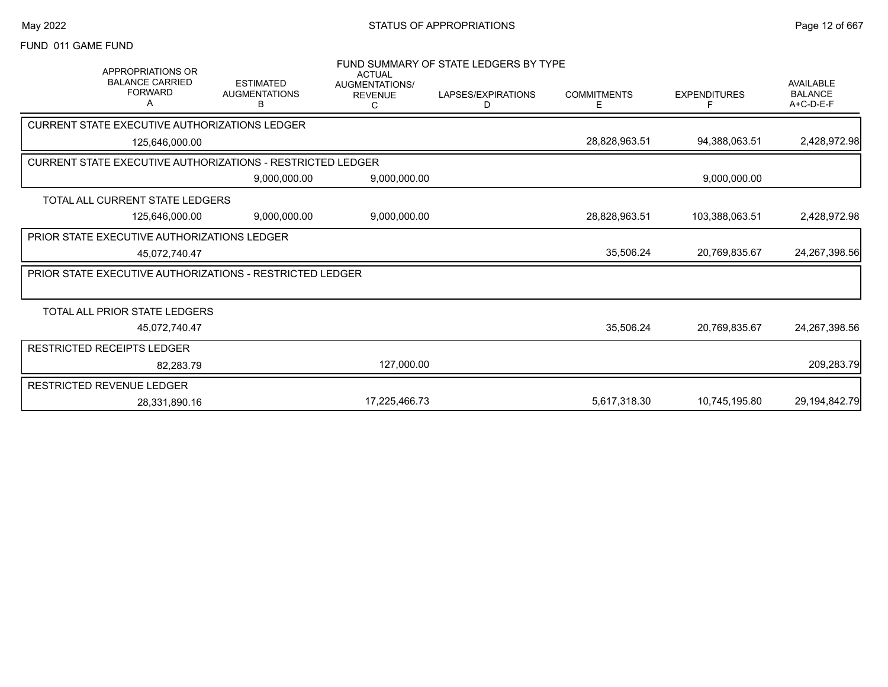FUND 011 GAME FUND

## FUND SUMMARY OF STATE LEDGERS BY TYPE

| APPROPRIATIONS OR BALANCE CARRIED FORWARD A | ESTIMATED AUGMENTATIONS B | ACTUAL AUGMENTATIONS/ REVENUE C | LAPSES/EXPIRATIONS D | COMMITMENTS E | EXPENDITURES F | AVAILABLE BALANCE A+C-D-E-F |
|---|---|---|---|---|---|---|
| CURRENT STATE EXECUTIVE AUTHORIZATIONS LEDGER | | | | | | |
| 125,646,000.00 | | | | 28,828,963.51 | 94,388,063.51 | 2,428,972.98 |
| CURRENT STATE EXECUTIVE AUTHORIZATIONS - RESTRICTED LEDGER | | | | | | |
| | 9,000,000.00 | 9,000,000.00 | | | 9,000,000.00 | |
| TOTAL ALL CURRENT STATE LEDGERS | | | | | | |
| 125,646,000.00 | 9,000,000.00 | 9,000,000.00 | | 28,828,963.51 | 103,388,063.51 | 2,428,972.98 |
| PRIOR STATE EXECUTIVE AUTHORIZATIONS LEDGER | | | | | | |
| 45,072,740.47 | | | | 35,506.24 | 20,769,835.67 | 24,267,398.56 |
| PRIOR STATE EXECUTIVE AUTHORIZATIONS - RESTRICTED LEDGER | | | | | | |
| TOTAL ALL PRIOR STATE LEDGERS | | | | | | |
| 45,072,740.47 | | | | 35,506.24 | 20,769,835.67 | 24,267,398.56 |
| RESTRICTED RECEIPTS LEDGER | | | | | | |
| 82,283.79 | | 127,000.00 | | | | 209,283.79 |
| RESTRICTED REVENUE LEDGER | | | | | | |
| 28,331,890.16 | | 17,225,466.73 | | 5,617,318.30 | 10,745,195.80 | 29,194,842.79 |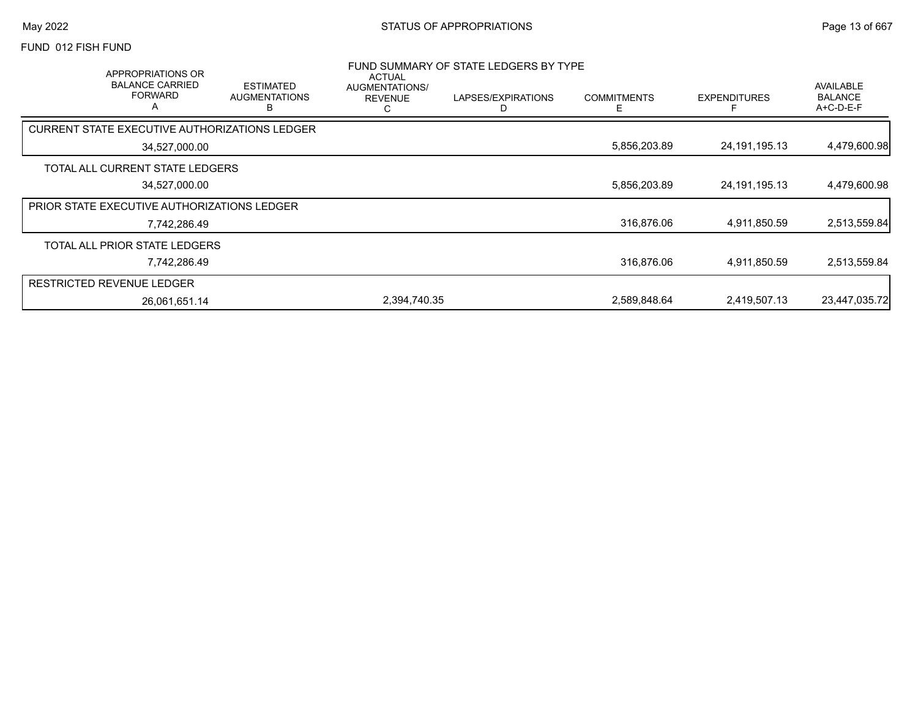FUND 012 FISH FUND

## FUND SUMMARY OF STATE LEDGERS BY TYPE

| APPROPRIATIONS OR BALANCE CARRIED FORWARD A | ESTIMATED AUGMENTATIONS B | ACTUAL AUGMENTATIONS/ REVENUE C | LAPSES/EXPIRATIONS D | COMMITMENTS E | EXPENDITURES F | AVAILABLE BALANCE A+C-D-E-F |
|---|---|---|---|---|---|---|
| CURRENT STATE EXECUTIVE AUTHORIZATIONS LEDGER | | | | | | |
| 34,527,000.00 | | | | 5,856,203.89 | 24,191,195.13 | 4,479,600.98 |
| TOTAL ALL CURRENT STATE LEDGERS | | | | | | |
| 34,527,000.00 | | | | 5,856,203.89 | 24,191,195.13 | 4,479,600.98 |
| PRIOR STATE EXECUTIVE AUTHORIZATIONS LEDGER | | | | | | |
| 7,742,286.49 | | | | 316,876.06 | 4,911,850.59 | 2,513,559.84 |
| TOTAL ALL PRIOR STATE LEDGERS | | | | | | |
| 7,742,286.49 | | | | 316,876.06 | 4,911,850.59 | 2,513,559.84 |
| RESTRICTED REVENUE LEDGER | | | | | | |
| 26,061,651.14 | | 2,394,740.35 | | 2,589,848.64 | 2,419,507.13 | 23,447,035.72 |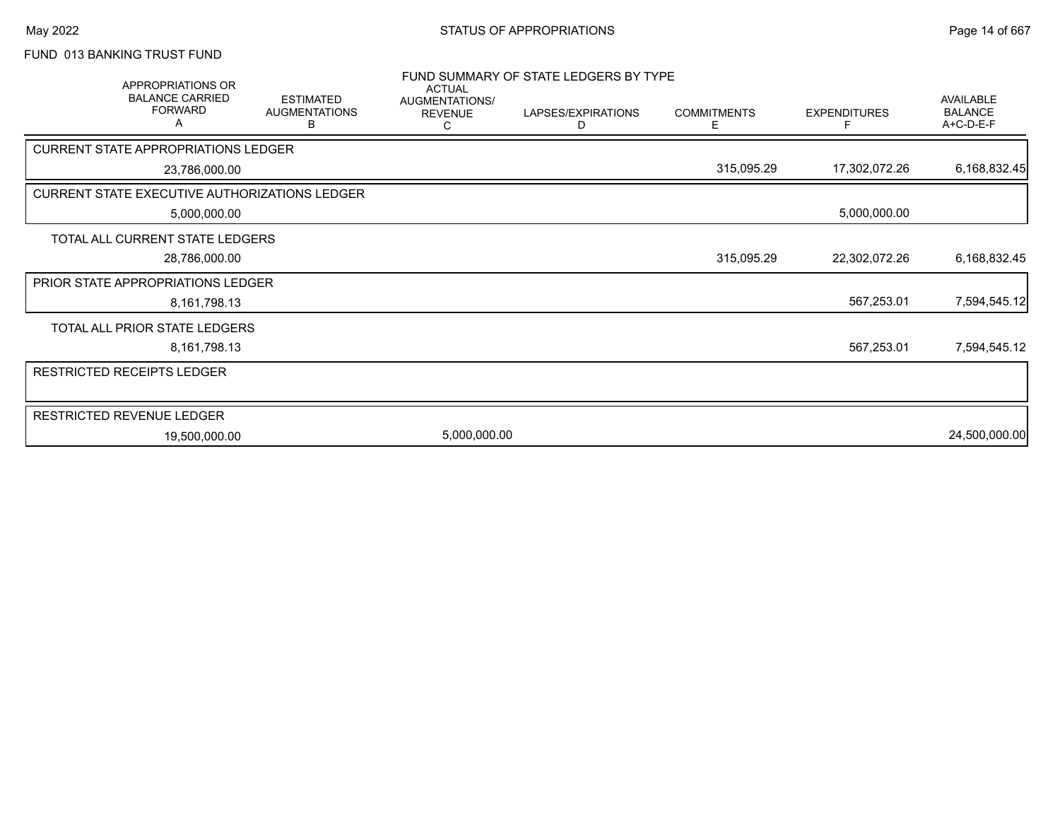FUND 013 BANKING TRUST FUND

## FUND SUMMARY OF STATE LEDGERS BY TYPE

| | APPROPRIATIONS OR BALANCE CARRIED FORWARD A | ESTIMATED AUGMENTATIONS B | ACTUAL AUGMENTATIONS/ REVENUE C | LAPSES/EXPIRATIONS D | COMMITMENTS E | EXPENDITURES F | AVAILABLE BALANCE A+C-D-E-F |
|---|---|---|---|---|---|---|---|
| CURRENT STATE APPROPRIATIONS LEDGER | 23,786,000.00 | | | | 315,095.29 | 17,302,072.26 | 6,168,832.45 |
| CURRENT STATE EXECUTIVE AUTHORIZATIONS LEDGER | 5,000,000.00 | | | | | 5,000,000.00 | |
| TOTAL ALL CURRENT STATE LEDGERS | 28,786,000.00 | | | | 315,095.29 | 22,302,072.26 | 6,168,832.45 |
| PRIOR STATE APPROPRIATIONS LEDGER | 8,161,798.13 | | | | | 567,253.01 | 7,594,545.12 |
| TOTAL ALL PRIOR STATE LEDGERS | 8,161,798.13 | | | | | 567,253.01 | 7,594,545.12 |
| RESTRICTED RECEIPTS LEDGER | | | | | | | |
| RESTRICTED REVENUE LEDGER | 19,500,000.00 | | 5,000,000.00 | | | | 24,500,000.00 |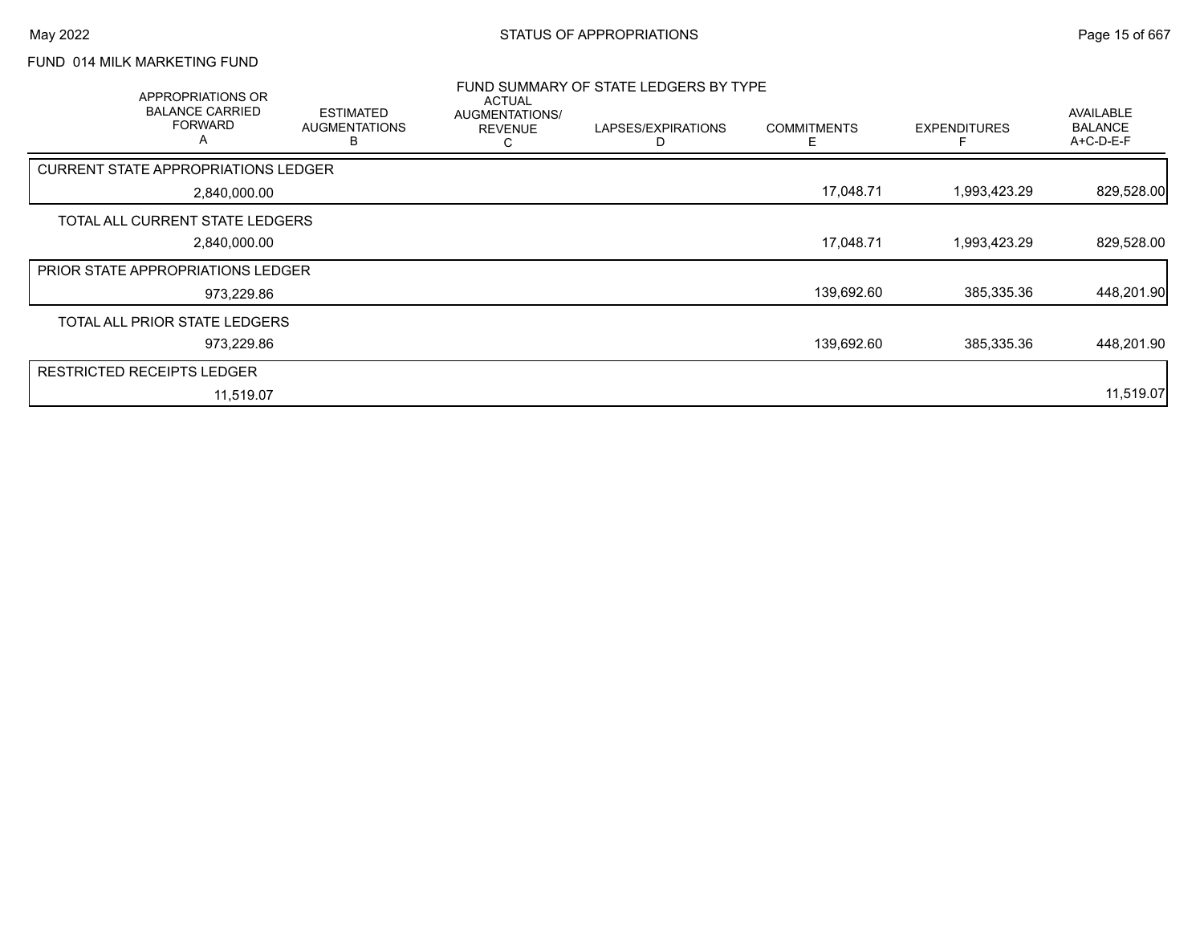FUND 014 MILK MARKETING FUND

## FUND SUMMARY OF STATE LEDGERS BY TYPE

| APPROPRIATIONS OR BALANCE CARRIED FORWARD A | ESTIMATED AUGMENTATIONS B | ACTUAL AUGMENTATIONS/ REVENUE C | LAPSES/EXPIRATIONS D | COMMITMENTS E | EXPENDITURES F | AVAILABLE BALANCE A+C-D-E-F |
|---|---|---|---|---|---|---|
| CURRENT STATE APPROPRIATIONS LEDGER | | | | | | |
| 2,840,000.00 | | | | 17,048.71 | 1,993,423.29 | 829,528.00 |
| TOTAL ALL CURRENT STATE LEDGERS | | | | | | |
| 2,840,000.00 | | | | 17,048.71 | 1,993,423.29 | 829,528.00 |
| PRIOR STATE APPROPRIATIONS LEDGER | | | | | | |
| 973,229.86 | | | | 139,692.60 | 385,335.36 | 448,201.90 |
| TOTAL ALL PRIOR STATE LEDGERS | | | | | | |
| 973,229.86 | | | | 139,692.60 | 385,335.36 | 448,201.90 |
| RESTRICTED RECEIPTS LEDGER | | | | | | |
| 11,519.07 | | | | | | 11,519.07 |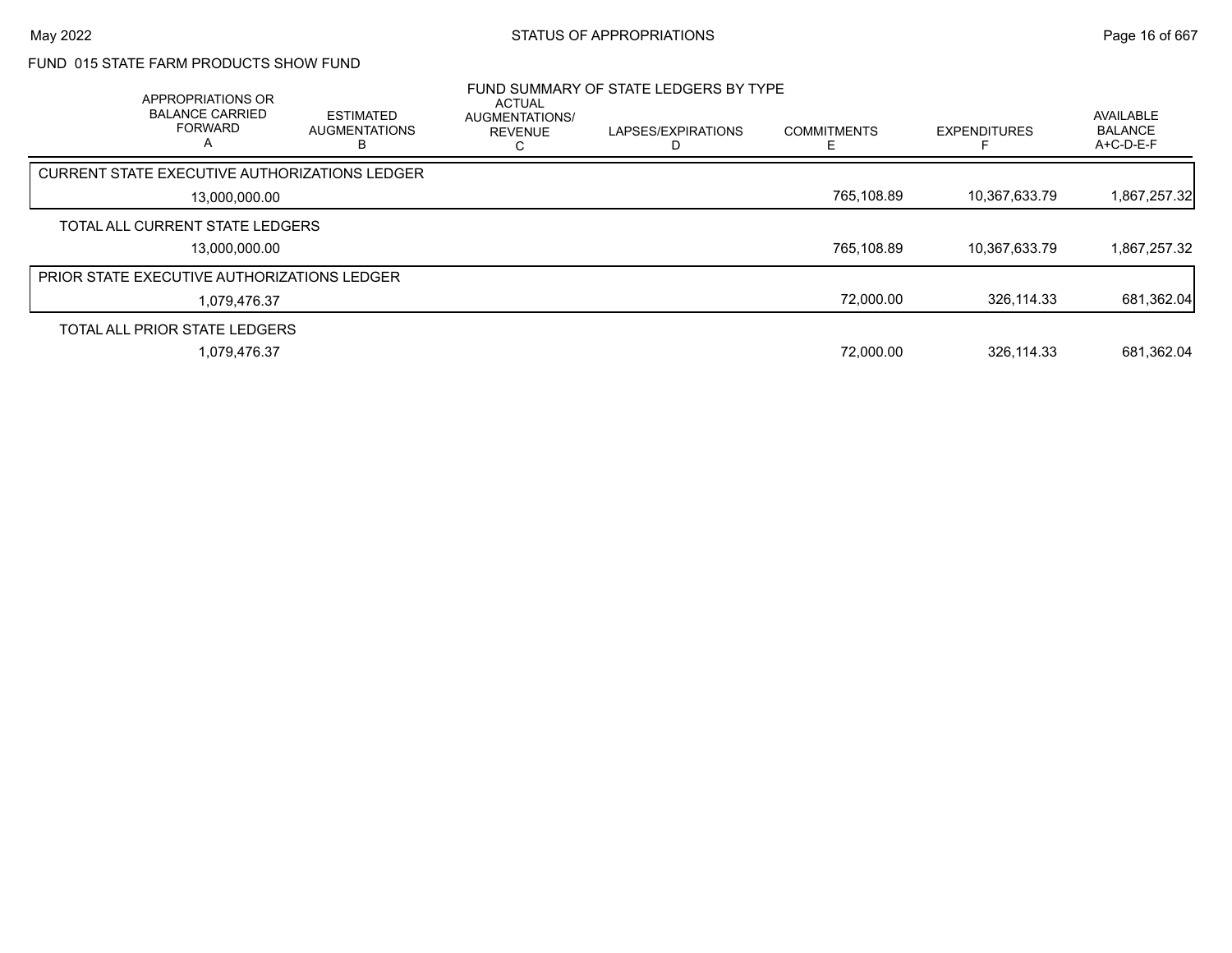## FUND 015 STATE FARM PRODUCTS SHOW FUND

### FUND SUMMARY OF STATE LEDGERS BY TYPE

| APPROPRIATIONS OR BALANCE CARRIED FORWARD A | ESTIMATED AUGMENTATIONS B | ACTUAL AUGMENTATIONS/ REVENUE C | LAPSES/EXPIRATIONS D | COMMITMENTS E | EXPENDITURES F | AVAILABLE BALANCE A+C-D-E-F |
|---|---|---|---|---|---|---|
| CURRENT STATE EXECUTIVE AUTHORIZATIONS LEDGER | | | | | | |
| 13,000,000.00 | | | | 765,108.89 | 10,367,633.79 | 1,867,257.32 |
| TOTAL ALL CURRENT STATE LEDGERS | | | | | | |
| 13,000,000.00 | | | | 765,108.89 | 10,367,633.79 | 1,867,257.32 |
| PRIOR STATE EXECUTIVE AUTHORIZATIONS LEDGER | | | | | | |
| 1,079,476.37 | | | | 72,000.00 | 326,114.33 | 681,362.04 |
| TOTAL ALL PRIOR STATE LEDGERS | | | | | | |
| 1,079,476.37 | | | | 72,000.00 | 326,114.33 | 681,362.04 |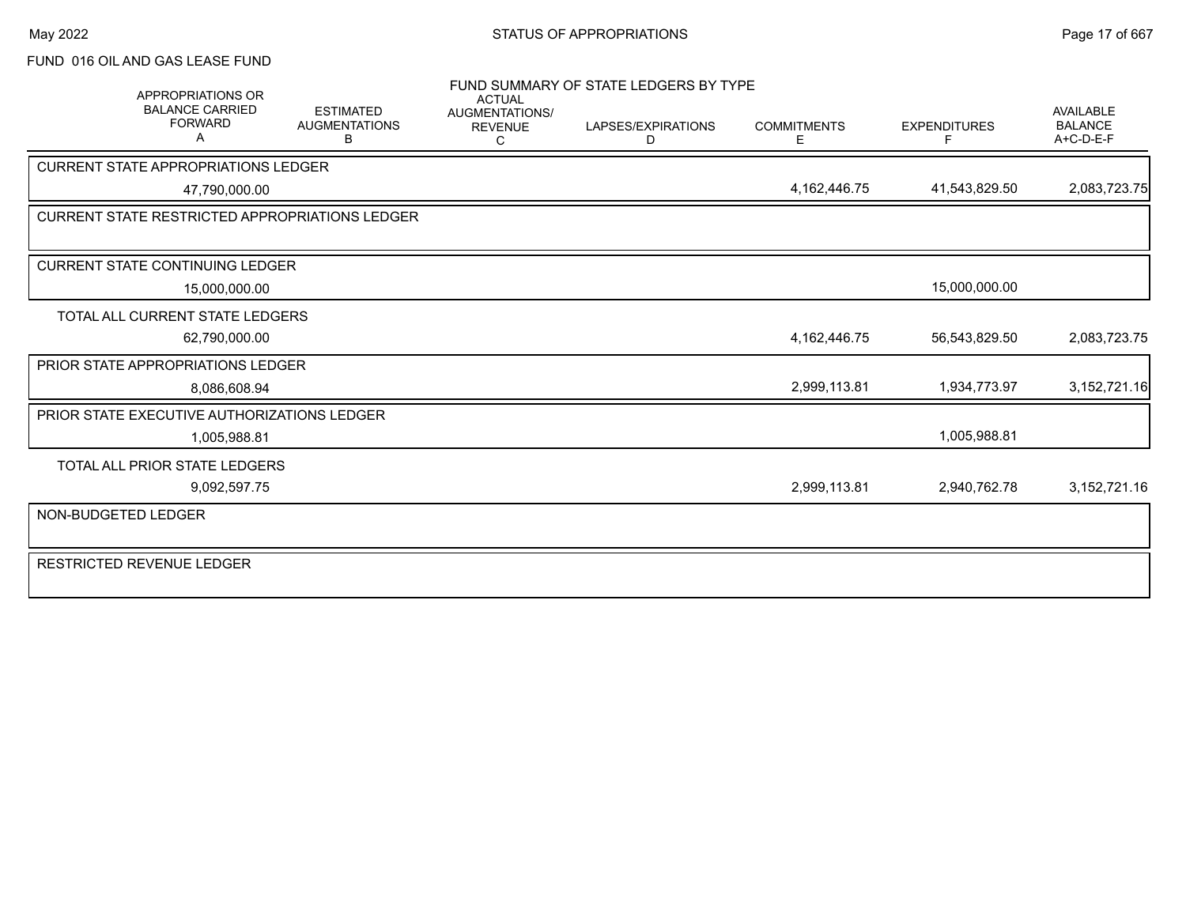FUND 016 OIL AND GAS LEASE FUND

## FUND SUMMARY OF STATE LEDGERS BY TYPE

| | APPROPRIATIONS OR BALANCE CARRIED FORWARD A | ESTIMATED AUGMENTATIONS B | ACTUAL AUGMENTATIONS/ REVENUE C | LAPSES/EXPIRATIONS D | COMMITMENTS E | EXPENDITURES F | AVAILABLE BALANCE A+C-D-E-F |
|---|---|---|---|---|---|---|---|
| CURRENT STATE APPROPRIATIONS LEDGER | 47,790,000.00 | | | | 4,162,446.75 | 41,543,829.50 | 2,083,723.75 |
| CURRENT STATE RESTRICTED APPROPRIATIONS LEDGER | | | | | | | |
| CURRENT STATE CONTINUING LEDGER | 15,000,000.00 | | | | | 15,000,000.00 | |
| TOTAL ALL CURRENT STATE LEDGERS | 62,790,000.00 | | | | 4,162,446.75 | 56,543,829.50 | 2,083,723.75 |
| PRIOR STATE APPROPRIATIONS LEDGER | 8,086,608.94 | | | | 2,999,113.81 | 1,934,773.97 | 3,152,721.16 |
| PRIOR STATE EXECUTIVE AUTHORIZATIONS LEDGER | 1,005,988.81 | | | | | 1,005,988.81 | |
| TOTAL ALL PRIOR STATE LEDGERS | 9,092,597.75 | | | | 2,999,113.81 | 2,940,762.78 | 3,152,721.16 |
| NON-BUDGETED LEDGER | | | | | | | |
| RESTRICTED REVENUE LEDGER | | | | | | | |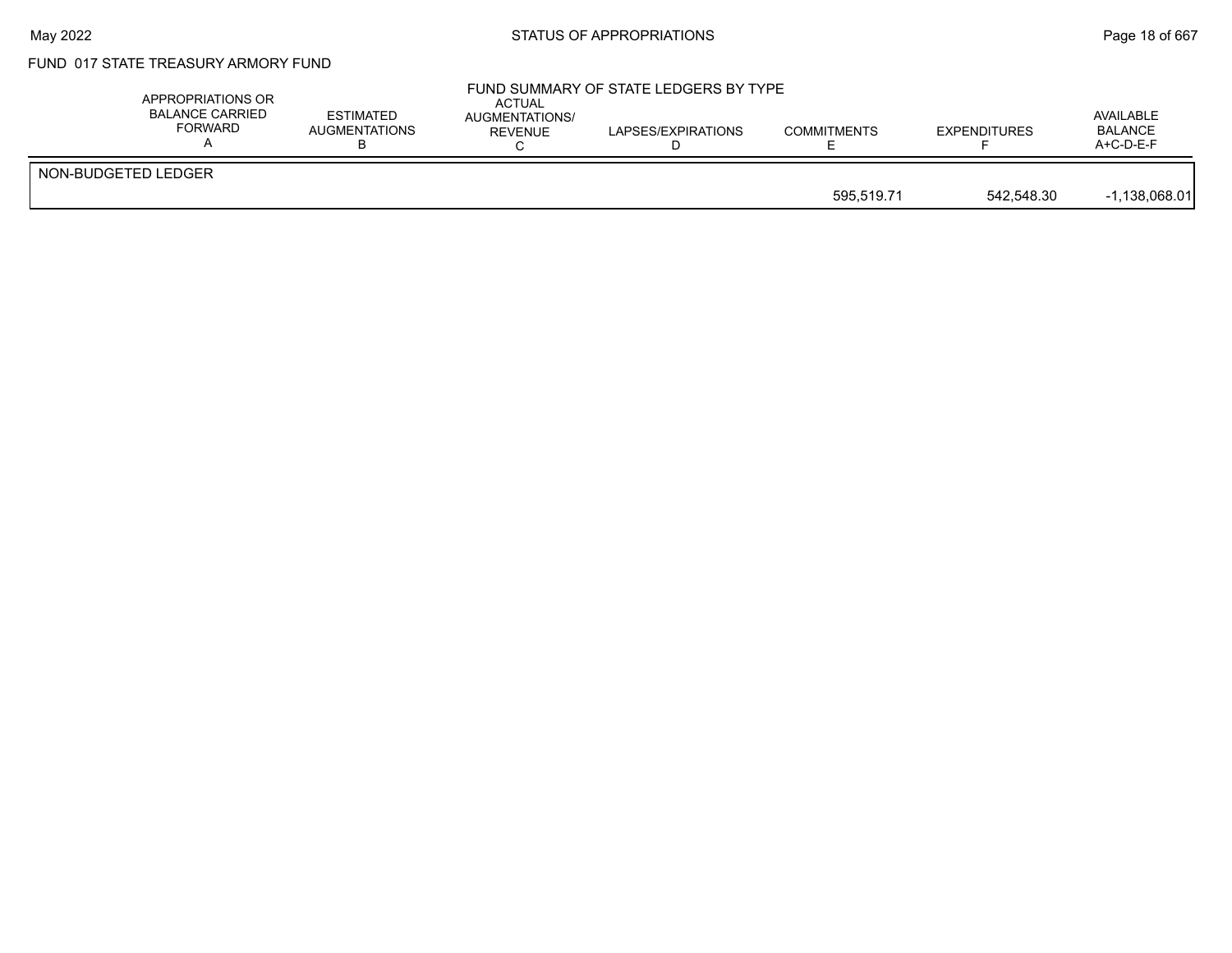# FUND 017 STATE TREASURY ARMORY FUND

## FUND SUMMARY OF STATE LEDGERS BY TYPE

| | APPROPRIATIONS OR BALANCE CARRIED FORWARD A | ESTIMATED AUGMENTATIONS B | ACTUAL AUGMENTATIONS/ REVENUE C | LAPSES/EXPIRATIONS D | COMMITMENTS E | EXPENDITURES F | AVAILABLE BALANCE A+C-D-E-F |
|---|---|---|---|---|---|---|---|
| NON-BUDGETED LEDGER | | | | | 595,519.71 | 542,548.30 | -1,138,068.01 |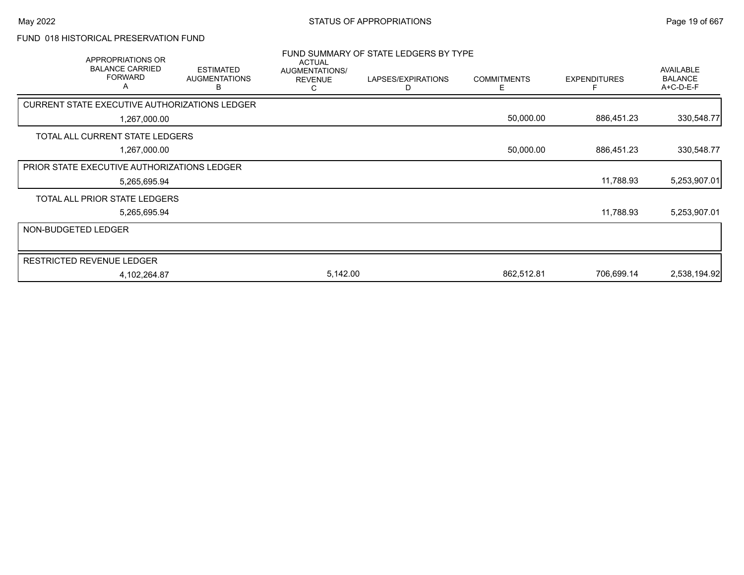FUND 018 HISTORICAL PRESERVATION FUND

FUND SUMMARY OF STATE LEDGERS BY TYPE

| APPROPRIATIONS OR BALANCE CARRIED FORWARD A | ESTIMATED AUGMENTATIONS B | ACTUAL AUGMENTATIONS/ REVENUE C | LAPSES/EXPIRATIONS D | COMMITMENTS E | EXPENDITURES F | AVAILABLE BALANCE A+C-D-E-F |
|---|---|---|---|---|---|---|
| CURRENT STATE EXECUTIVE AUTHORIZATIONS LEDGER | | | | | | |
| 1,267,000.00 | | | | 50,000.00 | 886,451.23 | 330,548.77 |
| TOTAL ALL CURRENT STATE LEDGERS | | | | | | |
| 1,267,000.00 | | | | 50,000.00 | 886,451.23 | 330,548.77 |
| PRIOR STATE EXECUTIVE AUTHORIZATIONS LEDGER | | | | | | |
| 5,265,695.94 | | | | | 11,788.93 | 5,253,907.01 |
| TOTAL ALL PRIOR STATE LEDGERS | | | | | | |
| 5,265,695.94 | | | | | 11,788.93 | 5,253,907.01 |
| NON-BUDGETED LEDGER | | | | | | |
| RESTRICTED REVENUE LEDGER | | | | | | |
| 4,102,264.87 | | 5,142.00 | | 862,512.81 | 706,699.14 | 2,538,194.92 |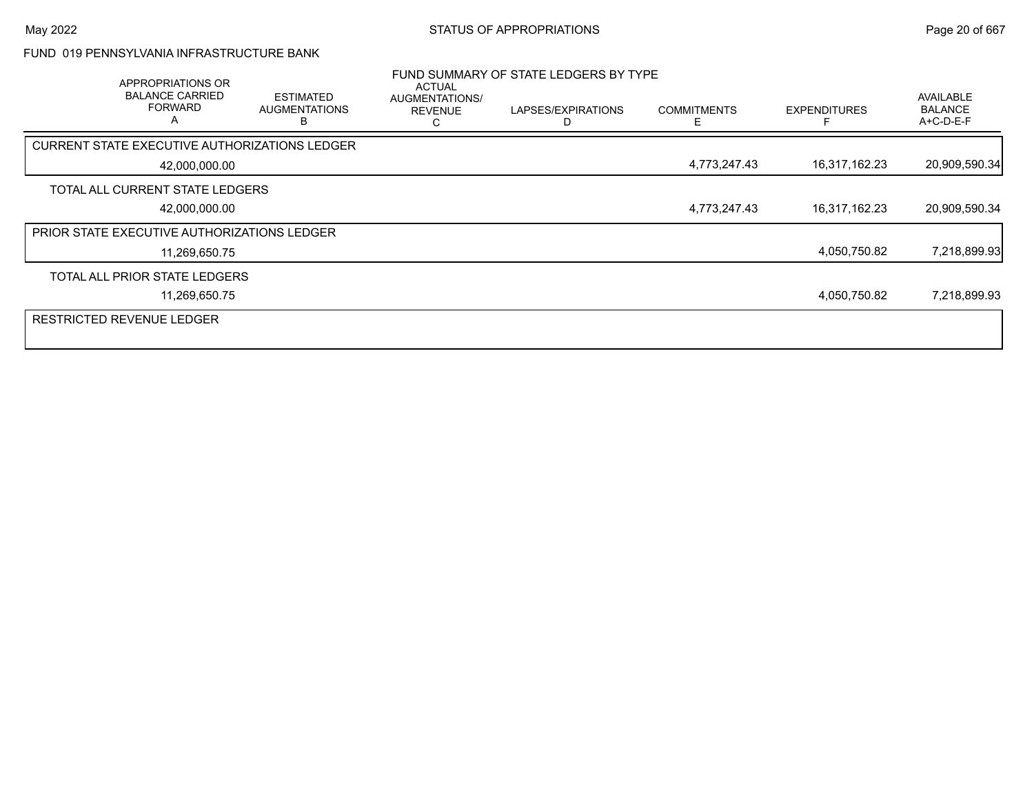FUND 019 PENNSYLVANIA INFRASTRUCTURE BANK

FUND SUMMARY OF STATE LEDGERS BY TYPE

| APPROPRIATIONS OR BALANCE CARRIED FORWARD A | ESTIMATED AUGMENTATIONS B | ACTUAL AUGMENTATIONS/ REVENUE C | LAPSES/EXPIRATIONS D | COMMITMENTS E | EXPENDITURES F | AVAILABLE BALANCE A+C-D-E-F |
|---|---|---|---|---|---|---|
| CURRENT STATE EXECUTIVE AUTHORIZATIONS LEDGER | | | | | | |
| 42,000,000.00 | | | | 4,773,247.43 | 16,317,162.23 | 20,909,590.34 |
| TOTAL ALL CURRENT STATE LEDGERS | | | | | | |
| 42,000,000.00 | | | | 4,773,247.43 | 16,317,162.23 | 20,909,590.34 |
| PRIOR STATE EXECUTIVE AUTHORIZATIONS LEDGER | | | | | | |
| 11,269,650.75 | | | | | 4,050,750.82 | 7,218,899.93 |
| TOTAL ALL PRIOR STATE LEDGERS | | | | | | |
| 11,269,650.75 | | | | | 4,050,750.82 | 7,218,899.93 |
| RESTRICTED REVENUE LEDGER | | | | | | |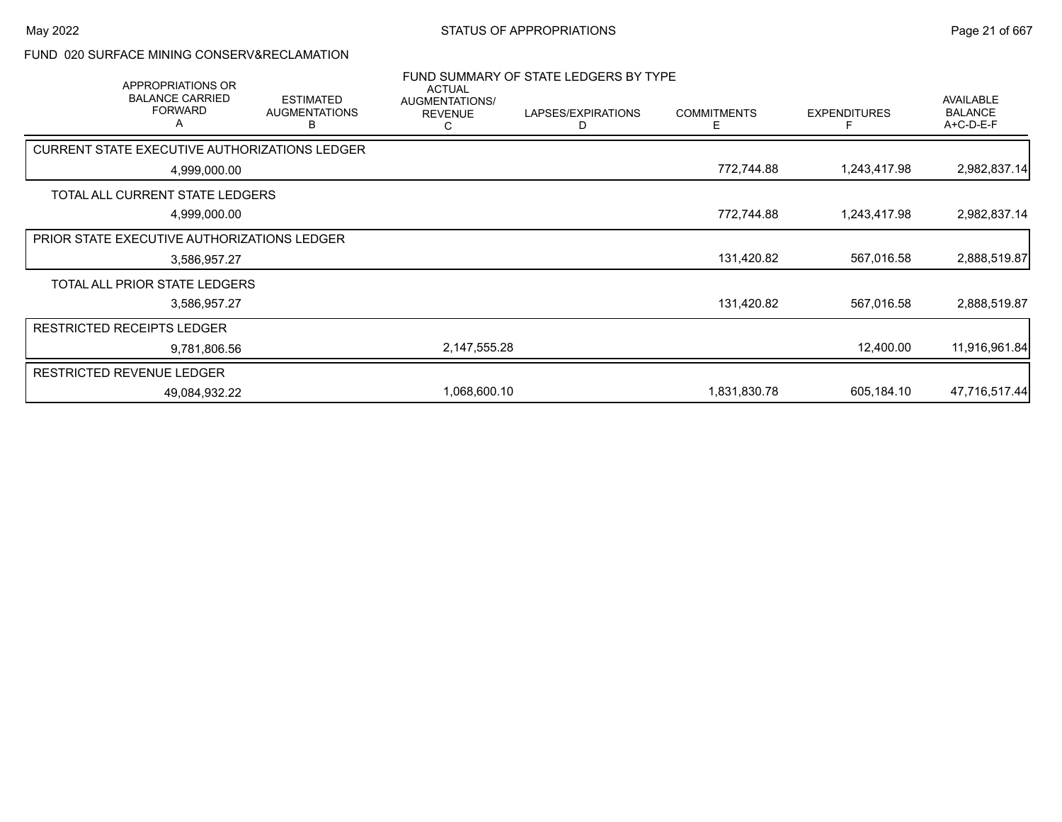FUND 020 SURFACE MINING CONSERV&RECLAMATION

FUND SUMMARY OF STATE LEDGERS BY TYPE

| APPROPRIATIONS OR BALANCE CARRIED FORWARD A | ESTIMATED AUGMENTATIONS B | ACTUAL AUGMENTATIONS/ REVENUE C | LAPSES/EXPIRATIONS D | COMMITMENTS E | EXPENDITURES F | AVAILABLE BALANCE A+C-D-E-F |
|---|---|---|---|---|---|---|
| CURRENT STATE EXECUTIVE AUTHORIZATIONS LEDGER | | | | | | |
| 4,999,000.00 | | | | 772,744.88 | 1,243,417.98 | 2,982,837.14 |
| TOTAL ALL CURRENT STATE LEDGERS | | | | | | |
| 4,999,000.00 | | | | 772,744.88 | 1,243,417.98 | 2,982,837.14 |
| PRIOR STATE EXECUTIVE AUTHORIZATIONS LEDGER | | | | | | |
| 3,586,957.27 | | | | 131,420.82 | 567,016.58 | 2,888,519.87 |
| TOTAL ALL PRIOR STATE LEDGERS | | | | | | |
| 3,586,957.27 | | | | 131,420.82 | 567,016.58 | 2,888,519.87 |
| RESTRICTED RECEIPTS LEDGER | | | | | | |
| 9,781,806.56 | | 2,147,555.28 | | | 12,400.00 | 11,916,961.84 |
| RESTRICTED REVENUE LEDGER | | | | | | |
| 49,084,932.22 | | 1,068,600.10 | | 1,831,830.78 | 605,184.10 | 47,716,517.44 |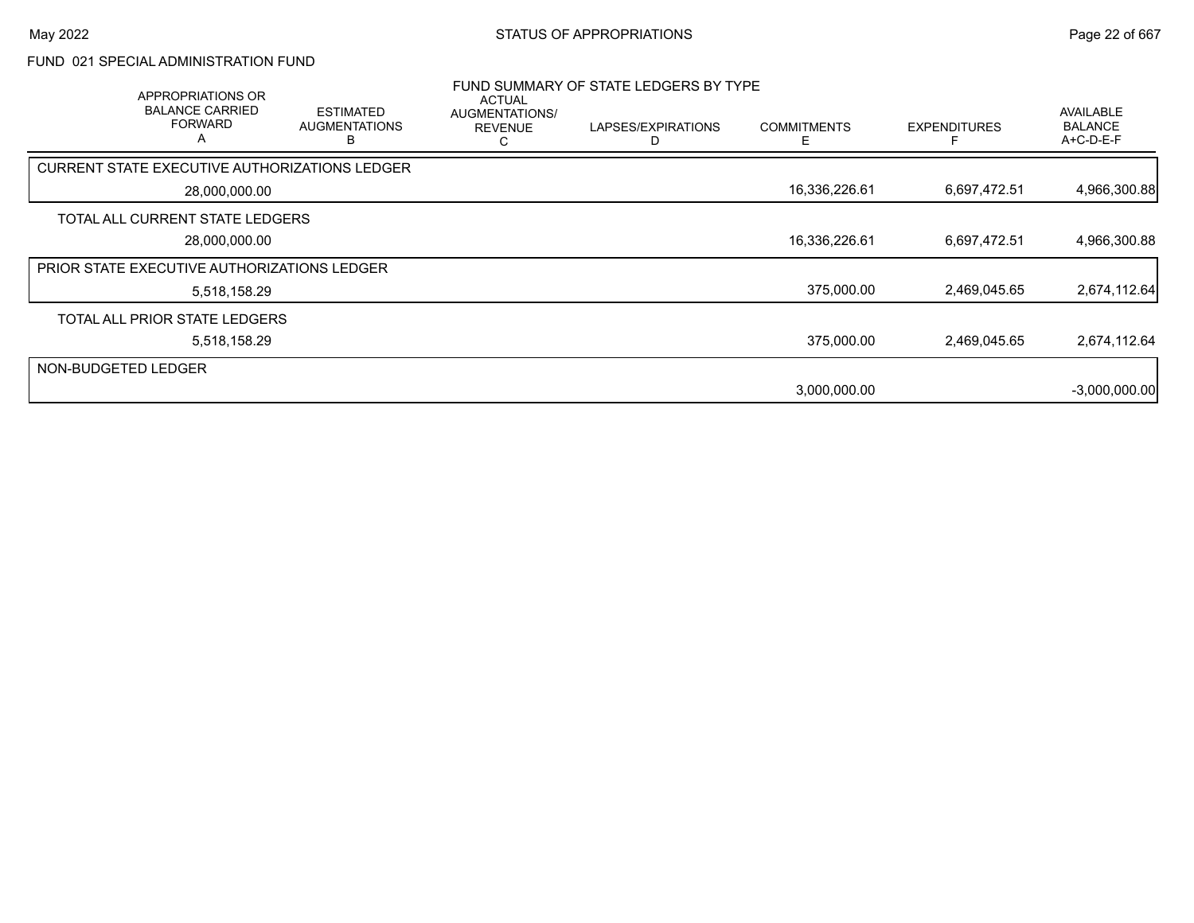FUND 021 SPECIAL ADMINISTRATION FUND

## FUND SUMMARY OF STATE LEDGERS BY TYPE

| APPROPRIATIONS OR BALANCE CARRIED FORWARD A | ESTIMATED AUGMENTATIONS B | ACTUAL AUGMENTATIONS/ REVENUE C | LAPSES/EXPIRATIONS D | COMMITMENTS E | EXPENDITURES F | AVAILABLE BALANCE A+C-D-E-F |
|---|---|---|---|---|---|---|
| **CURRENT STATE EXECUTIVE AUTHORIZATIONS LEDGER** | | | | | | |
| 28,000,000.00 | | | | 16,336,226.61 | 6,697,472.51 | 4,966,300.88 |
| **TOTAL ALL CURRENT STATE LEDGERS** | | | | | | |
| 28,000,000.00 | | | | 16,336,226.61 | 6,697,472.51 | 4,966,300.88 |
| **PRIOR STATE EXECUTIVE AUTHORIZATIONS LEDGER** | | | | | | |
| 5,518,158.29 | | | | 375,000.00 | 2,469,045.65 | 2,674,112.64 |
| **TOTAL ALL PRIOR STATE LEDGERS** | | | | | | |
| 5,518,158.29 | | | | 375,000.00 | 2,469,045.65 | 2,674,112.64 |
| **NON-BUDGETED LEDGER** | | | | | | |
| | | | | 3,000,000.00 | | -3,000,000.00 |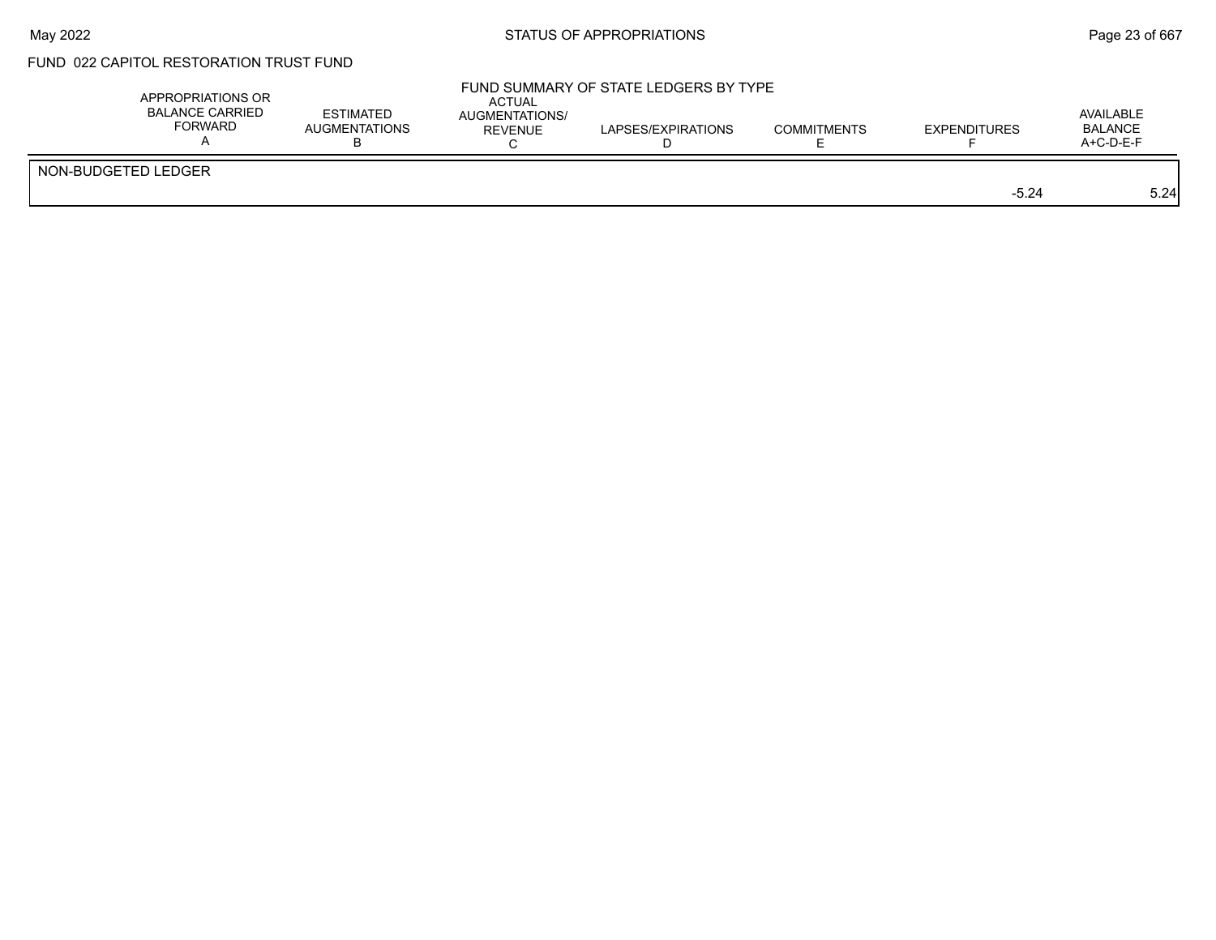FUND 022 CAPITOL RESTORATION TRUST FUND

FUND SUMMARY OF STATE LEDGERS BY TYPE

| | APPROPRIATIONS OR BALANCE CARRIED FORWARD A | ESTIMATED AUGMENTATIONS B | ACTUAL AUGMENTATIONS/ REVENUE C | LAPSES/EXPIRATIONS D | COMMITMENTS E | EXPENDITURES F | AVAILABLE BALANCE A+C-D-E-F |
|---|---|---|---|---|---|---|---|
| NON-BUDGETED LEDGER | | | | | | | |
| | | | | | | -5.24 | 5.24 |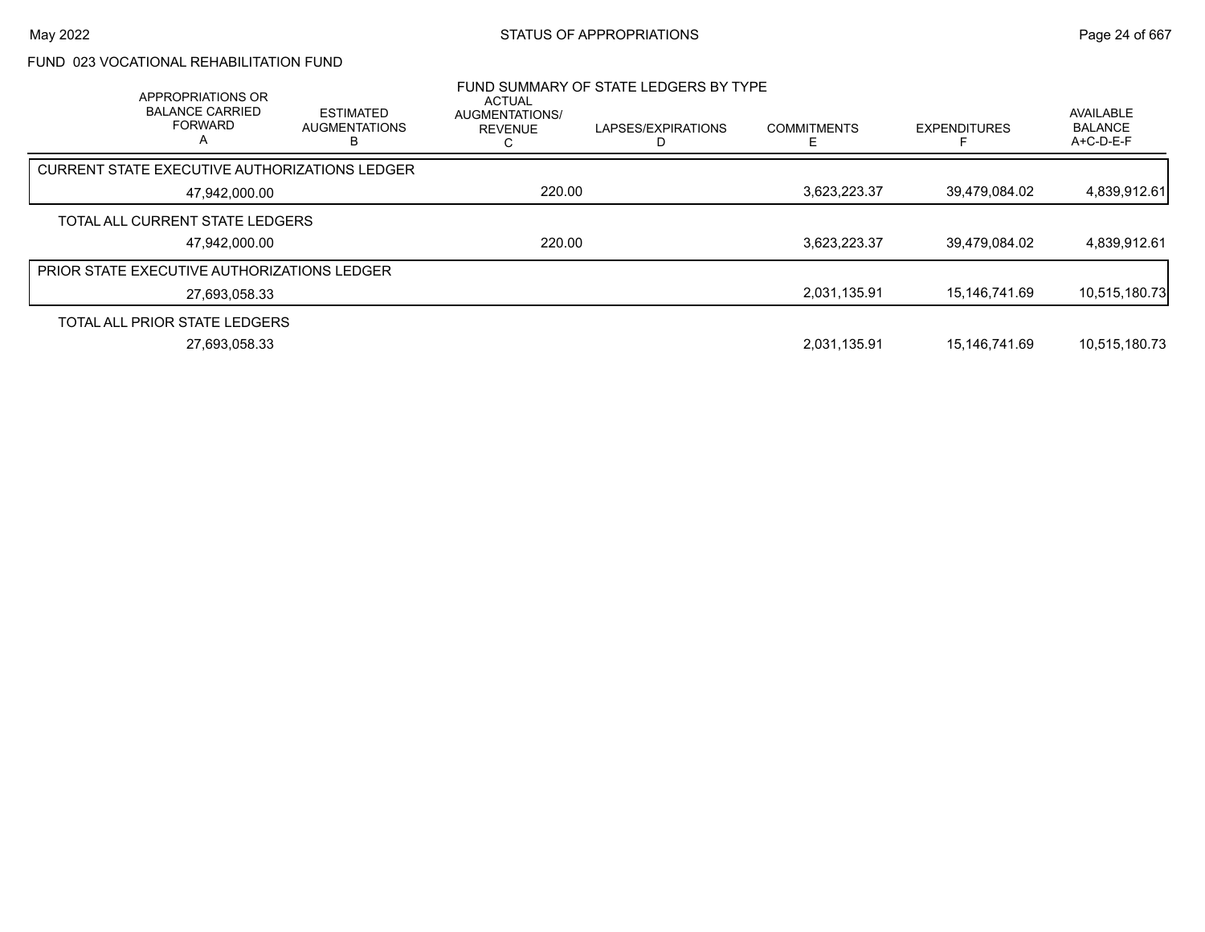FUND 023 VOCATIONAL REHABILITATION FUND

FUND SUMMARY OF STATE LEDGERS BY TYPE

| APPROPRIATIONS OR BALANCE CARRIED FORWARD A | ESTIMATED AUGMENTATIONS B | ACTUAL AUGMENTATIONS/ REVENUE C | LAPSES/EXPIRATIONS D | COMMITMENTS E | EXPENDITURES F | AVAILABLE BALANCE A+C-D-E-F |
|---|---|---|---|---|---|---|
| CURRENT STATE EXECUTIVE AUTHORIZATIONS LEDGER | | | | | | |
| 47,942,000.00 | | 220.00 | | 3,623,223.37 | 39,479,084.02 | 4,839,912.61 |
| TOTAL ALL CURRENT STATE LEDGERS | | | | | | |
| 47,942,000.00 | | 220.00 | | 3,623,223.37 | 39,479,084.02 | 4,839,912.61 |
| PRIOR STATE EXECUTIVE AUTHORIZATIONS LEDGER | | | | | | |
| 27,693,058.33 | | | | 2,031,135.91 | 15,146,741.69 | 10,515,180.73 |
| TOTAL ALL PRIOR STATE LEDGERS | | | | | | |
| 27,693,058.33 | | | | 2,031,135.91 | 15,146,741.69 | 10,515,180.73 |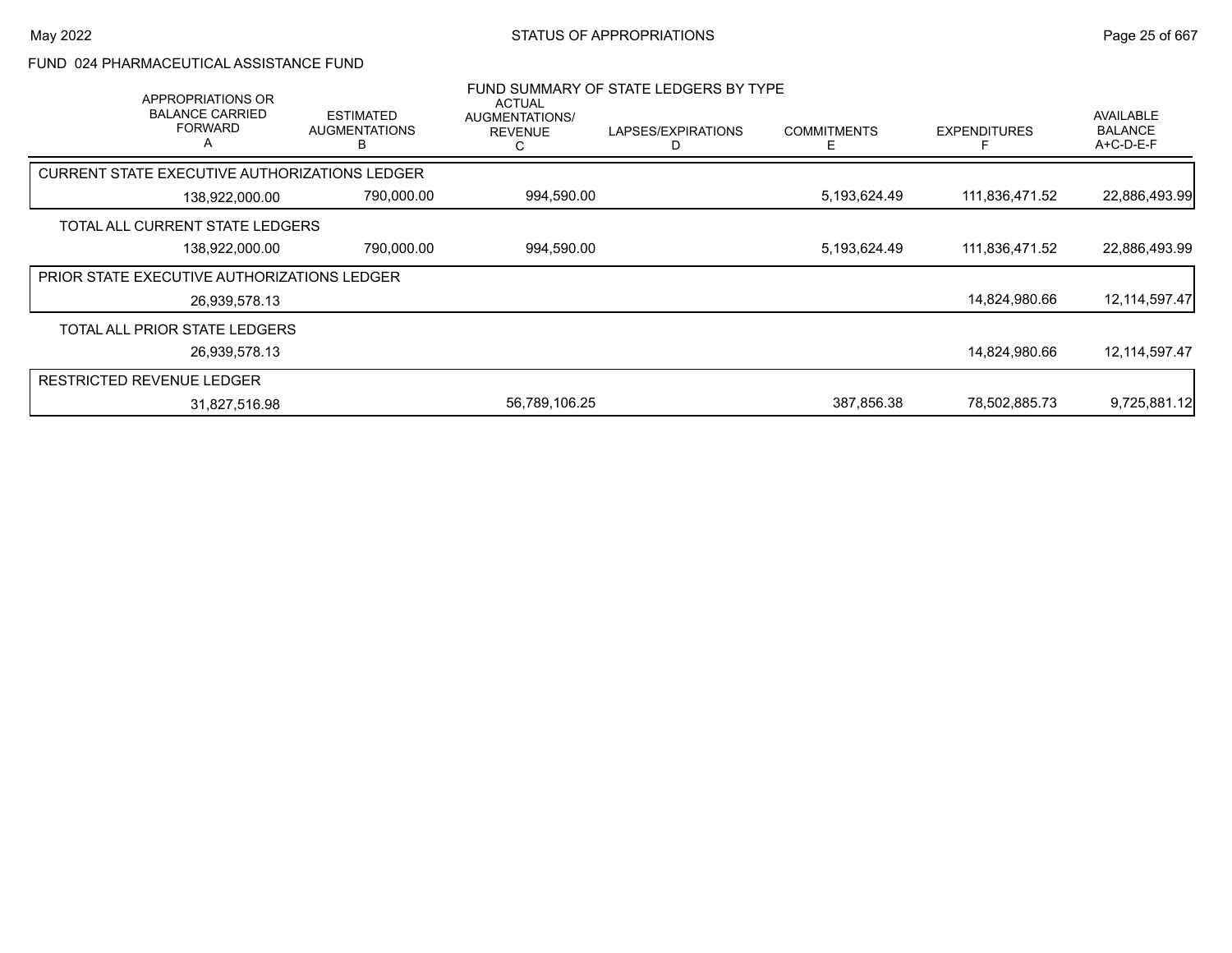FUND 024 PHARMACEUTICAL ASSISTANCE FUND

## FUND SUMMARY OF STATE LEDGERS BY TYPE

| APPROPRIATIONS OR BALANCE CARRIED FORWARD A | ESTIMATED AUGMENTATIONS B | ACTUAL AUGMENTATIONS/ REVENUE C | LAPSES/EXPIRATIONS D | COMMITMENTS E | EXPENDITURES F | AVAILABLE BALANCE A+C-D-E-F |
|---|---|---|---|---|---|---|
| CURRENT STATE EXECUTIVE AUTHORIZATIONS LEDGER | | | | | | |
| 138,922,000.00 | 790,000.00 | 994,590.00 | | 5,193,624.49 | 111,836,471.52 | 22,886,493.99 |
| TOTAL ALL CURRENT STATE LEDGERS | | | | | | |
| 138,922,000.00 | 790,000.00 | 994,590.00 | | 5,193,624.49 | 111,836,471.52 | 22,886,493.99 |
| PRIOR STATE EXECUTIVE AUTHORIZATIONS LEDGER | | | | | | |
| 26,939,578.13 | | | | | 14,824,980.66 | 12,114,597.47 |
| TOTAL ALL PRIOR STATE LEDGERS | | | | | | |
| 26,939,578.13 | | | | | 14,824,980.66 | 12,114,597.47 |
| RESTRICTED REVENUE LEDGER | | | | | | |
| 31,827,516.98 | | 56,789,106.25 | | 387,856.38 | 78,502,885.73 | 9,725,881.12 |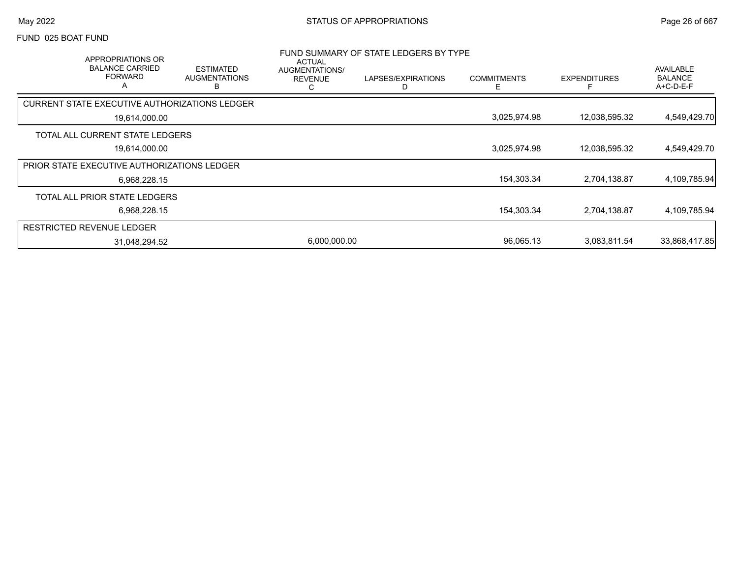FUND 025 BOAT FUND

## FUND SUMMARY OF STATE LEDGERS BY TYPE

| APPROPRIATIONS OR BALANCE CARRIED FORWARD A | ESTIMATED AUGMENTATIONS B | ACTUAL AUGMENTATIONS/ REVENUE C | LAPSES/EXPIRATIONS D | COMMITMENTS E | EXPENDITURES F | AVAILABLE BALANCE A+C-D-E-F |
|---|---|---|---|---|---|---|
| CURRENT STATE EXECUTIVE AUTHORIZATIONS LEDGER | | | | | | |
| 19,614,000.00 | | | | 3,025,974.98 | 12,038,595.32 | 4,549,429.70 |
| TOTAL ALL CURRENT STATE LEDGERS | | | | | | |
| 19,614,000.00 | | | | 3,025,974.98 | 12,038,595.32 | 4,549,429.70 |
| PRIOR STATE EXECUTIVE AUTHORIZATIONS LEDGER | | | | | | |
| 6,968,228.15 | | | | 154,303.34 | 2,704,138.87 | 4,109,785.94 |
| TOTAL ALL PRIOR STATE LEDGERS | | | | | | |
| 6,968,228.15 | | | | 154,303.34 | 2,704,138.87 | 4,109,785.94 |
| RESTRICTED REVENUE LEDGER | | | | | | |
| 31,048,294.52 | | 6,000,000.00 | | 96,065.13 | 3,083,811.54 | 33,868,417.85 |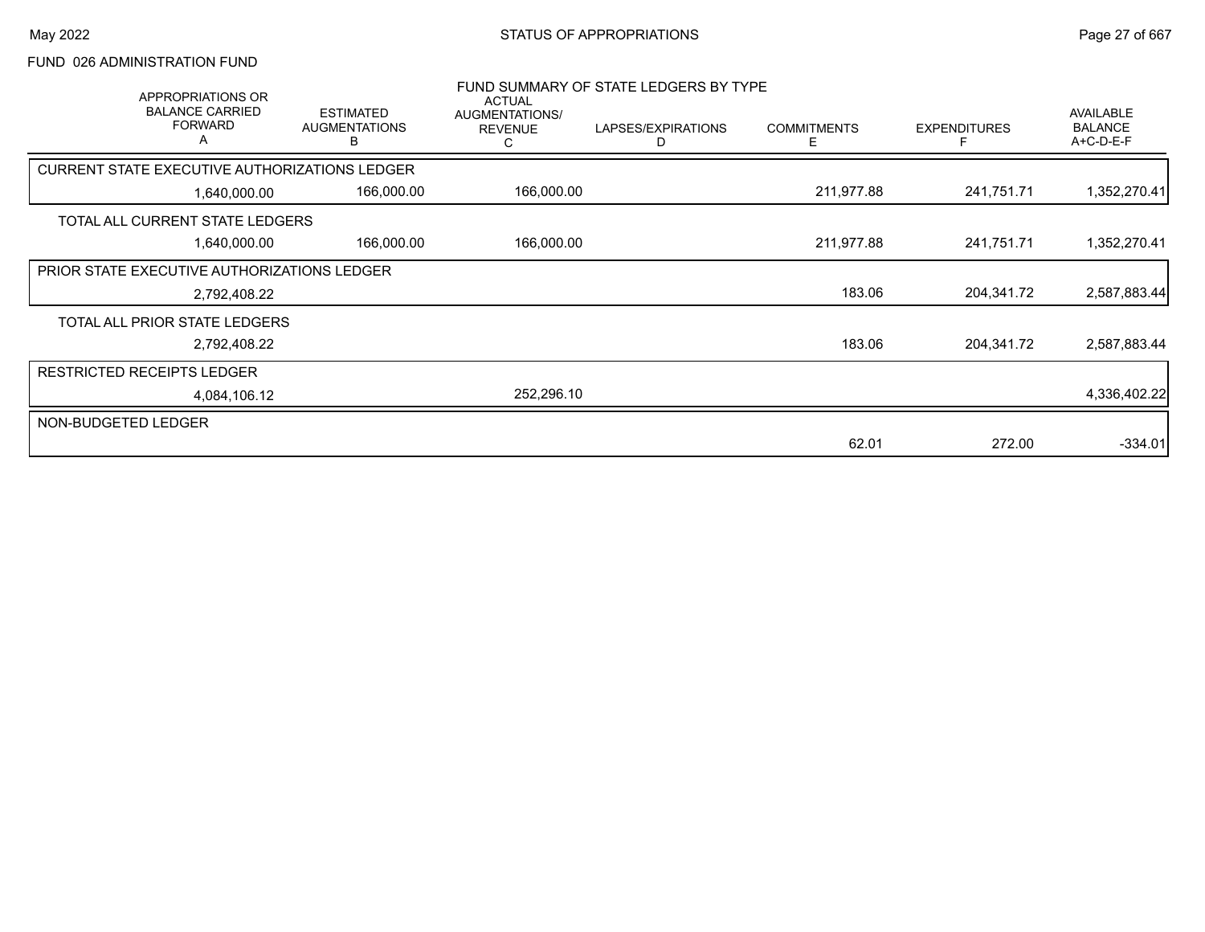FUND 026 ADMINISTRATION FUND

## FUND SUMMARY OF STATE LEDGERS BY TYPE

| APPROPRIATIONS OR BALANCE CARRIED FORWARD A | ESTIMATED AUGMENTATIONS B | ACTUAL AUGMENTATIONS/ REVENUE C | LAPSES/EXPIRATIONS D | COMMITMENTS E | EXPENDITURES F | AVAILABLE BALANCE A+C-D-E-F |
|---|---|---|---|---|---|---|
| CURRENT STATE EXECUTIVE AUTHORIZATIONS LEDGER | | | | | | |
| 1,640,000.00 | 166,000.00 | 166,000.00 | | 211,977.88 | 241,751.71 | 1,352,270.41 |
| TOTAL ALL CURRENT STATE LEDGERS | | | | | | |
| 1,640,000.00 | 166,000.00 | 166,000.00 | | 211,977.88 | 241,751.71 | 1,352,270.41 |
| PRIOR STATE EXECUTIVE AUTHORIZATIONS LEDGER | | | | | | |
| 2,792,408.22 | | | | 183.06 | 204,341.72 | 2,587,883.44 |
| TOTAL ALL PRIOR STATE LEDGERS | | | | | | |
| 2,792,408.22 | | | | 183.06 | 204,341.72 | 2,587,883.44 |
| RESTRICTED RECEIPTS LEDGER | | | | | | |
| 4,084,106.12 | | 252,296.10 | | | | 4,336,402.22 |
| NON-BUDGETED LEDGER | | | | | | |
| | | | | 62.01 | 272.00 | -334.01 |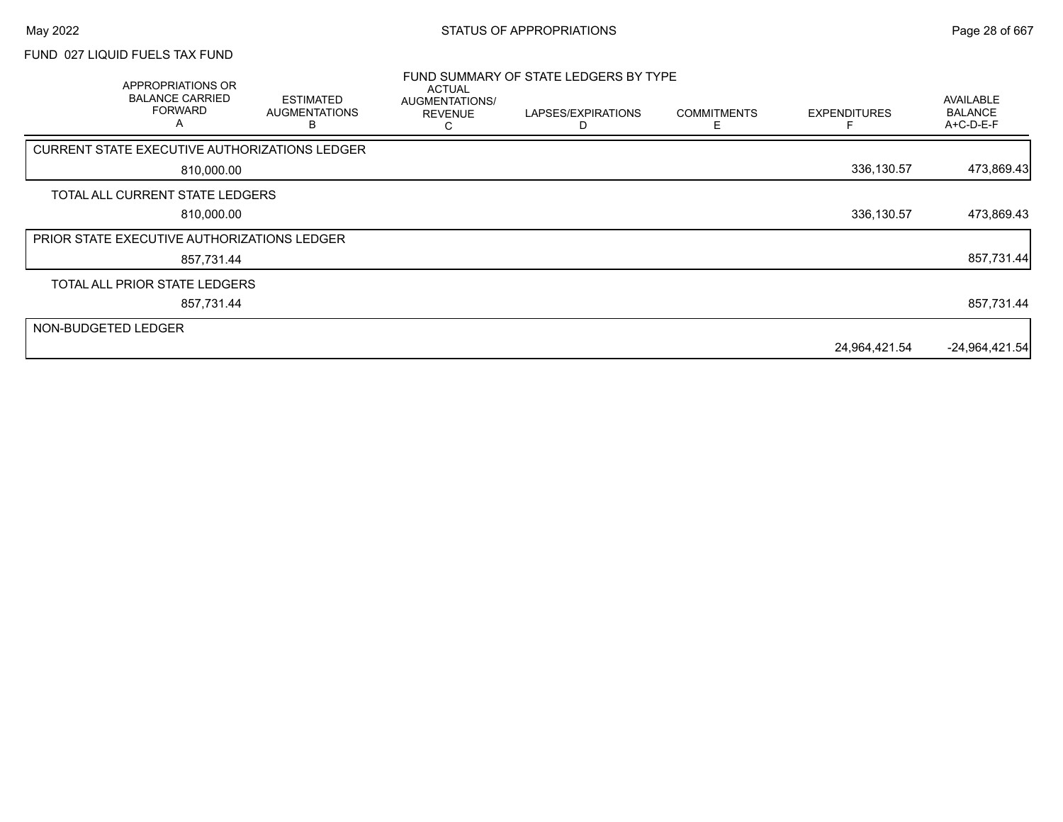FUND 027 LIQUID FUELS TAX FUND

FUND SUMMARY OF STATE LEDGERS BY TYPE

| APPROPRIATIONS OR BALANCE CARRIED FORWARD A | ESTIMATED AUGMENTATIONS B | ACTUAL AUGMENTATIONS/ REVENUE C | LAPSES/EXPIRATIONS D | COMMITMENTS E | EXPENDITURES F | AVAILABLE BALANCE A+C-D-E-F |
|---|---|---|---|---|---|---|
| CURRENT STATE EXECUTIVE AUTHORIZATIONS LEDGER | | | | | | |
| 810,000.00 | | | | | 336,130.57 | 473,869.43 |
| TOTAL ALL CURRENT STATE LEDGERS | | | | | | |
| 810,000.00 | | | | | 336,130.57 | 473,869.43 |
| PRIOR STATE EXECUTIVE AUTHORIZATIONS LEDGER | | | | | | |
| 857,731.44 | | | | | | 857,731.44 |
| TOTAL ALL PRIOR STATE LEDGERS | | | | | | |
| 857,731.44 | | | | | | 857,731.44 |
| NON-BUDGETED LEDGER | | | | | | |
| | | | | | 24,964,421.54 | -24,964,421.54 |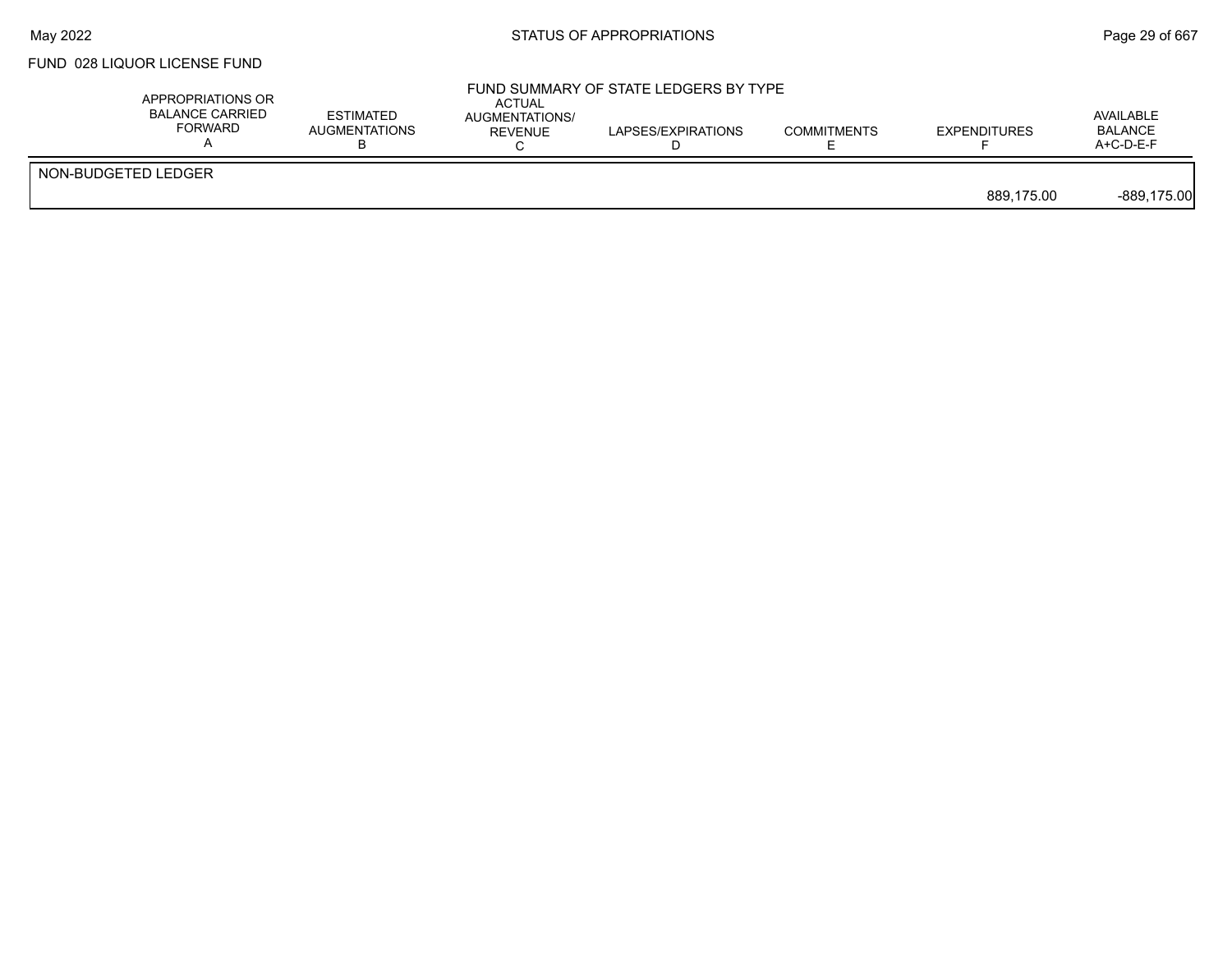FUND 028 LIQUOR LICENSE FUND

## FUND SUMMARY OF STATE LEDGERS BY TYPE

| APPROPRIATIONS OR BALANCE CARRIED FORWARD A | ESTIMATED AUGMENTATIONS B | ACTUAL AUGMENTATIONS/ REVENUE C | LAPSES/EXPIRATIONS D | COMMITMENTS E | EXPENDITURES F | AVAILABLE BALANCE A+C-D-E-F |
|---|---|---|---|---|---|---|
| NON-BUDGETED LEDGER | | | | | | |
| | | | | | 889,175.00 | -889,175.00 |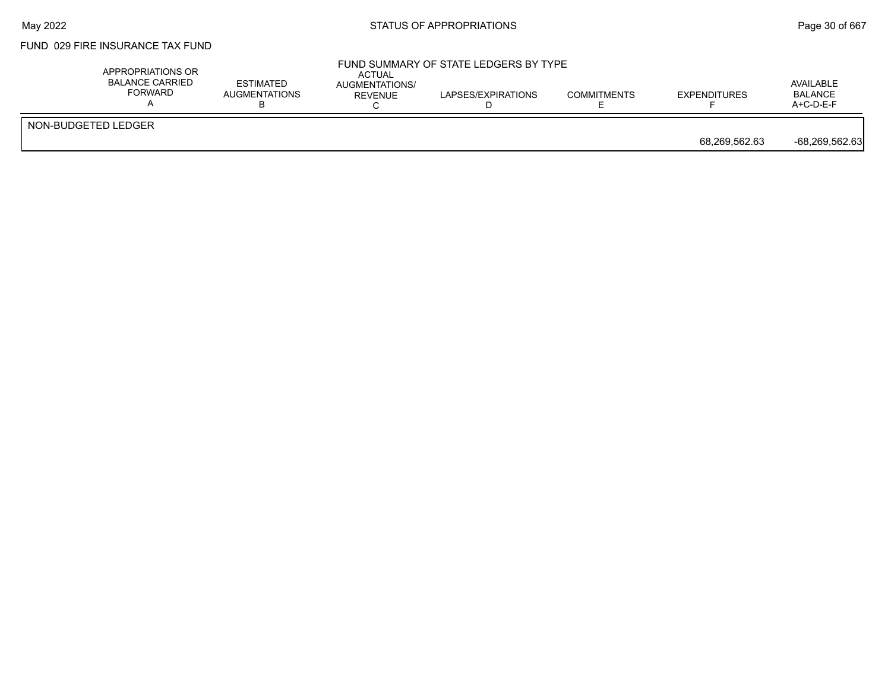FUND 029 FIRE INSURANCE TAX FUND

## FUND SUMMARY OF STATE LEDGERS BY TYPE

| | APPROPRIATIONS OR BALANCE CARRIED FORWARD A | ESTIMATED AUGMENTATIONS B | ACTUAL AUGMENTATIONS/ REVENUE C | LAPSES/EXPIRATIONS D | COMMITMENTS E | EXPENDITURES F | AVAILABLE BALANCE A+C-D-E-F |
|---|---|---|---|---|---|---|---|
| NON-BUDGETED LEDGER | | | | | | 68,269,562.63 | -68,269,562.63 |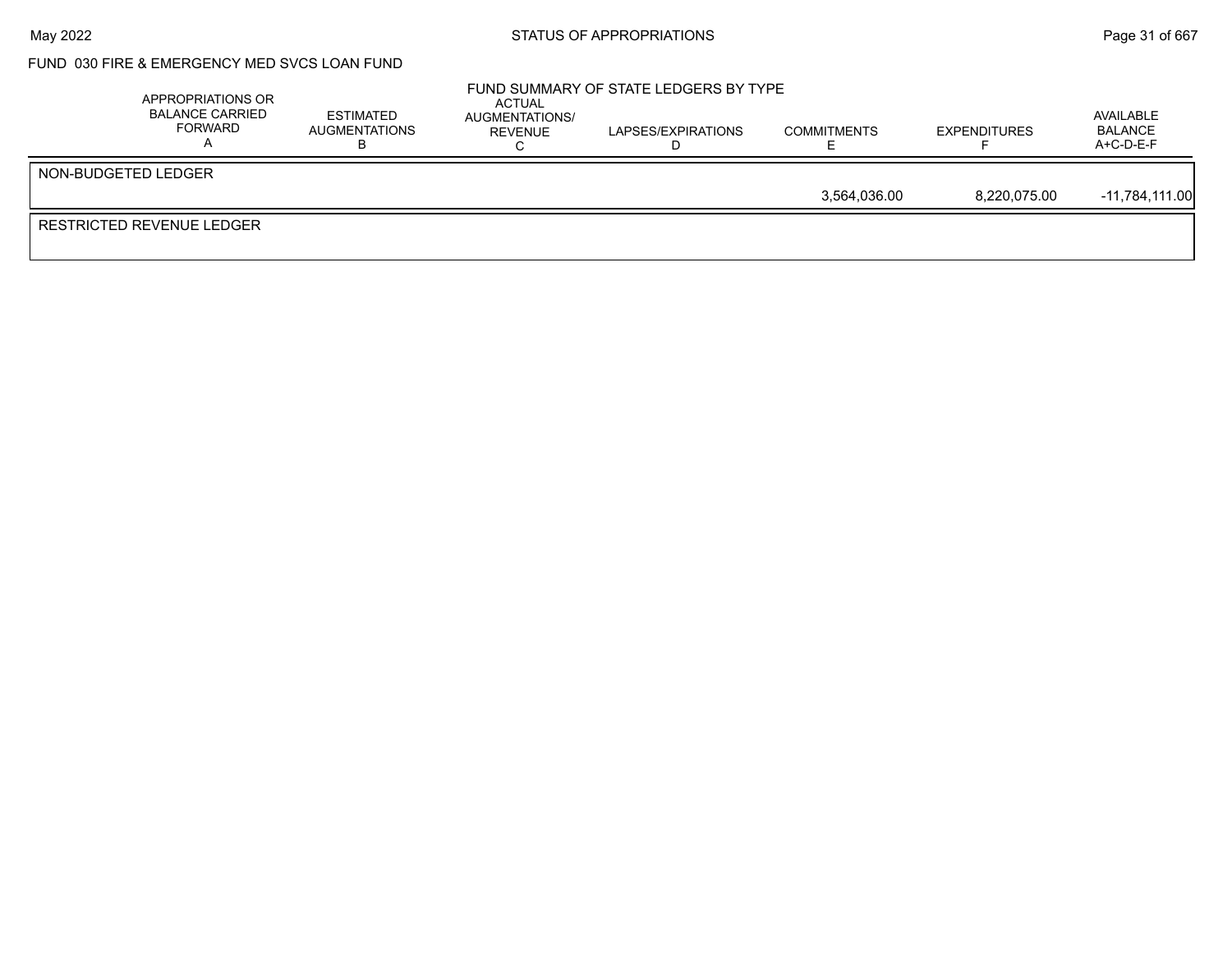FUND 030 FIRE & EMERGENCY MED SVCS LOAN FUND

FUND SUMMARY OF STATE LEDGERS BY TYPE

| | APPROPRIATIONS OR BALANCE CARRIED FORWARD A | ESTIMATED AUGMENTATIONS B | ACTUAL AUGMENTATIONS/ REVENUE C | LAPSES/EXPIRATIONS D | COMMITMENTS E | EXPENDITURES F | AVAILABLE BALANCE A+C-D-E-F |
|---|---|---|---|---|---|---|---|
| NON-BUDGETED LEDGER | | | | | 3,564,036.00 | 8,220,075.00 | -11,784,111.00 |
| RESTRICTED REVENUE LEDGER | | | | | | | |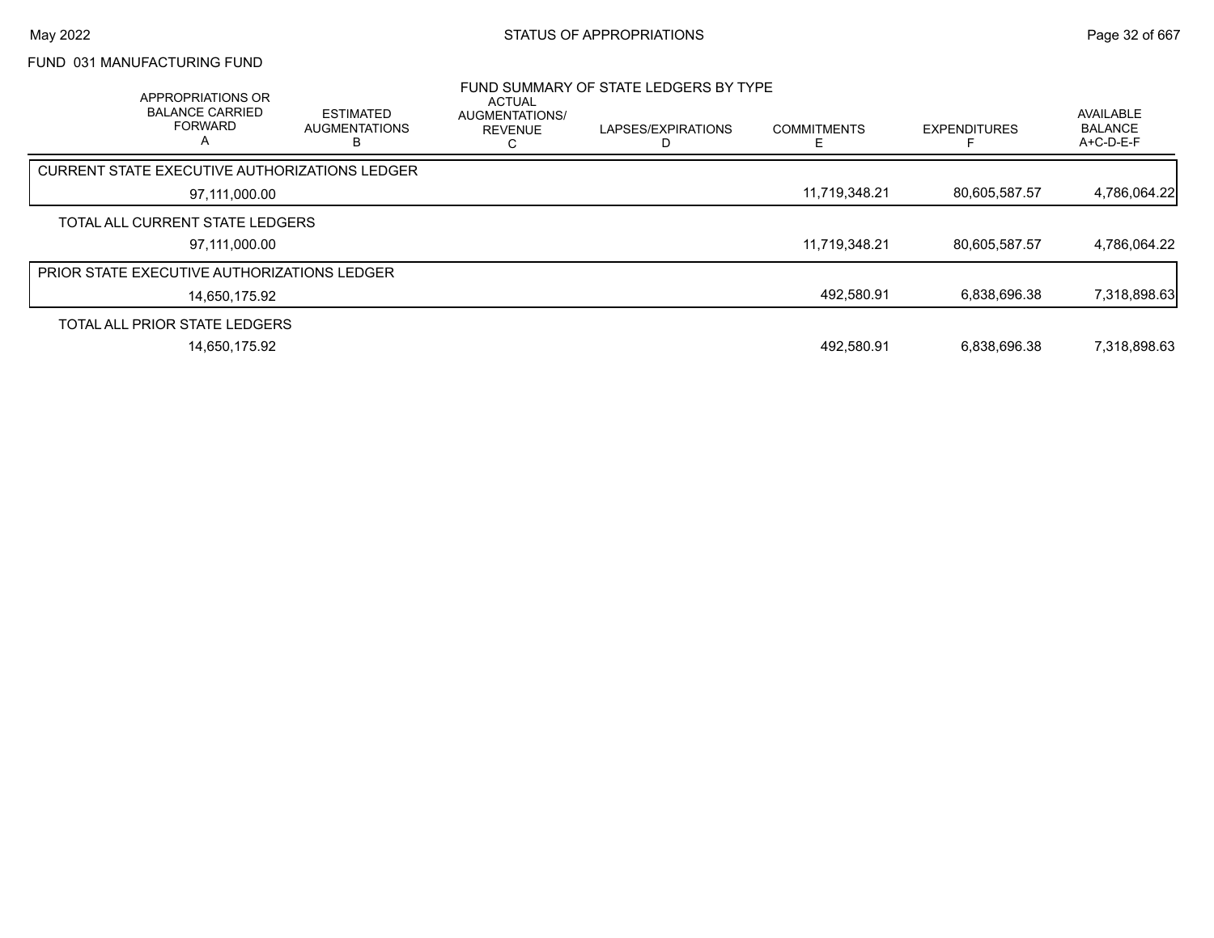FUND 031 MANUFACTURING FUND

## FUND SUMMARY OF STATE LEDGERS BY TYPE

| APPROPRIATIONS OR BALANCE CARRIED FORWARD A | ESTIMATED AUGMENTATIONS B | ACTUAL AUGMENTATIONS/ REVENUE C | LAPSES/EXPIRATIONS D | COMMITMENTS E | EXPENDITURES F | AVAILABLE BALANCE A+C-D-E-F |
|---|---|---|---|---|---|---|
| CURRENT STATE EXECUTIVE AUTHORIZATIONS LEDGER | | | | | | |
| 97,111,000.00 | | | | 11,719,348.21 | 80,605,587.57 | 4,786,064.22 |
| TOTAL ALL CURRENT STATE LEDGERS | | | | | | |
| 97,111,000.00 | | | | 11,719,348.21 | 80,605,587.57 | 4,786,064.22 |
| PRIOR STATE EXECUTIVE AUTHORIZATIONS LEDGER | | | | | | |
| 14,650,175.92 | | | | 492,580.91 | 6,838,696.38 | 7,318,898.63 |
| TOTAL ALL PRIOR STATE LEDGERS | | | | | | |
| 14,650,175.92 | | | | 492,580.91 | 6,838,696.38 | 7,318,898.63 |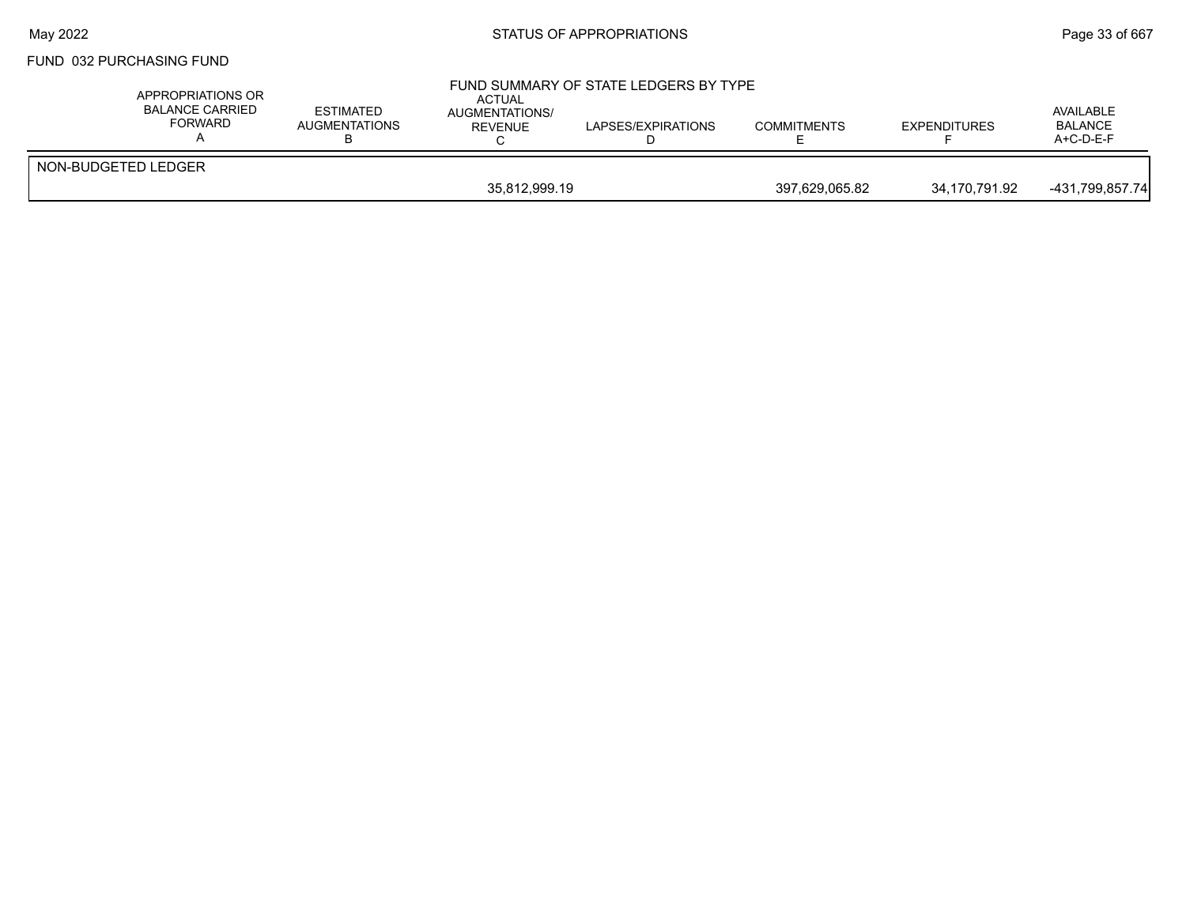FUND 032 PURCHASING FUND

FUND SUMMARY OF STATE LEDGERS BY TYPE

| | APPROPRIATIONS OR BALANCE CARRIED FORWARD A | ESTIMATED AUGMENTATIONS B | ACTUAL AUGMENTATIONS/ REVENUE C | LAPSES/EXPIRATIONS D | COMMITMENTS E | EXPENDITURES F | AVAILABLE BALANCE A+C-D-E-F |
|---|---|---|---|---|---|---|---|
| NON-BUDGETED LEDGER | | | | | | | |
| | | | 35,812,999.19 | | 397,629,065.82 | 34,170,791.92 | -431,799,857.74 |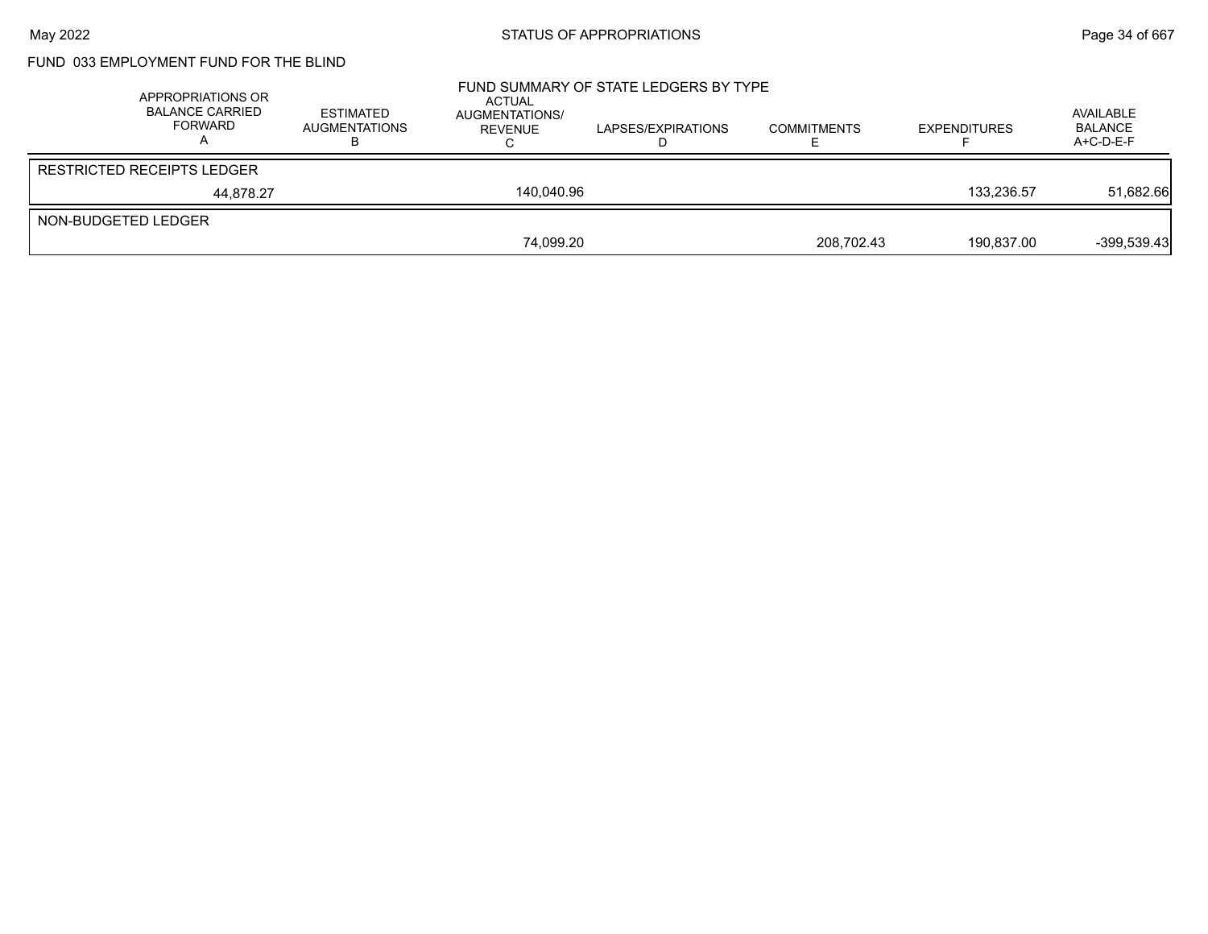FUND 033 EMPLOYMENT FUND FOR THE BLIND

FUND SUMMARY OF STATE LEDGERS BY TYPE

| APPROPRIATIONS OR BALANCE CARRIED FORWARD A | ESTIMATED AUGMENTATIONS B | ACTUAL AUGMENTATIONS/ REVENUE C | LAPSES/EXPIRATIONS D | COMMITMENTS E | EXPENDITURES F | AVAILABLE BALANCE A+C-D-E-F |
|---|---|---|---|---|---|---|
| RESTRICTED RECEIPTS LEDGER | | | | | | |
| 44,878.27 | | 140,040.96 | | | 133,236.57 | 51,682.66 |
| NON-BUDGETED LEDGER | | | | | | |
| | | 74,099.20 | | 208,702.43 | 190,837.00 | -399,539.43 |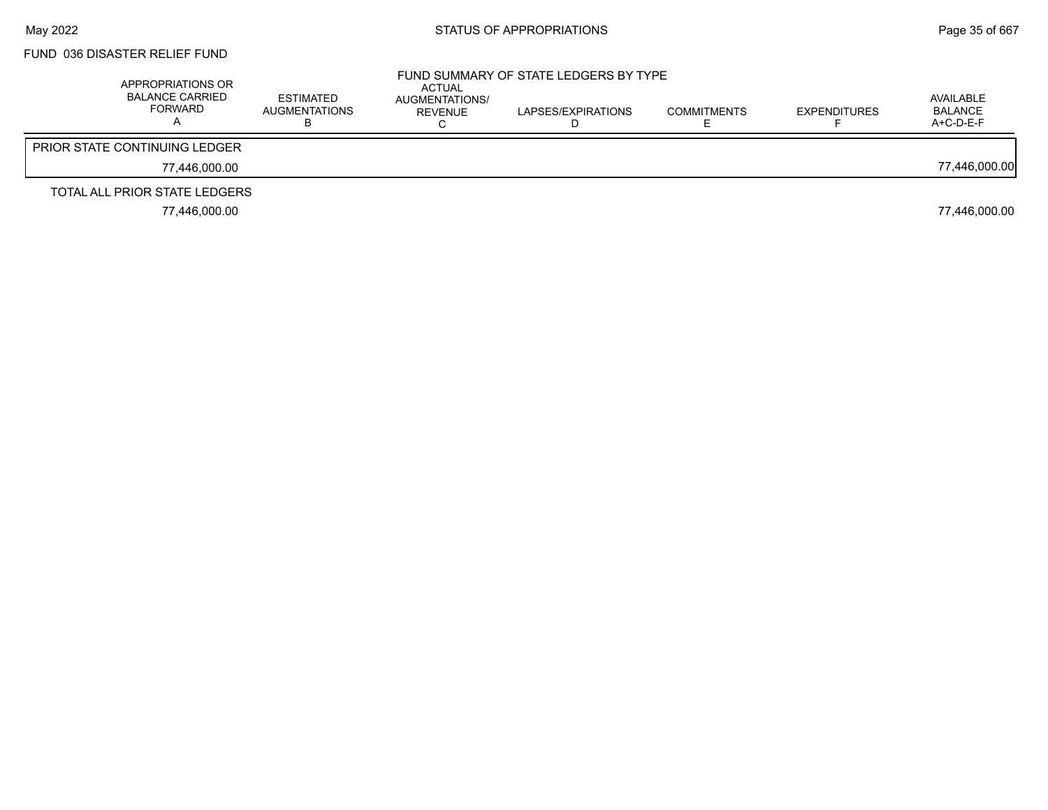FUND 036 DISASTER RELIEF FUND

## FUND SUMMARY OF STATE LEDGERS BY TYPE

| APPROPRIATIONS OR BALANCE CARRIED FORWARD A | ESTIMATED AUGMENTATIONS B | ACTUAL AUGMENTATIONS/ REVENUE C | LAPSES/EXPIRATIONS D | COMMITMENTS E | EXPENDITURES F | AVAILABLE BALANCE A+C-D-E-F |
|---|---|---|---|---|---|---|
| PRIOR STATE CONTINUING LEDGER | | | | | | |
| 77,446,000.00 | | | | | | 77,446,000.00 |
| TOTAL ALL PRIOR STATE LEDGERS | | | | | | |
| 77,446,000.00 | | | | | | 77,446,000.00 |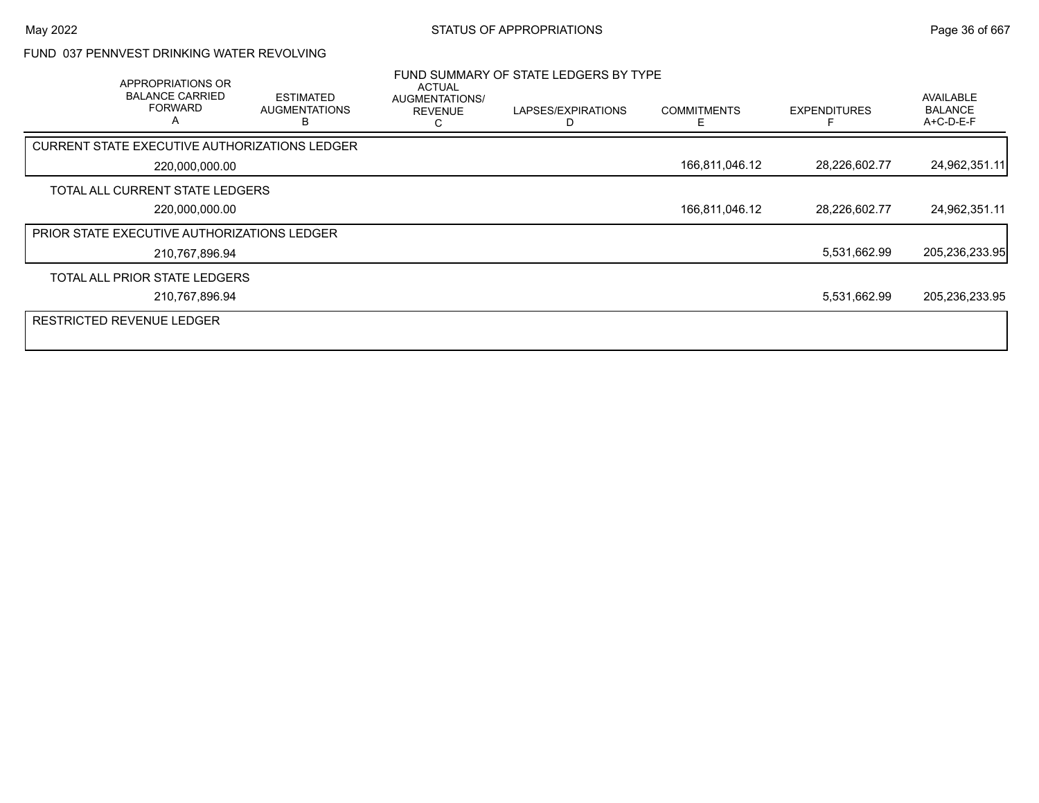FUND 037 PENNVEST DRINKING WATER REVOLVING

FUND SUMMARY OF STATE LEDGERS BY TYPE

| APPROPRIATIONS OR BALANCE CARRIED FORWARD A | ESTIMATED AUGMENTATIONS B | ACTUAL AUGMENTATIONS/ REVENUE C | LAPSES/EXPIRATIONS D | COMMITMENTS E | EXPENDITURES F | AVAILABLE BALANCE A+C-D-E-F |
|---|---|---|---|---|---|---|
| CURRENT STATE EXECUTIVE AUTHORIZATIONS LEDGER | | | | | | |
| 220,000,000.00 | | | | 166,811,046.12 | 28,226,602.77 | 24,962,351.11 |
| TOTAL ALL CURRENT STATE LEDGERS | | | | | | |
| 220,000,000.00 | | | | 166,811,046.12 | 28,226,602.77 | 24,962,351.11 |
| PRIOR STATE EXECUTIVE AUTHORIZATIONS LEDGER | | | | | | |
| 210,767,896.94 | | | | | 5,531,662.99 | 205,236,233.95 |
| TOTAL ALL PRIOR STATE LEDGERS | | | | | | |
| 210,767,896.94 | | | | | 5,531,662.99 | 205,236,233.95 |
| RESTRICTED REVENUE LEDGER | | | | | | |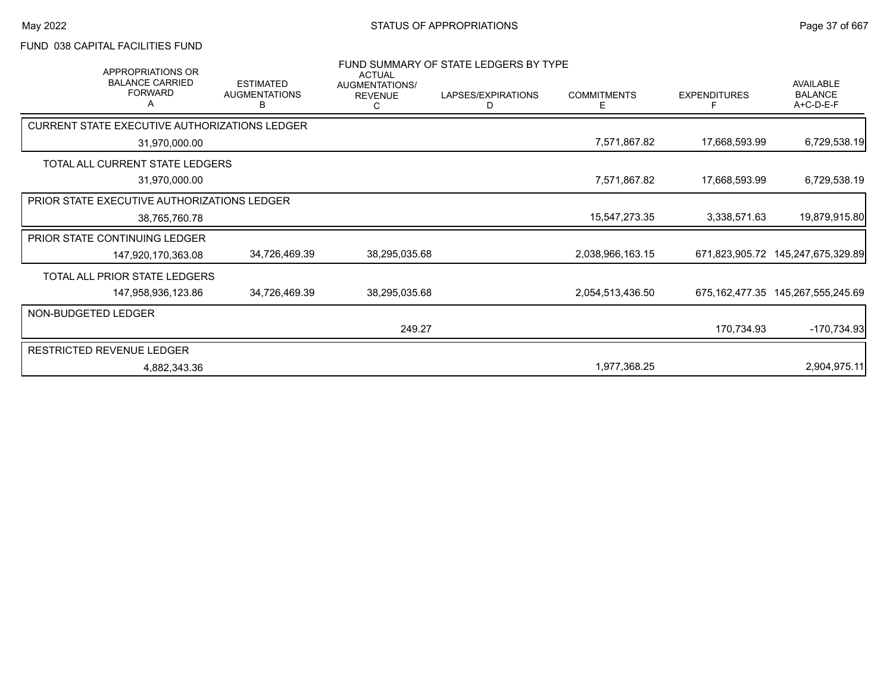FUND 038 CAPITAL FACILITIES FUND

FUND SUMMARY OF STATE LEDGERS BY TYPE

| APPROPRIATIONS OR BALANCE CARRIED FORWARD A | ESTIMATED AUGMENTATIONS B | ACTUAL AUGMENTATIONS/ REVENUE C | LAPSES/EXPIRATIONS D | COMMITMENTS E | EXPENDITURES F | AVAILABLE BALANCE A+C-D-E-F |
|---|---|---|---|---|---|---|
| CURRENT STATE EXECUTIVE AUTHORIZATIONS LEDGER | | | | | | |
| 31,970,000.00 | | | | 7,571,867.82 | 17,668,593.99 | 6,729,538.19 |
| TOTAL ALL CURRENT STATE LEDGERS | | | | | | |
| 31,970,000.00 | | | | 7,571,867.82 | 17,668,593.99 | 6,729,538.19 |
| PRIOR STATE EXECUTIVE AUTHORIZATIONS LEDGER | | | | | | |
| 38,765,760.78 | | | | 15,547,273.35 | 3,338,571.63 | 19,879,915.80 |
| PRIOR STATE CONTINUING LEDGER | | | | | | |
| 147,920,170,363.08 | 34,726,469.39 | 38,295,035.68 | | 2,038,966,163.15 | 671,823,905.72 | 145,247,675,329.89 |
| TOTAL ALL PRIOR STATE LEDGERS | | | | | | |
| 147,958,936,123.86 | 34,726,469.39 | 38,295,035.68 | | 2,054,513,436.50 | 675,162,477.35 | 145,267,555,245.69 |
| NON-BUDGETED LEDGER | | | | | | |
| | | 249.27 | | | 170,734.93 | -170,734.93 |
| RESTRICTED REVENUE LEDGER | | | | | | |
| 4,882,343.36 | | | | 1,977,368.25 | | 2,904,975.11 |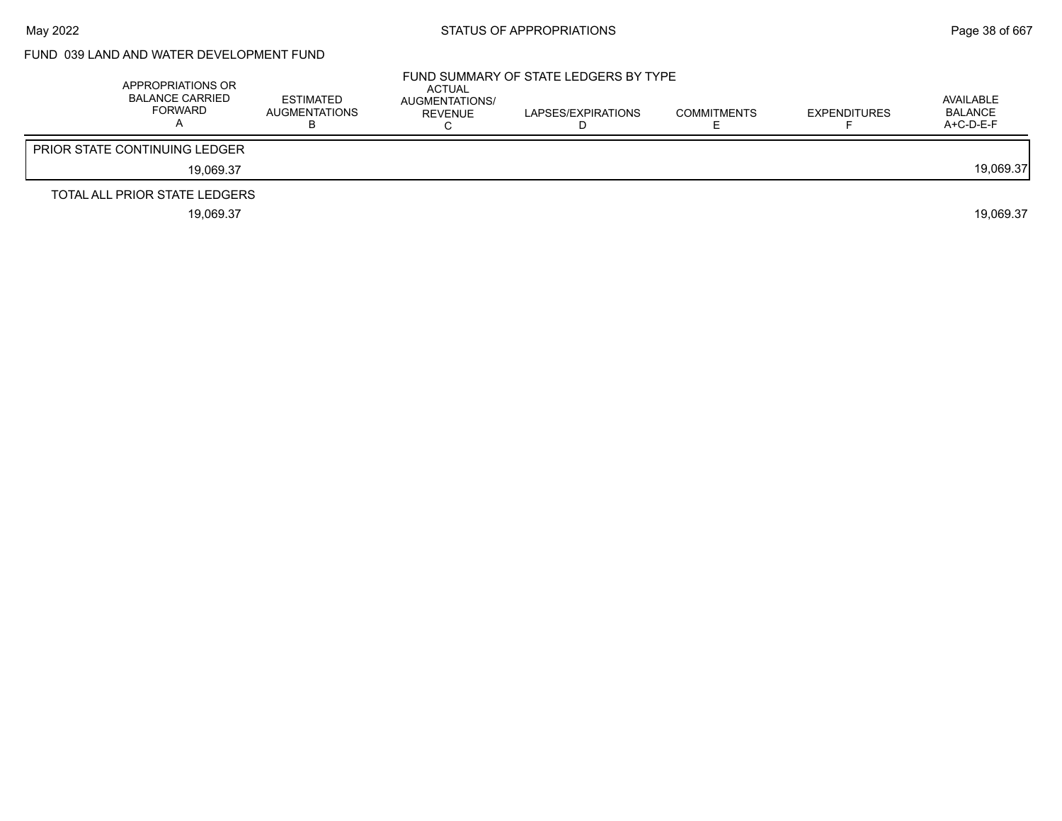## FUND 039 LAND AND WATER DEVELOPMENT FUND

### FUND SUMMARY OF STATE LEDGERS BY TYPE

| | APPROPRIATIONS OR BALANCE CARRIED FORWARD A | ESTIMATED AUGMENTATIONS B | ACTUAL AUGMENTATIONS/ REVENUE C | LAPSES/EXPIRATIONS D | COMMITMENTS E | EXPENDITURES F | AVAILABLE BALANCE A+C-D-E-F |
|---|---|---|---|---|---|---|---|
| PRIOR STATE CONTINUING LEDGER | 19,069.37 | | | | | | 19,069.37 |
| TOTAL ALL PRIOR STATE LEDGERS | 19,069.37 | | | | | | 19,069.37 |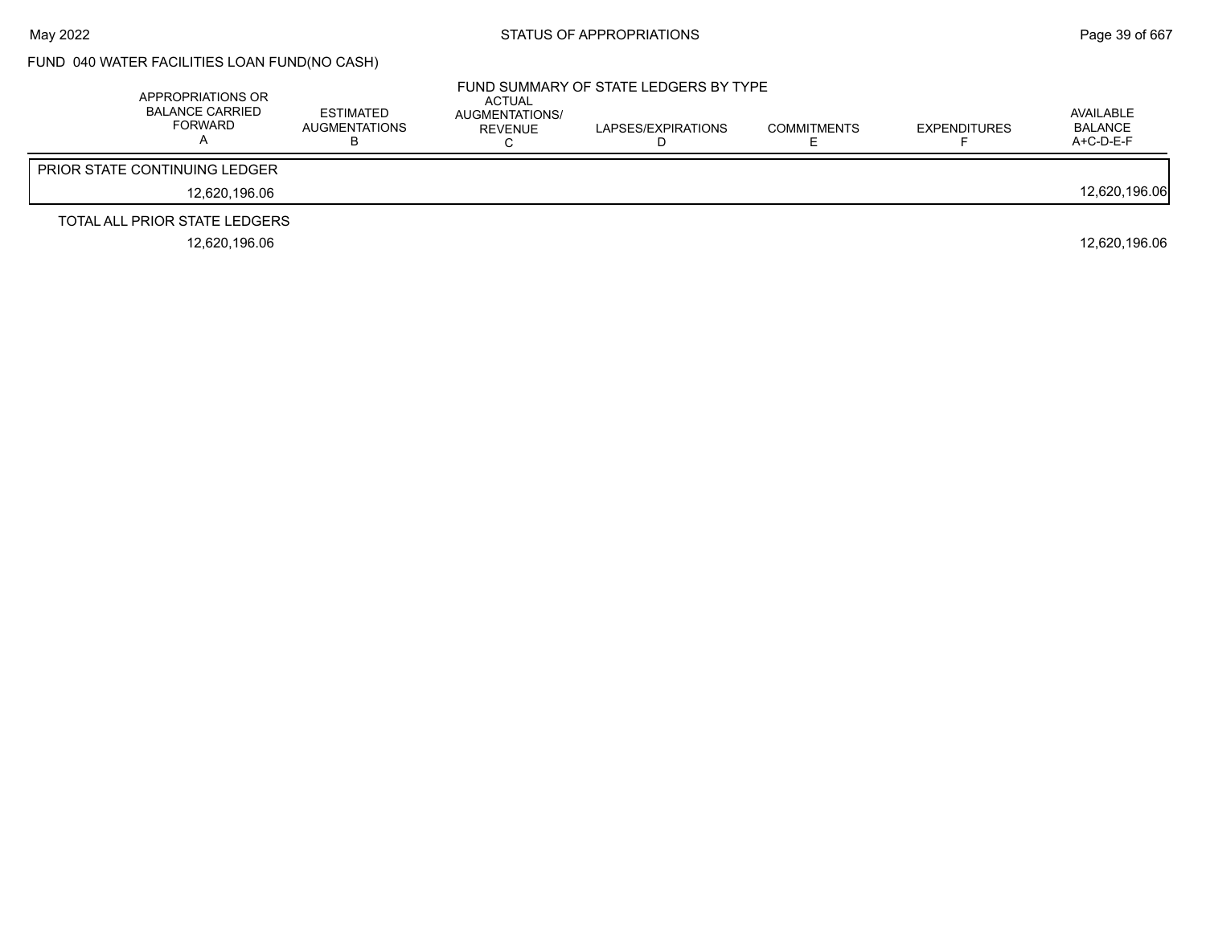## FUND 040 WATER FACILITIES LOAN FUND(NO CASH)

### FUND SUMMARY OF STATE LEDGERS BY TYPE

| APPROPRIATIONS OR BALANCE CARRIED FORWARD A | ESTIMATED AUGMENTATIONS B | ACTUAL AUGMENTATIONS/ REVENUE C | LAPSES/EXPIRATIONS D | COMMITMENTS E | EXPENDITURES F | AVAILABLE BALANCE A+C-D-E-F |
|---|---|---|---|---|---|---|
| PRIOR STATE CONTINUING LEDGER | | | | | | |
| 12,620,196.06 | | | | | | 12,620,196.06 |
| TOTAL ALL PRIOR STATE LEDGERS | | | | | | |
| 12,620,196.06 | | | | | | 12,620,196.06 |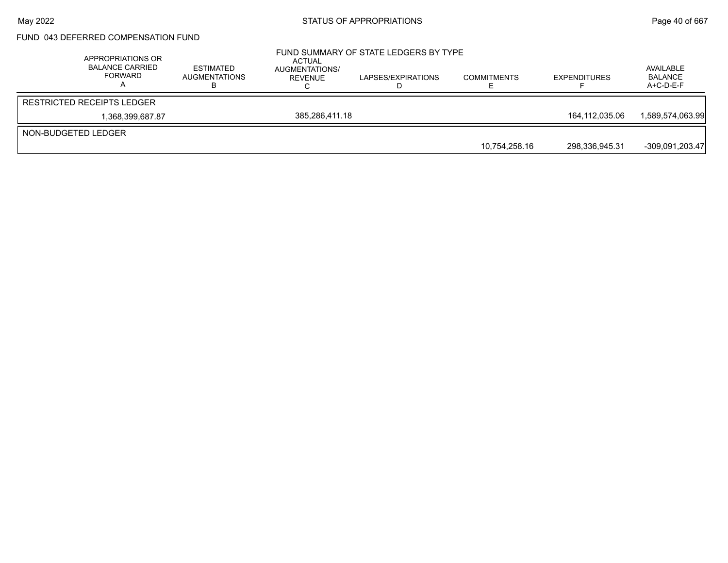FUND 043 DEFERRED COMPENSATION FUND

FUND SUMMARY OF STATE LEDGERS BY TYPE

| APPROPRIATIONS OR BALANCE CARRIED FORWARD A | ESTIMATED AUGMENTATIONS B | ACTUAL AUGMENTATIONS/ REVENUE C | LAPSES/EXPIRATIONS D | COMMITMENTS E | EXPENDITURES F | AVAILABLE BALANCE A+C-D-E-F |
|---|---|---|---|---|---|---|
| RESTRICTED RECEIPTS LEDGER | | | | | | |
| 1,368,399,687.87 | | 385,286,411.18 | | | 164,112,035.06 | 1,589,574,063.99 |
| NON-BUDGETED LEDGER | | | | | | |
| | | | | 10,754,258.16 | 298,336,945.31 | -309,091,203.47 |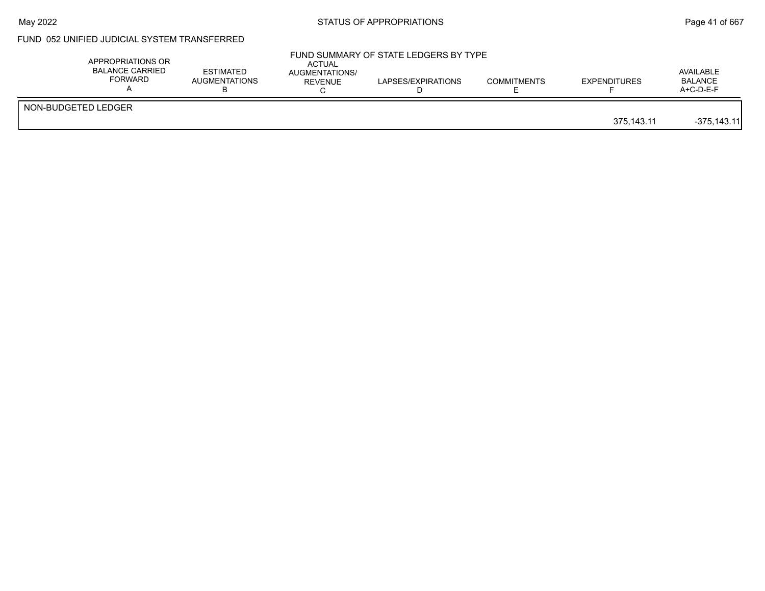FUND 052 UNIFIED JUDICIAL SYSTEM TRANSFERRED

FUND SUMMARY OF STATE LEDGERS BY TYPE

| | APPROPRIATIONS OR BALANCE CARRIED FORWARD A | ESTIMATED AUGMENTATIONS B | ACTUAL AUGMENTATIONS/ REVENUE C | LAPSES/EXPIRATIONS D | COMMITMENTS E | EXPENDITURES F | AVAILABLE BALANCE A+C-D-E-F |
|---|---|---|---|---|---|---|---|
| NON-BUDGETED LEDGER | | | | | | | |
| | | | | | | 375,143.11 | -375,143.11 |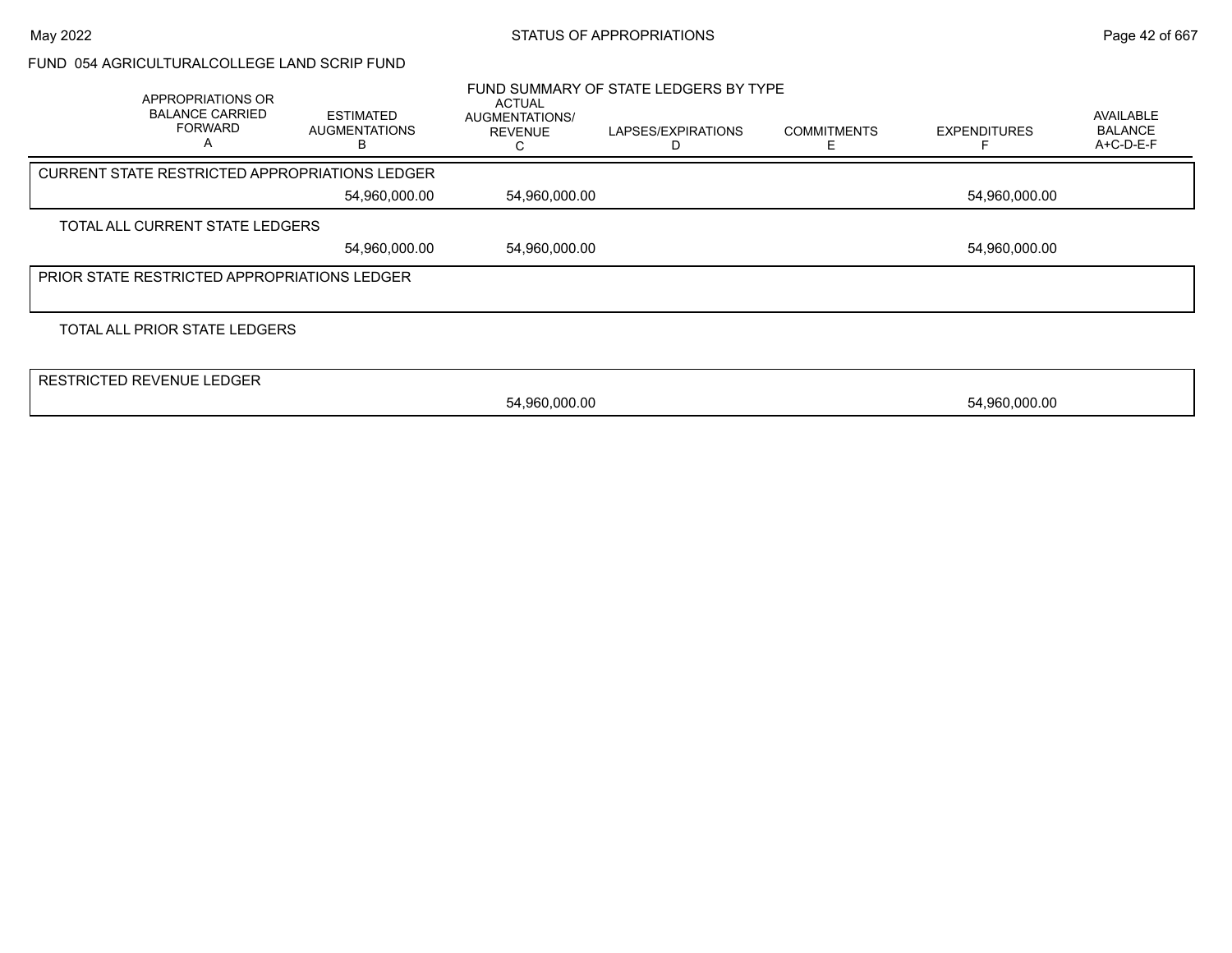FUND 054 AGRICULTURALCOLLEGE LAND SCRIP FUND

FUND SUMMARY OF STATE LEDGERS BY TYPE

| | APPROPRIATIONS OR BALANCE CARRIED FORWARD A | ESTIMATED AUGMENTATIONS B | ACTUAL AUGMENTATIONS/ REVENUE C | LAPSES/EXPIRATIONS D | COMMITMENTS E | EXPENDITURES F | AVAILABLE BALANCE A+C-D-E-F |
|---|---|---|---|---|---|---|---|
| CURRENT STATE RESTRICTED APPROPRIATIONS LEDGER | | | | | | | |
| | | 54,960,000.00 | 54,960,000.00 | | | 54,960,000.00 | |
| TOTAL ALL CURRENT STATE LEDGERS | | | | | | | |
| | | 54,960,000.00 | 54,960,000.00 | | | 54,960,000.00 | |
| PRIOR STATE RESTRICTED APPROPRIATIONS LEDGER | | | | | | | |
| TOTAL ALL PRIOR STATE LEDGERS | | | | | | | |
| RESTRICTED REVENUE LEDGER | | | | | | | |
| | | | 54,960,000.00 | | | 54,960,000.00 | |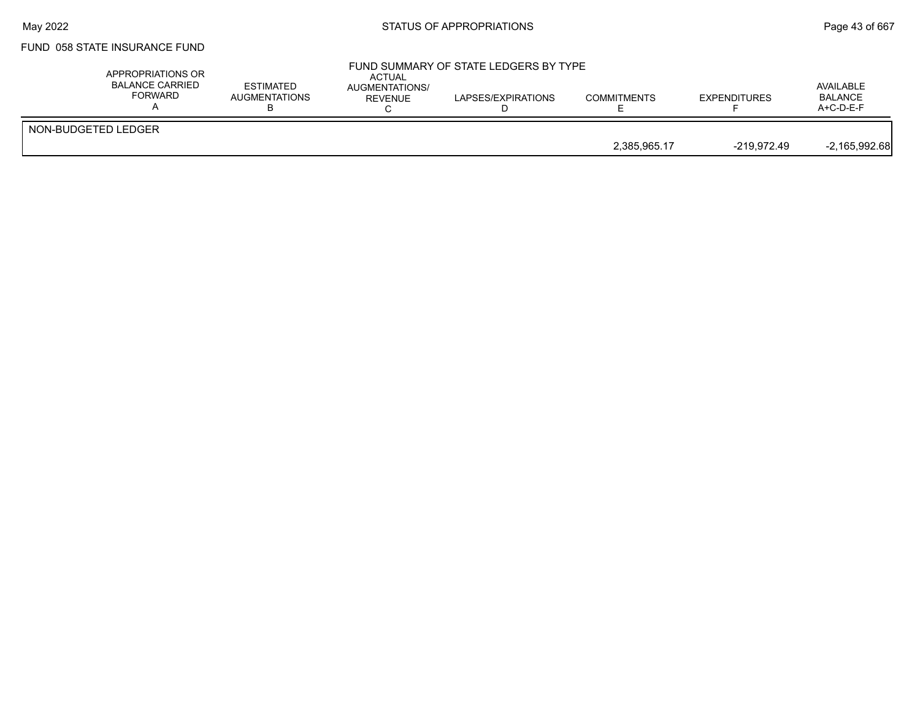FUND 058 STATE INSURANCE FUND

FUND SUMMARY OF STATE LEDGERS BY TYPE

| | APPROPRIATIONS OR BALANCE CARRIED FORWARD A | ESTIMATED AUGMENTATIONS B | ACTUAL AUGMENTATIONS/ REVENUE C | LAPSES/EXPIRATIONS D | COMMITMENTS E | EXPENDITURES F | AVAILABLE BALANCE A+C-D-E-F |
|---|---|---|---|---|---|---|---|
| NON-BUDGETED LEDGER | | | | | 2,385,965.17 | -219,972.49 | -2,165,992.68 |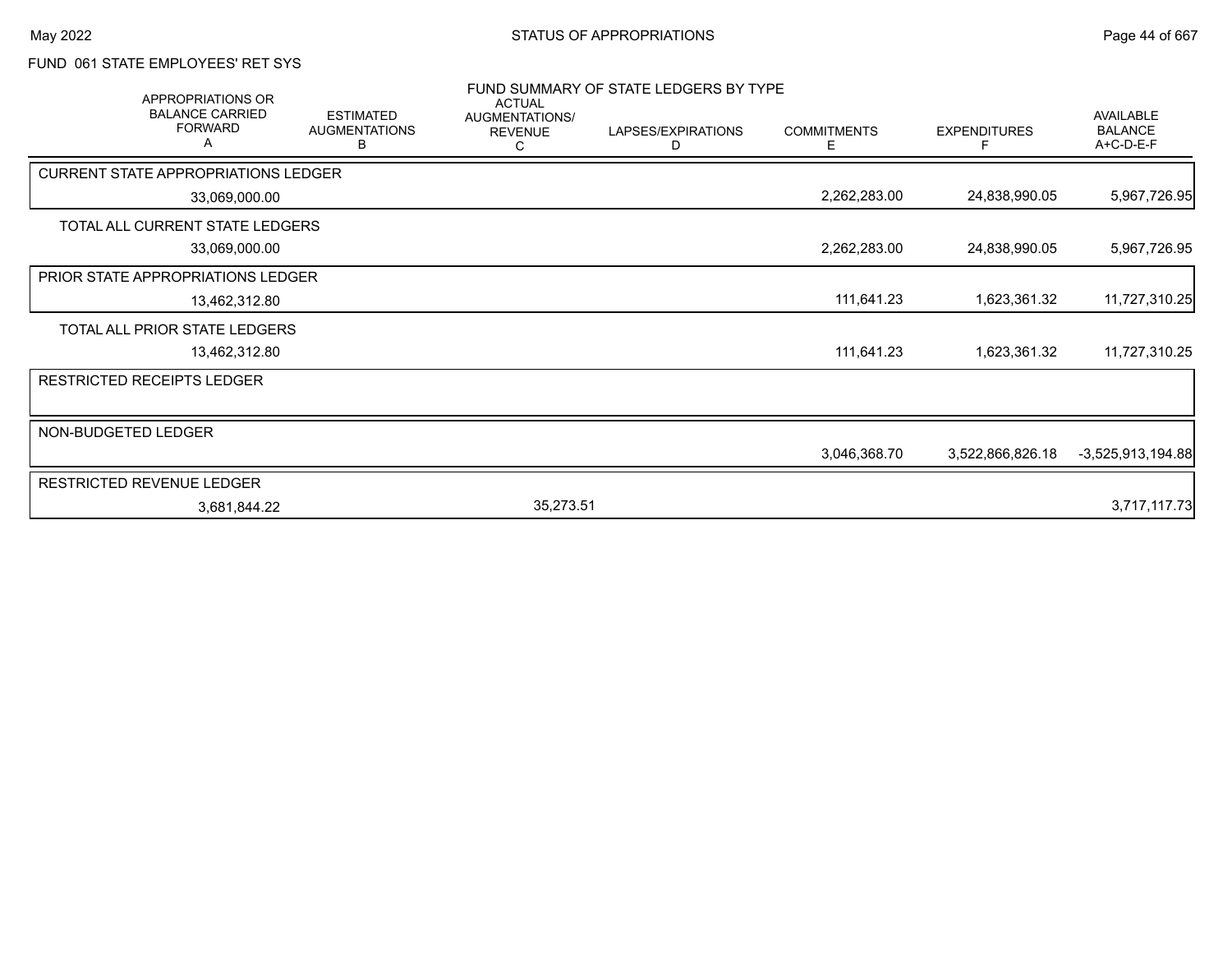# STATUS OF APPROPRIATIONS

## FUND 061 STATE EMPLOYEES' RET SYS

### FUND SUMMARY OF STATE LEDGERS BY TYPE

| APPROPRIATIONS OR BALANCE CARRIED FORWARD A | ESTIMATED AUGMENTATIONS B | ACTUAL AUGMENTATIONS/ REVENUE C | LAPSES/EXPIRATIONS D | COMMITMENTS E | EXPENDITURES F | AVAILABLE BALANCE A+C-D-E-F |
|---|---|---|---|---|---|---|
| CURRENT STATE APPROPRIATIONS LEDGER | | | | | | |
| 33,069,000.00 | | | | 2,262,283.00 | 24,838,990.05 | 5,967,726.95 |
| TOTAL ALL CURRENT STATE LEDGERS | | | | | | |
| 33,069,000.00 | | | | 2,262,283.00 | 24,838,990.05 | 5,967,726.95 |
| PRIOR STATE APPROPRIATIONS LEDGER | | | | | | |
| 13,462,312.80 | | | | 111,641.23 | 1,623,361.32 | 11,727,310.25 |
| TOTAL ALL PRIOR STATE LEDGERS | | | | | | |
| 13,462,312.80 | | | | 111,641.23 | 1,623,361.32 | 11,727,310.25 |
| RESTRICTED RECEIPTS LEDGER | | | | | | |
| NON-BUDGETED LEDGER | | | | | | |
| | | | | 3,046,368.70 | 3,522,866,826.18 | -3,525,913,194.88 |
| RESTRICTED REVENUE LEDGER | | | | | | |
| 3,681,844.22 | | 35,273.51 | | | | 3,717,117.73 |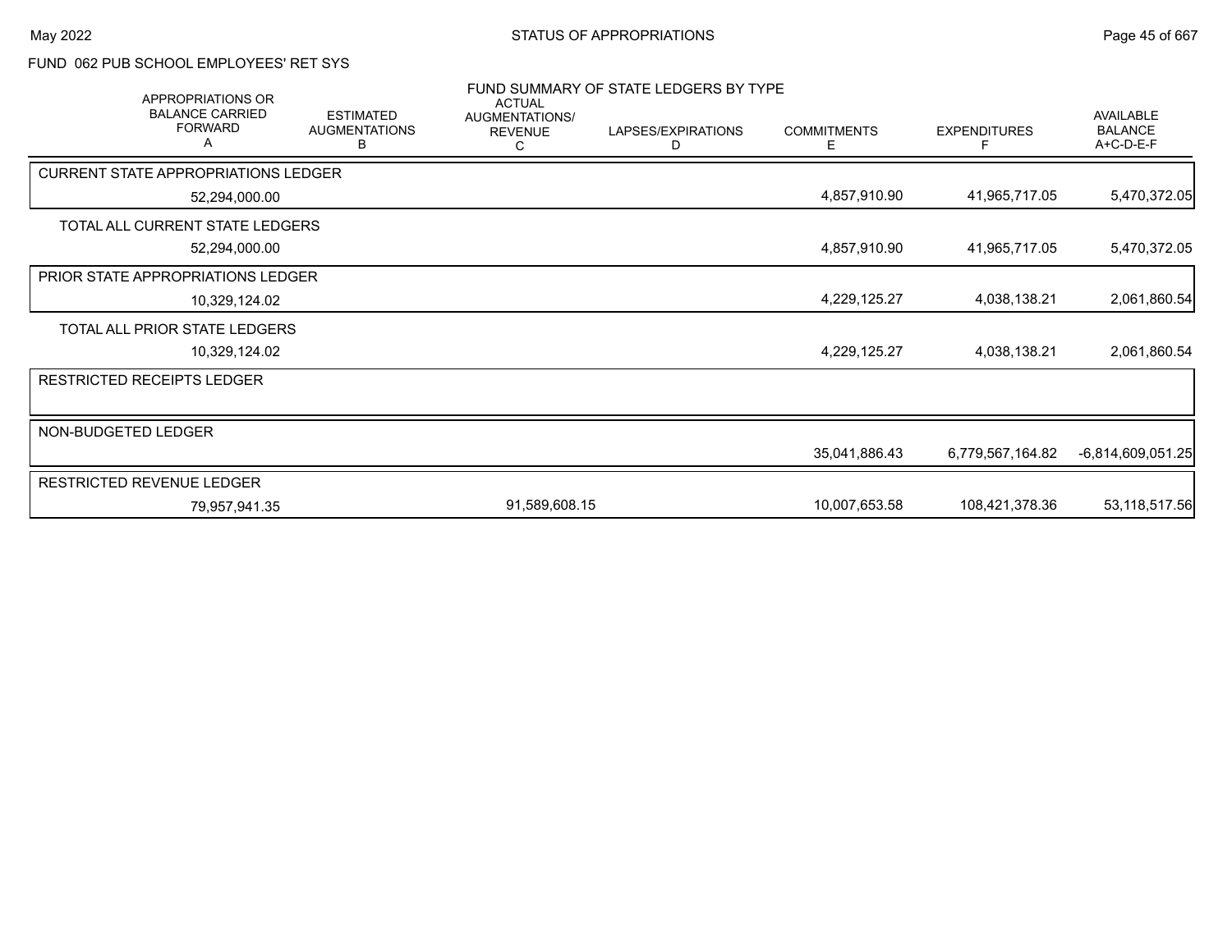## FUND 062 PUB SCHOOL EMPLOYEES' RET SYS

### FUND SUMMARY OF STATE LEDGERS BY TYPE

| APPROPRIATIONS OR BALANCE CARRIED FORWARD A | ESTIMATED AUGMENTATIONS B | ACTUAL AUGMENTATIONS/ REVENUE C | LAPSES/EXPIRATIONS D | COMMITMENTS E | EXPENDITURES F | AVAILABLE BALANCE A+C-D-E-F |
|---|---|---|---|---|---|---|
| **CURRENT STATE APPROPRIATIONS LEDGER** | | | | | | |
| 52,294,000.00 | | | | 4,857,910.90 | 41,965,717.05 | 5,470,372.05 |
| TOTAL ALL CURRENT STATE LEDGERS | | | | | | |
| 52,294,000.00 | | | | 4,857,910.90 | 41,965,717.05 | 5,470,372.05 |
| **PRIOR STATE APPROPRIATIONS LEDGER** | | | | | | |
| 10,329,124.02 | | | | 4,229,125.27 | 4,038,138.21 | 2,061,860.54 |
| TOTAL ALL PRIOR STATE LEDGERS | | | | | | |
| 10,329,124.02 | | | | 4,229,125.27 | 4,038,138.21 | 2,061,860.54 |
| **RESTRICTED RECEIPTS LEDGER** | | | | | | |
| **NON-BUDGETED LEDGER** | | | | | | |
| | | | | 35,041,886.43 | 6,779,567,164.82 | -6,814,609,051.25 |
| **RESTRICTED REVENUE LEDGER** | | | | | | |
| 79,957,941.35 | | 91,589,608.15 | | 10,007,653.58 | 108,421,378.36 | 53,118,517.56 |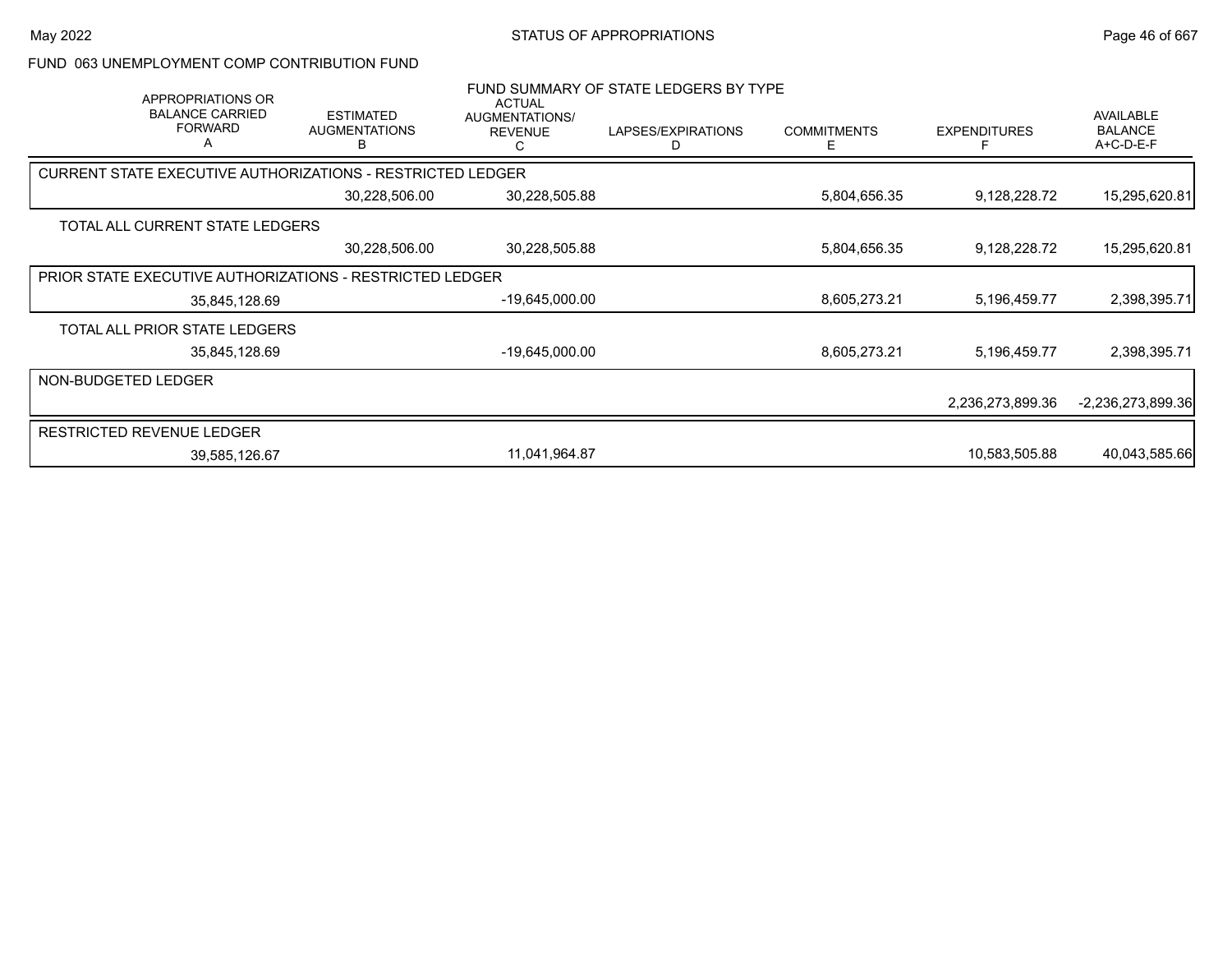FUND 063 UNEMPLOYMENT COMP CONTRIBUTION FUND

FUND SUMMARY OF STATE LEDGERS BY TYPE

| APPROPRIATIONS OR BALANCE CARRIED FORWARD A | ESTIMATED AUGMENTATIONS B | ACTUAL AUGMENTATIONS/ REVENUE C | LAPSES/EXPIRATIONS D | COMMITMENTS E | EXPENDITURES F | AVAILABLE BALANCE A+C-D-E-F |
|---|---|---|---|---|---|---|
| CURRENT STATE EXECUTIVE AUTHORIZATIONS - RESTRICTED LEDGER | | | | | | |
| | 30,228,506.00 | 30,228,505.88 | | 5,804,656.35 | 9,128,228.72 | 15,295,620.81 |
| TOTAL ALL CURRENT STATE LEDGERS | | | | | | |
| | 30,228,506.00 | 30,228,505.88 | | 5,804,656.35 | 9,128,228.72 | 15,295,620.81 |
| PRIOR STATE EXECUTIVE AUTHORIZATIONS - RESTRICTED LEDGER | | | | | | |
| 35,845,128.69 | | -19,645,000.00 | | 8,605,273.21 | 5,196,459.77 | 2,398,395.71 |
| TOTAL ALL PRIOR STATE LEDGERS | | | | | | |
| 35,845,128.69 | | -19,645,000.00 | | 8,605,273.21 | 5,196,459.77 | 2,398,395.71 |
| NON-BUDGETED LEDGER | | | | | | |
| | | | | | 2,236,273,899.36 | -2,236,273,899.36 |
| RESTRICTED REVENUE LEDGER | | | | | | |
| 39,585,126.67 | | 11,041,964.87 | | | 10,583,505.88 | 40,043,585.66 |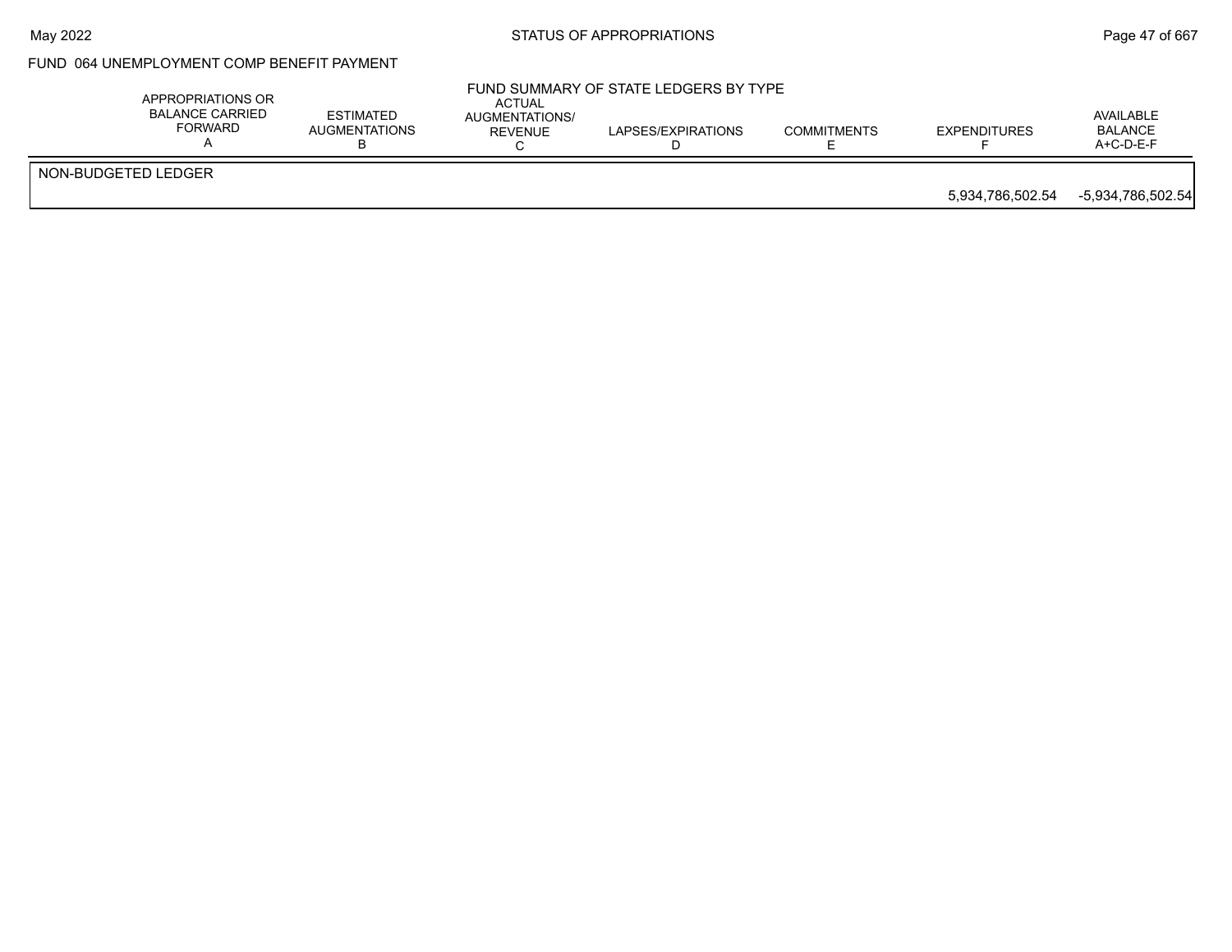FUND 064 UNEMPLOYMENT COMP BENEFIT PAYMENT

FUND SUMMARY OF STATE LEDGERS BY TYPE

| | APPROPRIATIONS OR BALANCE CARRIED FORWARD A | ESTIMATED AUGMENTATIONS B | ACTUAL AUGMENTATIONS/ REVENUE C | LAPSES/EXPIRATIONS D | COMMITMENTS E | EXPENDITURES F | AVAILABLE BALANCE A+C-D-E-F |
|---|---|---|---|---|---|---|---|
| NON-BUDGETED LEDGER | | | | | | 5,934,786,502.54 | -5,934,786,502.54 |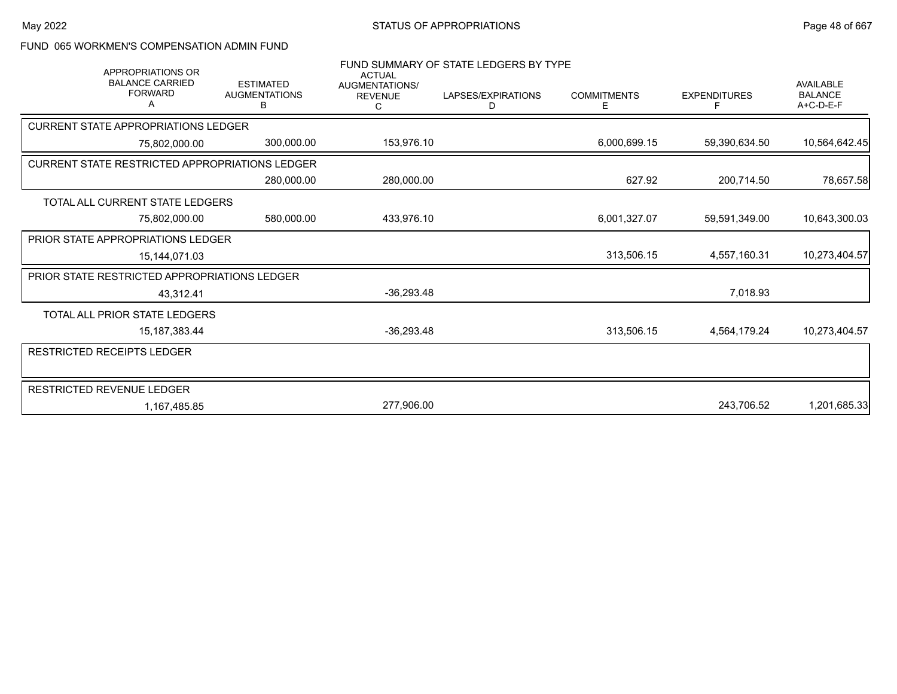# STATUS OF APPROPRIATIONS

## FUND 065 WORKMEN'S COMPENSATION ADMIN FUND

### FUND SUMMARY OF STATE LEDGERS BY TYPE

| APPROPRIATIONS OR BALANCE CARRIED FORWARD A | ESTIMATED AUGMENTATIONS B | ACTUAL AUGMENTATIONS/ REVENUE C | LAPSES/EXPIRATIONS D | COMMITMENTS E | EXPENDITURES F | AVAILABLE BALANCE A+C-D-E-F |
|---|---|---|---|---|---|---|
| **CURRENT STATE APPROPRIATIONS LEDGER** | | | | | | |
| 75,802,000.00 | 300,000.00 | 153,976.10 | | 6,000,699.15 | 59,390,634.50 | 10,564,642.45 |
| **CURRENT STATE RESTRICTED APPROPRIATIONS LEDGER** | | | | | | |
| | 280,000.00 | 280,000.00 | | 627.92 | 200,714.50 | 78,657.58 |
| **TOTAL ALL CURRENT STATE LEDGERS** | | | | | | |
| 75,802,000.00 | 580,000.00 | 433,976.10 | | 6,001,327.07 | 59,591,349.00 | 10,643,300.03 |
| **PRIOR STATE APPROPRIATIONS LEDGER** | | | | | | |
| 15,144,071.03 | | | | 313,506.15 | 4,557,160.31 | 10,273,404.57 |
| **PRIOR STATE RESTRICTED APPROPRIATIONS LEDGER** | | | | | | |
| 43,312.41 | | -36,293.48 | | | 7,018.93 | |
| **TOTAL ALL PRIOR STATE LEDGERS** | | | | | | |
| 15,187,383.44 | | -36,293.48 | | 313,506.15 | 4,564,179.24 | 10,273,404.57 |
| **RESTRICTED RECEIPTS LEDGER** | | | | | | |
| | | | | | | |
| **RESTRICTED REVENUE LEDGER** | | | | | | |
| 1,167,485.85 | | 277,906.00 | | | 243,706.52 | 1,201,685.33 |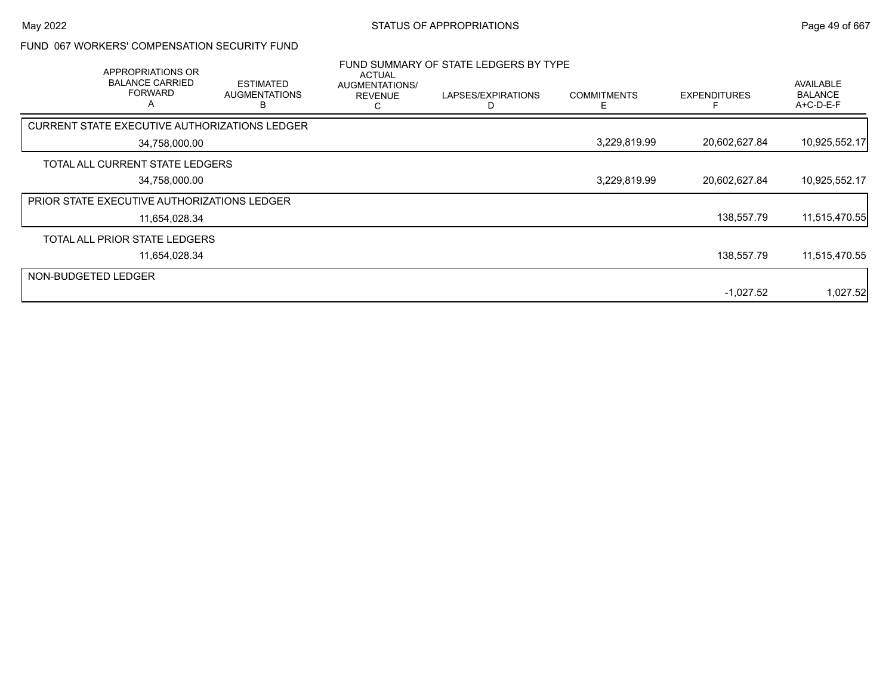FUND 067 WORKERS' COMPENSATION SECURITY FUND

FUND SUMMARY OF STATE LEDGERS BY TYPE

| APPROPRIATIONS OR BALANCE CARRIED FORWARD A | ESTIMATED AUGMENTATIONS B | ACTUAL AUGMENTATIONS/ REVENUE C | LAPSES/EXPIRATIONS D | COMMITMENTS E | EXPENDITURES F | AVAILABLE BALANCE A+C-D-E-F |
|---|---|---|---|---|---|---|
| CURRENT STATE EXECUTIVE AUTHORIZATIONS LEDGER | | | | | | |
| 34,758,000.00 | | | | 3,229,819.99 | 20,602,627.84 | 10,925,552.17 |
| TOTAL ALL CURRENT STATE LEDGERS | | | | | | |
| 34,758,000.00 | | | | 3,229,819.99 | 20,602,627.84 | 10,925,552.17 |
| PRIOR STATE EXECUTIVE AUTHORIZATIONS LEDGER | | | | | | |
| 11,654,028.34 | | | | | 138,557.79 | 11,515,470.55 |
| TOTAL ALL PRIOR STATE LEDGERS | | | | | | |
| 11,654,028.34 | | | | | 138,557.79 | 11,515,470.55 |
| NON-BUDGETED LEDGER | | | | | | |
| | | | | | -1,027.52 | 1,027.52 |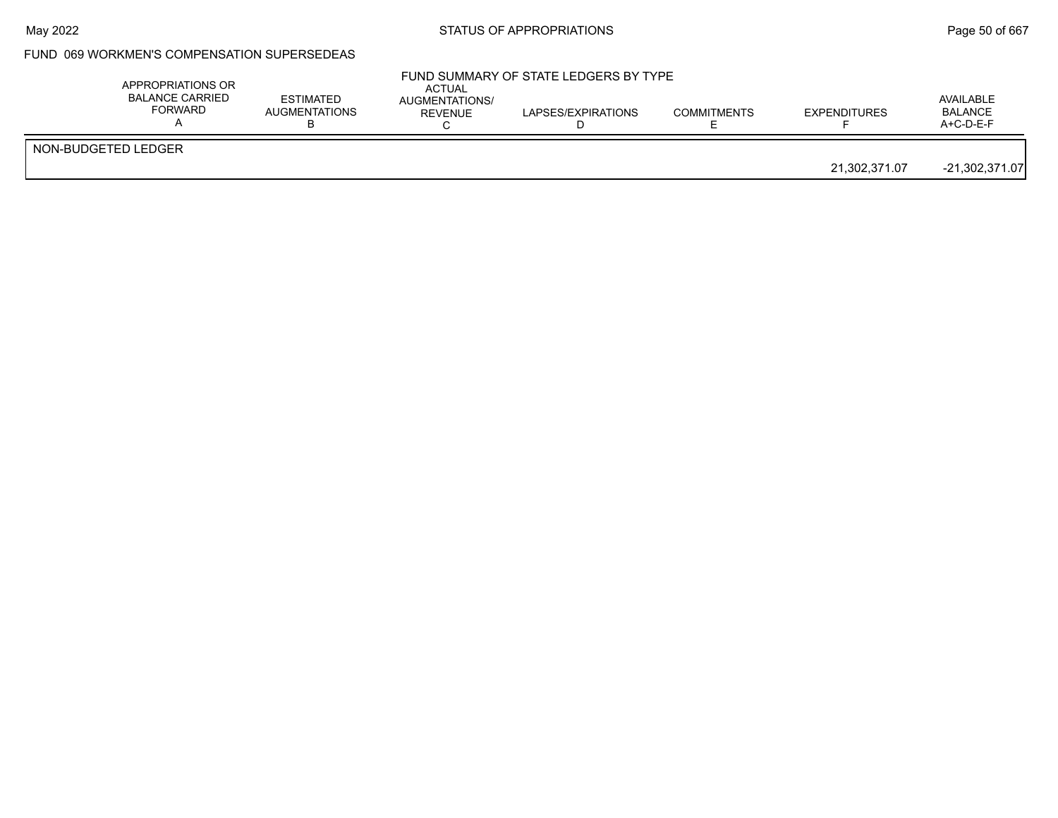FUND 069 WORKMEN'S COMPENSATION SUPERSEDEAS

FUND SUMMARY OF STATE LEDGERS BY TYPE

| | APPROPRIATIONS OR BALANCE CARRIED FORWARD A | ESTIMATED AUGMENTATIONS B | ACTUAL AUGMENTATIONS/ REVENUE C | LAPSES/EXPIRATIONS D | COMMITMENTS E | EXPENDITURES F | AVAILABLE BALANCE A+C-D-E-F |
|---|---|---|---|---|---|---|---|
| NON-BUDGETED LEDGER | | | | | | | |
| | | | | | | 21,302,371.07 | -21,302,371.07 |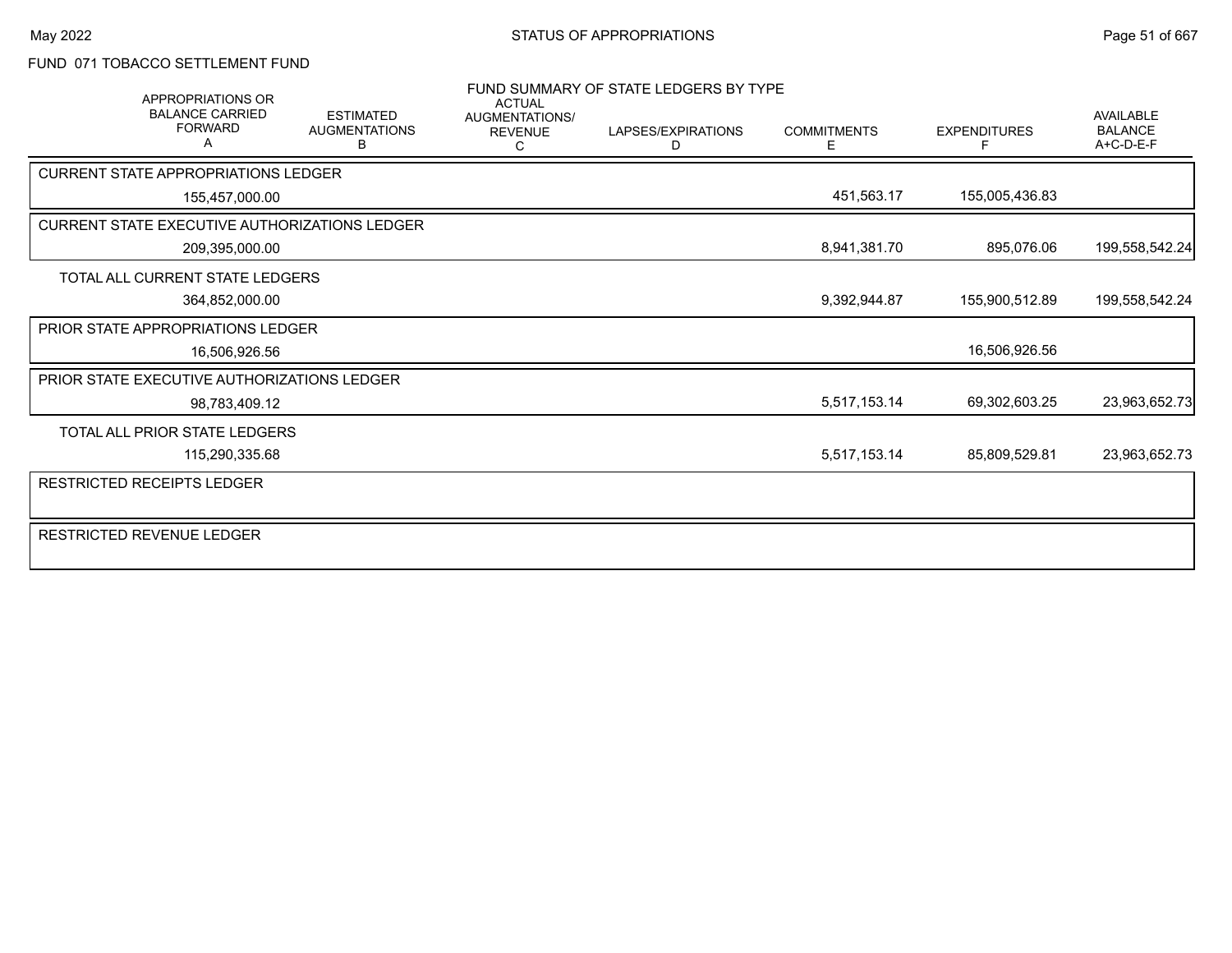FUND 071 TOBACCO SETTLEMENT FUND

FUND SUMMARY OF STATE LEDGERS BY TYPE

| APPROPRIATIONS OR BALANCE CARRIED FORWARD A | ESTIMATED AUGMENTATIONS B | ACTUAL AUGMENTATIONS/ REVENUE C | LAPSES/EXPIRATIONS D | COMMITMENTS E | EXPENDITURES F | AVAILABLE BALANCE A+C-D-E-F |
|---|---|---|---|---|---|---|
| **CURRENT STATE APPROPRIATIONS LEDGER** | | | | | | |
| 155,457,000.00 | | | | 451,563.17 | 155,005,436.83 | |
| **CURRENT STATE EXECUTIVE AUTHORIZATIONS LEDGER** | | | | | | |
| 209,395,000.00 | | | | 8,941,381.70 | 895,076.06 | 199,558,542.24 |
| **TOTAL ALL CURRENT STATE LEDGERS** | | | | | | |
| 364,852,000.00 | | | | 9,392,944.87 | 155,900,512.89 | 199,558,542.24 |
| **PRIOR STATE APPROPRIATIONS LEDGER** | | | | | | |
| 16,506,926.56 | | | | | 16,506,926.56 | |
| **PRIOR STATE EXECUTIVE AUTHORIZATIONS LEDGER** | | | | | | |
| 98,783,409.12 | | | | 5,517,153.14 | 69,302,603.25 | 23,963,652.73 |
| **TOTAL ALL PRIOR STATE LEDGERS** | | | | | | |
| 115,290,335.68 | | | | 5,517,153.14 | 85,809,529.81 | 23,963,652.73 |
| **RESTRICTED RECEIPTS LEDGER** | | | | | | |
| **RESTRICTED REVENUE LEDGER** | | | | | | |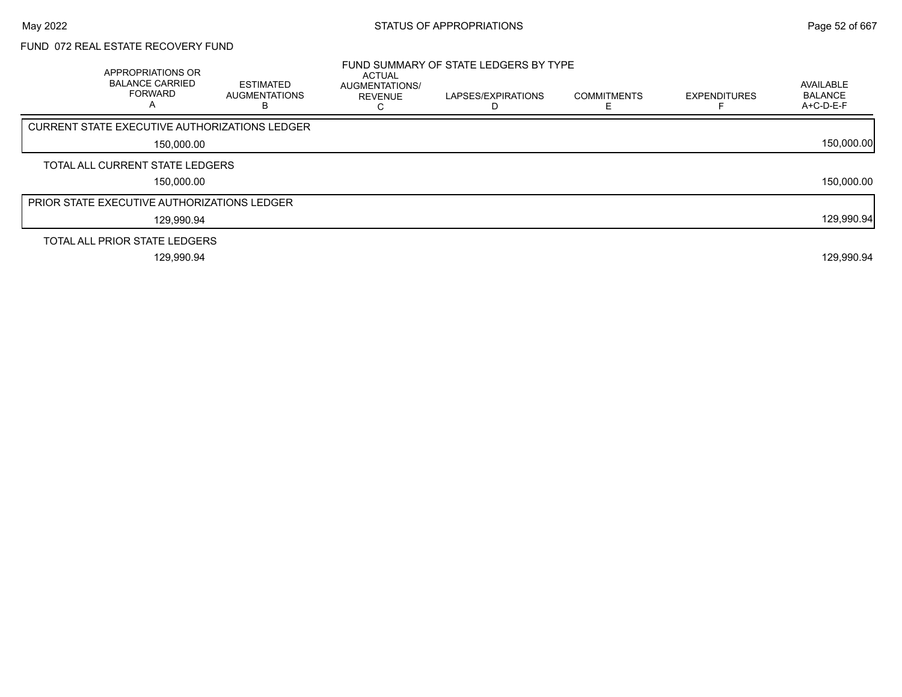## FUND 072 REAL ESTATE RECOVERY FUND

### FUND SUMMARY OF STATE LEDGERS BY TYPE

| APPROPRIATIONS OR BALANCE CARRIED FORWARD A | ESTIMATED AUGMENTATIONS B | ACTUAL AUGMENTATIONS/ REVENUE C | LAPSES/EXPIRATIONS D | COMMITMENTS E | EXPENDITURES F | AVAILABLE BALANCE A+C-D-E-F |
|---|---|---|---|---|---|---|
| CURRENT STATE EXECUTIVE AUTHORIZATIONS LEDGER | | | | | | |
| 150,000.00 | | | | | | 150,000.00 |
| TOTAL ALL CURRENT STATE LEDGERS | | | | | | |
| 150,000.00 | | | | | | 150,000.00 |
| PRIOR STATE EXECUTIVE AUTHORIZATIONS LEDGER | | | | | | |
| 129,990.94 | | | | | | 129,990.94 |
| TOTAL ALL PRIOR STATE LEDGERS | | | | | | |
| 129,990.94 | | | | | | 129,990.94 |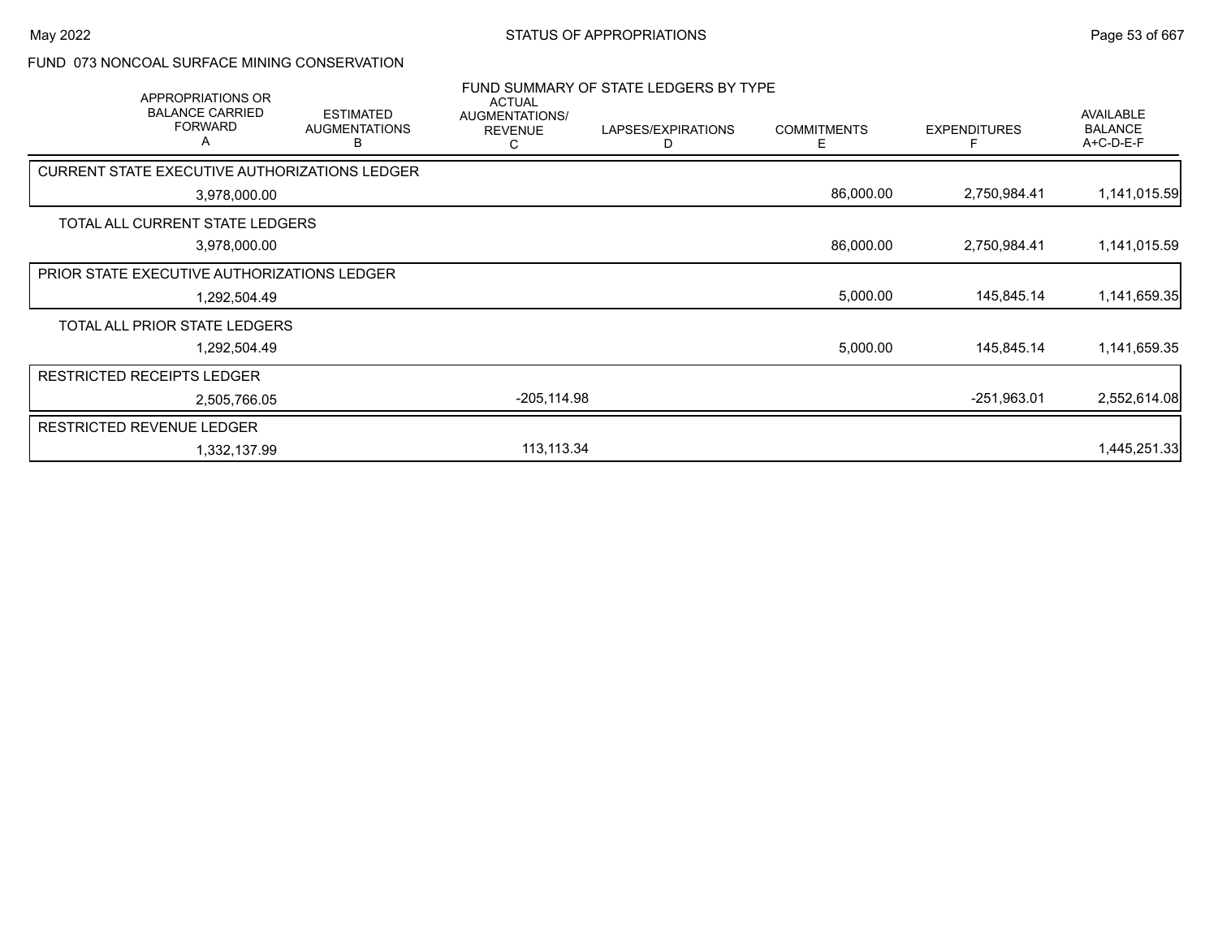# FUND 073 NONCOAL SURFACE MINING CONSERVATION

## FUND SUMMARY OF STATE LEDGERS BY TYPE

| | APPROPRIATIONS OR BALANCE CARRIED FORWARD A | ESTIMATED AUGMENTATIONS B | ACTUAL AUGMENTATIONS/ REVENUE C | LAPSES/EXPIRATIONS D | COMMITMENTS E | EXPENDITURES F | AVAILABLE BALANCE A+C-D-E-F |
|---|---|---|---|---|---|---|---|
| CURRENT STATE EXECUTIVE AUTHORIZATIONS LEDGER | 3,978,000.00 | | | | 86,000.00 | 2,750,984.41 | 1,141,015.59 |
| TOTAL ALL CURRENT STATE LEDGERS | 3,978,000.00 | | | | 86,000.00 | 2,750,984.41 | 1,141,015.59 |
| PRIOR STATE EXECUTIVE AUTHORIZATIONS LEDGER | 1,292,504.49 | | | | 5,000.00 | 145,845.14 | 1,141,659.35 |
| TOTAL ALL PRIOR STATE LEDGERS | 1,292,504.49 | | | | 5,000.00 | 145,845.14 | 1,141,659.35 |
| RESTRICTED RECEIPTS LEDGER | 2,505,766.05 | | -205,114.98 | | | -251,963.01 | 2,552,614.08 |
| RESTRICTED REVENUE LEDGER | 1,332,137.99 | | 113,113.34 | | | | 1,445,251.33 |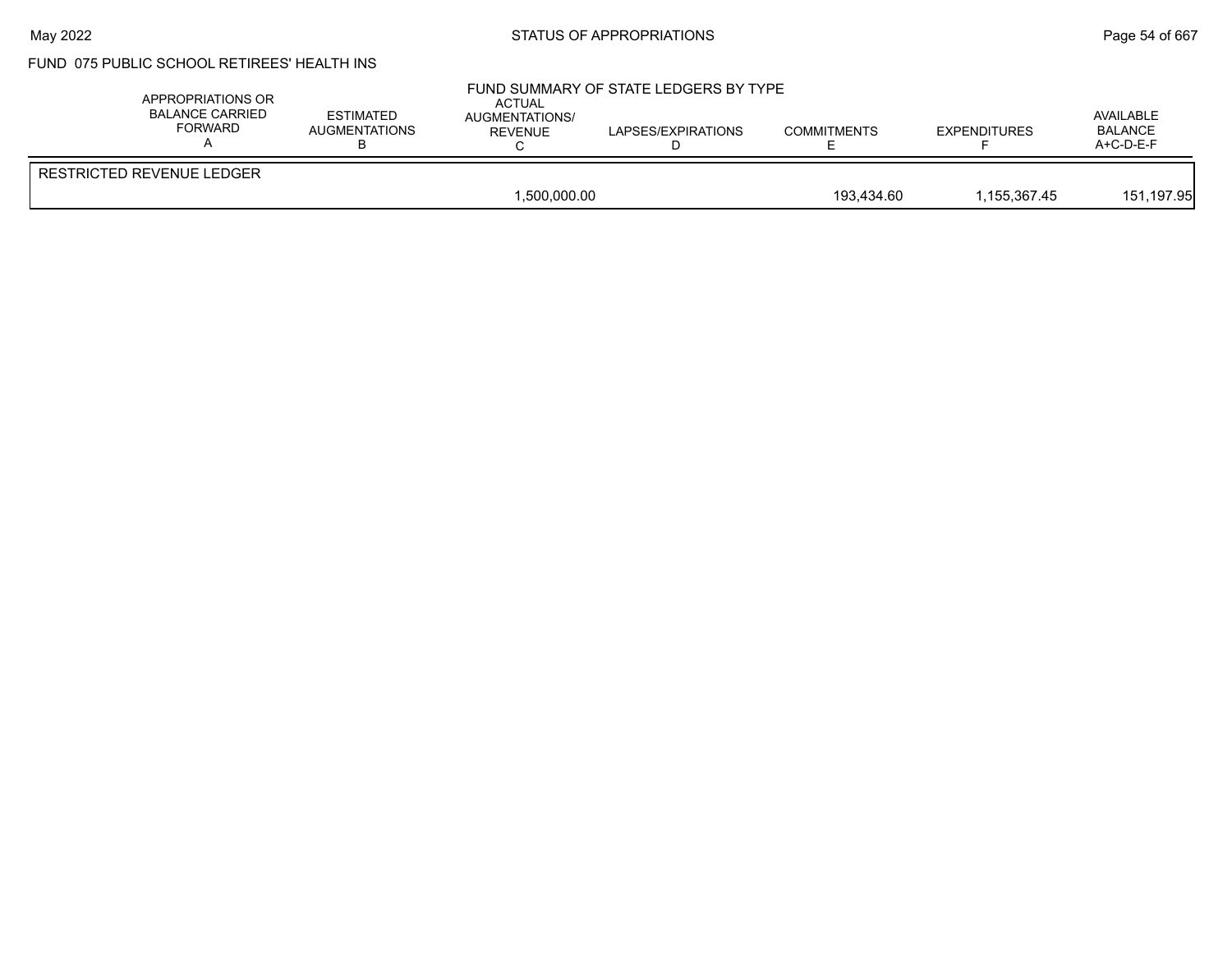FUND 075 PUBLIC SCHOOL RETIREES' HEALTH INS

## FUND SUMMARY OF STATE LEDGERS BY TYPE

| | APPROPRIATIONS OR BALANCE CARRIED FORWARD A | ESTIMATED AUGMENTATIONS B | ACTUAL AUGMENTATIONS/ REVENUE C | LAPSES/EXPIRATIONS D | COMMITMENTS E | EXPENDITURES F | AVAILABLE BALANCE A+C-D-E-F |
|---|---|---|---|---|---|---|---|
| RESTRICTED REVENUE LEDGER | | | | | | | |
| | | | 1,500,000.00 | | 193,434.60 | 1,155,367.45 | 151,197.95 |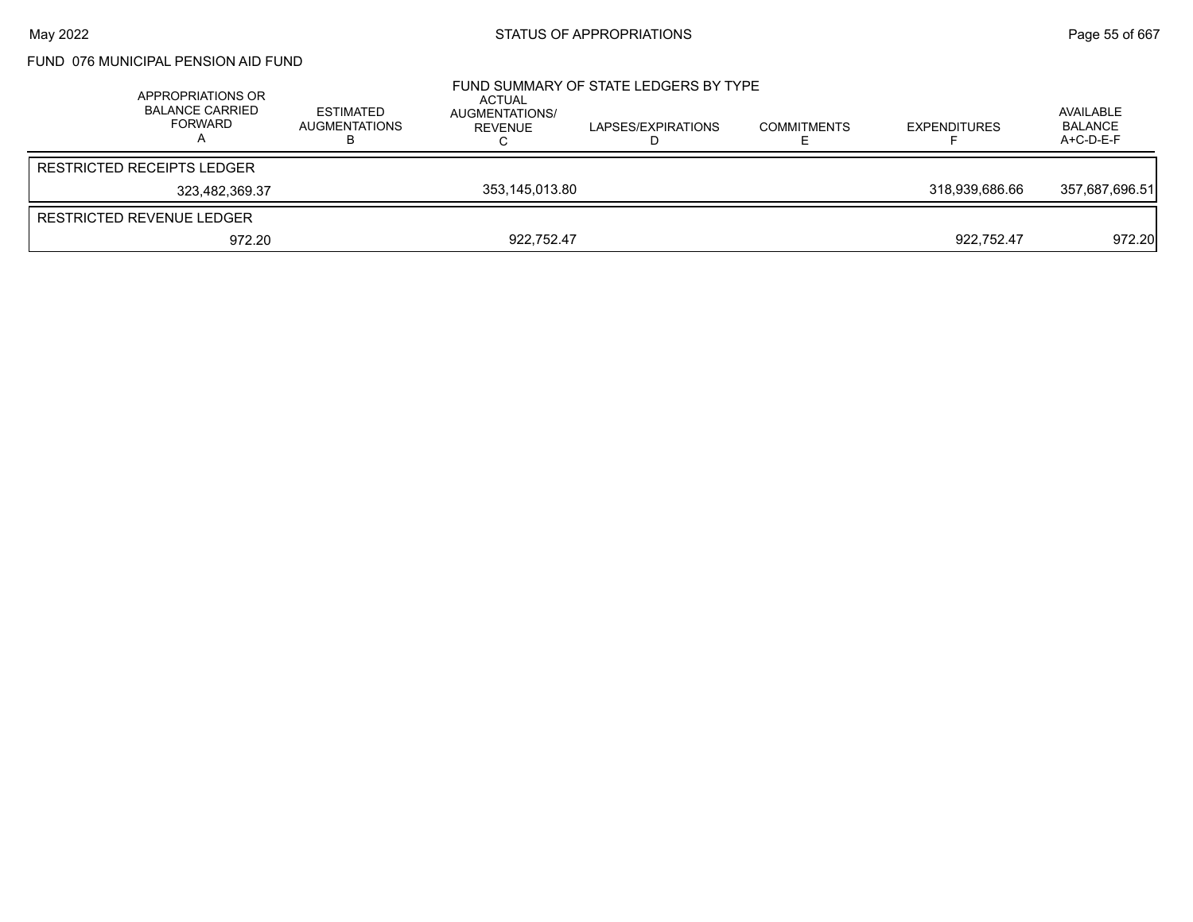FUND 076 MUNICIPAL PENSION AID FUND

FUND SUMMARY OF STATE LEDGERS BY TYPE

| APPROPRIATIONS OR BALANCE CARRIED FORWARD A | ESTIMATED AUGMENTATIONS B | ACTUAL AUGMENTATIONS/ REVENUE C | LAPSES/EXPIRATIONS D | COMMITMENTS E | EXPENDITURES F | AVAILABLE BALANCE A+C-D-E-F |
|---|---|---|---|---|---|---|
| RESTRICTED RECEIPTS LEDGER | | | | | | |
| 323,482,369.37 | | 353,145,013.80 | | | 318,939,686.66 | 357,687,696.51 |
| RESTRICTED REVENUE LEDGER | | | | | | |
| 972.20 | | 922,752.47 | | | 922,752.47 | 972.20 |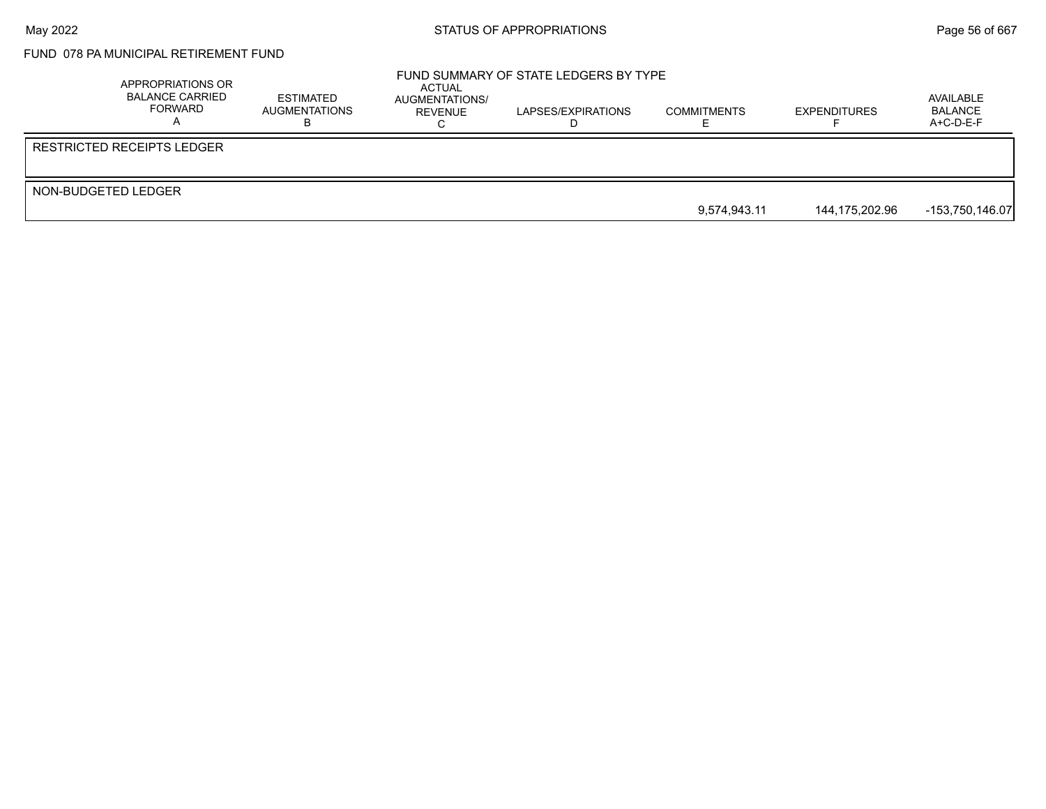FUND 078 PA MUNICIPAL RETIREMENT FUND

## FUND SUMMARY OF STATE LEDGERS BY TYPE

| | APPROPRIATIONS OR BALANCE CARRIED FORWARD A | ESTIMATED AUGMENTATIONS B | ACTUAL AUGMENTATIONS/ REVENUE C | LAPSES/EXPIRATIONS D | COMMITMENTS E | EXPENDITURES F | AVAILABLE BALANCE A+C-D-E-F |
|---|---|---|---|---|---|---|---|
| RESTRICTED RECEIPTS LEDGER | | | | | | | |
| NON-BUDGETED LEDGER | | | | | 9,574,943.11 | 144,175,202.96 | -153,750,146.07 |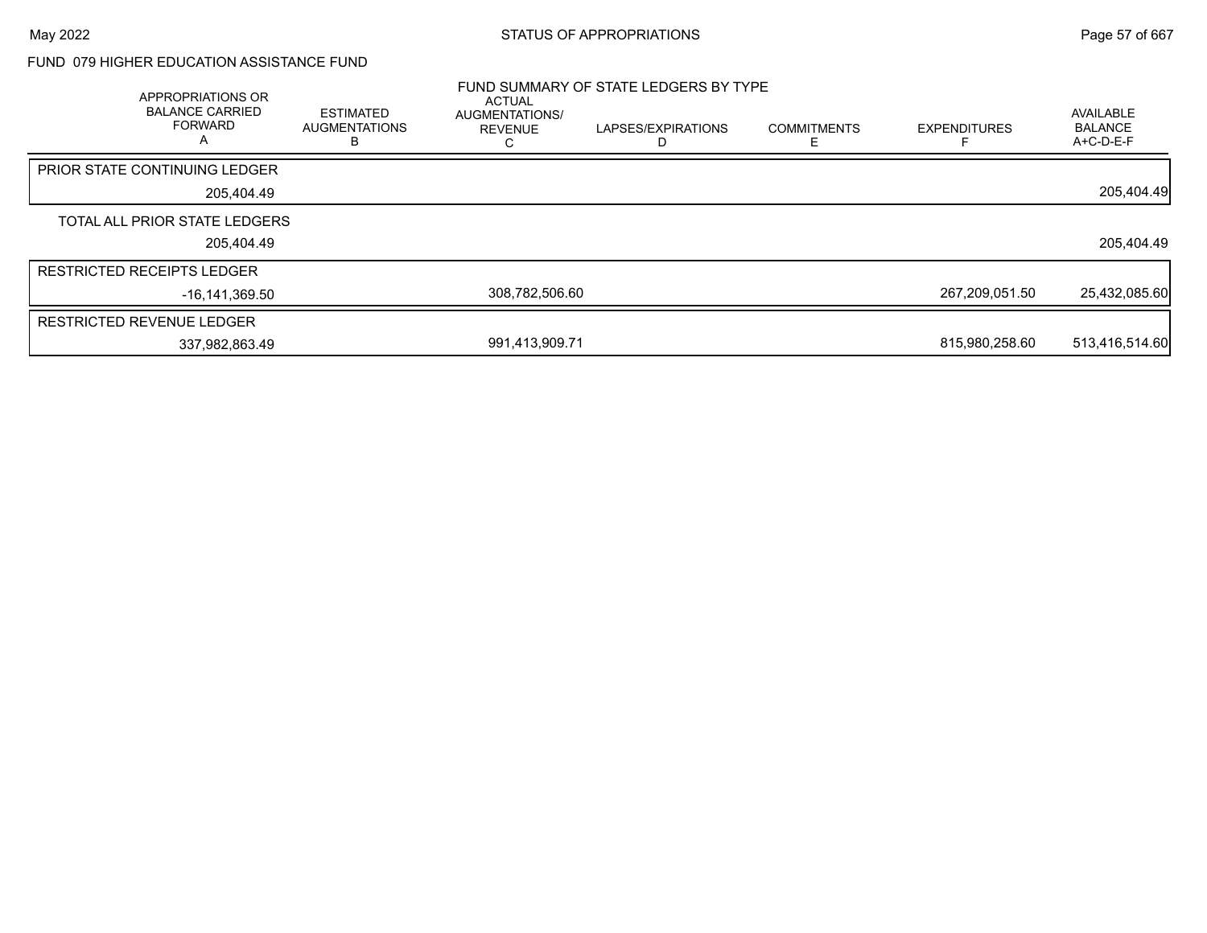## FUND 079 HIGHER EDUCATION ASSISTANCE FUND

### FUND SUMMARY OF STATE LEDGERS BY TYPE

| APPROPRIATIONS OR BALANCE CARRIED FORWARD A | ESTIMATED AUGMENTATIONS B | ACTUAL AUGMENTATIONS/ REVENUE C | LAPSES/EXPIRATIONS D | COMMITMENTS E | EXPENDITURES F | AVAILABLE BALANCE A+C-D-E-F |
|---|---|---|---|---|---|---|
| PRIOR STATE CONTINUING LEDGER | | | | | | |
| 205,404.49 | | | | | | 205,404.49 |
| TOTAL ALL PRIOR STATE LEDGERS | | | | | | |
| 205,404.49 | | | | | | 205,404.49 |
| RESTRICTED RECEIPTS LEDGER | | | | | | |
| -16,141,369.50 | | 308,782,506.60 | | | 267,209,051.50 | 25,432,085.60 |
| RESTRICTED REVENUE LEDGER | | | | | | |
| 337,982,863.49 | | 991,413,909.71 | | | 815,980,258.60 | 513,416,514.60 |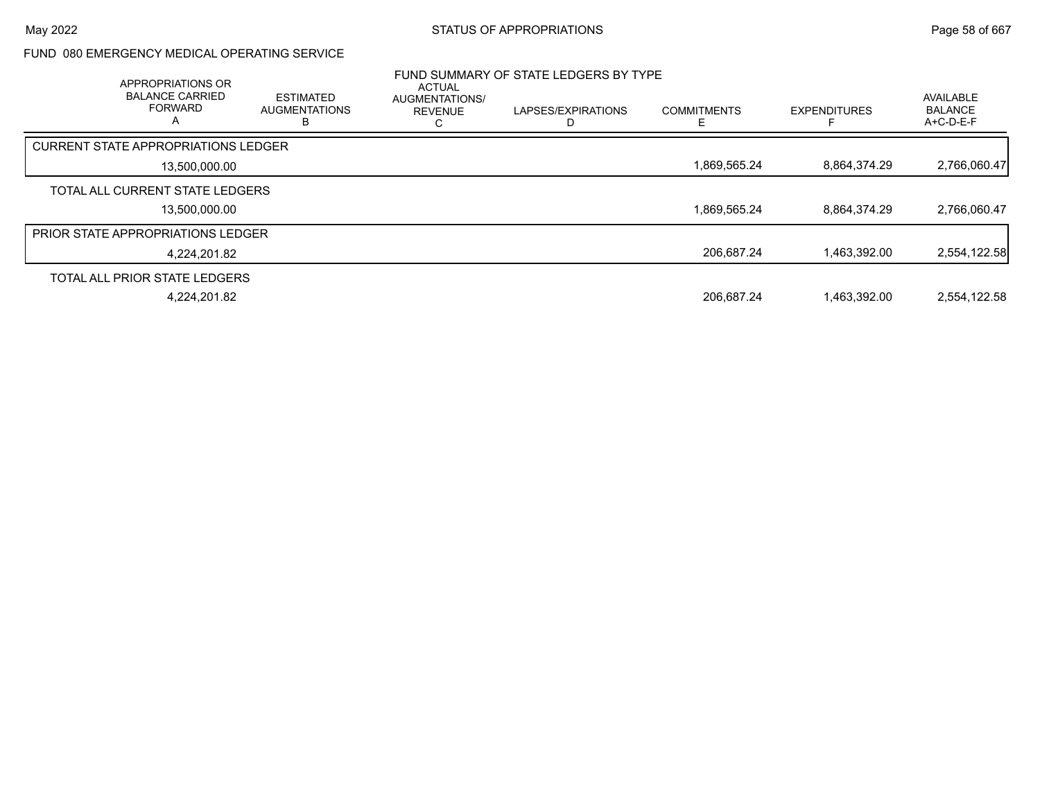## FUND 080 EMERGENCY MEDICAL OPERATING SERVICE

### FUND SUMMARY OF STATE LEDGERS BY TYPE

| | APPROPRIATIONS OR BALANCE CARRIED FORWARD A | ESTIMATED AUGMENTATIONS B | ACTUAL AUGMENTATIONS/ REVENUE C | LAPSES/EXPIRATIONS D | COMMITMENTS E | EXPENDITURES F | AVAILABLE BALANCE A+C-D-E-F |
|---|---|---|---|---|---|---|---|
| CURRENT STATE APPROPRIATIONS LEDGER | 13,500,000.00 | | | | 1,869,565.24 | 8,864,374.29 | 2,766,060.47 |
| TOTAL ALL CURRENT STATE LEDGERS | 13,500,000.00 | | | | 1,869,565.24 | 8,864,374.29 | 2,766,060.47 |
| PRIOR STATE APPROPRIATIONS LEDGER | 4,224,201.82 | | | | 206,687.24 | 1,463,392.00 | 2,554,122.58 |
| TOTAL ALL PRIOR STATE LEDGERS | 4,224,201.82 | | | | 206,687.24 | 1,463,392.00 | 2,554,122.58 |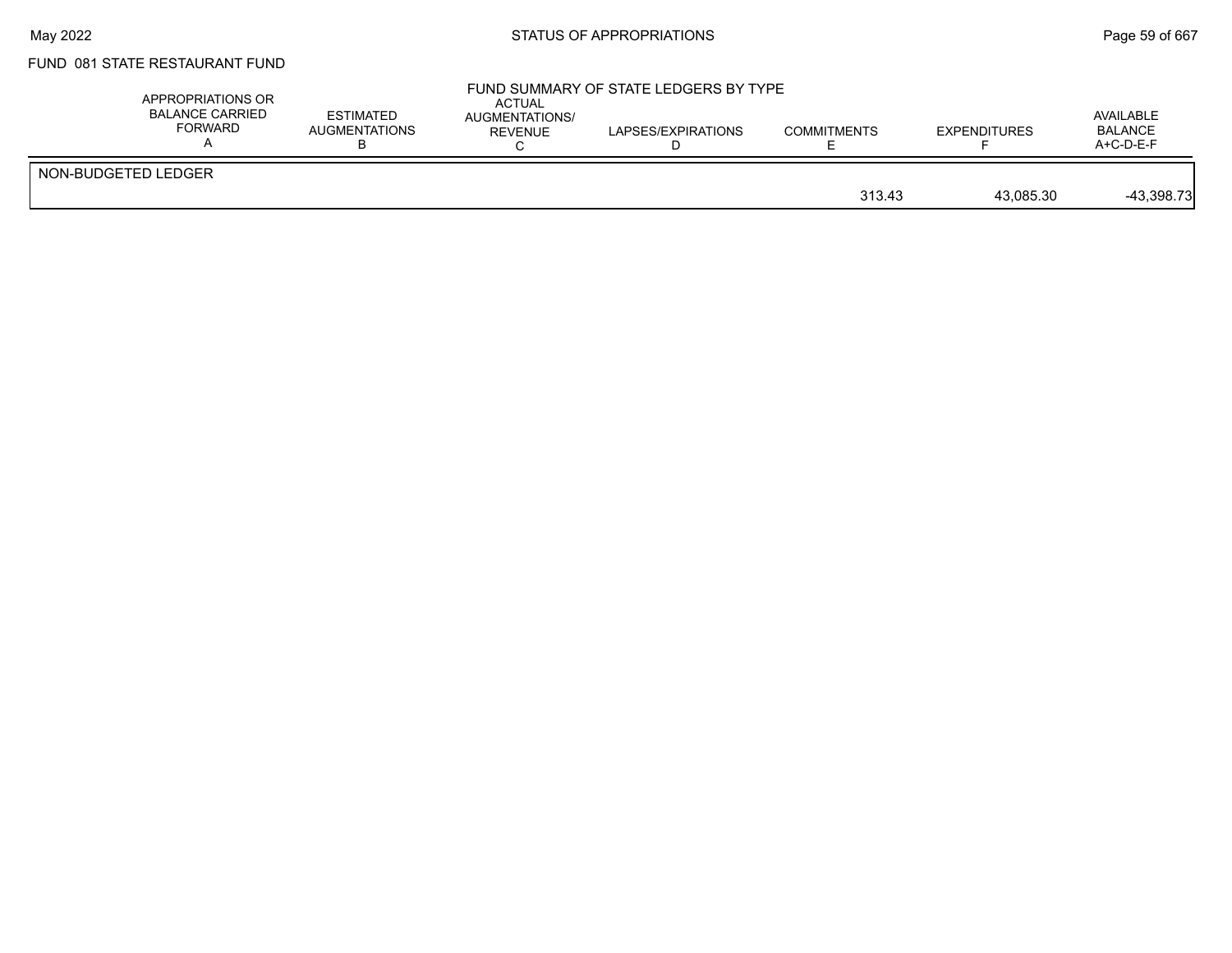FUND 081 STATE RESTAURANT FUND

FUND SUMMARY OF STATE LEDGERS BY TYPE

| | APPROPRIATIONS OR BALANCE CARRIED FORWARD A | ESTIMATED AUGMENTATIONS B | ACTUAL AUGMENTATIONS/ REVENUE C | LAPSES/EXPIRATIONS D | COMMITMENTS E | EXPENDITURES F | AVAILABLE BALANCE A+C-D-E-F |
|---|---|---|---|---|---|---|---|
| NON-BUDGETED LEDGER | | | | | 313.43 | 43,085.30 | -43,398.73 |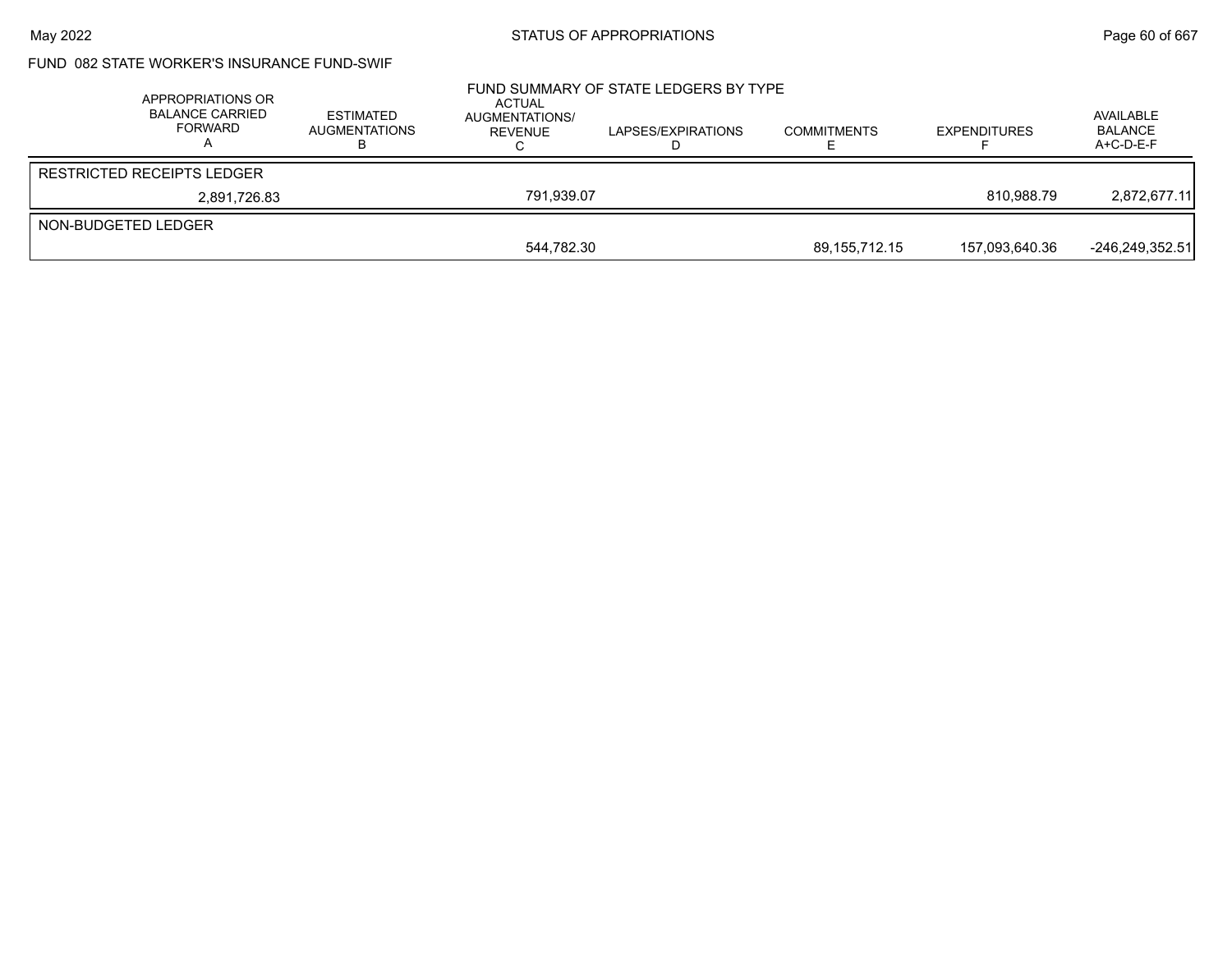FUND 082 STATE WORKER'S INSURANCE FUND-SWIF

FUND SUMMARY OF STATE LEDGERS BY TYPE

| APPROPRIATIONS OR BALANCE CARRIED FORWARD A | ESTIMATED AUGMENTATIONS B | ACTUAL AUGMENTATIONS/ REVENUE C | LAPSES/EXPIRATIONS D | COMMITMENTS E | EXPENDITURES F | AVAILABLE BALANCE A+C-D-E-F |
|---|---|---|---|---|---|---|
| RESTRICTED RECEIPTS LEDGER | | | | | | |
| 2,891,726.83 | | 791,939.07 | | | 810,988.79 | 2,872,677.11 |
| NON-BUDGETED LEDGER | | | | | | |
| | | 544,782.30 | | 89,155,712.15 | 157,093,640.36 | -246,249,352.51 |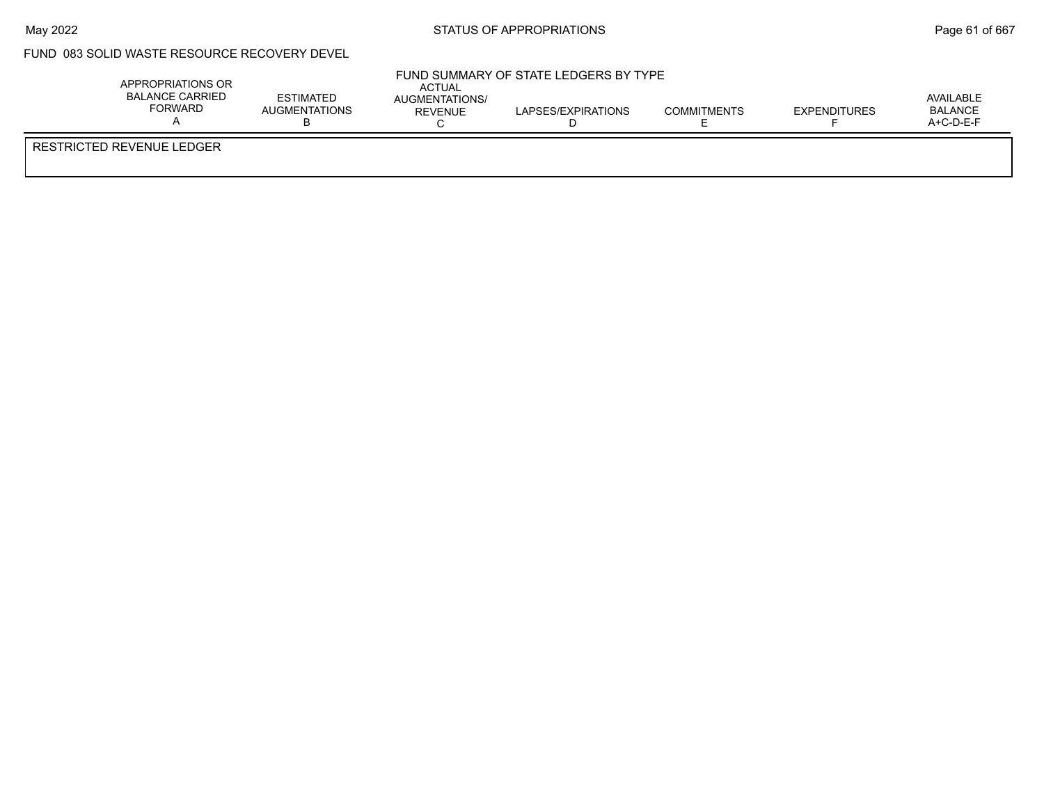FUND 083 SOLID WASTE RESOURCE RECOVERY DEVEL

FUND SUMMARY OF STATE LEDGERS BY TYPE

| APPROPRIATIONS OR BALANCE CARRIED FORWARD A | ESTIMATED AUGMENTATIONS B | ACTUAL AUGMENTATIONS/ REVENUE C | LAPSES/EXPIRATIONS D | COMMITMENTS E | EXPENDITURES F | AVAILABLE BALANCE A+C-D-E-F |
|---|---|---|---|---|---|---|
| RESTRICTED REVENUE LEDGER | | | | | | |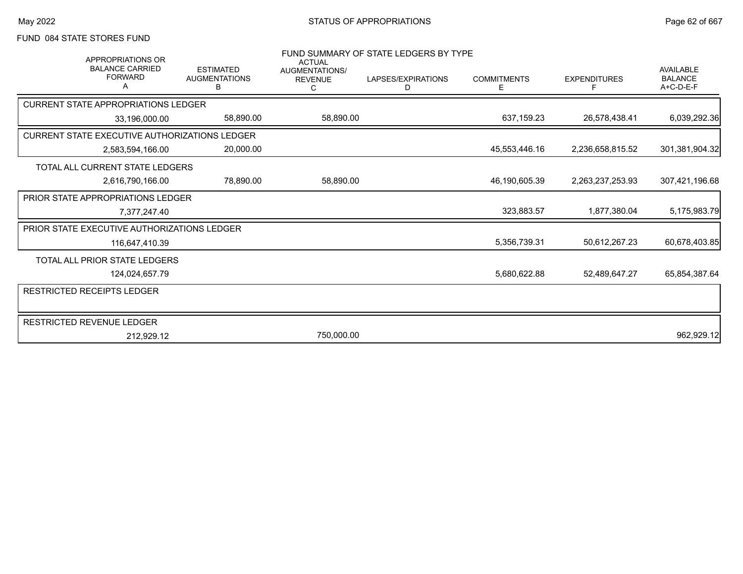FUND 084 STATE STORES FUND

FUND SUMMARY OF STATE LEDGERS BY TYPE

| APPROPRIATIONS OR BALANCE CARRIED FORWARD A | ESTIMATED AUGMENTATIONS B | ACTUAL AUGMENTATIONS/ REVENUE C | LAPSES/EXPIRATIONS D | COMMITMENTS E | EXPENDITURES F | AVAILABLE BALANCE A+C-D-E-F |
|---|---|---|---|---|---|---|
| CURRENT STATE APPROPRIATIONS LEDGER | | | | | | |
| 33,196,000.00 | 58,890.00 | 58,890.00 | | 637,159.23 | 26,578,438.41 | 6,039,292.36 |
| CURRENT STATE EXECUTIVE AUTHORIZATIONS LEDGER | | | | | | |
| 2,583,594,166.00 | 20,000.00 | | | 45,553,446.16 | 2,236,658,815.52 | 301,381,904.32 |
| TOTAL ALL CURRENT STATE LEDGERS | | | | | | |
| 2,616,790,166.00 | 78,890.00 | 58,890.00 | | 46,190,605.39 | 2,263,237,253.93 | 307,421,196.68 |
| PRIOR STATE APPROPRIATIONS LEDGER | | | | | | |
| 7,377,247.40 | | | | 323,883.57 | 1,877,380.04 | 5,175,983.79 |
| PRIOR STATE EXECUTIVE AUTHORIZATIONS LEDGER | | | | | | |
| 116,647,410.39 | | | | 5,356,739.31 | 50,612,267.23 | 60,678,403.85 |
| TOTAL ALL PRIOR STATE LEDGERS | | | | | | |
| 124,024,657.79 | | | | 5,680,622.88 | 52,489,647.27 | 65,854,387.64 |
| RESTRICTED RECEIPTS LEDGER | | | | | | |
| RESTRICTED REVENUE LEDGER | | | | | | |
| 212,929.12 | | 750,000.00 | | | | 962,929.12 |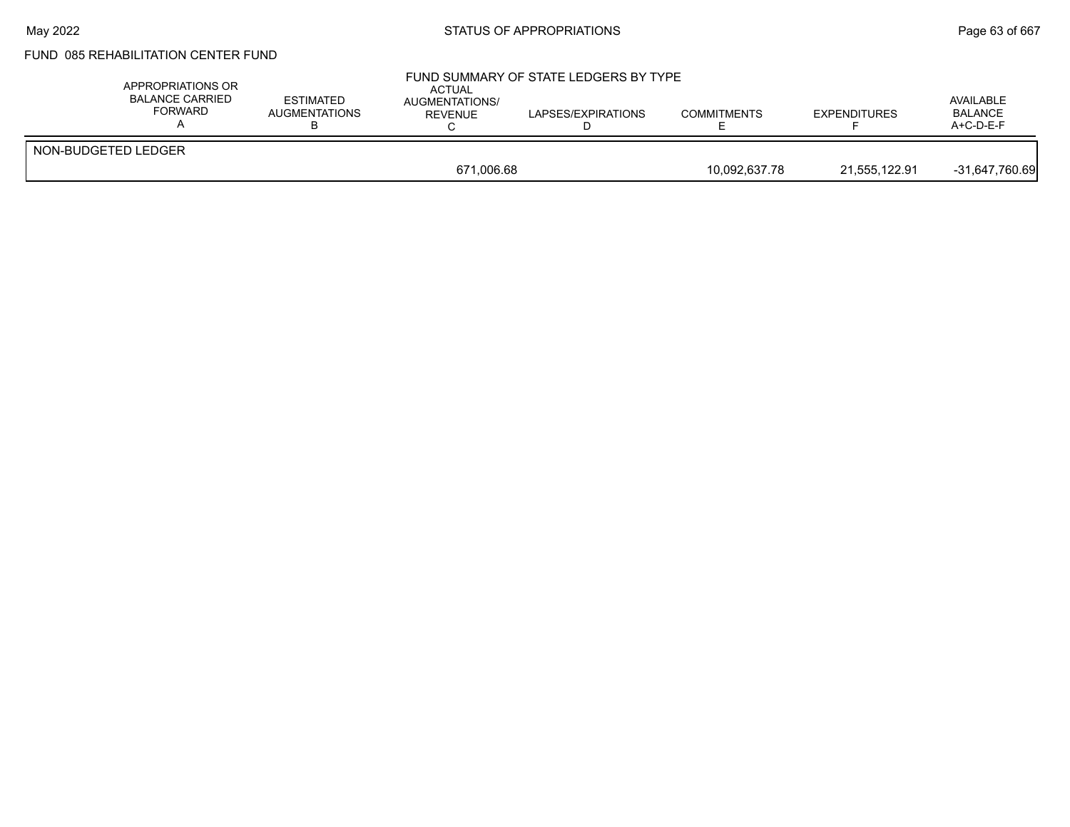FUND 085 REHABILITATION CENTER FUND

FUND SUMMARY OF STATE LEDGERS BY TYPE

| APPROPRIATIONS OR BALANCE CARRIED FORWARD A | ESTIMATED AUGMENTATIONS B | ACTUAL AUGMENTATIONS/ REVENUE C | LAPSES/EXPIRATIONS D | COMMITMENTS E | EXPENDITURES F | AVAILABLE BALANCE A+C-D-E-F |
|---|---|---|---|---|---|---|
| NON-BUDGETED LEDGER | | | | | | |
| | | 671,006.68 | | 10,092,637.78 | 21,555,122.91 | -31,647,760.69 |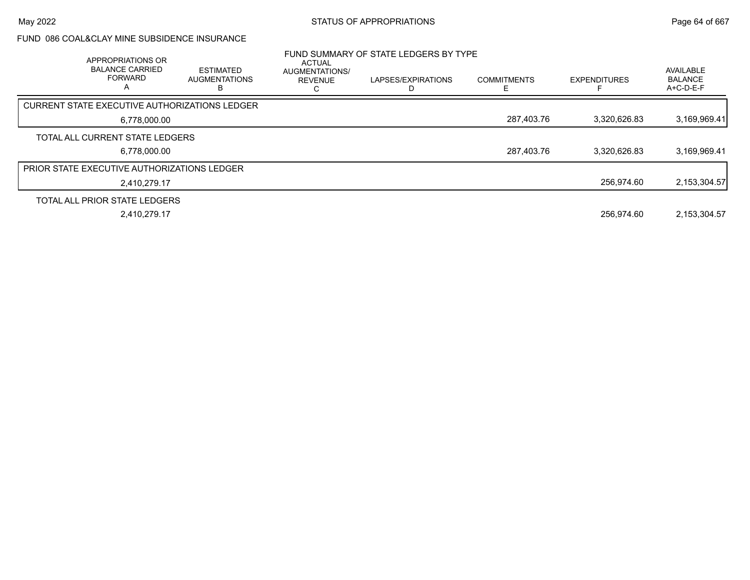FUND 086 COAL&CLAY MINE SUBSIDENCE INSURANCE

## FUND SUMMARY OF STATE LEDGERS BY TYPE

| | APPROPRIATIONS OR BALANCE CARRIED FORWARD A | ESTIMATED AUGMENTATIONS B | ACTUAL AUGMENTATIONS/ REVENUE C | LAPSES/EXPIRATIONS D | COMMITMENTS E | EXPENDITURES F | AVAILABLE BALANCE A+C-D-E-F |
|---|---|---|---|---|---|---|---|
| CURRENT STATE EXECUTIVE AUTHORIZATIONS LEDGER | 6,778,000.00 | | | | 287,403.76 | 3,320,626.83 | 3,169,969.41 |
| TOTAL ALL CURRENT STATE LEDGERS | 6,778,000.00 | | | | 287,403.76 | 3,320,626.83 | 3,169,969.41 |
| PRIOR STATE EXECUTIVE AUTHORIZATIONS LEDGER | 2,410,279.17 | | | | | 256,974.60 | 2,153,304.57 |
| TOTAL ALL PRIOR STATE LEDGERS | 2,410,279.17 | | | | | 256,974.60 | 2,153,304.57 |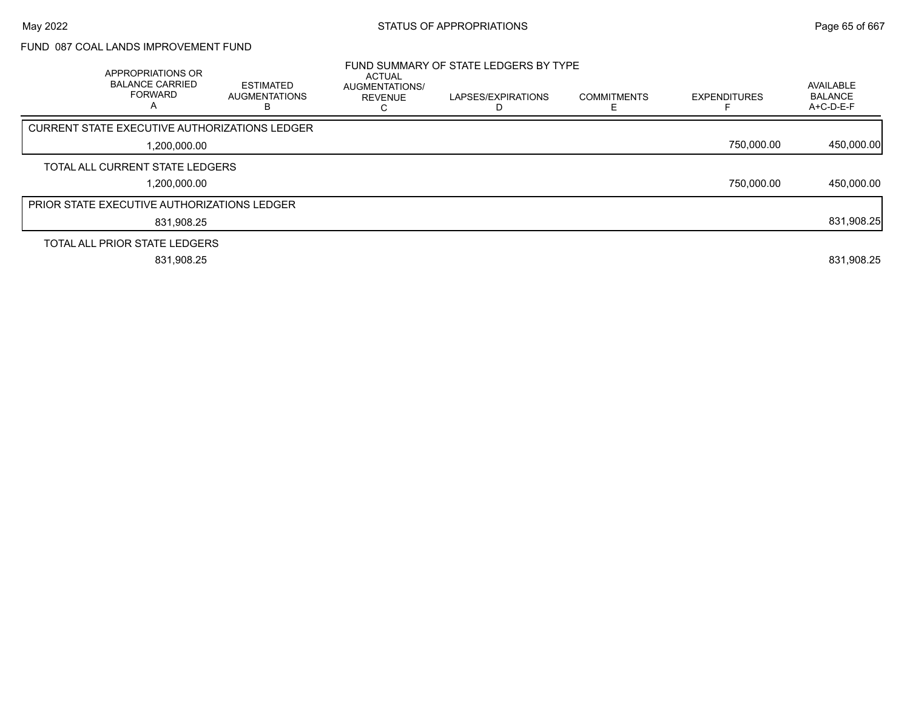## FUND 087 COAL LANDS IMPROVEMENT FUND

### FUND SUMMARY OF STATE LEDGERS BY TYPE

| APPROPRIATIONS OR BALANCE CARRIED FORWARD A | ESTIMATED AUGMENTATIONS B | ACTUAL AUGMENTATIONS/ REVENUE C | LAPSES/EXPIRATIONS D | COMMITMENTS E | EXPENDITURES F | AVAILABLE BALANCE A+C-D-E-F |
|---|---|---|---|---|---|---|
| CURRENT STATE EXECUTIVE AUTHORIZATIONS LEDGER | | | | | | |
| 1,200,000.00 | | | | | 750,000.00 | 450,000.00 |
| TOTAL ALL CURRENT STATE LEDGERS | | | | | | |
| 1,200,000.00 | | | | | 750,000.00 | 450,000.00 |
| PRIOR STATE EXECUTIVE AUTHORIZATIONS LEDGER | | | | | | |
| 831,908.25 | | | | | | 831,908.25 |
| TOTAL ALL PRIOR STATE LEDGERS | | | | | | |
| 831,908.25 | | | | | | 831,908.25 |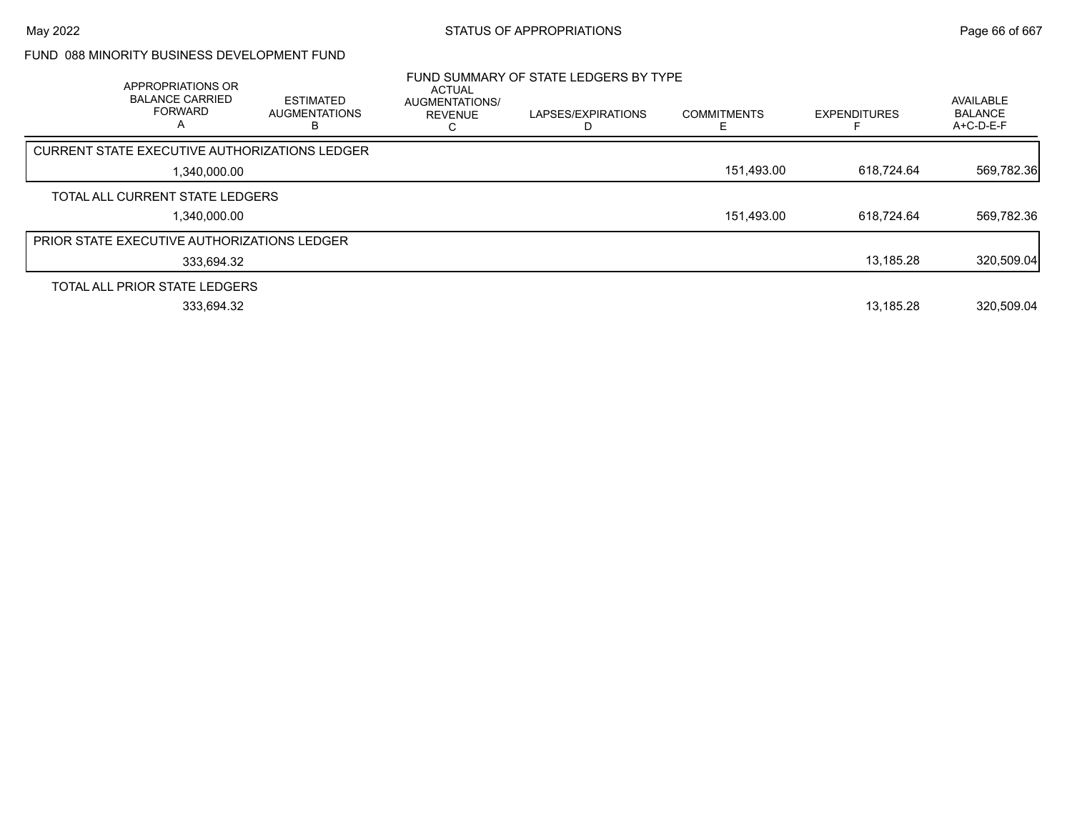May 2022 — STATUS OF APPROPRIATIONS

## FUND 088 MINORITY BUSINESS DEVELOPMENT FUND

### FUND SUMMARY OF STATE LEDGERS BY TYPE

| APPROPRIATIONS OR BALANCE CARRIED FORWARD A | ESTIMATED AUGMENTATIONS B | ACTUAL AUGMENTATIONS/ REVENUE C | LAPSES/EXPIRATIONS D | COMMITMENTS E | EXPENDITURES F | AVAILABLE BALANCE A+C-D-E-F |
|---|---|---|---|---|---|---|
| **CURRENT STATE EXECUTIVE AUTHORIZATIONS LEDGER** | | | | | | |
| 1,340,000.00 | | | | 151,493.00 | 618,724.64 | 569,782.36 |
| **TOTAL ALL CURRENT STATE LEDGERS** | | | | | | |
| 1,340,000.00 | | | | 151,493.00 | 618,724.64 | 569,782.36 |
| **PRIOR STATE EXECUTIVE AUTHORIZATIONS LEDGER** | | | | | | |
| 333,694.32 | | | | | 13,185.28 | 320,509.04 |
| **TOTAL ALL PRIOR STATE LEDGERS** | | | | | | |
| 333,694.32 | | | | | 13,185.28 | 320,509.04 |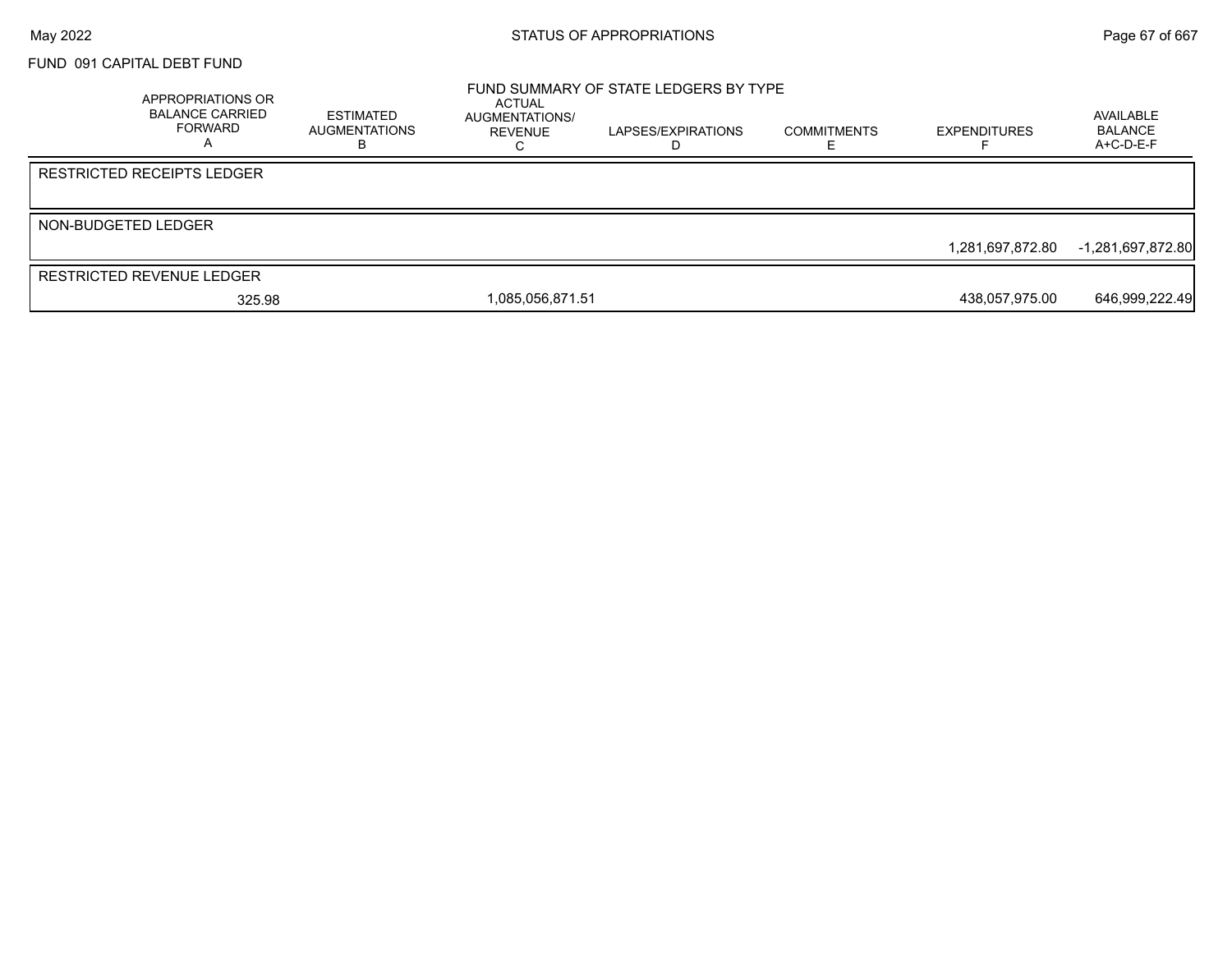FUND 091 CAPITAL DEBT FUND

FUND SUMMARY OF STATE LEDGERS BY TYPE

| APPROPRIATIONS OR BALANCE CARRIED FORWARD A | ESTIMATED AUGMENTATIONS B | ACTUAL AUGMENTATIONS/ REVENUE C | LAPSES/EXPIRATIONS D | COMMITMENTS E | EXPENDITURES F | AVAILABLE BALANCE A+C-D-E-F |
|---|---|---|---|---|---|---|
| RESTRICTED RECEIPTS LEDGER | | | | | | |
| | | | | | | |
| NON-BUDGETED LEDGER | | | | | | |
| | | | | | 1,281,697,872.80 | -1,281,697,872.80 |
| RESTRICTED REVENUE LEDGER | | | | | | |
| 325.98 | | 1,085,056,871.51 | | | 438,057,975.00 | 646,999,222.49 |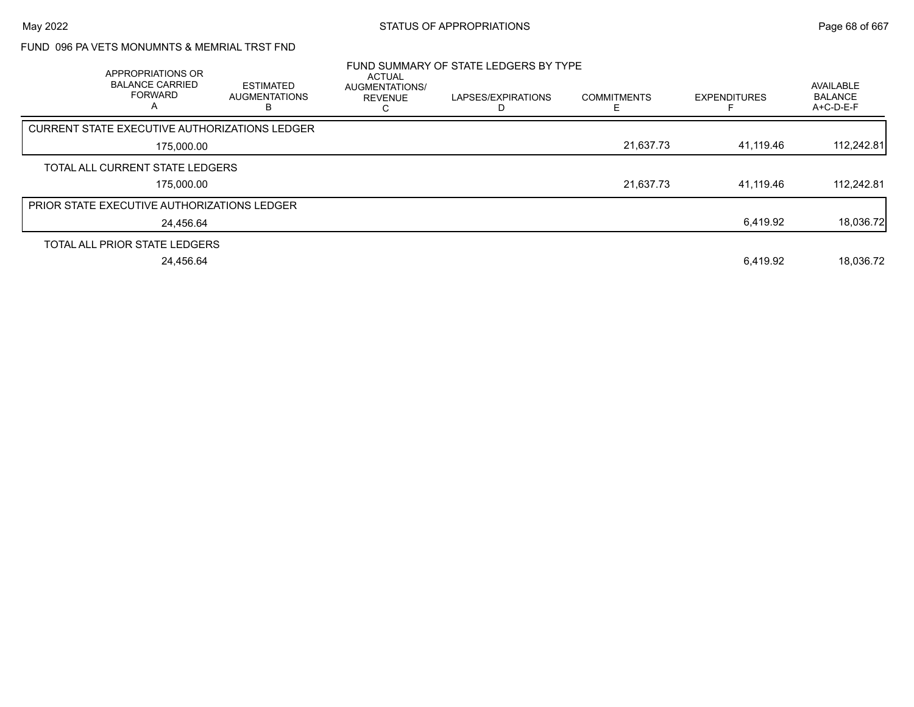FUND 096 PA VETS MONUMNTS & MEMRIAL TRST FND

## FUND SUMMARY OF STATE LEDGERS BY TYPE

| APPROPRIATIONS OR BALANCE CARRIED FORWARD A | ESTIMATED AUGMENTATIONS B | ACTUAL AUGMENTATIONS/ REVENUE C | LAPSES/EXPIRATIONS D | COMMITMENTS E | EXPENDITURES F | AVAILABLE BALANCE A+C-D-E-F |
|---|---|---|---|---|---|---|
| CURRENT STATE EXECUTIVE AUTHORIZATIONS LEDGER | | | | | | |
| 175,000.00 | | | | 21,637.73 | 41,119.46 | 112,242.81 |
| TOTAL ALL CURRENT STATE LEDGERS | | | | | | |
| 175,000.00 | | | | 21,637.73 | 41,119.46 | 112,242.81 |
| PRIOR STATE EXECUTIVE AUTHORIZATIONS LEDGER | | | | | | |
| 24,456.64 | | | | | 6,419.92 | 18,036.72 |
| TOTAL ALL PRIOR STATE LEDGERS | | | | | | |
| 24,456.64 | | | | | 6,419.92 | 18,036.72 |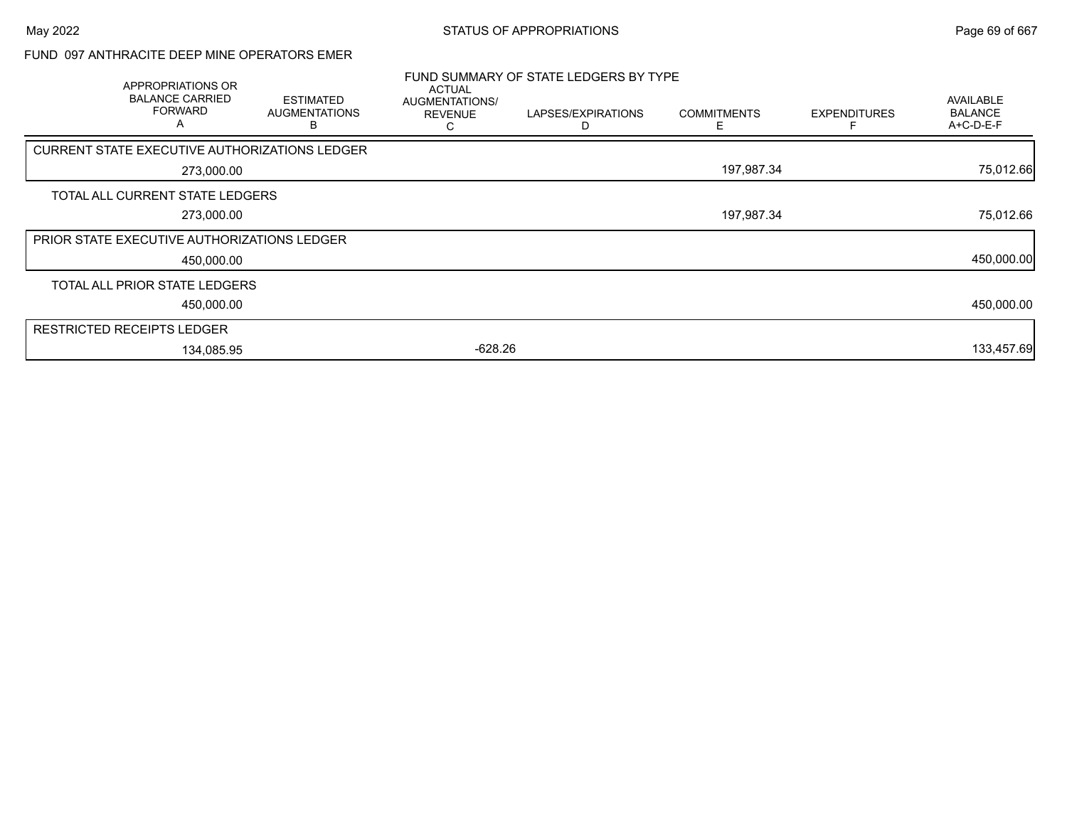## FUND 097 ANTHRACITE DEEP MINE OPERATORS EMER

### FUND SUMMARY OF STATE LEDGERS BY TYPE

| APPROPRIATIONS OR BALANCE CARRIED FORWARD A | ESTIMATED AUGMENTATIONS B | ACTUAL AUGMENTATIONS/ REVENUE C | LAPSES/EXPIRATIONS D | COMMITMENTS E | EXPENDITURES F | AVAILABLE BALANCE A+C-D-E-F |
|---|---|---|---|---|---|---|
| **CURRENT STATE EXECUTIVE AUTHORIZATIONS LEDGER** | | | | | | |
| 273,000.00 | | | | 197,987.34 | | 75,012.66 |
| **TOTAL ALL CURRENT STATE LEDGERS** | | | | | | |
| 273,000.00 | | | | 197,987.34 | | 75,012.66 |
| **PRIOR STATE EXECUTIVE AUTHORIZATIONS LEDGER** | | | | | | |
| 450,000.00 | | | | | | 450,000.00 |
| **TOTAL ALL PRIOR STATE LEDGERS** | | | | | | |
| 450,000.00 | | | | | | 450,000.00 |
| **RESTRICTED RECEIPTS LEDGER** | | | | | | |
| 134,085.95 | | -628.26 | | | | 133,457.69 |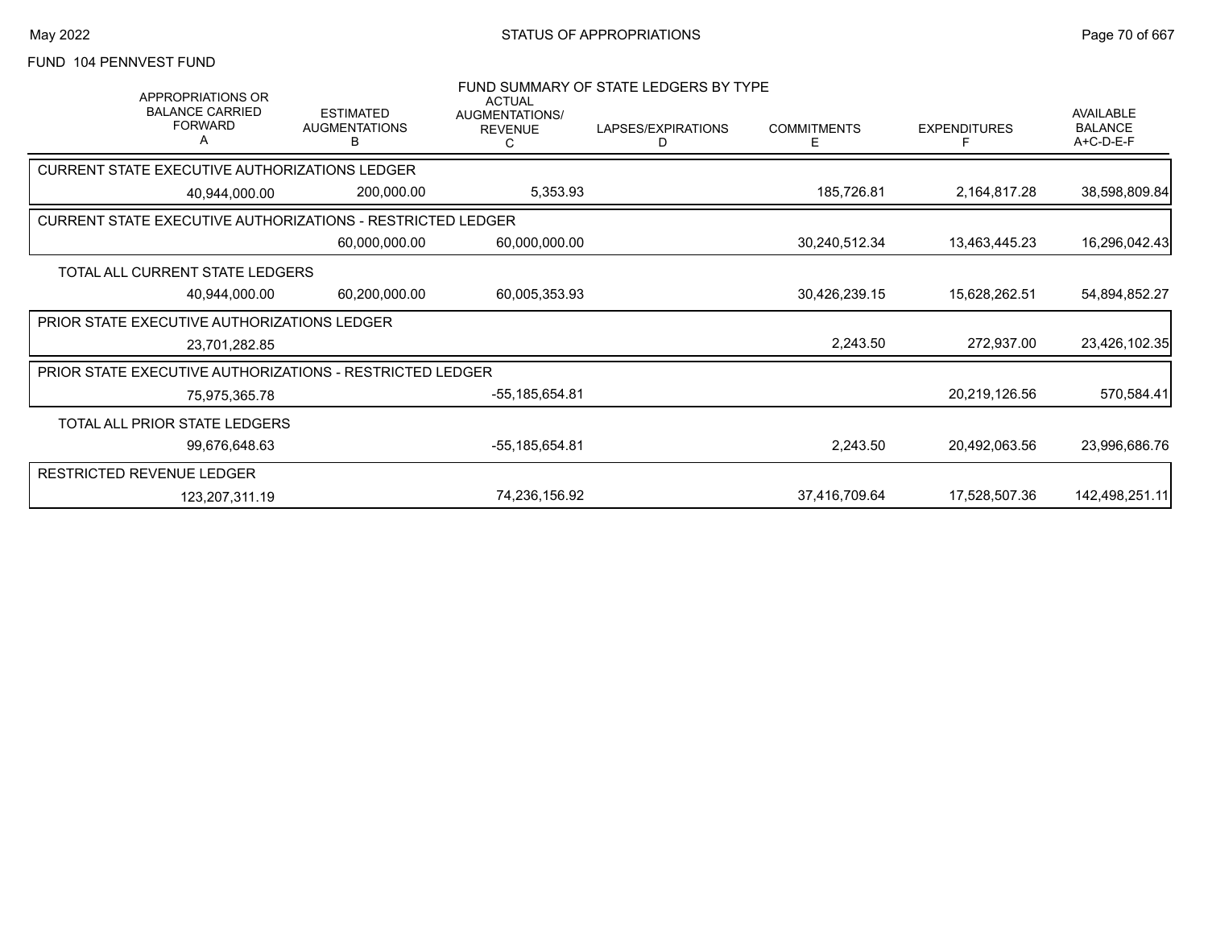FUND 104 PENNVEST FUND

## FUND SUMMARY OF STATE LEDGERS BY TYPE

| APPROPRIATIONS OR BALANCE CARRIED FORWARD A | ESTIMATED AUGMENTATIONS B | ACTUAL AUGMENTATIONS/ REVENUE C | LAPSES/EXPIRATIONS D | COMMITMENTS E | EXPENDITURES F | AVAILABLE BALANCE A+C-D-E-F |
|---|---|---|---|---|---|---|
| **CURRENT STATE EXECUTIVE AUTHORIZATIONS LEDGER** | | | | | | |
| 40,944,000.00 | 200,000.00 | 5,353.93 | | 185,726.81 | 2,164,817.28 | 38,598,809.84 |
| **CURRENT STATE EXECUTIVE AUTHORIZATIONS - RESTRICTED LEDGER** | | | | | | |
| | 60,000,000.00 | 60,000,000.00 | | 30,240,512.34 | 13,463,445.23 | 16,296,042.43 |
| **TOTAL ALL CURRENT STATE LEDGERS** | | | | | | |
| 40,944,000.00 | 60,200,000.00 | 60,005,353.93 | | 30,426,239.15 | 15,628,262.51 | 54,894,852.27 |
| **PRIOR STATE EXECUTIVE AUTHORIZATIONS LEDGER** | | | | | | |
| 23,701,282.85 | | | | 2,243.50 | 272,937.00 | 23,426,102.35 |
| **PRIOR STATE EXECUTIVE AUTHORIZATIONS - RESTRICTED LEDGER** | | | | | | |
| 75,975,365.78 | | -55,185,654.81 | | | 20,219,126.56 | 570,584.41 |
| **TOTAL ALL PRIOR STATE LEDGERS** | | | | | | |
| 99,676,648.63 | | -55,185,654.81 | | 2,243.50 | 20,492,063.56 | 23,996,686.76 |
| **RESTRICTED REVENUE LEDGER** | | | | | | |
| 123,207,311.19 | | 74,236,156.92 | | 37,416,709.64 | 17,528,507.36 | 142,498,251.11 |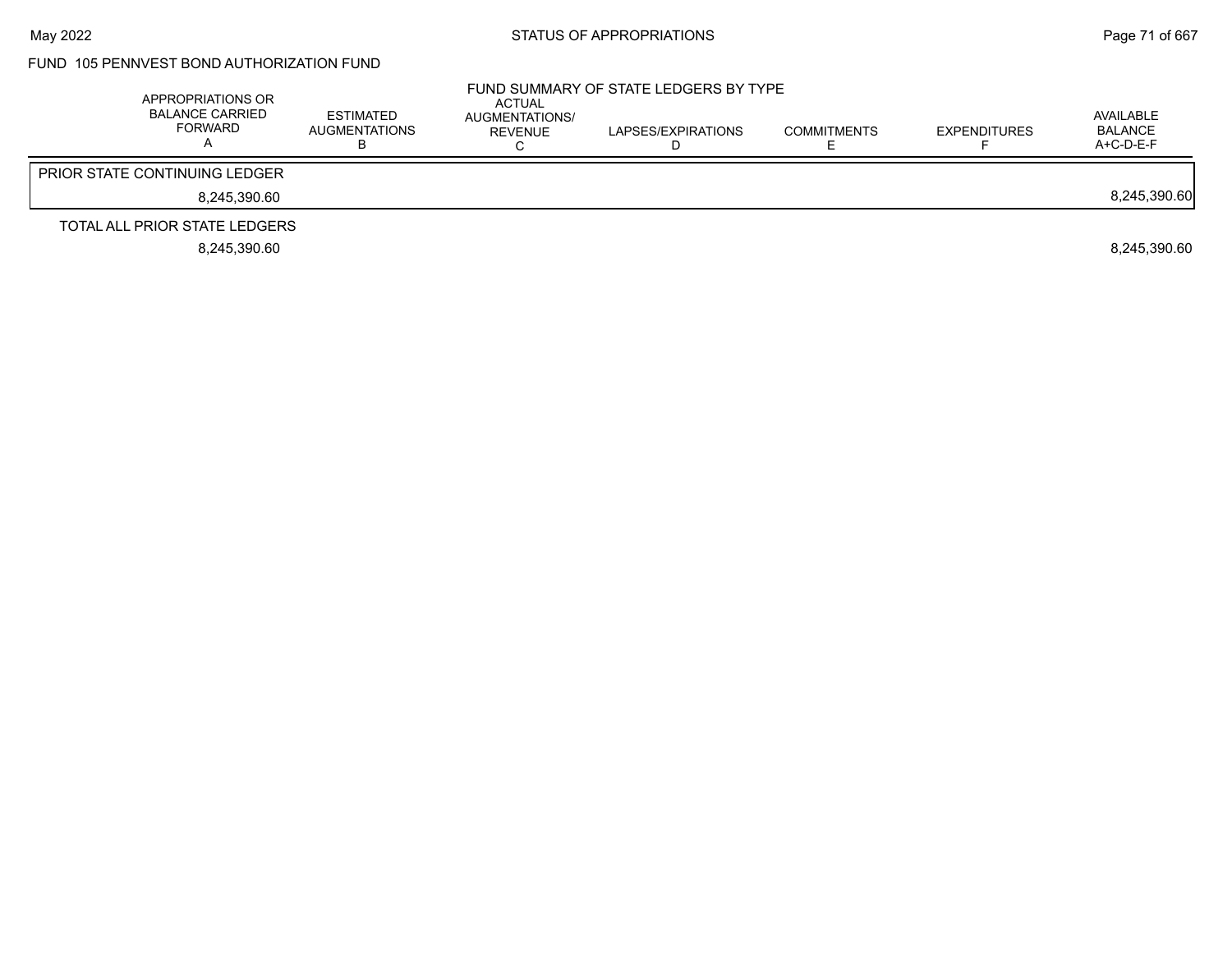FUND 105 PENNVEST BOND AUTHORIZATION FUND

FUND SUMMARY OF STATE LEDGERS BY TYPE

| APPROPRIATIONS OR BALANCE CARRIED FORWARD A | ESTIMATED AUGMENTATIONS B | ACTUAL AUGMENTATIONS/ REVENUE C | LAPSES/EXPIRATIONS D | COMMITMENTS E | EXPENDITURES F | AVAILABLE BALANCE A+C-D-E-F |
|---|---|---|---|---|---|---|
| PRIOR STATE CONTINUING LEDGER | | | | | | |
| 8,245,390.60 | | | | | | 8,245,390.60 |
| TOTAL ALL PRIOR STATE LEDGERS | | | | | | |
| 8,245,390.60 | | | | | | 8,245,390.60 |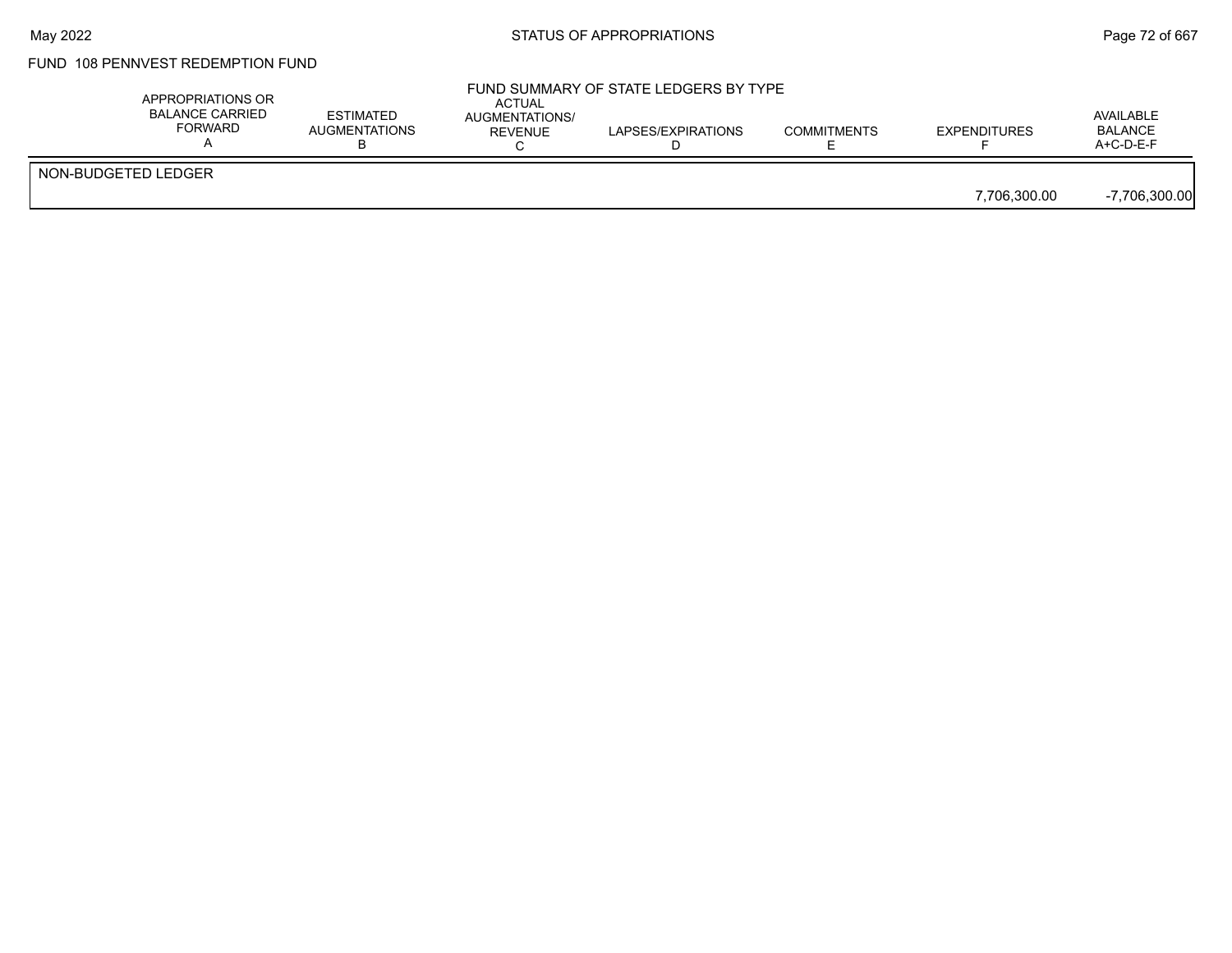FUND 108 PENNVEST REDEMPTION FUND

FUND SUMMARY OF STATE LEDGERS BY TYPE

| | APPROPRIATIONS OR BALANCE CARRIED FORWARD A | ESTIMATED AUGMENTATIONS B | ACTUAL AUGMENTATIONS/ REVENUE C | LAPSES/EXPIRATIONS D | COMMITMENTS E | EXPENDITURES F | AVAILABLE BALANCE A+C-D-E-F |
|---|---|---|---|---|---|---|---|
| NON-BUDGETED LEDGER | | | | | | | |
| | | | | | | 7,706,300.00 | -7,706,300.00 |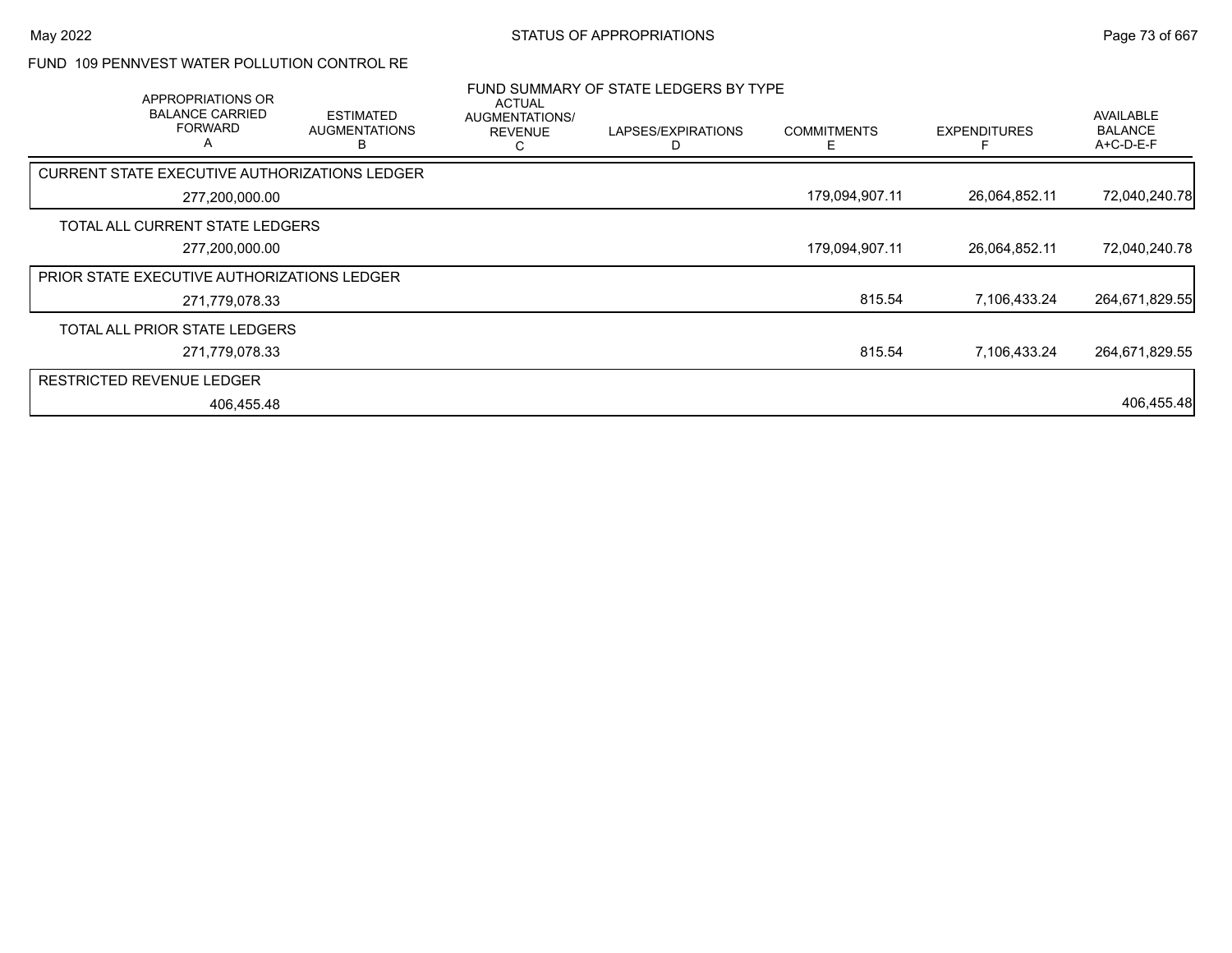## FUND 109 PENNVEST WATER POLLUTION CONTROL RE

### FUND SUMMARY OF STATE LEDGERS BY TYPE

| APPROPRIATIONS OR BALANCE CARRIED FORWARD A | ESTIMATED AUGMENTATIONS B | ACTUAL AUGMENTATIONS/ REVENUE C | LAPSES/EXPIRATIONS D | COMMITMENTS E | EXPENDITURES F | AVAILABLE BALANCE A+C-D-E-F |
|---|---|---|---|---|---|---|
| **CURRENT STATE EXECUTIVE AUTHORIZATIONS LEDGER** | | | | | | |
| 277,200,000.00 | | | | 179,094,907.11 | 26,064,852.11 | 72,040,240.78 |
| TOTAL ALL CURRENT STATE LEDGERS | | | | | | |
| 277,200,000.00 | | | | 179,094,907.11 | 26,064,852.11 | 72,040,240.78 |
| **PRIOR STATE EXECUTIVE AUTHORIZATIONS LEDGER** | | | | | | |
| 271,779,078.33 | | | | 815.54 | 7,106,433.24 | 264,671,829.55 |
| TOTAL ALL PRIOR STATE LEDGERS | | | | | | |
| 271,779,078.33 | | | | 815.54 | 7,106,433.24 | 264,671,829.55 |
| **RESTRICTED REVENUE LEDGER** | | | | | | |
| 406,455.48 | | | | | | 406,455.48 |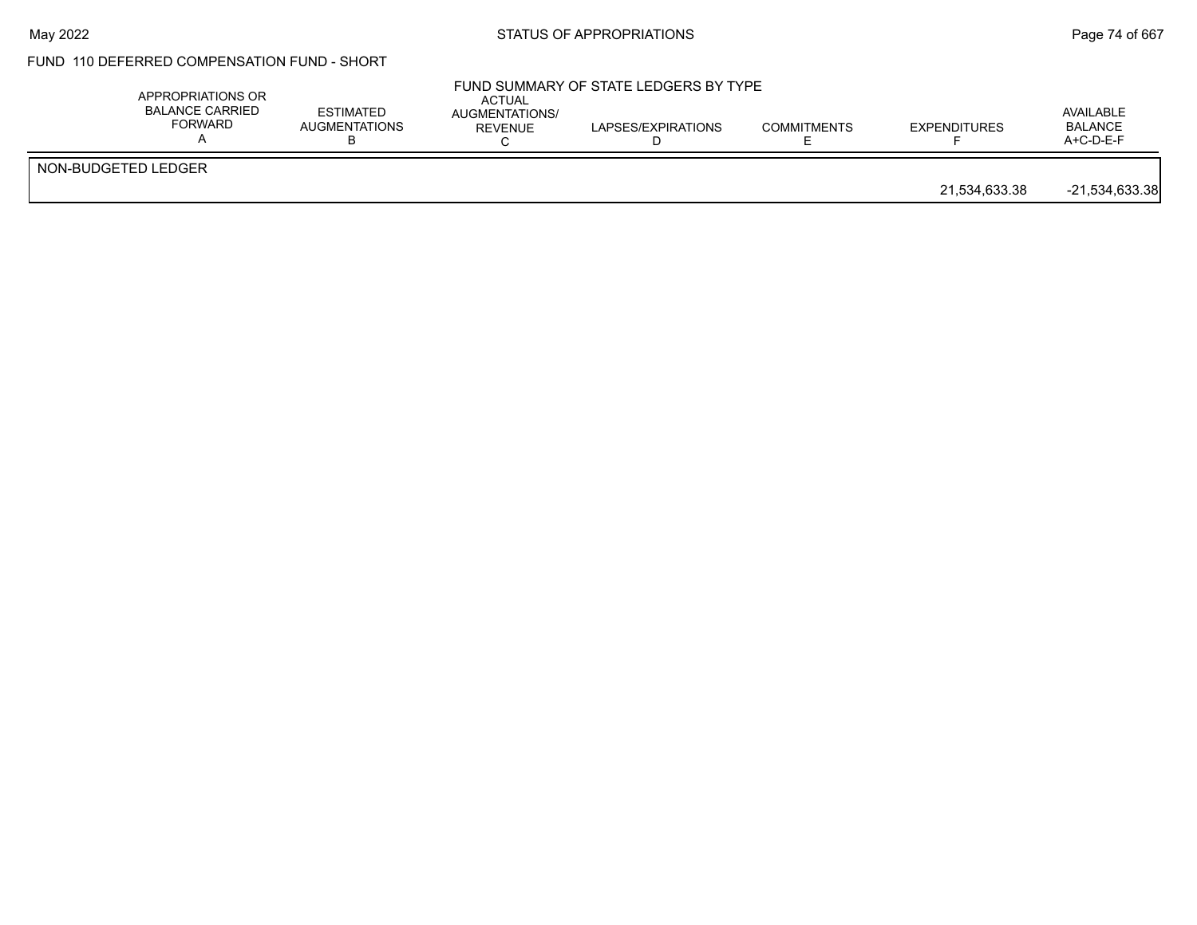# FUND 110 DEFERRED COMPENSATION FUND - SHORT

## FUND SUMMARY OF STATE LEDGERS BY TYPE

| | APPROPRIATIONS OR BALANCE CARRIED FORWARD A | ESTIMATED AUGMENTATIONS B | ACTUAL AUGMENTATIONS/ REVENUE C | LAPSES/EXPIRATIONS D | COMMITMENTS E | EXPENDITURES F | AVAILABLE BALANCE A+C-D-E-F |
|---|---|---|---|---|---|---|---|
| NON-BUDGETED LEDGER | | | | | | | |
| | | | | | | 21,534,633.38 | -21,534,633.38 |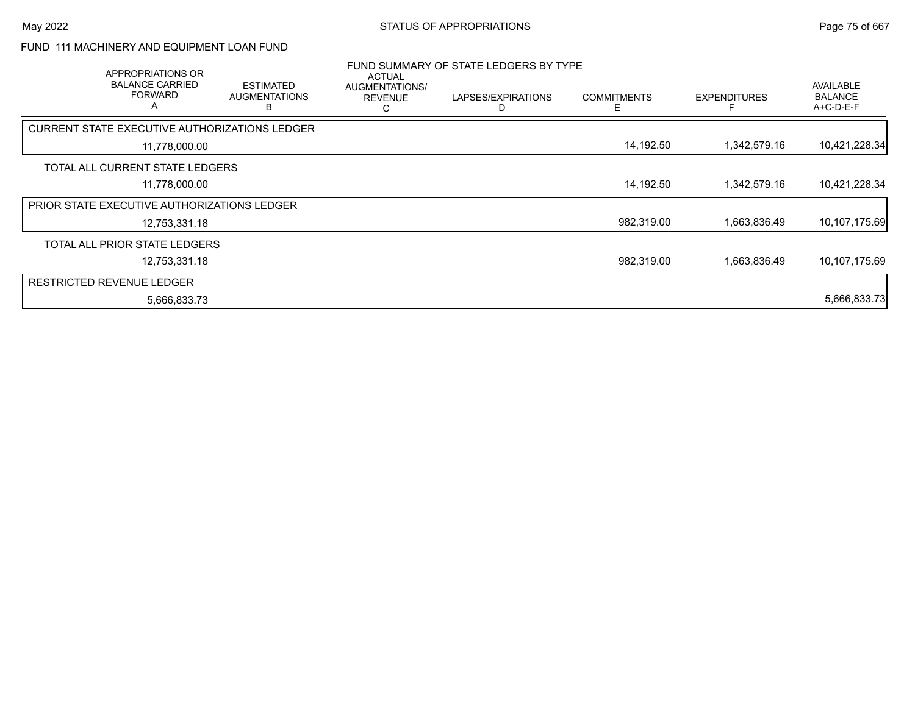# STATUS OF APPROPRIATIONS

## FUND 111 MACHINERY AND EQUIPMENT LOAN FUND

### FUND SUMMARY OF STATE LEDGERS BY TYPE

| APPROPRIATIONS OR BALANCE CARRIED FORWARD A | ESTIMATED AUGMENTATIONS B | ACTUAL AUGMENTATIONS/ REVENUE C | LAPSES/EXPIRATIONS D | COMMITMENTS E | EXPENDITURES F | AVAILABLE BALANCE A+C-D-E-F |
|---|---|---|---|---|---|---|
| **CURRENT STATE EXECUTIVE AUTHORIZATIONS LEDGER** | | | | | | |
| 11,778,000.00 | | | | 14,192.50 | 1,342,579.16 | 10,421,228.34 |
| **TOTAL ALL CURRENT STATE LEDGERS** | | | | | | |
| 11,778,000.00 | | | | 14,192.50 | 1,342,579.16 | 10,421,228.34 |
| **PRIOR STATE EXECUTIVE AUTHORIZATIONS LEDGER** | | | | | | |
| 12,753,331.18 | | | | 982,319.00 | 1,663,836.49 | 10,107,175.69 |
| **TOTAL ALL PRIOR STATE LEDGERS** | | | | | | |
| 12,753,331.18 | | | | 982,319.00 | 1,663,836.49 | 10,107,175.69 |
| **RESTRICTED REVENUE LEDGER** | | | | | | |
| 5,666,833.73 | | | | | | 5,666,833.73 |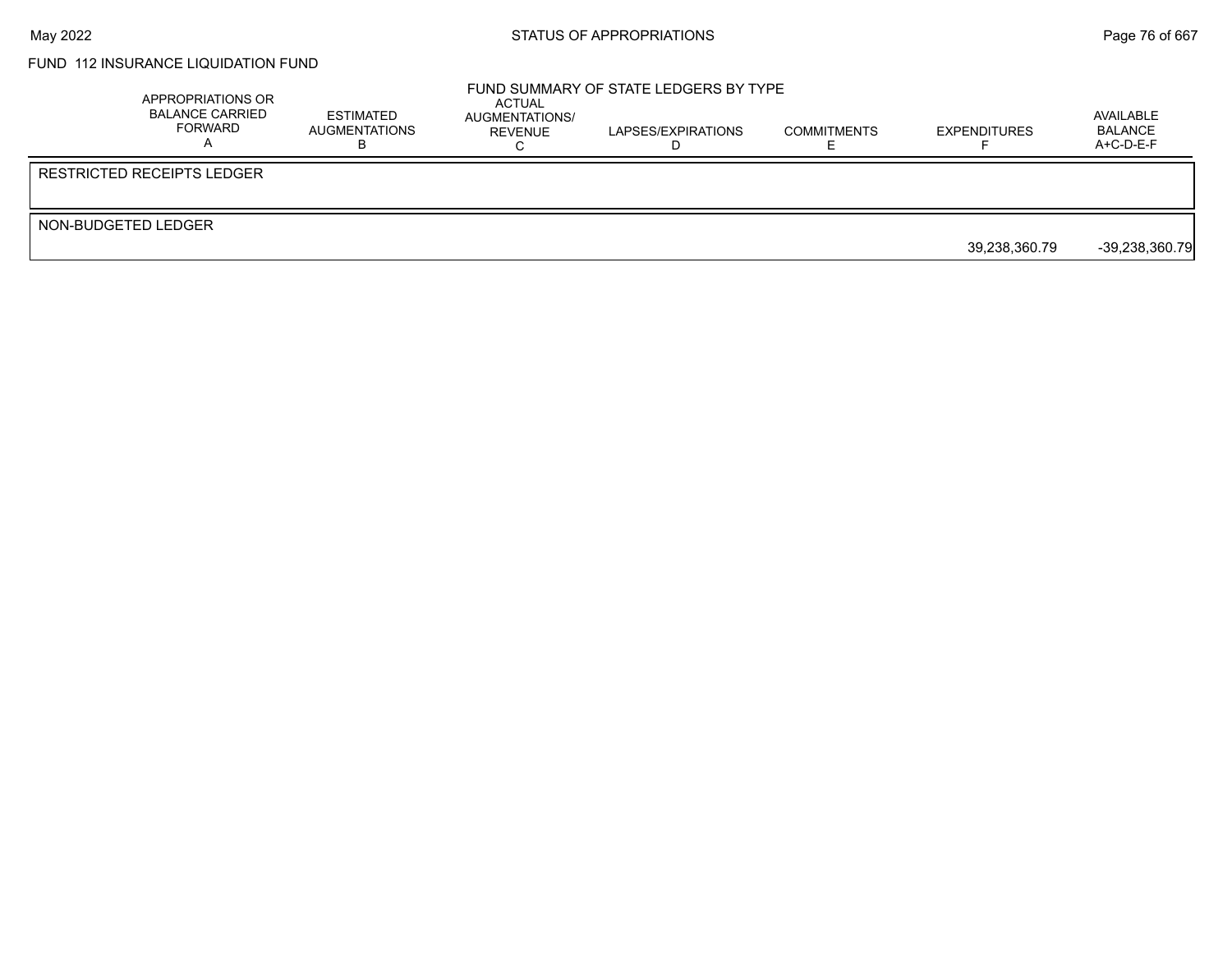FUND 112 INSURANCE LIQUIDATION FUND

## FUND SUMMARY OF STATE LEDGERS BY TYPE

| | APPROPRIATIONS OR BALANCE CARRIED FORWARD A | ESTIMATED AUGMENTATIONS B | ACTUAL AUGMENTATIONS/ REVENUE C | LAPSES/EXPIRATIONS D | COMMITMENTS E | EXPENDITURES F | AVAILABLE BALANCE A+C-D-E-F |
|---|---|---|---|---|---|---|---|
| RESTRICTED RECEIPTS LEDGER | | | | | | | |
| NON-BUDGETED LEDGER | | | | | | 39,238,360.79 | -39,238,360.79 |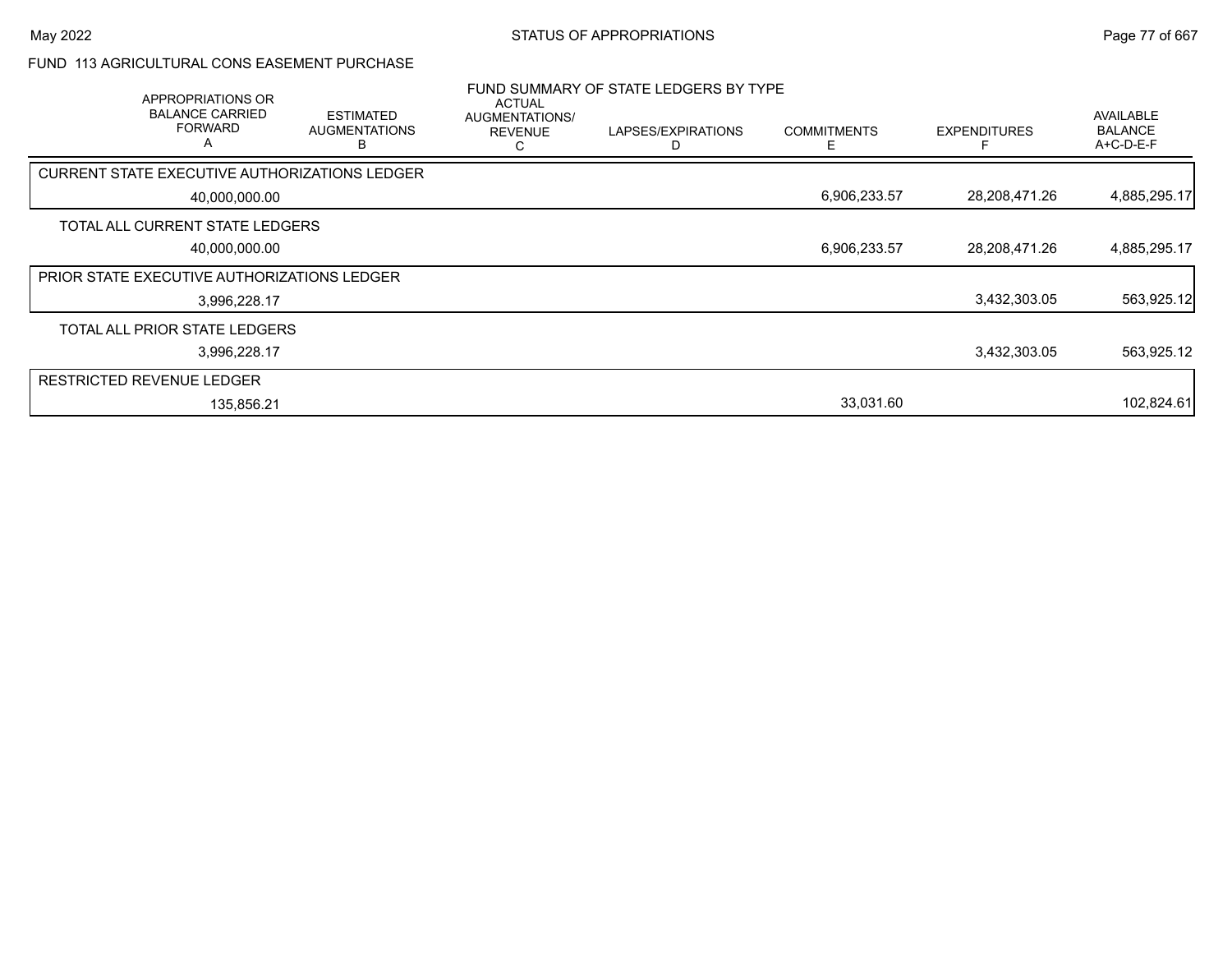FUND 113 AGRICULTURAL CONS EASEMENT PURCHASE

FUND SUMMARY OF STATE LEDGERS BY TYPE

| APPROPRIATIONS OR BALANCE CARRIED FORWARD A | ESTIMATED AUGMENTATIONS B | ACTUAL AUGMENTATIONS/ REVENUE C | LAPSES/EXPIRATIONS D | COMMITMENTS E | EXPENDITURES F | AVAILABLE BALANCE A+C-D-E-F |
|---|---|---|---|---|---|---|
| CURRENT STATE EXECUTIVE AUTHORIZATIONS LEDGER | | | | | | |
| 40,000,000.00 | | | | 6,906,233.57 | 28,208,471.26 | 4,885,295.17 |
| TOTAL ALL CURRENT STATE LEDGERS | | | | | | |
| 40,000,000.00 | | | | 6,906,233.57 | 28,208,471.26 | 4,885,295.17 |
| PRIOR STATE EXECUTIVE AUTHORIZATIONS LEDGER | | | | | | |
| 3,996,228.17 | | | | | 3,432,303.05 | 563,925.12 |
| TOTAL ALL PRIOR STATE LEDGERS | | | | | | |
| 3,996,228.17 | | | | | 3,432,303.05 | 563,925.12 |
| RESTRICTED REVENUE LEDGER | | | | | | |
| 135,856.21 | | | | 33,031.60 | | 102,824.61 |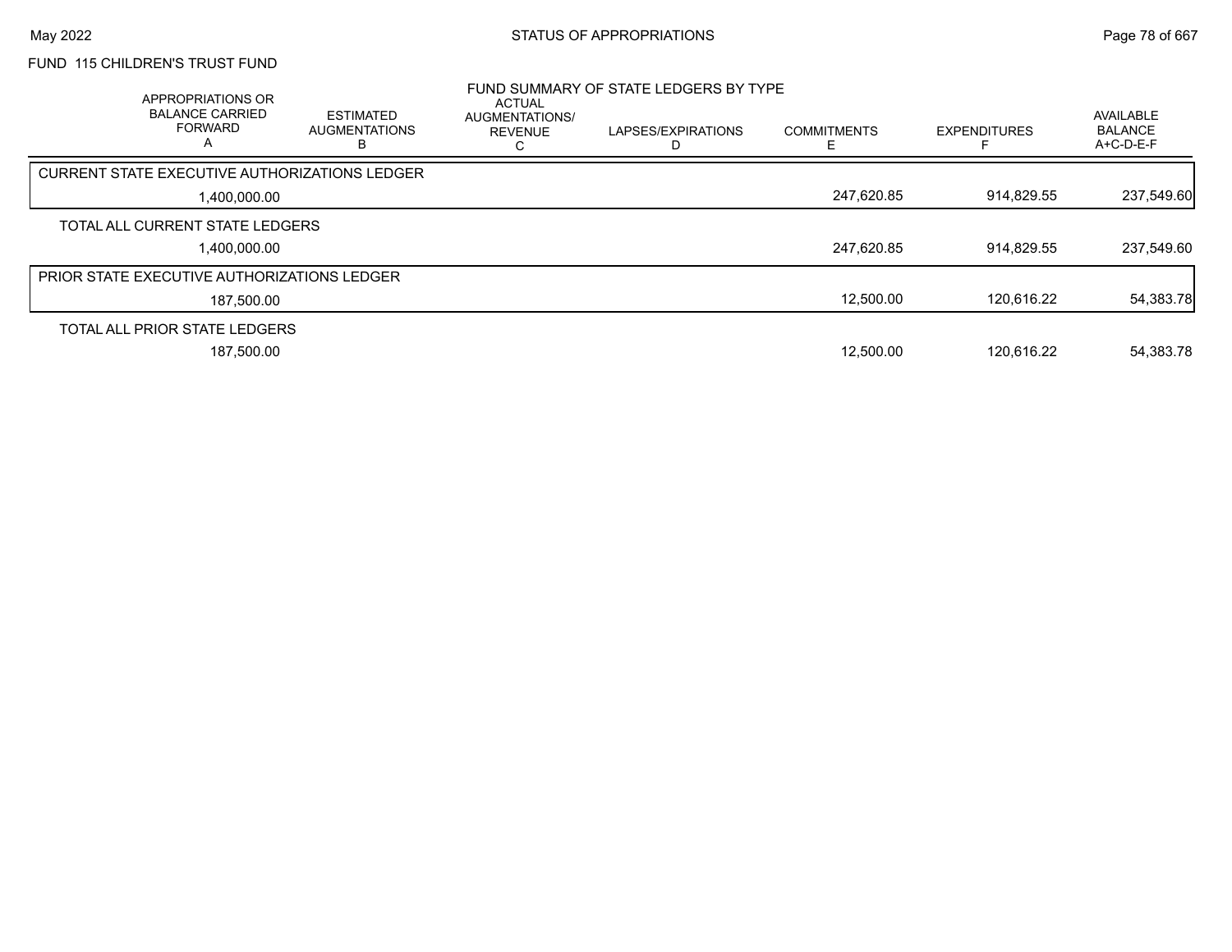FUND 115 CHILDREN'S TRUST FUND

## FUND SUMMARY OF STATE LEDGERS BY TYPE

| APPROPRIATIONS OR BALANCE CARRIED FORWARD A | ESTIMATED AUGMENTATIONS B | ACTUAL AUGMENTATIONS/ REVENUE C | LAPSES/EXPIRATIONS D | COMMITMENTS E | EXPENDITURES F | AVAILABLE BALANCE A+C-D-E-F |
|---|---|---|---|---|---|---|
| CURRENT STATE EXECUTIVE AUTHORIZATIONS LEDGER | | | | | | |
| 1,400,000.00 | | | | 247,620.85 | 914,829.55 | 237,549.60 |
| TOTAL ALL CURRENT STATE LEDGERS | | | | | | |
| 1,400,000.00 | | | | 247,620.85 | 914,829.55 | 237,549.60 |
| PRIOR STATE EXECUTIVE AUTHORIZATIONS LEDGER | | | | | | |
| 187,500.00 | | | | 12,500.00 | 120,616.22 | 54,383.78 |
| TOTAL ALL PRIOR STATE LEDGERS | | | | | | |
| 187,500.00 | | | | 12,500.00 | 120,616.22 | 54,383.78 |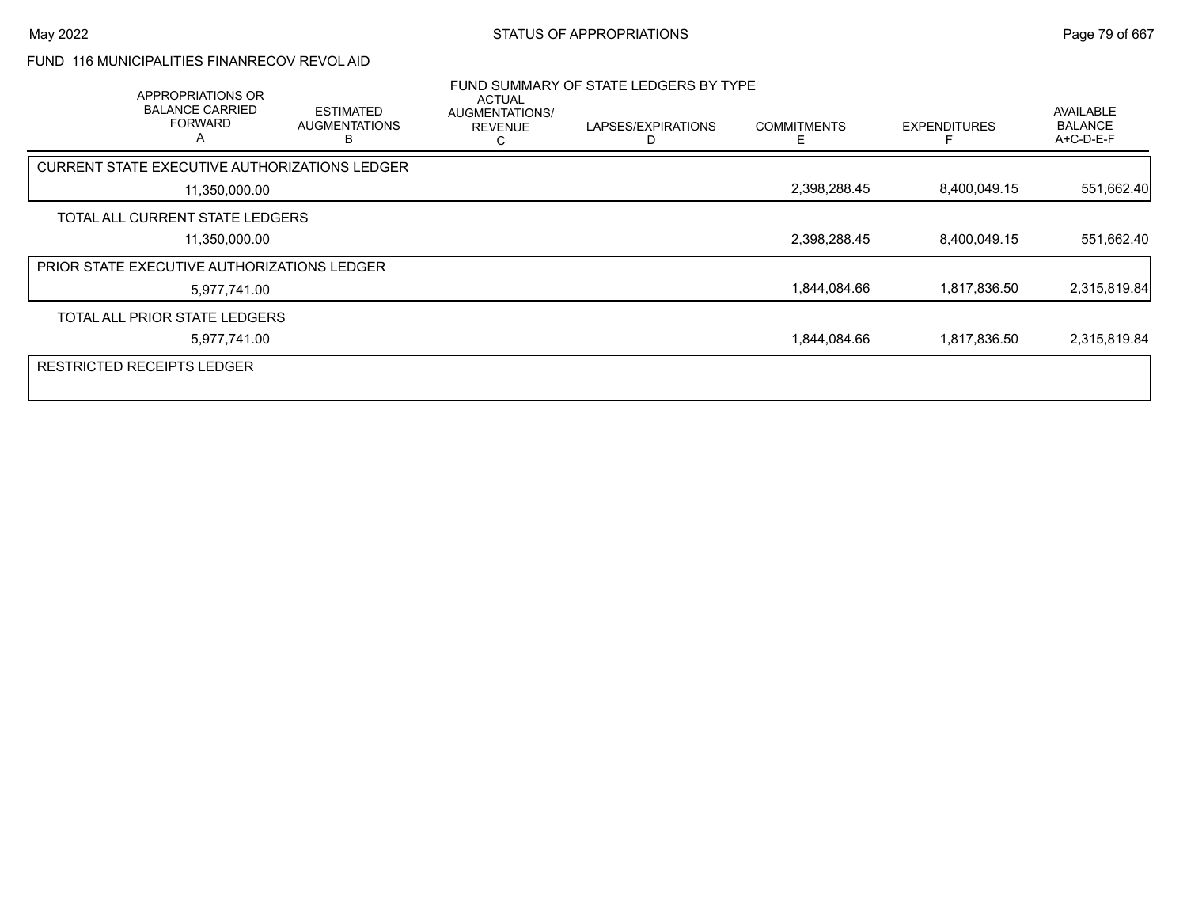FUND 116 MUNICIPALITIES FINANRECOV REVOL AID

FUND SUMMARY OF STATE LEDGERS BY TYPE

| APPROPRIATIONS OR BALANCE CARRIED FORWARD A | ESTIMATED AUGMENTATIONS B | ACTUAL AUGMENTATIONS/ REVENUE C | LAPSES/EXPIRATIONS D | COMMITMENTS E | EXPENDITURES F | AVAILABLE BALANCE A+C-D-E-F |
|---|---|---|---|---|---|---|
| CURRENT STATE EXECUTIVE AUTHORIZATIONS LEDGER | | | | | | |
| 11,350,000.00 | | | | 2,398,288.45 | 8,400,049.15 | 551,662.40 |
| TOTAL ALL CURRENT STATE LEDGERS | | | | | | |
| 11,350,000.00 | | | | 2,398,288.45 | 8,400,049.15 | 551,662.40 |
| PRIOR STATE EXECUTIVE AUTHORIZATIONS LEDGER | | | | | | |
| 5,977,741.00 | | | | 1,844,084.66 | 1,817,836.50 | 2,315,819.84 |
| TOTAL ALL PRIOR STATE LEDGERS | | | | | | |
| 5,977,741.00 | | | | 1,844,084.66 | 1,817,836.50 | 2,315,819.84 |
| RESTRICTED RECEIPTS LEDGER | | | | | | |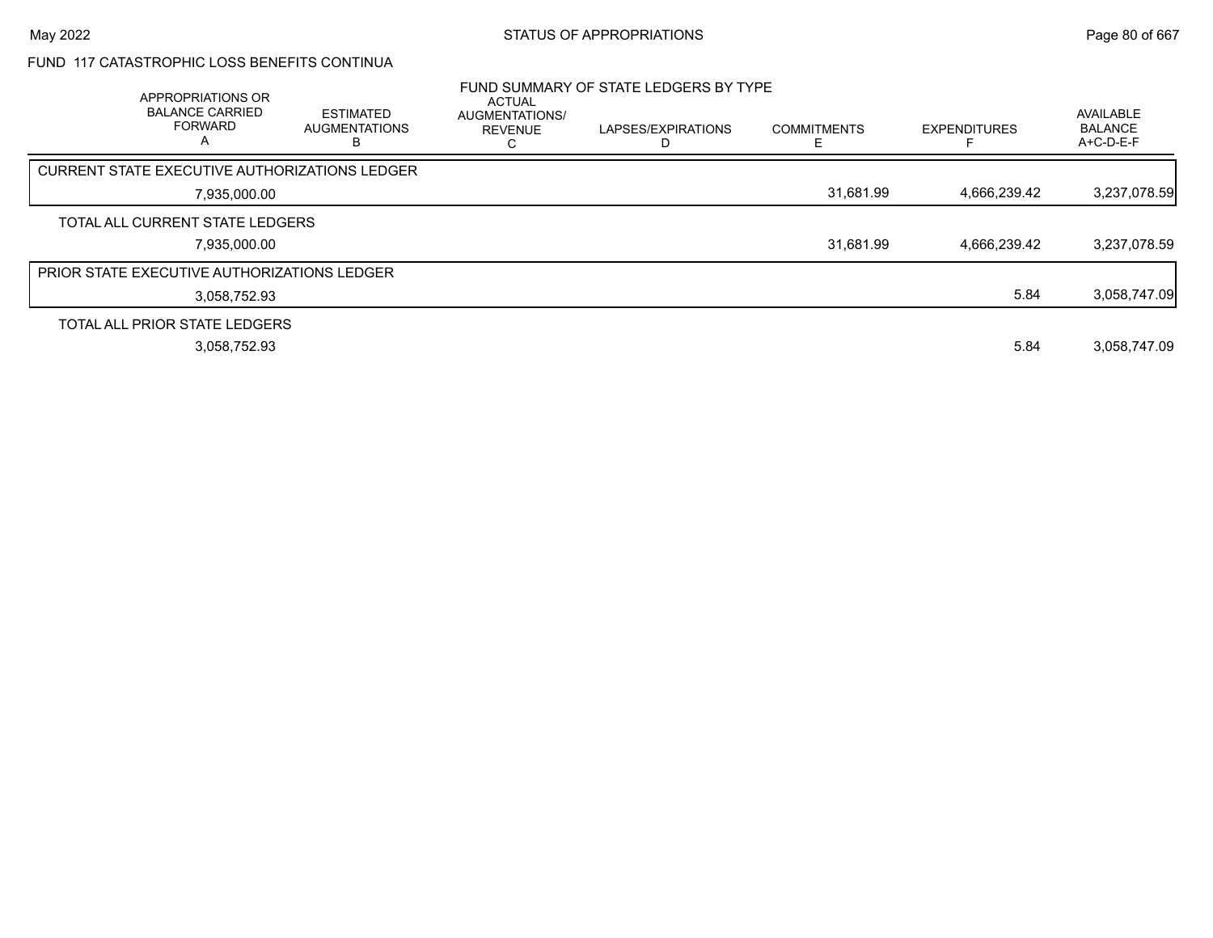## FUND 117 CATASTROPHIC LOSS BENEFITS CONTINUA

### FUND SUMMARY OF STATE LEDGERS BY TYPE

| APPROPRIATIONS OR BALANCE CARRIED FORWARD A | ESTIMATED AUGMENTATIONS B | ACTUAL AUGMENTATIONS/ REVENUE C | LAPSES/EXPIRATIONS D | COMMITMENTS E | EXPENDITURES F | AVAILABLE BALANCE A+C-D-E-F |
|---|---|---|---|---|---|---|
| **CURRENT STATE EXECUTIVE AUTHORIZATIONS LEDGER** | | | | | | |
| 7,935,000.00 | | | | 31,681.99 | 4,666,239.42 | 3,237,078.59 |
| **TOTAL ALL CURRENT STATE LEDGERS** | | | | | | |
| 7,935,000.00 | | | | 31,681.99 | 4,666,239.42 | 3,237,078.59 |
| **PRIOR STATE EXECUTIVE AUTHORIZATIONS LEDGER** | | | | | | |
| 3,058,752.93 | | | | | 5.84 | 3,058,747.09 |
| **TOTAL ALL PRIOR STATE LEDGERS** | | | | | | |
| 3,058,752.93 | | | | | 5.84 | 3,058,747.09 |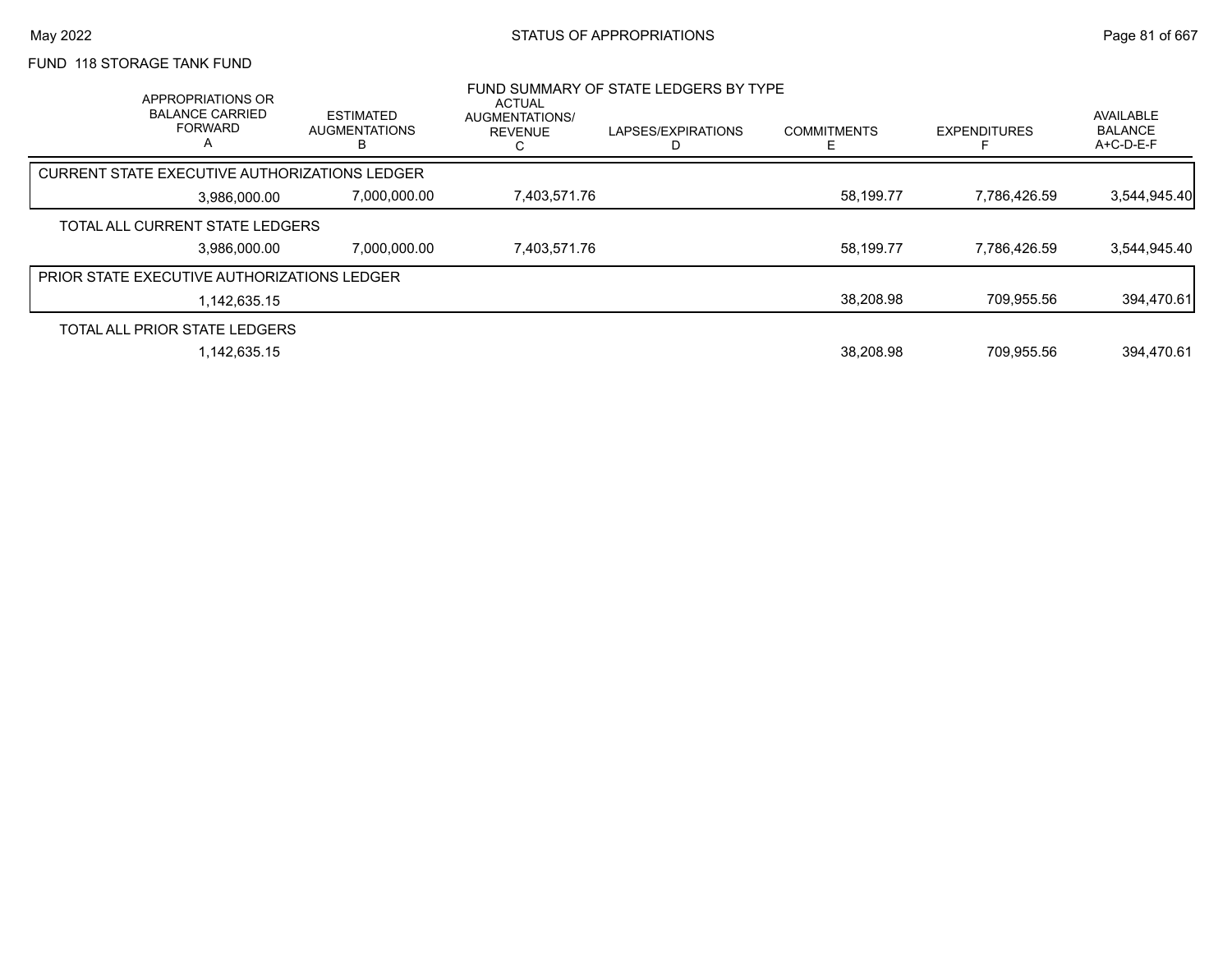FUND 118 STORAGE TANK FUND

FUND SUMMARY OF STATE LEDGERS BY TYPE

| APPROPRIATIONS OR BALANCE CARRIED FORWARD A | ESTIMATED AUGMENTATIONS B | ACTUAL AUGMENTATIONS/ REVENUE C | LAPSES/EXPIRATIONS D | COMMITMENTS E | EXPENDITURES F | AVAILABLE BALANCE A+C-D-E-F |
|---|---|---|---|---|---|---|
| CURRENT STATE EXECUTIVE AUTHORIZATIONS LEDGER | | | | | | |
| 3,986,000.00 | 7,000,000.00 | 7,403,571.76 | | 58,199.77 | 7,786,426.59 | 3,544,945.40 |
| TOTAL ALL CURRENT STATE LEDGERS | | | | | | |
| 3,986,000.00 | 7,000,000.00 | 7,403,571.76 | | 58,199.77 | 7,786,426.59 | 3,544,945.40 |
| PRIOR STATE EXECUTIVE AUTHORIZATIONS LEDGER | | | | | | |
| 1,142,635.15 | | | | 38,208.98 | 709,955.56 | 394,470.61 |
| TOTAL ALL PRIOR STATE LEDGERS | | | | | | |
| 1,142,635.15 | | | | 38,208.98 | 709,955.56 | 394,470.61 |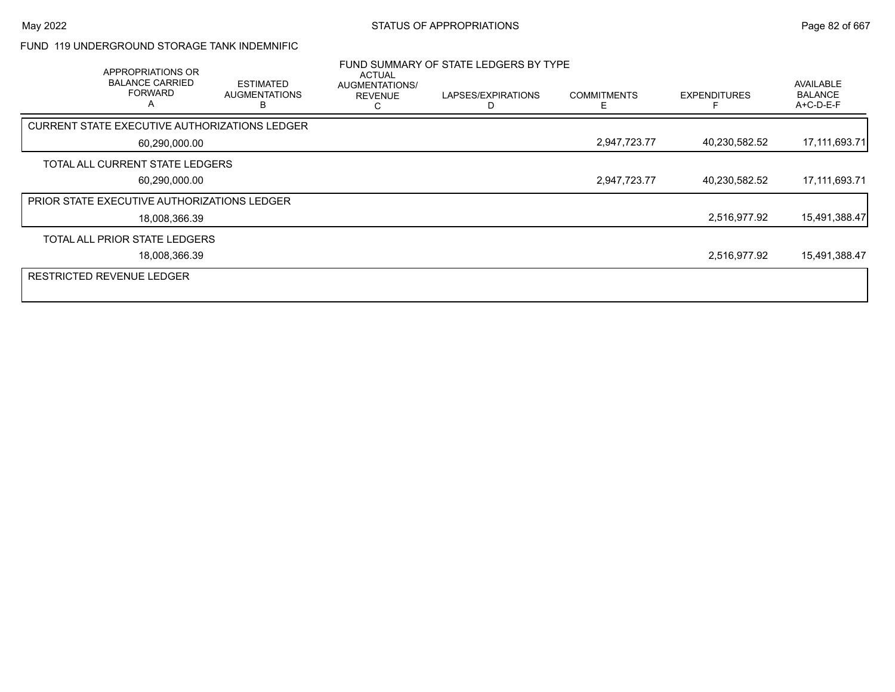FUND 119 UNDERGROUND STORAGE TANK INDEMNIFIC

FUND SUMMARY OF STATE LEDGERS BY TYPE

| APPROPRIATIONS OR BALANCE CARRIED FORWARD A | ESTIMATED AUGMENTATIONS B | ACTUAL AUGMENTATIONS/ REVENUE C | LAPSES/EXPIRATIONS D | COMMITMENTS E | EXPENDITURES F | AVAILABLE BALANCE A+C-D-E-F |
|---|---|---|---|---|---|---|
| CURRENT STATE EXECUTIVE AUTHORIZATIONS LEDGER | | | | | | |
| 60,290,000.00 | | | | 2,947,723.77 | 40,230,582.52 | 17,111,693.71 |
| TOTAL ALL CURRENT STATE LEDGERS | | | | | | |
| 60,290,000.00 | | | | 2,947,723.77 | 40,230,582.52 | 17,111,693.71 |
| PRIOR STATE EXECUTIVE AUTHORIZATIONS LEDGER | | | | | | |
| 18,008,366.39 | | | | | 2,516,977.92 | 15,491,388.47 |
| TOTAL ALL PRIOR STATE LEDGERS | | | | | | |
| 18,008,366.39 | | | | | 2,516,977.92 | 15,491,388.47 |
| RESTRICTED REVENUE LEDGER | | | | | | |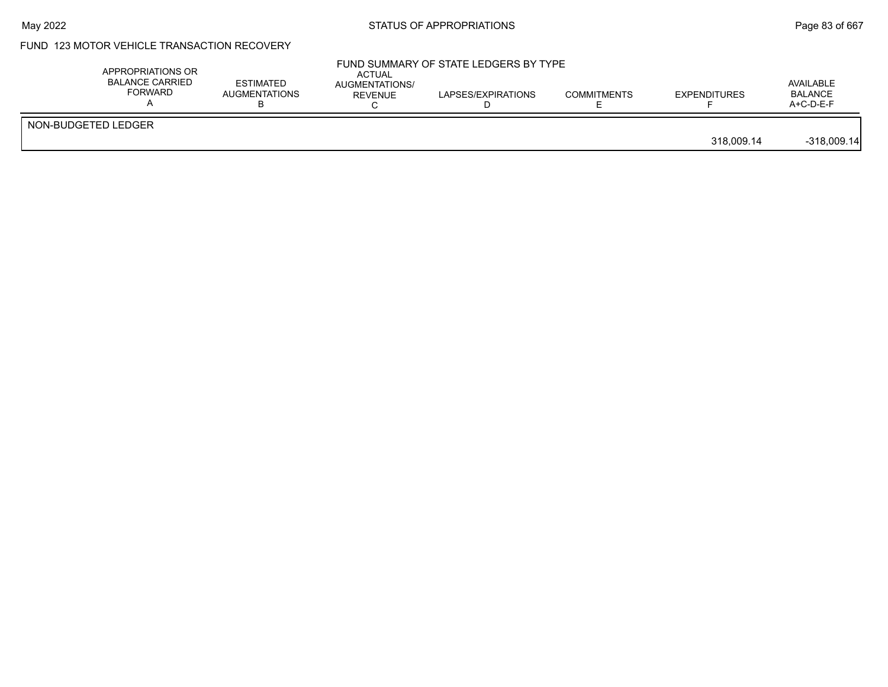FUND 123 MOTOR VEHICLE TRANSACTION RECOVERY

FUND SUMMARY OF STATE LEDGERS BY TYPE

| | APPROPRIATIONS OR BALANCE CARRIED FORWARD A | ESTIMATED AUGMENTATIONS B | ACTUAL AUGMENTATIONS/ REVENUE C | LAPSES/EXPIRATIONS D | COMMITMENTS E | EXPENDITURES F | AVAILABLE BALANCE A+C-D-E-F |
|---|---|---|---|---|---|---|---|
| NON-BUDGETED LEDGER | | | | | | | |
| | | | | | | 318,009.14 | -318,009.14 |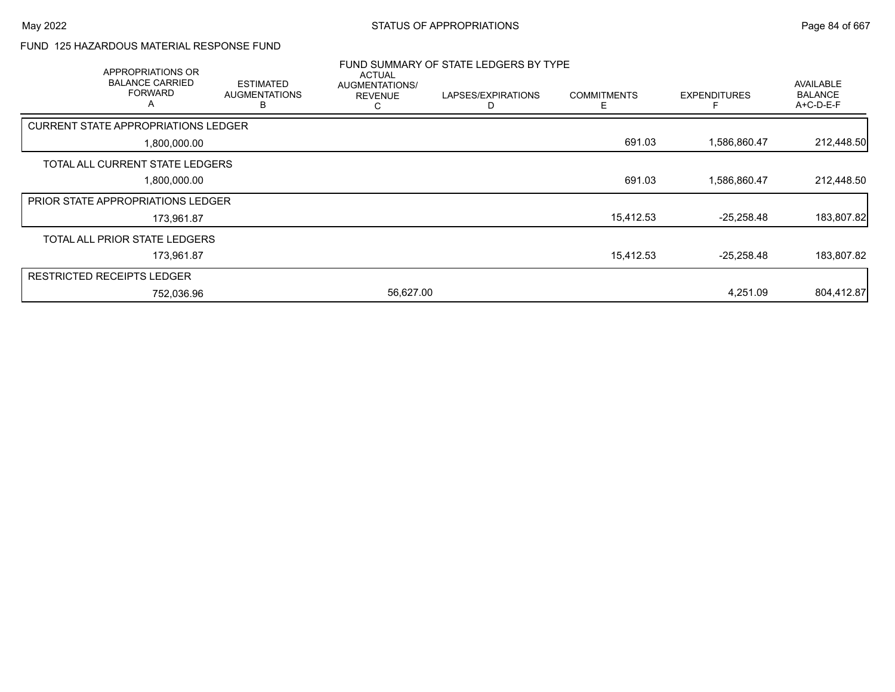FUND 125 HAZARDOUS MATERIAL RESPONSE FUND

## FUND SUMMARY OF STATE LEDGERS BY TYPE

| APPROPRIATIONS OR BALANCE CARRIED FORWARD A | ESTIMATED AUGMENTATIONS B | ACTUAL AUGMENTATIONS/ REVENUE C | LAPSES/EXPIRATIONS D | COMMITMENTS E | EXPENDITURES F | AVAILABLE BALANCE A+C-D-E-F |
|---|---|---|---|---|---|---|
| CURRENT STATE APPROPRIATIONS LEDGER | | | | | | |
| 1,800,000.00 | | | | 691.03 | 1,586,860.47 | 212,448.50 |
| TOTAL ALL CURRENT STATE LEDGERS | | | | | | |
| 1,800,000.00 | | | | 691.03 | 1,586,860.47 | 212,448.50 |
| PRIOR STATE APPROPRIATIONS LEDGER | | | | | | |
| 173,961.87 | | | | 15,412.53 | -25,258.48 | 183,807.82 |
| TOTAL ALL PRIOR STATE LEDGERS | | | | | | |
| 173,961.87 | | | | 15,412.53 | -25,258.48 | 183,807.82 |
| RESTRICTED RECEIPTS LEDGER | | | | | | |
| 752,036.96 | | 56,627.00 | | | 4,251.09 | 804,412.87 |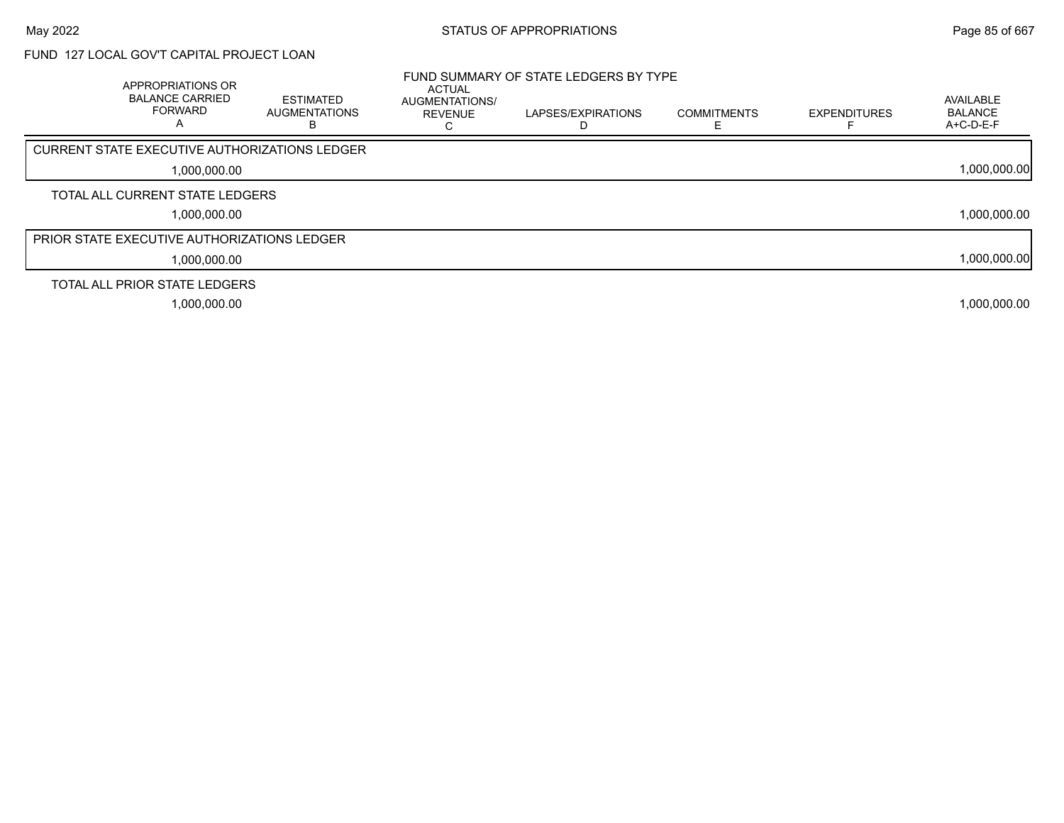FUND 127 LOCAL GOV'T CAPITAL PROJECT LOAN

FUND SUMMARY OF STATE LEDGERS BY TYPE

| | APPROPRIATIONS OR BALANCE CARRIED FORWARD A | ESTIMATED AUGMENTATIONS B | ACTUAL AUGMENTATIONS/ REVENUE C | LAPSES/EXPIRATIONS D | COMMITMENTS E | EXPENDITURES F | AVAILABLE BALANCE A+C-D-E-F |
|---|---|---|---|---|---|---|---|
| CURRENT STATE EXECUTIVE AUTHORIZATIONS LEDGER | 1,000,000.00 | | | | | | 1,000,000.00 |
| TOTAL ALL CURRENT STATE LEDGERS | 1,000,000.00 | | | | | | 1,000,000.00 |
| PRIOR STATE EXECUTIVE AUTHORIZATIONS LEDGER | 1,000,000.00 | | | | | | 1,000,000.00 |
| TOTAL ALL PRIOR STATE LEDGERS | 1,000,000.00 | | | | | | 1,000,000.00 |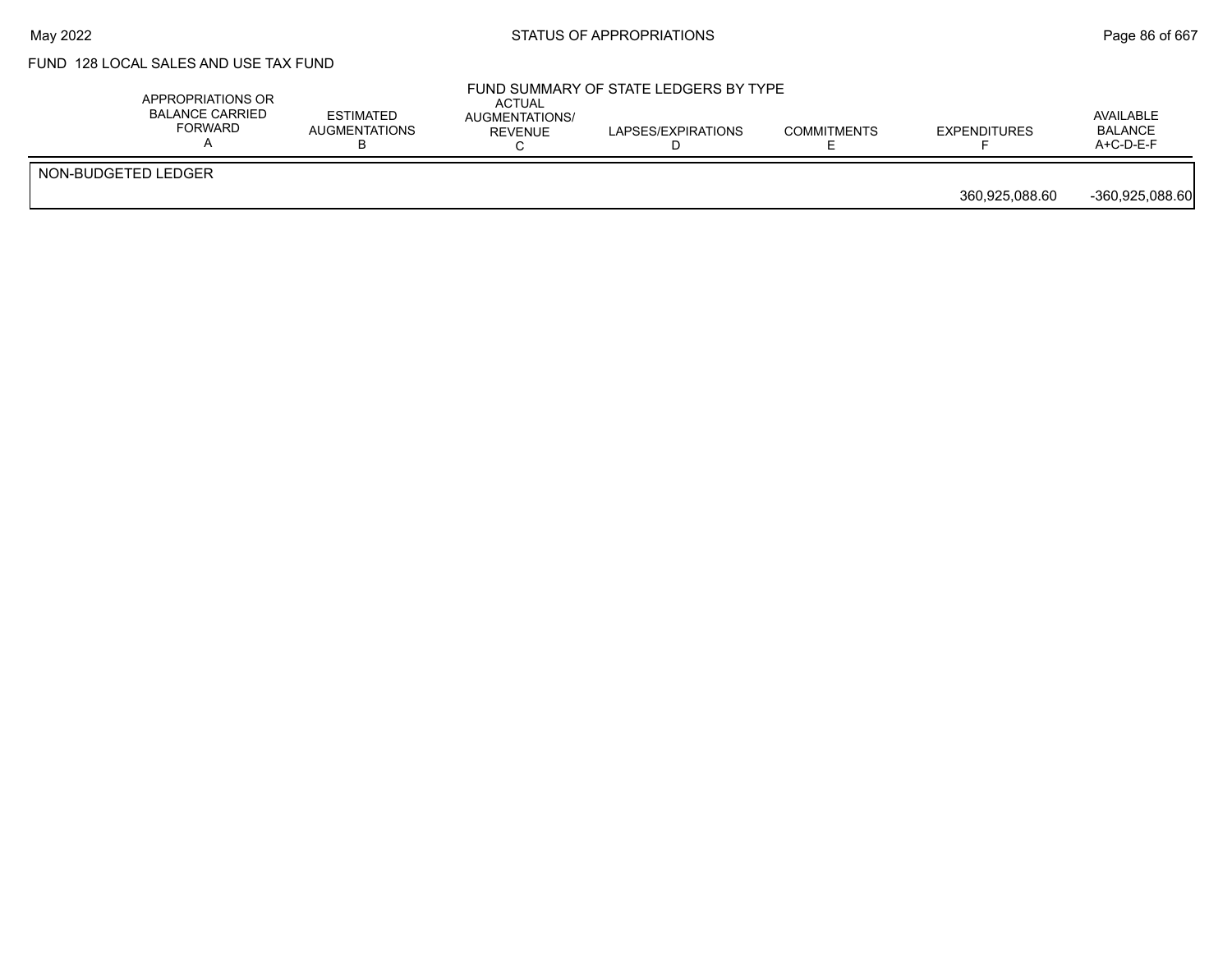FUND 128 LOCAL SALES AND USE TAX FUND

FUND SUMMARY OF STATE LEDGERS BY TYPE

| | APPROPRIATIONS OR BALANCE CARRIED FORWARD A | ESTIMATED AUGMENTATIONS B | ACTUAL AUGMENTATIONS/ REVENUE C | LAPSES/EXPIRATIONS D | COMMITMENTS E | EXPENDITURES F | AVAILABLE BALANCE A+C-D-E-F |
|---|---|---|---|---|---|---|---|
| NON-BUDGETED LEDGER | | | | | | | |
| | | | | | | 360,925,088.60 | -360,925,088.60 |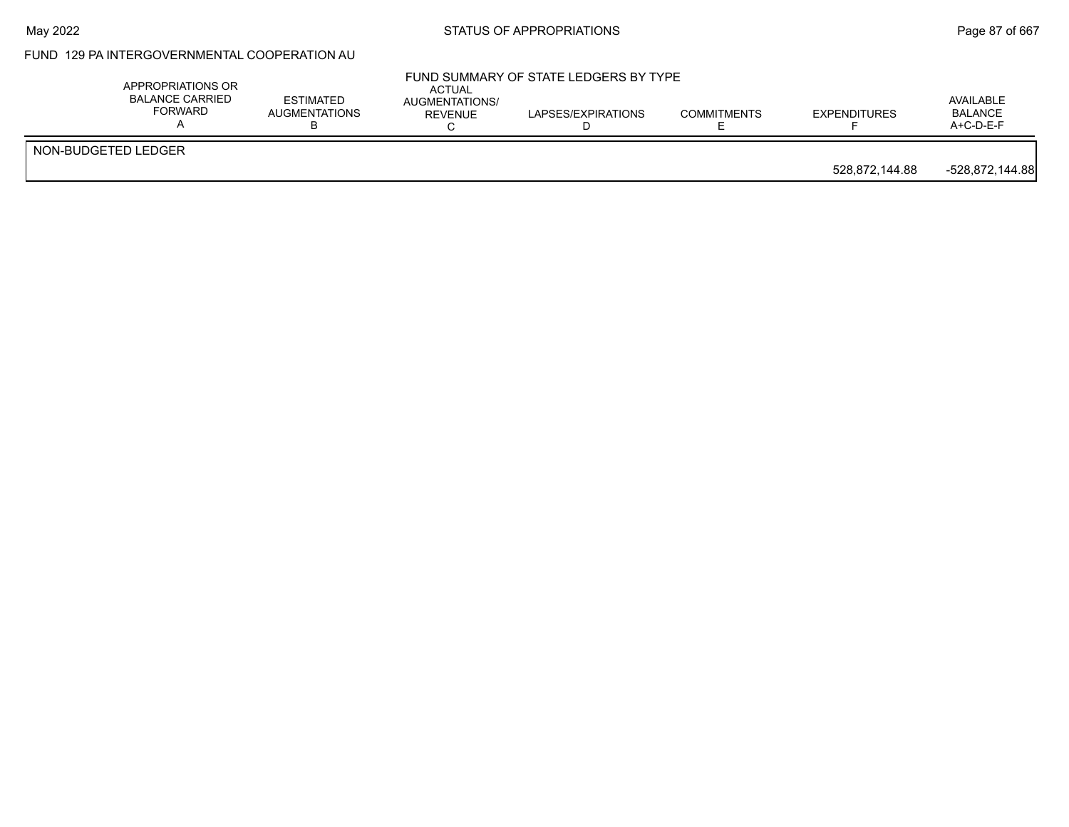FUND 129 PA INTERGOVERNMENTAL COOPERATION AU

FUND SUMMARY OF STATE LEDGERS BY TYPE

| | APPROPRIATIONS OR BALANCE CARRIED FORWARD A | ESTIMATED AUGMENTATIONS B | ACTUAL AUGMENTATIONS/ REVENUE C | LAPSES/EXPIRATIONS D | COMMITMENTS E | EXPENDITURES F | AVAILABLE BALANCE A+C-D-E-F |
|---|---|---|---|---|---|---|---|
| NON-BUDGETED LEDGER | | | | | | 528,872,144.88 | -528,872,144.88 |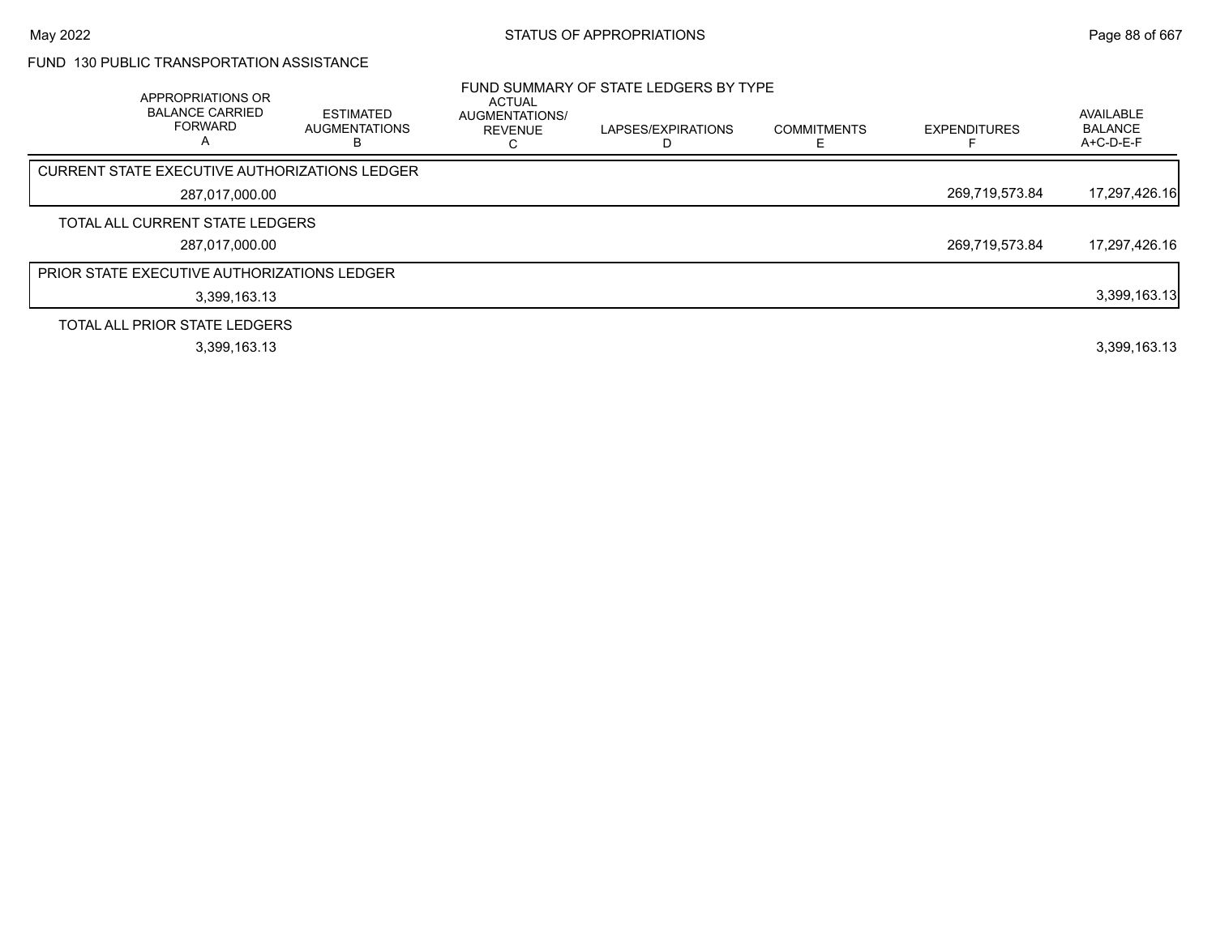FUND 130 PUBLIC TRANSPORTATION ASSISTANCE

FUND SUMMARY OF STATE LEDGERS BY TYPE

| APPROPRIATIONS OR BALANCE CARRIED FORWARD A | ESTIMATED AUGMENTATIONS B | ACTUAL AUGMENTATIONS/ REVENUE C | LAPSES/EXPIRATIONS D | COMMITMENTS E | EXPENDITURES F | AVAILABLE BALANCE A+C-D-E-F |
|---|---|---|---|---|---|---|
| CURRENT STATE EXECUTIVE AUTHORIZATIONS LEDGER | | | | | | |
| 287,017,000.00 | | | | | 269,719,573.84 | 17,297,426.16 |
| TOTAL ALL CURRENT STATE LEDGERS | | | | | | |
| 287,017,000.00 | | | | | 269,719,573.84 | 17,297,426.16 |
| PRIOR STATE EXECUTIVE AUTHORIZATIONS LEDGER | | | | | | |
| 3,399,163.13 | | | | | | 3,399,163.13 |
| TOTAL ALL PRIOR STATE LEDGERS | | | | | | |
| 3,399,163.13 | | | | | | 3,399,163.13 |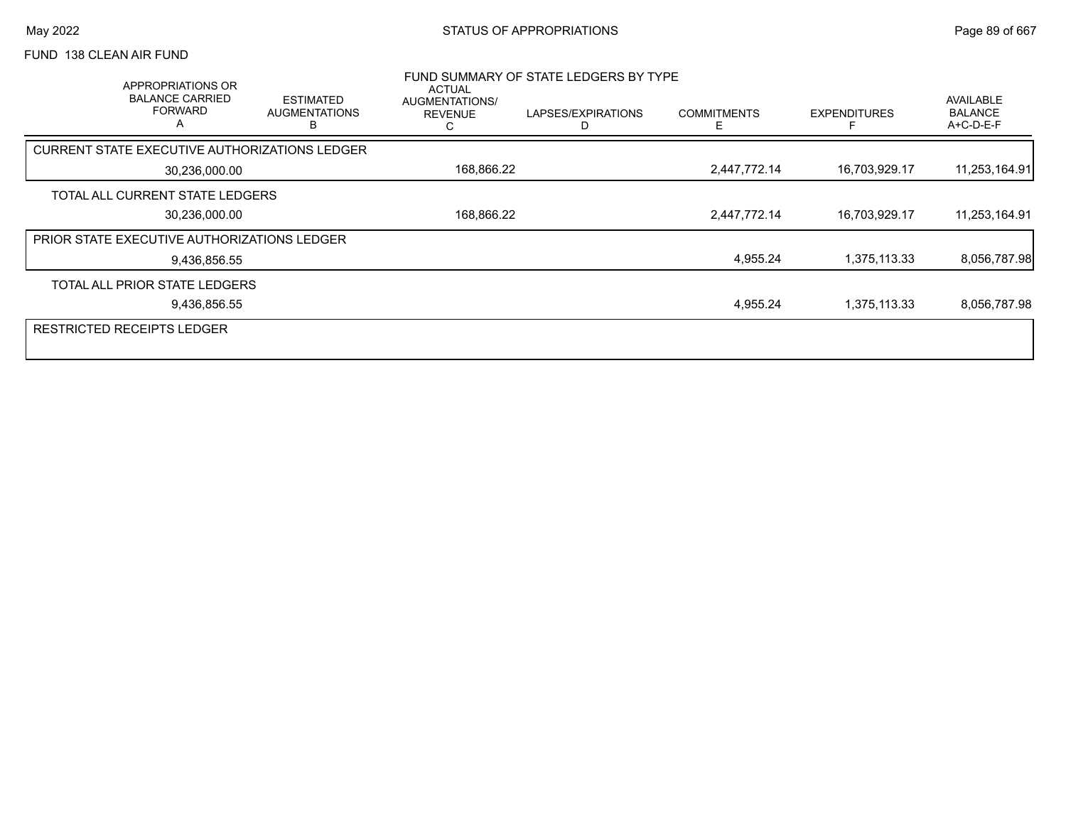FUND 138 CLEAN AIR FUND

FUND SUMMARY OF STATE LEDGERS BY TYPE

| APPROPRIATIONS OR BALANCE CARRIED FORWARD A | ESTIMATED AUGMENTATIONS B | ACTUAL AUGMENTATIONS/ REVENUE C | LAPSES/EXPIRATIONS D | COMMITMENTS E | EXPENDITURES F | AVAILABLE BALANCE A+C-D-E-F |
|---|---|---|---|---|---|---|
| CURRENT STATE EXECUTIVE AUTHORIZATIONS LEDGER | | | | | | |
| 30,236,000.00 | | 168,866.22 | | 2,447,772.14 | 16,703,929.17 | 11,253,164.91 |
| TOTAL ALL CURRENT STATE LEDGERS | | | | | | |
| 30,236,000.00 | | 168,866.22 | | 2,447,772.14 | 16,703,929.17 | 11,253,164.91 |
| PRIOR STATE EXECUTIVE AUTHORIZATIONS LEDGER | | | | | | |
| 9,436,856.55 | | | | 4,955.24 | 1,375,113.33 | 8,056,787.98 |
| TOTAL ALL PRIOR STATE LEDGERS | | | | | | |
| 9,436,856.55 | | | | 4,955.24 | 1,375,113.33 | 8,056,787.98 |
| RESTRICTED RECEIPTS LEDGER | | | | | | |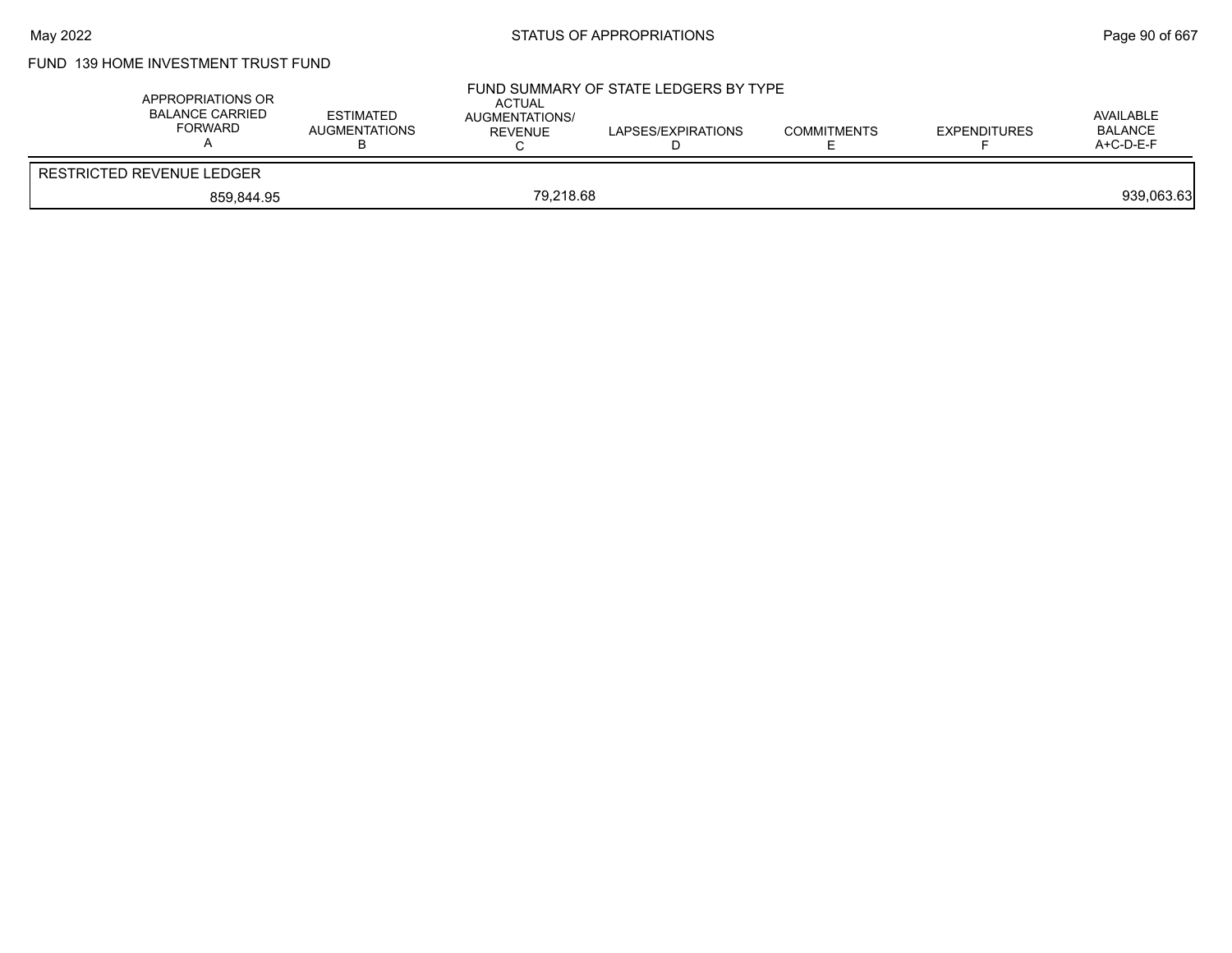FUND 139 HOME INVESTMENT TRUST FUND

## FUND SUMMARY OF STATE LEDGERS BY TYPE

| APPROPRIATIONS OR BALANCE CARRIED FORWARD A | ESTIMATED AUGMENTATIONS B | ACTUAL AUGMENTATIONS/ REVENUE C | LAPSES/EXPIRATIONS D | COMMITMENTS E | EXPENDITURES F | AVAILABLE BALANCE A+C-D-E-F |
|---|---|---|---|---|---|---|
| RESTRICTED REVENUE LEDGER | | | | | | |
| 859,844.95 | | 79,218.68 | | | | 939,063.63 |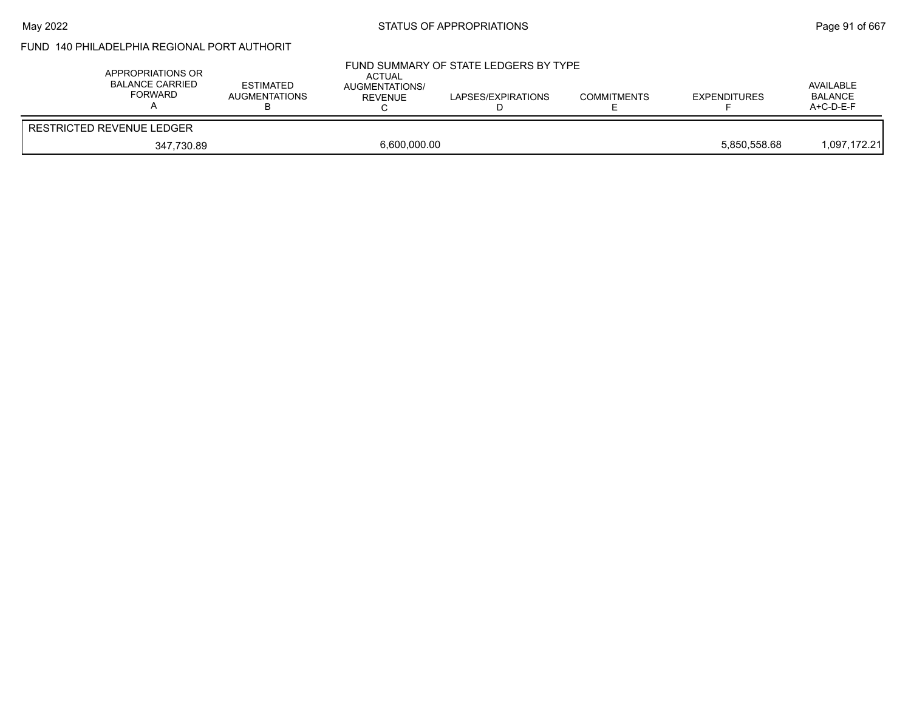FUND 140 PHILADELPHIA REGIONAL PORT AUTHORIT

FUND SUMMARY OF STATE LEDGERS BY TYPE

| APPROPRIATIONS OR BALANCE CARRIED FORWARD A | ESTIMATED AUGMENTATIONS B | ACTUAL AUGMENTATIONS/ REVENUE C | LAPSES/EXPIRATIONS D | COMMITMENTS E | EXPENDITURES F | AVAILABLE BALANCE A+C-D-E-F |
|---|---|---|---|---|---|---|
| RESTRICTED REVENUE LEDGER | | | | | | |
| 347,730.89 | | 6,600,000.00 | | | 5,850,558.68 | 1,097,172.21 |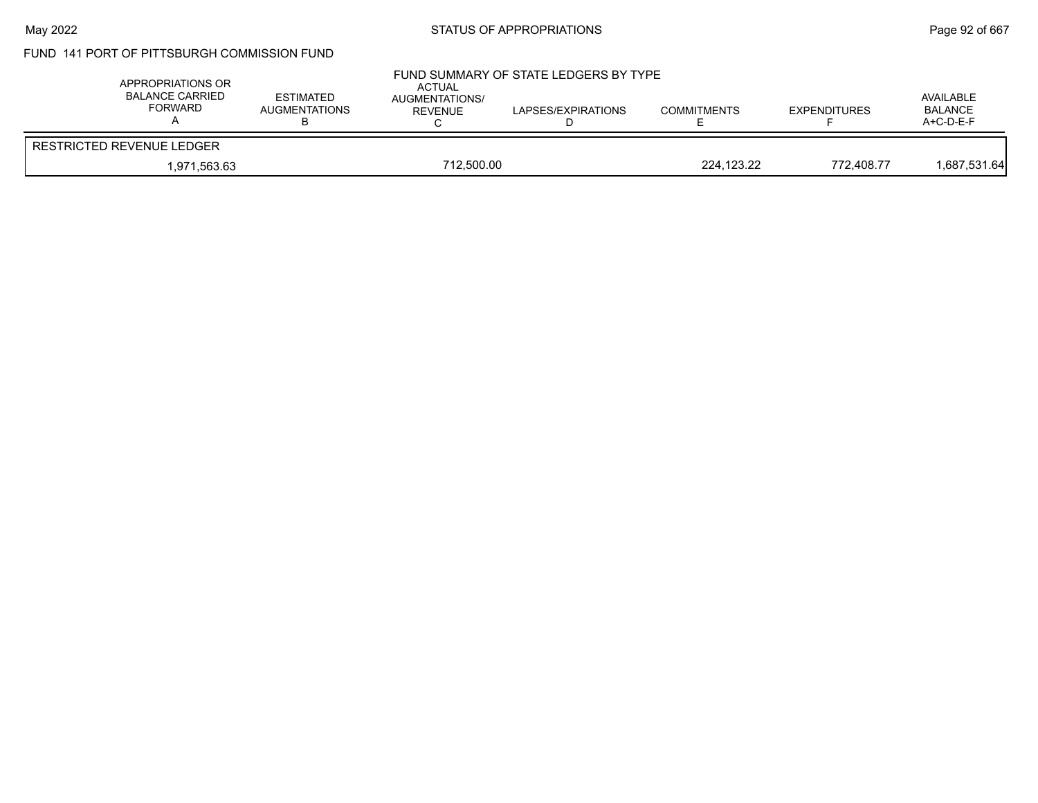FUND 141 PORT OF PITTSBURGH COMMISSION FUND

FUND SUMMARY OF STATE LEDGERS BY TYPE

| APPROPRIATIONS OR BALANCE CARRIED FORWARD A | ESTIMATED AUGMENTATIONS B | ACTUAL AUGMENTATIONS/ REVENUE C | LAPSES/EXPIRATIONS D | COMMITMENTS E | EXPENDITURES F | AVAILABLE BALANCE A+C-D-E-F |
|---|---|---|---|---|---|---|
| RESTRICTED REVENUE LEDGER | | | | | | |
| 1,971,563.63 | | 712,500.00 | | 224,123.22 | 772,408.77 | 1,687,531.64 |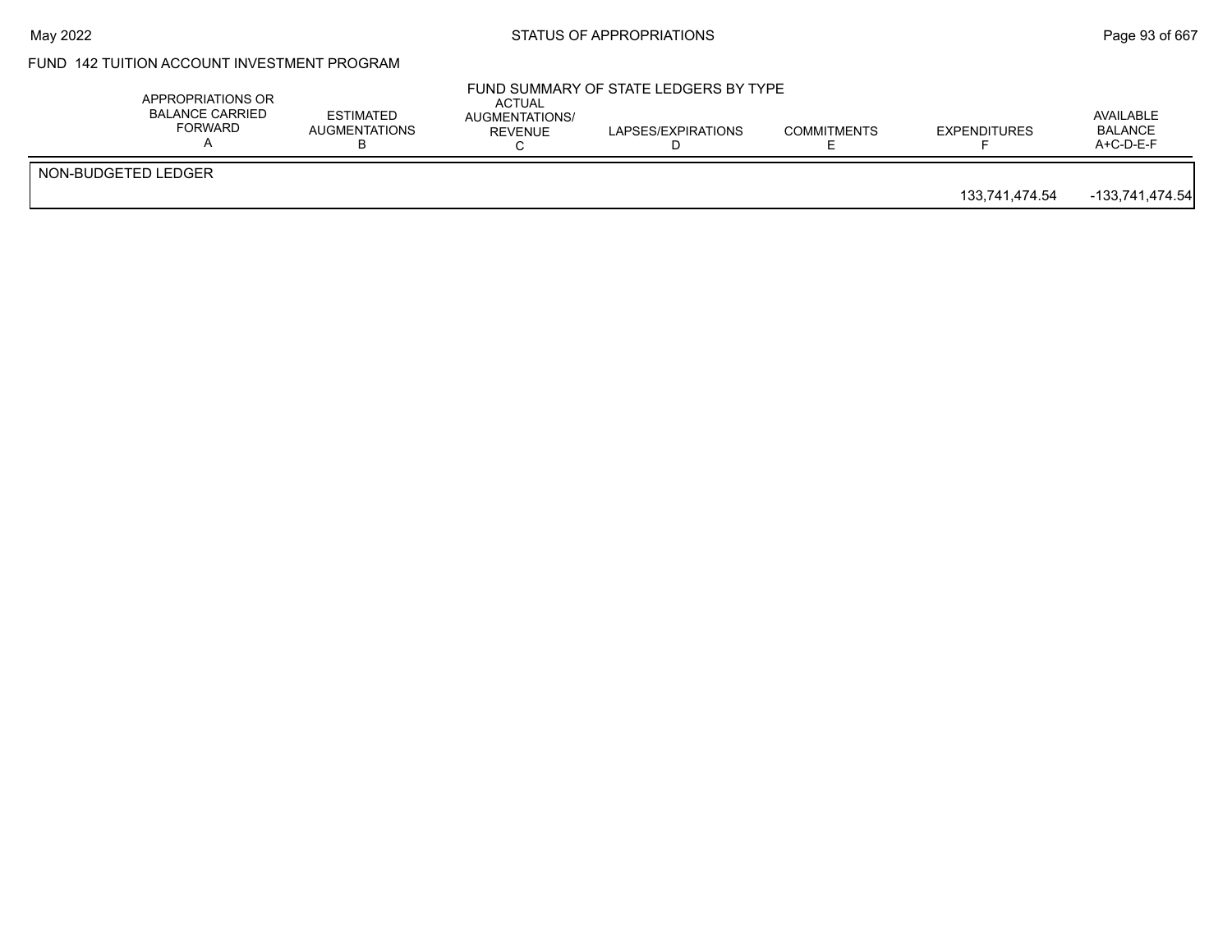FUND 142 TUITION ACCOUNT INVESTMENT PROGRAM

FUND SUMMARY OF STATE LEDGERS BY TYPE

| | APPROPRIATIONS OR BALANCE CARRIED FORWARD A | ESTIMATED AUGMENTATIONS B | ACTUAL AUGMENTATIONS/ REVENUE C | LAPSES/EXPIRATIONS D | COMMITMENTS E | EXPENDITURES F | AVAILABLE BALANCE A+C-D-E-F |
|---|---|---|---|---|---|---|---|
| NON-BUDGETED LEDGER | | | | | | | |
| | | | | | | 133,741,474.54 | -133,741,474.54 |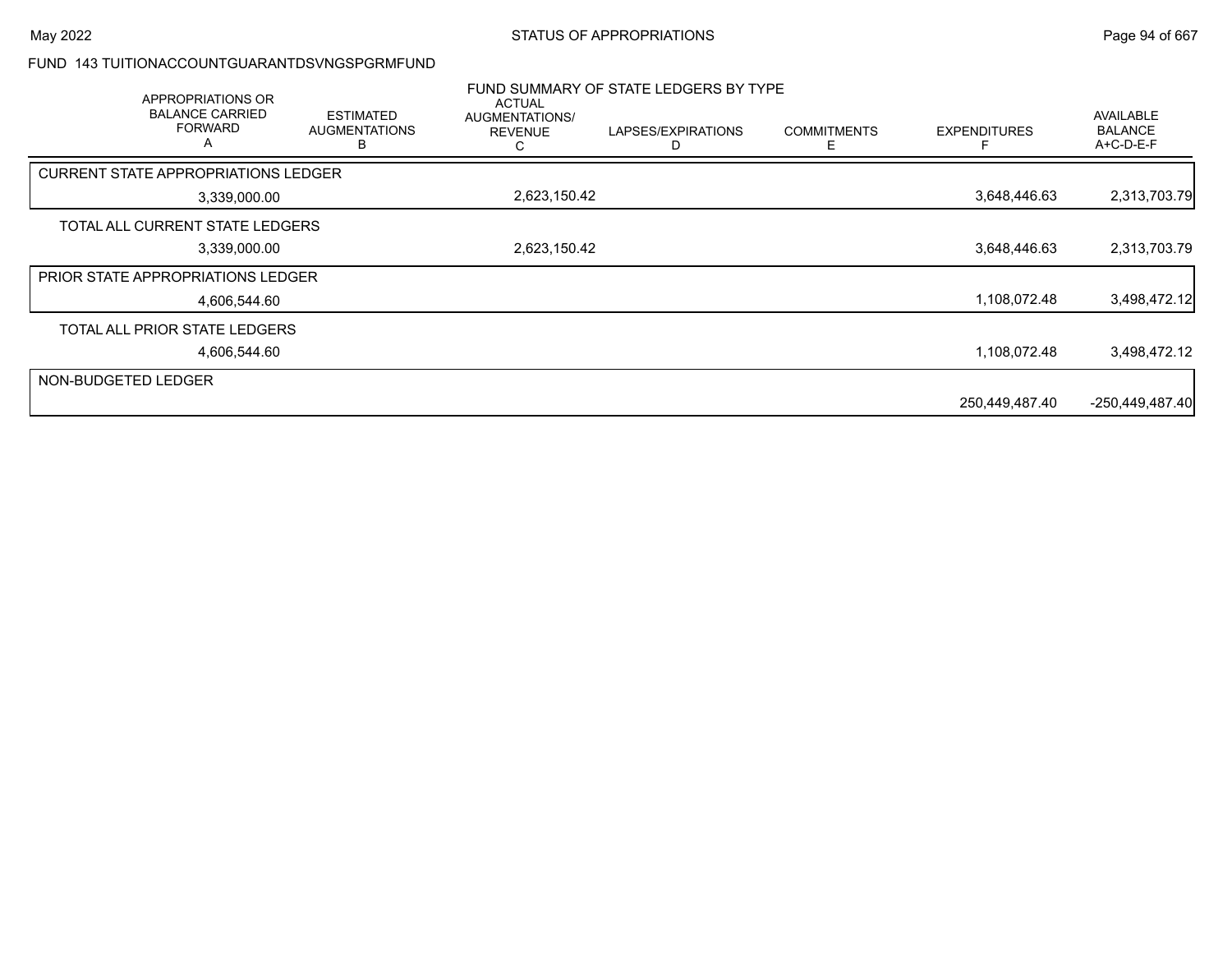FUND 143 TUITIONACCOUNTGUARANTDSVNGSPGRMFUND

## FUND SUMMARY OF STATE LEDGERS BY TYPE

| APPROPRIATIONS OR BALANCE CARRIED FORWARD A | ESTIMATED AUGMENTATIONS B | ACTUAL AUGMENTATIONS/ REVENUE C | LAPSES/EXPIRATIONS D | COMMITMENTS E | EXPENDITURES F | AVAILABLE BALANCE A+C-D-E-F |
|---|---|---|---|---|---|---|
| CURRENT STATE APPROPRIATIONS LEDGER | | | | | | |
| 3,339,000.00 | | 2,623,150.42 | | | 3,648,446.63 | 2,313,703.79 |
| TOTAL ALL CURRENT STATE LEDGERS | | | | | | |
| 3,339,000.00 | | 2,623,150.42 | | | 3,648,446.63 | 2,313,703.79 |
| PRIOR STATE APPROPRIATIONS LEDGER | | | | | | |
| 4,606,544.60 | | | | | 1,108,072.48 | 3,498,472.12 |
| TOTAL ALL PRIOR STATE LEDGERS | | | | | | |
| 4,606,544.60 | | | | | 1,108,072.48 | 3,498,472.12 |
| NON-BUDGETED LEDGER | | | | | | |
| | | | | | 250,449,487.40 | -250,449,487.40 |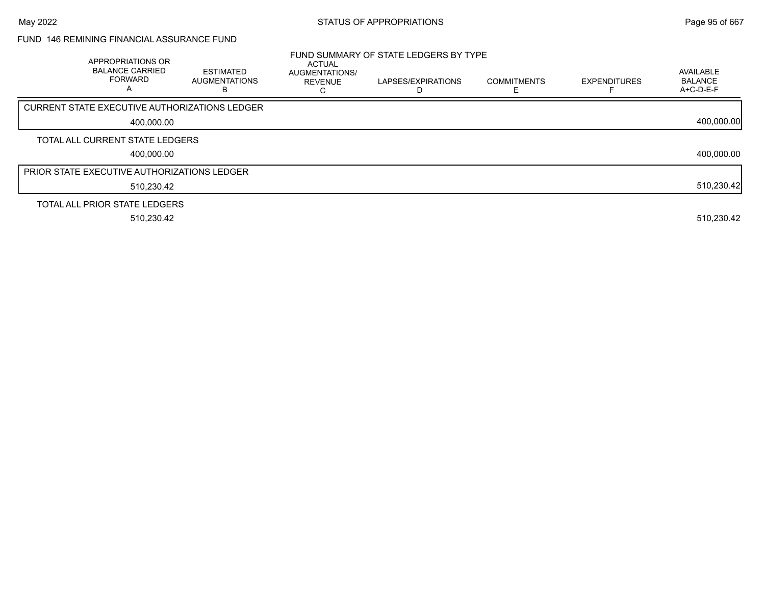## FUND 146 REMINING FINANCIAL ASSURANCE FUND

FUND SUMMARY OF STATE LEDGERS BY TYPE

| APPROPRIATIONS OR BALANCE CARRIED FORWARD A | ESTIMATED AUGMENTATIONS B | ACTUAL AUGMENTATIONS/ REVENUE C | LAPSES/EXPIRATIONS D | COMMITMENTS E | EXPENDITURES F | AVAILABLE BALANCE A+C-D-E-F |
|---|---|---|---|---|---|---|
| CURRENT STATE EXECUTIVE AUTHORIZATIONS LEDGER | | | | | | |
| 400,000.00 | | | | | | 400,000.00 |
| TOTAL ALL CURRENT STATE LEDGERS | | | | | | |
| 400,000.00 | | | | | | 400,000.00 |
| PRIOR STATE EXECUTIVE AUTHORIZATIONS LEDGER | | | | | | |
| 510,230.42 | | | | | | 510,230.42 |
| TOTAL ALL PRIOR STATE LEDGERS | | | | | | |
| 510,230.42 | | | | | | 510,230.42 |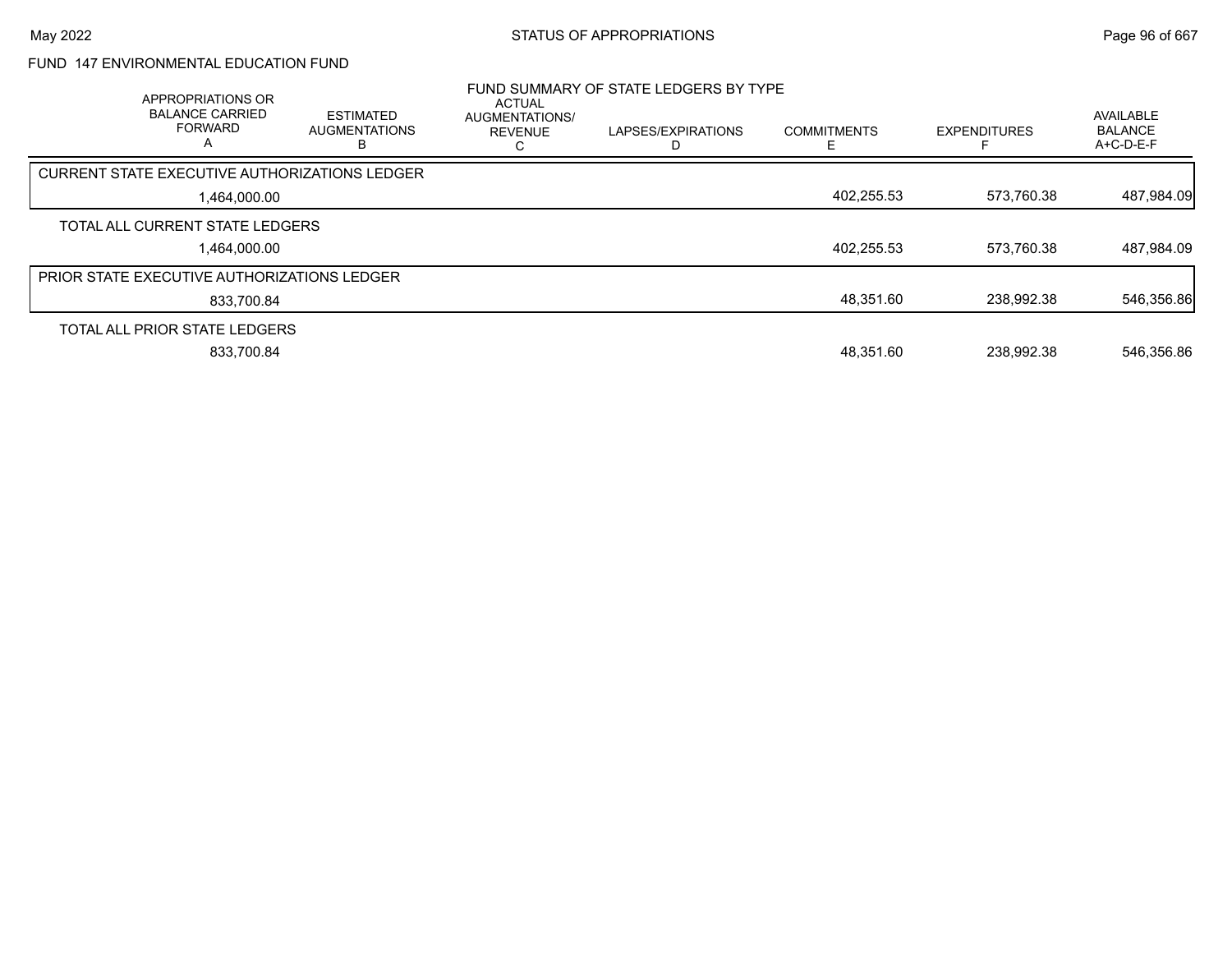FUND 147 ENVIRONMENTAL EDUCATION FUND

## FUND SUMMARY OF STATE LEDGERS BY TYPE

| APPROPRIATIONS OR BALANCE CARRIED FORWARD A | ESTIMATED AUGMENTATIONS B | ACTUAL AUGMENTATIONS/ REVENUE C | LAPSES/EXPIRATIONS D | COMMITMENTS E | EXPENDITURES F | AVAILABLE BALANCE A+C-D-E-F |
|---|---|---|---|---|---|---|
| CURRENT STATE EXECUTIVE AUTHORIZATIONS LEDGER | | | | | | |
| 1,464,000.00 | | | | 402,255.53 | 573,760.38 | 487,984.09 |
| TOTAL ALL CURRENT STATE LEDGERS | | | | | | |
| 1,464,000.00 | | | | 402,255.53 | 573,760.38 | 487,984.09 |
| PRIOR STATE EXECUTIVE AUTHORIZATIONS LEDGER | | | | | | |
| 833,700.84 | | | | 48,351.60 | 238,992.38 | 546,356.86 |
| TOTAL ALL PRIOR STATE LEDGERS | | | | | | |
| 833,700.84 | | | | 48,351.60 | 238,992.38 | 546,356.86 |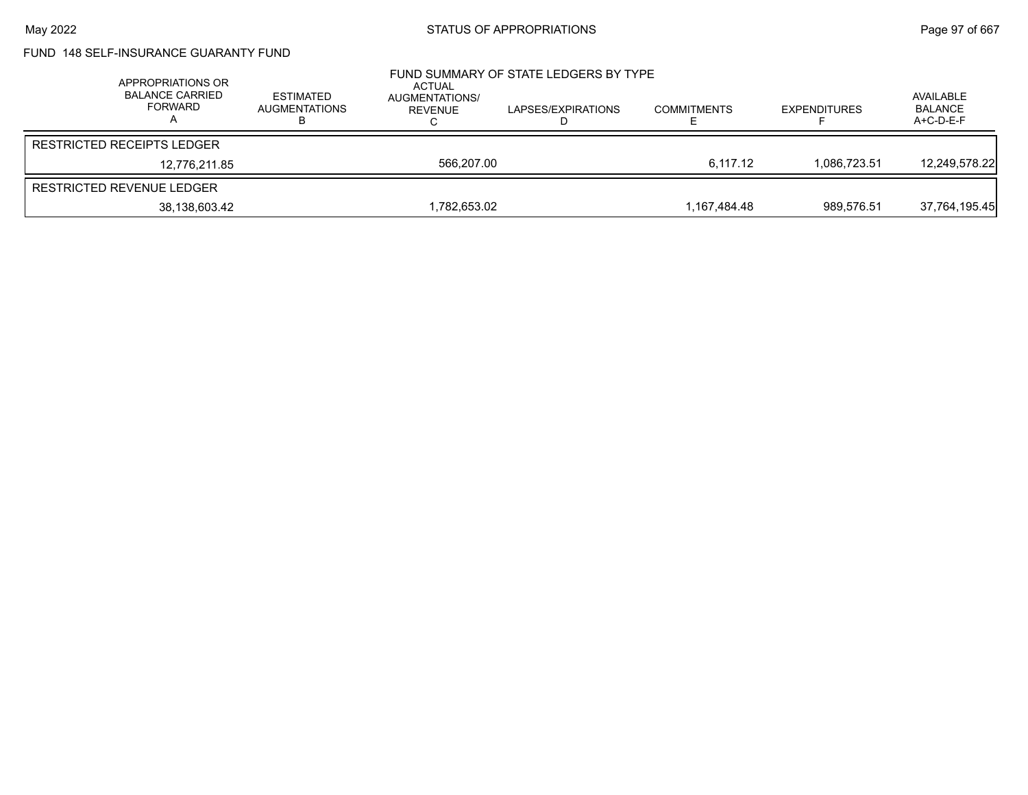FUND 148 SELF-INSURANCE GUARANTY FUND

## FUND SUMMARY OF STATE LEDGERS BY TYPE

| APPROPRIATIONS OR BALANCE CARRIED FORWARD A | ESTIMATED AUGMENTATIONS B | ACTUAL AUGMENTATIONS/ REVENUE C | LAPSES/EXPIRATIONS D | COMMITMENTS E | EXPENDITURES F | AVAILABLE BALANCE A+C-D-E-F |
|---|---|---|---|---|---|---|
| RESTRICTED RECEIPTS LEDGER | | | | | | |
| 12,776,211.85 | | 566,207.00 | | 6,117.12 | 1,086,723.51 | 12,249,578.22 |
| RESTRICTED REVENUE LEDGER | | | | | | |
| 38,138,603.42 | | 1,782,653.02 | | 1,167,484.48 | 989,576.51 | 37,764,195.45 |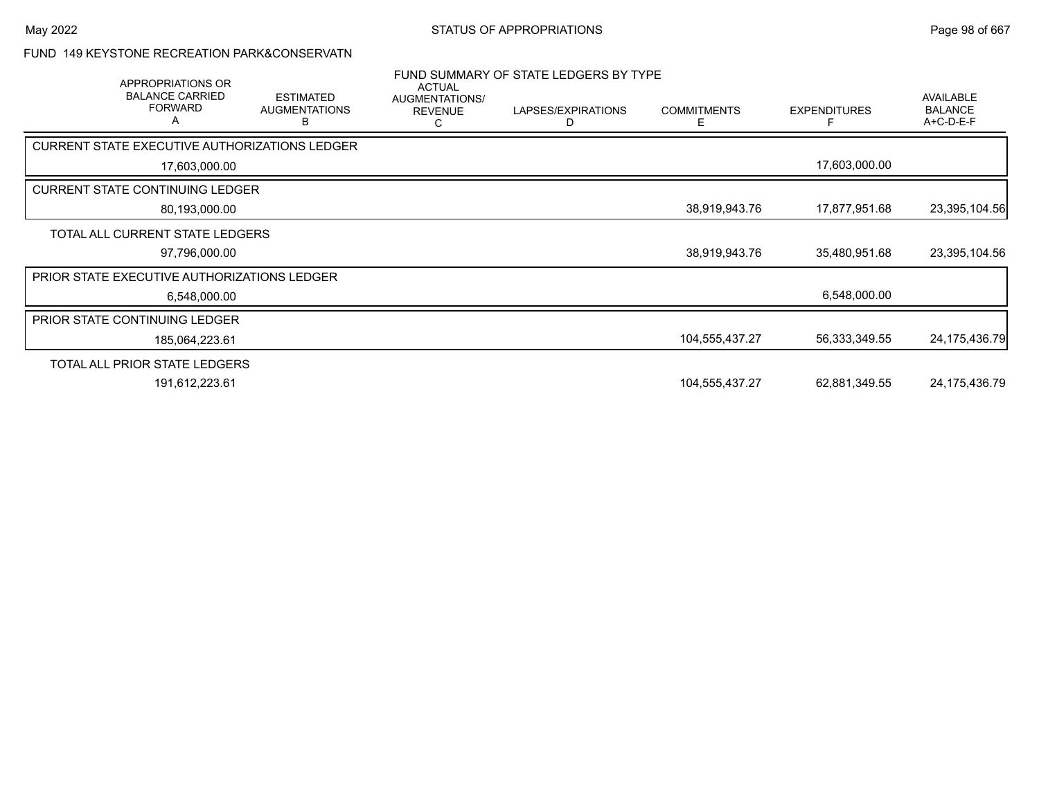FUND 149 KEYSTONE RECREATION PARK&CONSERVATN

FUND SUMMARY OF STATE LEDGERS BY TYPE

| APPROPRIATIONS OR BALANCE CARRIED FORWARD A | ESTIMATED AUGMENTATIONS B | ACTUAL AUGMENTATIONS/ REVENUE C | LAPSES/EXPIRATIONS D | COMMITMENTS E | EXPENDITURES F | AVAILABLE BALANCE A+C-D-E-F |
|---|---|---|---|---|---|---|
| CURRENT STATE EXECUTIVE AUTHORIZATIONS LEDGER | | | | | | |
| 17,603,000.00 | | | | | 17,603,000.00 | |
| CURRENT STATE CONTINUING LEDGER | | | | | | |
| 80,193,000.00 | | | | 38,919,943.76 | 17,877,951.68 | 23,395,104.56 |
| TOTAL ALL CURRENT STATE LEDGERS | | | | | | |
| 97,796,000.00 | | | | 38,919,943.76 | 35,480,951.68 | 23,395,104.56 |
| PRIOR STATE EXECUTIVE AUTHORIZATIONS LEDGER | | | | | | |
| 6,548,000.00 | | | | | 6,548,000.00 | |
| PRIOR STATE CONTINUING LEDGER | | | | | | |
| 185,064,223.61 | | | | 104,555,437.27 | 56,333,349.55 | 24,175,436.79 |
| TOTAL ALL PRIOR STATE LEDGERS | | | | | | |
| 191,612,223.61 | | | | 104,555,437.27 | 62,881,349.55 | 24,175,436.79 |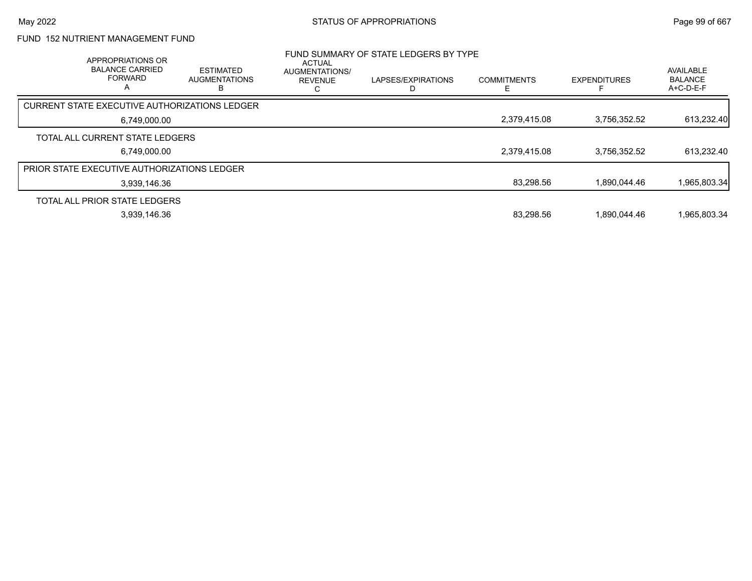FUND 152 NUTRIENT MANAGEMENT FUND

FUND SUMMARY OF STATE LEDGERS BY TYPE

| APPROPRIATIONS OR BALANCE CARRIED FORWARD A | ESTIMATED AUGMENTATIONS B | ACTUAL AUGMENTATIONS/ REVENUE C | LAPSES/EXPIRATIONS D | COMMITMENTS E | EXPENDITURES F | AVAILABLE BALANCE A+C-D-E-F |
|---|---|---|---|---|---|---|
| CURRENT STATE EXECUTIVE AUTHORIZATIONS LEDGER | | | | | | |
| 6,749,000.00 | | | | 2,379,415.08 | 3,756,352.52 | 613,232.40 |
| TOTAL ALL CURRENT STATE LEDGERS | | | | | | |
| 6,749,000.00 | | | | 2,379,415.08 | 3,756,352.52 | 613,232.40 |
| PRIOR STATE EXECUTIVE AUTHORIZATIONS LEDGER | | | | | | |
| 3,939,146.36 | | | | 83,298.56 | 1,890,044.46 | 1,965,803.34 |
| TOTAL ALL PRIOR STATE LEDGERS | | | | | | |
| 3,939,146.36 | | | | 83,298.56 | 1,890,044.46 | 1,965,803.34 |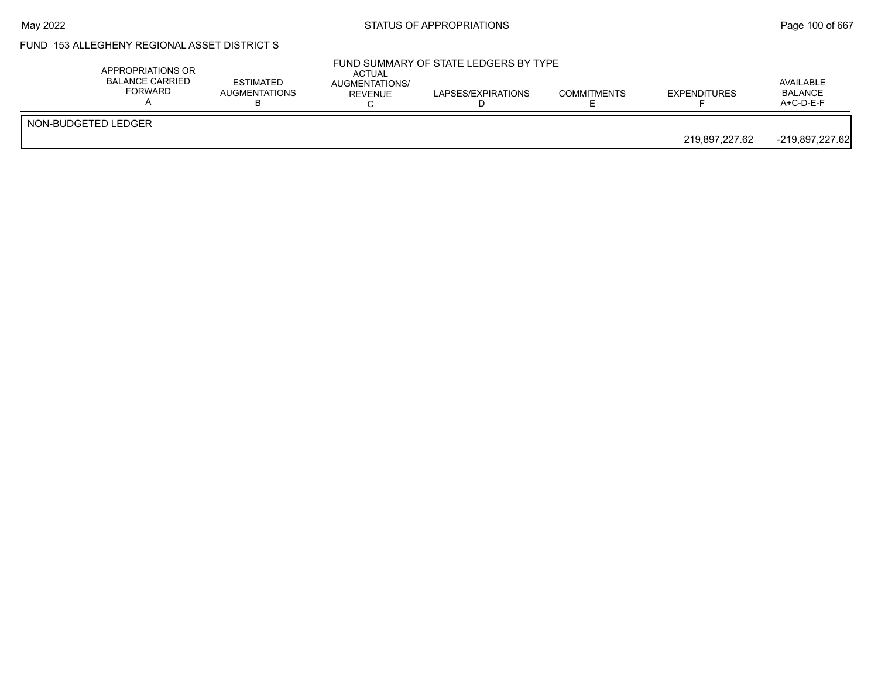## FUND 153 ALLEGHENY REGIONAL ASSET DISTRICT S

### FUND SUMMARY OF STATE LEDGERS BY TYPE

| | APPROPRIATIONS OR BALANCE CARRIED FORWARD A | ESTIMATED AUGMENTATIONS B | ACTUAL AUGMENTATIONS/ REVENUE C | LAPSES/EXPIRATIONS D | COMMITMENTS E | EXPENDITURES F | AVAILABLE BALANCE A+C-D-E-F |
|---|---|---|---|---|---|---|---|
| NON-BUDGETED LEDGER | | | | | | 219,897,227.62 | -219,897,227.62 |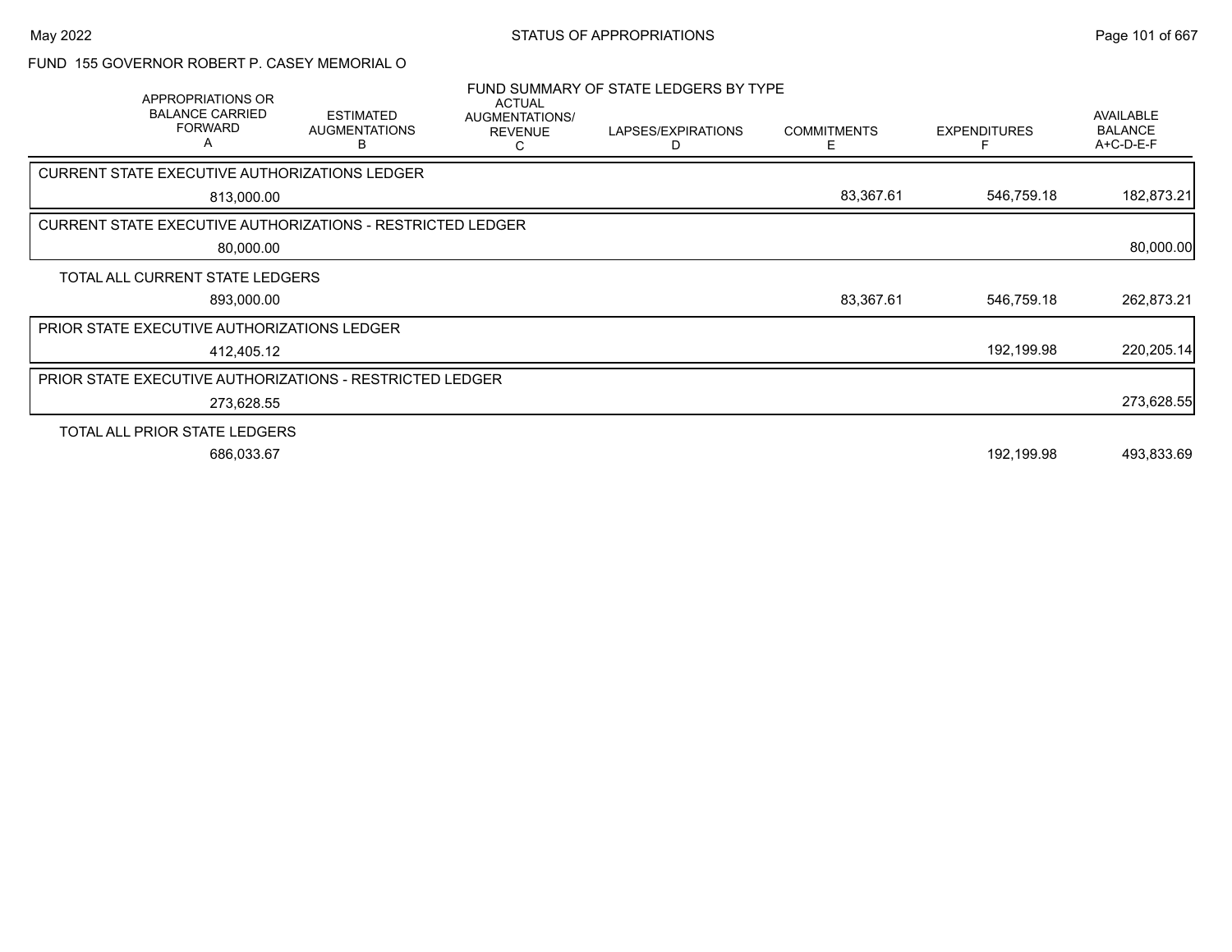FUND 155 GOVERNOR ROBERT P. CASEY MEMORIAL O

## FUND SUMMARY OF STATE LEDGERS BY TYPE

| APPROPRIATIONS OR BALANCE CARRIED FORWARD A | ESTIMATED AUGMENTATIONS B | ACTUAL AUGMENTATIONS/ REVENUE C | LAPSES/EXPIRATIONS D | COMMITMENTS E | EXPENDITURES F | AVAILABLE BALANCE A+C-D-E-F |
|---|---|---|---|---|---|---|
| **CURRENT STATE EXECUTIVE AUTHORIZATIONS LEDGER** | | | | | | |
| 813,000.00 | | | | 83,367.61 | 546,759.18 | 182,873.21 |
| **CURRENT STATE EXECUTIVE AUTHORIZATIONS - RESTRICTED LEDGER** | | | | | | |
| 80,000.00 | | | | | | 80,000.00 |
| **TOTAL ALL CURRENT STATE LEDGERS** | | | | | | |
| 893,000.00 | | | | 83,367.61 | 546,759.18 | 262,873.21 |
| **PRIOR STATE EXECUTIVE AUTHORIZATIONS LEDGER** | | | | | | |
| 412,405.12 | | | | | 192,199.98 | 220,205.14 |
| **PRIOR STATE EXECUTIVE AUTHORIZATIONS - RESTRICTED LEDGER** | | | | | | |
| 273,628.55 | | | | | | 273,628.55 |
| **TOTAL ALL PRIOR STATE LEDGERS** | | | | | | |
| 686,033.67 | | | | | 192,199.98 | 493,833.69 |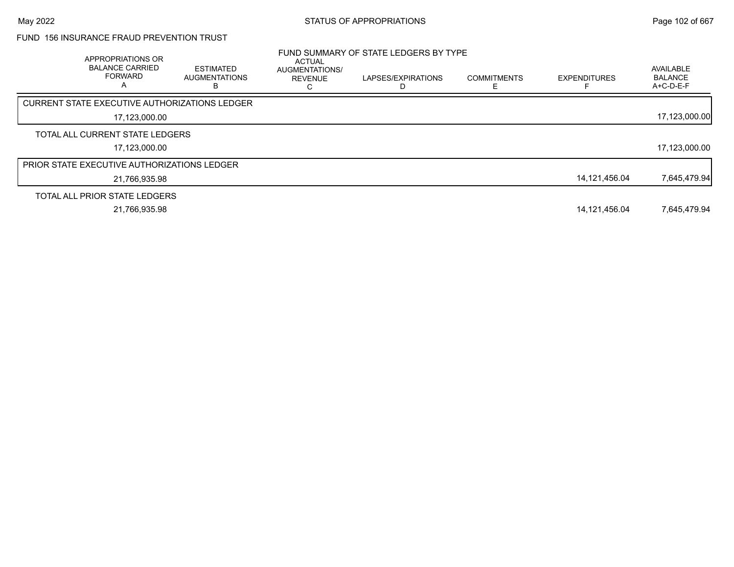## FUND 156 INSURANCE FRAUD PREVENTION TRUST

### FUND SUMMARY OF STATE LEDGERS BY TYPE

| APPROPRIATIONS OR BALANCE CARRIED FORWARD A | ESTIMATED AUGMENTATIONS B | ACTUAL AUGMENTATIONS/ REVENUE C | LAPSES/EXPIRATIONS D | COMMITMENTS E | EXPENDITURES F | AVAILABLE BALANCE A+C-D-E-F |
|---|---|---|---|---|---|---|
| CURRENT STATE EXECUTIVE AUTHORIZATIONS LEDGER | | | | | | |
| 17,123,000.00 | | | | | | 17,123,000.00 |
| TOTAL ALL CURRENT STATE LEDGERS | | | | | | |
| 17,123,000.00 | | | | | | 17,123,000.00 |
| PRIOR STATE EXECUTIVE AUTHORIZATIONS LEDGER | | | | | | |
| 21,766,935.98 | | | | | 14,121,456.04 | 7,645,479.94 |
| TOTAL ALL PRIOR STATE LEDGERS | | | | | | |
| 21,766,935.98 | | | | | 14,121,456.04 | 7,645,479.94 |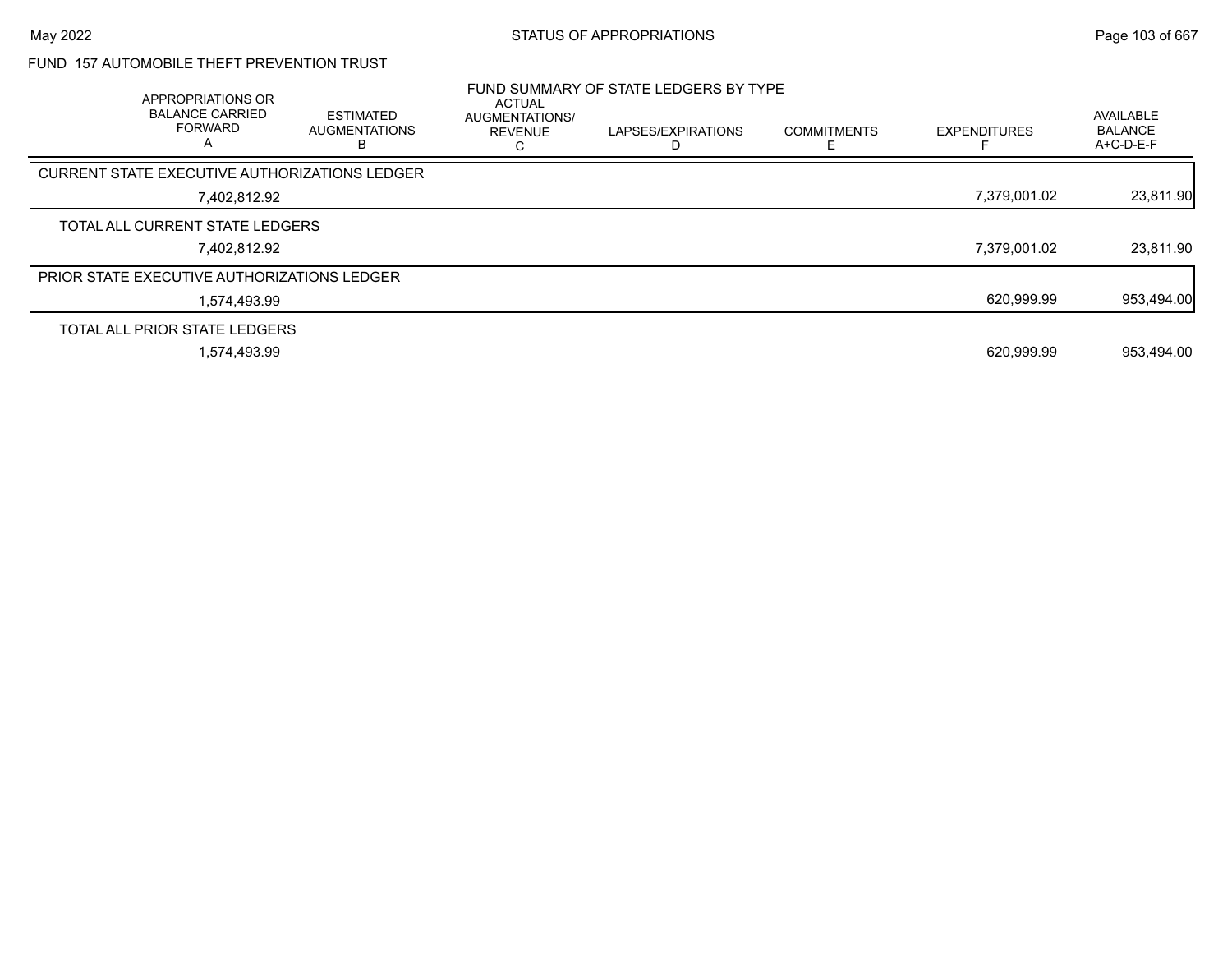## FUND 157 AUTOMOBILE THEFT PREVENTION TRUST

### FUND SUMMARY OF STATE LEDGERS BY TYPE

| APPROPRIATIONS OR BALANCE CARRIED FORWARD A | ESTIMATED AUGMENTATIONS B | ACTUAL AUGMENTATIONS/ REVENUE C | LAPSES/EXPIRATIONS D | COMMITMENTS E | EXPENDITURES F | AVAILABLE BALANCE A+C-D-E-F |
|---|---|---|---|---|---|---|
| CURRENT STATE EXECUTIVE AUTHORIZATIONS LEDGER | | | | | | |
| 7,402,812.92 | | | | | 7,379,001.02 | 23,811.90 |
| TOTAL ALL CURRENT STATE LEDGERS | | | | | | |
| 7,402,812.92 | | | | | 7,379,001.02 | 23,811.90 |
| PRIOR STATE EXECUTIVE AUTHORIZATIONS LEDGER | | | | | | |
| 1,574,493.99 | | | | | 620,999.99 | 953,494.00 |
| TOTAL ALL PRIOR STATE LEDGERS | | | | | | |
| 1,574,493.99 | | | | | 620,999.99 | 953,494.00 |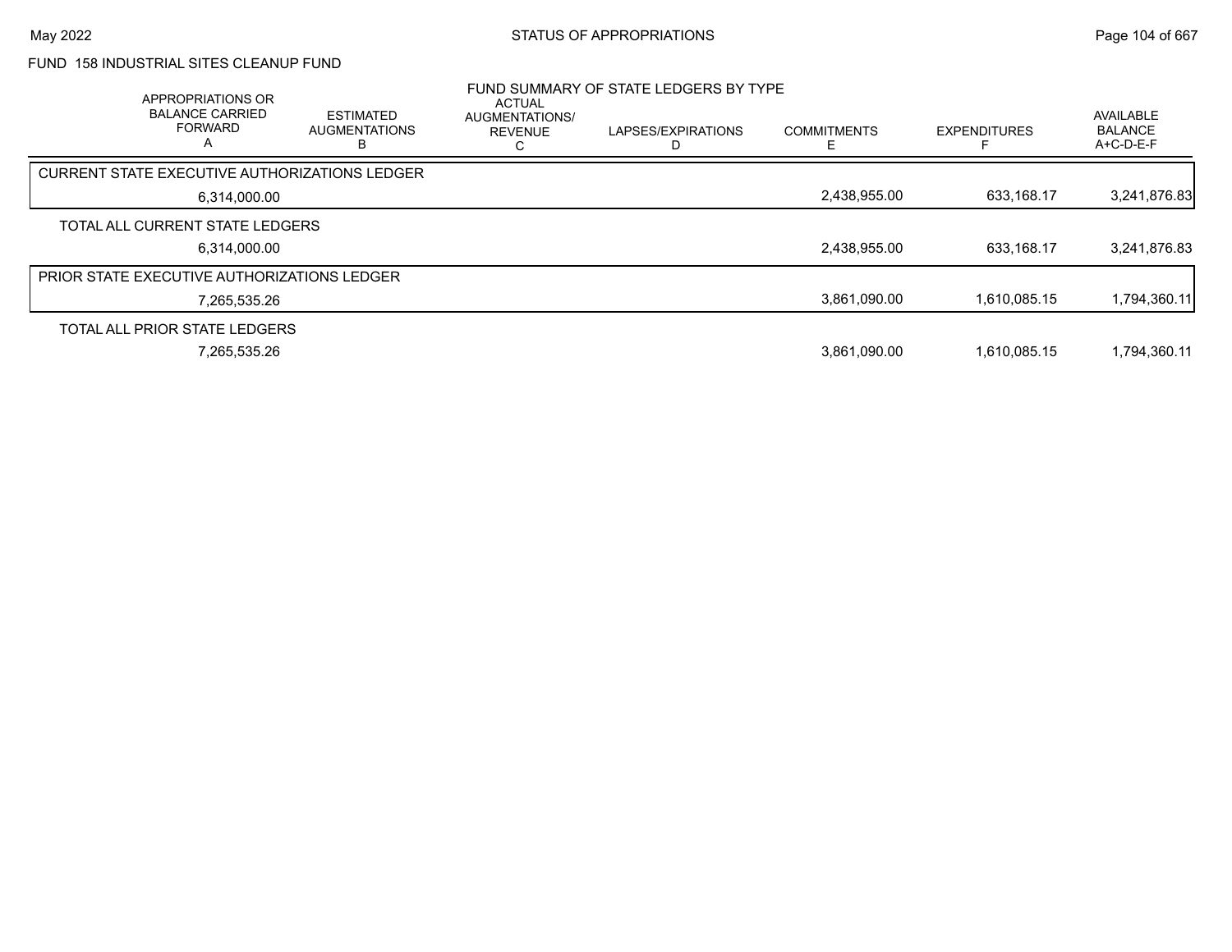# FUND 158 INDUSTRIAL SITES CLEANUP FUND

## FUND SUMMARY OF STATE LEDGERS BY TYPE

| APPROPRIATIONS OR BALANCE CARRIED FORWARD A | ESTIMATED AUGMENTATIONS B | ACTUAL AUGMENTATIONS/ REVENUE C | LAPSES/EXPIRATIONS D | COMMITMENTS E | EXPENDITURES F | AVAILABLE BALANCE A+C-D-E-F |
|---|---|---|---|---|---|---|
| CURRENT STATE EXECUTIVE AUTHORIZATIONS LEDGER | | | | | | |
| 6,314,000.00 | | | | 2,438,955.00 | 633,168.17 | 3,241,876.83 |
| TOTAL ALL CURRENT STATE LEDGERS | | | | | | |
| 6,314,000.00 | | | | 2,438,955.00 | 633,168.17 | 3,241,876.83 |
| PRIOR STATE EXECUTIVE AUTHORIZATIONS LEDGER | | | | | | |
| 7,265,535.26 | | | | 3,861,090.00 | 1,610,085.15 | 1,794,360.11 |
| TOTAL ALL PRIOR STATE LEDGERS | | | | | | |
| 7,265,535.26 | | | | 3,861,090.00 | 1,610,085.15 | 1,794,360.11 |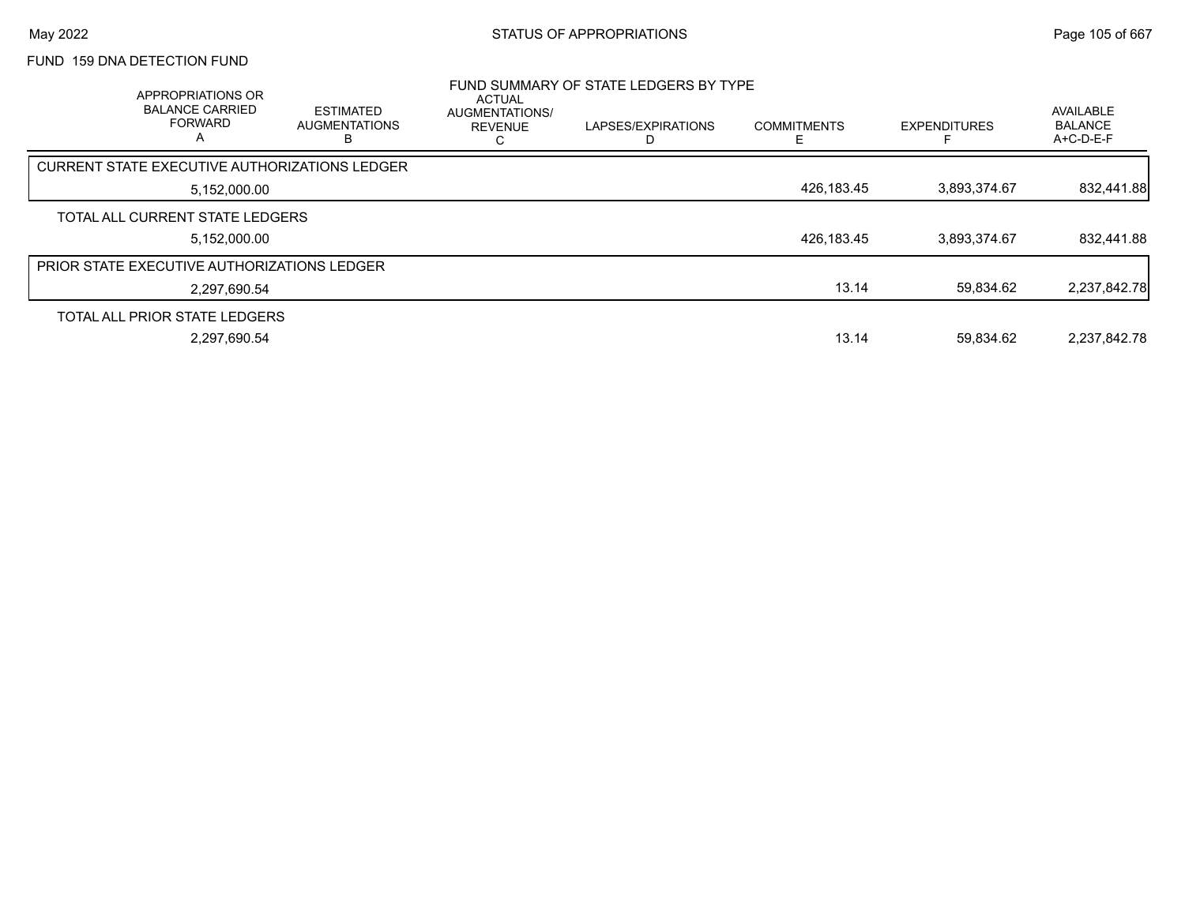## FUND 159 DNA DETECTION FUND

### FUND SUMMARY OF STATE LEDGERS BY TYPE

| APPROPRIATIONS OR BALANCE CARRIED FORWARD A | ESTIMATED AUGMENTATIONS B | ACTUAL AUGMENTATIONS/ REVENUE C | LAPSES/EXPIRATIONS D | COMMITMENTS E | EXPENDITURES F | AVAILABLE BALANCE A+C-D-E-F |
|---|---|---|---|---|---|---|
| CURRENT STATE EXECUTIVE AUTHORIZATIONS LEDGER | | | | | | |
| 5,152,000.00 | | | | 426,183.45 | 3,893,374.67 | 832,441.88 |
| TOTAL ALL CURRENT STATE LEDGERS | | | | | | |
| 5,152,000.00 | | | | 426,183.45 | 3,893,374.67 | 832,441.88 |
| PRIOR STATE EXECUTIVE AUTHORIZATIONS LEDGER | | | | | | |
| 2,297,690.54 | | | | 13.14 | 59,834.62 | 2,237,842.78 |
| TOTAL ALL PRIOR STATE LEDGERS | | | | | | |
| 2,297,690.54 | | | | 13.14 | 59,834.62 | 2,237,842.78 |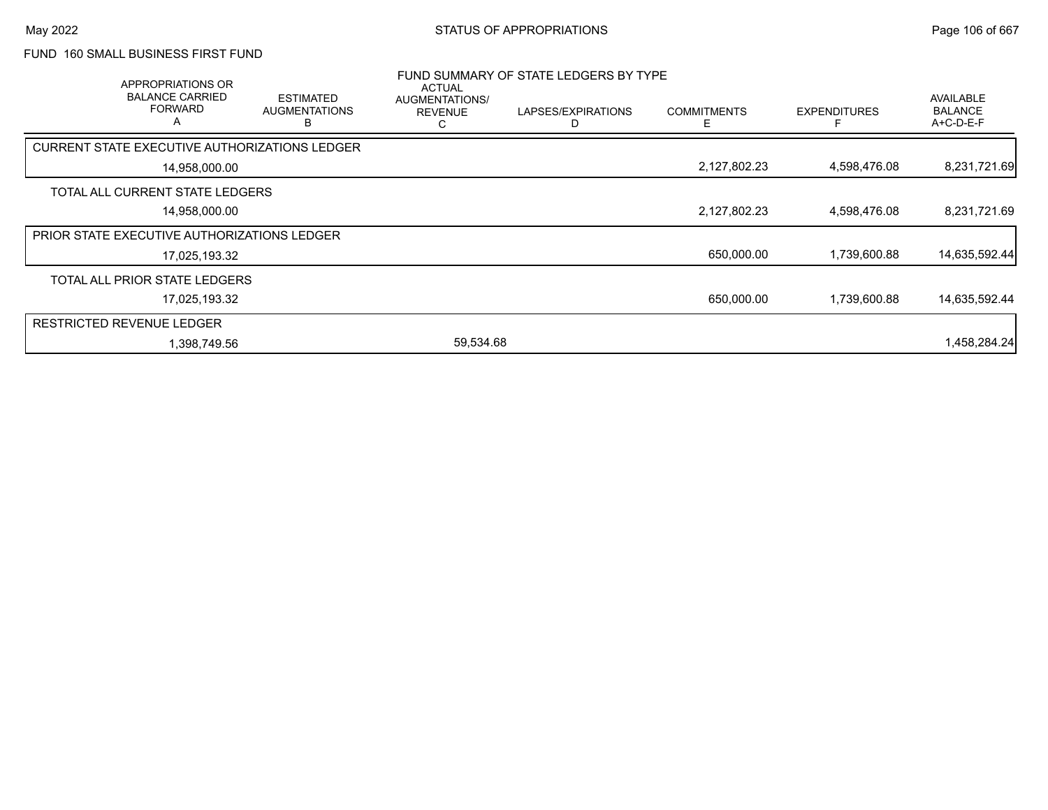FUND 160 SMALL BUSINESS FIRST FUND

FUND SUMMARY OF STATE LEDGERS BY TYPE

| APPROPRIATIONS OR BALANCE CARRIED FORWARD A | ESTIMATED AUGMENTATIONS B | ACTUAL AUGMENTATIONS/ REVENUE C | LAPSES/EXPIRATIONS D | COMMITMENTS E | EXPENDITURES F | AVAILABLE BALANCE A+C-D-E-F |
|---|---|---|---|---|---|---|
| CURRENT STATE EXECUTIVE AUTHORIZATIONS LEDGER | | | | | | |
| 14,958,000.00 | | | | 2,127,802.23 | 4,598,476.08 | 8,231,721.69 |
| TOTAL ALL CURRENT STATE LEDGERS | | | | | | |
| 14,958,000.00 | | | | 2,127,802.23 | 4,598,476.08 | 8,231,721.69 |
| PRIOR STATE EXECUTIVE AUTHORIZATIONS LEDGER | | | | | | |
| 17,025,193.32 | | | | 650,000.00 | 1,739,600.88 | 14,635,592.44 |
| TOTAL ALL PRIOR STATE LEDGERS | | | | | | |
| 17,025,193.32 | | | | 650,000.00 | 1,739,600.88 | 14,635,592.44 |
| RESTRICTED REVENUE LEDGER | | | | | | |
| 1,398,749.56 | | 59,534.68 | | | | 1,458,284.24 |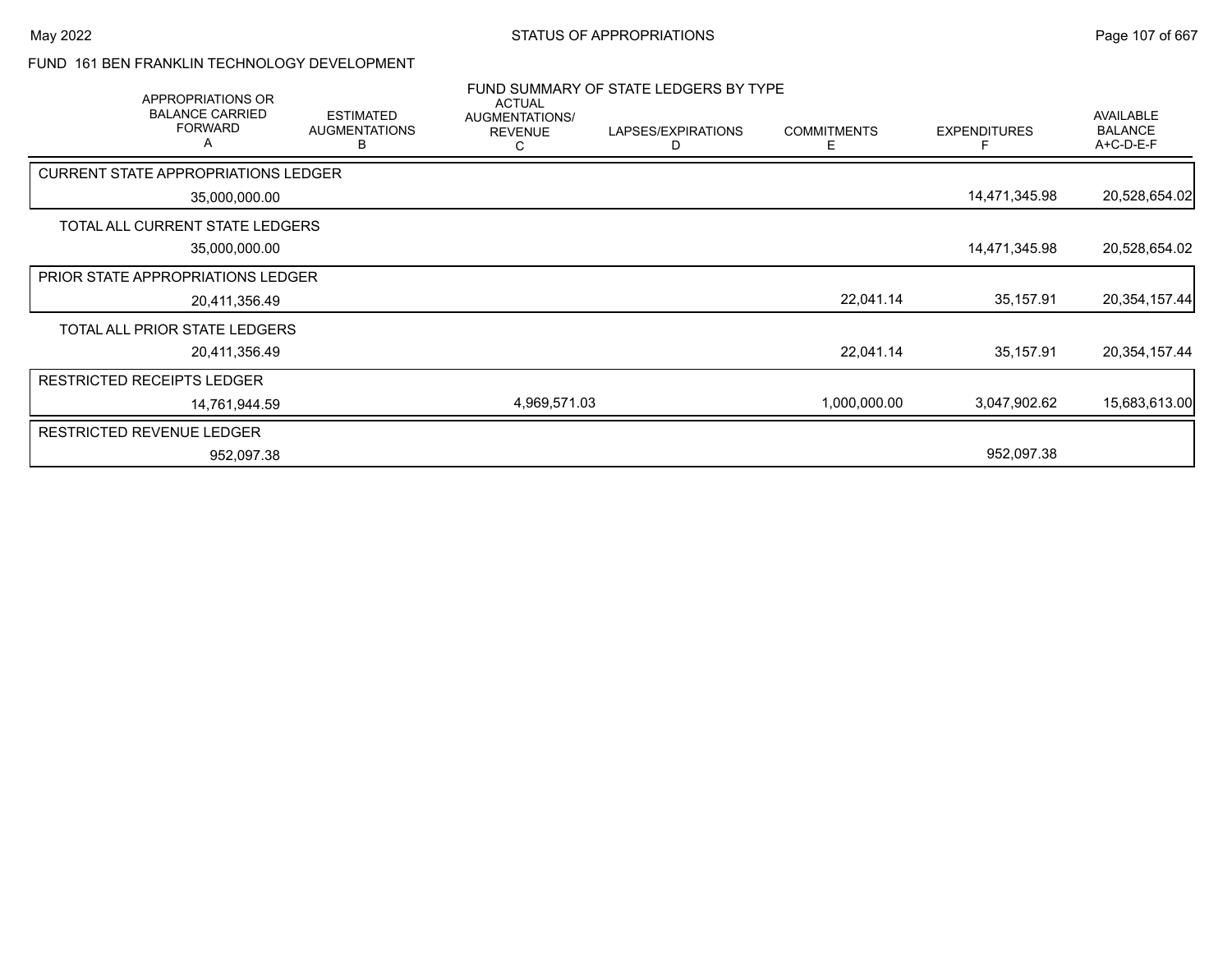## FUND 161 BEN FRANKLIN TECHNOLOGY DEVELOPMENT

### FUND SUMMARY OF STATE LEDGERS BY TYPE

| APPROPRIATIONS OR BALANCE CARRIED FORWARD A | ESTIMATED AUGMENTATIONS B | ACTUAL AUGMENTATIONS/ REVENUE C | LAPSES/EXPIRATIONS D | COMMITMENTS E | EXPENDITURES F | AVAILABLE BALANCE A+C-D-E-F |
|---|---|---|---|---|---|---|
| **CURRENT STATE APPROPRIATIONS LEDGER** | | | | | | |
| 35,000,000.00 | | | | | 14,471,345.98 | 20,528,654.02 |
| **TOTAL ALL CURRENT STATE LEDGERS** | | | | | | |
| 35,000,000.00 | | | | | 14,471,345.98 | 20,528,654.02 |
| **PRIOR STATE APPROPRIATIONS LEDGER** | | | | | | |
| 20,411,356.49 | | | | 22,041.14 | 35,157.91 | 20,354,157.44 |
| **TOTAL ALL PRIOR STATE LEDGERS** | | | | | | |
| 20,411,356.49 | | | | 22,041.14 | 35,157.91 | 20,354,157.44 |
| **RESTRICTED RECEIPTS LEDGER** | | | | | | |
| 14,761,944.59 | | 4,969,571.03 | | 1,000,000.00 | 3,047,902.62 | 15,683,613.00 |
| **RESTRICTED REVENUE LEDGER** | | | | | | |
| 952,097.38 | | | | | 952,097.38 | |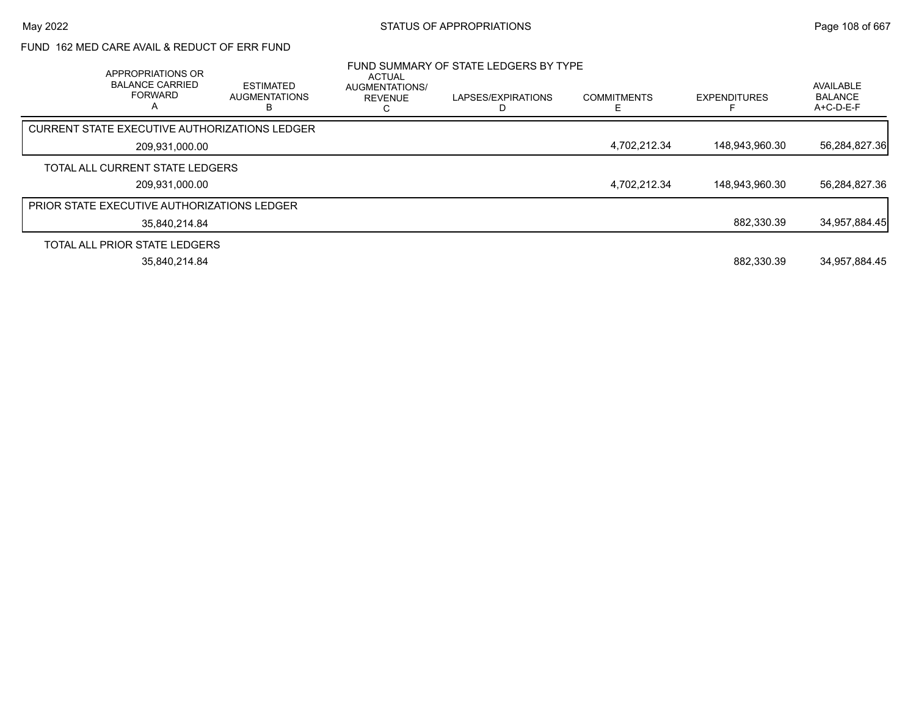FUND 162 MED CARE AVAIL & REDUCT OF ERR FUND

FUND SUMMARY OF STATE LEDGERS BY TYPE

| APPROPRIATIONS OR BALANCE CARRIED FORWARD A | ESTIMATED AUGMENTATIONS B | ACTUAL AUGMENTATIONS/ REVENUE C | LAPSES/EXPIRATIONS D | COMMITMENTS E | EXPENDITURES F | AVAILABLE BALANCE A+C-D-E-F |
|---|---|---|---|---|---|---|
| CURRENT STATE EXECUTIVE AUTHORIZATIONS LEDGER | | | | | | |
| 209,931,000.00 | | | | 4,702,212.34 | 148,943,960.30 | 56,284,827.36 |
| TOTAL ALL CURRENT STATE LEDGERS | | | | | | |
| 209,931,000.00 | | | | 4,702,212.34 | 148,943,960.30 | 56,284,827.36 |
| PRIOR STATE EXECUTIVE AUTHORIZATIONS LEDGER | | | | | | |
| 35,840,214.84 | | | | | 882,330.39 | 34,957,884.45 |
| TOTAL ALL PRIOR STATE LEDGERS | | | | | | |
| 35,840,214.84 | | | | | 882,330.39 | 34,957,884.45 |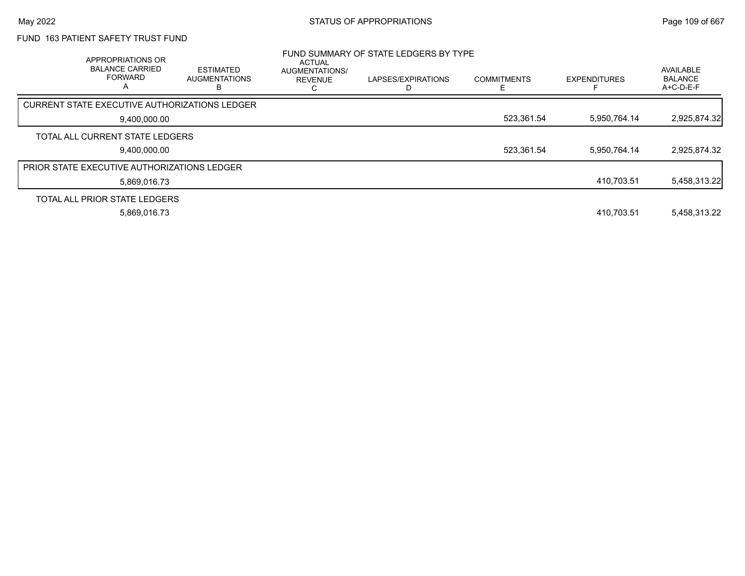FUND 163 PATIENT SAFETY TRUST FUND

FUND SUMMARY OF STATE LEDGERS BY TYPE

| APPROPRIATIONS OR BALANCE CARRIED FORWARD A | ESTIMATED AUGMENTATIONS B | ACTUAL AUGMENTATIONS/ REVENUE C | LAPSES/EXPIRATIONS D | COMMITMENTS E | EXPENDITURES F | AVAILABLE BALANCE A+C-D-E-F |
|---|---|---|---|---|---|---|
| CURRENT STATE EXECUTIVE AUTHORIZATIONS LEDGER | | | | | | |
| 9,400,000.00 | | | | 523,361.54 | 5,950,764.14 | 2,925,874.32 |
| TOTAL ALL CURRENT STATE LEDGERS | | | | | | |
| 9,400,000.00 | | | | 523,361.54 | 5,950,764.14 | 2,925,874.32 |
| PRIOR STATE EXECUTIVE AUTHORIZATIONS LEDGER | | | | | | |
| 5,869,016.73 | | | | | 410,703.51 | 5,458,313.22 |
| TOTAL ALL PRIOR STATE LEDGERS | | | | | | |
| 5,869,016.73 | | | | | 410,703.51 | 5,458,313.22 |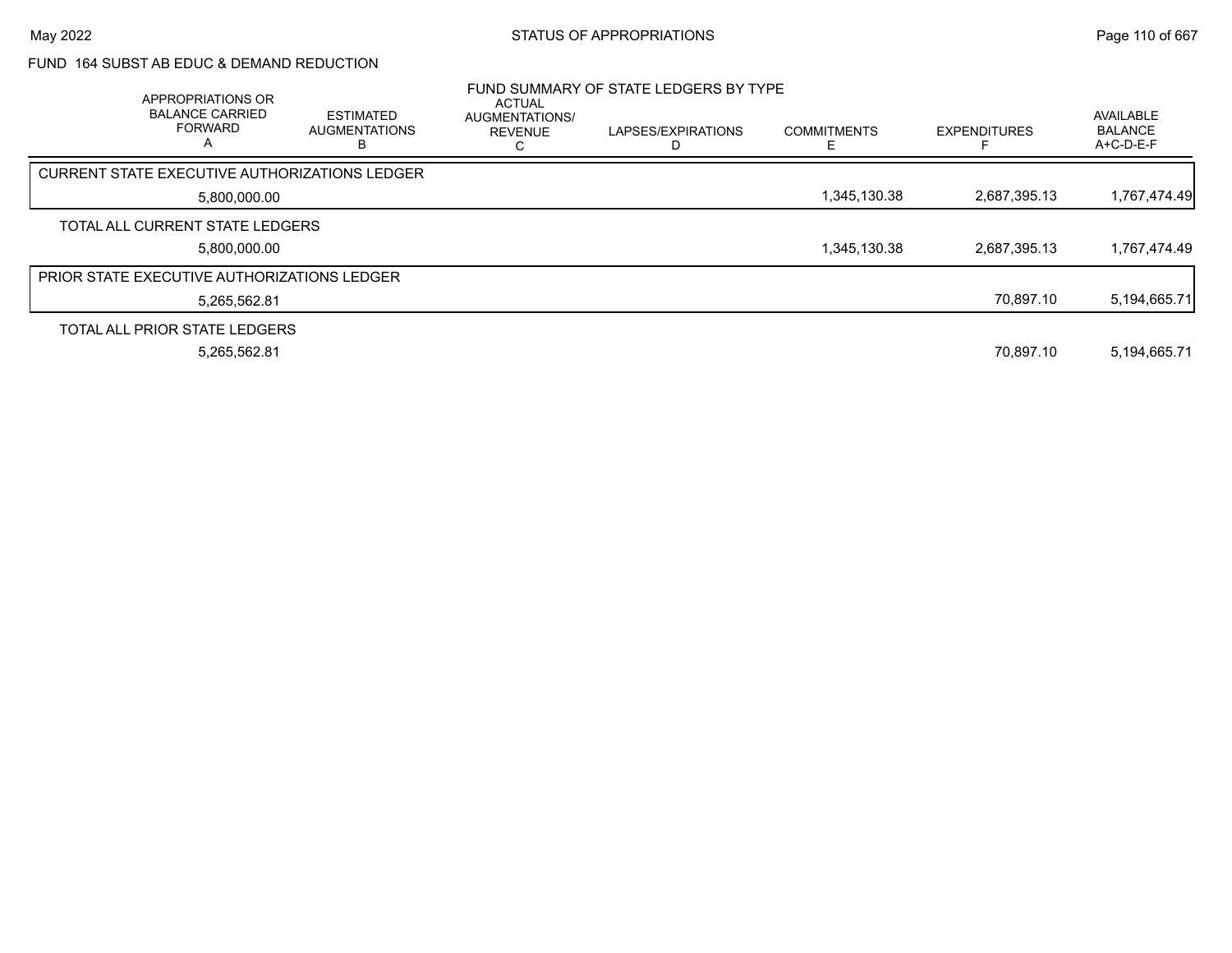FUND 164 SUBST AB EDUC & DEMAND REDUCTION

FUND SUMMARY OF STATE LEDGERS BY TYPE

| | APPROPRIATIONS OR BALANCE CARRIED FORWARD A | ESTIMATED AUGMENTATIONS B | ACTUAL AUGMENTATIONS/ REVENUE C | LAPSES/EXPIRATIONS D | COMMITMENTS E | EXPENDITURES F | AVAILABLE BALANCE A+C-D-E-F |
|---|---|---|---|---|---|---|---|
| CURRENT STATE EXECUTIVE AUTHORIZATIONS LEDGER | 5,800,000.00 | | | | 1,345,130.38 | 2,687,395.13 | 1,767,474.49 |
| TOTAL ALL CURRENT STATE LEDGERS | 5,800,000.00 | | | | 1,345,130.38 | 2,687,395.13 | 1,767,474.49 |
| PRIOR STATE EXECUTIVE AUTHORIZATIONS LEDGER | 5,265,562.81 | | | | | 70,897.10 | 5,194,665.71 |
| TOTAL ALL PRIOR STATE LEDGERS | 5,265,562.81 | | | | | 70,897.10 | 5,194,665.71 |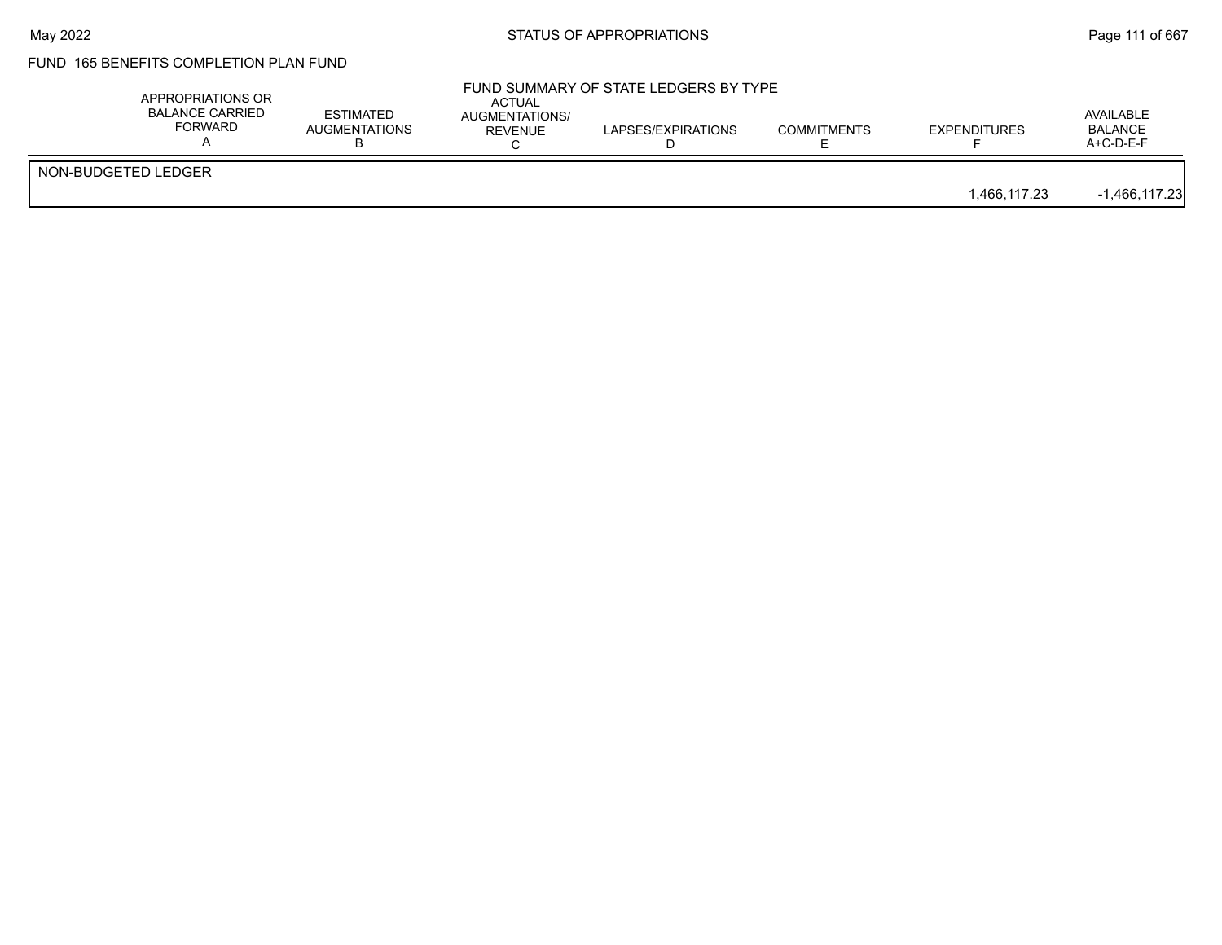FUND 165 BENEFITS COMPLETION PLAN FUND

FUND SUMMARY OF STATE LEDGERS BY TYPE

| | APPROPRIATIONS OR BALANCE CARRIED FORWARD A | ESTIMATED AUGMENTATIONS B | ACTUAL AUGMENTATIONS/ REVENUE C | LAPSES/EXPIRATIONS D | COMMITMENTS E | EXPENDITURES F | AVAILABLE BALANCE A+C-D-E-F |
|---|---|---|---|---|---|---|---|
| NON-BUDGETED LEDGER | | | | | | | |
| | | | | | | 1,466,117.23 | -1,466,117.23 |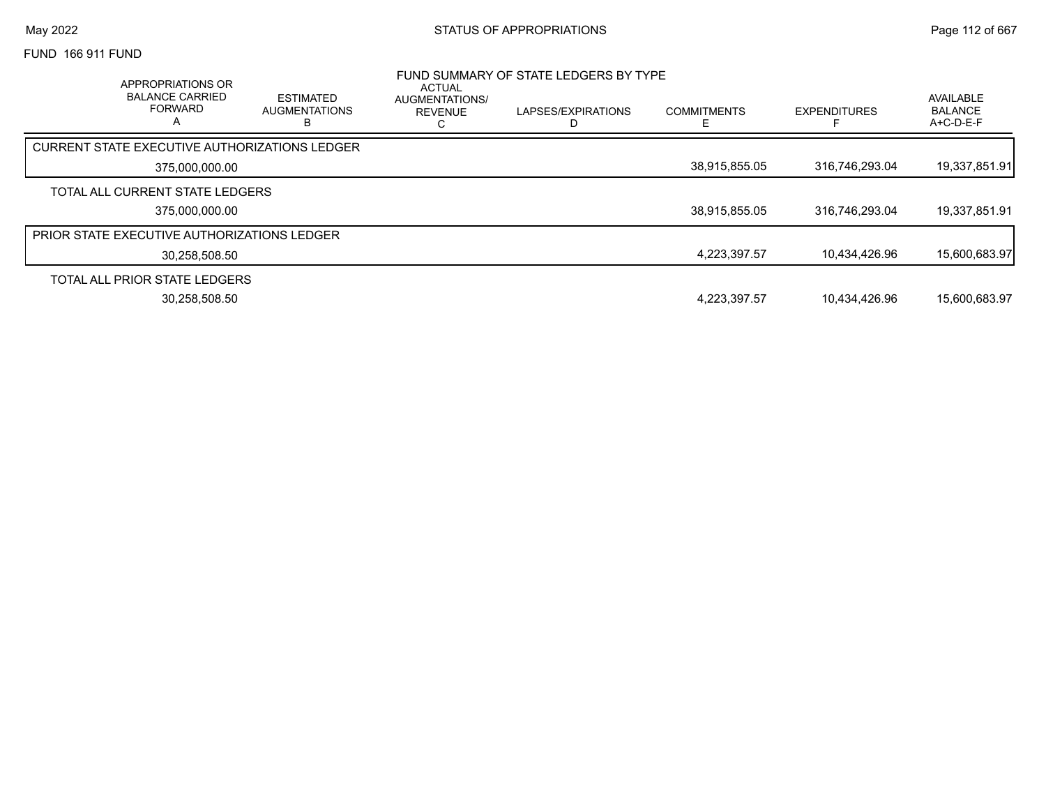FUND 166 911 FUND

## FUND SUMMARY OF STATE LEDGERS BY TYPE

| APPROPRIATIONS OR BALANCE CARRIED FORWARD A | ESTIMATED AUGMENTATIONS B | ACTUAL AUGMENTATIONS/ REVENUE C | LAPSES/EXPIRATIONS D | COMMITMENTS E | EXPENDITURES F | AVAILABLE BALANCE A+C-D-E-F |
|---|---|---|---|---|---|---|
| CURRENT STATE EXECUTIVE AUTHORIZATIONS LEDGER | | | | | | |
| 375,000,000.00 | | | | 38,915,855.05 | 316,746,293.04 | 19,337,851.91 |
| TOTAL ALL CURRENT STATE LEDGERS | | | | | | |
| 375,000,000.00 | | | | 38,915,855.05 | 316,746,293.04 | 19,337,851.91 |
| PRIOR STATE EXECUTIVE AUTHORIZATIONS LEDGER | | | | | | |
| 30,258,508.50 | | | | 4,223,397.57 | 10,434,426.96 | 15,600,683.97 |
| TOTAL ALL PRIOR STATE LEDGERS | | | | | | |
| 30,258,508.50 | | | | 4,223,397.57 | 10,434,426.96 | 15,600,683.97 |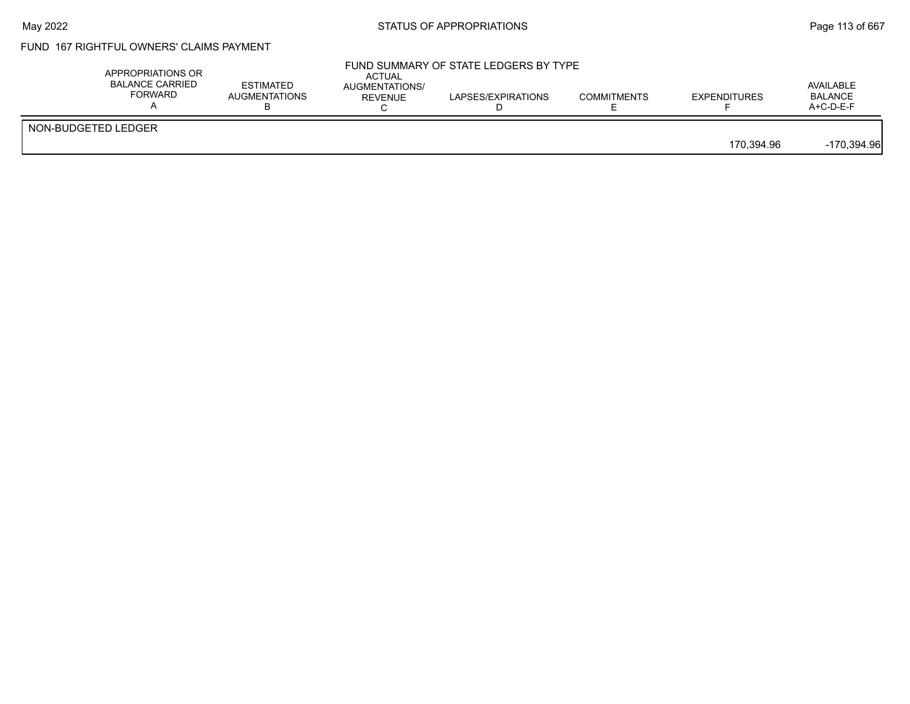FUND 167 RIGHTFUL OWNERS' CLAIMS PAYMENT

FUND SUMMARY OF STATE LEDGERS BY TYPE

| | APPROPRIATIONS OR BALANCE CARRIED FORWARD A | ESTIMATED AUGMENTATIONS B | ACTUAL AUGMENTATIONS/ REVENUE C | LAPSES/EXPIRATIONS D | COMMITMENTS E | EXPENDITURES F | AVAILABLE BALANCE A+C-D-E-F |
|---|---|---|---|---|---|---|---|
| NON-BUDGETED LEDGER | | | | | | | |
| | | | | | | 170,394.96 | -170,394.96 |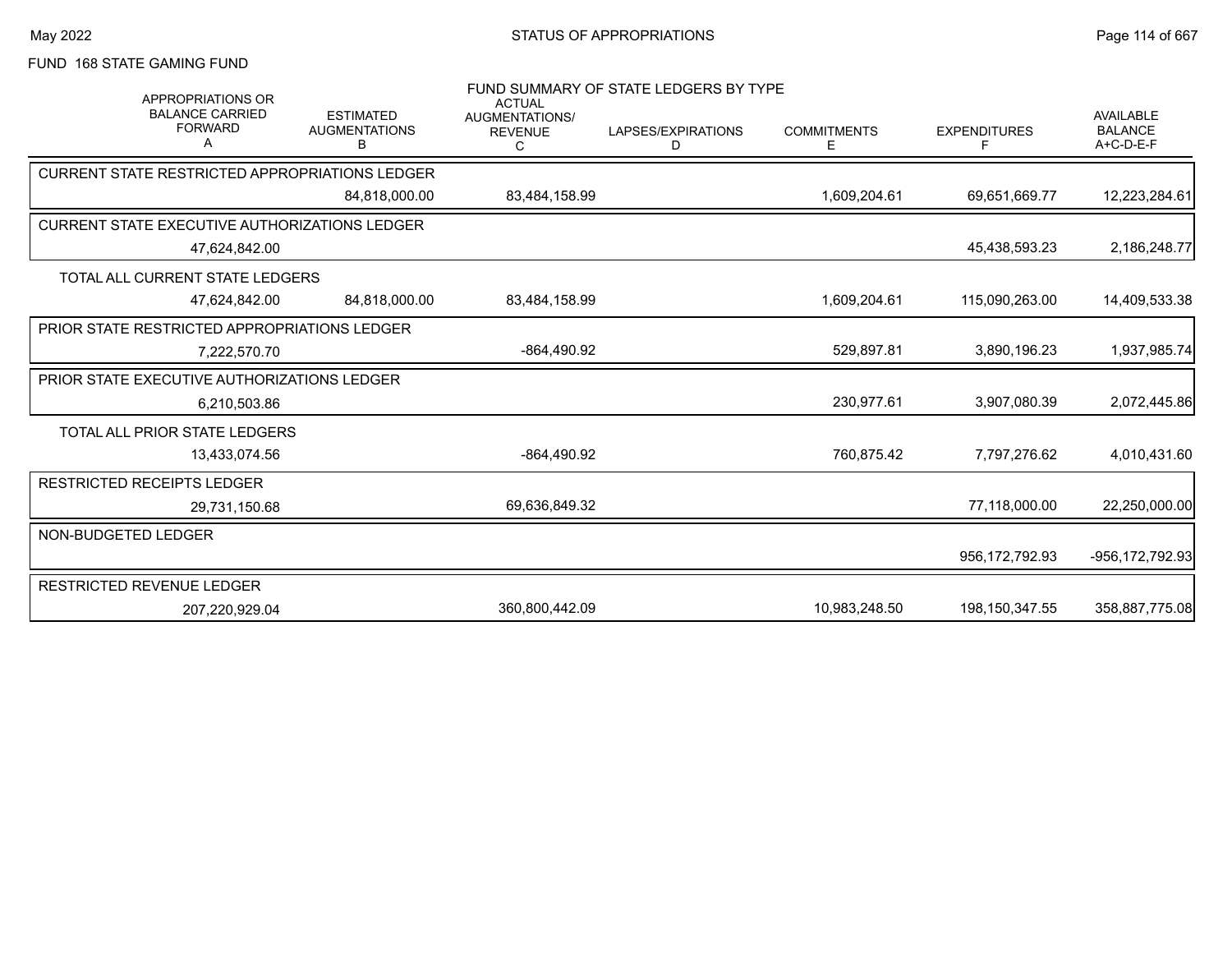FUND 168 STATE GAMING FUND

FUND SUMMARY OF STATE LEDGERS BY TYPE

| APPROPRIATIONS OR BALANCE CARRIED FORWARD A | ESTIMATED AUGMENTATIONS B | ACTUAL AUGMENTATIONS/ REVENUE C | LAPSES/EXPIRATIONS D | COMMITMENTS E | EXPENDITURES F | AVAILABLE BALANCE A+C-D-E-F |
|---|---|---|---|---|---|---|
| **CURRENT STATE RESTRICTED APPROPRIATIONS LEDGER** | | | | | | |
| | 84,818,000.00 | 83,484,158.99 | | 1,609,204.61 | 69,651,669.77 | 12,223,284.61 |
| **CURRENT STATE EXECUTIVE AUTHORIZATIONS LEDGER** | | | | | | |
| 47,624,842.00 | | | | | 45,438,593.23 | 2,186,248.77 |
| **TOTAL ALL CURRENT STATE LEDGERS** | | | | | | |
| 47,624,842.00 | 84,818,000.00 | 83,484,158.99 | | 1,609,204.61 | 115,090,263.00 | 14,409,533.38 |
| **PRIOR STATE RESTRICTED APPROPRIATIONS LEDGER** | | | | | | |
| 7,222,570.70 | | -864,490.92 | | 529,897.81 | 3,890,196.23 | 1,937,985.74 |
| **PRIOR STATE EXECUTIVE AUTHORIZATIONS LEDGER** | | | | | | |
| 6,210,503.86 | | | | 230,977.61 | 3,907,080.39 | 2,072,445.86 |
| **TOTAL ALL PRIOR STATE LEDGERS** | | | | | | |
| 13,433,074.56 | | -864,490.92 | | 760,875.42 | 7,797,276.62 | 4,010,431.60 |
| **RESTRICTED RECEIPTS LEDGER** | | | | | | |
| 29,731,150.68 | | 69,636,849.32 | | | 77,118,000.00 | 22,250,000.00 |
| **NON-BUDGETED LEDGER** | | | | | | |
| | | | | | 956,172,792.93 | -956,172,792.93 |
| **RESTRICTED REVENUE LEDGER** | | | | | | |
| 207,220,929.04 | | 360,800,442.09 | | 10,983,248.50 | 198,150,347.55 | 358,887,775.08 |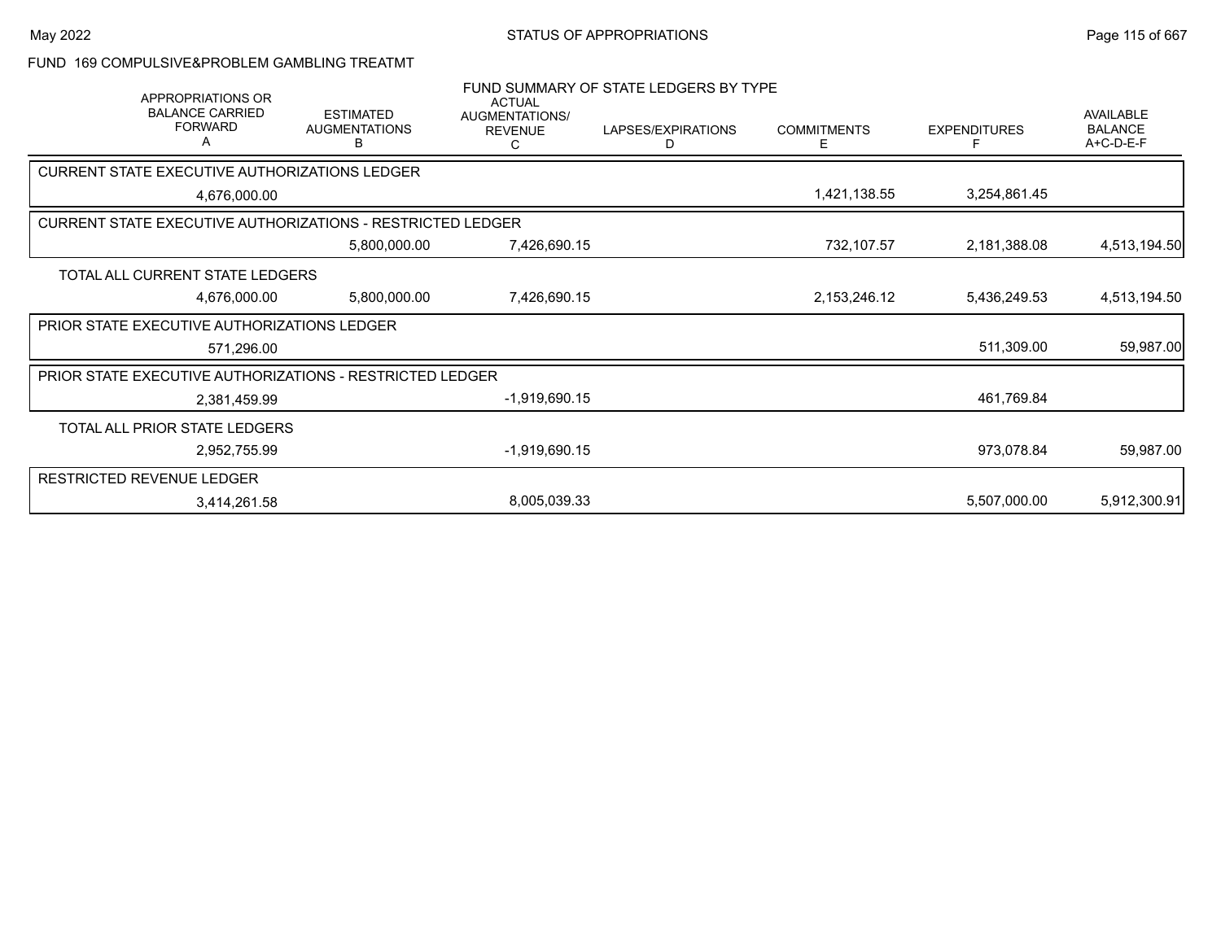# STATUS OF APPROPRIATIONS

## FUND 169 COMPULSIVE&PROBLEM GAMBLING TREATMT

### FUND SUMMARY OF STATE LEDGERS BY TYPE

| APPROPRIATIONS OR BALANCE CARRIED FORWARD A | ESTIMATED AUGMENTATIONS B | ACTUAL AUGMENTATIONS/ REVENUE C | LAPSES/EXPIRATIONS D | COMMITMENTS E | EXPENDITURES F | AVAILABLE BALANCE A+C-D-E-F |
|---|---|---|---|---|---|---|
| **CURRENT STATE EXECUTIVE AUTHORIZATIONS LEDGER** | | | | | | |
| 4,676,000.00 | | | | 1,421,138.55 | 3,254,861.45 | |
| **CURRENT STATE EXECUTIVE AUTHORIZATIONS - RESTRICTED LEDGER** | | | | | | |
| | 5,800,000.00 | 7,426,690.15 | | 732,107.57 | 2,181,388.08 | 4,513,194.50 |
| **TOTAL ALL CURRENT STATE LEDGERS** | | | | | | |
| 4,676,000.00 | 5,800,000.00 | 7,426,690.15 | | 2,153,246.12 | 5,436,249.53 | 4,513,194.50 |
| **PRIOR STATE EXECUTIVE AUTHORIZATIONS LEDGER** | | | | | | |
| 571,296.00 | | | | | 511,309.00 | 59,987.00 |
| **PRIOR STATE EXECUTIVE AUTHORIZATIONS - RESTRICTED LEDGER** | | | | | | |
| 2,381,459.99 | | -1,919,690.15 | | | 461,769.84 | |
| **TOTAL ALL PRIOR STATE LEDGERS** | | | | | | |
| 2,952,755.99 | | -1,919,690.15 | | | 973,078.84 | 59,987.00 |
| **RESTRICTED REVENUE LEDGER** | | | | | | |
| 3,414,261.58 | | 8,005,039.33 | | | 5,507,000.00 | 5,912,300.91 |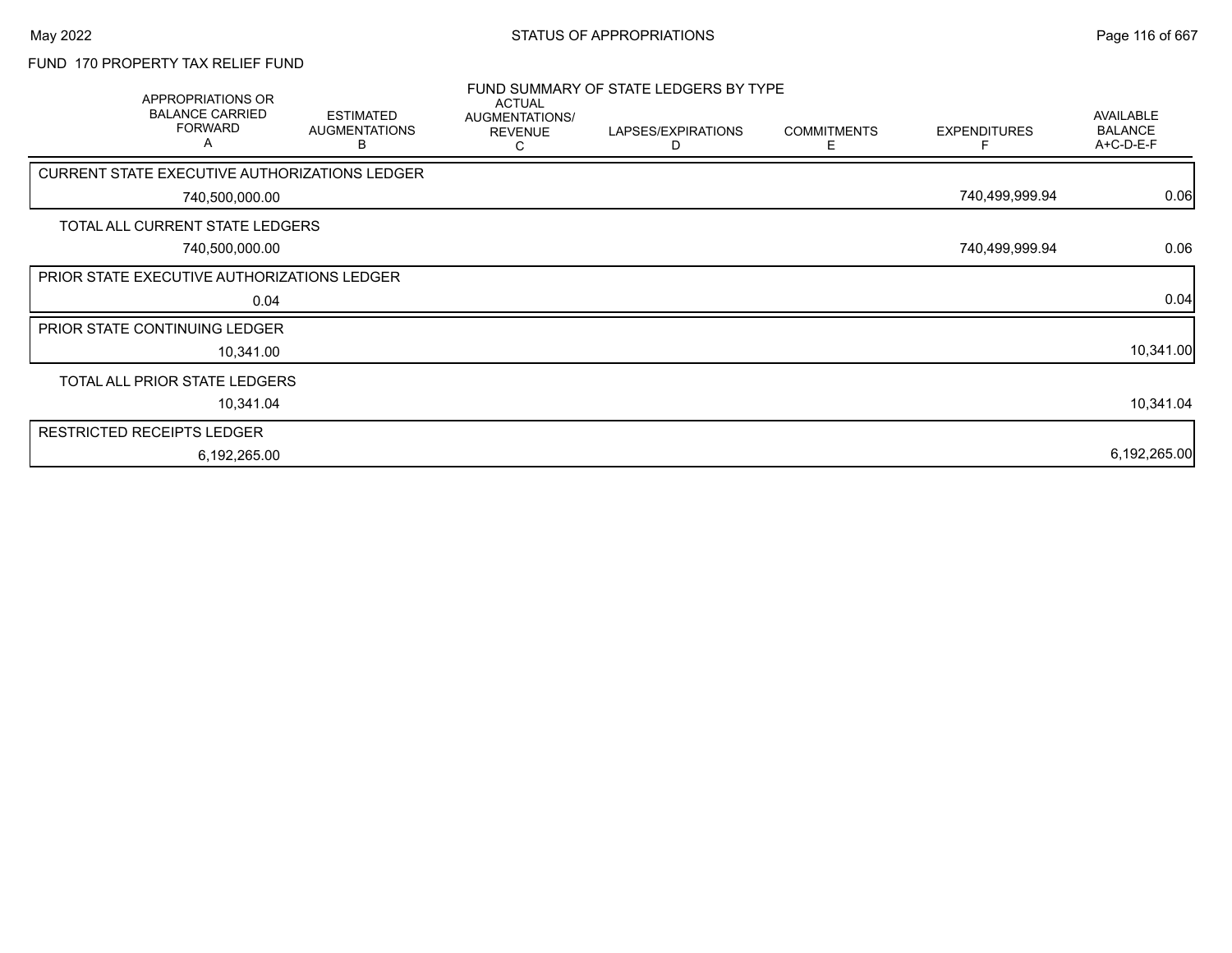FUND 170 PROPERTY TAX RELIEF FUND

FUND SUMMARY OF STATE LEDGERS BY TYPE

| APPROPRIATIONS OR BALANCE CARRIED FORWARD A | ESTIMATED AUGMENTATIONS B | ACTUAL AUGMENTATIONS/ REVENUE C | LAPSES/EXPIRATIONS D | COMMITMENTS E | EXPENDITURES F | AVAILABLE BALANCE A+C-D-E-F |
|---|---|---|---|---|---|---|
| CURRENT STATE EXECUTIVE AUTHORIZATIONS LEDGER | | | | | | |
| 740,500,000.00 | | | | | 740,499,999.94 | 0.06 |
| TOTAL ALL CURRENT STATE LEDGERS | | | | | | |
| 740,500,000.00 | | | | | 740,499,999.94 | 0.06 |
| PRIOR STATE EXECUTIVE AUTHORIZATIONS LEDGER | | | | | | |
| 0.04 | | | | | | 0.04 |
| PRIOR STATE CONTINUING LEDGER | | | | | | |
| 10,341.00 | | | | | | 10,341.00 |
| TOTAL ALL PRIOR STATE LEDGERS | | | | | | |
| 10,341.04 | | | | | | 10,341.04 |
| RESTRICTED RECEIPTS LEDGER | | | | | | |
| 6,192,265.00 | | | | | | 6,192,265.00 |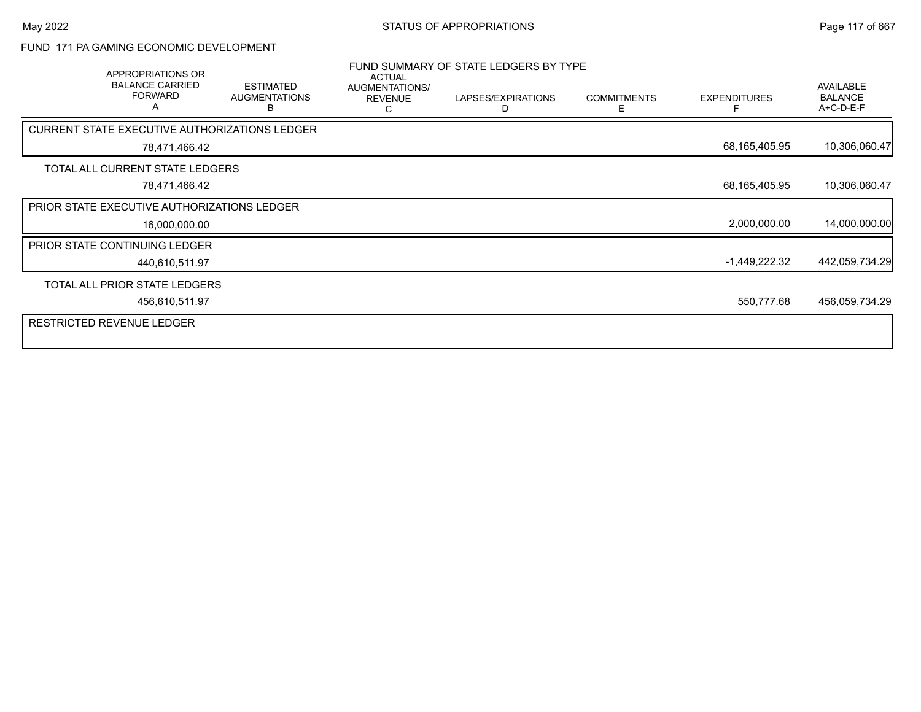## FUND 171 PA GAMING ECONOMIC DEVELOPMENT

### FUND SUMMARY OF STATE LEDGERS BY TYPE

| APPROPRIATIONS OR BALANCE CARRIED FORWARD A | ESTIMATED AUGMENTATIONS B | ACTUAL AUGMENTATIONS/ REVENUE C | LAPSES/EXPIRATIONS D | COMMITMENTS E | EXPENDITURES F | AVAILABLE BALANCE A+C-D-E-F |
|---|---|---|---|---|---|---|
| **CURRENT STATE EXECUTIVE AUTHORIZATIONS LEDGER** | | | | | | |
| 78,471,466.42 | | | | | 68,165,405.95 | 10,306,060.47 |
| **TOTAL ALL CURRENT STATE LEDGERS** | | | | | | |
| 78,471,466.42 | | | | | 68,165,405.95 | 10,306,060.47 |
| **PRIOR STATE EXECUTIVE AUTHORIZATIONS LEDGER** | | | | | | |
| 16,000,000.00 | | | | | 2,000,000.00 | 14,000,000.00 |
| **PRIOR STATE CONTINUING LEDGER** | | | | | | |
| 440,610,511.97 | | | | | -1,449,222.32 | 442,059,734.29 |
| **TOTAL ALL PRIOR STATE LEDGERS** | | | | | | |
| 456,610,511.97 | | | | | 550,777.68 | 456,059,734.29 |
| **RESTRICTED REVENUE LEDGER** | | | | | | |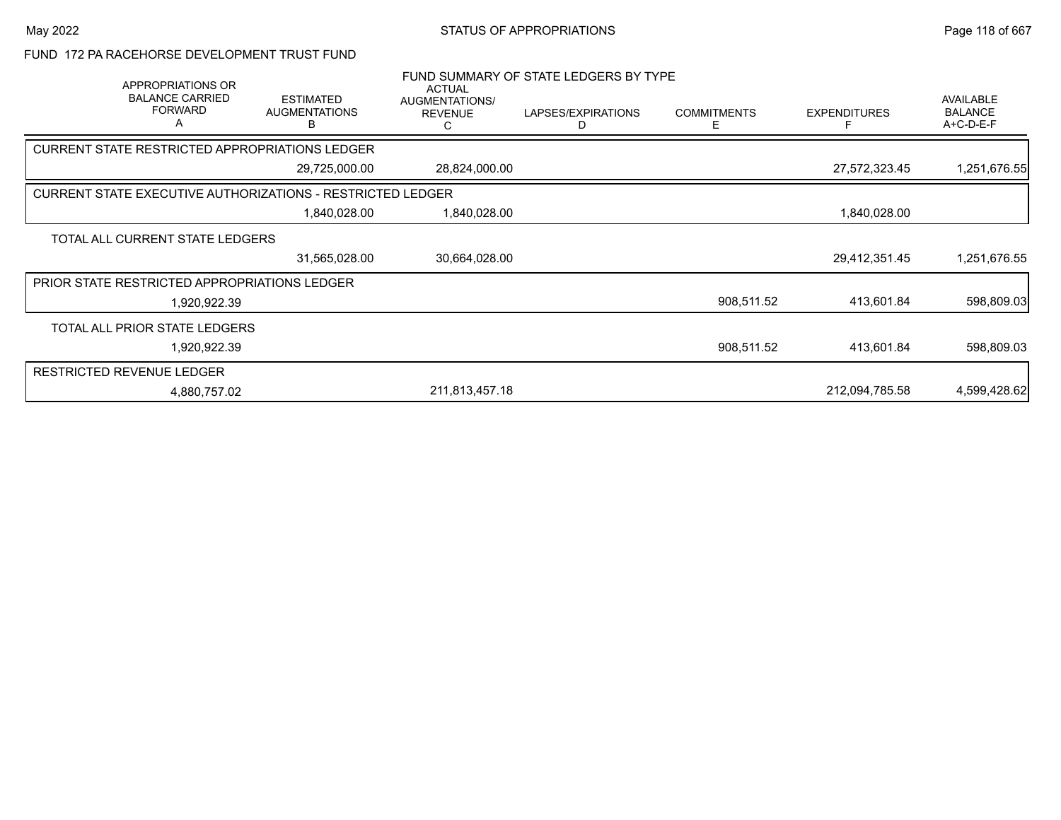## FUND 172 PA RACEHORSE DEVELOPMENT TRUST FUND

### FUND SUMMARY OF STATE LEDGERS BY TYPE

| APPROPRIATIONS OR BALANCE CARRIED FORWARD A | ESTIMATED AUGMENTATIONS B | ACTUAL AUGMENTATIONS/ REVENUE C | LAPSES/EXPIRATIONS D | COMMITMENTS E | EXPENDITURES F | AVAILABLE BALANCE A+C-D-E-F |
|---|---|---|---|---|---|---|
| **CURRENT STATE RESTRICTED APPROPRIATIONS LEDGER** | | | | | | |
| | 29,725,000.00 | 28,824,000.00 | | | 27,572,323.45 | 1,251,676.55 |
| **CURRENT STATE EXECUTIVE AUTHORIZATIONS - RESTRICTED LEDGER** | | | | | | |
| | 1,840,028.00 | 1,840,028.00 | | | 1,840,028.00 | |
| **TOTAL ALL CURRENT STATE LEDGERS** | | | | | | |
| | 31,565,028.00 | 30,664,028.00 | | | 29,412,351.45 | 1,251,676.55 |
| **PRIOR STATE RESTRICTED APPROPRIATIONS LEDGER** | | | | | | |
| 1,920,922.39 | | | | 908,511.52 | 413,601.84 | 598,809.03 |
| **TOTAL ALL PRIOR STATE LEDGERS** | | | | | | |
| 1,920,922.39 | | | | 908,511.52 | 413,601.84 | 598,809.03 |
| **RESTRICTED REVENUE LEDGER** | | | | | | |
| 4,880,757.02 | | 211,813,457.18 | | | 212,094,785.58 | 4,599,428.62 |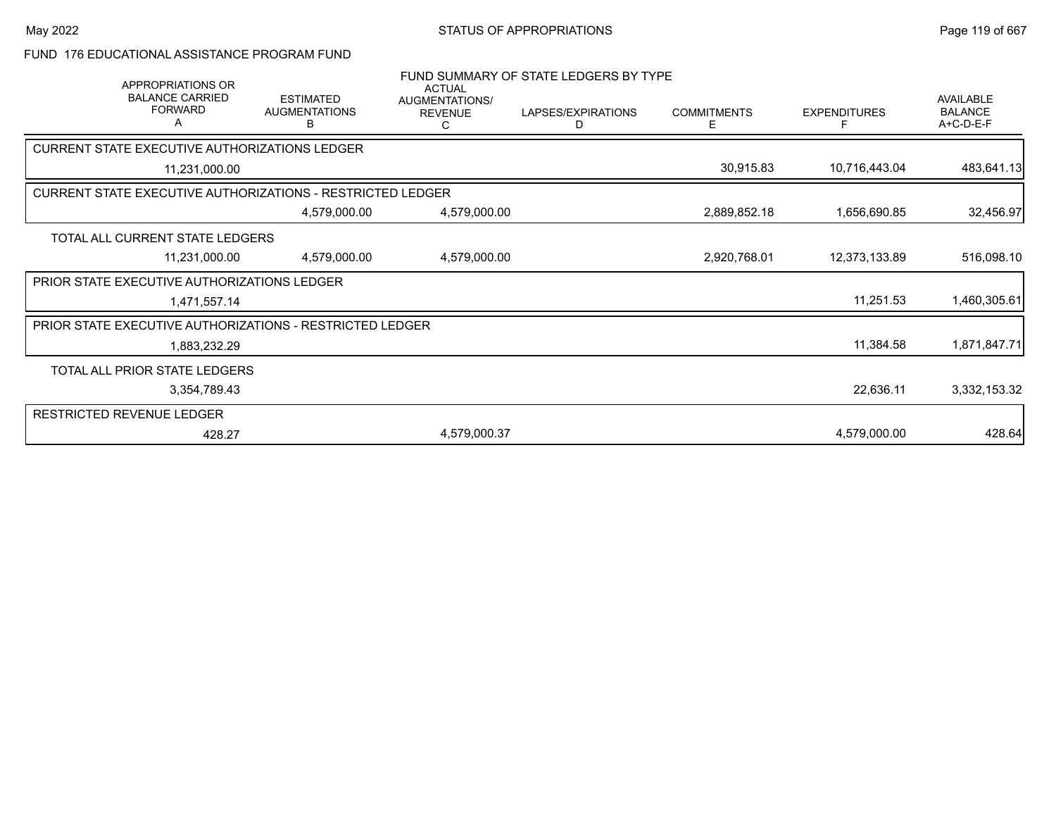FUND 176 EDUCATIONAL ASSISTANCE PROGRAM FUND

FUND SUMMARY OF STATE LEDGERS BY TYPE

| APPROPRIATIONS OR BALANCE CARRIED FORWARD A | ESTIMATED AUGMENTATIONS B | ACTUAL AUGMENTATIONS/ REVENUE C | LAPSES/EXPIRATIONS D | COMMITMENTS E | EXPENDITURES F | AVAILABLE BALANCE A+C-D-E-F |
|---|---|---|---|---|---|---|
| CURRENT STATE EXECUTIVE AUTHORIZATIONS LEDGER | | | | | | |
| 11,231,000.00 | | | | 30,915.83 | 10,716,443.04 | 483,641.13 |
| CURRENT STATE EXECUTIVE AUTHORIZATIONS - RESTRICTED LEDGER | | | | | | |
| | 4,579,000.00 | 4,579,000.00 | | 2,889,852.18 | 1,656,690.85 | 32,456.97 |
| TOTAL ALL CURRENT STATE LEDGERS | | | | | | |
| 11,231,000.00 | 4,579,000.00 | 4,579,000.00 | | 2,920,768.01 | 12,373,133.89 | 516,098.10 |
| PRIOR STATE EXECUTIVE AUTHORIZATIONS LEDGER | | | | | | |
| 1,471,557.14 | | | | | 11,251.53 | 1,460,305.61 |
| PRIOR STATE EXECUTIVE AUTHORIZATIONS - RESTRICTED LEDGER | | | | | | |
| 1,883,232.29 | | | | | 11,384.58 | 1,871,847.71 |
| TOTAL ALL PRIOR STATE LEDGERS | | | | | | |
| 3,354,789.43 | | | | | 22,636.11 | 3,332,153.32 |
| RESTRICTED REVENUE LEDGER | | | | | | |
| 428.27 | | 4,579,000.37 | | | 4,579,000.00 | 428.64 |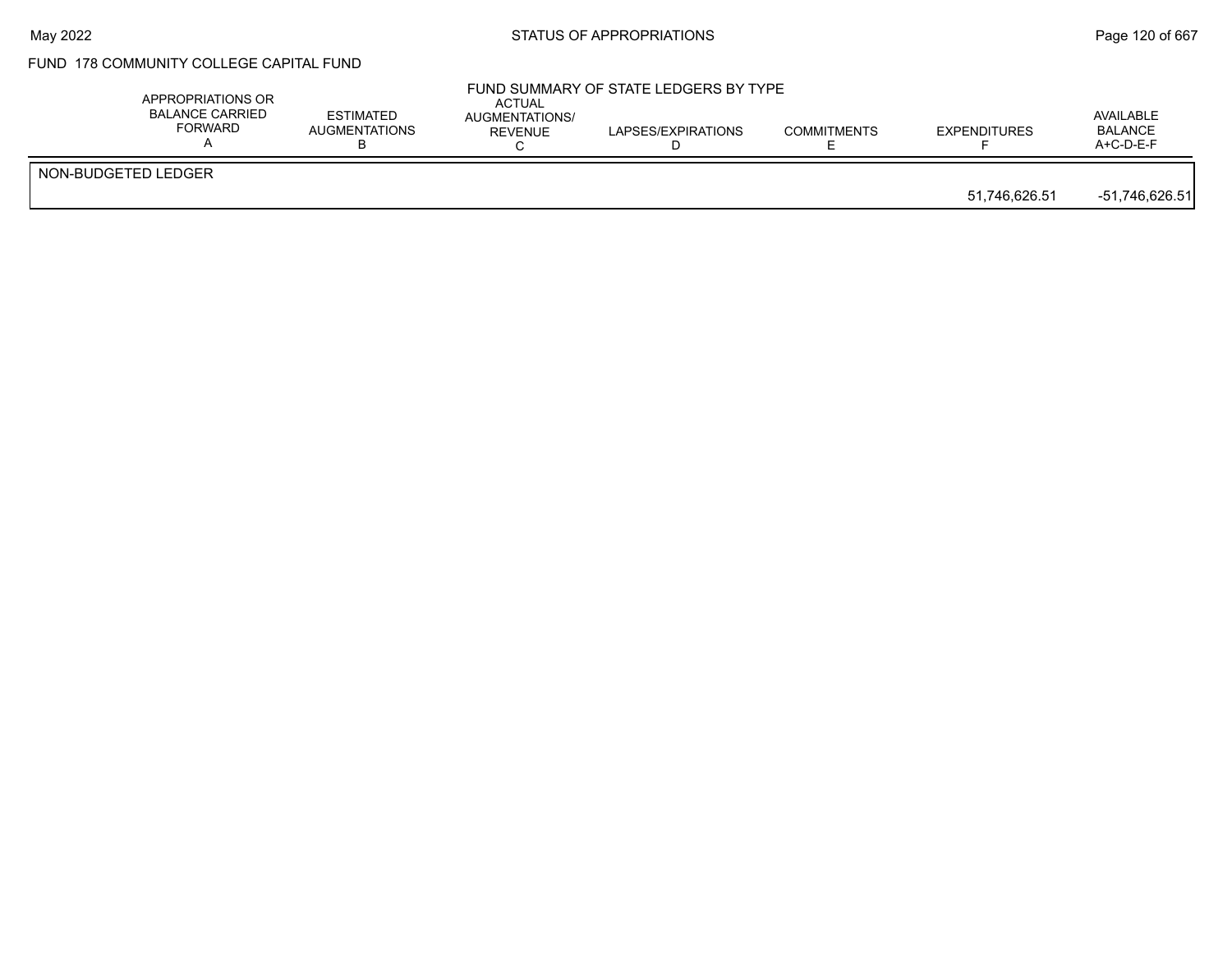# FUND 178 COMMUNITY COLLEGE CAPITAL FUND

## FUND SUMMARY OF STATE LEDGERS BY TYPE

| | APPROPRIATIONS OR BALANCE CARRIED FORWARD A | ESTIMATED AUGMENTATIONS B | ACTUAL AUGMENTATIONS/ REVENUE C | LAPSES/EXPIRATIONS D | COMMITMENTS E | EXPENDITURES F | AVAILABLE BALANCE A+C-D-E-F |
|---|---|---|---|---|---|---|---|
| NON-BUDGETED LEDGER | | | | | | | |
| | | | | | | 51,746,626.51 | -51,746,626.51 |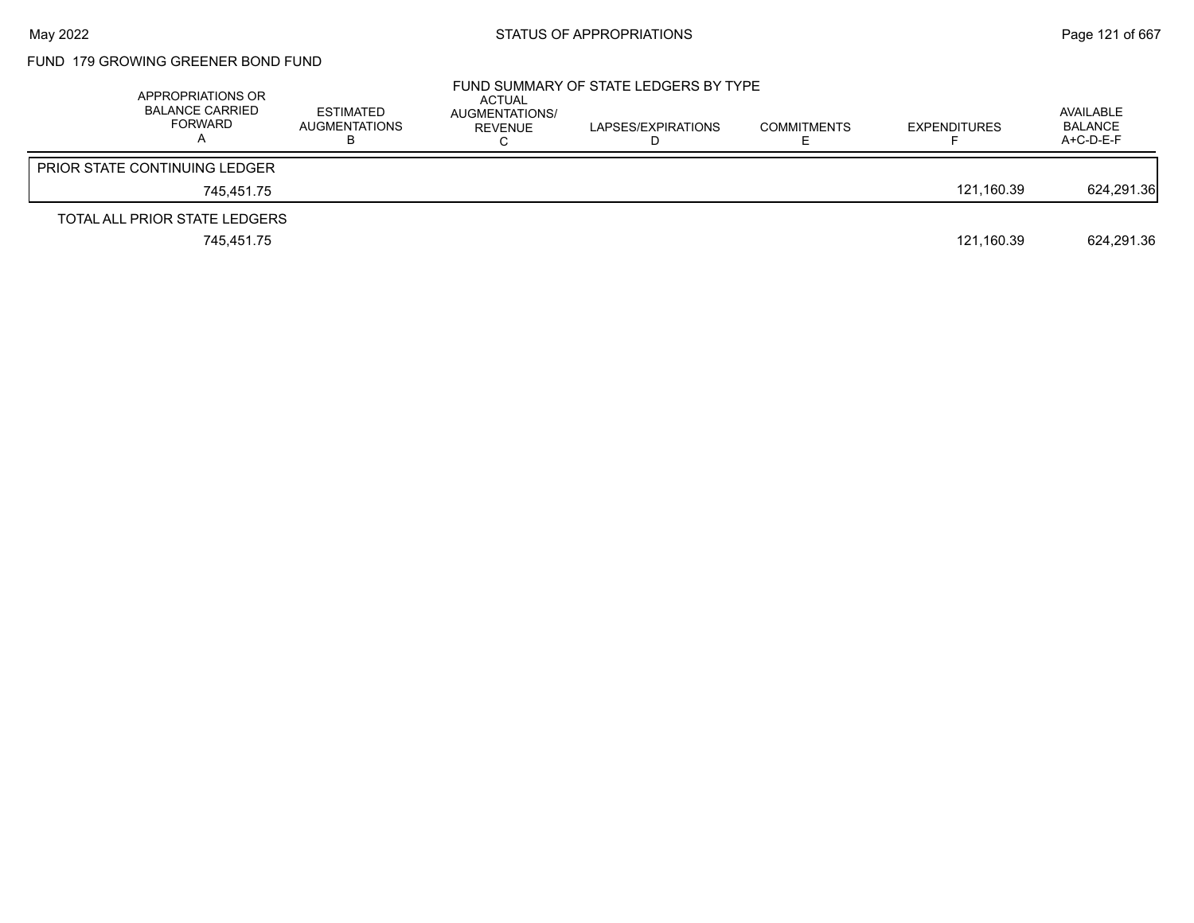FUND 179 GROWING GREENER BOND FUND

FUND SUMMARY OF STATE LEDGERS BY TYPE

| APPROPRIATIONS OR BALANCE CARRIED FORWARD A | ESTIMATED AUGMENTATIONS B | ACTUAL AUGMENTATIONS/ REVENUE C | LAPSES/EXPIRATIONS D | COMMITMENTS E | EXPENDITURES F | AVAILABLE BALANCE A+C-D-E-F |
|---|---|---|---|---|---|---|
| PRIOR STATE CONTINUING LEDGER | | | | | | |
| 745,451.75 | | | | | 121,160.39 | 624,291.36 |
| TOTAL ALL PRIOR STATE LEDGERS | | | | | | |
| 745,451.75 | | | | | 121,160.39 | 624,291.36 |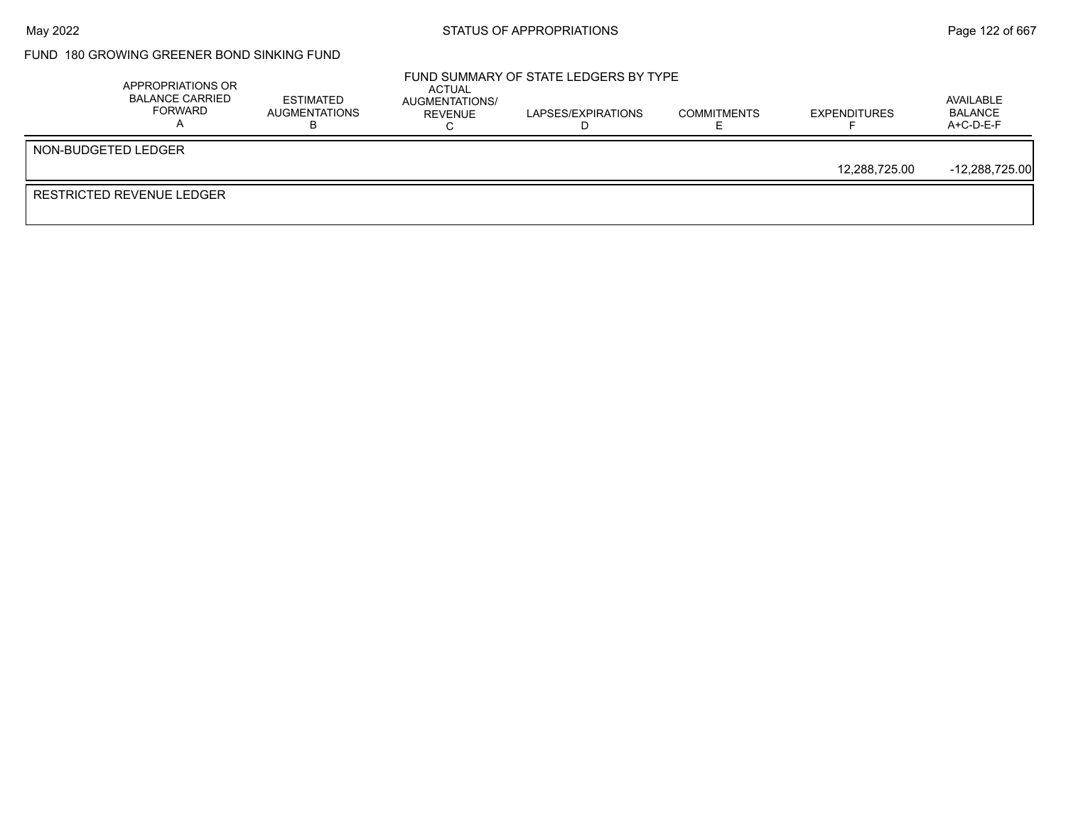FUND 180 GROWING GREENER BOND SINKING FUND

FUND SUMMARY OF STATE LEDGERS BY TYPE

| | APPROPRIATIONS OR BALANCE CARRIED FORWARD A | ESTIMATED AUGMENTATIONS B | ACTUAL AUGMENTATIONS/ REVENUE C | LAPSES/EXPIRATIONS D | COMMITMENTS E | EXPENDITURES F | AVAILABLE BALANCE A+C-D-E-F |
|---|---|---|---|---|---|---|---|
| NON-BUDGETED LEDGER | | | | | | | |
| | | | | | | 12,288,725.00 | -12,288,725.00 |
| RESTRICTED REVENUE LEDGER | | | | | | | |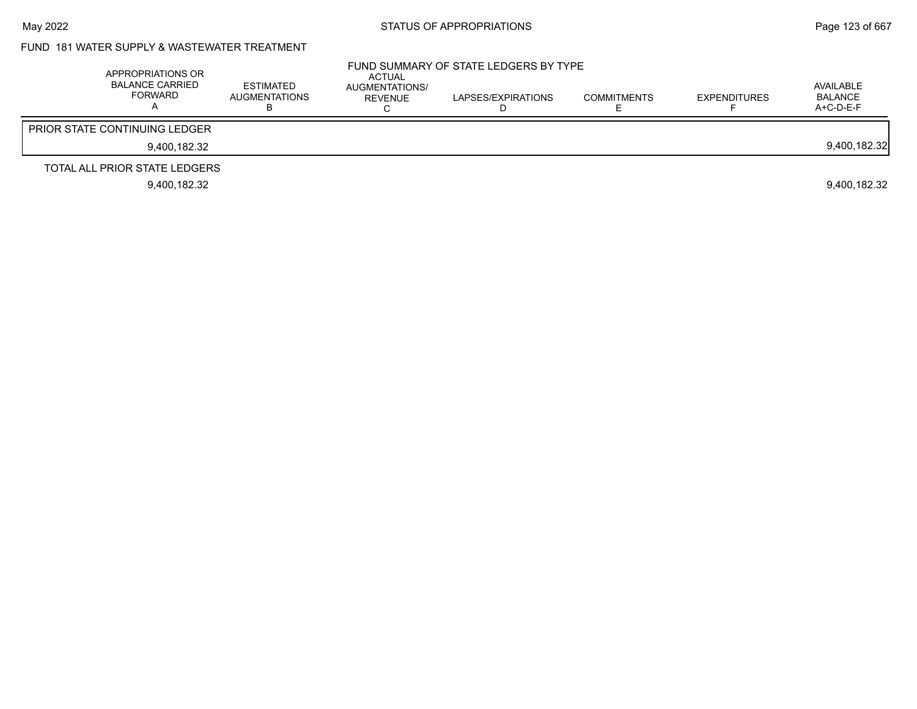FUND 181 WATER SUPPLY & WASTEWATER TREATMENT

FUND SUMMARY OF STATE LEDGERS BY TYPE

| | APPROPRIATIONS OR BALANCE CARRIED FORWARD A | ESTIMATED AUGMENTATIONS B | ACTUAL AUGMENTATIONS/ REVENUE C | LAPSES/EXPIRATIONS D | COMMITMENTS E | EXPENDITURES F | AVAILABLE BALANCE A+C-D-E-F |
|---|---|---|---|---|---|---|---|
| PRIOR STATE CONTINUING LEDGER | 9,400,182.32 | | | | | | 9,400,182.32 |
| TOTAL ALL PRIOR STATE LEDGERS | 9,400,182.32 | | | | | | 9,400,182.32 |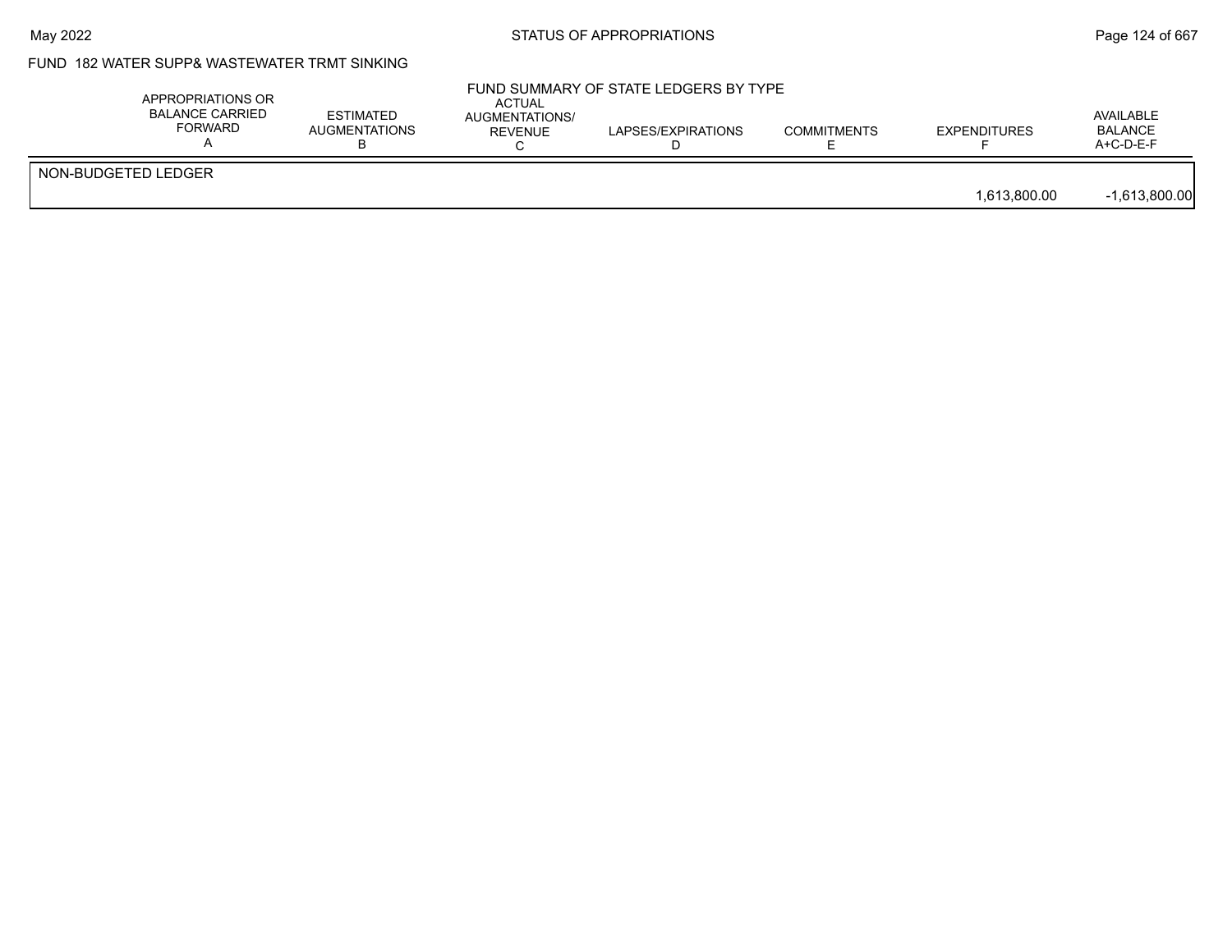FUND 182 WATER SUPP& WASTEWATER TRMT SINKING

FUND SUMMARY OF STATE LEDGERS BY TYPE

| | APPROPRIATIONS OR BALANCE CARRIED FORWARD A | ESTIMATED AUGMENTATIONS B | ACTUAL AUGMENTATIONS/ REVENUE C | LAPSES/EXPIRATIONS D | COMMITMENTS E | EXPENDITURES F | AVAILABLE BALANCE A+C-D-E-F |
|---|---|---|---|---|---|---|---|
| NON-BUDGETED LEDGER | | | | | | | |
| | | | | | | 1,613,800.00 | -1,613,800.00 |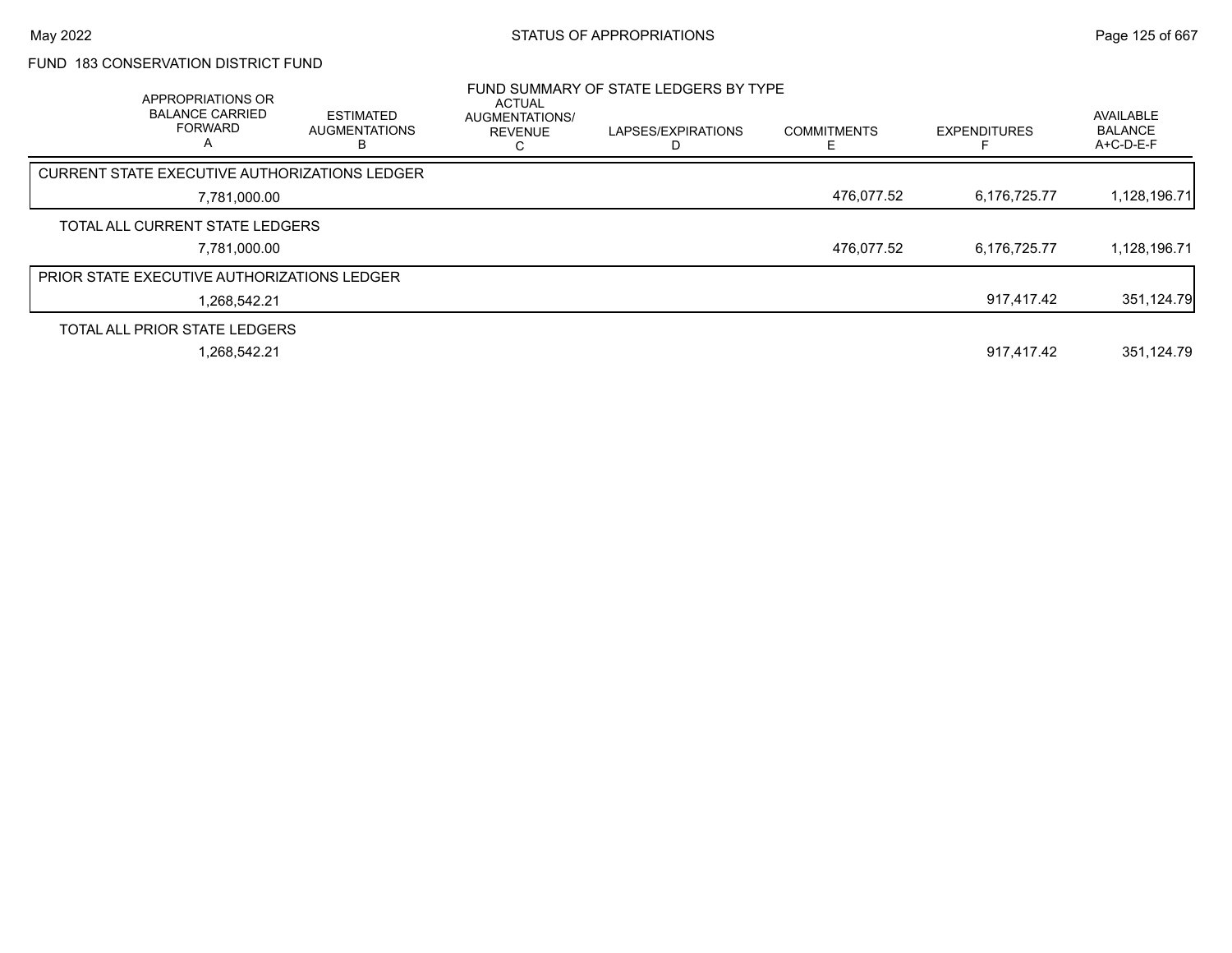# FUND 183 CONSERVATION DISTRICT FUND

## FUND SUMMARY OF STATE LEDGERS BY TYPE

| APPROPRIATIONS OR BALANCE CARRIED FORWARD A | ESTIMATED AUGMENTATIONS B | ACTUAL AUGMENTATIONS/ REVENUE C | LAPSES/EXPIRATIONS D | COMMITMENTS E | EXPENDITURES F | AVAILABLE BALANCE A+C-D-E-F |
|---|---|---|---|---|---|---|
| CURRENT STATE EXECUTIVE AUTHORIZATIONS LEDGER | | | | | | |
| 7,781,000.00 | | | | 476,077.52 | 6,176,725.77 | 1,128,196.71 |
| TOTAL ALL CURRENT STATE LEDGERS | | | | | | |
| 7,781,000.00 | | | | 476,077.52 | 6,176,725.77 | 1,128,196.71 |
| PRIOR STATE EXECUTIVE AUTHORIZATIONS LEDGER | | | | | | |
| 1,268,542.21 | | | | | 917,417.42 | 351,124.79 |
| TOTAL ALL PRIOR STATE LEDGERS | | | | | | |
| 1,268,542.21 | | | | | 917,417.42 | 351,124.79 |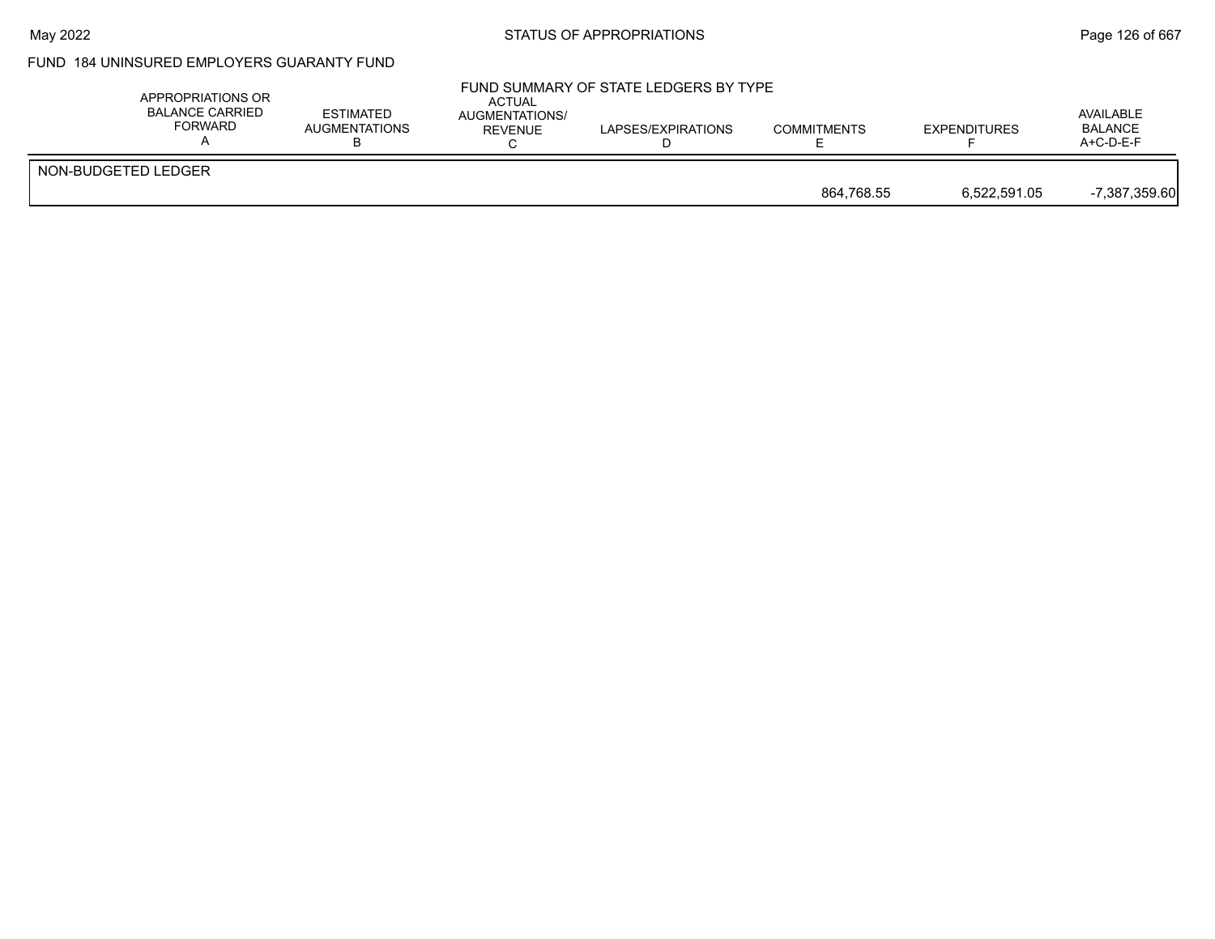FUND 184 UNINSURED EMPLOYERS GUARANTY FUND

FUND SUMMARY OF STATE LEDGERS BY TYPE

| | APPROPRIATIONS OR BALANCE CARRIED FORWARD A | ESTIMATED AUGMENTATIONS B | ACTUAL AUGMENTATIONS/ REVENUE C | LAPSES/EXPIRATIONS D | COMMITMENTS E | EXPENDITURES F | AVAILABLE BALANCE A+C-D-E-F |
|---|---|---|---|---|---|---|---|
| NON-BUDGETED LEDGER | | | | | | | |
| | | | | | 864,768.55 | 6,522,591.05 | -7,387,359.60 |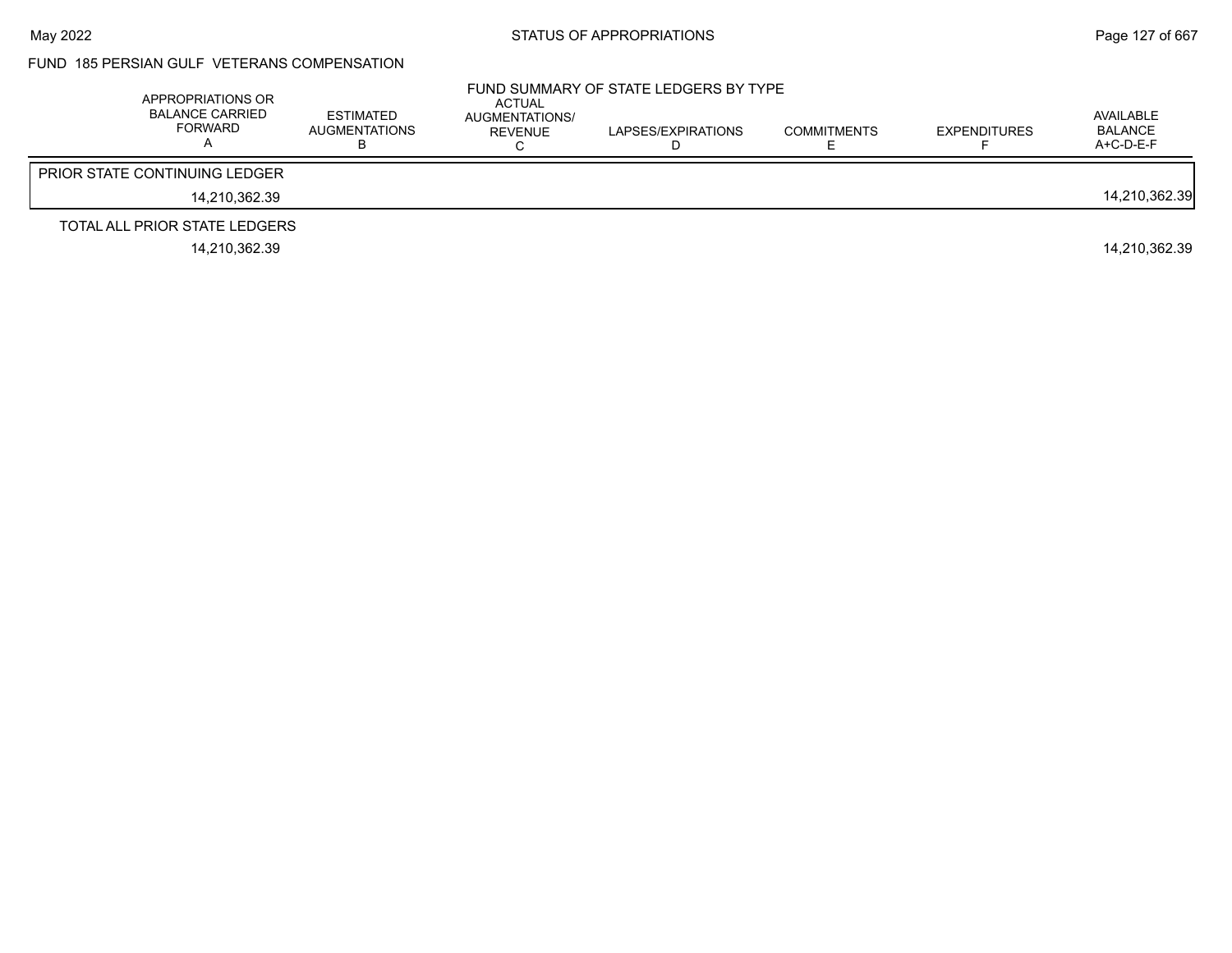## FUND 185 PERSIAN GULF VETERANS COMPENSATION

### FUND SUMMARY OF STATE LEDGERS BY TYPE

| APPROPRIATIONS OR BALANCE CARRIED FORWARD A | ESTIMATED AUGMENTATIONS B | ACTUAL AUGMENTATIONS/ REVENUE C | LAPSES/EXPIRATIONS D | COMMITMENTS E | EXPENDITURES F | AVAILABLE BALANCE A+C-D-E-F |
|---|---|---|---|---|---|---|
| PRIOR STATE CONTINUING LEDGER | | | | | | |
| 14,210,362.39 | | | | | | 14,210,362.39 |
| TOTAL ALL PRIOR STATE LEDGERS | | | | | | |
| 14,210,362.39 | | | | | | 14,210,362.39 |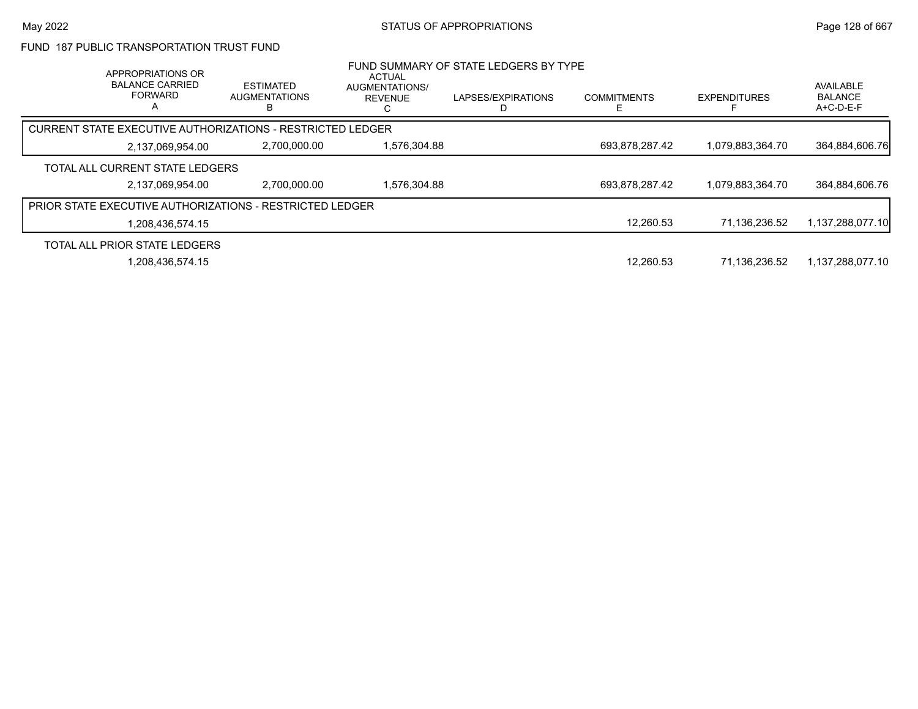# FUND 187 PUBLIC TRANSPORTATION TRUST FUND

## FUND SUMMARY OF STATE LEDGERS BY TYPE

| APPROPRIATIONS OR BALANCE CARRIED FORWARD A | ESTIMATED AUGMENTATIONS B | ACTUAL AUGMENTATIONS/ REVENUE C | LAPSES/EXPIRATIONS D | COMMITMENTS E | EXPENDITURES F | AVAILABLE BALANCE A+C-D-E-F |
|---|---|---|---|---|---|---|
| **CURRENT STATE EXECUTIVE AUTHORIZATIONS - RESTRICTED LEDGER** | | | | | | |
| 2,137,069,954.00 | 2,700,000.00 | 1,576,304.88 | | 693,878,287.42 | 1,079,883,364.70 | 364,884,606.76 |
| **TOTAL ALL CURRENT STATE LEDGERS** | | | | | | |
| 2,137,069,954.00 | 2,700,000.00 | 1,576,304.88 | | 693,878,287.42 | 1,079,883,364.70 | 364,884,606.76 |
| **PRIOR STATE EXECUTIVE AUTHORIZATIONS - RESTRICTED LEDGER** | | | | | | |
| 1,208,436,574.15 | | | | 12,260.53 | 71,136,236.52 | 1,137,288,077.10 |
| **TOTAL ALL PRIOR STATE LEDGERS** | | | | | | |
| 1,208,436,574.15 | | | | 12,260.53 | 71,136,236.52 | 1,137,288,077.10 |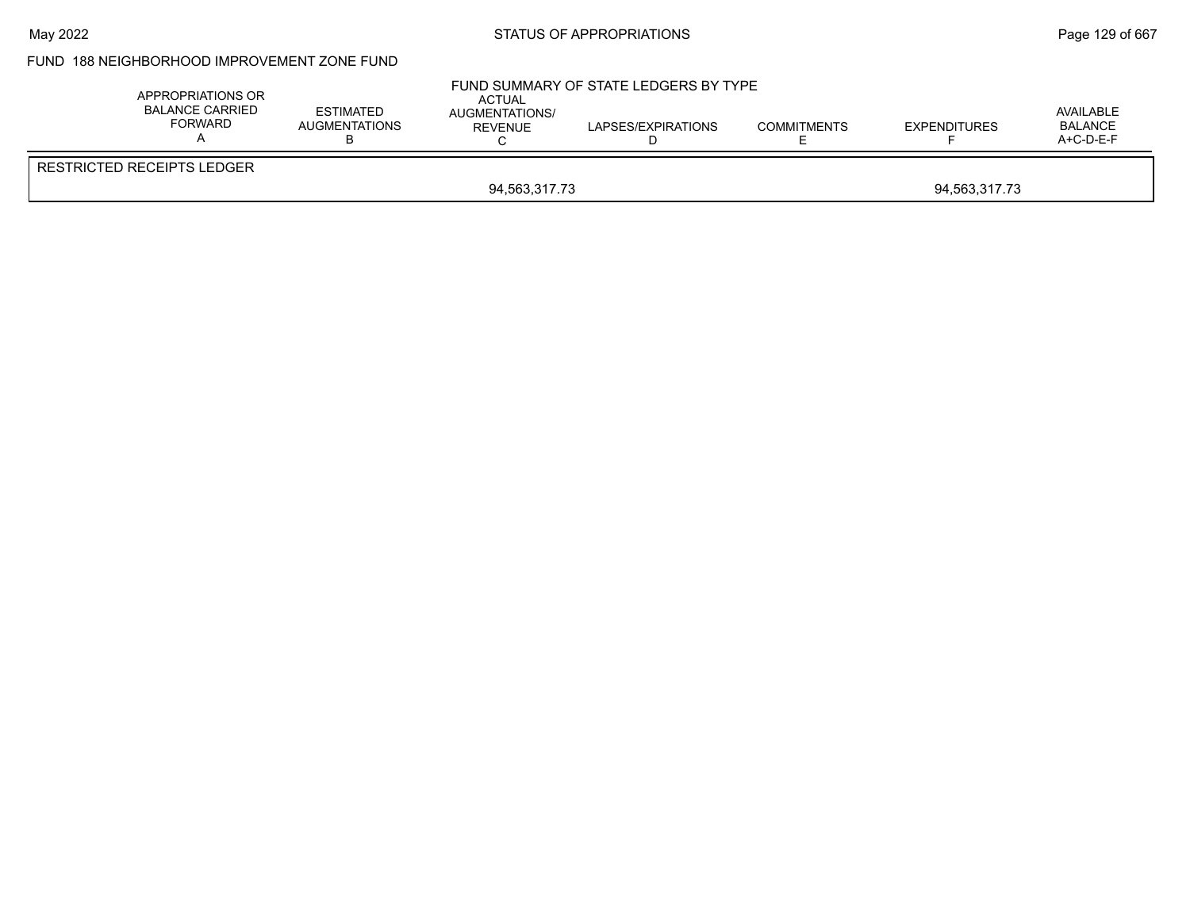## FUND 188 NEIGHBORHOOD IMPROVEMENT ZONE FUND

### FUND SUMMARY OF STATE LEDGERS BY TYPE

| APPROPRIATIONS OR BALANCE CARRIED FORWARD A | ESTIMATED AUGMENTATIONS B | ACTUAL AUGMENTATIONS/ REVENUE C | LAPSES/EXPIRATIONS D | COMMITMENTS E | EXPENDITURES F | AVAILABLE BALANCE A+C-D-E-F |
|---|---|---|---|---|---|---|
| RESTRICTED RECEIPTS LEDGER | | | | | | |
| | | 94,563,317.73 | | | 94,563,317.73 | |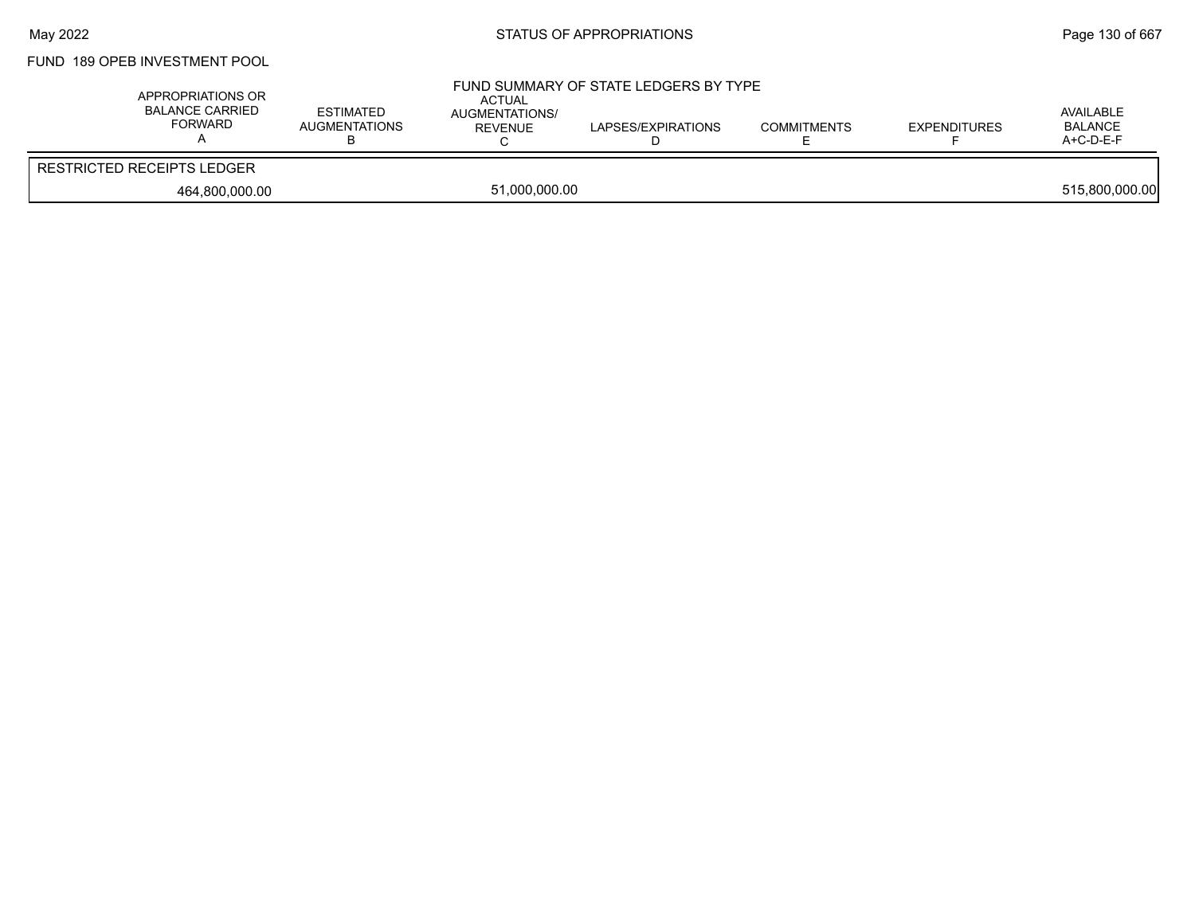# FUND 189 OPEB INVESTMENT POOL

## FUND SUMMARY OF STATE LEDGERS BY TYPE

| APPROPRIATIONS OR BALANCE CARRIED FORWARD A | ESTIMATED AUGMENTATIONS B | ACTUAL AUGMENTATIONS/ REVENUE C | LAPSES/EXPIRATIONS D | COMMITMENTS E | EXPENDITURES F | AVAILABLE BALANCE A+C-D-E-F |
|---|---|---|---|---|---|---|
| RESTRICTED RECEIPTS LEDGER | | | | | | |
| 464,800,000.00 | | 51,000,000.00 | | | | 515,800,000.00 |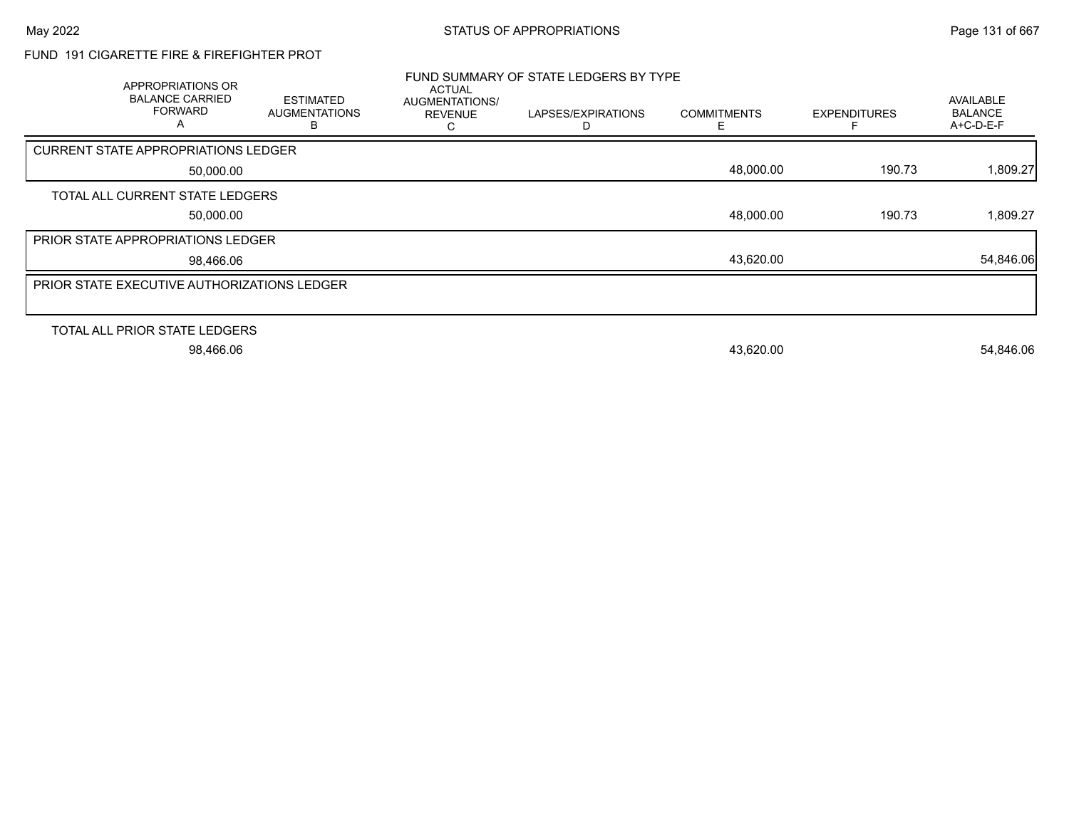STATUS OF APPROPRIATIONS

May 2022

FUND 191 CIGARETTE FIRE & FIREFIGHTER PROT

FUND SUMMARY OF STATE LEDGERS BY TYPE

| | APPROPRIATIONS OR BALANCE CARRIED FORWARD A | ESTIMATED AUGMENTATIONS B | ACTUAL AUGMENTATIONS/ REVENUE C | LAPSES/EXPIRATIONS D | COMMITMENTS E | EXPENDITURES F | AVAILABLE BALANCE A+C-D-E-F |
|---|---|---|---|---|---|---|---|
| CURRENT STATE APPROPRIATIONS LEDGER | 50,000.00 | | | | 48,000.00 | 190.73 | 1,809.27 |
| TOTAL ALL CURRENT STATE LEDGERS | 50,000.00 | | | | 48,000.00 | 190.73 | 1,809.27 |
| PRIOR STATE APPROPRIATIONS LEDGER | 98,466.06 | | | | 43,620.00 | | 54,846.06 |
| PRIOR STATE EXECUTIVE AUTHORIZATIONS LEDGER | | | | | | | |
| TOTAL ALL PRIOR STATE LEDGERS | 98,466.06 | | | | 43,620.00 | | 54,846.06 |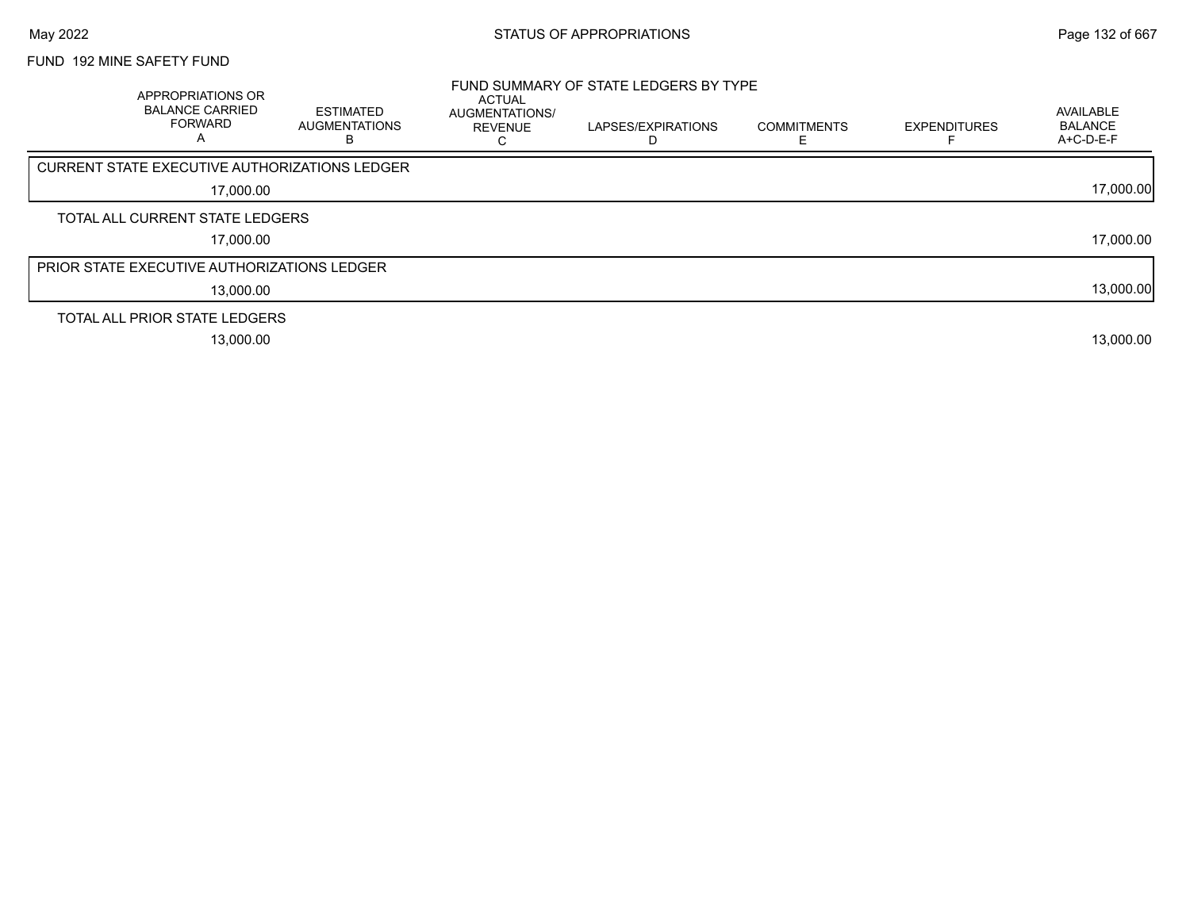FUND 192 MINE SAFETY FUND

FUND SUMMARY OF STATE LEDGERS BY TYPE

| APPROPRIATIONS OR BALANCE CARRIED FORWARD A | ESTIMATED AUGMENTATIONS B | ACTUAL AUGMENTATIONS/ REVENUE C | LAPSES/EXPIRATIONS D | COMMITMENTS E | EXPENDITURES F | AVAILABLE BALANCE A+C-D-E-F |
|---|---|---|---|---|---|---|
| CURRENT STATE EXECUTIVE AUTHORIZATIONS LEDGER | | | | | | |
| 17,000.00 | | | | | | 17,000.00 |
| TOTAL ALL CURRENT STATE LEDGERS | | | | | | |
| 17,000.00 | | | | | | 17,000.00 |
| PRIOR STATE EXECUTIVE AUTHORIZATIONS LEDGER | | | | | | |
| 13,000.00 | | | | | | 13,000.00 |
| TOTAL ALL PRIOR STATE LEDGERS | | | | | | |
| 13,000.00 | | | | | | 13,000.00 |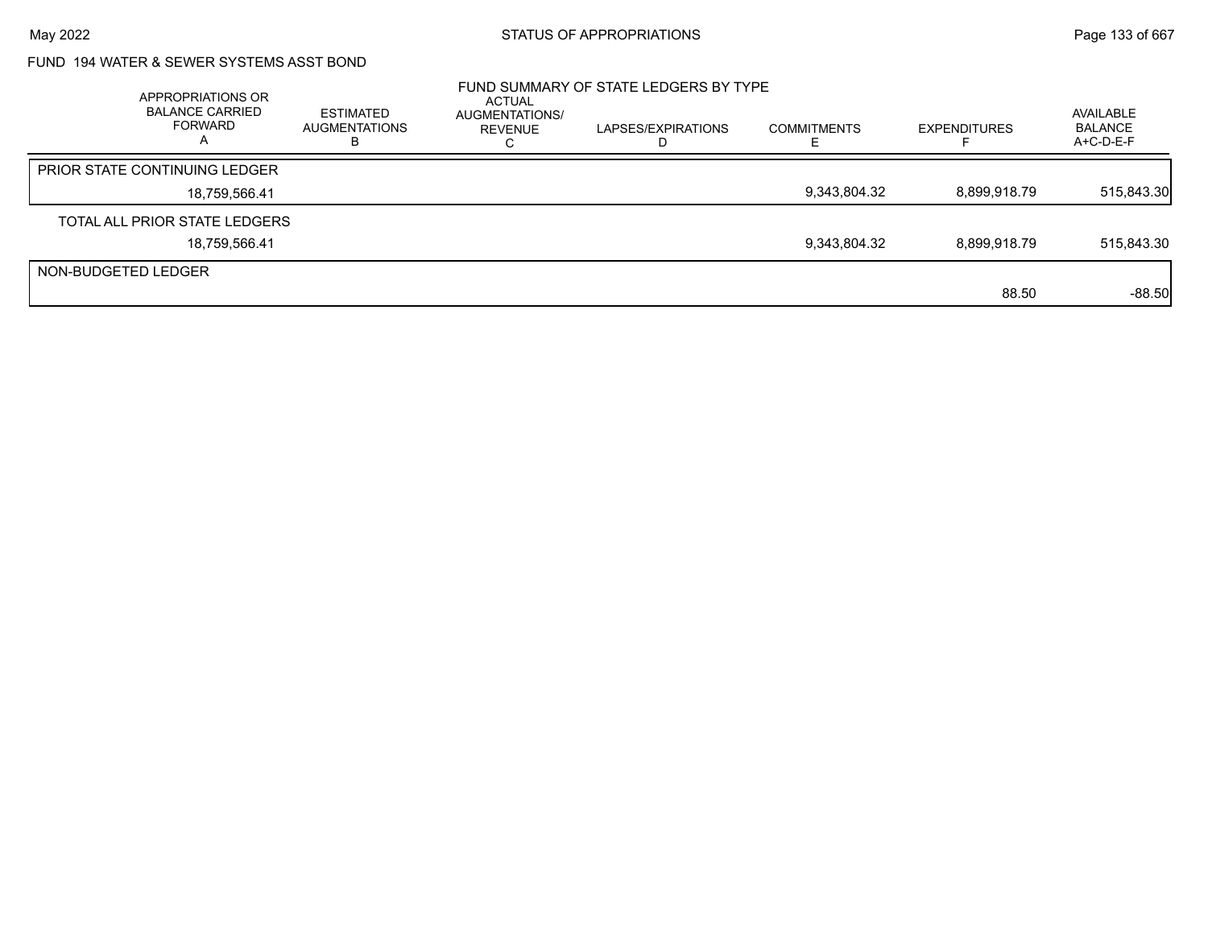FUND 194 WATER & SEWER SYSTEMS ASST BOND

FUND SUMMARY OF STATE LEDGERS BY TYPE

| APPROPRIATIONS OR BALANCE CARRIED FORWARD A | ESTIMATED AUGMENTATIONS B | ACTUAL AUGMENTATIONS/ REVENUE C | LAPSES/EXPIRATIONS D | COMMITMENTS E | EXPENDITURES F | AVAILABLE BALANCE A+C-D-E-F |
|---|---|---|---|---|---|---|
| PRIOR STATE CONTINUING LEDGER | | | | | | |
| 18,759,566.41 | | | | 9,343,804.32 | 8,899,918.79 | 515,843.30 |
| TOTAL ALL PRIOR STATE LEDGERS | | | | | | |
| 18,759,566.41 | | | | 9,343,804.32 | 8,899,918.79 | 515,843.30 |
| NON-BUDGETED LEDGER | | | | | | |
| | | | | | 88.50 | -88.50 |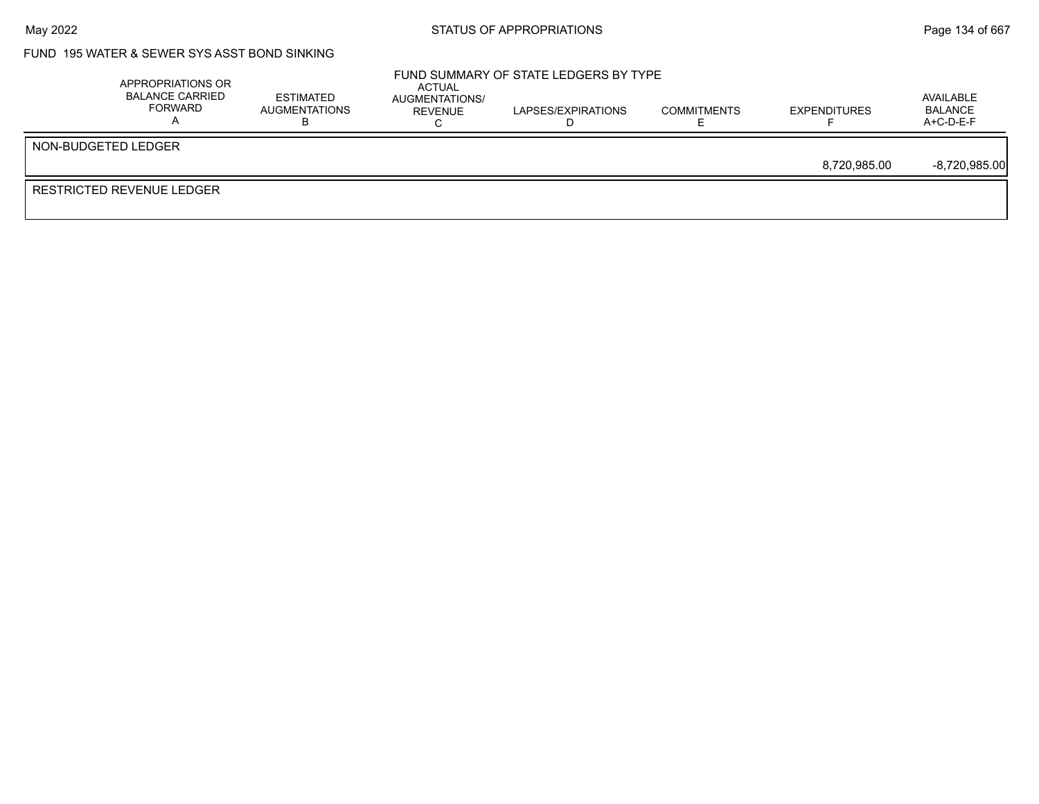FUND 195 WATER & SEWER SYS ASST BOND SINKING

FUND SUMMARY OF STATE LEDGERS BY TYPE

| | APPROPRIATIONS OR BALANCE CARRIED FORWARD A | ESTIMATED AUGMENTATIONS B | ACTUAL AUGMENTATIONS/ REVENUE C | LAPSES/EXPIRATIONS D | COMMITMENTS E | EXPENDITURES F | AVAILABLE BALANCE A+C-D-E-F |
|---|---|---|---|---|---|---|---|
| NON-BUDGETED LEDGER | | | | | | | |
| | | | | | | 8,720,985.00 | -8,720,985.00 |
| RESTRICTED REVENUE LEDGER | | | | | | | |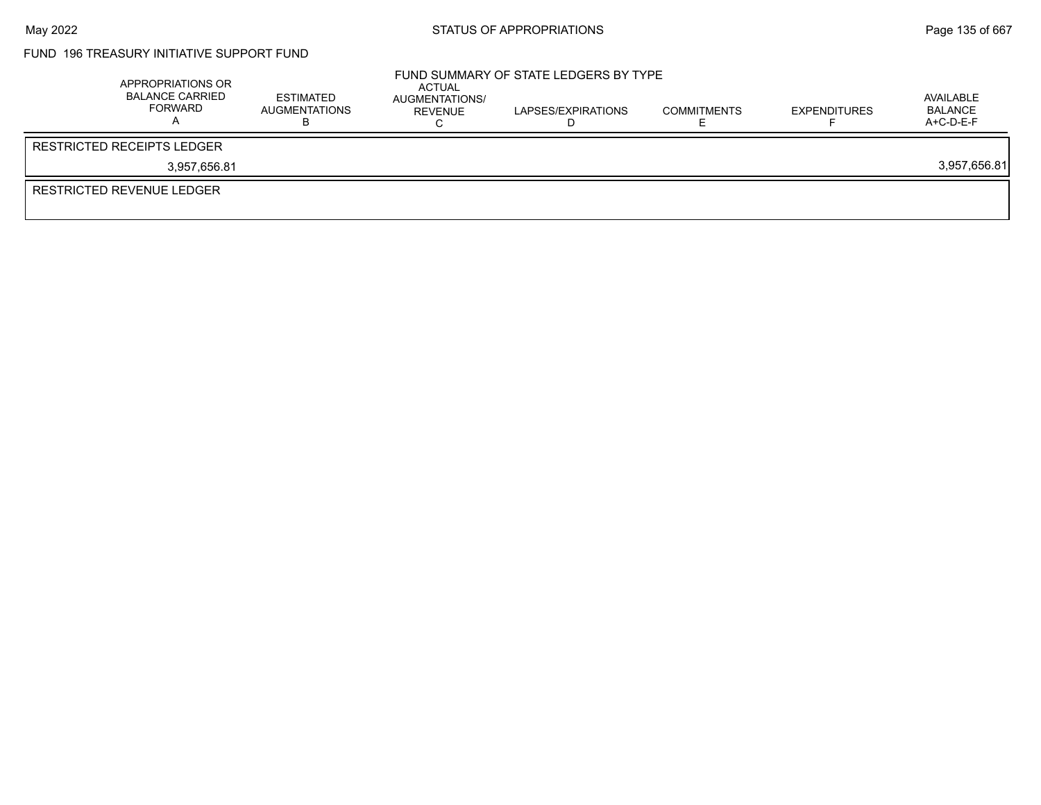FUND 196 TREASURY INITIATIVE SUPPORT FUND

FUND SUMMARY OF STATE LEDGERS BY TYPE

| APPROPRIATIONS OR BALANCE CARRIED FORWARD A | ESTIMATED AUGMENTATIONS B | ACTUAL AUGMENTATIONS/ REVENUE C | LAPSES/EXPIRATIONS D | COMMITMENTS E | EXPENDITURES F | AVAILABLE BALANCE A+C-D-E-F |
|---|---|---|---|---|---|---|
| RESTRICTED RECEIPTS LEDGER | | | | | | |
| 3,957,656.81 | | | | | | 3,957,656.81 |
| RESTRICTED REVENUE LEDGER | | | | | | |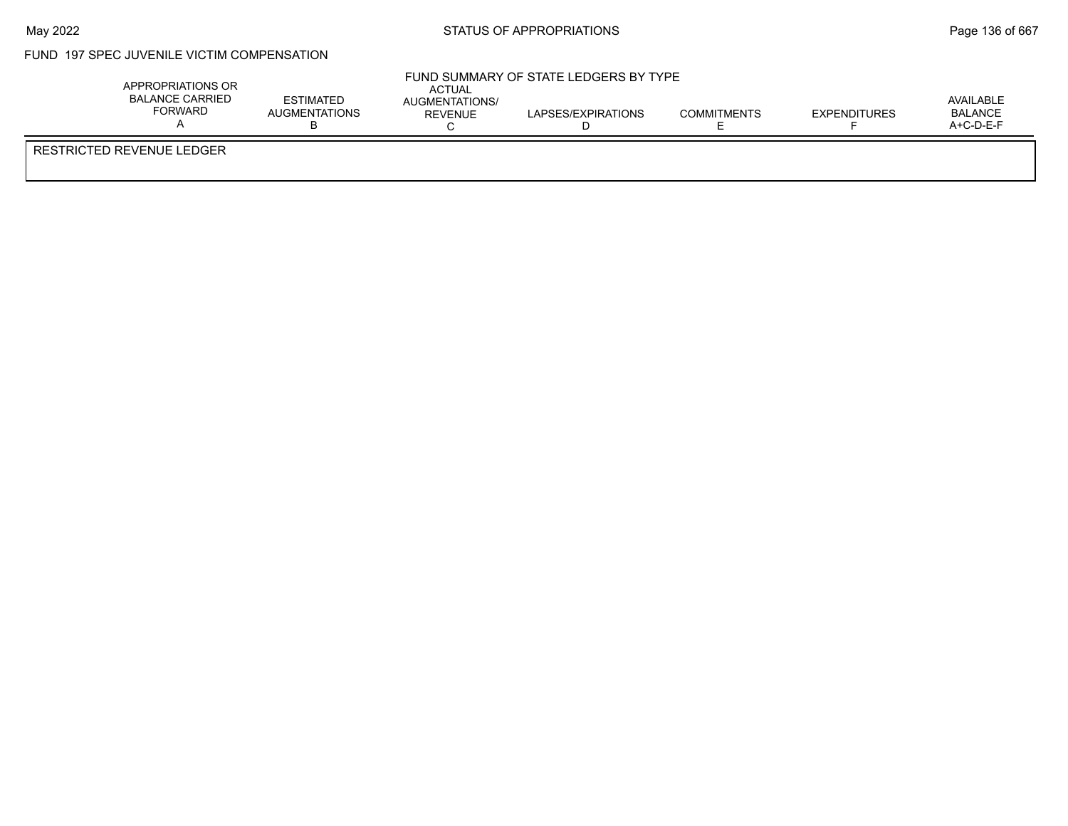FUND 197 SPEC JUVENILE VICTIM COMPENSATION

FUND SUMMARY OF STATE LEDGERS BY TYPE

| APPROPRIATIONS OR BALANCE CARRIED FORWARD A | ESTIMATED AUGMENTATIONS B | ACTUAL AUGMENTATIONS/ REVENUE C | LAPSES/EXPIRATIONS D | COMMITMENTS E | EXPENDITURES F | AVAILABLE BALANCE A+C-D-E-F |
|---|---|---|---|---|---|---|
| RESTRICTED REVENUE LEDGER | | | | | | |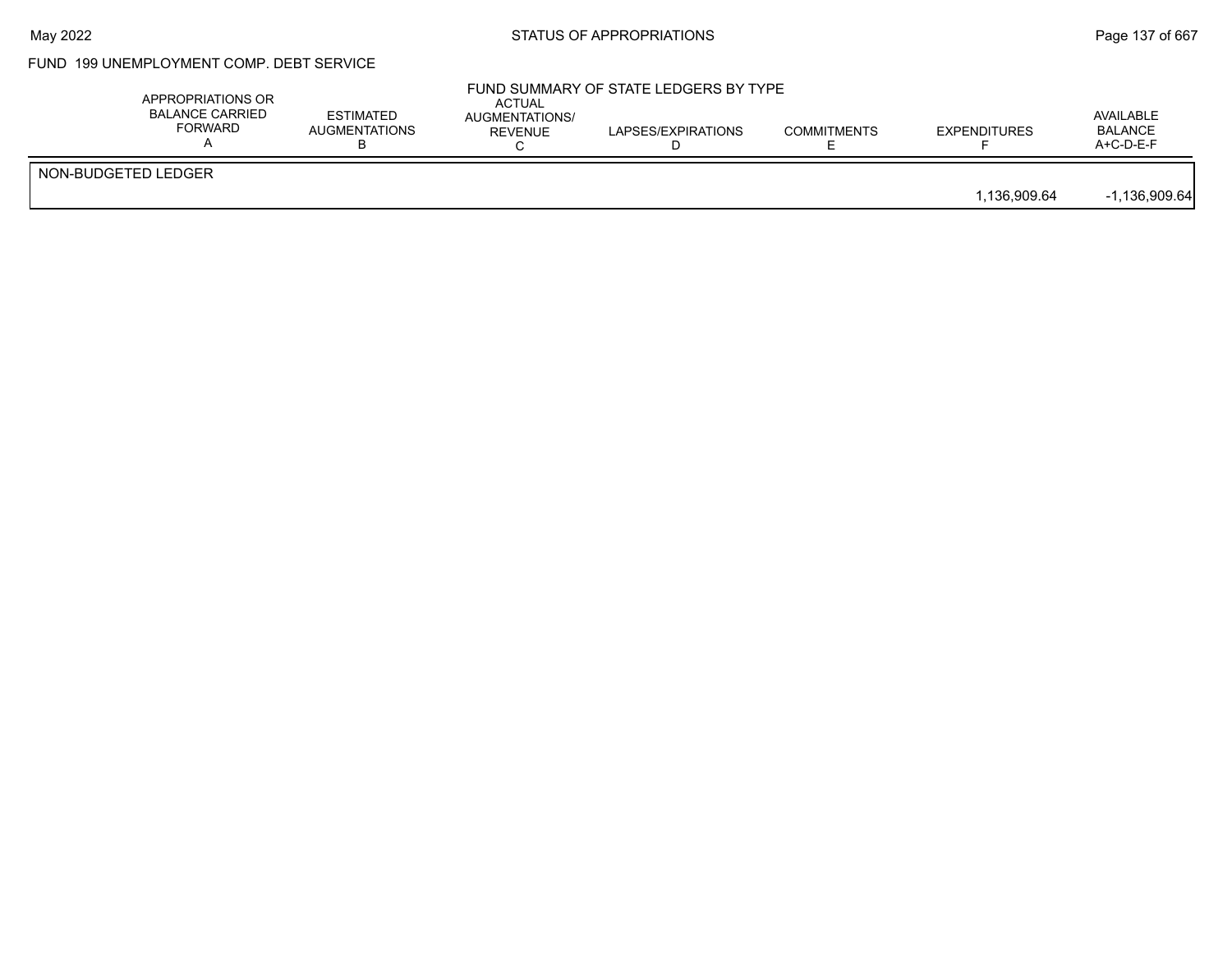FUND 199 UNEMPLOYMENT COMP. DEBT SERVICE

FUND SUMMARY OF STATE LEDGERS BY TYPE

| | APPROPRIATIONS OR BALANCE CARRIED FORWARD A | ESTIMATED AUGMENTATIONS B | ACTUAL AUGMENTATIONS/ REVENUE C | LAPSES/EXPIRATIONS D | COMMITMENTS E | EXPENDITURES F | AVAILABLE BALANCE A+C-D-E-F |
|---|---|---|---|---|---|---|---|
| NON-BUDGETED LEDGER | | | | | | | |
| | | | | | | 1,136,909.64 | -1,136,909.64 |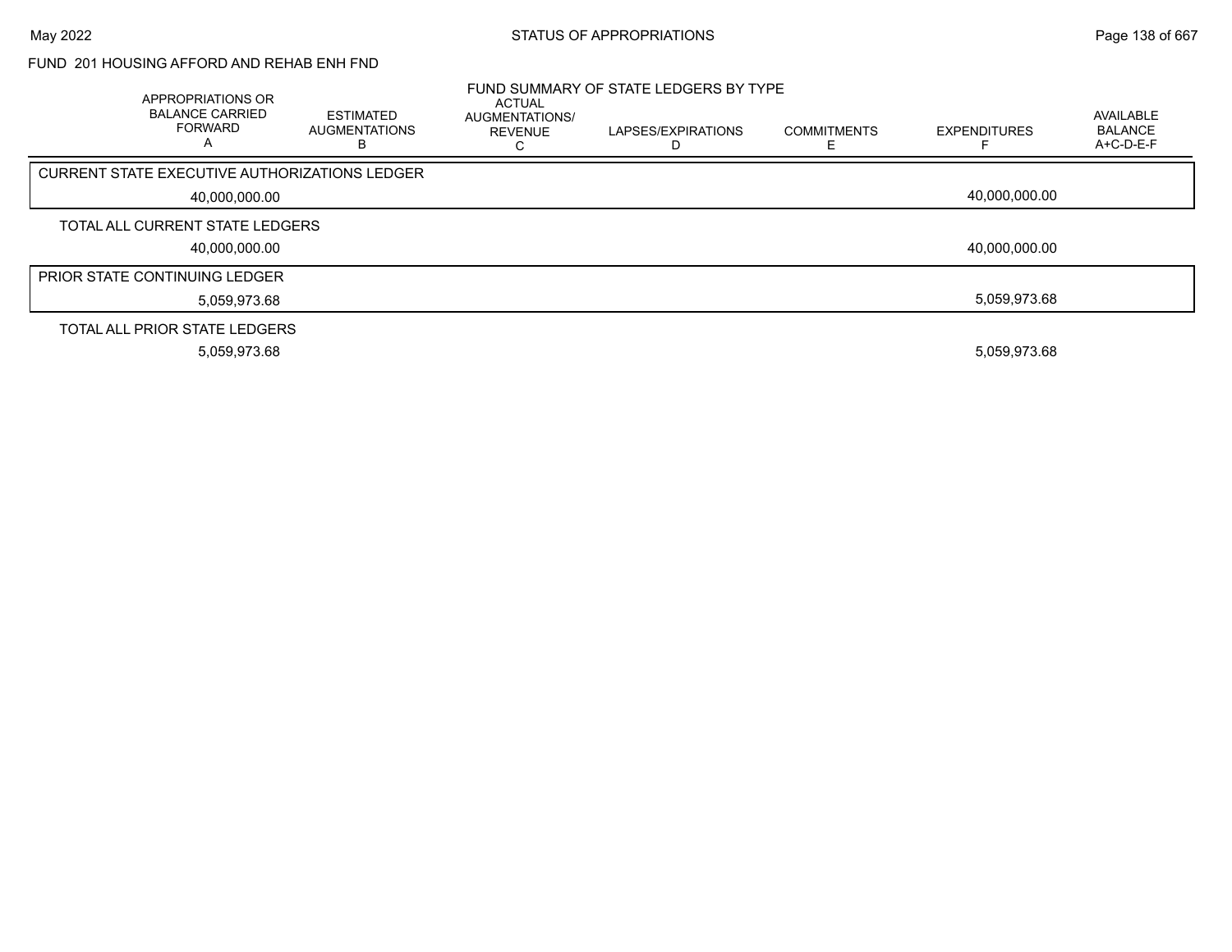FUND 201 HOUSING AFFORD AND REHAB ENH FND

FUND SUMMARY OF STATE LEDGERS BY TYPE

| APPROPRIATIONS OR BALANCE CARRIED FORWARD A | ESTIMATED AUGMENTATIONS B | ACTUAL AUGMENTATIONS/ REVENUE C | LAPSES/EXPIRATIONS D | COMMITMENTS E | EXPENDITURES F | AVAILABLE BALANCE A+C-D-E-F |
|---|---|---|---|---|---|---|
| **CURRENT STATE EXECUTIVE AUTHORIZATIONS LEDGER** | | | | | | |
| 40,000,000.00 | | | | | 40,000,000.00 | |
| **TOTAL ALL CURRENT STATE LEDGERS** | | | | | | |
| 40,000,000.00 | | | | | 40,000,000.00 | |
| **PRIOR STATE CONTINUING LEDGER** | | | | | | |
| 5,059,973.68 | | | | | 5,059,973.68 | |
| **TOTAL ALL PRIOR STATE LEDGERS** | | | | | | |
| 5,059,973.68 | | | | | 5,059,973.68 | |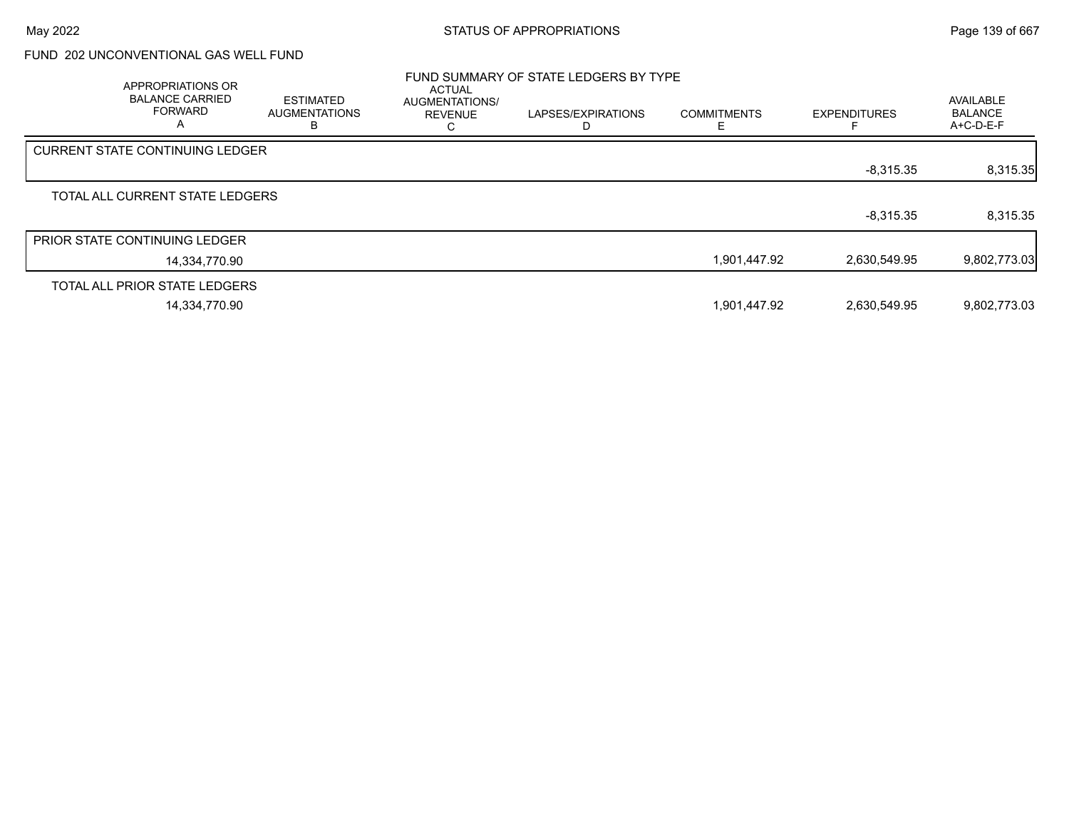FUND 202 UNCONVENTIONAL GAS WELL FUND

FUND SUMMARY OF STATE LEDGERS BY TYPE

| | APPROPRIATIONS OR BALANCE CARRIED FORWARD A | ESTIMATED AUGMENTATIONS B | ACTUAL AUGMENTATIONS/ REVENUE C | LAPSES/EXPIRATIONS D | COMMITMENTS E | EXPENDITURES F | AVAILABLE BALANCE A+C-D-E-F |
|---|---|---|---|---|---|---|---|
| CURRENT STATE CONTINUING LEDGER | | | | | | -8,315.35 | 8,315.35 |
| TOTAL ALL CURRENT STATE LEDGERS | | | | | | -8,315.35 | 8,315.35 |
| PRIOR STATE CONTINUING LEDGER | 14,334,770.90 | | | | 1,901,447.92 | 2,630,549.95 | 9,802,773.03 |
| TOTAL ALL PRIOR STATE LEDGERS | 14,334,770.90 | | | | 1,901,447.92 | 2,630,549.95 | 9,802,773.03 |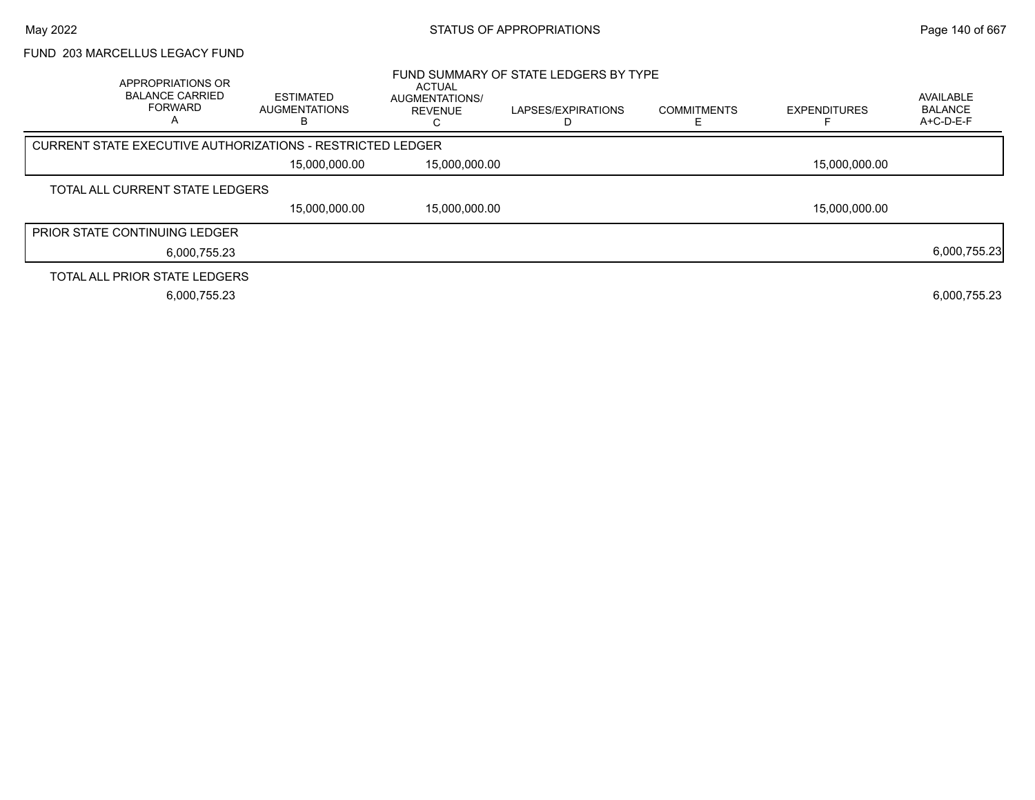FUND 203 MARCELLUS LEGACY FUND

FUND SUMMARY OF STATE LEDGERS BY TYPE

| APPROPRIATIONS OR BALANCE CARRIED FORWARD A | ESTIMATED AUGMENTATIONS B | ACTUAL AUGMENTATIONS/ REVENUE C | LAPSES/EXPIRATIONS D | COMMITMENTS E | EXPENDITURES F | AVAILABLE BALANCE A+C-D-E-F |
|---|---|---|---|---|---|---|
| CURRENT STATE EXECUTIVE AUTHORIZATIONS - RESTRICTED LEDGER | | | | | | |
| | 15,000,000.00 | 15,000,000.00 | | | 15,000,000.00 | |
| TOTAL ALL CURRENT STATE LEDGERS | | | | | | |
| | 15,000,000.00 | 15,000,000.00 | | | 15,000,000.00 | |
| PRIOR STATE CONTINUING LEDGER | | | | | | |
| 6,000,755.23 | | | | | | 6,000,755.23 |
| TOTAL ALL PRIOR STATE LEDGERS | | | | | | |
| 6,000,755.23 | | | | | | 6,000,755.23 |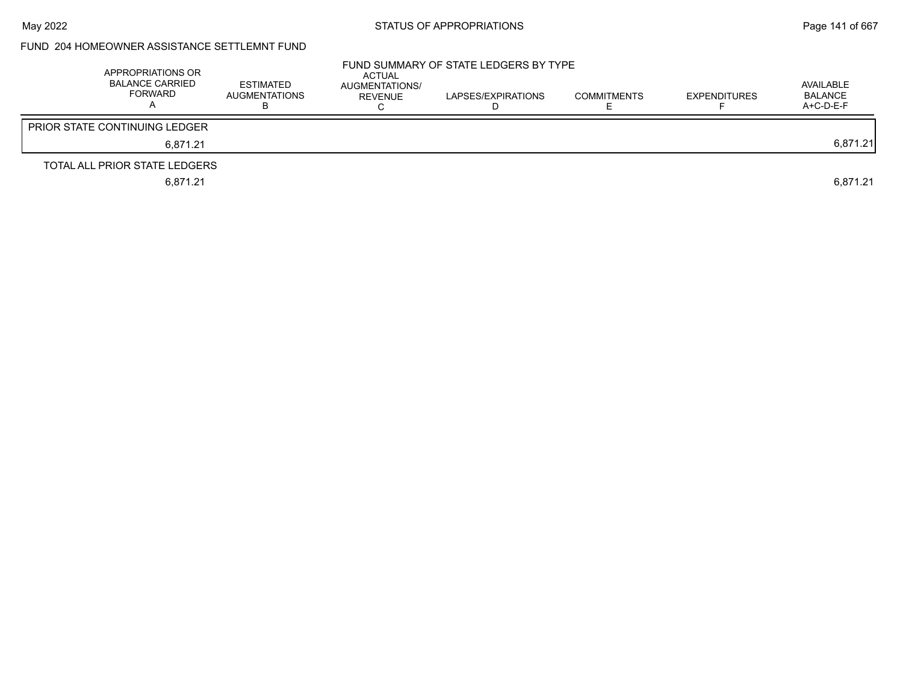FUND 204 HOMEOWNER ASSISTANCE SETTLEMNT FUND

FUND SUMMARY OF STATE LEDGERS BY TYPE

| | APPROPRIATIONS OR BALANCE CARRIED FORWARD A | ESTIMATED AUGMENTATIONS B | ACTUAL AUGMENTATIONS/ REVENUE C | LAPSES/EXPIRATIONS D | COMMITMENTS E | EXPENDITURES F | AVAILABLE BALANCE A+C-D-E-F |
|---|---|---|---|---|---|---|---|
| PRIOR STATE CONTINUING LEDGER | | | | | | | |
| | 6,871.21 | | | | | | 6,871.21 |
| TOTAL ALL PRIOR STATE LEDGERS | | | | | | | |
| | 6,871.21 | | | | | | 6,871.21 |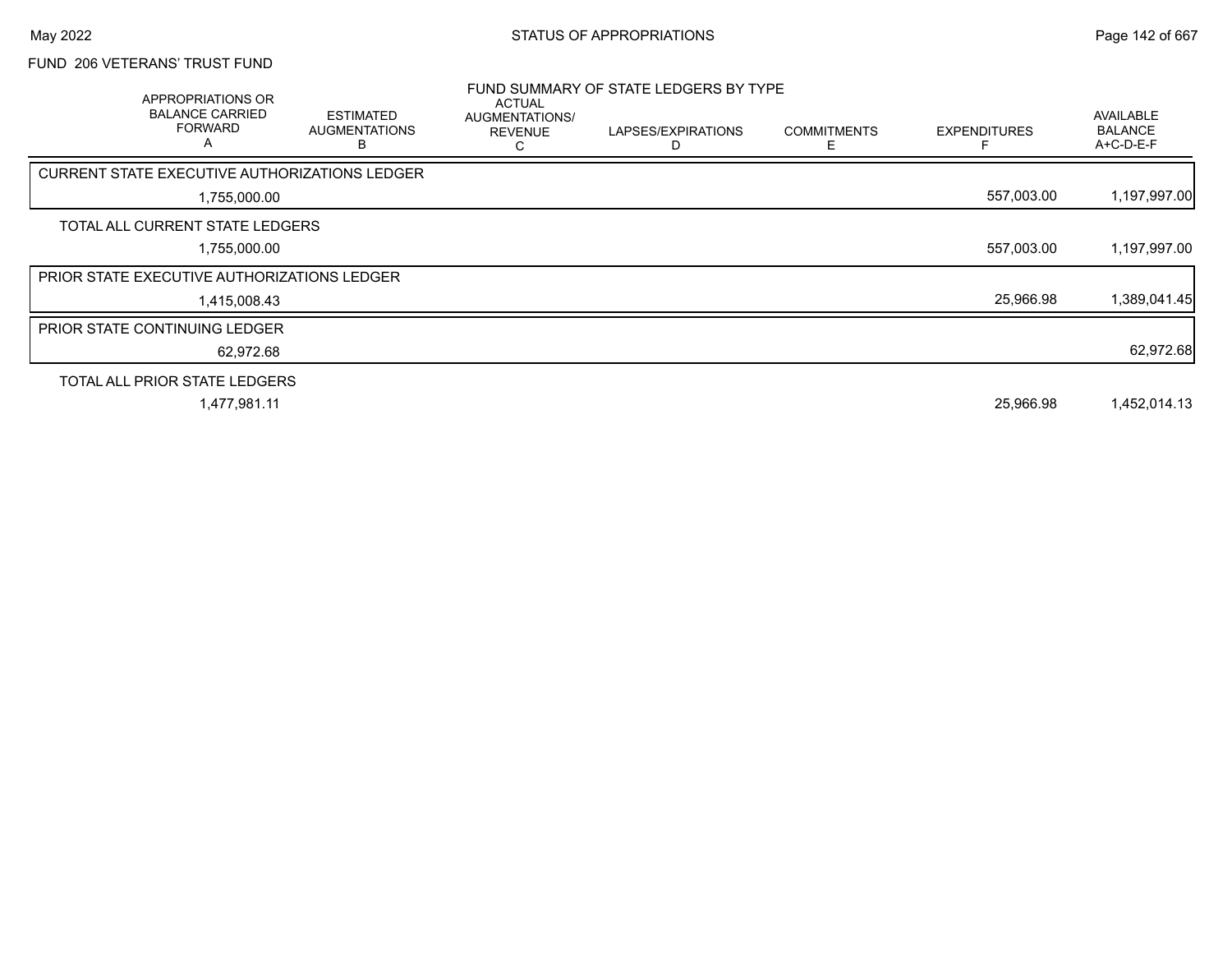FUND 206 VETERANS' TRUST FUND

## FUND SUMMARY OF STATE LEDGERS BY TYPE

| APPROPRIATIONS OR BALANCE CARRIED FORWARD A | ESTIMATED AUGMENTATIONS B | ACTUAL AUGMENTATIONS/ REVENUE C | LAPSES/EXPIRATIONS D | COMMITMENTS E | EXPENDITURES F | AVAILABLE BALANCE A+C-D-E-F |
|---|---|---|---|---|---|---|
| **CURRENT STATE EXECUTIVE AUTHORIZATIONS LEDGER** | | | | | | |
| 1,755,000.00 | | | | | 557,003.00 | 1,197,997.00 |
| **TOTAL ALL CURRENT STATE LEDGERS** | | | | | | |
| 1,755,000.00 | | | | | 557,003.00 | 1,197,997.00 |
| **PRIOR STATE EXECUTIVE AUTHORIZATIONS LEDGER** | | | | | | |
| 1,415,008.43 | | | | | 25,966.98 | 1,389,041.45 |
| **PRIOR STATE CONTINUING LEDGER** | | | | | | |
| 62,972.68 | | | | | | 62,972.68 |
| **TOTAL ALL PRIOR STATE LEDGERS** | | | | | | |
| 1,477,981.11 | | | | | 25,966.98 | 1,452,014.13 |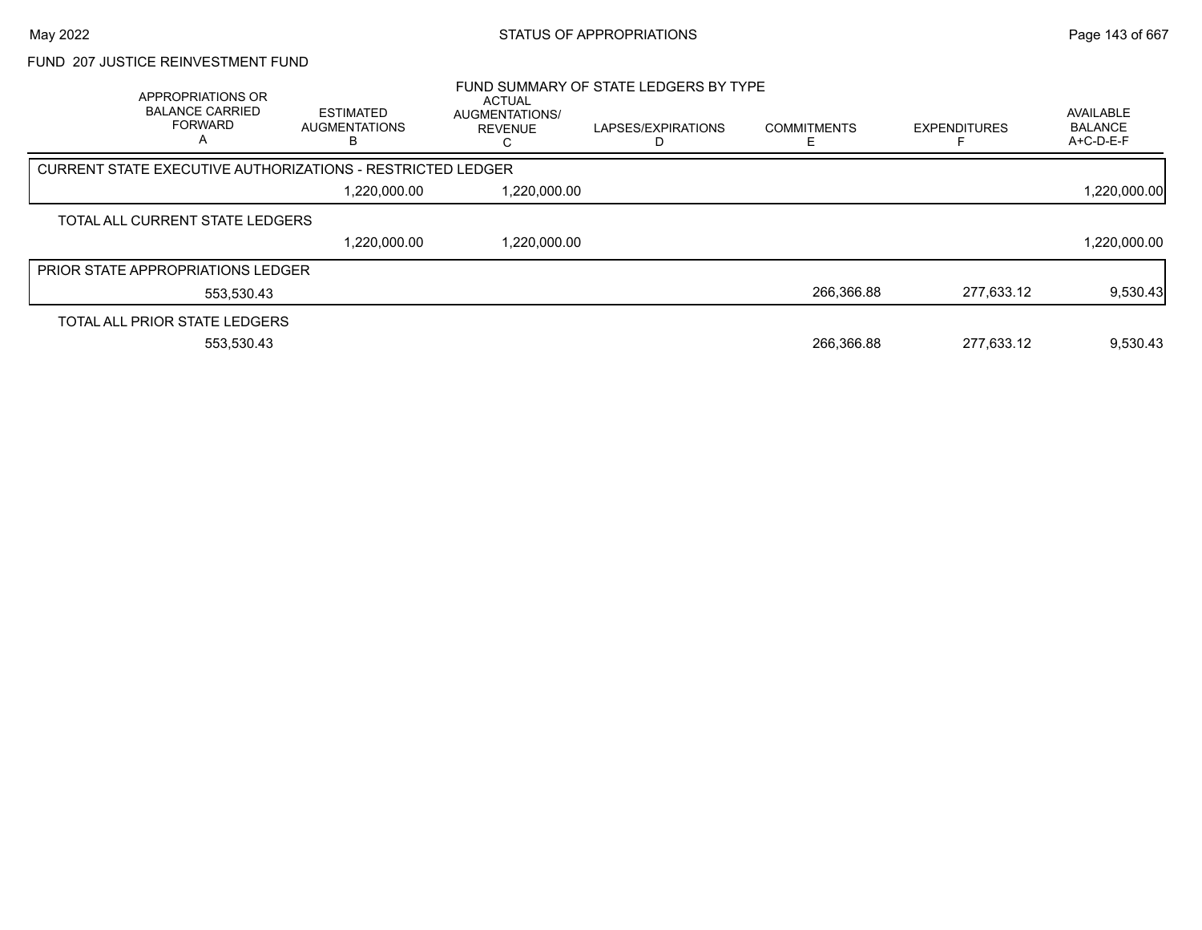FUND 207 JUSTICE REINVESTMENT FUND

FUND SUMMARY OF STATE LEDGERS BY TYPE

| APPROPRIATIONS OR BALANCE CARRIED FORWARD A | ESTIMATED AUGMENTATIONS B | ACTUAL AUGMENTATIONS/ REVENUE C | LAPSES/EXPIRATIONS D | COMMITMENTS E | EXPENDITURES F | AVAILABLE BALANCE A+C-D-E-F |
|---|---|---|---|---|---|---|
| **CURRENT STATE EXECUTIVE AUTHORIZATIONS - RESTRICTED LEDGER** | | | | | | |
| | 1,220,000.00 | 1,220,000.00 | | | | 1,220,000.00 |
| **TOTAL ALL CURRENT STATE LEDGERS** | | | | | | |
| | 1,220,000.00 | 1,220,000.00 | | | | 1,220,000.00 |
| **PRIOR STATE APPROPRIATIONS LEDGER** | | | | | | |
| 553,530.43 | | | | 266,366.88 | 277,633.12 | 9,530.43 |
| **TOTAL ALL PRIOR STATE LEDGERS** | | | | | | |
| 553,530.43 | | | | 266,366.88 | 277,633.12 | 9,530.43 |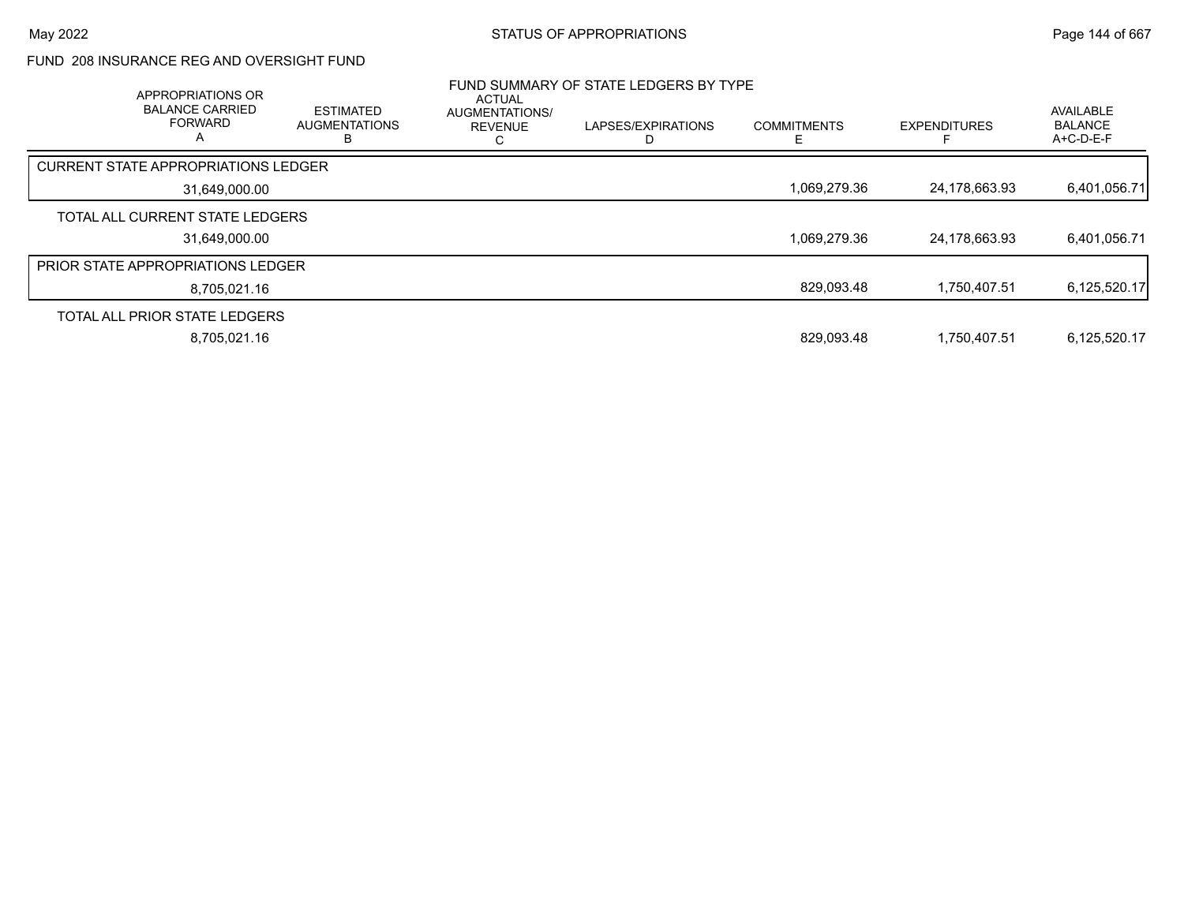STATUS OF APPROPRIATIONS

FUND 208 INSURANCE REG AND OVERSIGHT FUND

FUND SUMMARY OF STATE LEDGERS BY TYPE

| APPROPRIATIONS OR BALANCE CARRIED FORWARD A | ESTIMATED AUGMENTATIONS B | ACTUAL AUGMENTATIONS/ REVENUE C | LAPSES/EXPIRATIONS D | COMMITMENTS E | EXPENDITURES F | AVAILABLE BALANCE A+C-D-E-F |
|---|---|---|---|---|---|---|
| CURRENT STATE APPROPRIATIONS LEDGER | | | | | | |
| 31,649,000.00 | | | | 1,069,279.36 | 24,178,663.93 | 6,401,056.71 |
| TOTAL ALL CURRENT STATE LEDGERS | | | | | | |
| 31,649,000.00 | | | | 1,069,279.36 | 24,178,663.93 | 6,401,056.71 |
| PRIOR STATE APPROPRIATIONS LEDGER | | | | | | |
| 8,705,021.16 | | | | 829,093.48 | 1,750,407.51 | 6,125,520.17 |
| TOTAL ALL PRIOR STATE LEDGERS | | | | | | |
| 8,705,021.16 | | | | 829,093.48 | 1,750,407.51 | 6,125,520.17 |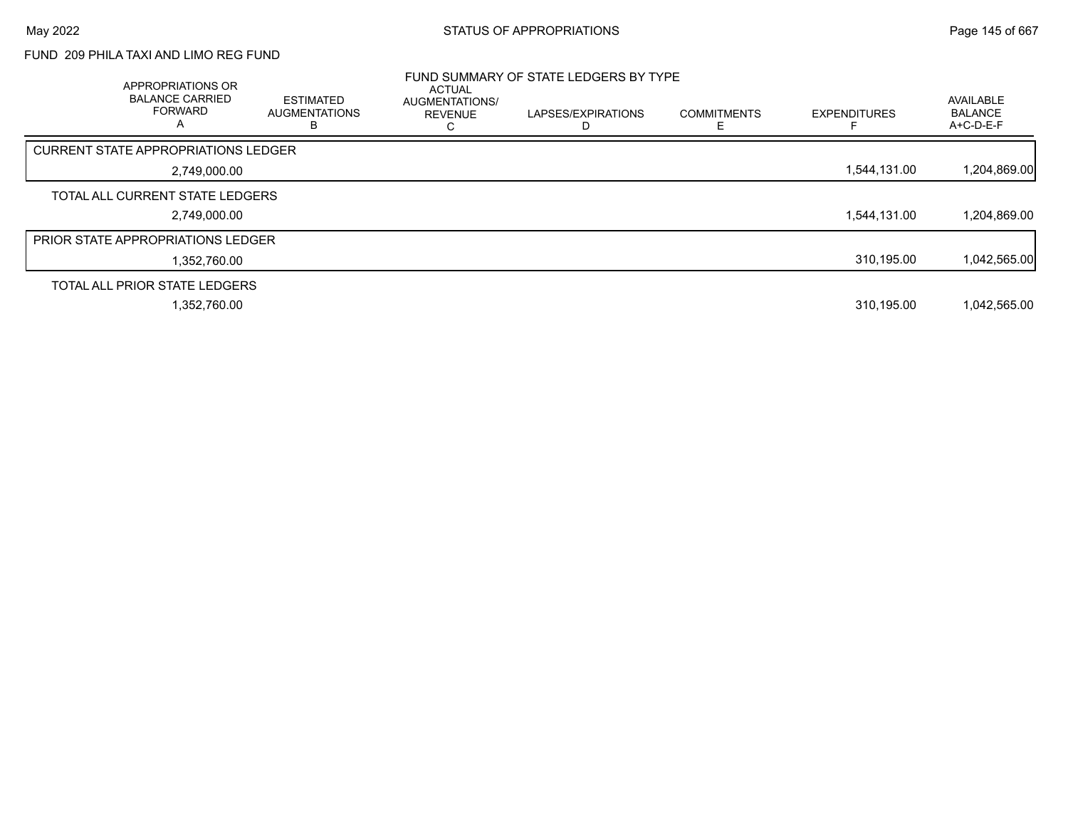FUND 209 PHILA TAXI AND LIMO REG FUND

## FUND SUMMARY OF STATE LEDGERS BY TYPE

| APPROPRIATIONS OR BALANCE CARRIED FORWARD A | ESTIMATED AUGMENTATIONS B | ACTUAL AUGMENTATIONS/ REVENUE C | LAPSES/EXPIRATIONS D | COMMITMENTS E | EXPENDITURES F | AVAILABLE BALANCE A+C-D-E-F |
|---|---|---|---|---|---|---|
| **CURRENT STATE APPROPRIATIONS LEDGER** | | | | | | |
| 2,749,000.00 | | | | | 1,544,131.00 | 1,204,869.00 |
| **TOTAL ALL CURRENT STATE LEDGERS** | | | | | | |
| 2,749,000.00 | | | | | 1,544,131.00 | 1,204,869.00 |
| **PRIOR STATE APPROPRIATIONS LEDGER** | | | | | | |
| 1,352,760.00 | | | | | 310,195.00 | 1,042,565.00 |
| **TOTAL ALL PRIOR STATE LEDGERS** | | | | | | |
| 1,352,760.00 | | | | | 310,195.00 | 1,042,565.00 |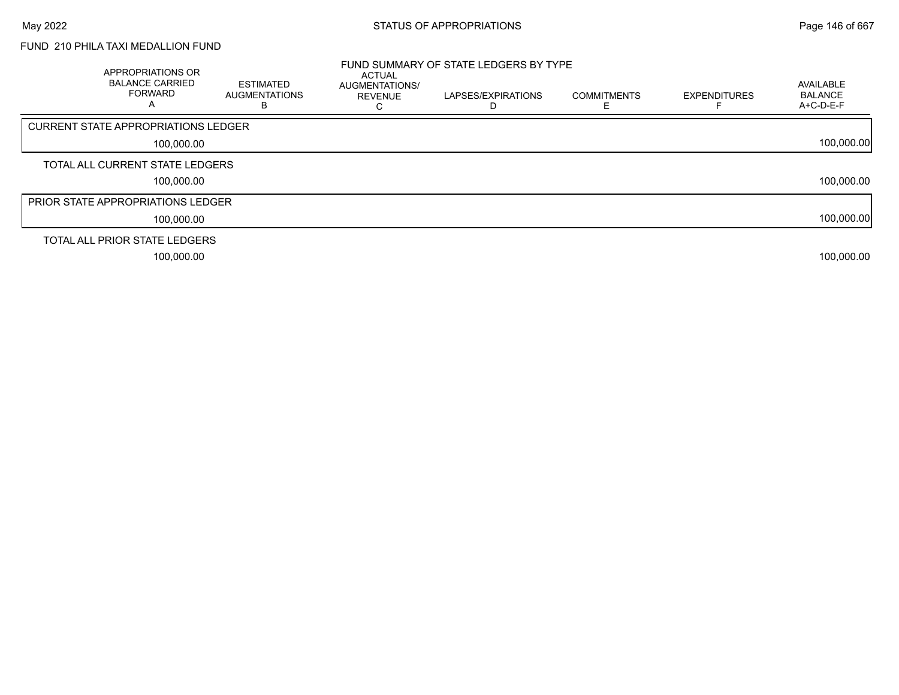FUND 210 PHILA TAXI MEDALLION FUND

## FUND SUMMARY OF STATE LEDGERS BY TYPE

| APPROPRIATIONS OR BALANCE CARRIED FORWARD A | ESTIMATED AUGMENTATIONS B | ACTUAL AUGMENTATIONS/ REVENUE C | LAPSES/EXPIRATIONS D | COMMITMENTS E | EXPENDITURES F | AVAILABLE BALANCE A+C-D-E-F |
|---|---|---|---|---|---|---|
| **CURRENT STATE APPROPRIATIONS LEDGER** | | | | | | |
| 100,000.00 | | | | | | 100,000.00 |
| **TOTAL ALL CURRENT STATE LEDGERS** | | | | | | |
| 100,000.00 | | | | | | 100,000.00 |
| **PRIOR STATE APPROPRIATIONS LEDGER** | | | | | | |
| 100,000.00 | | | | | | 100,000.00 |
| **TOTAL ALL PRIOR STATE LEDGERS** | | | | | | |
| 100,000.00 | | | | | | 100,000.00 |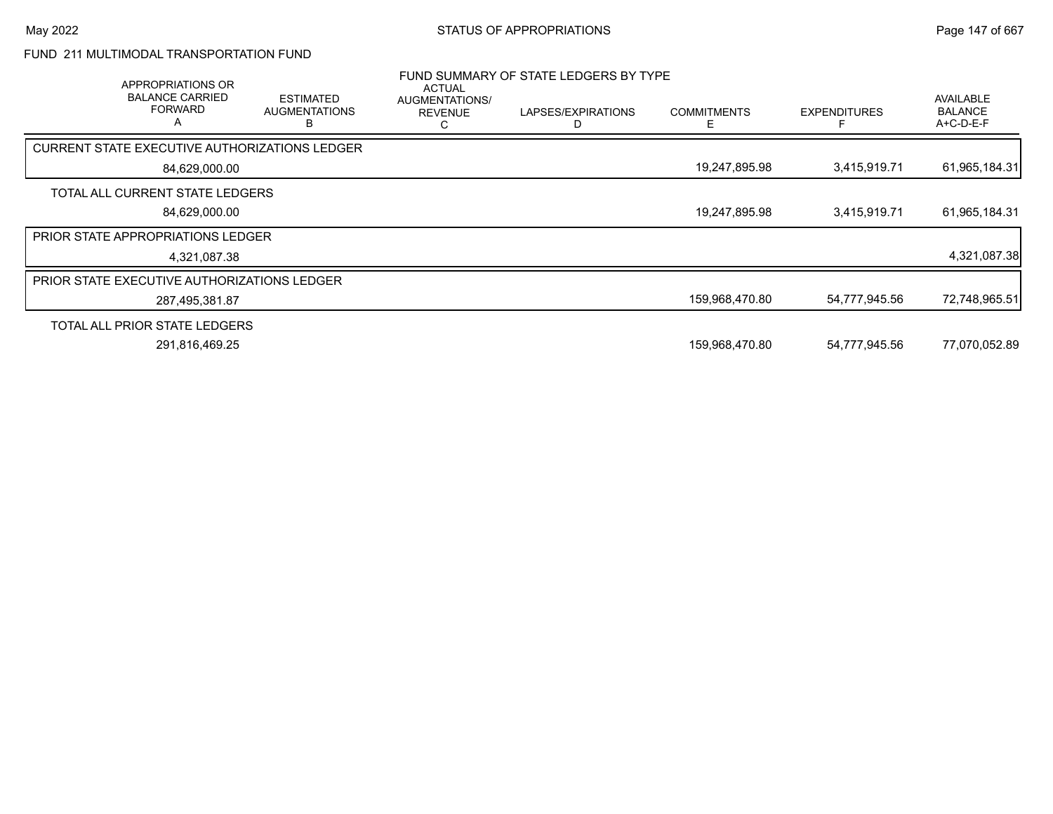FUND 211 MULTIMODAL TRANSPORTATION FUND

## FUND SUMMARY OF STATE LEDGERS BY TYPE

| APPROPRIATIONS OR BALANCE CARRIED FORWARD A | ESTIMATED AUGMENTATIONS B | ACTUAL AUGMENTATIONS/ REVENUE C | LAPSES/EXPIRATIONS D | COMMITMENTS E | EXPENDITURES F | AVAILABLE BALANCE A+C-D-E-F |
|---|---|---|---|---|---|---|
| **CURRENT STATE EXECUTIVE AUTHORIZATIONS LEDGER** | | | | | | |
| 84,629,000.00 | | | | 19,247,895.98 | 3,415,919.71 | 61,965,184.31 |
| **TOTAL ALL CURRENT STATE LEDGERS** | | | | | | |
| 84,629,000.00 | | | | 19,247,895.98 | 3,415,919.71 | 61,965,184.31 |
| **PRIOR STATE APPROPRIATIONS LEDGER** | | | | | | |
| 4,321,087.38 | | | | | | 4,321,087.38 |
| **PRIOR STATE EXECUTIVE AUTHORIZATIONS LEDGER** | | | | | | |
| 287,495,381.87 | | | | 159,968,470.80 | 54,777,945.56 | 72,748,965.51 |
| **TOTAL ALL PRIOR STATE LEDGERS** | | | | | | |
| 291,816,469.25 | | | | 159,968,470.80 | 54,777,945.56 | 77,070,052.89 |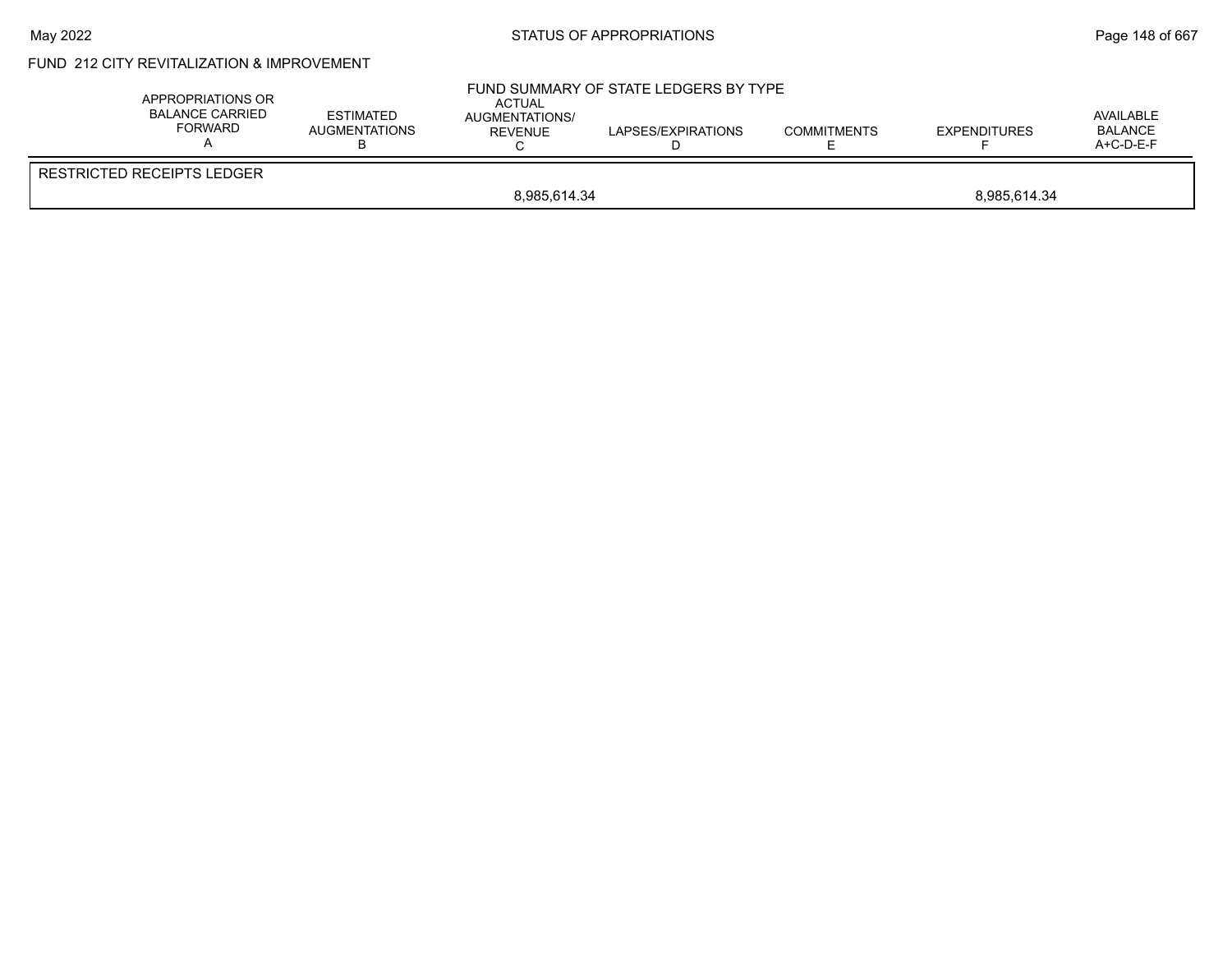FUND 212 CITY REVITALIZATION & IMPROVEMENT

FUND SUMMARY OF STATE LEDGERS BY TYPE

| | APPROPRIATIONS OR BALANCE CARRIED FORWARD A | ESTIMATED AUGMENTATIONS B | ACTUAL AUGMENTATIONS/ REVENUE C | LAPSES/EXPIRATIONS D | COMMITMENTS E | EXPENDITURES F | AVAILABLE BALANCE A+C-D-E-F |
|---|---|---|---|---|---|---|---|
| RESTRICTED RECEIPTS LEDGER | | | | | | | |
| | | | 8,985,614.34 | | | 8,985,614.34 | |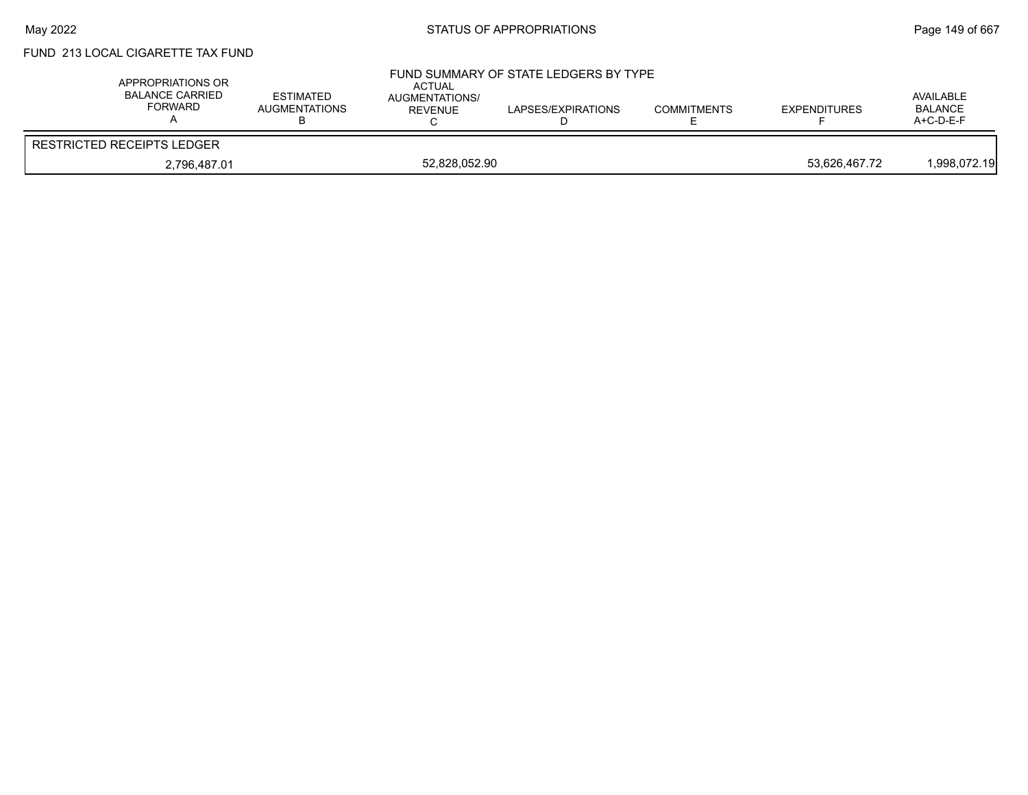FUND 213 LOCAL CIGARETTE TAX FUND

FUND SUMMARY OF STATE LEDGERS BY TYPE

| APPROPRIATIONS OR BALANCE CARRIED FORWARD A | ESTIMATED AUGMENTATIONS B | ACTUAL AUGMENTATIONS/ REVENUE C | LAPSES/EXPIRATIONS D | COMMITMENTS E | EXPENDITURES F | AVAILABLE BALANCE A+C-D-E-F |
|---|---|---|---|---|---|---|
| RESTRICTED RECEIPTS LEDGER | | | | | | |
| 2,796,487.01 | | 52,828,052.90 | | | 53,626,467.72 | 1,998,072.19 |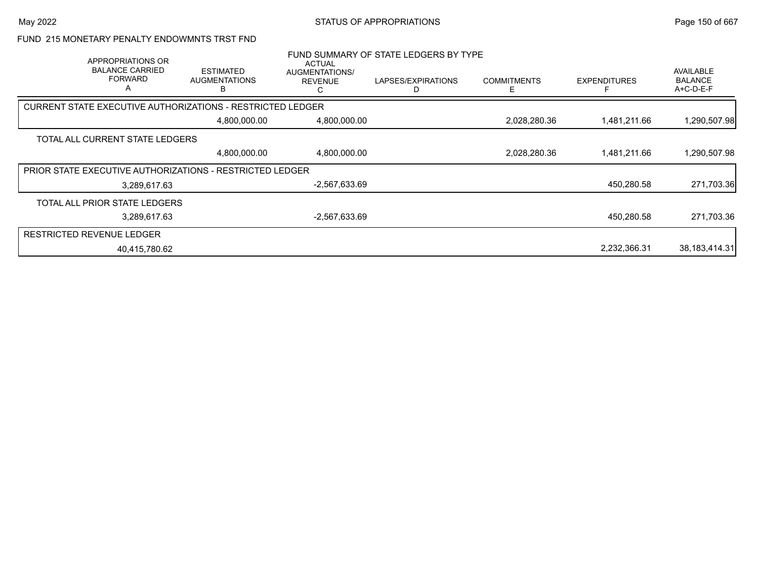# STATUS OF APPROPRIATIONS

## FUND 215 MONETARY PENALTY ENDOWMNTS TRST FND

### FUND SUMMARY OF STATE LEDGERS BY TYPE

| APPROPRIATIONS OR BALANCE CARRIED FORWARD A | ESTIMATED AUGMENTATIONS B | ACTUAL AUGMENTATIONS/ REVENUE C | LAPSES/EXPIRATIONS D | COMMITMENTS E | EXPENDITURES F | AVAILABLE BALANCE A+C-D-E-F |
|---|---|---|---|---|---|---|
| **CURRENT STATE EXECUTIVE AUTHORIZATIONS - RESTRICTED LEDGER** | | | | | | |
| | 4,800,000.00 | 4,800,000.00 | | 2,028,280.36 | 1,481,211.66 | 1,290,507.98 |
| **TOTAL ALL CURRENT STATE LEDGERS** | | | | | | |
| | 4,800,000.00 | 4,800,000.00 | | 2,028,280.36 | 1,481,211.66 | 1,290,507.98 |
| **PRIOR STATE EXECUTIVE AUTHORIZATIONS - RESTRICTED LEDGER** | | | | | | |
| 3,289,617.63 | | -2,567,633.69 | | | 450,280.58 | 271,703.36 |
| **TOTAL ALL PRIOR STATE LEDGERS** | | | | | | |
| 3,289,617.63 | | -2,567,633.69 | | | 450,280.58 | 271,703.36 |
| **RESTRICTED REVENUE LEDGER** | | | | | | |
| 40,415,780.62 | | | | | 2,232,366.31 | 38,183,414.31 |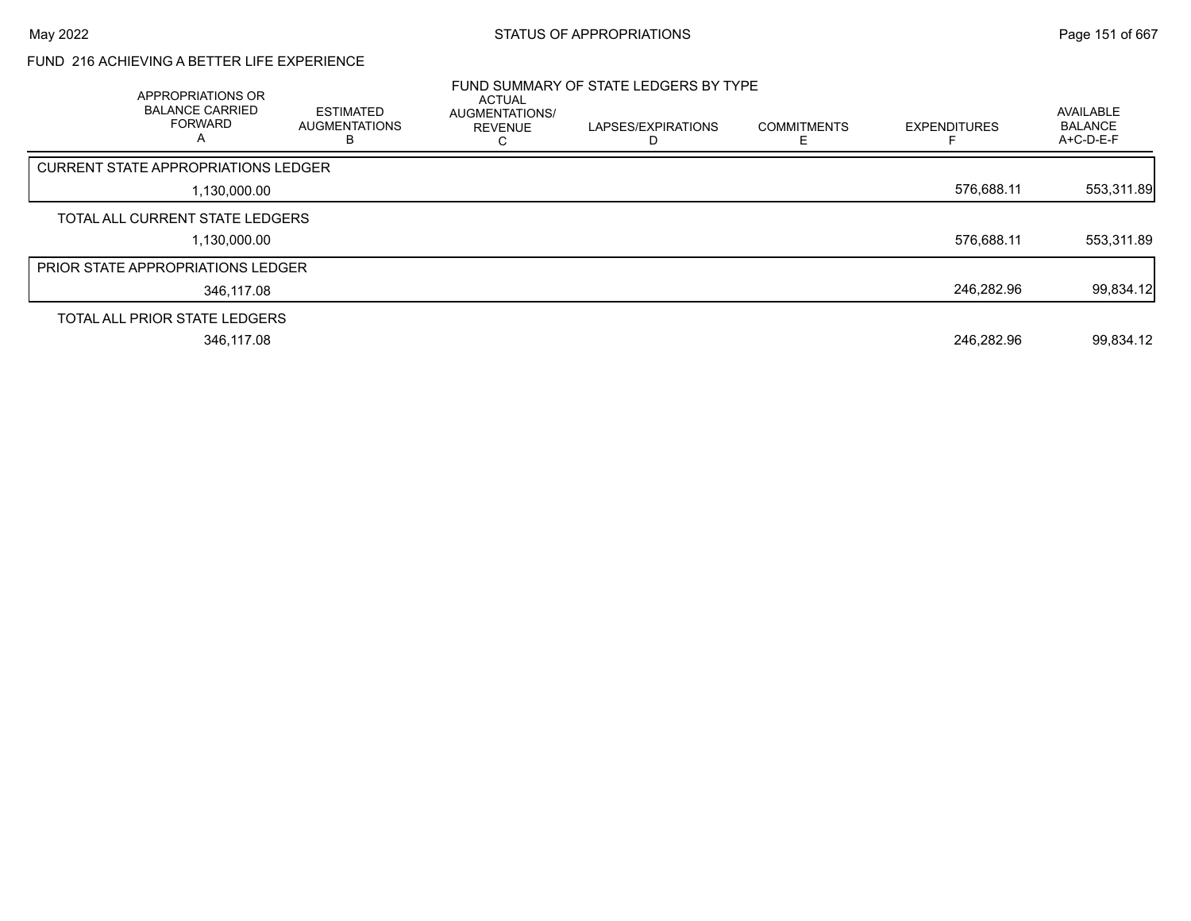## FUND 216 ACHIEVING A BETTER LIFE EXPERIENCE

### FUND SUMMARY OF STATE LEDGERS BY TYPE

| APPROPRIATIONS OR BALANCE CARRIED FORWARD A | ESTIMATED AUGMENTATIONS B | ACTUAL AUGMENTATIONS/ REVENUE C | LAPSES/EXPIRATIONS D | COMMITMENTS E | EXPENDITURES F | AVAILABLE BALANCE A+C-D-E-F |
|---|---|---|---|---|---|---|
| CURRENT STATE APPROPRIATIONS LEDGER | | | | | | |
| 1,130,000.00 | | | | | 576,688.11 | 553,311.89 |
| TOTAL ALL CURRENT STATE LEDGERS | | | | | | |
| 1,130,000.00 | | | | | 576,688.11 | 553,311.89 |
| PRIOR STATE APPROPRIATIONS LEDGER | | | | | | |
| 346,117.08 | | | | | 246,282.96 | 99,834.12 |
| TOTAL ALL PRIOR STATE LEDGERS | | | | | | |
| 346,117.08 | | | | | 246,282.96 | 99,834.12 |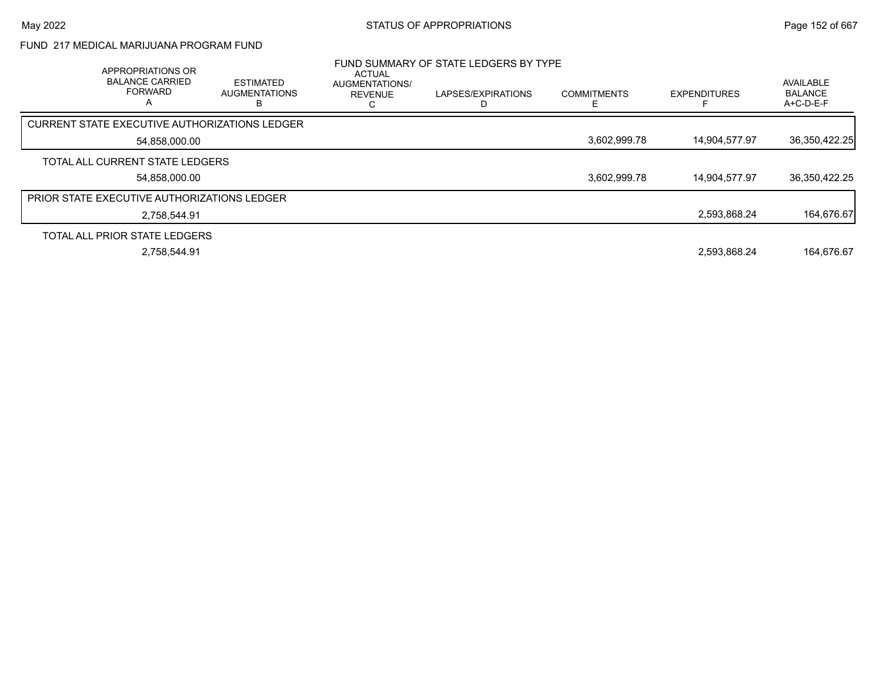FUND 217 MEDICAL MARIJUANA PROGRAM FUND

## FUND SUMMARY OF STATE LEDGERS BY TYPE

| APPROPRIATIONS OR BALANCE CARRIED FORWARD A | ESTIMATED AUGMENTATIONS B | ACTUAL AUGMENTATIONS/ REVENUE C | LAPSES/EXPIRATIONS D | COMMITMENTS E | EXPENDITURES F | AVAILABLE BALANCE A+C-D-E-F |
|---|---|---|---|---|---|---|
| CURRENT STATE EXECUTIVE AUTHORIZATIONS LEDGER | | | | | | |
| 54,858,000.00 | | | | 3,602,999.78 | 14,904,577.97 | 36,350,422.25 |
| TOTAL ALL CURRENT STATE LEDGERS | | | | | | |
| 54,858,000.00 | | | | 3,602,999.78 | 14,904,577.97 | 36,350,422.25 |
| PRIOR STATE EXECUTIVE AUTHORIZATIONS LEDGER | | | | | | |
| 2,758,544.91 | | | | | 2,593,868.24 | 164,676.67 |
| TOTAL ALL PRIOR STATE LEDGERS | | | | | | |
| 2,758,544.91 | | | | | 2,593,868.24 | 164,676.67 |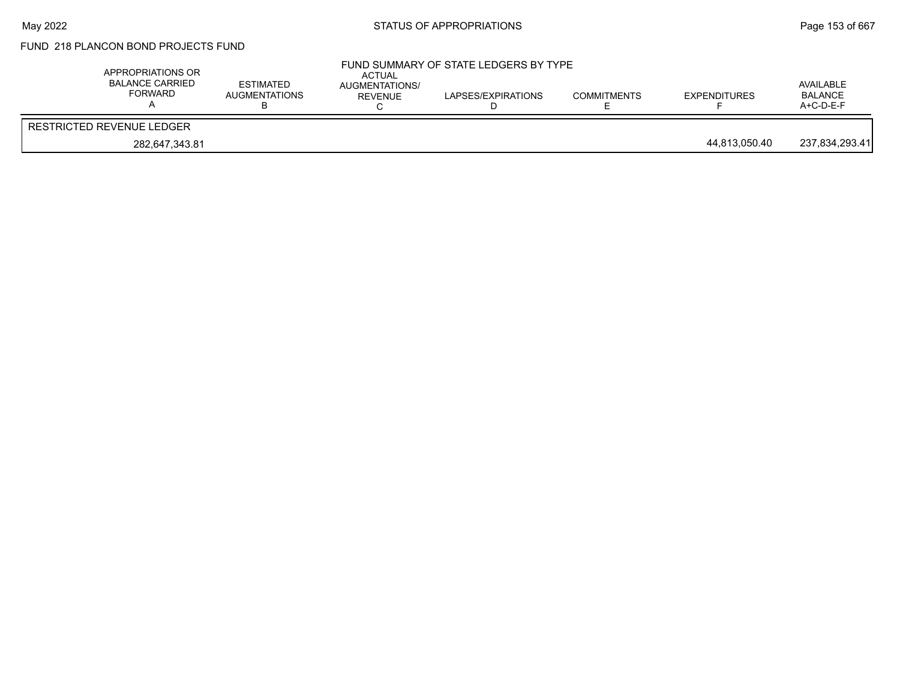## FUND 218 PLANCON BOND PROJECTS FUND

### FUND SUMMARY OF STATE LEDGERS BY TYPE

| APPROPRIATIONS OR BALANCE CARRIED FORWARD A | ESTIMATED AUGMENTATIONS B | ACTUAL AUGMENTATIONS/ REVENUE C | LAPSES/EXPIRATIONS D | COMMITMENTS E | EXPENDITURES F | AVAILABLE BALANCE A+C-D-E-F |
|---|---|---|---|---|---|---|
| RESTRICTED REVENUE LEDGER | | | | | | |
| 282,647,343.81 | | | | | 44,813,050.40 | 237,834,293.41 |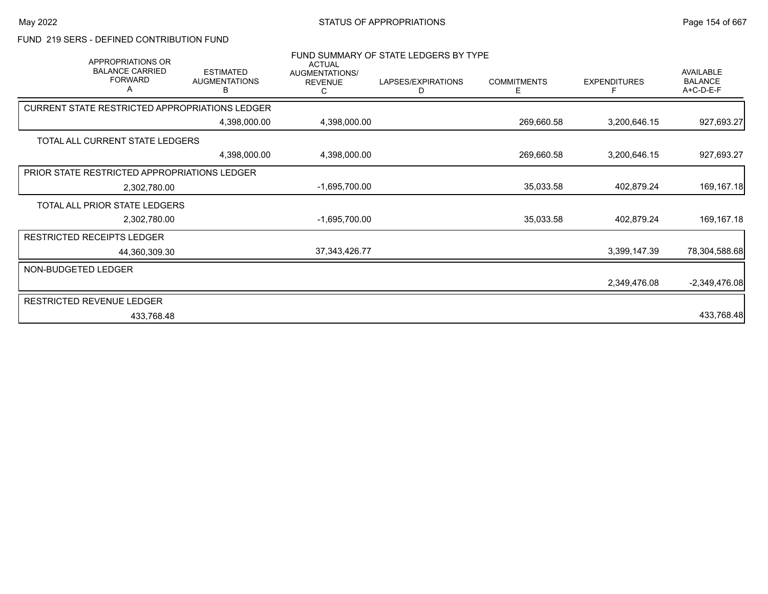FUND 219 SERS - DEFINED CONTRIBUTION FUND

FUND SUMMARY OF STATE LEDGERS BY TYPE

| APPROPRIATIONS OR BALANCE CARRIED FORWARD A | ESTIMATED AUGMENTATIONS B | ACTUAL AUGMENTATIONS/ REVENUE C | LAPSES/EXPIRATIONS D | COMMITMENTS E | EXPENDITURES F | AVAILABLE BALANCE A+C-D-E-F |
|---|---|---|---|---|---|---|
| CURRENT STATE RESTRICTED APPROPRIATIONS LEDGER | | | | | | |
| | 4,398,000.00 | 4,398,000.00 | | 269,660.58 | 3,200,646.15 | 927,693.27 |
| TOTAL ALL CURRENT STATE LEDGERS | | | | | | |
| | 4,398,000.00 | 4,398,000.00 | | 269,660.58 | 3,200,646.15 | 927,693.27 |
| PRIOR STATE RESTRICTED APPROPRIATIONS LEDGER | | | | | | |
| 2,302,780.00 | | -1,695,700.00 | | 35,033.58 | 402,879.24 | 169,167.18 |
| TOTAL ALL PRIOR STATE LEDGERS | | | | | | |
| 2,302,780.00 | | -1,695,700.00 | | 35,033.58 | 402,879.24 | 169,167.18 |
| RESTRICTED RECEIPTS LEDGER | | | | | | |
| 44,360,309.30 | | 37,343,426.77 | | | 3,399,147.39 | 78,304,588.68 |
| NON-BUDGETED LEDGER | | | | | | |
| | | | | | 2,349,476.08 | -2,349,476.08 |
| RESTRICTED REVENUE LEDGER | | | | | | |
| 433,768.48 | | | | | | 433,768.48 |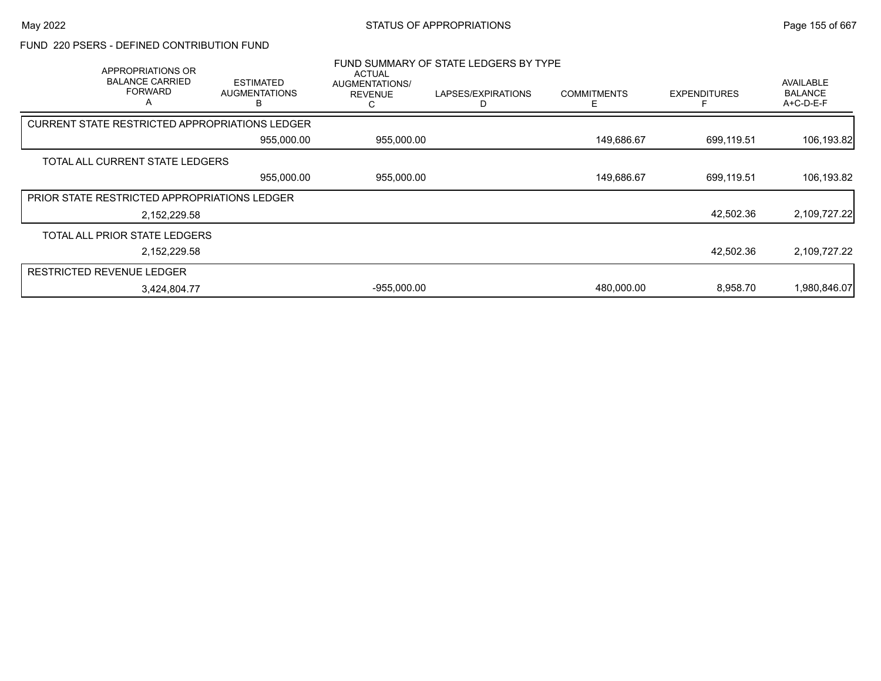STATUS OF APPROPRIATIONS

May 2022

FUND 220 PSERS - DEFINED CONTRIBUTION FUND

FUND SUMMARY OF STATE LEDGERS BY TYPE

| APPROPRIATIONS OR BALANCE CARRIED FORWARD A | ESTIMATED AUGMENTATIONS B | ACTUAL AUGMENTATIONS/ REVENUE C | LAPSES/EXPIRATIONS D | COMMITMENTS E | EXPENDITURES F | AVAILABLE BALANCE A+C-D-E-F |
|---|---|---|---|---|---|---|
| CURRENT STATE RESTRICTED APPROPRIATIONS LEDGER | | | | | | |
| | 955,000.00 | 955,000.00 | | 149,686.67 | 699,119.51 | 106,193.82 |
| TOTAL ALL CURRENT STATE LEDGERS | | | | | | |
| | 955,000.00 | 955,000.00 | | 149,686.67 | 699,119.51 | 106,193.82 |
| PRIOR STATE RESTRICTED APPROPRIATIONS LEDGER | | | | | | |
| 2,152,229.58 | | | | | 42,502.36 | 2,109,727.22 |
| TOTAL ALL PRIOR STATE LEDGERS | | | | | | |
| 2,152,229.58 | | | | | 42,502.36 | 2,109,727.22 |
| RESTRICTED REVENUE LEDGER | | | | | | |
| 3,424,804.77 | | -955,000.00 | | 480,000.00 | 8,958.70 | 1,980,846.07 |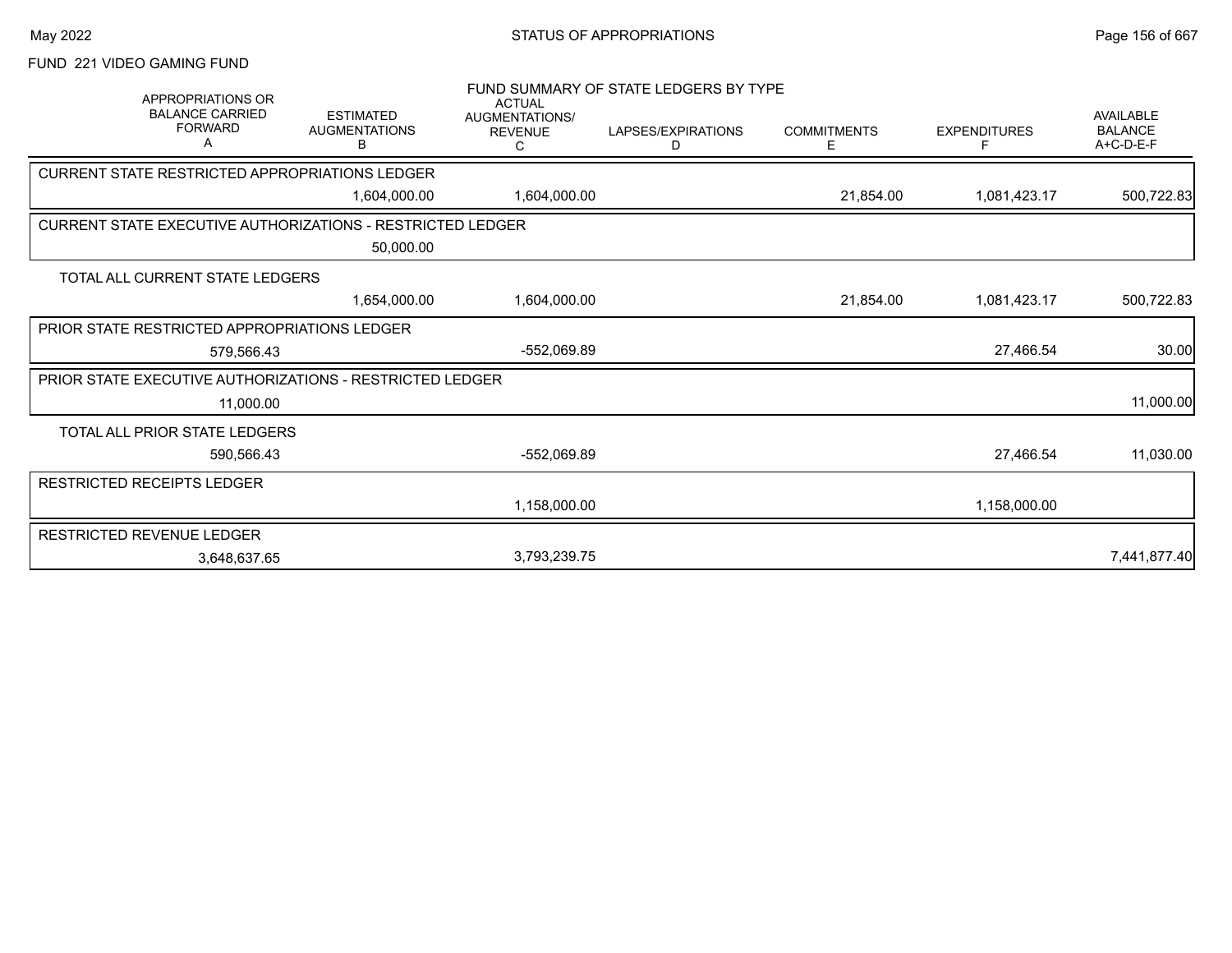FUND 221 VIDEO GAMING FUND

FUND SUMMARY OF STATE LEDGERS BY TYPE

| APPROPRIATIONS OR BALANCE CARRIED FORWARD A | ESTIMATED AUGMENTATIONS B | ACTUAL AUGMENTATIONS/ REVENUE C | LAPSES/EXPIRATIONS D | COMMITMENTS E | EXPENDITURES F | AVAILABLE BALANCE A+C-D-E-F |
|---|---|---|---|---|---|---|
| **CURRENT STATE RESTRICTED APPROPRIATIONS LEDGER** | | | | | | |
| | 1,604,000.00 | 1,604,000.00 | | 21,854.00 | 1,081,423.17 | 500,722.83 |
| **CURRENT STATE EXECUTIVE AUTHORIZATIONS - RESTRICTED LEDGER** | | | | | | |
| | 50,000.00 | | | | | |
| **TOTAL ALL CURRENT STATE LEDGERS** | | | | | | |
| | 1,654,000.00 | 1,604,000.00 | | 21,854.00 | 1,081,423.17 | 500,722.83 |
| **PRIOR STATE RESTRICTED APPROPRIATIONS LEDGER** | | | | | | |
| 579,566.43 | | -552,069.89 | | | 27,466.54 | 30.00 |
| **PRIOR STATE EXECUTIVE AUTHORIZATIONS - RESTRICTED LEDGER** | | | | | | |
| 11,000.00 | | | | | | 11,000.00 |
| **TOTAL ALL PRIOR STATE LEDGERS** | | | | | | |
| 590,566.43 | | -552,069.89 | | | 27,466.54 | 11,030.00 |
| **RESTRICTED RECEIPTS LEDGER** | | | | | | |
| | | 1,158,000.00 | | | 1,158,000.00 | |
| **RESTRICTED REVENUE LEDGER** | | | | | | |
| 3,648,637.65 | | 3,793,239.75 | | | | 7,441,877.40 |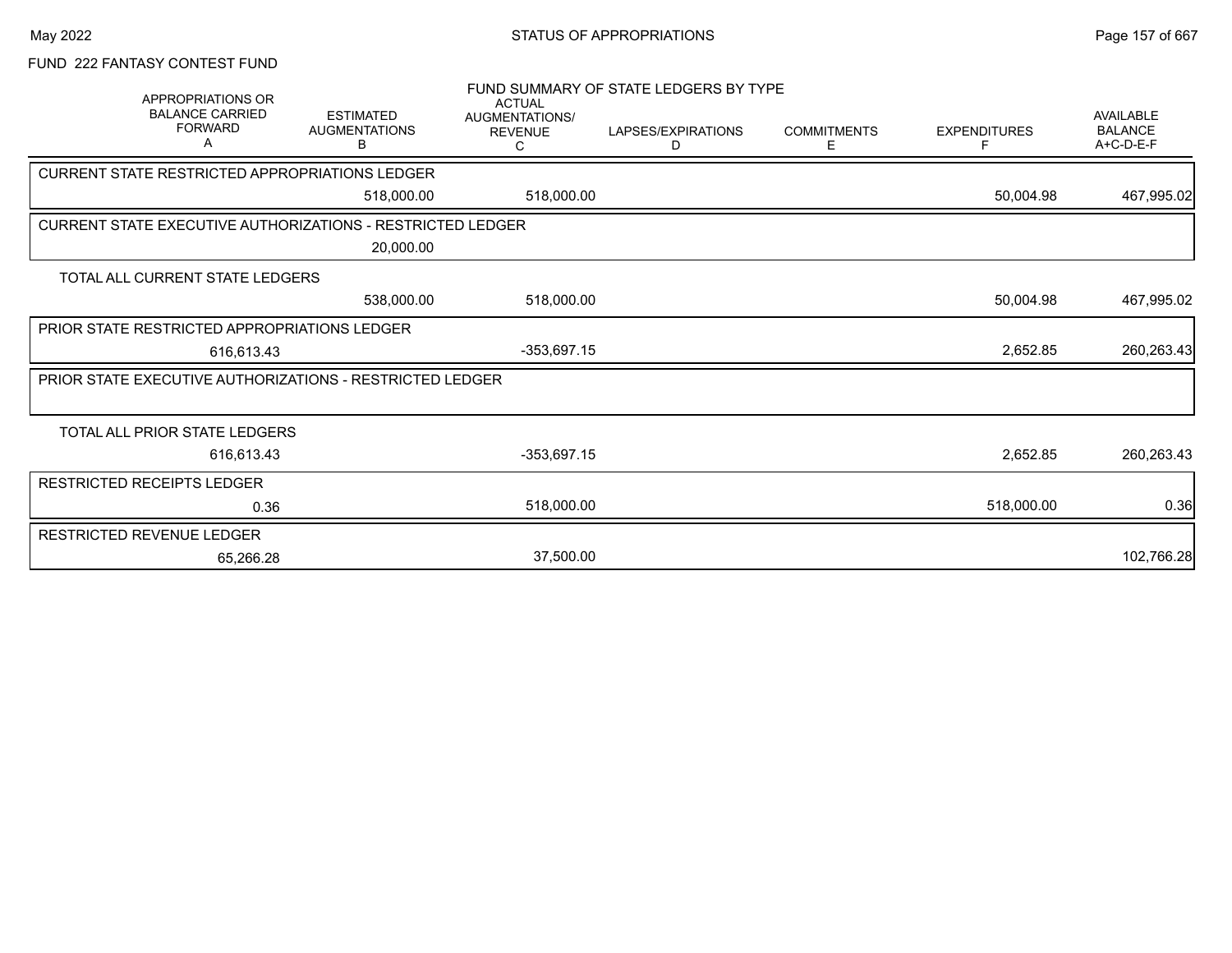# STATUS OF APPROPRIATIONS

## FUND 222 FANTASY CONTEST FUND

### FUND SUMMARY OF STATE LEDGERS BY TYPE

| APPROPRIATIONS OR BALANCE CARRIED FORWARD A | ESTIMATED AUGMENTATIONS B | ACTUAL AUGMENTATIONS/ REVENUE C | LAPSES/EXPIRATIONS D | COMMITMENTS E | EXPENDITURES F | AVAILABLE BALANCE A+C-D-E-F |
|---|---|---|---|---|---|---|
| **CURRENT STATE RESTRICTED APPROPRIATIONS LEDGER** | | | | | | |
| | 518,000.00 | 518,000.00 | | | 50,004.98 | 467,995.02 |
| **CURRENT STATE EXECUTIVE AUTHORIZATIONS - RESTRICTED LEDGER** | | | | | | |
| | 20,000.00 | | | | | |
| **TOTAL ALL CURRENT STATE LEDGERS** | | | | | | |
| | 538,000.00 | 518,000.00 | | | 50,004.98 | 467,995.02 |
| **PRIOR STATE RESTRICTED APPROPRIATIONS LEDGER** | | | | | | |
| 616,613.43 | | -353,697.15 | | | 2,652.85 | 260,263.43 |
| **PRIOR STATE EXECUTIVE AUTHORIZATIONS - RESTRICTED LEDGER** | | | | | | |
| **TOTAL ALL PRIOR STATE LEDGERS** | | | | | | |
| 616,613.43 | | -353,697.15 | | | 2,652.85 | 260,263.43 |
| **RESTRICTED RECEIPTS LEDGER** | | | | | | |
| 0.36 | | 518,000.00 | | | 518,000.00 | 0.36 |
| **RESTRICTED REVENUE LEDGER** | | | | | | |
| 65,266.28 | | 37,500.00 | | | | 102,766.28 |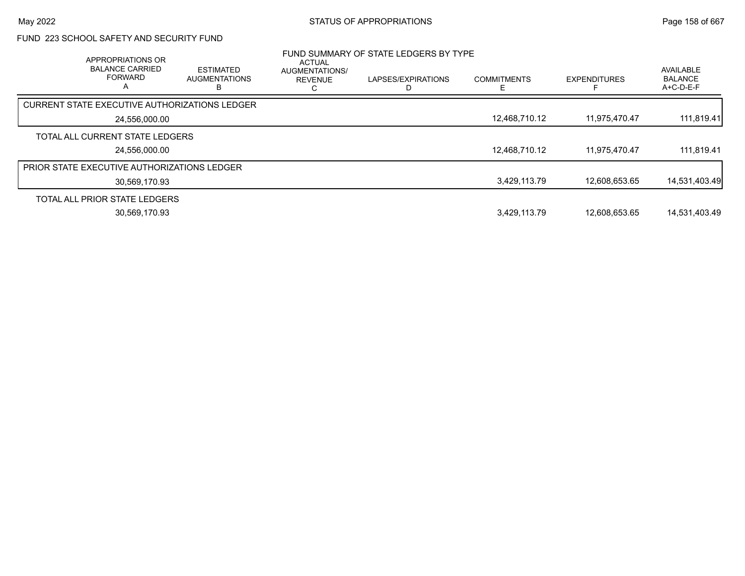FUND 223 SCHOOL SAFETY AND SECURITY FUND

FUND SUMMARY OF STATE LEDGERS BY TYPE

| APPROPRIATIONS OR BALANCE CARRIED FORWARD A | ESTIMATED AUGMENTATIONS B | ACTUAL AUGMENTATIONS/ REVENUE C | LAPSES/EXPIRATIONS D | COMMITMENTS E | EXPENDITURES F | AVAILABLE BALANCE A+C-D-E-F |
|---|---|---|---|---|---|---|
| CURRENT STATE EXECUTIVE AUTHORIZATIONS LEDGER | | | | | | |
| 24,556,000.00 | | | | 12,468,710.12 | 11,975,470.47 | 111,819.41 |
| TOTAL ALL CURRENT STATE LEDGERS | | | | | | |
| 24,556,000.00 | | | | 12,468,710.12 | 11,975,470.47 | 111,819.41 |
| PRIOR STATE EXECUTIVE AUTHORIZATIONS LEDGER | | | | | | |
| 30,569,170.93 | | | | 3,429,113.79 | 12,608,653.65 | 14,531,403.49 |
| TOTAL ALL PRIOR STATE LEDGERS | | | | | | |
| 30,569,170.93 | | | | 3,429,113.79 | 12,608,653.65 | 14,531,403.49 |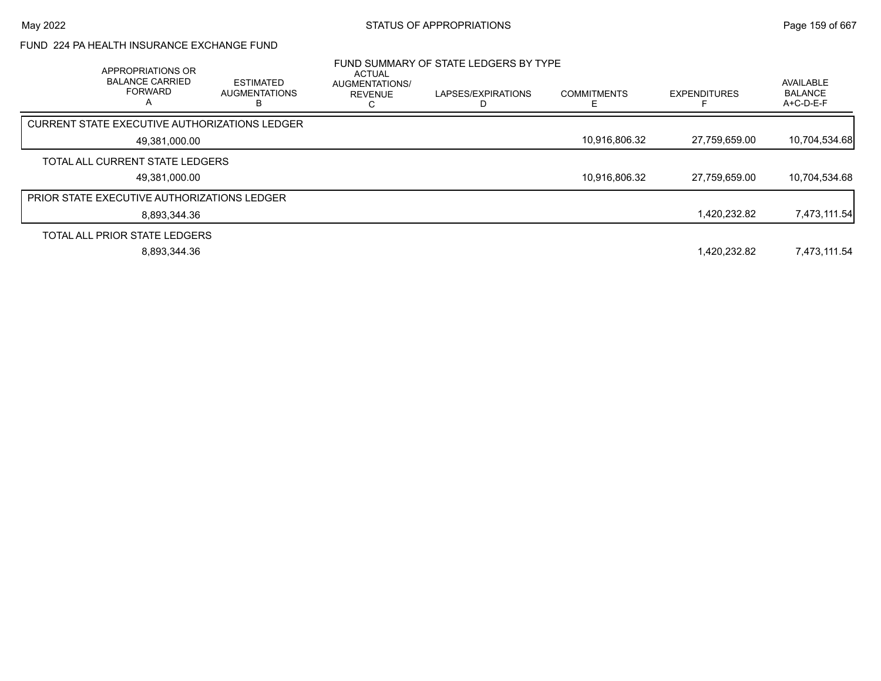FUND 224 PA HEALTH INSURANCE EXCHANGE FUND

FUND SUMMARY OF STATE LEDGERS BY TYPE

| APPROPRIATIONS OR BALANCE CARRIED FORWARD A | ESTIMATED AUGMENTATIONS B | ACTUAL AUGMENTATIONS/ REVENUE C | LAPSES/EXPIRATIONS D | COMMITMENTS E | EXPENDITURES F | AVAILABLE BALANCE A+C-D-E-F |
|---|---|---|---|---|---|---|
| CURRENT STATE EXECUTIVE AUTHORIZATIONS LEDGER | | | | | | |
| 49,381,000.00 | | | | 10,916,806.32 | 27,759,659.00 | 10,704,534.68 |
| TOTAL ALL CURRENT STATE LEDGERS | | | | | | |
| 49,381,000.00 | | | | 10,916,806.32 | 27,759,659.00 | 10,704,534.68 |
| PRIOR STATE EXECUTIVE AUTHORIZATIONS LEDGER | | | | | | |
| 8,893,344.36 | | | | | 1,420,232.82 | 7,473,111.54 |
| TOTAL ALL PRIOR STATE LEDGERS | | | | | | |
| 8,893,344.36 | | | | | 1,420,232.82 | 7,473,111.54 |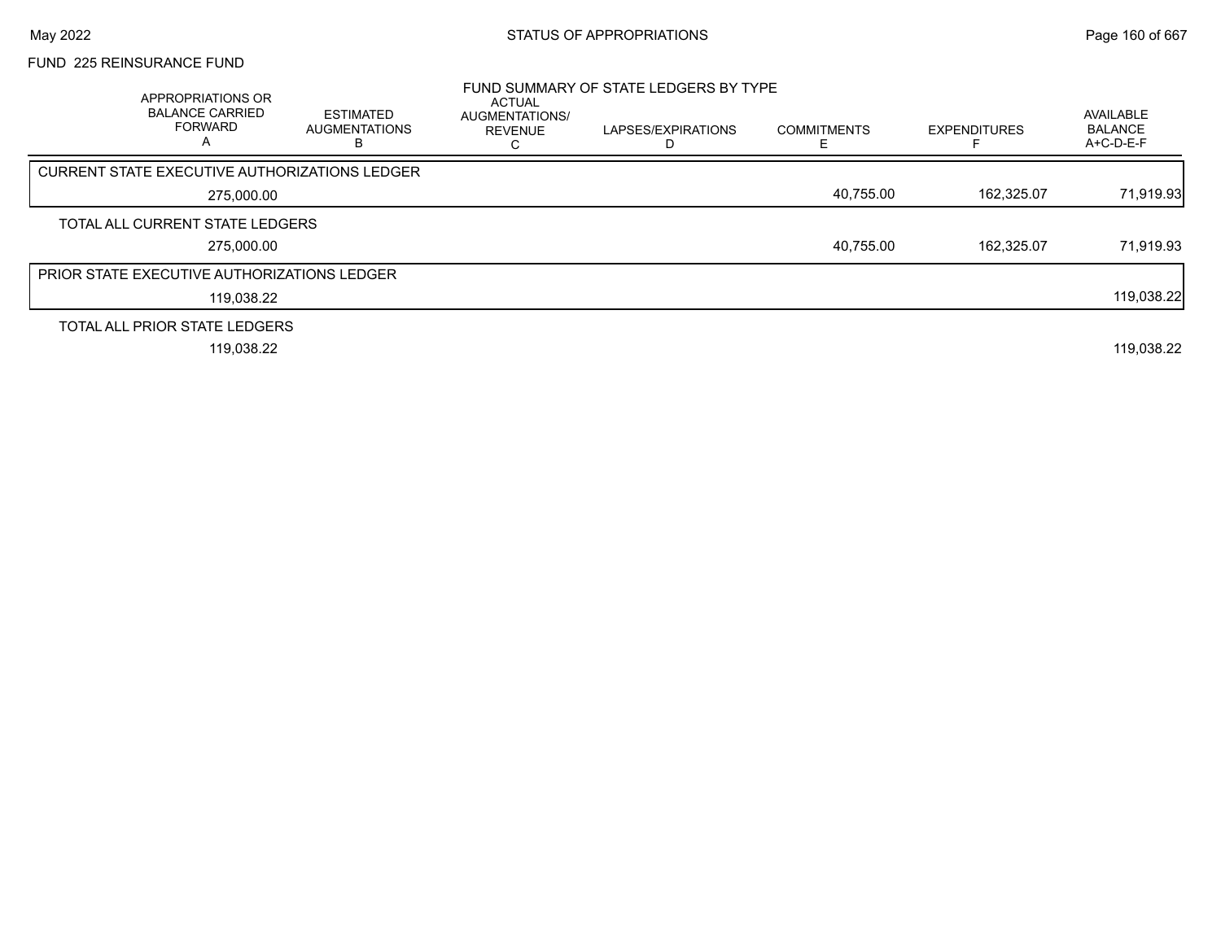FUND 225 REINSURANCE FUND

FUND SUMMARY OF STATE LEDGERS BY TYPE

| APPROPRIATIONS OR BALANCE CARRIED FORWARD A | ESTIMATED AUGMENTATIONS B | ACTUAL AUGMENTATIONS/ REVENUE C | LAPSES/EXPIRATIONS D | COMMITMENTS E | EXPENDITURES F | AVAILABLE BALANCE A+C-D-E-F |
|---|---|---|---|---|---|---|
| CURRENT STATE EXECUTIVE AUTHORIZATIONS LEDGER | | | | | | |
| 275,000.00 | | | | 40,755.00 | 162,325.07 | 71,919.93 |
| TOTAL ALL CURRENT STATE LEDGERS | | | | | | |
| 275,000.00 | | | | 40,755.00 | 162,325.07 | 71,919.93 |
| PRIOR STATE EXECUTIVE AUTHORIZATIONS LEDGER | | | | | | |
| 119,038.22 | | | | | | 119,038.22 |
| TOTAL ALL PRIOR STATE LEDGERS | | | | | | |
| 119,038.22 | | | | | | 119,038.22 |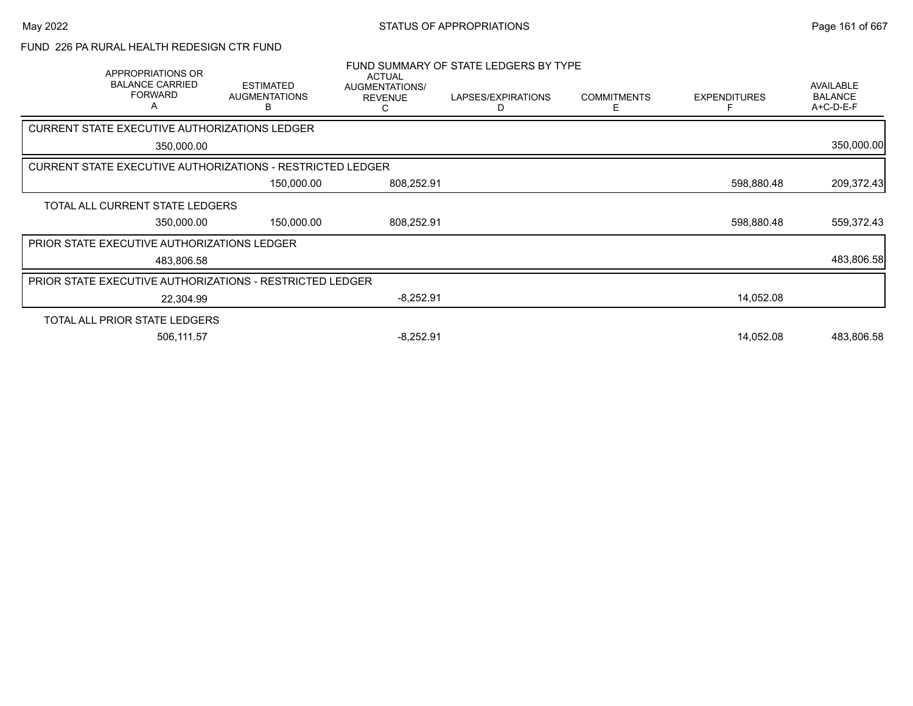FUND 226 PA RURAL HEALTH REDESIGN CTR FUND

FUND SUMMARY OF STATE LEDGERS BY TYPE

| APPROPRIATIONS OR BALANCE CARRIED FORWARD A | ESTIMATED AUGMENTATIONS B | ACTUAL AUGMENTATIONS/ REVENUE C | LAPSES/EXPIRATIONS D | COMMITMENTS E | EXPENDITURES F | AVAILABLE BALANCE A+C-D-E-F |
|---|---|---|---|---|---|---|
| **CURRENT STATE EXECUTIVE AUTHORIZATIONS LEDGER** | | | | | | |
| 350,000.00 | | | | | | 350,000.00 |
| **CURRENT STATE EXECUTIVE AUTHORIZATIONS - RESTRICTED LEDGER** | | | | | | |
| | 150,000.00 | 808,252.91 | | | 598,880.48 | 209,372.43 |
| **TOTAL ALL CURRENT STATE LEDGERS** | | | | | | |
| 350,000.00 | 150,000.00 | 808,252.91 | | | 598,880.48 | 559,372.43 |
| **PRIOR STATE EXECUTIVE AUTHORIZATIONS LEDGER** | | | | | | |
| 483,806.58 | | | | | | 483,806.58 |
| **PRIOR STATE EXECUTIVE AUTHORIZATIONS - RESTRICTED LEDGER** | | | | | | |
| 22,304.99 | | -8,252.91 | | | 14,052.08 | |
| **TOTAL ALL PRIOR STATE LEDGERS** | | | | | | |
| 506,111.57 | | -8,252.91 | | | 14,052.08 | 483,806.58 |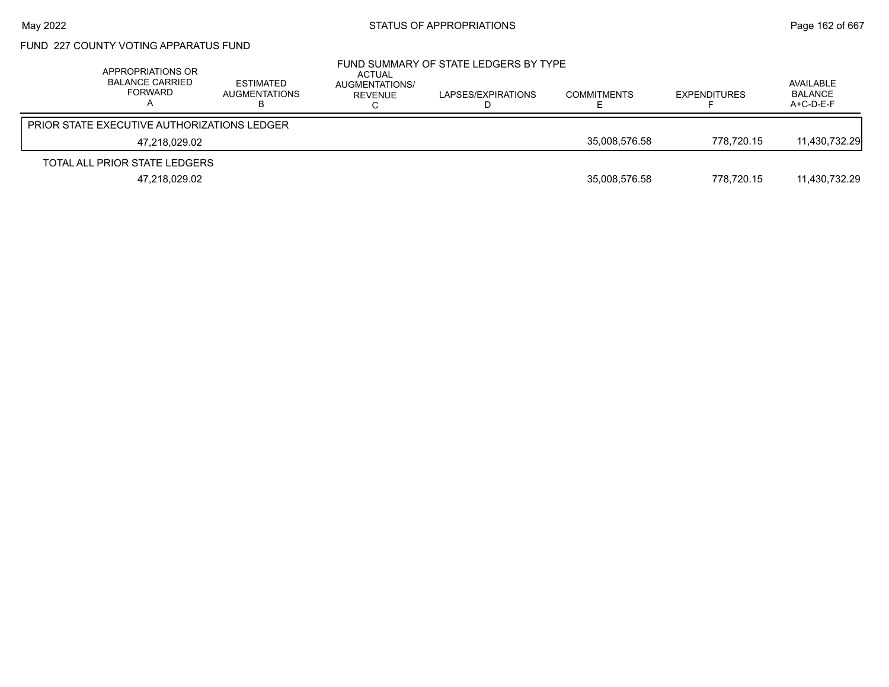FUND 227 COUNTY VOTING APPARATUS FUND

FUND SUMMARY OF STATE LEDGERS BY TYPE

| APPROPRIATIONS OR BALANCE CARRIED FORWARD A | ESTIMATED AUGMENTATIONS B | ACTUAL AUGMENTATIONS/ REVENUE C | LAPSES/EXPIRATIONS D | COMMITMENTS E | EXPENDITURES F | AVAILABLE BALANCE A+C-D-E-F |
|---|---|---|---|---|---|---|
| PRIOR STATE EXECUTIVE AUTHORIZATIONS LEDGER | | | | | | |
| 47,218,029.02 | | | | 35,008,576.58 | 778,720.15 | 11,430,732.29 |
| TOTAL ALL PRIOR STATE LEDGERS | | | | | | |
| 47,218,029.02 | | | | 35,008,576.58 | 778,720.15 | 11,430,732.29 |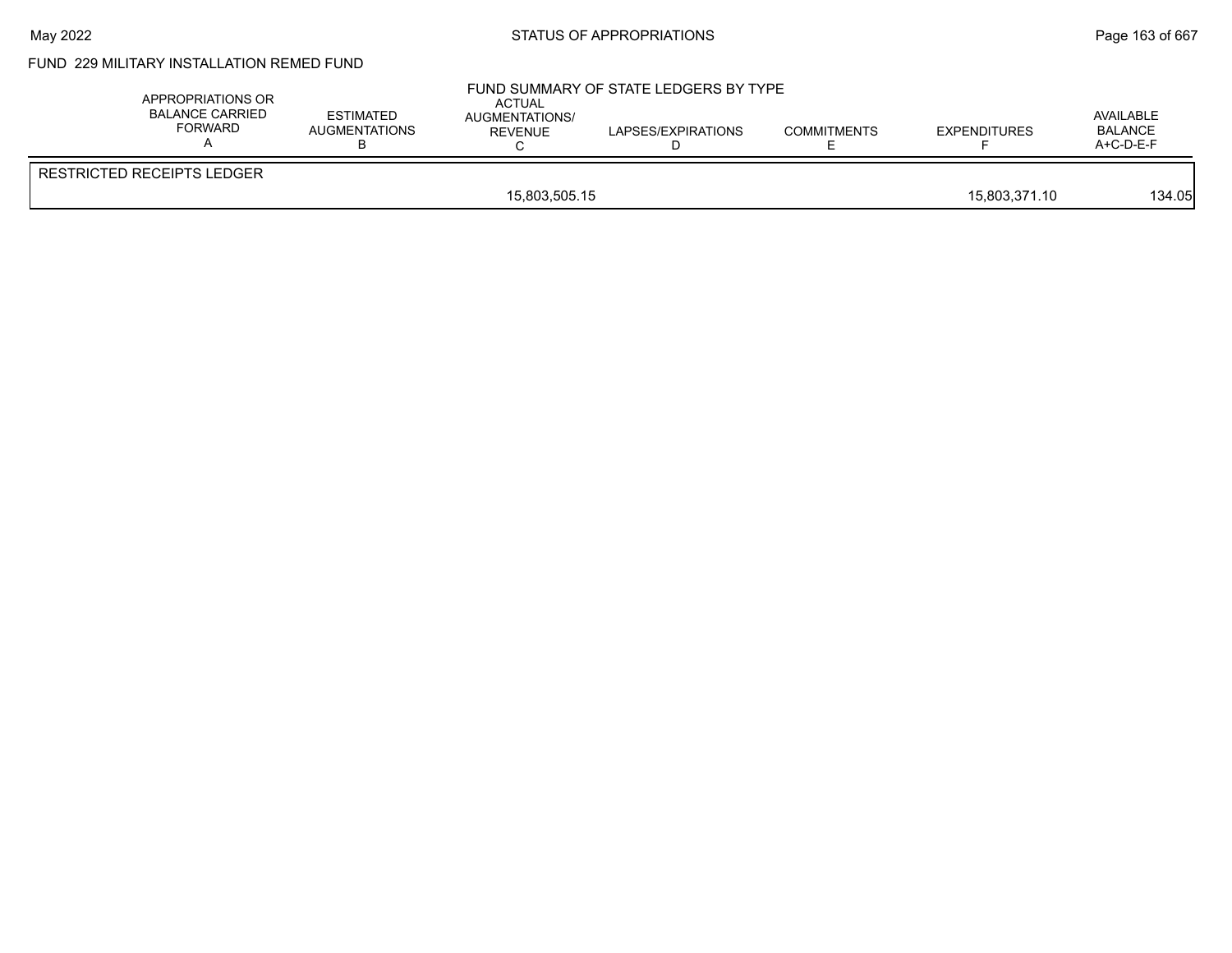FUND 229 MILITARY INSTALLATION REMED FUND

FUND SUMMARY OF STATE LEDGERS BY TYPE

| | APPROPRIATIONS OR BALANCE CARRIED FORWARD A | ESTIMATED AUGMENTATIONS B | ACTUAL AUGMENTATIONS/ REVENUE C | LAPSES/EXPIRATIONS D | COMMITMENTS E | EXPENDITURES F | AVAILABLE BALANCE A+C-D-E-F |
|---|---|---|---|---|---|---|---|
| RESTRICTED RECEIPTS LEDGER | | | | | | | |
| | | | 15,803,505.15 | | | 15,803,371.10 | 134.05 |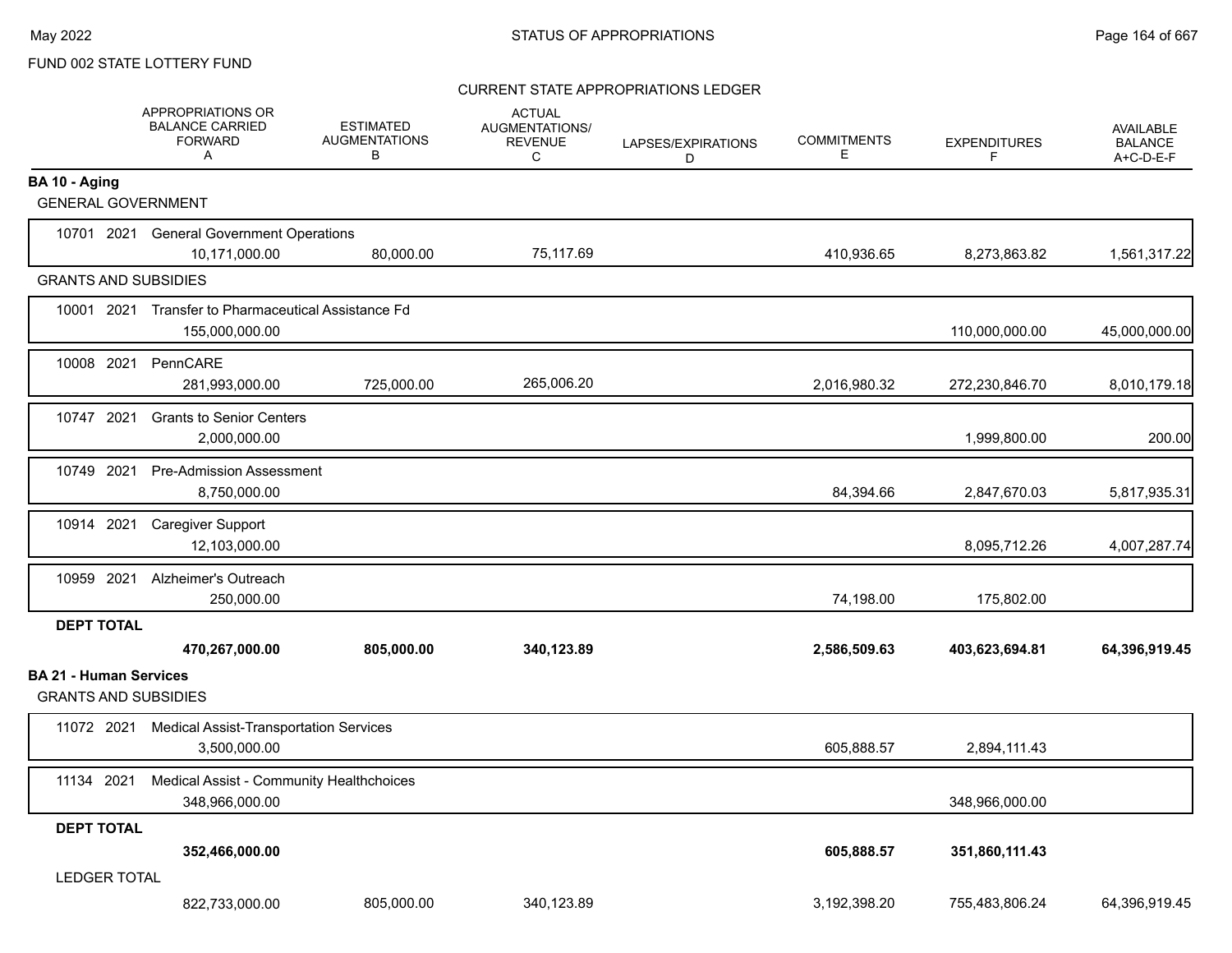FUND 002 STATE LOTTERY FUND

## CURRENT STATE APPROPRIATIONS LEDGER

| | APPROPRIATIONS OR BALANCE CARRIED FORWARD A | ESTIMATED AUGMENTATIONS B | ACTUAL AUGMENTATIONS/ REVENUE C | LAPSES/EXPIRATIONS D | COMMITMENTS E | EXPENDITURES F | AVAILABLE BALANCE A+C-D-E-F |
|---|---|---|---|---|---|---|---|
| **BA 10 - Aging** | | | | | | | |
| GENERAL GOVERNMENT | | | | | | | |
| 10701 2021 General Government Operations | 10,171,000.00 | 80,000.00 | 75,117.69 | | 410,936.65 | 8,273,863.82 | 1,561,317.22 |
| GRANTS AND SUBSIDIES | | | | | | | |
| 10001 2021 Transfer to Pharmaceutical Assistance Fd | 155,000,000.00 | | | | | 110,000,000.00 | 45,000,000.00 |
| 10008 2021 PennCARE | 281,993,000.00 | 725,000.00 | 265,006.20 | | 2,016,980.32 | 272,230,846.70 | 8,010,179.18 |
| 10747 2021 Grants to Senior Centers | 2,000,000.00 | | | | | 1,999,800.00 | 200.00 |
| 10749 2021 Pre-Admission Assessment | 8,750,000.00 | | | | 84,394.66 | 2,847,670.03 | 5,817,935.31 |
| 10914 2021 Caregiver Support | 12,103,000.00 | | | | | 8,095,712.26 | 4,007,287.74 |
| 10959 2021 Alzheimer's Outreach | 250,000.00 | | | | 74,198.00 | 175,802.00 | |
| **DEPT TOTAL** | **470,267,000.00** | **805,000.00** | **340,123.89** | | **2,586,509.63** | **403,623,694.81** | **64,396,919.45** |
| **BA 21 - Human Services** | | | | | | | |
| GRANTS AND SUBSIDIES | | | | | | | |
| 11072 2021 Medical Assist-Transportation Services | 3,500,000.00 | | | | 605,888.57 | 2,894,111.43 | |
| 11134 2021 Medical Assist - Community Healthchoices | 348,966,000.00 | | | | | 348,966,000.00 | |
| **DEPT TOTAL** | **352,466,000.00** | | | | **605,888.57** | **351,860,111.43** | |
| LEDGER TOTAL | 822,733,000.00 | 805,000.00 | 340,123.89 | | 3,192,398.20 | 755,483,806.24 | 64,396,919.45 |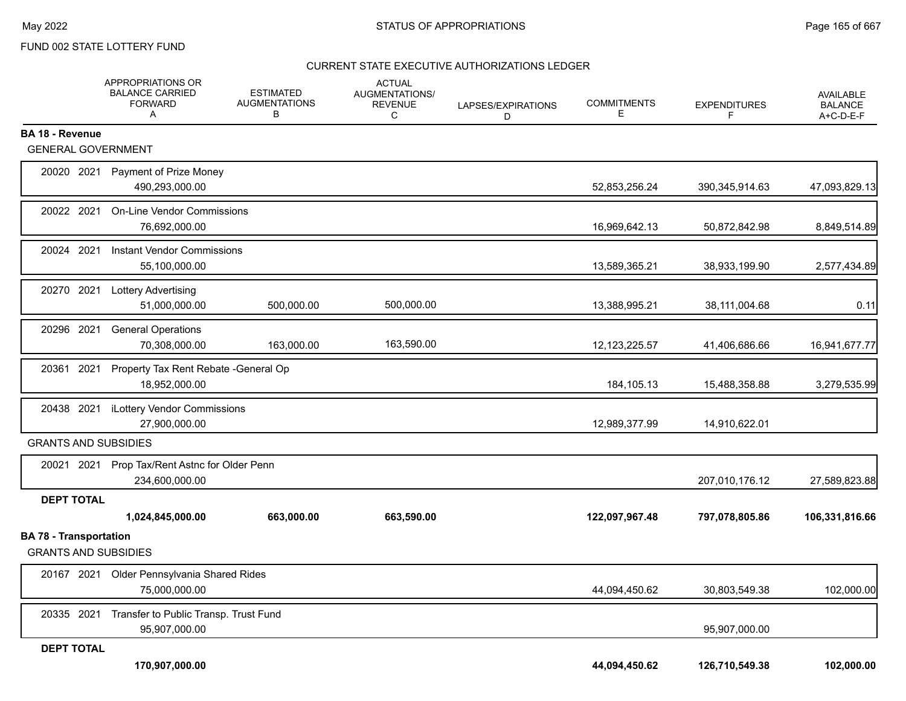FUND 002 STATE LOTTERY FUND

CURRENT STATE EXECUTIVE AUTHORIZATIONS LEDGER

| | APPROPRIATIONS OR BALANCE CARRIED FORWARD A | ESTIMATED AUGMENTATIONS B | ACTUAL AUGMENTATIONS/ REVENUE C | LAPSES/EXPIRATIONS D | COMMITMENTS E | EXPENDITURES F | AVAILABLE BALANCE A+C-D-E-F |
|---|---|---|---|---|---|---|---|
| **BA 18 - Revenue** | | | | | | | |
| GENERAL GOVERNMENT | | | | | | | |
| 20020 2021 Payment of Prize Money | 490,293,000.00 | | | | 52,853,256.24 | 390,345,914.63 | 47,093,829.13 |
| 20022 2021 On-Line Vendor Commissions | 76,692,000.00 | | | | 16,969,642.13 | 50,872,842.98 | 8,849,514.89 |
| 20024 2021 Instant Vendor Commissions | 55,100,000.00 | | | | 13,589,365.21 | 38,933,199.90 | 2,577,434.89 |
| 20270 2021 Lottery Advertising | 51,000,000.00 | 500,000.00 | 500,000.00 | | 13,388,995.21 | 38,111,004.68 | 0.11 |
| 20296 2021 General Operations | 70,308,000.00 | 163,000.00 | 163,590.00 | | 12,123,225.57 | 41,406,686.66 | 16,941,677.77 |
| 20361 2021 Property Tax Rent Rebate -General Op | 18,952,000.00 | | | | 184,105.13 | 15,488,358.88 | 3,279,535.99 |
| 20438 2021 iLottery Vendor Commissions | 27,900,000.00 | | | | 12,989,377.99 | 14,910,622.01 | |
| GRANTS AND SUBSIDIES | | | | | | | |
| 20021 2021 Prop Tax/Rent Astnc for Older Penn | 234,600,000.00 | | | | | 207,010,176.12 | 27,589,823.88 |
| **DEPT TOTAL** | **1,024,845,000.00** | **663,000.00** | **663,590.00** | | **122,097,967.48** | **797,078,805.86** | **106,331,816.66** |
| **BA 78 - Transportation** | | | | | | | |
| GRANTS AND SUBSIDIES | | | | | | | |
| 20167 2021 Older Pennsylvania Shared Rides | 75,000,000.00 | | | | 44,094,450.62 | 30,803,549.38 | 102,000.00 |
| 20335 2021 Transfer to Public Transp. Trust Fund | 95,907,000.00 | | | | | 95,907,000.00 | |
| **DEPT TOTAL** | **170,907,000.00** | | | | **44,094,450.62** | **126,710,549.38** | **102,000.00** |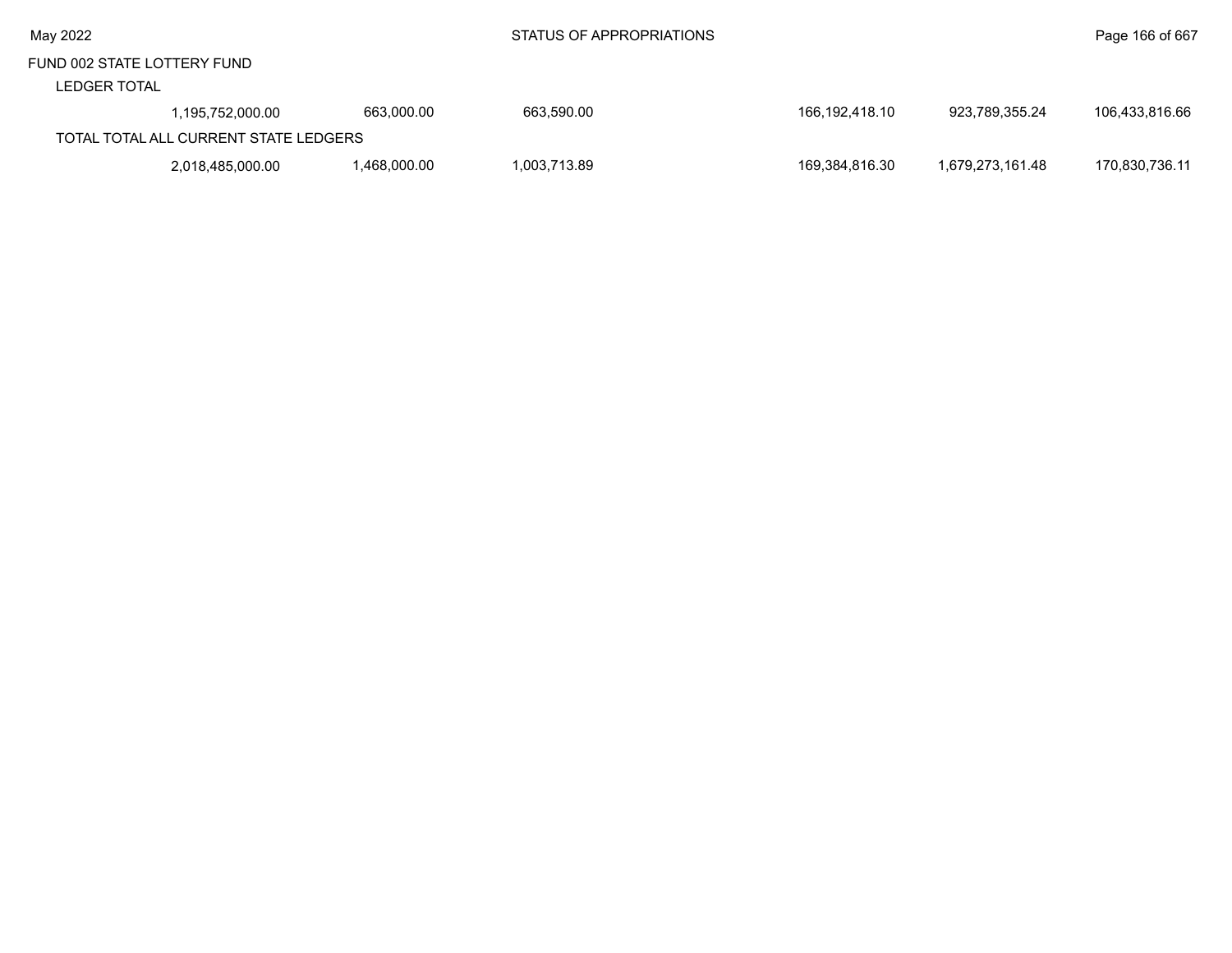FUND 002 STATE LOTTERY FUND

| | | | | | | | |
|---|---|---|---|---|---|---|---|
| LEDGER TOTAL | | | | | | | |
| | 1,195,752,000.00 | 663,000.00 | 663,590.00 | | 166,192,418.10 | 923,789,355.24 | 106,433,816.66 |
| TOTAL TOTAL ALL CURRENT STATE LEDGERS | | | | | | | |
| | 2,018,485,000.00 | 1,468,000.00 | 1,003,713.89 | | 169,384,816.30 | 1,679,273,161.48 | 170,830,736.11 |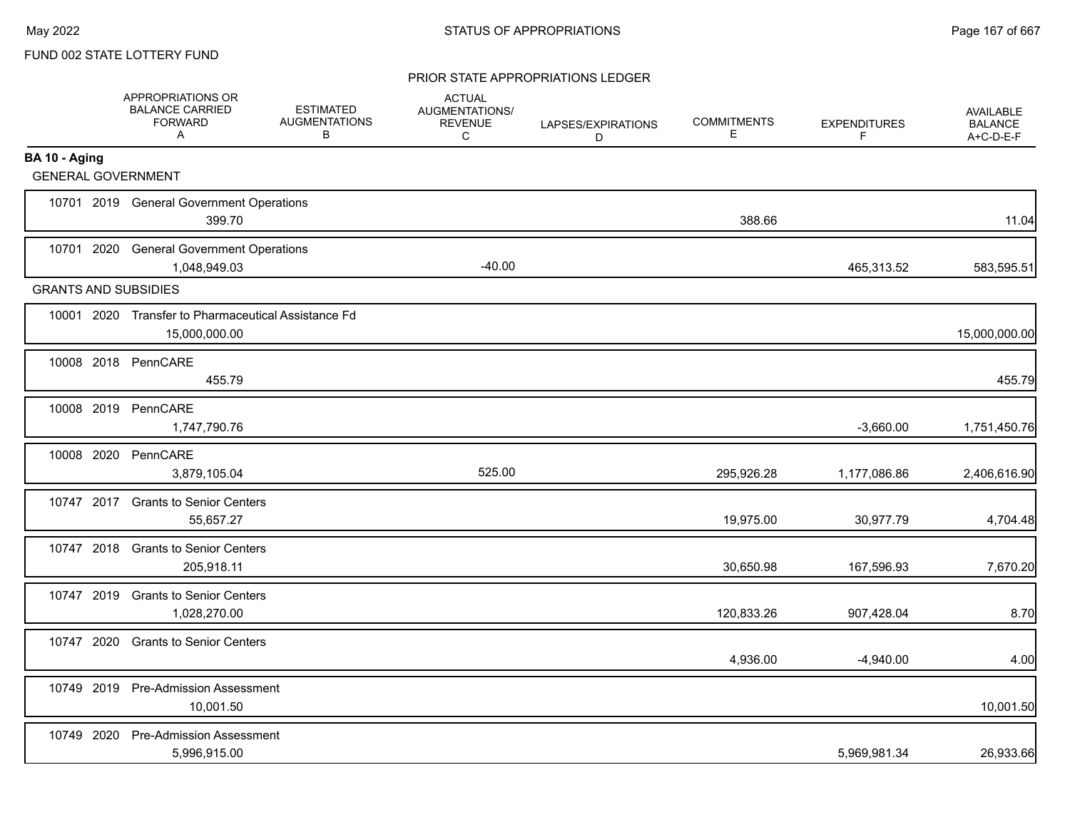FUND 002 STATE LOTTERY FUND

PRIOR STATE APPROPRIATIONS LEDGER

| | APPROPRIATIONS OR BALANCE CARRIED FORWARD A | ESTIMATED AUGMENTATIONS B | ACTUAL AUGMENTATIONS/ REVENUE C | LAPSES/EXPIRATIONS D | COMMITMENTS E | EXPENDITURES F | AVAILABLE BALANCE A+C-D-E-F |
|---|---|---|---|---|---|---|---|
| **BA 10 - Aging** | | | | | | | |
| GENERAL GOVERNMENT | | | | | | | |
| 10701 2019 General Government Operations | 399.70 | | | | 388.66 | | 11.04 |
| 10701 2020 General Government Operations | 1,048,949.03 | | -40.00 | | | 465,313.52 | 583,595.51 |
| GRANTS AND SUBSIDIES | | | | | | | |
| 10001 2020 Transfer to Pharmaceutical Assistance Fd | 15,000,000.00 | | | | | | 15,000,000.00 |
| 10008 2018 PennCARE | 455.79 | | | | | | 455.79 |
| 10008 2019 PennCARE | 1,747,790.76 | | | | | -3,660.00 | 1,751,450.76 |
| 10008 2020 PennCARE | 3,879,105.04 | | 525.00 | | 295,926.28 | 1,177,086.86 | 2,406,616.90 |
| 10747 2017 Grants to Senior Centers | 55,657.27 | | | | 19,975.00 | 30,977.79 | 4,704.48 |
| 10747 2018 Grants to Senior Centers | 205,918.11 | | | | 30,650.98 | 167,596.93 | 7,670.20 |
| 10747 2019 Grants to Senior Centers | 1,028,270.00 | | | | 120,833.26 | 907,428.04 | 8.70 |
| 10747 2020 Grants to Senior Centers | | | | | 4,936.00 | -4,940.00 | 4.00 |
| 10749 2019 Pre-Admission Assessment | 10,001.50 | | | | | | 10,001.50 |
| 10749 2020 Pre-Admission Assessment | 5,996,915.00 | | | | | 5,969,981.34 | 26,933.66 |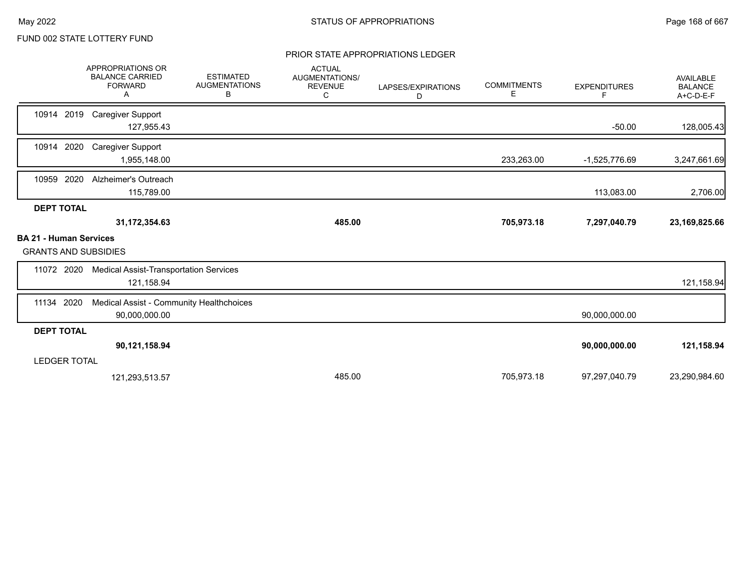FUND 002 STATE LOTTERY FUND

PRIOR STATE APPROPRIATIONS LEDGER

| | APPROPRIATIONS OR BALANCE CARRIED FORWARD A | ESTIMATED AUGMENTATIONS B | ACTUAL AUGMENTATIONS/ REVENUE C | LAPSES/EXPIRATIONS D | COMMITMENTS E | EXPENDITURES F | AVAILABLE BALANCE A+C-D-E-F |
|---|---|---|---|---|---|---|---|
| 10914 2019 Caregiver Support | 127,955.43 | | | | | -50.00 | 128,005.43 |
| 10914 2020 Caregiver Support | 1,955,148.00 | | | | 233,263.00 | -1,525,776.69 | 3,247,661.69 |
| 10959 2020 Alzheimer's Outreach | 115,789.00 | | | | | 113,083.00 | 2,706.00 |
| **DEPT TOTAL** | **31,172,354.63** | | **485.00** | | **705,973.18** | **7,297,040.79** | **23,169,825.66** |
| **BA 21 - Human Services** | | | | | | | |
| GRANTS AND SUBSIDIES | | | | | | | |
| 11072 2020 Medical Assist-Transportation Services | 121,158.94 | | | | | | 121,158.94 |
| 11134 2020 Medical Assist - Community Healthchoices | 90,000,000.00 | | | | | 90,000,000.00 | |
| **DEPT TOTAL** | **90,121,158.94** | | | | | **90,000,000.00** | **121,158.94** |
| LEDGER TOTAL | 121,293,513.57 | | 485.00 | | 705,973.18 | 97,297,040.79 | 23,290,984.60 |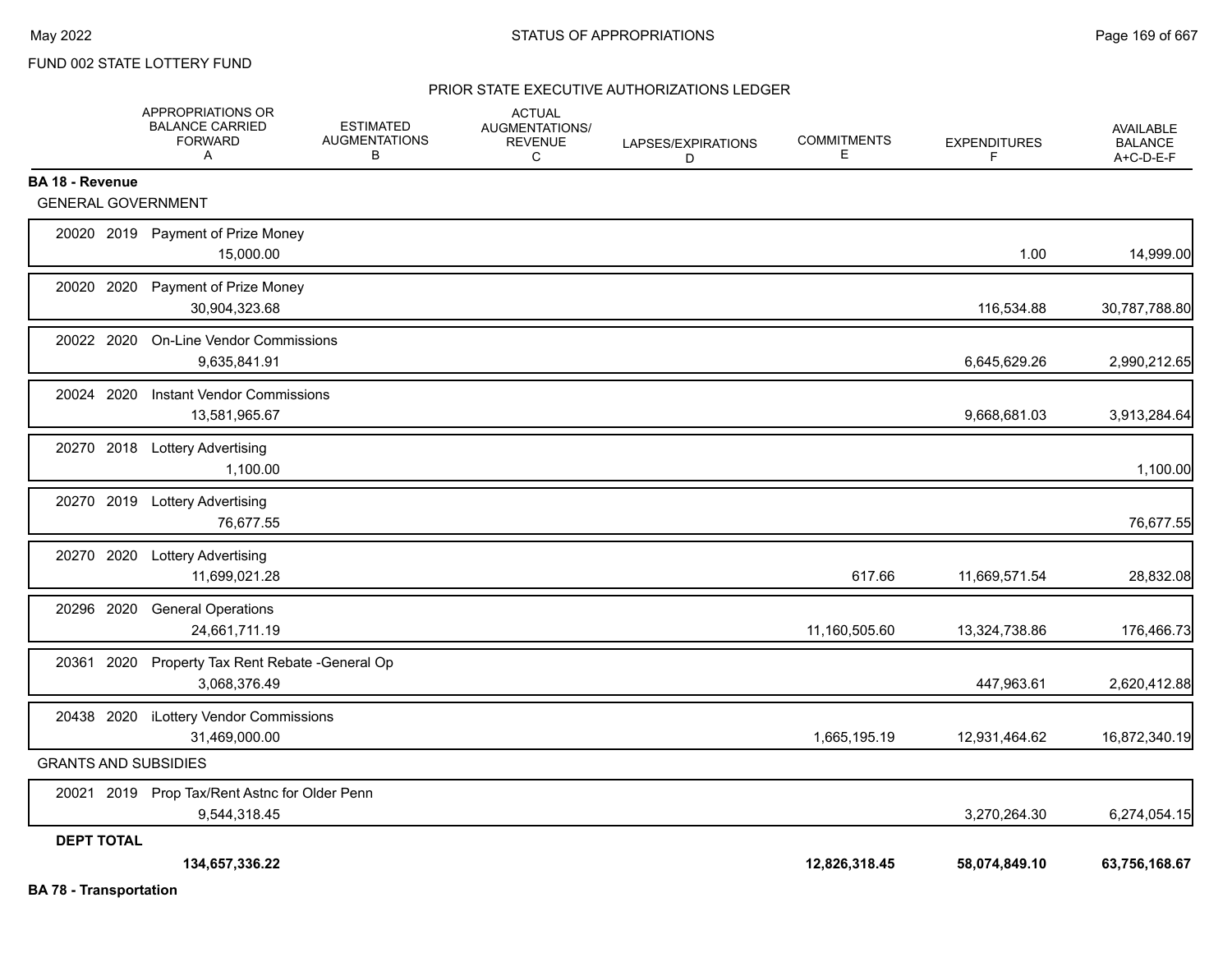FUND 002 STATE LOTTERY FUND

PRIOR STATE EXECUTIVE AUTHORIZATIONS LEDGER

| | APPROPRIATIONS OR BALANCE CARRIED FORWARD A | ESTIMATED AUGMENTATIONS B | ACTUAL AUGMENTATIONS/ REVENUE C | LAPSES/EXPIRATIONS D | COMMITMENTS E | EXPENDITURES F | AVAILABLE BALANCE A+C-D-E-F |
|---|---|---|---|---|---|---|---|
| **BA 18 - Revenue** | | | | | | | |
| GENERAL GOVERNMENT | | | | | | | |
| 20020 2019 Payment of Prize Money | 15,000.00 | | | | | 1.00 | 14,999.00 |
| 20020 2020 Payment of Prize Money | 30,904,323.68 | | | | | 116,534.88 | 30,787,788.80 |
| 20022 2020 On-Line Vendor Commissions | 9,635,841.91 | | | | | 6,645,629.26 | 2,990,212.65 |
| 20024 2020 Instant Vendor Commissions | 13,581,965.67 | | | | | 9,668,681.03 | 3,913,284.64 |
| 20270 2018 Lottery Advertising | 1,100.00 | | | | | | 1,100.00 |
| 20270 2019 Lottery Advertising | 76,677.55 | | | | | | 76,677.55 |
| 20270 2020 Lottery Advertising | 11,699,021.28 | | | | 617.66 | 11,669,571.54 | 28,832.08 |
| 20296 2020 General Operations | 24,661,711.19 | | | | 11,160,505.60 | 13,324,738.86 | 176,466.73 |
| 20361 2020 Property Tax Rent Rebate -General Op | 3,068,376.49 | | | | | 447,963.61 | 2,620,412.88 |
| 20438 2020 iLottery Vendor Commissions | 31,469,000.00 | | | | 1,665,195.19 | 12,931,464.62 | 16,872,340.19 |
| GRANTS AND SUBSIDIES | | | | | | | |
| 20021 2019 Prop Tax/Rent Astnc for Older Penn | 9,544,318.45 | | | | | 3,270,264.30 | 6,274,054.15 |
| **DEPT TOTAL** | **134,657,336.22** | | | | **12,826,318.45** | **58,074,849.10** | **63,756,168.67** |

**BA 78 - Transportation**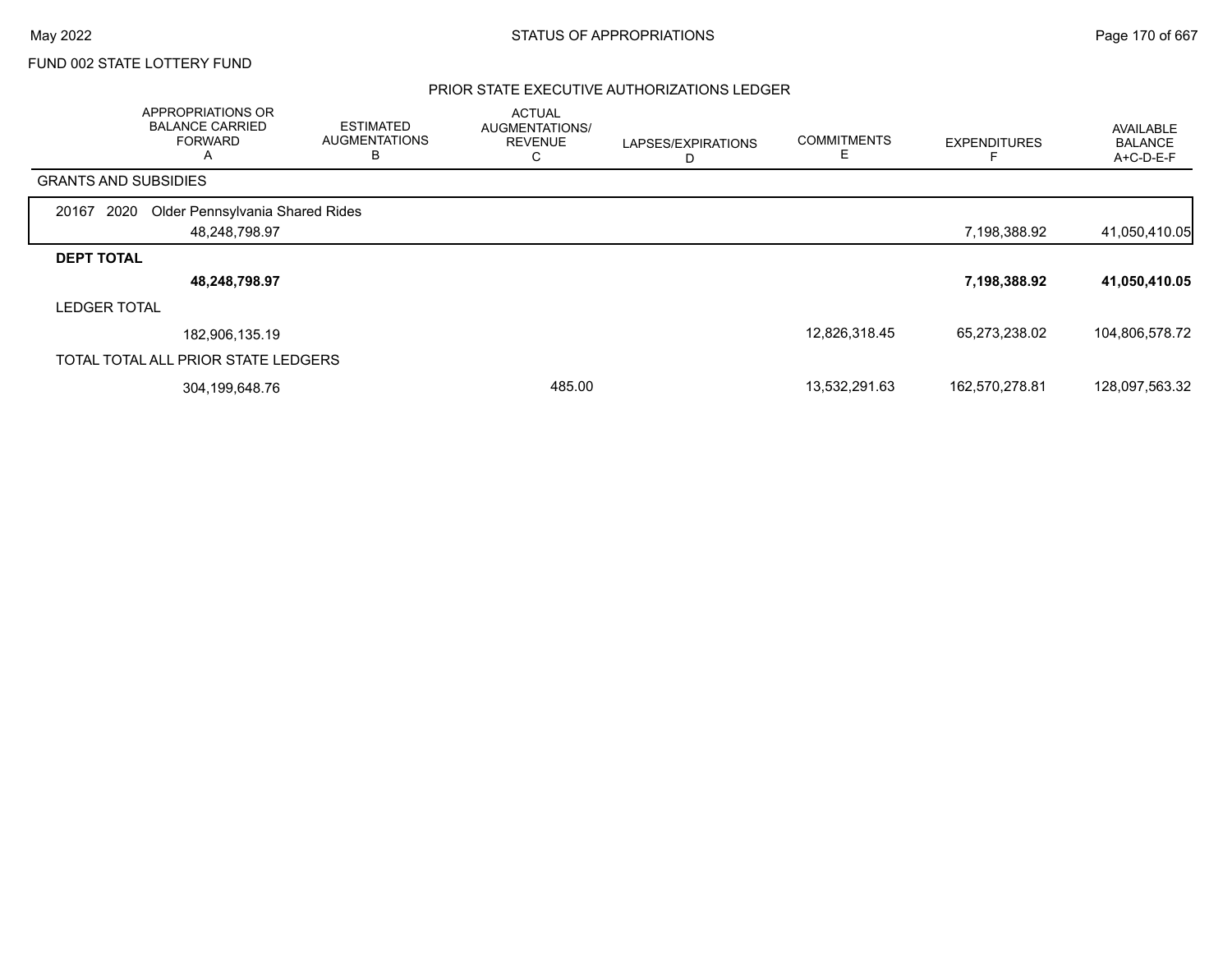FUND 002 STATE LOTTERY FUND

## PRIOR STATE EXECUTIVE AUTHORIZATIONS LEDGER

| | APPROPRIATIONS OR BALANCE CARRIED FORWARD A | ESTIMATED AUGMENTATIONS B | ACTUAL AUGMENTATIONS/ REVENUE C | LAPSES/EXPIRATIONS D | COMMITMENTS E | EXPENDITURES F | AVAILABLE BALANCE A+C-D-E-F |
|---|---|---|---|---|---|---|---|
| GRANTS AND SUBSIDIES | | | | | | | |
| 20167 2020 Older Pennsylvania Shared Rides | 48,248,798.97 | | | | | 7,198,388.92 | 41,050,410.05 |
| **DEPT TOTAL** | **48,248,798.97** | | | | | **7,198,388.92** | **41,050,410.05** |
| LEDGER TOTAL | 182,906,135.19 | | | | 12,826,318.45 | 65,273,238.02 | 104,806,578.72 |
| TOTAL TOTAL ALL PRIOR STATE LEDGERS | 304,199,648.76 | | 485.00 | | 13,532,291.63 | 162,570,278.81 | 128,097,563.32 |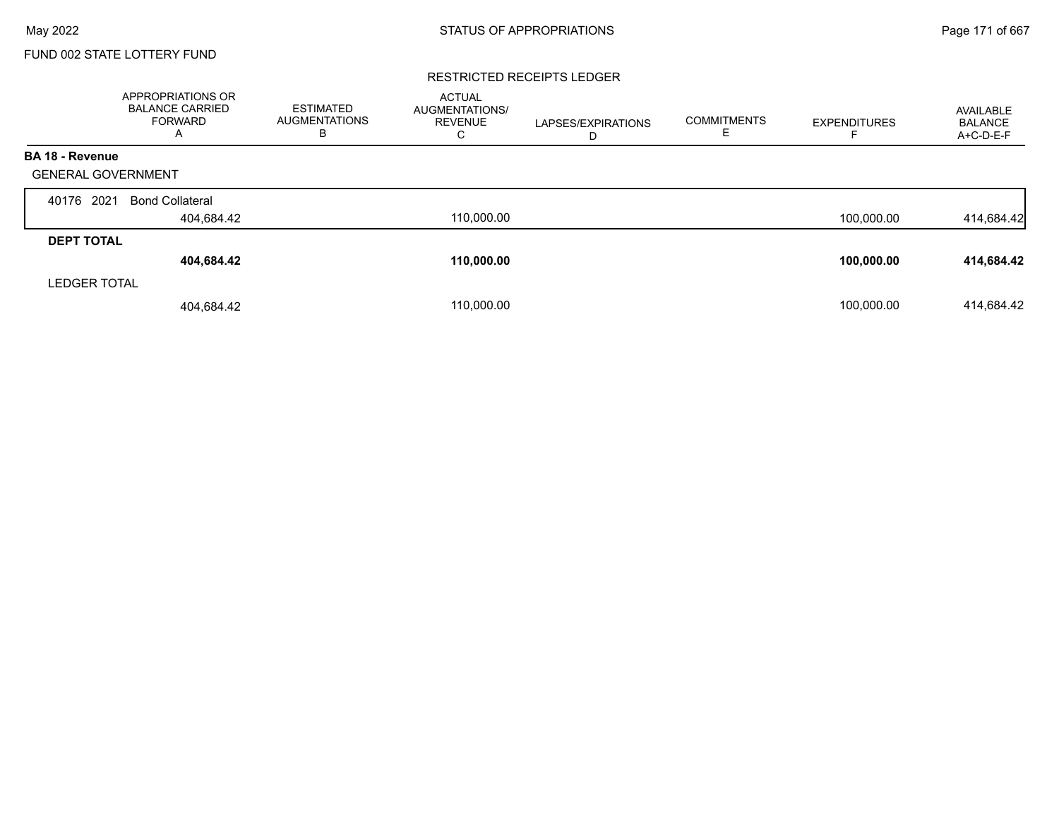FUND 002 STATE LOTTERY FUND

RESTRICTED RECEIPTS LEDGER

| | APPROPRIATIONS OR BALANCE CARRIED FORWARD A | ESTIMATED AUGMENTATIONS B | ACTUAL AUGMENTATIONS/ REVENUE C | LAPSES/EXPIRATIONS D | COMMITMENTS E | EXPENDITURES F | AVAILABLE BALANCE A+C-D-E-F |
|---|---|---|---|---|---|---|---|
| **BA 18 - Revenue** | | | | | | | |
| GENERAL GOVERNMENT | | | | | | | |
| 40176 2021 Bond Collateral | 404,684.42 | | 110,000.00 | | | 100,000.00 | 414,684.42 |
| **DEPT TOTAL** | **404,684.42** | | **110,000.00** | | | **100,000.00** | **414,684.42** |
| LEDGER TOTAL | 404,684.42 | | 110,000.00 | | | 100,000.00 | 414,684.42 |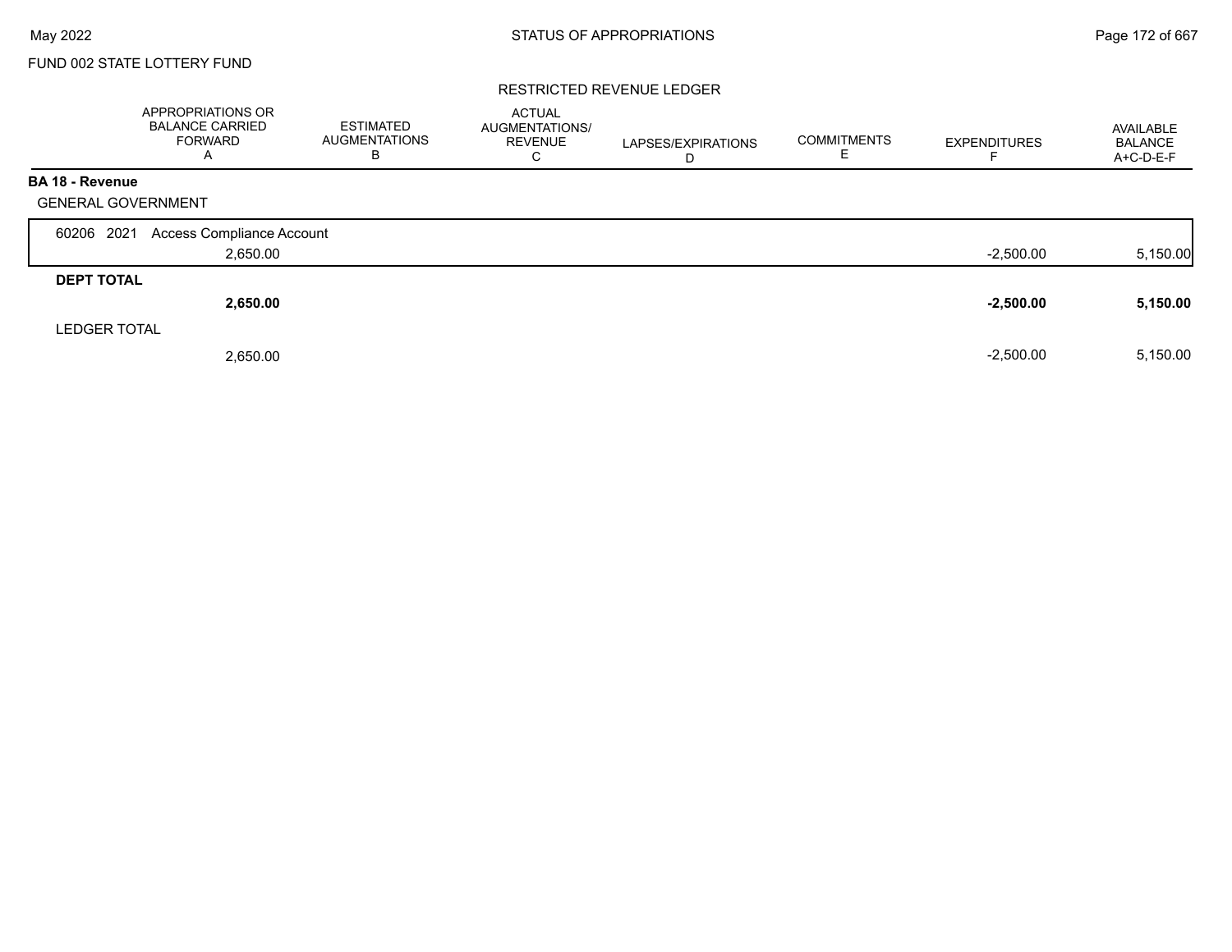FUND 002 STATE LOTTERY FUND

RESTRICTED REVENUE LEDGER

| | APPROPRIATIONS OR BALANCE CARRIED FORWARD A | ESTIMATED AUGMENTATIONS B | ACTUAL AUGMENTATIONS/ REVENUE C | LAPSES/EXPIRATIONS D | COMMITMENTS E | EXPENDITURES F | AVAILABLE BALANCE A+C-D-E-F |
|---|---|---|---|---|---|---|---|
| **BA 18 - Revenue** | | | | | | | |
| GENERAL GOVERNMENT | | | | | | | |
| 60206 2021 Access Compliance Account | 2,650.00 | | | | | -2,500.00 | 5,150.00 |
| **DEPT TOTAL** | **2,650.00** | | | | | **-2,500.00** | **5,150.00** |
| LEDGER TOTAL | 2,650.00 | | | | | -2,500.00 | 5,150.00 |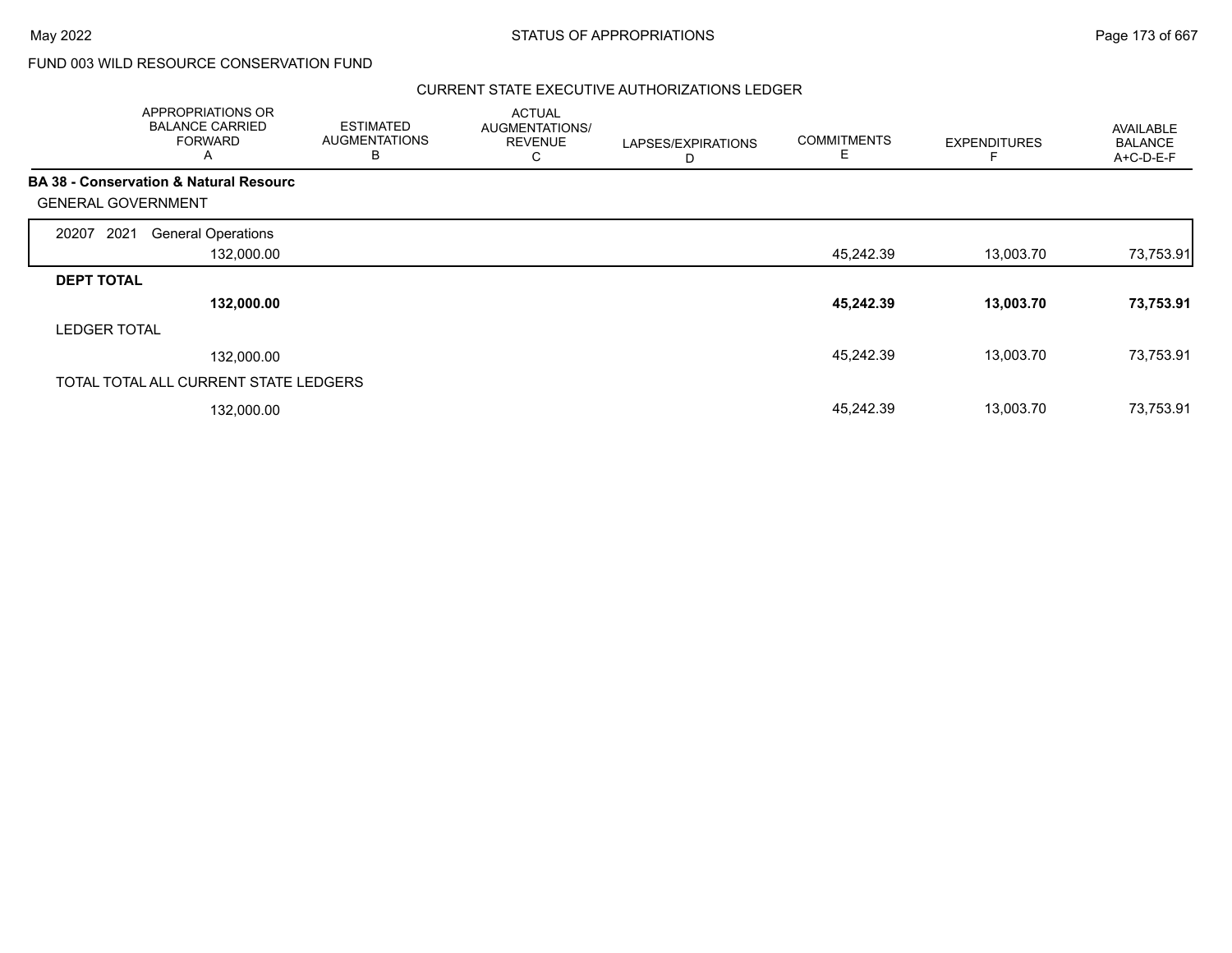FUND 003 WILD RESOURCE CONSERVATION FUND

CURRENT STATE EXECUTIVE AUTHORIZATIONS LEDGER

| APPROPRIATIONS OR BALANCE CARRIED FORWARD A | ESTIMATED AUGMENTATIONS B | ACTUAL AUGMENTATIONS/ REVENUE C | LAPSES/EXPIRATIONS D | COMMITMENTS E | EXPENDITURES F | AVAILABLE BALANCE A+C-D-E-F |
|---|---|---|---|---|---|---|
| **BA 38 - Conservation & Natural Resourc** | | | | | | |
| GENERAL GOVERNMENT | | | | | | |
| 20207 2021 General Operations | | | | | | |
| 132,000.00 | | | | 45,242.39 | 13,003.70 | 73,753.91 |
| **DEPT TOTAL** | | | | | | |
| **132,000.00** | | | | **45,242.39** | **13,003.70** | **73,753.91** |
| LEDGER TOTAL | | | | | | |
| 132,000.00 | | | | 45,242.39 | 13,003.70 | 73,753.91 |
| TOTAL TOTAL ALL CURRENT STATE LEDGERS | | | | | | |
| 132,000.00 | | | | 45,242.39 | 13,003.70 | 73,753.91 |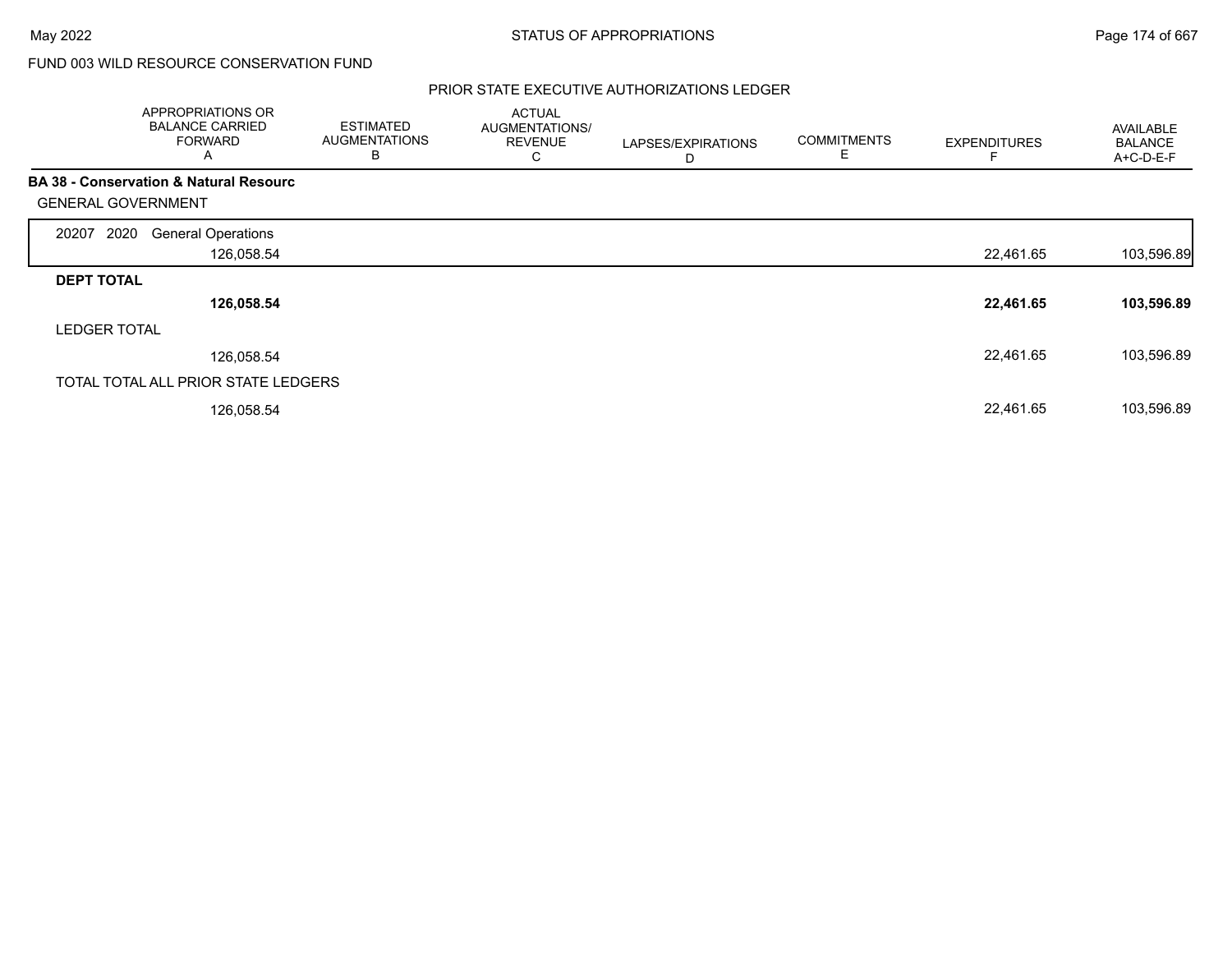FUND 003 WILD RESOURCE CONSERVATION FUND

PRIOR STATE EXECUTIVE AUTHORIZATIONS LEDGER

| | APPROPRIATIONS OR BALANCE CARRIED FORWARD A | ESTIMATED AUGMENTATIONS B | ACTUAL AUGMENTATIONS/ REVENUE C | LAPSES/EXPIRATIONS D | COMMITMENTS E | EXPENDITURES F | AVAILABLE BALANCE A+C-D-E-F |
|---|---|---|---|---|---|---|---|
| **BA 38 - Conservation & Natural Resourc** | | | | | | | |
| GENERAL GOVERNMENT | | | | | | | |
| 20207 2020 General Operations | 126,058.54 | | | | | 22,461.65 | 103,596.89 |
| **DEPT TOTAL** | **126,058.54** | | | | | **22,461.65** | **103,596.89** |
| LEDGER TOTAL | 126,058.54 | | | | | 22,461.65 | 103,596.89 |
| TOTAL TOTAL ALL PRIOR STATE LEDGERS | 126,058.54 | | | | | 22,461.65 | 103,596.89 |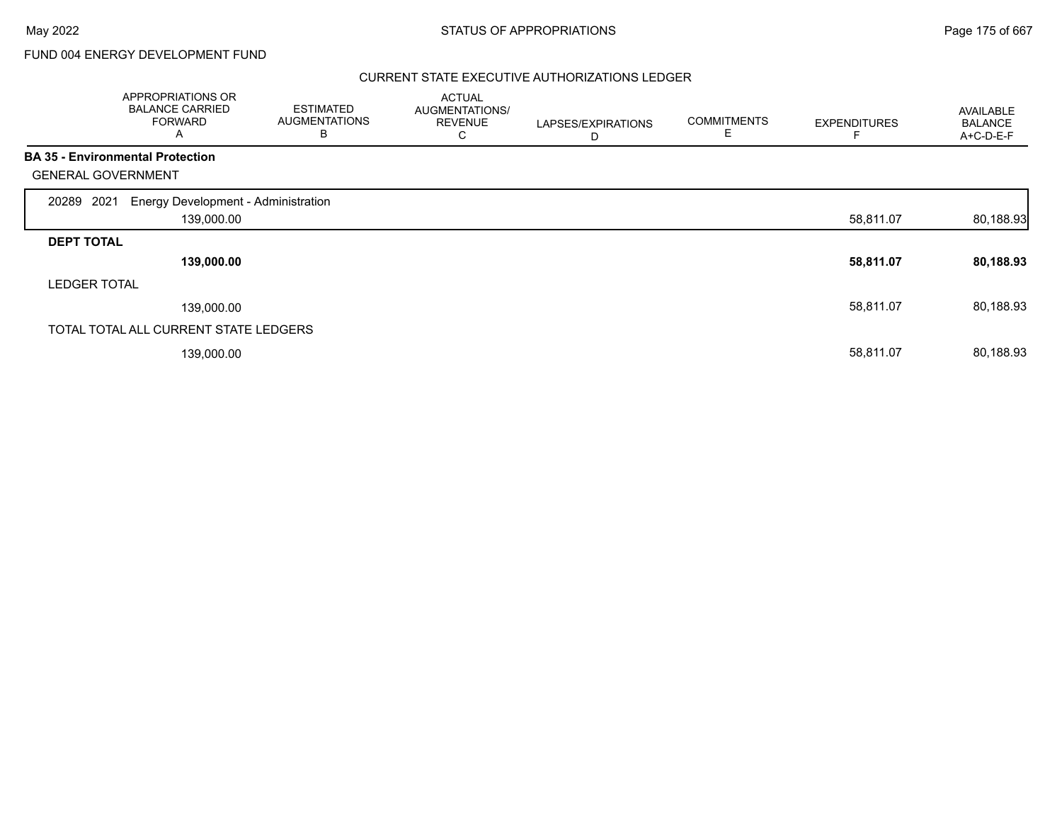FUND 004 ENERGY DEVELOPMENT FUND

## CURRENT STATE EXECUTIVE AUTHORIZATIONS LEDGER

| | APPROPRIATIONS OR BALANCE CARRIED FORWARD A | ESTIMATED AUGMENTATIONS B | ACTUAL AUGMENTATIONS/ REVENUE C | LAPSES/EXPIRATIONS D | COMMITMENTS E | EXPENDITURES F | AVAILABLE BALANCE A+C-D-E-F |
|---|---|---|---|---|---|---|---|
| **BA 35 - Environmental Protection** | | | | | | | |
| GENERAL GOVERNMENT | | | | | | | |
| 20289 2021 Energy Development - Administration | 139,000.00 | | | | | 58,811.07 | 80,188.93 |
| **DEPT TOTAL** | **139,000.00** | | | | | **58,811.07** | **80,188.93** |
| LEDGER TOTAL | 139,000.00 | | | | | 58,811.07 | 80,188.93 |
| TOTAL TOTAL ALL CURRENT STATE LEDGERS | 139,000.00 | | | | | 58,811.07 | 80,188.93 |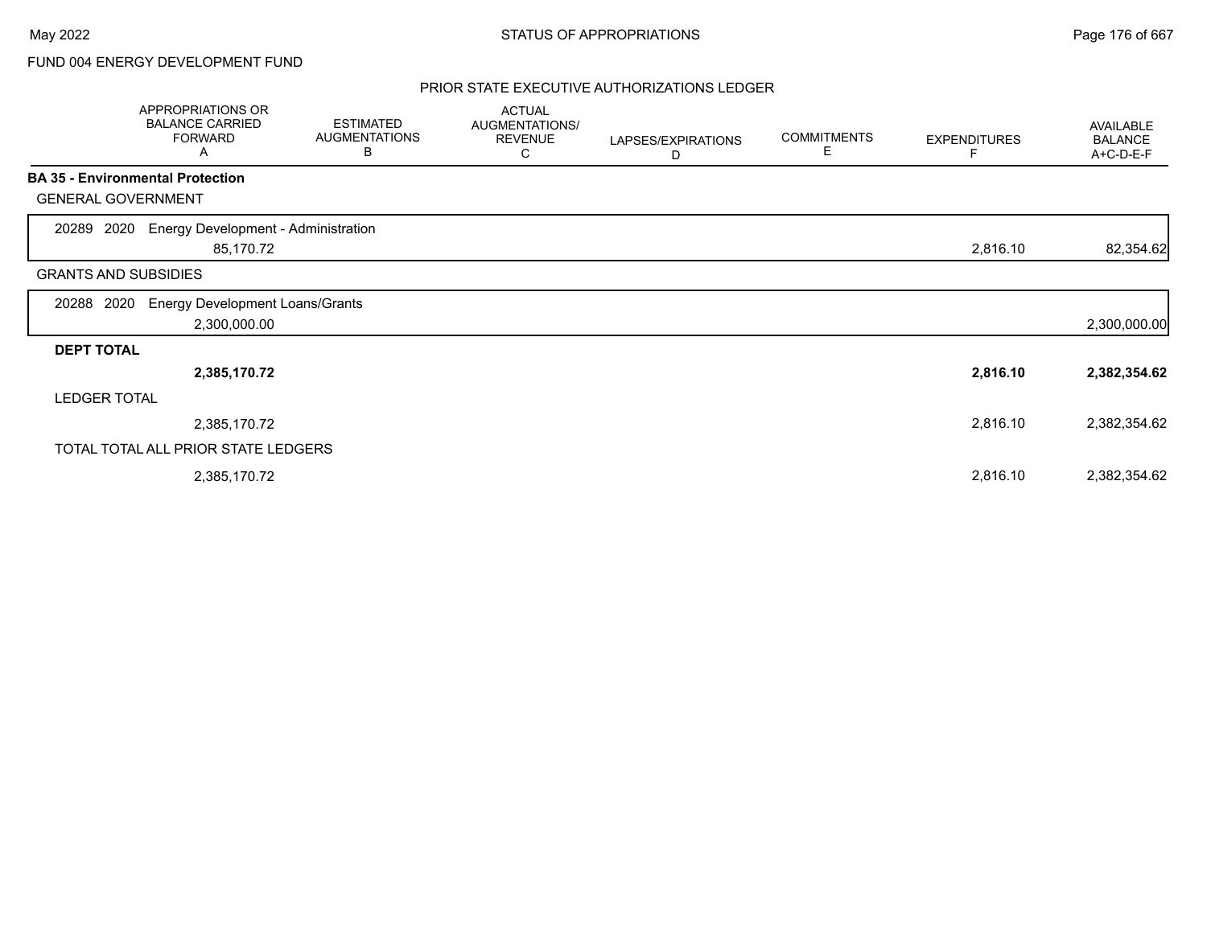FUND 004 ENERGY DEVELOPMENT FUND

## PRIOR STATE EXECUTIVE AUTHORIZATIONS LEDGER

| | APPROPRIATIONS OR BALANCE CARRIED FORWARD A | ESTIMATED AUGMENTATIONS B | ACTUAL AUGMENTATIONS/ REVENUE C | LAPSES/EXPIRATIONS D | COMMITMENTS E | EXPENDITURES F | AVAILABLE BALANCE A+C-D-E-F |
|---|---|---|---|---|---|---|---|
| **BA 35 - Environmental Protection** | | | | | | | |
| GENERAL GOVERNMENT | | | | | | | |
| 20289 2020 Energy Development - Administration | 85,170.72 | | | | | 2,816.10 | 82,354.62 |
| GRANTS AND SUBSIDIES | | | | | | | |
| 20288 2020 Energy Development Loans/Grants | 2,300,000.00 | | | | | | 2,300,000.00 |
| **DEPT TOTAL** | **2,385,170.72** | | | | | **2,816.10** | **2,382,354.62** |
| LEDGER TOTAL | 2,385,170.72 | | | | | 2,816.10 | 2,382,354.62 |
| TOTAL TOTAL ALL PRIOR STATE LEDGERS | 2,385,170.72 | | | | | 2,816.10 | 2,382,354.62 |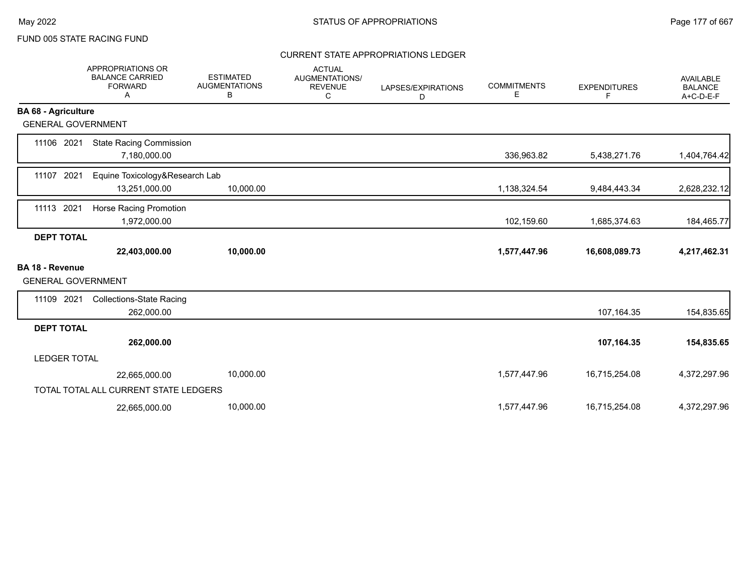FUND 005 STATE RACING FUND

## CURRENT STATE APPROPRIATIONS LEDGER

| | APPROPRIATIONS OR BALANCE CARRIED FORWARD A | ESTIMATED AUGMENTATIONS B | ACTUAL AUGMENTATIONS/ REVENUE C | LAPSES/EXPIRATIONS D | COMMITMENTS E | EXPENDITURES F | AVAILABLE BALANCE A+C-D-E-F |
|---|---|---|---|---|---|---|---|
| **BA 68 - Agriculture** | | | | | | | |
| GENERAL GOVERNMENT | | | | | | | |
| 11106 2021 State Racing Commission | 7,180,000.00 | | | | 336,963.82 | 5,438,271.76 | 1,404,764.42 |
| 11107 2021 Equine Toxicology&Research Lab | 13,251,000.00 | 10,000.00 | | | 1,138,324.54 | 9,484,443.34 | 2,628,232.12 |
| 11113 2021 Horse Racing Promotion | 1,972,000.00 | | | | 102,159.60 | 1,685,374.63 | 184,465.77 |
| **DEPT TOTAL** | **22,403,000.00** | **10,000.00** | | | **1,577,447.96** | **16,608,089.73** | **4,217,462.31** |
| **BA 18 - Revenue** | | | | | | | |
| GENERAL GOVERNMENT | | | | | | | |
| 11109 2021 Collections-State Racing | 262,000.00 | | | | | 107,164.35 | 154,835.65 |
| **DEPT TOTAL** | **262,000.00** | | | | | **107,164.35** | **154,835.65** |
| LEDGER TOTAL | 22,665,000.00 | 10,000.00 | | | 1,577,447.96 | 16,715,254.08 | 4,372,297.96 |
| TOTAL TOTAL ALL CURRENT STATE LEDGERS | 22,665,000.00 | 10,000.00 | | | 1,577,447.96 | 16,715,254.08 | 4,372,297.96 |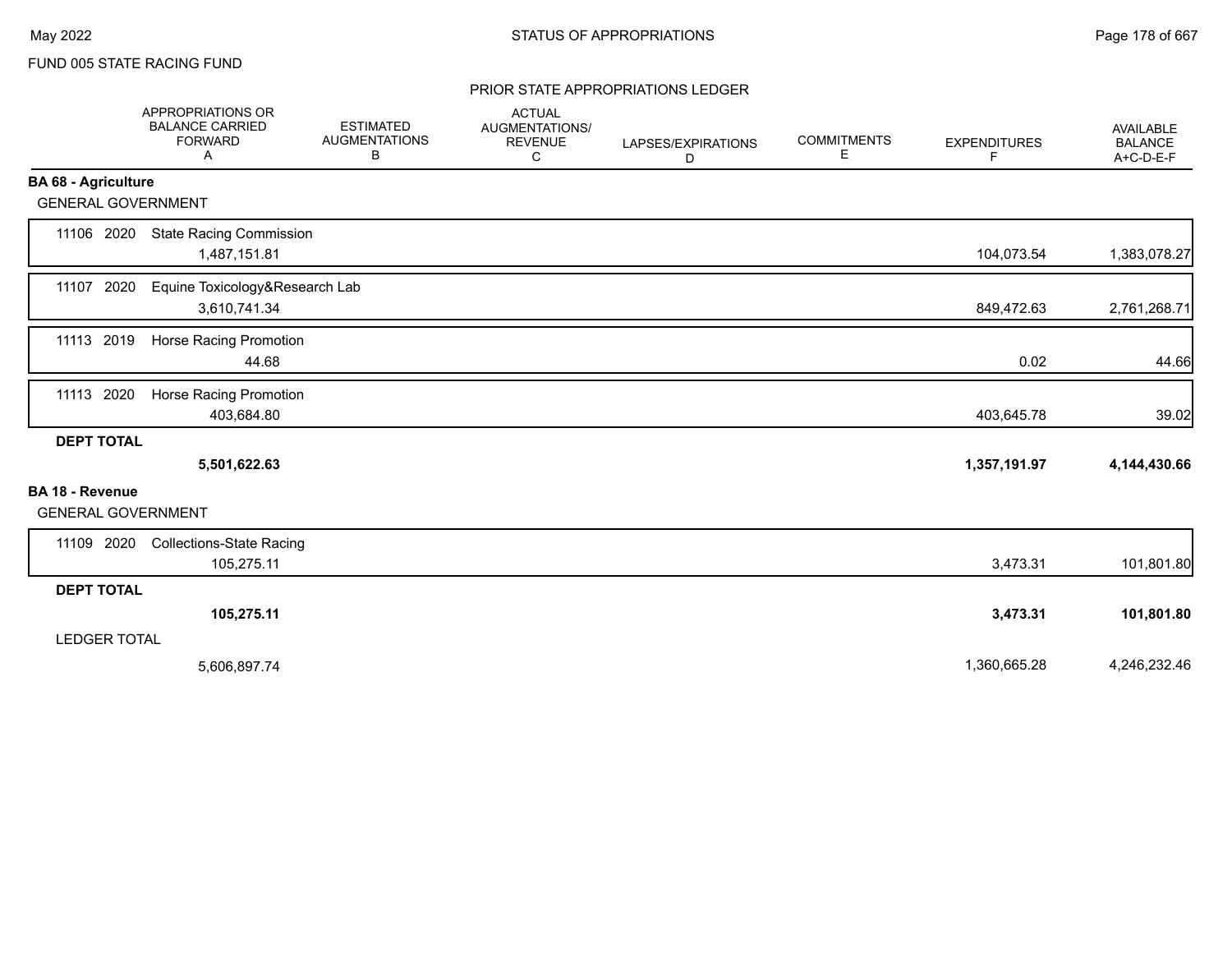FUND 005 STATE RACING FUND

## PRIOR STATE APPROPRIATIONS LEDGER

| | APPROPRIATIONS OR BALANCE CARRIED FORWARD A | ESTIMATED AUGMENTATIONS B | ACTUAL AUGMENTATIONS/ REVENUE C | LAPSES/EXPIRATIONS D | COMMITMENTS E | EXPENDITURES F | AVAILABLE BALANCE A+C-D-E-F |
|---|---|---|---|---|---|---|---|
| **BA 68 - Agriculture** | | | | | | | |
| GENERAL GOVERNMENT | | | | | | | |
| 11106 2020 State Racing Commission | 1,487,151.81 | | | | | 104,073.54 | 1,383,078.27 |
| 11107 2020 Equine Toxicology&Research Lab | 3,610,741.34 | | | | | 849,472.63 | 2,761,268.71 |
| 11113 2019 Horse Racing Promotion | 44.68 | | | | | 0.02 | 44.66 |
| 11113 2020 Horse Racing Promotion | 403,684.80 | | | | | 403,645.78 | 39.02 |
| **DEPT TOTAL** | **5,501,622.63** | | | | | **1,357,191.97** | **4,144,430.66** |
| **BA 18 - Revenue** | | | | | | | |
| GENERAL GOVERNMENT | | | | | | | |
| 11109 2020 Collections-State Racing | 105,275.11 | | | | | 3,473.31 | 101,801.80 |
| **DEPT TOTAL** | **105,275.11** | | | | | **3,473.31** | **101,801.80** |
| LEDGER TOTAL | 5,606,897.74 | | | | | 1,360,665.28 | 4,246,232.46 |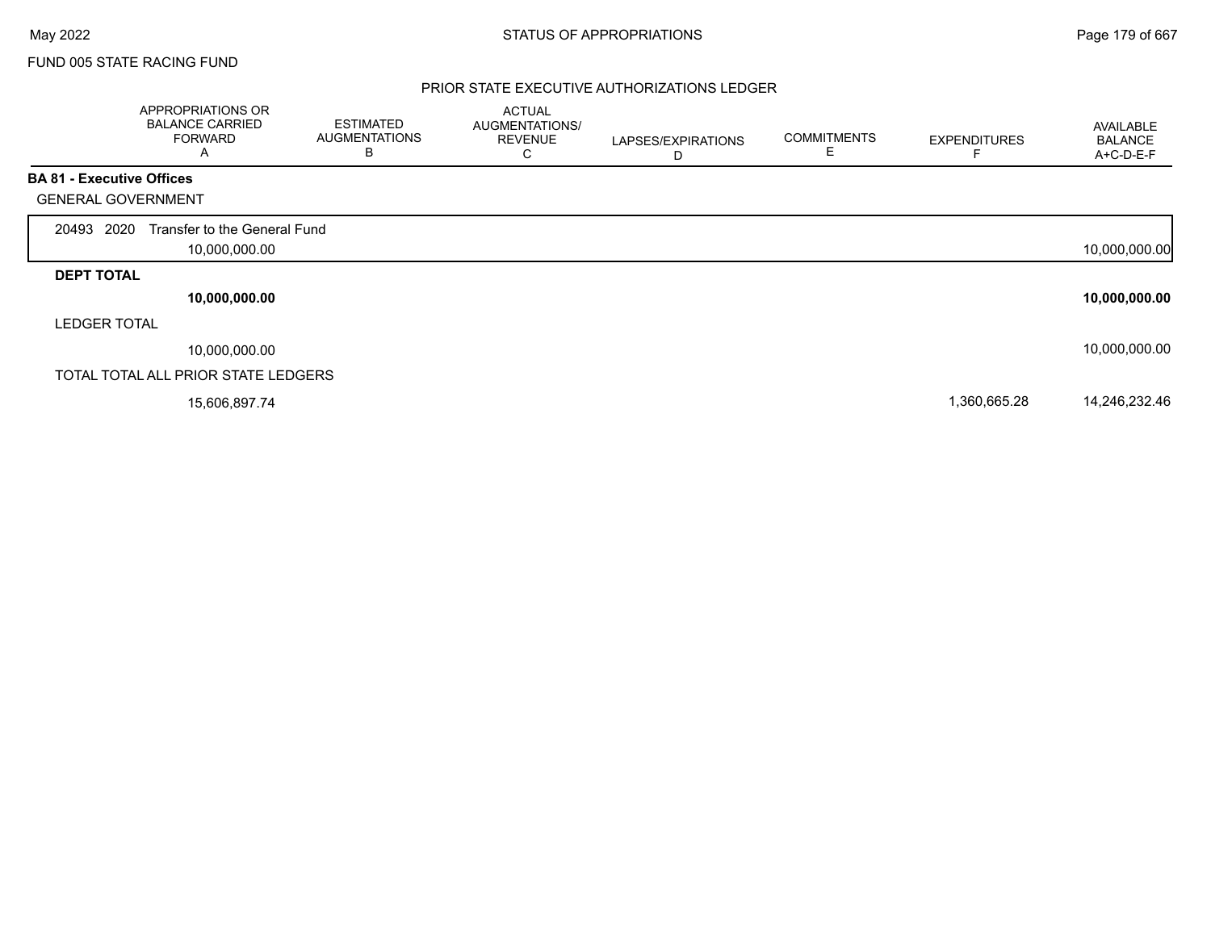FUND 005 STATE RACING FUND

## PRIOR STATE EXECUTIVE AUTHORIZATIONS LEDGER

| | APPROPRIATIONS OR BALANCE CARRIED FORWARD A | ESTIMATED AUGMENTATIONS B | ACTUAL AUGMENTATIONS/ REVENUE C | LAPSES/EXPIRATIONS D | COMMITMENTS E | EXPENDITURES F | AVAILABLE BALANCE A+C-D-E-F |
|---|---|---|---|---|---|---|---|
| **BA 81 - Executive Offices** | | | | | | | |
| GENERAL GOVERNMENT | | | | | | | |
| 20493 2020 Transfer to the General Fund | 10,000,000.00 | | | | | | 10,000,000.00 |
| **DEPT TOTAL** | **10,000,000.00** | | | | | | **10,000,000.00** |
| LEDGER TOTAL | 10,000,000.00 | | | | | | 10,000,000.00 |
| TOTAL TOTAL ALL PRIOR STATE LEDGERS | 15,606,897.74 | | | | | 1,360,665.28 | 14,246,232.46 |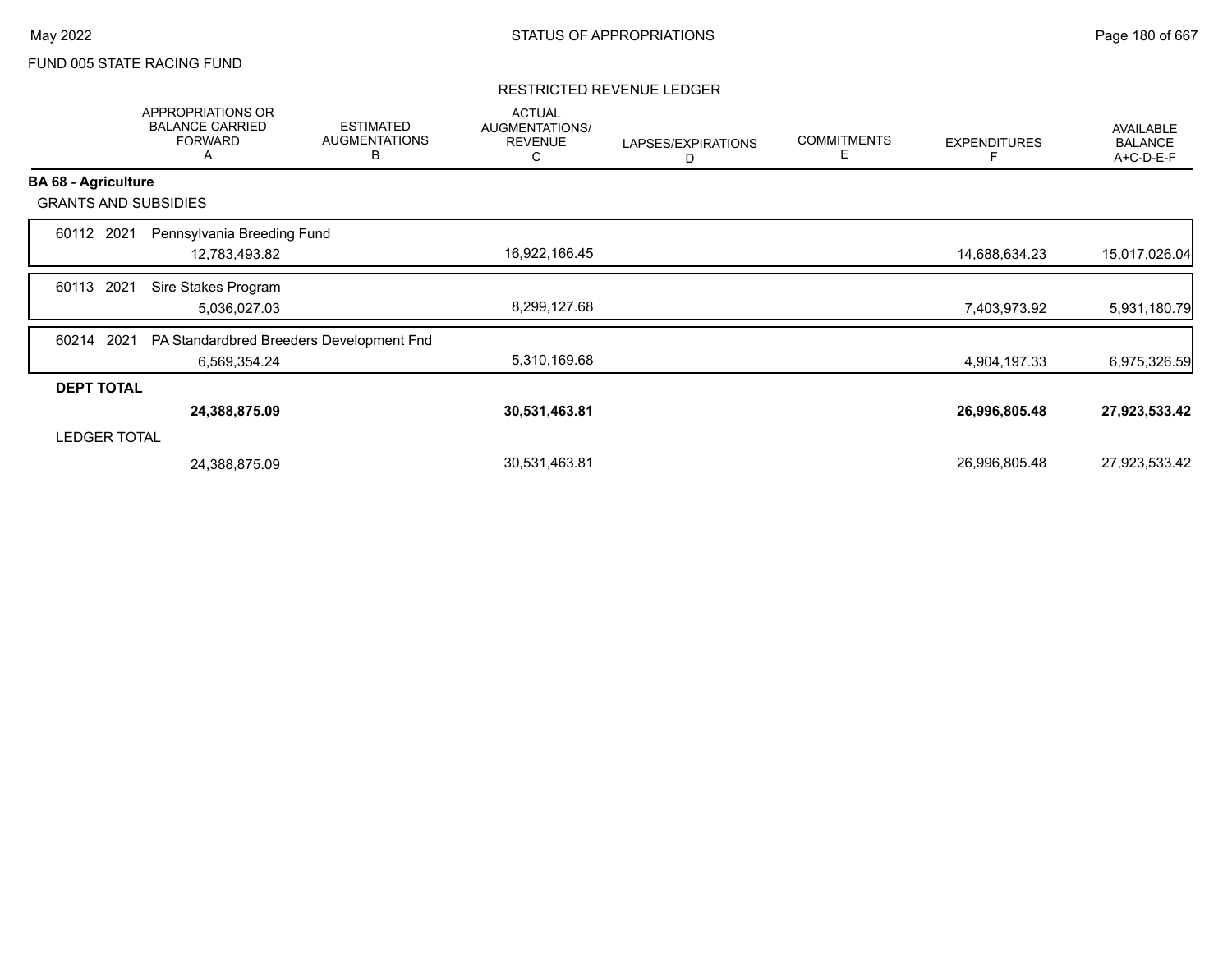FUND 005 STATE RACING FUND

RESTRICTED REVENUE LEDGER

| | APPROPRIATIONS OR BALANCE CARRIED FORWARD A | ESTIMATED AUGMENTATIONS B | ACTUAL AUGMENTATIONS/ REVENUE C | LAPSES/EXPIRATIONS D | COMMITMENTS E | EXPENDITURES F | AVAILABLE BALANCE A+C-D-E-F |
|---|---|---|---|---|---|---|---|
| **BA 68 - Agriculture** | | | | | | | |
| GRANTS AND SUBSIDIES | | | | | | | |
| 60112 2021 Pennsylvania Breeding Fund | 12,783,493.82 | | 16,922,166.45 | | | 14,688,634.23 | 15,017,026.04 |
| 60113 2021 Sire Stakes Program | 5,036,027.03 | | 8,299,127.68 | | | 7,403,973.92 | 5,931,180.79 |
| 60214 2021 PA Standardbred Breeders Development Fnd | 6,569,354.24 | | 5,310,169.68 | | | 4,904,197.33 | 6,975,326.59 |
| **DEPT TOTAL** | **24,388,875.09** | | **30,531,463.81** | | | **26,996,805.48** | **27,923,533.42** |
| LEDGER TOTAL | 24,388,875.09 | | 30,531,463.81 | | | 26,996,805.48 | 27,923,533.42 |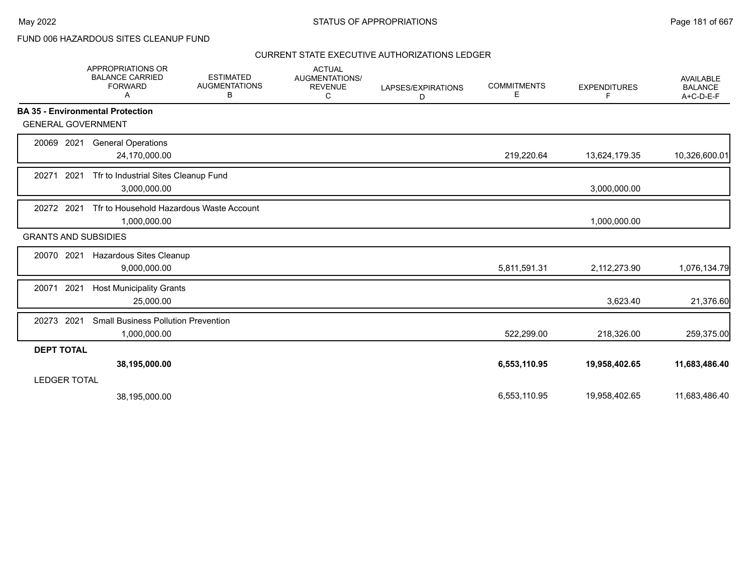FUND 006 HAZARDOUS SITES CLEANUP FUND

CURRENT STATE EXECUTIVE AUTHORIZATIONS LEDGER

| | APPROPRIATIONS OR BALANCE CARRIED FORWARD A | ESTIMATED AUGMENTATIONS B | ACTUAL AUGMENTATIONS/ REVENUE C | LAPSES/EXPIRATIONS D | COMMITMENTS E | EXPENDITURES F | AVAILABLE BALANCE A+C-D-E-F |
|---|---|---|---|---|---|---|---|
| **BA 35 - Environmental Protection** | | | | | | | |
| GENERAL GOVERNMENT | | | | | | | |
| 20069 2021 General Operations | 24,170,000.00 | | | | 219,220.64 | 13,624,179.35 | 10,326,600.01 |
| 20271 2021 Tfr to Industrial Sites Cleanup Fund | 3,000,000.00 | | | | | 3,000,000.00 | |
| 20272 2021 Tfr to Household Hazardous Waste Account | 1,000,000.00 | | | | | 1,000,000.00 | |
| GRANTS AND SUBSIDIES | | | | | | | |
| 20070 2021 Hazardous Sites Cleanup | 9,000,000.00 | | | | 5,811,591.31 | 2,112,273.90 | 1,076,134.79 |
| 20071 2021 Host Municipality Grants | 25,000.00 | | | | | 3,623.40 | 21,376.60 |
| 20273 2021 Small Business Pollution Prevention | 1,000,000.00 | | | | 522,299.00 | 218,326.00 | 259,375.00 |
| **DEPT TOTAL** | **38,195,000.00** | | | | **6,553,110.95** | **19,958,402.65** | **11,683,486.40** |
| LEDGER TOTAL | 38,195,000.00 | | | | 6,553,110.95 | 19,958,402.65 | 11,683,486.40 |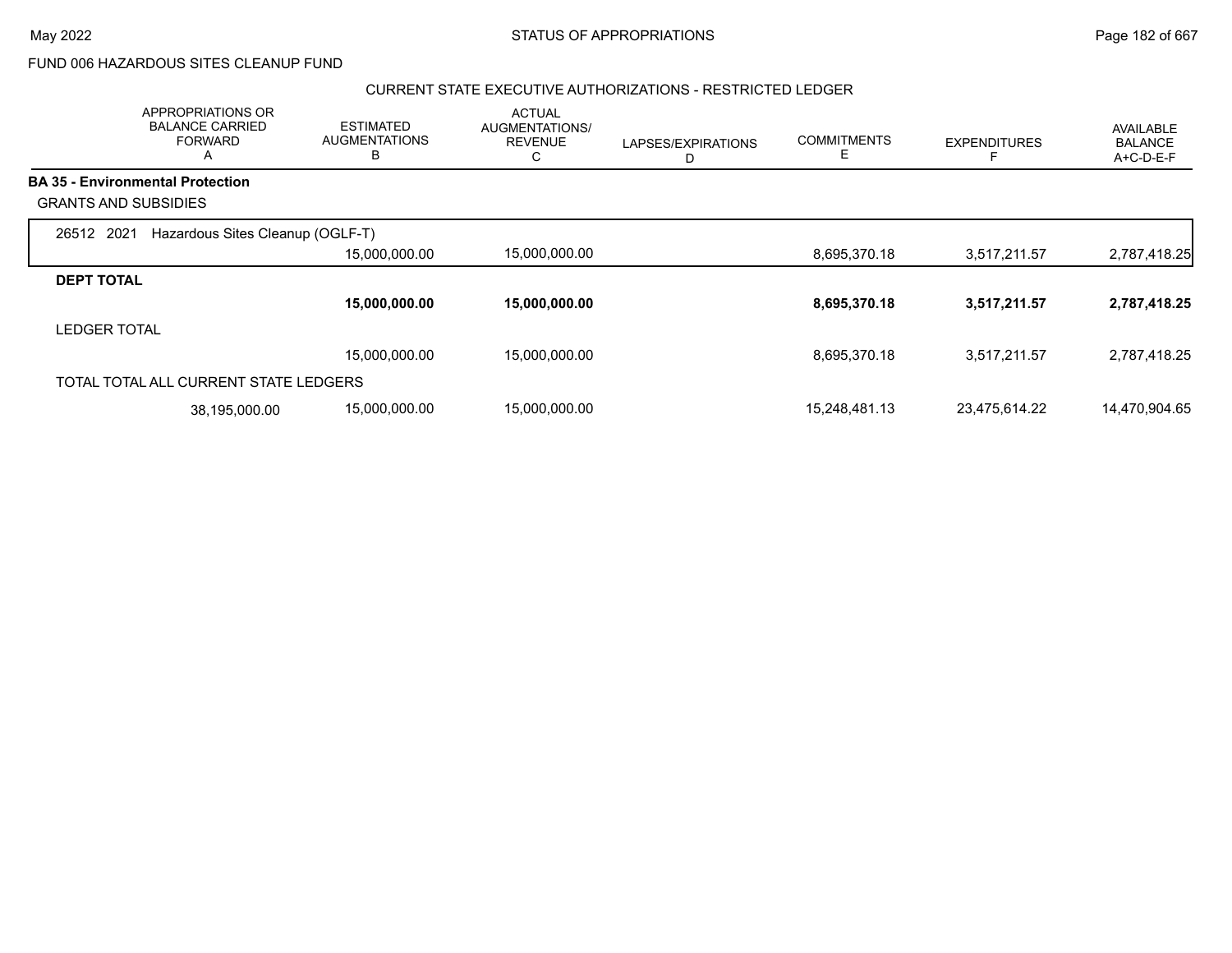FUND 006 HAZARDOUS SITES CLEANUP FUND

CURRENT STATE EXECUTIVE AUTHORIZATIONS - RESTRICTED LEDGER

| | APPROPRIATIONS OR BALANCE CARRIED FORWARD A | ESTIMATED AUGMENTATIONS B | ACTUAL AUGMENTATIONS/ REVENUE C | LAPSES/EXPIRATIONS D | COMMITMENTS E | EXPENDITURES F | AVAILABLE BALANCE A+C-D-E-F |
|---|---|---|---|---|---|---|---|
| **BA 35 - Environmental Protection** | | | | | | | |
| GRANTS AND SUBSIDIES | | | | | | | |
| 26512 2021 Hazardous Sites Cleanup (OGLF-T) | | | | | | | |
| | | 15,000,000.00 | 15,000,000.00 | | 8,695,370.18 | 3,517,211.57 | 2,787,418.25 |
| **DEPT TOTAL** | | | | | | | |
| | | **15,000,000.00** | **15,000,000.00** | | **8,695,370.18** | **3,517,211.57** | **2,787,418.25** |
| LEDGER TOTAL | | | | | | | |
| | | 15,000,000.00 | 15,000,000.00 | | 8,695,370.18 | 3,517,211.57 | 2,787,418.25 |
| TOTAL TOTAL ALL CURRENT STATE LEDGERS | | | | | | | |
| | 38,195,000.00 | 15,000,000.00 | 15,000,000.00 | | 15,248,481.13 | 23,475,614.22 | 14,470,904.65 |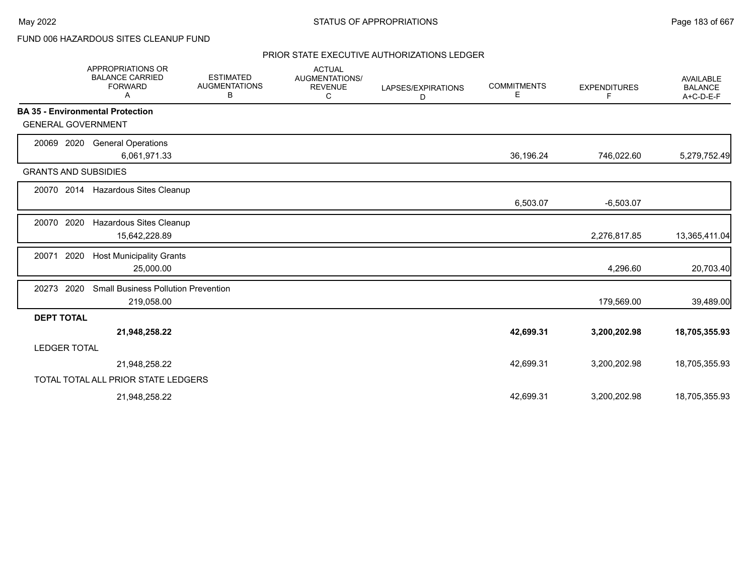FUND 006 HAZARDOUS SITES CLEANUP FUND

PRIOR STATE EXECUTIVE AUTHORIZATIONS LEDGER

| | APPROPRIATIONS OR BALANCE CARRIED FORWARD A | ESTIMATED AUGMENTATIONS B | ACTUAL AUGMENTATIONS/ REVENUE C | LAPSES/EXPIRATIONS D | COMMITMENTS E | EXPENDITURES F | AVAILABLE BALANCE A+C-D-E-F |
|---|---|---|---|---|---|---|---|
| **BA 35 - Environmental Protection** | | | | | | | |
| GENERAL GOVERNMENT | | | | | | | |
| 20069 2020 General Operations | 6,061,971.33 | | | | 36,196.24 | 746,022.60 | 5,279,752.49 |
| GRANTS AND SUBSIDIES | | | | | | | |
| 20070 2014 Hazardous Sites Cleanup | | | | | 6,503.07 | -6,503.07 | |
| 20070 2020 Hazardous Sites Cleanup | 15,642,228.89 | | | | | 2,276,817.85 | 13,365,411.04 |
| 20071 2020 Host Municipality Grants | 25,000.00 | | | | | 4,296.60 | 20,703.40 |
| 20273 2020 Small Business Pollution Prevention | 219,058.00 | | | | | 179,569.00 | 39,489.00 |
| **DEPT TOTAL** | **21,948,258.22** | | | | **42,699.31** | **3,200,202.98** | **18,705,355.93** |
| LEDGER TOTAL | 21,948,258.22 | | | | 42,699.31 | 3,200,202.98 | 18,705,355.93 |
| TOTAL TOTAL ALL PRIOR STATE LEDGERS | 21,948,258.22 | | | | 42,699.31 | 3,200,202.98 | 18,705,355.93 |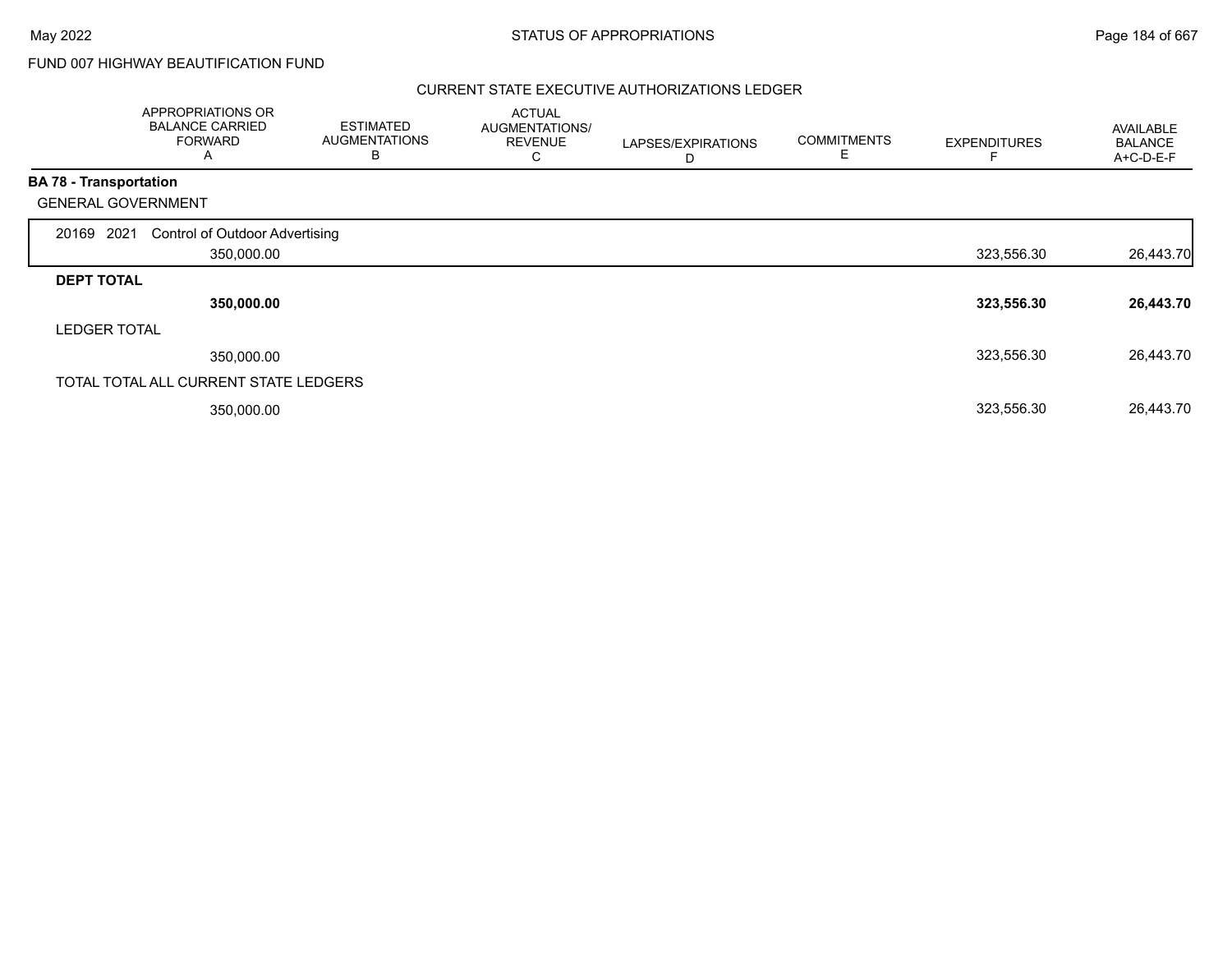FUND 007 HIGHWAY BEAUTIFICATION FUND

## CURRENT STATE EXECUTIVE AUTHORIZATIONS LEDGER

| | APPROPRIATIONS OR BALANCE CARRIED FORWARD A | ESTIMATED AUGMENTATIONS B | ACTUAL AUGMENTATIONS/ REVENUE C | LAPSES/EXPIRATIONS D | COMMITMENTS E | EXPENDITURES F | AVAILABLE BALANCE A+C-D-E-F |
|---|---|---|---|---|---|---|---|
| **BA 78 - Transportation** | | | | | | | |
| GENERAL GOVERNMENT | | | | | | | |
| 20169 2021 Control of Outdoor Advertising | | | | | | | |
| | 350,000.00 | | | | | 323,556.30 | 26,443.70 |
| **DEPT TOTAL** | | | | | | | |
| | **350,000.00** | | | | | **323,556.30** | **26,443.70** |
| LEDGER TOTAL | | | | | | | |
| | 350,000.00 | | | | | 323,556.30 | 26,443.70 |
| TOTAL TOTAL ALL CURRENT STATE LEDGERS | | | | | | | |
| | 350,000.00 | | | | | 323,556.30 | 26,443.70 |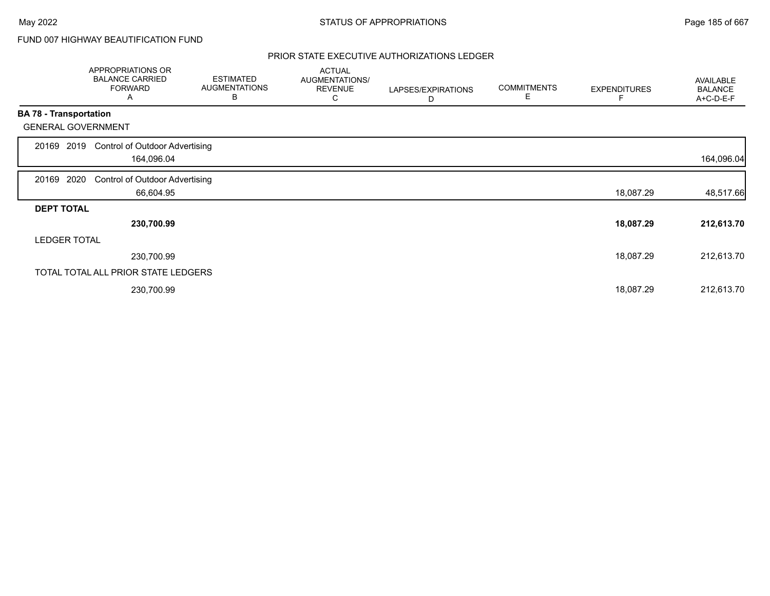FUND 007 HIGHWAY BEAUTIFICATION FUND

## PRIOR STATE EXECUTIVE AUTHORIZATIONS LEDGER

| | APPROPRIATIONS OR BALANCE CARRIED FORWARD A | ESTIMATED AUGMENTATIONS B | ACTUAL AUGMENTATIONS/ REVENUE C | LAPSES/EXPIRATIONS D | COMMITMENTS E | EXPENDITURES F | AVAILABLE BALANCE A+C-D-E-F |
|---|---|---|---|---|---|---|---|
| **BA 78 - Transportation** | | | | | | | |
| GENERAL GOVERNMENT | | | | | | | |
| 20169 2019 Control of Outdoor Advertising | 164,096.04 | | | | | | 164,096.04 |
| 20169 2020 Control of Outdoor Advertising | 66,604.95 | | | | | 18,087.29 | 48,517.66 |
| **DEPT TOTAL** | **230,700.99** | | | | | **18,087.29** | **212,613.70** |
| LEDGER TOTAL | 230,700.99 | | | | | 18,087.29 | 212,613.70 |
| TOTAL TOTAL ALL PRIOR STATE LEDGERS | 230,700.99 | | | | | 18,087.29 | 212,613.70 |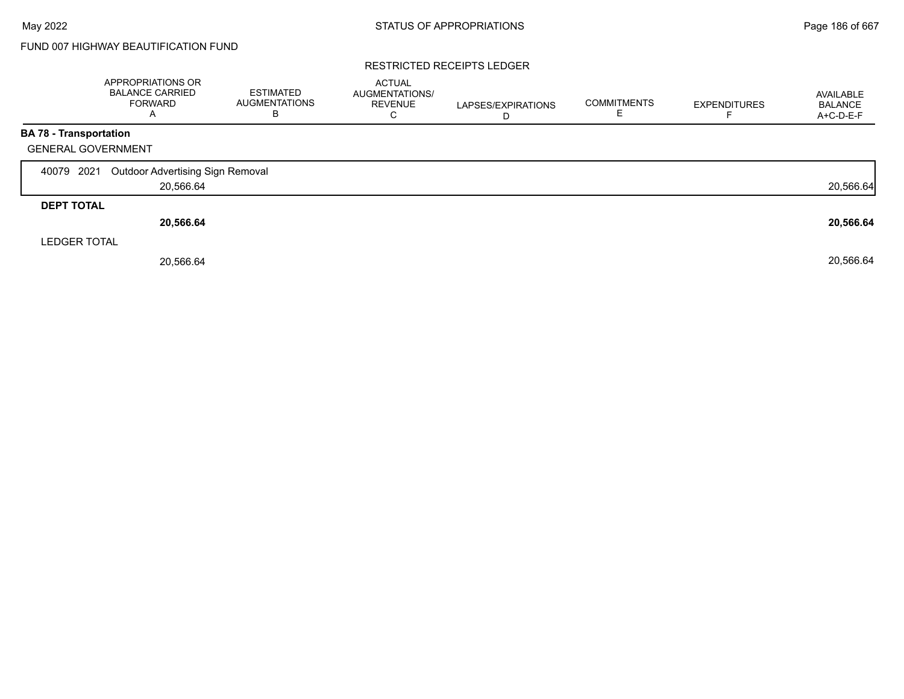FUND 007 HIGHWAY BEAUTIFICATION FUND

RESTRICTED RECEIPTS LEDGER

| | APPROPRIATIONS OR BALANCE CARRIED FORWARD A | ESTIMATED AUGMENTATIONS B | ACTUAL AUGMENTATIONS/ REVENUE C | LAPSES/EXPIRATIONS D | COMMITMENTS E | EXPENDITURES F | AVAILABLE BALANCE A+C-D-E-F |
|---|---|---|---|---|---|---|---|
| **BA 78 - Transportation** | | | | | | | |
| GENERAL GOVERNMENT | | | | | | | |
| 40079 2021 Outdoor Advertising Sign Removal | 20,566.64 | | | | | | 20,566.64 |
| **DEPT TOTAL** | **20,566.64** | | | | | | **20,566.64** |
| LEDGER TOTAL | 20,566.64 | | | | | | 20,566.64 |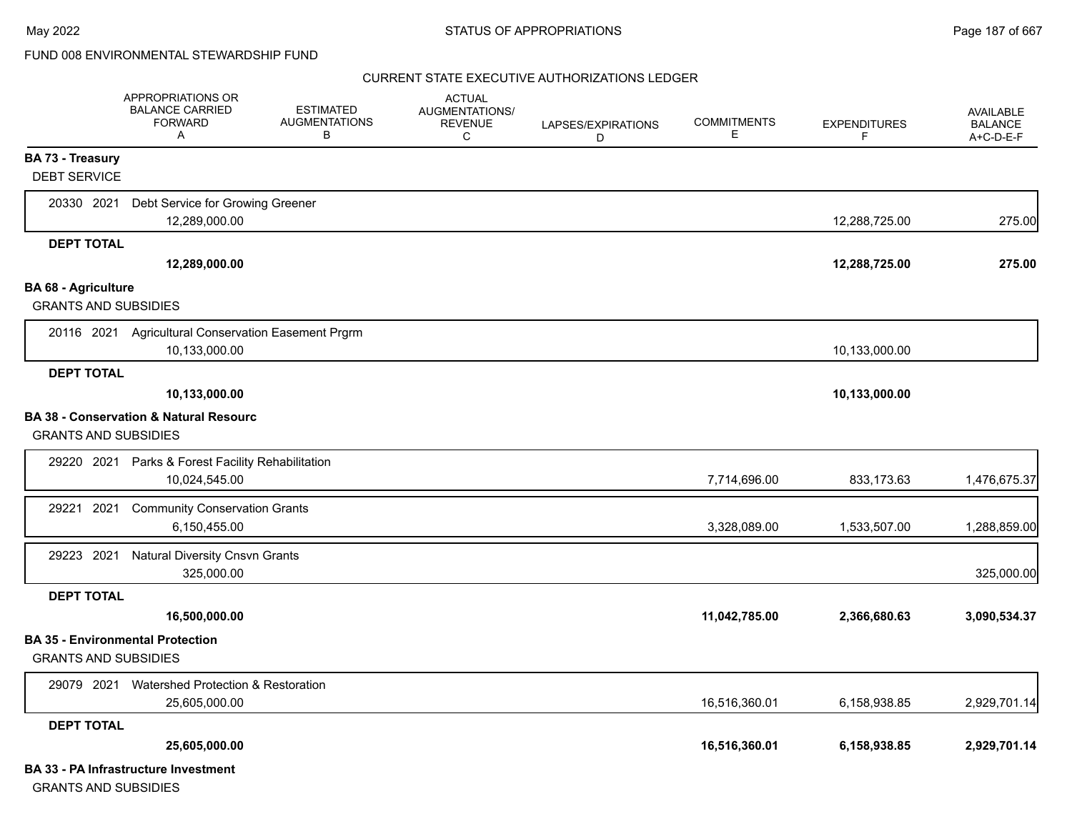STATUS OF APPROPRIATIONS

FUND 008 ENVIRONMENTAL STEWARDSHIP FUND

CURRENT STATE EXECUTIVE AUTHORIZATIONS LEDGER

| | APPROPRIATIONS OR BALANCE CARRIED FORWARD A | ESTIMATED AUGMENTATIONS B | ACTUAL AUGMENTATIONS/ REVENUE C | LAPSES/EXPIRATIONS D | COMMITMENTS E | EXPENDITURES F | AVAILABLE BALANCE A+C-D-E-F |
|---|---|---|---|---|---|---|---|
| **BA 73 - Treasury** | | | | | | | |
| DEBT SERVICE | | | | | | | |
| 20330 2021 Debt Service for Growing Greener | 12,289,000.00 | | | | | 12,288,725.00 | 275.00 |
| **DEPT TOTAL** | **12,289,000.00** | | | | | **12,288,725.00** | **275.00** |
| **BA 68 - Agriculture** | | | | | | | |
| GRANTS AND SUBSIDIES | | | | | | | |
| 20116 2021 Agricultural Conservation Easement Prgrm | 10,133,000.00 | | | | | 10,133,000.00 | |
| **DEPT TOTAL** | **10,133,000.00** | | | | | **10,133,000.00** | |
| **BA 38 - Conservation & Natural Resourc** | | | | | | | |
| GRANTS AND SUBSIDIES | | | | | | | |
| 29220 2021 Parks & Forest Facility Rehabilitation | 10,024,545.00 | | | | 7,714,696.00 | 833,173.63 | 1,476,675.37 |
| 29221 2021 Community Conservation Grants | 6,150,455.00 | | | | 3,328,089.00 | 1,533,507.00 | 1,288,859.00 |
| 29223 2021 Natural Diversity Cnsvn Grants | 325,000.00 | | | | | | 325,000.00 |
| **DEPT TOTAL** | **16,500,000.00** | | | | **11,042,785.00** | **2,366,680.63** | **3,090,534.37** |
| **BA 35 - Environmental Protection** | | | | | | | |
| GRANTS AND SUBSIDIES | | | | | | | |
| 29079 2021 Watershed Protection & Restoration | 25,605,000.00 | | | | 16,516,360.01 | 6,158,938.85 | 2,929,701.14 |
| **DEPT TOTAL** | **25,605,000.00** | | | | **16,516,360.01** | **6,158,938.85** | **2,929,701.14** |
| **BA 33 - PA Infrastructure Investment** | | | | | | | |
| GRANTS AND SUBSIDIES | | | | | | | |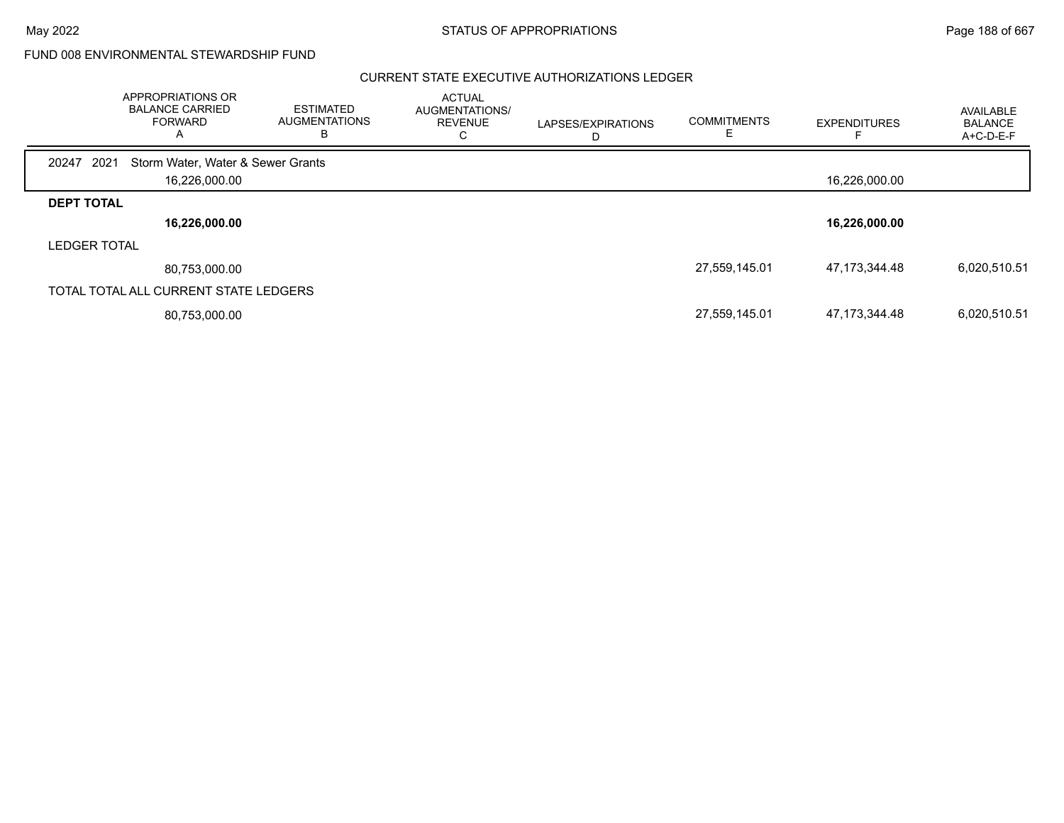FUND 008 ENVIRONMENTAL STEWARDSHIP FUND

CURRENT STATE EXECUTIVE AUTHORIZATIONS LEDGER

| | APPROPRIATIONS OR BALANCE CARRIED FORWARD A | ESTIMATED AUGMENTATIONS B | ACTUAL AUGMENTATIONS/ REVENUE C | LAPSES/EXPIRATIONS D | COMMITMENTS E | EXPENDITURES F | AVAILABLE BALANCE A+C-D-E-F |
|---|---|---|---|---|---|---|---|
| 20247 2021 Storm Water, Water & Sewer Grants | | | | | | | |
| | 16,226,000.00 | | | | | 16,226,000.00 | |
| **DEPT TOTAL** | | | | | | | |
| | **16,226,000.00** | | | | | **16,226,000.00** | |
| LEDGER TOTAL | | | | | | | |
| | 80,753,000.00 | | | | 27,559,145.01 | 47,173,344.48 | 6,020,510.51 |
| TOTAL TOTAL ALL CURRENT STATE LEDGERS | | | | | | | |
| | 80,753,000.00 | | | | 27,559,145.01 | 47,173,344.48 | 6,020,510.51 |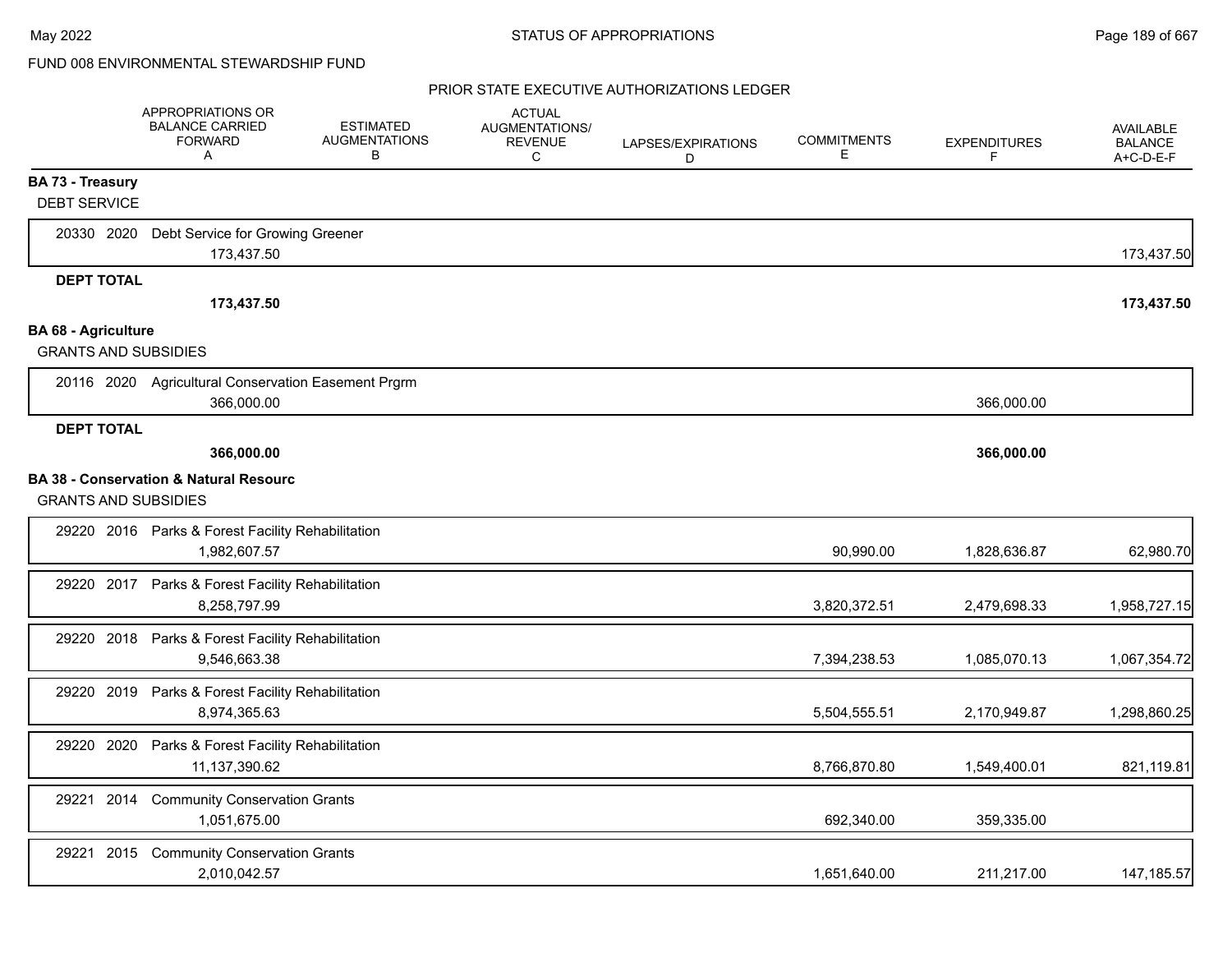FUND 008 ENVIRONMENTAL STEWARDSHIP FUND

PRIOR STATE EXECUTIVE AUTHORIZATIONS LEDGER

| | APPROPRIATIONS OR BALANCE CARRIED FORWARD A | ESTIMATED AUGMENTATIONS B | ACTUAL AUGMENTATIONS/ REVENUE C | LAPSES/EXPIRATIONS D | COMMITMENTS E | EXPENDITURES F | AVAILABLE BALANCE A+C-D-E-F |
|---|---|---|---|---|---|---|---|
| **BA 73 - Treasury** | | | | | | | |
| DEBT SERVICE | | | | | | | |
| 20330 2020 Debt Service for Growing Greener | 173,437.50 | | | | | | 173,437.50 |
| **DEPT TOTAL** | **173,437.50** | | | | | | **173,437.50** |
| **BA 68 - Agriculture** | | | | | | | |
| GRANTS AND SUBSIDIES | | | | | | | |
| 20116 2020 Agricultural Conservation Easement Prgrm | 366,000.00 | | | | | 366,000.00 | |
| **DEPT TOTAL** | **366,000.00** | | | | | **366,000.00** | |
| **BA 38 - Conservation & Natural Resourc** | | | | | | | |
| GRANTS AND SUBSIDIES | | | | | | | |
| 29220 2016 Parks & Forest Facility Rehabilitation | 1,982,607.57 | | | | 90,990.00 | 1,828,636.87 | 62,980.70 |
| 29220 2017 Parks & Forest Facility Rehabilitation | 8,258,797.99 | | | | 3,820,372.51 | 2,479,698.33 | 1,958,727.15 |
| 29220 2018 Parks & Forest Facility Rehabilitation | 9,546,663.38 | | | | 7,394,238.53 | 1,085,070.13 | 1,067,354.72 |
| 29220 2019 Parks & Forest Facility Rehabilitation | 8,974,365.63 | | | | 5,504,555.51 | 2,170,949.87 | 1,298,860.25 |
| 29220 2020 Parks & Forest Facility Rehabilitation | 11,137,390.62 | | | | 8,766,870.80 | 1,549,400.01 | 821,119.81 |
| 29221 2014 Community Conservation Grants | 1,051,675.00 | | | | 692,340.00 | 359,335.00 | |
| 29221 2015 Community Conservation Grants | 2,010,042.57 | | | | 1,651,640.00 | 211,217.00 | 147,185.57 |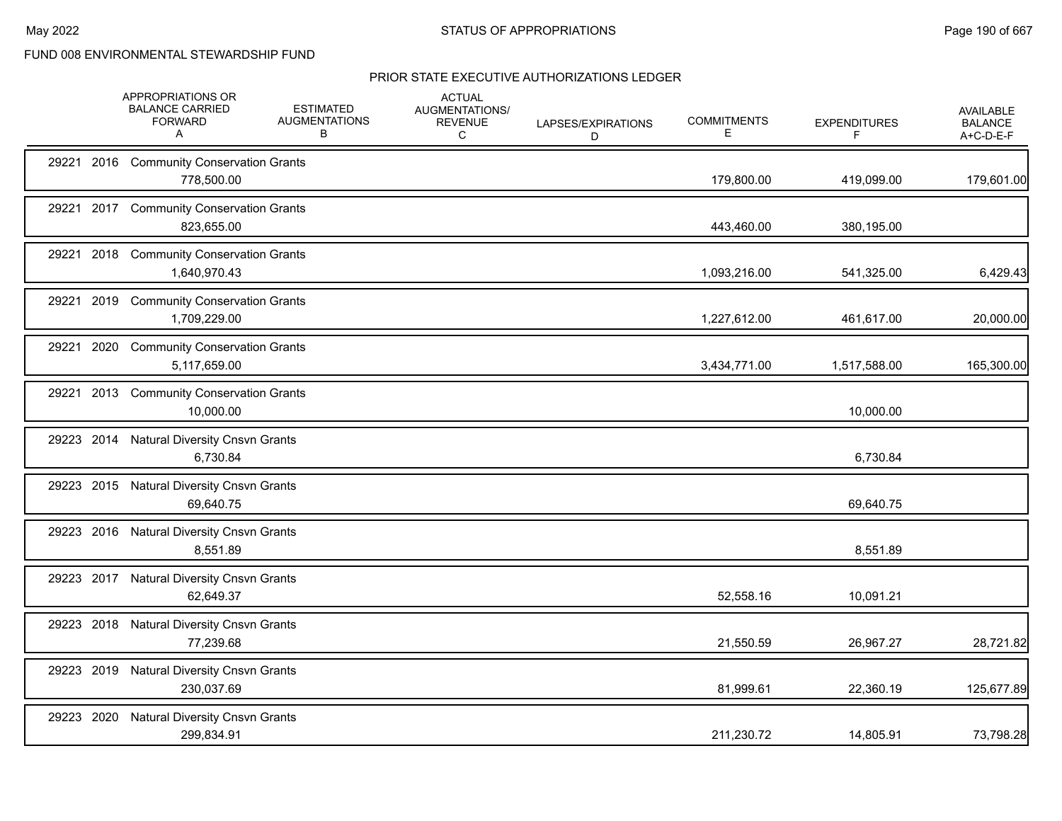FUND 008 ENVIRONMENTAL STEWARDSHIP FUND

PRIOR STATE EXECUTIVE AUTHORIZATIONS LEDGER

| | APPROPRIATIONS OR BALANCE CARRIED FORWARD A | ESTIMATED AUGMENTATIONS B | ACTUAL AUGMENTATIONS/ REVENUE C | LAPSES/EXPIRATIONS D | COMMITMENTS E | EXPENDITURES F | AVAILABLE BALANCE A+C-D-E-F |
|---|---|---|---|---|---|---|---|
| 29221 2016 Community Conservation Grants | 778,500.00 | | | | 179,800.00 | 419,099.00 | 179,601.00 |
| 29221 2017 Community Conservation Grants | 823,655.00 | | | | 443,460.00 | 380,195.00 | |
| 29221 2018 Community Conservation Grants | 1,640,970.43 | | | | 1,093,216.00 | 541,325.00 | 6,429.43 |
| 29221 2019 Community Conservation Grants | 1,709,229.00 | | | | 1,227,612.00 | 461,617.00 | 20,000.00 |
| 29221 2020 Community Conservation Grants | 5,117,659.00 | | | | 3,434,771.00 | 1,517,588.00 | 165,300.00 |
| 29221 2013 Community Conservation Grants | 10,000.00 | | | | | 10,000.00 | |
| 29223 2014 Natural Diversity Cnsvn Grants | 6,730.84 | | | | | 6,730.84 | |
| 29223 2015 Natural Diversity Cnsvn Grants | 69,640.75 | | | | | 69,640.75 | |
| 29223 2016 Natural Diversity Cnsvn Grants | 8,551.89 | | | | | 8,551.89 | |
| 29223 2017 Natural Diversity Cnsvn Grants | 62,649.37 | | | | 52,558.16 | 10,091.21 | |
| 29223 2018 Natural Diversity Cnsvn Grants | 77,239.68 | | | | 21,550.59 | 26,967.27 | 28,721.82 |
| 29223 2019 Natural Diversity Cnsvn Grants | 230,037.69 | | | | 81,999.61 | 22,360.19 | 125,677.89 |
| 29223 2020 Natural Diversity Cnsvn Grants | 299,834.91 | | | | 211,230.72 | 14,805.91 | 73,798.28 |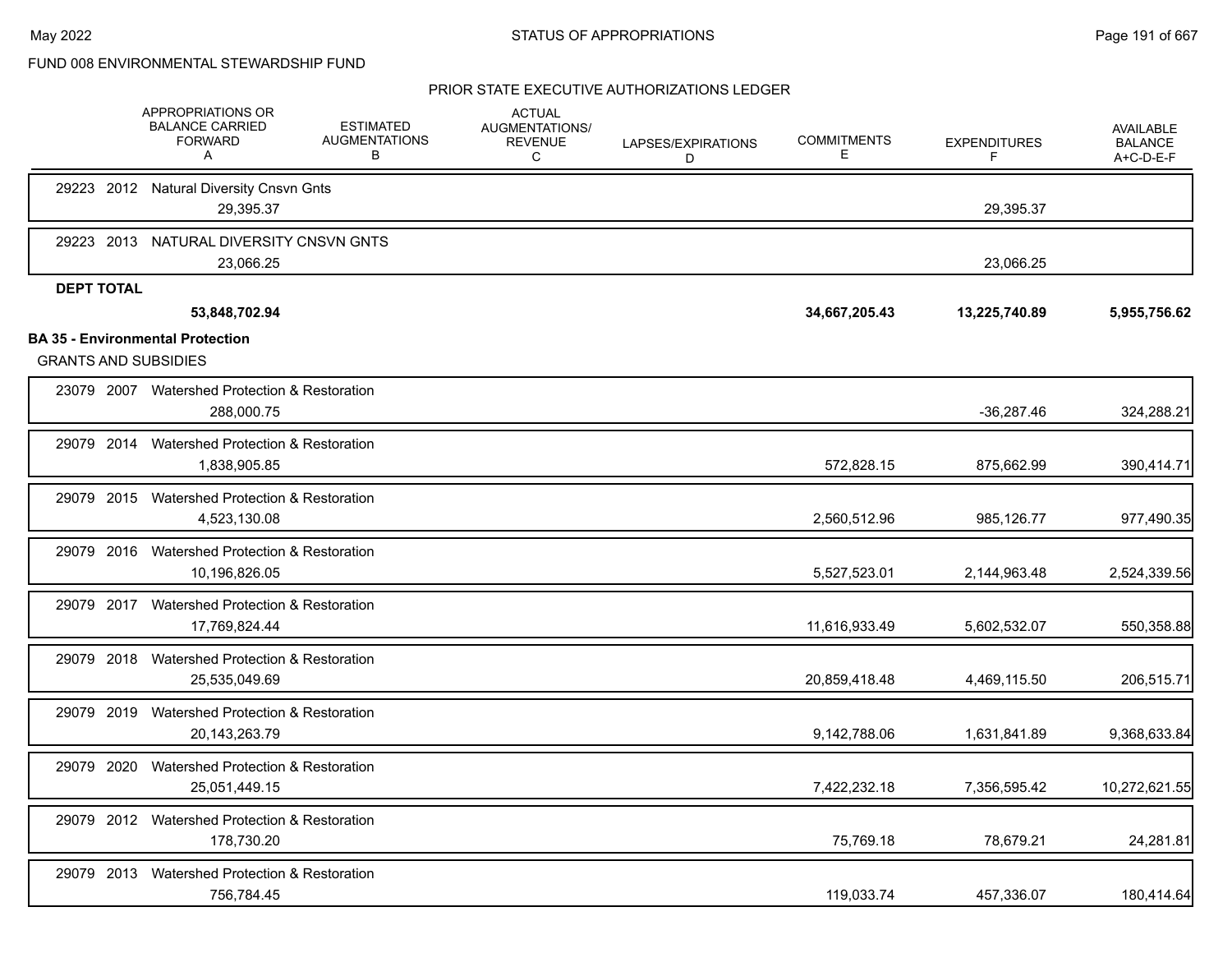FUND 008 ENVIRONMENTAL STEWARDSHIP FUND

PRIOR STATE EXECUTIVE AUTHORIZATIONS LEDGER

| | APPROPRIATIONS OR BALANCE CARRIED FORWARD A | ESTIMATED AUGMENTATIONS B | ACTUAL AUGMENTATIONS/ REVENUE C | LAPSES/EXPIRATIONS D | COMMITMENTS E | EXPENDITURES F | AVAILABLE BALANCE A+C-D-E-F |
|---|---|---|---|---|---|---|---|
| 29223 2012 Natural Diversity Cnsvn Gnts | 29,395.37 | | | | | 29,395.37 | |
| 29223 2013 NATURAL DIVERSITY CNSVN GNTS | 23,066.25 | | | | | 23,066.25 | |
| **DEPT TOTAL** | **53,848,702.94** | | | | **34,667,205.43** | **13,225,740.89** | **5,955,756.62** |

**BA 35 - Environmental Protection**

GRANTS AND SUBSIDIES

| | APPROPRIATIONS OR BALANCE CARRIED FORWARD A | ESTIMATED AUGMENTATIONS B | ACTUAL AUGMENTATIONS/ REVENUE C | LAPSES/EXPIRATIONS D | COMMITMENTS E | EXPENDITURES F | AVAILABLE BALANCE A+C-D-E-F |
|---|---|---|---|---|---|---|---|
| 23079 2007 Watershed Protection & Restoration | 288,000.75 | | | | | -36,287.46 | 324,288.21 |
| 29079 2014 Watershed Protection & Restoration | 1,838,905.85 | | | | 572,828.15 | 875,662.99 | 390,414.71 |
| 29079 2015 Watershed Protection & Restoration | 4,523,130.08 | | | | 2,560,512.96 | 985,126.77 | 977,490.35 |
| 29079 2016 Watershed Protection & Restoration | 10,196,826.05 | | | | 5,527,523.01 | 2,144,963.48 | 2,524,339.56 |
| 29079 2017 Watershed Protection & Restoration | 17,769,824.44 | | | | 11,616,933.49 | 5,602,532.07 | 550,358.88 |
| 29079 2018 Watershed Protection & Restoration | 25,535,049.69 | | | | 20,859,418.48 | 4,469,115.50 | 206,515.71 |
| 29079 2019 Watershed Protection & Restoration | 20,143,263.79 | | | | 9,142,788.06 | 1,631,841.89 | 9,368,633.84 |
| 29079 2020 Watershed Protection & Restoration | 25,051,449.15 | | | | 7,422,232.18 | 7,356,595.42 | 10,272,621.55 |
| 29079 2012 Watershed Protection & Restoration | 178,730.20 | | | | 75,769.18 | 78,679.21 | 24,281.81 |
| 29079 2013 Watershed Protection & Restoration | 756,784.45 | | | | 119,033.74 | 457,336.07 | 180,414.64 |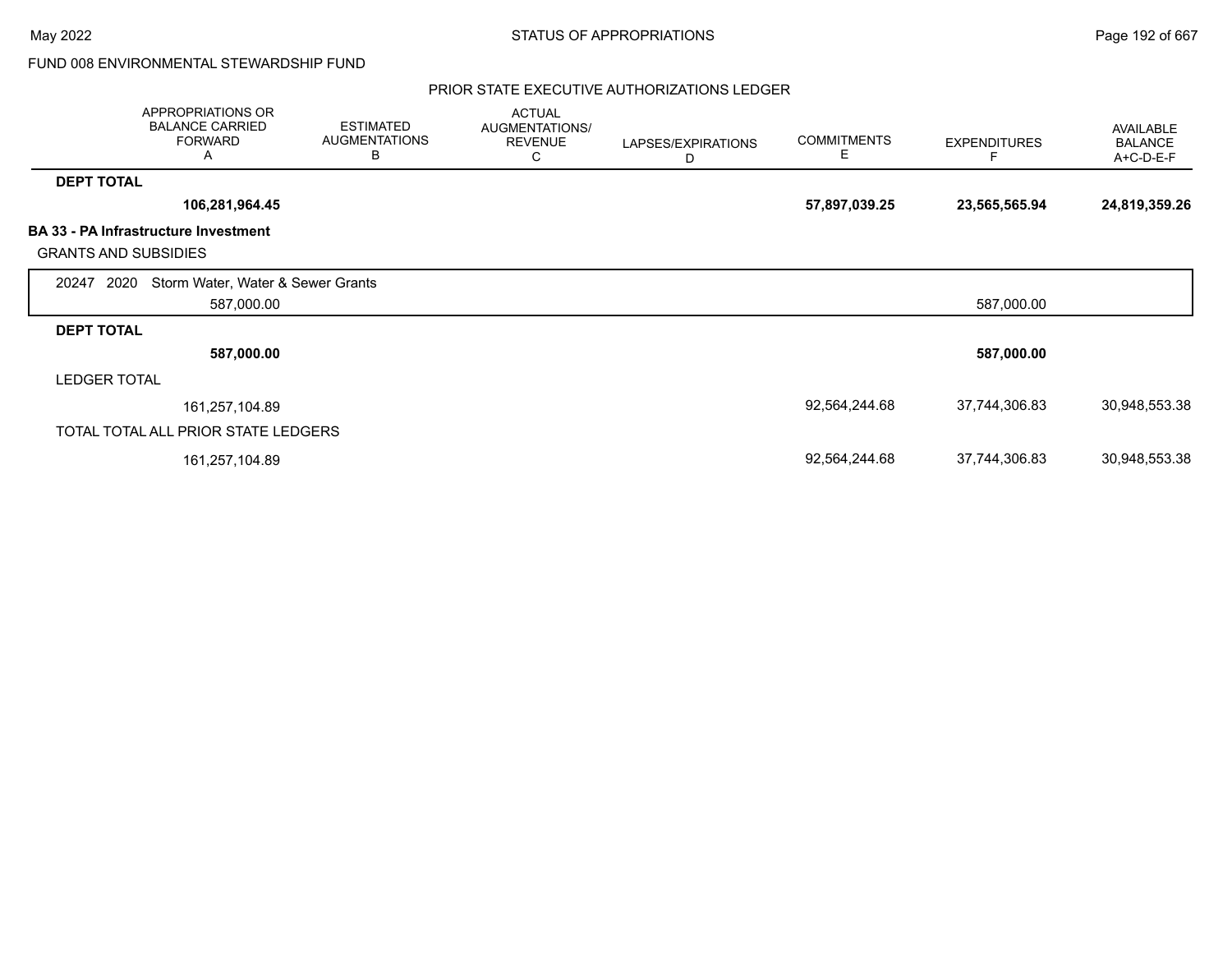FUND 008 ENVIRONMENTAL STEWARDSHIP FUND

PRIOR STATE EXECUTIVE AUTHORIZATIONS LEDGER

| | APPROPRIATIONS OR BALANCE CARRIED FORWARD A | ESTIMATED AUGMENTATIONS B | ACTUAL AUGMENTATIONS/ REVENUE C | LAPSES/EXPIRATIONS D | COMMITMENTS E | EXPENDITURES F | AVAILABLE BALANCE A+C-D-E-F |
|---|---|---|---|---|---|---|---|
| **DEPT TOTAL** | **106,281,964.45** | | | | **57,897,039.25** | **23,565,565.94** | **24,819,359.26** |
| **BA 33 - PA Infrastructure Investment** | | | | | | | |
| GRANTS AND SUBSIDIES | | | | | | | |
| 20247 2020 Storm Water, Water & Sewer Grants | 587,000.00 | | | | | 587,000.00 | |
| **DEPT TOTAL** | **587,000.00** | | | | | **587,000.00** | |
| LEDGER TOTAL | 161,257,104.89 | | | | 92,564,244.68 | 37,744,306.83 | 30,948,553.38 |
| TOTAL TOTAL ALL PRIOR STATE LEDGERS | 161,257,104.89 | | | | 92,564,244.68 | 37,744,306.83 | 30,948,553.38 |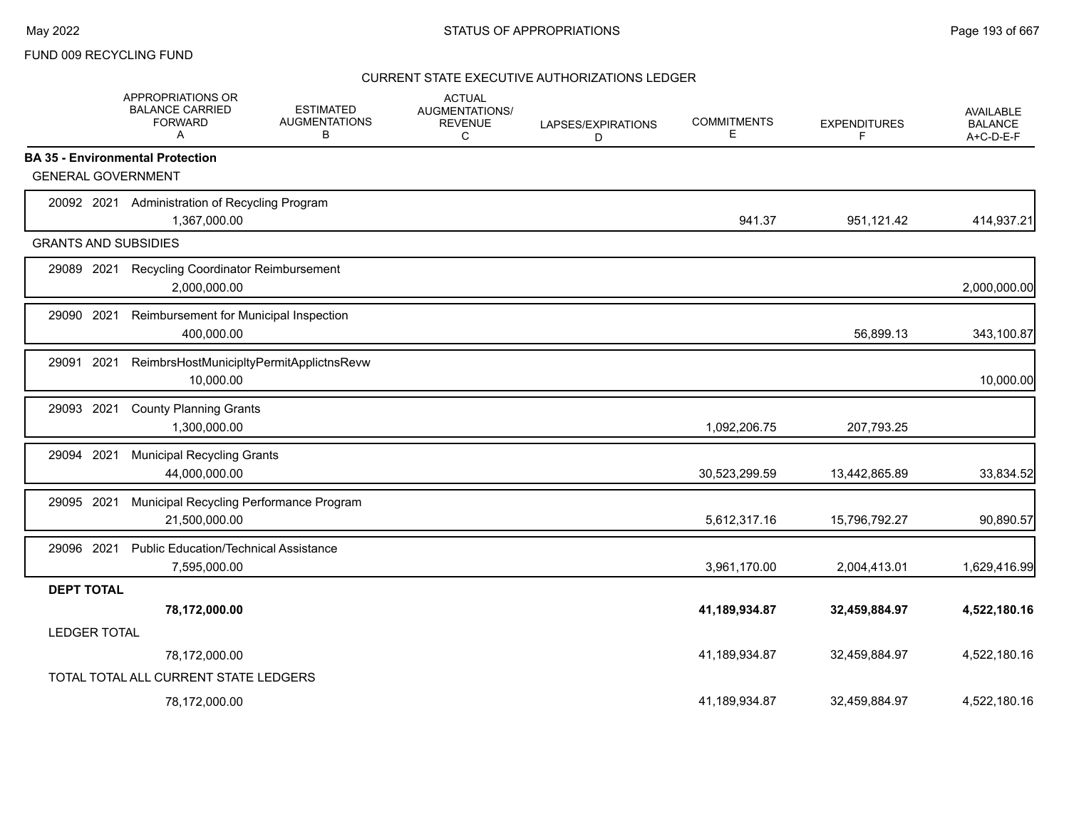FUND 009 RECYCLING FUND

CURRENT STATE EXECUTIVE AUTHORIZATIONS LEDGER

| | APPROPRIATIONS OR BALANCE CARRIED FORWARD A | ESTIMATED AUGMENTATIONS B | ACTUAL AUGMENTATIONS/ REVENUE C | LAPSES/EXPIRATIONS D | COMMITMENTS E | EXPENDITURES F | AVAILABLE BALANCE A+C-D-E-F |
|---|---|---|---|---|---|---|---|
| **BA 35 - Environmental Protection** | | | | | | | |
| GENERAL GOVERNMENT | | | | | | | |
| 20092 2021 Administration of Recycling Program | 1,367,000.00 | | | | 941.37 | 951,121.42 | 414,937.21 |
| GRANTS AND SUBSIDIES | | | | | | | |
| 29089 2021 Recycling Coordinator Reimbursement | 2,000,000.00 | | | | | | 2,000,000.00 |
| 29090 2021 Reimbursement for Municipal Inspection | 400,000.00 | | | | | 56,899.13 | 343,100.87 |
| 29091 2021 ReimbrsHostMunicipltyPermitApplictnsRevw | 10,000.00 | | | | | | 10,000.00 |
| 29093 2021 County Planning Grants | 1,300,000.00 | | | | 1,092,206.75 | 207,793.25 | |
| 29094 2021 Municipal Recycling Grants | 44,000,000.00 | | | | 30,523,299.59 | 13,442,865.89 | 33,834.52 |
| 29095 2021 Municipal Recycling Performance Program | 21,500,000.00 | | | | 5,612,317.16 | 15,796,792.27 | 90,890.57 |
| 29096 2021 Public Education/Technical Assistance | 7,595,000.00 | | | | 3,961,170.00 | 2,004,413.01 | 1,629,416.99 |
| **DEPT TOTAL** | **78,172,000.00** | | | | **41,189,934.87** | **32,459,884.97** | **4,522,180.16** |
| LEDGER TOTAL | 78,172,000.00 | | | | 41,189,934.87 | 32,459,884.97 | 4,522,180.16 |
| TOTAL TOTAL ALL CURRENT STATE LEDGERS | 78,172,000.00 | | | | 41,189,934.87 | 32,459,884.97 | 4,522,180.16 |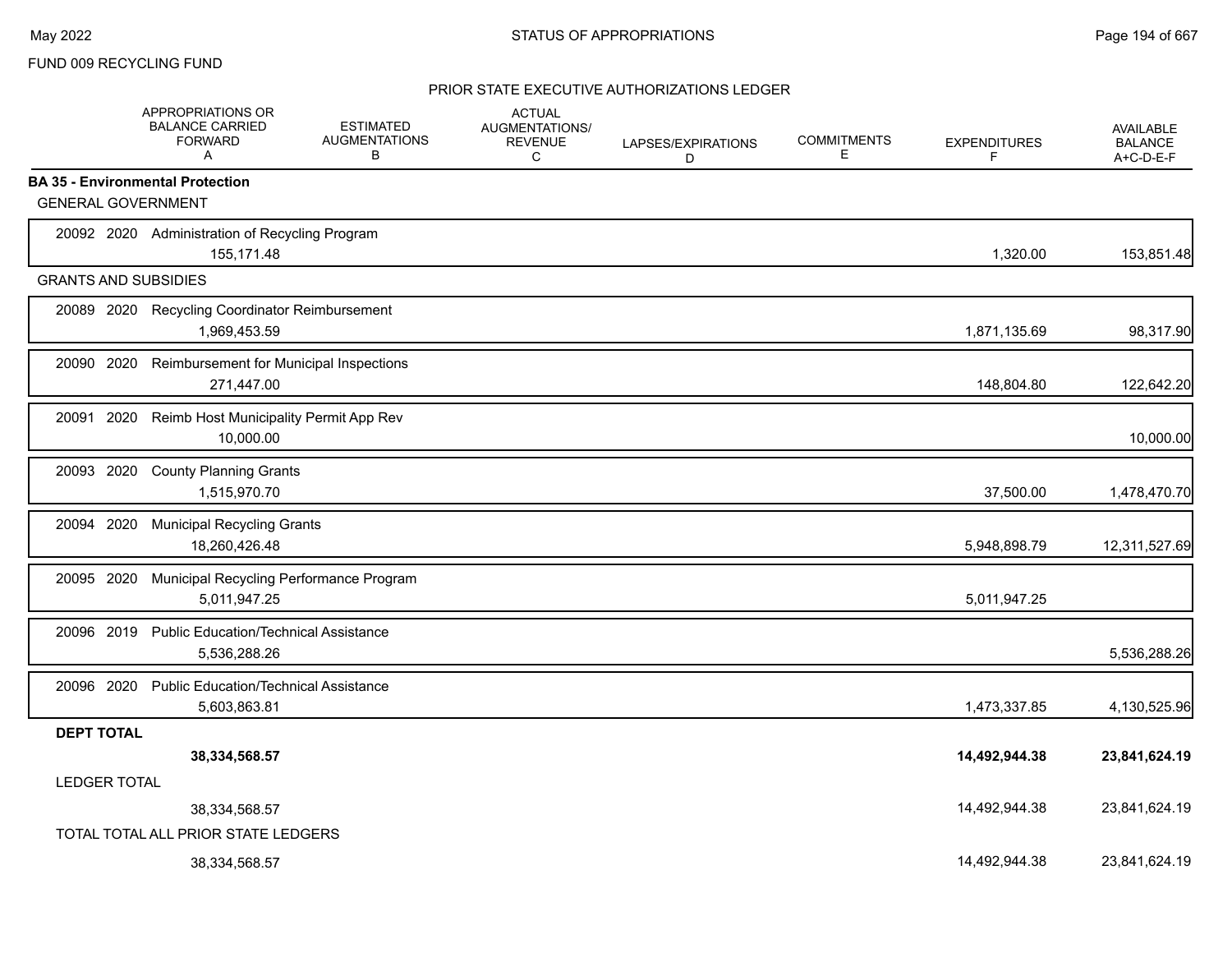FUND 009 RECYCLING FUND

STATUS OF APPROPRIATIONS

PRIOR STATE EXECUTIVE AUTHORIZATIONS LEDGER

| | APPROPRIATIONS OR BALANCE CARRIED FORWARD A | ESTIMATED AUGMENTATIONS B | ACTUAL AUGMENTATIONS/ REVENUE C | LAPSES/EXPIRATIONS D | COMMITMENTS E | EXPENDITURES F | AVAILABLE BALANCE A+C-D-E-F |
|---|---|---|---|---|---|---|---|
| **BA 35 - Environmental Protection** | | | | | | | |
| GENERAL GOVERNMENT | | | | | | | |
| 20092 2020 Administration of Recycling Program | 155,171.48 | | | | | 1,320.00 | 153,851.48 |
| GRANTS AND SUBSIDIES | | | | | | | |
| 20089 2020 Recycling Coordinator Reimbursement | 1,969,453.59 | | | | | 1,871,135.69 | 98,317.90 |
| 20090 2020 Reimbursement for Municipal Inspections | 271,447.00 | | | | | 148,804.80 | 122,642.20 |
| 20091 2020 Reimb Host Municipality Permit App Rev | 10,000.00 | | | | | | 10,000.00 |
| 20093 2020 County Planning Grants | 1,515,970.70 | | | | | 37,500.00 | 1,478,470.70 |
| 20094 2020 Municipal Recycling Grants | 18,260,426.48 | | | | | 5,948,898.79 | 12,311,527.69 |
| 20095 2020 Municipal Recycling Performance Program | 5,011,947.25 | | | | | 5,011,947.25 | |
| 20096 2019 Public Education/Technical Assistance | 5,536,288.26 | | | | | | 5,536,288.26 |
| 20096 2020 Public Education/Technical Assistance | 5,603,863.81 | | | | | 1,473,337.85 | 4,130,525.96 |
| **DEPT TOTAL** | **38,334,568.57** | | | | | **14,492,944.38** | **23,841,624.19** |
| LEDGER TOTAL | 38,334,568.57 | | | | | 14,492,944.38 | 23,841,624.19 |
| TOTAL TOTAL ALL PRIOR STATE LEDGERS | 38,334,568.57 | | | | | 14,492,944.38 | 23,841,624.19 |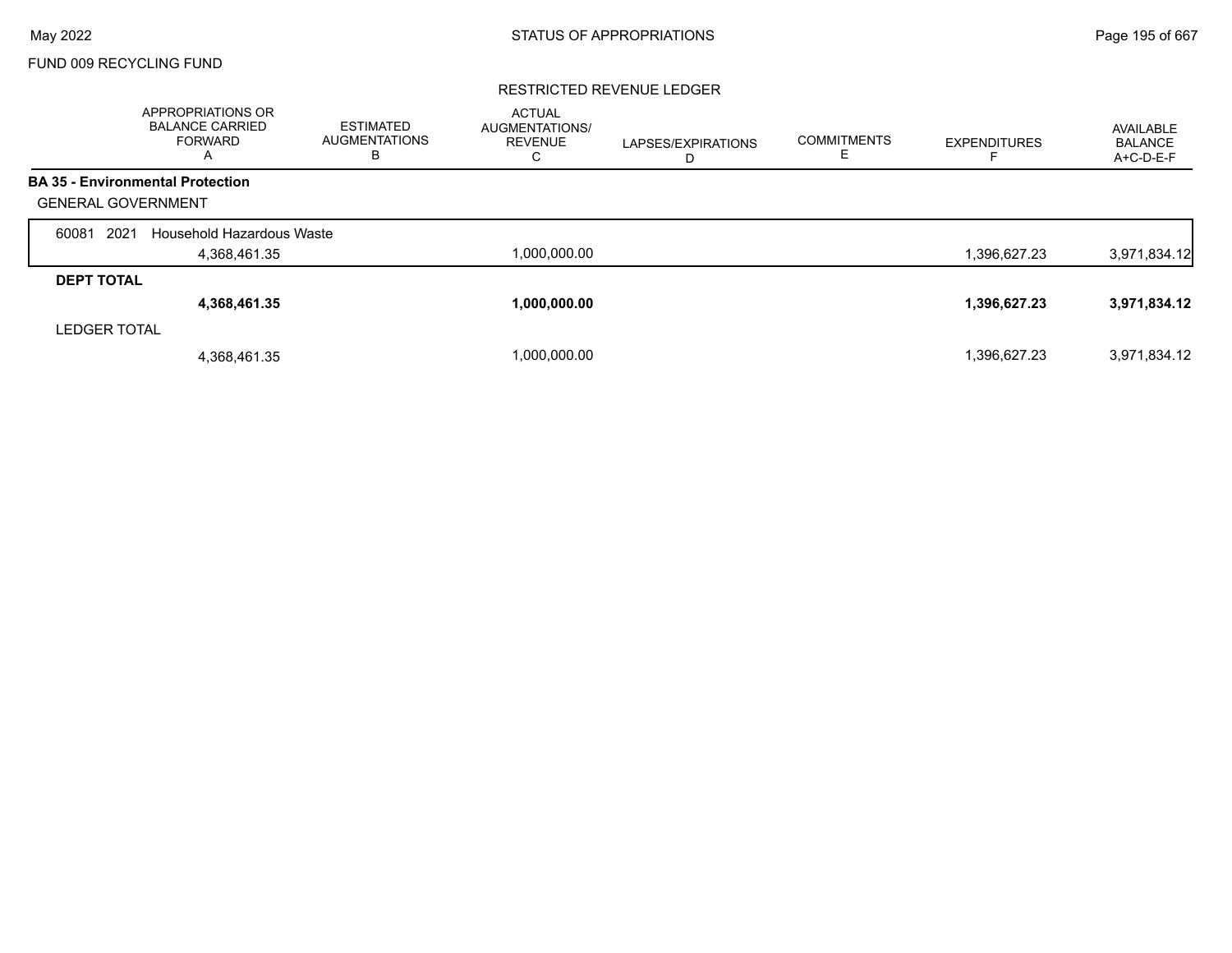FUND 009 RECYCLING FUND

RESTRICTED REVENUE LEDGER

| | APPROPRIATIONS OR BALANCE CARRIED FORWARD A | ESTIMATED AUGMENTATIONS B | ACTUAL AUGMENTATIONS/ REVENUE C | LAPSES/EXPIRATIONS D | COMMITMENTS E | EXPENDITURES F | AVAILABLE BALANCE A+C-D-E-F |
|---|---|---|---|---|---|---|---|
| **BA 35 - Environmental Protection** | | | | | | | |
| GENERAL GOVERNMENT | | | | | | | |
| 60081 2021 Household Hazardous Waste | 4,368,461.35 | | 1,000,000.00 | | | 1,396,627.23 | 3,971,834.12 |
| **DEPT TOTAL** | **4,368,461.35** | | **1,000,000.00** | | | **1,396,627.23** | **3,971,834.12** |
| LEDGER TOTAL | 4,368,461.35 | | 1,000,000.00 | | | 1,396,627.23 | 3,971,834.12 |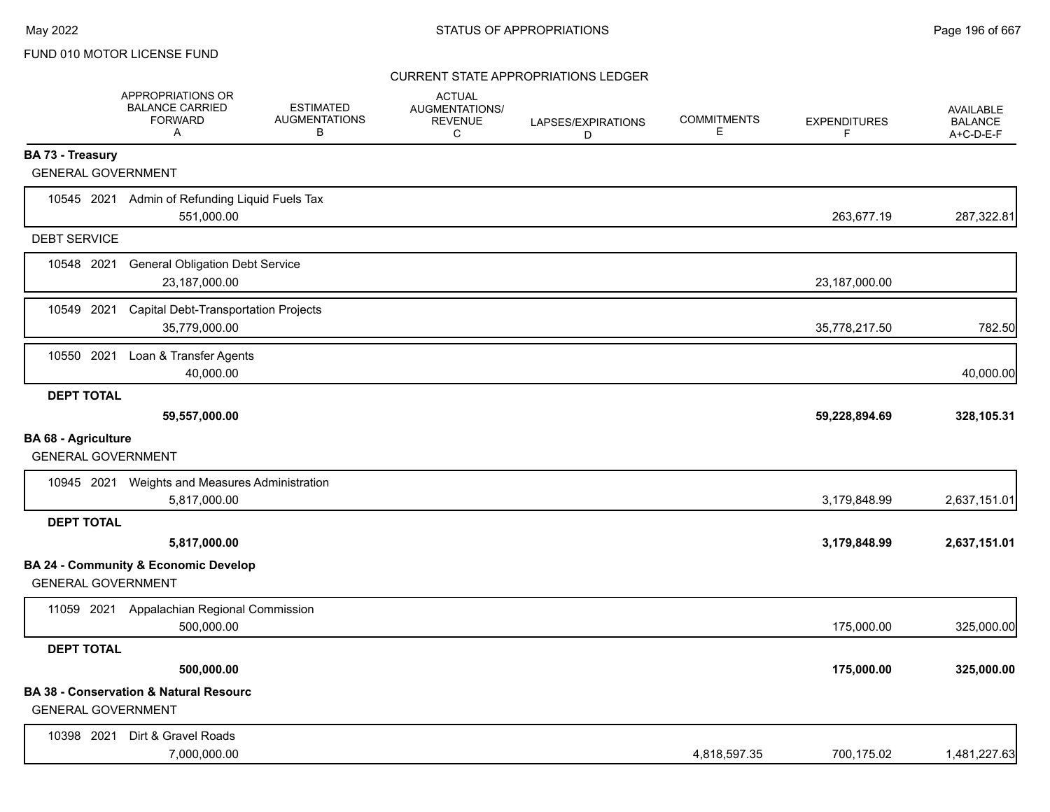FUND 010 MOTOR LICENSE FUND

CURRENT STATE APPROPRIATIONS LEDGER

| | APPROPRIATIONS OR BALANCE CARRIED FORWARD A | ESTIMATED AUGMENTATIONS B | ACTUAL AUGMENTATIONS/ REVENUE C | LAPSES/EXPIRATIONS D | COMMITMENTS E | EXPENDITURES F | AVAILABLE BALANCE A+C-D-E-F |
|---|---|---|---|---|---|---|---|
| **BA 73 - Treasury** | | | | | | | |
| GENERAL GOVERNMENT | | | | | | | |
| 10545 2021 Admin of Refunding Liquid Fuels Tax | 551,000.00 | | | | | 263,677.19 | 287,322.81 |
| DEBT SERVICE | | | | | | | |
| 10548 2021 General Obligation Debt Service | 23,187,000.00 | | | | | 23,187,000.00 | |
| 10549 2021 Capital Debt-Transportation Projects | 35,779,000.00 | | | | | 35,778,217.50 | 782.50 |
| 10550 2021 Loan & Transfer Agents | 40,000.00 | | | | | | 40,000.00 |
| **DEPT TOTAL** | **59,557,000.00** | | | | | **59,228,894.69** | **328,105.31** |
| **BA 68 - Agriculture** | | | | | | | |
| GENERAL GOVERNMENT | | | | | | | |
| 10945 2021 Weights and Measures Administration | 5,817,000.00 | | | | | 3,179,848.99 | 2,637,151.01 |
| **DEPT TOTAL** | **5,817,000.00** | | | | | **3,179,848.99** | **2,637,151.01** |
| **BA 24 - Community & Economic Develop** | | | | | | | |
| GENERAL GOVERNMENT | | | | | | | |
| 11059 2021 Appalachian Regional Commission | 500,000.00 | | | | | 175,000.00 | 325,000.00 |
| **DEPT TOTAL** | **500,000.00** | | | | | **175,000.00** | **325,000.00** |
| **BA 38 - Conservation & Natural Resourc** | | | | | | | |
| GENERAL GOVERNMENT | | | | | | | |
| 10398 2021 Dirt & Gravel Roads | 7,000,000.00 | | | | 4,818,597.35 | 700,175.02 | 1,481,227.63 |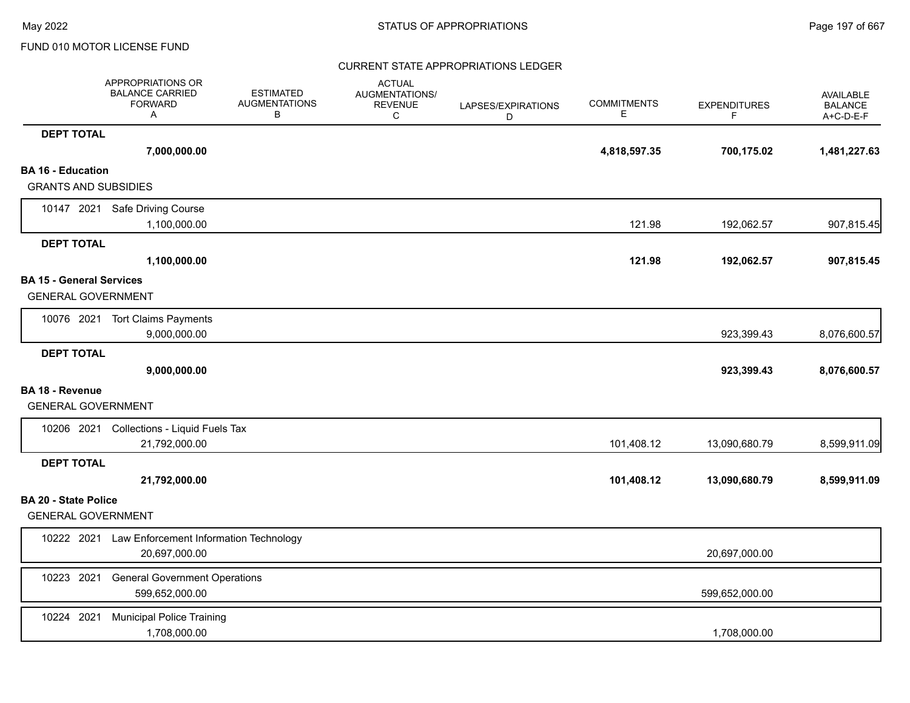FUND 010 MOTOR LICENSE FUND

CURRENT STATE APPROPRIATIONS LEDGER

| | APPROPRIATIONS OR BALANCE CARRIED FORWARD A | ESTIMATED AUGMENTATIONS B | ACTUAL AUGMENTATIONS/ REVENUE C | LAPSES/EXPIRATIONS D | COMMITMENTS E | EXPENDITURES F | AVAILABLE BALANCE A+C-D-E-F |
|---|---|---|---|---|---|---|---|
| **DEPT TOTAL** | **7,000,000.00** | | | | **4,818,597.35** | **700,175.02** | **1,481,227.63** |
| **BA 16 - Education** | | | | | | | |
| GRANTS AND SUBSIDIES | | | | | | | |
| 10147 2021 Safe Driving Course | 1,100,000.00 | | | | 121.98 | 192,062.57 | 907,815.45 |
| **DEPT TOTAL** | **1,100,000.00** | | | | **121.98** | **192,062.57** | **907,815.45** |
| **BA 15 - General Services** | | | | | | | |
| GENERAL GOVERNMENT | | | | | | | |
| 10076 2021 Tort Claims Payments | 9,000,000.00 | | | | | 923,399.43 | 8,076,600.57 |
| **DEPT TOTAL** | **9,000,000.00** | | | | | **923,399.43** | **8,076,600.57** |
| **BA 18 - Revenue** | | | | | | | |
| GENERAL GOVERNMENT | | | | | | | |
| 10206 2021 Collections - Liquid Fuels Tax | 21,792,000.00 | | | | 101,408.12 | 13,090,680.79 | 8,599,911.09 |
| **DEPT TOTAL** | **21,792,000.00** | | | | **101,408.12** | **13,090,680.79** | **8,599,911.09** |
| **BA 20 - State Police** | | | | | | | |
| GENERAL GOVERNMENT | | | | | | | |
| 10222 2021 Law Enforcement Information Technology | 20,697,000.00 | | | | | 20,697,000.00 | |
| 10223 2021 General Government Operations | 599,652,000.00 | | | | | 599,652,000.00 | |
| 10224 2021 Municipal Police Training | 1,708,000.00 | | | | | 1,708,000.00 | |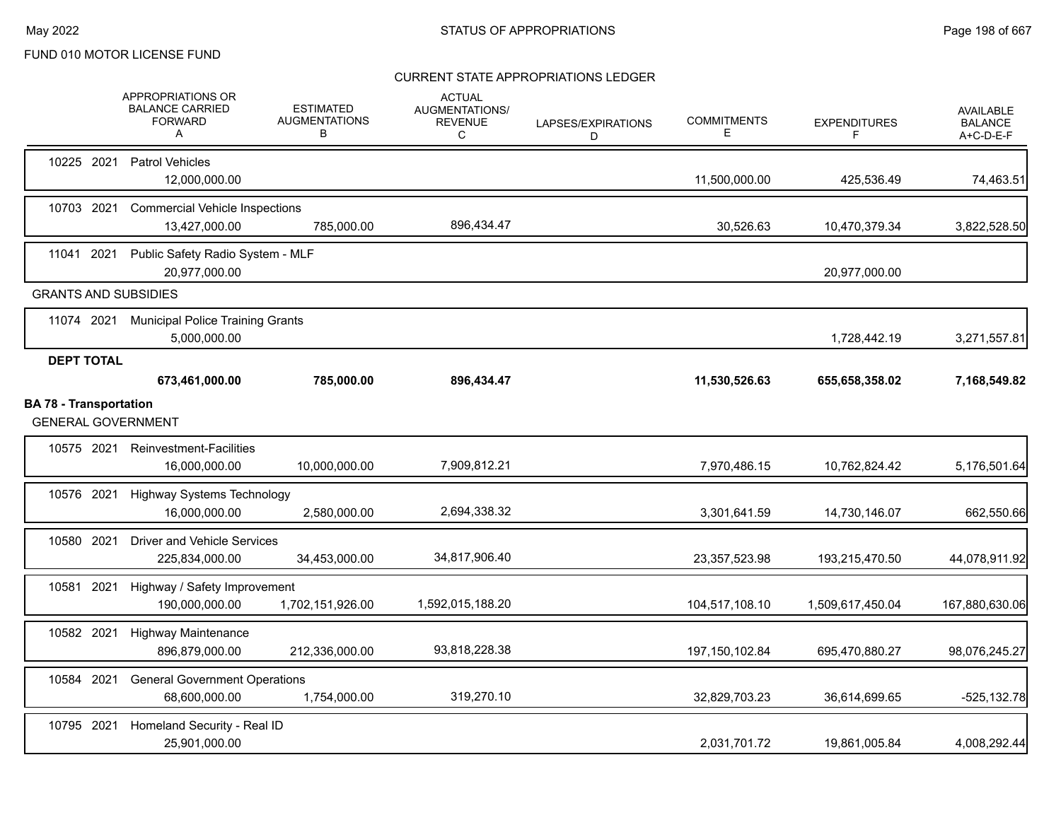FUND 010 MOTOR LICENSE FUND

CURRENT STATE APPROPRIATIONS LEDGER

| | APPROPRIATIONS OR BALANCE CARRIED FORWARD A | ESTIMATED AUGMENTATIONS B | ACTUAL AUGMENTATIONS/ REVENUE C | LAPSES/EXPIRATIONS D | COMMITMENTS E | EXPENDITURES F | AVAILABLE BALANCE A+C-D-E-F |
|---|---|---|---|---|---|---|---|
| 10225 2021 Patrol Vehicles | 12,000,000.00 | | | | 11,500,000.00 | 425,536.49 | 74,463.51 |
| 10703 2021 Commercial Vehicle Inspections | 13,427,000.00 | 785,000.00 | 896,434.47 | | 30,526.63 | 10,470,379.34 | 3,822,528.50 |
| 11041 2021 Public Safety Radio System - MLF | 20,977,000.00 | | | | | 20,977,000.00 | |
| GRANTS AND SUBSIDIES | | | | | | | |
| 11074 2021 Municipal Police Training Grants | 5,000,000.00 | | | | | 1,728,442.19 | 3,271,557.81 |
| **DEPT TOTAL** | **673,461,000.00** | **785,000.00** | **896,434.47** | | **11,530,526.63** | **655,658,358.02** | **7,168,549.82** |
| **BA 78 - Transportation** | | | | | | | |
| GENERAL GOVERNMENT | | | | | | | |
| 10575 2021 Reinvestment-Facilities | 16,000,000.00 | 10,000,000.00 | 7,909,812.21 | | 7,970,486.15 | 10,762,824.42 | 5,176,501.64 |
| 10576 2021 Highway Systems Technology | 16,000,000.00 | 2,580,000.00 | 2,694,338.32 | | 3,301,641.59 | 14,730,146.07 | 662,550.66 |
| 10580 2021 Driver and Vehicle Services | 225,834,000.00 | 34,453,000.00 | 34,817,906.40 | | 23,357,523.98 | 193,215,470.50 | 44,078,911.92 |
| 10581 2021 Highway / Safety Improvement | 190,000,000.00 | 1,702,151,926.00 | 1,592,015,188.20 | | 104,517,108.10 | 1,509,617,450.04 | 167,880,630.06 |
| 10582 2021 Highway Maintenance | 896,879,000.00 | 212,336,000.00 | 93,818,228.38 | | 197,150,102.84 | 695,470,880.27 | 98,076,245.27 |
| 10584 2021 General Government Operations | 68,600,000.00 | 1,754,000.00 | 319,270.10 | | 32,829,703.23 | 36,614,699.65 | -525,132.78 |
| 10795 2021 Homeland Security - Real ID | 25,901,000.00 | | | | 2,031,701.72 | 19,861,005.84 | 4,008,292.44 |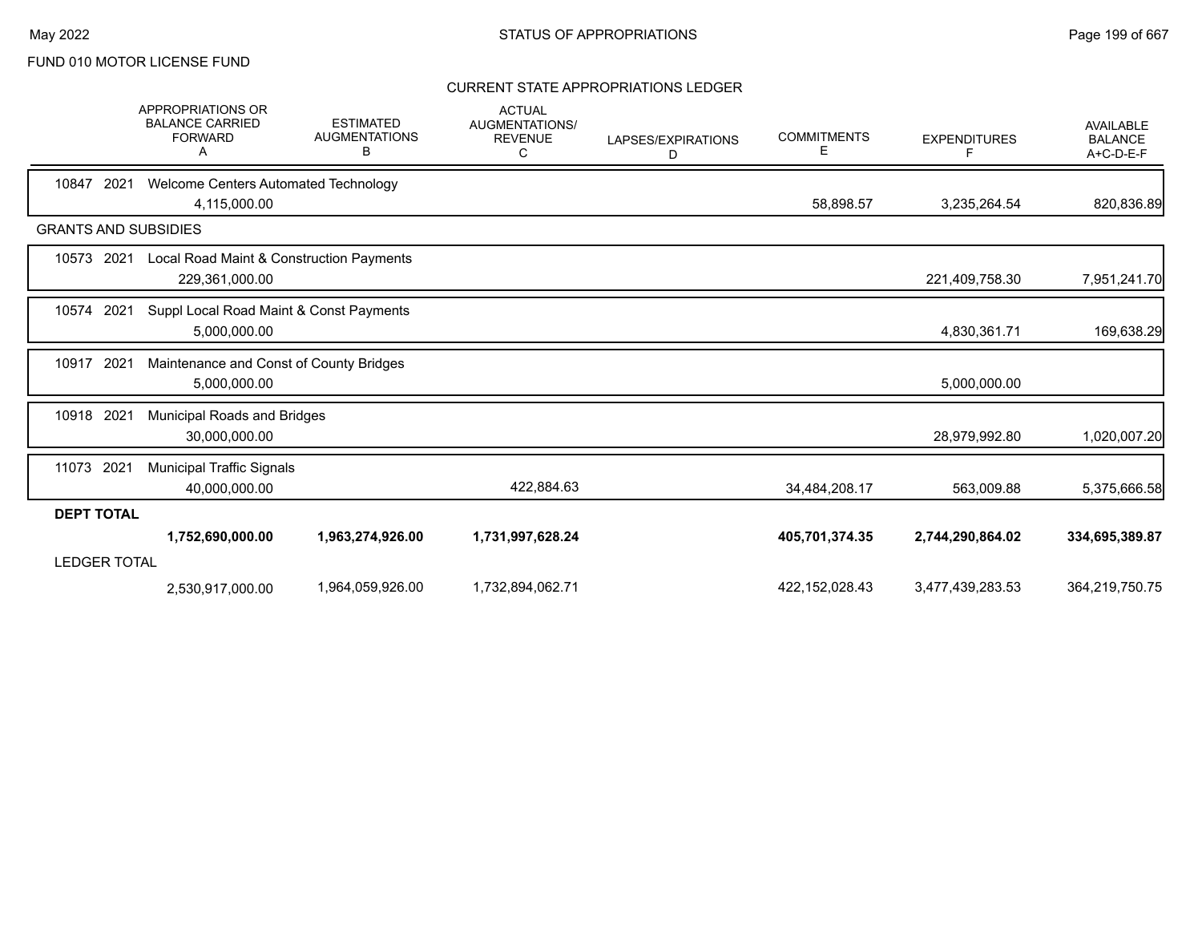FUND 010 MOTOR LICENSE FUND

## CURRENT STATE APPROPRIATIONS LEDGER

| | APPROPRIATIONS OR BALANCE CARRIED FORWARD A | ESTIMATED AUGMENTATIONS B | ACTUAL AUGMENTATIONS/ REVENUE C | LAPSES/EXPIRATIONS D | COMMITMENTS E | EXPENDITURES F | AVAILABLE BALANCE A+C-D-E-F |
|---|---|---|---|---|---|---|---|
| 10847 2021 Welcome Centers Automated Technology | 4,115,000.00 | | | | 58,898.57 | 3,235,264.54 | 820,836.89 |
| **GRANTS AND SUBSIDIES** | | | | | | | |
| 10573 2021 Local Road Maint & Construction Payments | 229,361,000.00 | | | | | 221,409,758.30 | 7,951,241.70 |
| 10574 2021 Suppl Local Road Maint & Const Payments | 5,000,000.00 | | | | | 4,830,361.71 | 169,638.29 |
| 10917 2021 Maintenance and Const of County Bridges | 5,000,000.00 | | | | | 5,000,000.00 | |
| 10918 2021 Municipal Roads and Bridges | 30,000,000.00 | | | | | 28,979,992.80 | 1,020,007.20 |
| 11073 2021 Municipal Traffic Signals | 40,000,000.00 | | 422,884.63 | | 34,484,208.17 | 563,009.88 | 5,375,666.58 |
| **DEPT TOTAL** | **1,752,690,000.00** | **1,963,274,926.00** | **1,731,997,628.24** | | **405,701,374.35** | **2,744,290,864.02** | **334,695,389.87** |
| LEDGER TOTAL | 2,530,917,000.00 | 1,964,059,926.00 | 1,732,894,062.71 | | 422,152,028.43 | 3,477,439,283.53 | 364,219,750.75 |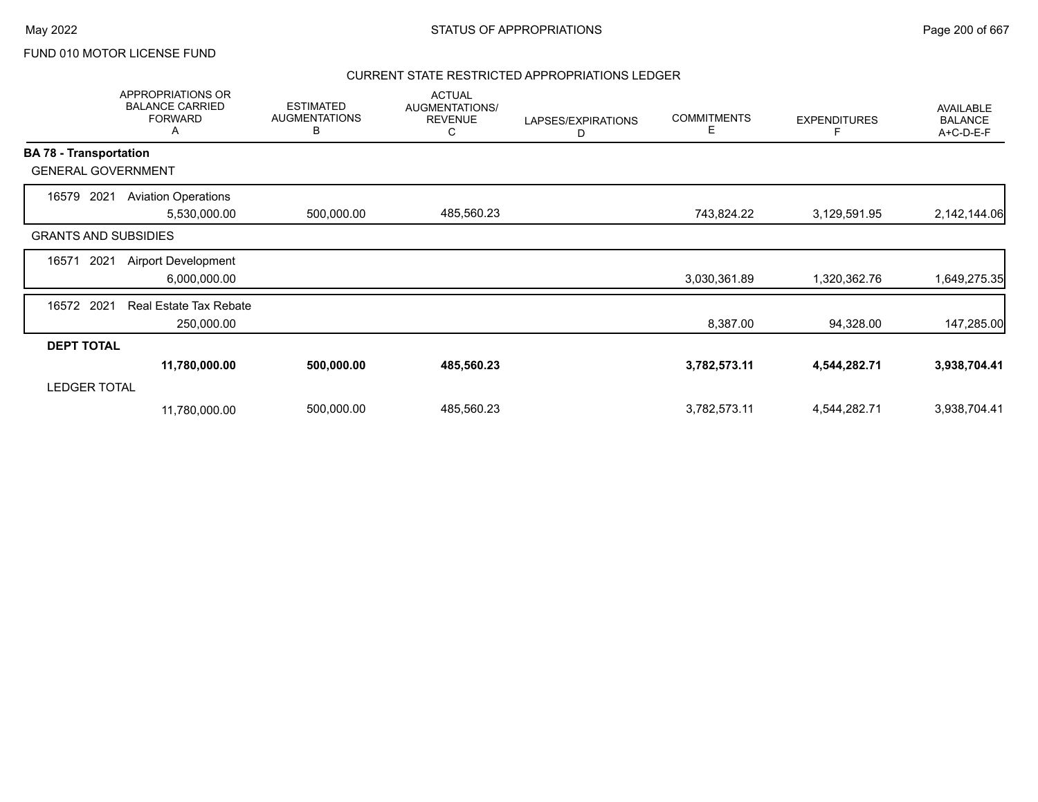FUND 010 MOTOR LICENSE FUND

## CURRENT STATE RESTRICTED APPROPRIATIONS LEDGER

| | APPROPRIATIONS OR BALANCE CARRIED FORWARD A | ESTIMATED AUGMENTATIONS B | ACTUAL AUGMENTATIONS/ REVENUE C | LAPSES/EXPIRATIONS D | COMMITMENTS E | EXPENDITURES F | AVAILABLE BALANCE A+C-D-E-F |
|---|---|---|---|---|---|---|---|
| **BA 78 - Transportation** | | | | | | | |
| GENERAL GOVERNMENT | | | | | | | |
| 16579 2021 Aviation Operations | 5,530,000.00 | 500,000.00 | 485,560.23 | | 743,824.22 | 3,129,591.95 | 2,142,144.06 |
| GRANTS AND SUBSIDIES | | | | | | | |
| 16571 2021 Airport Development | 6,000,000.00 | | | | 3,030,361.89 | 1,320,362.76 | 1,649,275.35 |
| 16572 2021 Real Estate Tax Rebate | 250,000.00 | | | | 8,387.00 | 94,328.00 | 147,285.00 |
| **DEPT TOTAL** | **11,780,000.00** | **500,000.00** | **485,560.23** | | **3,782,573.11** | **4,544,282.71** | **3,938,704.41** |
| LEDGER TOTAL | 11,780,000.00 | 500,000.00 | 485,560.23 | | 3,782,573.11 | 4,544,282.71 | 3,938,704.41 |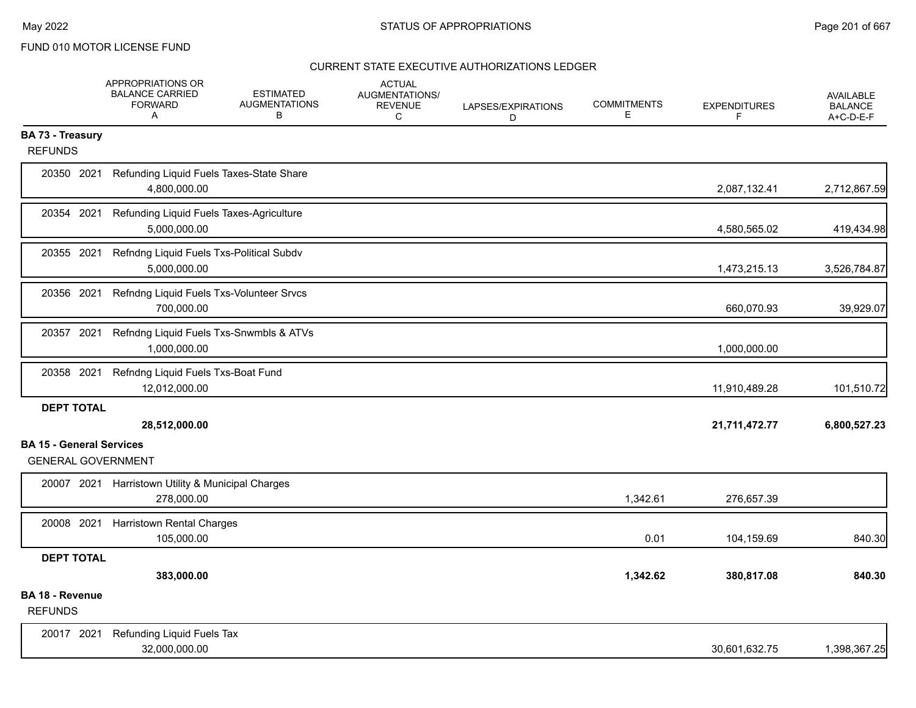FUND 010 MOTOR LICENSE FUND

CURRENT STATE EXECUTIVE AUTHORIZATIONS LEDGER

| | APPROPRIATIONS OR BALANCE CARRIED FORWARD A | ESTIMATED AUGMENTATIONS B | ACTUAL AUGMENTATIONS/ REVENUE C | LAPSES/EXPIRATIONS D | COMMITMENTS E | EXPENDITURES F | AVAILABLE BALANCE A+C-D-E-F |
|---|---|---|---|---|---|---|---|
| **BA 73 - Treasury** | | | | | | | |
| REFUNDS | | | | | | | |
| 20350 2021 Refunding Liquid Fuels Taxes-State Share | 4,800,000.00 | | | | | 2,087,132.41 | 2,712,867.59 |
| 20354 2021 Refunding Liquid Fuels Taxes-Agriculture | 5,000,000.00 | | | | | 4,580,565.02 | 419,434.98 |
| 20355 2021 Refndng Liquid Fuels Txs-Political Subdv | 5,000,000.00 | | | | | 1,473,215.13 | 3,526,784.87 |
| 20356 2021 Refndng Liquid Fuels Txs-Volunteer Srvcs | 700,000.00 | | | | | 660,070.93 | 39,929.07 |
| 20357 2021 Refndng Liquid Fuels Txs-Snwmbls & ATVs | 1,000,000.00 | | | | | 1,000,000.00 | |
| 20358 2021 Refndng Liquid Fuels Txs-Boat Fund | 12,012,000.00 | | | | | 11,910,489.28 | 101,510.72 |
| **DEPT TOTAL** | **28,512,000.00** | | | | | **21,711,472.77** | **6,800,527.23** |
| **BA 15 - General Services** | | | | | | | |
| GENERAL GOVERNMENT | | | | | | | |
| 20007 2021 Harristown Utility & Municipal Charges | 278,000.00 | | | | 1,342.61 | 276,657.39 | |
| 20008 2021 Harristown Rental Charges | 105,000.00 | | | | 0.01 | 104,159.69 | 840.30 |
| **DEPT TOTAL** | **383,000.00** | | | | **1,342.62** | **380,817.08** | **840.30** |
| **BA 18 - Revenue** | | | | | | | |
| REFUNDS | | | | | | | |
| 20017 2021 Refunding Liquid Fuels Tax | 32,000,000.00 | | | | | 30,601,632.75 | 1,398,367.25 |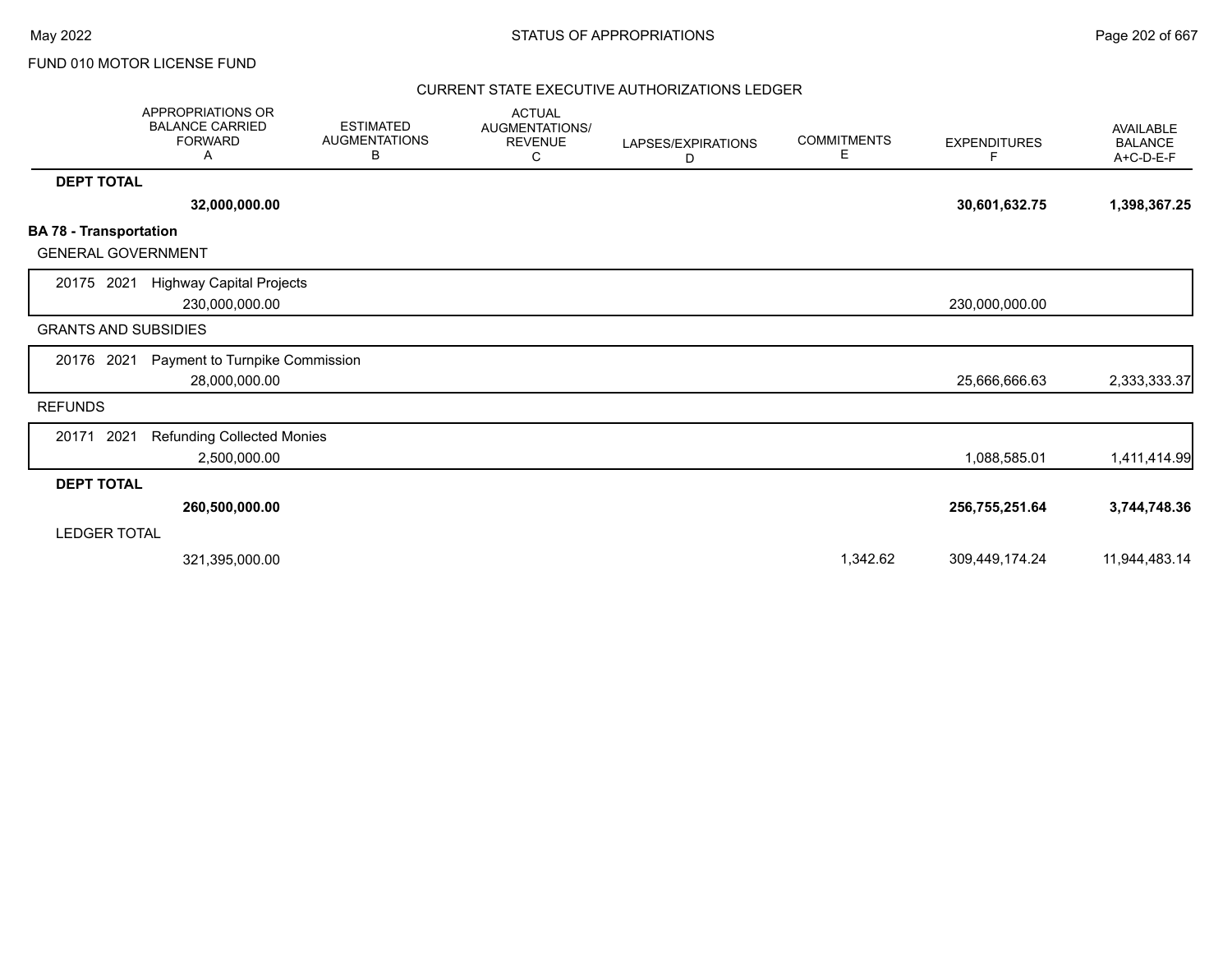FUND 010 MOTOR LICENSE FUND

CURRENT STATE EXECUTIVE AUTHORIZATIONS LEDGER

| | APPROPRIATIONS OR BALANCE CARRIED FORWARD A | ESTIMATED AUGMENTATIONS B | ACTUAL AUGMENTATIONS/ REVENUE C | LAPSES/EXPIRATIONS D | COMMITMENTS E | EXPENDITURES F | AVAILABLE BALANCE A+C-D-E-F |
|---|---|---|---|---|---|---|---|
| **DEPT TOTAL** | **32,000,000.00** | | | | | **30,601,632.75** | **1,398,367.25** |
| **BA 78 - Transportation** | | | | | | | |
| GENERAL GOVERNMENT | | | | | | | |
| 20175 2021 Highway Capital Projects | 230,000,000.00 | | | | | 230,000,000.00 | |
| GRANTS AND SUBSIDIES | | | | | | | |
| 20176 2021 Payment to Turnpike Commission | 28,000,000.00 | | | | | 25,666,666.63 | 2,333,333.37 |
| REFUNDS | | | | | | | |
| 20171 2021 Refunding Collected Monies | 2,500,000.00 | | | | | 1,088,585.01 | 1,411,414.99 |
| **DEPT TOTAL** | **260,500,000.00** | | | | | **256,755,251.64** | **3,744,748.36** |
| LEDGER TOTAL | 321,395,000.00 | | | | 1,342.62 | 309,449,174.24 | 11,944,483.14 |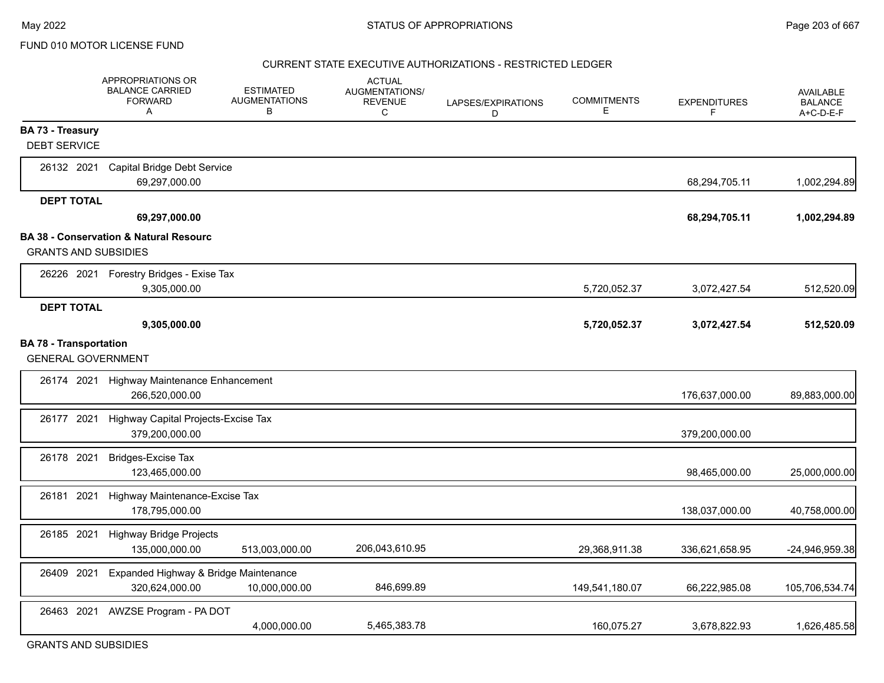FUND 010 MOTOR LICENSE FUND

CURRENT STATE EXECUTIVE AUTHORIZATIONS - RESTRICTED LEDGER

| | APPROPRIATIONS OR BALANCE CARRIED FORWARD A | ESTIMATED AUGMENTATIONS B | ACTUAL AUGMENTATIONS/ REVENUE C | LAPSES/EXPIRATIONS D | COMMITMENTS E | EXPENDITURES F | AVAILABLE BALANCE A+C-D-E-F |
|---|---|---|---|---|---|---|---|
| **BA 73 - Treasury** | | | | | | | |
| DEBT SERVICE | | | | | | | |
| 26132 2021 Capital Bridge Debt Service | 69,297,000.00 | | | | | 68,294,705.11 | 1,002,294.89 |
| **DEPT TOTAL** | **69,297,000.00** | | | | | **68,294,705.11** | **1,002,294.89** |
| **BA 38 - Conservation & Natural Resourc** | | | | | | | |
| GRANTS AND SUBSIDIES | | | | | | | |
| 26226 2021 Forestry Bridges - Exise Tax | 9,305,000.00 | | | | 5,720,052.37 | 3,072,427.54 | 512,520.09 |
| **DEPT TOTAL** | **9,305,000.00** | | | | **5,720,052.37** | **3,072,427.54** | **512,520.09** |
| **BA 78 - Transportation** | | | | | | | |
| GENERAL GOVERNMENT | | | | | | | |
| 26174 2021 Highway Maintenance Enhancement | 266,520,000.00 | | | | | 176,637,000.00 | 89,883,000.00 |
| 26177 2021 Highway Capital Projects-Excise Tax | 379,200,000.00 | | | | | 379,200,000.00 | |
| 26178 2021 Bridges-Excise Tax | 123,465,000.00 | | | | | 98,465,000.00 | 25,000,000.00 |
| 26181 2021 Highway Maintenance-Excise Tax | 178,795,000.00 | | | | | 138,037,000.00 | 40,758,000.00 |
| 26185 2021 Highway Bridge Projects | 135,000,000.00 | 513,003,000.00 | 206,043,610.95 | | 29,368,911.38 | 336,621,658.95 | -24,946,959.38 |
| 26409 2021 Expanded Highway & Bridge Maintenance | 320,624,000.00 | 10,000,000.00 | 846,699.89 | | 149,541,180.07 | 66,222,985.08 | 105,706,534.74 |
| 26463 2021 AWZSE Program - PA DOT | | 4,000,000.00 | 5,465,383.78 | | 160,075.27 | 3,678,822.93 | 1,626,485.58 |
| GRANTS AND SUBSIDIES | | | | | | | |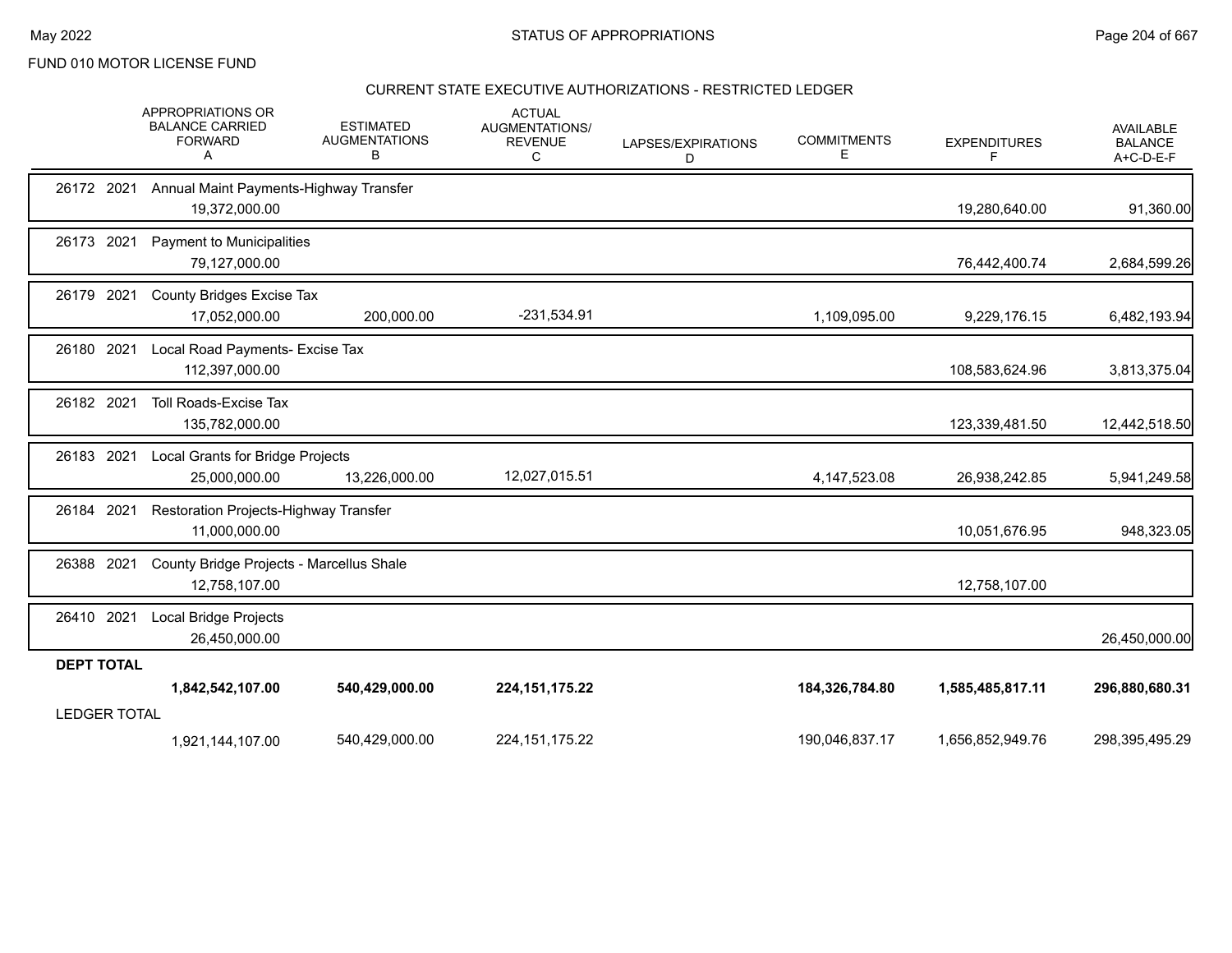FUND 010 MOTOR LICENSE FUND

## CURRENT STATE EXECUTIVE AUTHORIZATIONS - RESTRICTED LEDGER

| | APPROPRIATIONS OR BALANCE CARRIED FORWARD A | ESTIMATED AUGMENTATIONS B | ACTUAL AUGMENTATIONS/ REVENUE C | LAPSES/EXPIRATIONS D | COMMITMENTS E | EXPENDITURES F | AVAILABLE BALANCE A+C-D-E-F |
|---|---|---|---|---|---|---|---|
| 26172 2021 Annual Maint Payments-Highway Transfer | 19,372,000.00 | | | | | 19,280,640.00 | 91,360.00 |
| 26173 2021 Payment to Municipalities | 79,127,000.00 | | | | | 76,442,400.74 | 2,684,599.26 |
| 26179 2021 County Bridges Excise Tax | 17,052,000.00 | 200,000.00 | -231,534.91 | | 1,109,095.00 | 9,229,176.15 | 6,482,193.94 |
| 26180 2021 Local Road Payments- Excise Tax | 112,397,000.00 | | | | | 108,583,624.96 | 3,813,375.04 |
| 26182 2021 Toll Roads-Excise Tax | 135,782,000.00 | | | | | 123,339,481.50 | 12,442,518.50 |
| 26183 2021 Local Grants for Bridge Projects | 25,000,000.00 | 13,226,000.00 | 12,027,015.51 | | 4,147,523.08 | 26,938,242.85 | 5,941,249.58 |
| 26184 2021 Restoration Projects-Highway Transfer | 11,000,000.00 | | | | | 10,051,676.95 | 948,323.05 |
| 26388 2021 County Bridge Projects - Marcellus Shale | 12,758,107.00 | | | | | 12,758,107.00 | |
| 26410 2021 Local Bridge Projects | 26,450,000.00 | | | | | | 26,450,000.00 |
| **DEPT TOTAL** | **1,842,542,107.00** | **540,429,000.00** | **224,151,175.22** | | **184,326,784.80** | **1,585,485,817.11** | **296,880,680.31** |
| LEDGER TOTAL | 1,921,144,107.00 | 540,429,000.00 | 224,151,175.22 | | 190,046,837.17 | 1,656,852,949.76 | 298,395,495.29 |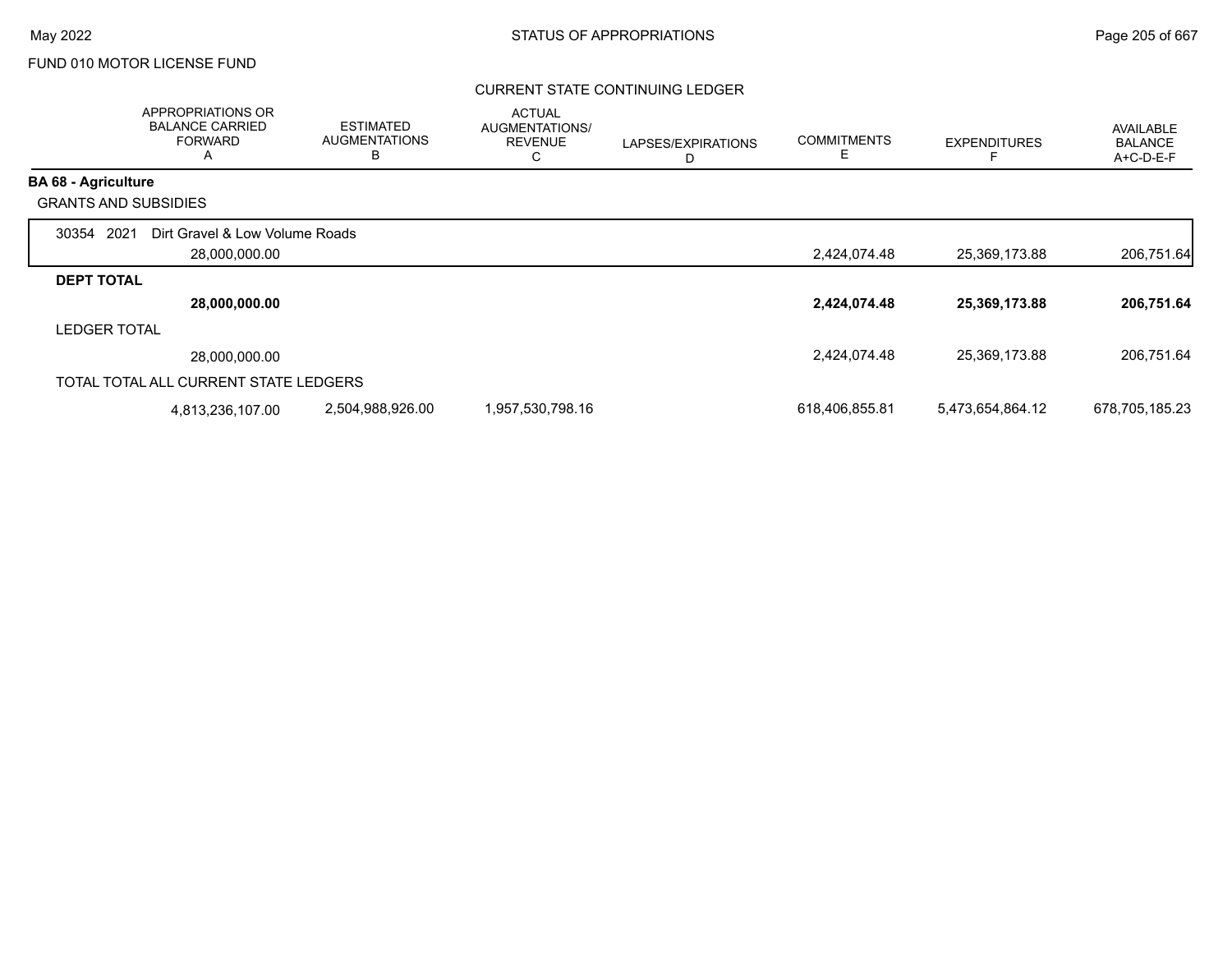FUND 010 MOTOR LICENSE FUND

CURRENT STATE CONTINUING LEDGER

| | APPROPRIATIONS OR BALANCE CARRIED FORWARD A | ESTIMATED AUGMENTATIONS B | ACTUAL AUGMENTATIONS/ REVENUE C | LAPSES/EXPIRATIONS D | COMMITMENTS E | EXPENDITURES F | AVAILABLE BALANCE A+C-D-E-F |
|---|---|---|---|---|---|---|---|
| **BA 68 - Agriculture** | | | | | | | |
| GRANTS AND SUBSIDIES | | | | | | | |
| 30354 2021 Dirt Gravel & Low Volume Roads | 28,000,000.00 | | | | 2,424,074.48 | 25,369,173.88 | 206,751.64 |
| **DEPT TOTAL** | **28,000,000.00** | | | | **2,424,074.48** | **25,369,173.88** | **206,751.64** |
| LEDGER TOTAL | 28,000,000.00 | | | | 2,424,074.48 | 25,369,173.88 | 206,751.64 |
| TOTAL TOTAL ALL CURRENT STATE LEDGERS | 4,813,236,107.00 | 2,504,988,926.00 | 1,957,530,798.16 | | 618,406,855.81 | 5,473,654,864.12 | 678,705,185.23 |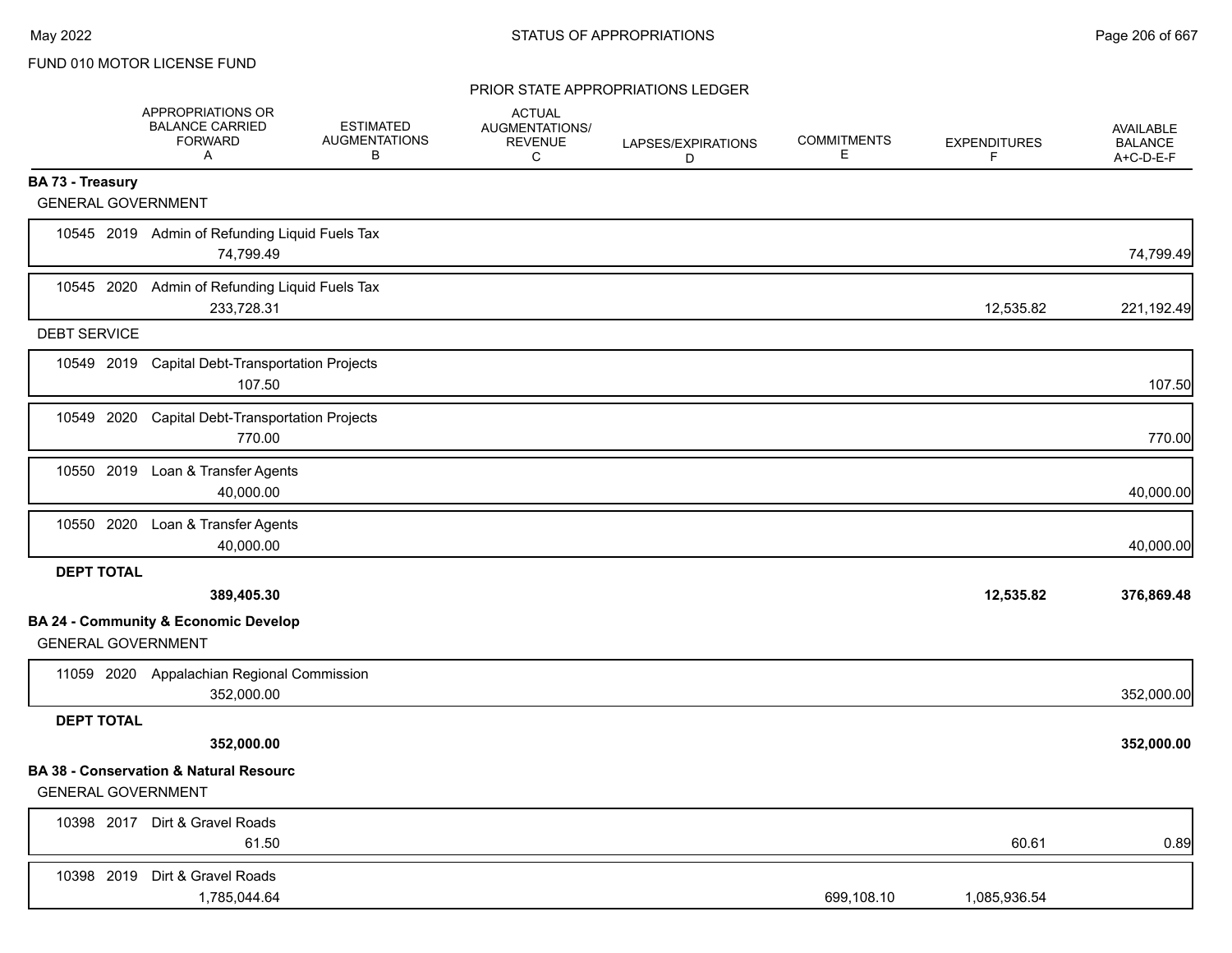FUND 010 MOTOR LICENSE FUND

PRIOR STATE APPROPRIATIONS LEDGER

| | APPROPRIATIONS OR BALANCE CARRIED FORWARD A | ESTIMATED AUGMENTATIONS B | ACTUAL AUGMENTATIONS/ REVENUE C | LAPSES/EXPIRATIONS D | COMMITMENTS E | EXPENDITURES F | AVAILABLE BALANCE A+C-D-E-F |
|---|---|---|---|---|---|---|---|
| **BA 73 - Treasury** | | | | | | | |
| GENERAL GOVERNMENT | | | | | | | |
| 10545 2019 Admin of Refunding Liquid Fuels Tax | 74,799.49 | | | | | | 74,799.49 |
| 10545 2020 Admin of Refunding Liquid Fuels Tax | 233,728.31 | | | | | 12,535.82 | 221,192.49 |
| DEBT SERVICE | | | | | | | |
| 10549 2019 Capital Debt-Transportation Projects | 107.50 | | | | | | 107.50 |
| 10549 2020 Capital Debt-Transportation Projects | 770.00 | | | | | | 770.00 |
| 10550 2019 Loan & Transfer Agents | 40,000.00 | | | | | | 40,000.00 |
| 10550 2020 Loan & Transfer Agents | 40,000.00 | | | | | | 40,000.00 |
| **DEPT TOTAL** | **389,405.30** | | | | | **12,535.82** | **376,869.48** |
| **BA 24 - Community & Economic Develop** | | | | | | | |
| GENERAL GOVERNMENT | | | | | | | |
| 11059 2020 Appalachian Regional Commission | 352,000.00 | | | | | | 352,000.00 |
| **DEPT TOTAL** | **352,000.00** | | | | | | **352,000.00** |
| **BA 38 - Conservation & Natural Resourc** | | | | | | | |
| GENERAL GOVERNMENT | | | | | | | |
| 10398 2017 Dirt & Gravel Roads | 61.50 | | | | | 60.61 | 0.89 |
| 10398 2019 Dirt & Gravel Roads | 1,785,044.64 | | | | 699,108.10 | 1,085,936.54 | |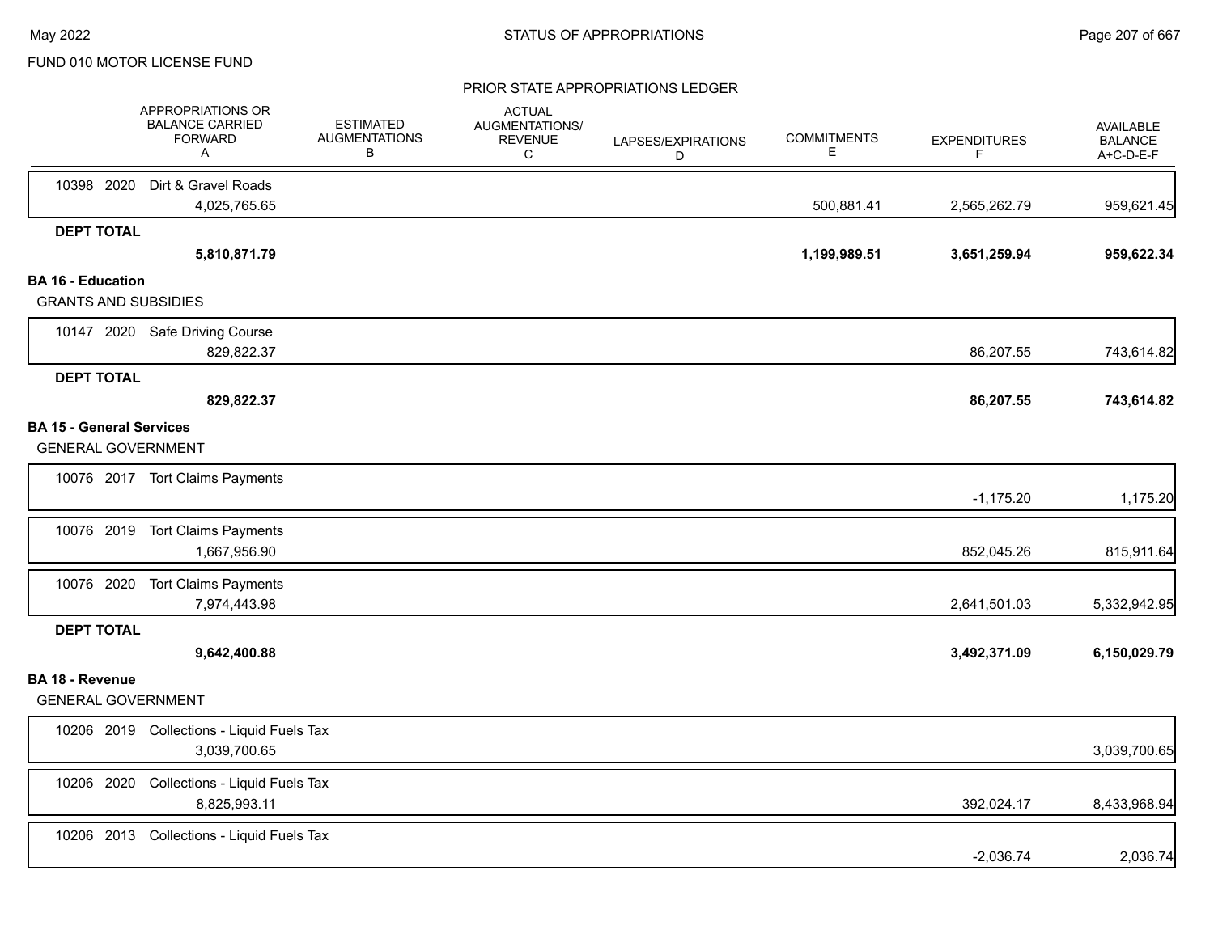FUND 010 MOTOR LICENSE FUND

PRIOR STATE APPROPRIATIONS LEDGER

| | APPROPRIATIONS OR BALANCE CARRIED FORWARD A | ESTIMATED AUGMENTATIONS B | ACTUAL AUGMENTATIONS/ REVENUE C | LAPSES/EXPIRATIONS D | COMMITMENTS E | EXPENDITURES F | AVAILABLE BALANCE A+C-D-E-F |
|---|---|---|---|---|---|---|---|
| 10398 2020 Dirt & Gravel Roads | 4,025,765.65 | | | | 500,881.41 | 2,565,262.79 | 959,621.45 |
| **DEPT TOTAL** | **5,810,871.79** | | | | **1,199,989.51** | **3,651,259.94** | **959,622.34** |
| **BA 16 - Education** | | | | | | | |
| GRANTS AND SUBSIDIES | | | | | | | |
| 10147 2020 Safe Driving Course | 829,822.37 | | | | | 86,207.55 | 743,614.82 |
| **DEPT TOTAL** | **829,822.37** | | | | | **86,207.55** | **743,614.82** |
| **BA 15 - General Services** | | | | | | | |
| GENERAL GOVERNMENT | | | | | | | |
| 10076 2017 Tort Claims Payments | | | | | | -1,175.20 | 1,175.20 |
| 10076 2019 Tort Claims Payments | 1,667,956.90 | | | | | 852,045.26 | 815,911.64 |
| 10076 2020 Tort Claims Payments | 7,974,443.98 | | | | | 2,641,501.03 | 5,332,942.95 |
| **DEPT TOTAL** | **9,642,400.88** | | | | | **3,492,371.09** | **6,150,029.79** |
| **BA 18 - Revenue** | | | | | | | |
| GENERAL GOVERNMENT | | | | | | | |
| 10206 2019 Collections - Liquid Fuels Tax | 3,039,700.65 | | | | | | 3,039,700.65 |
| 10206 2020 Collections - Liquid Fuels Tax | 8,825,993.11 | | | | | 392,024.17 | 8,433,968.94 |
| 10206 2013 Collections - Liquid Fuels Tax | | | | | | -2,036.74 | 2,036.74 |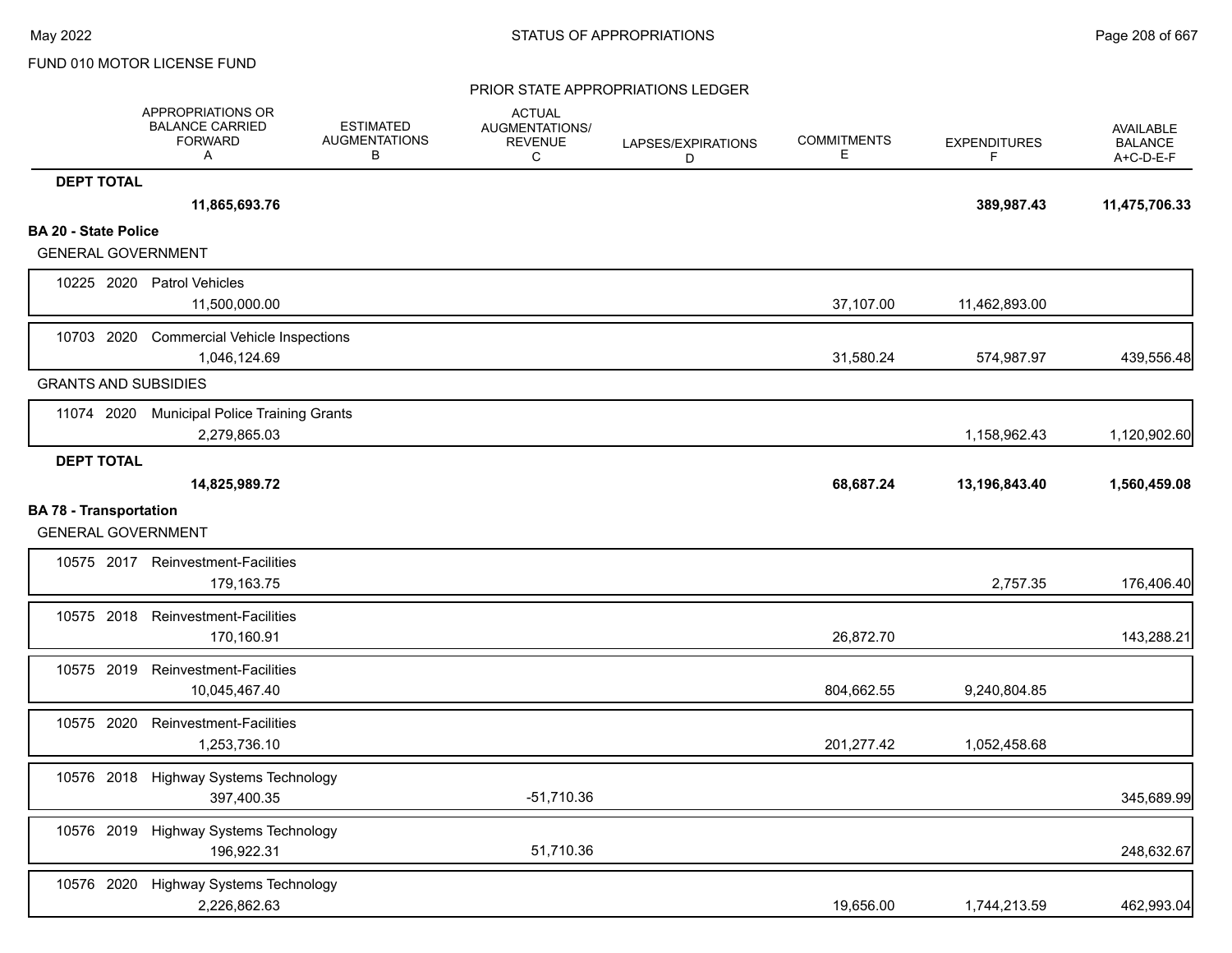FUND 010 MOTOR LICENSE FUND

PRIOR STATE APPROPRIATIONS LEDGER

| | APPROPRIATIONS OR BALANCE CARRIED FORWARD A | ESTIMATED AUGMENTATIONS B | ACTUAL AUGMENTATIONS/ REVENUE C | LAPSES/EXPIRATIONS D | COMMITMENTS E | EXPENDITURES F | AVAILABLE BALANCE A+C-D-E-F |
|---|---|---|---|---|---|---|---|
| **DEPT TOTAL** | **11,865,693.76** | | | | | **389,987.43** | **11,475,706.33** |
| **BA 20 - State Police** | | | | | | | |
| GENERAL GOVERNMENT | | | | | | | |
| 10225 2020 Patrol Vehicles | 11,500,000.00 | | | | 37,107.00 | 11,462,893.00 | |
| 10703 2020 Commercial Vehicle Inspections | 1,046,124.69 | | | | 31,580.24 | 574,987.97 | 439,556.48 |
| GRANTS AND SUBSIDIES | | | | | | | |
| 11074 2020 Municipal Police Training Grants | 2,279,865.03 | | | | | 1,158,962.43 | 1,120,902.60 |
| **DEPT TOTAL** | **14,825,989.72** | | | | **68,687.24** | **13,196,843.40** | **1,560,459.08** |
| **BA 78 - Transportation** | | | | | | | |
| GENERAL GOVERNMENT | | | | | | | |
| 10575 2017 Reinvestment-Facilities | 179,163.75 | | | | | 2,757.35 | 176,406.40 |
| 10575 2018 Reinvestment-Facilities | 170,160.91 | | | | 26,872.70 | | 143,288.21 |
| 10575 2019 Reinvestment-Facilities | 10,045,467.40 | | | | 804,662.55 | 9,240,804.85 | |
| 10575 2020 Reinvestment-Facilities | 1,253,736.10 | | | | 201,277.42 | 1,052,458.68 | |
| 10576 2018 Highway Systems Technology | 397,400.35 | | -51,710.36 | | | | 345,689.99 |
| 10576 2019 Highway Systems Technology | 196,922.31 | | 51,710.36 | | | | 248,632.67 |
| 10576 2020 Highway Systems Technology | 2,226,862.63 | | | | 19,656.00 | 1,744,213.59 | 462,993.04 |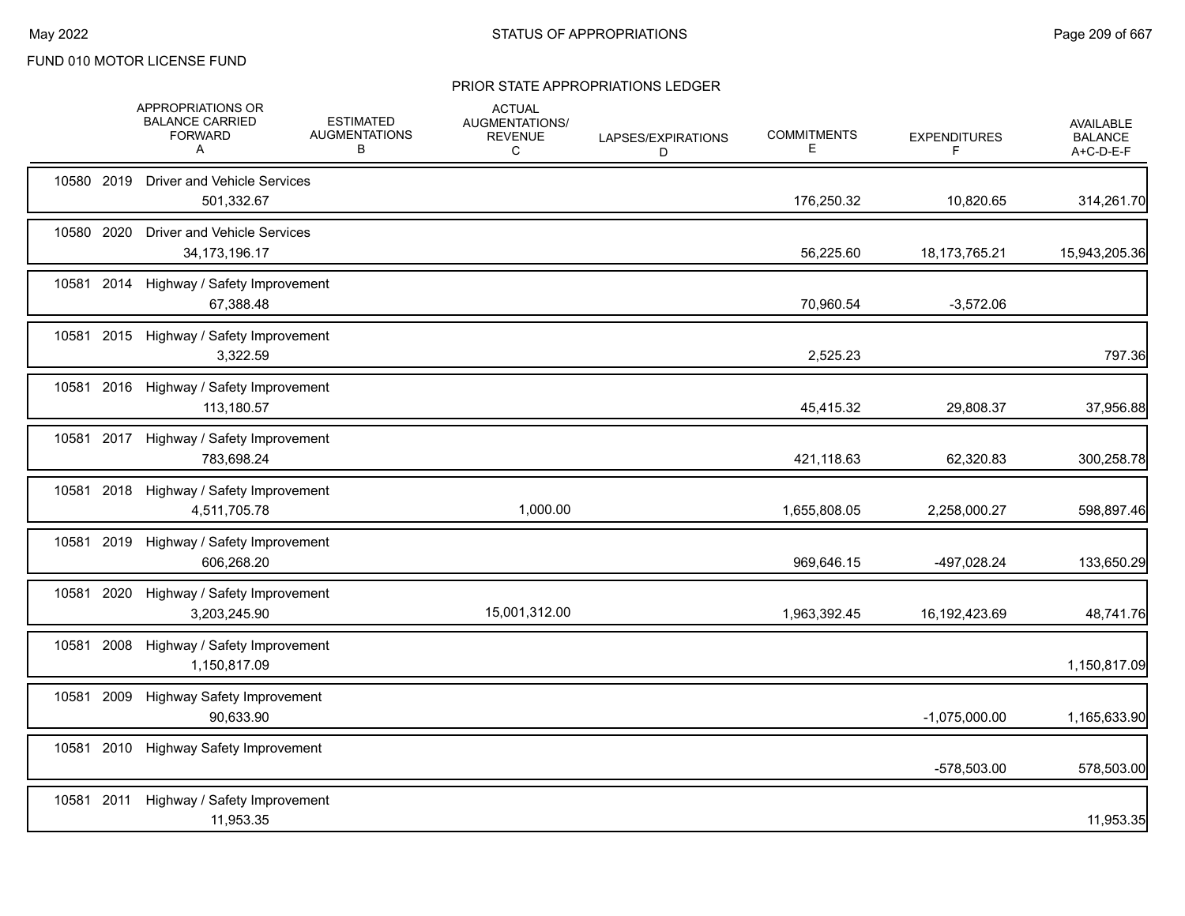FUND 010 MOTOR LICENSE FUND

PRIOR STATE APPROPRIATIONS LEDGER

| | | | APPROPRIATIONS OR BALANCE CARRIED FORWARD A | ESTIMATED AUGMENTATIONS B | ACTUAL AUGMENTATIONS/ REVENUE C | LAPSES/EXPIRATIONS D | COMMITMENTS E | EXPENDITURES F | AVAILABLE BALANCE A+C-D-E-F |
|---|---|---|---|---|---|---|---|---|---|
| 10580 | 2019 | Driver and Vehicle Services | 501,332.67 | | | | 176,250.32 | 10,820.65 | 314,261.70 |
| 10580 | 2020 | Driver and Vehicle Services | 34,173,196.17 | | | | 56,225.60 | 18,173,765.21 | 15,943,205.36 |
| 10581 | 2014 | Highway / Safety Improvement | 67,388.48 | | | | 70,960.54 | -3,572.06 | |
| 10581 | 2015 | Highway / Safety Improvement | 3,322.59 | | | | 2,525.23 | | 797.36 |
| 10581 | 2016 | Highway / Safety Improvement | 113,180.57 | | | | 45,415.32 | 29,808.37 | 37,956.88 |
| 10581 | 2017 | Highway / Safety Improvement | 783,698.24 | | | | 421,118.63 | 62,320.83 | 300,258.78 |
| 10581 | 2018 | Highway / Safety Improvement | 4,511,705.78 | | 1,000.00 | | 1,655,808.05 | 2,258,000.27 | 598,897.46 |
| 10581 | 2019 | Highway / Safety Improvement | 606,268.20 | | | | 969,646.15 | -497,028.24 | 133,650.29 |
| 10581 | 2020 | Highway / Safety Improvement | 3,203,245.90 | | 15,001,312.00 | | 1,963,392.45 | 16,192,423.69 | 48,741.76 |
| 10581 | 2008 | Highway / Safety Improvement | 1,150,817.09 | | | | | | 1,150,817.09 |
| 10581 | 2009 | Highway Safety Improvement | 90,633.90 | | | | | -1,075,000.00 | 1,165,633.90 |
| 10581 | 2010 | Highway Safety Improvement | | | | | | -578,503.00 | 578,503.00 |
| 10581 | 2011 | Highway / Safety Improvement | 11,953.35 | | | | | | 11,953.35 |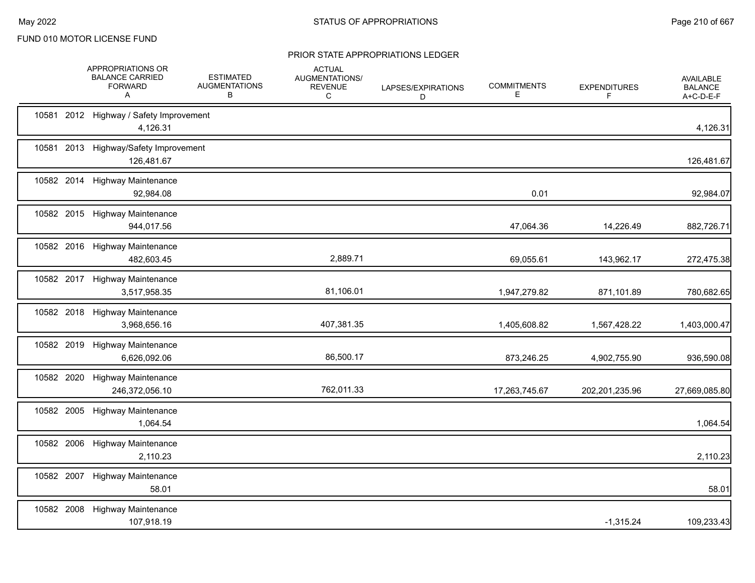FUND 010 MOTOR LICENSE FUND

PRIOR STATE APPROPRIATIONS LEDGER

| | APPROPRIATIONS OR BALANCE CARRIED FORWARD A | ESTIMATED AUGMENTATIONS B | ACTUAL AUGMENTATIONS/ REVENUE C | LAPSES/EXPIRATIONS D | COMMITMENTS E | EXPENDITURES F | AVAILABLE BALANCE A+C-D-E-F |
|---|---|---|---|---|---|---|---|
| 10581 2012 Highway / Safety Improvement | 4,126.31 | | | | | | 4,126.31 |
| 10581 2013 Highway/Safety Improvement | 126,481.67 | | | | | | 126,481.67 |
| 10582 2014 Highway Maintenance | 92,984.08 | | | | 0.01 | | 92,984.07 |
| 10582 2015 Highway Maintenance | 944,017.56 | | | | 47,064.36 | 14,226.49 | 882,726.71 |
| 10582 2016 Highway Maintenance | 482,603.45 | | 2,889.71 | | 69,055.61 | 143,962.17 | 272,475.38 |
| 10582 2017 Highway Maintenance | 3,517,958.35 | | 81,106.01 | | 1,947,279.82 | 871,101.89 | 780,682.65 |
| 10582 2018 Highway Maintenance | 3,968,656.16 | | 407,381.35 | | 1,405,608.82 | 1,567,428.22 | 1,403,000.47 |
| 10582 2019 Highway Maintenance | 6,626,092.06 | | 86,500.17 | | 873,246.25 | 4,902,755.90 | 936,590.08 |
| 10582 2020 Highway Maintenance | 246,372,056.10 | | 762,011.33 | | 17,263,745.67 | 202,201,235.96 | 27,669,085.80 |
| 10582 2005 Highway Maintenance | 1,064.54 | | | | | | 1,064.54 |
| 10582 2006 Highway Maintenance | 2,110.23 | | | | | | 2,110.23 |
| 10582 2007 Highway Maintenance | 58.01 | | | | | | 58.01 |
| 10582 2008 Highway Maintenance | 107,918.19 | | | | | -1,315.24 | 109,233.43 |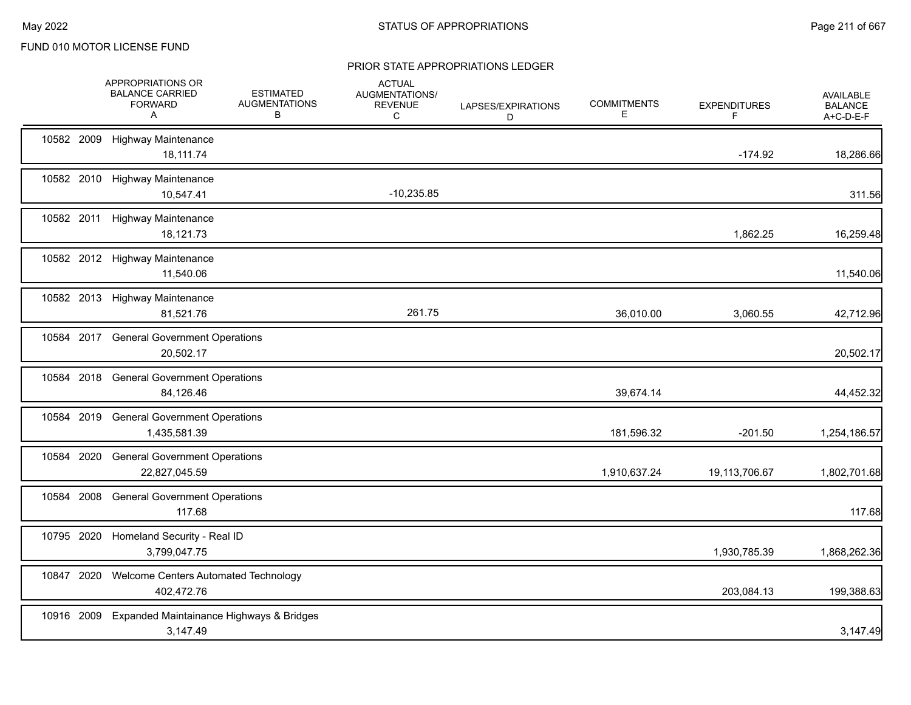FUND 010 MOTOR LICENSE FUND

PRIOR STATE APPROPRIATIONS LEDGER

| | APPROPRIATIONS OR BALANCE CARRIED FORWARD A | ESTIMATED AUGMENTATIONS B | ACTUAL AUGMENTATIONS/ REVENUE C | LAPSES/EXPIRATIONS D | COMMITMENTS E | EXPENDITURES F | AVAILABLE BALANCE A+C-D-E-F |
|---|---|---|---|---|---|---|---|
| 10582 2009 Highway Maintenance | 18,111.74 | | | | | -174.92 | 18,286.66 |
| 10582 2010 Highway Maintenance | 10,547.41 | | -10,235.85 | | | | 311.56 |
| 10582 2011 Highway Maintenance | 18,121.73 | | | | | 1,862.25 | 16,259.48 |
| 10582 2012 Highway Maintenance | 11,540.06 | | | | | | 11,540.06 |
| 10582 2013 Highway Maintenance | 81,521.76 | | 261.75 | | 36,010.00 | 3,060.55 | 42,712.96 |
| 10584 2017 General Government Operations | 20,502.17 | | | | | | 20,502.17 |
| 10584 2018 General Government Operations | 84,126.46 | | | | 39,674.14 | | 44,452.32 |
| 10584 2019 General Government Operations | 1,435,581.39 | | | | 181,596.32 | -201.50 | 1,254,186.57 |
| 10584 2020 General Government Operations | 22,827,045.59 | | | | 1,910,637.24 | 19,113,706.67 | 1,802,701.68 |
| 10584 2008 General Government Operations | 117.68 | | | | | | 117.68 |
| 10795 2020 Homeland Security - Real ID | 3,799,047.75 | | | | | 1,930,785.39 | 1,868,262.36 |
| 10847 2020 Welcome Centers Automated Technology | 402,472.76 | | | | | 203,084.13 | 199,388.63 |
| 10916 2009 Expanded Maintainance Highways & Bridges | 3,147.49 | | | | | | 3,147.49 |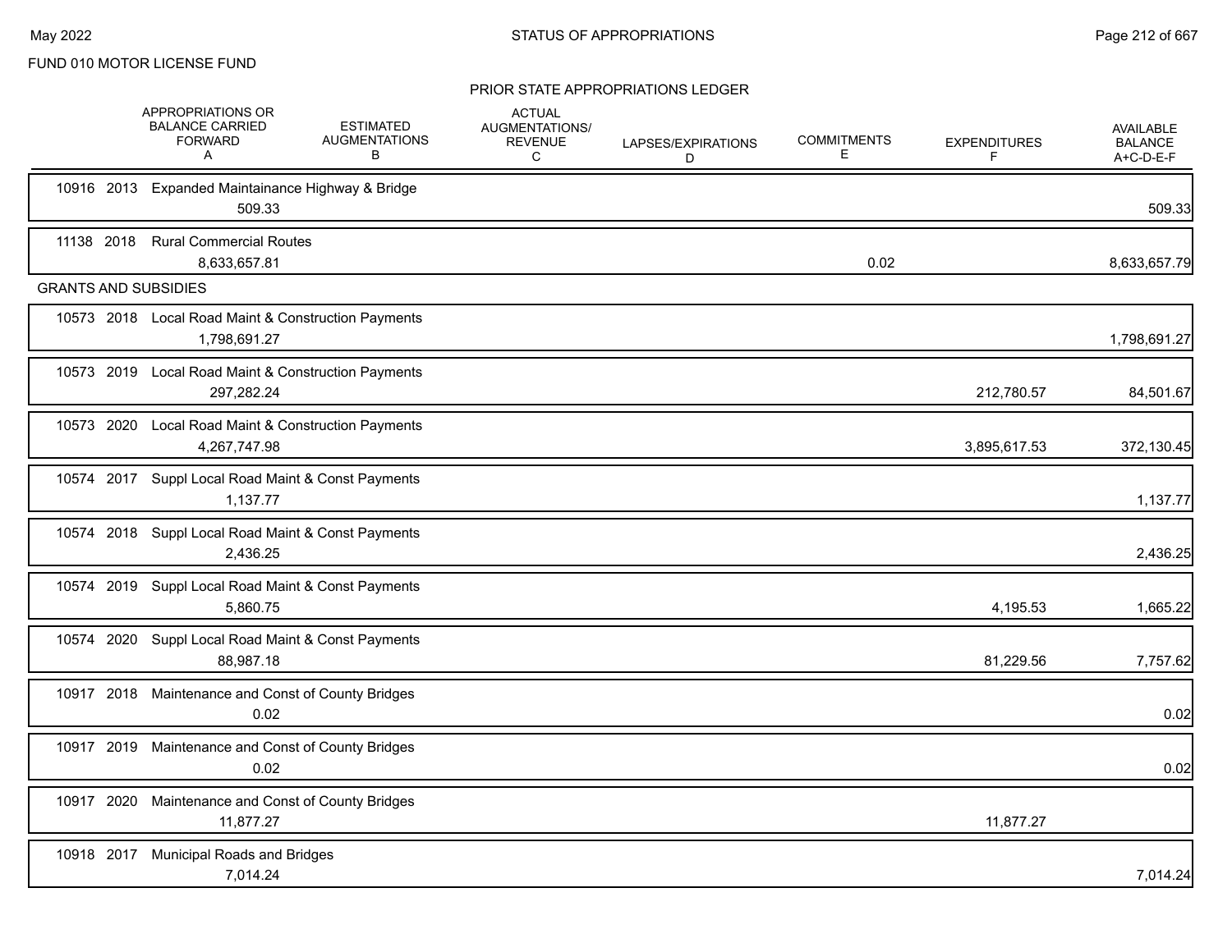FUND 010 MOTOR LICENSE FUND

## PRIOR STATE APPROPRIATIONS LEDGER

| | APPROPRIATIONS OR BALANCE CARRIED FORWARD A | ESTIMATED AUGMENTATIONS B | ACTUAL AUGMENTATIONS/ REVENUE C | LAPSES/EXPIRATIONS D | COMMITMENTS E | EXPENDITURES F | AVAILABLE BALANCE A+C-D-E-F |
|---|---|---|---|---|---|---|---|
| 10916 2013 Expanded Maintainance Highway & Bridge | 509.33 | | | | | | 509.33 |
| 11138 2018 Rural Commercial Routes | 8,633,657.81 | | | | 0.02 | | 8,633,657.79 |
| **GRANTS AND SUBSIDIES** | | | | | | | |
| 10573 2018 Local Road Maint & Construction Payments | 1,798,691.27 | | | | | | 1,798,691.27 |
| 10573 2019 Local Road Maint & Construction Payments | 297,282.24 | | | | | 212,780.57 | 84,501.67 |
| 10573 2020 Local Road Maint & Construction Payments | 4,267,747.98 | | | | | 3,895,617.53 | 372,130.45 |
| 10574 2017 Suppl Local Road Maint & Const Payments | 1,137.77 | | | | | | 1,137.77 |
| 10574 2018 Suppl Local Road Maint & Const Payments | 2,436.25 | | | | | | 2,436.25 |
| 10574 2019 Suppl Local Road Maint & Const Payments | 5,860.75 | | | | | 4,195.53 | 1,665.22 |
| 10574 2020 Suppl Local Road Maint & Const Payments | 88,987.18 | | | | | 81,229.56 | 7,757.62 |
| 10917 2018 Maintenance and Const of County Bridges | 0.02 | | | | | | 0.02 |
| 10917 2019 Maintenance and Const of County Bridges | 0.02 | | | | | | 0.02 |
| 10917 2020 Maintenance and Const of County Bridges | 11,877.27 | | | | | 11,877.27 | |
| 10918 2017 Municipal Roads and Bridges | 7,014.24 | | | | | | 7,014.24 |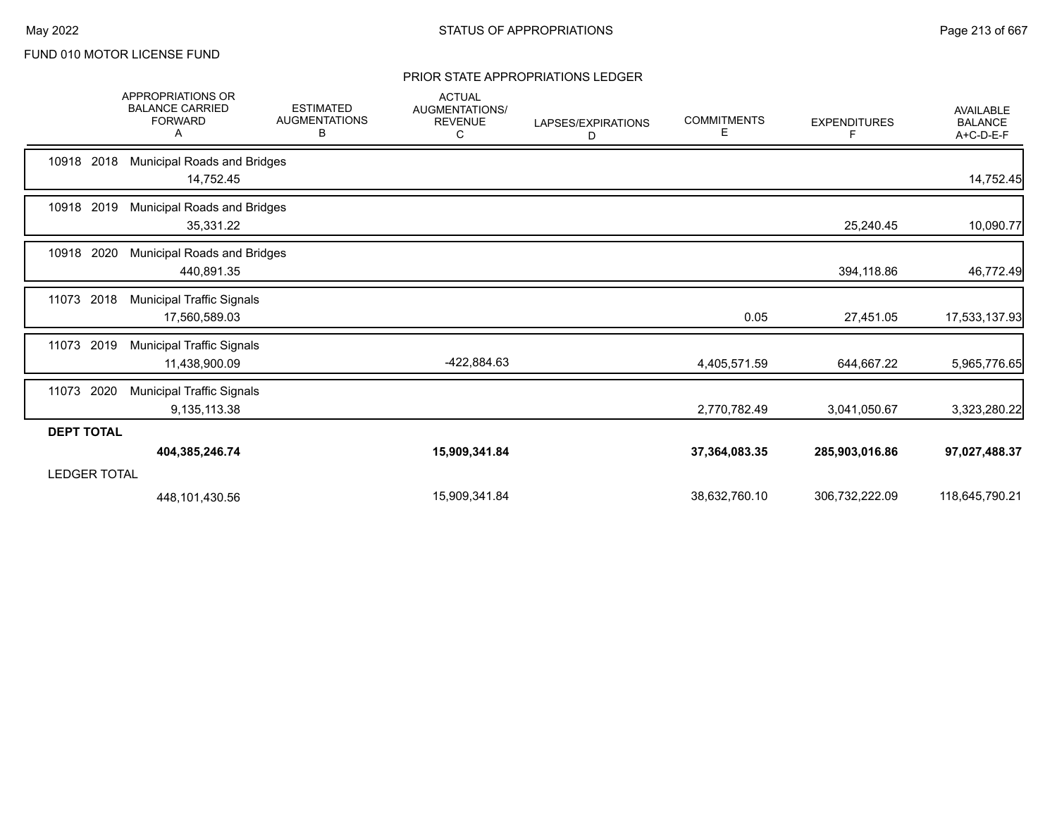FUND 010 MOTOR LICENSE FUND

## PRIOR STATE APPROPRIATIONS LEDGER

| | APPROPRIATIONS OR BALANCE CARRIED FORWARD A | ESTIMATED AUGMENTATIONS B | ACTUAL AUGMENTATIONS/ REVENUE C | LAPSES/EXPIRATIONS D | COMMITMENTS E | EXPENDITURES F | AVAILABLE BALANCE A+C-D-E-F |
|---|---|---|---|---|---|---|---|
| 10918 2018 Municipal Roads and Bridges | 14,752.45 | | | | | | 14,752.45 |
| 10918 2019 Municipal Roads and Bridges | 35,331.22 | | | | | 25,240.45 | 10,090.77 |
| 10918 2020 Municipal Roads and Bridges | 440,891.35 | | | | | 394,118.86 | 46,772.49 |
| 11073 2018 Municipal Traffic Signals | 17,560,589.03 | | | | 0.05 | 27,451.05 | 17,533,137.93 |
| 11073 2019 Municipal Traffic Signals | 11,438,900.09 | | -422,884.63 | | 4,405,571.59 | 644,667.22 | 5,965,776.65 |
| 11073 2020 Municipal Traffic Signals | 9,135,113.38 | | | | 2,770,782.49 | 3,041,050.67 | 3,323,280.22 |
| **DEPT TOTAL** | **404,385,246.74** | | **15,909,341.84** | | **37,364,083.35** | **285,903,016.86** | **97,027,488.37** |
| LEDGER TOTAL | 448,101,430.56 | | 15,909,341.84 | | 38,632,760.10 | 306,732,222.09 | 118,645,790.21 |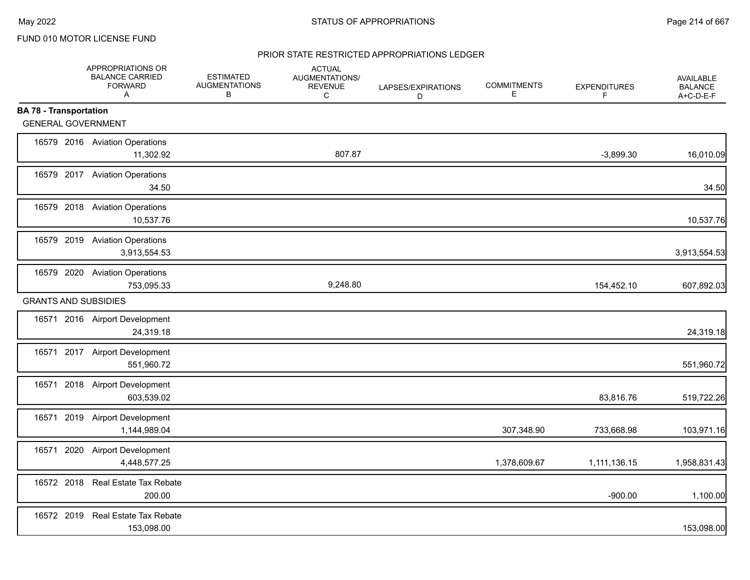FUND 010 MOTOR LICENSE FUND

## PRIOR STATE RESTRICTED APPROPRIATIONS LEDGER

| | APPROPRIATIONS OR BALANCE CARRIED FORWARD A | ESTIMATED AUGMENTATIONS B | ACTUAL AUGMENTATIONS/ REVENUE C | LAPSES/EXPIRATIONS D | COMMITMENTS E | EXPENDITURES F | AVAILABLE BALANCE A+C-D-E-F |
|---|---|---|---|---|---|---|---|
| **BA 78 - Transportation** | | | | | | | |
| GENERAL GOVERNMENT | | | | | | | |
| 16579 2016 Aviation Operations | 11,302.92 | | 807.87 | | | -3,899.30 | 16,010.09 |
| 16579 2017 Aviation Operations | 34.50 | | | | | | 34.50 |
| 16579 2018 Aviation Operations | 10,537.76 | | | | | | 10,537.76 |
| 16579 2019 Aviation Operations | 3,913,554.53 | | | | | | 3,913,554.53 |
| 16579 2020 Aviation Operations | 753,095.33 | | 9,248.80 | | | 154,452.10 | 607,892.03 |
| GRANTS AND SUBSIDIES | | | | | | | |
| 16571 2016 Airport Development | 24,319.18 | | | | | | 24,319.18 |
| 16571 2017 Airport Development | 551,960.72 | | | | | | 551,960.72 |
| 16571 2018 Airport Development | 603,539.02 | | | | | 83,816.76 | 519,722.26 |
| 16571 2019 Airport Development | 1,144,989.04 | | | | 307,348.90 | 733,668.98 | 103,971.16 |
| 16571 2020 Airport Development | 4,448,577.25 | | | | 1,378,609.67 | 1,111,136.15 | 1,958,831.43 |
| 16572 2018 Real Estate Tax Rebate | 200.00 | | | | | -900.00 | 1,100.00 |
| 16572 2019 Real Estate Tax Rebate | 153,098.00 | | | | | | 153,098.00 |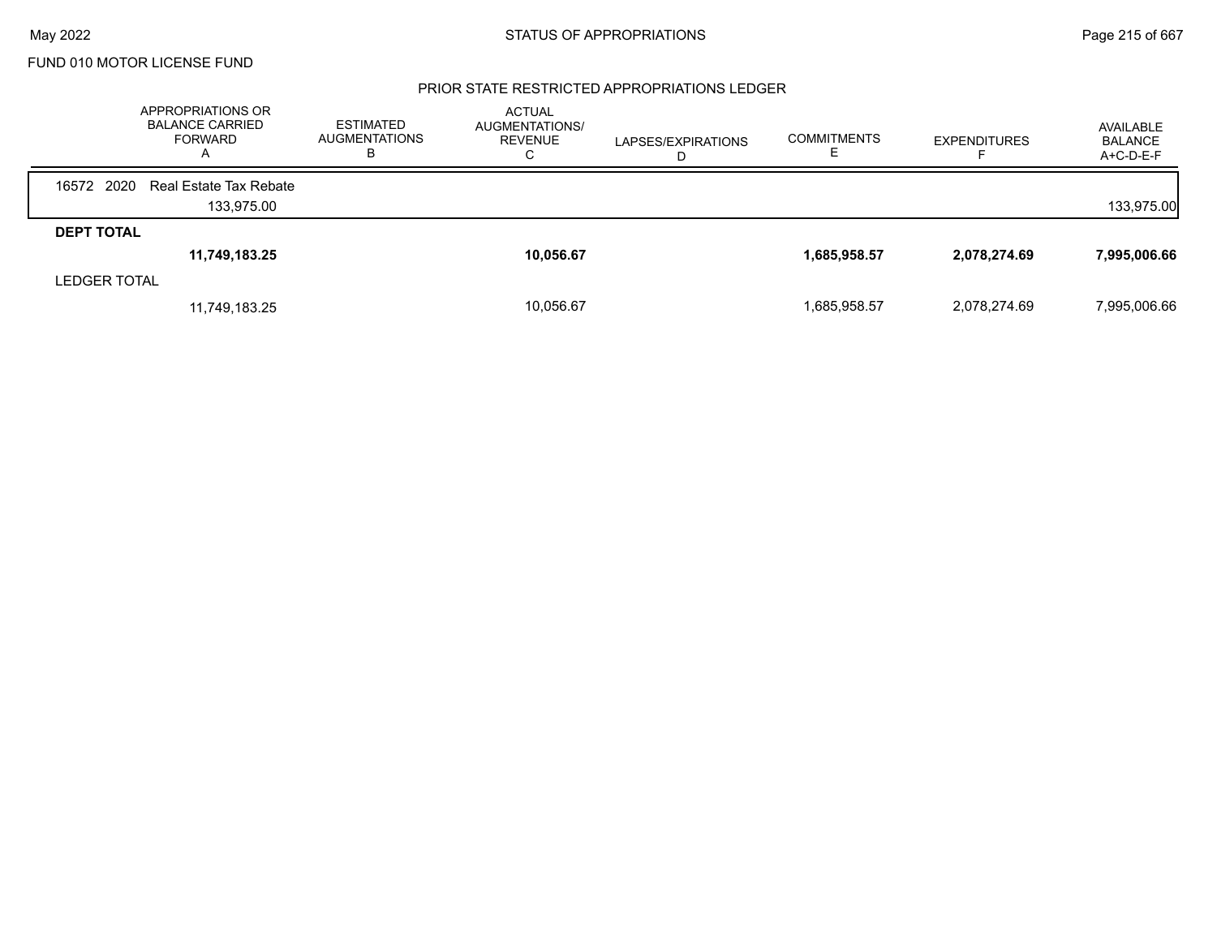FUND 010 MOTOR LICENSE FUND

## PRIOR STATE RESTRICTED APPROPRIATIONS LEDGER

| | APPROPRIATIONS OR BALANCE CARRIED FORWARD A | ESTIMATED AUGMENTATIONS B | ACTUAL AUGMENTATIONS/ REVENUE C | LAPSES/EXPIRATIONS D | COMMITMENTS E | EXPENDITURES F | AVAILABLE BALANCE A+C-D-E-F |
|---|---|---|---|---|---|---|---|
| 16572 2020 Real Estate Tax Rebate | | | | | | | |
| | 133,975.00 | | | | | | 133,975.00 |
| **DEPT TOTAL** | | | | | | | |
| | **11,749,183.25** | | **10,056.67** | | **1,685,958.57** | **2,078,274.69** | **7,995,006.66** |
| LEDGER TOTAL | | | | | | | |
| | 11,749,183.25 | | 10,056.67 | | 1,685,958.57 | 2,078,274.69 | 7,995,006.66 |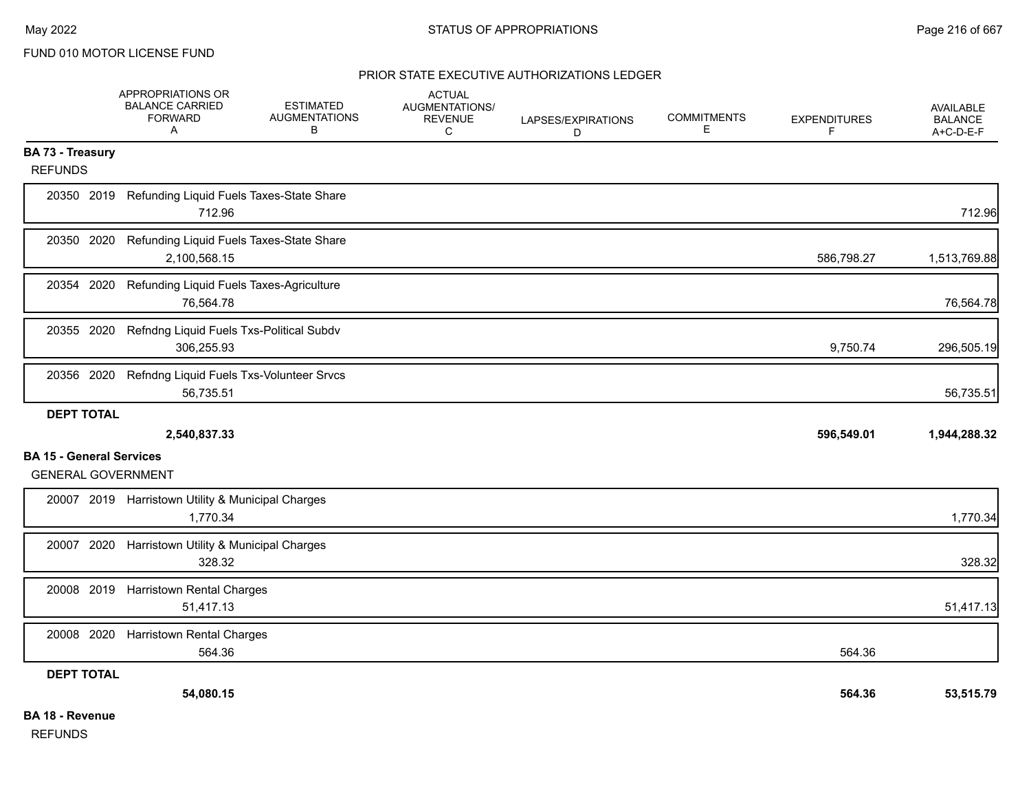FUND 010 MOTOR LICENSE FUND

PRIOR STATE EXECUTIVE AUTHORIZATIONS LEDGER

| | APPROPRIATIONS OR BALANCE CARRIED FORWARD A | ESTIMATED AUGMENTATIONS B | ACTUAL AUGMENTATIONS/ REVENUE C | LAPSES/EXPIRATIONS D | COMMITMENTS E | EXPENDITURES F | AVAILABLE BALANCE A+C-D-E-F |
|---|---|---|---|---|---|---|---|
| **BA 73 - Treasury** | | | | | | | |
| REFUNDS | | | | | | | |
| 20350 2019 Refunding Liquid Fuels Taxes-State Share | 712.96 | | | | | | 712.96 |
| 20350 2020 Refunding Liquid Fuels Taxes-State Share | 2,100,568.15 | | | | | 586,798.27 | 1,513,769.88 |
| 20354 2020 Refunding Liquid Fuels Taxes-Agriculture | 76,564.78 | | | | | | 76,564.78 |
| 20355 2020 Refndng Liquid Fuels Txs-Political Subdv | 306,255.93 | | | | | 9,750.74 | 296,505.19 |
| 20356 2020 Refndng Liquid Fuels Txs-Volunteer Srvcs | 56,735.51 | | | | | | 56,735.51 |
| **DEPT TOTAL** | **2,540,837.33** | | | | | **596,549.01** | **1,944,288.32** |
| **BA 15 - General Services** | | | | | | | |
| GENERAL GOVERNMENT | | | | | | | |
| 20007 2019 Harristown Utility & Municipal Charges | 1,770.34 | | | | | | 1,770.34 |
| 20007 2020 Harristown Utility & Municipal Charges | 328.32 | | | | | | 328.32 |
| 20008 2019 Harristown Rental Charges | 51,417.13 | | | | | | 51,417.13 |
| 20008 2020 Harristown Rental Charges | 564.36 | | | | | 564.36 | |
| **DEPT TOTAL** | **54,080.15** | | | | | **564.36** | **53,515.79** |
| **BA 18 - Revenue** | | | | | | | |
| REFUNDS | | | | | | | |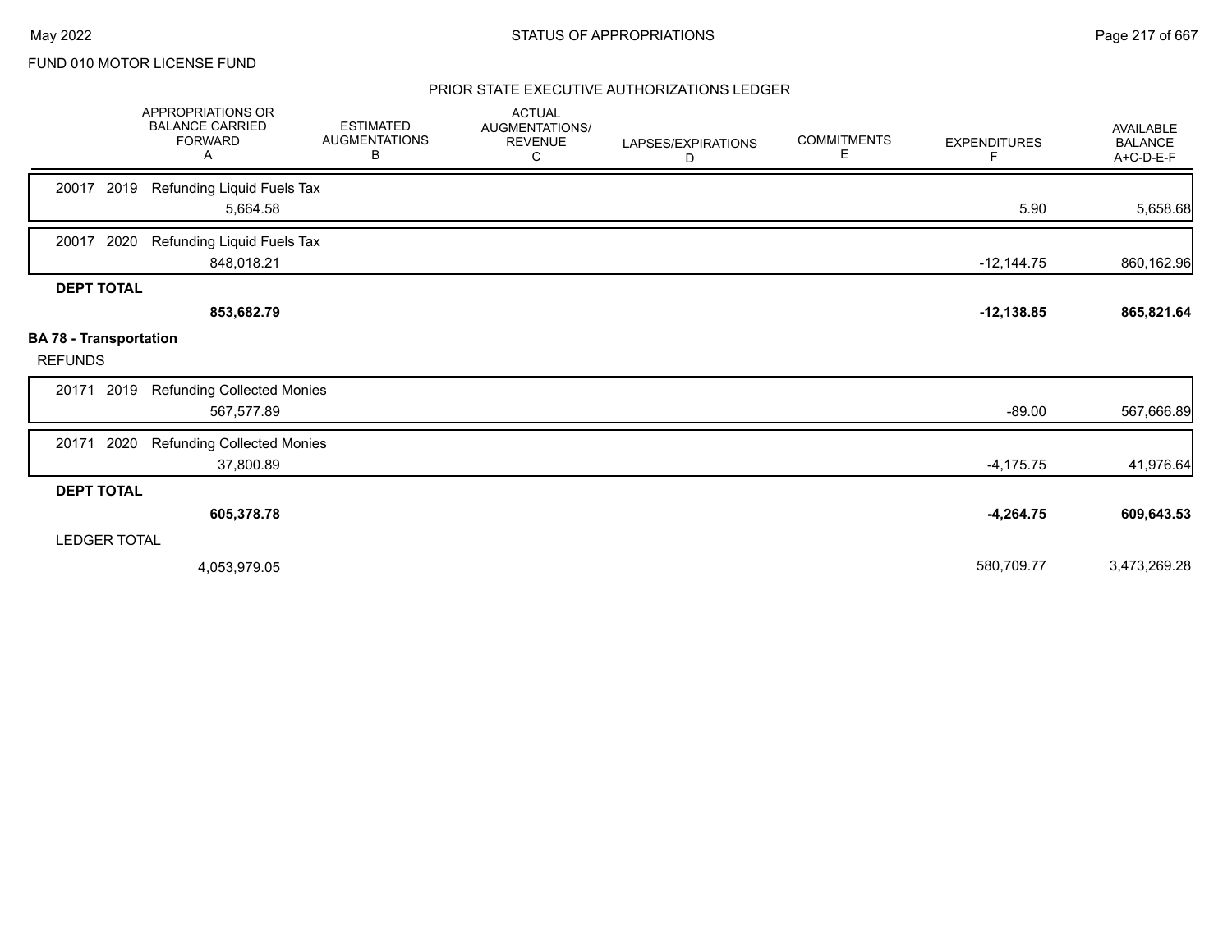FUND 010 MOTOR LICENSE FUND

PRIOR STATE EXECUTIVE AUTHORIZATIONS LEDGER

| | APPROPRIATIONS OR BALANCE CARRIED FORWARD A | ESTIMATED AUGMENTATIONS B | ACTUAL AUGMENTATIONS/ REVENUE C | LAPSES/EXPIRATIONS D | COMMITMENTS E | EXPENDITURES F | AVAILABLE BALANCE A+C-D-E-F |
|---|---|---|---|---|---|---|---|
| 20017 2019 Refunding Liquid Fuels Tax | 5,664.58 | | | | | 5.90 | 5,658.68 |
| 20017 2020 Refunding Liquid Fuels Tax | 848,018.21 | | | | | -12,144.75 | 860,162.96 |
| **DEPT TOTAL** | **853,682.79** | | | | | **-12,138.85** | **865,821.64** |
| **BA 78 - Transportation** | | | | | | | |
| REFUNDS | | | | | | | |
| 20171 2019 Refunding Collected Monies | 567,577.89 | | | | | -89.00 | 567,666.89 |
| 20171 2020 Refunding Collected Monies | 37,800.89 | | | | | -4,175.75 | 41,976.64 |
| **DEPT TOTAL** | **605,378.78** | | | | | **-4,264.75** | **609,643.53** |
| LEDGER TOTAL | 4,053,979.05 | | | | | 580,709.77 | 3,473,269.28 |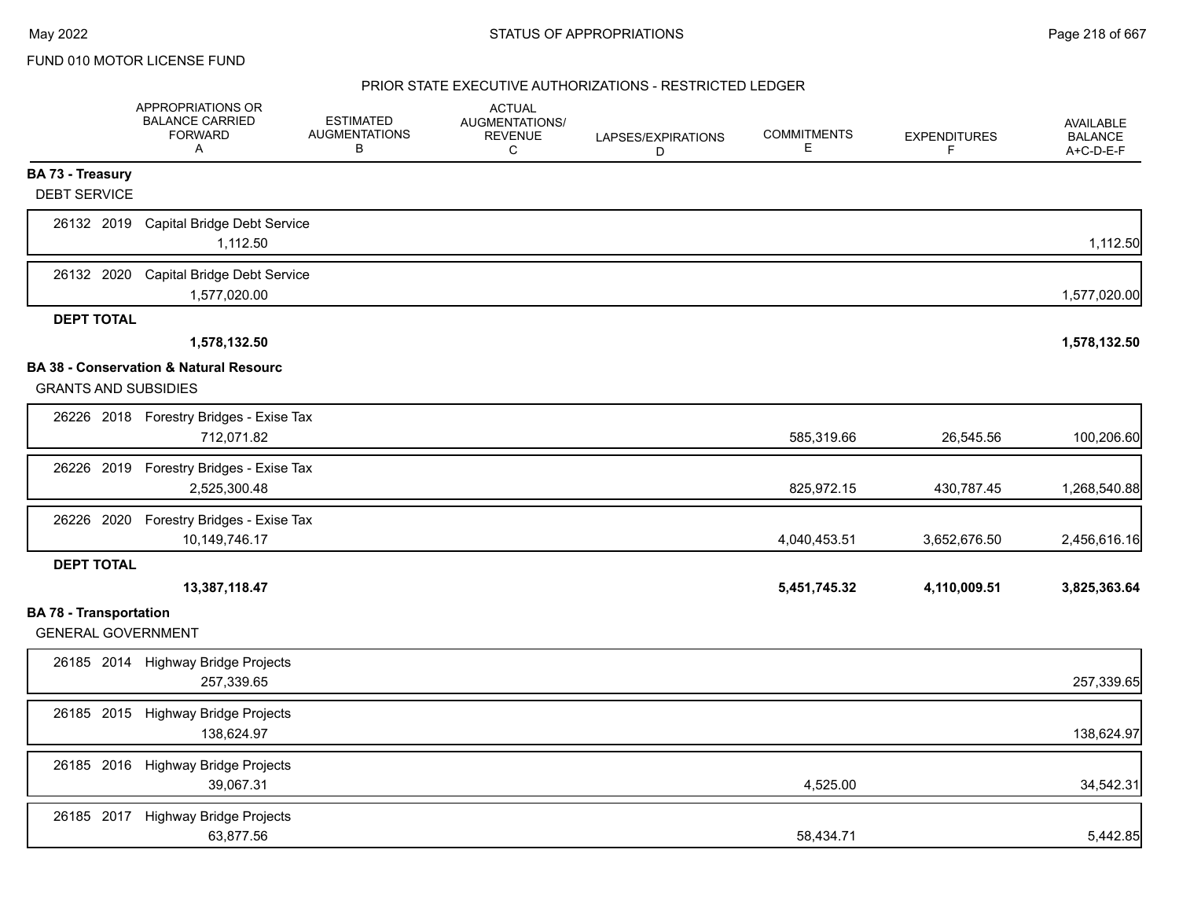FUND 010 MOTOR LICENSE FUND

## PRIOR STATE EXECUTIVE AUTHORIZATIONS - RESTRICTED LEDGER

| | APPROPRIATIONS OR BALANCE CARRIED FORWARD A | ESTIMATED AUGMENTATIONS B | ACTUAL AUGMENTATIONS/ REVENUE C | LAPSES/EXPIRATIONS D | COMMITMENTS E | EXPENDITURES F | AVAILABLE BALANCE A+C-D-E-F |
|---|---|---|---|---|---|---|---|
| **BA 73 - Treasury** | | | | | | | |
| DEBT SERVICE | | | | | | | |
| 26132 2019 Capital Bridge Debt Service | 1,112.50 | | | | | | 1,112.50 |
| 26132 2020 Capital Bridge Debt Service | 1,577,020.00 | | | | | | 1,577,020.00 |
| **DEPT TOTAL** | **1,578,132.50** | | | | | | **1,578,132.50** |
| **BA 38 - Conservation & Natural Resourc** | | | | | | | |
| GRANTS AND SUBSIDIES | | | | | | | |
| 26226 2018 Forestry Bridges - Exise Tax | 712,071.82 | | | | 585,319.66 | 26,545.56 | 100,206.60 |
| 26226 2019 Forestry Bridges - Exise Tax | 2,525,300.48 | | | | 825,972.15 | 430,787.45 | 1,268,540.88 |
| 26226 2020 Forestry Bridges - Exise Tax | 10,149,746.17 | | | | 4,040,453.51 | 3,652,676.50 | 2,456,616.16 |
| **DEPT TOTAL** | **13,387,118.47** | | | | **5,451,745.32** | **4,110,009.51** | **3,825,363.64** |
| **BA 78 - Transportation** | | | | | | | |
| GENERAL GOVERNMENT | | | | | | | |
| 26185 2014 Highway Bridge Projects | 257,339.65 | | | | | | 257,339.65 |
| 26185 2015 Highway Bridge Projects | 138,624.97 | | | | | | 138,624.97 |
| 26185 2016 Highway Bridge Projects | 39,067.31 | | | | 4,525.00 | | 34,542.31 |
| 26185 2017 Highway Bridge Projects | 63,877.56 | | | | 58,434.71 | | 5,442.85 |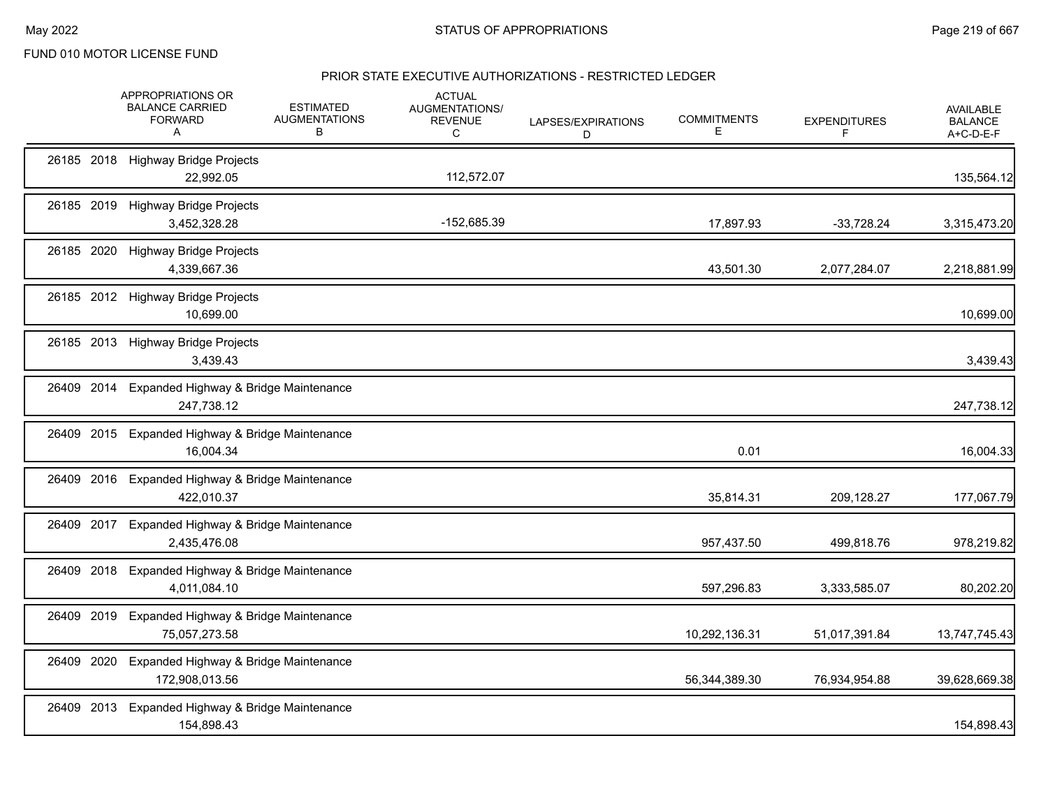FUND 010 MOTOR LICENSE FUND

## PRIOR STATE EXECUTIVE AUTHORIZATIONS - RESTRICTED LEDGER

| | APPROPRIATIONS OR BALANCE CARRIED FORWARD A | ESTIMATED AUGMENTATIONS B | ACTUAL AUGMENTATIONS/ REVENUE C | LAPSES/EXPIRATIONS D | COMMITMENTS E | EXPENDITURES F | AVAILABLE BALANCE A+C-D-E-F |
|---|---|---|---|---|---|---|---|
| 26185 2018 Highway Bridge Projects | 22,992.05 | | 112,572.07 | | | | 135,564.12 |
| 26185 2019 Highway Bridge Projects | 3,452,328.28 | | -152,685.39 | | 17,897.93 | -33,728.24 | 3,315,473.20 |
| 26185 2020 Highway Bridge Projects | 4,339,667.36 | | | | 43,501.30 | 2,077,284.07 | 2,218,881.99 |
| 26185 2012 Highway Bridge Projects | 10,699.00 | | | | | | 10,699.00 |
| 26185 2013 Highway Bridge Projects | 3,439.43 | | | | | | 3,439.43 |
| 26409 2014 Expanded Highway & Bridge Maintenance | 247,738.12 | | | | | | 247,738.12 |
| 26409 2015 Expanded Highway & Bridge Maintenance | 16,004.34 | | | | 0.01 | | 16,004.33 |
| 26409 2016 Expanded Highway & Bridge Maintenance | 422,010.37 | | | | 35,814.31 | 209,128.27 | 177,067.79 |
| 26409 2017 Expanded Highway & Bridge Maintenance | 2,435,476.08 | | | | 957,437.50 | 499,818.76 | 978,219.82 |
| 26409 2018 Expanded Highway & Bridge Maintenance | 4,011,084.10 | | | | 597,296.83 | 3,333,585.07 | 80,202.20 |
| 26409 2019 Expanded Highway & Bridge Maintenance | 75,057,273.58 | | | | 10,292,136.31 | 51,017,391.84 | 13,747,745.43 |
| 26409 2020 Expanded Highway & Bridge Maintenance | 172,908,013.56 | | | | 56,344,389.30 | 76,934,954.88 | 39,628,669.38 |
| 26409 2013 Expanded Highway & Bridge Maintenance | 154,898.43 | | | | | | 154,898.43 |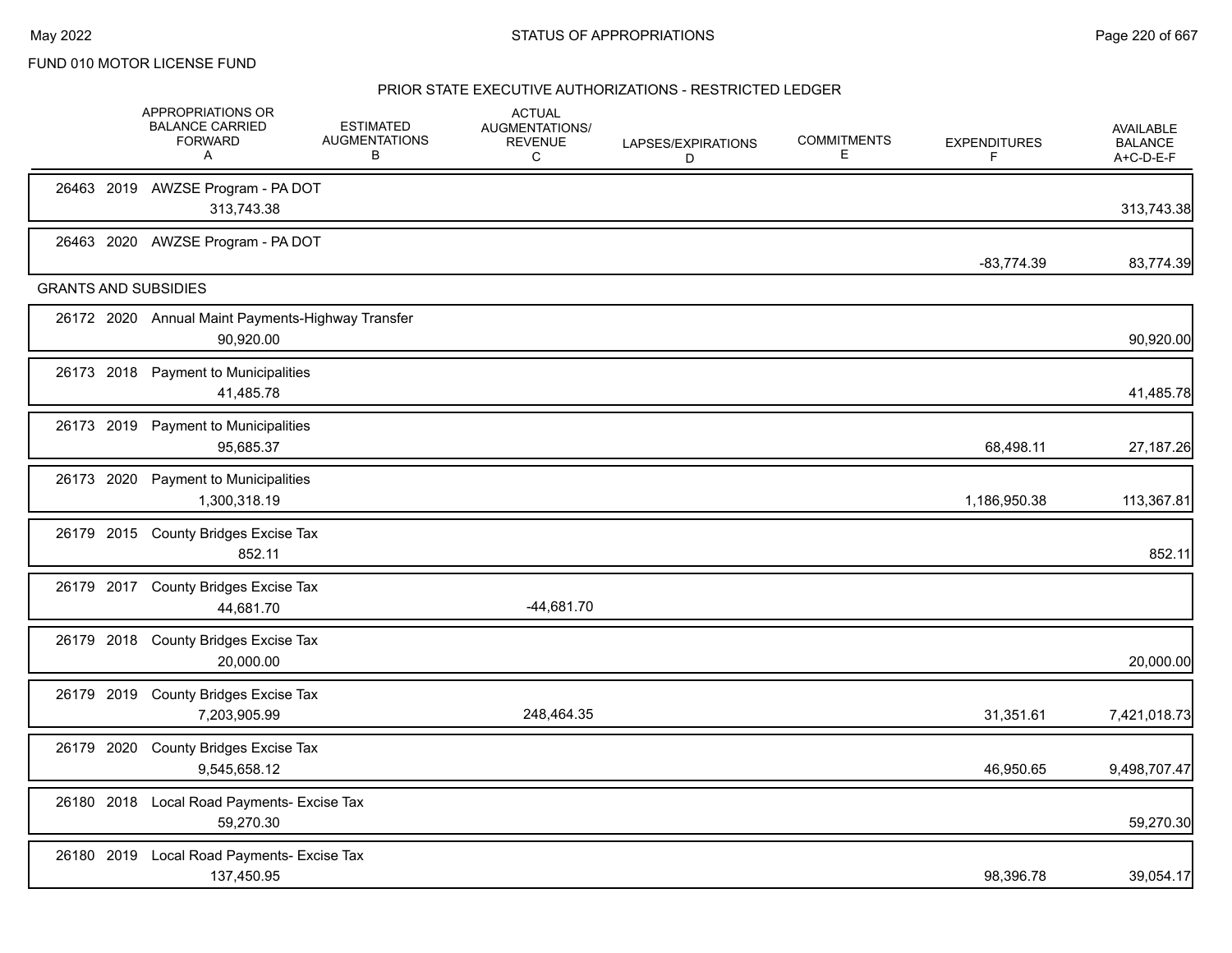FUND 010 MOTOR LICENSE FUND

## PRIOR STATE EXECUTIVE AUTHORIZATIONS - RESTRICTED LEDGER

| | APPROPRIATIONS OR BALANCE CARRIED FORWARD A | ESTIMATED AUGMENTATIONS B | ACTUAL AUGMENTATIONS/ REVENUE C | LAPSES/EXPIRATIONS D | COMMITMENTS E | EXPENDITURES F | AVAILABLE BALANCE A+C-D-E-F |
|---|---|---|---|---|---|---|---|
| 26463 2019 AWZSE Program - PA DOT | 313,743.38 | | | | | | 313,743.38 |
| 26463 2020 AWZSE Program - PA DOT | | | | | | -83,774.39 | 83,774.39 |
| **GRANTS AND SUBSIDIES** | | | | | | | |
| 26172 2020 Annual Maint Payments-Highway Transfer | 90,920.00 | | | | | | 90,920.00 |
| 26173 2018 Payment to Municipalities | 41,485.78 | | | | | | 41,485.78 |
| 26173 2019 Payment to Municipalities | 95,685.37 | | | | | 68,498.11 | 27,187.26 |
| 26173 2020 Payment to Municipalities | 1,300,318.19 | | | | | 1,186,950.38 | 113,367.81 |
| 26179 2015 County Bridges Excise Tax | 852.11 | | | | | | 852.11 |
| 26179 2017 County Bridges Excise Tax | 44,681.70 | | -44,681.70 | | | | |
| 26179 2018 County Bridges Excise Tax | 20,000.00 | | | | | | 20,000.00 |
| 26179 2019 County Bridges Excise Tax | 7,203,905.99 | | 248,464.35 | | | 31,351.61 | 7,421,018.73 |
| 26179 2020 County Bridges Excise Tax | 9,545,658.12 | | | | | 46,950.65 | 9,498,707.47 |
| 26180 2018 Local Road Payments- Excise Tax | 59,270.30 | | | | | | 59,270.30 |
| 26180 2019 Local Road Payments- Excise Tax | 137,450.95 | | | | | 98,396.78 | 39,054.17 |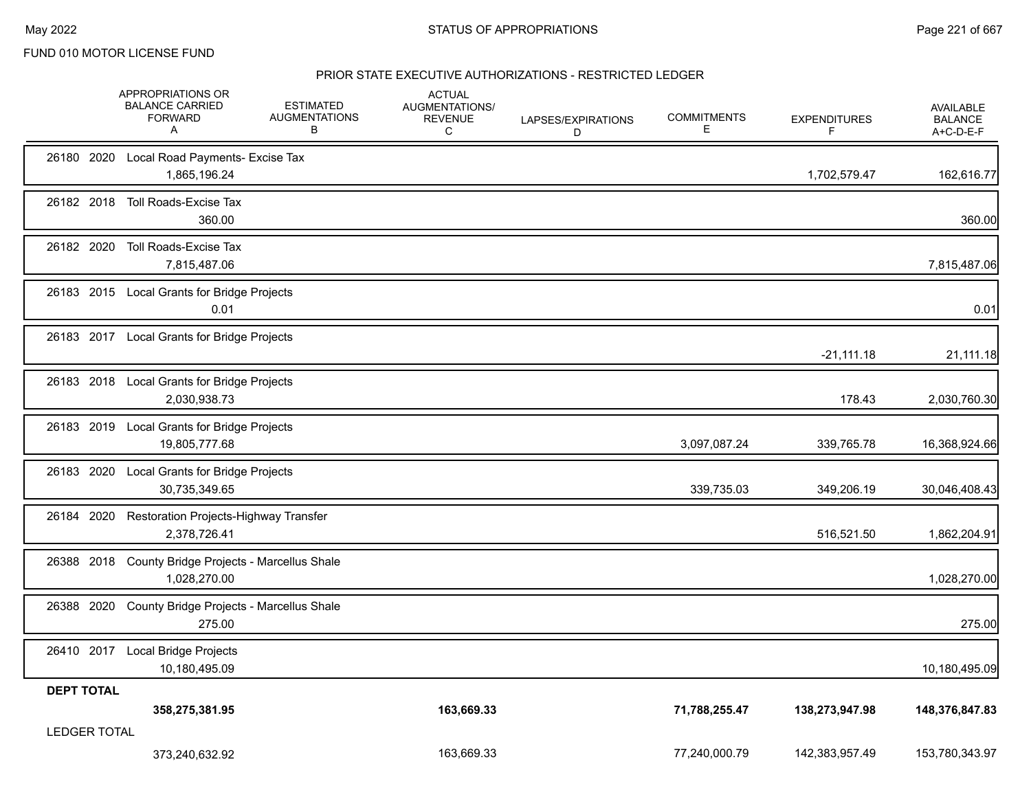FUND 010 MOTOR LICENSE FUND

## PRIOR STATE EXECUTIVE AUTHORIZATIONS - RESTRICTED LEDGER

| | APPROPRIATIONS OR BALANCE CARRIED FORWARD A | ESTIMATED AUGMENTATIONS B | ACTUAL AUGMENTATIONS/ REVENUE C | LAPSES/EXPIRATIONS D | COMMITMENTS E | EXPENDITURES F | AVAILABLE BALANCE A+C-D-E-F |
|---|---|---|---|---|---|---|---|
| 26180 2020 Local Road Payments- Excise Tax | 1,865,196.24 | | | | | 1,702,579.47 | 162,616.77 |
| 26182 2018 Toll Roads-Excise Tax | 360.00 | | | | | | 360.00 |
| 26182 2020 Toll Roads-Excise Tax | 7,815,487.06 | | | | | | 7,815,487.06 |
| 26183 2015 Local Grants for Bridge Projects | 0.01 | | | | | | 0.01 |
| 26183 2017 Local Grants for Bridge Projects | | | | | | -21,111.18 | 21,111.18 |
| 26183 2018 Local Grants for Bridge Projects | 2,030,938.73 | | | | | 178.43 | 2,030,760.30 |
| 26183 2019 Local Grants for Bridge Projects | 19,805,777.68 | | | | 3,097,087.24 | 339,765.78 | 16,368,924.66 |
| 26183 2020 Local Grants for Bridge Projects | 30,735,349.65 | | | | 339,735.03 | 349,206.19 | 30,046,408.43 |
| 26184 2020 Restoration Projects-Highway Transfer | 2,378,726.41 | | | | | 516,521.50 | 1,862,204.91 |
| 26388 2018 County Bridge Projects - Marcellus Shale | 1,028,270.00 | | | | | | 1,028,270.00 |
| 26388 2020 County Bridge Projects - Marcellus Shale | 275.00 | | | | | | 275.00 |
| 26410 2017 Local Bridge Projects | 10,180,495.09 | | | | | | 10,180,495.09 |
| **DEPT TOTAL** | **358,275,381.95** | | **163,669.33** | | **71,788,255.47** | **138,273,947.98** | **148,376,847.83** |
| LEDGER TOTAL | 373,240,632.92 | | 163,669.33 | | 77,240,000.79 | 142,383,957.49 | 153,780,343.97 |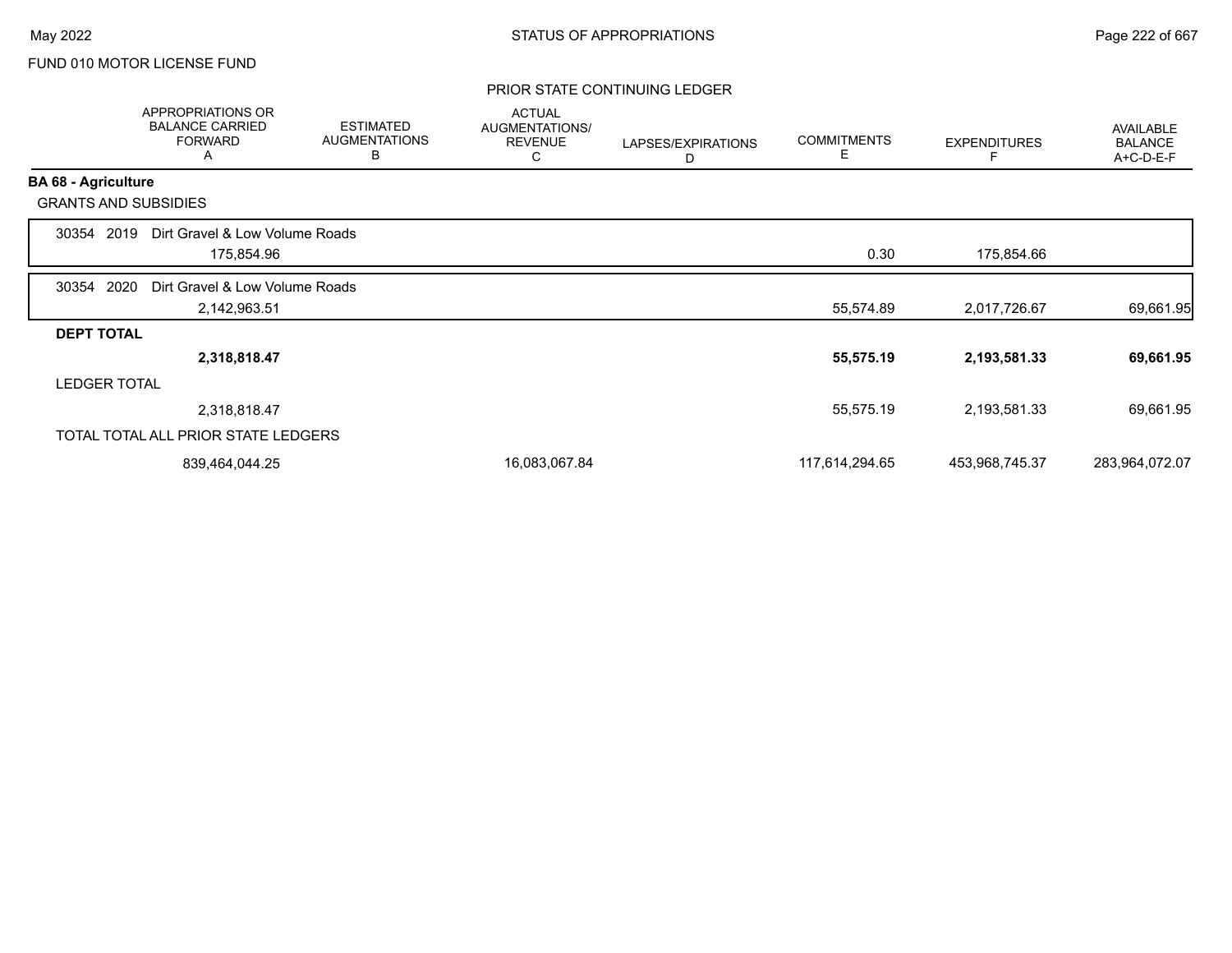FUND 010 MOTOR LICENSE FUND

## PRIOR STATE CONTINUING LEDGER

| | APPROPRIATIONS OR BALANCE CARRIED FORWARD A | ESTIMATED AUGMENTATIONS B | ACTUAL AUGMENTATIONS/ REVENUE C | LAPSES/EXPIRATIONS D | COMMITMENTS E | EXPENDITURES F | AVAILABLE BALANCE A+C-D-E-F |
|---|---|---|---|---|---|---|---|
| **BA 68 - Agriculture** | | | | | | | |
| GRANTS AND SUBSIDIES | | | | | | | |
| 30354 2019 Dirt Gravel & Low Volume Roads | 175,854.96 | | | | 0.30 | 175,854.66 | |
| 30354 2020 Dirt Gravel & Low Volume Roads | 2,142,963.51 | | | | 55,574.89 | 2,017,726.67 | 69,661.95 |
| **DEPT TOTAL** | **2,318,818.47** | | | | **55,575.19** | **2,193,581.33** | **69,661.95** |
| LEDGER TOTAL | 2,318,818.47 | | | | 55,575.19 | 2,193,581.33 | 69,661.95 |
| TOTAL TOTAL ALL PRIOR STATE LEDGERS | 839,464,044.25 | | 16,083,067.84 | | 117,614,294.65 | 453,968,745.37 | 283,964,072.07 |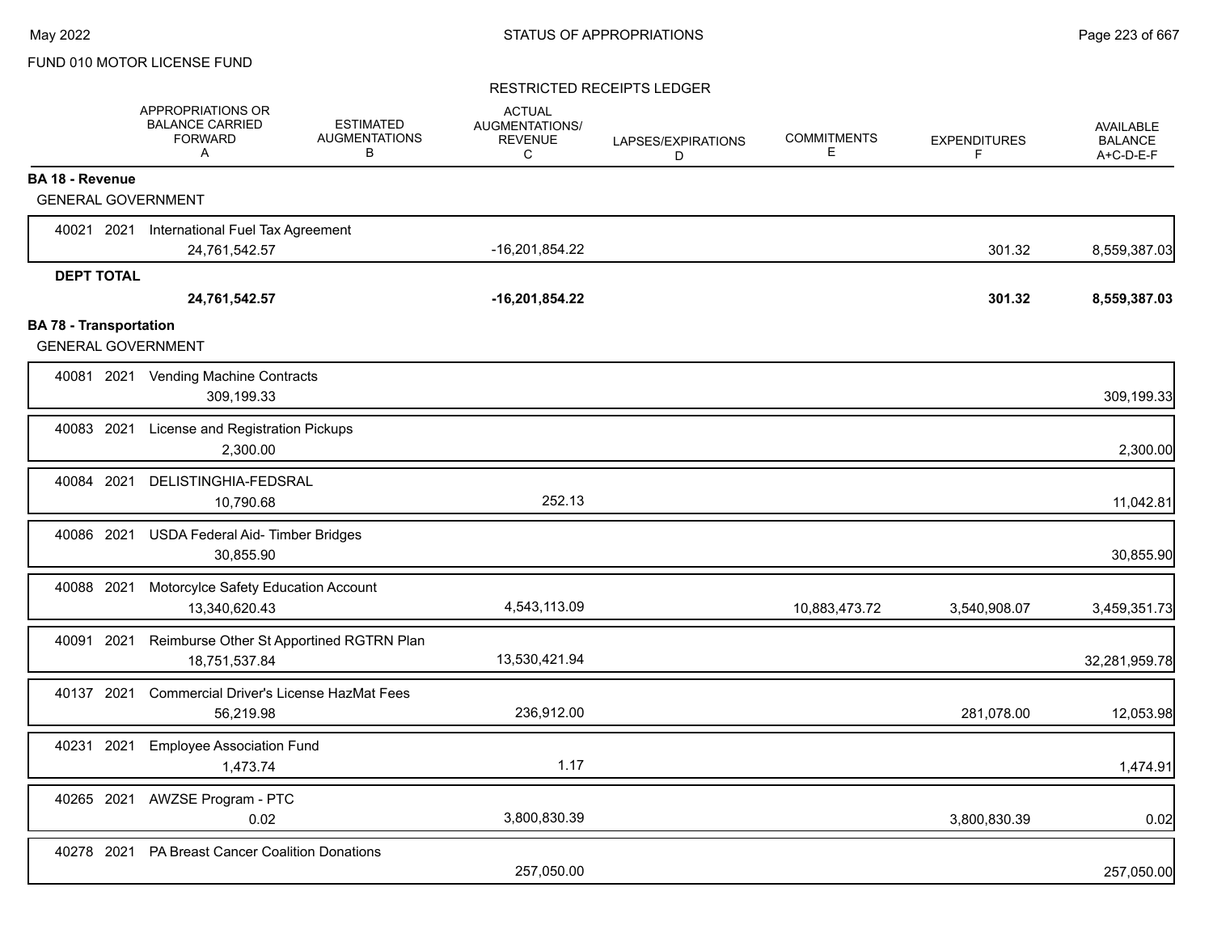FUND 010 MOTOR LICENSE FUND

RESTRICTED RECEIPTS LEDGER

| | APPROPRIATIONS OR BALANCE CARRIED FORWARD A | ESTIMATED AUGMENTATIONS B | ACTUAL AUGMENTATIONS/ REVENUE C | LAPSES/EXPIRATIONS D | COMMITMENTS E | EXPENDITURES F | AVAILABLE BALANCE A+C-D-E-F |
|---|---|---|---|---|---|---|---|
| **BA 18 - Revenue** | | | | | | | |
| GENERAL GOVERNMENT | | | | | | | |
| 40021 2021 International Fuel Tax Agreement | 24,761,542.57 | | -16,201,854.22 | | | 301.32 | 8,559,387.03 |
| **DEPT TOTAL** | **24,761,542.57** | | **-16,201,854.22** | | | **301.32** | **8,559,387.03** |
| **BA 78 - Transportation** | | | | | | | |
| GENERAL GOVERNMENT | | | | | | | |
| 40081 2021 Vending Machine Contracts | 309,199.33 | | | | | | 309,199.33 |
| 40083 2021 License and Registration Pickups | 2,300.00 | | | | | | 2,300.00 |
| 40084 2021 DELISTINGHIA-FEDSRAL | 10,790.68 | | 252.13 | | | | 11,042.81 |
| 40086 2021 USDA Federal Aid- Timber Bridges | 30,855.90 | | | | | | 30,855.90 |
| 40088 2021 Motorcylce Safety Education Account | 13,340,620.43 | | 4,543,113.09 | | 10,883,473.72 | 3,540,908.07 | 3,459,351.73 |
| 40091 2021 Reimburse Other St Apportined RGTRN Plan | 18,751,537.84 | | 13,530,421.94 | | | | 32,281,959.78 |
| 40137 2021 Commercial Driver's License HazMat Fees | 56,219.98 | | 236,912.00 | | | 281,078.00 | 12,053.98 |
| 40231 2021 Employee Association Fund | 1,473.74 | | 1.17 | | | | 1,474.91 |
| 40265 2021 AWZSE Program - PTC | 0.02 | | 3,800,830.39 | | | 3,800,830.39 | 0.02 |
| 40278 2021 PA Breast Cancer Coalition Donations | | | 257,050.00 | | | | 257,050.00 |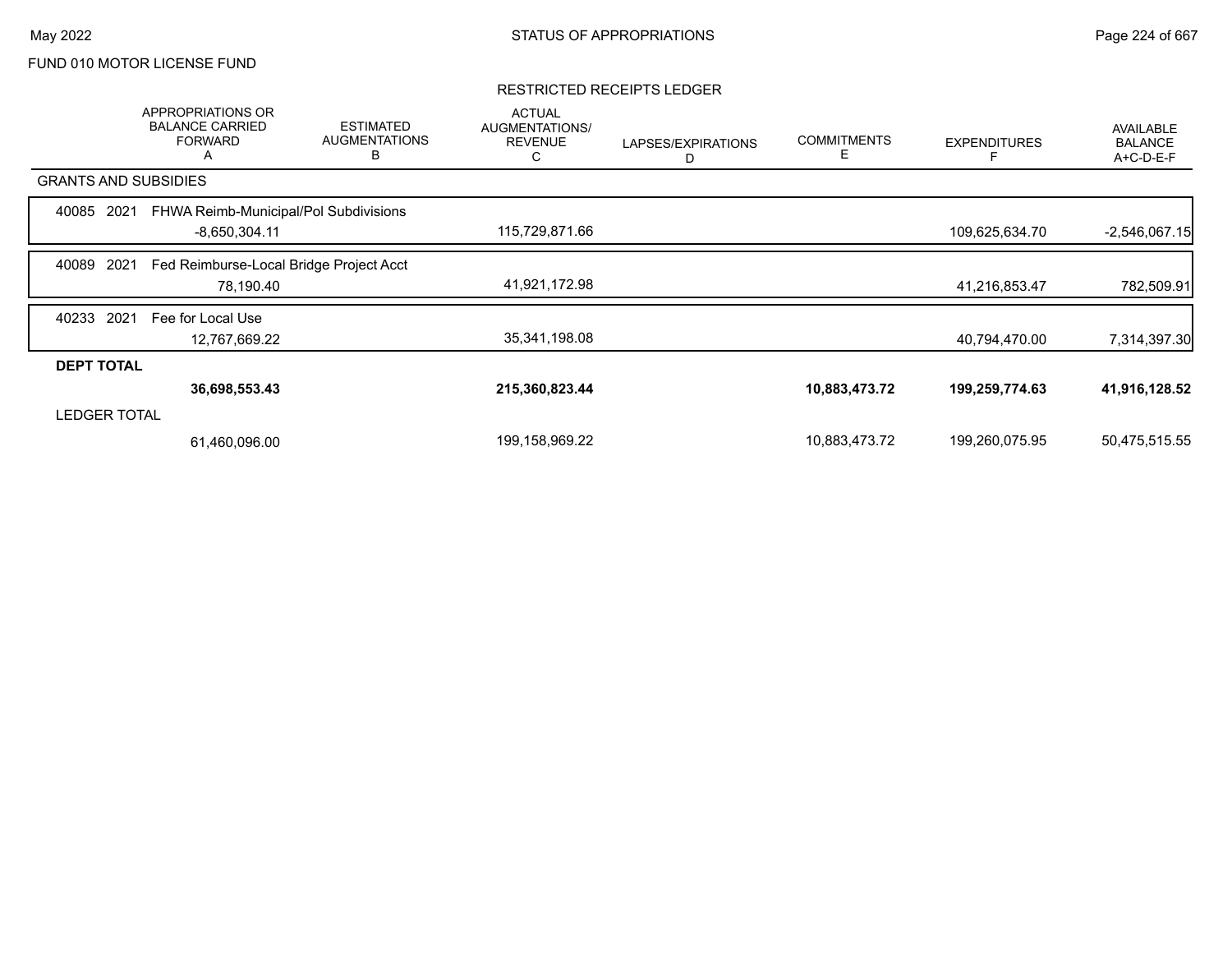FUND 010 MOTOR LICENSE FUND

RESTRICTED RECEIPTS LEDGER

| | APPROPRIATIONS OR BALANCE CARRIED FORWARD A | ESTIMATED AUGMENTATIONS B | ACTUAL AUGMENTATIONS/ REVENUE C | LAPSES/EXPIRATIONS D | COMMITMENTS E | EXPENDITURES F | AVAILABLE BALANCE A+C-D-E-F |
|---|---|---|---|---|---|---|---|
| **GRANTS AND SUBSIDIES** | | | | | | | |
| 40085 2021 FHWA Reimb-Municipal/Pol Subdivisions | -8,650,304.11 | | 115,729,871.66 | | | 109,625,634.70 | -2,546,067.15 |
| 40089 2021 Fed Reimburse-Local Bridge Project Acct | 78,190.40 | | 41,921,172.98 | | | 41,216,853.47 | 782,509.91 |
| 40233 2021 Fee for Local Use | 12,767,669.22 | | 35,341,198.08 | | | 40,794,470.00 | 7,314,397.30 |
| **DEPT TOTAL** | **36,698,553.43** | | **215,360,823.44** | | **10,883,473.72** | **199,259,774.63** | **41,916,128.52** |
| LEDGER TOTAL | 61,460,096.00 | | 199,158,969.22 | | 10,883,473.72 | 199,260,075.95 | 50,475,515.55 |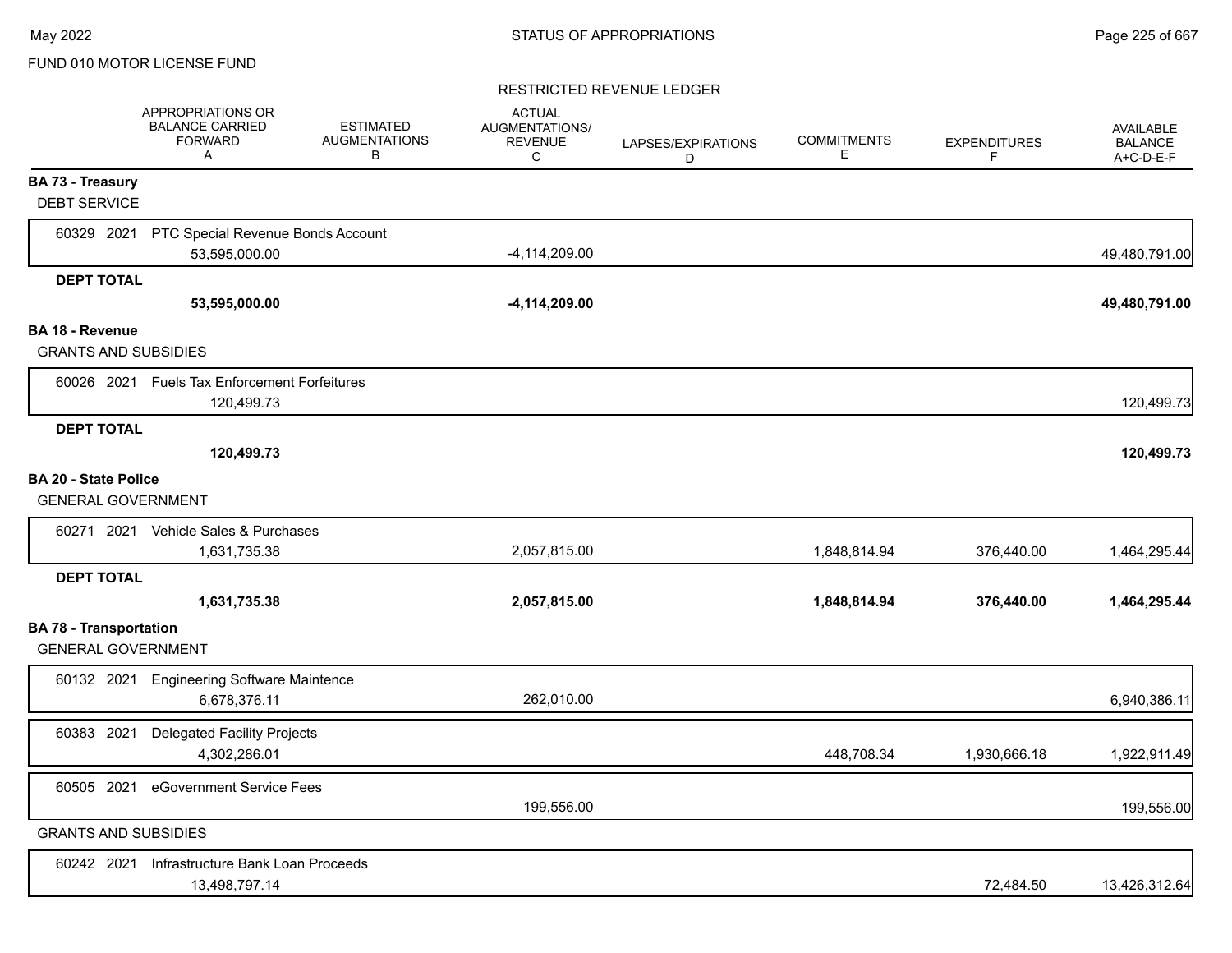FUND 010 MOTOR LICENSE FUND

RESTRICTED REVENUE LEDGER

| | APPROPRIATIONS OR BALANCE CARRIED FORWARD A | ESTIMATED AUGMENTATIONS B | ACTUAL AUGMENTATIONS/ REVENUE C | LAPSES/EXPIRATIONS D | COMMITMENTS E | EXPENDITURES F | AVAILABLE BALANCE A+C-D-E-F |
|---|---|---|---|---|---|---|---|
| **BA 73 - Treasury** | | | | | | | |
| DEBT SERVICE | | | | | | | |
| 60329 2021 PTC Special Revenue Bonds Account | 53,595,000.00 | | -4,114,209.00 | | | | 49,480,791.00 |
| **DEPT TOTAL** | **53,595,000.00** | | **-4,114,209.00** | | | | **49,480,791.00** |
| **BA 18 - Revenue** | | | | | | | |
| GRANTS AND SUBSIDIES | | | | | | | |
| 60026 2021 Fuels Tax Enforcement Forfeitures | 120,499.73 | | | | | | 120,499.73 |
| **DEPT TOTAL** | **120,499.73** | | | | | | **120,499.73** |
| **BA 20 - State Police** | | | | | | | |
| GENERAL GOVERNMENT | | | | | | | |
| 60271 2021 Vehicle Sales & Purchases | 1,631,735.38 | | 2,057,815.00 | | 1,848,814.94 | 376,440.00 | 1,464,295.44 |
| **DEPT TOTAL** | **1,631,735.38** | | **2,057,815.00** | | **1,848,814.94** | **376,440.00** | **1,464,295.44** |
| **BA 78 - Transportation** | | | | | | | |
| GENERAL GOVERNMENT | | | | | | | |
| 60132 2021 Engineering Software Maintence | 6,678,376.11 | | 262,010.00 | | | | 6,940,386.11 |
| 60383 2021 Delegated Facility Projects | 4,302,286.01 | | | | 448,708.34 | 1,930,666.18 | 1,922,911.49 |
| 60505 2021 eGovernment Service Fees | | | 199,556.00 | | | | 199,556.00 |
| GRANTS AND SUBSIDIES | | | | | | | |
| 60242 2021 Infrastructure Bank Loan Proceeds | 13,498,797.14 | | | | | 72,484.50 | 13,426,312.64 |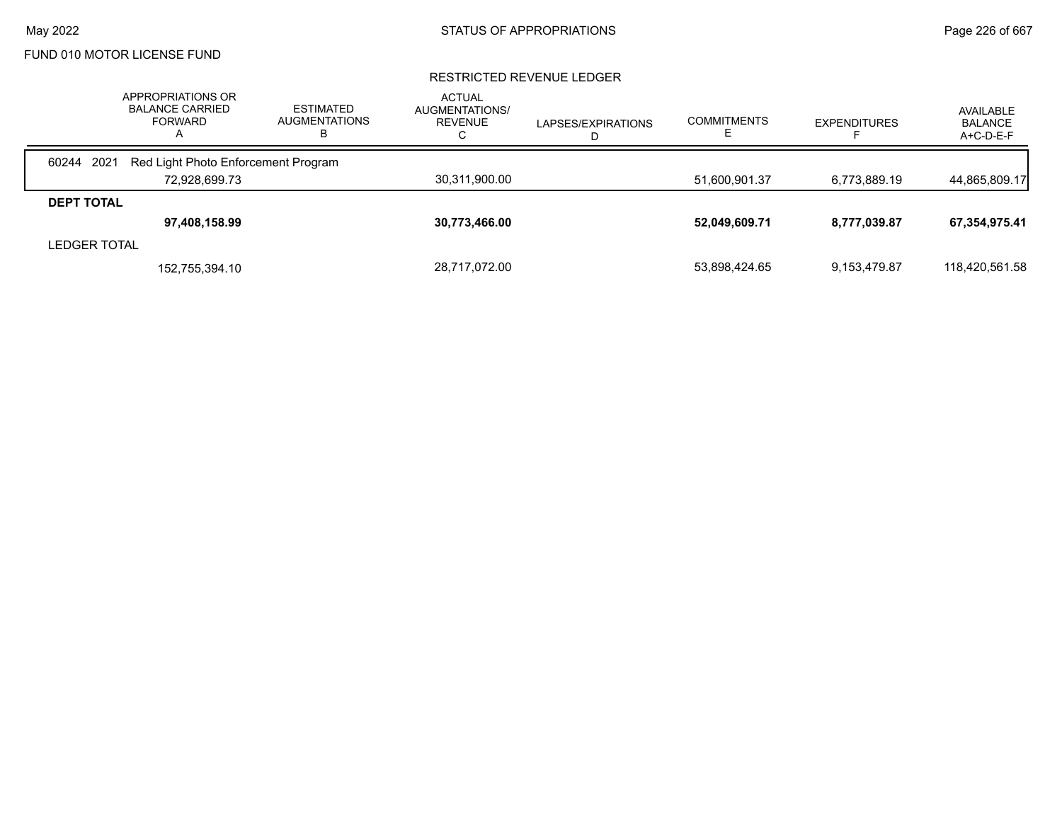FUND 010 MOTOR LICENSE FUND

RESTRICTED REVENUE LEDGER

| | APPROPRIATIONS OR BALANCE CARRIED FORWARD A | ESTIMATED AUGMENTATIONS B | ACTUAL AUGMENTATIONS/ REVENUE C | LAPSES/EXPIRATIONS D | COMMITMENTS E | EXPENDITURES F | AVAILABLE BALANCE A+C-D-E-F |
|---|---|---|---|---|---|---|---|
| 60244 2021 Red Light Photo Enforcement Program | | | | | | | |
| | 72,928,699.73 | | 30,311,900.00 | | 51,600,901.37 | 6,773,889.19 | 44,865,809.17 |
| **DEPT TOTAL** | | | | | | | |
| | **97,408,158.99** | | **30,773,466.00** | | **52,049,609.71** | **8,777,039.87** | **67,354,975.41** |
| LEDGER TOTAL | | | | | | | |
| | 152,755,394.10 | | 28,717,072.00 | | 53,898,424.65 | 9,153,479.87 | 118,420,561.58 |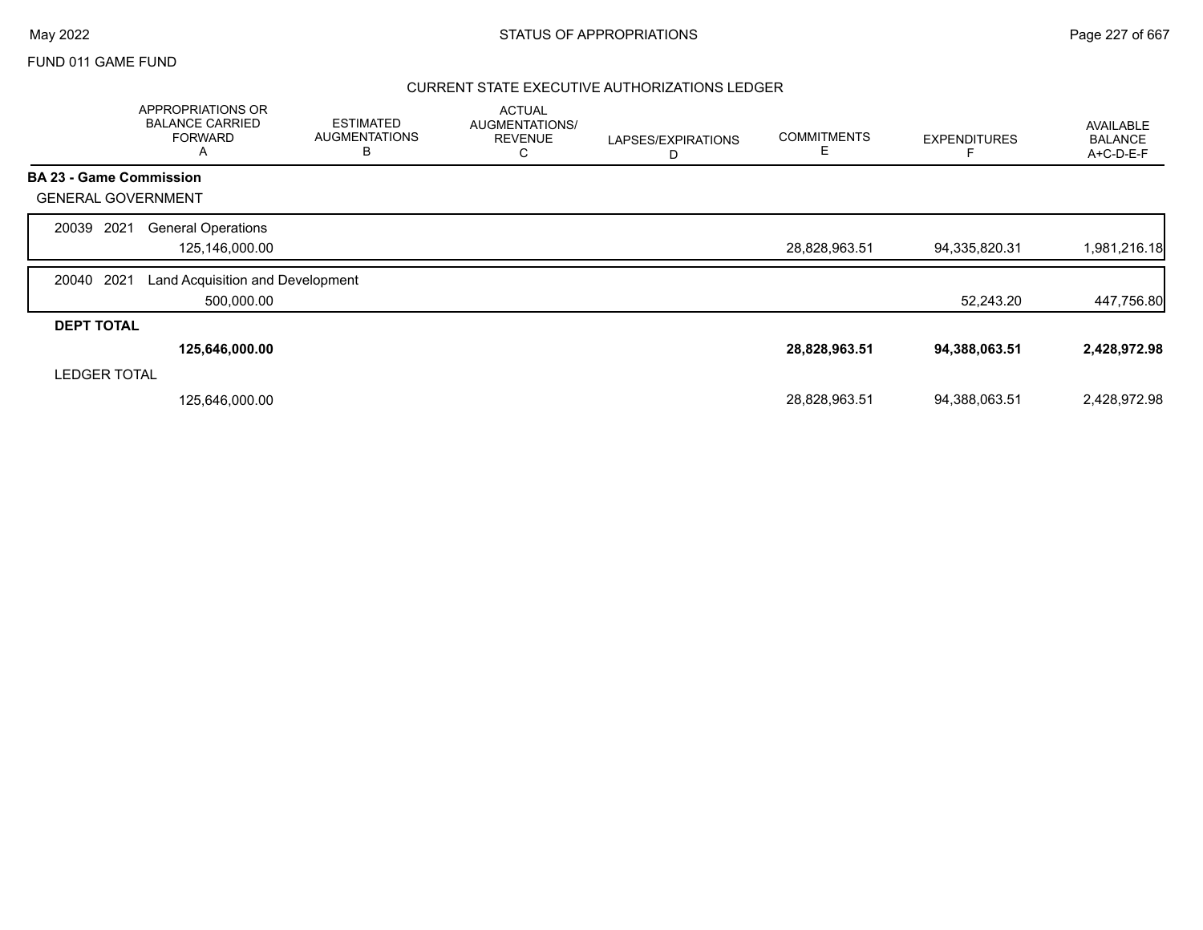FUND 011 GAME FUND

## CURRENT STATE EXECUTIVE AUTHORIZATIONS LEDGER

| | APPROPRIATIONS OR BALANCE CARRIED FORWARD A | ESTIMATED AUGMENTATIONS B | ACTUAL AUGMENTATIONS/ REVENUE C | LAPSES/EXPIRATIONS D | COMMITMENTS E | EXPENDITURES F | AVAILABLE BALANCE A+C-D-E-F |
|---|---|---|---|---|---|---|---|
| **BA 23 - Game Commission** | | | | | | | |
| GENERAL GOVERNMENT | | | | | | | |
| 20039 2021 General Operations | 125,146,000.00 | | | | 28,828,963.51 | 94,335,820.31 | 1,981,216.18 |
| 20040 2021 Land Acquisition and Development | 500,000.00 | | | | | 52,243.20 | 447,756.80 |
| **DEPT TOTAL** | **125,646,000.00** | | | | **28,828,963.51** | **94,388,063.51** | **2,428,972.98** |
| LEDGER TOTAL | 125,646,000.00 | | | | 28,828,963.51 | 94,388,063.51 | 2,428,972.98 |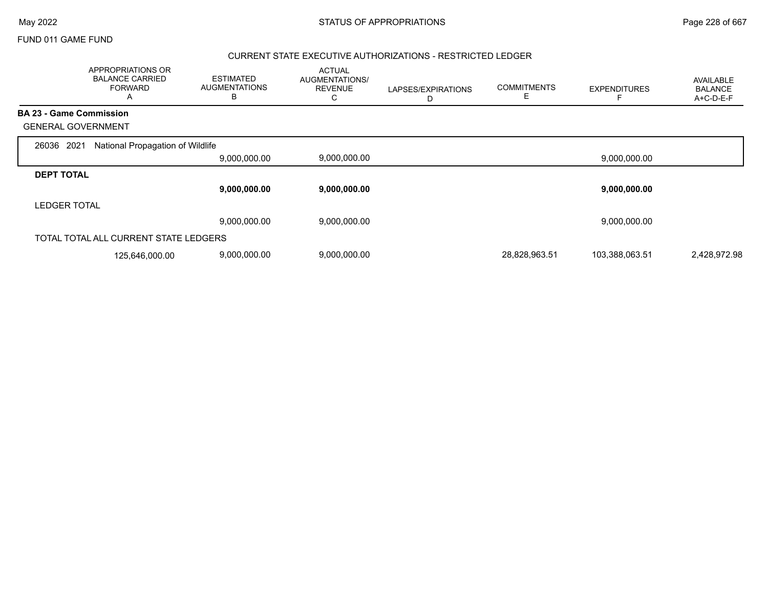FUND 011 GAME FUND

## CURRENT STATE EXECUTIVE AUTHORIZATIONS - RESTRICTED LEDGER

| | APPROPRIATIONS OR BALANCE CARRIED FORWARD A | ESTIMATED AUGMENTATIONS B | ACTUAL AUGMENTATIONS/ REVENUE C | LAPSES/EXPIRATIONS D | COMMITMENTS E | EXPENDITURES F | AVAILABLE BALANCE A+C-D-E-F |
|---|---|---|---|---|---|---|---|
| **BA 23 - Game Commission** | | | | | | | |
| GENERAL GOVERNMENT | | | | | | | |
| 26036 2021 National Propagation of Wildlife | | | | | | | |
| | | 9,000,000.00 | 9,000,000.00 | | | 9,000,000.00 | |
| **DEPT TOTAL** | | | | | | | |
| | | **9,000,000.00** | **9,000,000.00** | | | **9,000,000.00** | |
| LEDGER TOTAL | | | | | | | |
| | | 9,000,000.00 | 9,000,000.00 | | | 9,000,000.00 | |
| TOTAL TOTAL ALL CURRENT STATE LEDGERS | | | | | | | |
| | 125,646,000.00 | 9,000,000.00 | 9,000,000.00 | | 28,828,963.51 | 103,388,063.51 | 2,428,972.98 |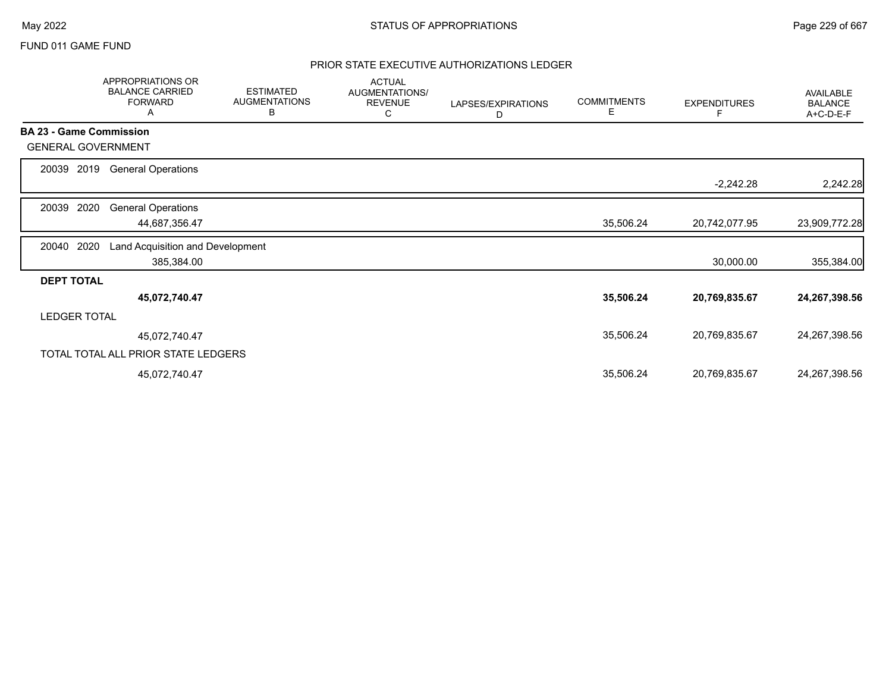FUND 011 GAME FUND

PRIOR STATE EXECUTIVE AUTHORIZATIONS LEDGER

| | APPROPRIATIONS OR BALANCE CARRIED FORWARD A | ESTIMATED AUGMENTATIONS B | ACTUAL AUGMENTATIONS/ REVENUE C | LAPSES/EXPIRATIONS D | COMMITMENTS E | EXPENDITURES F | AVAILABLE BALANCE A+C-D-E-F |
|---|---|---|---|---|---|---|---|
| **BA 23 - Game Commission** | | | | | | | |
| GENERAL GOVERNMENT | | | | | | | |
| 20039 2019 General Operations | | | | | | -2,242.28 | 2,242.28 |
| 20039 2020 General Operations | 44,687,356.47 | | | | 35,506.24 | 20,742,077.95 | 23,909,772.28 |
| 20040 2020 Land Acquisition and Development | 385,384.00 | | | | | 30,000.00 | 355,384.00 |
| **DEPT TOTAL** | **45,072,740.47** | | | | **35,506.24** | **20,769,835.67** | **24,267,398.56** |
| LEDGER TOTAL | 45,072,740.47 | | | | 35,506.24 | 20,769,835.67 | 24,267,398.56 |
| TOTAL TOTAL ALL PRIOR STATE LEDGERS | 45,072,740.47 | | | | 35,506.24 | 20,769,835.67 | 24,267,398.56 |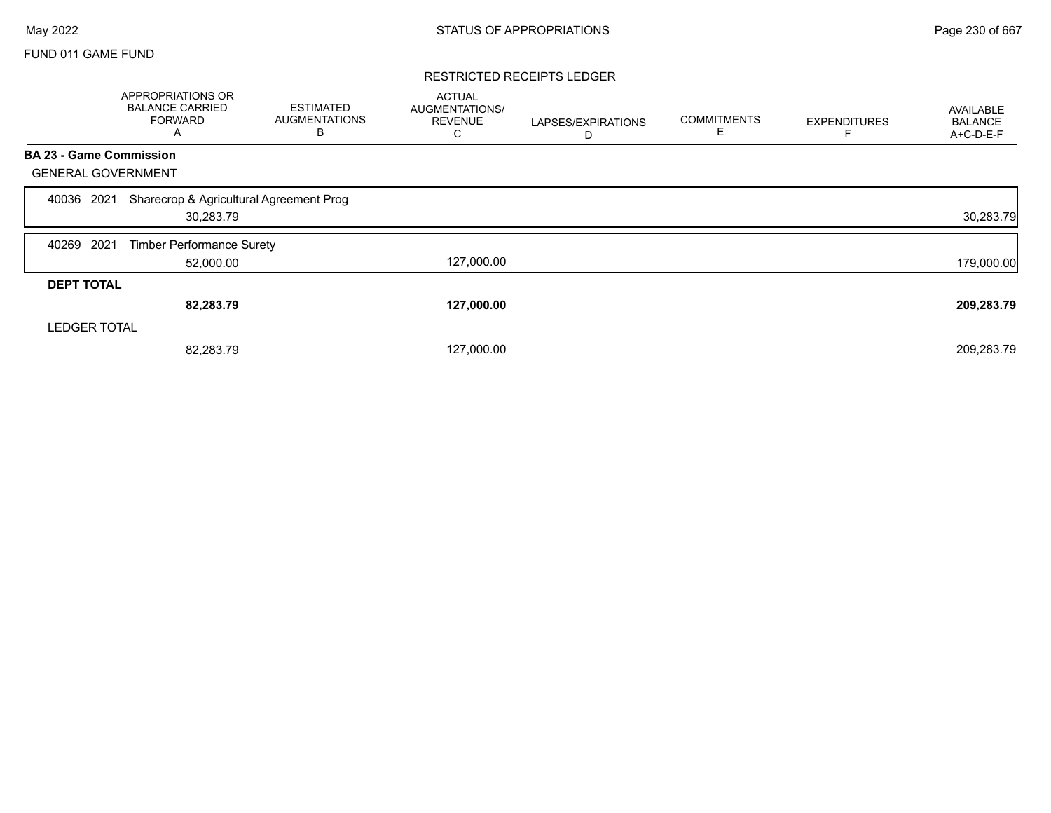FUND 011 GAME FUND

## RESTRICTED RECEIPTS LEDGER

| | APPROPRIATIONS OR BALANCE CARRIED FORWARD A | ESTIMATED AUGMENTATIONS B | ACTUAL AUGMENTATIONS/ REVENUE C | LAPSES/EXPIRATIONS D | COMMITMENTS E | EXPENDITURES F | AVAILABLE BALANCE A+C-D-E-F |
|---|---|---|---|---|---|---|---|
| **BA 23 - Game Commission** | | | | | | | |
| GENERAL GOVERNMENT | | | | | | | |
| 40036 2021 Sharecrop & Agricultural Agreement Prog | 30,283.79 | | | | | | 30,283.79 |
| 40269 2021 Timber Performance Surety | 52,000.00 | | 127,000.00 | | | | 179,000.00 |
| **DEPT TOTAL** | **82,283.79** | | **127,000.00** | | | | **209,283.79** |
| LEDGER TOTAL | 82,283.79 | | 127,000.00 | | | | 209,283.79 |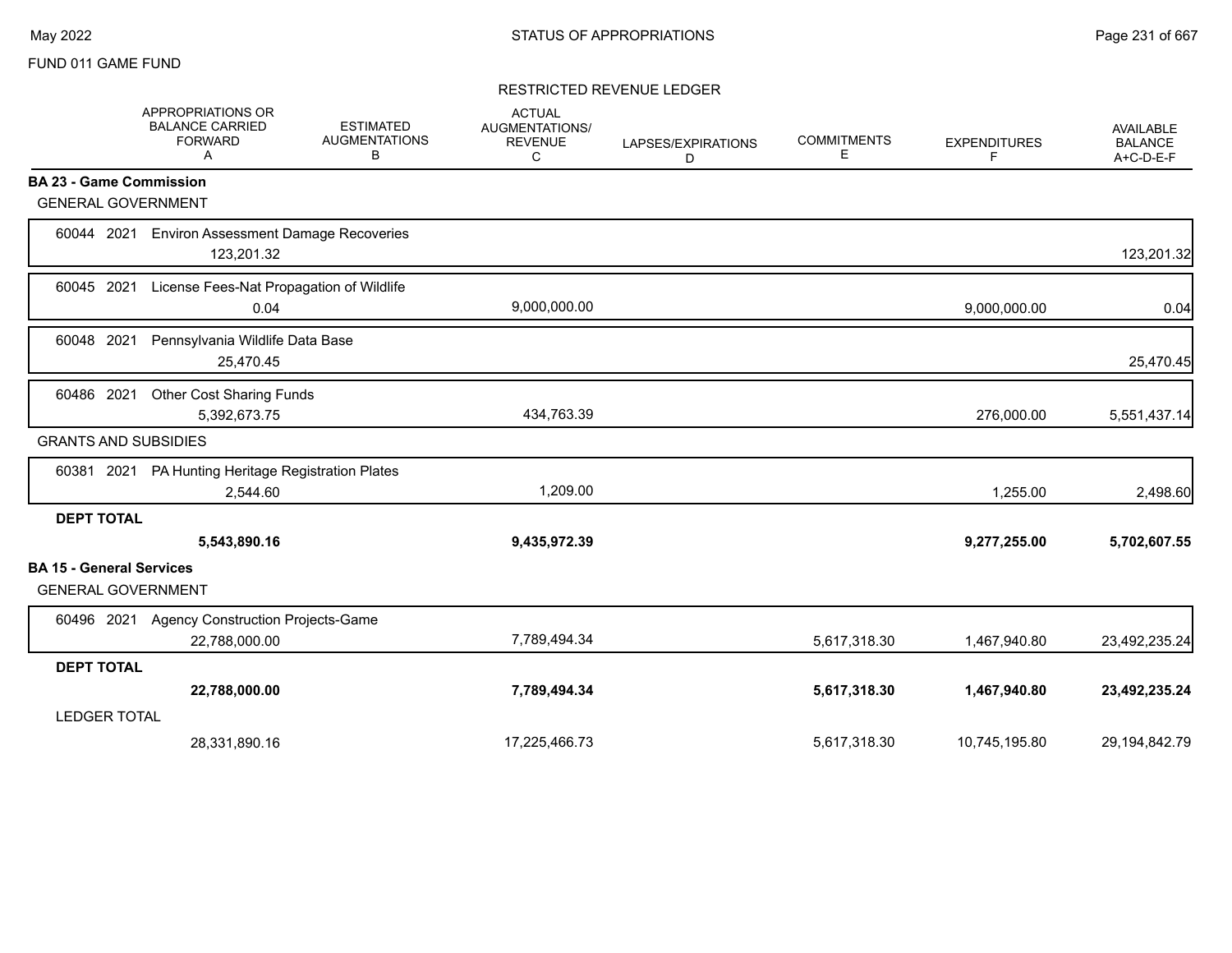FUND 011 GAME FUND

## RESTRICTED REVENUE LEDGER

| | APPROPRIATIONS OR BALANCE CARRIED FORWARD A | ESTIMATED AUGMENTATIONS B | ACTUAL AUGMENTATIONS/ REVENUE C | LAPSES/EXPIRATIONS D | COMMITMENTS E | EXPENDITURES F | AVAILABLE BALANCE A+C-D-E-F |
|---|---|---|---|---|---|---|---|
| **BA 23 - Game Commission** | | | | | | | |
| GENERAL GOVERNMENT | | | | | | | |
| 60044 2021 Environ Assessment Damage Recoveries | 123,201.32 | | | | | | 123,201.32 |
| 60045 2021 License Fees-Nat Propagation of Wildlife | 0.04 | | 9,000,000.00 | | | 9,000,000.00 | 0.04 |
| 60048 2021 Pennsylvania Wildlife Data Base | 25,470.45 | | | | | | 25,470.45 |
| 60486 2021 Other Cost Sharing Funds | 5,392,673.75 | | 434,763.39 | | | 276,000.00 | 5,551,437.14 |
| GRANTS AND SUBSIDIES | | | | | | | |
| 60381 2021 PA Hunting Heritage Registration Plates | 2,544.60 | | 1,209.00 | | | 1,255.00 | 2,498.60 |
| **DEPT TOTAL** | **5,543,890.16** | | **9,435,972.39** | | | **9,277,255.00** | **5,702,607.55** |
| **BA 15 - General Services** | | | | | | | |
| GENERAL GOVERNMENT | | | | | | | |
| 60496 2021 Agency Construction Projects-Game | 22,788,000.00 | | 7,789,494.34 | | 5,617,318.30 | 1,467,940.80 | 23,492,235.24 |
| **DEPT TOTAL** | **22,788,000.00** | | **7,789,494.34** | | **5,617,318.30** | **1,467,940.80** | **23,492,235.24** |
| LEDGER TOTAL | 28,331,890.16 | | 17,225,466.73 | | 5,617,318.30 | 10,745,195.80 | 29,194,842.79 |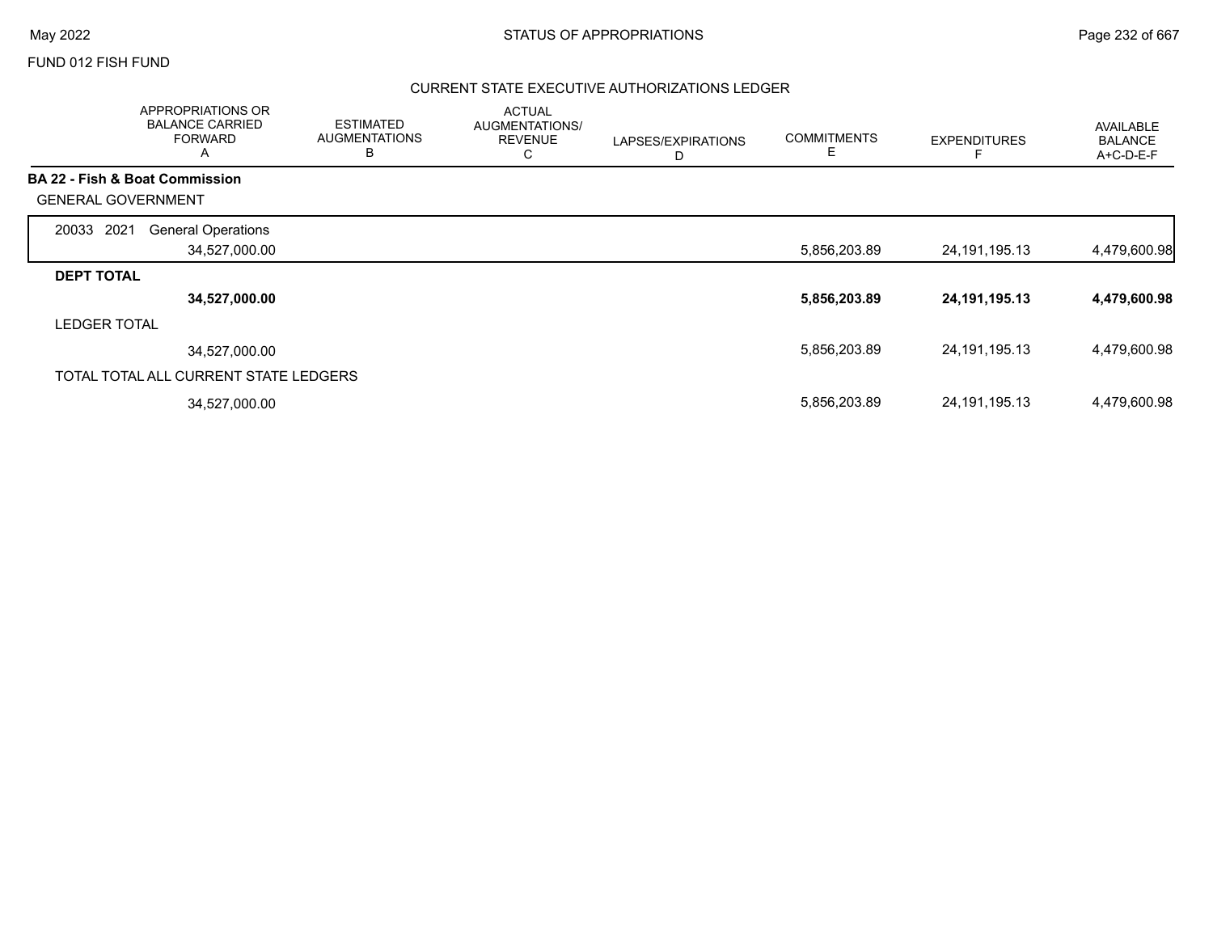FUND 012 FISH FUND

## CURRENT STATE EXECUTIVE AUTHORIZATIONS LEDGER

| | APPROPRIATIONS OR BALANCE CARRIED FORWARD A | ESTIMATED AUGMENTATIONS B | ACTUAL AUGMENTATIONS/ REVENUE C | LAPSES/EXPIRATIONS D | COMMITMENTS E | EXPENDITURES F | AVAILABLE BALANCE A+C-D-E-F |
|---|---|---|---|---|---|---|---|
| **BA 22 - Fish & Boat Commission** | | | | | | | |
| GENERAL GOVERNMENT | | | | | | | |
| 20033 2021 General Operations | 34,527,000.00 | | | | 5,856,203.89 | 24,191,195.13 | 4,479,600.98 |
| **DEPT TOTAL** | **34,527,000.00** | | | | **5,856,203.89** | **24,191,195.13** | **4,479,600.98** |
| LEDGER TOTAL | 34,527,000.00 | | | | 5,856,203.89 | 24,191,195.13 | 4,479,600.98 |
| TOTAL TOTAL ALL CURRENT STATE LEDGERS | 34,527,000.00 | | | | 5,856,203.89 | 24,191,195.13 | 4,479,600.98 |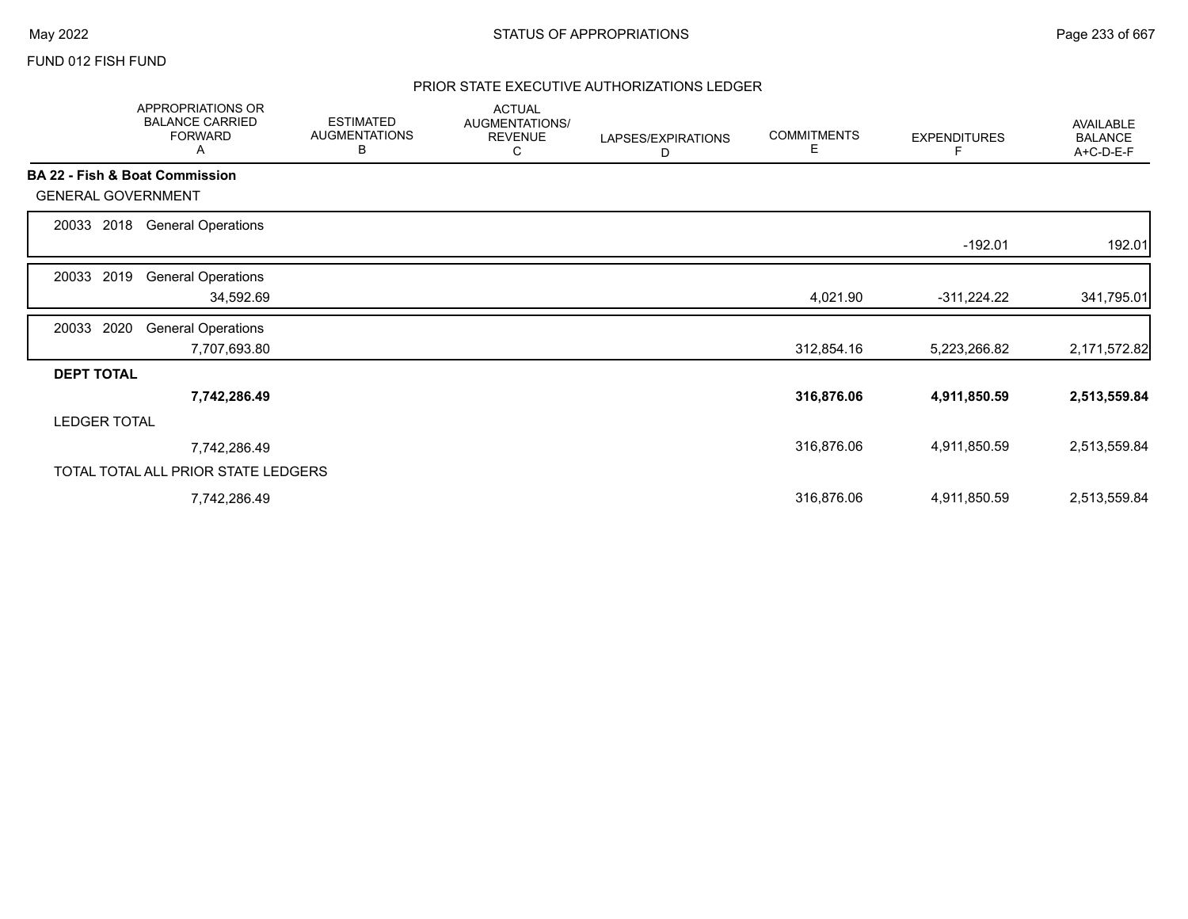FUND 012 FISH FUND

## PRIOR STATE EXECUTIVE AUTHORIZATIONS LEDGER

| | APPROPRIATIONS OR BALANCE CARRIED FORWARD A | ESTIMATED AUGMENTATIONS B | ACTUAL AUGMENTATIONS/ REVENUE C | LAPSES/EXPIRATIONS D | COMMITMENTS E | EXPENDITURES F | AVAILABLE BALANCE A+C-D-E-F |
|---|---|---|---|---|---|---|---|
| **BA 22 - Fish & Boat Commission** | | | | | | | |
| GENERAL GOVERNMENT | | | | | | | |
| 20033 2018 General Operations | | | | | | -192.01 | 192.01 |
| 20033 2019 General Operations | 34,592.69 | | | | 4,021.90 | -311,224.22 | 341,795.01 |
| 20033 2020 General Operations | 7,707,693.80 | | | | 312,854.16 | 5,223,266.82 | 2,171,572.82 |
| **DEPT TOTAL** | **7,742,286.49** | | | | **316,876.06** | **4,911,850.59** | **2,513,559.84** |
| LEDGER TOTAL | 7,742,286.49 | | | | 316,876.06 | 4,911,850.59 | 2,513,559.84 |
| TOTAL TOTAL ALL PRIOR STATE LEDGERS | 7,742,286.49 | | | | 316,876.06 | 4,911,850.59 | 2,513,559.84 |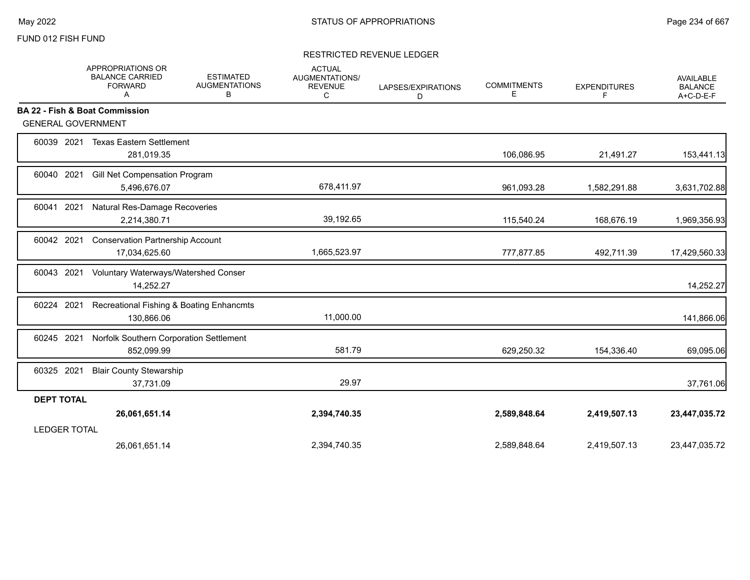FUND 012 FISH FUND

STATUS OF APPROPRIATIONS

## RESTRICTED REVENUE LEDGER

| | APPROPRIATIONS OR BALANCE CARRIED FORWARD A | ESTIMATED AUGMENTATIONS B | ACTUAL AUGMENTATIONS/ REVENUE C | LAPSES/EXPIRATIONS D | COMMITMENTS E | EXPENDITURES F | AVAILABLE BALANCE A+C-D-E-F |
|---|---|---|---|---|---|---|---|
| **BA 22 - Fish & Boat Commission** | | | | | | | |
| GENERAL GOVERNMENT | | | | | | | |
| 60039 2021 Texas Eastern Settlement | 281,019.35 | | | | 106,086.95 | 21,491.27 | 153,441.13 |
| 60040 2021 Gill Net Compensation Program | 5,496,676.07 | | 678,411.97 | | 961,093.28 | 1,582,291.88 | 3,631,702.88 |
| 60041 2021 Natural Res-Damage Recoveries | 2,214,380.71 | | 39,192.65 | | 115,540.24 | 168,676.19 | 1,969,356.93 |
| 60042 2021 Conservation Partnership Account | 17,034,625.60 | | 1,665,523.97 | | 777,877.85 | 492,711.39 | 17,429,560.33 |
| 60043 2021 Voluntary Waterways/Watershed Conser | 14,252.27 | | | | | | 14,252.27 |
| 60224 2021 Recreational Fishing & Boating Enhancmts | 130,866.06 | | 11,000.00 | | | | 141,866.06 |
| 60245 2021 Norfolk Southern Corporation Settlement | 852,099.99 | | 581.79 | | 629,250.32 | 154,336.40 | 69,095.06 |
| 60325 2021 Blair County Stewarship | 37,731.09 | | 29.97 | | | | 37,761.06 |
| **DEPT TOTAL** | **26,061,651.14** | | **2,394,740.35** | | **2,589,848.64** | **2,419,507.13** | **23,447,035.72** |
| LEDGER TOTAL | 26,061,651.14 | | 2,394,740.35 | | 2,589,848.64 | 2,419,507.13 | 23,447,035.72 |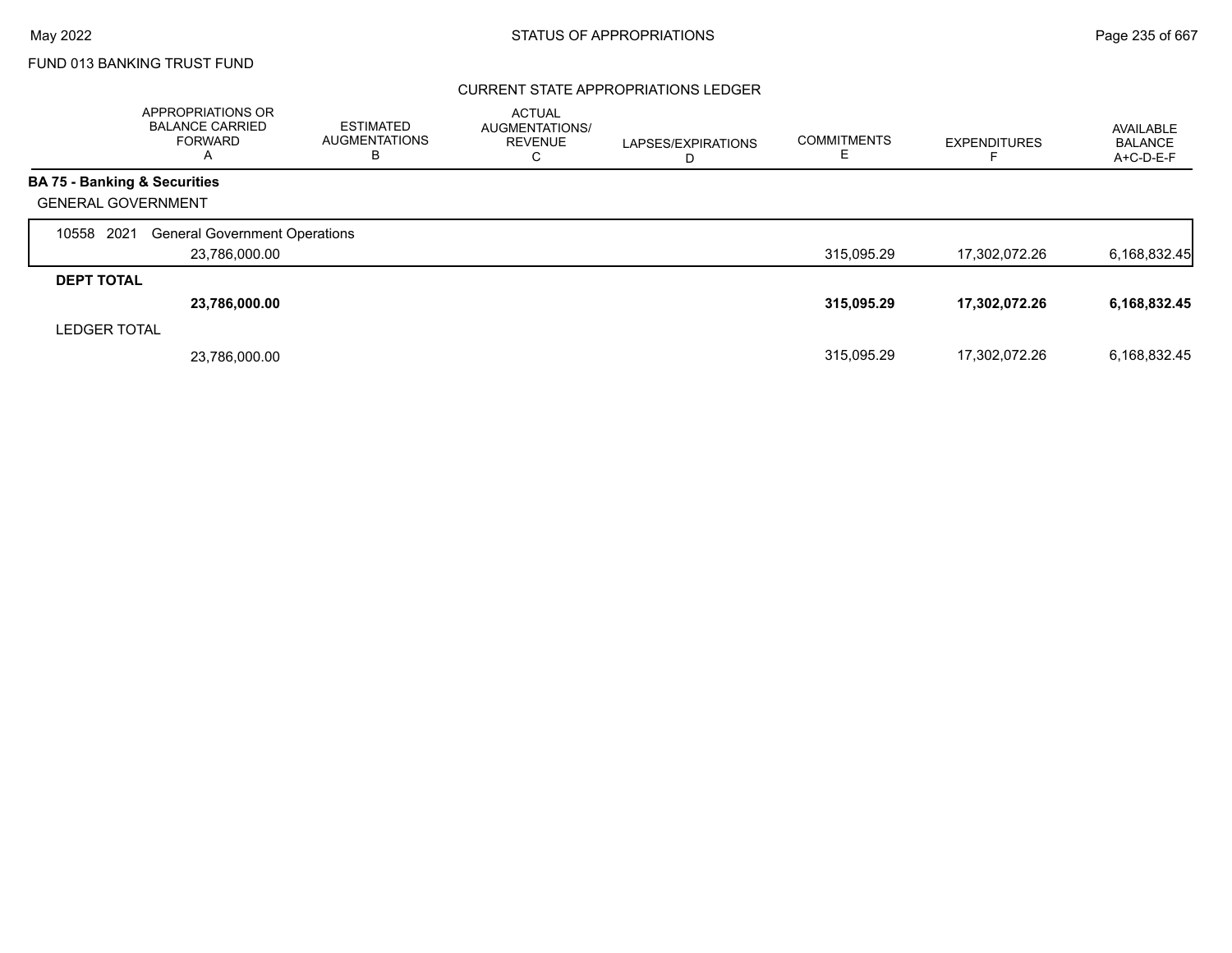FUND 013 BANKING TRUST FUND

## CURRENT STATE APPROPRIATIONS LEDGER

| | APPROPRIATIONS OR BALANCE CARRIED FORWARD A | ESTIMATED AUGMENTATIONS B | ACTUAL AUGMENTATIONS/ REVENUE C | LAPSES/EXPIRATIONS D | COMMITMENTS E | EXPENDITURES F | AVAILABLE BALANCE A+C-D-E-F |
|---|---|---|---|---|---|---|---|
| **BA 75 - Banking & Securities** | | | | | | | |
| GENERAL GOVERNMENT | | | | | | | |
| 10558 2021 General Government Operations | 23,786,000.00 | | | | 315,095.29 | 17,302,072.26 | 6,168,832.45 |
| **DEPT TOTAL** | **23,786,000.00** | | | | **315,095.29** | **17,302,072.26** | **6,168,832.45** |
| LEDGER TOTAL | 23,786,000.00 | | | | 315,095.29 | 17,302,072.26 | 6,168,832.45 |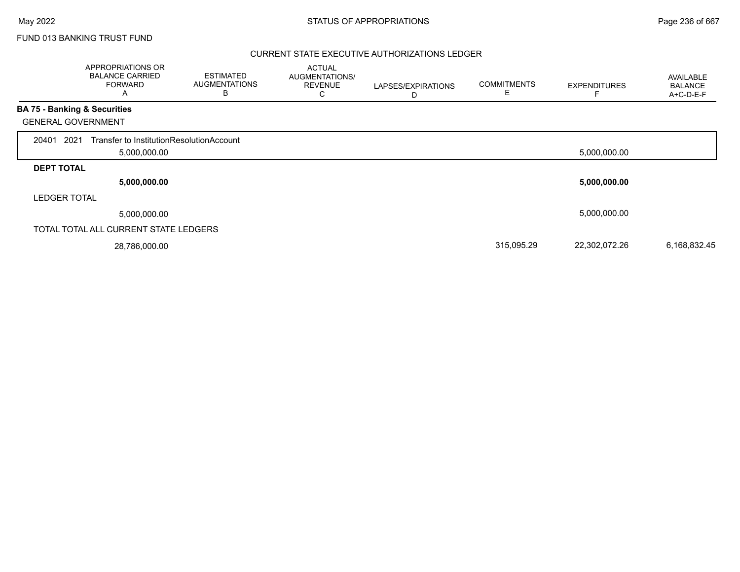FUND 013 BANKING TRUST FUND

## CURRENT STATE EXECUTIVE AUTHORIZATIONS LEDGER

| | APPROPRIATIONS OR BALANCE CARRIED FORWARD A | ESTIMATED AUGMENTATIONS B | ACTUAL AUGMENTATIONS/ REVENUE C | LAPSES/EXPIRATIONS D | COMMITMENTS E | EXPENDITURES F | AVAILABLE BALANCE A+C-D-E-F |
|---|---|---|---|---|---|---|---|
| **BA 75 - Banking & Securities** | | | | | | | |
| GENERAL GOVERNMENT | | | | | | | |
| 20401 2021 Transfer to InstitutionResolutionAccount | 5,000,000.00 | | | | | 5,000,000.00 | |
| **DEPT TOTAL** | **5,000,000.00** | | | | | **5,000,000.00** | |
| LEDGER TOTAL | 5,000,000.00 | | | | | 5,000,000.00 | |
| TOTAL TOTAL ALL CURRENT STATE LEDGERS | 28,786,000.00 | | | | 315,095.29 | 22,302,072.26 | 6,168,832.45 |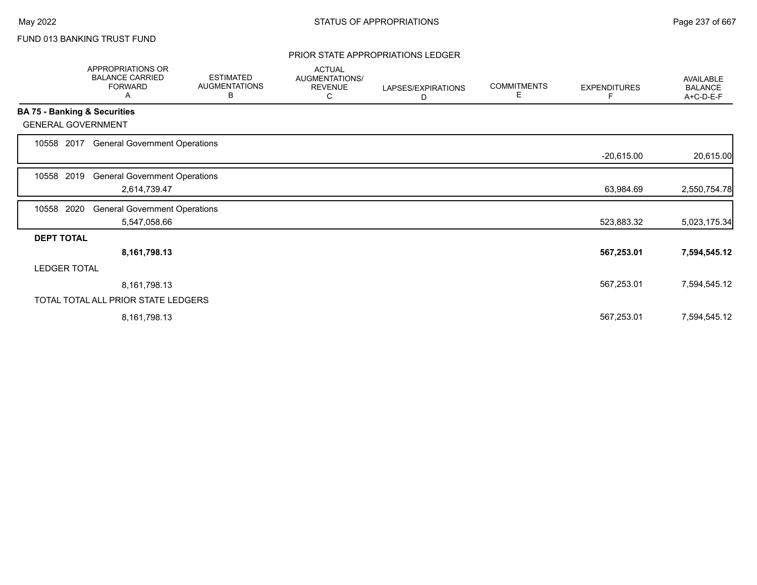FUND 013 BANKING TRUST FUND

PRIOR STATE APPROPRIATIONS LEDGER

| | APPROPRIATIONS OR BALANCE CARRIED FORWARD A | ESTIMATED AUGMENTATIONS B | ACTUAL AUGMENTATIONS/ REVENUE C | LAPSES/EXPIRATIONS D | COMMITMENTS E | EXPENDITURES F | AVAILABLE BALANCE A+C-D-E-F |
|---|---|---|---|---|---|---|---|
| **BA 75 - Banking & Securities** | | | | | | | |
| GENERAL GOVERNMENT | | | | | | | |
| 10558 2017 General Government Operations | | | | | | -20,615.00 | 20,615.00 |
| 10558 2019 General Government Operations | 2,614,739.47 | | | | | 63,984.69 | 2,550,754.78 |
| 10558 2020 General Government Operations | 5,547,058.66 | | | | | 523,883.32 | 5,023,175.34 |
| **DEPT TOTAL** | **8,161,798.13** | | | | | **567,253.01** | **7,594,545.12** |
| LEDGER TOTAL | 8,161,798.13 | | | | | 567,253.01 | 7,594,545.12 |
| TOTAL TOTAL ALL PRIOR STATE LEDGERS | 8,161,798.13 | | | | | 567,253.01 | 7,594,545.12 |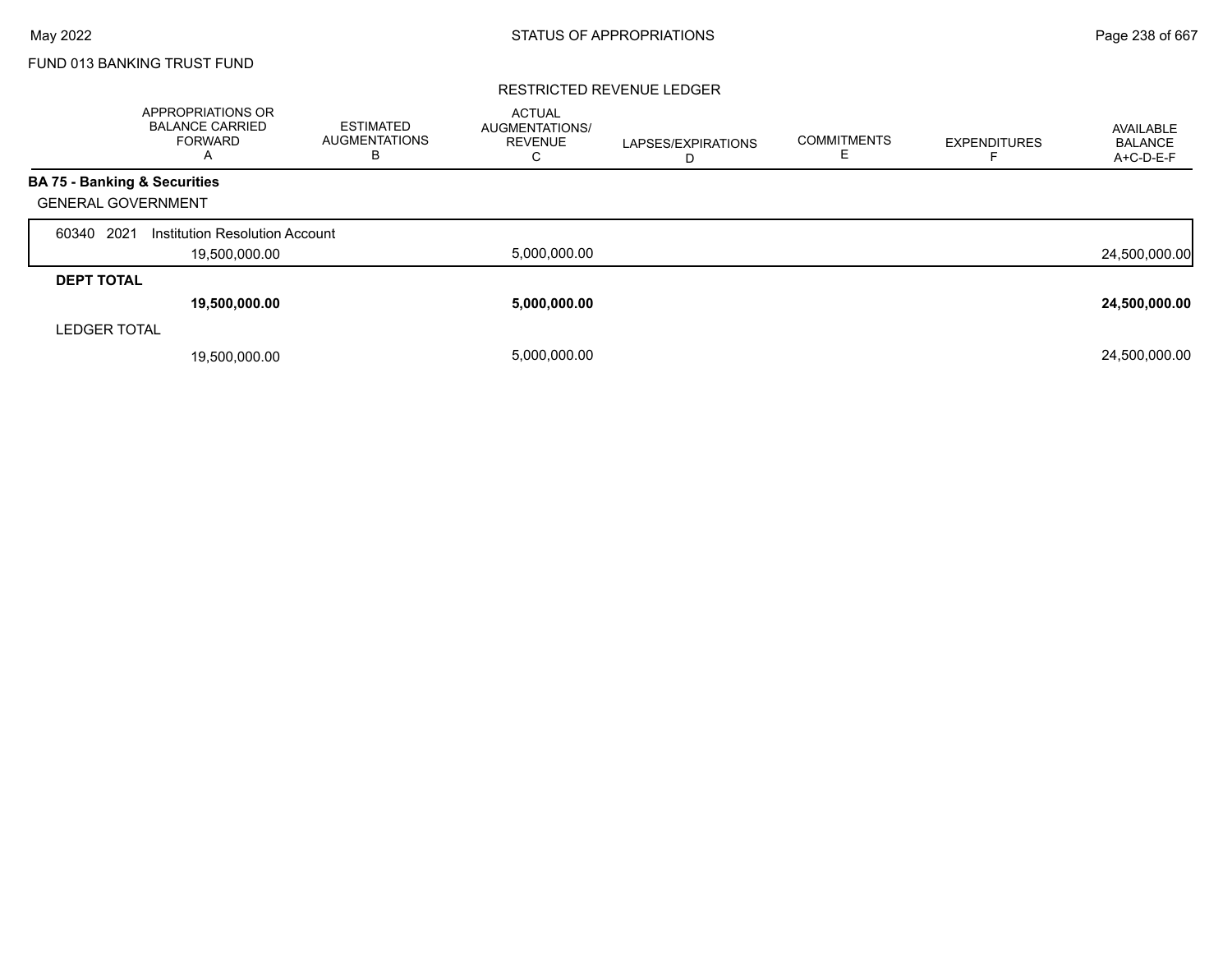FUND 013 BANKING TRUST FUND

RESTRICTED REVENUE LEDGER

| | APPROPRIATIONS OR BALANCE CARRIED FORWARD A | ESTIMATED AUGMENTATIONS B | ACTUAL AUGMENTATIONS/ REVENUE C | LAPSES/EXPIRATIONS D | COMMITMENTS E | EXPENDITURES F | AVAILABLE BALANCE A+C-D-E-F |
|---|---|---|---|---|---|---|---|
| **BA 75 - Banking & Securities** | | | | | | | |
| GENERAL GOVERNMENT | | | | | | | |
| 60340 2021 Institution Resolution Account | 19,500,000.00 | | 5,000,000.00 | | | | 24,500,000.00 |
| **DEPT TOTAL** | **19,500,000.00** | | **5,000,000.00** | | | | **24,500,000.00** |
| LEDGER TOTAL | 19,500,000.00 | | 5,000,000.00 | | | | 24,500,000.00 |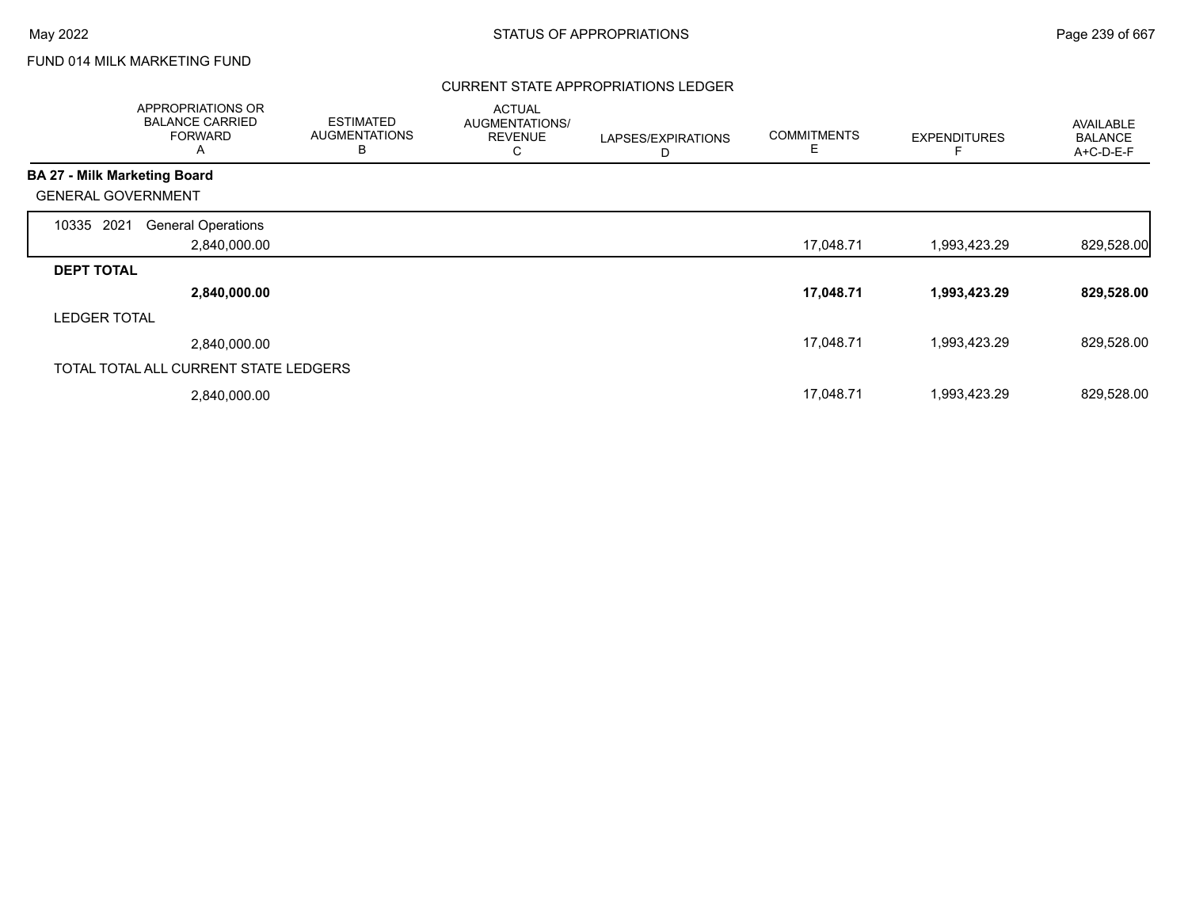FUND 014 MILK MARKETING FUND

## CURRENT STATE APPROPRIATIONS LEDGER

| | APPROPRIATIONS OR BALANCE CARRIED FORWARD A | ESTIMATED AUGMENTATIONS B | ACTUAL AUGMENTATIONS/ REVENUE C | LAPSES/EXPIRATIONS D | COMMITMENTS E | EXPENDITURES F | AVAILABLE BALANCE A+C-D-E-F |
|---|---|---|---|---|---|---|---|
| **BA 27 - Milk Marketing Board** | | | | | | | |
| GENERAL GOVERNMENT | | | | | | | |
| 10335 2021 General Operations | 2,840,000.00 | | | | 17,048.71 | 1,993,423.29 | 829,528.00 |
| **DEPT TOTAL** | **2,840,000.00** | | | | **17,048.71** | **1,993,423.29** | **829,528.00** |
| LEDGER TOTAL | 2,840,000.00 | | | | 17,048.71 | 1,993,423.29 | 829,528.00 |
| TOTAL TOTAL ALL CURRENT STATE LEDGERS | 2,840,000.00 | | | | 17,048.71 | 1,993,423.29 | 829,528.00 |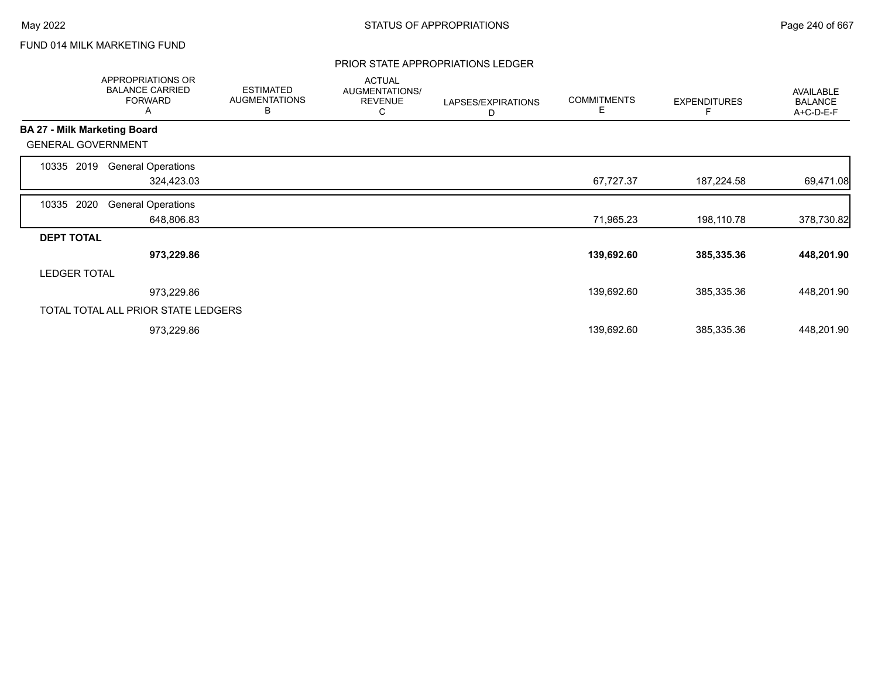FUND 014 MILK MARKETING FUND

## PRIOR STATE APPROPRIATIONS LEDGER

| | APPROPRIATIONS OR BALANCE CARRIED FORWARD A | ESTIMATED AUGMENTATIONS B | ACTUAL AUGMENTATIONS/ REVENUE C | LAPSES/EXPIRATIONS D | COMMITMENTS E | EXPENDITURES F | AVAILABLE BALANCE A+C-D-E-F |
|---|---|---|---|---|---|---|---|
| **BA 27 - Milk Marketing Board** | | | | | | | |
| GENERAL GOVERNMENT | | | | | | | |
| 10335 2019 General Operations | 324,423.03 | | | | 67,727.37 | 187,224.58 | 69,471.08 |
| 10335 2020 General Operations | 648,806.83 | | | | 71,965.23 | 198,110.78 | 378,730.82 |
| **DEPT TOTAL** | **973,229.86** | | | | **139,692.60** | **385,335.36** | **448,201.90** |
| LEDGER TOTAL | 973,229.86 | | | | 139,692.60 | 385,335.36 | 448,201.90 |
| TOTAL TOTAL ALL PRIOR STATE LEDGERS | 973,229.86 | | | | 139,692.60 | 385,335.36 | 448,201.90 |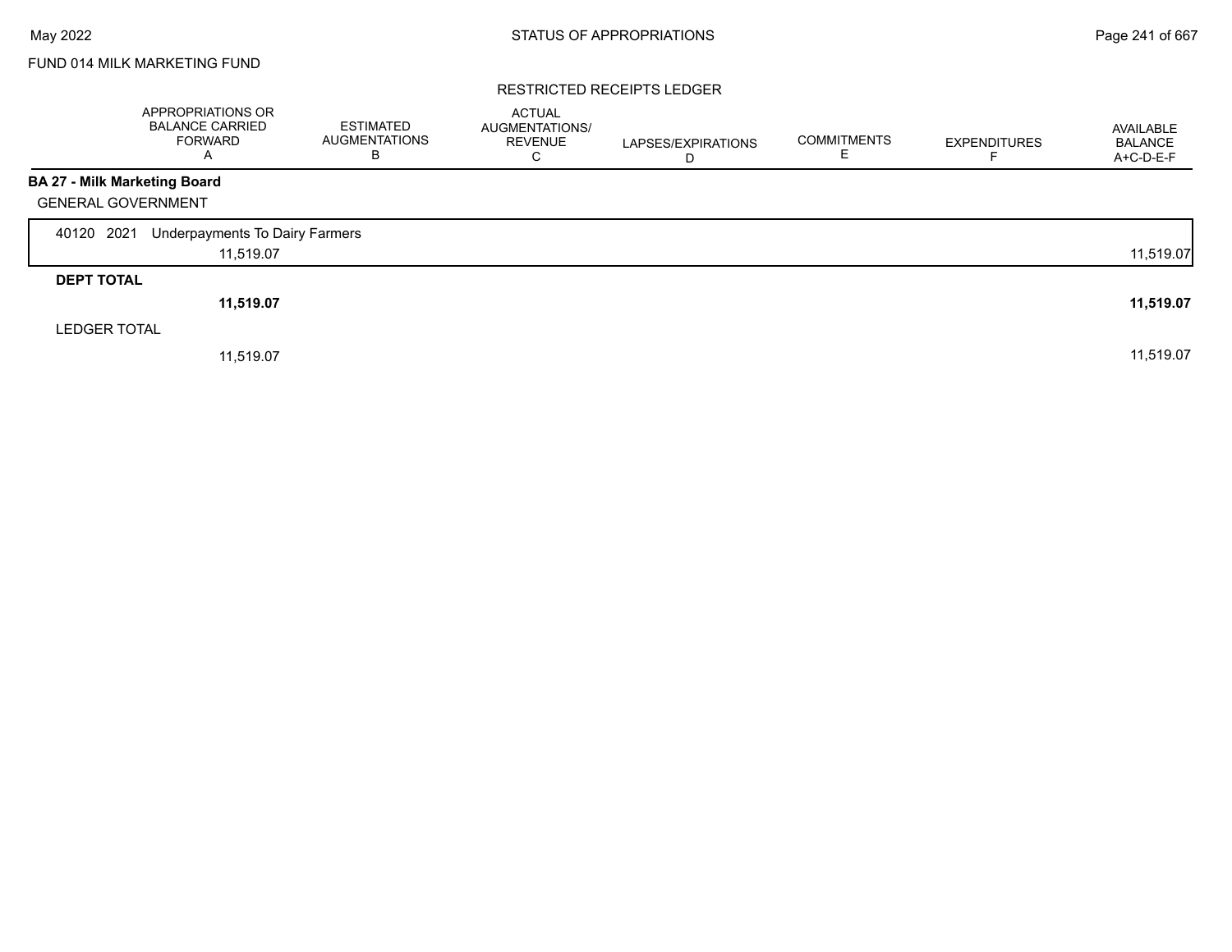FUND 014 MILK MARKETING FUND

RESTRICTED RECEIPTS LEDGER

| | APPROPRIATIONS OR BALANCE CARRIED FORWARD A | ESTIMATED AUGMENTATIONS B | ACTUAL AUGMENTATIONS/ REVENUE C | LAPSES/EXPIRATIONS D | COMMITMENTS E | EXPENDITURES F | AVAILABLE BALANCE A+C-D-E-F |
|---|---|---|---|---|---|---|---|
| **BA 27 - Milk Marketing Board** | | | | | | | |
| GENERAL GOVERNMENT | | | | | | | |
| 40120 2021 Underpayments To Dairy Farmers | | | | | | | |
| | 11,519.07 | | | | | | 11,519.07 |
| **DEPT TOTAL** | | | | | | | |
| | **11,519.07** | | | | | | **11,519.07** |
| LEDGER TOTAL | | | | | | | |
| | 11,519.07 | | | | | | 11,519.07 |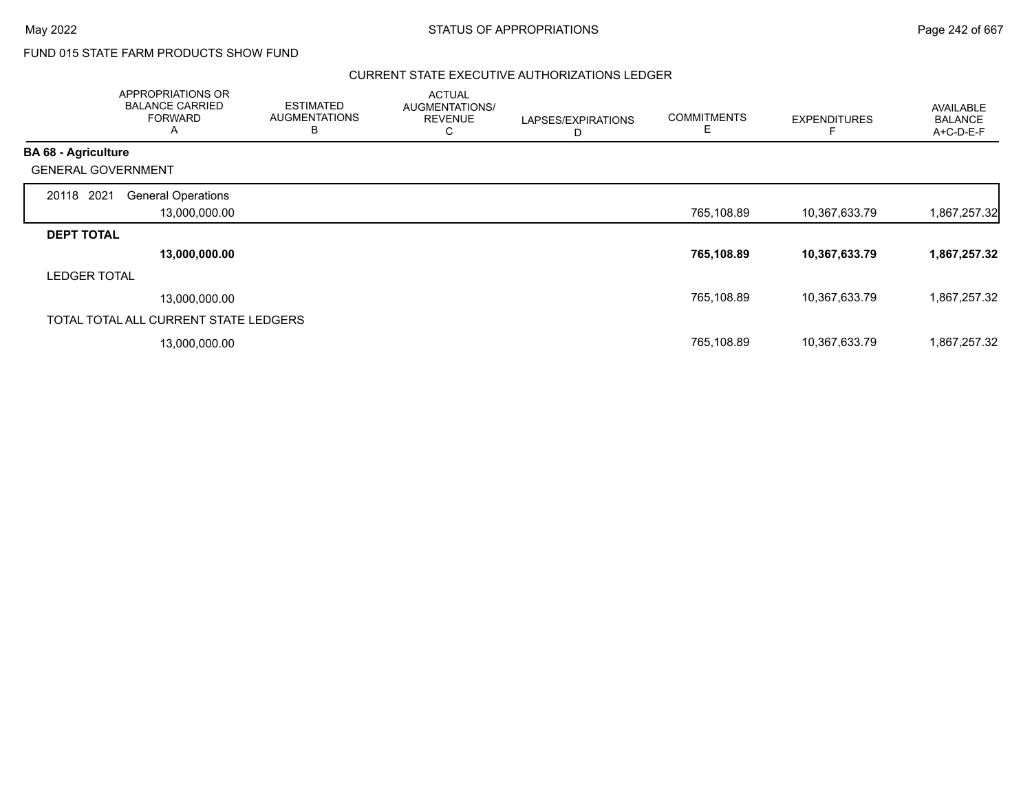FUND 015 STATE FARM PRODUCTS SHOW FUND

## CURRENT STATE EXECUTIVE AUTHORIZATIONS LEDGER

| | APPROPRIATIONS OR BALANCE CARRIED FORWARD A | ESTIMATED AUGMENTATIONS B | ACTUAL AUGMENTATIONS/ REVENUE C | LAPSES/EXPIRATIONS D | COMMITMENTS E | EXPENDITURES F | AVAILABLE BALANCE A+C-D-E-F |
|---|---|---|---|---|---|---|---|
| **BA 68 - Agriculture** | | | | | | | |
| GENERAL GOVERNMENT | | | | | | | |
| 20118 2021 General Operations | 13,000,000.00 | | | | 765,108.89 | 10,367,633.79 | 1,867,257.32 |
| **DEPT TOTAL** | **13,000,000.00** | | | | **765,108.89** | **10,367,633.79** | **1,867,257.32** |
| LEDGER TOTAL | 13,000,000.00 | | | | 765,108.89 | 10,367,633.79 | 1,867,257.32 |
| TOTAL TOTAL ALL CURRENT STATE LEDGERS | 13,000,000.00 | | | | 765,108.89 | 10,367,633.79 | 1,867,257.32 |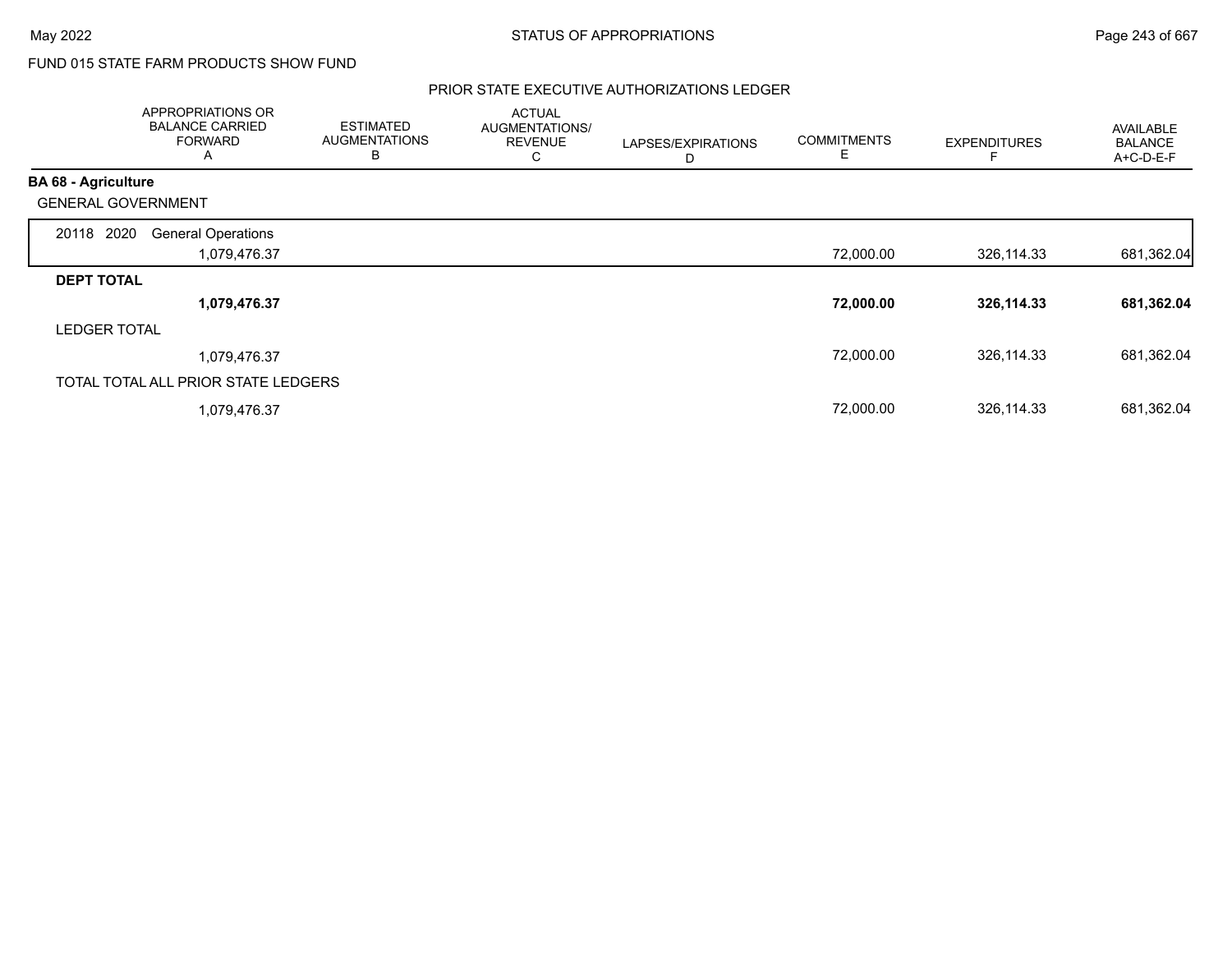FUND 015 STATE FARM PRODUCTS SHOW FUND

PRIOR STATE EXECUTIVE AUTHORIZATIONS LEDGER

| | APPROPRIATIONS OR BALANCE CARRIED FORWARD A | ESTIMATED AUGMENTATIONS B | ACTUAL AUGMENTATIONS/ REVENUE C | LAPSES/EXPIRATIONS D | COMMITMENTS E | EXPENDITURES F | AVAILABLE BALANCE A+C-D-E-F |
|---|---|---|---|---|---|---|---|
| **BA 68 - Agriculture** | | | | | | | |
| GENERAL GOVERNMENT | | | | | | | |
| 20118 2020 General Operations | 1,079,476.37 | | | | 72,000.00 | 326,114.33 | 681,362.04 |
| **DEPT TOTAL** | **1,079,476.37** | | | | **72,000.00** | **326,114.33** | **681,362.04** |
| LEDGER TOTAL | 1,079,476.37 | | | | 72,000.00 | 326,114.33 | 681,362.04 |
| TOTAL TOTAL ALL PRIOR STATE LEDGERS | 1,079,476.37 | | | | 72,000.00 | 326,114.33 | 681,362.04 |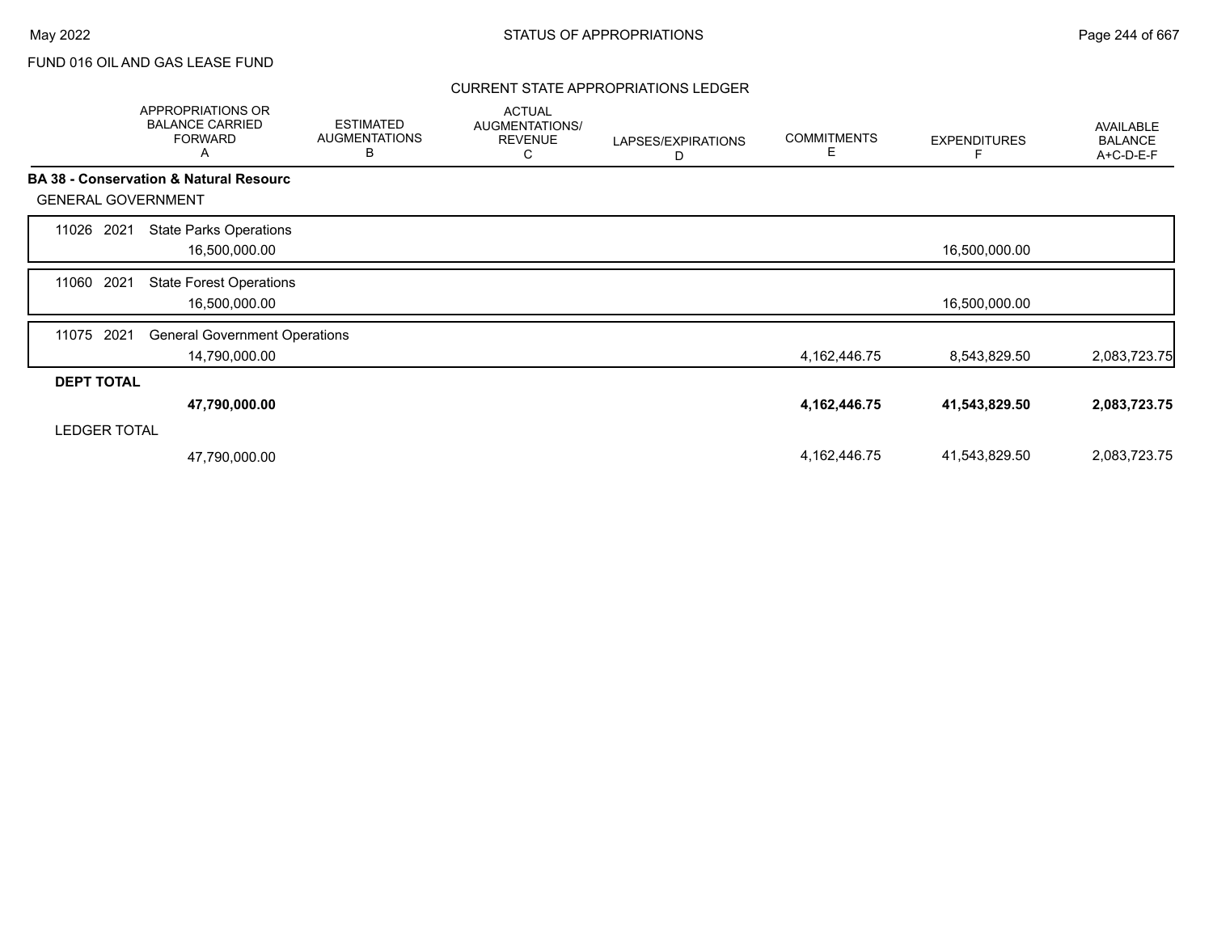FUND 016 OIL AND GAS LEASE FUND

## CURRENT STATE APPROPRIATIONS LEDGER

| | APPROPRIATIONS OR BALANCE CARRIED FORWARD A | ESTIMATED AUGMENTATIONS B | ACTUAL AUGMENTATIONS/ REVENUE C | LAPSES/EXPIRATIONS D | COMMITMENTS E | EXPENDITURES F | AVAILABLE BALANCE A+C-D-E-F |
|---|---|---|---|---|---|---|---|
| **BA 38 - Conservation & Natural Resourc** | | | | | | | |
| GENERAL GOVERNMENT | | | | | | | |
| 11026 2021 State Parks Operations | 16,500,000.00 | | | | | 16,500,000.00 | |
| 11060 2021 State Forest Operations | 16,500,000.00 | | | | | 16,500,000.00 | |
| 11075 2021 General Government Operations | 14,790,000.00 | | | | 4,162,446.75 | 8,543,829.50 | 2,083,723.75 |
| **DEPT TOTAL** | **47,790,000.00** | | | | **4,162,446.75** | **41,543,829.50** | **2,083,723.75** |
| LEDGER TOTAL | 47,790,000.00 | | | | 4,162,446.75 | 41,543,829.50 | 2,083,723.75 |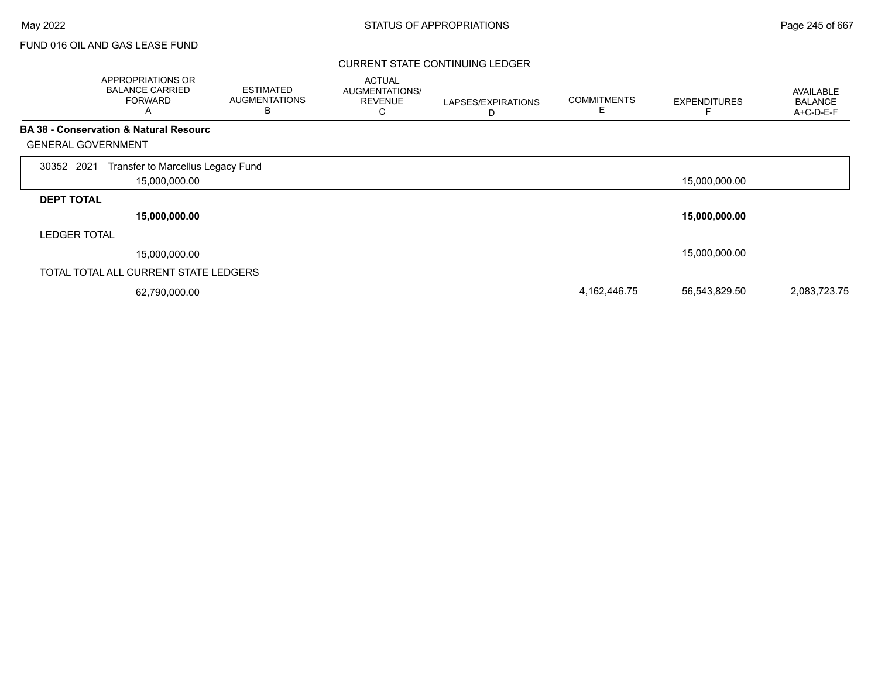FUND 016 OIL AND GAS LEASE FUND

CURRENT STATE CONTINUING LEDGER

| | APPROPRIATIONS OR BALANCE CARRIED FORWARD A | ESTIMATED AUGMENTATIONS B | ACTUAL AUGMENTATIONS/ REVENUE C | LAPSES/EXPIRATIONS D | COMMITMENTS E | EXPENDITURES F | AVAILABLE BALANCE A+C-D-E-F |
|---|---|---|---|---|---|---|---|
| **BA 38 - Conservation & Natural Resourc** | | | | | | | |
| GENERAL GOVERNMENT | | | | | | | |
| 30352 2021 Transfer to Marcellus Legacy Fund | 15,000,000.00 | | | | | 15,000,000.00 | |
| **DEPT TOTAL** | **15,000,000.00** | | | | | **15,000,000.00** | |
| LEDGER TOTAL | 15,000,000.00 | | | | | 15,000,000.00 | |
| TOTAL TOTAL ALL CURRENT STATE LEDGERS | 62,790,000.00 | | | | 4,162,446.75 | 56,543,829.50 | 2,083,723.75 |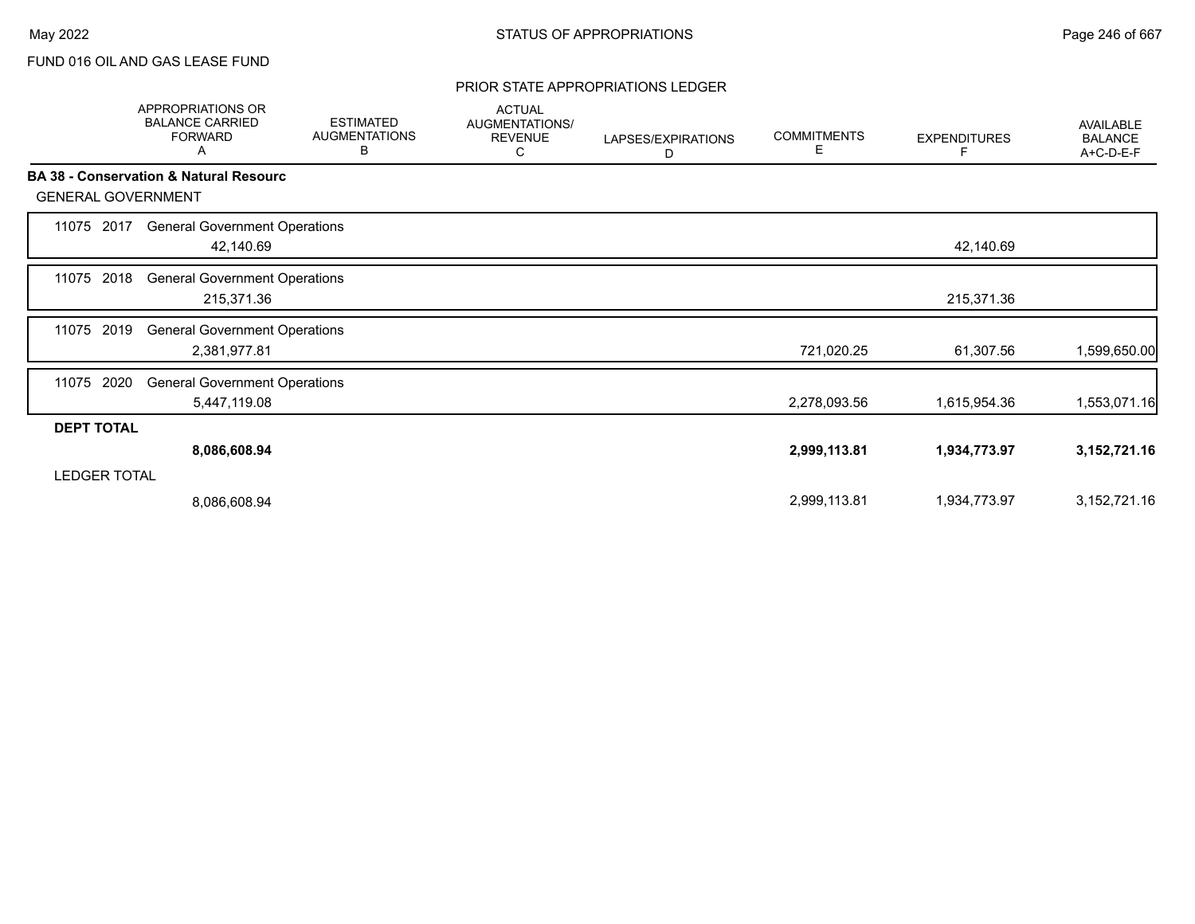FUND 016 OIL AND GAS LEASE FUND

## PRIOR STATE APPROPRIATIONS LEDGER

| | APPROPRIATIONS OR BALANCE CARRIED FORWARD A | ESTIMATED AUGMENTATIONS B | ACTUAL AUGMENTATIONS/ REVENUE C | LAPSES/EXPIRATIONS D | COMMITMENTS E | EXPENDITURES F | AVAILABLE BALANCE A+C-D-E-F |
|---|---|---|---|---|---|---|---|
| **BA 38 - Conservation & Natural Resourc** | | | | | | | |
| GENERAL GOVERNMENT | | | | | | | |
| 11075 2017 General Government Operations | 42,140.69 | | | | | 42,140.69 | |
| 11075 2018 General Government Operations | 215,371.36 | | | | | 215,371.36 | |
| 11075 2019 General Government Operations | 2,381,977.81 | | | | 721,020.25 | 61,307.56 | 1,599,650.00 |
| 11075 2020 General Government Operations | 5,447,119.08 | | | | 2,278,093.56 | 1,615,954.36 | 1,553,071.16 |
| **DEPT TOTAL** | **8,086,608.94** | | | | **2,999,113.81** | **1,934,773.97** | **3,152,721.16** |
| LEDGER TOTAL | 8,086,608.94 | | | | 2,999,113.81 | 1,934,773.97 | 3,152,721.16 |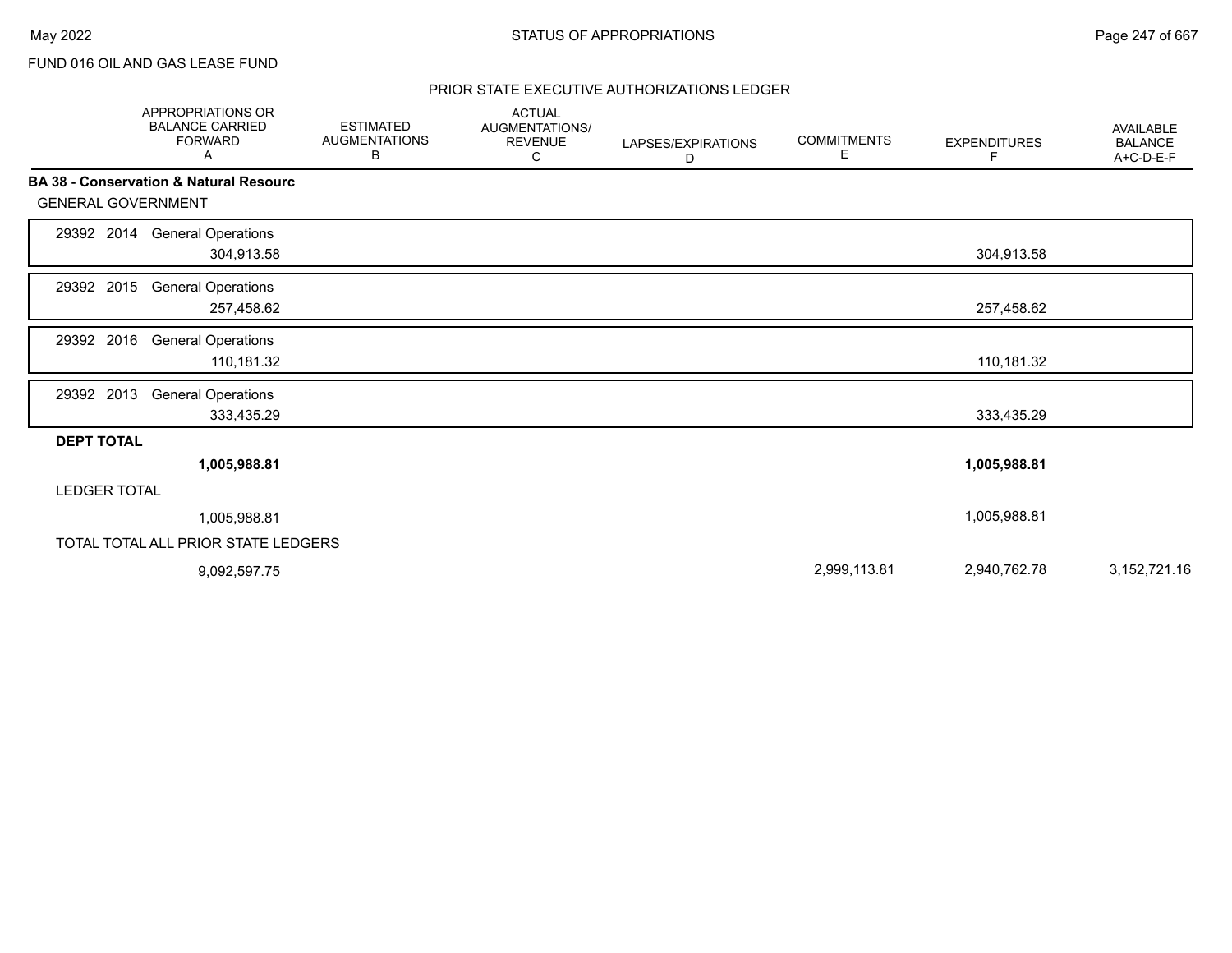FUND 016 OIL AND GAS LEASE FUND

PRIOR STATE EXECUTIVE AUTHORIZATIONS LEDGER

| | APPROPRIATIONS OR BALANCE CARRIED FORWARD A | ESTIMATED AUGMENTATIONS B | ACTUAL AUGMENTATIONS/ REVENUE C | LAPSES/EXPIRATIONS D | COMMITMENTS E | EXPENDITURES F | AVAILABLE BALANCE A+C-D-E-F |
|---|---|---|---|---|---|---|---|
| **BA 38 - Conservation & Natural Resourc** | | | | | | | |
| GENERAL GOVERNMENT | | | | | | | |
| 29392 2014 General Operations | 304,913.58 | | | | | 304,913.58 | |
| 29392 2015 General Operations | 257,458.62 | | | | | 257,458.62 | |
| 29392 2016 General Operations | 110,181.32 | | | | | 110,181.32 | |
| 29392 2013 General Operations | 333,435.29 | | | | | 333,435.29 | |
| **DEPT TOTAL** | **1,005,988.81** | | | | | **1,005,988.81** | |
| LEDGER TOTAL | 1,005,988.81 | | | | | 1,005,988.81 | |
| TOTAL TOTAL ALL PRIOR STATE LEDGERS | 9,092,597.75 | | | | 2,999,113.81 | 2,940,762.78 | 3,152,721.16 |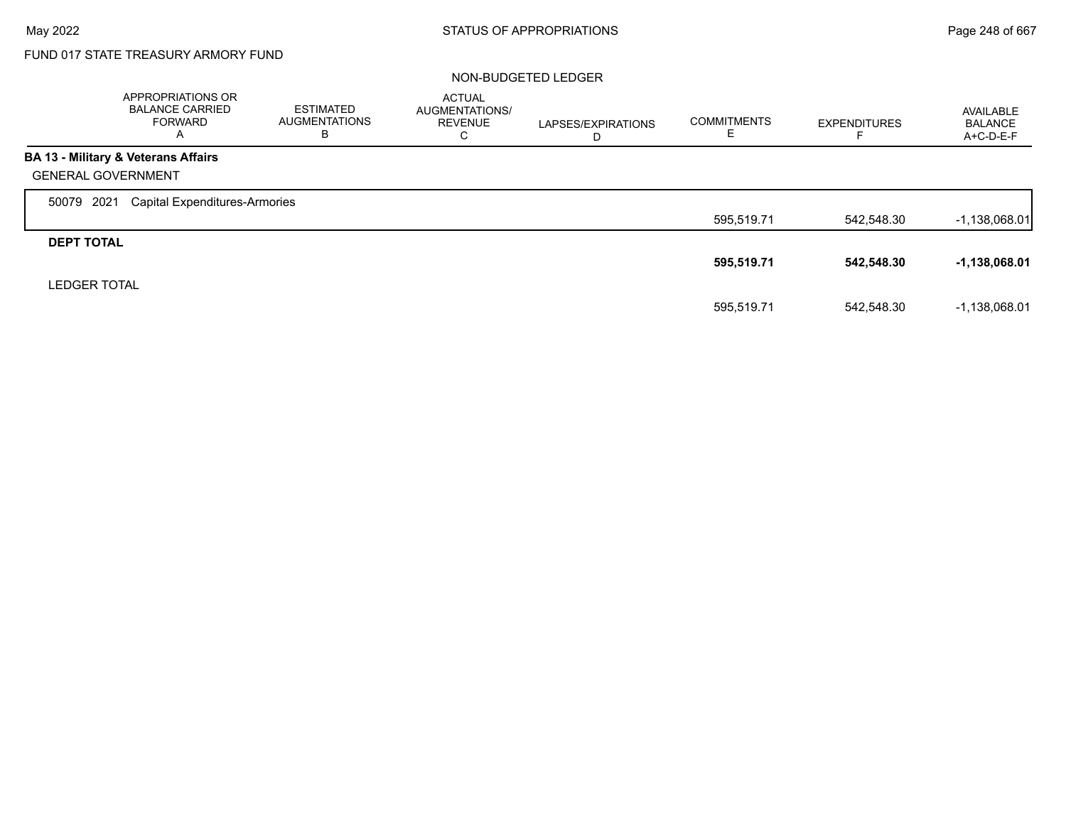FUND 017 STATE TREASURY ARMORY FUND

NON-BUDGETED LEDGER

| | APPROPRIATIONS OR BALANCE CARRIED FORWARD A | ESTIMATED AUGMENTATIONS B | ACTUAL AUGMENTATIONS/ REVENUE C | LAPSES/EXPIRATIONS D | COMMITMENTS E | EXPENDITURES F | AVAILABLE BALANCE A+C-D-E-F |
|---|---|---|---|---|---|---|---|
| **BA 13 - Military & Veterans Affairs** | | | | | | | |
| GENERAL GOVERNMENT | | | | | | | |
| 50079 2021 Capital Expenditures-Armories | | | | | 595,519.71 | 542,548.30 | -1,138,068.01 |
| **DEPT TOTAL** | | | | | **595,519.71** | **542,548.30** | **-1,138,068.01** |
| LEDGER TOTAL | | | | | 595,519.71 | 542,548.30 | -1,138,068.01 |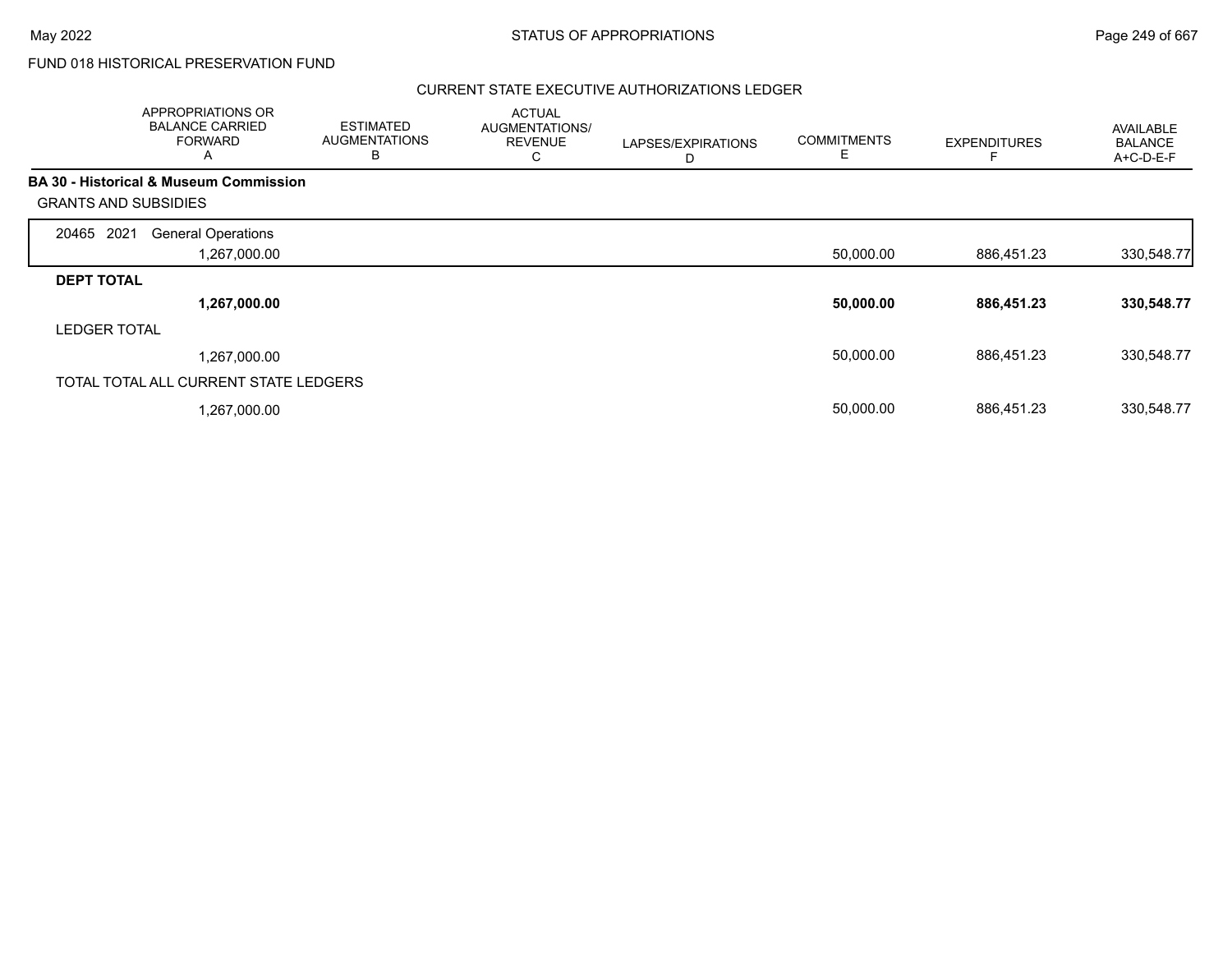FUND 018 HISTORICAL PRESERVATION FUND

CURRENT STATE EXECUTIVE AUTHORIZATIONS LEDGER

| | APPROPRIATIONS OR BALANCE CARRIED FORWARD A | ESTIMATED AUGMENTATIONS B | ACTUAL AUGMENTATIONS/ REVENUE C | LAPSES/EXPIRATIONS D | COMMITMENTS E | EXPENDITURES F | AVAILABLE BALANCE A+C-D-E-F |
|---|---|---|---|---|---|---|---|
| **BA 30 - Historical & Museum Commission** | | | | | | | |
| GRANTS AND SUBSIDIES | | | | | | | |
| 20465 2021 General Operations | 1,267,000.00 | | | | 50,000.00 | 886,451.23 | 330,548.77 |
| **DEPT TOTAL** | **1,267,000.00** | | | | **50,000.00** | **886,451.23** | **330,548.77** |
| LEDGER TOTAL | 1,267,000.00 | | | | 50,000.00 | 886,451.23 | 330,548.77 |
| TOTAL TOTAL ALL CURRENT STATE LEDGERS | 1,267,000.00 | | | | 50,000.00 | 886,451.23 | 330,548.77 |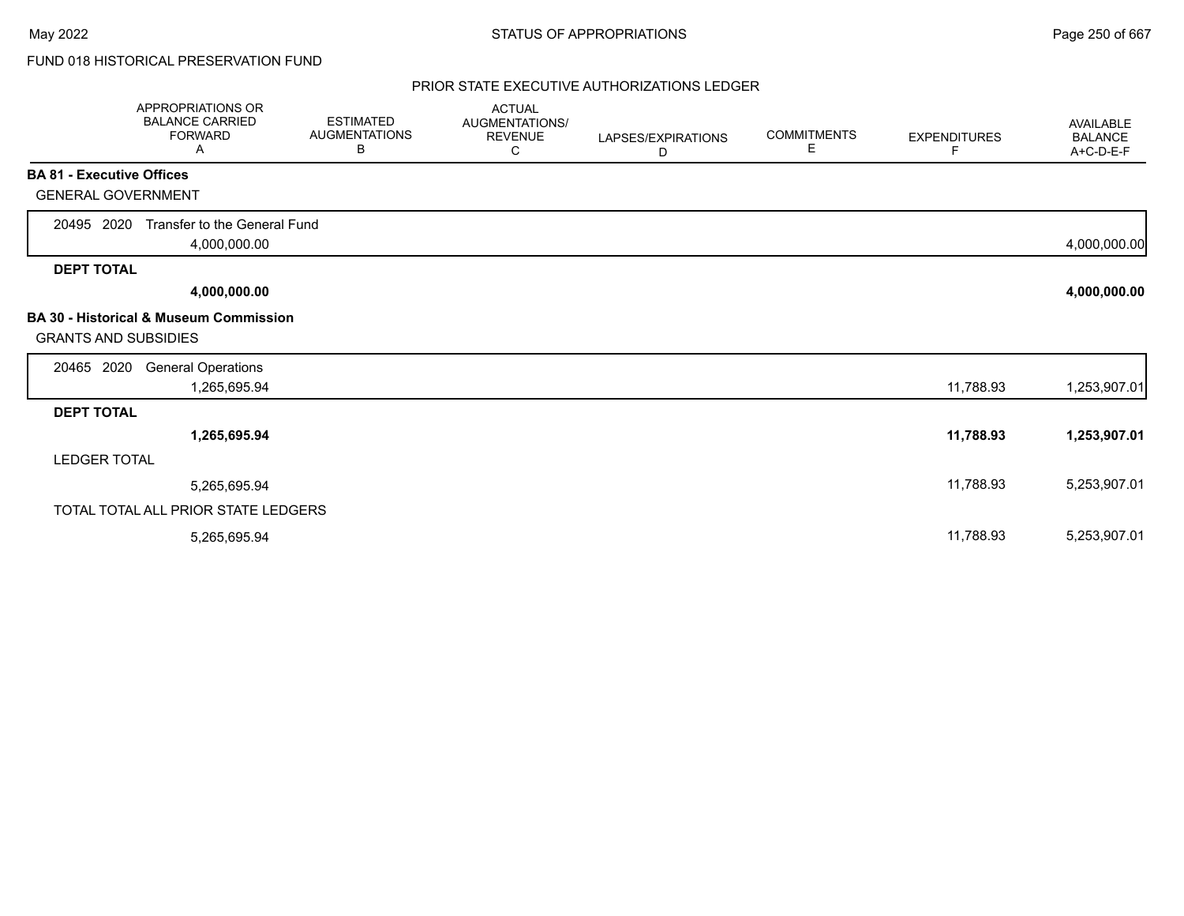FUND 018 HISTORICAL PRESERVATION FUND

PRIOR STATE EXECUTIVE AUTHORIZATIONS LEDGER

| | APPROPRIATIONS OR BALANCE CARRIED FORWARD A | ESTIMATED AUGMENTATIONS B | ACTUAL AUGMENTATIONS/ REVENUE C | LAPSES/EXPIRATIONS D | COMMITMENTS E | EXPENDITURES F | AVAILABLE BALANCE A+C-D-E-F |
|---|---|---|---|---|---|---|---|
| **BA 81 - Executive Offices** | | | | | | | |
| GENERAL GOVERNMENT | | | | | | | |
| 20495 2020 Transfer to the General Fund | 4,000,000.00 | | | | | | 4,000,000.00 |
| **DEPT TOTAL** | **4,000,000.00** | | | | | | **4,000,000.00** |
| **BA 30 - Historical & Museum Commission** | | | | | | | |
| GRANTS AND SUBSIDIES | | | | | | | |
| 20465 2020 General Operations | 1,265,695.94 | | | | | 11,788.93 | 1,253,907.01 |
| **DEPT TOTAL** | **1,265,695.94** | | | | | **11,788.93** | **1,253,907.01** |
| LEDGER TOTAL | 5,265,695.94 | | | | | 11,788.93 | 5,253,907.01 |
| TOTAL TOTAL ALL PRIOR STATE LEDGERS | 5,265,695.94 | | | | | 11,788.93 | 5,253,907.01 |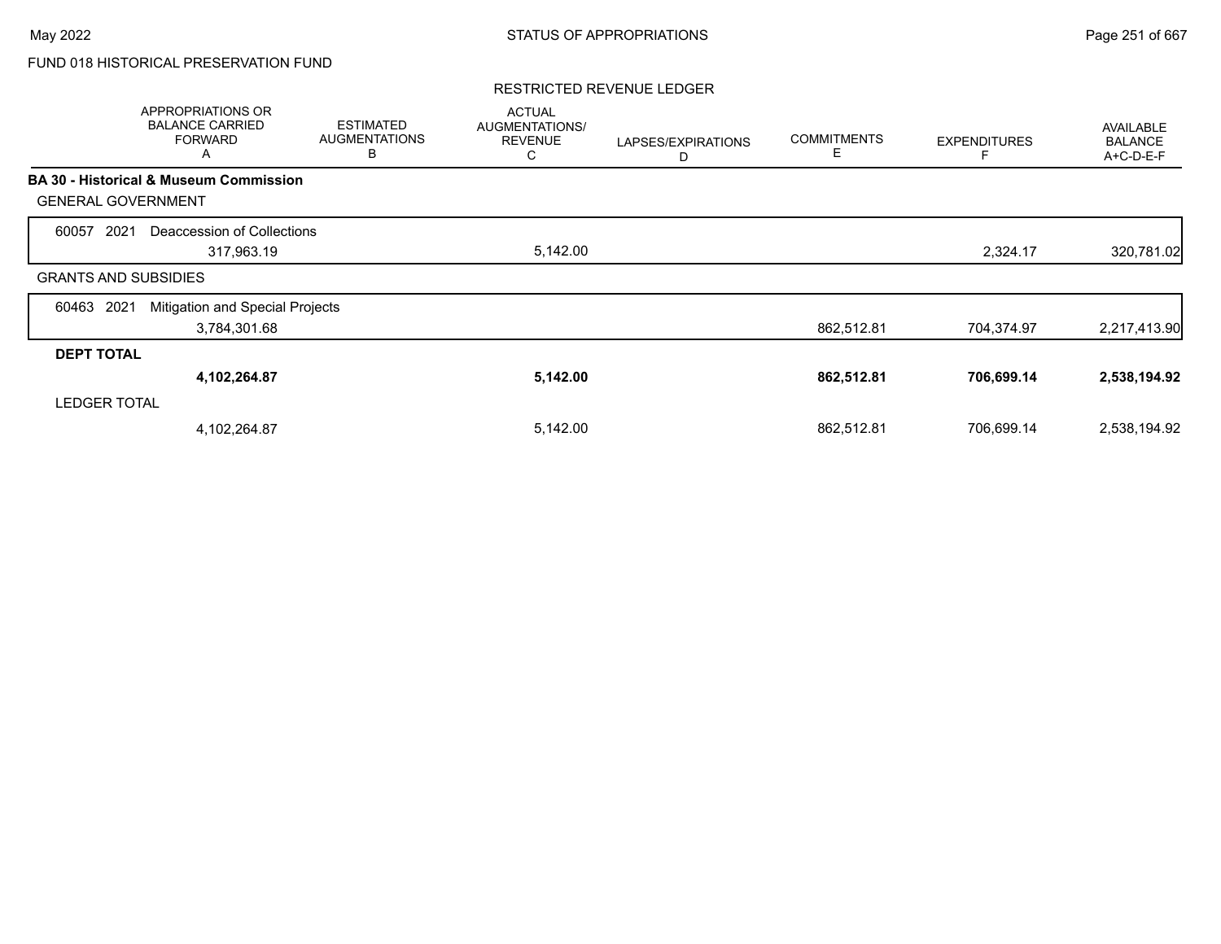FUND 018 HISTORICAL PRESERVATION FUND

RESTRICTED REVENUE LEDGER

| | APPROPRIATIONS OR BALANCE CARRIED FORWARD A | ESTIMATED AUGMENTATIONS B | ACTUAL AUGMENTATIONS/ REVENUE C | LAPSES/EXPIRATIONS D | COMMITMENTS E | EXPENDITURES F | AVAILABLE BALANCE A+C-D-E-F |
|---|---|---|---|---|---|---|---|
| **BA 30 - Historical & Museum Commission** | | | | | | | |
| GENERAL GOVERNMENT | | | | | | | |
| 60057 2021 Deaccession of Collections | 317,963.19 | | 5,142.00 | | | 2,324.17 | 320,781.02 |
| GRANTS AND SUBSIDIES | | | | | | | |
| 60463 2021 Mitigation and Special Projects | 3,784,301.68 | | | | 862,512.81 | 704,374.97 | 2,217,413.90 |
| **DEPT TOTAL** | **4,102,264.87** | | **5,142.00** | | **862,512.81** | **706,699.14** | **2,538,194.92** |
| LEDGER TOTAL | 4,102,264.87 | | 5,142.00 | | 862,512.81 | 706,699.14 | 2,538,194.92 |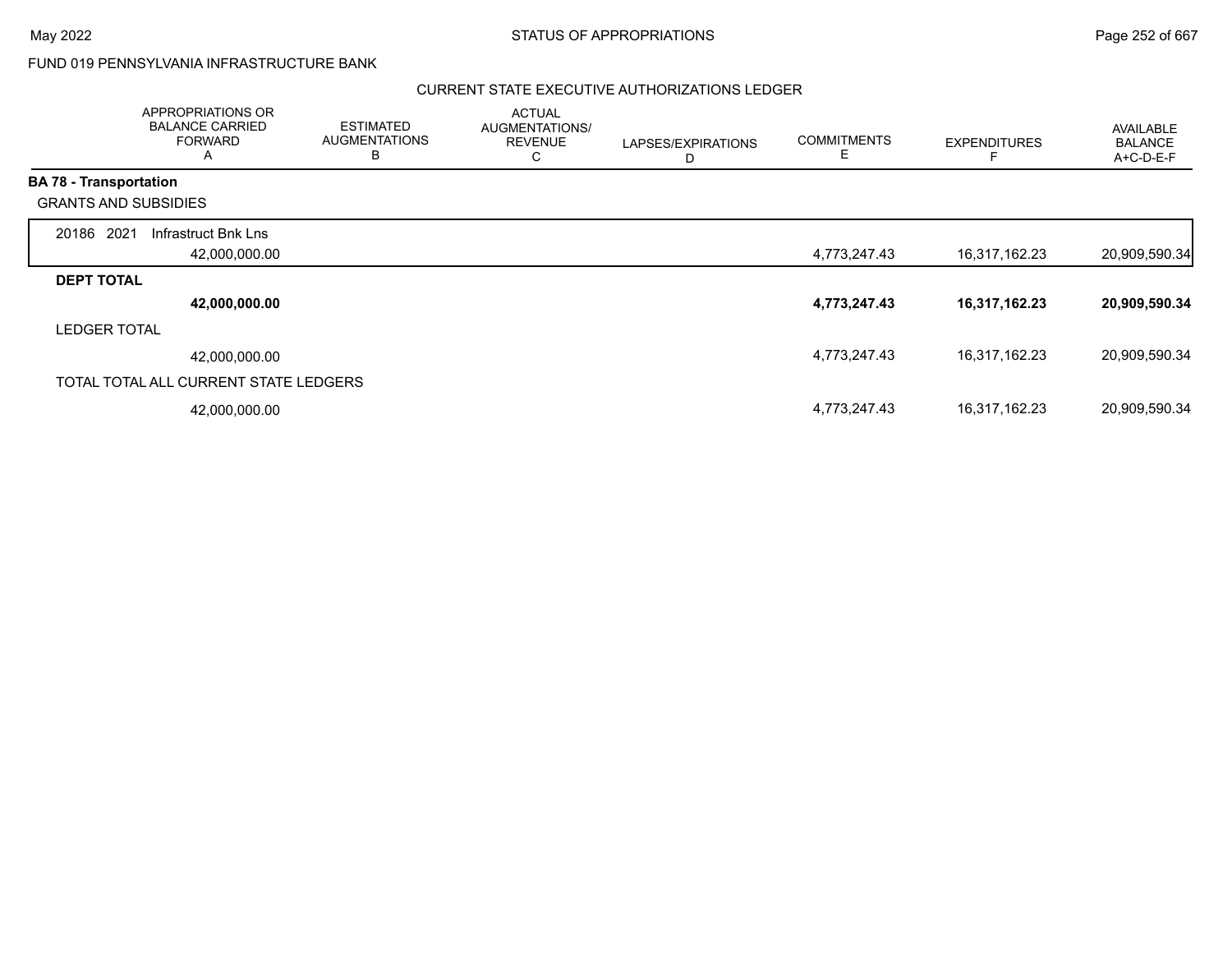FUND 019 PENNSYLVANIA INFRASTRUCTURE BANK

CURRENT STATE EXECUTIVE AUTHORIZATIONS LEDGER

| | APPROPRIATIONS OR BALANCE CARRIED FORWARD A | ESTIMATED AUGMENTATIONS B | ACTUAL AUGMENTATIONS/ REVENUE C | LAPSES/EXPIRATIONS D | COMMITMENTS E | EXPENDITURES F | AVAILABLE BALANCE A+C-D-E-F |
|---|---|---|---|---|---|---|---|
| **BA 78 - Transportation** | | | | | | | |
| GRANTS AND SUBSIDIES | | | | | | | |
| 20186 2021 Infrastruct Bnk Lns | 42,000,000.00 | | | | 4,773,247.43 | 16,317,162.23 | 20,909,590.34 |
| **DEPT TOTAL** | **42,000,000.00** | | | | **4,773,247.43** | **16,317,162.23** | **20,909,590.34** |
| LEDGER TOTAL | 42,000,000.00 | | | | 4,773,247.43 | 16,317,162.23 | 20,909,590.34 |
| TOTAL TOTAL ALL CURRENT STATE LEDGERS | 42,000,000.00 | | | | 4,773,247.43 | 16,317,162.23 | 20,909,590.34 |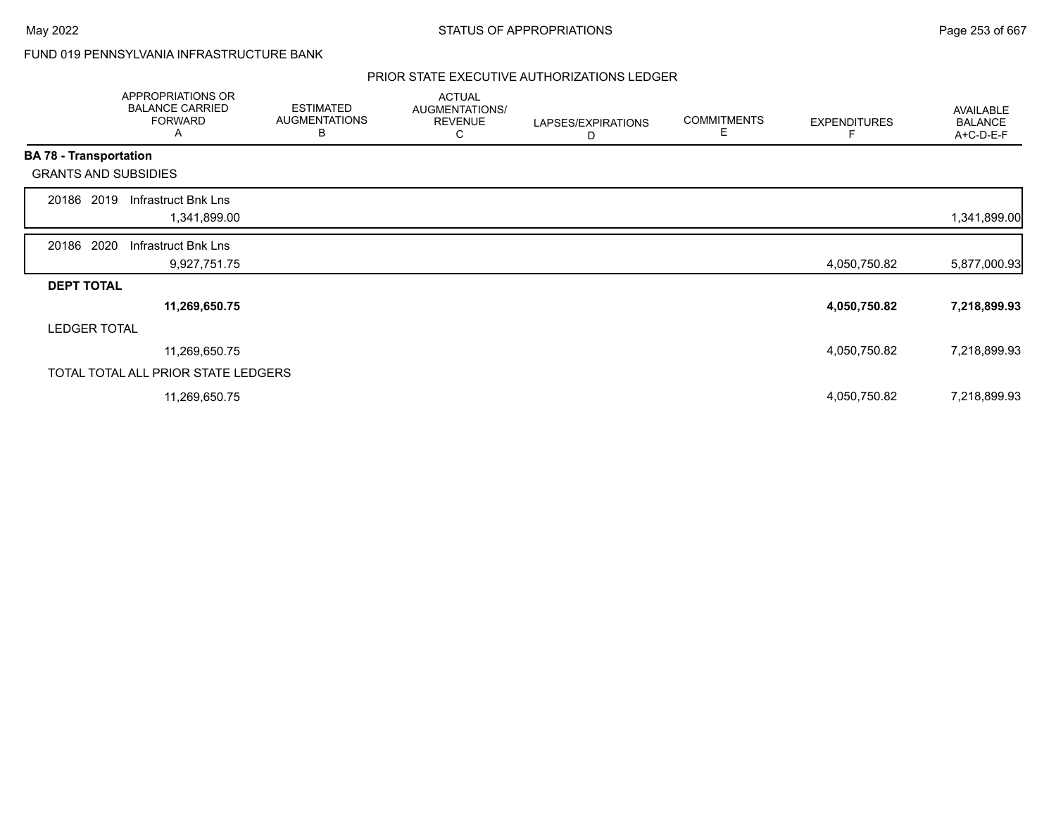FUND 019 PENNSYLVANIA INFRASTRUCTURE BANK

## PRIOR STATE EXECUTIVE AUTHORIZATIONS LEDGER

| | APPROPRIATIONS OR BALANCE CARRIED FORWARD A | ESTIMATED AUGMENTATIONS B | ACTUAL AUGMENTATIONS/ REVENUE C | LAPSES/EXPIRATIONS D | COMMITMENTS E | EXPENDITURES F | AVAILABLE BALANCE A+C-D-E-F |
|---|---|---|---|---|---|---|---|
| **BA 78 - Transportation** | | | | | | | |
| GRANTS AND SUBSIDIES | | | | | | | |
| 20186 2019 Infrastruct Bnk Lns | 1,341,899.00 | | | | | | 1,341,899.00 |
| 20186 2020 Infrastruct Bnk Lns | 9,927,751.75 | | | | | 4,050,750.82 | 5,877,000.93 |
| **DEPT TOTAL** | **11,269,650.75** | | | | | **4,050,750.82** | **7,218,899.93** |
| LEDGER TOTAL | 11,269,650.75 | | | | | 4,050,750.82 | 7,218,899.93 |
| TOTAL TOTAL ALL PRIOR STATE LEDGERS | 11,269,650.75 | | | | | 4,050,750.82 | 7,218,899.93 |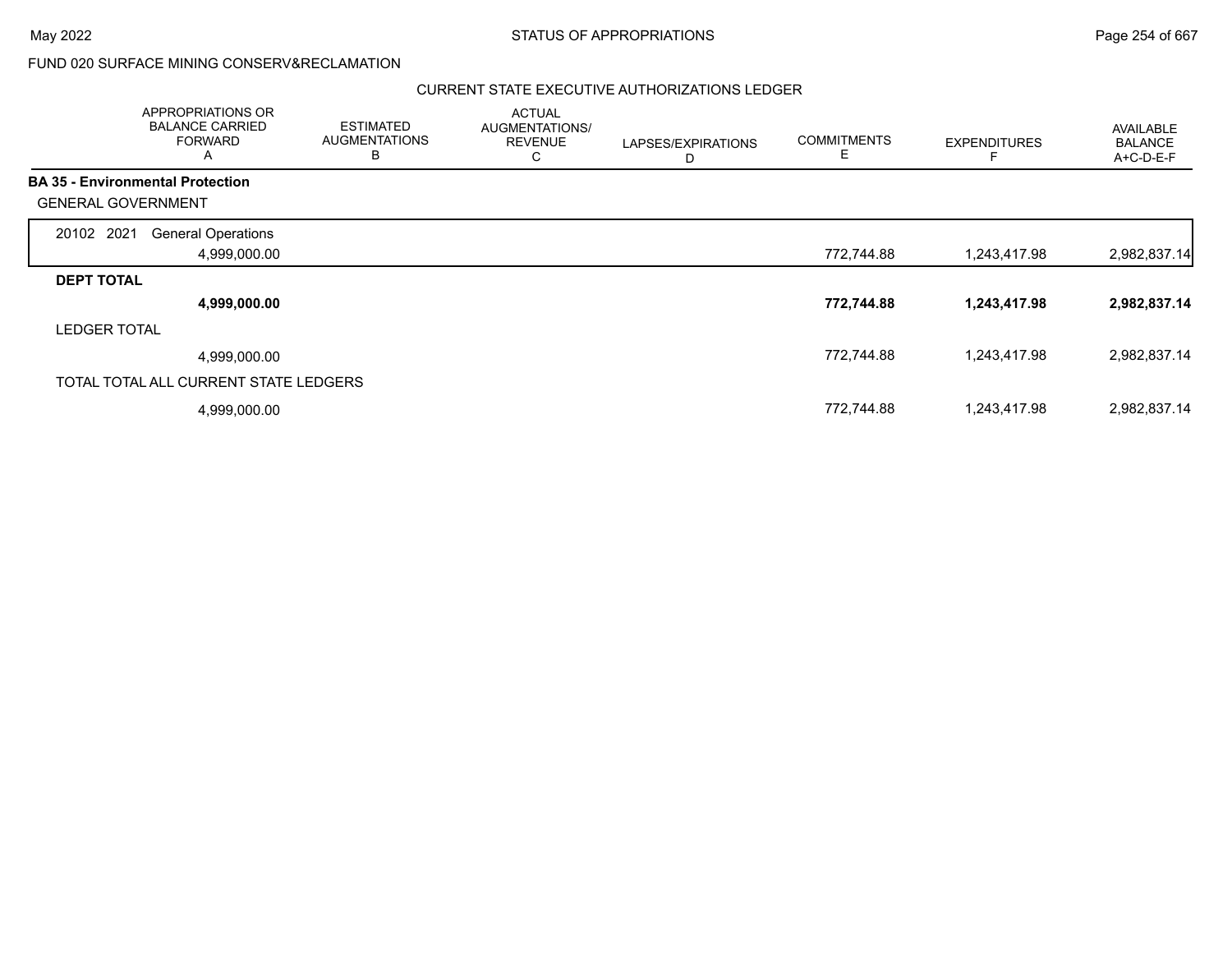STATUS OF APPROPRIATIONS

FUND 020 SURFACE MINING CONSERV&RECLAMATION

CURRENT STATE EXECUTIVE AUTHORIZATIONS LEDGER

| | APPROPRIATIONS OR BALANCE CARRIED FORWARD A | ESTIMATED AUGMENTATIONS B | ACTUAL AUGMENTATIONS/ REVENUE C | LAPSES/EXPIRATIONS D | COMMITMENTS E | EXPENDITURES F | AVAILABLE BALANCE A+C-D-E-F |
|---|---|---|---|---|---|---|---|
| **BA 35 - Environmental Protection** | | | | | | | |
| GENERAL GOVERNMENT | | | | | | | |
| 20102 2021 General Operations | 4,999,000.00 | | | | 772,744.88 | 1,243,417.98 | 2,982,837.14 |
| **DEPT TOTAL** | **4,999,000.00** | | | | **772,744.88** | **1,243,417.98** | **2,982,837.14** |
| LEDGER TOTAL | 4,999,000.00 | | | | 772,744.88 | 1,243,417.98 | 2,982,837.14 |
| TOTAL TOTAL ALL CURRENT STATE LEDGERS | 4,999,000.00 | | | | 772,744.88 | 1,243,417.98 | 2,982,837.14 |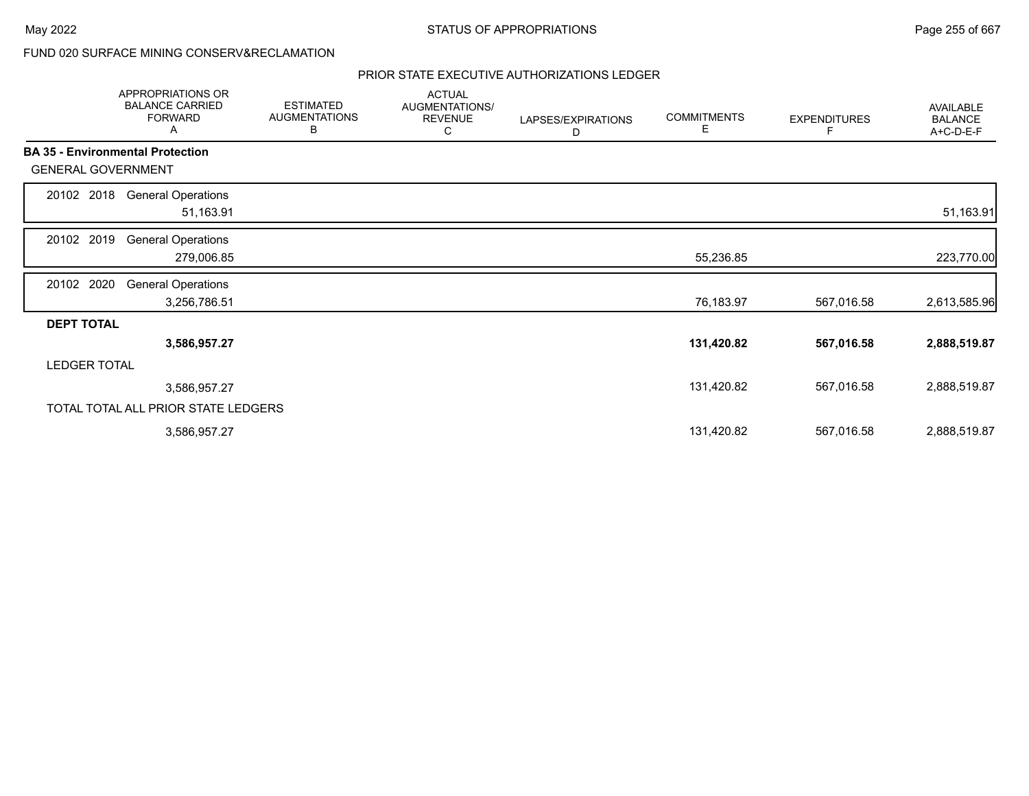FUND 020 SURFACE MINING CONSERV&RECLAMATION

PRIOR STATE EXECUTIVE AUTHORIZATIONS LEDGER

| | APPROPRIATIONS OR BALANCE CARRIED FORWARD A | ESTIMATED AUGMENTATIONS B | ACTUAL AUGMENTATIONS/ REVENUE C | LAPSES/EXPIRATIONS D | COMMITMENTS E | EXPENDITURES F | AVAILABLE BALANCE A+C-D-E-F |
|---|---|---|---|---|---|---|---|
| **BA 35 - Environmental Protection** | | | | | | | |
| GENERAL GOVERNMENT | | | | | | | |
| 20102 2018 General Operations | 51,163.91 | | | | | | 51,163.91 |
| 20102 2019 General Operations | 279,006.85 | | | | 55,236.85 | | 223,770.00 |
| 20102 2020 General Operations | 3,256,786.51 | | | | 76,183.97 | 567,016.58 | 2,613,585.96 |
| **DEPT TOTAL** | **3,586,957.27** | | | | **131,420.82** | **567,016.58** | **2,888,519.87** |
| LEDGER TOTAL | 3,586,957.27 | | | | 131,420.82 | 567,016.58 | 2,888,519.87 |
| TOTAL TOTAL ALL PRIOR STATE LEDGERS | 3,586,957.27 | | | | 131,420.82 | 567,016.58 | 2,888,519.87 |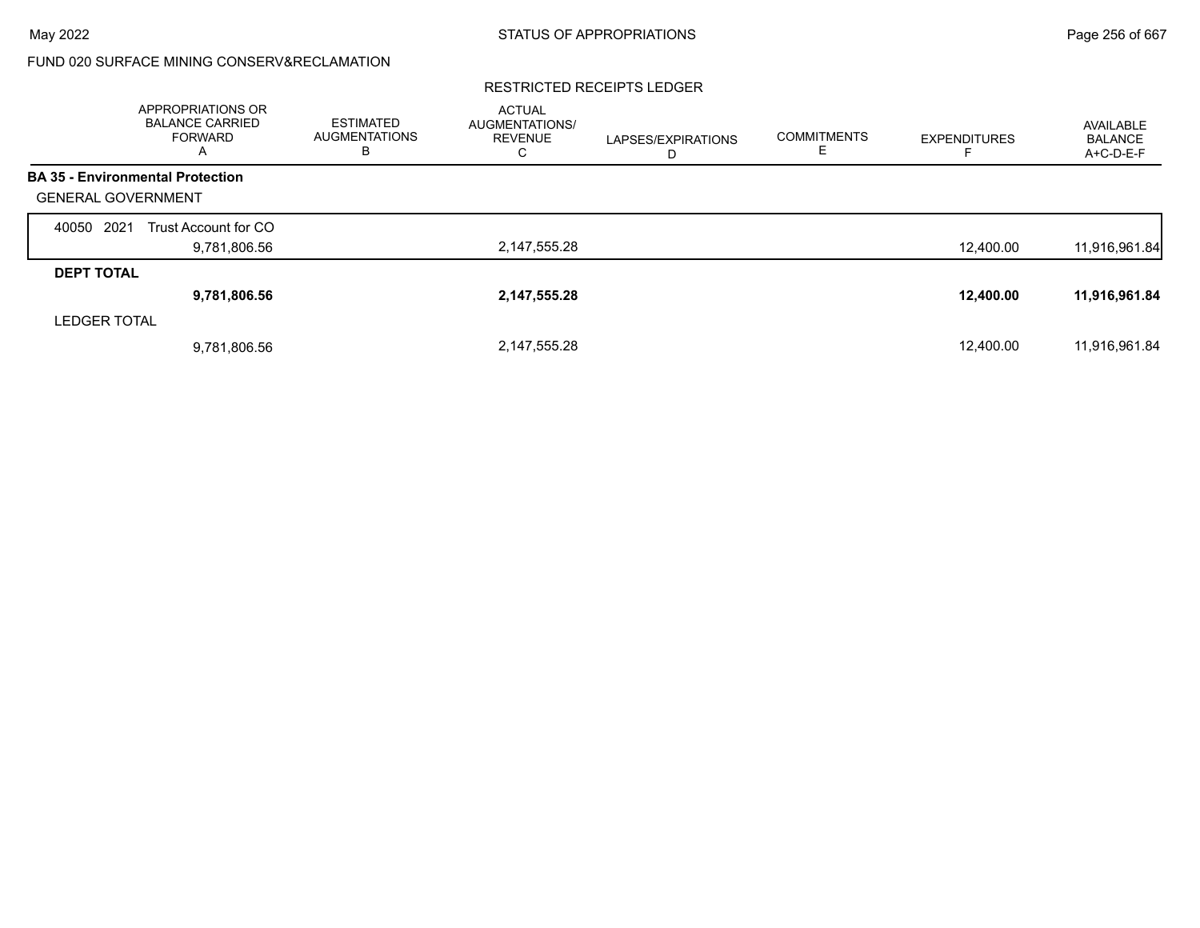FUND 020 SURFACE MINING CONSERV&RECLAMATION

RESTRICTED RECEIPTS LEDGER

| | APPROPRIATIONS OR BALANCE CARRIED FORWARD A | ESTIMATED AUGMENTATIONS B | ACTUAL AUGMENTATIONS/ REVENUE C | LAPSES/EXPIRATIONS D | COMMITMENTS E | EXPENDITURES F | AVAILABLE BALANCE A+C-D-E-F |
|---|---|---|---|---|---|---|---|
| **BA 35 - Environmental Protection** | | | | | | | |
| GENERAL GOVERNMENT | | | | | | | |
| 40050 2021 Trust Account for CO | 9,781,806.56 | | 2,147,555.28 | | | 12,400.00 | 11,916,961.84 |
| **DEPT TOTAL** | **9,781,806.56** | | **2,147,555.28** | | | **12,400.00** | **11,916,961.84** |
| LEDGER TOTAL | 9,781,806.56 | | 2,147,555.28 | | | 12,400.00 | 11,916,961.84 |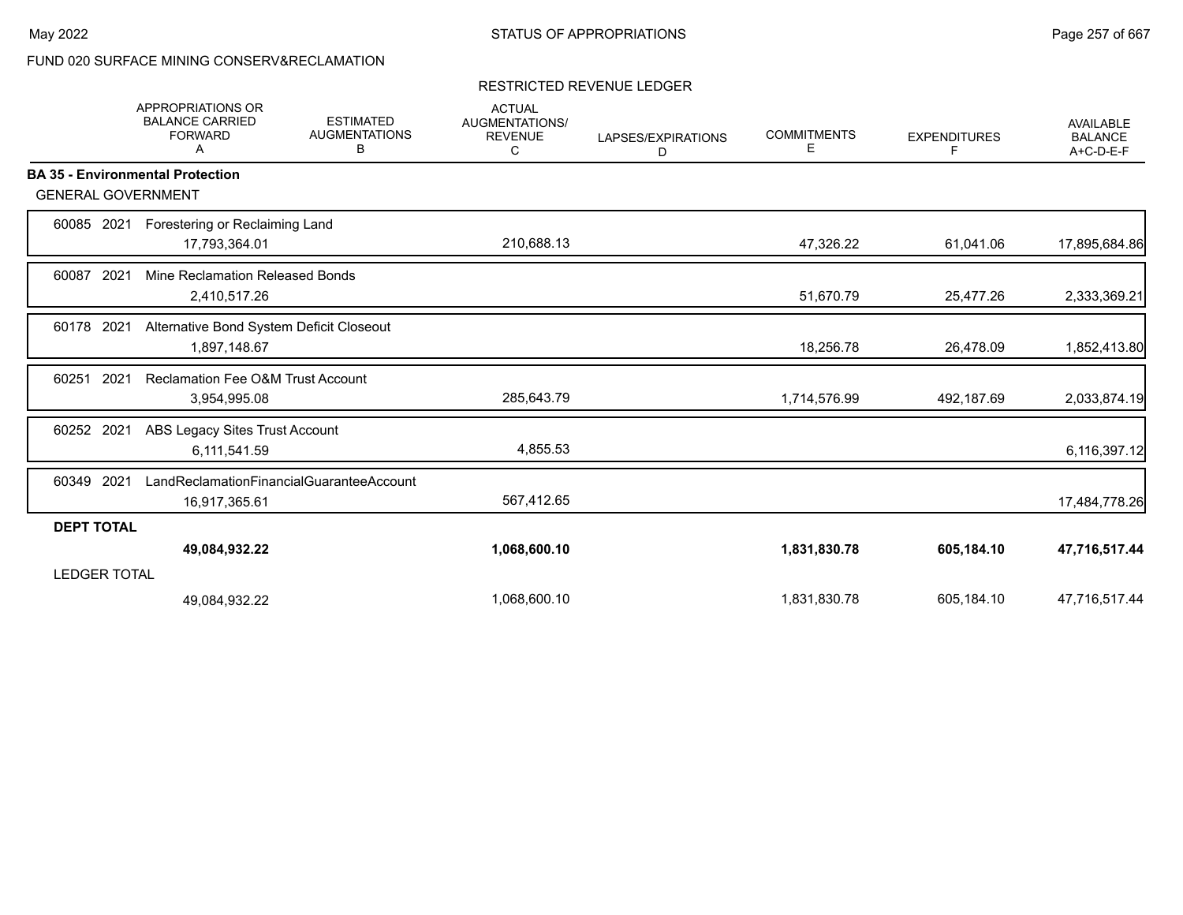FUND 020 SURFACE MINING CONSERV&RECLAMATION

RESTRICTED REVENUE LEDGER

| | APPROPRIATIONS OR BALANCE CARRIED FORWARD A | ESTIMATED AUGMENTATIONS B | ACTUAL AUGMENTATIONS/ REVENUE C | LAPSES/EXPIRATIONS D | COMMITMENTS E | EXPENDITURES F | AVAILABLE BALANCE A+C-D-E-F |
|---|---|---|---|---|---|---|---|
| **BA 35 - Environmental Protection** | | | | | | | |
| GENERAL GOVERNMENT | | | | | | | |
| 60085 2021 Forestering or Reclaiming Land | 17,793,364.01 | | 210,688.13 | | 47,326.22 | 61,041.06 | 17,895,684.86 |
| 60087 2021 Mine Reclamation Released Bonds | 2,410,517.26 | | | | 51,670.79 | 25,477.26 | 2,333,369.21 |
| 60178 2021 Alternative Bond System Deficit Closeout | 1,897,148.67 | | | | 18,256.78 | 26,478.09 | 1,852,413.80 |
| 60251 2021 Reclamation Fee O&M Trust Account | 3,954,995.08 | | 285,643.79 | | 1,714,576.99 | 492,187.69 | 2,033,874.19 |
| 60252 2021 ABS Legacy Sites Trust Account | 6,111,541.59 | | 4,855.53 | | | | 6,116,397.12 |
| 60349 2021 LandReclamationFinancialGuaranteeAccount | 16,917,365.61 | | 567,412.65 | | | | 17,484,778.26 |
| **DEPT TOTAL** | **49,084,932.22** | | **1,068,600.10** | | **1,831,830.78** | **605,184.10** | **47,716,517.44** |
| LEDGER TOTAL | 49,084,932.22 | | 1,068,600.10 | | 1,831,830.78 | 605,184.10 | 47,716,517.44 |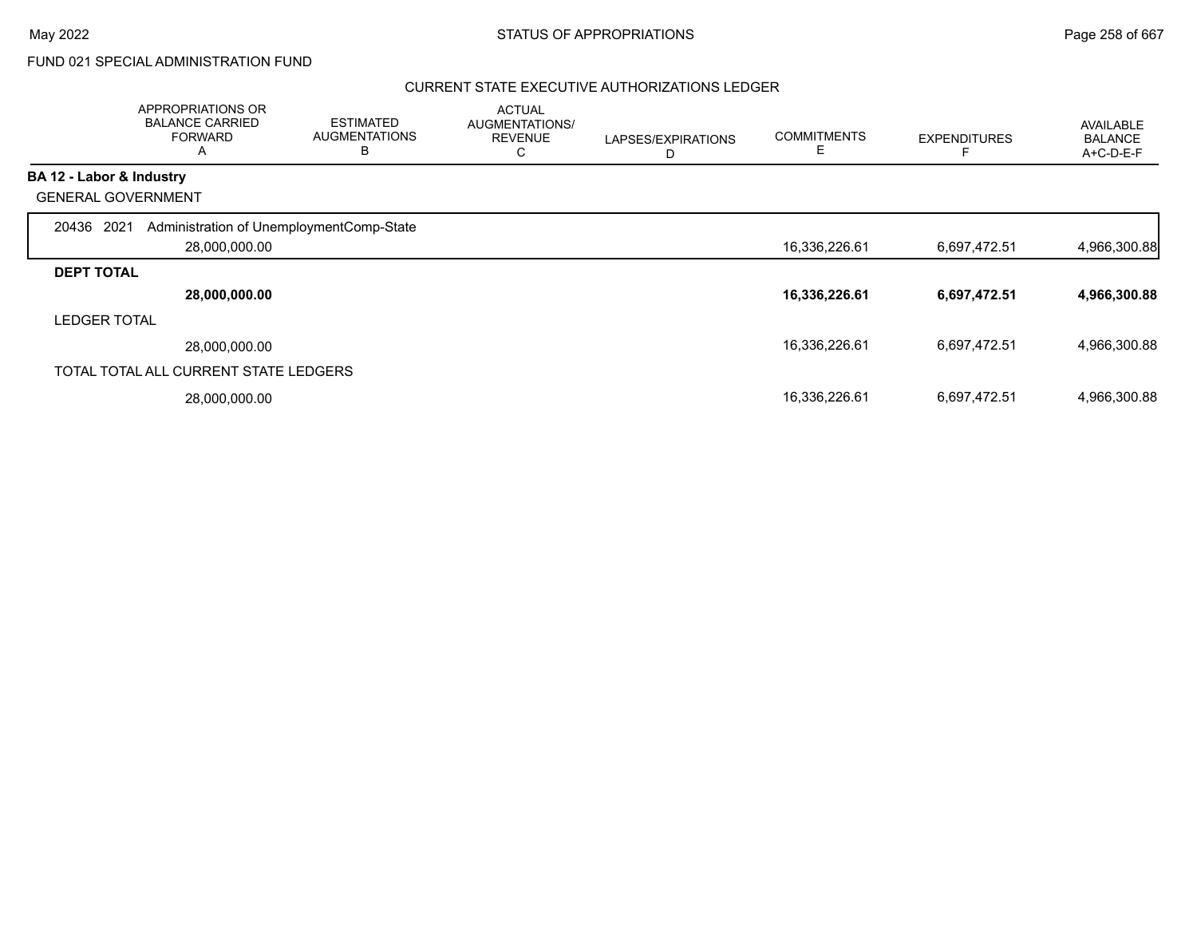FUND 021 SPECIAL ADMINISTRATION FUND

CURRENT STATE EXECUTIVE AUTHORIZATIONS LEDGER

| | APPROPRIATIONS OR BALANCE CARRIED FORWARD A | ESTIMATED AUGMENTATIONS B | ACTUAL AUGMENTATIONS/ REVENUE C | LAPSES/EXPIRATIONS D | COMMITMENTS E | EXPENDITURES F | AVAILABLE BALANCE A+C-D-E-F |
|---|---|---|---|---|---|---|---|
| **BA 12 - Labor & Industry** | | | | | | | |
| GENERAL GOVERNMENT | | | | | | | |
| 20436 2021 Administration of UnemploymentComp-State | 28,000,000.00 | | | | 16,336,226.61 | 6,697,472.51 | 4,966,300.88 |
| **DEPT TOTAL** | **28,000,000.00** | | | | **16,336,226.61** | **6,697,472.51** | **4,966,300.88** |
| LEDGER TOTAL | 28,000,000.00 | | | | 16,336,226.61 | 6,697,472.51 | 4,966,300.88 |
| TOTAL TOTAL ALL CURRENT STATE LEDGERS | 28,000,000.00 | | | | 16,336,226.61 | 6,697,472.51 | 4,966,300.88 |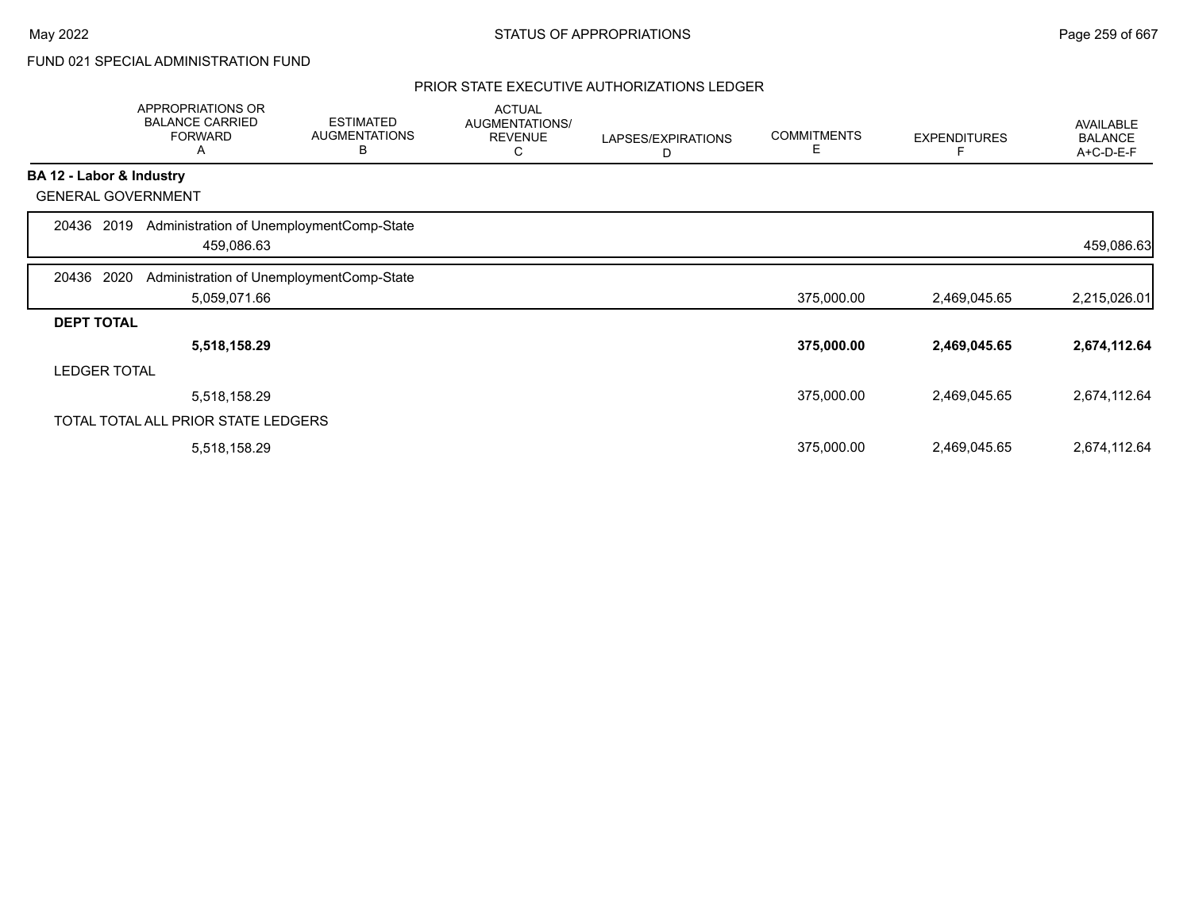FUND 021 SPECIAL ADMINISTRATION FUND

## PRIOR STATE EXECUTIVE AUTHORIZATIONS LEDGER

| | APPROPRIATIONS OR BALANCE CARRIED FORWARD A | ESTIMATED AUGMENTATIONS B | ACTUAL AUGMENTATIONS/ REVENUE C | LAPSES/EXPIRATIONS D | COMMITMENTS E | EXPENDITURES F | AVAILABLE BALANCE A+C-D-E-F |
|---|---|---|---|---|---|---|---|
| **BA 12 - Labor & Industry** | | | | | | | |
| GENERAL GOVERNMENT | | | | | | | |
| 20436 2019 Administration of UnemploymentComp-State | 459,086.63 | | | | | | 459,086.63 |
| 20436 2020 Administration of UnemploymentComp-State | 5,059,071.66 | | | | 375,000.00 | 2,469,045.65 | 2,215,026.01 |
| **DEPT TOTAL** | **5,518,158.29** | | | | **375,000.00** | **2,469,045.65** | **2,674,112.64** |
| LEDGER TOTAL | 5,518,158.29 | | | | 375,000.00 | 2,469,045.65 | 2,674,112.64 |
| TOTAL TOTAL ALL PRIOR STATE LEDGERS | 5,518,158.29 | | | | 375,000.00 | 2,469,045.65 | 2,674,112.64 |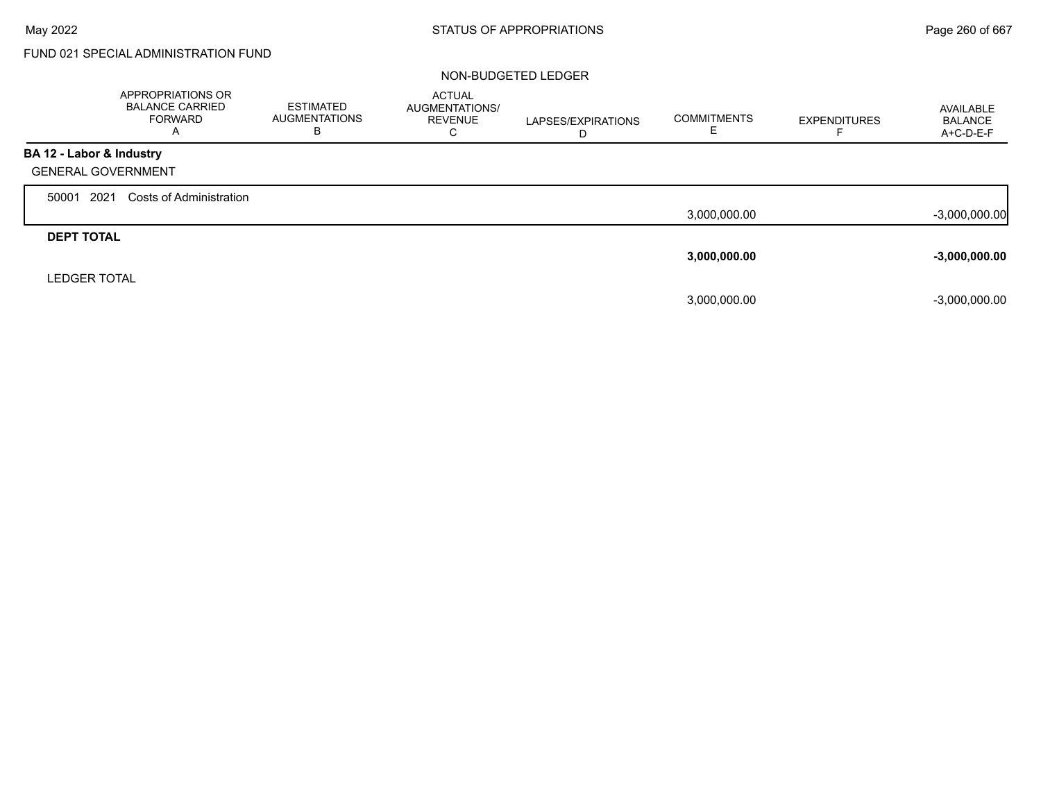FUND 021 SPECIAL ADMINISTRATION FUND

NON-BUDGETED LEDGER

| | APPROPRIATIONS OR BALANCE CARRIED FORWARD A | ESTIMATED AUGMENTATIONS B | ACTUAL AUGMENTATIONS/ REVENUE C | LAPSES/EXPIRATIONS D | COMMITMENTS E | EXPENDITURES F | AVAILABLE BALANCE A+C-D-E-F |
|---|---|---|---|---|---|---|---|
| **BA 12 - Labor & Industry** | | | | | | | |
| GENERAL GOVERNMENT | | | | | | | |
| 50001 2021 Costs of Administration | | | | | 3,000,000.00 | | -3,000,000.00 |
| **DEPT TOTAL** | | | | | **3,000,000.00** | | **-3,000,000.00** |
| LEDGER TOTAL | | | | | 3,000,000.00 | | -3,000,000.00 |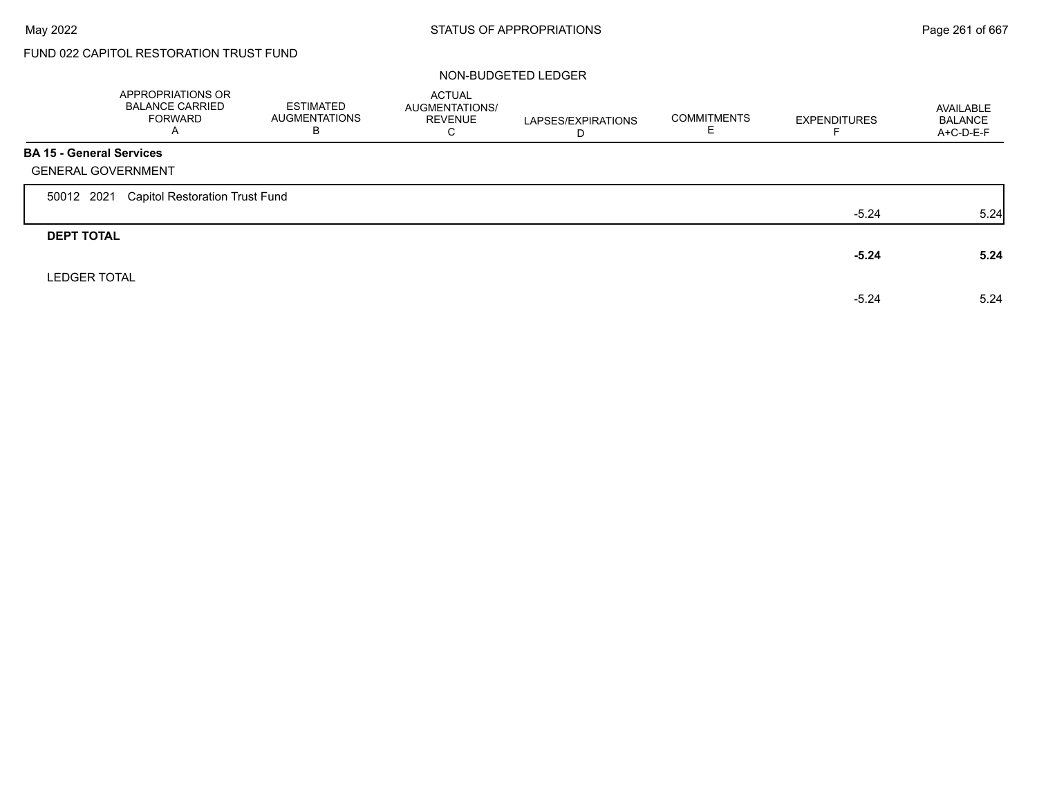FUND 022 CAPITOL RESTORATION TRUST FUND

NON-BUDGETED LEDGER

| | APPROPRIATIONS OR BALANCE CARRIED FORWARD A | ESTIMATED AUGMENTATIONS B | ACTUAL AUGMENTATIONS/ REVENUE C | LAPSES/EXPIRATIONS D | COMMITMENTS E | EXPENDITURES F | AVAILABLE BALANCE A+C-D-E-F |
|---|---|---|---|---|---|---|---|
| **BA 15 - General Services** | | | | | | | |
| GENERAL GOVERNMENT | | | | | | | |
| 50012 2021 Capitol Restoration Trust Fund | | | | | | -5.24 | 5.24 |
| **DEPT TOTAL** | | | | | | **-5.24** | **5.24** |
| LEDGER TOTAL | | | | | | -5.24 | 5.24 |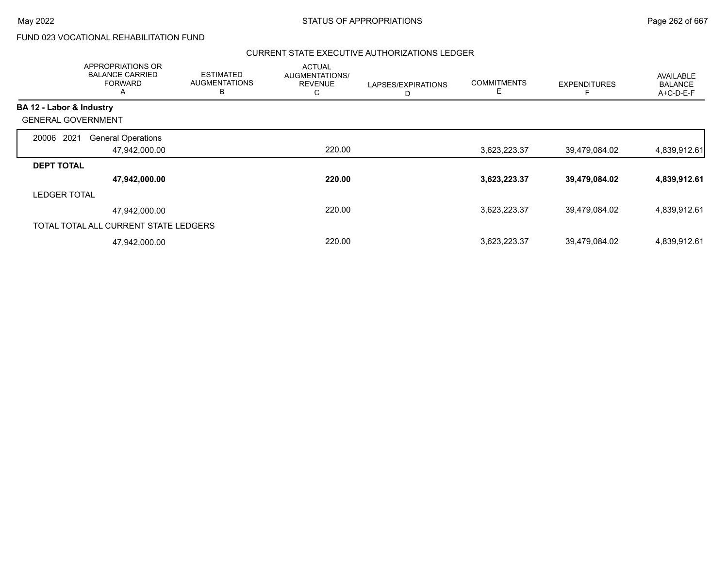FUND 023 VOCATIONAL REHABILITATION FUND

CURRENT STATE EXECUTIVE AUTHORIZATIONS LEDGER

| | APPROPRIATIONS OR BALANCE CARRIED FORWARD A | ESTIMATED AUGMENTATIONS B | ACTUAL AUGMENTATIONS/ REVENUE C | LAPSES/EXPIRATIONS D | COMMITMENTS E | EXPENDITURES F | AVAILABLE BALANCE A+C-D-E-F |
|---|---|---|---|---|---|---|---|
| **BA 12 - Labor & Industry** | | | | | | | |
| GENERAL GOVERNMENT | | | | | | | |
| 20006 2021 General Operations | 47,942,000.00 | | 220.00 | | 3,623,223.37 | 39,479,084.02 | 4,839,912.61 |
| **DEPT TOTAL** | **47,942,000.00** | | **220.00** | | **3,623,223.37** | **39,479,084.02** | **4,839,912.61** |
| LEDGER TOTAL | 47,942,000.00 | | 220.00 | | 3,623,223.37 | 39,479,084.02 | 4,839,912.61 |
| TOTAL TOTAL ALL CURRENT STATE LEDGERS | 47,942,000.00 | | 220.00 | | 3,623,223.37 | 39,479,084.02 | 4,839,912.61 |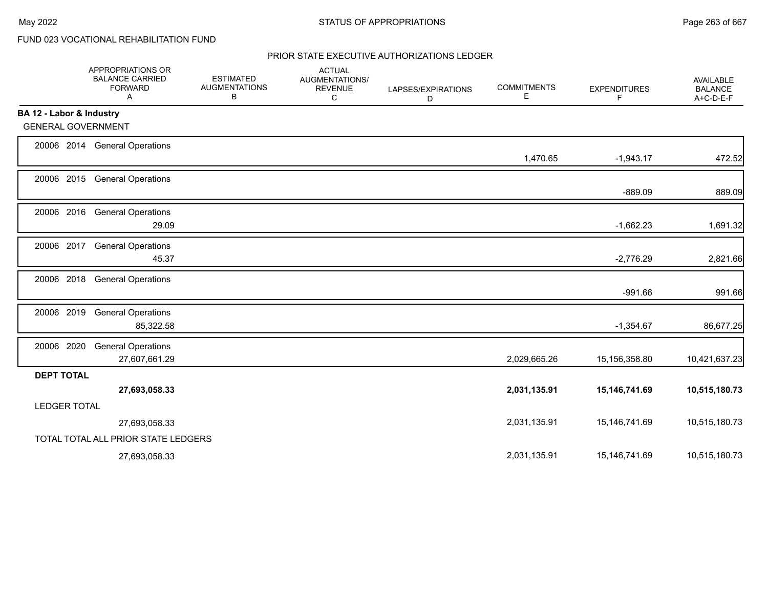FUND 023 VOCATIONAL REHABILITATION FUND

## PRIOR STATE EXECUTIVE AUTHORIZATIONS LEDGER

| | APPROPRIATIONS OR BALANCE CARRIED FORWARD A | ESTIMATED AUGMENTATIONS B | ACTUAL AUGMENTATIONS/ REVENUE C | LAPSES/EXPIRATIONS D | COMMITMENTS E | EXPENDITURES F | AVAILABLE BALANCE A+C-D-E-F |
|---|---|---|---|---|---|---|---|
| **BA 12 - Labor & Industry** | | | | | | | |
| GENERAL GOVERNMENT | | | | | | | |
| 20006 2014 General Operations | | | | | 1,470.65 | -1,943.17 | 472.52 |
| 20006 2015 General Operations | | | | | | -889.09 | 889.09 |
| 20006 2016 General Operations | 29.09 | | | | | -1,662.23 | 1,691.32 |
| 20006 2017 General Operations | 45.37 | | | | | -2,776.29 | 2,821.66 |
| 20006 2018 General Operations | | | | | | -991.66 | 991.66 |
| 20006 2019 General Operations | 85,322.58 | | | | | -1,354.67 | 86,677.25 |
| 20006 2020 General Operations | 27,607,661.29 | | | | 2,029,665.26 | 15,156,358.80 | 10,421,637.23 |
| **DEPT TOTAL** | **27,693,058.33** | | | | **2,031,135.91** | **15,146,741.69** | **10,515,180.73** |
| LEDGER TOTAL | 27,693,058.33 | | | | 2,031,135.91 | 15,146,741.69 | 10,515,180.73 |
| TOTAL TOTAL ALL PRIOR STATE LEDGERS | 27,693,058.33 | | | | 2,031,135.91 | 15,146,741.69 | 10,515,180.73 |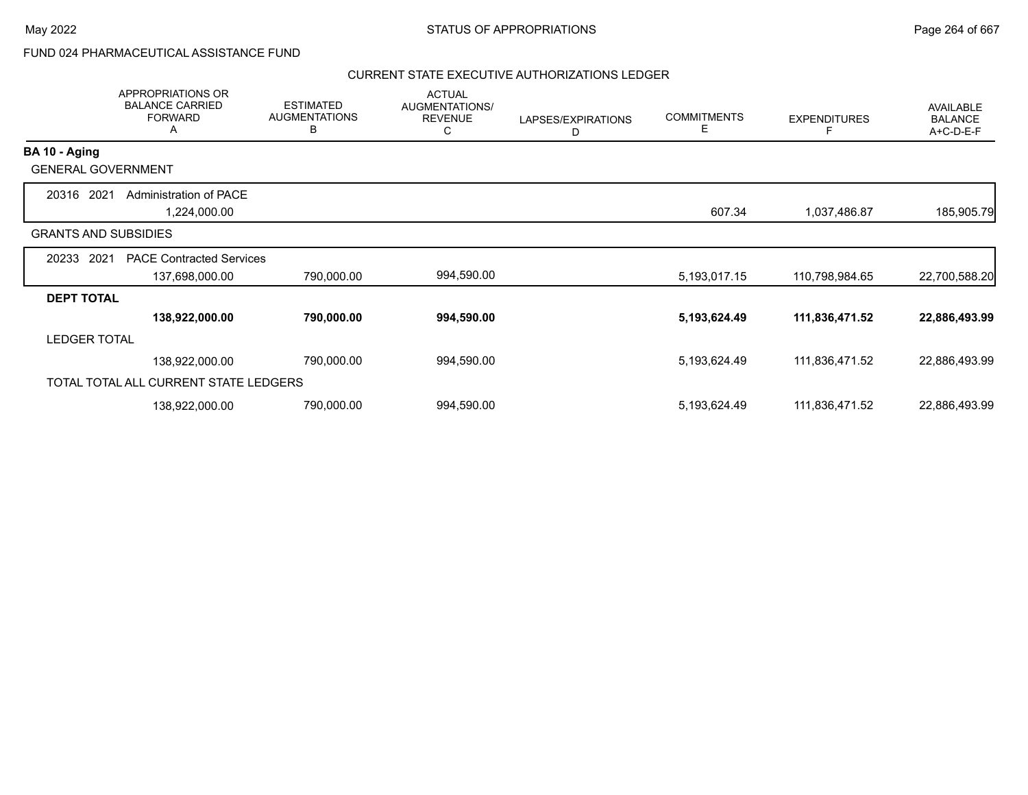FUND 024 PHARMACEUTICAL ASSISTANCE FUND

CURRENT STATE EXECUTIVE AUTHORIZATIONS LEDGER

| | APPROPRIATIONS OR BALANCE CARRIED FORWARD A | ESTIMATED AUGMENTATIONS B | ACTUAL AUGMENTATIONS/ REVENUE C | LAPSES/EXPIRATIONS D | COMMITMENTS E | EXPENDITURES F | AVAILABLE BALANCE A+C-D-E-F |
|---|---|---|---|---|---|---|---|
| **BA 10 - Aging** | | | | | | | |
| GENERAL GOVERNMENT | | | | | | | |
| 20316 2021 Administration of PACE | 1,224,000.00 | | | | 607.34 | 1,037,486.87 | 185,905.79 |
| GRANTS AND SUBSIDIES | | | | | | | |
| 20233 2021 PACE Contracted Services | 137,698,000.00 | 790,000.00 | 994,590.00 | | 5,193,017.15 | 110,798,984.65 | 22,700,588.20 |
| **DEPT TOTAL** | **138,922,000.00** | **790,000.00** | **994,590.00** | | **5,193,624.49** | **111,836,471.52** | **22,886,493.99** |
| LEDGER TOTAL | 138,922,000.00 | 790,000.00 | 994,590.00 | | 5,193,624.49 | 111,836,471.52 | 22,886,493.99 |
| TOTAL TOTAL ALL CURRENT STATE LEDGERS | 138,922,000.00 | 790,000.00 | 994,590.00 | | 5,193,624.49 | 111,836,471.52 | 22,886,493.99 |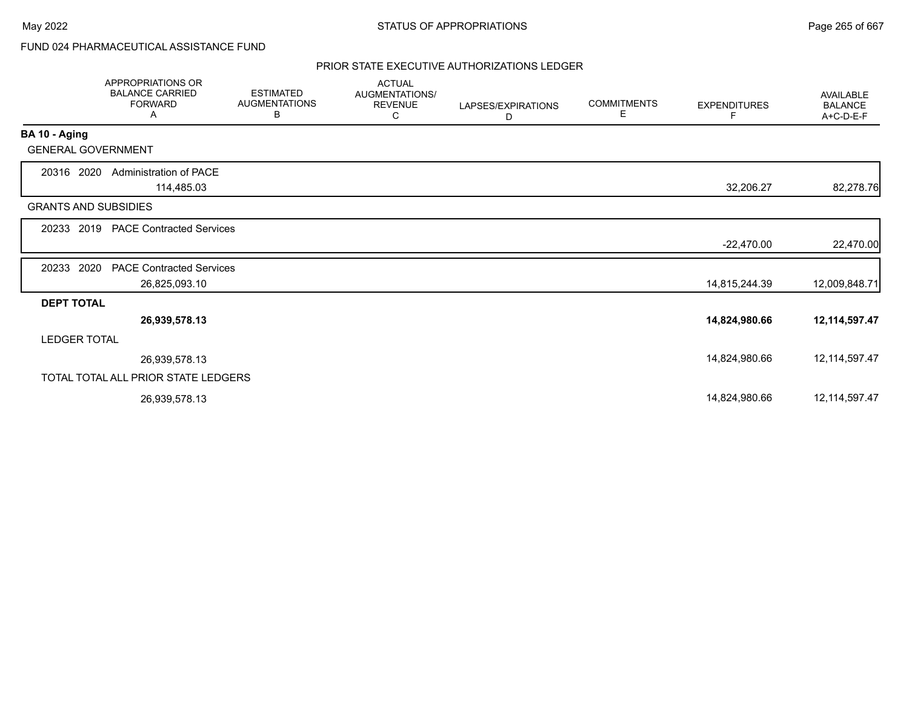FUND 024 PHARMACEUTICAL ASSISTANCE FUND

PRIOR STATE EXECUTIVE AUTHORIZATIONS LEDGER

| | APPROPRIATIONS OR BALANCE CARRIED FORWARD A | ESTIMATED AUGMENTATIONS B | ACTUAL AUGMENTATIONS/ REVENUE C | LAPSES/EXPIRATIONS D | COMMITMENTS E | EXPENDITURES F | AVAILABLE BALANCE A+C-D-E-F |
|---|---|---|---|---|---|---|---|
| **BA 10 - Aging** | | | | | | | |
| GENERAL GOVERNMENT | | | | | | | |
| 20316 2020 Administration of PACE | 114,485.03 | | | | | 32,206.27 | 82,278.76 |
| GRANTS AND SUBSIDIES | | | | | | | |
| 20233 2019 PACE Contracted Services | | | | | | -22,470.00 | 22,470.00 |
| 20233 2020 PACE Contracted Services | 26,825,093.10 | | | | | 14,815,244.39 | 12,009,848.71 |
| **DEPT TOTAL** | **26,939,578.13** | | | | | **14,824,980.66** | **12,114,597.47** |
| LEDGER TOTAL | 26,939,578.13 | | | | | 14,824,980.66 | 12,114,597.47 |
| TOTAL TOTAL ALL PRIOR STATE LEDGERS | 26,939,578.13 | | | | | 14,824,980.66 | 12,114,597.47 |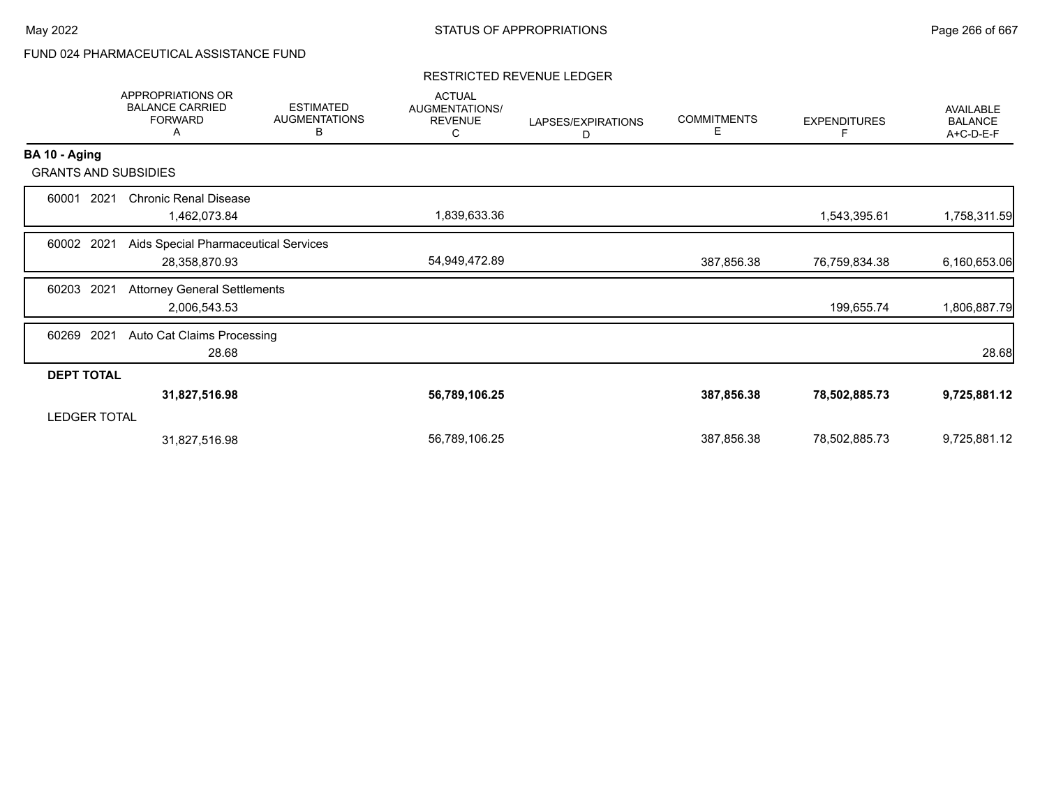FUND 024 PHARMACEUTICAL ASSISTANCE FUND

RESTRICTED REVENUE LEDGER

| | APPROPRIATIONS OR BALANCE CARRIED FORWARD A | ESTIMATED AUGMENTATIONS B | ACTUAL AUGMENTATIONS/ REVENUE C | LAPSES/EXPIRATIONS D | COMMITMENTS E | EXPENDITURES F | AVAILABLE BALANCE A+C-D-E-F |
|---|---|---|---|---|---|---|---|
| **BA 10 - Aging** | | | | | | | |
| GRANTS AND SUBSIDIES | | | | | | | |
| 60001 2021 Chronic Renal Disease | 1,462,073.84 | | 1,839,633.36 | | | 1,543,395.61 | 1,758,311.59 |
| 60002 2021 Aids Special Pharmaceutical Services | 28,358,870.93 | | 54,949,472.89 | | 387,856.38 | 76,759,834.38 | 6,160,653.06 |
| 60203 2021 Attorney General Settlements | 2,006,543.53 | | | | | 199,655.74 | 1,806,887.79 |
| 60269 2021 Auto Cat Claims Processing | 28.68 | | | | | | 28.68 |
| **DEPT TOTAL** | **31,827,516.98** | | **56,789,106.25** | | **387,856.38** | **78,502,885.73** | **9,725,881.12** |
| LEDGER TOTAL | 31,827,516.98 | | 56,789,106.25 | | 387,856.38 | 78,502,885.73 | 9,725,881.12 |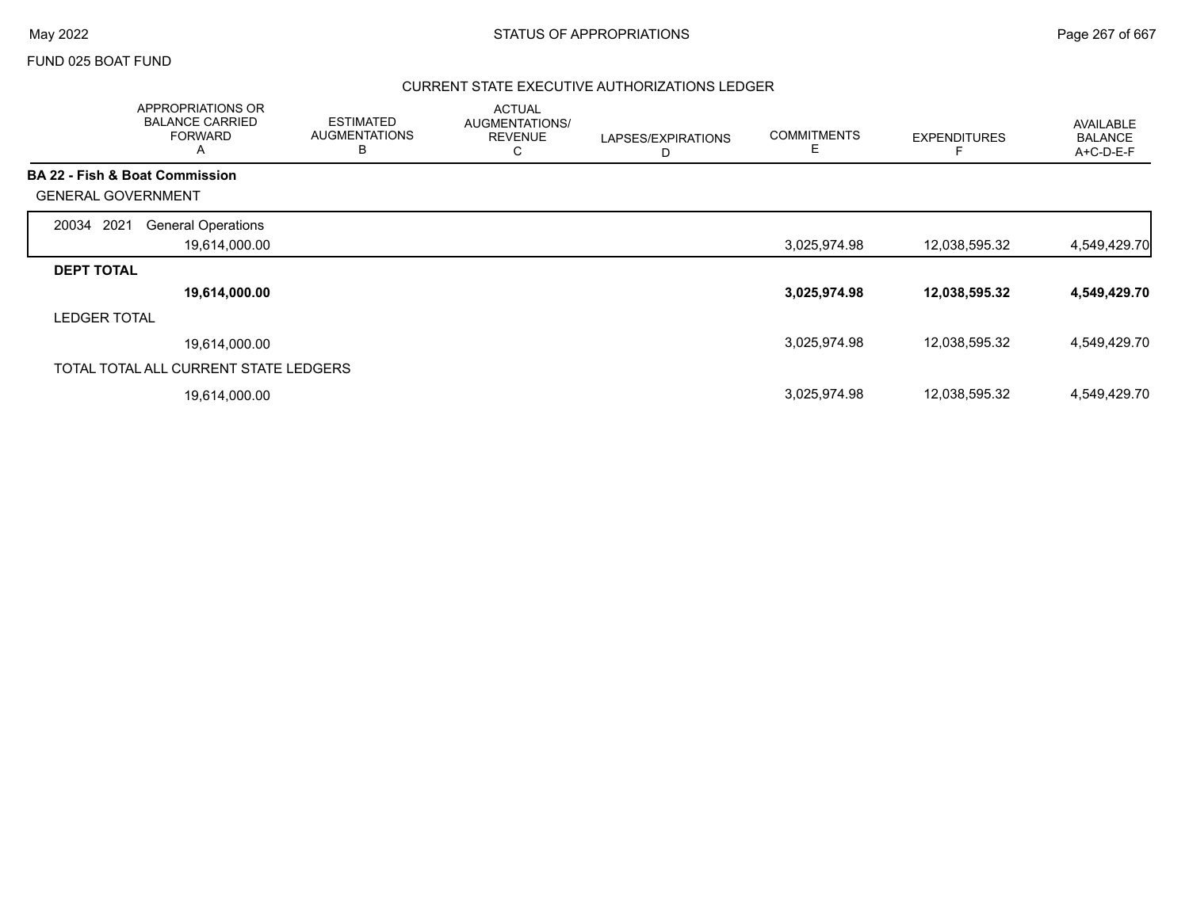FUND 025 BOAT FUND

## CURRENT STATE EXECUTIVE AUTHORIZATIONS LEDGER

| APPROPRIATIONS OR BALANCE CARRIED FORWARD A | ESTIMATED AUGMENTATIONS B | ACTUAL AUGMENTATIONS/ REVENUE C | LAPSES/EXPIRATIONS D | COMMITMENTS E | EXPENDITURES F | AVAILABLE BALANCE A+C-D-E-F |
|---|---|---|---|---|---|---|
| **BA 22 - Fish & Boat Commission** | | | | | | |
| GENERAL GOVERNMENT | | | | | | |
| 20034 2021 General Operations | | | | | | |
| 19,614,000.00 | | | | 3,025,974.98 | 12,038,595.32 | 4,549,429.70 |
| **DEPT TOTAL** | | | | | | |
| **19,614,000.00** | | | | **3,025,974.98** | **12,038,595.32** | **4,549,429.70** |
| LEDGER TOTAL | | | | | | |
| 19,614,000.00 | | | | 3,025,974.98 | 12,038,595.32 | 4,549,429.70 |
| TOTAL TOTAL ALL CURRENT STATE LEDGERS | | | | | | |
| 19,614,000.00 | | | | 3,025,974.98 | 12,038,595.32 | 4,549,429.70 |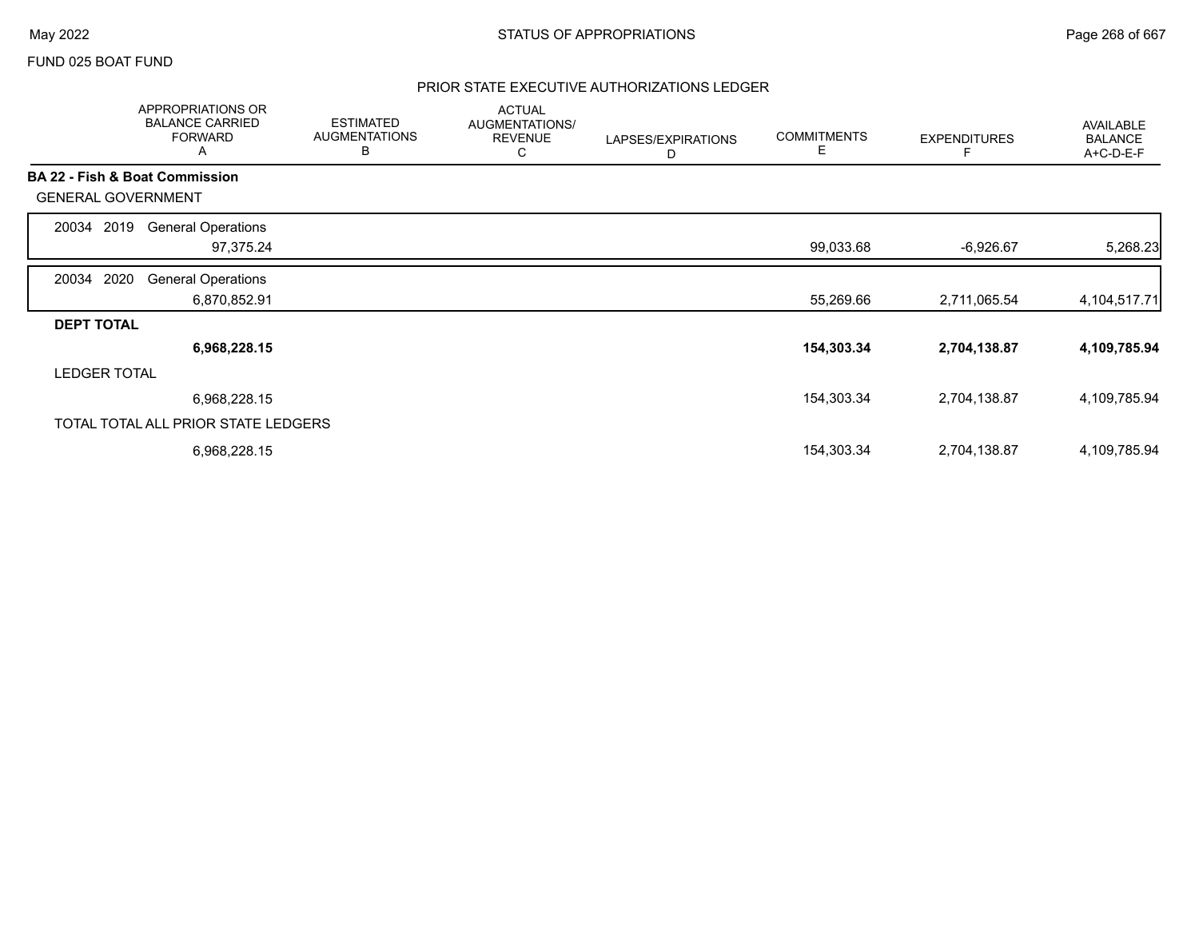FUND 025 BOAT FUND

## PRIOR STATE EXECUTIVE AUTHORIZATIONS LEDGER

| | APPROPRIATIONS OR BALANCE CARRIED FORWARD A | ESTIMATED AUGMENTATIONS B | ACTUAL AUGMENTATIONS/ REVENUE C | LAPSES/EXPIRATIONS D | COMMITMENTS E | EXPENDITURES F | AVAILABLE BALANCE A+C-D-E-F |
|---|---|---|---|---|---|---|---|
| **BA 22 - Fish & Boat Commission** | | | | | | | |
| GENERAL GOVERNMENT | | | | | | | |
| 20034 2019 General Operations | 97,375.24 | | | | 99,033.68 | -6,926.67 | 5,268.23 |
| 20034 2020 General Operations | 6,870,852.91 | | | | 55,269.66 | 2,711,065.54 | 4,104,517.71 |
| **DEPT TOTAL** | **6,968,228.15** | | | | **154,303.34** | **2,704,138.87** | **4,109,785.94** |
| LEDGER TOTAL | 6,968,228.15 | | | | 154,303.34 | 2,704,138.87 | 4,109,785.94 |
| TOTAL TOTAL ALL PRIOR STATE LEDGERS | 6,968,228.15 | | | | 154,303.34 | 2,704,138.87 | 4,109,785.94 |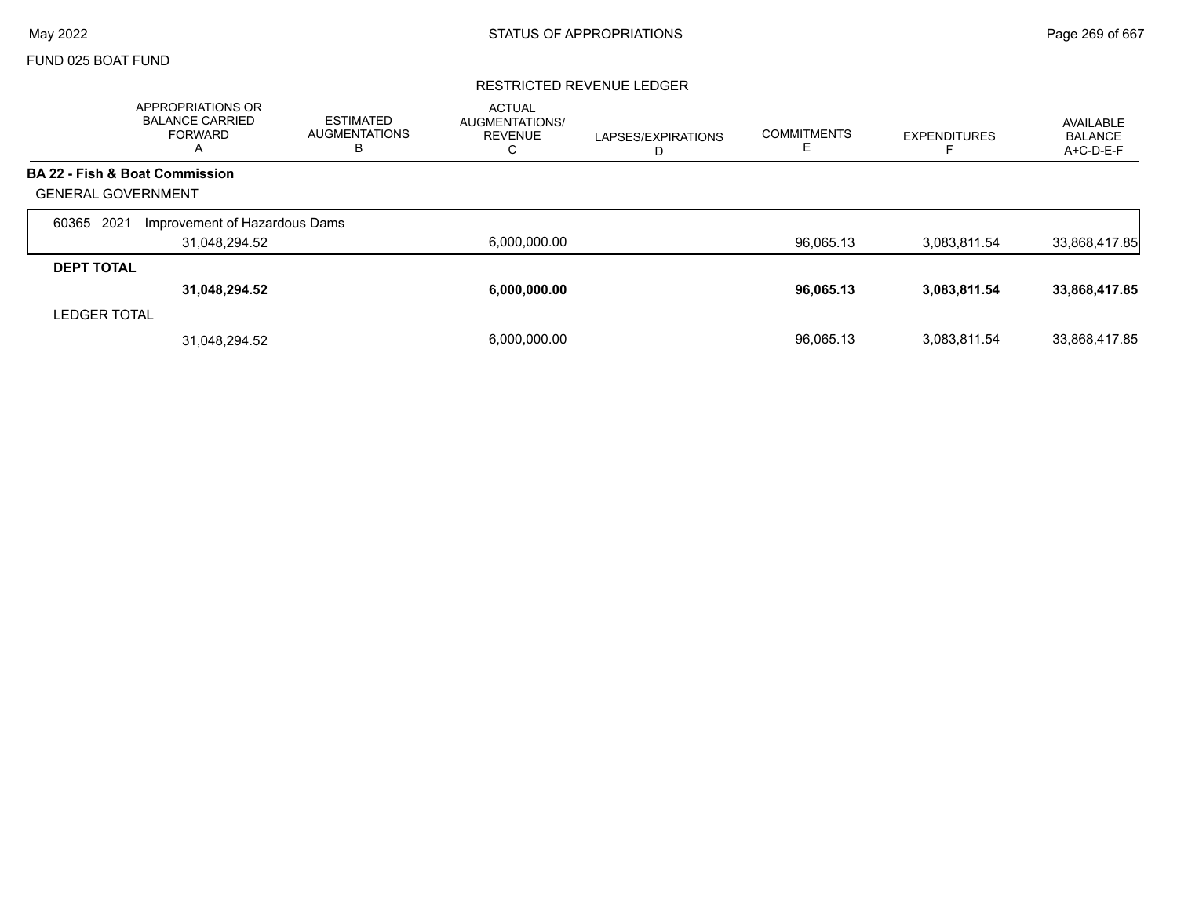FUND 025 BOAT FUND

RESTRICTED REVENUE LEDGER

| | APPROPRIATIONS OR BALANCE CARRIED FORWARD A | ESTIMATED AUGMENTATIONS B | ACTUAL AUGMENTATIONS/ REVENUE C | LAPSES/EXPIRATIONS D | COMMITMENTS E | EXPENDITURES F | AVAILABLE BALANCE A+C-D-E-F |
|---|---|---|---|---|---|---|---|
| **BA 22 - Fish & Boat Commission** | | | | | | | |
| GENERAL GOVERNMENT | | | | | | | |
| 60365 2021 Improvement of Hazardous Dams | | | | | | | |
| | 31,048,294.52 | | 6,000,000.00 | | 96,065.13 | 3,083,811.54 | 33,868,417.85 |
| **DEPT TOTAL** | | | | | | | |
| | **31,048,294.52** | | **6,000,000.00** | | **96,065.13** | **3,083,811.54** | **33,868,417.85** |
| LEDGER TOTAL | | | | | | | |
| | 31,048,294.52 | | 6,000,000.00 | | 96,065.13 | 3,083,811.54 | 33,868,417.85 |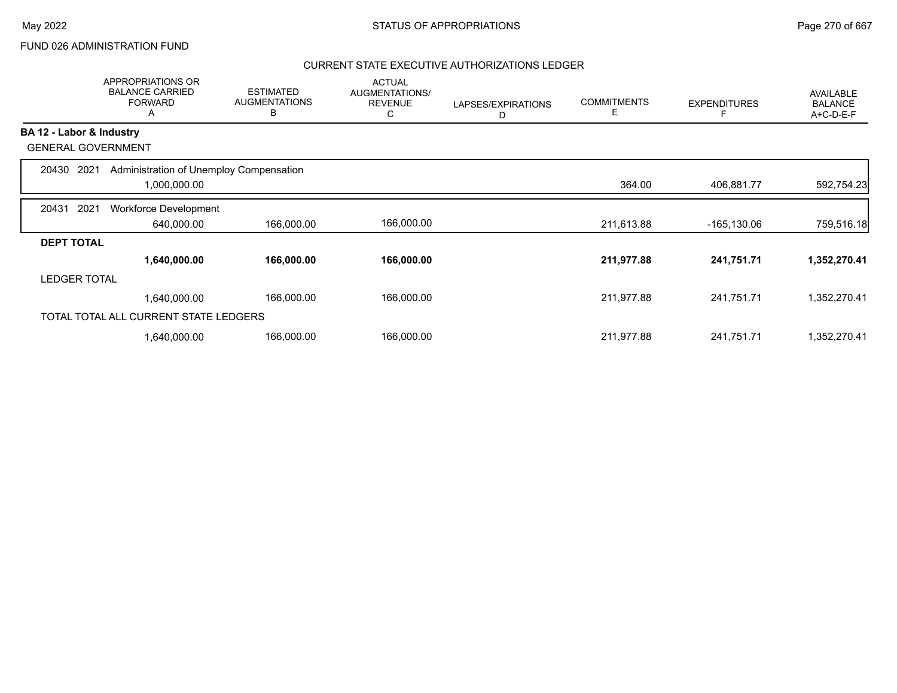FUND 026 ADMINISTRATION FUND

CURRENT STATE EXECUTIVE AUTHORIZATIONS LEDGER

| | APPROPRIATIONS OR BALANCE CARRIED FORWARD A | ESTIMATED AUGMENTATIONS B | ACTUAL AUGMENTATIONS/ REVENUE C | LAPSES/EXPIRATIONS D | COMMITMENTS E | EXPENDITURES F | AVAILABLE BALANCE A+C-D-E-F |
|---|---|---|---|---|---|---|---|
| **BA 12 - Labor & Industry** | | | | | | | |
| GENERAL GOVERNMENT | | | | | | | |
| 20430 2021 Administration of Unemploy Compensation | | | | | | | |
| | 1,000,000.00 | | | | 364.00 | 406,881.77 | 592,754.23 |
| 20431 2021 Workforce Development | | | | | | | |
| | 640,000.00 | 166,000.00 | 166,000.00 | | 211,613.88 | -165,130.06 | 759,516.18 |
| **DEPT TOTAL** | | | | | | | |
| | **1,640,000.00** | **166,000.00** | **166,000.00** | | **211,977.88** | **241,751.71** | **1,352,270.41** |
| LEDGER TOTAL | | | | | | | |
| | 1,640,000.00 | 166,000.00 | 166,000.00 | | 211,977.88 | 241,751.71 | 1,352,270.41 |
| TOTAL TOTAL ALL CURRENT STATE LEDGERS | | | | | | | |
| | 1,640,000.00 | 166,000.00 | 166,000.00 | | 211,977.88 | 241,751.71 | 1,352,270.41 |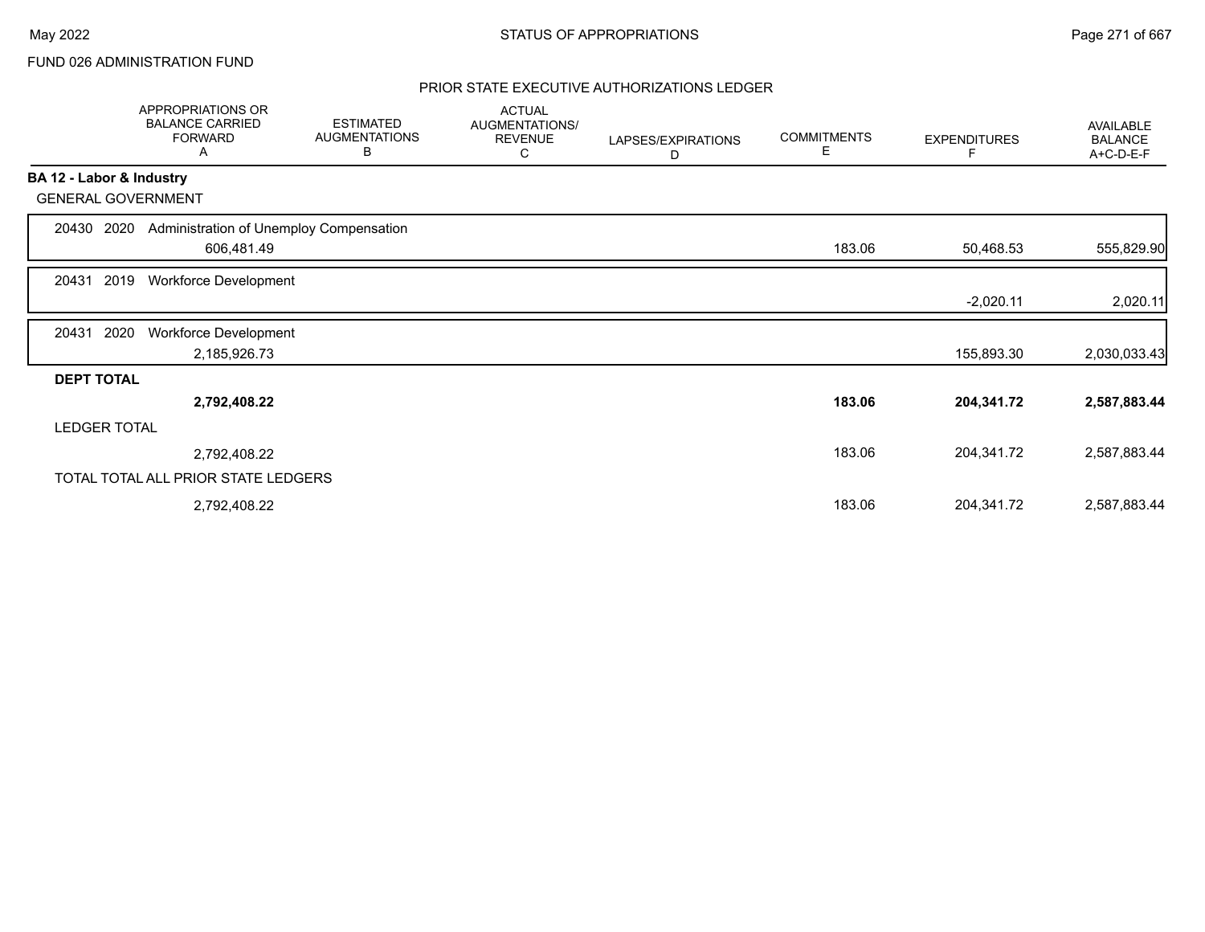FUND 026 ADMINISTRATION FUND

PRIOR STATE EXECUTIVE AUTHORIZATIONS LEDGER

| | APPROPRIATIONS OR BALANCE CARRIED FORWARD A | ESTIMATED AUGMENTATIONS B | ACTUAL AUGMENTATIONS/ REVENUE C | LAPSES/EXPIRATIONS D | COMMITMENTS E | EXPENDITURES F | AVAILABLE BALANCE A+C-D-E-F |
|---|---|---|---|---|---|---|---|
| **BA 12 - Labor & Industry** | | | | | | | |
| GENERAL GOVERNMENT | | | | | | | |
| 20430 2020 Administration of Unemploy Compensation | 606,481.49 | | | | 183.06 | 50,468.53 | 555,829.90 |
| 20431 2019 Workforce Development | | | | | | -2,020.11 | 2,020.11 |
| 20431 2020 Workforce Development | 2,185,926.73 | | | | | 155,893.30 | 2,030,033.43 |
| **DEPT TOTAL** | **2,792,408.22** | | | | **183.06** | **204,341.72** | **2,587,883.44** |
| LEDGER TOTAL | 2,792,408.22 | | | | 183.06 | 204,341.72 | 2,587,883.44 |
| TOTAL TOTAL ALL PRIOR STATE LEDGERS | 2,792,408.22 | | | | 183.06 | 204,341.72 | 2,587,883.44 |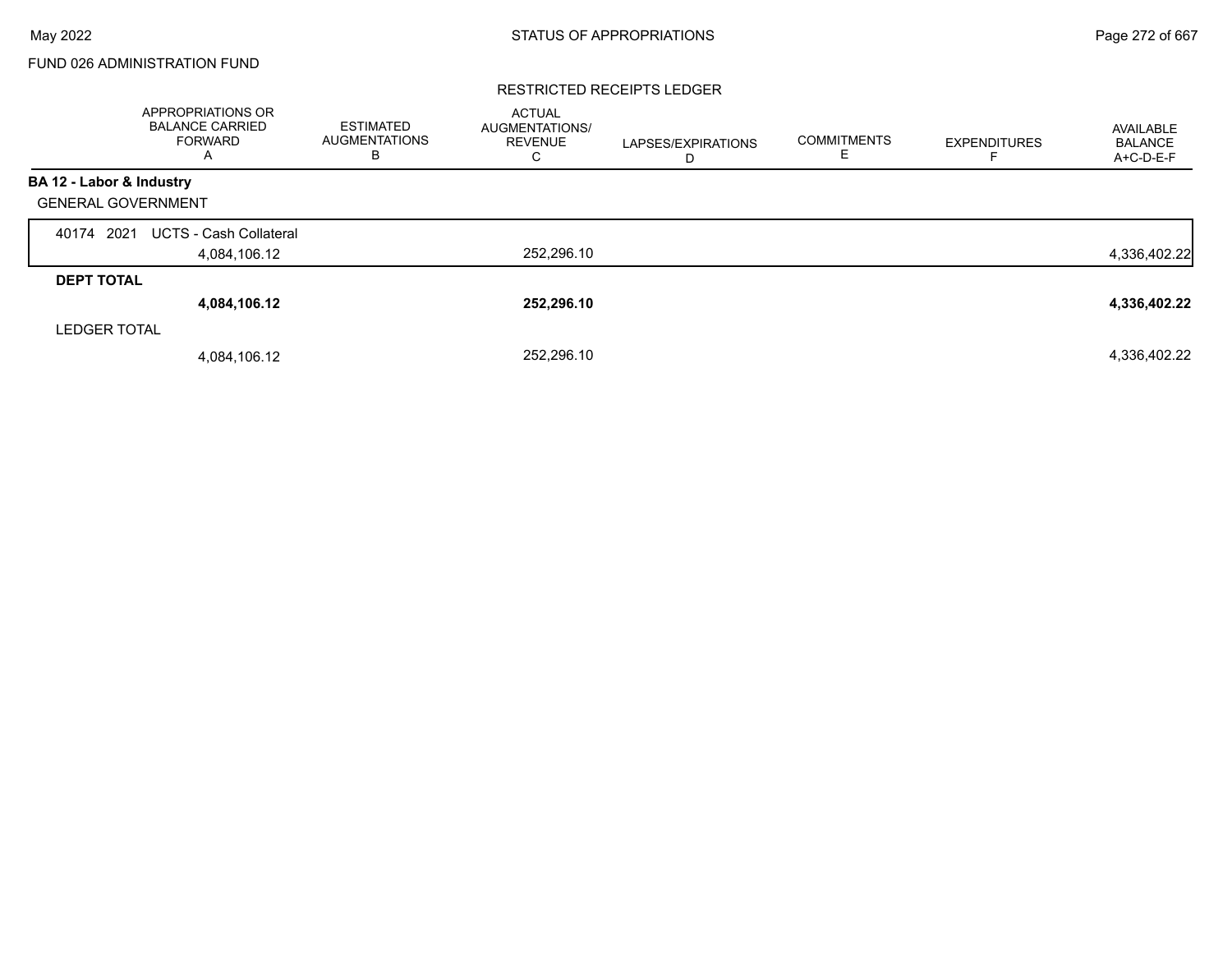FUND 026 ADMINISTRATION FUND

RESTRICTED RECEIPTS LEDGER

| | APPROPRIATIONS OR BALANCE CARRIED FORWARD A | ESTIMATED AUGMENTATIONS B | ACTUAL AUGMENTATIONS/ REVENUE C | LAPSES/EXPIRATIONS D | COMMITMENTS E | EXPENDITURES F | AVAILABLE BALANCE A+C-D-E-F |
|---|---|---|---|---|---|---|---|
| **BA 12 - Labor & Industry** | | | | | | | |
| GENERAL GOVERNMENT | | | | | | | |
| 40174 2021 UCTS - Cash Collateral | | | | | | | |
| | 4,084,106.12 | | 252,296.10 | | | | 4,336,402.22 |
| **DEPT TOTAL** | | | | | | | |
| | **4,084,106.12** | | **252,296.10** | | | | **4,336,402.22** |
| LEDGER TOTAL | | | | | | | |
| | 4,084,106.12 | | 252,296.10 | | | | 4,336,402.22 |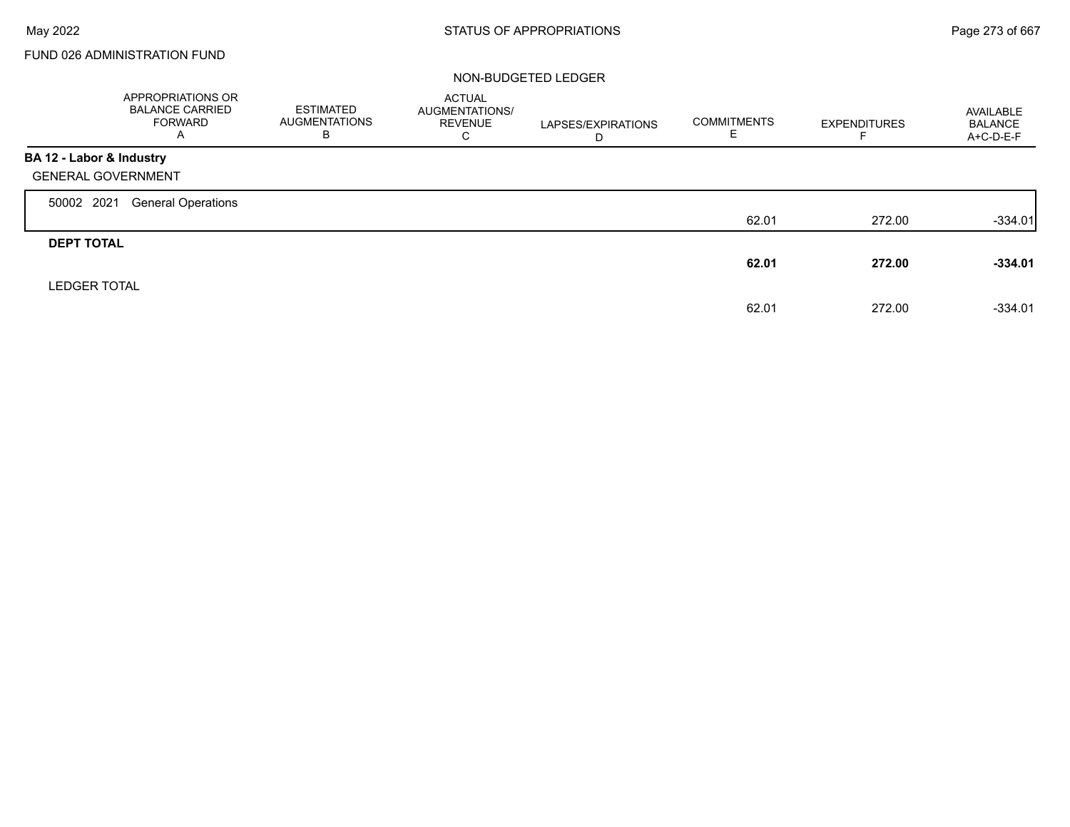FUND 026 ADMINISTRATION FUND

NON-BUDGETED LEDGER

| | APPROPRIATIONS OR BALANCE CARRIED FORWARD A | ESTIMATED AUGMENTATIONS B | ACTUAL AUGMENTATIONS/ REVENUE C | LAPSES/EXPIRATIONS D | COMMITMENTS E | EXPENDITURES F | AVAILABLE BALANCE A+C-D-E-F |
|---|---|---|---|---|---|---|---|
| **BA 12 - Labor & Industry** | | | | | | | |
| GENERAL GOVERNMENT | | | | | | | |
| 50002 2021 General Operations | | | | | 62.01 | 272.00 | -334.01 |
| **DEPT TOTAL** | | | | | **62.01** | **272.00** | **-334.01** |
| LEDGER TOTAL | | | | | 62.01 | 272.00 | -334.01 |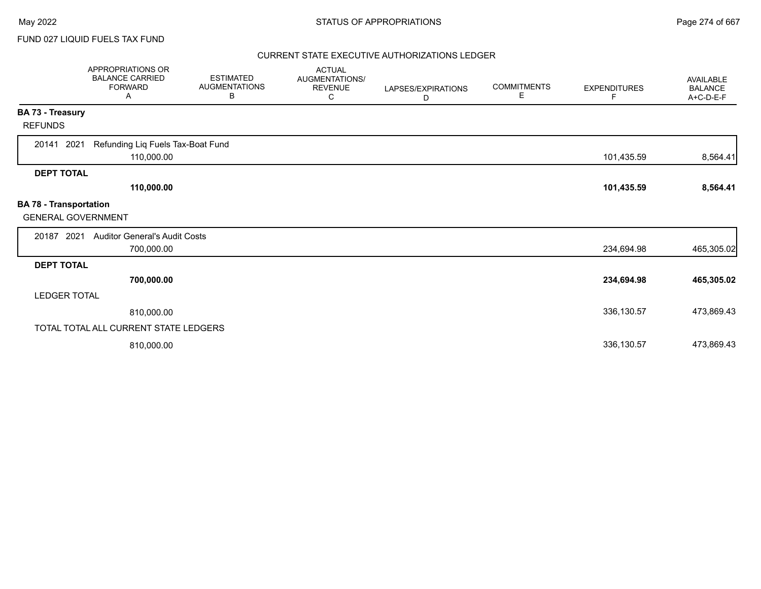FUND 027 LIQUID FUELS TAX FUND

## CURRENT STATE EXECUTIVE AUTHORIZATIONS LEDGER

| | APPROPRIATIONS OR BALANCE CARRIED FORWARD A | ESTIMATED AUGMENTATIONS B | ACTUAL AUGMENTATIONS/ REVENUE C | LAPSES/EXPIRATIONS D | COMMITMENTS E | EXPENDITURES F | AVAILABLE BALANCE A+C-D-E-F |
|---|---|---|---|---|---|---|---|
| **BA 73 - Treasury** | | | | | | | |
| REFUNDS | | | | | | | |
| 20141 2021 Refunding Liq Fuels Tax-Boat Fund | 110,000.00 | | | | | 101,435.59 | 8,564.41 |
| **DEPT TOTAL** | **110,000.00** | | | | | **101,435.59** | **8,564.41** |
| **BA 78 - Transportation** | | | | | | | |
| GENERAL GOVERNMENT | | | | | | | |
| 20187 2021 Auditor General's Audit Costs | 700,000.00 | | | | | 234,694.98 | 465,305.02 |
| **DEPT TOTAL** | **700,000.00** | | | | | **234,694.98** | **465,305.02** |
| LEDGER TOTAL | 810,000.00 | | | | | 336,130.57 | 473,869.43 |
| TOTAL TOTAL ALL CURRENT STATE LEDGERS | 810,000.00 | | | | | 336,130.57 | 473,869.43 |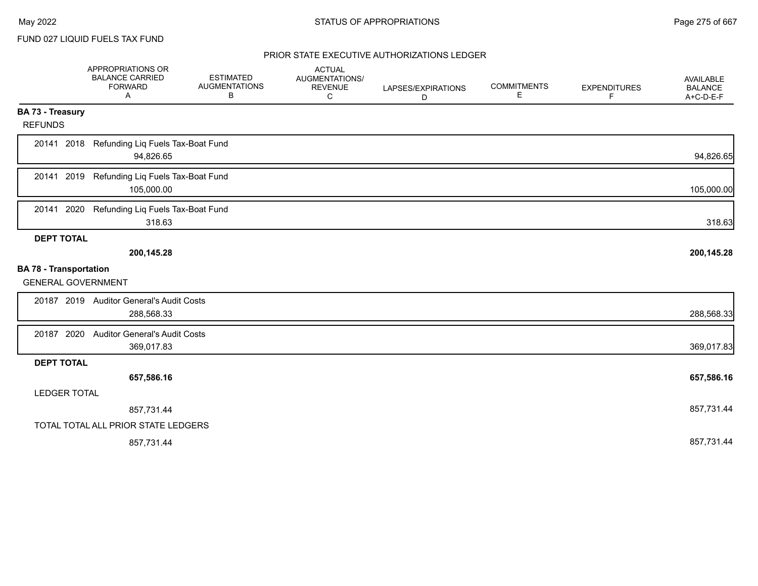FUND 027 LIQUID FUELS TAX FUND

## PRIOR STATE EXECUTIVE AUTHORIZATIONS LEDGER

| | APPROPRIATIONS OR BALANCE CARRIED FORWARD A | ESTIMATED AUGMENTATIONS B | ACTUAL AUGMENTATIONS/ REVENUE C | LAPSES/EXPIRATIONS D | COMMITMENTS E | EXPENDITURES F | AVAILABLE BALANCE A+C-D-E-F |
|---|---|---|---|---|---|---|---|
| **BA 73 - Treasury** | | | | | | | |
| REFUNDS | | | | | | | |
| 20141 2018 Refunding Liq Fuels Tax-Boat Fund | 94,826.65 | | | | | | 94,826.65 |
| 20141 2019 Refunding Liq Fuels Tax-Boat Fund | 105,000.00 | | | | | | 105,000.00 |
| 20141 2020 Refunding Liq Fuels Tax-Boat Fund | 318.63 | | | | | | 318.63 |
| **DEPT TOTAL** | **200,145.28** | | | | | | **200,145.28** |
| **BA 78 - Transportation** | | | | | | | |
| GENERAL GOVERNMENT | | | | | | | |
| 20187 2019 Auditor General's Audit Costs | 288,568.33 | | | | | | 288,568.33 |
| 20187 2020 Auditor General's Audit Costs | 369,017.83 | | | | | | 369,017.83 |
| **DEPT TOTAL** | **657,586.16** | | | | | | **657,586.16** |
| LEDGER TOTAL | 857,731.44 | | | | | | 857,731.44 |
| TOTAL TOTAL ALL PRIOR STATE LEDGERS | 857,731.44 | | | | | | 857,731.44 |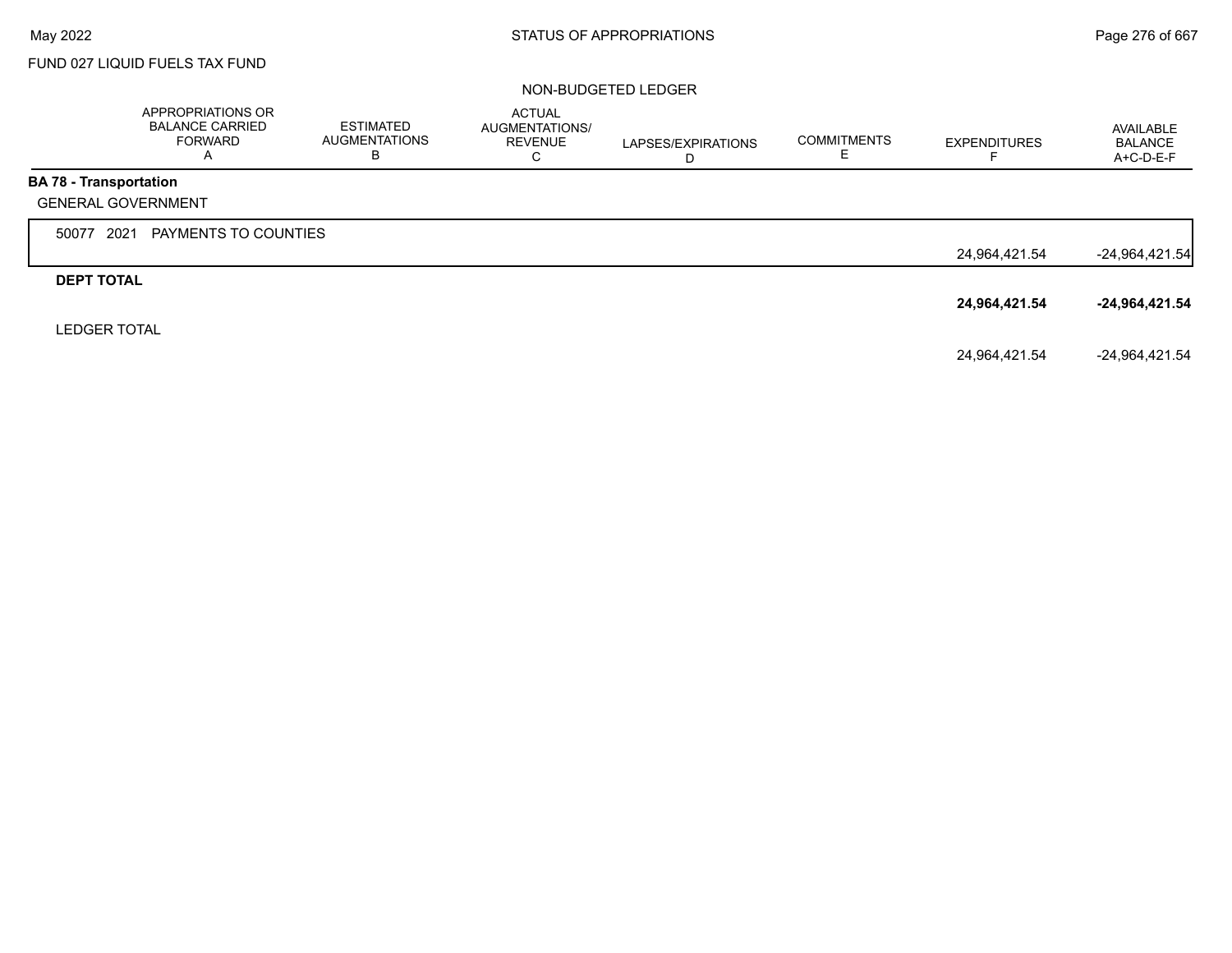FUND 027 LIQUID FUELS TAX FUND

NON-BUDGETED LEDGER

| | APPROPRIATIONS OR BALANCE CARRIED FORWARD A | ESTIMATED AUGMENTATIONS B | ACTUAL AUGMENTATIONS/ REVENUE C | LAPSES/EXPIRATIONS D | COMMITMENTS E | EXPENDITURES F | AVAILABLE BALANCE A+C-D-E-F |
|---|---|---|---|---|---|---|---|
| **BA 78 - Transportation** | | | | | | | |
| GENERAL GOVERNMENT | | | | | | | |
| 50077 2021 PAYMENTS TO COUNTIES | | | | | | 24,964,421.54 | -24,964,421.54 |
| **DEPT TOTAL** | | | | | | **24,964,421.54** | **-24,964,421.54** |
| LEDGER TOTAL | | | | | | 24,964,421.54 | -24,964,421.54 |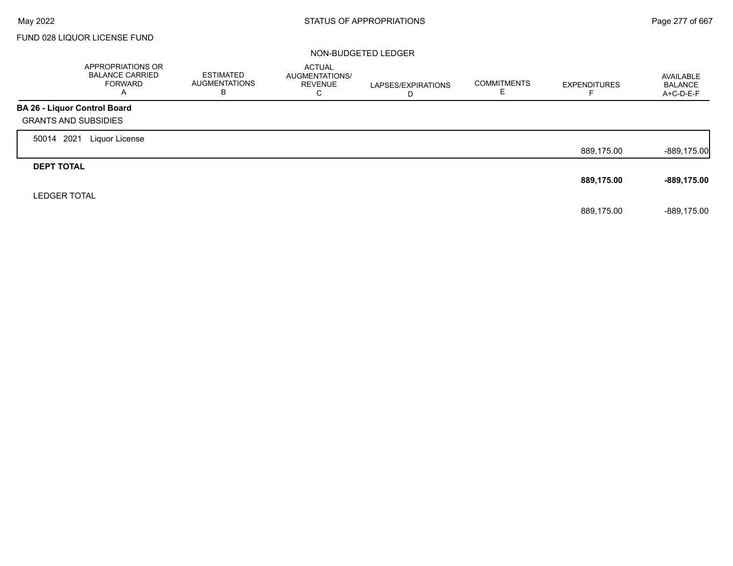FUND 028 LIQUOR LICENSE FUND

NON-BUDGETED LEDGER

| | APPROPRIATIONS OR BALANCE CARRIED FORWARD A | ESTIMATED AUGMENTATIONS B | ACTUAL AUGMENTATIONS/ REVENUE C | LAPSES/EXPIRATIONS D | COMMITMENTS E | EXPENDITURES F | AVAILABLE BALANCE A+C-D-E-F |
|---|---|---|---|---|---|---|---|
| **BA 26 - Liquor Control Board** | | | | | | | |
| GRANTS AND SUBSIDIES | | | | | | | |
| 50014 2021 Liquor License | | | | | | 889,175.00 | -889,175.00 |
| **DEPT TOTAL** | | | | | | **889,175.00** | **-889,175.00** |
| LEDGER TOTAL | | | | | | 889,175.00 | -889,175.00 |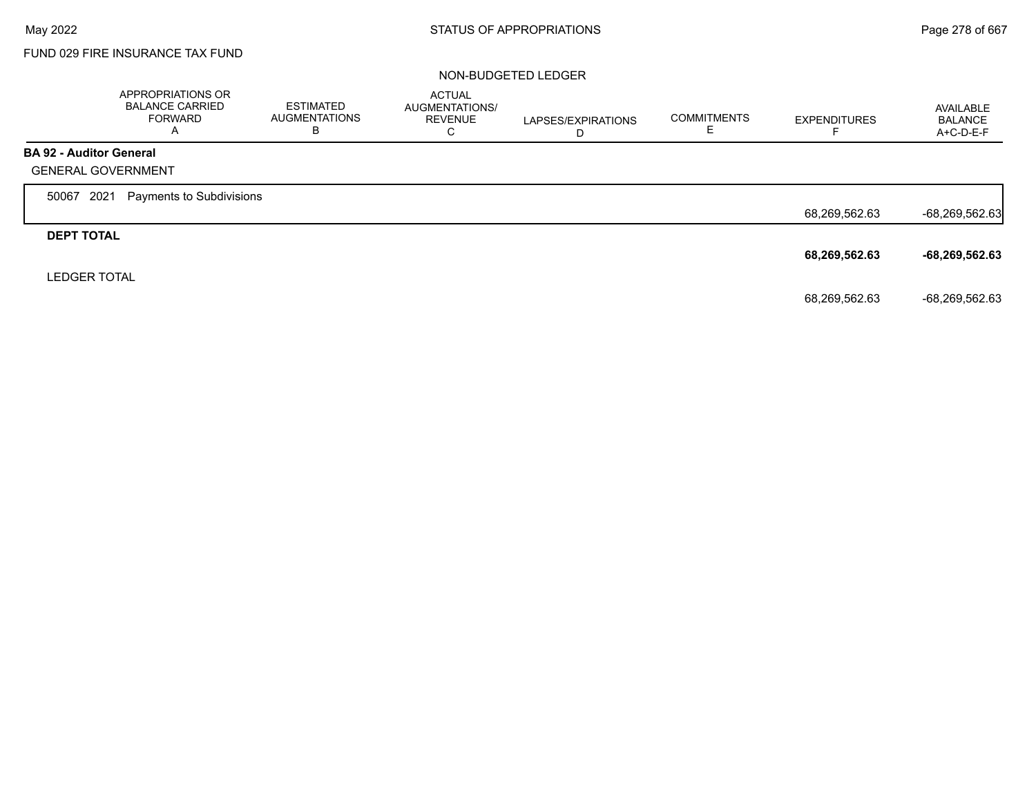FUND 029 FIRE INSURANCE TAX FUND

NON-BUDGETED LEDGER

| | APPROPRIATIONS OR BALANCE CARRIED FORWARD A | ESTIMATED AUGMENTATIONS B | ACTUAL AUGMENTATIONS/ REVENUE C | LAPSES/EXPIRATIONS D | COMMITMENTS E | EXPENDITURES F | AVAILABLE BALANCE A+C-D-E-F |
|---|---|---|---|---|---|---|---|
| **BA 92 - Auditor General** | | | | | | | |
| GENERAL GOVERNMENT | | | | | | | |
| 50067 2021 Payments to Subdivisions | | | | | | 68,269,562.63 | -68,269,562.63 |
| **DEPT TOTAL** | | | | | | **68,269,562.63** | **-68,269,562.63** |
| LEDGER TOTAL | | | | | | 68,269,562.63 | -68,269,562.63 |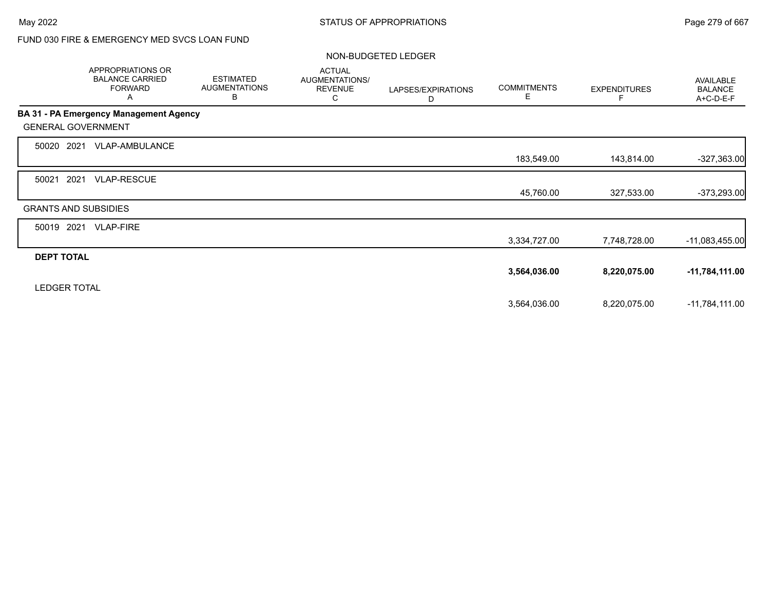STATUS OF APPROPRIATIONS

FUND 030 FIRE & EMERGENCY MED SVCS LOAN FUND

NON-BUDGETED LEDGER

| | APPROPRIATIONS OR BALANCE CARRIED FORWARD A | ESTIMATED AUGMENTATIONS B | ACTUAL AUGMENTATIONS/ REVENUE C | LAPSES/EXPIRATIONS D | COMMITMENTS E | EXPENDITURES F | AVAILABLE BALANCE A+C-D-E-F |
|---|---|---|---|---|---|---|---|
| **BA 31 - PA Emergency Management Agency** | | | | | | | |
| GENERAL GOVERNMENT | | | | | | | |
| 50020 2021 VLAP-AMBULANCE | | | | | 183,549.00 | 143,814.00 | -327,363.00 |
| 50021 2021 VLAP-RESCUE | | | | | 45,760.00 | 327,533.00 | -373,293.00 |
| GRANTS AND SUBSIDIES | | | | | | | |
| 50019 2021 VLAP-FIRE | | | | | 3,334,727.00 | 7,748,728.00 | -11,083,455.00 |
| **DEPT TOTAL** | | | | | **3,564,036.00** | **8,220,075.00** | **-11,784,111.00** |
| LEDGER TOTAL | | | | | 3,564,036.00 | 8,220,075.00 | -11,784,111.00 |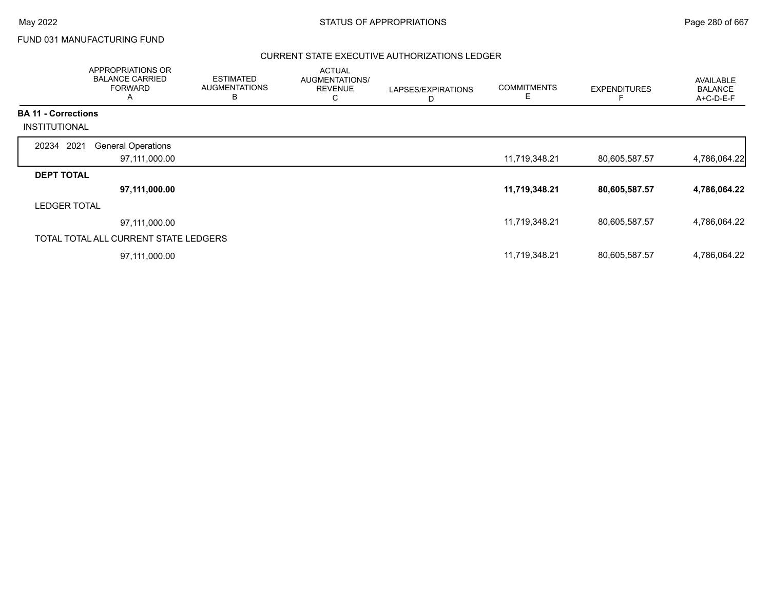FUND 031 MANUFACTURING FUND

## CURRENT STATE EXECUTIVE AUTHORIZATIONS LEDGER

| | APPROPRIATIONS OR BALANCE CARRIED FORWARD A | ESTIMATED AUGMENTATIONS B | ACTUAL AUGMENTATIONS/ REVENUE C | LAPSES/EXPIRATIONS D | COMMITMENTS E | EXPENDITURES F | AVAILABLE BALANCE A+C-D-E-F |
|---|---|---|---|---|---|---|---|
| **BA 11 - Corrections** | | | | | | | |
| INSTITUTIONAL | | | | | | | |
| 20234 2021 General Operations | 97,111,000.00 | | | | 11,719,348.21 | 80,605,587.57 | 4,786,064.22 |
| **DEPT TOTAL** | **97,111,000.00** | | | | **11,719,348.21** | **80,605,587.57** | **4,786,064.22** |
| LEDGER TOTAL | 97,111,000.00 | | | | 11,719,348.21 | 80,605,587.57 | 4,786,064.22 |
| TOTAL TOTAL ALL CURRENT STATE LEDGERS | 97,111,000.00 | | | | 11,719,348.21 | 80,605,587.57 | 4,786,064.22 |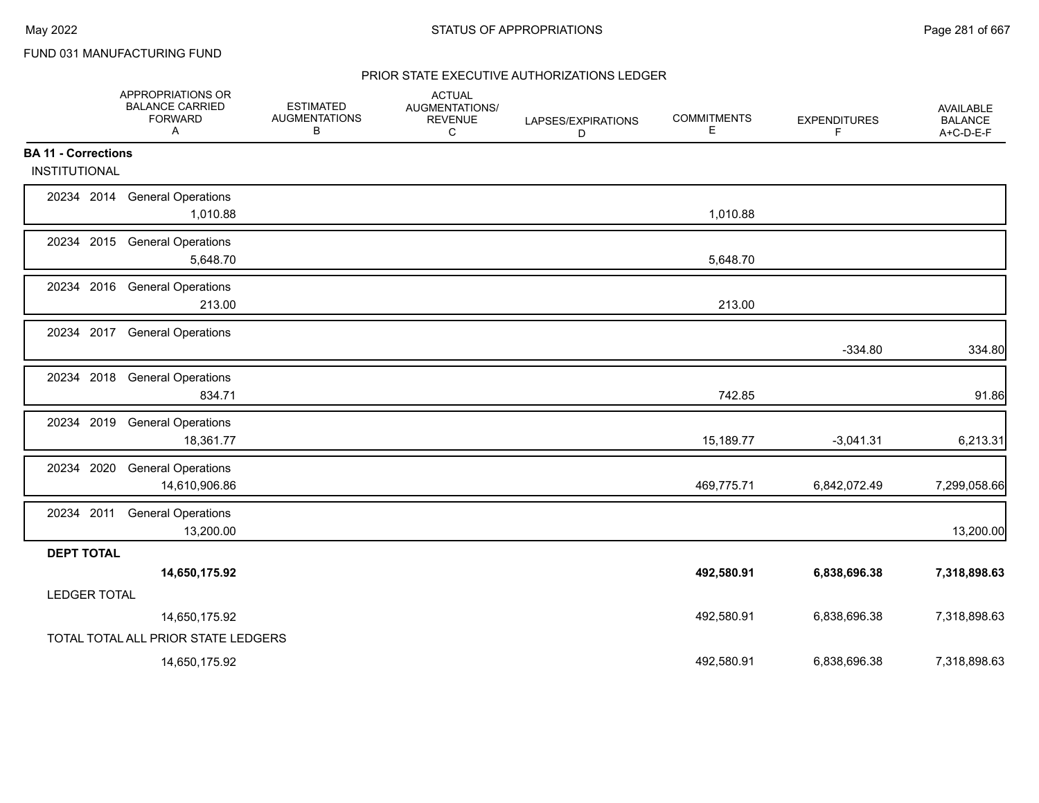FUND 031 MANUFACTURING FUND

## PRIOR STATE EXECUTIVE AUTHORIZATIONS LEDGER

| | APPROPRIATIONS OR BALANCE CARRIED FORWARD A | ESTIMATED AUGMENTATIONS B | ACTUAL AUGMENTATIONS/ REVENUE C | LAPSES/EXPIRATIONS D | COMMITMENTS E | EXPENDITURES F | AVAILABLE BALANCE A+C-D-E-F |
|---|---|---|---|---|---|---|---|
| **BA 11 - Corrections** | | | | | | | |
| INSTITUTIONAL | | | | | | | |
| 20234 2014 General Operations | 1,010.88 | | | | 1,010.88 | | |
| 20234 2015 General Operations | 5,648.70 | | | | 5,648.70 | | |
| 20234 2016 General Operations | 213.00 | | | | 213.00 | | |
| 20234 2017 General Operations | | | | | | -334.80 | 334.80 |
| 20234 2018 General Operations | 834.71 | | | | 742.85 | | 91.86 |
| 20234 2019 General Operations | 18,361.77 | | | | 15,189.77 | -3,041.31 | 6,213.31 |
| 20234 2020 General Operations | 14,610,906.86 | | | | 469,775.71 | 6,842,072.49 | 7,299,058.66 |
| 20234 2011 General Operations | 13,200.00 | | | | | | 13,200.00 |
| **DEPT TOTAL** | **14,650,175.92** | | | | **492,580.91** | **6,838,696.38** | **7,318,898.63** |
| LEDGER TOTAL | 14,650,175.92 | | | | 492,580.91 | 6,838,696.38 | 7,318,898.63 |
| TOTAL TOTAL ALL PRIOR STATE LEDGERS | 14,650,175.92 | | | | 492,580.91 | 6,838,696.38 | 7,318,898.63 |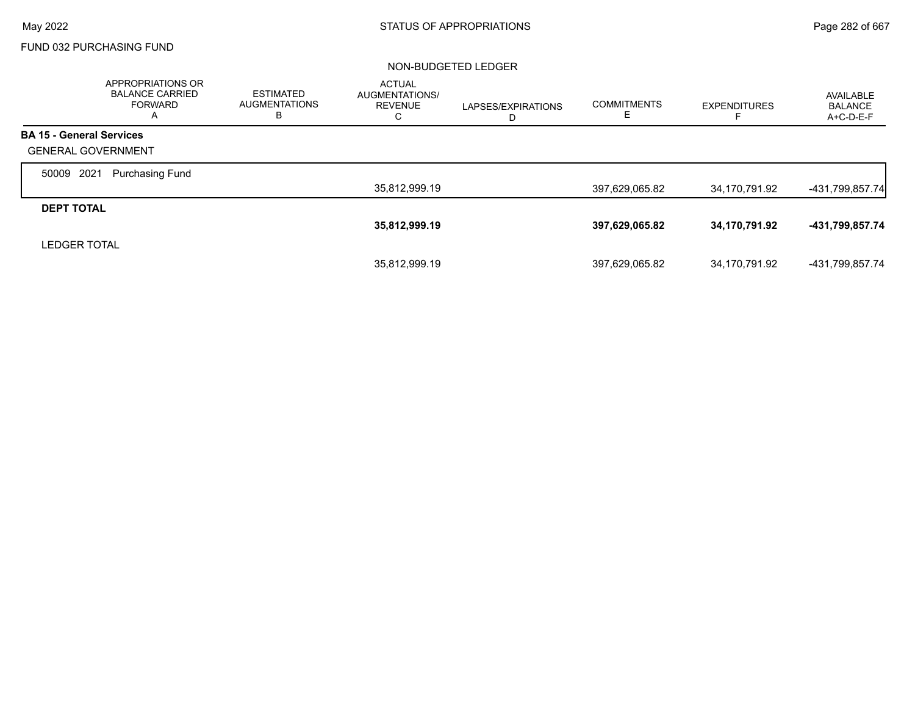FUND 032 PURCHASING FUND

NON-BUDGETED LEDGER

| | APPROPRIATIONS OR BALANCE CARRIED FORWARD A | ESTIMATED AUGMENTATIONS B | ACTUAL AUGMENTATIONS/ REVENUE C | LAPSES/EXPIRATIONS D | COMMITMENTS E | EXPENDITURES F | AVAILABLE BALANCE A+C-D-E-F |
|---|---|---|---|---|---|---|---|
| **BA 15 - General Services** | | | | | | | |
| GENERAL GOVERNMENT | | | | | | | |
| 50009 2021 Purchasing Fund | | | 35,812,999.19 | | 397,629,065.82 | 34,170,791.92 | -431,799,857.74 |
| **DEPT TOTAL** | | | **35,812,999.19** | | **397,629,065.82** | **34,170,791.92** | **-431,799,857.74** |
| LEDGER TOTAL | | | 35,812,999.19 | | 397,629,065.82 | 34,170,791.92 | -431,799,857.74 |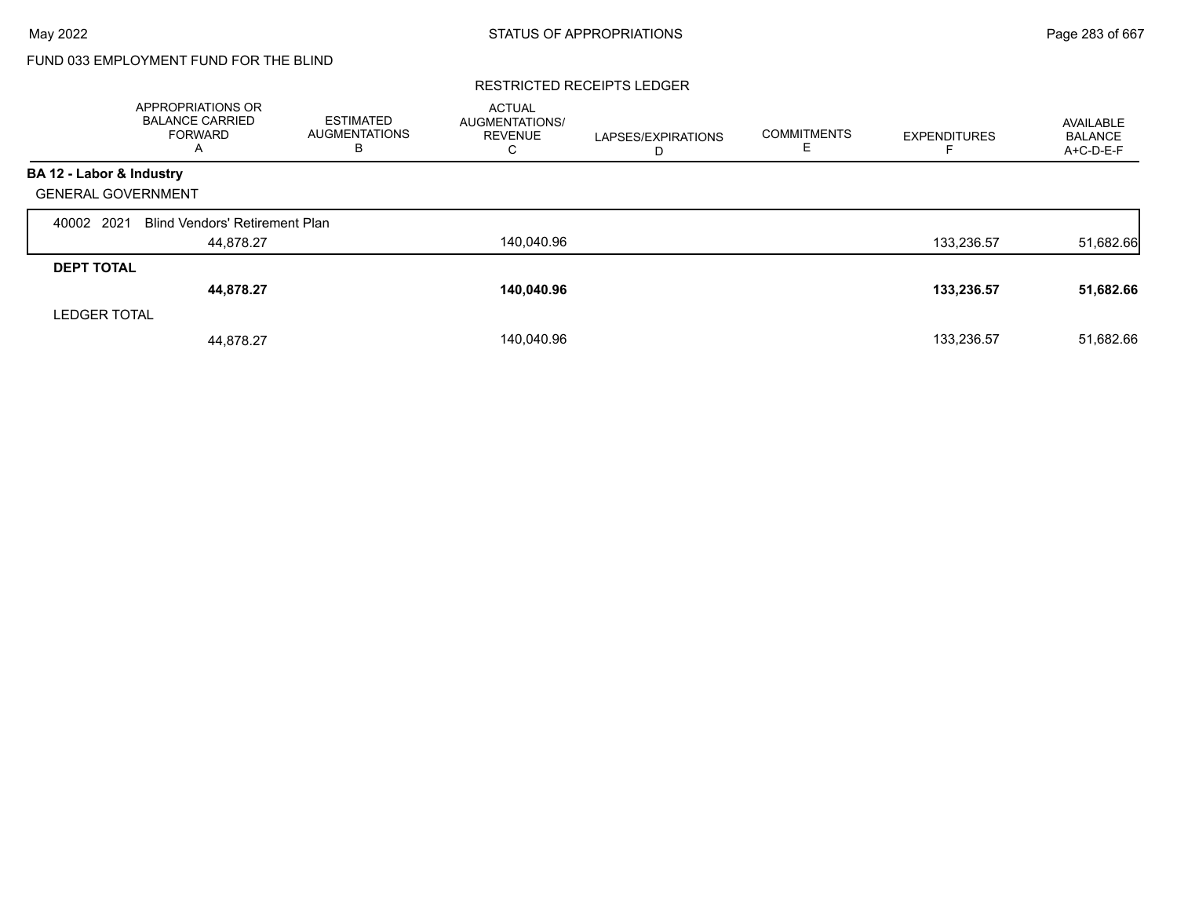FUND 033 EMPLOYMENT FUND FOR THE BLIND

RESTRICTED RECEIPTS LEDGER

| | APPROPRIATIONS OR BALANCE CARRIED FORWARD A | ESTIMATED AUGMENTATIONS B | ACTUAL AUGMENTATIONS/ REVENUE C | LAPSES/EXPIRATIONS D | COMMITMENTS E | EXPENDITURES F | AVAILABLE BALANCE A+C-D-E-F |
|---|---|---|---|---|---|---|---|
| **BA 12 - Labor & Industry** | | | | | | | |
| GENERAL GOVERNMENT | | | | | | | |
| 40002 2021 Blind Vendors' Retirement Plan | 44,878.27 | | 140,040.96 | | | 133,236.57 | 51,682.66 |
| **DEPT TOTAL** | **44,878.27** | | **140,040.96** | | | **133,236.57** | **51,682.66** |
| LEDGER TOTAL | 44,878.27 | | 140,040.96 | | | 133,236.57 | 51,682.66 |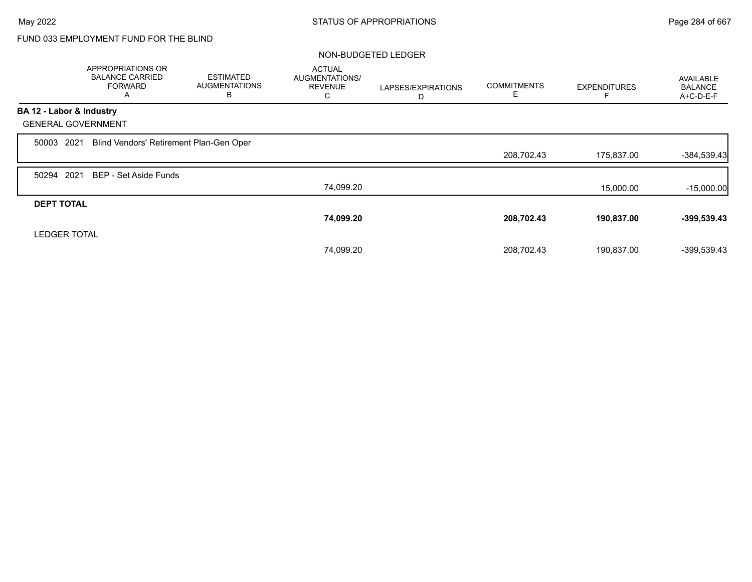FUND 033 EMPLOYMENT FUND FOR THE BLIND

NON-BUDGETED LEDGER

| | APPROPRIATIONS OR BALANCE CARRIED FORWARD A | ESTIMATED AUGMENTATIONS B | ACTUAL AUGMENTATIONS/ REVENUE C | LAPSES/EXPIRATIONS D | COMMITMENTS E | EXPENDITURES F | AVAILABLE BALANCE A+C-D-E-F |
|---|---|---|---|---|---|---|---|
| **BA 12 - Labor & Industry** | | | | | | | |
| GENERAL GOVERNMENT | | | | | | | |
| 50003 2021 Blind Vendors' Retirement Plan-Gen Oper | | | | | 208,702.43 | 175,837.00 | -384,539.43 |
| 50294 2021 BEP - Set Aside Funds | | | 74,099.20 | | | 15,000.00 | -15,000.00 |
| **DEPT TOTAL** | | | **74,099.20** | | **208,702.43** | **190,837.00** | **-399,539.43** |
| LEDGER TOTAL | | | 74,099.20 | | 208,702.43 | 190,837.00 | -399,539.43 |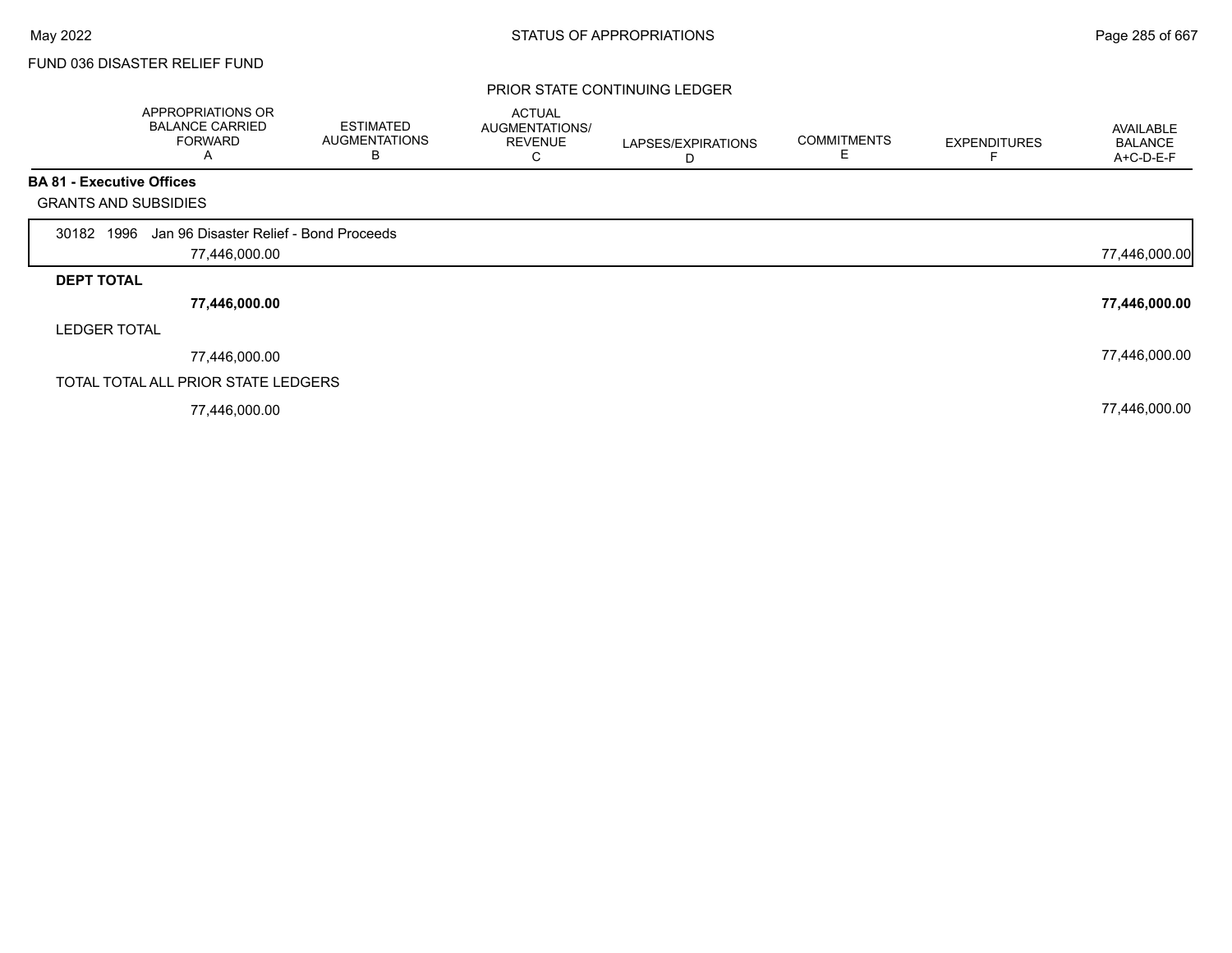FUND 036 DISASTER RELIEF FUND

PRIOR STATE CONTINUING LEDGER

| | APPROPRIATIONS OR BALANCE CARRIED FORWARD A | ESTIMATED AUGMENTATIONS B | ACTUAL AUGMENTATIONS/ REVENUE C | LAPSES/EXPIRATIONS D | COMMITMENTS E | EXPENDITURES F | AVAILABLE BALANCE A+C-D-E-F |
|---|---|---|---|---|---|---|---|
| **BA 81 - Executive Offices** | | | | | | | |
| GRANTS AND SUBSIDIES | | | | | | | |
| 30182 1996 Jan 96 Disaster Relief - Bond Proceeds | | | | | | | |
| | 77,446,000.00 | | | | | | 77,446,000.00 |
| **DEPT TOTAL** | | | | | | | |
| | **77,446,000.00** | | | | | | **77,446,000.00** |
| LEDGER TOTAL | | | | | | | |
| | 77,446,000.00 | | | | | | 77,446,000.00 |
| TOTAL TOTAL ALL PRIOR STATE LEDGERS | | | | | | | |
| | 77,446,000.00 | | | | | | 77,446,000.00 |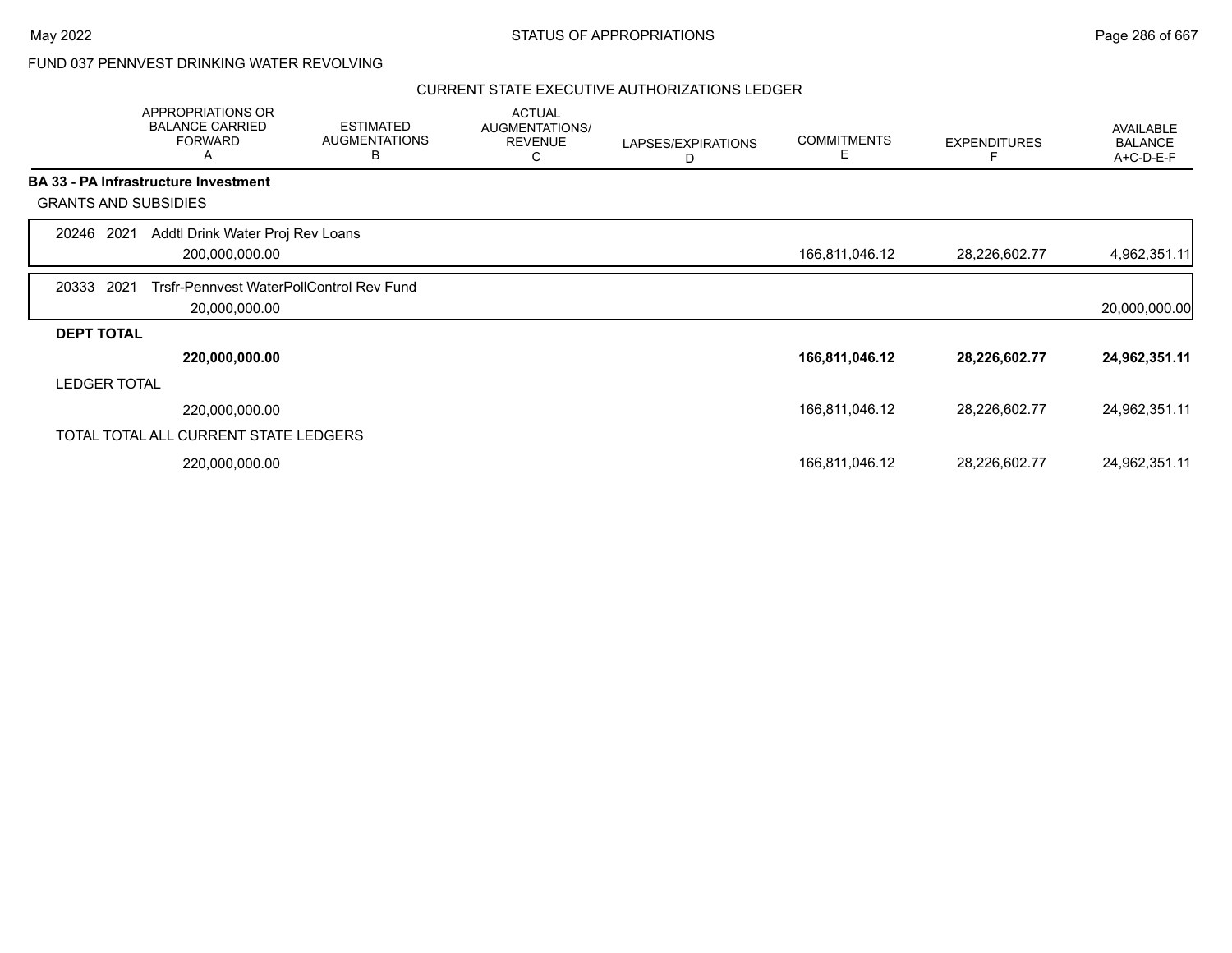FUND 037 PENNVEST DRINKING WATER REVOLVING

CURRENT STATE EXECUTIVE AUTHORIZATIONS LEDGER

| | APPROPRIATIONS OR BALANCE CARRIED FORWARD A | ESTIMATED AUGMENTATIONS B | ACTUAL AUGMENTATIONS/ REVENUE C | LAPSES/EXPIRATIONS D | COMMITMENTS E | EXPENDITURES F | AVAILABLE BALANCE A+C-D-E-F |
|---|---|---|---|---|---|---|---|
| **BA 33 - PA Infrastructure Investment** | | | | | | | |
| GRANTS AND SUBSIDIES | | | | | | | |
| 20246 2021 Addtl Drink Water Proj Rev Loans | 200,000,000.00 | | | | 166,811,046.12 | 28,226,602.77 | 4,962,351.11 |
| 20333 2021 Trsfr-Pennvest WaterPollControl Rev Fund | 20,000,000.00 | | | | | | 20,000,000.00 |
| **DEPT TOTAL** | **220,000,000.00** | | | | **166,811,046.12** | **28,226,602.77** | **24,962,351.11** |
| LEDGER TOTAL | 220,000,000.00 | | | | 166,811,046.12 | 28,226,602.77 | 24,962,351.11 |
| TOTAL TOTAL ALL CURRENT STATE LEDGERS | 220,000,000.00 | | | | 166,811,046.12 | 28,226,602.77 | 24,962,351.11 |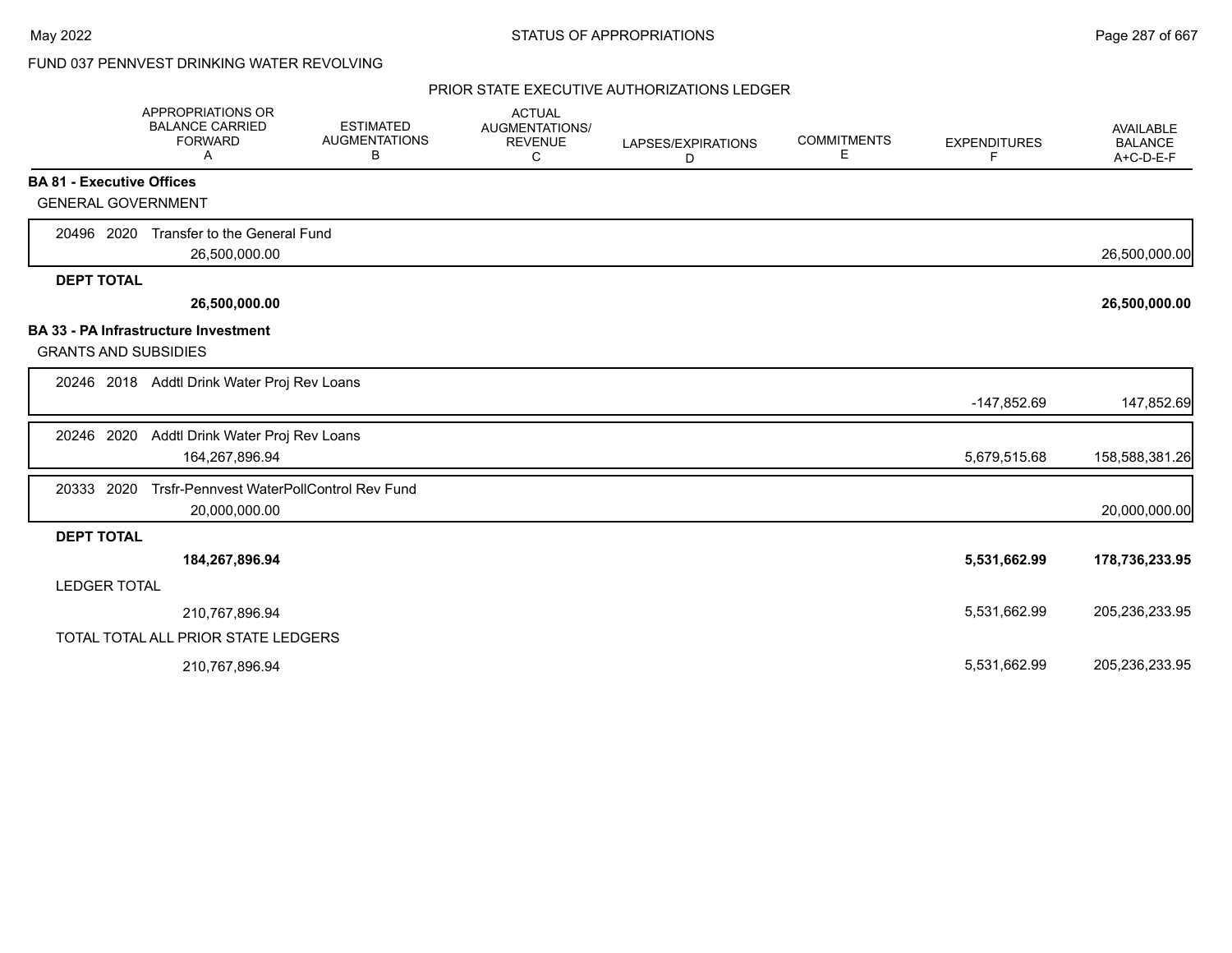FUND 037 PENNVEST DRINKING WATER REVOLVING

PRIOR STATE EXECUTIVE AUTHORIZATIONS LEDGER

| | APPROPRIATIONS OR BALANCE CARRIED FORWARD A | ESTIMATED AUGMENTATIONS B | ACTUAL AUGMENTATIONS/ REVENUE C | LAPSES/EXPIRATIONS D | COMMITMENTS E | EXPENDITURES F | AVAILABLE BALANCE A+C-D-E-F |
|---|---|---|---|---|---|---|---|
| **BA 81 - Executive Offices** | | | | | | | |
| GENERAL GOVERNMENT | | | | | | | |
| 20496 2020 Transfer to the General Fund | 26,500,000.00 | | | | | | 26,500,000.00 |
| **DEPT TOTAL** | **26,500,000.00** | | | | | | **26,500,000.00** |
| **BA 33 - PA Infrastructure Investment** | | | | | | | |
| GRANTS AND SUBSIDIES | | | | | | | |
| 20246 2018 Addtl Drink Water Proj Rev Loans | | | | | | -147,852.69 | 147,852.69 |
| 20246 2020 Addtl Drink Water Proj Rev Loans | 164,267,896.94 | | | | | 5,679,515.68 | 158,588,381.26 |
| 20333 2020 Trsfr-Pennvest WaterPollControl Rev Fund | 20,000,000.00 | | | | | | 20,000,000.00 |
| **DEPT TOTAL** | **184,267,896.94** | | | | | **5,531,662.99** | **178,736,233.95** |
| LEDGER TOTAL | 210,767,896.94 | | | | | 5,531,662.99 | 205,236,233.95 |
| TOTAL TOTAL ALL PRIOR STATE LEDGERS | 210,767,896.94 | | | | | 5,531,662.99 | 205,236,233.95 |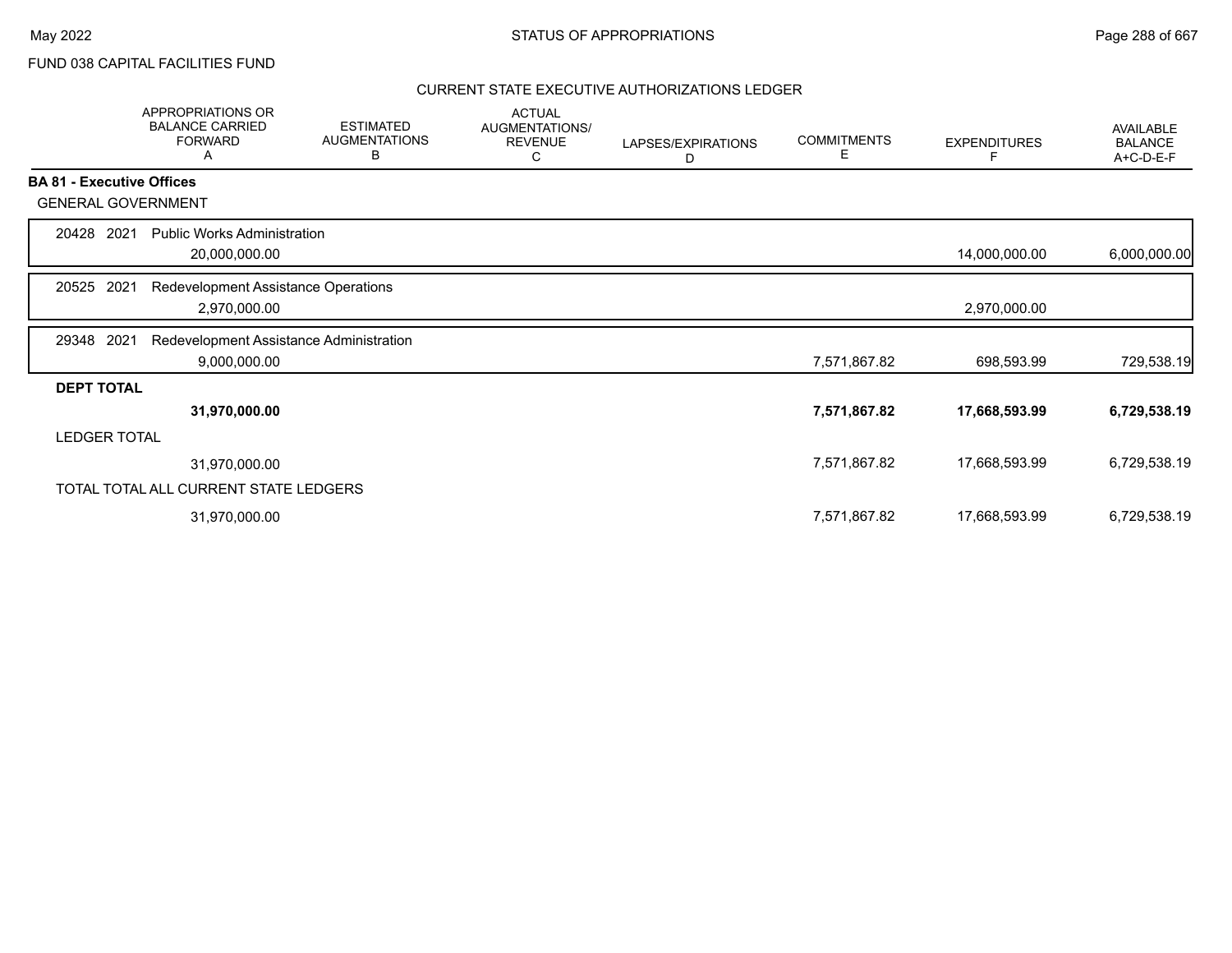FUND 038 CAPITAL FACILITIES FUND

## CURRENT STATE EXECUTIVE AUTHORIZATIONS LEDGER

| | APPROPRIATIONS OR BALANCE CARRIED FORWARD A | ESTIMATED AUGMENTATIONS B | ACTUAL AUGMENTATIONS/ REVENUE C | LAPSES/EXPIRATIONS D | COMMITMENTS E | EXPENDITURES F | AVAILABLE BALANCE A+C-D-E-F |
|---|---|---|---|---|---|---|---|
| **BA 81 - Executive Offices** | | | | | | | |
| GENERAL GOVERNMENT | | | | | | | |
| 20428 2021 Public Works Administration | | | | | | | |
| | 20,000,000.00 | | | | | 14,000,000.00 | 6,000,000.00 |
| 20525 2021 Redevelopment Assistance Operations | | | | | | | |
| | 2,970,000.00 | | | | | 2,970,000.00 | |
| 29348 2021 Redevelopment Assistance Administration | | | | | | | |
| | 9,000,000.00 | | | | 7,571,867.82 | 698,593.99 | 729,538.19 |
| **DEPT TOTAL** | | | | | | | |
| | **31,970,000.00** | | | | **7,571,867.82** | **17,668,593.99** | **6,729,538.19** |
| LEDGER TOTAL | | | | | | | |
| | 31,970,000.00 | | | | 7,571,867.82 | 17,668,593.99 | 6,729,538.19 |
| TOTAL TOTAL ALL CURRENT STATE LEDGERS | | | | | | | |
| | 31,970,000.00 | | | | 7,571,867.82 | 17,668,593.99 | 6,729,538.19 |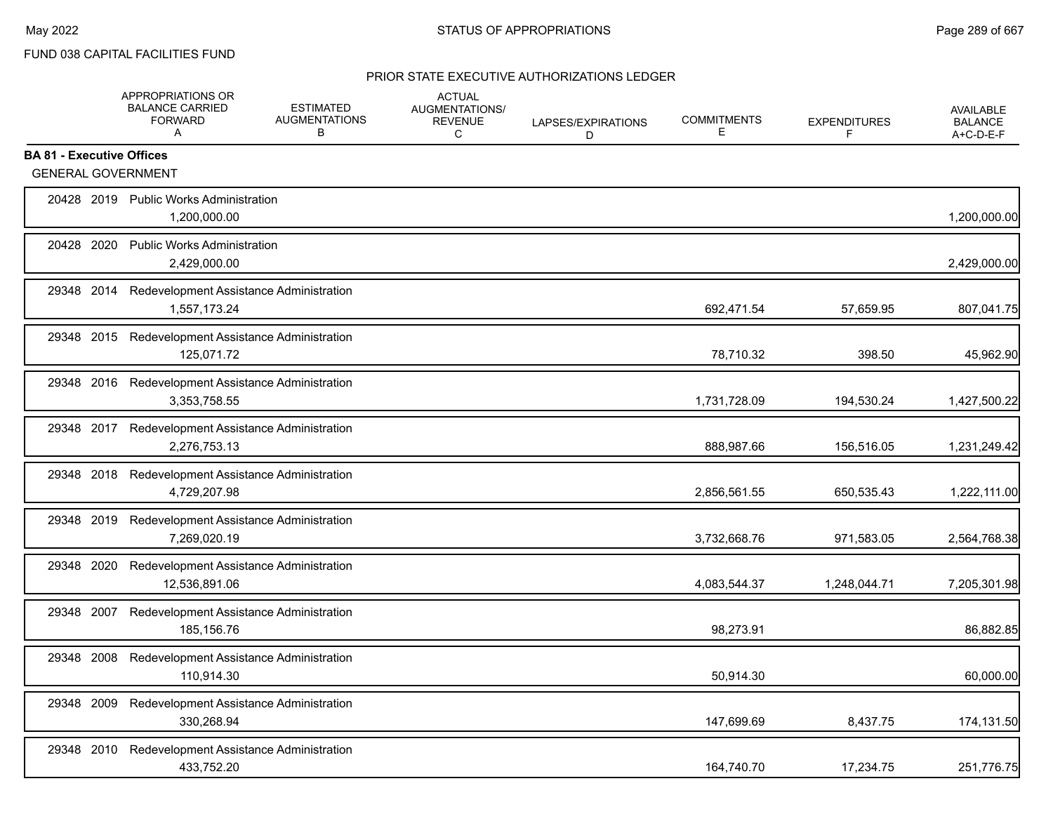FUND 038 CAPITAL FACILITIES FUND

PRIOR STATE EXECUTIVE AUTHORIZATIONS LEDGER

| | APPROPRIATIONS OR BALANCE CARRIED FORWARD A | ESTIMATED AUGMENTATIONS B | ACTUAL AUGMENTATIONS/ REVENUE C | LAPSES/EXPIRATIONS D | COMMITMENTS E | EXPENDITURES F | AVAILABLE BALANCE A+C-D-E-F |
|---|---|---|---|---|---|---|---|
| **BA 81 - Executive Offices** | | | | | | | |
| GENERAL GOVERNMENT | | | | | | | |
| 20428 2019 Public Works Administration | 1,200,000.00 | | | | | | 1,200,000.00 |
| 20428 2020 Public Works Administration | 2,429,000.00 | | | | | | 2,429,000.00 |
| 29348 2014 Redevelopment Assistance Administration | 1,557,173.24 | | | | 692,471.54 | 57,659.95 | 807,041.75 |
| 29348 2015 Redevelopment Assistance Administration | 125,071.72 | | | | 78,710.32 | 398.50 | 45,962.90 |
| 29348 2016 Redevelopment Assistance Administration | 3,353,758.55 | | | | 1,731,728.09 | 194,530.24 | 1,427,500.22 |
| 29348 2017 Redevelopment Assistance Administration | 2,276,753.13 | | | | 888,987.66 | 156,516.05 | 1,231,249.42 |
| 29348 2018 Redevelopment Assistance Administration | 4,729,207.98 | | | | 2,856,561.55 | 650,535.43 | 1,222,111.00 |
| 29348 2019 Redevelopment Assistance Administration | 7,269,020.19 | | | | 3,732,668.76 | 971,583.05 | 2,564,768.38 |
| 29348 2020 Redevelopment Assistance Administration | 12,536,891.06 | | | | 4,083,544.37 | 1,248,044.71 | 7,205,301.98 |
| 29348 2007 Redevelopment Assistance Administration | 185,156.76 | | | | 98,273.91 | | 86,882.85 |
| 29348 2008 Redevelopment Assistance Administration | 110,914.30 | | | | 50,914.30 | | 60,000.00 |
| 29348 2009 Redevelopment Assistance Administration | 330,268.94 | | | | 147,699.69 | 8,437.75 | 174,131.50 |
| 29348 2010 Redevelopment Assistance Administration | 433,752.20 | | | | 164,740.70 | 17,234.75 | 251,776.75 |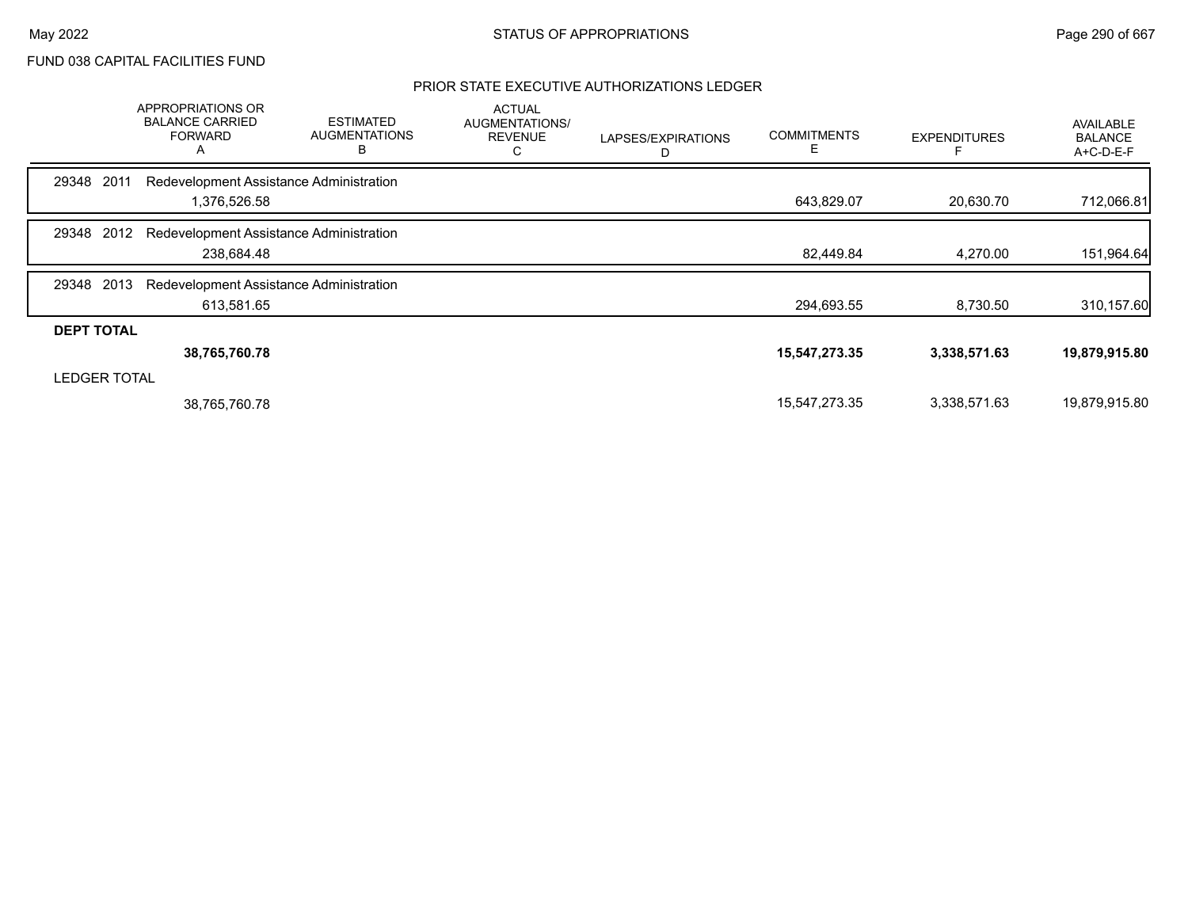FUND 038 CAPITAL FACILITIES FUND

## PRIOR STATE EXECUTIVE AUTHORIZATIONS LEDGER

| | APPROPRIATIONS OR BALANCE CARRIED FORWARD A | ESTIMATED AUGMENTATIONS B | ACTUAL AUGMENTATIONS/ REVENUE C | LAPSES/EXPIRATIONS D | COMMITMENTS E | EXPENDITURES F | AVAILABLE BALANCE A+C-D-E-F |
|---|---|---|---|---|---|---|---|
| 29348 2011 Redevelopment Assistance Administration | | | | | | | |
| | 1,376,526.58 | | | | 643,829.07 | 20,630.70 | 712,066.81 |
| 29348 2012 Redevelopment Assistance Administration | | | | | | | |
| | 238,684.48 | | | | 82,449.84 | 4,270.00 | 151,964.64 |
| 29348 2013 Redevelopment Assistance Administration | | | | | | | |
| | 613,581.65 | | | | 294,693.55 | 8,730.50 | 310,157.60 |
| **DEPT TOTAL** | | | | | | | |
| | **38,765,760.78** | | | | **15,547,273.35** | **3,338,571.63** | **19,879,915.80** |
| LEDGER TOTAL | | | | | | | |
| | 38,765,760.78 | | | | 15,547,273.35 | 3,338,571.63 | 19,879,915.80 |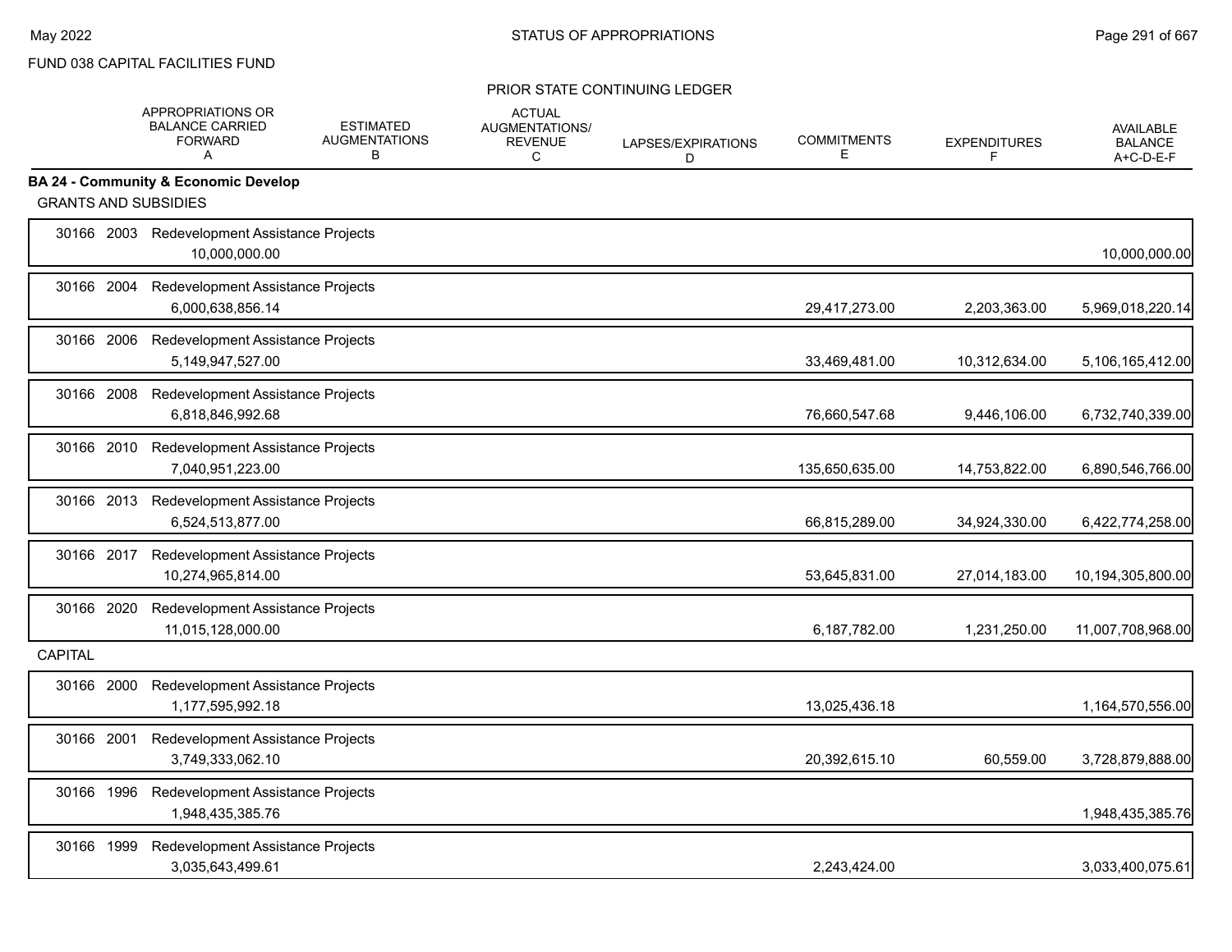FUND 038 CAPITAL FACILITIES FUND

PRIOR STATE CONTINUING LEDGER

| | APPROPRIATIONS OR BALANCE CARRIED FORWARD A | ESTIMATED AUGMENTATIONS B | ACTUAL AUGMENTATIONS/ REVENUE C | LAPSES/EXPIRATIONS D | COMMITMENTS E | EXPENDITURES F | AVAILABLE BALANCE A+C-D-E-F |
|---|---|---|---|---|---|---|---|
| **BA 24 - Community & Economic Develop** | | | | | | | |
| GRANTS AND SUBSIDIES | | | | | | | |
| 30166 2003 Redevelopment Assistance Projects | 10,000,000.00 | | | | | | 10,000,000.00 |
| 30166 2004 Redevelopment Assistance Projects | 6,000,638,856.14 | | | | 29,417,273.00 | 2,203,363.00 | 5,969,018,220.14 |
| 30166 2006 Redevelopment Assistance Projects | 5,149,947,527.00 | | | | 33,469,481.00 | 10,312,634.00 | 5,106,165,412.00 |
| 30166 2008 Redevelopment Assistance Projects | 6,818,846,992.68 | | | | 76,660,547.68 | 9,446,106.00 | 6,732,740,339.00 |
| 30166 2010 Redevelopment Assistance Projects | 7,040,951,223.00 | | | | 135,650,635.00 | 14,753,822.00 | 6,890,546,766.00 |
| 30166 2013 Redevelopment Assistance Projects | 6,524,513,877.00 | | | | 66,815,289.00 | 34,924,330.00 | 6,422,774,258.00 |
| 30166 2017 Redevelopment Assistance Projects | 10,274,965,814.00 | | | | 53,645,831.00 | 27,014,183.00 | 10,194,305,800.00 |
| 30166 2020 Redevelopment Assistance Projects | 11,015,128,000.00 | | | | 6,187,782.00 | 1,231,250.00 | 11,007,708,968.00 |
| CAPITAL | | | | | | | |
| 30166 2000 Redevelopment Assistance Projects | 1,177,595,992.18 | | | | 13,025,436.18 | | 1,164,570,556.00 |
| 30166 2001 Redevelopment Assistance Projects | 3,749,333,062.10 | | | | 20,392,615.10 | 60,559.00 | 3,728,879,888.00 |
| 30166 1996 Redevelopment Assistance Projects | 1,948,435,385.76 | | | | | | 1,948,435,385.76 |
| 30166 1999 Redevelopment Assistance Projects | 3,035,643,499.61 | | | | 2,243,424.00 | | 3,033,400,075.61 |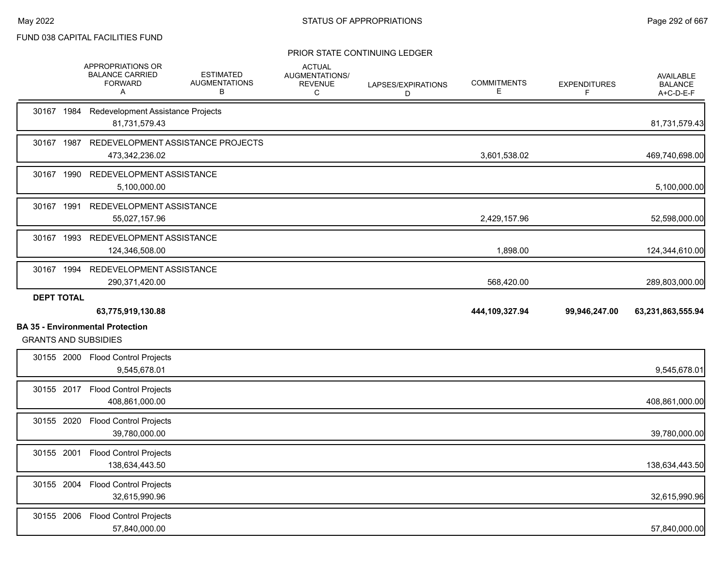FUND 038 CAPITAL FACILITIES FUND

PRIOR STATE CONTINUING LEDGER

| | APPROPRIATIONS OR BALANCE CARRIED FORWARD A | ESTIMATED AUGMENTATIONS B | ACTUAL AUGMENTATIONS/ REVENUE C | LAPSES/EXPIRATIONS D | COMMITMENTS E | EXPENDITURES F | AVAILABLE BALANCE A+C-D-E-F |
|---|---|---|---|---|---|---|---|
| 30167 1984 Redevelopment Assistance Projects | | | | | | | |
| | 81,731,579.43 | | | | | | 81,731,579.43 |
| 30167 1987 REDEVELOPMENT ASSISTANCE PROJECTS | | | | | | | |
| | 473,342,236.02 | | | | 3,601,538.02 | | 469,740,698.00 |
| 30167 1990 REDEVELOPMENT ASSISTANCE | | | | | | | |
| | 5,100,000.00 | | | | | | 5,100,000.00 |
| 30167 1991 REDEVELOPMENT ASSISTANCE | | | | | | | |
| | 55,027,157.96 | | | | 2,429,157.96 | | 52,598,000.00 |
| 30167 1993 REDEVELOPMENT ASSISTANCE | | | | | | | |
| | 124,346,508.00 | | | | 1,898.00 | | 124,344,610.00 |
| 30167 1994 REDEVELOPMENT ASSISTANCE | | | | | | | |
| | 290,371,420.00 | | | | 568,420.00 | | 289,803,000.00 |
| **DEPT TOTAL** | | | | | | | |
| | **63,775,919,130.88** | | | | **444,109,327.94** | **99,946,247.00** | **63,231,863,555.94** |

**BA 35 - Environmental Protection**

GRANTS AND SUBSIDIES

| | APPROPRIATIONS OR BALANCE CARRIED FORWARD A | ESTIMATED AUGMENTATIONS B | ACTUAL AUGMENTATIONS/ REVENUE C | LAPSES/EXPIRATIONS D | COMMITMENTS E | EXPENDITURES F | AVAILABLE BALANCE A+C-D-E-F |
|---|---|---|---|---|---|---|---|
| 30155 2000 Flood Control Projects | | | | | | | |
| | 9,545,678.01 | | | | | | 9,545,678.01 |
| 30155 2017 Flood Control Projects | | | | | | | |
| | 408,861,000.00 | | | | | | 408,861,000.00 |
| 30155 2020 Flood Control Projects | | | | | | | |
| | 39,780,000.00 | | | | | | 39,780,000.00 |
| 30155 2001 Flood Control Projects | | | | | | | |
| | 138,634,443.50 | | | | | | 138,634,443.50 |
| 30155 2004 Flood Control Projects | | | | | | | |
| | 32,615,990.96 | | | | | | 32,615,990.96 |
| 30155 2006 Flood Control Projects | | | | | | | |
| | 57,840,000.00 | | | | | | 57,840,000.00 |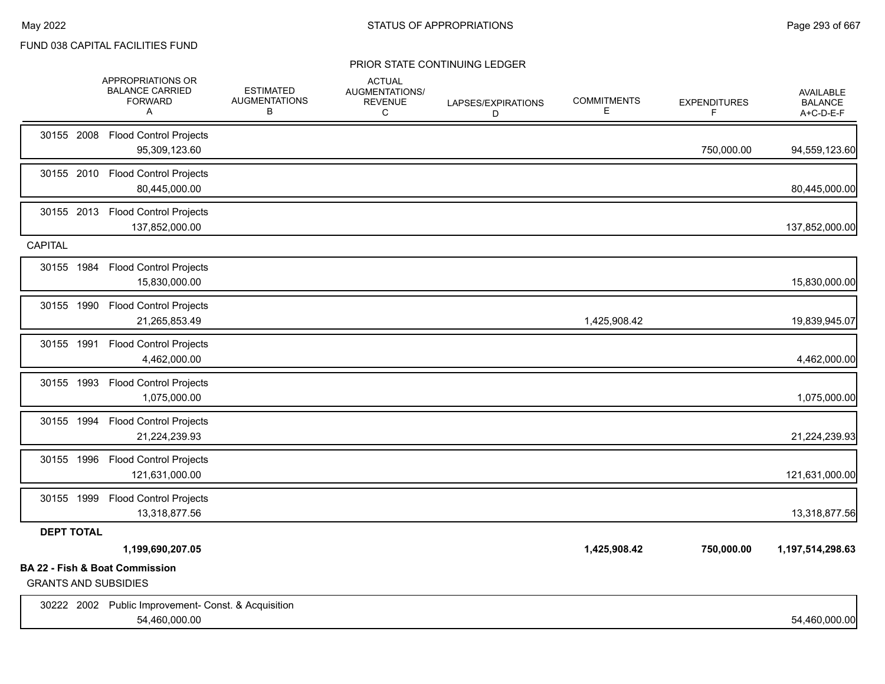FUND 038 CAPITAL FACILITIES FUND

PRIOR STATE CONTINUING LEDGER

| | APPROPRIATIONS OR BALANCE CARRIED FORWARD A | ESTIMATED AUGMENTATIONS B | ACTUAL AUGMENTATIONS/ REVENUE C | LAPSES/EXPIRATIONS D | COMMITMENTS E | EXPENDITURES F | AVAILABLE BALANCE A+C-D-E-F |
|---|---|---|---|---|---|---|---|
| 30155 2008 Flood Control Projects | 95,309,123.60 | | | | | 750,000.00 | 94,559,123.60 |
| 30155 2010 Flood Control Projects | 80,445,000.00 | | | | | | 80,445,000.00 |
| 30155 2013 Flood Control Projects | 137,852,000.00 | | | | | | 137,852,000.00 |
| **CAPITAL** | | | | | | | |
| 30155 1984 Flood Control Projects | 15,830,000.00 | | | | | | 15,830,000.00 |
| 30155 1990 Flood Control Projects | 21,265,853.49 | | | | 1,425,908.42 | | 19,839,945.07 |
| 30155 1991 Flood Control Projects | 4,462,000.00 | | | | | | 4,462,000.00 |
| 30155 1993 Flood Control Projects | 1,075,000.00 | | | | | | 1,075,000.00 |
| 30155 1994 Flood Control Projects | 21,224,239.93 | | | | | | 21,224,239.93 |
| 30155 1996 Flood Control Projects | 121,631,000.00 | | | | | | 121,631,000.00 |
| 30155 1999 Flood Control Projects | 13,318,877.56 | | | | | | 13,318,877.56 |
| **DEPT TOTAL** | **1,199,690,207.05** | | | | **1,425,908.42** | **750,000.00** | **1,197,514,298.63** |

**BA 22 - Fish & Boat Commission**

GRANTS AND SUBSIDIES

| | APPROPRIATIONS OR BALANCE CARRIED FORWARD A | ESTIMATED AUGMENTATIONS B | ACTUAL AUGMENTATIONS/ REVENUE C | LAPSES/EXPIRATIONS D | COMMITMENTS E | EXPENDITURES F | AVAILABLE BALANCE A+C-D-E-F |
|---|---|---|---|---|---|---|---|
| 30222 2002 Public Improvement- Const. & Acquisition | 54,460,000.00 | | | | | | 54,460,000.00 |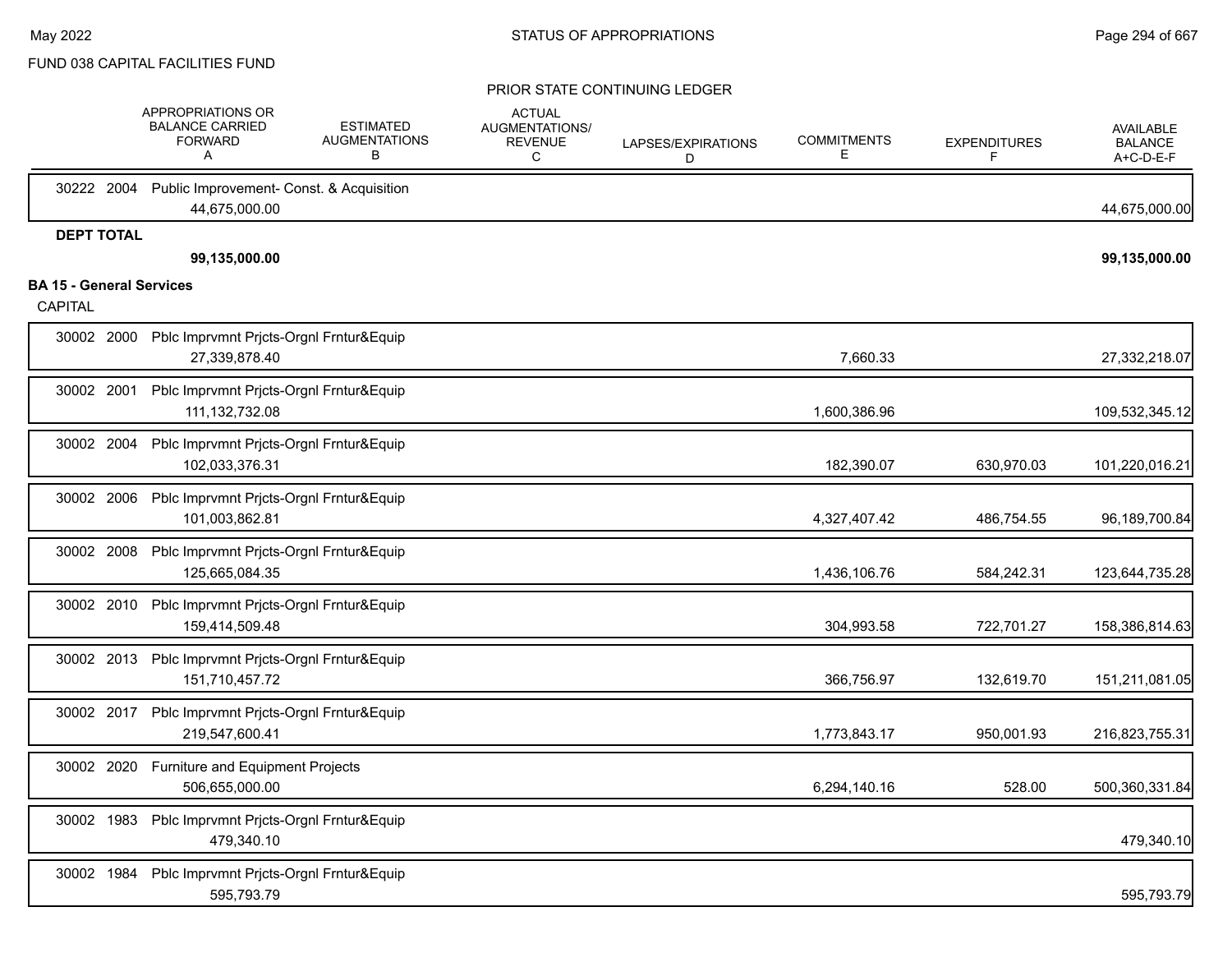FUND 038 CAPITAL FACILITIES FUND

PRIOR STATE CONTINUING LEDGER

| | APPROPRIATIONS OR BALANCE CARRIED FORWARD A | ESTIMATED AUGMENTATIONS B | ACTUAL AUGMENTATIONS/ REVENUE C | LAPSES/EXPIRATIONS D | COMMITMENTS E | EXPENDITURES F | AVAILABLE BALANCE A+C-D-E-F |
|---|---|---|---|---|---|---|---|
| 30222 2004 Public Improvement- Const. & Acquisition | 44,675,000.00 | | | | | | 44,675,000.00 |
| **DEPT TOTAL** | **99,135,000.00** | | | | | | **99,135,000.00** |

**BA 15 - General Services**

CAPITAL

| | APPROPRIATIONS OR BALANCE CARRIED FORWARD A | ESTIMATED AUGMENTATIONS B | ACTUAL AUGMENTATIONS/ REVENUE C | LAPSES/EXPIRATIONS D | COMMITMENTS E | EXPENDITURES F | AVAILABLE BALANCE A+C-D-E-F |
|---|---|---|---|---|---|---|---|
| 30002 2000 Pblc Imprvmnt Prjcts-Orgnl Frntur&Equip | 27,339,878.40 | | | | 7,660.33 | | 27,332,218.07 |
| 30002 2001 Pblc Imprvmnt Prjcts-Orgnl Frntur&Equip | 111,132,732.08 | | | | 1,600,386.96 | | 109,532,345.12 |
| 30002 2004 Pblc Imprvmnt Prjcts-Orgnl Frntur&Equip | 102,033,376.31 | | | | 182,390.07 | 630,970.03 | 101,220,016.21 |
| 30002 2006 Pblc Imprvmnt Prjcts-Orgnl Frntur&Equip | 101,003,862.81 | | | | 4,327,407.42 | 486,754.55 | 96,189,700.84 |
| 30002 2008 Pblc Imprvmnt Prjcts-Orgnl Frntur&Equip | 125,665,084.35 | | | | 1,436,106.76 | 584,242.31 | 123,644,735.28 |
| 30002 2010 Pblc Imprvmnt Prjcts-Orgnl Frntur&Equip | 159,414,509.48 | | | | 304,993.58 | 722,701.27 | 158,386,814.63 |
| 30002 2013 Pblc Imprvmnt Prjcts-Orgnl Frntur&Equip | 151,710,457.72 | | | | 366,756.97 | 132,619.70 | 151,211,081.05 |
| 30002 2017 Pblc Imprvmnt Prjcts-Orgnl Frntur&Equip | 219,547,600.41 | | | | 1,773,843.17 | 950,001.93 | 216,823,755.31 |
| 30002 2020 Furniture and Equipment Projects | 506,655,000.00 | | | | 6,294,140.16 | 528.00 | 500,360,331.84 |
| 30002 1983 Pblc Imprvmnt Prjcts-Orgnl Frntur&Equip | 479,340.10 | | | | | | 479,340.10 |
| 30002 1984 Pblc Imprvmnt Prjcts-Orgnl Frntur&Equip | 595,793.79 | | | | | | 595,793.79 |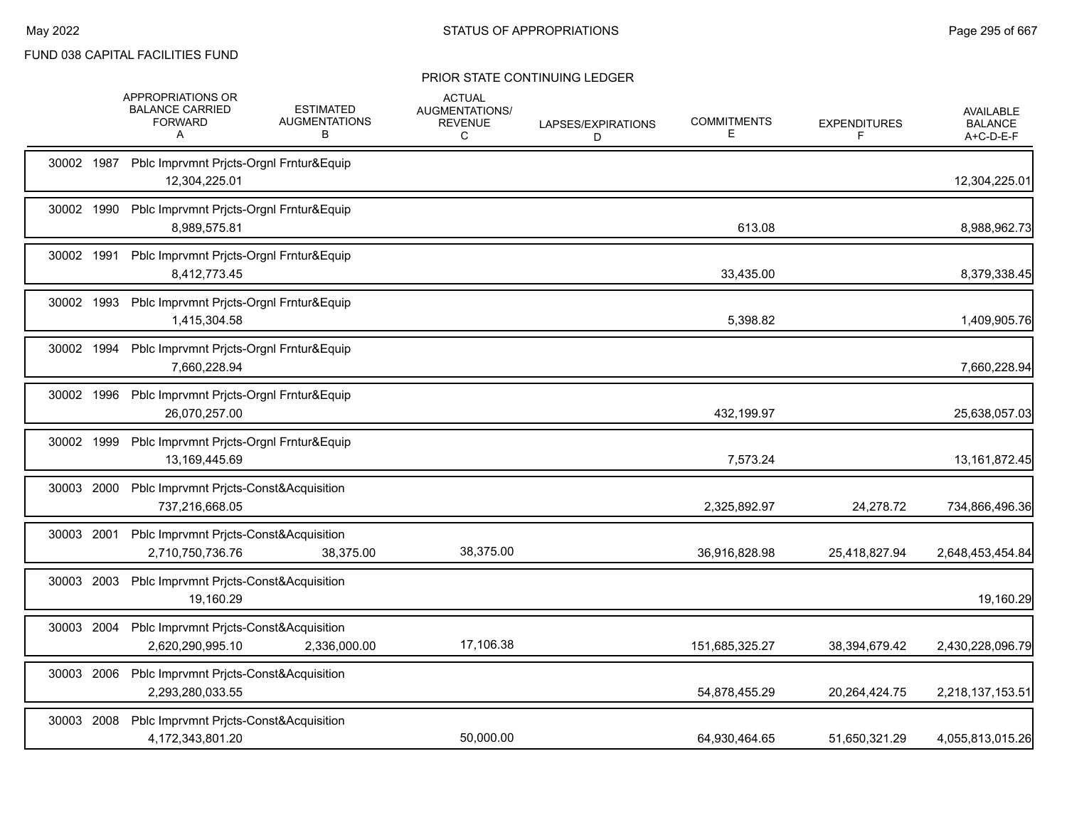FUND 038 CAPITAL FACILITIES FUND

## STATUS OF APPROPRIATIONS

### PRIOR STATE CONTINUING LEDGER

| | APPROPRIATIONS OR BALANCE CARRIED FORWARD A | ESTIMATED AUGMENTATIONS B | ACTUAL AUGMENTATIONS/ REVENUE C | LAPSES/EXPIRATIONS D | COMMITMENTS E | EXPENDITURES F | AVAILABLE BALANCE A+C-D-E-F |
|---|---|---|---|---|---|---|---|
| 30002 1987 Pblc Imprvmnt Prjcts-Orgnl Frntur&Equip | 12,304,225.01 | | | | | | 12,304,225.01 |
| 30002 1990 Pblc Imprvmnt Prjcts-Orgnl Frntur&Equip | 8,989,575.81 | | | | 613.08 | | 8,988,962.73 |
| 30002 1991 Pblc Imprvmnt Prjcts-Orgnl Frntur&Equip | 8,412,773.45 | | | | 33,435.00 | | 8,379,338.45 |
| 30002 1993 Pblc Imprvmnt Prjcts-Orgnl Frntur&Equip | 1,415,304.58 | | | | 5,398.82 | | 1,409,905.76 |
| 30002 1994 Pblc Imprvmnt Prjcts-Orgnl Frntur&Equip | 7,660,228.94 | | | | | | 7,660,228.94 |
| 30002 1996 Pblc Imprvmnt Prjcts-Orgnl Frntur&Equip | 26,070,257.00 | | | | 432,199.97 | | 25,638,057.03 |
| 30002 1999 Pblc Imprvmnt Prjcts-Orgnl Frntur&Equip | 13,169,445.69 | | | | 7,573.24 | | 13,161,872.45 |
| 30003 2000 Pblc Imprvmnt Prjcts-Const&Acquisition | 737,216,668.05 | | | | 2,325,892.97 | 24,278.72 | 734,866,496.36 |
| 30003 2001 Pblc Imprvmnt Prjcts-Const&Acquisition | 2,710,750,736.76 | 38,375.00 | 38,375.00 | | 36,916,828.98 | 25,418,827.94 | 2,648,453,454.84 |
| 30003 2003 Pblc Imprvmnt Prjcts-Const&Acquisition | 19,160.29 | | | | | | 19,160.29 |
| 30003 2004 Pblc Imprvmnt Prjcts-Const&Acquisition | 2,620,290,995.10 | 2,336,000.00 | 17,106.38 | | 151,685,325.27 | 38,394,679.42 | 2,430,228,096.79 |
| 30003 2006 Pblc Imprvmnt Prjcts-Const&Acquisition | 2,293,280,033.55 | | | | 54,878,455.29 | 20,264,424.75 | 2,218,137,153.51 |
| 30003 2008 Pblc Imprvmnt Prjcts-Const&Acquisition | 4,172,343,801.20 | | 50,000.00 | | 64,930,464.65 | 51,650,321.29 | 4,055,813,015.26 |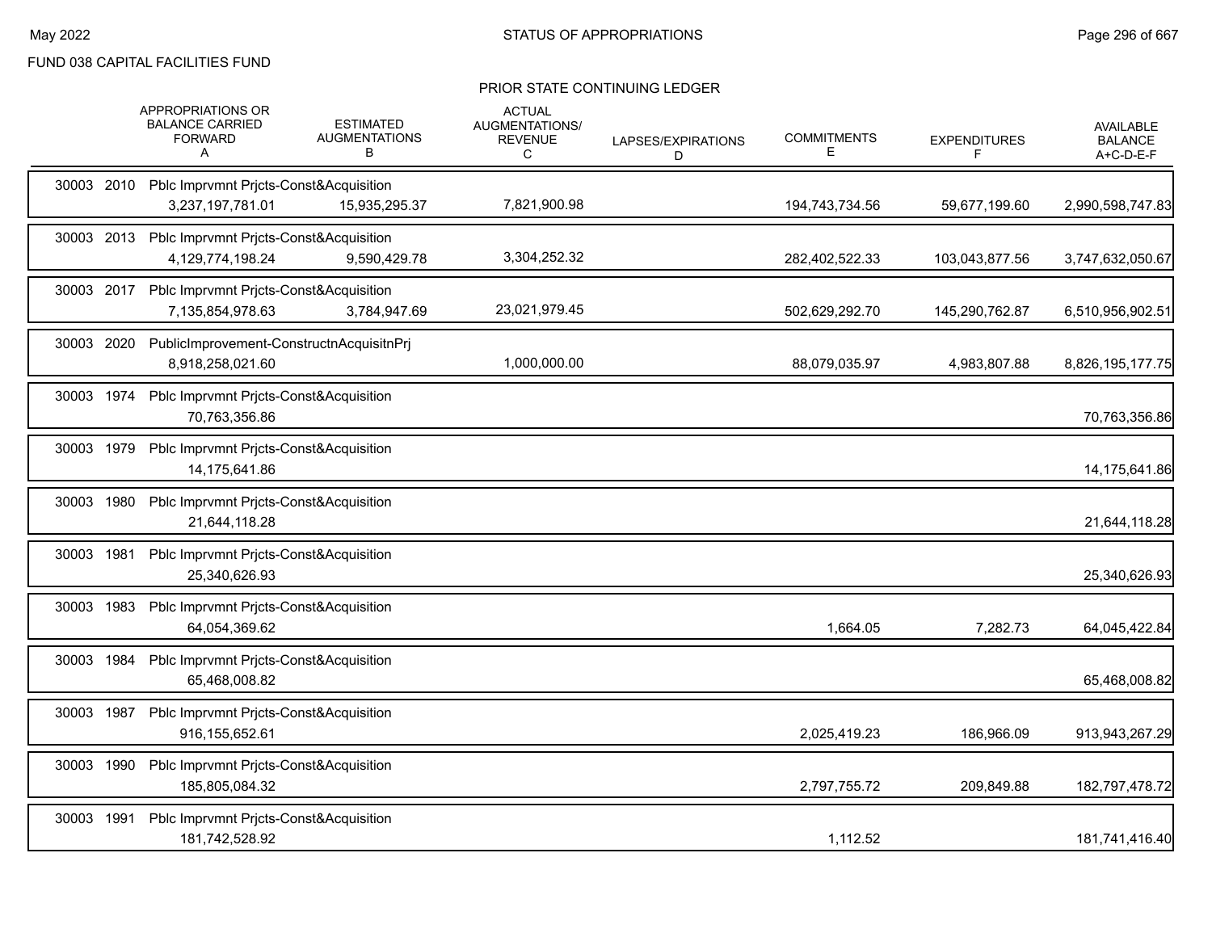FUND 038 CAPITAL FACILITIES FUND

STATUS OF APPROPRIATIONS

PRIOR STATE CONTINUING LEDGER

| | APPROPRIATIONS OR BALANCE CARRIED FORWARD A | ESTIMATED AUGMENTATIONS B | ACTUAL AUGMENTATIONS/ REVENUE C | LAPSES/EXPIRATIONS D | COMMITMENTS E | EXPENDITURES F | AVAILABLE BALANCE A+C-D-E-F |
|---|---|---|---|---|---|---|---|
| 30003 2010 Pblc Imprvmnt Prjcts-Const&Acquisition | 3,237,197,781.01 | 15,935,295.37 | 7,821,900.98 | | 194,743,734.56 | 59,677,199.60 | 2,990,598,747.83 |
| 30003 2013 Pblc Imprvmnt Prjcts-Const&Acquisition | 4,129,774,198.24 | 9,590,429.78 | 3,304,252.32 | | 282,402,522.33 | 103,043,877.56 | 3,747,632,050.67 |
| 30003 2017 Pblc Imprvmnt Prjcts-Const&Acquisition | 7,135,854,978.63 | 3,784,947.69 | 23,021,979.45 | | 502,629,292.70 | 145,290,762.87 | 6,510,956,902.51 |
| 30003 2020 PublicImprovement-ConstructnAcquisitnPrj | 8,918,258,021.60 | | 1,000,000.00 | | 88,079,035.97 | 4,983,807.88 | 8,826,195,177.75 |
| 30003 1974 Pblc Imprvmnt Prjcts-Const&Acquisition | 70,763,356.86 | | | | | | 70,763,356.86 |
| 30003 1979 Pblc Imprvmnt Prjcts-Const&Acquisition | 14,175,641.86 | | | | | | 14,175,641.86 |
| 30003 1980 Pblc Imprvmnt Prjcts-Const&Acquisition | 21,644,118.28 | | | | | | 21,644,118.28 |
| 30003 1981 Pblc Imprvmnt Prjcts-Const&Acquisition | 25,340,626.93 | | | | | | 25,340,626.93 |
| 30003 1983 Pblc Imprvmnt Prjcts-Const&Acquisition | 64,054,369.62 | | | | 1,664.05 | 7,282.73 | 64,045,422.84 |
| 30003 1984 Pblc Imprvmnt Prjcts-Const&Acquisition | 65,468,008.82 | | | | | | 65,468,008.82 |
| 30003 1987 Pblc Imprvmnt Prjcts-Const&Acquisition | 916,155,652.61 | | | | 2,025,419.23 | 186,966.09 | 913,943,267.29 |
| 30003 1990 Pblc Imprvmnt Prjcts-Const&Acquisition | 185,805,084.32 | | | | 2,797,755.72 | 209,849.88 | 182,797,478.72 |
| 30003 1991 Pblc Imprvmnt Prjcts-Const&Acquisition | 181,742,528.92 | | | | 1,112.52 | | 181,741,416.40 |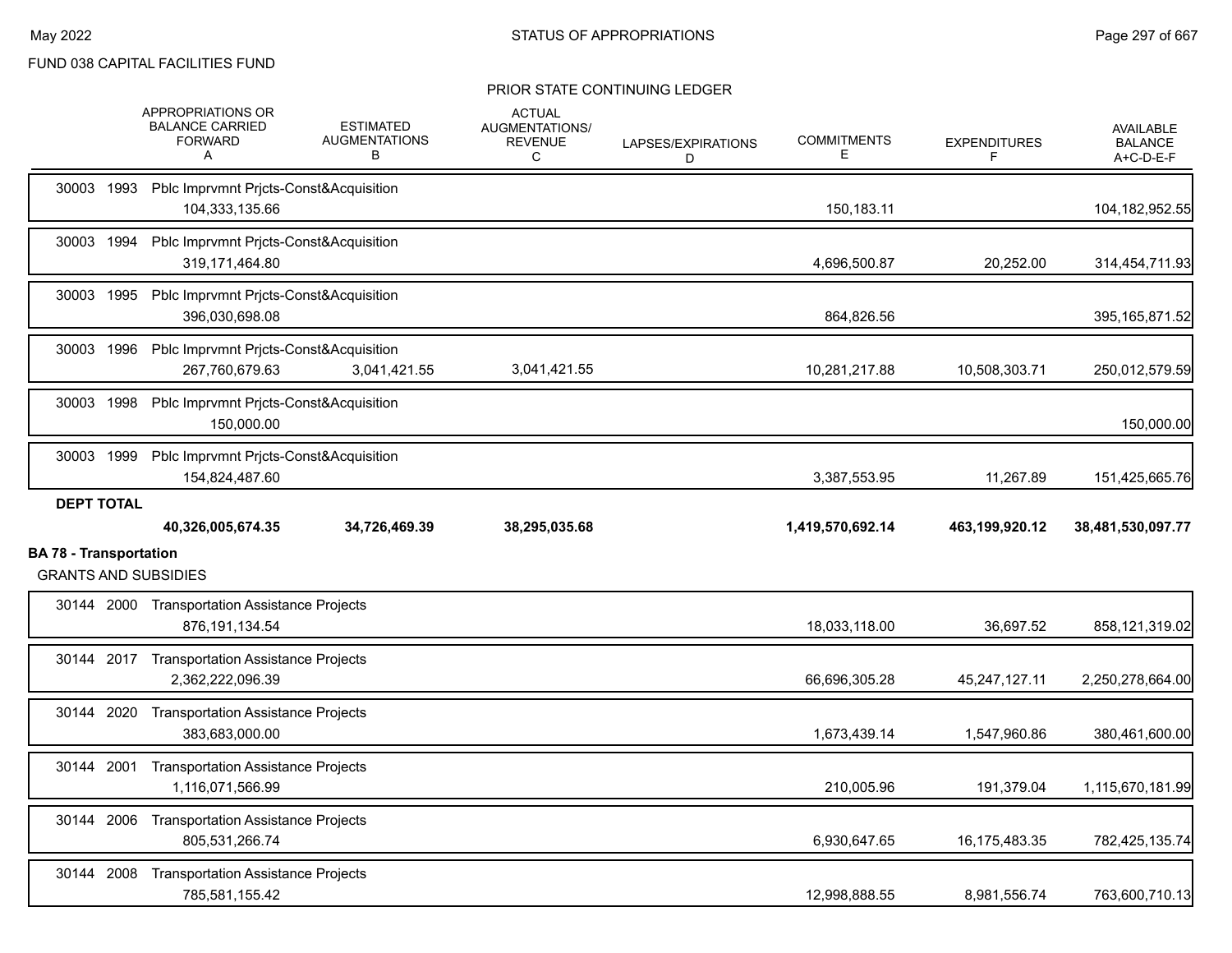FUND 038 CAPITAL FACILITIES FUND

PRIOR STATE CONTINUING LEDGER

| | APPROPRIATIONS OR BALANCE CARRIED FORWARD A | ESTIMATED AUGMENTATIONS B | ACTUAL AUGMENTATIONS/ REVENUE C | LAPSES/EXPIRATIONS D | COMMITMENTS E | EXPENDITURES F | AVAILABLE BALANCE A+C-D-E-F |
|---|---|---|---|---|---|---|---|
| 30003 1993 Pblc Imprvmnt Prjcts-Const&Acquisition | 104,333,135.66 | | | | 150,183.11 | | 104,182,952.55 |
| 30003 1994 Pblc Imprvmnt Prjcts-Const&Acquisition | 319,171,464.80 | | | | 4,696,500.87 | 20,252.00 | 314,454,711.93 |
| 30003 1995 Pblc Imprvmnt Prjcts-Const&Acquisition | 396,030,698.08 | | | | 864,826.56 | | 395,165,871.52 |
| 30003 1996 Pblc Imprvmnt Prjcts-Const&Acquisition | 267,760,679.63 | 3,041,421.55 | 3,041,421.55 | | 10,281,217.88 | 10,508,303.71 | 250,012,579.59 |
| 30003 1998 Pblc Imprvmnt Prjcts-Const&Acquisition | 150,000.00 | | | | | | 150,000.00 |
| 30003 1999 Pblc Imprvmnt Prjcts-Const&Acquisition | 154,824,487.60 | | | | 3,387,553.95 | 11,267.89 | 151,425,665.76 |
| **DEPT TOTAL** | **40,326,005,674.35** | **34,726,469.39** | **38,295,035.68** | | **1,419,570,692.14** | **463,199,920.12** | **38,481,530,097.77** |

**BA 78 - Transportation**

GRANTS AND SUBSIDIES

| | APPROPRIATIONS OR BALANCE CARRIED FORWARD A | ESTIMATED AUGMENTATIONS B | ACTUAL AUGMENTATIONS/ REVENUE C | LAPSES/EXPIRATIONS D | COMMITMENTS E | EXPENDITURES F | AVAILABLE BALANCE A+C-D-E-F |
|---|---|---|---|---|---|---|---|
| 30144 2000 Transportation Assistance Projects | 876,191,134.54 | | | | 18,033,118.00 | 36,697.52 | 858,121,319.02 |
| 30144 2017 Transportation Assistance Projects | 2,362,222,096.39 | | | | 66,696,305.28 | 45,247,127.11 | 2,250,278,664.00 |
| 30144 2020 Transportation Assistance Projects | 383,683,000.00 | | | | 1,673,439.14 | 1,547,960.86 | 380,461,600.00 |
| 30144 2001 Transportation Assistance Projects | 1,116,071,566.99 | | | | 210,005.96 | 191,379.04 | 1,115,670,181.99 |
| 30144 2006 Transportation Assistance Projects | 805,531,266.74 | | | | 6,930,647.65 | 16,175,483.35 | 782,425,135.74 |
| 30144 2008 Transportation Assistance Projects | 785,581,155.42 | | | | 12,998,888.55 | 8,981,556.74 | 763,600,710.13 |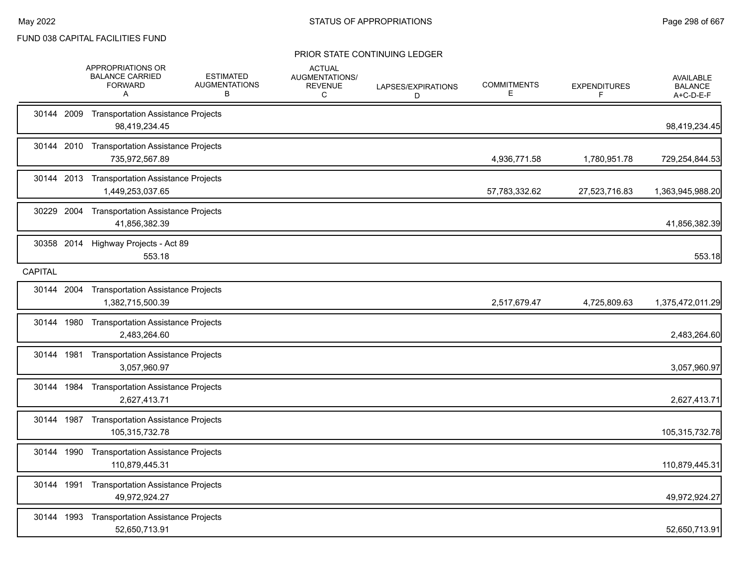FUND 038 CAPITAL FACILITIES FUND

PRIOR STATE CONTINUING LEDGER

| | APPROPRIATIONS OR BALANCE CARRIED FORWARD A | ESTIMATED AUGMENTATIONS B | ACTUAL AUGMENTATIONS/ REVENUE C | LAPSES/EXPIRATIONS D | COMMITMENTS E | EXPENDITURES F | AVAILABLE BALANCE A+C-D-E-F |
|---|---|---|---|---|---|---|---|
| 30144 2009 Transportation Assistance Projects | 98,419,234.45 | | | | | | 98,419,234.45 |
| 30144 2010 Transportation Assistance Projects | 735,972,567.89 | | | | 4,936,771.58 | 1,780,951.78 | 729,254,844.53 |
| 30144 2013 Transportation Assistance Projects | 1,449,253,037.65 | | | | 57,783,332.62 | 27,523,716.83 | 1,363,945,988.20 |
| 30229 2004 Transportation Assistance Projects | 41,856,382.39 | | | | | | 41,856,382.39 |
| 30358 2014 Highway Projects - Act 89 | 553.18 | | | | | | 553.18 |
| CAPITAL | | | | | | | |
| 30144 2004 Transportation Assistance Projects | 1,382,715,500.39 | | | | 2,517,679.47 | 4,725,809.63 | 1,375,472,011.29 |
| 30144 1980 Transportation Assistance Projects | 2,483,264.60 | | | | | | 2,483,264.60 |
| 30144 1981 Transportation Assistance Projects | 3,057,960.97 | | | | | | 3,057,960.97 |
| 30144 1984 Transportation Assistance Projects | 2,627,413.71 | | | | | | 2,627,413.71 |
| 30144 1987 Transportation Assistance Projects | 105,315,732.78 | | | | | | 105,315,732.78 |
| 30144 1990 Transportation Assistance Projects | 110,879,445.31 | | | | | | 110,879,445.31 |
| 30144 1991 Transportation Assistance Projects | 49,972,924.27 | | | | | | 49,972,924.27 |
| 30144 1993 Transportation Assistance Projects | 52,650,713.91 | | | | | | 52,650,713.91 |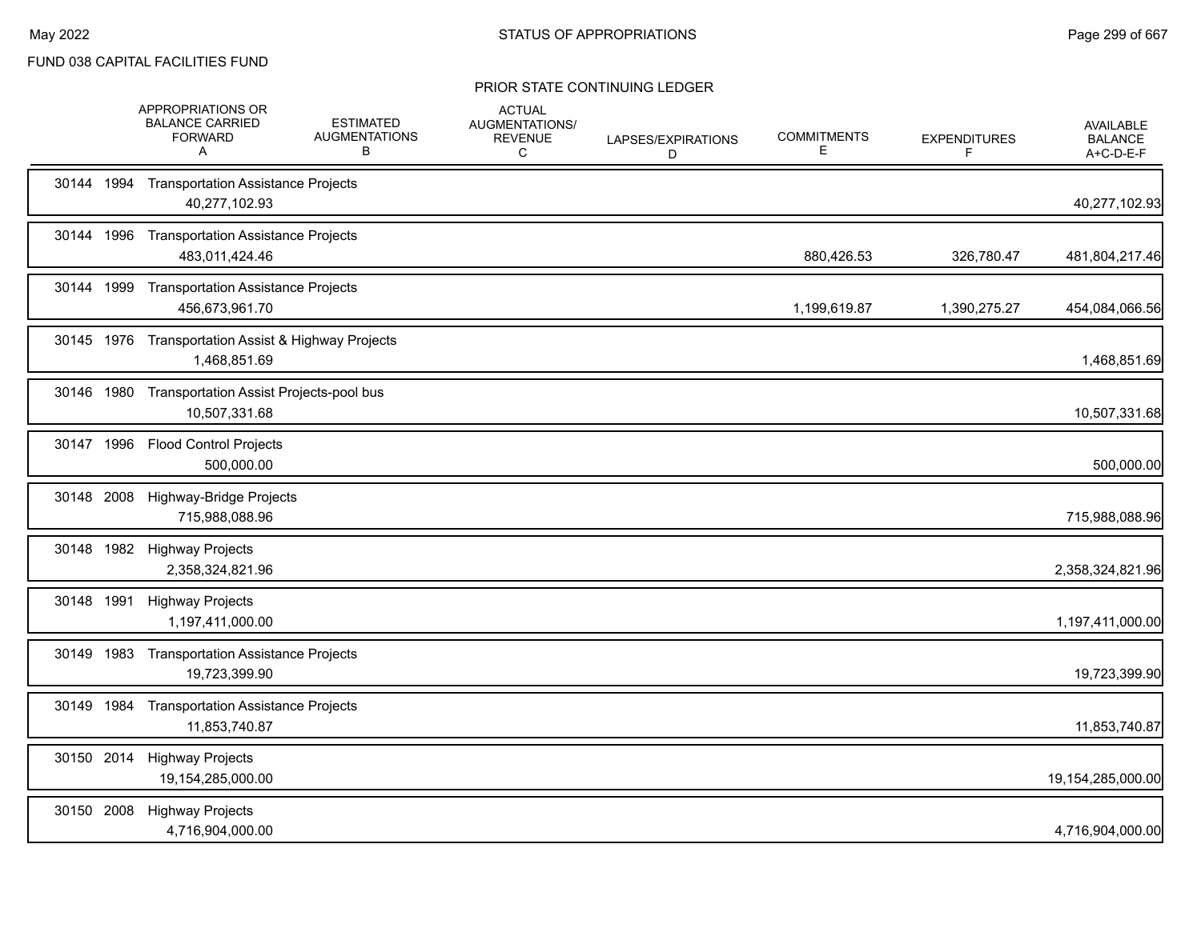FUND 038 CAPITAL FACILITIES FUND

PRIOR STATE CONTINUING LEDGER

| | APPROPRIATIONS OR BALANCE CARRIED FORWARD A | ESTIMATED AUGMENTATIONS B | ACTUAL AUGMENTATIONS/ REVENUE C | LAPSES/EXPIRATIONS D | COMMITMENTS E | EXPENDITURES F | AVAILABLE BALANCE A+C-D-E-F |
|---|---|---|---|---|---|---|---|
| 30144 1994 Transportation Assistance Projects | 40,277,102.93 | | | | | | 40,277,102.93 |
| 30144 1996 Transportation Assistance Projects | 483,011,424.46 | | | | 880,426.53 | 326,780.47 | 481,804,217.46 |
| 30144 1999 Transportation Assistance Projects | 456,673,961.70 | | | | 1,199,619.87 | 1,390,275.27 | 454,084,066.56 |
| 30145 1976 Transportation Assist & Highway Projects | 1,468,851.69 | | | | | | 1,468,851.69 |
| 30146 1980 Transportation Assist Projects-pool bus | 10,507,331.68 | | | | | | 10,507,331.68 |
| 30147 1996 Flood Control Projects | 500,000.00 | | | | | | 500,000.00 |
| 30148 2008 Highway-Bridge Projects | 715,988,088.96 | | | | | | 715,988,088.96 |
| 30148 1982 Highway Projects | 2,358,324,821.96 | | | | | | 2,358,324,821.96 |
| 30148 1991 Highway Projects | 1,197,411,000.00 | | | | | | 1,197,411,000.00 |
| 30149 1983 Transportation Assistance Projects | 19,723,399.90 | | | | | | 19,723,399.90 |
| 30149 1984 Transportation Assistance Projects | 11,853,740.87 | | | | | | 11,853,740.87 |
| 30150 2014 Highway Projects | 19,154,285,000.00 | | | | | | 19,154,285,000.00 |
| 30150 2008 Highway Projects | 4,716,904,000.00 | | | | | | 4,716,904,000.00 |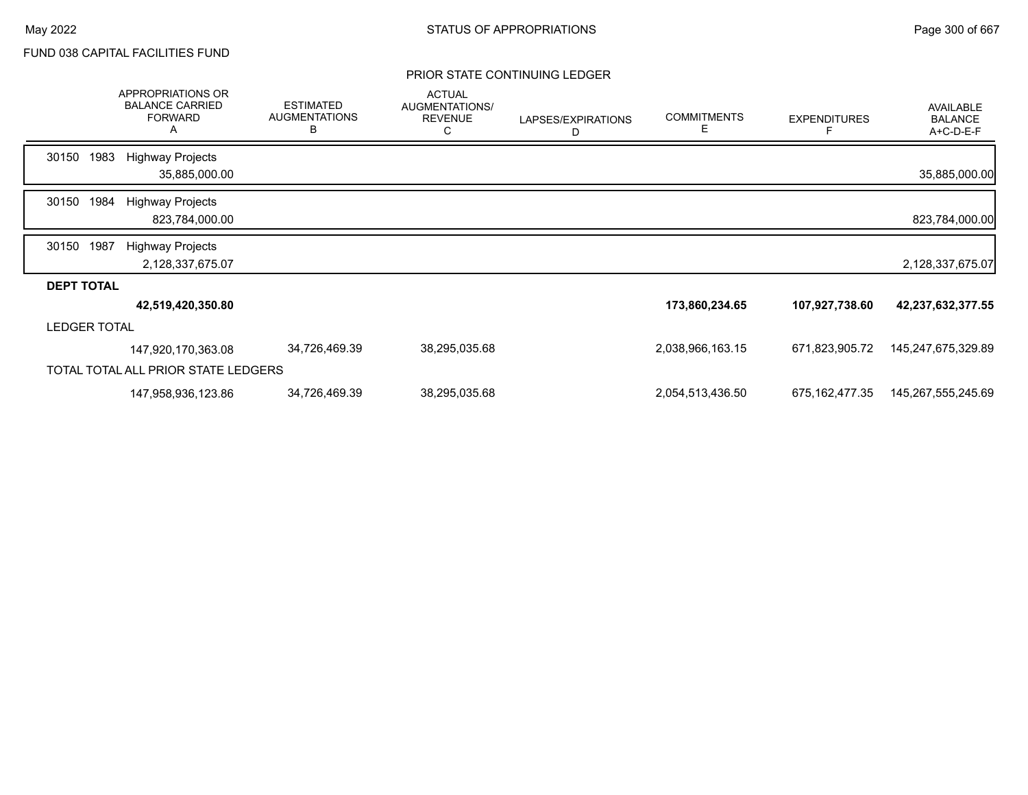FUND 038 CAPITAL FACILITIES FUND

PRIOR STATE CONTINUING LEDGER

| | APPROPRIATIONS OR BALANCE CARRIED FORWARD A | ESTIMATED AUGMENTATIONS B | ACTUAL AUGMENTATIONS/ REVENUE C | LAPSES/EXPIRATIONS D | COMMITMENTS E | EXPENDITURES F | AVAILABLE BALANCE A+C-D-E-F |
|---|---|---|---|---|---|---|---|
| 30150 1983 Highway Projects | 35,885,000.00 | | | | | | 35,885,000.00 |
| 30150 1984 Highway Projects | 823,784,000.00 | | | | | | 823,784,000.00 |
| 30150 1987 Highway Projects | 2,128,337,675.07 | | | | | | 2,128,337,675.07 |
| **DEPT TOTAL** | **42,519,420,350.80** | | | | **173,860,234.65** | **107,927,738.60** | **42,237,632,377.55** |
| LEDGER TOTAL | 147,920,170,363.08 | 34,726,469.39 | 38,295,035.68 | | 2,038,966,163.15 | 671,823,905.72 | 145,247,675,329.89 |
| TOTAL TOTAL ALL PRIOR STATE LEDGERS | 147,958,936,123.86 | 34,726,469.39 | 38,295,035.68 | | 2,054,513,436.50 | 675,162,477.35 | 145,267,555,245.69 |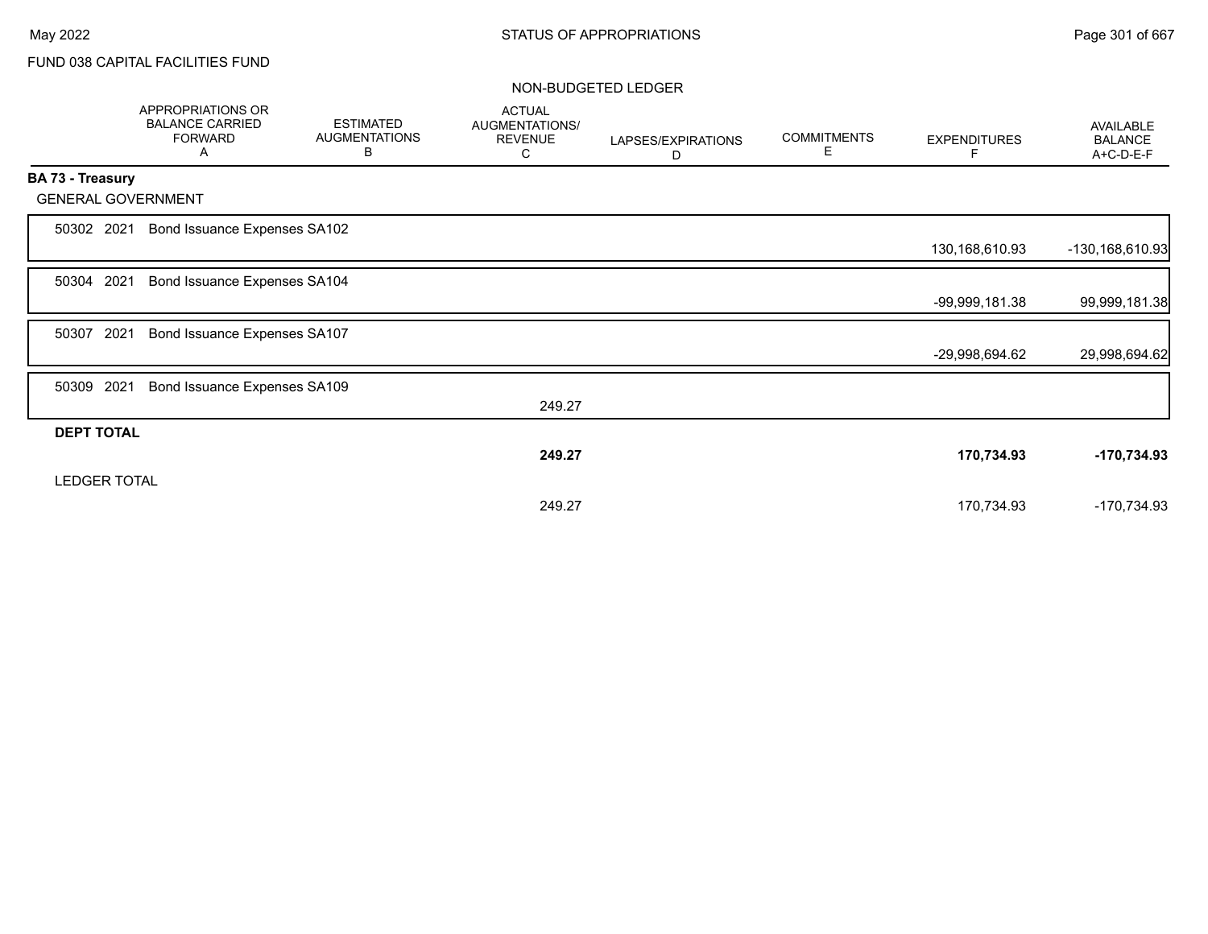FUND 038 CAPITAL FACILITIES FUND

NON-BUDGETED LEDGER

| | APPROPRIATIONS OR BALANCE CARRIED FORWARD A | ESTIMATED AUGMENTATIONS B | ACTUAL AUGMENTATIONS/ REVENUE C | LAPSES/EXPIRATIONS D | COMMITMENTS E | EXPENDITURES F | AVAILABLE BALANCE A+C-D-E-F |
|---|---|---|---|---|---|---|---|
| **BA 73 - Treasury** | | | | | | | |
| GENERAL GOVERNMENT | | | | | | | |
| 50302 2021 Bond Issuance Expenses SA102 | | | | | | 130,168,610.93 | -130,168,610.93 |
| 50304 2021 Bond Issuance Expenses SA104 | | | | | | -99,999,181.38 | 99,999,181.38 |
| 50307 2021 Bond Issuance Expenses SA107 | | | | | | -29,998,694.62 | 29,998,694.62 |
| 50309 2021 Bond Issuance Expenses SA109 | | | 249.27 | | | | |
| **DEPT TOTAL** | | | **249.27** | | | **170,734.93** | **-170,734.93** |
| LEDGER TOTAL | | | 249.27 | | | 170,734.93 | -170,734.93 |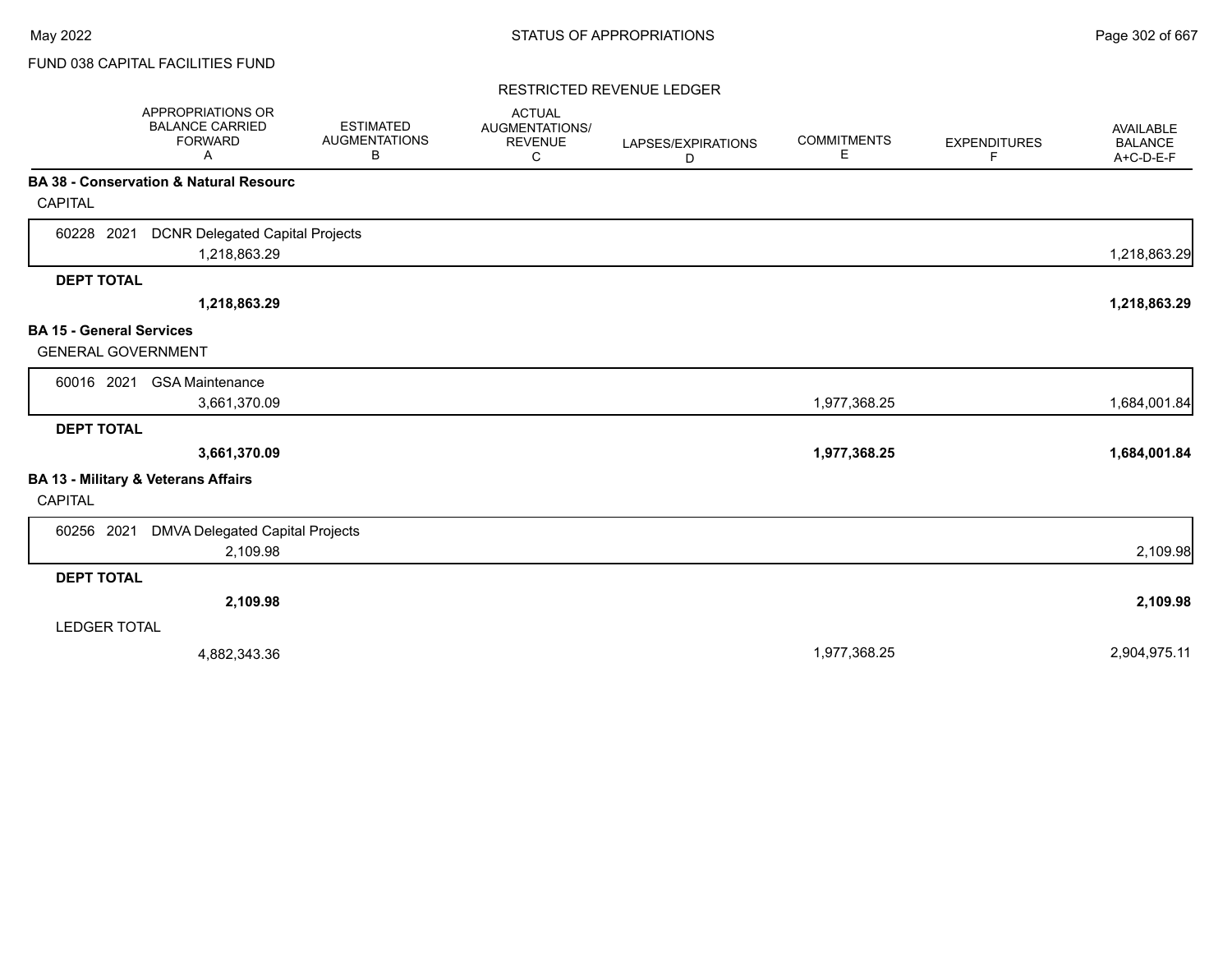FUND 038 CAPITAL FACILITIES FUND

RESTRICTED REVENUE LEDGER

| | APPROPRIATIONS OR BALANCE CARRIED FORWARD A | ESTIMATED AUGMENTATIONS B | ACTUAL AUGMENTATIONS/ REVENUE C | LAPSES/EXPIRATIONS D | COMMITMENTS E | EXPENDITURES F | AVAILABLE BALANCE A+C-D-E-F |
|---|---|---|---|---|---|---|---|
| **BA 38 - Conservation & Natural Resourc** | | | | | | | |
| CAPITAL | | | | | | | |
| 60228 2021 DCNR Delegated Capital Projects | 1,218,863.29 | | | | | | 1,218,863.29 |
| **DEPT TOTAL** | **1,218,863.29** | | | | | | **1,218,863.29** |
| **BA 15 - General Services** | | | | | | | |
| GENERAL GOVERNMENT | | | | | | | |
| 60016 2021 GSA Maintenance | 3,661,370.09 | | | | 1,977,368.25 | | 1,684,001.84 |
| **DEPT TOTAL** | **3,661,370.09** | | | | **1,977,368.25** | | **1,684,001.84** |
| **BA 13 - Military & Veterans Affairs** | | | | | | | |
| CAPITAL | | | | | | | |
| 60256 2021 DMVA Delegated Capital Projects | 2,109.98 | | | | | | 2,109.98 |
| **DEPT TOTAL** | **2,109.98** | | | | | | **2,109.98** |
| LEDGER TOTAL | 4,882,343.36 | | | | 1,977,368.25 | | 2,904,975.11 |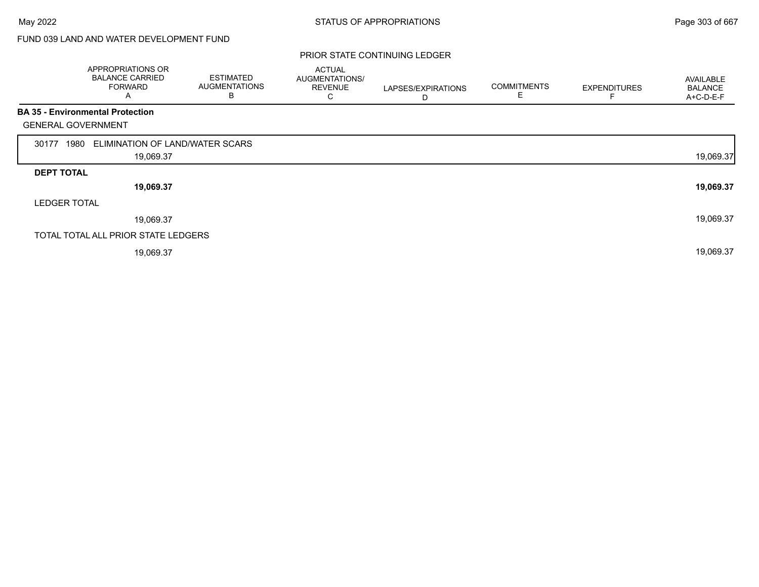FUND 039 LAND AND WATER DEVELOPMENT FUND

PRIOR STATE CONTINUING LEDGER

| | APPROPRIATIONS OR BALANCE CARRIED FORWARD A | ESTIMATED AUGMENTATIONS B | ACTUAL AUGMENTATIONS/ REVENUE C | LAPSES/EXPIRATIONS D | COMMITMENTS E | EXPENDITURES F | AVAILABLE BALANCE A+C-D-E-F |
|---|---|---|---|---|---|---|---|
| **BA 35 - Environmental Protection** | | | | | | | |
| GENERAL GOVERNMENT | | | | | | | |
| 30177 1980 ELIMINATION OF LAND/WATER SCARS | | | | | | | |
| | 19,069.37 | | | | | | 19,069.37 |
| **DEPT TOTAL** | | | | | | | |
| | **19,069.37** | | | | | | **19,069.37** |
| LEDGER TOTAL | | | | | | | |
| | 19,069.37 | | | | | | 19,069.37 |
| TOTAL TOTAL ALL PRIOR STATE LEDGERS | | | | | | | |
| | 19,069.37 | | | | | | 19,069.37 |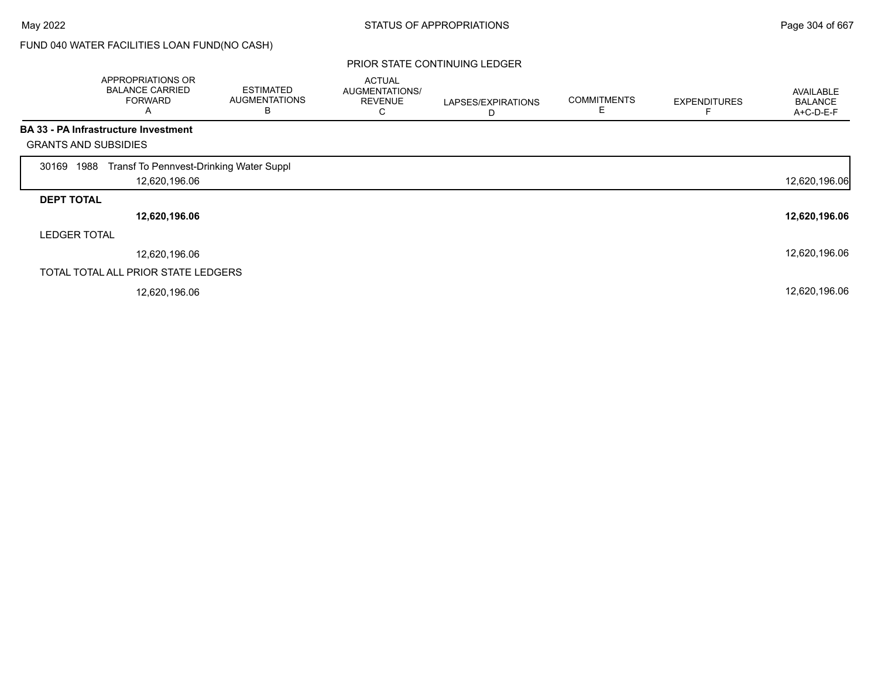FUND 040 WATER FACILITIES LOAN FUND(NO CASH)

PRIOR STATE CONTINUING LEDGER

| | APPROPRIATIONS OR BALANCE CARRIED FORWARD A | ESTIMATED AUGMENTATIONS B | ACTUAL AUGMENTATIONS/ REVENUE C | LAPSES/EXPIRATIONS D | COMMITMENTS E | EXPENDITURES F | AVAILABLE BALANCE A+C-D-E-F |
|---|---|---|---|---|---|---|---|
| **BA 33 - PA Infrastructure Investment** | | | | | | | |
| GRANTS AND SUBSIDIES | | | | | | | |
| 30169 1988 Transf To Pennvest-Drinking Water Suppl | 12,620,196.06 | | | | | | 12,620,196.06 |
| **DEPT TOTAL** | **12,620,196.06** | | | | | | **12,620,196.06** |
| LEDGER TOTAL | 12,620,196.06 | | | | | | 12,620,196.06 |
| TOTAL TOTAL ALL PRIOR STATE LEDGERS | 12,620,196.06 | | | | | | 12,620,196.06 |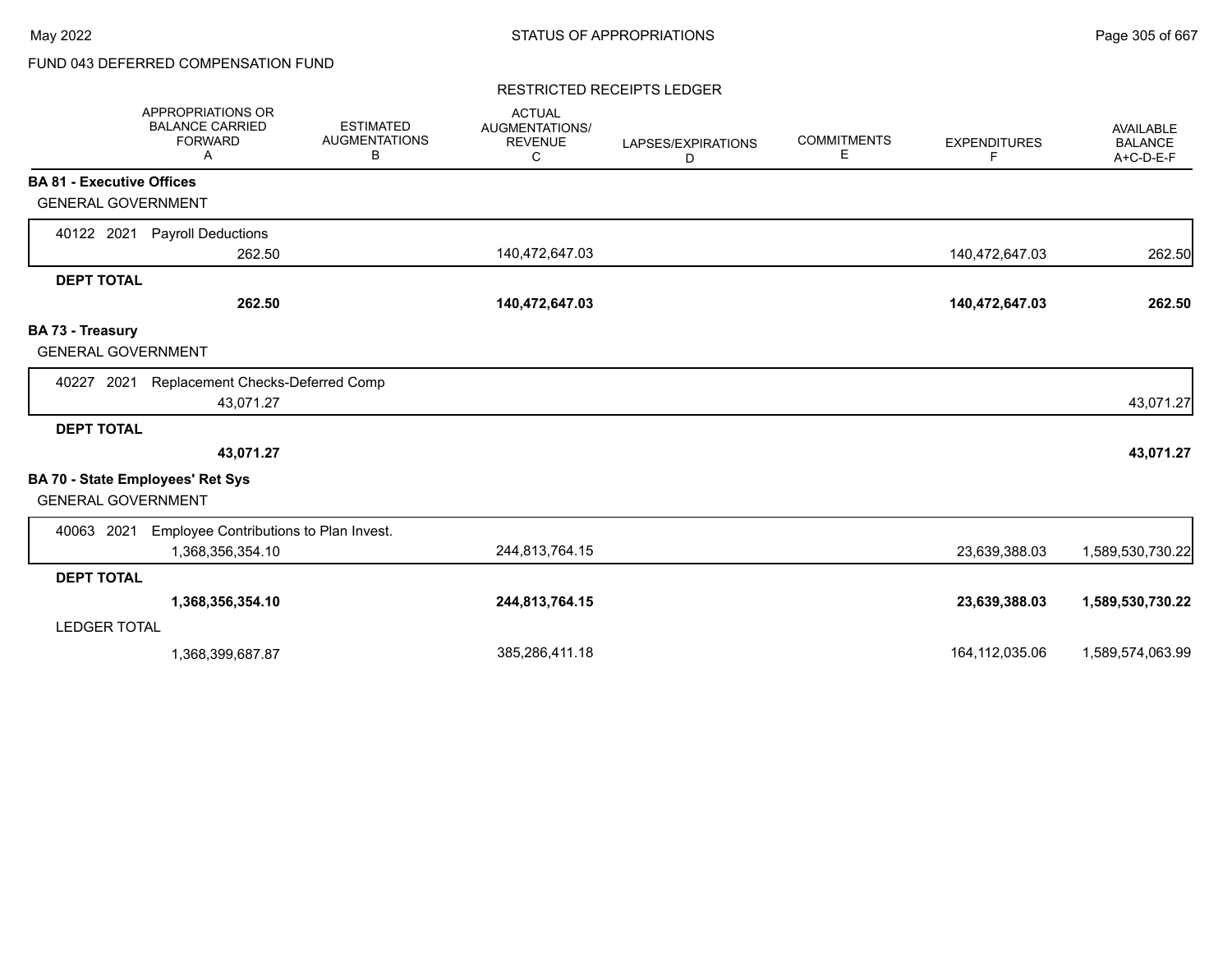FUND 043 DEFERRED COMPENSATION FUND

RESTRICTED RECEIPTS LEDGER

| | APPROPRIATIONS OR BALANCE CARRIED FORWARD A | ESTIMATED AUGMENTATIONS B | ACTUAL AUGMENTATIONS/ REVENUE C | LAPSES/EXPIRATIONS D | COMMITMENTS E | EXPENDITURES F | AVAILABLE BALANCE A+C-D-E-F |
|---|---|---|---|---|---|---|---|
| **BA 81 - Executive Offices** | | | | | | | |
| GENERAL GOVERNMENT | | | | | | | |
| 40122 2021 Payroll Deductions | 262.50 | | 140,472,647.03 | | | 140,472,647.03 | 262.50 |
| **DEPT TOTAL** | **262.50** | | **140,472,647.03** | | | **140,472,647.03** | **262.50** |
| **BA 73 - Treasury** | | | | | | | |
| GENERAL GOVERNMENT | | | | | | | |
| 40227 2021 Replacement Checks-Deferred Comp | 43,071.27 | | | | | | 43,071.27 |
| **DEPT TOTAL** | **43,071.27** | | | | | | **43,071.27** |
| **BA 70 - State Employees' Ret Sys** | | | | | | | |
| GENERAL GOVERNMENT | | | | | | | |
| 40063 2021 Employee Contributions to Plan Invest. | 1,368,356,354.10 | | 244,813,764.15 | | | 23,639,388.03 | 1,589,530,730.22 |
| **DEPT TOTAL** | **1,368,356,354.10** | | **244,813,764.15** | | | **23,639,388.03** | **1,589,530,730.22** |
| LEDGER TOTAL | 1,368,399,687.87 | | 385,286,411.18 | | | 164,112,035.06 | 1,589,574,063.99 |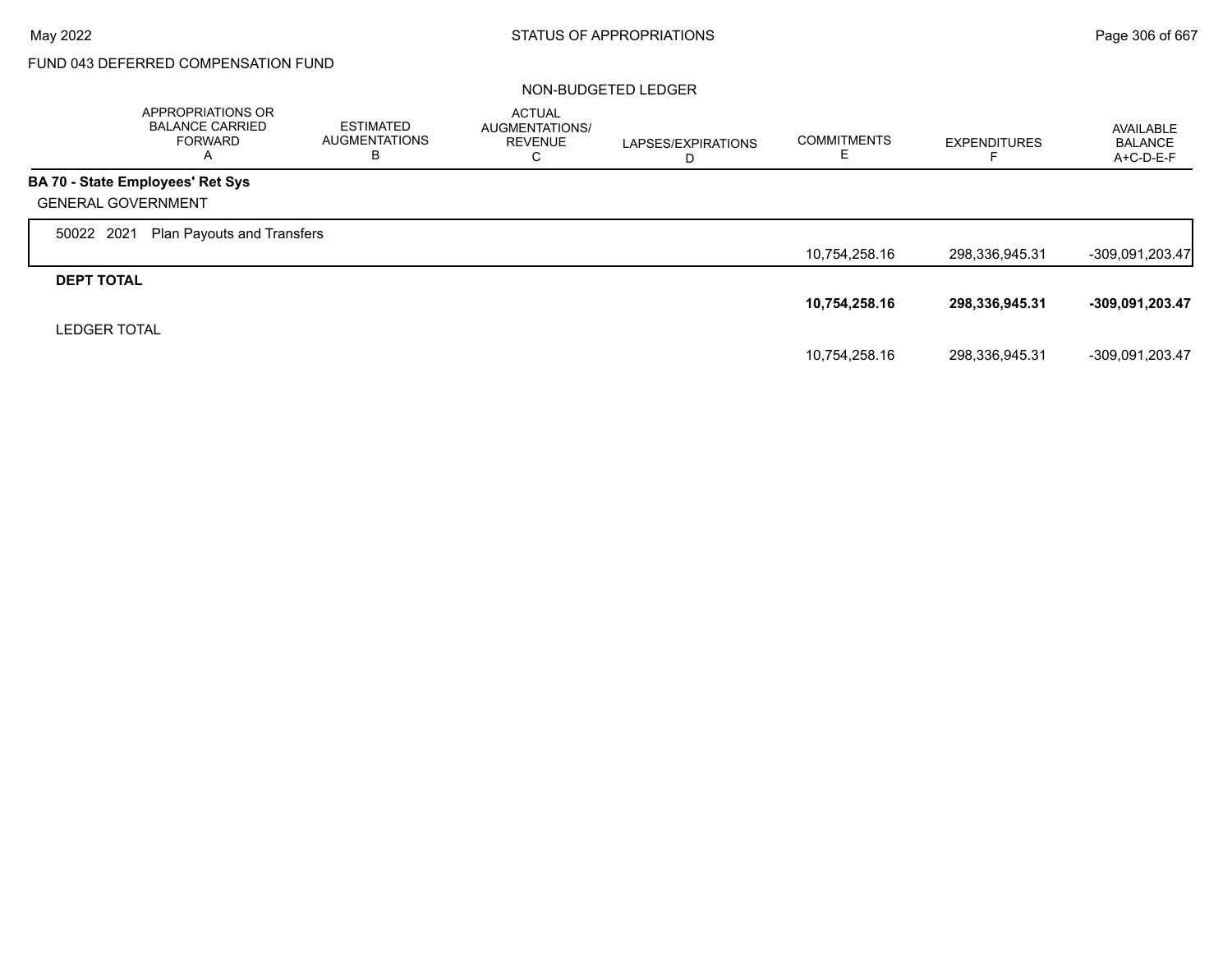FUND 043 DEFERRED COMPENSATION FUND

NON-BUDGETED LEDGER

| | APPROPRIATIONS OR BALANCE CARRIED FORWARD A | ESTIMATED AUGMENTATIONS B | ACTUAL AUGMENTATIONS/ REVENUE C | LAPSES/EXPIRATIONS D | COMMITMENTS E | EXPENDITURES F | AVAILABLE BALANCE A+C-D-E-F |
|---|---|---|---|---|---|---|---|
| **BA 70 - State Employees' Ret Sys** | | | | | | | |
| GENERAL GOVERNMENT | | | | | | | |
| 50022 2021 Plan Payouts and Transfers | | | | | 10,754,258.16 | 298,336,945.31 | -309,091,203.47 |
| **DEPT TOTAL** | | | | | **10,754,258.16** | **298,336,945.31** | **-309,091,203.47** |
| LEDGER TOTAL | | | | | 10,754,258.16 | 298,336,945.31 | -309,091,203.47 |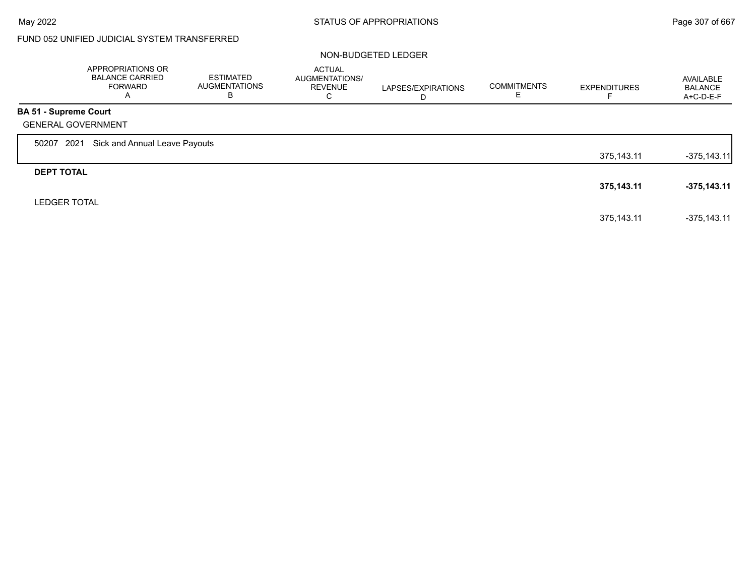FUND 052 UNIFIED JUDICIAL SYSTEM TRANSFERRED

NON-BUDGETED LEDGER

| | APPROPRIATIONS OR BALANCE CARRIED FORWARD A | ESTIMATED AUGMENTATIONS B | ACTUAL AUGMENTATIONS/ REVENUE C | LAPSES/EXPIRATIONS D | COMMITMENTS E | EXPENDITURES F | AVAILABLE BALANCE A+C-D-E-F |
|---|---|---|---|---|---|---|---|
| **BA 51 - Supreme Court** | | | | | | | |
| GENERAL GOVERNMENT | | | | | | | |
| 50207 2021 Sick and Annual Leave Payouts | | | | | | 375,143.11 | -375,143.11 |
| **DEPT TOTAL** | | | | | | **375,143.11** | **-375,143.11** |
| LEDGER TOTAL | | | | | | 375,143.11 | -375,143.11 |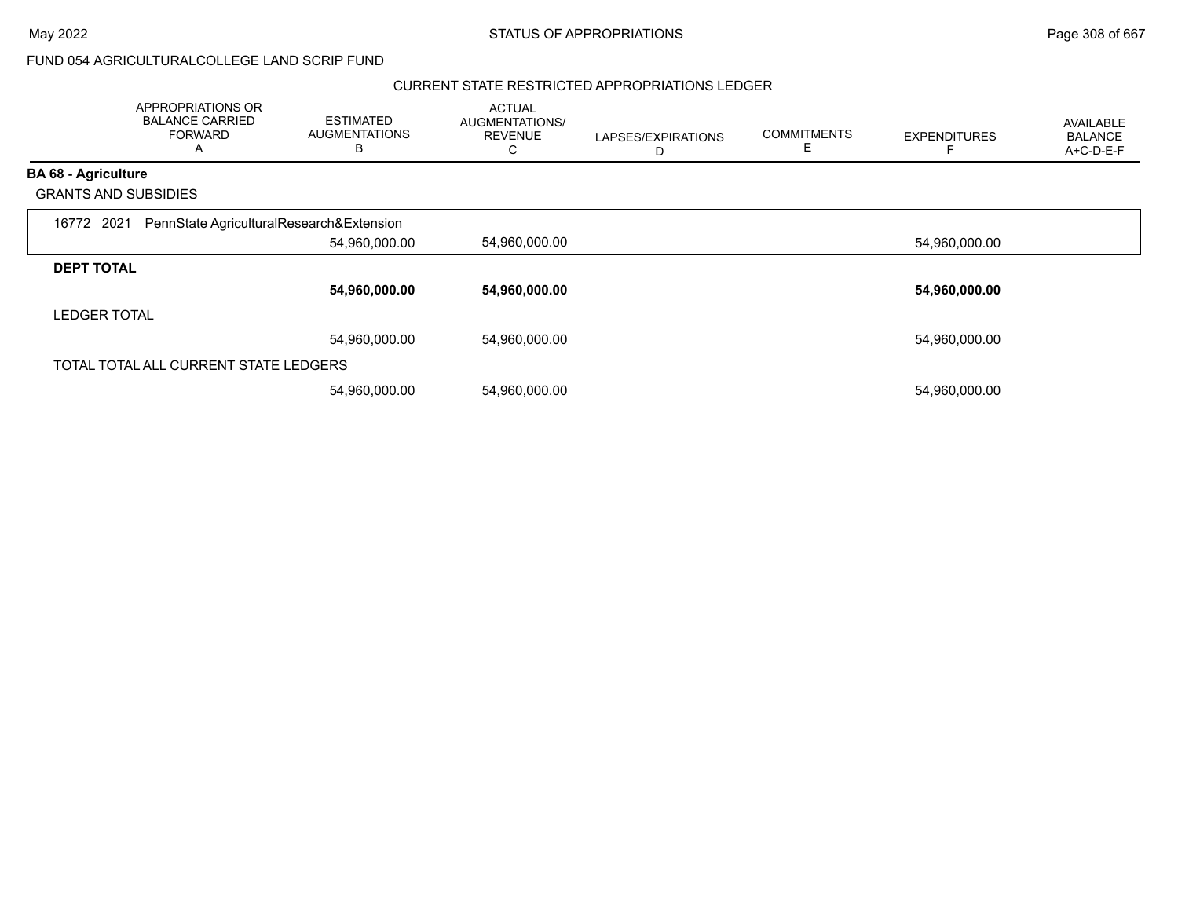FUND 054 AGRICULTURALCOLLEGE LAND SCRIP FUND

## CURRENT STATE RESTRICTED APPROPRIATIONS LEDGER

| APPROPRIATIONS OR BALANCE CARRIED FORWARD A | ESTIMATED AUGMENTATIONS B | ACTUAL AUGMENTATIONS/ REVENUE C | LAPSES/EXPIRATIONS D | COMMITMENTS E | EXPENDITURES F | AVAILABLE BALANCE A+C-D-E-F |
|---|---|---|---|---|---|---|
| **BA 68 - Agriculture** | | | | | | |
| GRANTS AND SUBSIDIES | | | | | | |
| 16772 2021 PennState AgriculturalResearch&Extension | | | | | | |
| | 54,960,000.00 | 54,960,000.00 | | | 54,960,000.00 | |
| **DEPT TOTAL** | | | | | | |
| | **54,960,000.00** | **54,960,000.00** | | | **54,960,000.00** | |
| LEDGER TOTAL | | | | | | |
| | 54,960,000.00 | 54,960,000.00 | | | 54,960,000.00 | |
| TOTAL TOTAL ALL CURRENT STATE LEDGERS | | | | | | |
| | 54,960,000.00 | 54,960,000.00 | | | 54,960,000.00 | |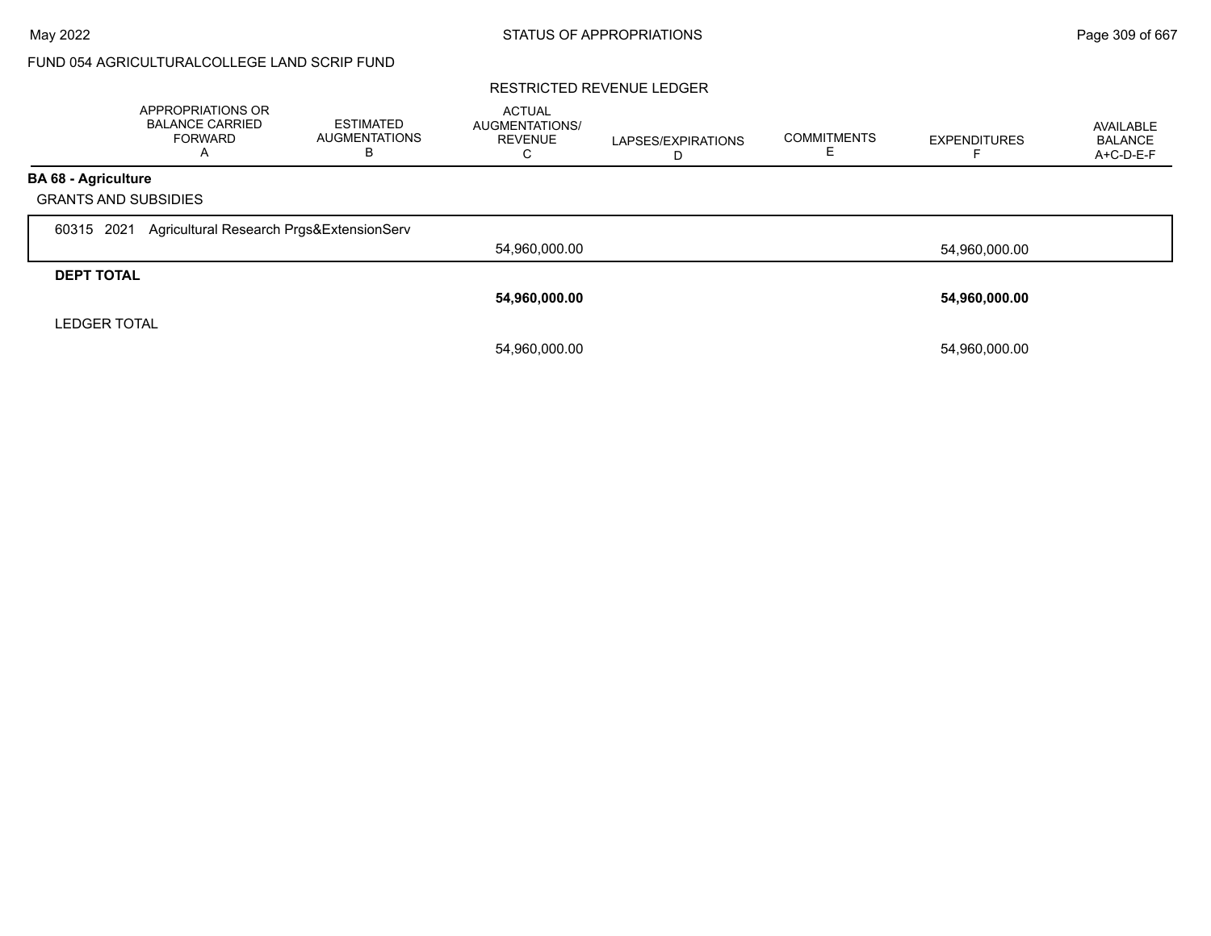FUND 054 AGRICULTURALCOLLEGE LAND SCRIP FUND

RESTRICTED REVENUE LEDGER

| | APPROPRIATIONS OR BALANCE CARRIED FORWARD A | ESTIMATED AUGMENTATIONS B | ACTUAL AUGMENTATIONS/ REVENUE C | LAPSES/EXPIRATIONS D | COMMITMENTS E | EXPENDITURES F | AVAILABLE BALANCE A+C-D-E-F |
|---|---|---|---|---|---|---|---|
| **BA 68 - Agriculture** | | | | | | | |
| GRANTS AND SUBSIDIES | | | | | | | |
| 60315 2021 Agricultural Research Prgs&ExtensionServ | | | 54,960,000.00 | | | 54,960,000.00 | |
| **DEPT TOTAL** | | | **54,960,000.00** | | | **54,960,000.00** | |
| LEDGER TOTAL | | | 54,960,000.00 | | | 54,960,000.00 | |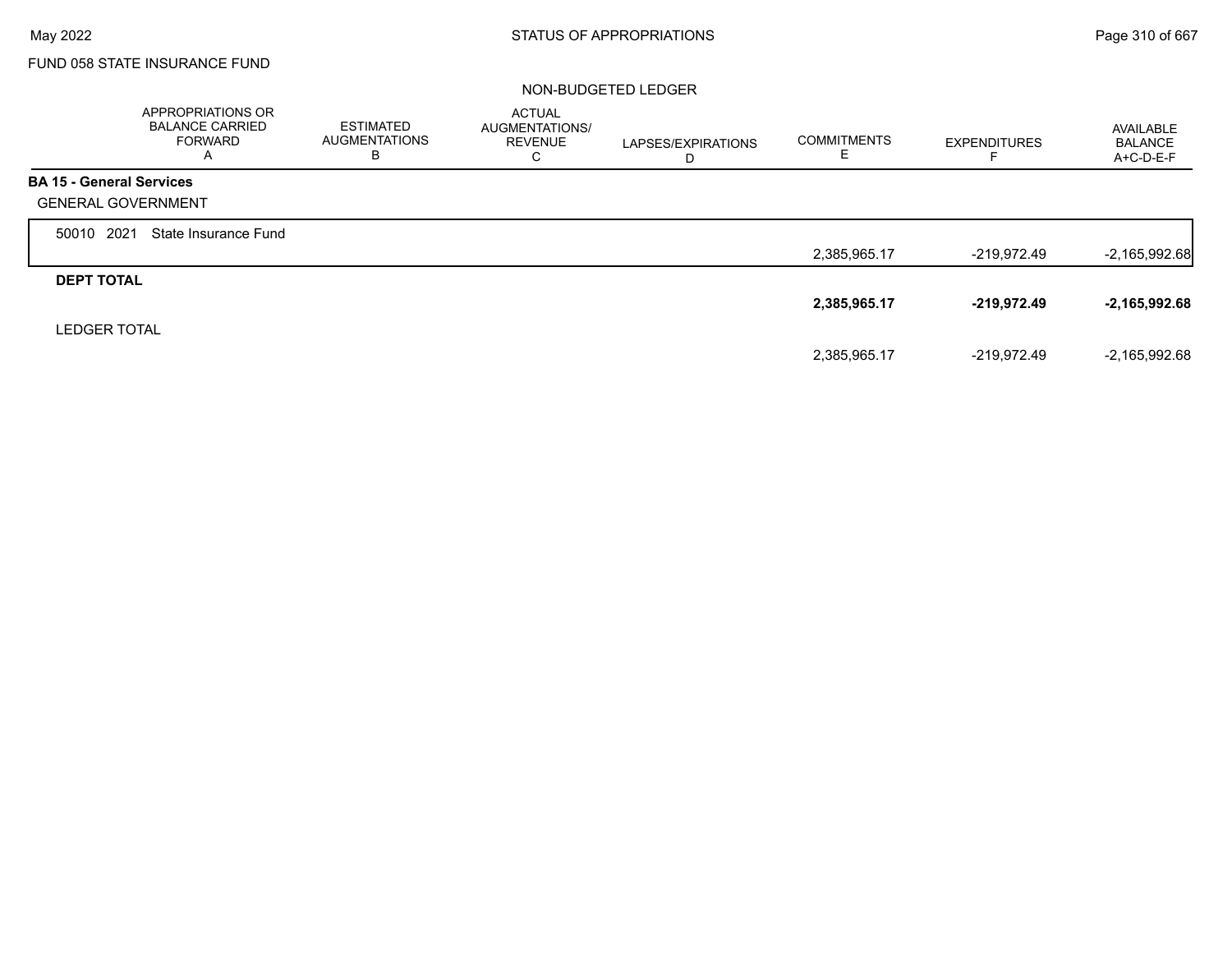FUND 058 STATE INSURANCE FUND

NON-BUDGETED LEDGER

| | APPROPRIATIONS OR BALANCE CARRIED FORWARD A | ESTIMATED AUGMENTATIONS B | ACTUAL AUGMENTATIONS/ REVENUE C | LAPSES/EXPIRATIONS D | COMMITMENTS E | EXPENDITURES F | AVAILABLE BALANCE A+C-D-E-F |
|---|---|---|---|---|---|---|---|
| **BA 15 - General Services** | | | | | | | |
| GENERAL GOVERNMENT | | | | | | | |
| 50010 2021 State Insurance Fund | | | | | 2,385,965.17 | -219,972.49 | -2,165,992.68 |
| **DEPT TOTAL** | | | | | **2,385,965.17** | **-219,972.49** | **-2,165,992.68** |
| LEDGER TOTAL | | | | | 2,385,965.17 | -219,972.49 | -2,165,992.68 |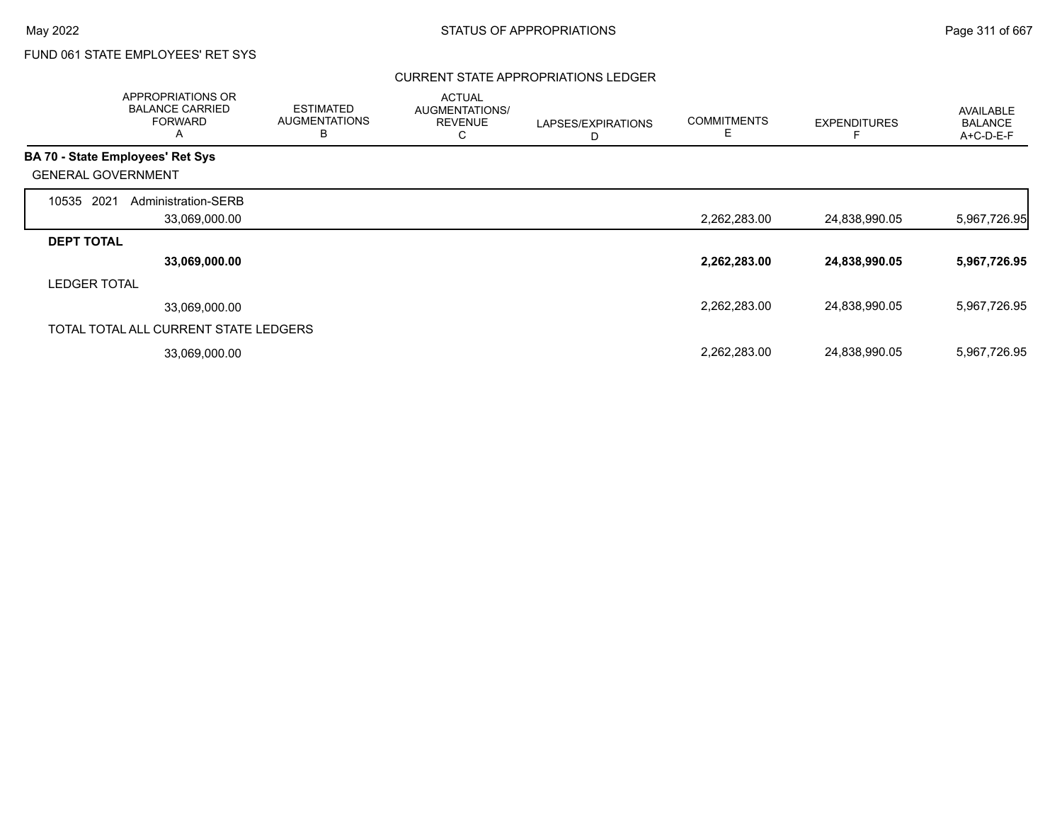FUND 061 STATE EMPLOYEES' RET SYS

## CURRENT STATE APPROPRIATIONS LEDGER

| | APPROPRIATIONS OR BALANCE CARRIED FORWARD A | ESTIMATED AUGMENTATIONS B | ACTUAL AUGMENTATIONS/ REVENUE C | LAPSES/EXPIRATIONS D | COMMITMENTS E | EXPENDITURES F | AVAILABLE BALANCE A+C-D-E-F |
|---|---|---|---|---|---|---|---|
| **BA 70 - State Employees' Ret Sys** | | | | | | | |
| GENERAL GOVERNMENT | | | | | | | |
| 10535 2021 Administration-SERB | 33,069,000.00 | | | | 2,262,283.00 | 24,838,990.05 | 5,967,726.95 |
| **DEPT TOTAL** | **33,069,000.00** | | | | **2,262,283.00** | **24,838,990.05** | **5,967,726.95** |
| LEDGER TOTAL | 33,069,000.00 | | | | 2,262,283.00 | 24,838,990.05 | 5,967,726.95 |
| TOTAL TOTAL ALL CURRENT STATE LEDGERS | 33,069,000.00 | | | | 2,262,283.00 | 24,838,990.05 | 5,967,726.95 |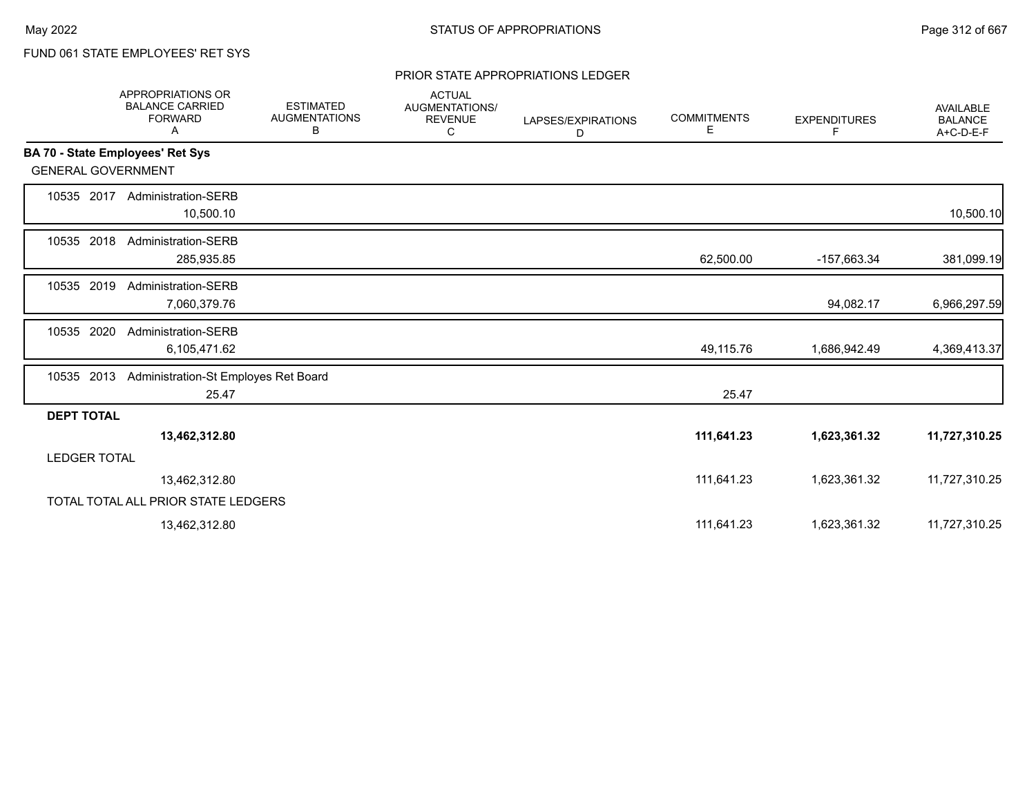FUND 061 STATE EMPLOYEES' RET SYS

PRIOR STATE APPROPRIATIONS LEDGER

| | APPROPRIATIONS OR BALANCE CARRIED FORWARD A | ESTIMATED AUGMENTATIONS B | ACTUAL AUGMENTATIONS/ REVENUE C | LAPSES/EXPIRATIONS D | COMMITMENTS E | EXPENDITURES F | AVAILABLE BALANCE A+C-D-E-F |
|---|---|---|---|---|---|---|---|
| **BA 70 - State Employees' Ret Sys** | | | | | | | |
| GENERAL GOVERNMENT | | | | | | | |
| 10535 2017 Administration-SERB | 10,500.10 | | | | | | 10,500.10 |
| 10535 2018 Administration-SERB | 285,935.85 | | | | 62,500.00 | -157,663.34 | 381,099.19 |
| 10535 2019 Administration-SERB | 7,060,379.76 | | | | | 94,082.17 | 6,966,297.59 |
| 10535 2020 Administration-SERB | 6,105,471.62 | | | | 49,115.76 | 1,686,942.49 | 4,369,413.37 |
| 10535 2013 Administration-St Employes Ret Board | 25.47 | | | | 25.47 | | |
| **DEPT TOTAL** | **13,462,312.80** | | | | **111,641.23** | **1,623,361.32** | **11,727,310.25** |
| LEDGER TOTAL | 13,462,312.80 | | | | 111,641.23 | 1,623,361.32 | 11,727,310.25 |
| TOTAL TOTAL ALL PRIOR STATE LEDGERS | 13,462,312.80 | | | | 111,641.23 | 1,623,361.32 | 11,727,310.25 |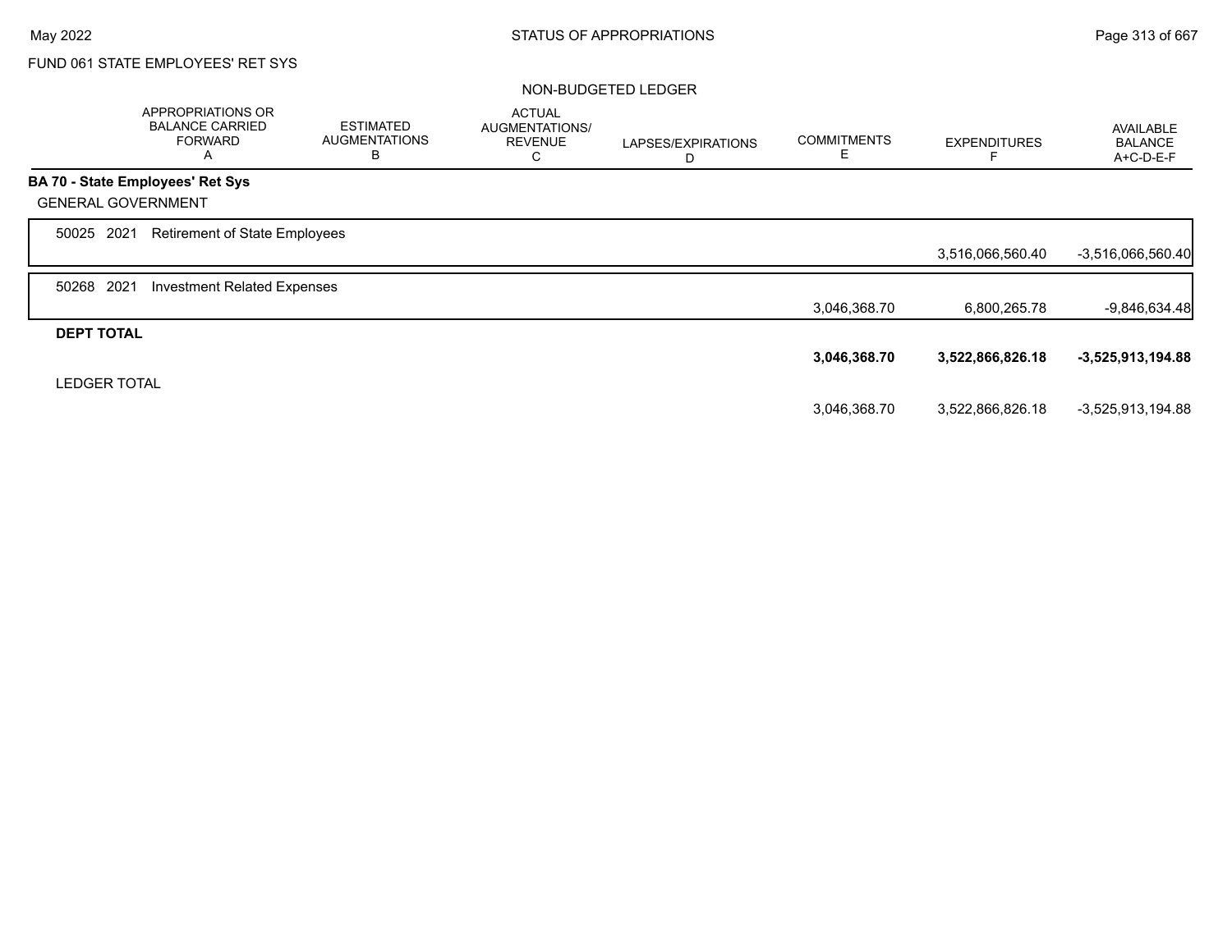FUND 061 STATE EMPLOYEES' RET SYS

NON-BUDGETED LEDGER

| | APPROPRIATIONS OR BALANCE CARRIED FORWARD A | ESTIMATED AUGMENTATIONS B | ACTUAL AUGMENTATIONS/ REVENUE C | LAPSES/EXPIRATIONS D | COMMITMENTS E | EXPENDITURES F | AVAILABLE BALANCE A+C-D-E-F |
|---|---|---|---|---|---|---|---|
| **BA 70 - State Employees' Ret Sys** | | | | | | | |
| GENERAL GOVERNMENT | | | | | | | |
| 50025 2021 Retirement of State Employees | | | | | | 3,516,066,560.40 | -3,516,066,560.40 |
| 50268 2021 Investment Related Expenses | | | | | 3,046,368.70 | 6,800,265.78 | -9,846,634.48 |
| **DEPT TOTAL** | | | | | **3,046,368.70** | **3,522,866,826.18** | **-3,525,913,194.88** |
| LEDGER TOTAL | | | | | 3,046,368.70 | 3,522,866,826.18 | -3,525,913,194.88 |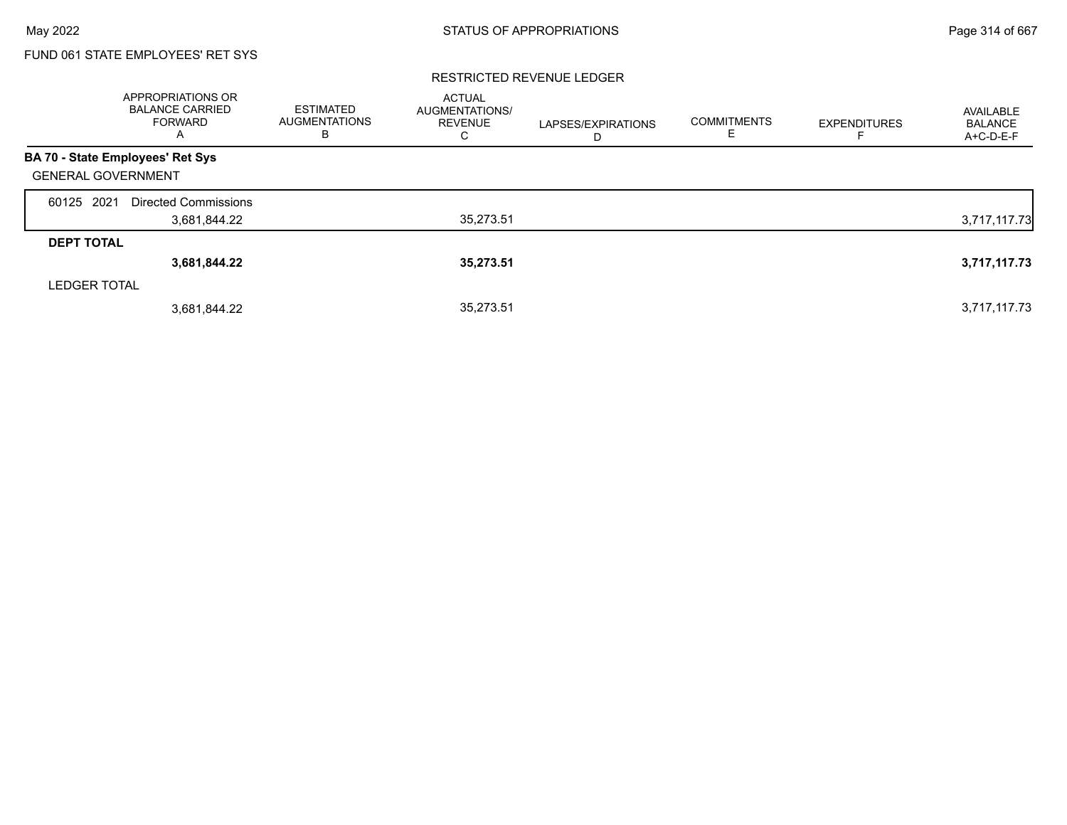FUND 061 STATE EMPLOYEES' RET SYS

RESTRICTED REVENUE LEDGER

| | APPROPRIATIONS OR BALANCE CARRIED FORWARD A | ESTIMATED AUGMENTATIONS B | ACTUAL AUGMENTATIONS/ REVENUE C | LAPSES/EXPIRATIONS D | COMMITMENTS E | EXPENDITURES F | AVAILABLE BALANCE A+C-D-E-F |
|---|---|---|---|---|---|---|---|
| **BA 70 - State Employees' Ret Sys** | | | | | | | |
| GENERAL GOVERNMENT | | | | | | | |
| 60125 2021 Directed Commissions | 3,681,844.22 | | 35,273.51 | | | | 3,717,117.73 |
| **DEPT TOTAL** | **3,681,844.22** | | **35,273.51** | | | | **3,717,117.73** |
| LEDGER TOTAL | 3,681,844.22 | | 35,273.51 | | | | 3,717,117.73 |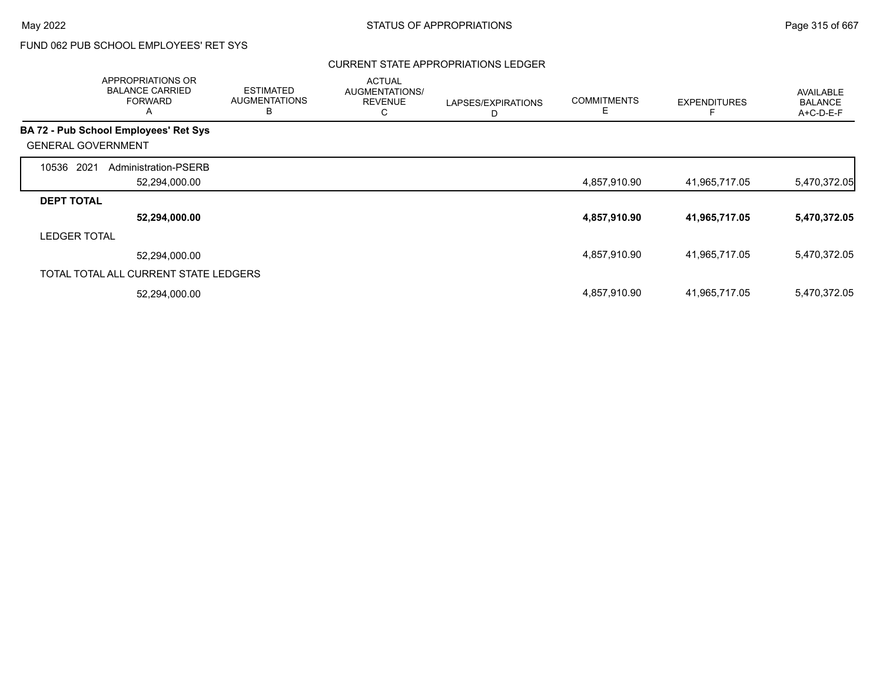FUND 062 PUB SCHOOL EMPLOYEES' RET SYS

CURRENT STATE APPROPRIATIONS LEDGER

| | APPROPRIATIONS OR BALANCE CARRIED FORWARD A | ESTIMATED AUGMENTATIONS B | ACTUAL AUGMENTATIONS/ REVENUE C | LAPSES/EXPIRATIONS D | COMMITMENTS E | EXPENDITURES F | AVAILABLE BALANCE A+C-D-E-F |
|---|---|---|---|---|---|---|---|
| **BA 72 - Pub School Employees' Ret Sys** | | | | | | | |
| GENERAL GOVERNMENT | | | | | | | |
| 10536 2021 Administration-PSERB | 52,294,000.00 | | | | 4,857,910.90 | 41,965,717.05 | 5,470,372.05 |
| **DEPT TOTAL** | **52,294,000.00** | | | | **4,857,910.90** | **41,965,717.05** | **5,470,372.05** |
| LEDGER TOTAL | 52,294,000.00 | | | | 4,857,910.90 | 41,965,717.05 | 5,470,372.05 |
| TOTAL TOTAL ALL CURRENT STATE LEDGERS | 52,294,000.00 | | | | 4,857,910.90 | 41,965,717.05 | 5,470,372.05 |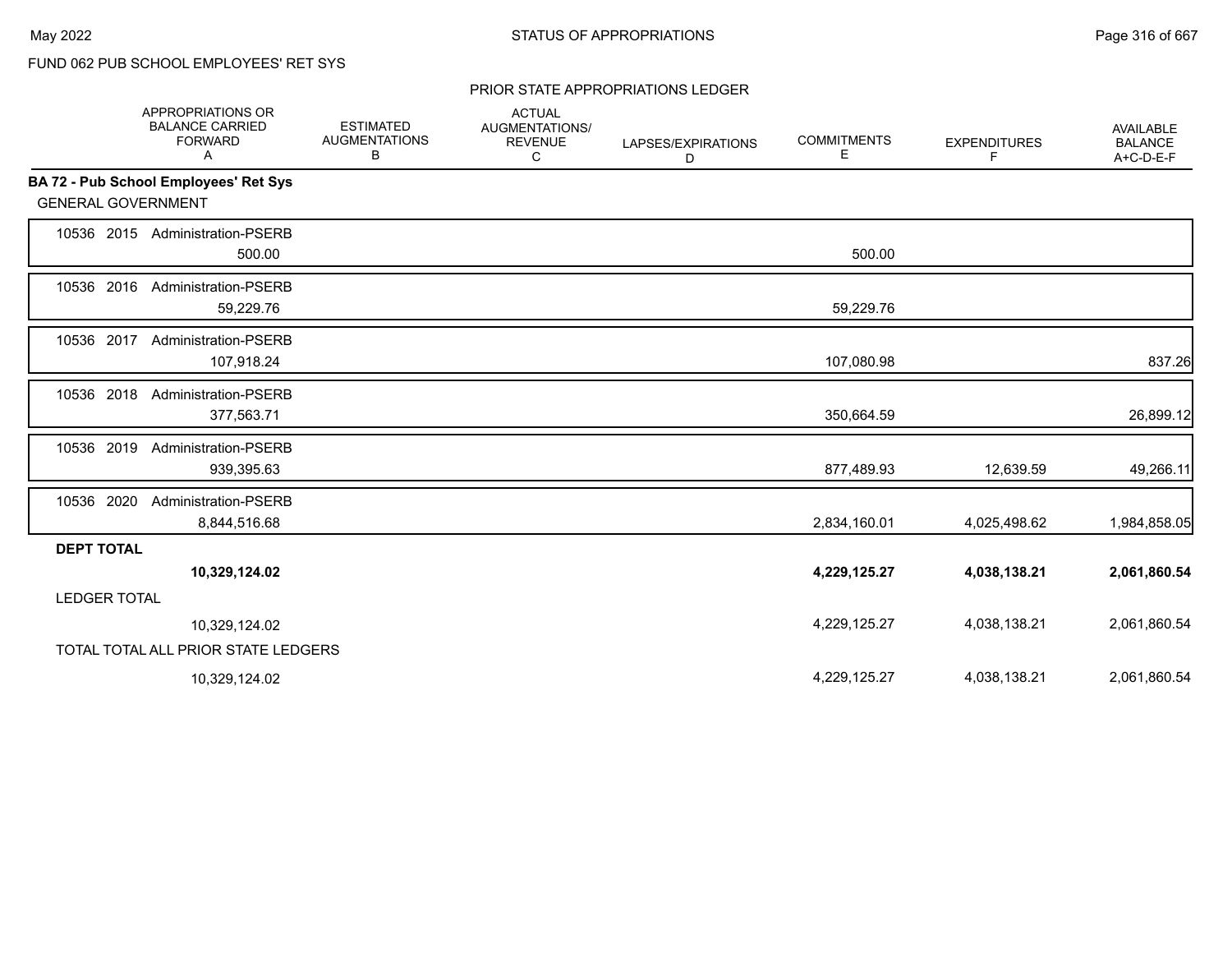FUND 062 PUB SCHOOL EMPLOYEES' RET SYS

PRIOR STATE APPROPRIATIONS LEDGER

| | APPROPRIATIONS OR BALANCE CARRIED FORWARD A | ESTIMATED AUGMENTATIONS B | ACTUAL AUGMENTATIONS/ REVENUE C | LAPSES/EXPIRATIONS D | COMMITMENTS E | EXPENDITURES F | AVAILABLE BALANCE A+C-D-E-F |
|---|---|---|---|---|---|---|---|
| **BA 72 - Pub School Employees' Ret Sys** | | | | | | | |
| GENERAL GOVERNMENT | | | | | | | |
| 10536 2015 Administration-PSERB | 500.00 | | | | 500.00 | | |
| 10536 2016 Administration-PSERB | 59,229.76 | | | | 59,229.76 | | |
| 10536 2017 Administration-PSERB | 107,918.24 | | | | 107,080.98 | | 837.26 |
| 10536 2018 Administration-PSERB | 377,563.71 | | | | 350,664.59 | | 26,899.12 |
| 10536 2019 Administration-PSERB | 939,395.63 | | | | 877,489.93 | 12,639.59 | 49,266.11 |
| 10536 2020 Administration-PSERB | 8,844,516.68 | | | | 2,834,160.01 | 4,025,498.62 | 1,984,858.05 |
| **DEPT TOTAL** | **10,329,124.02** | | | | **4,229,125.27** | **4,038,138.21** | **2,061,860.54** |
| LEDGER TOTAL | 10,329,124.02 | | | | 4,229,125.27 | 4,038,138.21 | 2,061,860.54 |
| TOTAL TOTAL ALL PRIOR STATE LEDGERS | 10,329,124.02 | | | | 4,229,125.27 | 4,038,138.21 | 2,061,860.54 |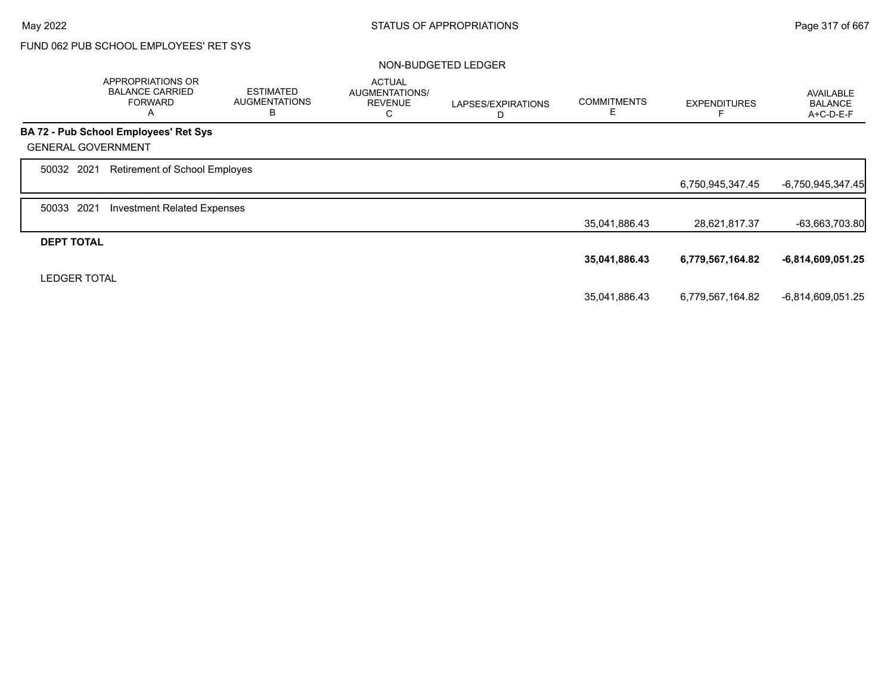FUND 062 PUB SCHOOL EMPLOYEES' RET SYS

NON-BUDGETED LEDGER

| | APPROPRIATIONS OR BALANCE CARRIED FORWARD A | ESTIMATED AUGMENTATIONS B | ACTUAL AUGMENTATIONS/ REVENUE C | LAPSES/EXPIRATIONS D | COMMITMENTS E | EXPENDITURES F | AVAILABLE BALANCE A+C-D-E-F |
|---|---|---|---|---|---|---|---|
| **BA 72 - Pub School Employees' Ret Sys** | | | | | | | |
| GENERAL GOVERNMENT | | | | | | | |
| 50032 2021 Retirement of School Employes | | | | | | 6,750,945,347.45 | -6,750,945,347.45 |
| 50033 2021 Investment Related Expenses | | | | | 35,041,886.43 | 28,621,817.37 | -63,663,703.80 |
| **DEPT TOTAL** | | | | | **35,041,886.43** | **6,779,567,164.82** | **-6,814,609,051.25** |
| LEDGER TOTAL | | | | | 35,041,886.43 | 6,779,567,164.82 | -6,814,609,051.25 |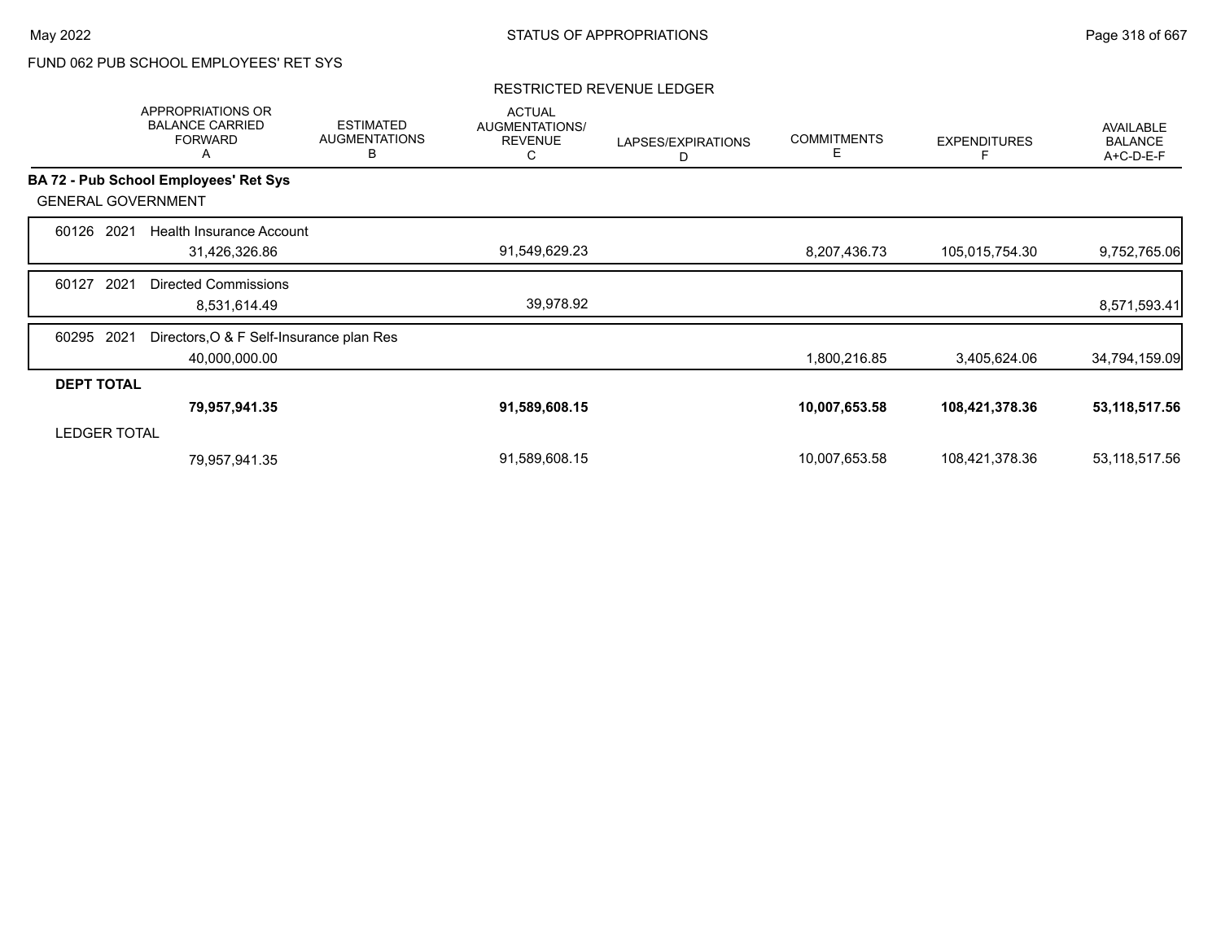FUND 062 PUB SCHOOL EMPLOYEES' RET SYS

STATUS OF APPROPRIATIONS

May 2022

## RESTRICTED REVENUE LEDGER

| | APPROPRIATIONS OR BALANCE CARRIED FORWARD A | ESTIMATED AUGMENTATIONS B | ACTUAL AUGMENTATIONS/ REVENUE C | LAPSES/EXPIRATIONS D | COMMITMENTS E | EXPENDITURES F | AVAILABLE BALANCE A+C-D-E-F |
|---|---|---|---|---|---|---|---|
| **BA 72 - Pub School Employees' Ret Sys** | | | | | | | |
| GENERAL GOVERNMENT | | | | | | | |
| 60126 2021 Health Insurance Account | 31,426,326.86 | | 91,549,629.23 | | 8,207,436.73 | 105,015,754.30 | 9,752,765.06 |
| 60127 2021 Directed Commissions | 8,531,614.49 | | 39,978.92 | | | | 8,571,593.41 |
| 60295 2021 Directors,O & F Self-Insurance plan Res | 40,000,000.00 | | | | 1,800,216.85 | 3,405,624.06 | 34,794,159.09 |
| **DEPT TOTAL** | **79,957,941.35** | | **91,589,608.15** | | **10,007,653.58** | **108,421,378.36** | **53,118,517.56** |
| LEDGER TOTAL | 79,957,941.35 | | 91,589,608.15 | | 10,007,653.58 | 108,421,378.36 | 53,118,517.56 |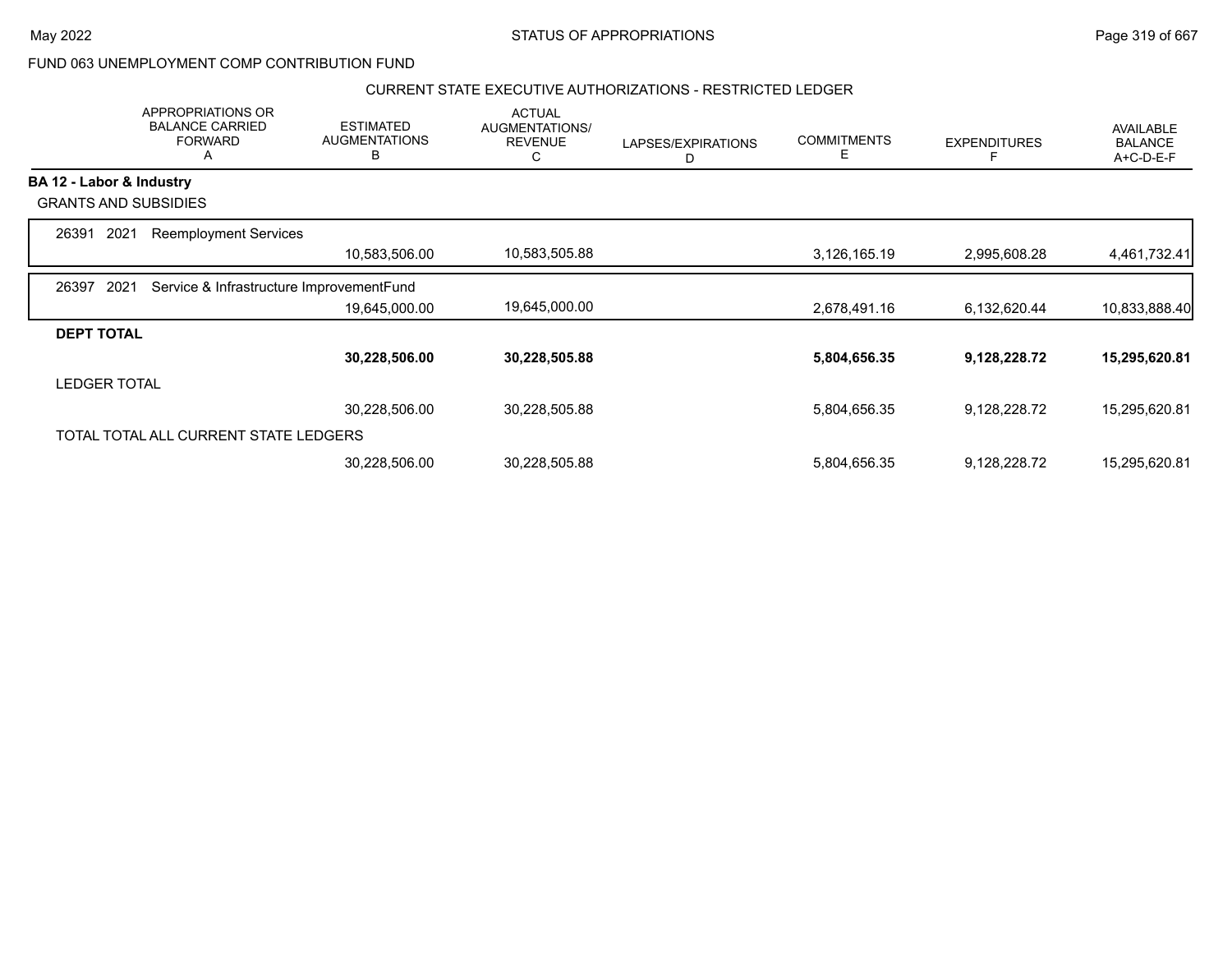FUND 063 UNEMPLOYMENT COMP CONTRIBUTION FUND

CURRENT STATE EXECUTIVE AUTHORIZATIONS - RESTRICTED LEDGER

| | APPROPRIATIONS OR BALANCE CARRIED FORWARD A | ESTIMATED AUGMENTATIONS B | ACTUAL AUGMENTATIONS/ REVENUE C | LAPSES/EXPIRATIONS D | COMMITMENTS E | EXPENDITURES F | AVAILABLE BALANCE A+C-D-E-F |
|---|---|---|---|---|---|---|---|
| **BA 12 - Labor & Industry** | | | | | | | |
| GRANTS AND SUBSIDIES | | | | | | | |
| 26391 2021 Reemployment Services | | 10,583,506.00 | 10,583,505.88 | | 3,126,165.19 | 2,995,608.28 | 4,461,732.41 |
| 26397 2021 Service & Infrastructure ImprovementFund | | 19,645,000.00 | 19,645,000.00 | | 2,678,491.16 | 6,132,620.44 | 10,833,888.40 |
| **DEPT TOTAL** | | **30,228,506.00** | **30,228,505.88** | | **5,804,656.35** | **9,128,228.72** | **15,295,620.81** |
| LEDGER TOTAL | | 30,228,506.00 | 30,228,505.88 | | 5,804,656.35 | 9,128,228.72 | 15,295,620.81 |
| TOTAL TOTAL ALL CURRENT STATE LEDGERS | | 30,228,506.00 | 30,228,505.88 | | 5,804,656.35 | 9,128,228.72 | 15,295,620.81 |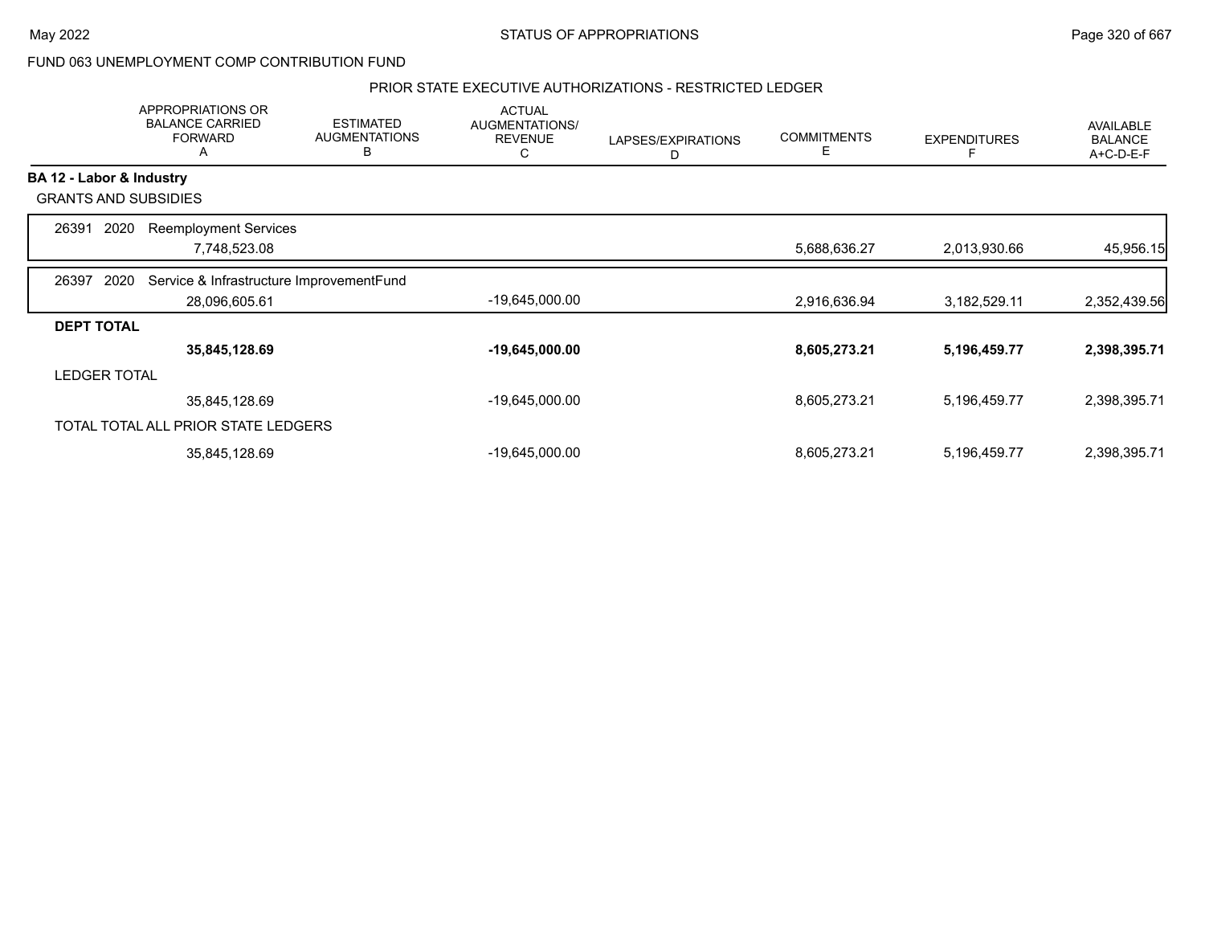FUND 063 UNEMPLOYMENT COMP CONTRIBUTION FUND

PRIOR STATE EXECUTIVE AUTHORIZATIONS - RESTRICTED LEDGER

| | APPROPRIATIONS OR BALANCE CARRIED FORWARD A | ESTIMATED AUGMENTATIONS B | ACTUAL AUGMENTATIONS/ REVENUE C | LAPSES/EXPIRATIONS D | COMMITMENTS E | EXPENDITURES F | AVAILABLE BALANCE A+C-D-E-F |
|---|---|---|---|---|---|---|---|
| **BA 12 - Labor & Industry** | | | | | | | |
| GRANTS AND SUBSIDIES | | | | | | | |
| 26391 2020 Reemployment Services | 7,748,523.08 | | | | 5,688,636.27 | 2,013,930.66 | 45,956.15 |
| 26397 2020 Service & Infrastructure ImprovementFund | 28,096,605.61 | | -19,645,000.00 | | 2,916,636.94 | 3,182,529.11 | 2,352,439.56 |
| **DEPT TOTAL** | **35,845,128.69** | | **-19,645,000.00** | | **8,605,273.21** | **5,196,459.77** | **2,398,395.71** |
| LEDGER TOTAL | 35,845,128.69 | | -19,645,000.00 | | 8,605,273.21 | 5,196,459.77 | 2,398,395.71 |
| TOTAL TOTAL ALL PRIOR STATE LEDGERS | 35,845,128.69 | | -19,645,000.00 | | 8,605,273.21 | 5,196,459.77 | 2,398,395.71 |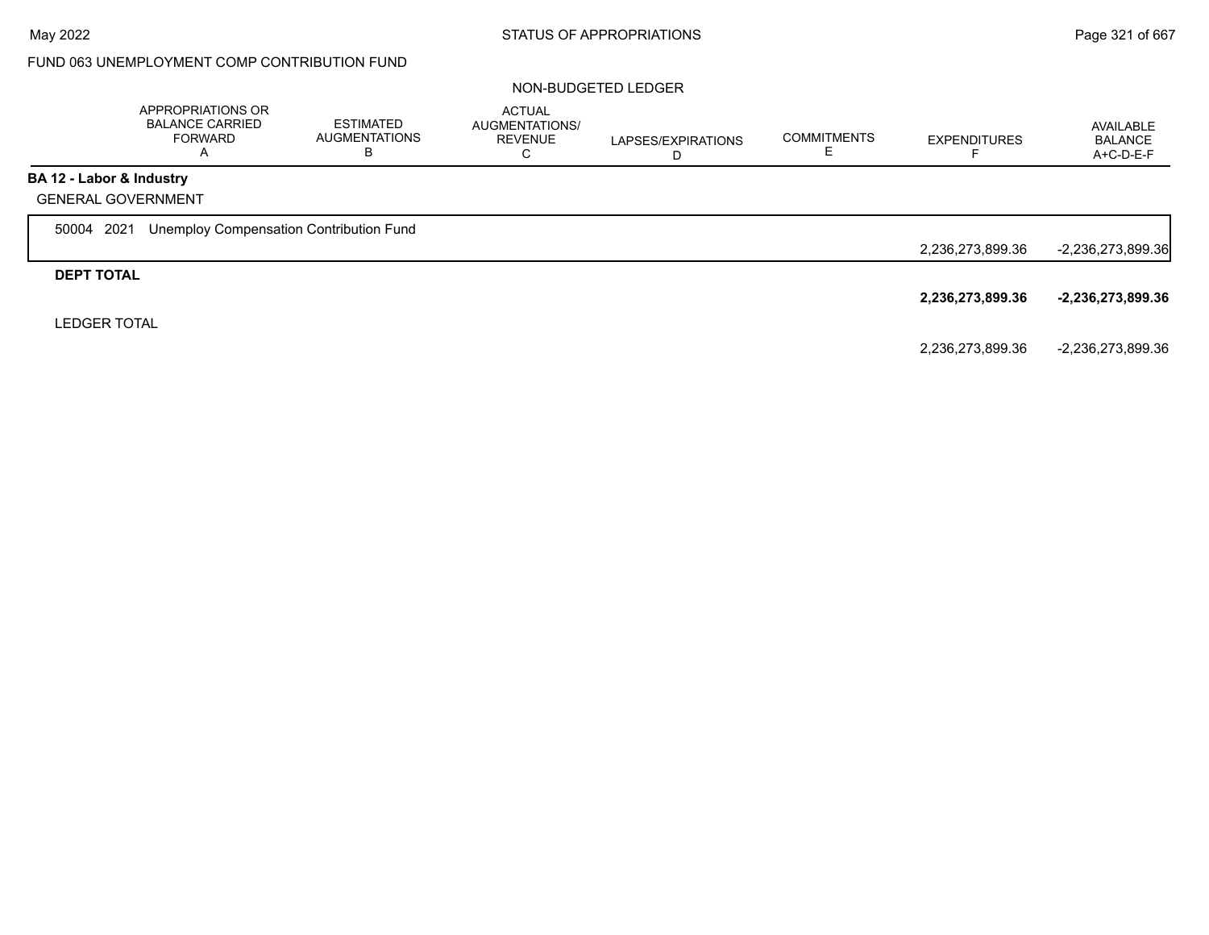FUND 063 UNEMPLOYMENT COMP CONTRIBUTION FUND

NON-BUDGETED LEDGER

| | APPROPRIATIONS OR BALANCE CARRIED FORWARD A | ESTIMATED AUGMENTATIONS B | ACTUAL AUGMENTATIONS/ REVENUE C | LAPSES/EXPIRATIONS D | COMMITMENTS E | EXPENDITURES F | AVAILABLE BALANCE A+C-D-E-F |
|---|---|---|---|---|---|---|---|
| **BA 12 - Labor & Industry** | | | | | | | |
| GENERAL GOVERNMENT | | | | | | | |
| 50004 2021 Unemploy Compensation Contribution Fund | | | | | | 2,236,273,899.36 | -2,236,273,899.36 |
| **DEPT TOTAL** | | | | | | **2,236,273,899.36** | **-2,236,273,899.36** |
| LEDGER TOTAL | | | | | | 2,236,273,899.36 | -2,236,273,899.36 |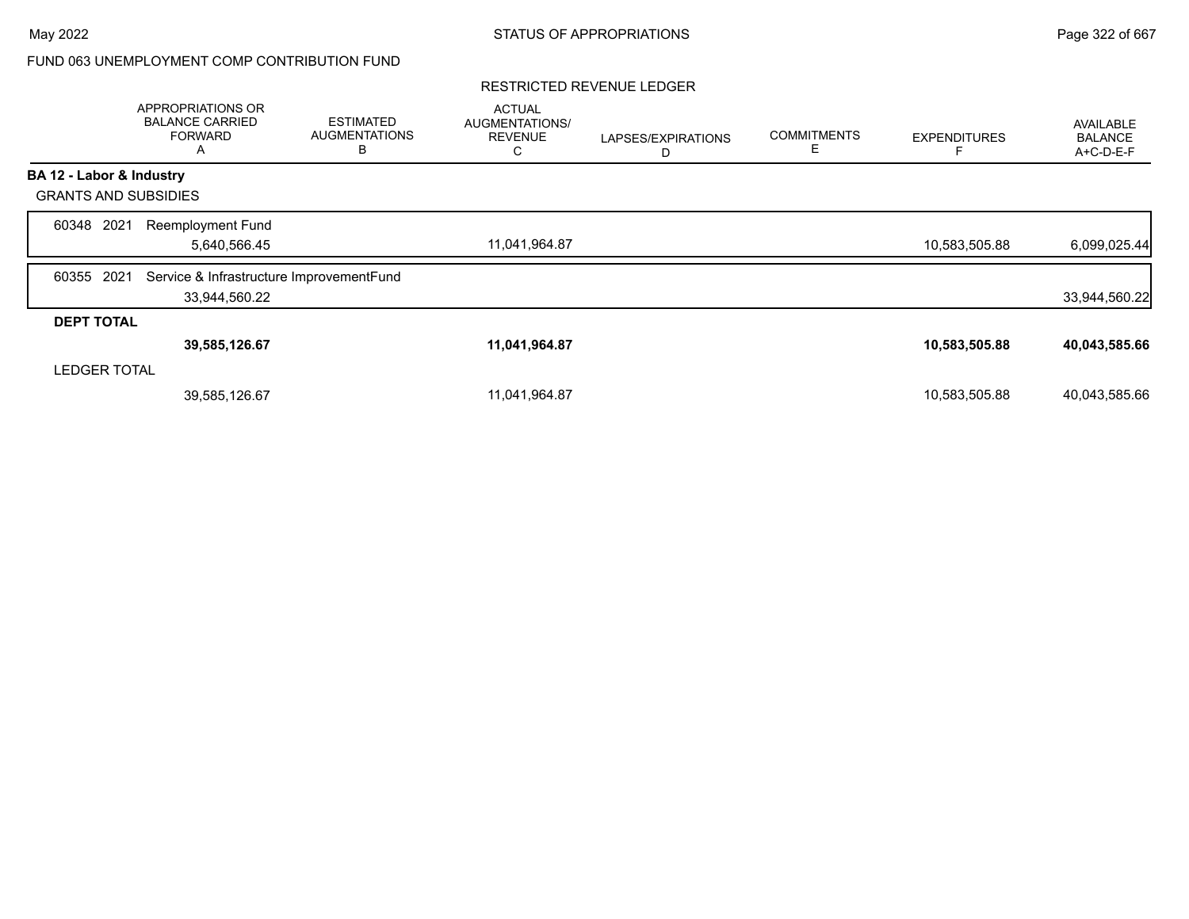FUND 063 UNEMPLOYMENT COMP CONTRIBUTION FUND

## RESTRICTED REVENUE LEDGER

| | APPROPRIATIONS OR BALANCE CARRIED FORWARD A | ESTIMATED AUGMENTATIONS B | ACTUAL AUGMENTATIONS/ REVENUE C | LAPSES/EXPIRATIONS D | COMMITMENTS E | EXPENDITURES F | AVAILABLE BALANCE A+C-D-E-F |
|---|---|---|---|---|---|---|---|
| **BA 12 - Labor & Industry** | | | | | | | |
| GRANTS AND SUBSIDIES | | | | | | | |
| 60348 2021 Reemployment Fund | 5,640,566.45 | | 11,041,964.87 | | | 10,583,505.88 | 6,099,025.44 |
| 60355 2021 Service & Infrastructure ImprovementFund | 33,944,560.22 | | | | | | 33,944,560.22 |
| **DEPT TOTAL** | **39,585,126.67** | | **11,041,964.87** | | | **10,583,505.88** | **40,043,585.66** |
| LEDGER TOTAL | 39,585,126.67 | | 11,041,964.87 | | | 10,583,505.88 | 40,043,585.66 |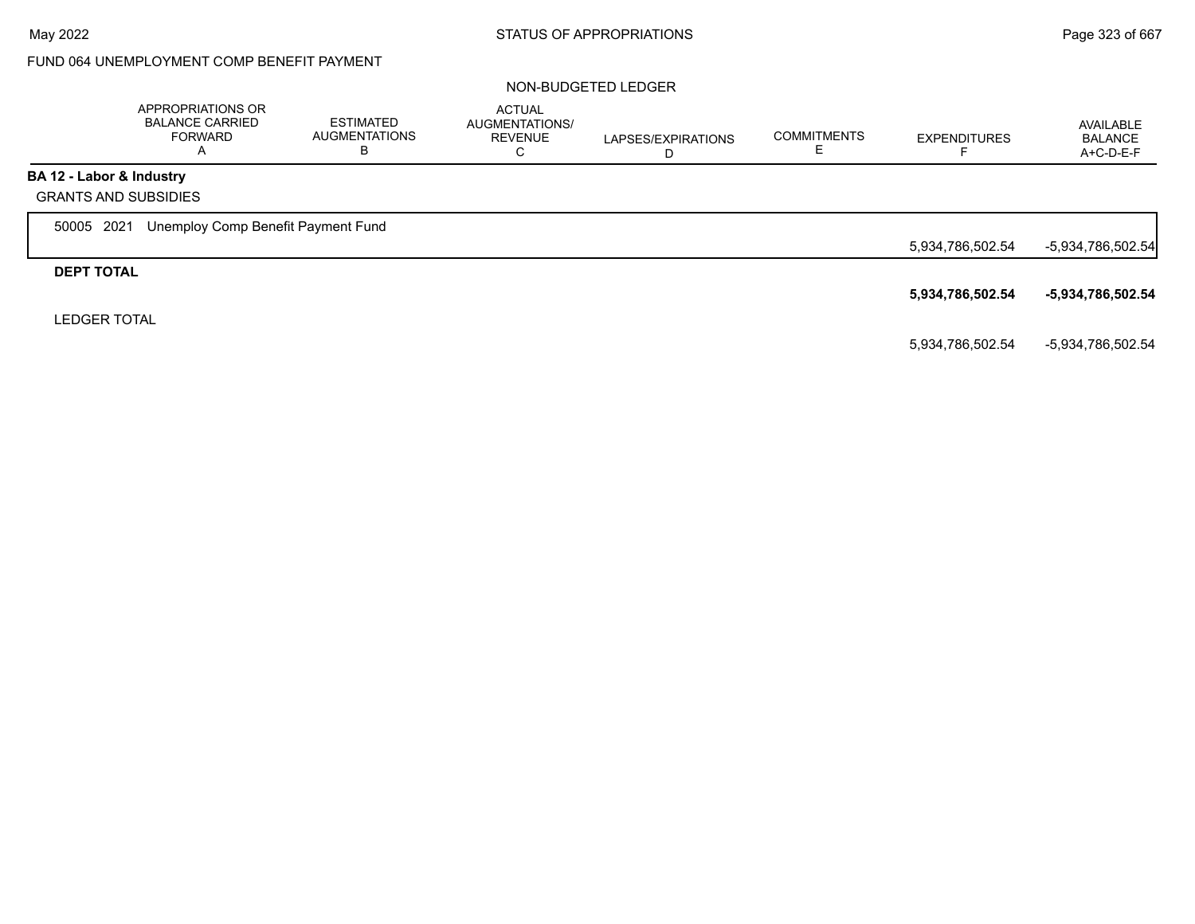FUND 064 UNEMPLOYMENT COMP BENEFIT PAYMENT

NON-BUDGETED LEDGER

| | APPROPRIATIONS OR BALANCE CARRIED FORWARD A | ESTIMATED AUGMENTATIONS B | ACTUAL AUGMENTATIONS/ REVENUE C | LAPSES/EXPIRATIONS D | COMMITMENTS E | EXPENDITURES F | AVAILABLE BALANCE A+C-D-E-F |
|---|---|---|---|---|---|---|---|
| **BA 12 - Labor & Industry** | | | | | | | |
| GRANTS AND SUBSIDIES | | | | | | | |
| 50005 2021 Unemploy Comp Benefit Payment Fund | | | | | | 5,934,786,502.54 | -5,934,786,502.54 |
| **DEPT TOTAL** | | | | | | **5,934,786,502.54** | **-5,934,786,502.54** |
| LEDGER TOTAL | | | | | | 5,934,786,502.54 | -5,934,786,502.54 |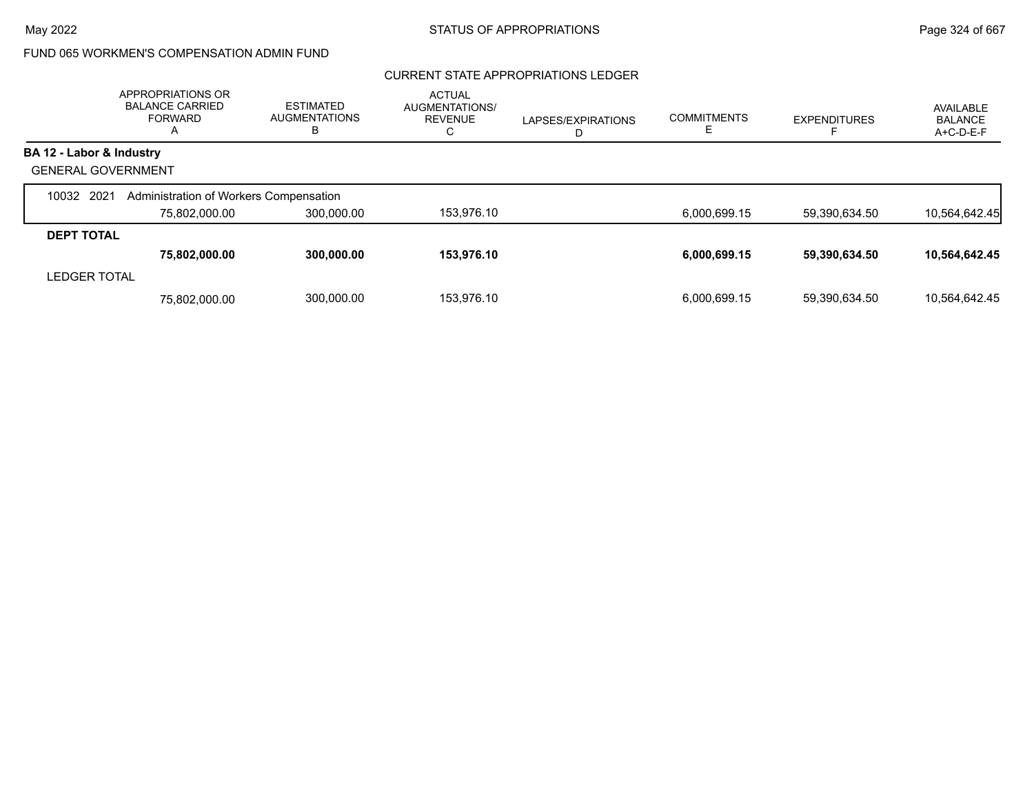FUND 065 WORKMEN'S COMPENSATION ADMIN FUND

CURRENT STATE APPROPRIATIONS LEDGER

| | APPROPRIATIONS OR BALANCE CARRIED FORWARD A | ESTIMATED AUGMENTATIONS B | ACTUAL AUGMENTATIONS/ REVENUE C | LAPSES/EXPIRATIONS D | COMMITMENTS E | EXPENDITURES F | AVAILABLE BALANCE A+C-D-E-F |
|---|---|---|---|---|---|---|---|
| **BA 12 - Labor & Industry** | | | | | | | |
| GENERAL GOVERNMENT | | | | | | | |
| 10032 2021 Administration of Workers Compensation | | | | | | | |
| | 75,802,000.00 | 300,000.00 | 153,976.10 | | 6,000,699.15 | 59,390,634.50 | 10,564,642.45 |
| **DEPT TOTAL** | | | | | | | |
| | **75,802,000.00** | **300,000.00** | **153,976.10** | | **6,000,699.15** | **59,390,634.50** | **10,564,642.45** |
| LEDGER TOTAL | | | | | | | |
| | 75,802,000.00 | 300,000.00 | 153,976.10 | | 6,000,699.15 | 59,390,634.50 | 10,564,642.45 |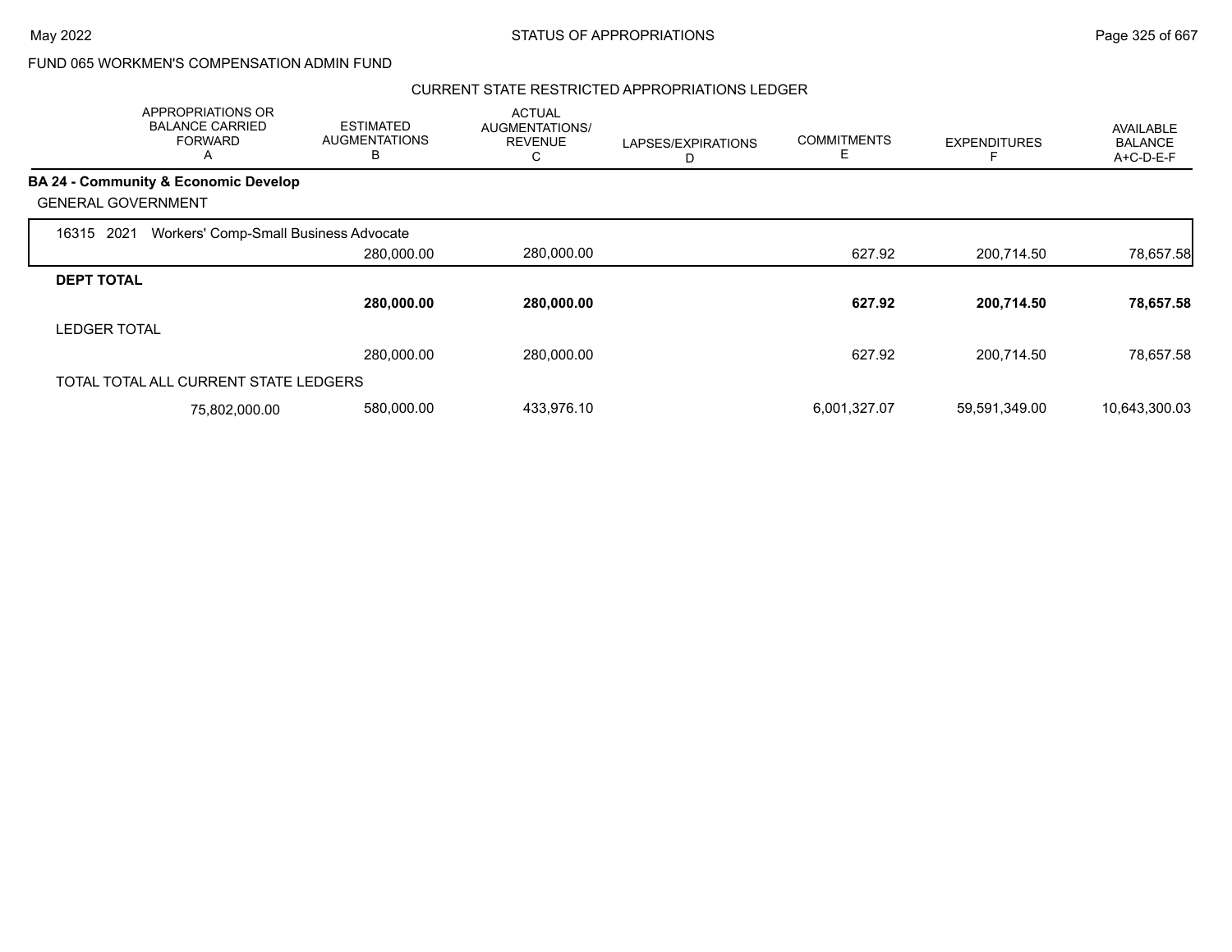FUND 065 WORKMEN'S COMPENSATION ADMIN FUND

CURRENT STATE RESTRICTED APPROPRIATIONS LEDGER

| | APPROPRIATIONS OR BALANCE CARRIED FORWARD A | ESTIMATED AUGMENTATIONS B | ACTUAL AUGMENTATIONS/ REVENUE C | LAPSES/EXPIRATIONS D | COMMITMENTS E | EXPENDITURES F | AVAILABLE BALANCE A+C-D-E-F |
|---|---|---|---|---|---|---|---|
| **BA 24 - Community & Economic Develop** | | | | | | | |
| GENERAL GOVERNMENT | | | | | | | |
| 16315 2021 Workers' Comp-Small Business Advocate | | 280,000.00 | 280,000.00 | | 627.92 | 200,714.50 | 78,657.58 |
| **DEPT TOTAL** | | **280,000.00** | **280,000.00** | | **627.92** | **200,714.50** | **78,657.58** |
| LEDGER TOTAL | | 280,000.00 | 280,000.00 | | 627.92 | 200,714.50 | 78,657.58 |
| TOTAL TOTAL ALL CURRENT STATE LEDGERS | 75,802,000.00 | 580,000.00 | 433,976.10 | | 6,001,327.07 | 59,591,349.00 | 10,643,300.03 |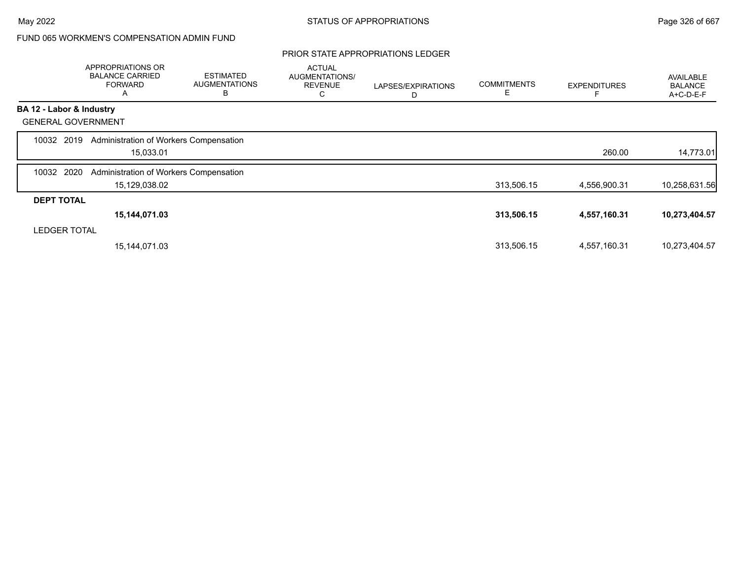FUND 065 WORKMEN'S COMPENSATION ADMIN FUND

## PRIOR STATE APPROPRIATIONS LEDGER

| | APPROPRIATIONS OR BALANCE CARRIED FORWARD A | ESTIMATED AUGMENTATIONS B | ACTUAL AUGMENTATIONS/ REVENUE C | LAPSES/EXPIRATIONS D | COMMITMENTS E | EXPENDITURES F | AVAILABLE BALANCE A+C-D-E-F |
|---|---|---|---|---|---|---|---|
| **BA 12 - Labor & Industry** | | | | | | | |
| GENERAL GOVERNMENT | | | | | | | |
| 10032 2019 Administration of Workers Compensation | 15,033.01 | | | | | 260.00 | 14,773.01 |
| 10032 2020 Administration of Workers Compensation | 15,129,038.02 | | | | 313,506.15 | 4,556,900.31 | 10,258,631.56 |
| **DEPT TOTAL** | **15,144,071.03** | | | | **313,506.15** | **4,557,160.31** | **10,273,404.57** |
| LEDGER TOTAL | 15,144,071.03 | | | | 313,506.15 | 4,557,160.31 | 10,273,404.57 |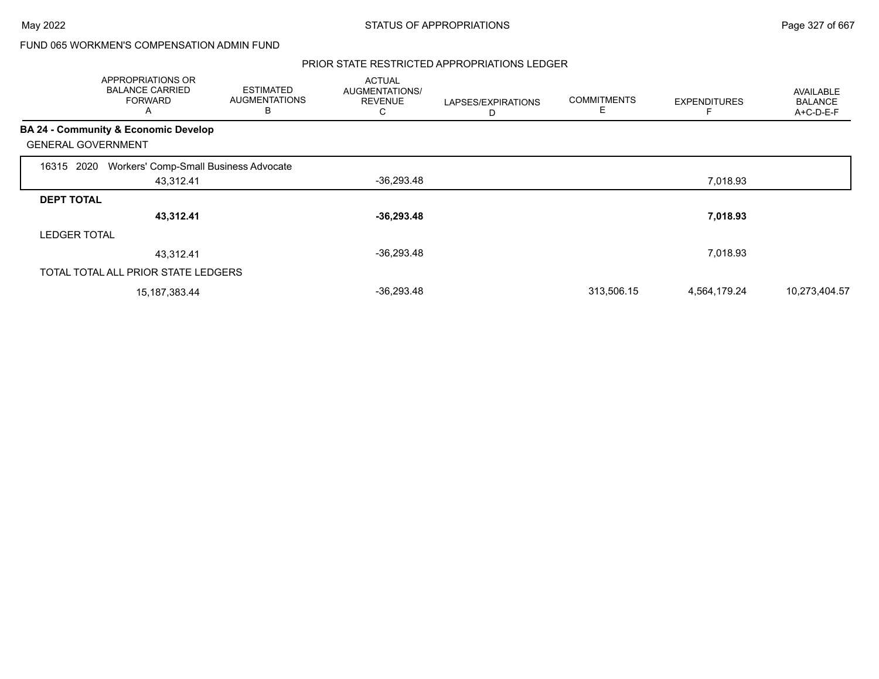FUND 065 WORKMEN'S COMPENSATION ADMIN FUND

PRIOR STATE RESTRICTED APPROPRIATIONS LEDGER

| | APPROPRIATIONS OR BALANCE CARRIED FORWARD A | ESTIMATED AUGMENTATIONS B | ACTUAL AUGMENTATIONS/ REVENUE C | LAPSES/EXPIRATIONS D | COMMITMENTS E | EXPENDITURES F | AVAILABLE BALANCE A+C-D-E-F |
|---|---|---|---|---|---|---|---|
| **BA 24 - Community & Economic Develop** | | | | | | | |
| GENERAL GOVERNMENT | | | | | | | |
| 16315 2020 Workers' Comp-Small Business Advocate | 43,312.41 | | -36,293.48 | | | 7,018.93 | |
| **DEPT TOTAL** | **43,312.41** | | **-36,293.48** | | | **7,018.93** | |
| LEDGER TOTAL | 43,312.41 | | -36,293.48 | | | 7,018.93 | |
| TOTAL TOTAL ALL PRIOR STATE LEDGERS | 15,187,383.44 | | -36,293.48 | | 313,506.15 | 4,564,179.24 | 10,273,404.57 |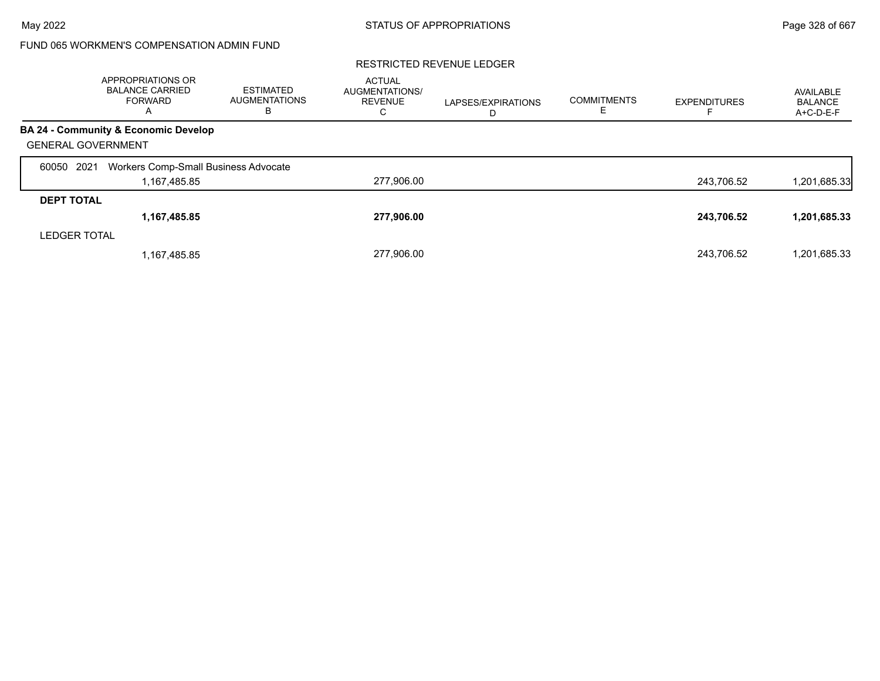FUND 065 WORKMEN'S COMPENSATION ADMIN FUND

## RESTRICTED REVENUE LEDGER

| | APPROPRIATIONS OR BALANCE CARRIED FORWARD A | ESTIMATED AUGMENTATIONS B | ACTUAL AUGMENTATIONS/ REVENUE C | LAPSES/EXPIRATIONS D | COMMITMENTS E | EXPENDITURES F | AVAILABLE BALANCE A+C-D-E-F |
|---|---|---|---|---|---|---|---|
| **BA 24 - Community & Economic Develop** | | | | | | | |
| GENERAL GOVERNMENT | | | | | | | |
| 60050 2021 Workers Comp-Small Business Advocate | | | | | | | |
| | 1,167,485.85 | | 277,906.00 | | | 243,706.52 | 1,201,685.33 |
| **DEPT TOTAL** | | | | | | | |
| | **1,167,485.85** | | **277,906.00** | | | **243,706.52** | **1,201,685.33** |
| LEDGER TOTAL | | | | | | | |
| | 1,167,485.85 | | 277,906.00 | | | 243,706.52 | 1,201,685.33 |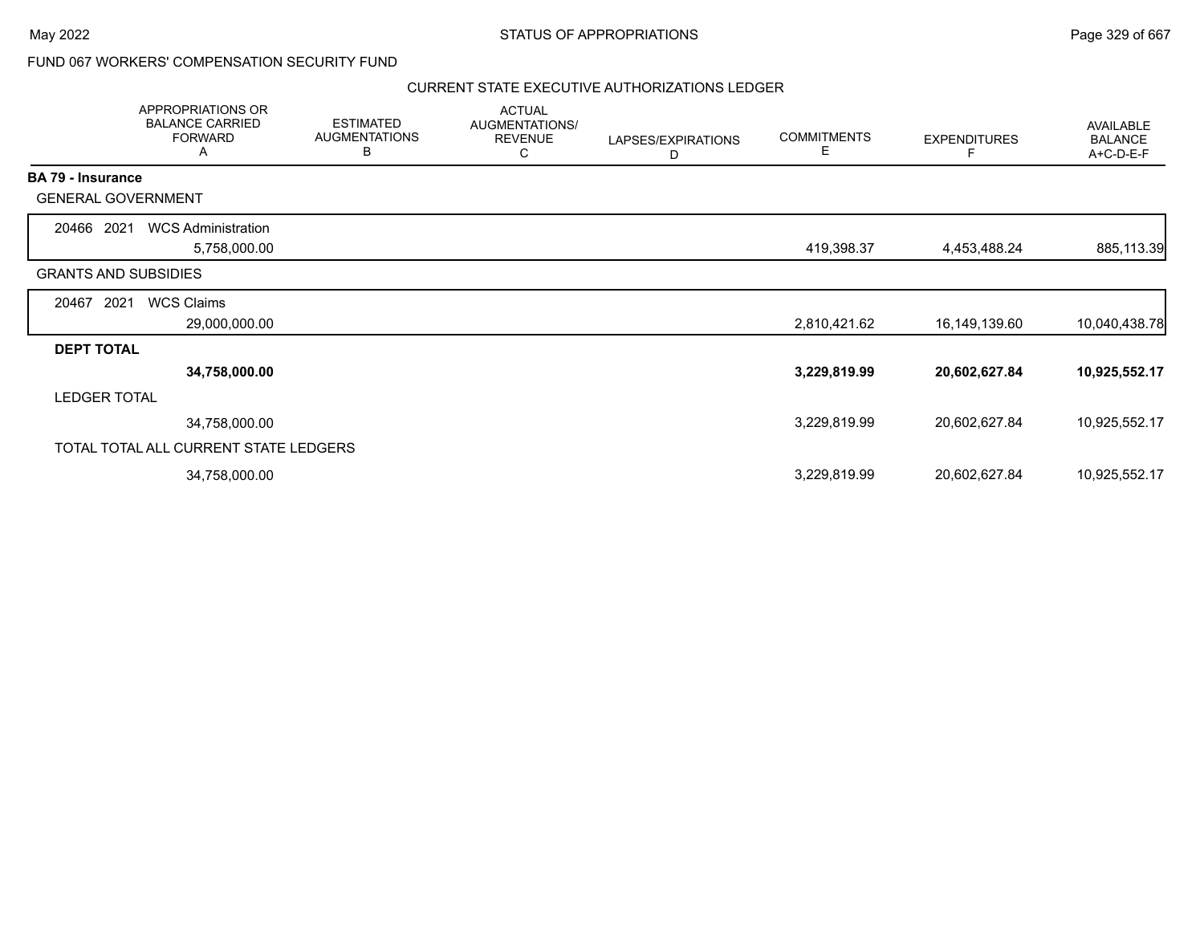FUND 067 WORKERS' COMPENSATION SECURITY FUND

CURRENT STATE EXECUTIVE AUTHORIZATIONS LEDGER

| | APPROPRIATIONS OR BALANCE CARRIED FORWARD A | ESTIMATED AUGMENTATIONS B | ACTUAL AUGMENTATIONS/ REVENUE C | LAPSES/EXPIRATIONS D | COMMITMENTS E | EXPENDITURES F | AVAILABLE BALANCE A+C-D-E-F |
|---|---|---|---|---|---|---|---|
| **BA 79 - Insurance** | | | | | | | |
| GENERAL GOVERNMENT | | | | | | | |
| 20466 2021 WCS Administration | 5,758,000.00 | | | | 419,398.37 | 4,453,488.24 | 885,113.39 |
| GRANTS AND SUBSIDIES | | | | | | | |
| 20467 2021 WCS Claims | 29,000,000.00 | | | | 2,810,421.62 | 16,149,139.60 | 10,040,438.78 |
| **DEPT TOTAL** | **34,758,000.00** | | | | **3,229,819.99** | **20,602,627.84** | **10,925,552.17** |
| LEDGER TOTAL | 34,758,000.00 | | | | 3,229,819.99 | 20,602,627.84 | 10,925,552.17 |
| TOTAL TOTAL ALL CURRENT STATE LEDGERS | 34,758,000.00 | | | | 3,229,819.99 | 20,602,627.84 | 10,925,552.17 |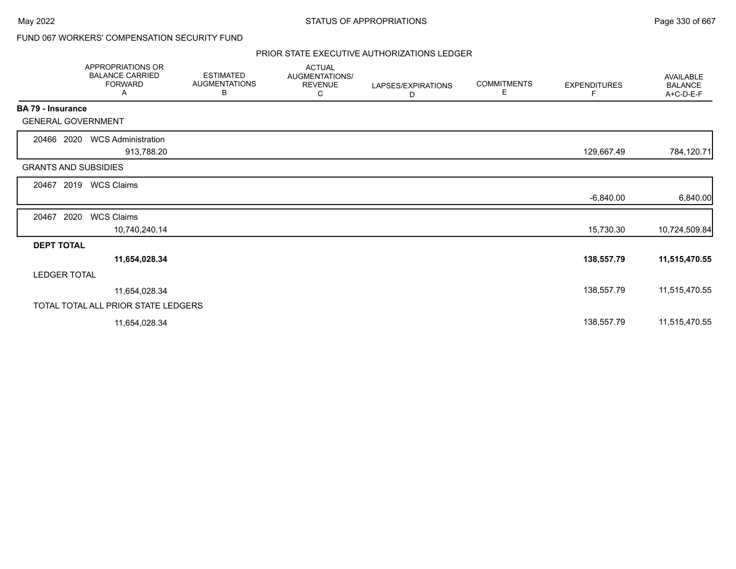FUND 067 WORKERS' COMPENSATION SECURITY FUND

PRIOR STATE EXECUTIVE AUTHORIZATIONS LEDGER

| APPROPRIATIONS OR BALANCE CARRIED FORWARD A | ESTIMATED AUGMENTATIONS B | ACTUAL AUGMENTATIONS/ REVENUE C | LAPSES/EXPIRATIONS D | COMMITMENTS E | EXPENDITURES F | AVAILABLE BALANCE A+C-D-E-F |
|---|---|---|---|---|---|---|
| **BA 79 - Insurance** | | | | | | |
| GENERAL GOVERNMENT | | | | | | |
| 20466 2020 WCS Administration | | | | | | |
| 913,788.20 | | | | | 129,667.49 | 784,120.71 |
| GRANTS AND SUBSIDIES | | | | | | |
| 20467 2019 WCS Claims | | | | | | |
| | | | | | -6,840.00 | 6,840.00 |
| 20467 2020 WCS Claims | | | | | | |
| 10,740,240.14 | | | | | 15,730.30 | 10,724,509.84 |
| **DEPT TOTAL** | | | | | | |
| **11,654,028.34** | | | | | **138,557.79** | **11,515,470.55** |
| LEDGER TOTAL | | | | | | |
| 11,654,028.34 | | | | | 138,557.79 | 11,515,470.55 |
| TOTAL TOTAL ALL PRIOR STATE LEDGERS | | | | | | |
| 11,654,028.34 | | | | | 138,557.79 | 11,515,470.55 |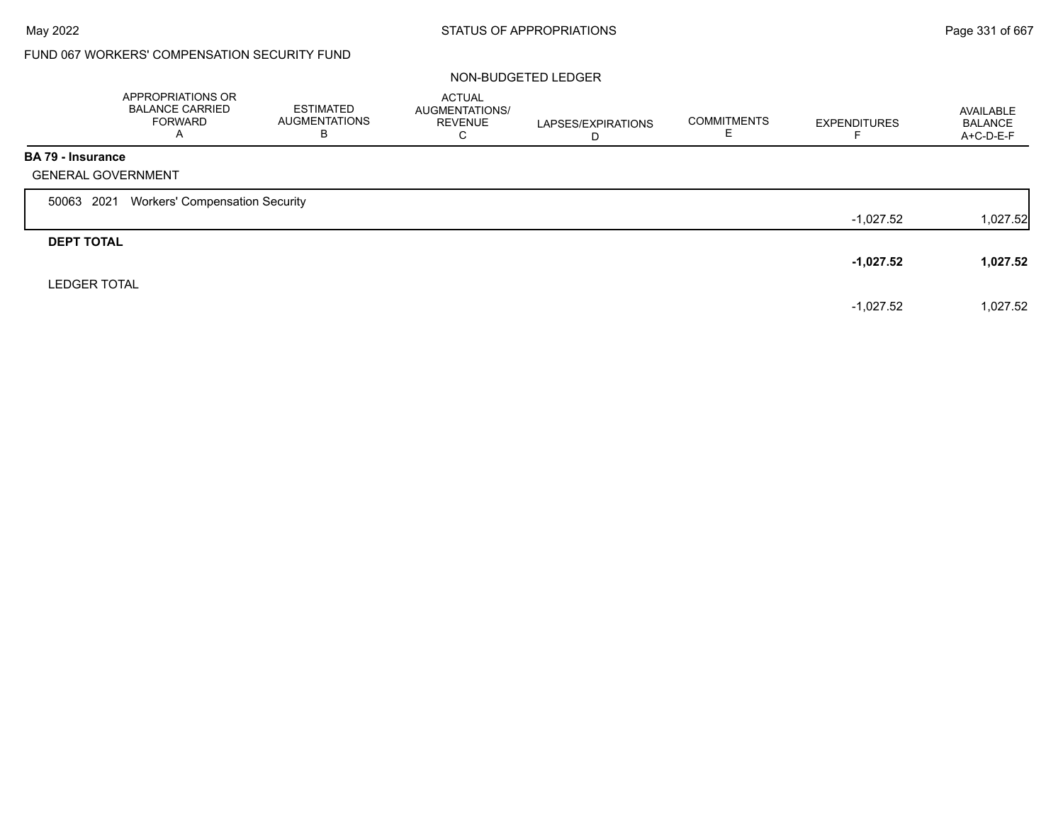FUND 067 WORKERS' COMPENSATION SECURITY FUND

NON-BUDGETED LEDGER

| | APPROPRIATIONS OR BALANCE CARRIED FORWARD A | ESTIMATED AUGMENTATIONS B | ACTUAL AUGMENTATIONS/ REVENUE C | LAPSES/EXPIRATIONS D | COMMITMENTS E | EXPENDITURES F | AVAILABLE BALANCE A+C-D-E-F |
|---|---|---|---|---|---|---|---|
| **BA 79 - Insurance** | | | | | | | |
| GENERAL GOVERNMENT | | | | | | | |
| 50063 2021 Workers' Compensation Security | | | | | | -1,027.52 | 1,027.52 |
| **DEPT TOTAL** | | | | | | **-1,027.52** | **1,027.52** |
| LEDGER TOTAL | | | | | | -1,027.52 | 1,027.52 |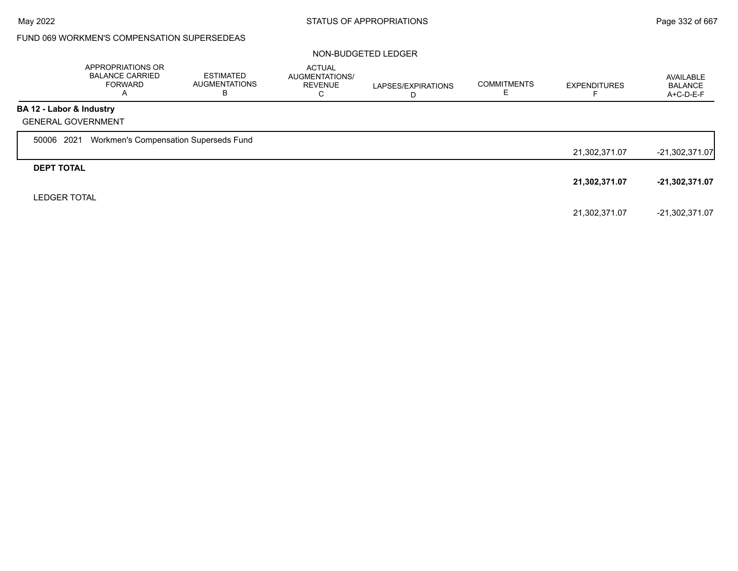FUND 069 WORKMEN'S COMPENSATION SUPERSEDEAS

NON-BUDGETED LEDGER

| | APPROPRIATIONS OR BALANCE CARRIED FORWARD A | ESTIMATED AUGMENTATIONS B | ACTUAL AUGMENTATIONS/ REVENUE C | LAPSES/EXPIRATIONS D | COMMITMENTS E | EXPENDITURES F | AVAILABLE BALANCE A+C-D-E-F |
|---|---|---|---|---|---|---|---|
| **BA 12 - Labor & Industry** | | | | | | | |
| GENERAL GOVERNMENT | | | | | | | |
| 50006 2021 Workmen's Compensation Superseds Fund | | | | | | 21,302,371.07 | -21,302,371.07 |
| **DEPT TOTAL** | | | | | | **21,302,371.07** | **-21,302,371.07** |
| LEDGER TOTAL | | | | | | 21,302,371.07 | -21,302,371.07 |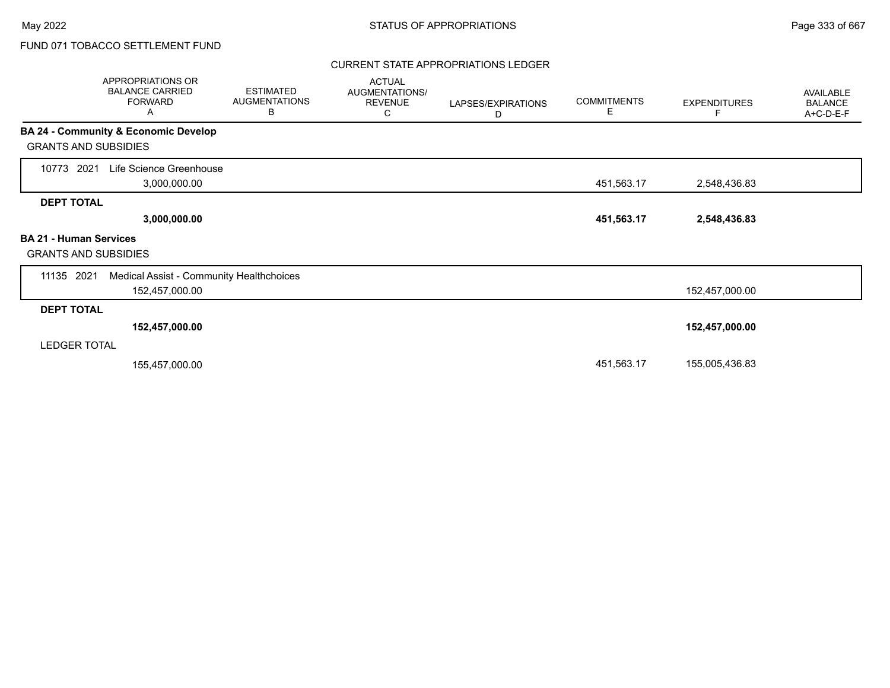FUND 071 TOBACCO SETTLEMENT FUND

## CURRENT STATE APPROPRIATIONS LEDGER

| | APPROPRIATIONS OR BALANCE CARRIED FORWARD A | ESTIMATED AUGMENTATIONS B | ACTUAL AUGMENTATIONS/ REVENUE C | LAPSES/EXPIRATIONS D | COMMITMENTS E | EXPENDITURES F | AVAILABLE BALANCE A+C-D-E-F |
|---|---|---|---|---|---|---|---|
| **BA 24 - Community & Economic Develop** | | | | | | | |
| GRANTS AND SUBSIDIES | | | | | | | |
| 10773 2021 Life Science Greenhouse | 3,000,000.00 | | | | 451,563.17 | 2,548,436.83 | |
| **DEPT TOTAL** | **3,000,000.00** | | | | **451,563.17** | **2,548,436.83** | |
| **BA 21 - Human Services** | | | | | | | |
| GRANTS AND SUBSIDIES | | | | | | | |
| 11135 2021 Medical Assist - Community Healthchoices | 152,457,000.00 | | | | | 152,457,000.00 | |
| **DEPT TOTAL** | **152,457,000.00** | | | | | **152,457,000.00** | |
| LEDGER TOTAL | 155,457,000.00 | | | | 451,563.17 | 155,005,436.83 | |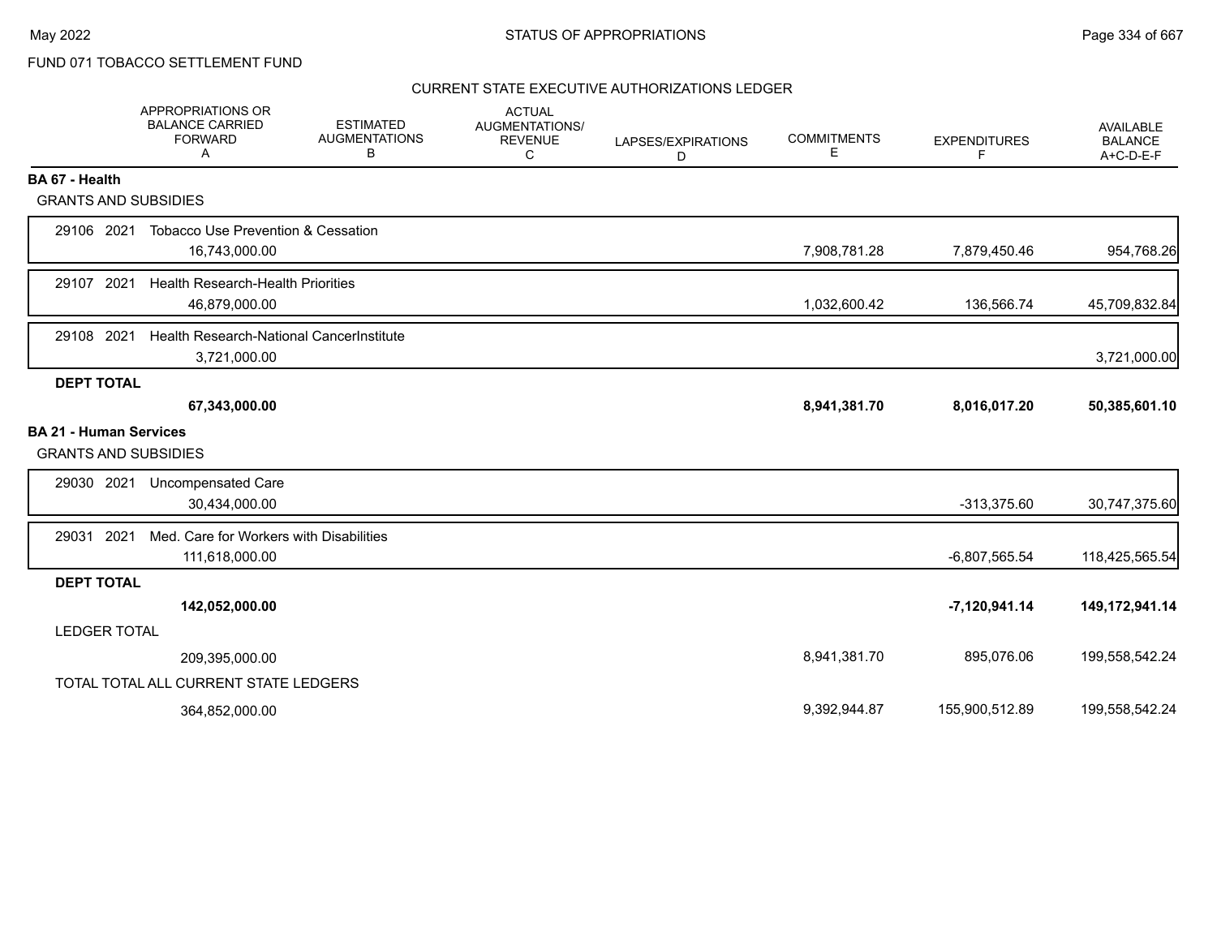FUND 071 TOBACCO SETTLEMENT FUND

STATUS OF APPROPRIATIONS

CURRENT STATE EXECUTIVE AUTHORIZATIONS LEDGER

| | APPROPRIATIONS OR BALANCE CARRIED FORWARD A | ESTIMATED AUGMENTATIONS B | ACTUAL AUGMENTATIONS/ REVENUE C | LAPSES/EXPIRATIONS D | COMMITMENTS E | EXPENDITURES F | AVAILABLE BALANCE A+C-D-E-F |
|---|---|---|---|---|---|---|---|
| **BA 67 - Health** | | | | | | | |
| GRANTS AND SUBSIDIES | | | | | | | |
| 29106 2021 Tobacco Use Prevention & Cessation | 16,743,000.00 | | | | 7,908,781.28 | 7,879,450.46 | 954,768.26 |
| 29107 2021 Health Research-Health Priorities | 46,879,000.00 | | | | 1,032,600.42 | 136,566.74 | 45,709,832.84 |
| 29108 2021 Health Research-National CancerInstitute | 3,721,000.00 | | | | | | 3,721,000.00 |
| **DEPT TOTAL** | **67,343,000.00** | | | | **8,941,381.70** | **8,016,017.20** | **50,385,601.10** |
| **BA 21 - Human Services** | | | | | | | |
| GRANTS AND SUBSIDIES | | | | | | | |
| 29030 2021 Uncompensated Care | 30,434,000.00 | | | | | -313,375.60 | 30,747,375.60 |
| 29031 2021 Med. Care for Workers with Disabilities | 111,618,000.00 | | | | | -6,807,565.54 | 118,425,565.54 |
| **DEPT TOTAL** | **142,052,000.00** | | | | | **-7,120,941.14** | **149,172,941.14** |
| LEDGER TOTAL | 209,395,000.00 | | | | 8,941,381.70 | 895,076.06 | 199,558,542.24 |
| TOTAL TOTAL ALL CURRENT STATE LEDGERS | 364,852,000.00 | | | | 9,392,944.87 | 155,900,512.89 | 199,558,542.24 |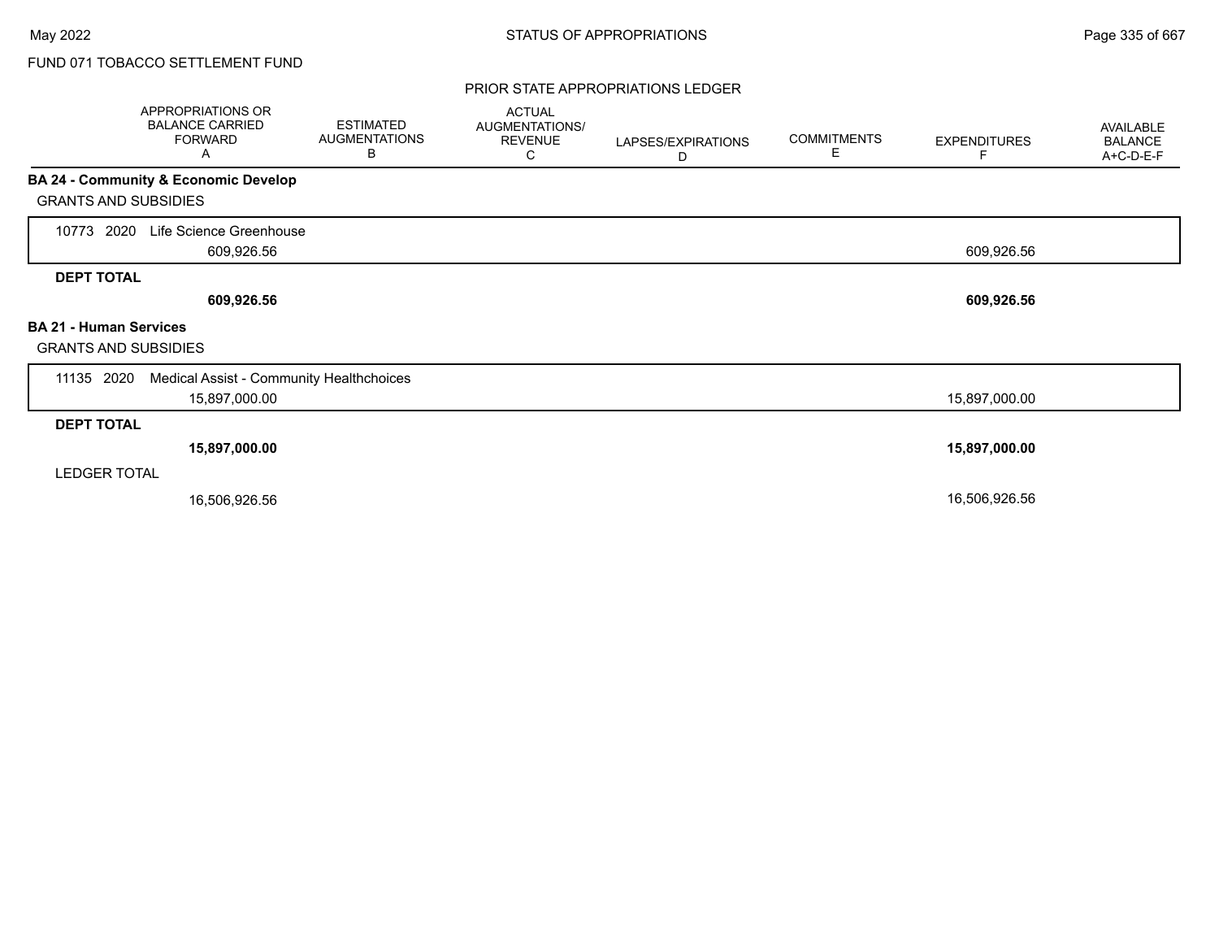FUND 071 TOBACCO SETTLEMENT FUND

PRIOR STATE APPROPRIATIONS LEDGER

| | APPROPRIATIONS OR BALANCE CARRIED FORWARD A | ESTIMATED AUGMENTATIONS B | ACTUAL AUGMENTATIONS/ REVENUE C | LAPSES/EXPIRATIONS D | COMMITMENTS E | EXPENDITURES F | AVAILABLE BALANCE A+C-D-E-F |
|---|---|---|---|---|---|---|---|
| **BA 24 - Community & Economic Develop** | | | | | | | |
| GRANTS AND SUBSIDIES | | | | | | | |
| 10773 2020 Life Science Greenhouse | 609,926.56 | | | | | 609,926.56 | |
| **DEPT TOTAL** | **609,926.56** | | | | | **609,926.56** | |
| **BA 21 - Human Services** | | | | | | | |
| GRANTS AND SUBSIDIES | | | | | | | |
| 11135 2020 Medical Assist - Community Healthchoices | 15,897,000.00 | | | | | 15,897,000.00 | |
| **DEPT TOTAL** | **15,897,000.00** | | | | | **15,897,000.00** | |
| LEDGER TOTAL | 16,506,926.56 | | | | | 16,506,926.56 | |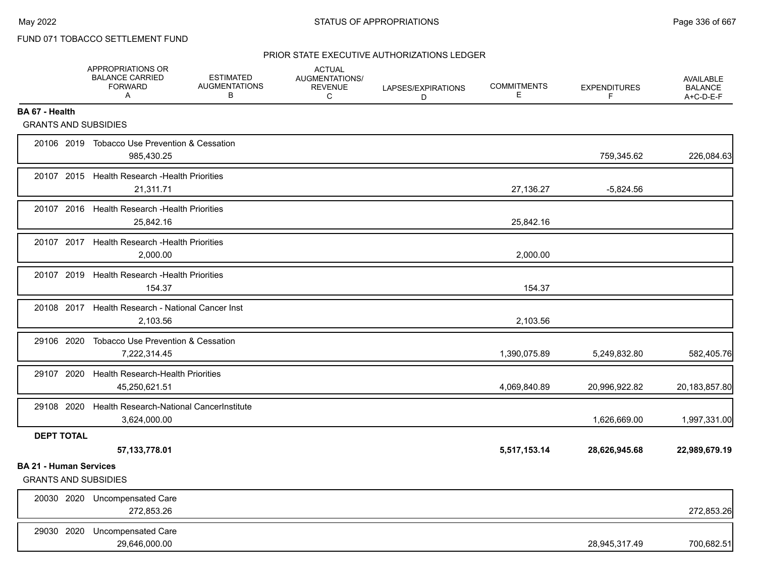FUND 071 TOBACCO SETTLEMENT FUND

PRIOR STATE EXECUTIVE AUTHORIZATIONS LEDGER

| | APPROPRIATIONS OR BALANCE CARRIED FORWARD A | ESTIMATED AUGMENTATIONS B | ACTUAL AUGMENTATIONS/ REVENUE C | LAPSES/EXPIRATIONS D | COMMITMENTS E | EXPENDITURES F | AVAILABLE BALANCE A+C-D-E-F |
|---|---|---|---|---|---|---|---|
| **BA 67 - Health** | | | | | | | |
| GRANTS AND SUBSIDIES | | | | | | | |
| 20106 2019 Tobacco Use Prevention & Cessation | 985,430.25 | | | | | 759,345.62 | 226,084.63 |
| 20107 2015 Health Research -Health Priorities | 21,311.71 | | | | 27,136.27 | -5,824.56 | |
| 20107 2016 Health Research -Health Priorities | 25,842.16 | | | | 25,842.16 | | |
| 20107 2017 Health Research -Health Priorities | 2,000.00 | | | | 2,000.00 | | |
| 20107 2019 Health Research -Health Priorities | 154.37 | | | | 154.37 | | |
| 20108 2017 Health Research - National Cancer Inst | 2,103.56 | | | | 2,103.56 | | |
| 29106 2020 Tobacco Use Prevention & Cessation | 7,222,314.45 | | | | 1,390,075.89 | 5,249,832.80 | 582,405.76 |
| 29107 2020 Health Research-Health Priorities | 45,250,621.51 | | | | 4,069,840.89 | 20,996,922.82 | 20,183,857.80 |
| 29108 2020 Health Research-National CancerInstitute | 3,624,000.00 | | | | | 1,626,669.00 | 1,997,331.00 |
| **DEPT TOTAL** | **57,133,778.01** | | | | **5,517,153.14** | **28,626,945.68** | **22,989,679.19** |
| **BA 21 - Human Services** | | | | | | | |
| GRANTS AND SUBSIDIES | | | | | | | |
| 20030 2020 Uncompensated Care | 272,853.26 | | | | | | 272,853.26 |
| 29030 2020 Uncompensated Care | 29,646,000.00 | | | | | 28,945,317.49 | 700,682.51 |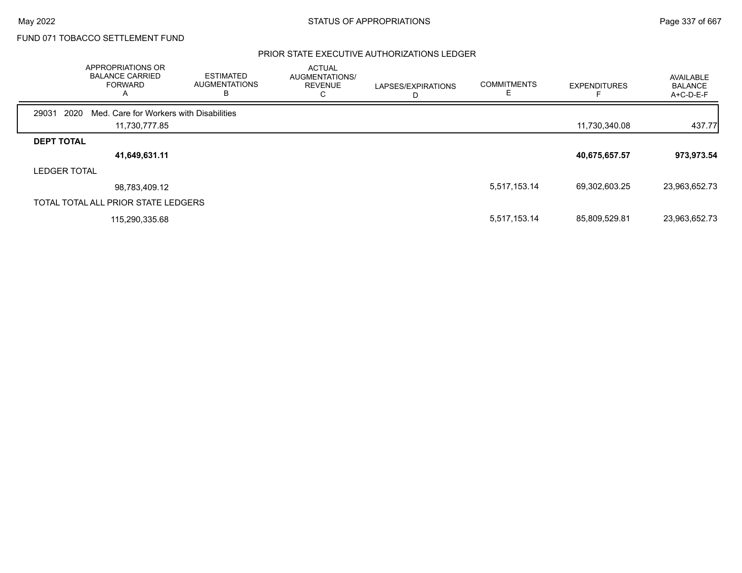FUND 071 TOBACCO SETTLEMENT FUND

## PRIOR STATE EXECUTIVE AUTHORIZATIONS LEDGER

| | APPROPRIATIONS OR BALANCE CARRIED FORWARD A | ESTIMATED AUGMENTATIONS B | ACTUAL AUGMENTATIONS/ REVENUE C | LAPSES/EXPIRATIONS D | COMMITMENTS E | EXPENDITURES F | AVAILABLE BALANCE A+C-D-E-F |
|---|---|---|---|---|---|---|---|
| 29031 2020 Med. Care for Workers with Disabilities | | | | | | | |
| | 11,730,777.85 | | | | | 11,730,340.08 | 437.77 |
| **DEPT TOTAL** | | | | | | | |
| | **41,649,631.11** | | | | | **40,675,657.57** | **973,973.54** |
| LEDGER TOTAL | | | | | | | |
| | 98,783,409.12 | | | | 5,517,153.14 | 69,302,603.25 | 23,963,652.73 |
| TOTAL TOTAL ALL PRIOR STATE LEDGERS | | | | | | | |
| | 115,290,335.68 | | | | 5,517,153.14 | 85,809,529.81 | 23,963,652.73 |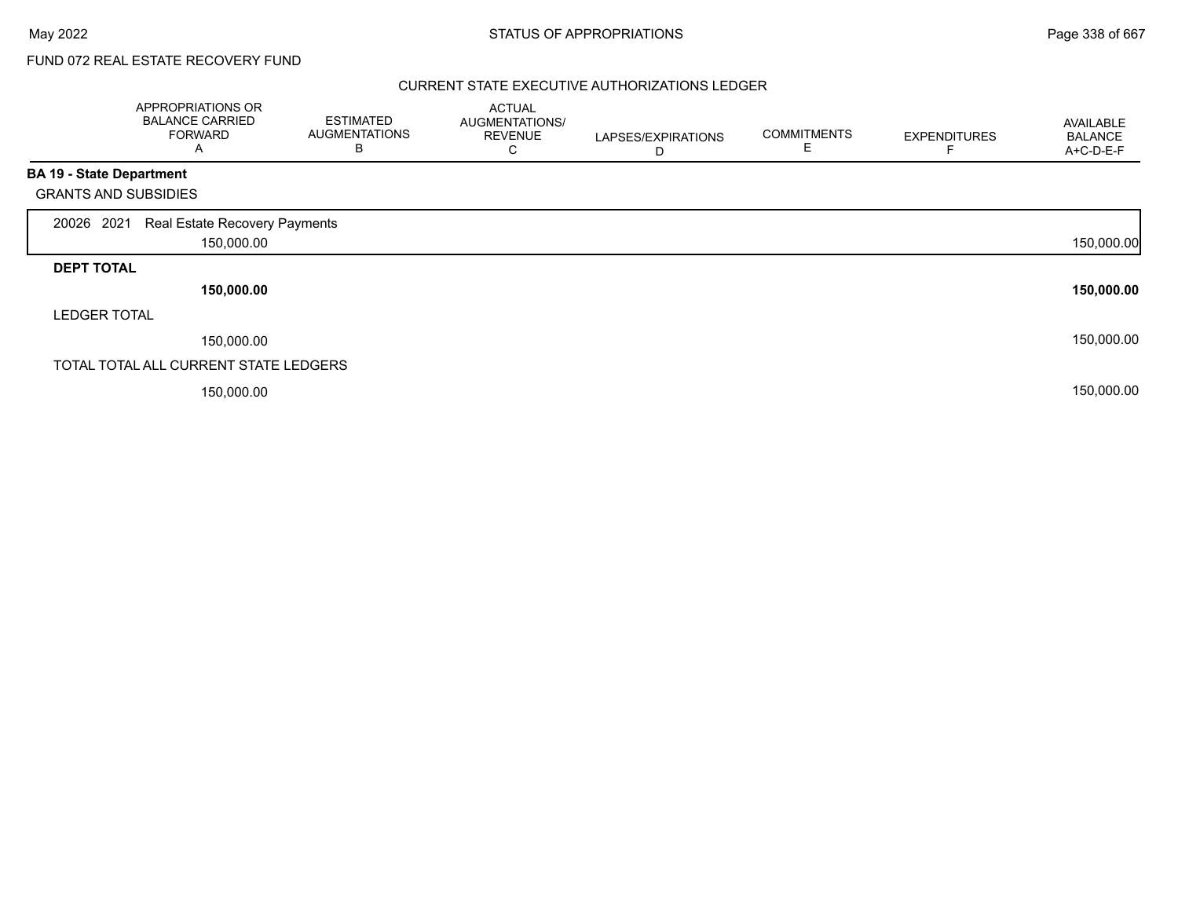FUND 072 REAL ESTATE RECOVERY FUND

## CURRENT STATE EXECUTIVE AUTHORIZATIONS LEDGER

| | APPROPRIATIONS OR BALANCE CARRIED FORWARD A | ESTIMATED AUGMENTATIONS B | ACTUAL AUGMENTATIONS/ REVENUE C | LAPSES/EXPIRATIONS D | COMMITMENTS E | EXPENDITURES F | AVAILABLE BALANCE A+C-D-E-F |
|---|---|---|---|---|---|---|---|
| **BA 19 - State Department** | | | | | | | |
| GRANTS AND SUBSIDIES | | | | | | | |
| 20026 2021 Real Estate Recovery Payments | 150,000.00 | | | | | | 150,000.00 |
| **DEPT TOTAL** | **150,000.00** | | | | | | **150,000.00** |
| LEDGER TOTAL | 150,000.00 | | | | | | 150,000.00 |
| TOTAL TOTAL ALL CURRENT STATE LEDGERS | 150,000.00 | | | | | | 150,000.00 |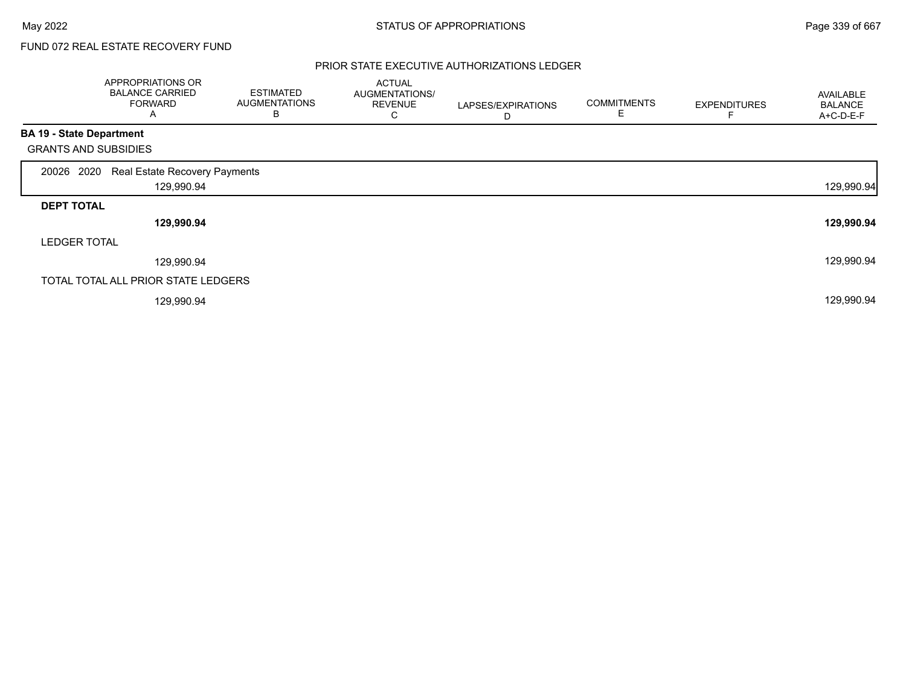FUND 072 REAL ESTATE RECOVERY FUND

## PRIOR STATE EXECUTIVE AUTHORIZATIONS LEDGER

| | APPROPRIATIONS OR BALANCE CARRIED FORWARD A | ESTIMATED AUGMENTATIONS B | ACTUAL AUGMENTATIONS/ REVENUE C | LAPSES/EXPIRATIONS D | COMMITMENTS E | EXPENDITURES F | AVAILABLE BALANCE A+C-D-E-F |
|---|---|---|---|---|---|---|---|
| **BA 19 - State Department** | | | | | | | |
| GRANTS AND SUBSIDIES | | | | | | | |
| 20026 2020 Real Estate Recovery Payments | 129,990.94 | | | | | | 129,990.94 |
| **DEPT TOTAL** | **129,990.94** | | | | | | **129,990.94** |
| LEDGER TOTAL | 129,990.94 | | | | | | 129,990.94 |
| TOTAL TOTAL ALL PRIOR STATE LEDGERS | 129,990.94 | | | | | | 129,990.94 |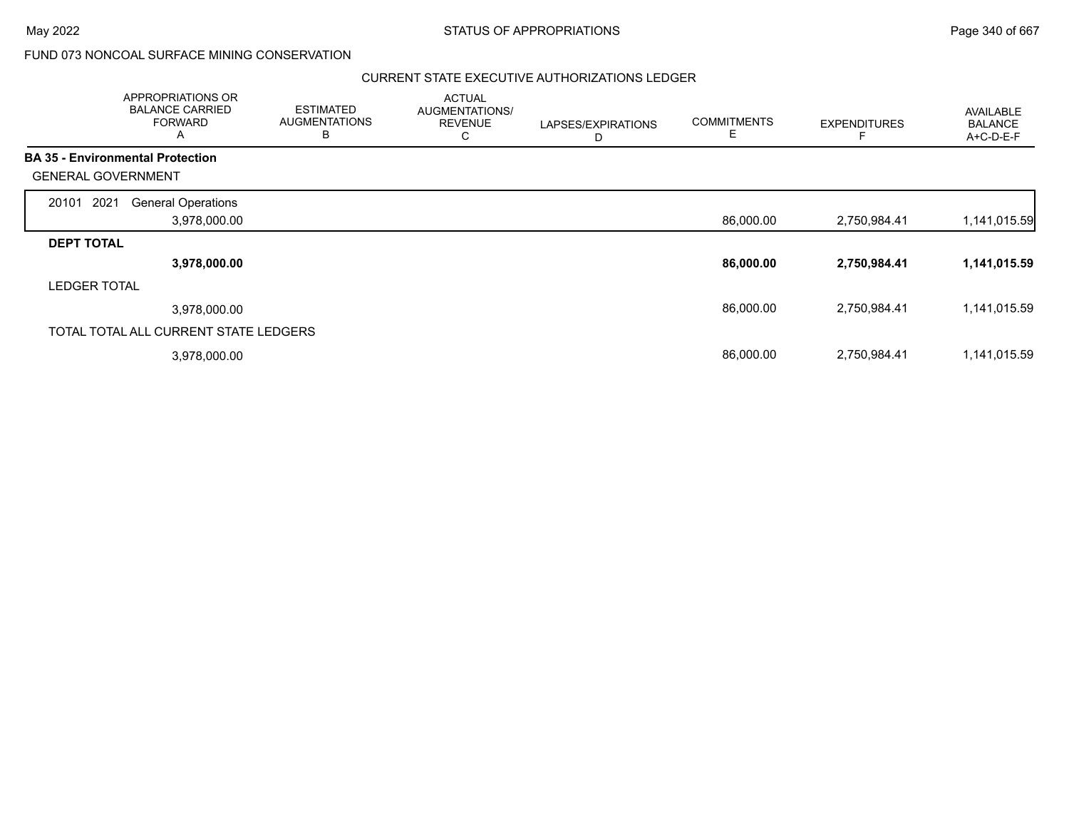May 2022 — STATUS OF APPROPRIATIONS

FUND 073 NONCOAL SURFACE MINING CONSERVATION

CURRENT STATE EXECUTIVE AUTHORIZATIONS LEDGER

| | APPROPRIATIONS OR BALANCE CARRIED FORWARD A | ESTIMATED AUGMENTATIONS B | ACTUAL AUGMENTATIONS/ REVENUE C | LAPSES/EXPIRATIONS D | COMMITMENTS E | EXPENDITURES F | AVAILABLE BALANCE A+C-D-E-F |
|---|---|---|---|---|---|---|---|
| **BA 35 - Environmental Protection** | | | | | | | |
| GENERAL GOVERNMENT | | | | | | | |
| 20101 2021 General Operations | 3,978,000.00 | | | | 86,000.00 | 2,750,984.41 | 1,141,015.59 |
| **DEPT TOTAL** | **3,978,000.00** | | | | **86,000.00** | **2,750,984.41** | **1,141,015.59** |
| LEDGER TOTAL | 3,978,000.00 | | | | 86,000.00 | 2,750,984.41 | 1,141,015.59 |
| TOTAL TOTAL ALL CURRENT STATE LEDGERS | 3,978,000.00 | | | | 86,000.00 | 2,750,984.41 | 1,141,015.59 |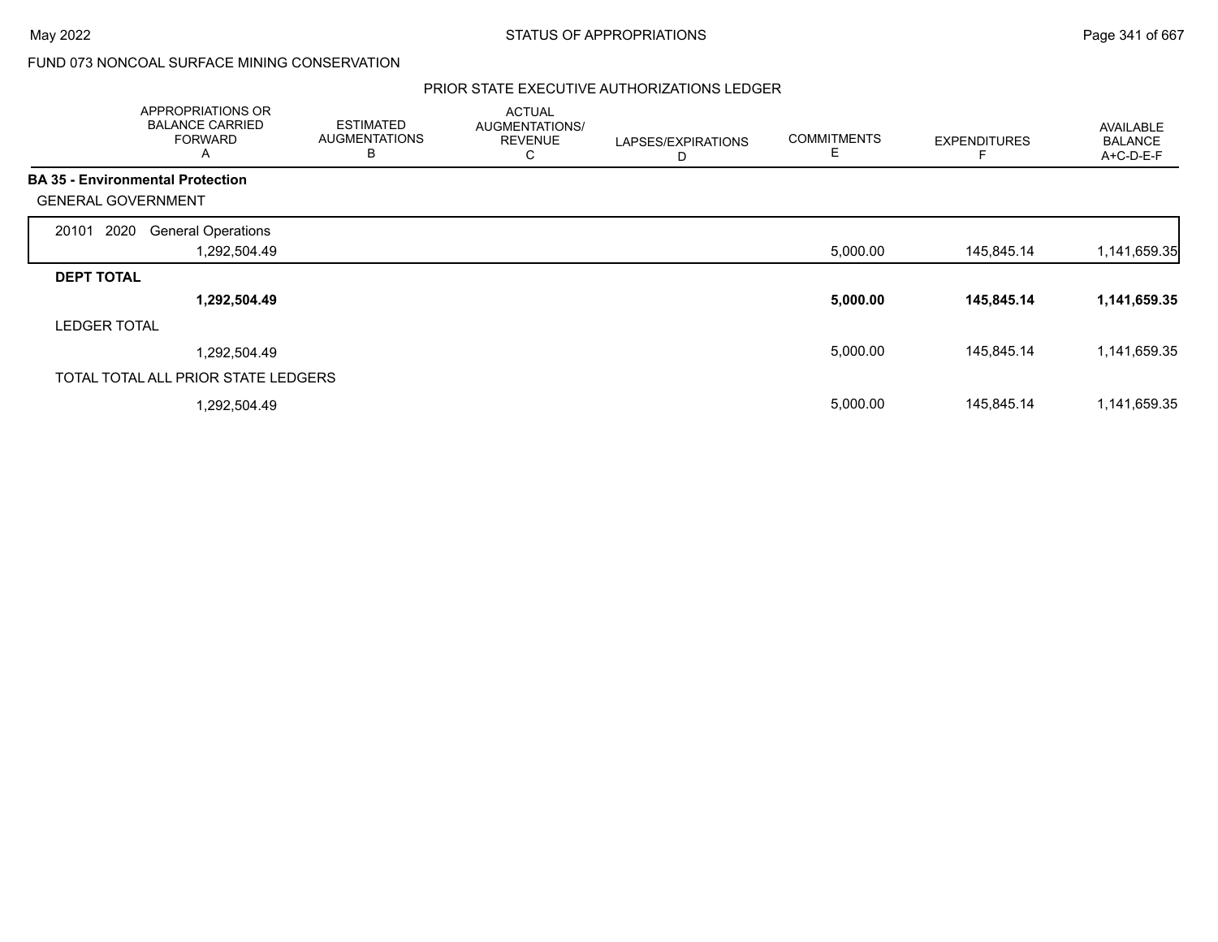FUND 073 NONCOAL SURFACE MINING CONSERVATION

PRIOR STATE EXECUTIVE AUTHORIZATIONS LEDGER

| APPROPRIATIONS OR BALANCE CARRIED FORWARD A | ESTIMATED AUGMENTATIONS B | ACTUAL AUGMENTATIONS/ REVENUE C | LAPSES/EXPIRATIONS D | COMMITMENTS E | EXPENDITURES F | AVAILABLE BALANCE A+C-D-E-F |
|---|---|---|---|---|---|---|
| **BA 35 - Environmental Protection** | | | | | | |
| GENERAL GOVERNMENT | | | | | | |
| 20101 2020 General Operations | | | | | | |
| 1,292,504.49 | | | | 5,000.00 | 145,845.14 | 1,141,659.35 |
| **DEPT TOTAL** | | | | | | |
| **1,292,504.49** | | | | **5,000.00** | **145,845.14** | **1,141,659.35** |
| LEDGER TOTAL | | | | | | |
| 1,292,504.49 | | | | 5,000.00 | 145,845.14 | 1,141,659.35 |
| TOTAL TOTAL ALL PRIOR STATE LEDGERS | | | | | | |
| 1,292,504.49 | | | | 5,000.00 | 145,845.14 | 1,141,659.35 |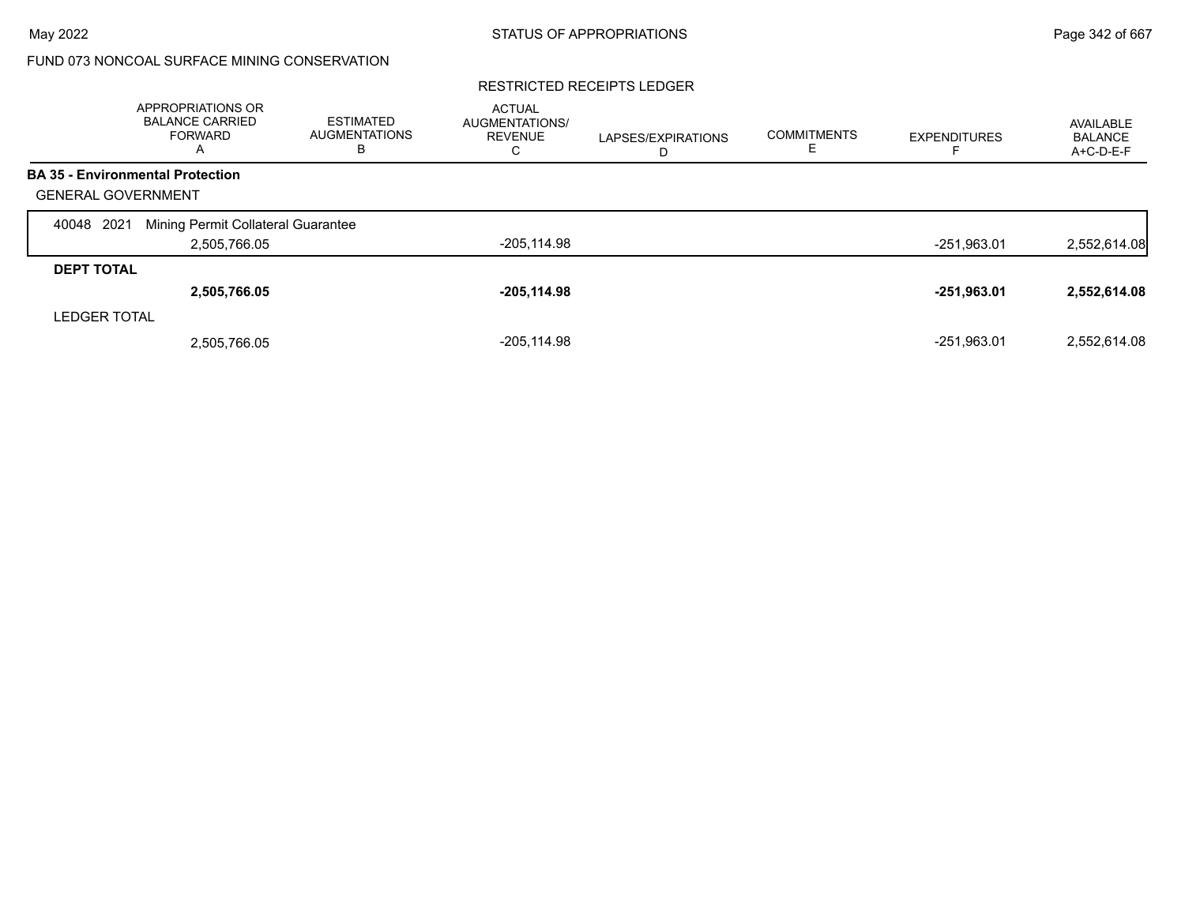STATUS OF APPROPRIATIONS

FUND 073 NONCOAL SURFACE MINING CONSERVATION

RESTRICTED RECEIPTS LEDGER

| | APPROPRIATIONS OR BALANCE CARRIED FORWARD A | ESTIMATED AUGMENTATIONS B | ACTUAL AUGMENTATIONS/ REVENUE C | LAPSES/EXPIRATIONS D | COMMITMENTS E | EXPENDITURES F | AVAILABLE BALANCE A+C-D-E-F |
|---|---|---|---|---|---|---|---|
| **BA 35 - Environmental Protection** | | | | | | | |
| GENERAL GOVERNMENT | | | | | | | |
| 40048 2021 Mining Permit Collateral Guarantee | | | | | | | |
| | 2,505,766.05 | | -205,114.98 | | | -251,963.01 | 2,552,614.08 |
| **DEPT TOTAL** | | | | | | | |
| | **2,505,766.05** | | **-205,114.98** | | | **-251,963.01** | **2,552,614.08** |
| LEDGER TOTAL | | | | | | | |
| | 2,505,766.05 | | -205,114.98 | | | -251,963.01 | 2,552,614.08 |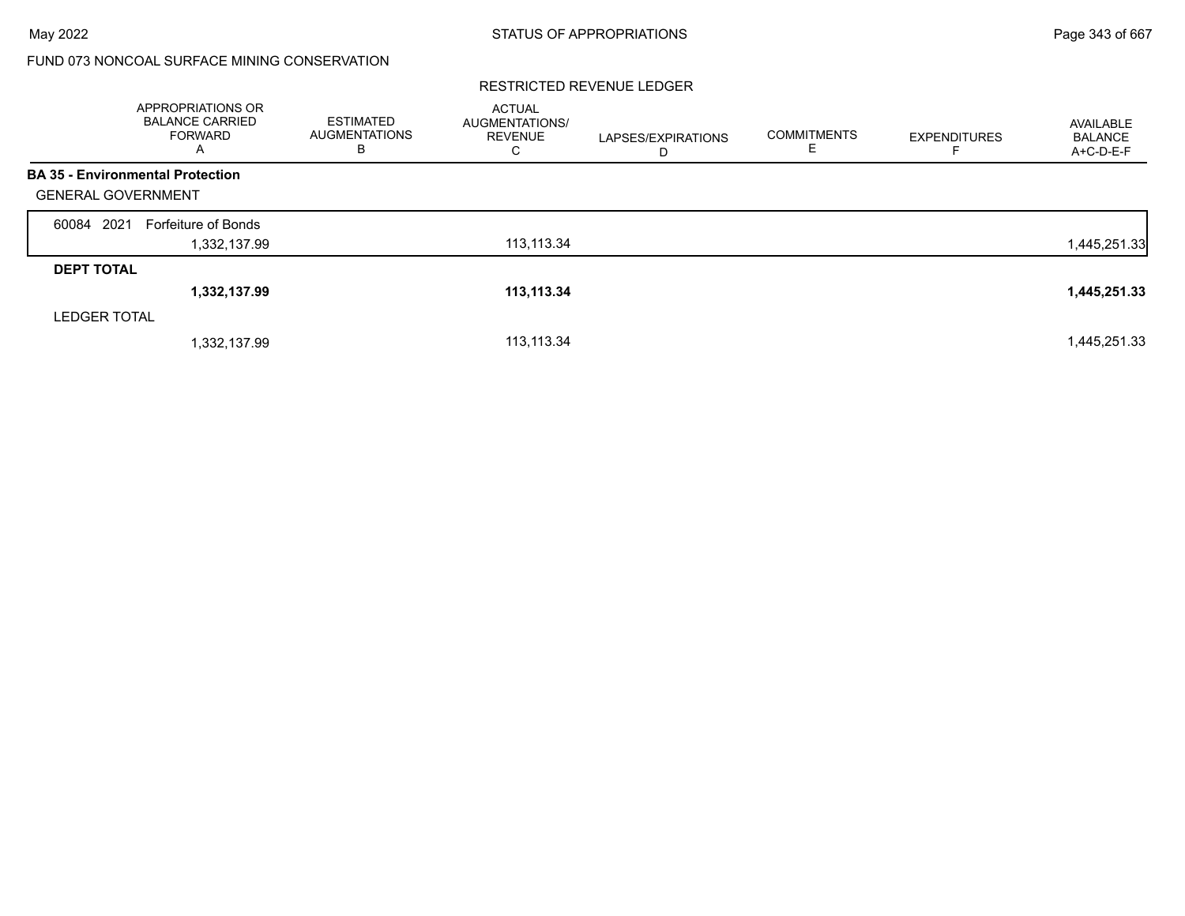FUND 073 NONCOAL SURFACE MINING CONSERVATION

RESTRICTED REVENUE LEDGER

| | APPROPRIATIONS OR BALANCE CARRIED FORWARD A | ESTIMATED AUGMENTATIONS B | ACTUAL AUGMENTATIONS/ REVENUE C | LAPSES/EXPIRATIONS D | COMMITMENTS E | EXPENDITURES F | AVAILABLE BALANCE A+C-D-E-F |
|---|---|---|---|---|---|---|---|
| **BA 35 - Environmental Protection** | | | | | | | |
| GENERAL GOVERNMENT | | | | | | | |
| 60084 2021 Forfeiture of Bonds | 1,332,137.99 | | 113,113.34 | | | | 1,445,251.33 |
| **DEPT TOTAL** | **1,332,137.99** | | **113,113.34** | | | | **1,445,251.33** |
| LEDGER TOTAL | 1,332,137.99 | | 113,113.34 | | | | 1,445,251.33 |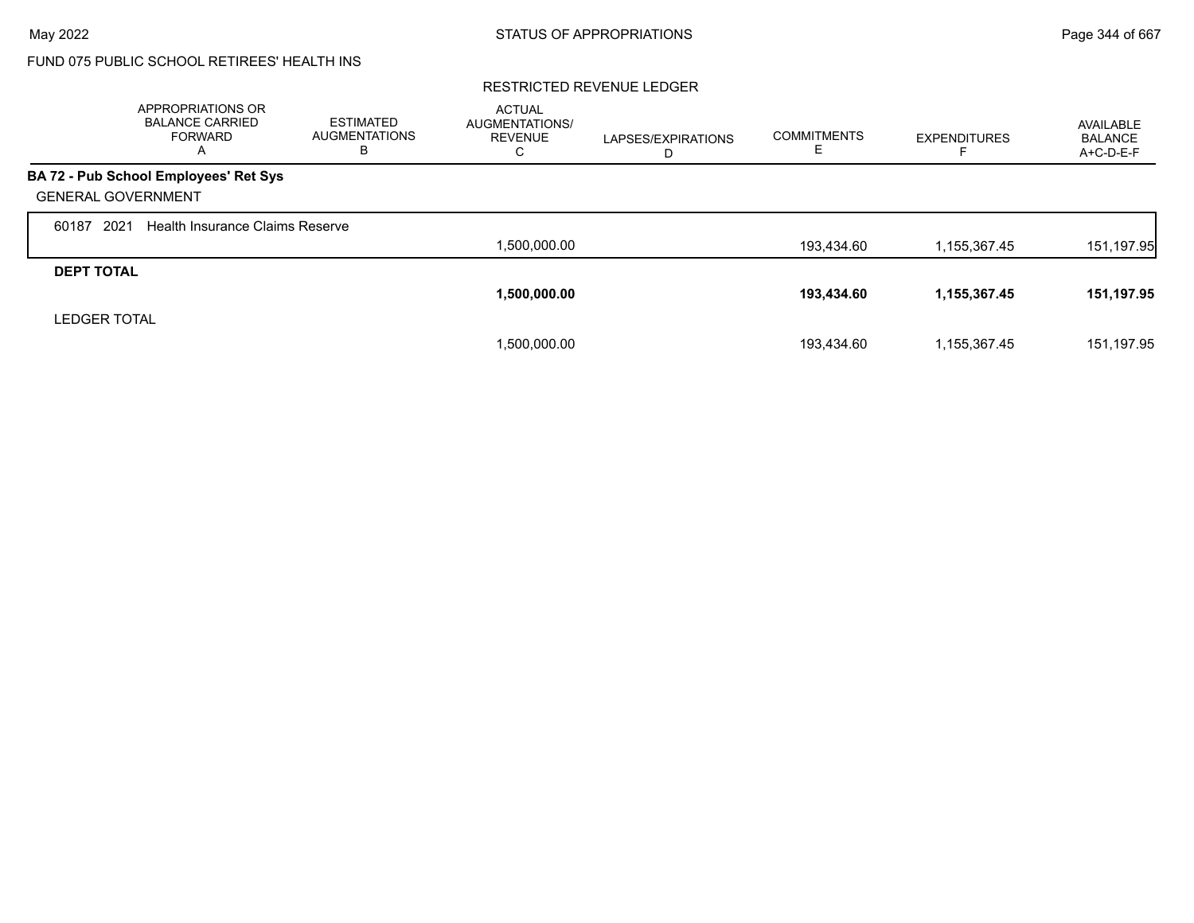FUND 075 PUBLIC SCHOOL RETIREES' HEALTH INS

RESTRICTED REVENUE LEDGER

| | APPROPRIATIONS OR BALANCE CARRIED FORWARD A | ESTIMATED AUGMENTATIONS B | ACTUAL AUGMENTATIONS/ REVENUE C | LAPSES/EXPIRATIONS D | COMMITMENTS E | EXPENDITURES F | AVAILABLE BALANCE A+C-D-E-F |
|---|---|---|---|---|---|---|---|
| **BA 72 - Pub School Employees' Ret Sys** | | | | | | | |
| GENERAL GOVERNMENT | | | | | | | |
| 60187 2021 Health Insurance Claims Reserve | | | | | | | |
| | | | 1,500,000.00 | | 193,434.60 | 1,155,367.45 | 151,197.95 |
| **DEPT TOTAL** | | | | | | | |
| | | | **1,500,000.00** | | **193,434.60** | **1,155,367.45** | **151,197.95** |
| LEDGER TOTAL | | | | | | | |
| | | | 1,500,000.00 | | 193,434.60 | 1,155,367.45 | 151,197.95 |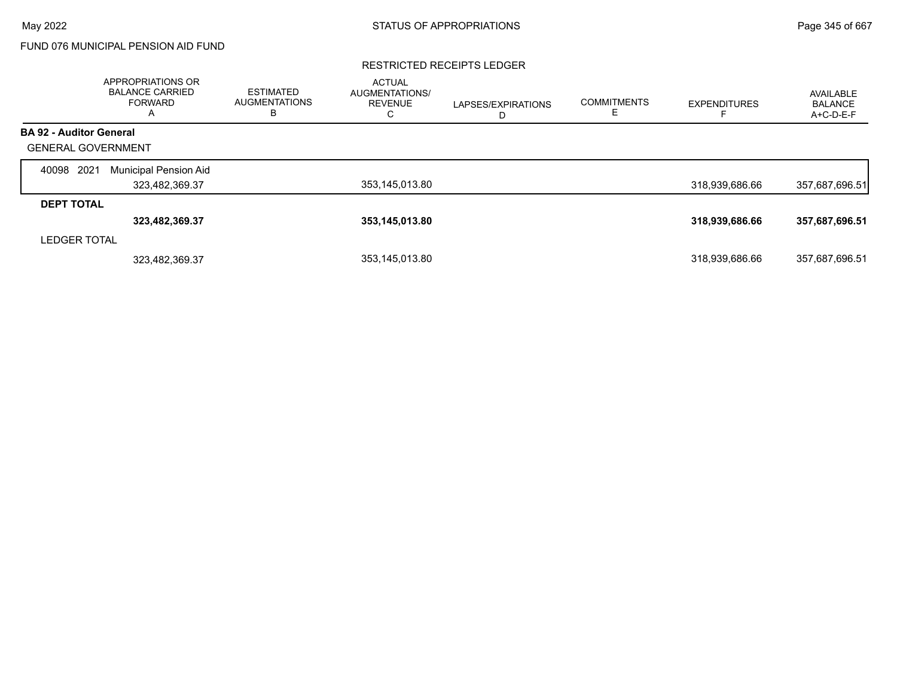FUND 076 MUNICIPAL PENSION AID FUND

## RESTRICTED RECEIPTS LEDGER

| | APPROPRIATIONS OR BALANCE CARRIED FORWARD A | ESTIMATED AUGMENTATIONS B | ACTUAL AUGMENTATIONS/ REVENUE C | LAPSES/EXPIRATIONS D | COMMITMENTS E | EXPENDITURES F | AVAILABLE BALANCE A+C-D-E-F |
|---|---|---|---|---|---|---|---|
| **BA 92 - Auditor General** | | | | | | | |
| GENERAL GOVERNMENT | | | | | | | |
| 40098 2021 Municipal Pension Aid | 323,482,369.37 | | 353,145,013.80 | | | 318,939,686.66 | 357,687,696.51 |
| **DEPT TOTAL** | **323,482,369.37** | | **353,145,013.80** | | | **318,939,686.66** | **357,687,696.51** |
| LEDGER TOTAL | 323,482,369.37 | | 353,145,013.80 | | | 318,939,686.66 | 357,687,696.51 |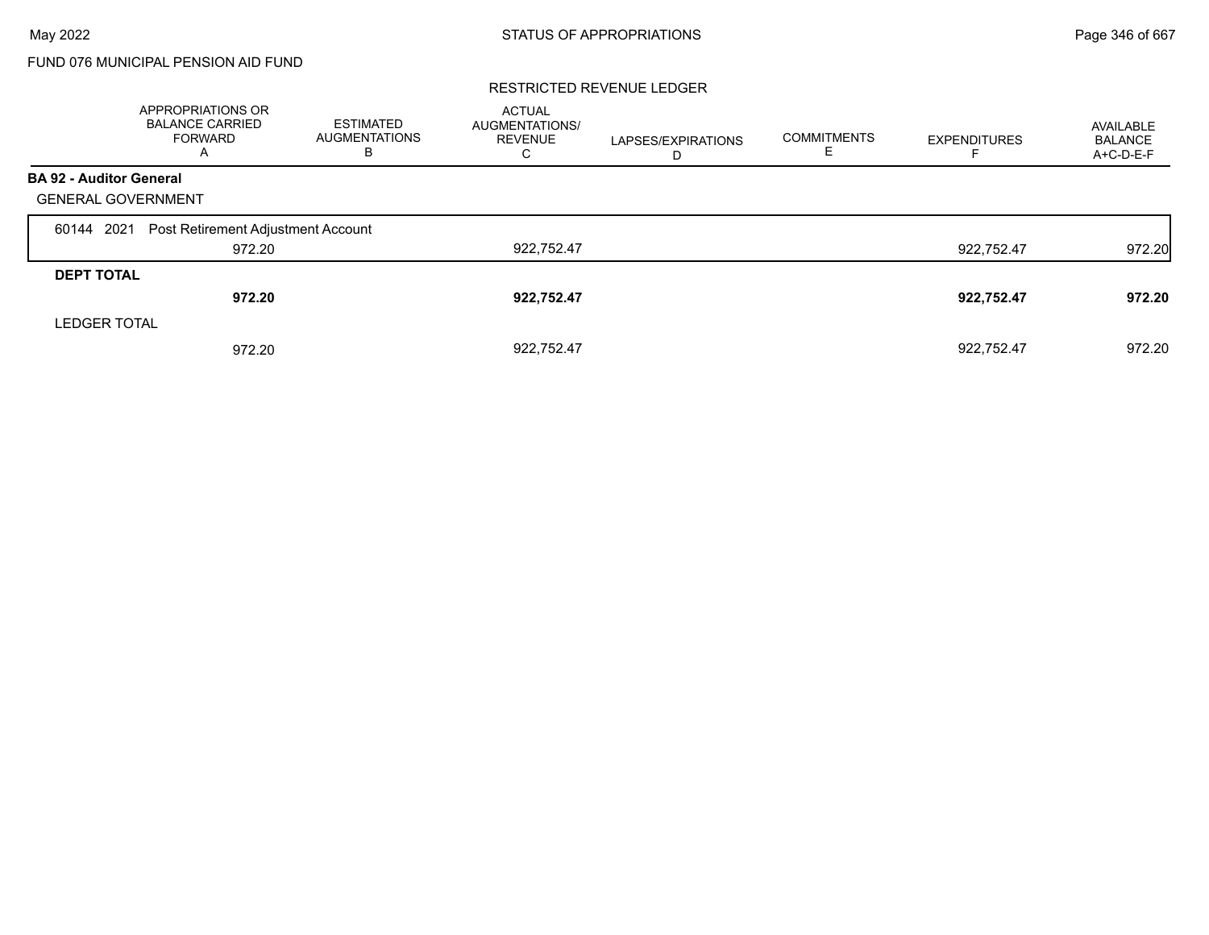FUND 076 MUNICIPAL PENSION AID FUND

## RESTRICTED REVENUE LEDGER

| | APPROPRIATIONS OR BALANCE CARRIED FORWARD A | ESTIMATED AUGMENTATIONS B | ACTUAL AUGMENTATIONS/ REVENUE C | LAPSES/EXPIRATIONS D | COMMITMENTS E | EXPENDITURES F | AVAILABLE BALANCE A+C-D-E-F |
|---|---|---|---|---|---|---|---|
| **BA 92 - Auditor General** | | | | | | | |
| GENERAL GOVERNMENT | | | | | | | |
| 60144 2021 Post Retirement Adjustment Account | 972.20 | | 922,752.47 | | | 922,752.47 | 972.20 |
| **DEPT TOTAL** | **972.20** | | **922,752.47** | | | **922,752.47** | **972.20** |
| LEDGER TOTAL | 972.20 | | 922,752.47 | | | 922,752.47 | 972.20 |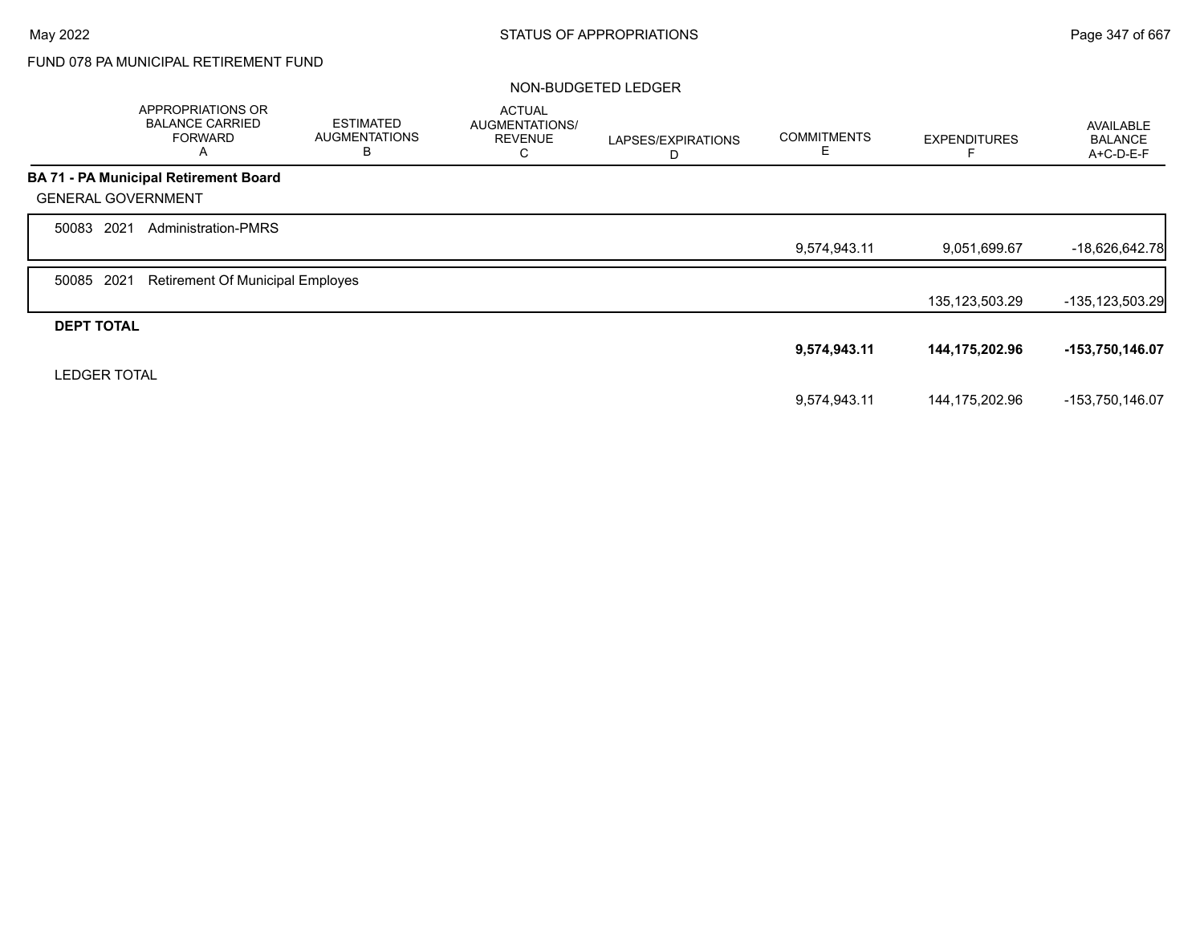FUND 078 PA MUNICIPAL RETIREMENT FUND

NON-BUDGETED LEDGER

| | APPROPRIATIONS OR BALANCE CARRIED FORWARD A | ESTIMATED AUGMENTATIONS B | ACTUAL AUGMENTATIONS/ REVENUE C | LAPSES/EXPIRATIONS D | COMMITMENTS E | EXPENDITURES F | AVAILABLE BALANCE A+C-D-E-F |
|---|---|---|---|---|---|---|---|
| **BA 71 - PA Municipal Retirement Board** | | | | | | | |
| GENERAL GOVERNMENT | | | | | | | |
| 50083 2021 Administration-PMRS | | | | | 9,574,943.11 | 9,051,699.67 | -18,626,642.78 |
| 50085 2021 Retirement Of Municipal Employes | | | | | | 135,123,503.29 | -135,123,503.29 |
| **DEPT TOTAL** | | | | | **9,574,943.11** | **144,175,202.96** | **-153,750,146.07** |
| LEDGER TOTAL | | | | | 9,574,943.11 | 144,175,202.96 | -153,750,146.07 |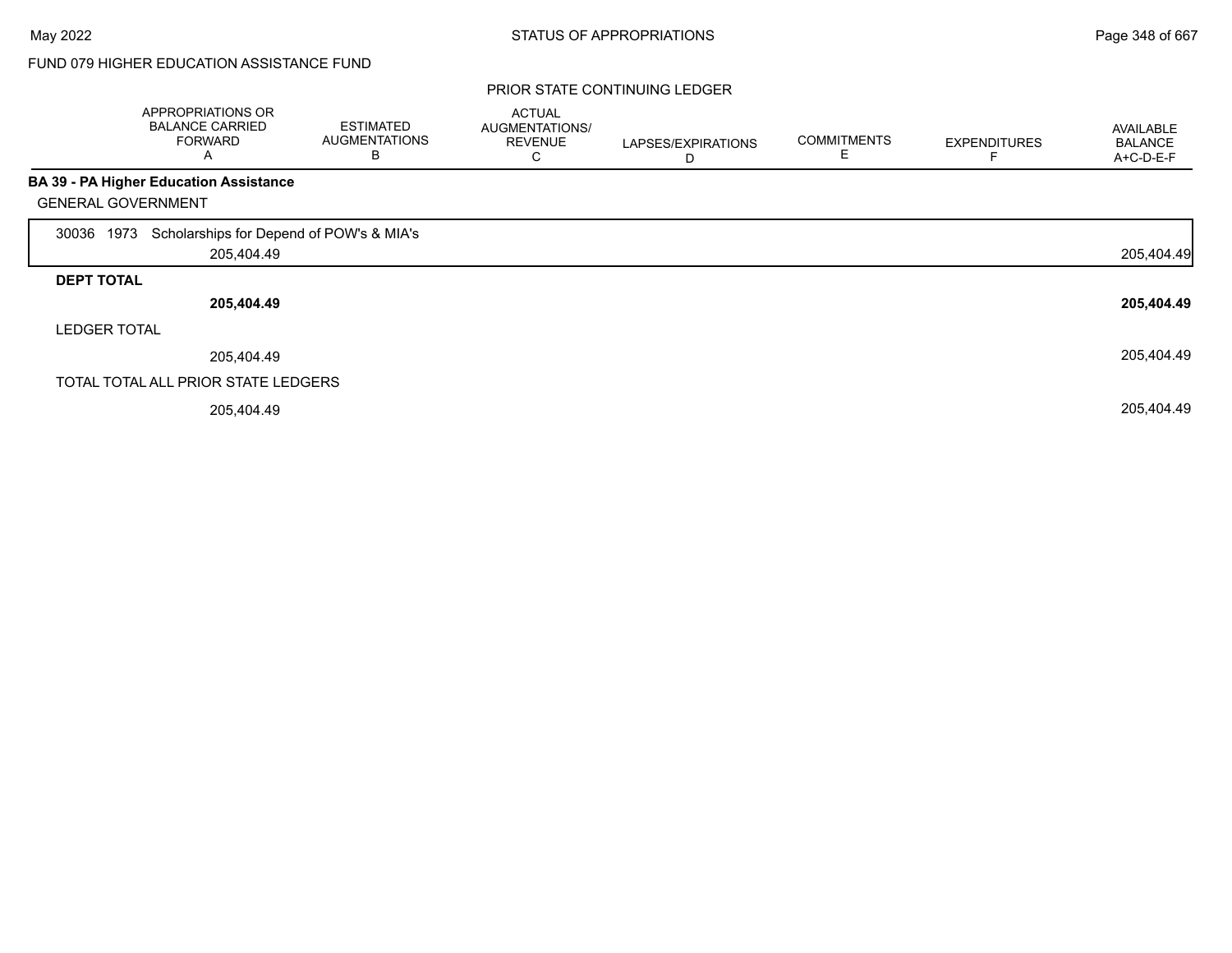FUND 079 HIGHER EDUCATION ASSISTANCE FUND

PRIOR STATE CONTINUING LEDGER

| | APPROPRIATIONS OR BALANCE CARRIED FORWARD A | ESTIMATED AUGMENTATIONS B | ACTUAL AUGMENTATIONS/ REVENUE C | LAPSES/EXPIRATIONS D | COMMITMENTS E | EXPENDITURES F | AVAILABLE BALANCE A+C-D-E-F |
|---|---|---|---|---|---|---|---|
| **BA 39 - PA Higher Education Assistance** | | | | | | | |
| GENERAL GOVERNMENT | | | | | | | |
| 30036 1973 Scholarships for Depend of POW's & MIA's | 205,404.49 | | | | | | 205,404.49 |
| **DEPT TOTAL** | **205,404.49** | | | | | | **205,404.49** |
| LEDGER TOTAL | 205,404.49 | | | | | | 205,404.49 |
| TOTAL TOTAL ALL PRIOR STATE LEDGERS | 205,404.49 | | | | | | 205,404.49 |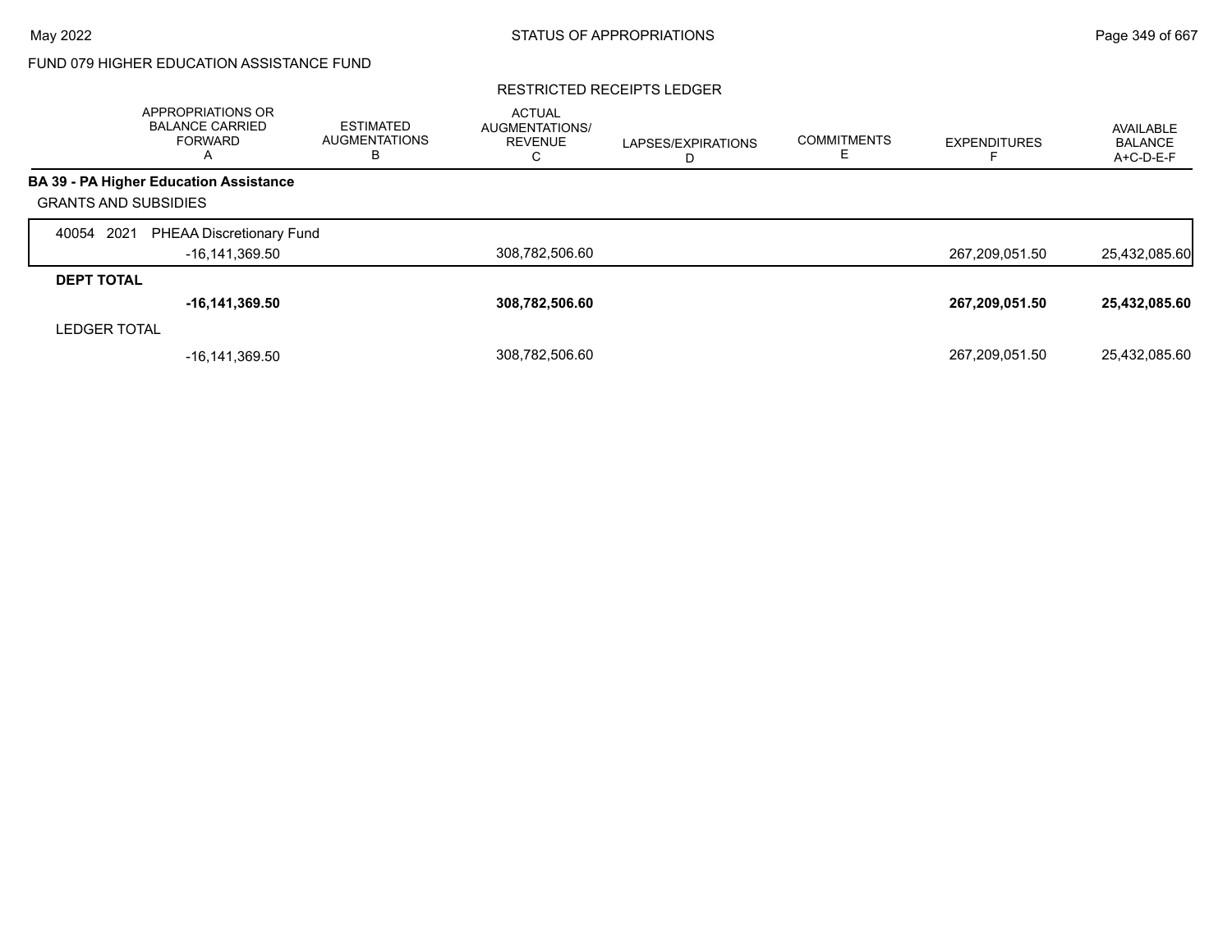FUND 079 HIGHER EDUCATION ASSISTANCE FUND

RESTRICTED RECEIPTS LEDGER

| | APPROPRIATIONS OR BALANCE CARRIED FORWARD A | ESTIMATED AUGMENTATIONS B | ACTUAL AUGMENTATIONS/ REVENUE C | LAPSES/EXPIRATIONS D | COMMITMENTS E | EXPENDITURES F | AVAILABLE BALANCE A+C-D-E-F |
|---|---|---|---|---|---|---|---|
| **BA 39 - PA Higher Education Assistance** | | | | | | | |
| GRANTS AND SUBSIDIES | | | | | | | |
| 40054 2021 PHEAA Discretionary Fund | | | | | | | |
| | -16,141,369.50 | | 308,782,506.60 | | | 267,209,051.50 | 25,432,085.60 |
| **DEPT TOTAL** | | | | | | | |
| | **-16,141,369.50** | | **308,782,506.60** | | | **267,209,051.50** | **25,432,085.60** |
| LEDGER TOTAL | | | | | | | |
| | -16,141,369.50 | | 308,782,506.60 | | | 267,209,051.50 | 25,432,085.60 |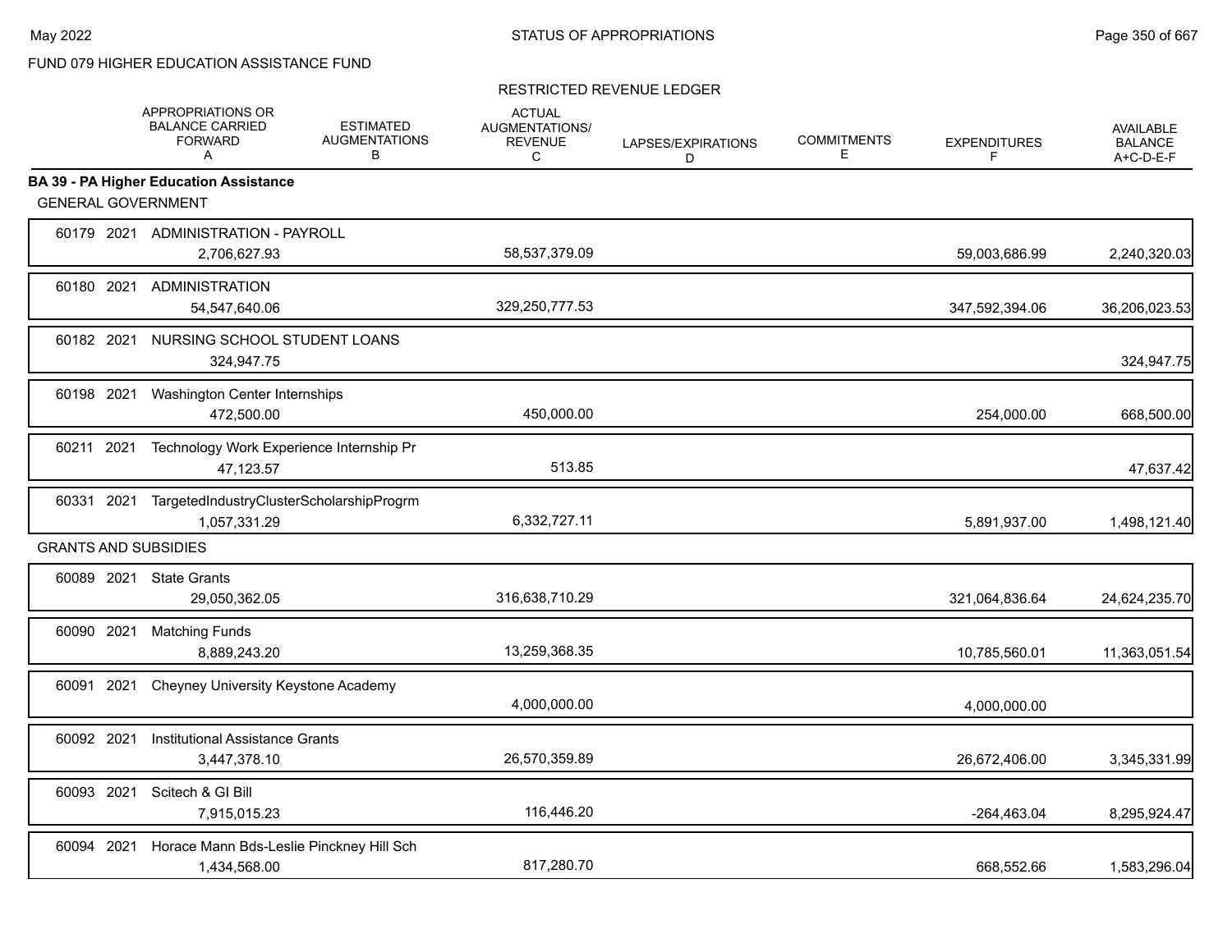FUND 079 HIGHER EDUCATION ASSISTANCE FUND

RESTRICTED REVENUE LEDGER

| | APPROPRIATIONS OR BALANCE CARRIED FORWARD A | ESTIMATED AUGMENTATIONS B | ACTUAL AUGMENTATIONS/ REVENUE C | LAPSES/EXPIRATIONS D | COMMITMENTS E | EXPENDITURES F | AVAILABLE BALANCE A+C-D-E-F |
|---|---|---|---|---|---|---|---|
| **BA 39 - PA Higher Education Assistance** | | | | | | | |
| GENERAL GOVERNMENT | | | | | | | |
| 60179 2021 ADMINISTRATION - PAYROLL | 2,706,627.93 | | 58,537,379.09 | | | 59,003,686.99 | 2,240,320.03 |
| 60180 2021 ADMINISTRATION | 54,547,640.06 | | 329,250,777.53 | | | 347,592,394.06 | 36,206,023.53 |
| 60182 2021 NURSING SCHOOL STUDENT LOANS | 324,947.75 | | | | | | 324,947.75 |
| 60198 2021 Washington Center Internships | 472,500.00 | | 450,000.00 | | | 254,000.00 | 668,500.00 |
| 60211 2021 Technology Work Experience Internship Pr | 47,123.57 | | 513.85 | | | | 47,637.42 |
| 60331 2021 TargetedIndustryClusterScholarshipProgrm | 1,057,331.29 | | 6,332,727.11 | | | 5,891,937.00 | 1,498,121.40 |
| GRANTS AND SUBSIDIES | | | | | | | |
| 60089 2021 State Grants | 29,050,362.05 | | 316,638,710.29 | | | 321,064,836.64 | 24,624,235.70 |
| 60090 2021 Matching Funds | 8,889,243.20 | | 13,259,368.35 | | | 10,785,560.01 | 11,363,051.54 |
| 60091 2021 Cheyney University Keystone Academy | | | 4,000,000.00 | | | 4,000,000.00 | |
| 60092 2021 Institutional Assistance Grants | 3,447,378.10 | | 26,570,359.89 | | | 26,672,406.00 | 3,345,331.99 |
| 60093 2021 Scitech & GI Bill | 7,915,015.23 | | 116,446.20 | | | -264,463.04 | 8,295,924.47 |
| 60094 2021 Horace Mann Bds-Leslie Pinckney Hill Sch | 1,434,568.00 | | 817,280.70 | | | 668,552.66 | 1,583,296.04 |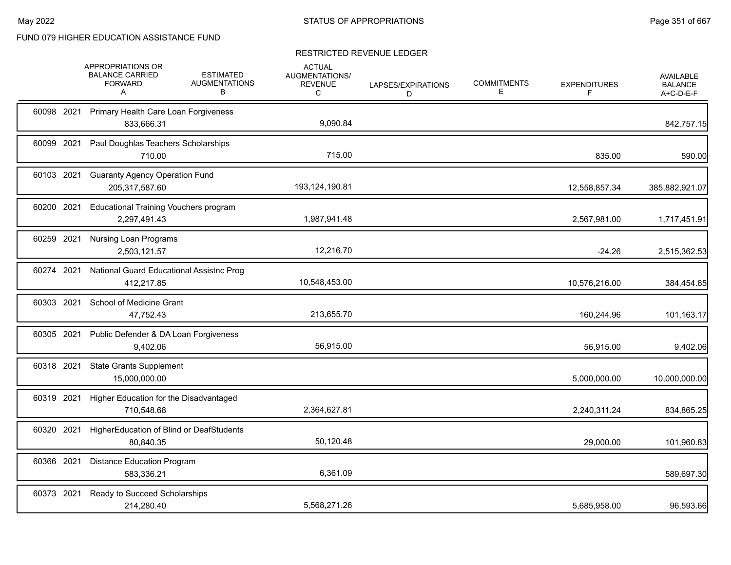FUND 079 HIGHER EDUCATION ASSISTANCE FUND

RESTRICTED REVENUE LEDGER

| | | | APPROPRIATIONS OR BALANCE CARRIED FORWARD A | ESTIMATED AUGMENTATIONS B | ACTUAL AUGMENTATIONS/ REVENUE C | LAPSES/EXPIRATIONS D | COMMITMENTS E | EXPENDITURES F | AVAILABLE BALANCE A+C-D-E-F |
|---|---|---|---|---|---|---|---|---|---|
| 60098 | 2021 | Primary Health Care Loan Forgiveness | 833,666.31 | | 9,090.84 | | | | 842,757.15 |
| 60099 | 2021 | Paul Doughlas Teachers Scholarships | 710.00 | | 715.00 | | | 835.00 | 590.00 |
| 60103 | 2021 | Guaranty Agency Operation Fund | 205,317,587.60 | | 193,124,190.81 | | | 12,558,857.34 | 385,882,921.07 |
| 60200 | 2021 | Educational Training Vouchers program | 2,297,491.43 | | 1,987,941.48 | | | 2,567,981.00 | 1,717,451.91 |
| 60259 | 2021 | Nursing Loan Programs | 2,503,121.57 | | 12,216.70 | | | -24.26 | 2,515,362.53 |
| 60274 | 2021 | National Guard Educational Assistnc Prog | 412,217.85 | | 10,548,453.00 | | | 10,576,216.00 | 384,454.85 |
| 60303 | 2021 | School of Medicine Grant | 47,752.43 | | 213,655.70 | | | 160,244.96 | 101,163.17 |
| 60305 | 2021 | Public Defender & DA Loan Forgiveness | 9,402.06 | | 56,915.00 | | | 56,915.00 | 9,402.06 |
| 60318 | 2021 | State Grants Supplement | 15,000,000.00 | | | | | 5,000,000.00 | 10,000,000.00 |
| 60319 | 2021 | Higher Education for the Disadvantaged | 710,548.68 | | 2,364,627.81 | | | 2,240,311.24 | 834,865.25 |
| 60320 | 2021 | HigherEducation of Blind or DeafStudents | 80,840.35 | | 50,120.48 | | | 29,000.00 | 101,960.83 |
| 60366 | 2021 | Distance Education Program | 583,336.21 | | 6,361.09 | | | | 589,697.30 |
| 60373 | 2021 | Ready to Succeed Scholarships | 214,280.40 | | 5,568,271.26 | | | 5,685,958.00 | 96,593.66 |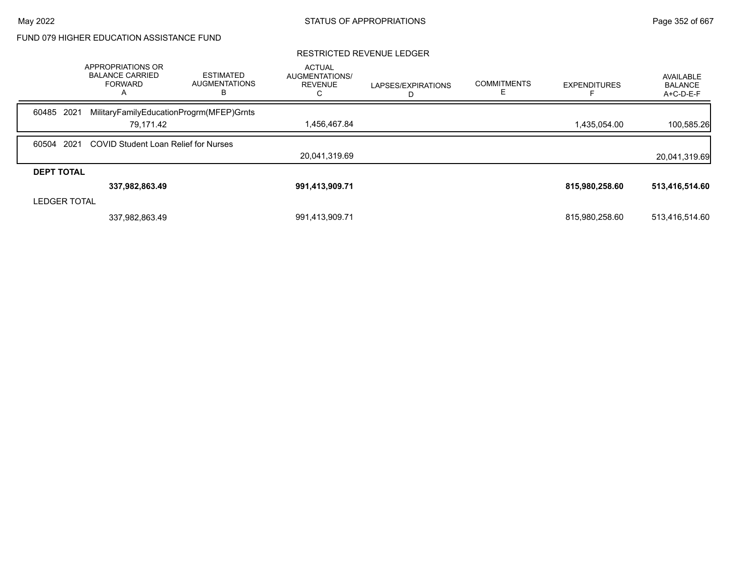FUND 079 HIGHER EDUCATION ASSISTANCE FUND

RESTRICTED REVENUE LEDGER

| | APPROPRIATIONS OR BALANCE CARRIED FORWARD A | ESTIMATED AUGMENTATIONS B | ACTUAL AUGMENTATIONS/ REVENUE C | LAPSES/EXPIRATIONS D | COMMITMENTS E | EXPENDITURES F | AVAILABLE BALANCE A+C-D-E-F |
|---|---|---|---|---|---|---|---|
| 60485 2021 MilitaryFamilyEducationProgrm(MFEP)Grnts | | | | | | | |
| | 79,171.42 | | 1,456,467.84 | | | 1,435,054.00 | 100,585.26 |
| 60504 2021 COVID Student Loan Relief for Nurses | | | | | | | |
| | | | 20,041,319.69 | | | | 20,041,319.69 |
| **DEPT TOTAL** | | | | | | | |
| | **337,982,863.49** | | **991,413,909.71** | | | **815,980,258.60** | **513,416,514.60** |
| LEDGER TOTAL | | | | | | | |
| | 337,982,863.49 | | 991,413,909.71 | | | 815,980,258.60 | 513,416,514.60 |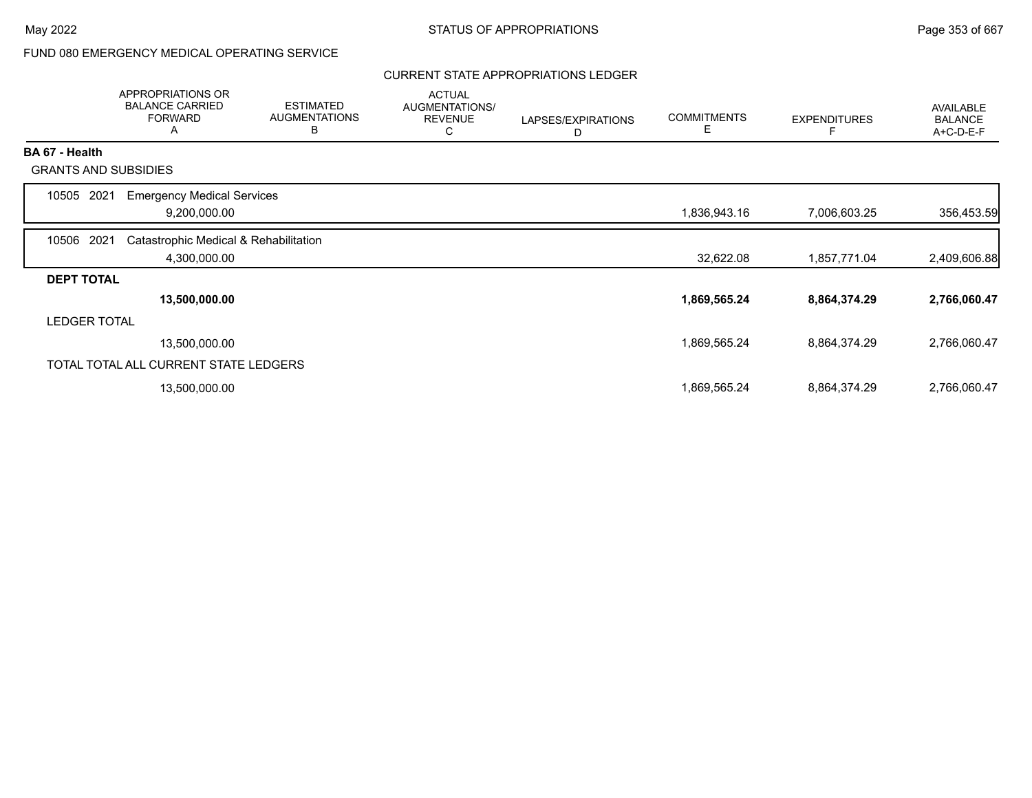FUND 080 EMERGENCY MEDICAL OPERATING SERVICE

CURRENT STATE APPROPRIATIONS LEDGER

| | APPROPRIATIONS OR BALANCE CARRIED FORWARD A | ESTIMATED AUGMENTATIONS B | ACTUAL AUGMENTATIONS/ REVENUE C | LAPSES/EXPIRATIONS D | COMMITMENTS E | EXPENDITURES F | AVAILABLE BALANCE A+C-D-E-F |
|---|---|---|---|---|---|---|---|
| **BA 67 - Health** | | | | | | | |
| GRANTS AND SUBSIDIES | | | | | | | |
| 10505 2021 Emergency Medical Services | 9,200,000.00 | | | | 1,836,943.16 | 7,006,603.25 | 356,453.59 |
| 10506 2021 Catastrophic Medical & Rehabilitation | 4,300,000.00 | | | | 32,622.08 | 1,857,771.04 | 2,409,606.88 |
| **DEPT TOTAL** | **13,500,000.00** | | | | **1,869,565.24** | **8,864,374.29** | **2,766,060.47** |
| LEDGER TOTAL | 13,500,000.00 | | | | 1,869,565.24 | 8,864,374.29 | 2,766,060.47 |
| TOTAL TOTAL ALL CURRENT STATE LEDGERS | 13,500,000.00 | | | | 1,869,565.24 | 8,864,374.29 | 2,766,060.47 |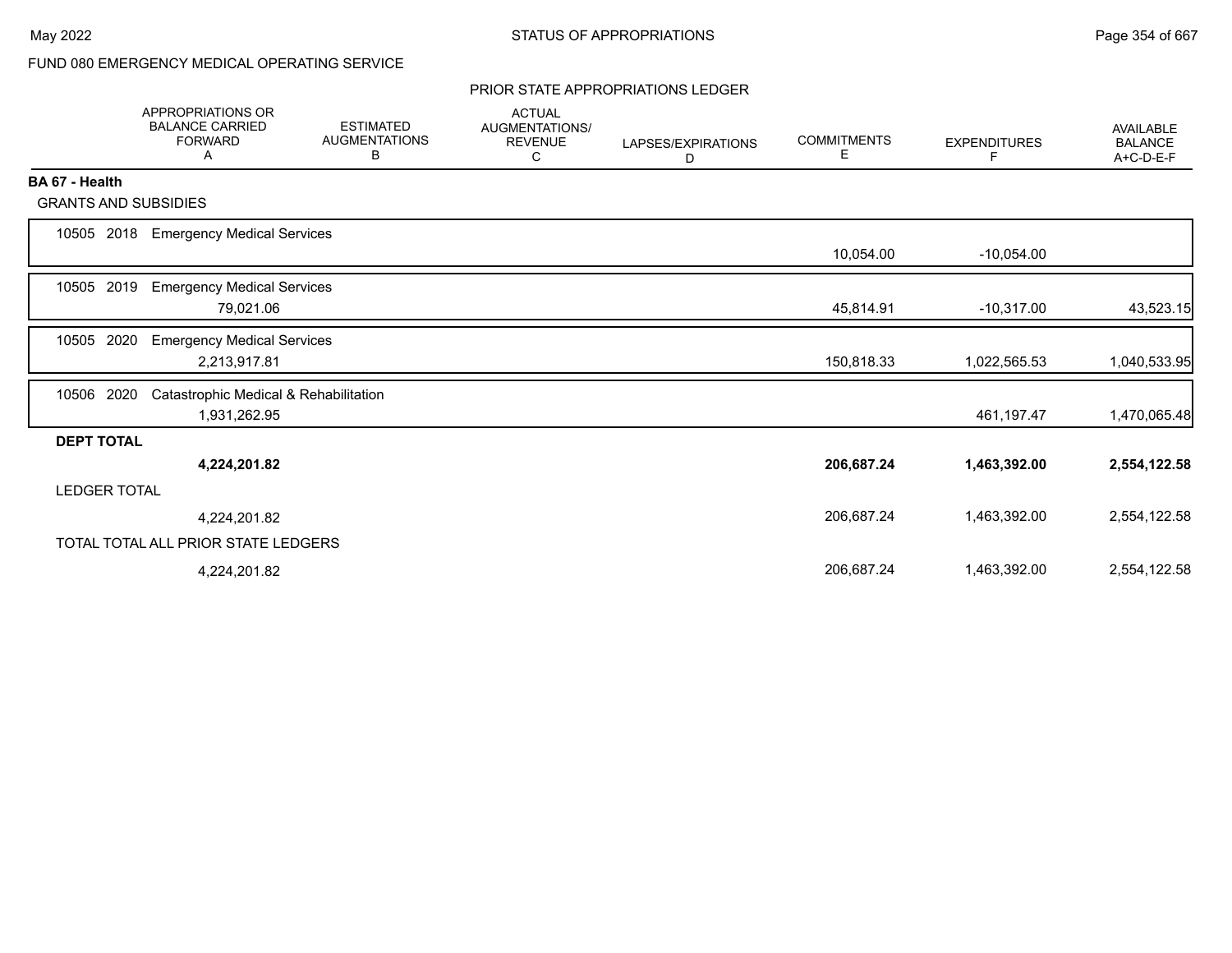FUND 080 EMERGENCY MEDICAL OPERATING SERVICE

PRIOR STATE APPROPRIATIONS LEDGER

| | APPROPRIATIONS OR BALANCE CARRIED FORWARD A | ESTIMATED AUGMENTATIONS B | ACTUAL AUGMENTATIONS/ REVENUE C | LAPSES/EXPIRATIONS D | COMMITMENTS E | EXPENDITURES F | AVAILABLE BALANCE A+C-D-E-F |
|---|---|---|---|---|---|---|---|
| **BA 67 - Health** | | | | | | | |
| GRANTS AND SUBSIDIES | | | | | | | |
| 10505 2018 Emergency Medical Services | | | | | 10,054.00 | -10,054.00 | |
| 10505 2019 Emergency Medical Services | 79,021.06 | | | | 45,814.91 | -10,317.00 | 43,523.15 |
| 10505 2020 Emergency Medical Services | 2,213,917.81 | | | | 150,818.33 | 1,022,565.53 | 1,040,533.95 |
| 10506 2020 Catastrophic Medical & Rehabilitation | 1,931,262.95 | | | | | 461,197.47 | 1,470,065.48 |
| **DEPT TOTAL** | **4,224,201.82** | | | | **206,687.24** | **1,463,392.00** | **2,554,122.58** |
| LEDGER TOTAL | 4,224,201.82 | | | | 206,687.24 | 1,463,392.00 | 2,554,122.58 |
| TOTAL TOTAL ALL PRIOR STATE LEDGERS | 4,224,201.82 | | | | 206,687.24 | 1,463,392.00 | 2,554,122.58 |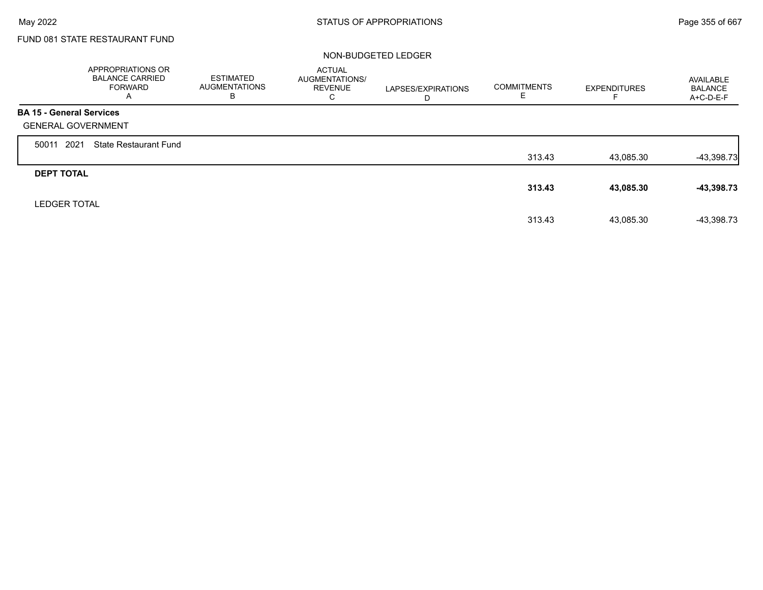FUND 081 STATE RESTAURANT FUND

NON-BUDGETED LEDGER

| | APPROPRIATIONS OR BALANCE CARRIED FORWARD A | ESTIMATED AUGMENTATIONS B | ACTUAL AUGMENTATIONS/ REVENUE C | LAPSES/EXPIRATIONS D | COMMITMENTS E | EXPENDITURES F | AVAILABLE BALANCE A+C-D-E-F |
|---|---|---|---|---|---|---|---|
| **BA 15 - General Services** | | | | | | | |
| GENERAL GOVERNMENT | | | | | | | |
| 50011 2021 State Restaurant Fund | | | | | 313.43 | 43,085.30 | -43,398.73 |
| **DEPT TOTAL** | | | | | **313.43** | **43,085.30** | **-43,398.73** |
| LEDGER TOTAL | | | | | 313.43 | 43,085.30 | -43,398.73 |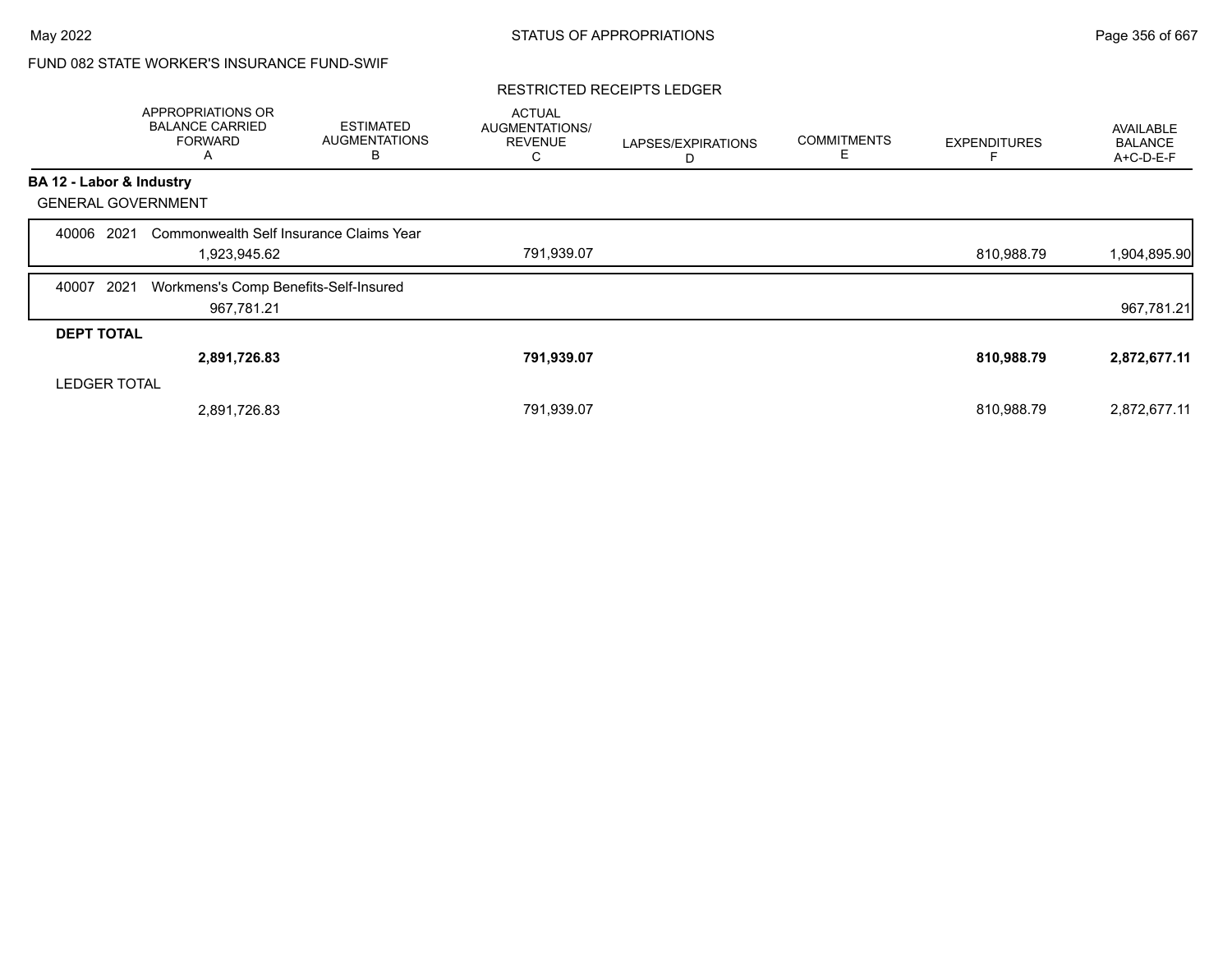FUND 082 STATE WORKER'S INSURANCE FUND-SWIF

RESTRICTED RECEIPTS LEDGER

| | APPROPRIATIONS OR BALANCE CARRIED FORWARD A | ESTIMATED AUGMENTATIONS B | ACTUAL AUGMENTATIONS/ REVENUE C | LAPSES/EXPIRATIONS D | COMMITMENTS E | EXPENDITURES F | AVAILABLE BALANCE A+C-D-E-F |
|---|---|---|---|---|---|---|---|
| **BA 12 - Labor & Industry** | | | | | | | |
| GENERAL GOVERNMENT | | | | | | | |
| 40006 2021 Commonwealth Self Insurance Claims Year | 1,923,945.62 | | 791,939.07 | | | 810,988.79 | 1,904,895.90 |
| 40007 2021 Workmens's Comp Benefits-Self-Insured | 967,781.21 | | | | | | 967,781.21 |
| **DEPT TOTAL** | **2,891,726.83** | | **791,939.07** | | | **810,988.79** | **2,872,677.11** |
| LEDGER TOTAL | 2,891,726.83 | | 791,939.07 | | | 810,988.79 | 2,872,677.11 |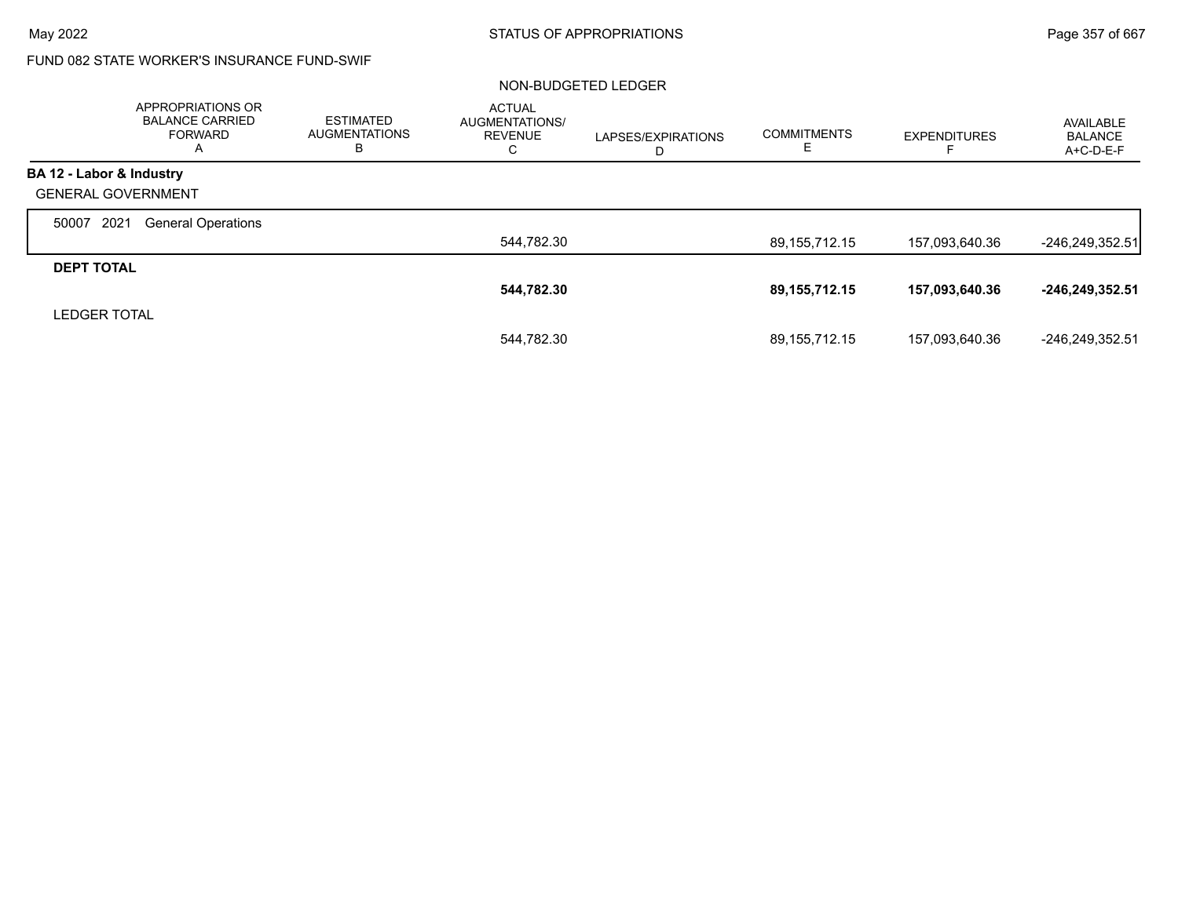FUND 082 STATE WORKER'S INSURANCE FUND-SWIF

NON-BUDGETED LEDGER

| | APPROPRIATIONS OR BALANCE CARRIED FORWARD A | ESTIMATED AUGMENTATIONS B | ACTUAL AUGMENTATIONS/ REVENUE C | LAPSES/EXPIRATIONS D | COMMITMENTS E | EXPENDITURES F | AVAILABLE BALANCE A+C-D-E-F |
|---|---|---|---|---|---|---|---|
| **BA 12 - Labor & Industry** | | | | | | | |
| GENERAL GOVERNMENT | | | | | | | |
| 50007 2021 General Operations | | | 544,782.30 | | 89,155,712.15 | 157,093,640.36 | -246,249,352.51 |
| **DEPT TOTAL** | | | **544,782.30** | | **89,155,712.15** | **157,093,640.36** | **-246,249,352.51** |
| LEDGER TOTAL | | | 544,782.30 | | 89,155,712.15 | 157,093,640.36 | -246,249,352.51 |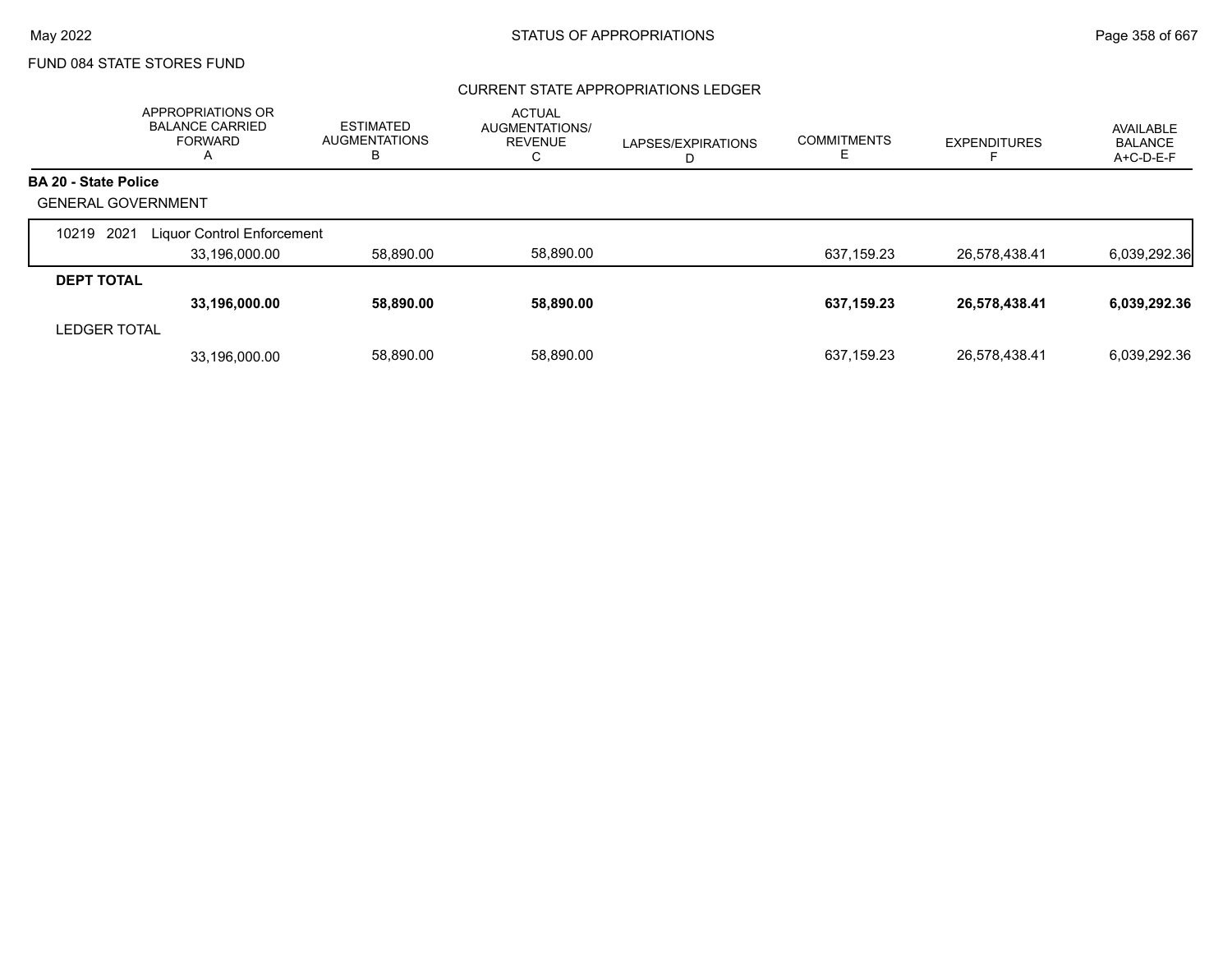FUND 084 STATE STORES FUND

## CURRENT STATE APPROPRIATIONS LEDGER

| | APPROPRIATIONS OR BALANCE CARRIED FORWARD A | ESTIMATED AUGMENTATIONS B | ACTUAL AUGMENTATIONS/ REVENUE C | LAPSES/EXPIRATIONS D | COMMITMENTS E | EXPENDITURES F | AVAILABLE BALANCE A+C-D-E-F |
|---|---|---|---|---|---|---|---|
| **BA 20 - State Police** | | | | | | | |
| GENERAL GOVERNMENT | | | | | | | |
| 10219 2021 Liquor Control Enforcement | | | | | | | |
| | 33,196,000.00 | 58,890.00 | 58,890.00 | | 637,159.23 | 26,578,438.41 | 6,039,292.36 |
| **DEPT TOTAL** | | | | | | | |
| | **33,196,000.00** | **58,890.00** | **58,890.00** | | **637,159.23** | **26,578,438.41** | **6,039,292.36** |
| LEDGER TOTAL | | | | | | | |
| | 33,196,000.00 | 58,890.00 | 58,890.00 | | 637,159.23 | 26,578,438.41 | 6,039,292.36 |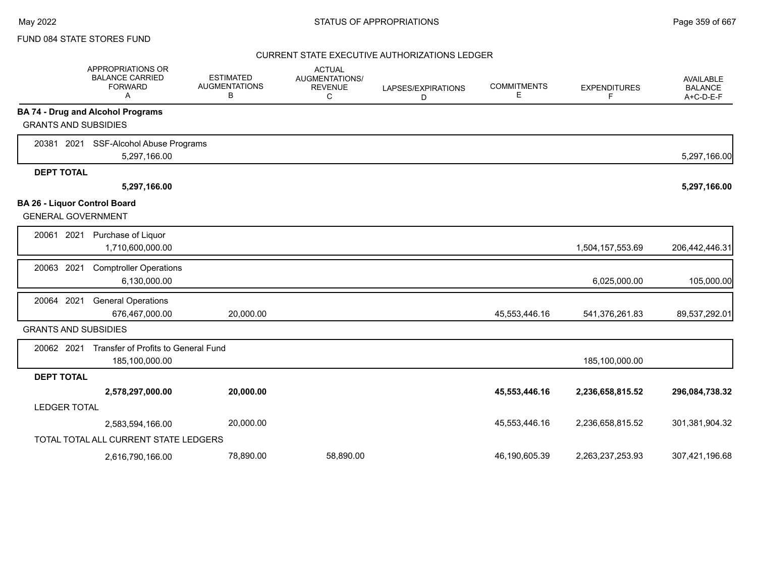FUND 084 STATE STORES FUND

CURRENT STATE EXECUTIVE AUTHORIZATIONS LEDGER

| APPROPRIATIONS OR BALANCE CARRIED FORWARD A | ESTIMATED AUGMENTATIONS B | ACTUAL AUGMENTATIONS/ REVENUE C | LAPSES/EXPIRATIONS D | COMMITMENTS E | EXPENDITURES F | AVAILABLE BALANCE A+C-D-E-F |
|---|---|---|---|---|---|---|
| **BA 74 - Drug and Alcohol Programs** | | | | | | |
| GRANTS AND SUBSIDIES | | | | | | |
| 20381 2021 SSF-Alcohol Abuse Programs | | | | | | |
| 5,297,166.00 | | | | | | 5,297,166.00 |
| **DEPT TOTAL** | | | | | | |
| **5,297,166.00** | | | | | | **5,297,166.00** |
| **BA 26 - Liquor Control Board** | | | | | | |
| GENERAL GOVERNMENT | | | | | | |
| 20061 2021 Purchase of Liquor | | | | | | |
| 1,710,600,000.00 | | | | | 1,504,157,553.69 | 206,442,446.31 |
| 20063 2021 Comptroller Operations | | | | | | |
| 6,130,000.00 | | | | | 6,025,000.00 | 105,000.00 |
| 20064 2021 General Operations | | | | | | |
| 676,467,000.00 | 20,000.00 | | | 45,553,446.16 | 541,376,261.83 | 89,537,292.01 |
| GRANTS AND SUBSIDIES | | | | | | |
| 20062 2021 Transfer of Profits to General Fund | | | | | | |
| 185,100,000.00 | | | | | 185,100,000.00 | |
| **DEPT TOTAL** | | | | | | |
| **2,578,297,000.00** | **20,000.00** | | | **45,553,446.16** | **2,236,658,815.52** | **296,084,738.32** |
| LEDGER TOTAL | | | | | | |
| 2,583,594,166.00 | 20,000.00 | | | 45,553,446.16 | 2,236,658,815.52 | 301,381,904.32 |
| TOTAL TOTAL ALL CURRENT STATE LEDGERS | | | | | | |
| 2,616,790,166.00 | 78,890.00 | 58,890.00 | | 46,190,605.39 | 2,263,237,253.93 | 307,421,196.68 |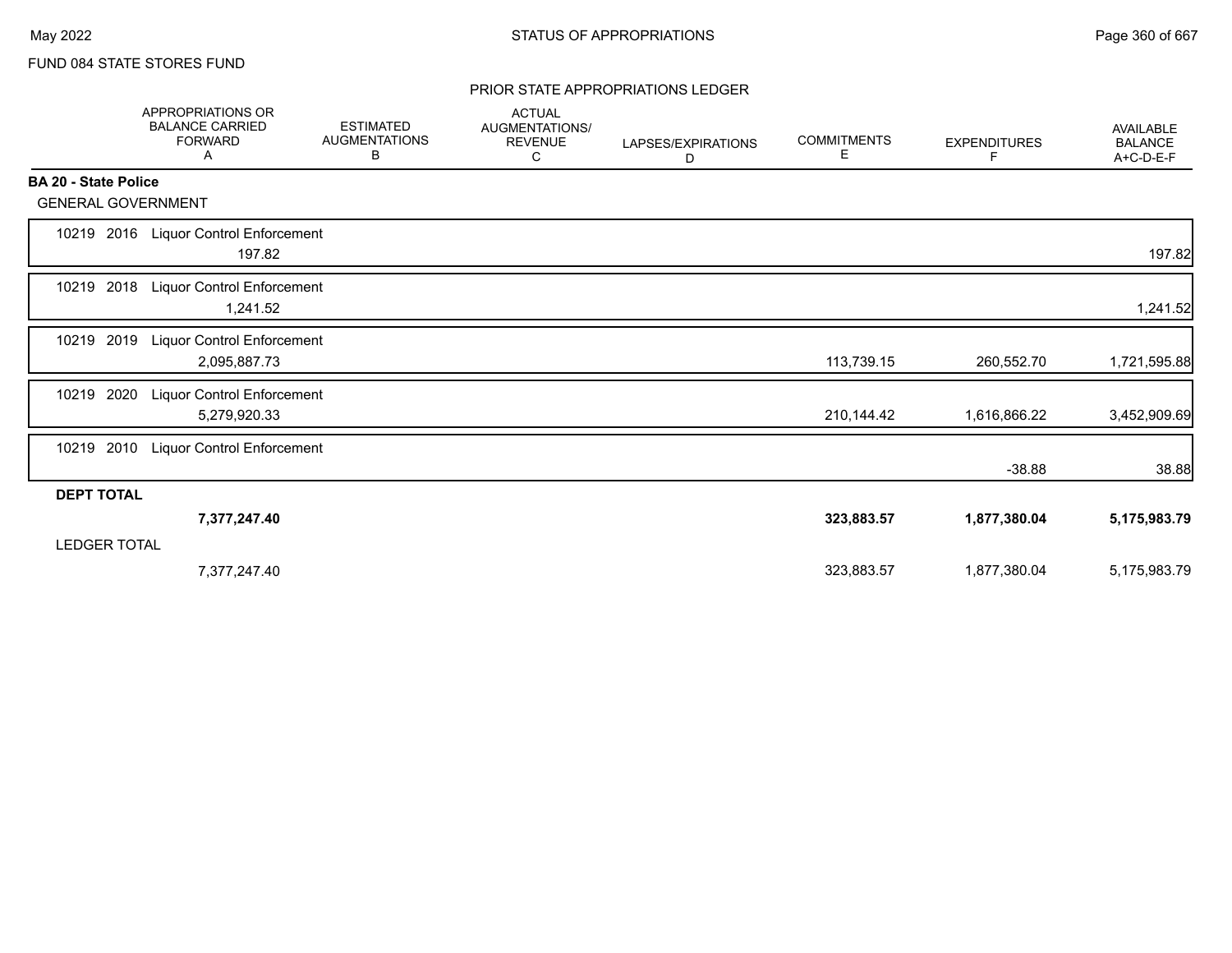FUND 084 STATE STORES FUND

## PRIOR STATE APPROPRIATIONS LEDGER

| | APPROPRIATIONS OR BALANCE CARRIED FORWARD A | ESTIMATED AUGMENTATIONS B | ACTUAL AUGMENTATIONS/ REVENUE C | LAPSES/EXPIRATIONS D | COMMITMENTS E | EXPENDITURES F | AVAILABLE BALANCE A+C-D-E-F |
|---|---|---|---|---|---|---|---|
| **BA 20 - State Police** | | | | | | | |
| GENERAL GOVERNMENT | | | | | | | |
| 10219 2016 Liquor Control Enforcement | 197.82 | | | | | | 197.82 |
| 10219 2018 Liquor Control Enforcement | 1,241.52 | | | | | | 1,241.52 |
| 10219 2019 Liquor Control Enforcement | 2,095,887.73 | | | | 113,739.15 | 260,552.70 | 1,721,595.88 |
| 10219 2020 Liquor Control Enforcement | 5,279,920.33 | | | | 210,144.42 | 1,616,866.22 | 3,452,909.69 |
| 10219 2010 Liquor Control Enforcement | | | | | | -38.88 | 38.88 |
| **DEPT TOTAL** | **7,377,247.40** | | | | **323,883.57** | **1,877,380.04** | **5,175,983.79** |
| LEDGER TOTAL | 7,377,247.40 | | | | 323,883.57 | 1,877,380.04 | 5,175,983.79 |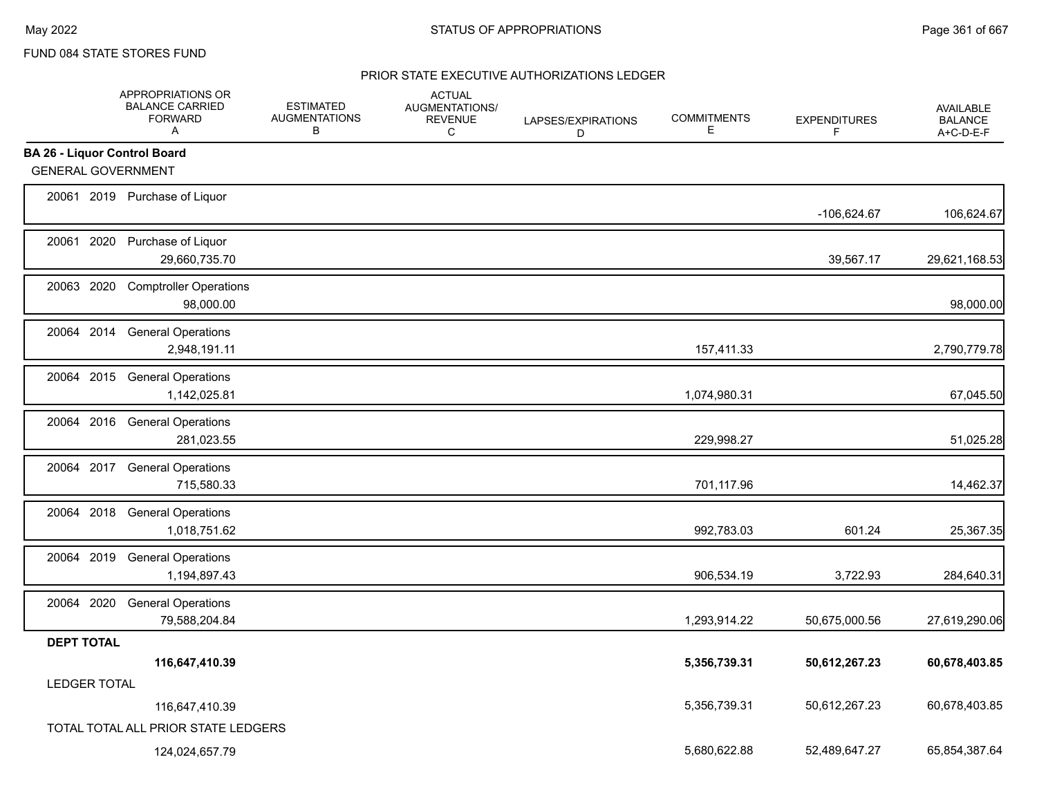FUND 084 STATE STORES FUND

PRIOR STATE EXECUTIVE AUTHORIZATIONS LEDGER

| | APPROPRIATIONS OR BALANCE CARRIED FORWARD A | ESTIMATED AUGMENTATIONS B | ACTUAL AUGMENTATIONS/ REVENUE C | LAPSES/EXPIRATIONS D | COMMITMENTS E | EXPENDITURES F | AVAILABLE BALANCE A+C-D-E-F |
|---|---|---|---|---|---|---|---|
| **BA 26 - Liquor Control Board** | | | | | | | |
| GENERAL GOVERNMENT | | | | | | | |
| 20061 2019 Purchase of Liquor | | | | | | -106,624.67 | 106,624.67 |
| 20061 2020 Purchase of Liquor | 29,660,735.70 | | | | | 39,567.17 | 29,621,168.53 |
| 20063 2020 Comptroller Operations | 98,000.00 | | | | | | 98,000.00 |
| 20064 2014 General Operations | 2,948,191.11 | | | | 157,411.33 | | 2,790,779.78 |
| 20064 2015 General Operations | 1,142,025.81 | | | | 1,074,980.31 | | 67,045.50 |
| 20064 2016 General Operations | 281,023.55 | | | | 229,998.27 | | 51,025.28 |
| 20064 2017 General Operations | 715,580.33 | | | | 701,117.96 | | 14,462.37 |
| 20064 2018 General Operations | 1,018,751.62 | | | | 992,783.03 | 601.24 | 25,367.35 |
| 20064 2019 General Operations | 1,194,897.43 | | | | 906,534.19 | 3,722.93 | 284,640.31 |
| 20064 2020 General Operations | 79,588,204.84 | | | | 1,293,914.22 | 50,675,000.56 | 27,619,290.06 |
| **DEPT TOTAL** | **116,647,410.39** | | | | **5,356,739.31** | **50,612,267.23** | **60,678,403.85** |
| LEDGER TOTAL | 116,647,410.39 | | | | 5,356,739.31 | 50,612,267.23 | 60,678,403.85 |
| TOTAL TOTAL ALL PRIOR STATE LEDGERS | 124,024,657.79 | | | | 5,680,622.88 | 52,489,647.27 | 65,854,387.64 |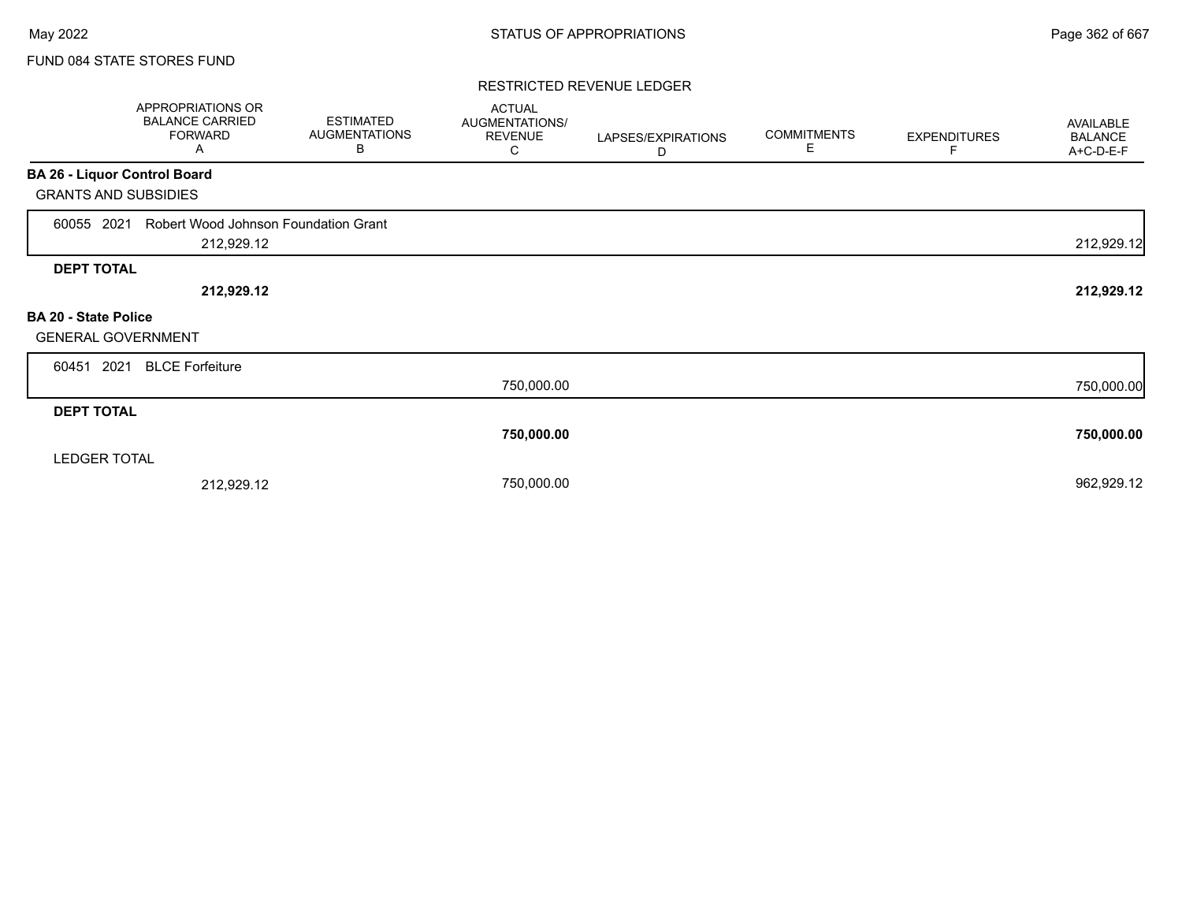FUND 084 STATE STORES FUND

RESTRICTED REVENUE LEDGER

| | APPROPRIATIONS OR BALANCE CARRIED FORWARD A | ESTIMATED AUGMENTATIONS B | ACTUAL AUGMENTATIONS/ REVENUE C | LAPSES/EXPIRATIONS D | COMMITMENTS E | EXPENDITURES F | AVAILABLE BALANCE A+C-D-E-F |
|---|---|---|---|---|---|---|---|
| **BA 26 - Liquor Control Board** | | | | | | | |
| GRANTS AND SUBSIDIES | | | | | | | |
| 60055 2021 Robert Wood Johnson Foundation Grant | 212,929.12 | | | | | | 212,929.12 |
| **DEPT TOTAL** | **212,929.12** | | | | | | **212,929.12** |
| **BA 20 - State Police** | | | | | | | |
| GENERAL GOVERNMENT | | | | | | | |
| 60451 2021 BLCE Forfeiture | | | 750,000.00 | | | | 750,000.00 |
| **DEPT TOTAL** | | | **750,000.00** | | | | **750,000.00** |
| LEDGER TOTAL | 212,929.12 | | 750,000.00 | | | | 962,929.12 |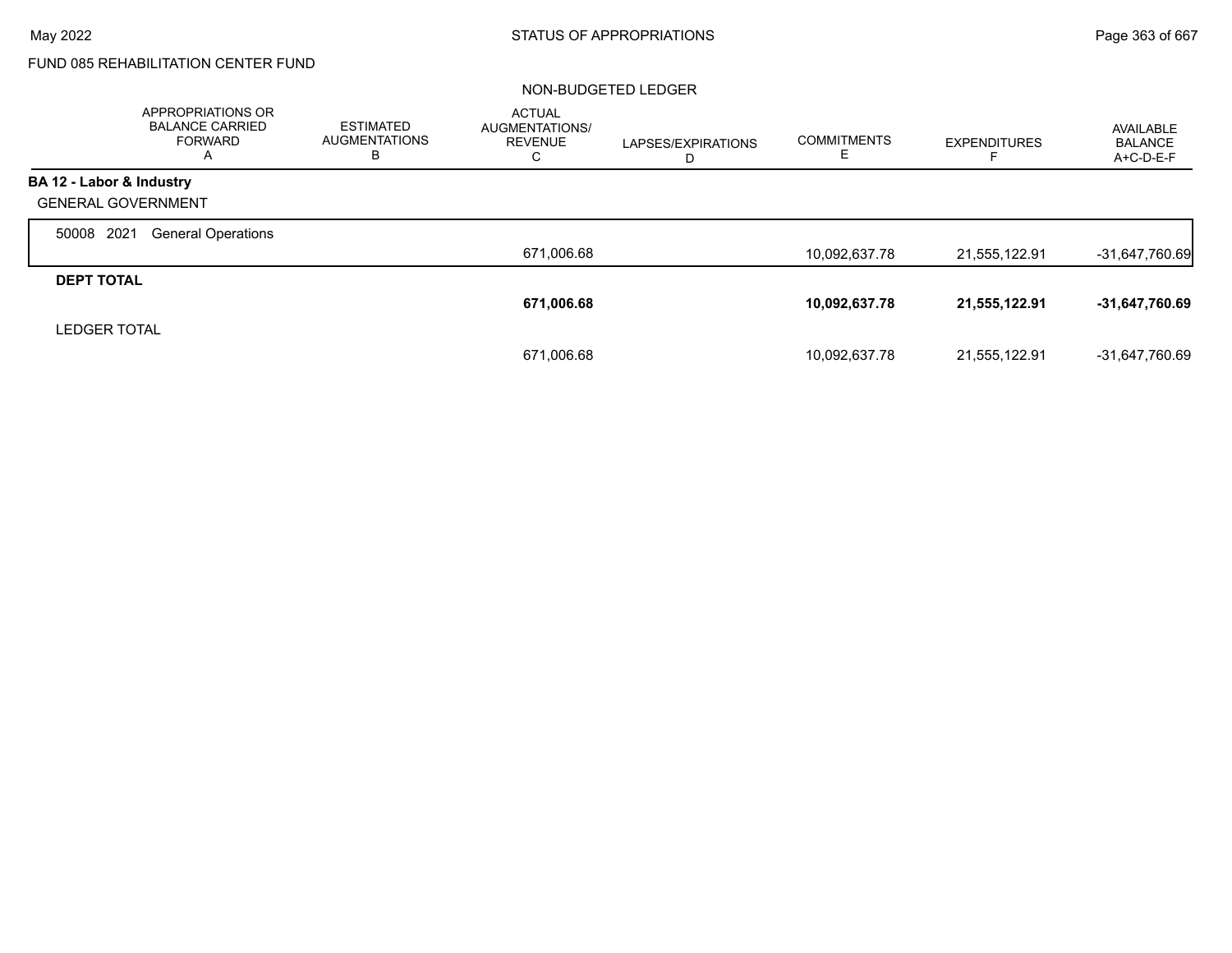FUND 085 REHABILITATION CENTER FUND

NON-BUDGETED LEDGER

| | APPROPRIATIONS OR BALANCE CARRIED FORWARD A | ESTIMATED AUGMENTATIONS B | ACTUAL AUGMENTATIONS/ REVENUE C | LAPSES/EXPIRATIONS D | COMMITMENTS E | EXPENDITURES F | AVAILABLE BALANCE A+C-D-E-F |
|---|---|---|---|---|---|---|---|
| **BA 12 - Labor & Industry** | | | | | | | |
| GENERAL GOVERNMENT | | | | | | | |
| 50008 2021 General Operations | | | 671,006.68 | | 10,092,637.78 | 21,555,122.91 | -31,647,760.69 |
| **DEPT TOTAL** | | | **671,006.68** | | **10,092,637.78** | **21,555,122.91** | **-31,647,760.69** |
| LEDGER TOTAL | | | 671,006.68 | | 10,092,637.78 | 21,555,122.91 | -31,647,760.69 |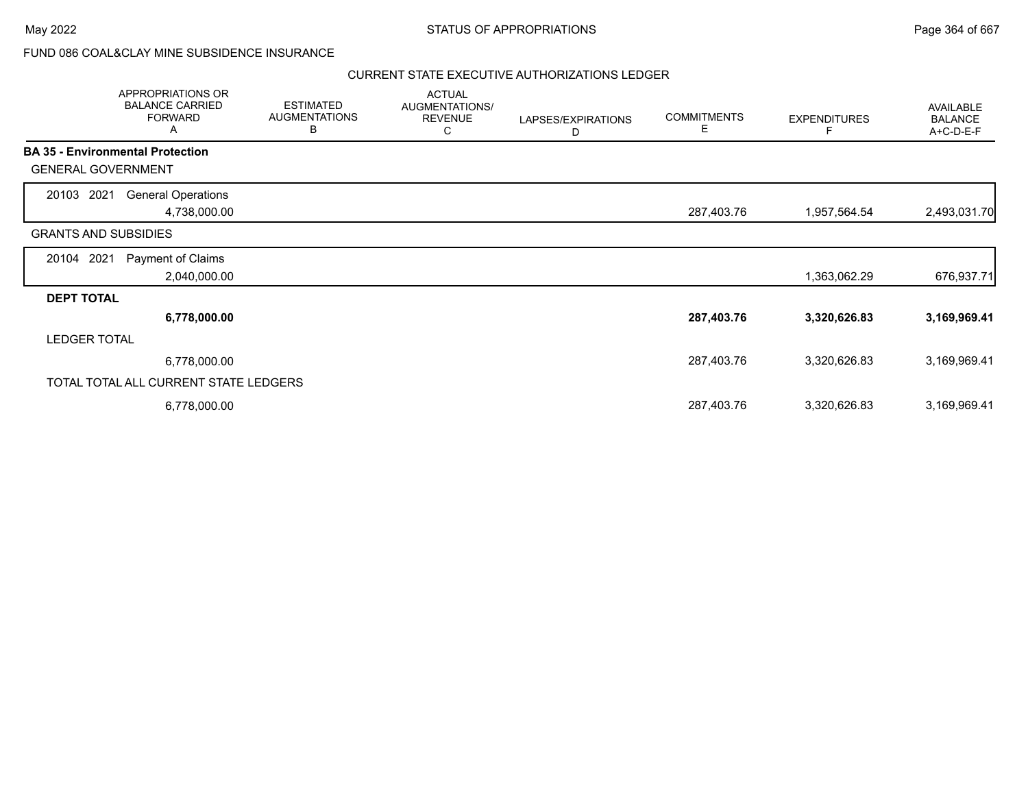FUND 086 COAL&CLAY MINE SUBSIDENCE INSURANCE

CURRENT STATE EXECUTIVE AUTHORIZATIONS LEDGER

| | APPROPRIATIONS OR BALANCE CARRIED FORWARD A | ESTIMATED AUGMENTATIONS B | ACTUAL AUGMENTATIONS/ REVENUE C | LAPSES/EXPIRATIONS D | COMMITMENTS E | EXPENDITURES F | AVAILABLE BALANCE A+C-D-E-F |
|---|---|---|---|---|---|---|---|
| **BA 35 - Environmental Protection** | | | | | | | |
| GENERAL GOVERNMENT | | | | | | | |
| 20103 2021 General Operations | 4,738,000.00 | | | | 287,403.76 | 1,957,564.54 | 2,493,031.70 |
| GRANTS AND SUBSIDIES | | | | | | | |
| 20104 2021 Payment of Claims | 2,040,000.00 | | | | | 1,363,062.29 | 676,937.71 |
| **DEPT TOTAL** | **6,778,000.00** | | | | **287,403.76** | **3,320,626.83** | **3,169,969.41** |
| LEDGER TOTAL | 6,778,000.00 | | | | 287,403.76 | 3,320,626.83 | 3,169,969.41 |
| TOTAL TOTAL ALL CURRENT STATE LEDGERS | 6,778,000.00 | | | | 287,403.76 | 3,320,626.83 | 3,169,969.41 |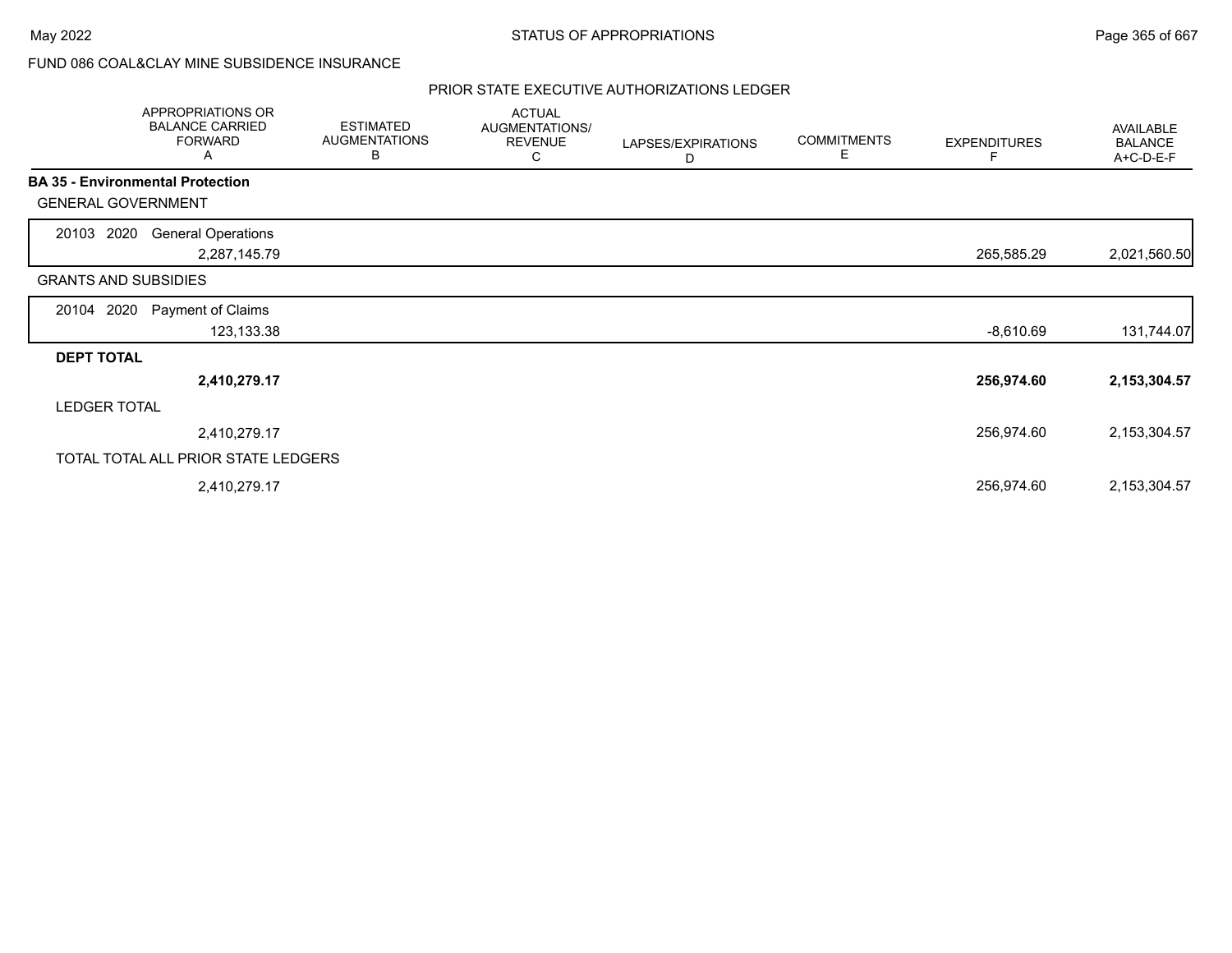FUND 086 COAL&CLAY MINE SUBSIDENCE INSURANCE

## PRIOR STATE EXECUTIVE AUTHORIZATIONS LEDGER

| APPROPRIATIONS OR BALANCE CARRIED FORWARD A | ESTIMATED AUGMENTATIONS B | ACTUAL AUGMENTATIONS/ REVENUE C | LAPSES/EXPIRATIONS D | COMMITMENTS E | EXPENDITURES F | AVAILABLE BALANCE A+C-D-E-F |
|---|---|---|---|---|---|---|
| **BA 35 - Environmental Protection** | | | | | | |
| GENERAL GOVERNMENT | | | | | | |
| 20103 2020 General Operations | | | | | | |
| 2,287,145.79 | | | | | 265,585.29 | 2,021,560.50 |
| GRANTS AND SUBSIDIES | | | | | | |
| 20104 2020 Payment of Claims | | | | | | |
| 123,133.38 | | | | | -8,610.69 | 131,744.07 |
| **DEPT TOTAL** | | | | | | |
| **2,410,279.17** | | | | | **256,974.60** | **2,153,304.57** |
| LEDGER TOTAL | | | | | | |
| 2,410,279.17 | | | | | 256,974.60 | 2,153,304.57 |
| TOTAL TOTAL ALL PRIOR STATE LEDGERS | | | | | | |
| 2,410,279.17 | | | | | 256,974.60 | 2,153,304.57 |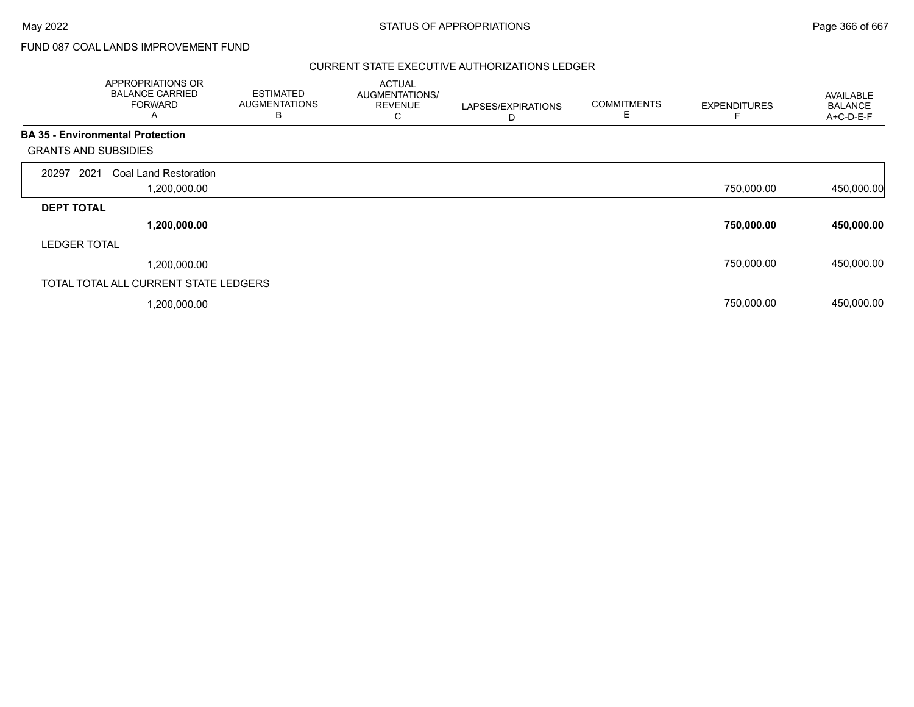FUND 087 COAL LANDS IMPROVEMENT FUND

## CURRENT STATE EXECUTIVE AUTHORIZATIONS LEDGER

| APPROPRIATIONS OR BALANCE CARRIED FORWARD A | ESTIMATED AUGMENTATIONS B | ACTUAL AUGMENTATIONS/ REVENUE C | LAPSES/EXPIRATIONS D | COMMITMENTS E | EXPENDITURES F | AVAILABLE BALANCE A+C-D-E-F |
|---|---|---|---|---|---|---|
| **BA 35 - Environmental Protection** | | | | | | |
| GRANTS AND SUBSIDIES | | | | | | |
| 20297 2021 Coal Land Restoration | | | | | | |
| 1,200,000.00 | | | | | 750,000.00 | 450,000.00 |
| **DEPT TOTAL** | | | | | | |
| **1,200,000.00** | | | | | **750,000.00** | **450,000.00** |
| LEDGER TOTAL | | | | | | |
| 1,200,000.00 | | | | | 750,000.00 | 450,000.00 |
| TOTAL TOTAL ALL CURRENT STATE LEDGERS | | | | | | |
| 1,200,000.00 | | | | | 750,000.00 | 450,000.00 |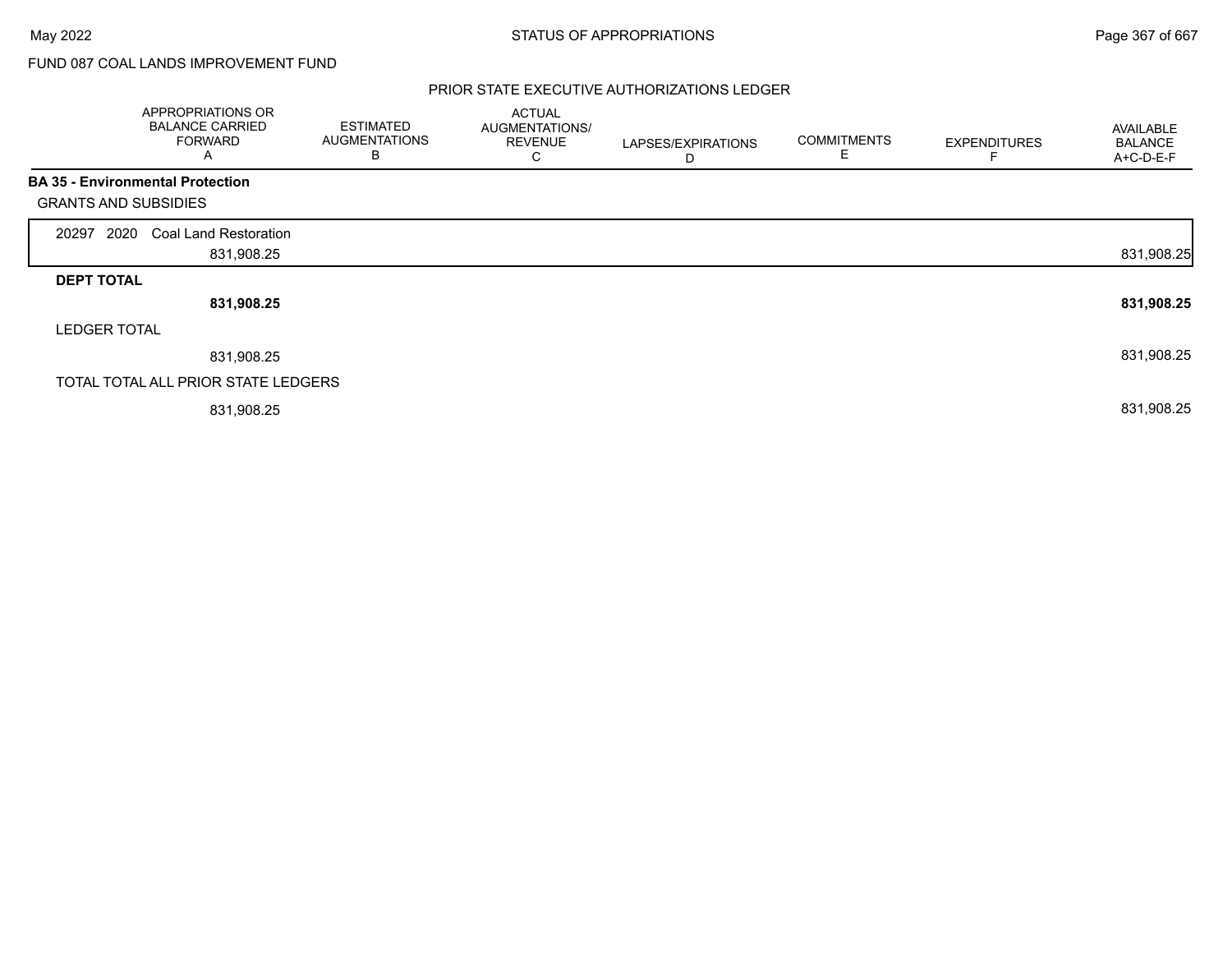FUND 087 COAL LANDS IMPROVEMENT FUND

## PRIOR STATE EXECUTIVE AUTHORIZATIONS LEDGER

| | APPROPRIATIONS OR BALANCE CARRIED FORWARD A | ESTIMATED AUGMENTATIONS B | ACTUAL AUGMENTATIONS/ REVENUE C | LAPSES/EXPIRATIONS D | COMMITMENTS E | EXPENDITURES F | AVAILABLE BALANCE A+C-D-E-F |
|---|---|---|---|---|---|---|---|
| **BA 35 - Environmental Protection** | | | | | | | |
| GRANTS AND SUBSIDIES | | | | | | | |
| 20297 2020 Coal Land Restoration | 831,908.25 | | | | | | 831,908.25 |
| **DEPT TOTAL** | **831,908.25** | | | | | | **831,908.25** |
| LEDGER TOTAL | 831,908.25 | | | | | | 831,908.25 |
| TOTAL TOTAL ALL PRIOR STATE LEDGERS | 831,908.25 | | | | | | 831,908.25 |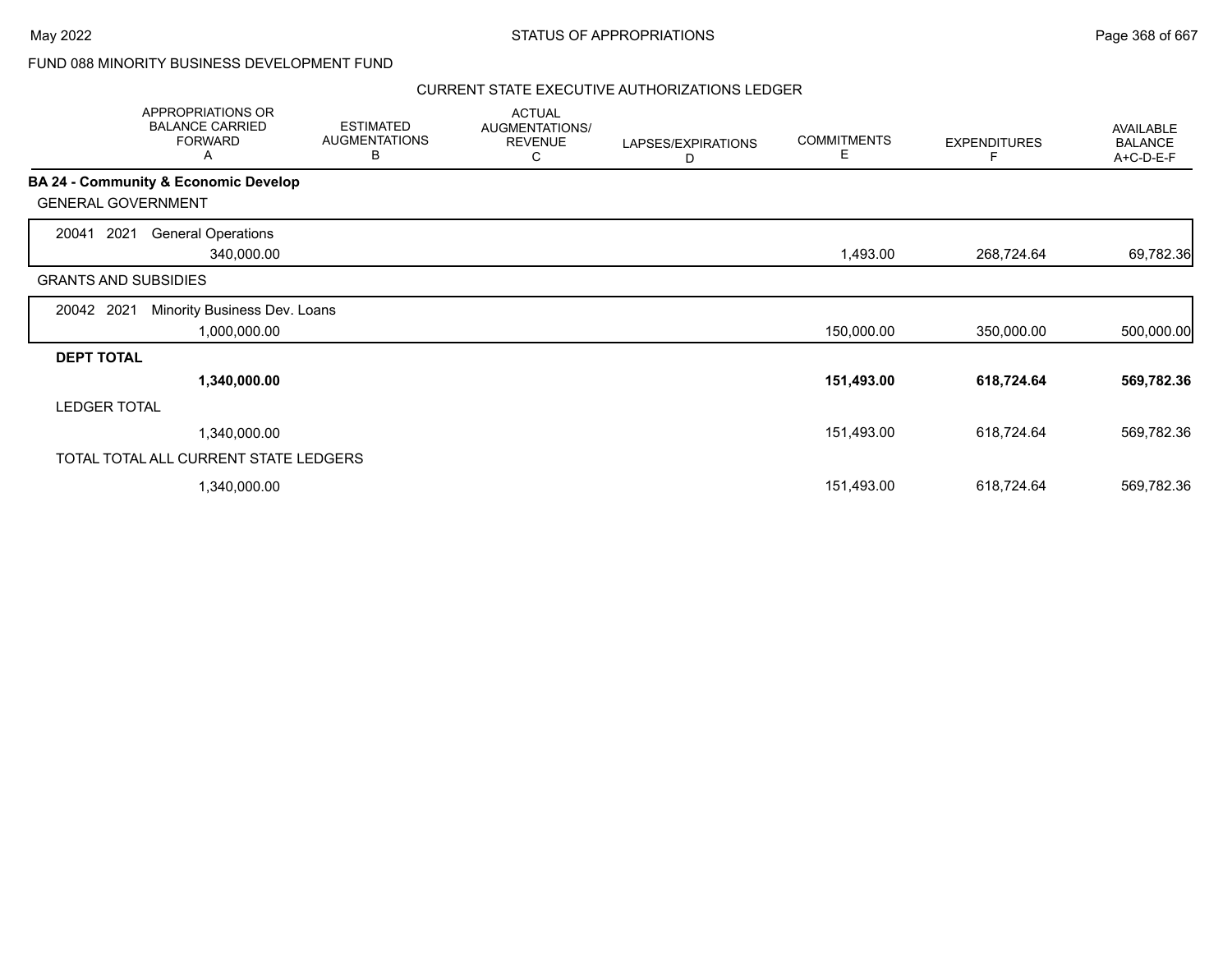FUND 088 MINORITY BUSINESS DEVELOPMENT FUND

CURRENT STATE EXECUTIVE AUTHORIZATIONS LEDGER

| APPROPRIATIONS OR BALANCE CARRIED FORWARD A | ESTIMATED AUGMENTATIONS B | ACTUAL AUGMENTATIONS/ REVENUE C | LAPSES/EXPIRATIONS D | COMMITMENTS E | EXPENDITURES F | AVAILABLE BALANCE A+C-D-E-F |
|---|---|---|---|---|---|---|
| **BA 24 - Community & Economic Develop** | | | | | | |
| GENERAL GOVERNMENT | | | | | | |
| 20041 2021 General Operations | | | | | | |
| 340,000.00 | | | | 1,493.00 | 268,724.64 | 69,782.36 |
| GRANTS AND SUBSIDIES | | | | | | |
| 20042 2021 Minority Business Dev. Loans | | | | | | |
| 1,000,000.00 | | | | 150,000.00 | 350,000.00 | 500,000.00 |
| **DEPT TOTAL** | | | | | | |
| **1,340,000.00** | | | | **151,493.00** | **618,724.64** | **569,782.36** |
| LEDGER TOTAL | | | | | | |
| 1,340,000.00 | | | | 151,493.00 | 618,724.64 | 569,782.36 |
| TOTAL TOTAL ALL CURRENT STATE LEDGERS | | | | | | |
| 1,340,000.00 | | | | 151,493.00 | 618,724.64 | 569,782.36 |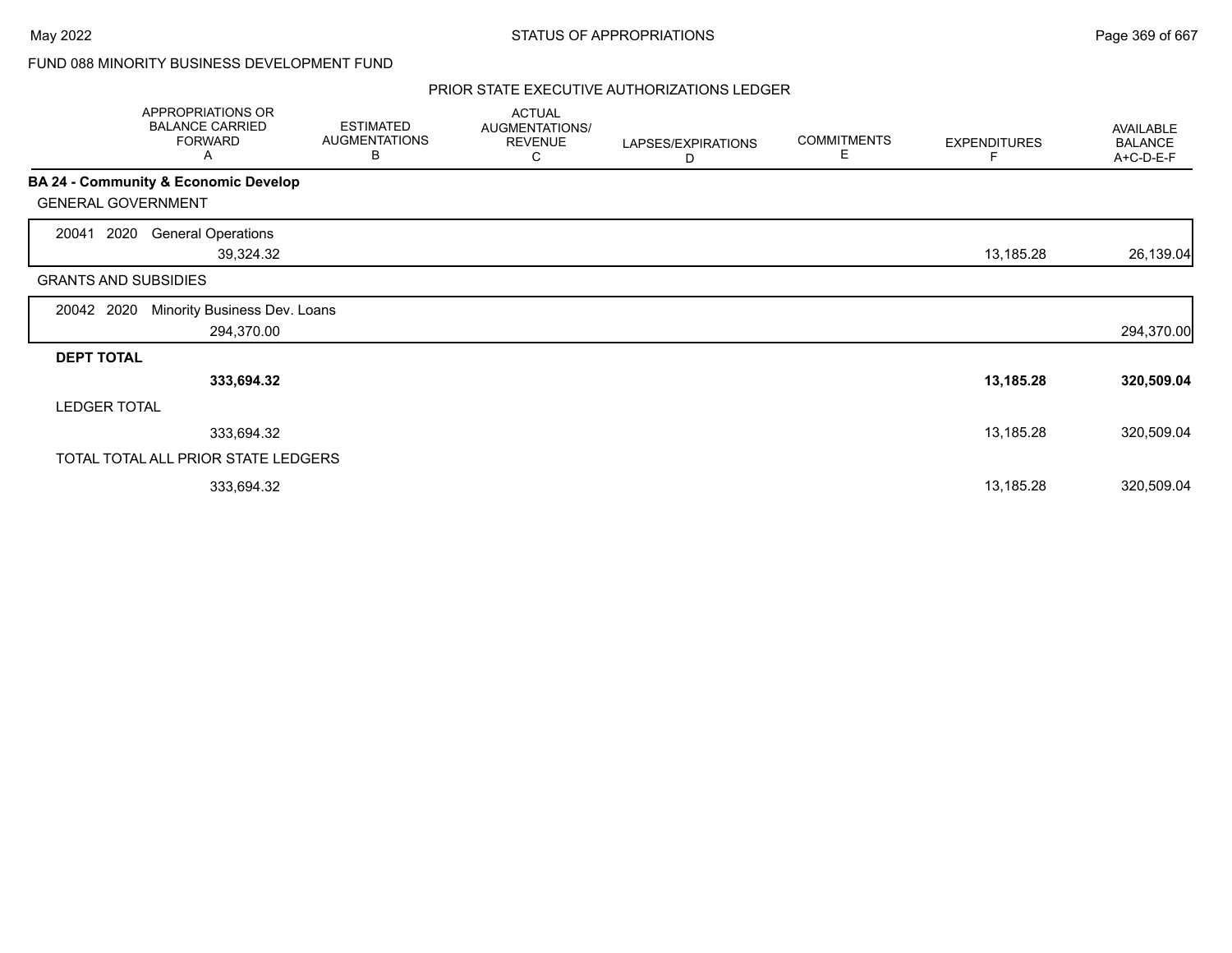FUND 088 MINORITY BUSINESS DEVELOPMENT FUND

## PRIOR STATE EXECUTIVE AUTHORIZATIONS LEDGER

| | APPROPRIATIONS OR BALANCE CARRIED FORWARD A | ESTIMATED AUGMENTATIONS B | ACTUAL AUGMENTATIONS/ REVENUE C | LAPSES/EXPIRATIONS D | COMMITMENTS E | EXPENDITURES F | AVAILABLE BALANCE A+C-D-E-F |
|---|---|---|---|---|---|---|---|
| **BA 24 - Community & Economic Develop** | | | | | | | |
| GENERAL GOVERNMENT | | | | | | | |
| 20041 2020 General Operations | 39,324.32 | | | | | 13,185.28 | 26,139.04 |
| GRANTS AND SUBSIDIES | | | | | | | |
| 20042 2020 Minority Business Dev. Loans | 294,370.00 | | | | | | 294,370.00 |
| **DEPT TOTAL** | **333,694.32** | | | | | **13,185.28** | **320,509.04** |
| LEDGER TOTAL | 333,694.32 | | | | | 13,185.28 | 320,509.04 |
| TOTAL TOTAL ALL PRIOR STATE LEDGERS | 333,694.32 | | | | | 13,185.28 | 320,509.04 |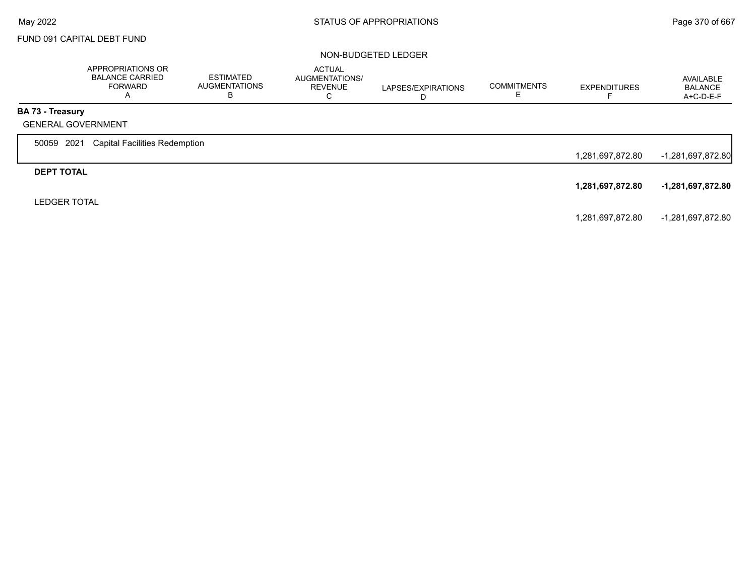FUND 091 CAPITAL DEBT FUND

NON-BUDGETED LEDGER

| | APPROPRIATIONS OR BALANCE CARRIED FORWARD A | ESTIMATED AUGMENTATIONS B | ACTUAL AUGMENTATIONS/ REVENUE C | LAPSES/EXPIRATIONS D | COMMITMENTS E | EXPENDITURES F | AVAILABLE BALANCE A+C-D-E-F |
|---|---|---|---|---|---|---|---|
| **BA 73 - Treasury** | | | | | | | |
| GENERAL GOVERNMENT | | | | | | | |
| 50059 2021 Capital Facilities Redemption | | | | | | 1,281,697,872.80 | -1,281,697,872.80 |
| **DEPT TOTAL** | | | | | | **1,281,697,872.80** | **-1,281,697,872.80** |
| LEDGER TOTAL | | | | | | 1,281,697,872.80 | -1,281,697,872.80 |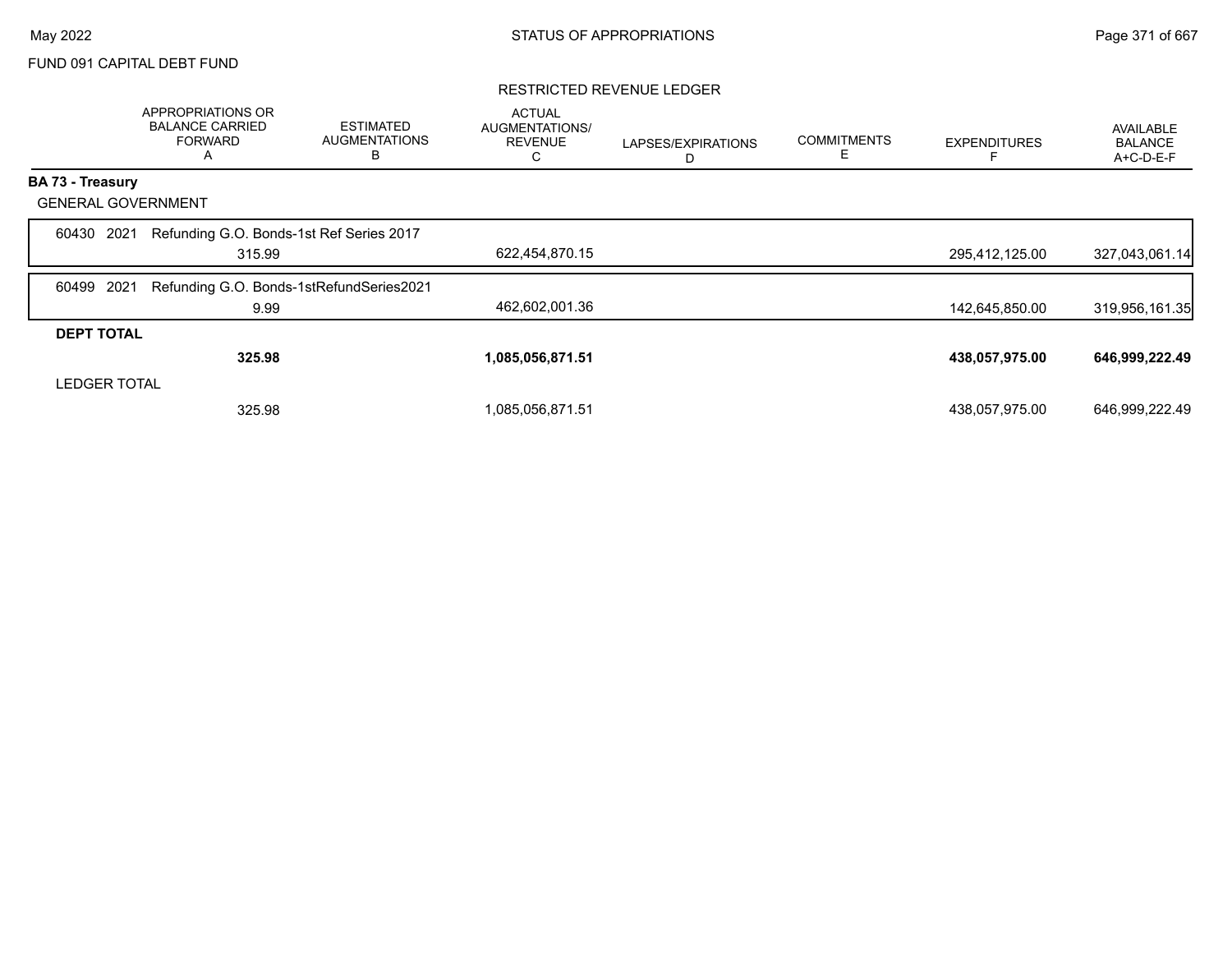FUND 091 CAPITAL DEBT FUND

STATUS OF APPROPRIATIONS

RESTRICTED REVENUE LEDGER

| | APPROPRIATIONS OR BALANCE CARRIED FORWARD A | ESTIMATED AUGMENTATIONS B | ACTUAL AUGMENTATIONS/ REVENUE C | LAPSES/EXPIRATIONS D | COMMITMENTS E | EXPENDITURES F | AVAILABLE BALANCE A+C-D-E-F |
|---|---|---|---|---|---|---|---|
| **BA 73 - Treasury** | | | | | | | |
| GENERAL GOVERNMENT | | | | | | | |
| 60430 2021 Refunding G.O. Bonds-1st Ref Series 2017 | 315.99 | | 622,454,870.15 | | | 295,412,125.00 | 327,043,061.14 |
| 60499 2021 Refunding G.O. Bonds-1stRefundSeries2021 | 9.99 | | 462,602,001.36 | | | 142,645,850.00 | 319,956,161.35 |
| **DEPT TOTAL** | **325.98** | | **1,085,056,871.51** | | | **438,057,975.00** | **646,999,222.49** |
| LEDGER TOTAL | 325.98 | | 1,085,056,871.51 | | | 438,057,975.00 | 646,999,222.49 |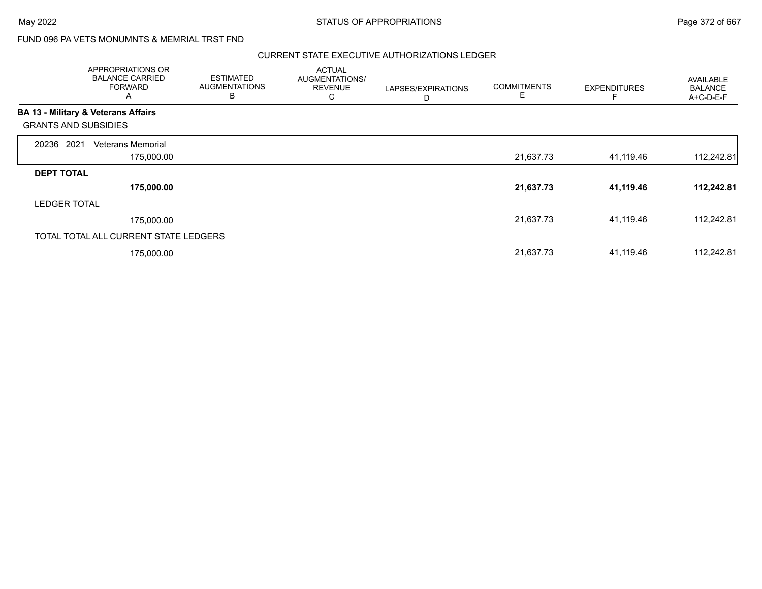FUND 096 PA VETS MONUMNTS & MEMRIAL TRST FND

CURRENT STATE EXECUTIVE AUTHORIZATIONS LEDGER

| | APPROPRIATIONS OR BALANCE CARRIED FORWARD A | ESTIMATED AUGMENTATIONS B | ACTUAL AUGMENTATIONS/ REVENUE C | LAPSES/EXPIRATIONS D | COMMITMENTS E | EXPENDITURES F | AVAILABLE BALANCE A+C-D-E-F |
|---|---|---|---|---|---|---|---|
| **BA 13 - Military & Veterans Affairs** | | | | | | | |
| GRANTS AND SUBSIDIES | | | | | | | |
| 20236 2021 Veterans Memorial | 175,000.00 | | | | 21,637.73 | 41,119.46 | 112,242.81 |
| **DEPT TOTAL** | **175,000.00** | | | | **21,637.73** | **41,119.46** | **112,242.81** |
| LEDGER TOTAL | 175,000.00 | | | | 21,637.73 | 41,119.46 | 112,242.81 |
| TOTAL TOTAL ALL CURRENT STATE LEDGERS | 175,000.00 | | | | 21,637.73 | 41,119.46 | 112,242.81 |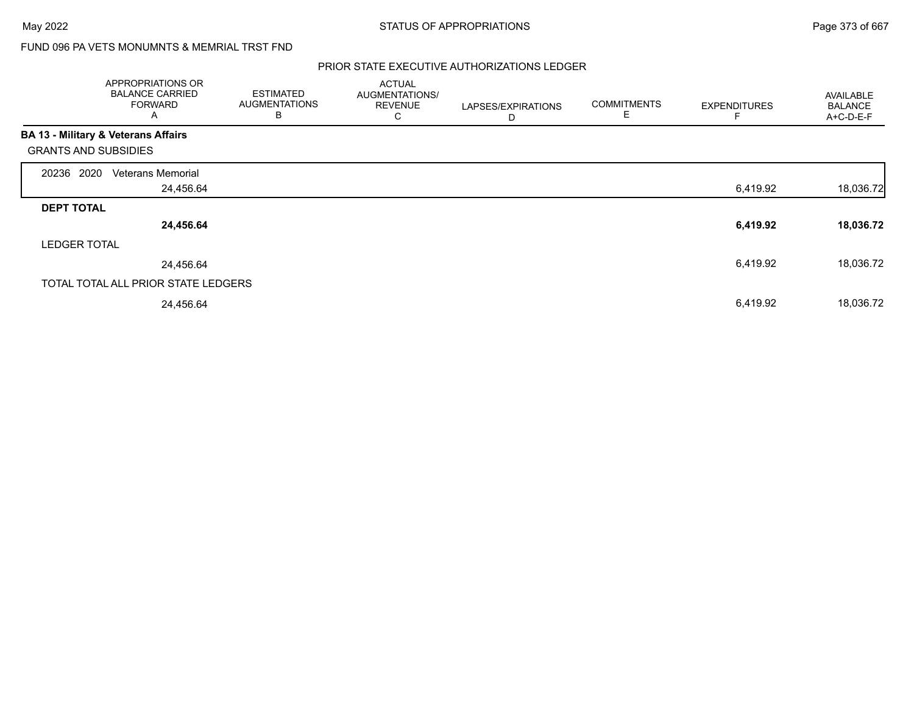FUND 096 PA VETS MONUMNTS & MEMRIAL TRST FND

PRIOR STATE EXECUTIVE AUTHORIZATIONS LEDGER

| APPROPRIATIONS OR BALANCE CARRIED FORWARD A | ESTIMATED AUGMENTATIONS B | ACTUAL AUGMENTATIONS/ REVENUE C | LAPSES/EXPIRATIONS D | COMMITMENTS E | EXPENDITURES F | AVAILABLE BALANCE A+C-D-E-F |
|---|---|---|---|---|---|---|
| **BA 13 - Military & Veterans Affairs** | | | | | | |
| GRANTS AND SUBSIDIES | | | | | | |
| 20236 2020 Veterans Memorial | | | | | | |
| 24,456.64 | | | | | 6,419.92 | 18,036.72 |
| **DEPT TOTAL** | | | | | | |
| **24,456.64** | | | | | **6,419.92** | **18,036.72** |
| LEDGER TOTAL | | | | | | |
| 24,456.64 | | | | | 6,419.92 | 18,036.72 |
| TOTAL TOTAL ALL PRIOR STATE LEDGERS | | | | | | |
| 24,456.64 | | | | | 6,419.92 | 18,036.72 |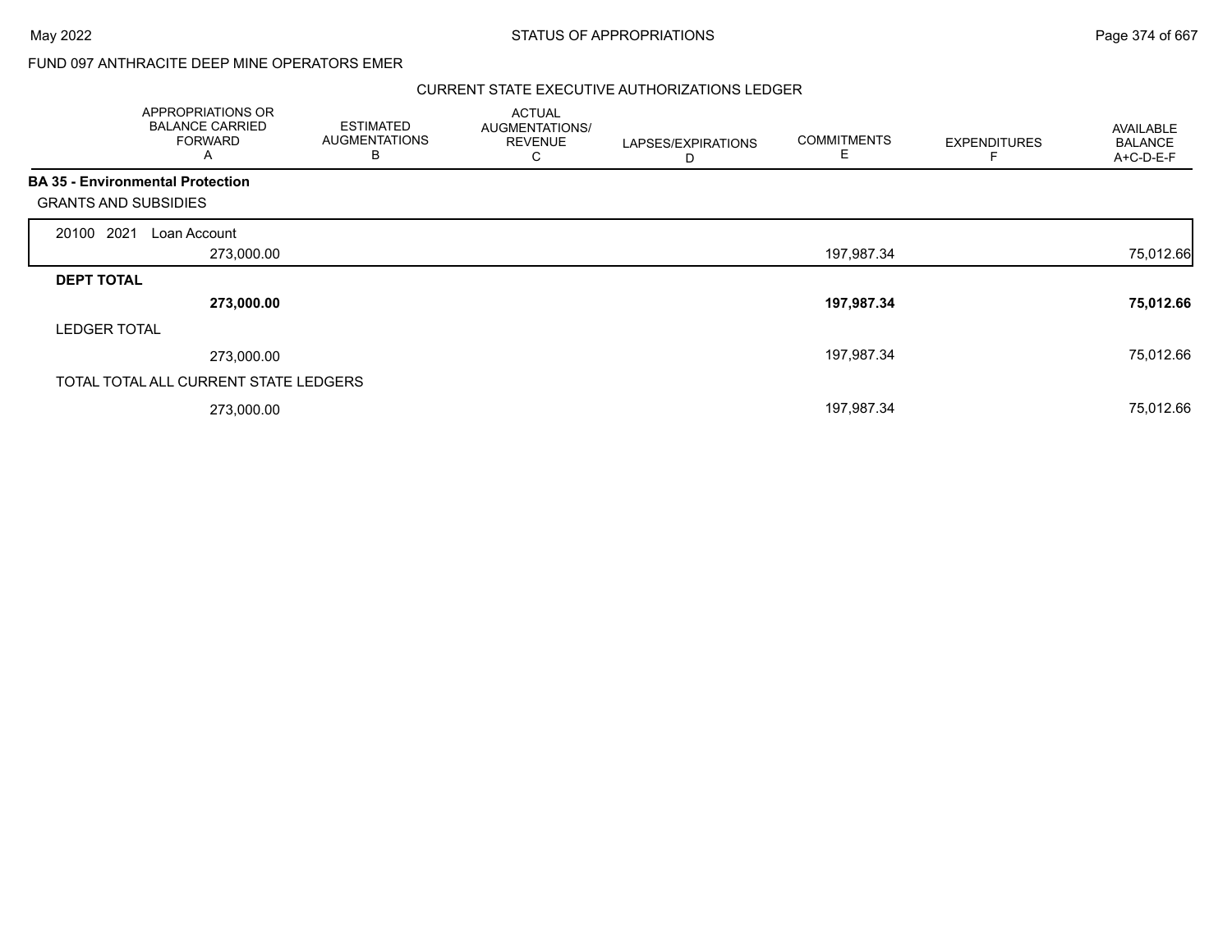FUND 097 ANTHRACITE DEEP MINE OPERATORS EMER

CURRENT STATE EXECUTIVE AUTHORIZATIONS LEDGER

| | APPROPRIATIONS OR BALANCE CARRIED FORWARD A | ESTIMATED AUGMENTATIONS B | ACTUAL AUGMENTATIONS/ REVENUE C | LAPSES/EXPIRATIONS D | COMMITMENTS E | EXPENDITURES F | AVAILABLE BALANCE A+C-D-E-F |
|---|---|---|---|---|---|---|---|
| **BA 35 - Environmental Protection** | | | | | | | |
| GRANTS AND SUBSIDIES | | | | | | | |
| 20100 2021 Loan Account | 273,000.00 | | | | 197,987.34 | | 75,012.66 |
| **DEPT TOTAL** | **273,000.00** | | | | **197,987.34** | | **75,012.66** |
| LEDGER TOTAL | 273,000.00 | | | | 197,987.34 | | 75,012.66 |
| TOTAL TOTAL ALL CURRENT STATE LEDGERS | 273,000.00 | | | | 197,987.34 | | 75,012.66 |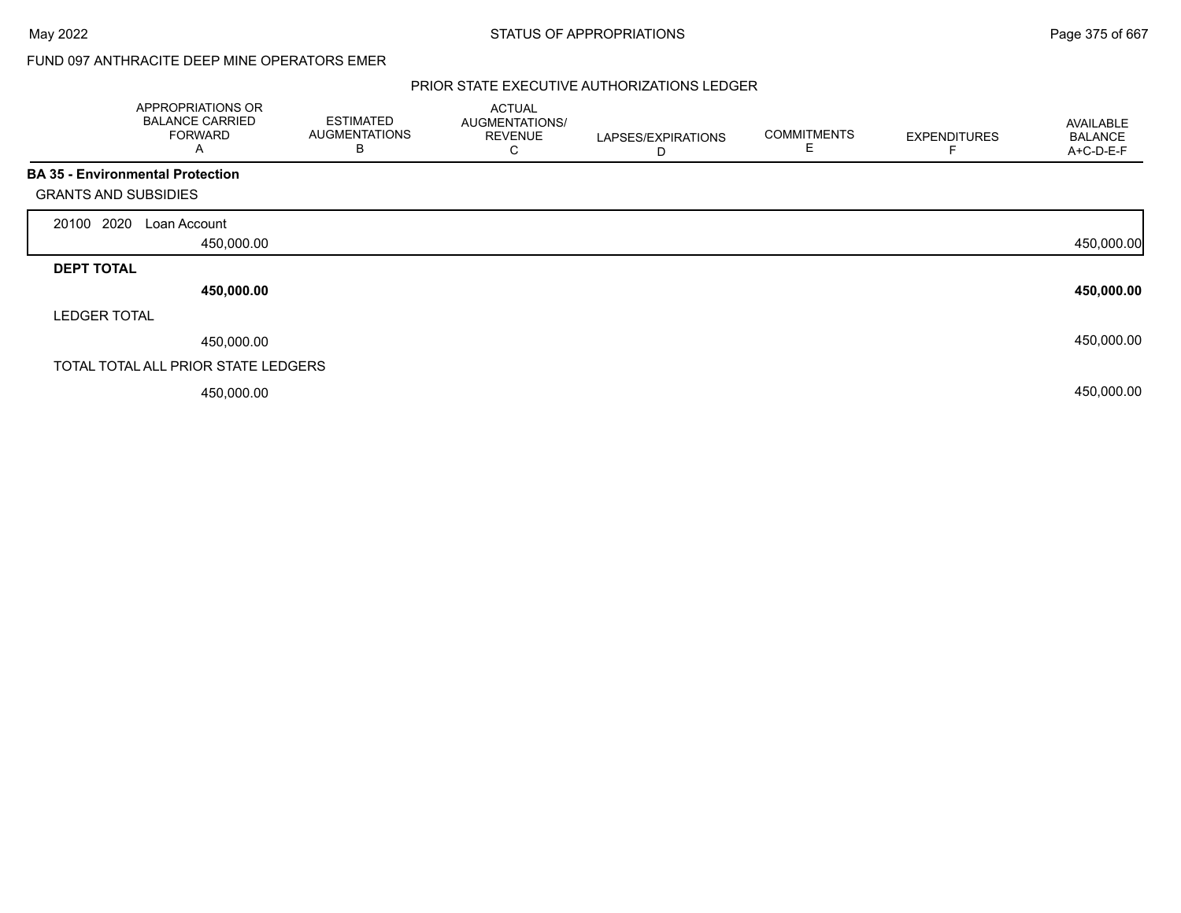FUND 097 ANTHRACITE DEEP MINE OPERATORS EMER

## PRIOR STATE EXECUTIVE AUTHORIZATIONS LEDGER

| | APPROPRIATIONS OR BALANCE CARRIED FORWARD A | ESTIMATED AUGMENTATIONS B | ACTUAL AUGMENTATIONS/ REVENUE C | LAPSES/EXPIRATIONS D | COMMITMENTS E | EXPENDITURES F | AVAILABLE BALANCE A+C-D-E-F |
|---|---|---|---|---|---|---|---|
| **BA 35 - Environmental Protection** | | | | | | | |
| GRANTS AND SUBSIDIES | | | | | | | |
| 20100 2020 Loan Account | 450,000.00 | | | | | | 450,000.00 |
| **DEPT TOTAL** | **450,000.00** | | | | | | **450,000.00** |
| LEDGER TOTAL | 450,000.00 | | | | | | 450,000.00 |
| TOTAL TOTAL ALL PRIOR STATE LEDGERS | 450,000.00 | | | | | | 450,000.00 |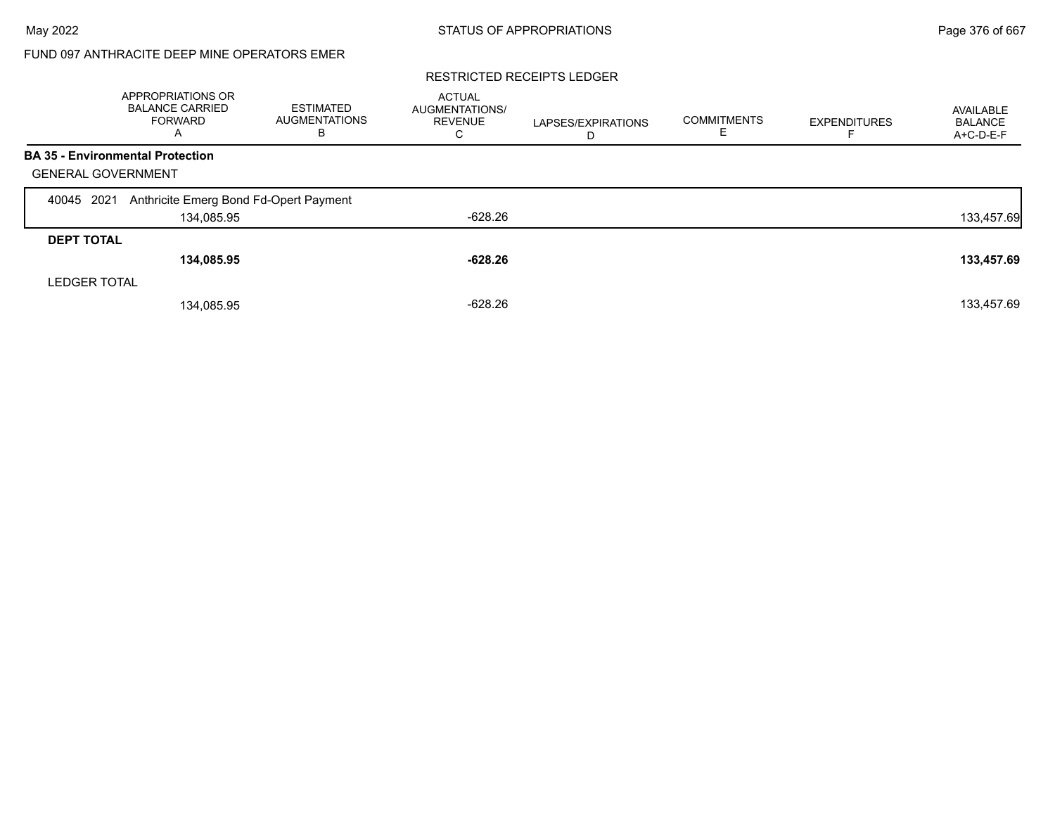FUND 097 ANTHRACITE DEEP MINE OPERATORS EMER

RESTRICTED RECEIPTS LEDGER

| | APPROPRIATIONS OR BALANCE CARRIED FORWARD A | ESTIMATED AUGMENTATIONS B | ACTUAL AUGMENTATIONS/ REVENUE C | LAPSES/EXPIRATIONS D | COMMITMENTS E | EXPENDITURES F | AVAILABLE BALANCE A+C-D-E-F |
|---|---|---|---|---|---|---|---|
| **BA 35 - Environmental Protection** | | | | | | | |
| GENERAL GOVERNMENT | | | | | | | |
| 40045 2021 Anthricite Emerg Bond Fd-Opert Payment | | | | | | | |
| | 134,085.95 | | -628.26 | | | | 133,457.69 |
| **DEPT TOTAL** | | | | | | | |
| | **134,085.95** | | **-628.26** | | | | **133,457.69** |
| LEDGER TOTAL | | | | | | | |
| | 134,085.95 | | -628.26 | | | | 133,457.69 |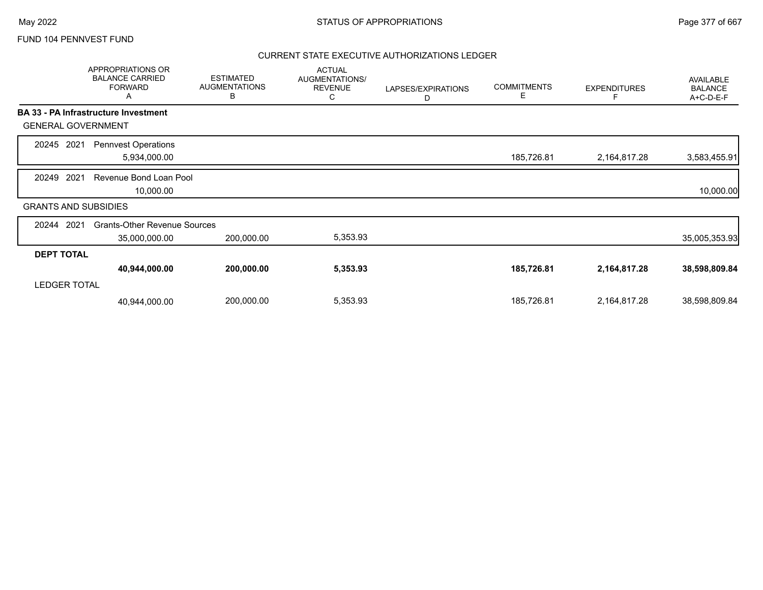FUND 104 PENNVEST FUND

## CURRENT STATE EXECUTIVE AUTHORIZATIONS LEDGER

| | APPROPRIATIONS OR BALANCE CARRIED FORWARD A | ESTIMATED AUGMENTATIONS B | ACTUAL AUGMENTATIONS/ REVENUE C | LAPSES/EXPIRATIONS D | COMMITMENTS E | EXPENDITURES F | AVAILABLE BALANCE A+C-D-E-F |
|---|---|---|---|---|---|---|---|
| **BA 33 - PA Infrastructure Investment** | | | | | | | |
| GENERAL GOVERNMENT | | | | | | | |
| 20245 2021 Pennvest Operations | 5,934,000.00 | | | | 185,726.81 | 2,164,817.28 | 3,583,455.91 |
| 20249 2021 Revenue Bond Loan Pool | 10,000.00 | | | | | | 10,000.00 |
| GRANTS AND SUBSIDIES | | | | | | | |
| 20244 2021 Grants-Other Revenue Sources | 35,000,000.00 | 200,000.00 | 5,353.93 | | | | 35,005,353.93 |
| **DEPT TOTAL** | **40,944,000.00** | **200,000.00** | **5,353.93** | | **185,726.81** | **2,164,817.28** | **38,598,809.84** |
| LEDGER TOTAL | 40,944,000.00 | 200,000.00 | 5,353.93 | | 185,726.81 | 2,164,817.28 | 38,598,809.84 |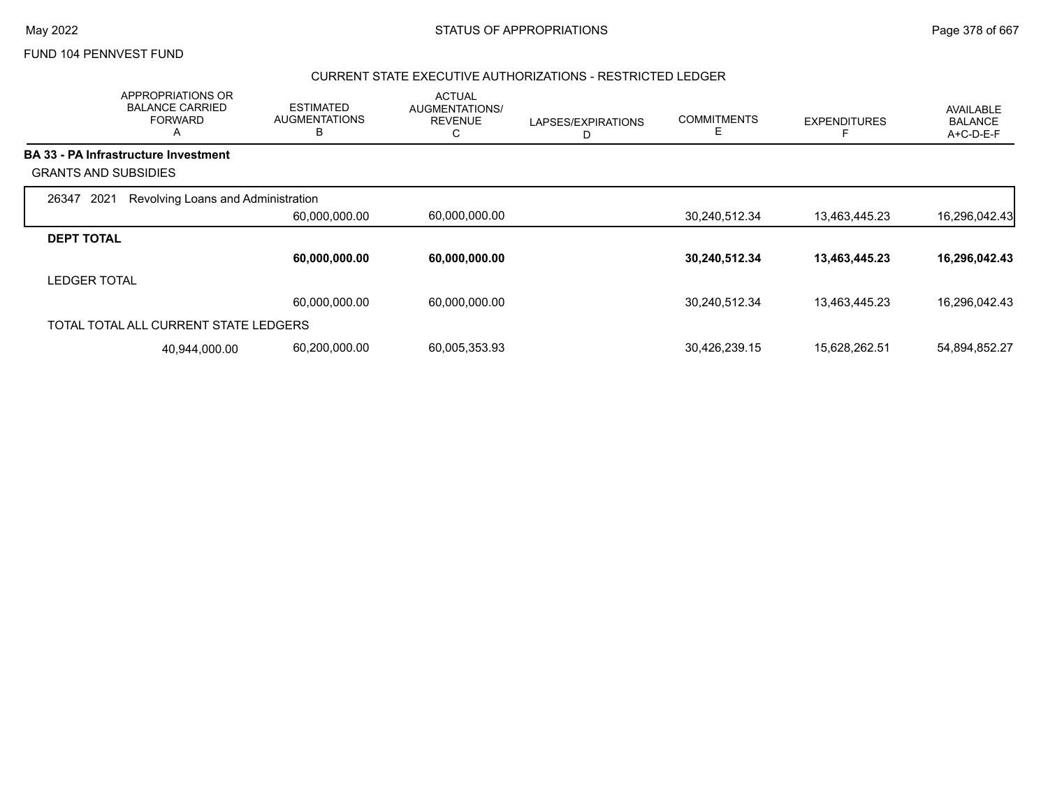FUND 104 PENNVEST FUND

CURRENT STATE EXECUTIVE AUTHORIZATIONS - RESTRICTED LEDGER

| | APPROPRIATIONS OR BALANCE CARRIED FORWARD A | ESTIMATED AUGMENTATIONS B | ACTUAL AUGMENTATIONS/ REVENUE C | LAPSES/EXPIRATIONS D | COMMITMENTS E | EXPENDITURES F | AVAILABLE BALANCE A+C-D-E-F |
|---|---|---|---|---|---|---|---|
| **BA 33 - PA Infrastructure Investment** | | | | | | | |
| GRANTS AND SUBSIDIES | | | | | | | |
| 26347 2021 Revolving Loans and Administration | | | | | | | |
| | | 60,000,000.00 | 60,000,000.00 | | 30,240,512.34 | 13,463,445.23 | 16,296,042.43 |
| **DEPT TOTAL** | | | | | | | |
| | | **60,000,000.00** | **60,000,000.00** | | **30,240,512.34** | **13,463,445.23** | **16,296,042.43** |
| LEDGER TOTAL | | | | | | | |
| | | 60,000,000.00 | 60,000,000.00 | | 30,240,512.34 | 13,463,445.23 | 16,296,042.43 |
| TOTAL TOTAL ALL CURRENT STATE LEDGERS | | | | | | | |
| | 40,944,000.00 | 60,200,000.00 | 60,005,353.93 | | 30,426,239.15 | 15,628,262.51 | 54,894,852.27 |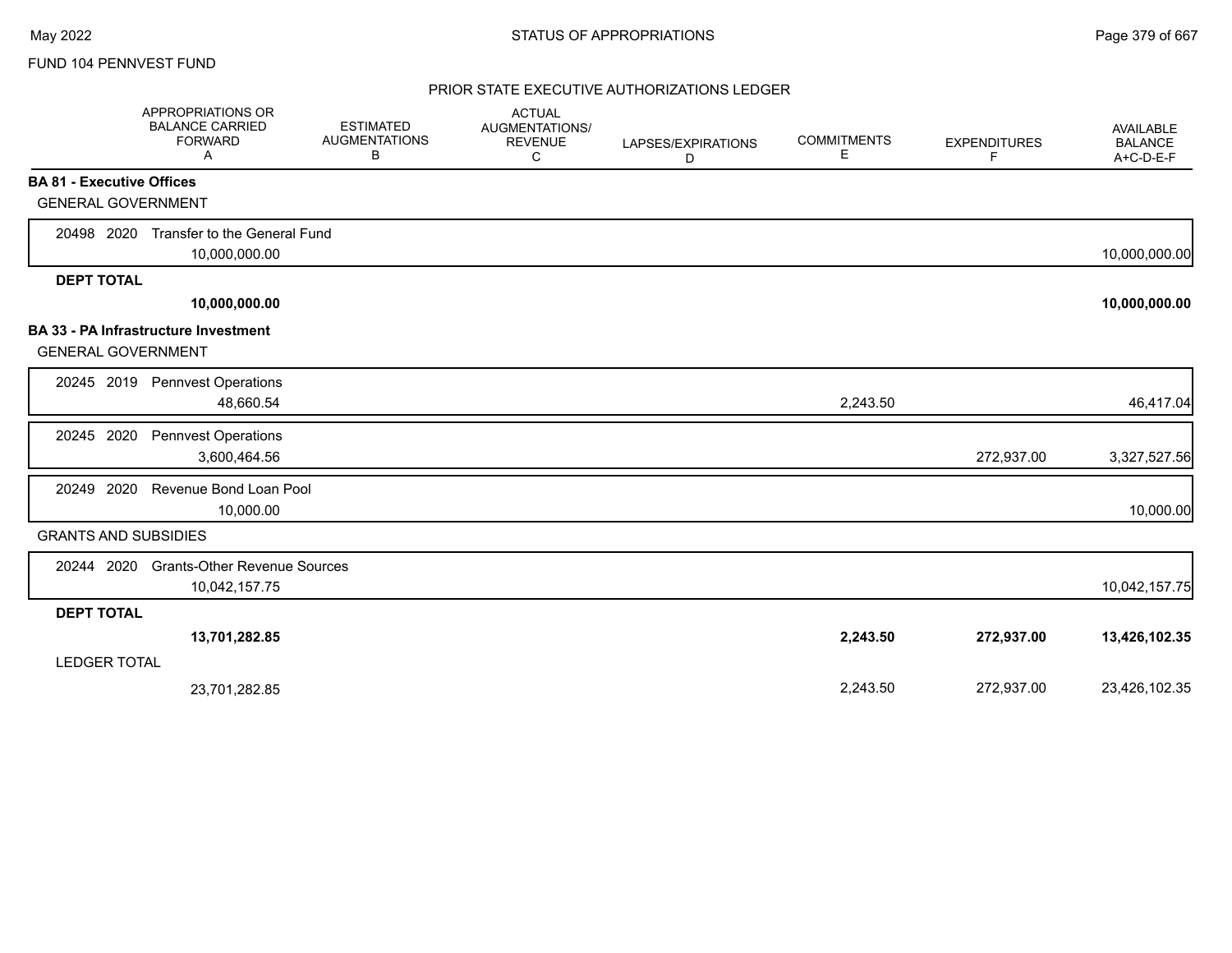FUND 104 PENNVEST FUND

## STATUS OF APPROPRIATIONS

### PRIOR STATE EXECUTIVE AUTHORIZATIONS LEDGER

| | APPROPRIATIONS OR BALANCE CARRIED FORWARD A | ESTIMATED AUGMENTATIONS B | ACTUAL AUGMENTATIONS/ REVENUE C | LAPSES/EXPIRATIONS D | COMMITMENTS E | EXPENDITURES F | AVAILABLE BALANCE A+C-D-E-F |
|---|---|---|---|---|---|---|---|
| **BA 81 - Executive Offices** | | | | | | | |
| GENERAL GOVERNMENT | | | | | | | |
| 20498 2020 Transfer to the General Fund | 10,000,000.00 | | | | | | 10,000,000.00 |
| **DEPT TOTAL** | **10,000,000.00** | | | | | | **10,000,000.00** |
| **BA 33 - PA Infrastructure Investment** | | | | | | | |
| GENERAL GOVERNMENT | | | | | | | |
| 20245 2019 Pennvest Operations | 48,660.54 | | | | 2,243.50 | | 46,417.04 |
| 20245 2020 Pennvest Operations | 3,600,464.56 | | | | | 272,937.00 | 3,327,527.56 |
| 20249 2020 Revenue Bond Loan Pool | 10,000.00 | | | | | | 10,000.00 |
| GRANTS AND SUBSIDIES | | | | | | | |
| 20244 2020 Grants-Other Revenue Sources | 10,042,157.75 | | | | | | 10,042,157.75 |
| **DEPT TOTAL** | **13,701,282.85** | | | | **2,243.50** | **272,937.00** | **13,426,102.35** |
| LEDGER TOTAL | 23,701,282.85 | | | | 2,243.50 | 272,937.00 | 23,426,102.35 |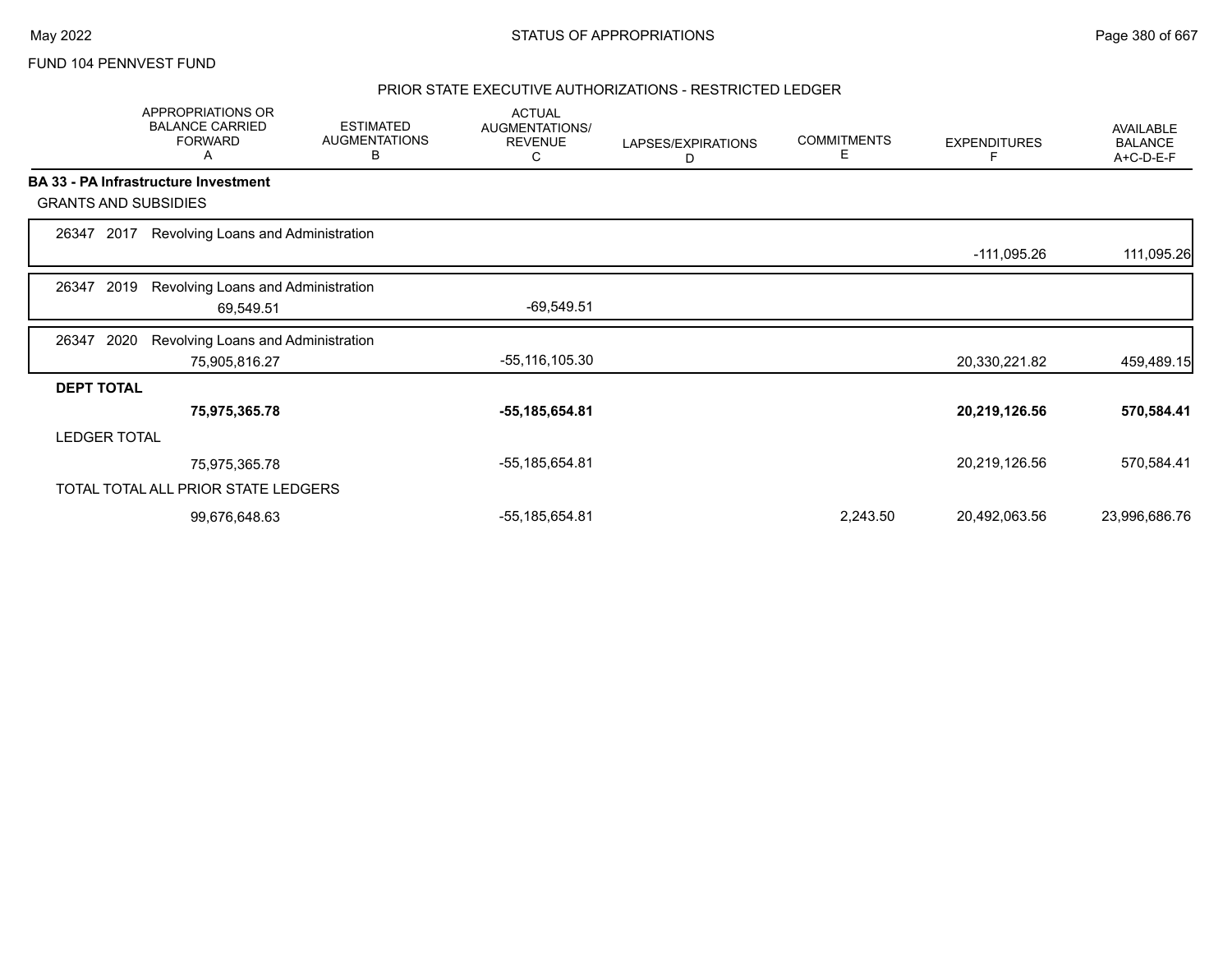FUND 104 PENNVEST FUND

## PRIOR STATE EXECUTIVE AUTHORIZATIONS - RESTRICTED LEDGER

| | APPROPRIATIONS OR BALANCE CARRIED FORWARD A | ESTIMATED AUGMENTATIONS B | ACTUAL AUGMENTATIONS/ REVENUE C | LAPSES/EXPIRATIONS D | COMMITMENTS E | EXPENDITURES F | AVAILABLE BALANCE A+C-D-E-F |
|---|---|---|---|---|---|---|---|
| **BA 33 - PA Infrastructure Investment** | | | | | | | |
| GRANTS AND SUBSIDIES | | | | | | | |
| 26347 2017 Revolving Loans and Administration | | | | | | -111,095.26 | 111,095.26 |
| 26347 2019 Revolving Loans and Administration | 69,549.51 | | -69,549.51 | | | | |
| 26347 2020 Revolving Loans and Administration | 75,905,816.27 | | -55,116,105.30 | | | 20,330,221.82 | 459,489.15 |
| **DEPT TOTAL** | **75,975,365.78** | | **-55,185,654.81** | | | **20,219,126.56** | **570,584.41** |
| LEDGER TOTAL | 75,975,365.78 | | -55,185,654.81 | | | 20,219,126.56 | 570,584.41 |
| TOTAL TOTAL ALL PRIOR STATE LEDGERS | 99,676,648.63 | | -55,185,654.81 | | 2,243.50 | 20,492,063.56 | 23,996,686.76 |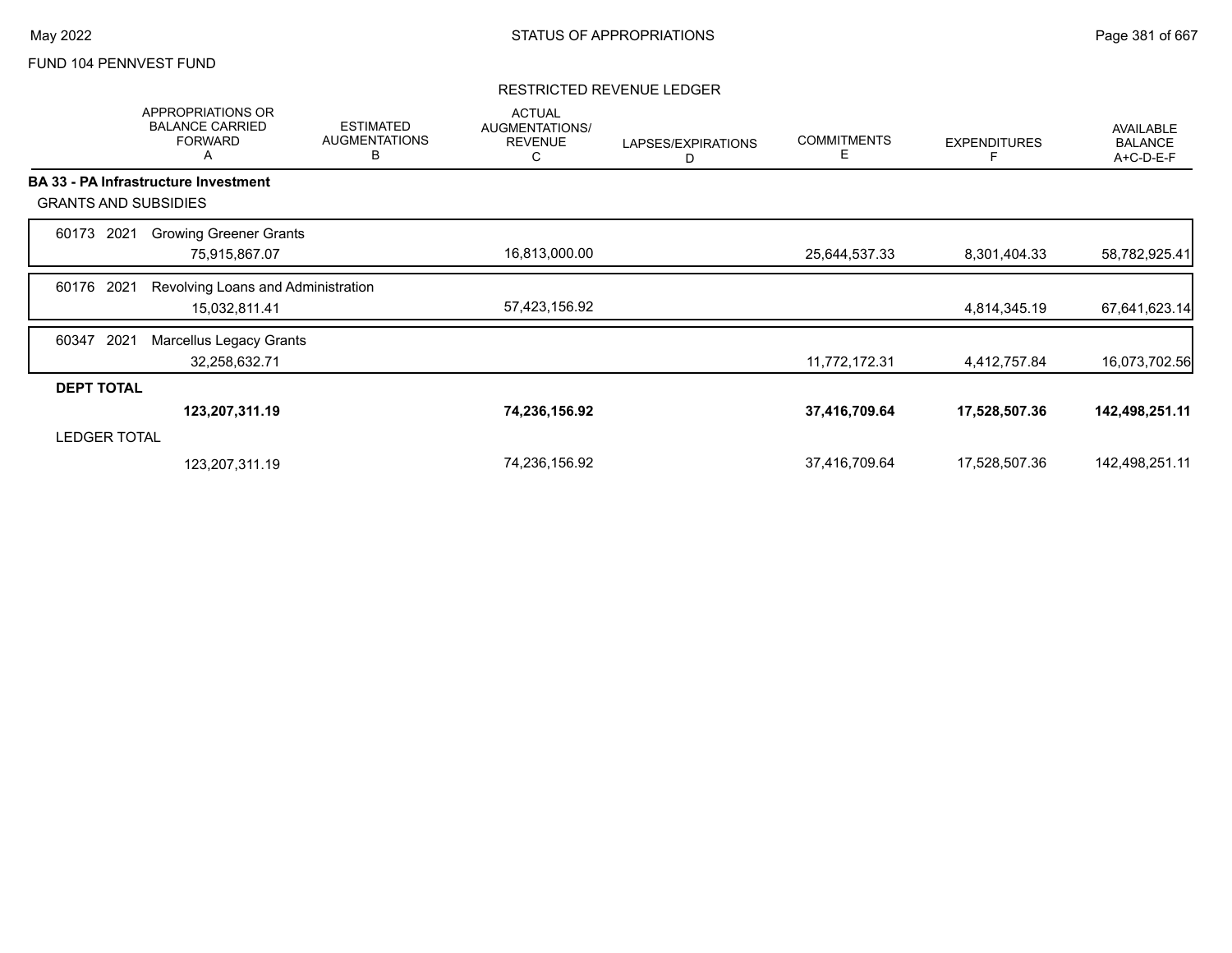FUND 104 PENNVEST FUND

## RESTRICTED REVENUE LEDGER

| | APPROPRIATIONS OR BALANCE CARRIED FORWARD A | ESTIMATED AUGMENTATIONS B | ACTUAL AUGMENTATIONS/ REVENUE C | LAPSES/EXPIRATIONS D | COMMITMENTS E | EXPENDITURES F | AVAILABLE BALANCE A+C-D-E-F |
|---|---|---|---|---|---|---|---|
| **BA 33 - PA Infrastructure Investment** | | | | | | | |
| GRANTS AND SUBSIDIES | | | | | | | |
| 60173 2021 Growing Greener Grants | 75,915,867.07 | | 16,813,000.00 | | 25,644,537.33 | 8,301,404.33 | 58,782,925.41 |
| 60176 2021 Revolving Loans and Administration | 15,032,811.41 | | 57,423,156.92 | | | 4,814,345.19 | 67,641,623.14 |
| 60347 2021 Marcellus Legacy Grants | 32,258,632.71 | | | | 11,772,172.31 | 4,412,757.84 | 16,073,702.56 |
| **DEPT TOTAL** | **123,207,311.19** | | **74,236,156.92** | | **37,416,709.64** | **17,528,507.36** | **142,498,251.11** |
| LEDGER TOTAL | 123,207,311.19 | | 74,236,156.92 | | 37,416,709.64 | 17,528,507.36 | 142,498,251.11 |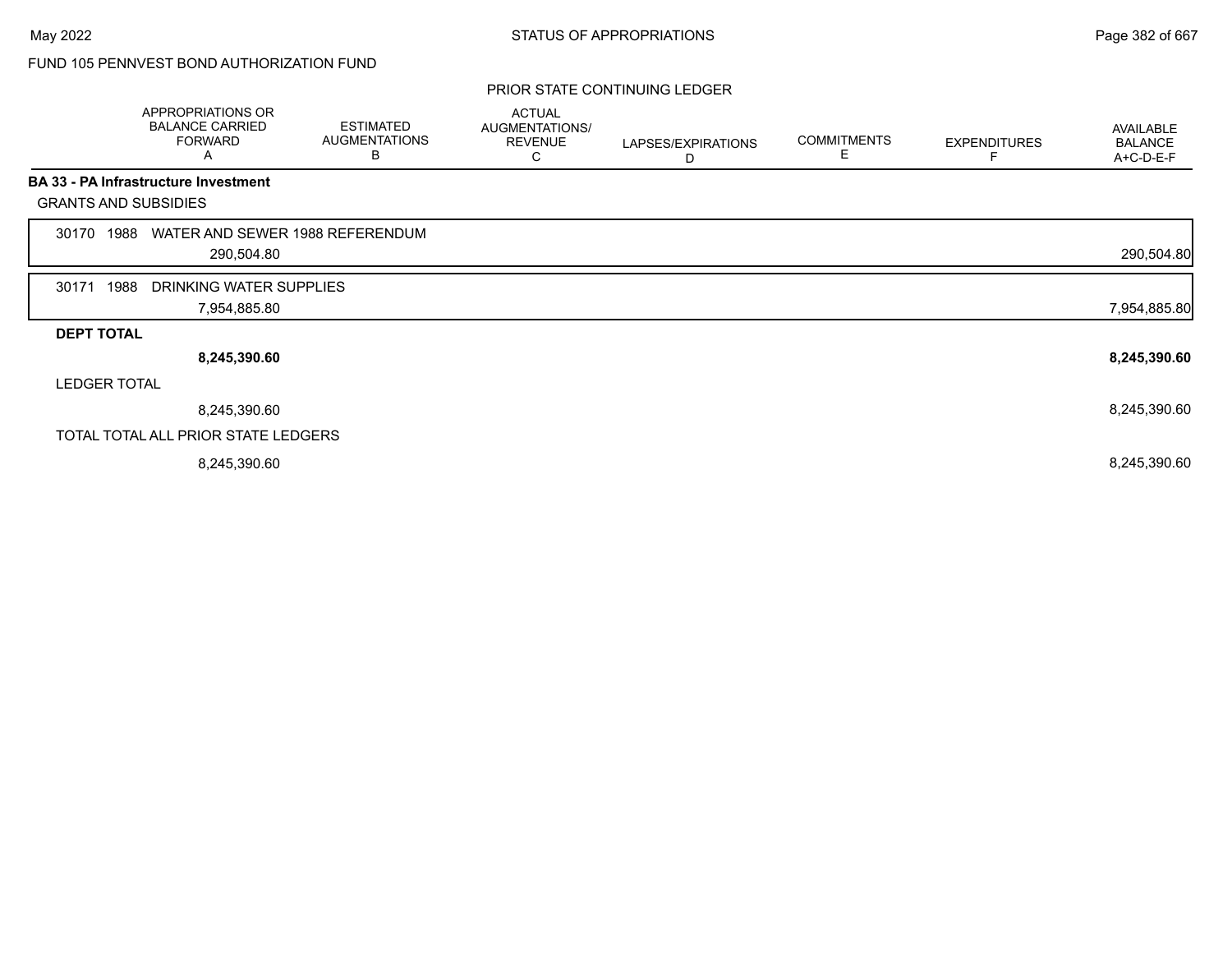FUND 105 PENNVEST BOND AUTHORIZATION FUND

PRIOR STATE CONTINUING LEDGER

| | APPROPRIATIONS OR BALANCE CARRIED FORWARD A | ESTIMATED AUGMENTATIONS B | ACTUAL AUGMENTATIONS/ REVENUE C | LAPSES/EXPIRATIONS D | COMMITMENTS E | EXPENDITURES F | AVAILABLE BALANCE A+C-D-E-F |
|---|---|---|---|---|---|---|---|
| **BA 33 - PA Infrastructure Investment** | | | | | | | |
| GRANTS AND SUBSIDIES | | | | | | | |
| 30170 1988 WATER AND SEWER 1988 REFERENDUM | | | | | | | |
| | 290,504.80 | | | | | | 290,504.80 |
| 30171 1988 DRINKING WATER SUPPLIES | | | | | | | |
| | 7,954,885.80 | | | | | | 7,954,885.80 |
| **DEPT TOTAL** | | | | | | | |
| | **8,245,390.60** | | | | | | **8,245,390.60** |
| LEDGER TOTAL | | | | | | | |
| | 8,245,390.60 | | | | | | 8,245,390.60 |
| TOTAL TOTAL ALL PRIOR STATE LEDGERS | | | | | | | |
| | 8,245,390.60 | | | | | | 8,245,390.60 |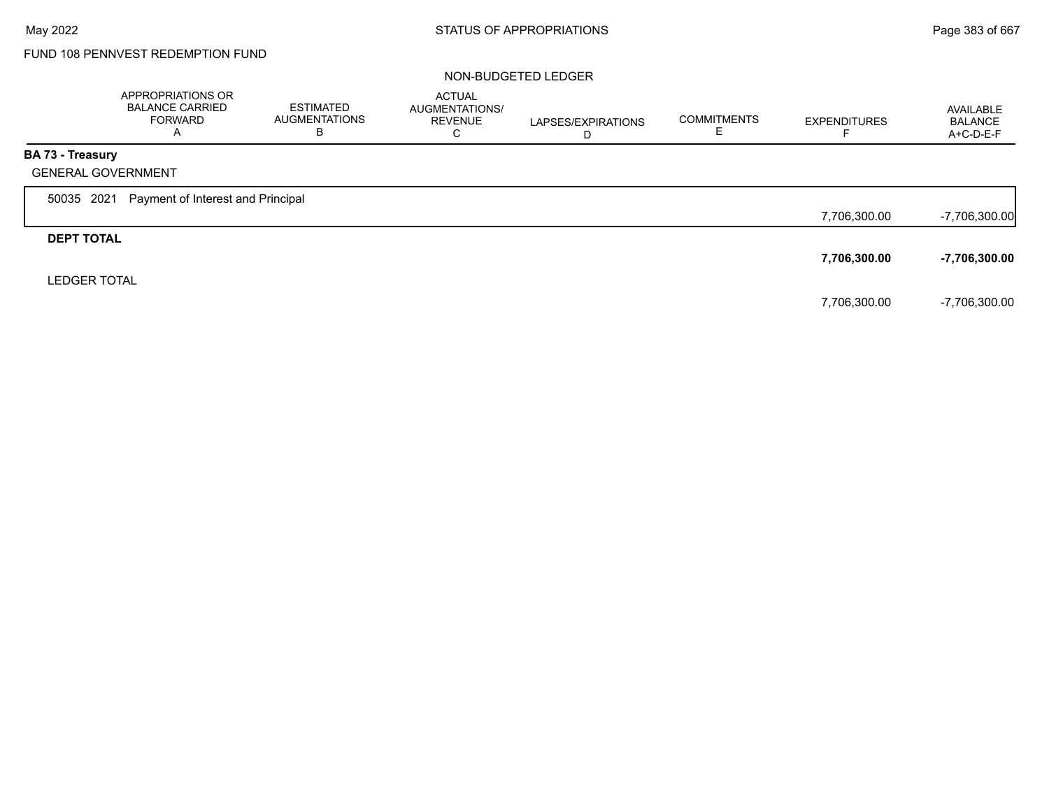FUND 108 PENNVEST REDEMPTION FUND

NON-BUDGETED LEDGER

| | APPROPRIATIONS OR BALANCE CARRIED FORWARD A | ESTIMATED AUGMENTATIONS B | ACTUAL AUGMENTATIONS/ REVENUE C | LAPSES/EXPIRATIONS D | COMMITMENTS E | EXPENDITURES F | AVAILABLE BALANCE A+C-D-E-F |
|---|---|---|---|---|---|---|---|
| **BA 73 - Treasury** | | | | | | | |
| GENERAL GOVERNMENT | | | | | | | |
| 50035 2021 Payment of Interest and Principal | | | | | | 7,706,300.00 | -7,706,300.00 |
| **DEPT TOTAL** | | | | | | **7,706,300.00** | **-7,706,300.00** |
| LEDGER TOTAL | | | | | | 7,706,300.00 | -7,706,300.00 |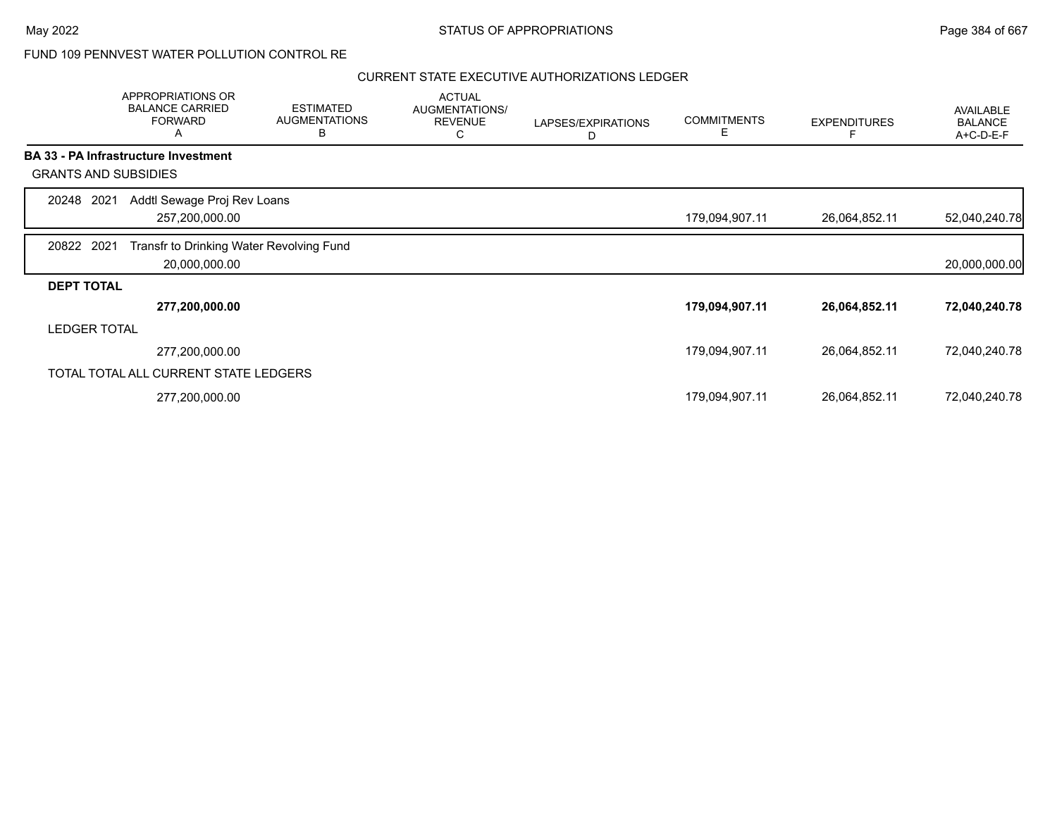FUND 109 PENNVEST WATER POLLUTION CONTROL RE

CURRENT STATE EXECUTIVE AUTHORIZATIONS LEDGER

| | APPROPRIATIONS OR BALANCE CARRIED FORWARD A | ESTIMATED AUGMENTATIONS B | ACTUAL AUGMENTATIONS/ REVENUE C | LAPSES/EXPIRATIONS D | COMMITMENTS E | EXPENDITURES F | AVAILABLE BALANCE A+C-D-E-F |
|---|---|---|---|---|---|---|---|
| **BA 33 - PA Infrastructure Investment** | | | | | | | |
| GRANTS AND SUBSIDIES | | | | | | | |
| 20248 2021 Addtl Sewage Proj Rev Loans | 257,200,000.00 | | | | 179,094,907.11 | 26,064,852.11 | 52,040,240.78 |
| 20822 2021 Transfr to Drinking Water Revolving Fund | 20,000,000.00 | | | | | | 20,000,000.00 |
| **DEPT TOTAL** | **277,200,000.00** | | | | **179,094,907.11** | **26,064,852.11** | **72,040,240.78** |
| LEDGER TOTAL | 277,200,000.00 | | | | 179,094,907.11 | 26,064,852.11 | 72,040,240.78 |
| TOTAL TOTAL ALL CURRENT STATE LEDGERS | 277,200,000.00 | | | | 179,094,907.11 | 26,064,852.11 | 72,040,240.78 |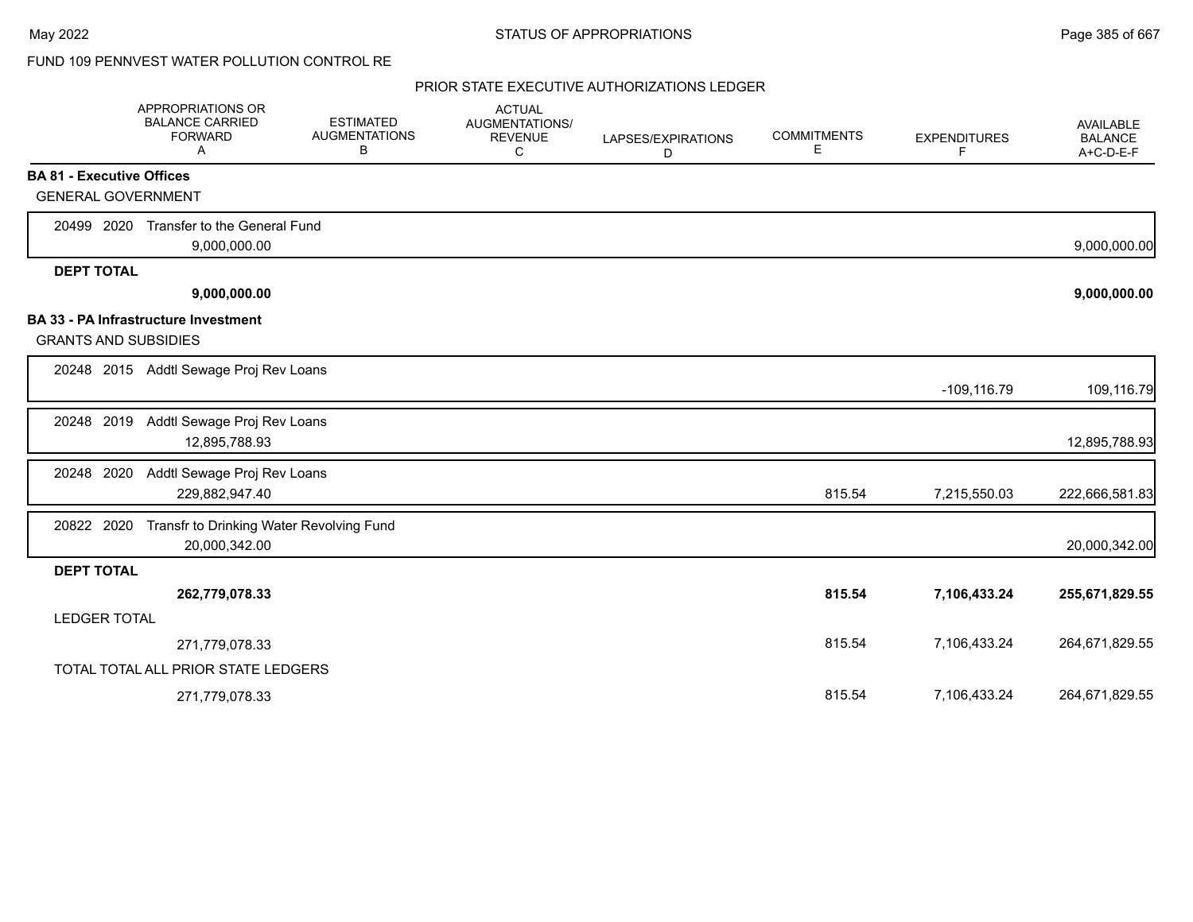FUND 109 PENNVEST WATER POLLUTION CONTROL RE

PRIOR STATE EXECUTIVE AUTHORIZATIONS LEDGER

| | APPROPRIATIONS OR BALANCE CARRIED FORWARD A | ESTIMATED AUGMENTATIONS B | ACTUAL AUGMENTATIONS/ REVENUE C | LAPSES/EXPIRATIONS D | COMMITMENTS E | EXPENDITURES F | AVAILABLE BALANCE A+C-D-E-F |
|---|---|---|---|---|---|---|---|
| **BA 81 - Executive Offices** | | | | | | | |
| GENERAL GOVERNMENT | | | | | | | |
| 20499 2020 Transfer to the General Fund | 9,000,000.00 | | | | | | 9,000,000.00 |
| **DEPT TOTAL** | **9,000,000.00** | | | | | | **9,000,000.00** |
| **BA 33 - PA Infrastructure Investment** | | | | | | | |
| GRANTS AND SUBSIDIES | | | | | | | |
| 20248 2015 Addtl Sewage Proj Rev Loans | | | | | | -109,116.79 | 109,116.79 |
| 20248 2019 Addtl Sewage Proj Rev Loans | 12,895,788.93 | | | | | | 12,895,788.93 |
| 20248 2020 Addtl Sewage Proj Rev Loans | 229,882,947.40 | | | | 815.54 | 7,215,550.03 | 222,666,581.83 |
| 20822 2020 Transfr to Drinking Water Revolving Fund | 20,000,342.00 | | | | | | 20,000,342.00 |
| **DEPT TOTAL** | **262,779,078.33** | | | | **815.54** | **7,106,433.24** | **255,671,829.55** |
| LEDGER TOTAL | 271,779,078.33 | | | | 815.54 | 7,106,433.24 | 264,671,829.55 |
| TOTAL TOTAL ALL PRIOR STATE LEDGERS | 271,779,078.33 | | | | 815.54 | 7,106,433.24 | 264,671,829.55 |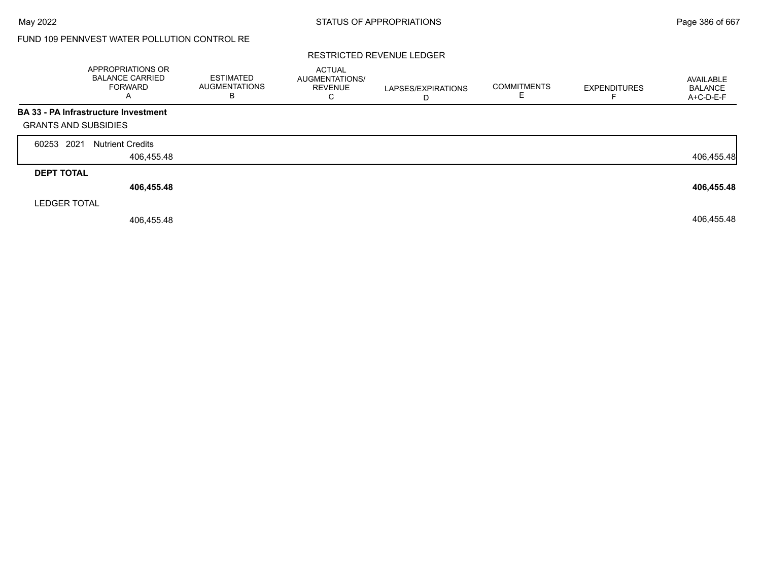FUND 109 PENNVEST WATER POLLUTION CONTROL RE

RESTRICTED REVENUE LEDGER

| | APPROPRIATIONS OR BALANCE CARRIED FORWARD A | ESTIMATED AUGMENTATIONS B | ACTUAL AUGMENTATIONS/ REVENUE C | LAPSES/EXPIRATIONS D | COMMITMENTS E | EXPENDITURES F | AVAILABLE BALANCE A+C-D-E-F |
|---|---|---|---|---|---|---|---|
| **BA 33 - PA Infrastructure Investment** | | | | | | | |
| GRANTS AND SUBSIDIES | | | | | | | |
| 60253 2021 Nutrient Credits | 406,455.48 | | | | | | 406,455.48 |
| **DEPT TOTAL** | **406,455.48** | | | | | | **406,455.48** |
| LEDGER TOTAL | 406,455.48 | | | | | | 406,455.48 |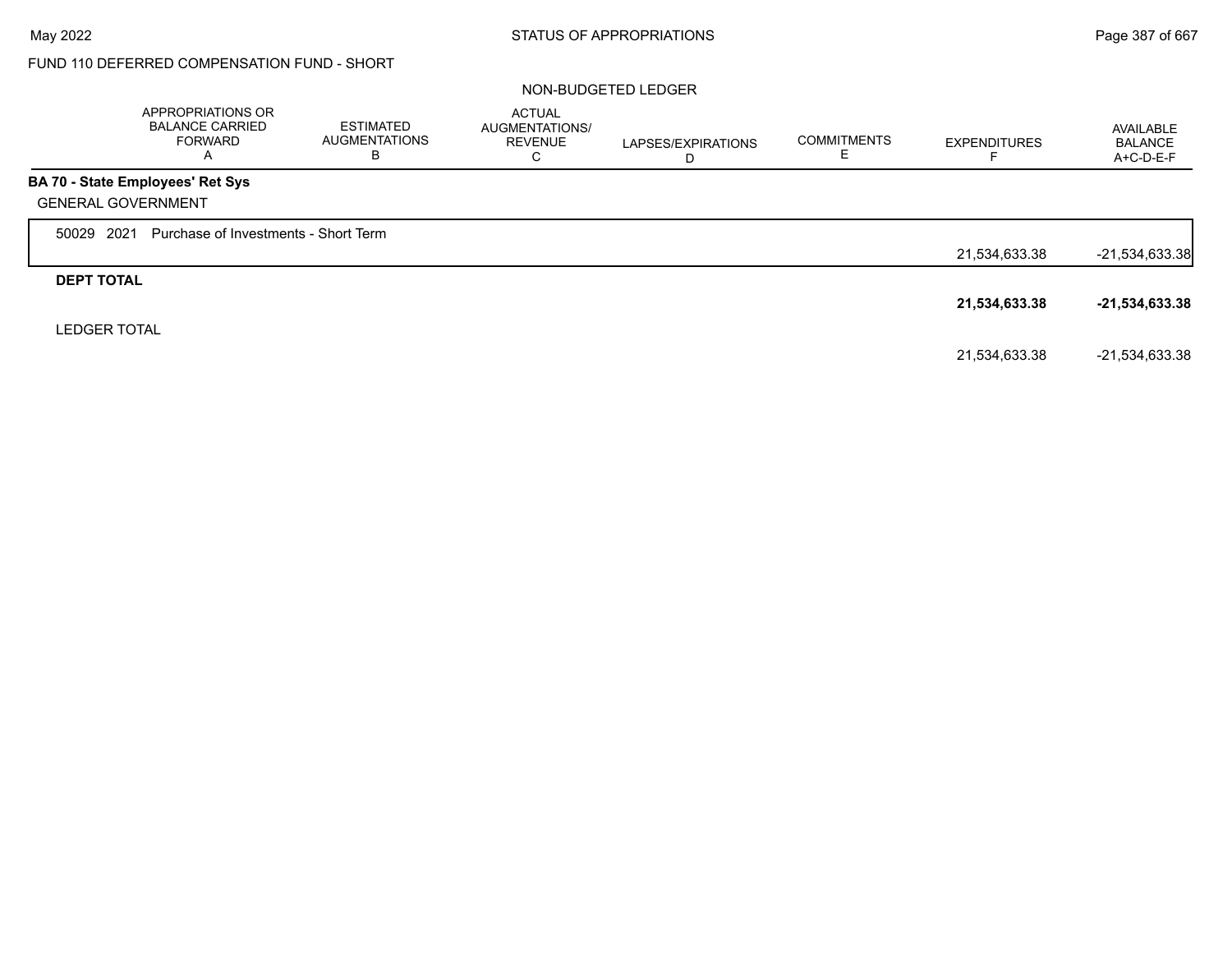FUND 110 DEFERRED COMPENSATION FUND - SHORT

NON-BUDGETED LEDGER

| | APPROPRIATIONS OR BALANCE CARRIED FORWARD A | ESTIMATED AUGMENTATIONS B | ACTUAL AUGMENTATIONS/ REVENUE C | LAPSES/EXPIRATIONS D | COMMITMENTS E | EXPENDITURES F | AVAILABLE BALANCE A+C-D-E-F |
|---|---|---|---|---|---|---|---|
| **BA 70 - State Employees' Ret Sys** | | | | | | | |
| GENERAL GOVERNMENT | | | | | | | |
| 50029 2021 Purchase of Investments - Short Term | | | | | | 21,534,633.38 | -21,534,633.38 |
| **DEPT TOTAL** | | | | | | **21,534,633.38** | **-21,534,633.38** |
| LEDGER TOTAL | | | | | | 21,534,633.38 | -21,534,633.38 |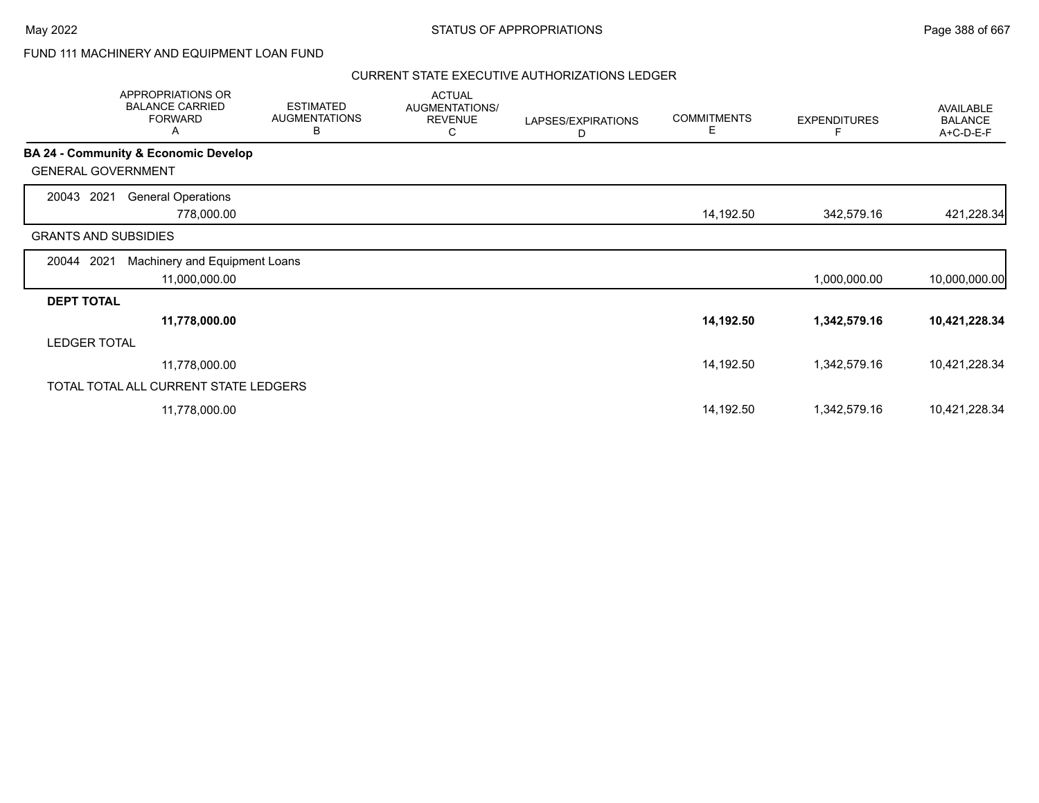FUND 111 MACHINERY AND EQUIPMENT LOAN FUND

## CURRENT STATE EXECUTIVE AUTHORIZATIONS LEDGER

| | APPROPRIATIONS OR BALANCE CARRIED FORWARD A | ESTIMATED AUGMENTATIONS B | ACTUAL AUGMENTATIONS/ REVENUE C | LAPSES/EXPIRATIONS D | COMMITMENTS E | EXPENDITURES F | AVAILABLE BALANCE A+C-D-E-F |
|---|---|---|---|---|---|---|---|
| **BA 24 - Community & Economic Develop** | | | | | | | |
| GENERAL GOVERNMENT | | | | | | | |
| 20043 2021 General Operations | 778,000.00 | | | | 14,192.50 | 342,579.16 | 421,228.34 |
| GRANTS AND SUBSIDIES | | | | | | | |
| 20044 2021 Machinery and Equipment Loans | 11,000,000.00 | | | | | 1,000,000.00 | 10,000,000.00 |
| **DEPT TOTAL** | **11,778,000.00** | | | | **14,192.50** | **1,342,579.16** | **10,421,228.34** |
| LEDGER TOTAL | 11,778,000.00 | | | | 14,192.50 | 1,342,579.16 | 10,421,228.34 |
| TOTAL TOTAL ALL CURRENT STATE LEDGERS | 11,778,000.00 | | | | 14,192.50 | 1,342,579.16 | 10,421,228.34 |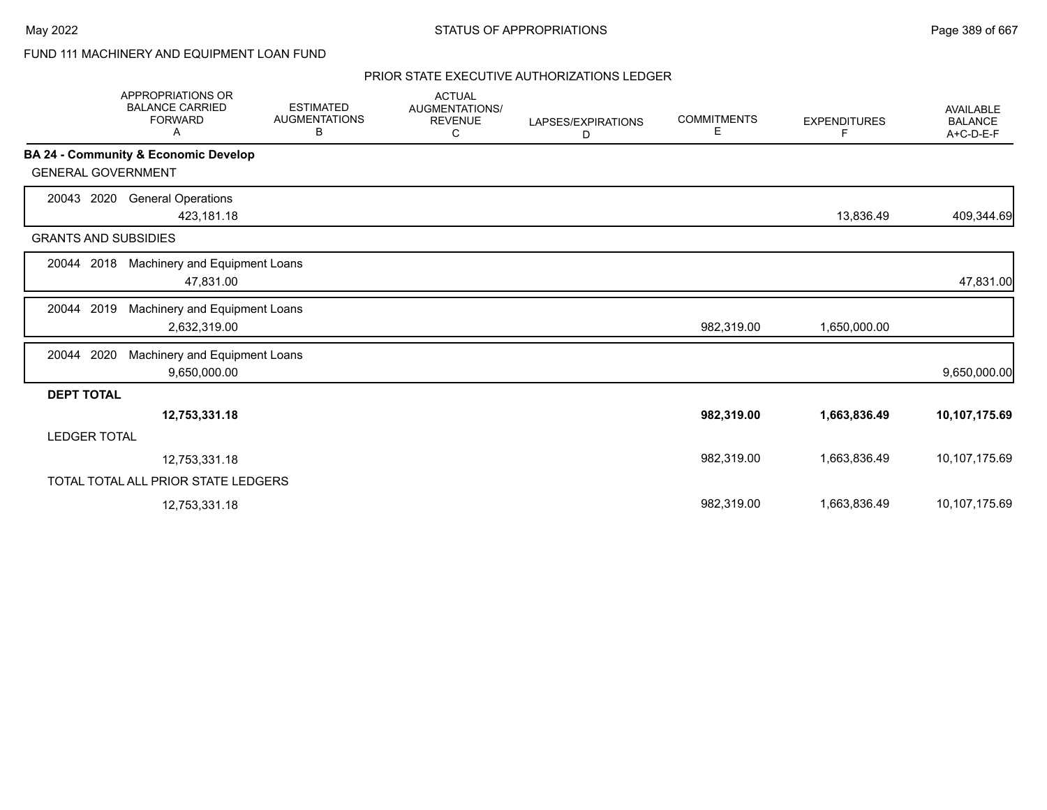FUND 111 MACHINERY AND EQUIPMENT LOAN FUND

PRIOR STATE EXECUTIVE AUTHORIZATIONS LEDGER

| | APPROPRIATIONS OR BALANCE CARRIED FORWARD A | ESTIMATED AUGMENTATIONS B | ACTUAL AUGMENTATIONS/ REVENUE C | LAPSES/EXPIRATIONS D | COMMITMENTS E | EXPENDITURES F | AVAILABLE BALANCE A+C-D-E-F |
|---|---|---|---|---|---|---|---|
| **BA 24 - Community & Economic Develop** | | | | | | | |
| GENERAL GOVERNMENT | | | | | | | |
| 20043 2020 General Operations | 423,181.18 | | | | | 13,836.49 | 409,344.69 |
| GRANTS AND SUBSIDIES | | | | | | | |
| 20044 2018 Machinery and Equipment Loans | 47,831.00 | | | | | | 47,831.00 |
| 20044 2019 Machinery and Equipment Loans | 2,632,319.00 | | | | 982,319.00 | 1,650,000.00 | |
| 20044 2020 Machinery and Equipment Loans | 9,650,000.00 | | | | | | 9,650,000.00 |
| **DEPT TOTAL** | **12,753,331.18** | | | | **982,319.00** | **1,663,836.49** | **10,107,175.69** |
| LEDGER TOTAL | 12,753,331.18 | | | | 982,319.00 | 1,663,836.49 | 10,107,175.69 |
| TOTAL TOTAL ALL PRIOR STATE LEDGERS | 12,753,331.18 | | | | 982,319.00 | 1,663,836.49 | 10,107,175.69 |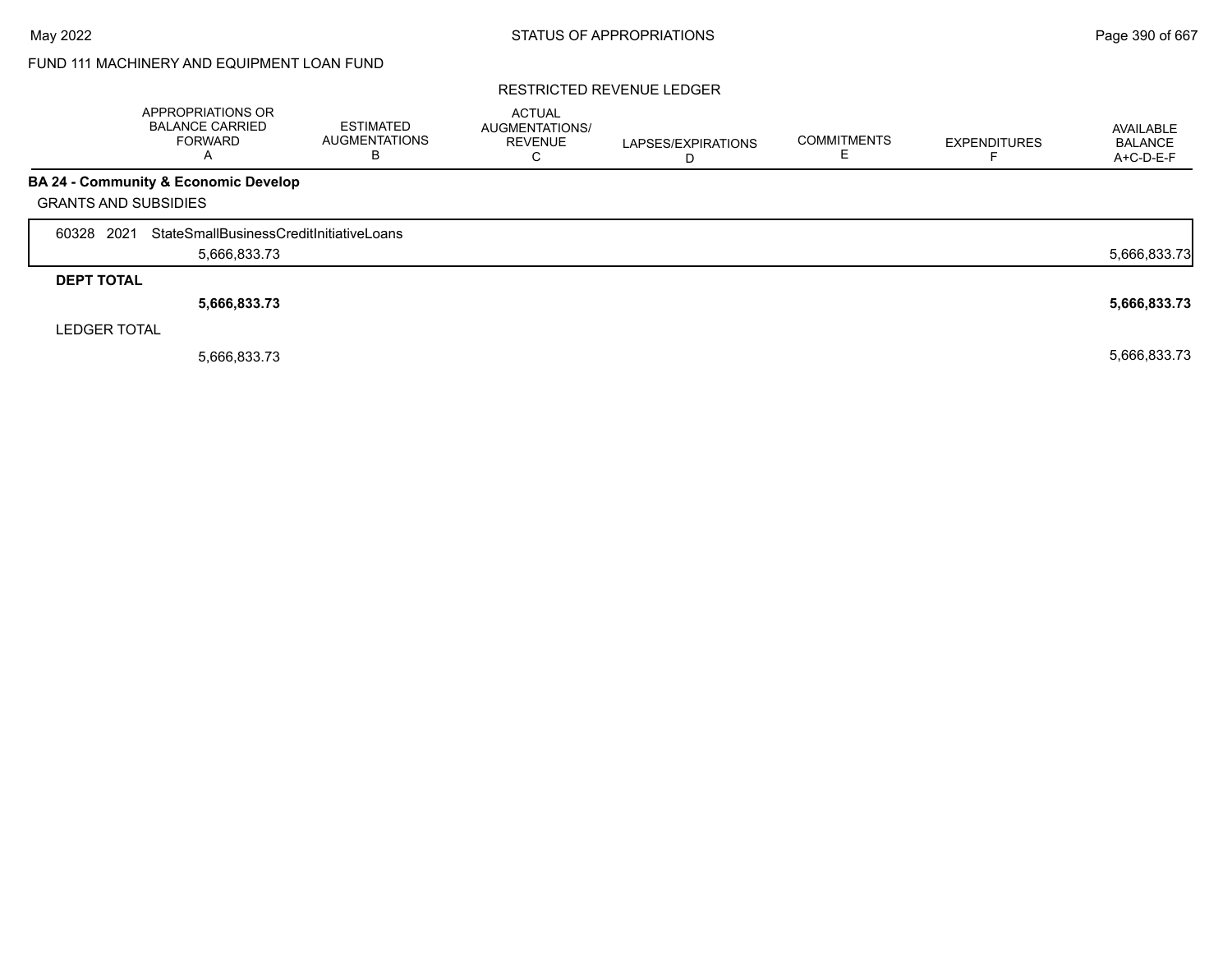FUND 111 MACHINERY AND EQUIPMENT LOAN FUND

RESTRICTED REVENUE LEDGER

| | APPROPRIATIONS OR BALANCE CARRIED FORWARD A | ESTIMATED AUGMENTATIONS B | ACTUAL AUGMENTATIONS/ REVENUE C | LAPSES/EXPIRATIONS D | COMMITMENTS E | EXPENDITURES F | AVAILABLE BALANCE A+C-D-E-F |
|---|---|---|---|---|---|---|---|
| **BA 24 - Community & Economic Develop** | | | | | | | |
| GRANTS AND SUBSIDIES | | | | | | | |
| 60328 2021 StateSmallBusinessCreditInitiativeLoans | 5,666,833.73 | | | | | | 5,666,833.73 |
| **DEPT TOTAL** | **5,666,833.73** | | | | | | **5,666,833.73** |
| LEDGER TOTAL | 5,666,833.73 | | | | | | 5,666,833.73 |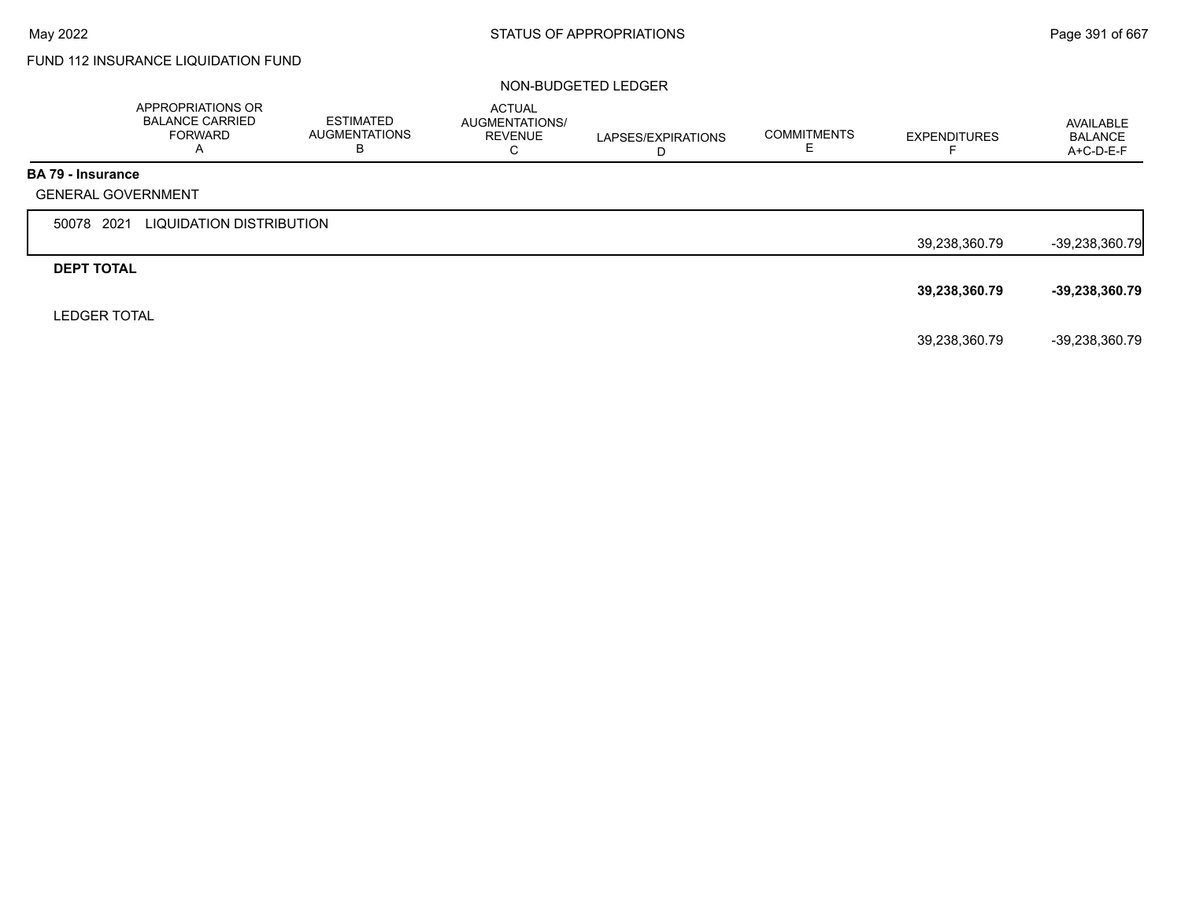FUND 112 INSURANCE LIQUIDATION FUND

NON-BUDGETED LEDGER

| | APPROPRIATIONS OR BALANCE CARRIED FORWARD A | ESTIMATED AUGMENTATIONS B | ACTUAL AUGMENTATIONS/ REVENUE C | LAPSES/EXPIRATIONS D | COMMITMENTS E | EXPENDITURES F | AVAILABLE BALANCE A+C-D-E-F |
|---|---|---|---|---|---|---|---|
| **BA 79 - Insurance** | | | | | | | |
| GENERAL GOVERNMENT | | | | | | | |
| 50078 2021 LIQUIDATION DISTRIBUTION | | | | | | 39,238,360.79 | -39,238,360.79 |
| **DEPT TOTAL** | | | | | | **39,238,360.79** | **-39,238,360.79** |
| LEDGER TOTAL | | | | | | 39,238,360.79 | -39,238,360.79 |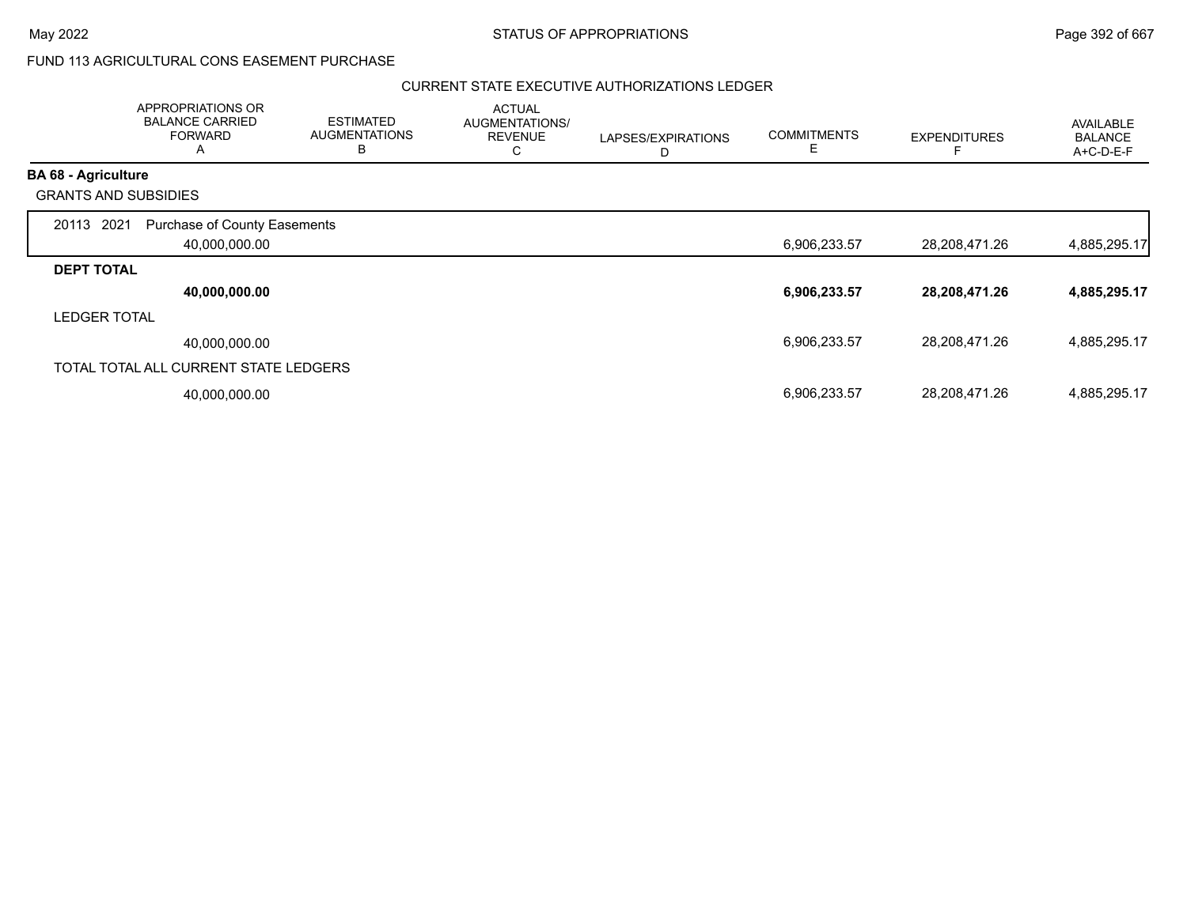FUND 113 AGRICULTURAL CONS EASEMENT PURCHASE

## CURRENT STATE EXECUTIVE AUTHORIZATIONS LEDGER

| | APPROPRIATIONS OR BALANCE CARRIED FORWARD A | ESTIMATED AUGMENTATIONS B | ACTUAL AUGMENTATIONS/ REVENUE C | LAPSES/EXPIRATIONS D | COMMITMENTS E | EXPENDITURES F | AVAILABLE BALANCE A+C-D-E-F |
|---|---|---|---|---|---|---|---|
| **BA 68 - Agriculture** | | | | | | | |
| GRANTS AND SUBSIDIES | | | | | | | |
| 20113 2021 Purchase of County Easements | 40,000,000.00 | | | | 6,906,233.57 | 28,208,471.26 | 4,885,295.17 |
| **DEPT TOTAL** | **40,000,000.00** | | | | **6,906,233.57** | **28,208,471.26** | **4,885,295.17** |
| LEDGER TOTAL | 40,000,000.00 | | | | 6,906,233.57 | 28,208,471.26 | 4,885,295.17 |
| TOTAL TOTAL ALL CURRENT STATE LEDGERS | 40,000,000.00 | | | | 6,906,233.57 | 28,208,471.26 | 4,885,295.17 |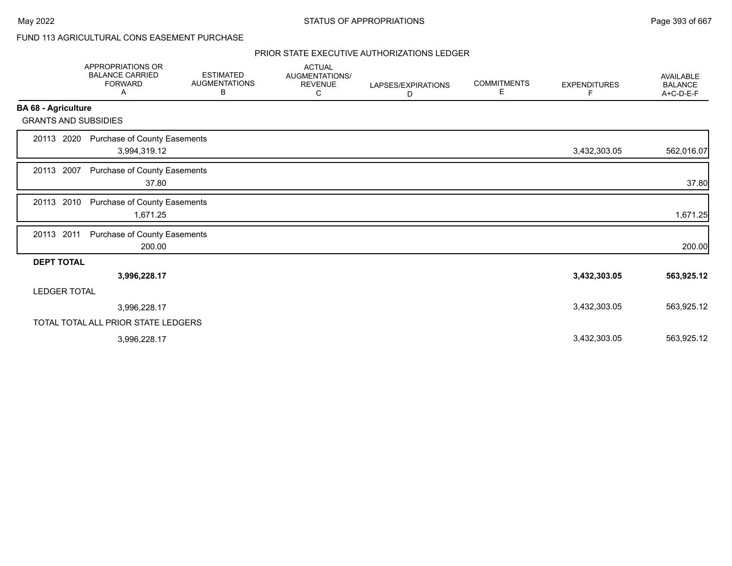FUND 113 AGRICULTURAL CONS EASEMENT PURCHASE

PRIOR STATE EXECUTIVE AUTHORIZATIONS LEDGER

| | APPROPRIATIONS OR BALANCE CARRIED FORWARD A | ESTIMATED AUGMENTATIONS B | ACTUAL AUGMENTATIONS/ REVENUE C | LAPSES/EXPIRATIONS D | COMMITMENTS E | EXPENDITURES F | AVAILABLE BALANCE A+C-D-E-F |
|---|---|---|---|---|---|---|---|
| **BA 68 - Agriculture** | | | | | | | |
| GRANTS AND SUBSIDIES | | | | | | | |
| 20113 2020 Purchase of County Easements | 3,994,319.12 | | | | | 3,432,303.05 | 562,016.07 |
| 20113 2007 Purchase of County Easements | 37.80 | | | | | | 37.80 |
| 20113 2010 Purchase of County Easements | 1,671.25 | | | | | | 1,671.25 |
| 20113 2011 Purchase of County Easements | 200.00 | | | | | | 200.00 |
| **DEPT TOTAL** | **3,996,228.17** | | | | | **3,432,303.05** | **563,925.12** |
| LEDGER TOTAL | 3,996,228.17 | | | | | 3,432,303.05 | 563,925.12 |
| TOTAL TOTAL ALL PRIOR STATE LEDGERS | 3,996,228.17 | | | | | 3,432,303.05 | 563,925.12 |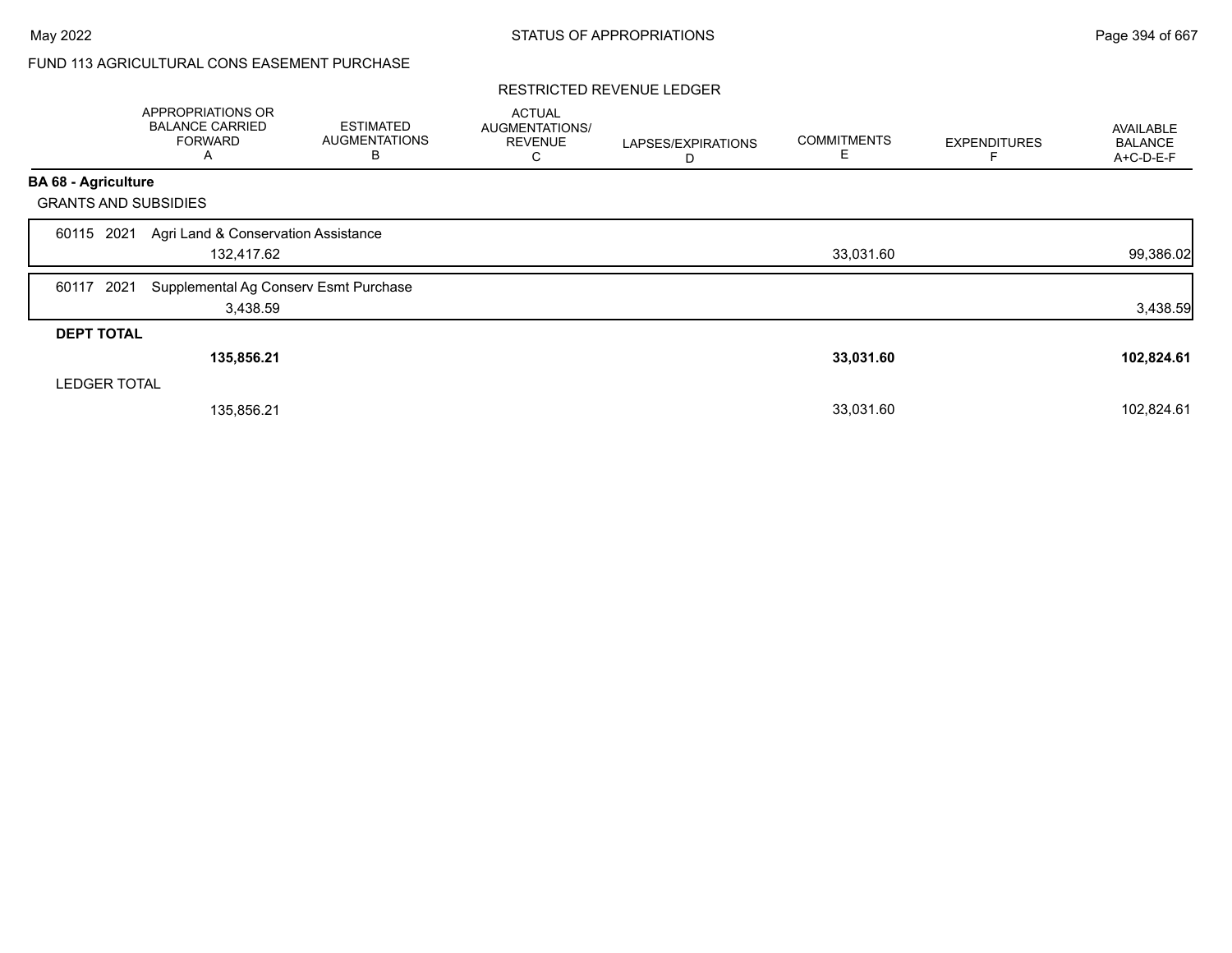FUND 113 AGRICULTURAL CONS EASEMENT PURCHASE

RESTRICTED REVENUE LEDGER

| | APPROPRIATIONS OR BALANCE CARRIED FORWARD A | ESTIMATED AUGMENTATIONS B | ACTUAL AUGMENTATIONS/ REVENUE C | LAPSES/EXPIRATIONS D | COMMITMENTS E | EXPENDITURES F | AVAILABLE BALANCE A+C-D-E-F |
|---|---|---|---|---|---|---|---|
| **BA 68 - Agriculture** | | | | | | | |
| GRANTS AND SUBSIDIES | | | | | | | |
| 60115 2021 Agri Land & Conservation Assistance | 132,417.62 | | | | 33,031.60 | | 99,386.02 |
| 60117 2021 Supplemental Ag Conserv Esmt Purchase | 3,438.59 | | | | | | 3,438.59 |
| **DEPT TOTAL** | **135,856.21** | | | | **33,031.60** | | **102,824.61** |
| LEDGER TOTAL | 135,856.21 | | | | 33,031.60 | | 102,824.61 |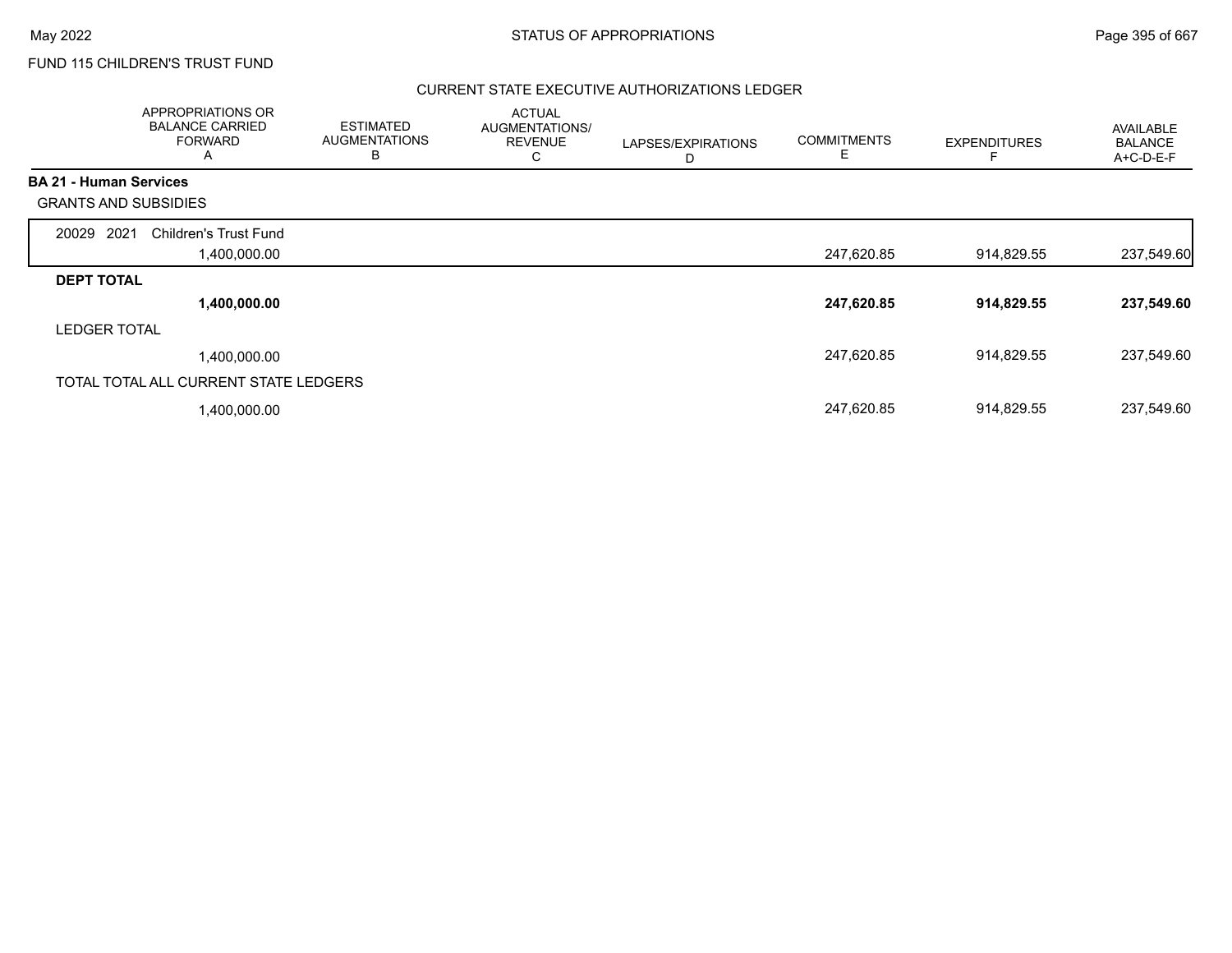FUND 115 CHILDREN'S TRUST FUND

CURRENT STATE EXECUTIVE AUTHORIZATIONS LEDGER

| | APPROPRIATIONS OR BALANCE CARRIED FORWARD A | ESTIMATED AUGMENTATIONS B | ACTUAL AUGMENTATIONS/ REVENUE C | LAPSES/EXPIRATIONS D | COMMITMENTS E | EXPENDITURES F | AVAILABLE BALANCE A+C-D-E-F |
|---|---|---|---|---|---|---|---|
| **BA 21 - Human Services** | | | | | | | |
| GRANTS AND SUBSIDIES | | | | | | | |
| 20029 2021 Children's Trust Fund | 1,400,000.00 | | | | 247,620.85 | 914,829.55 | 237,549.60 |
| **DEPT TOTAL** | **1,400,000.00** | | | | **247,620.85** | **914,829.55** | **237,549.60** |
| LEDGER TOTAL | 1,400,000.00 | | | | 247,620.85 | 914,829.55 | 237,549.60 |
| TOTAL TOTAL ALL CURRENT STATE LEDGERS | 1,400,000.00 | | | | 247,620.85 | 914,829.55 | 237,549.60 |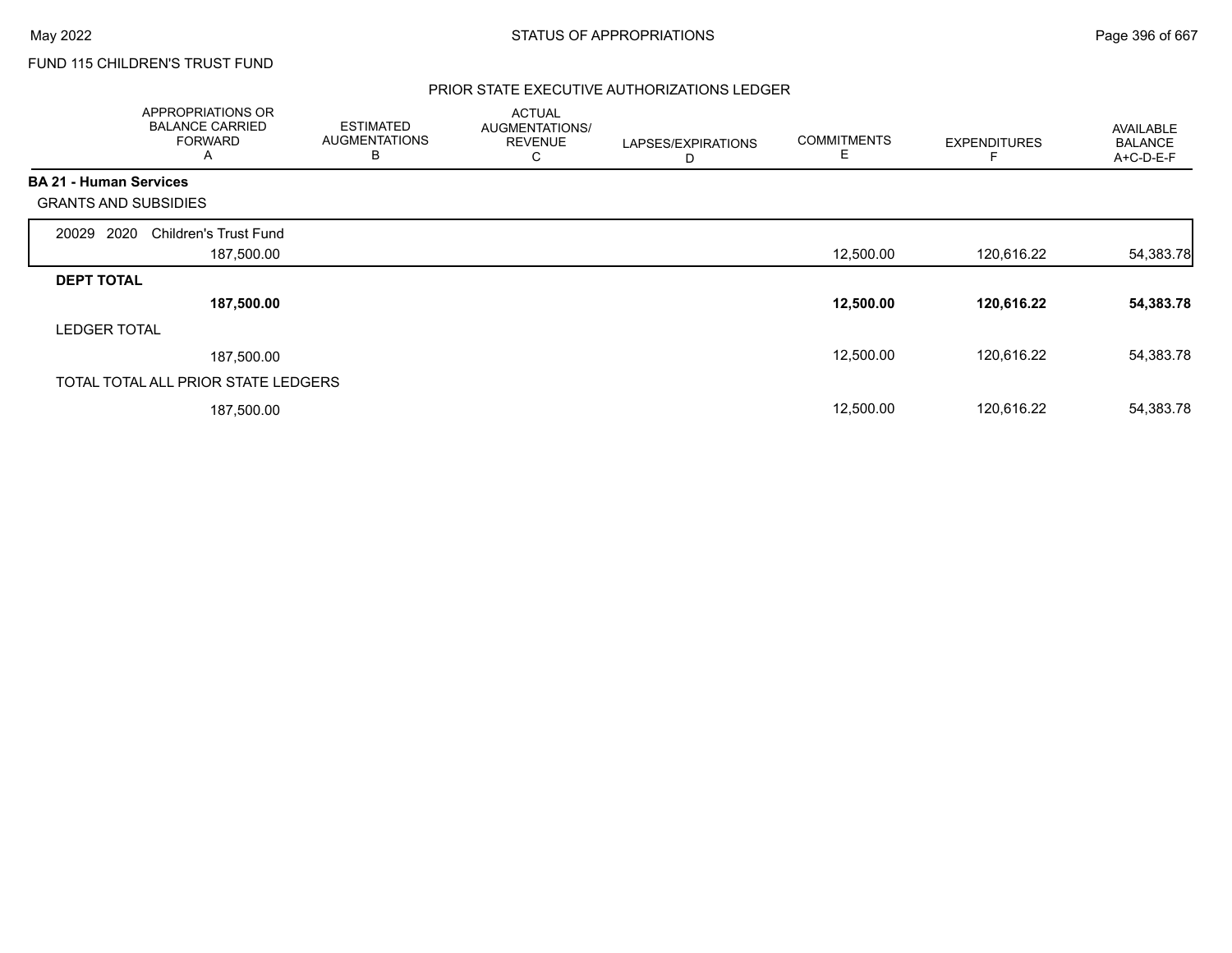FUND 115 CHILDREN'S TRUST FUND

PRIOR STATE EXECUTIVE AUTHORIZATIONS LEDGER

| | APPROPRIATIONS OR BALANCE CARRIED FORWARD A | ESTIMATED AUGMENTATIONS B | ACTUAL AUGMENTATIONS/ REVENUE C | LAPSES/EXPIRATIONS D | COMMITMENTS E | EXPENDITURES F | AVAILABLE BALANCE A+C-D-E-F |
|---|---|---|---|---|---|---|---|
| **BA 21 - Human Services** | | | | | | | |
| GRANTS AND SUBSIDIES | | | | | | | |
| 20029 2020 Children's Trust Fund | 187,500.00 | | | | 12,500.00 | 120,616.22 | 54,383.78 |
| **DEPT TOTAL** | **187,500.00** | | | | **12,500.00** | **120,616.22** | **54,383.78** |
| LEDGER TOTAL | 187,500.00 | | | | 12,500.00 | 120,616.22 | 54,383.78 |
| TOTAL TOTAL ALL PRIOR STATE LEDGERS | 187,500.00 | | | | 12,500.00 | 120,616.22 | 54,383.78 |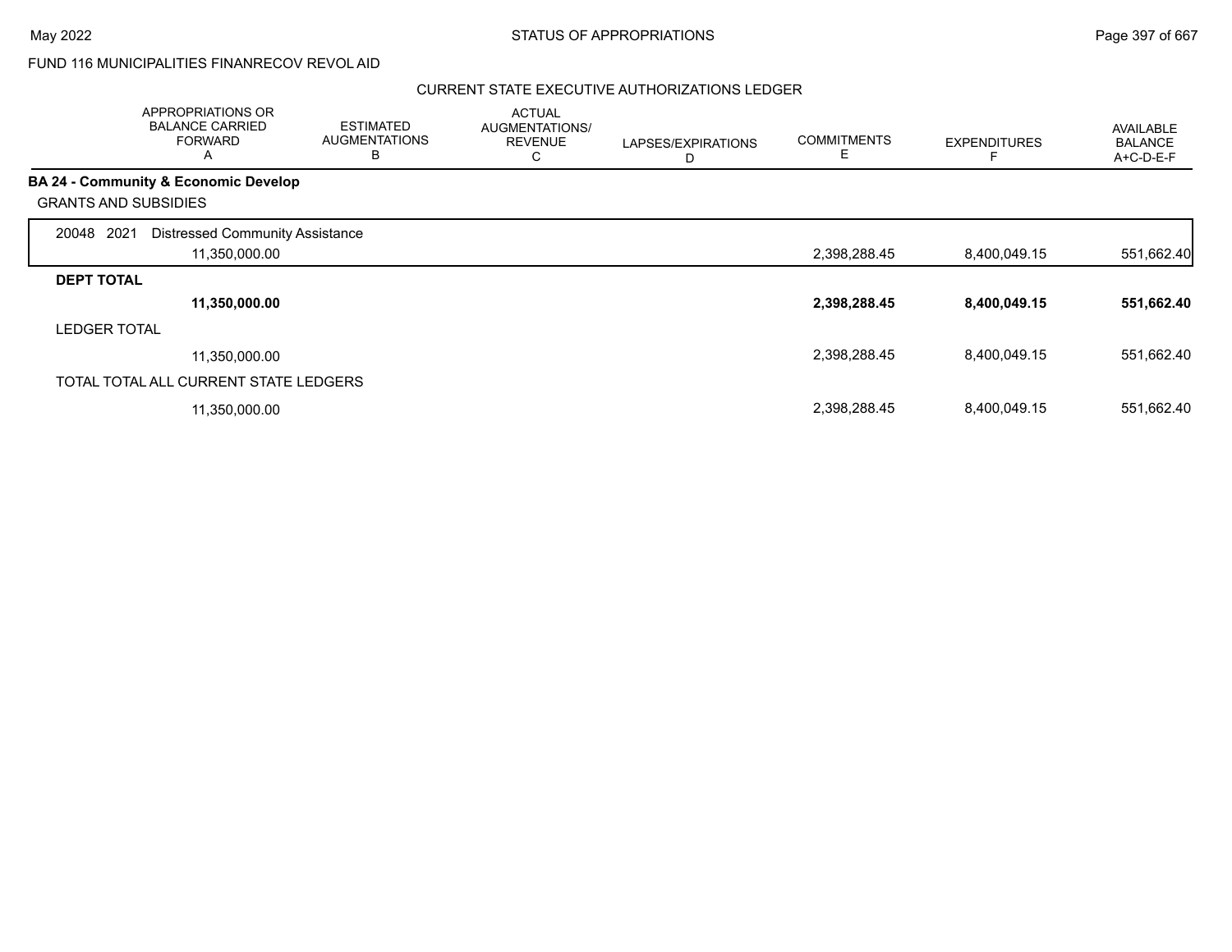FUND 116 MUNICIPALITIES FINANRECOV REVOL AID

## CURRENT STATE EXECUTIVE AUTHORIZATIONS LEDGER

| | APPROPRIATIONS OR BALANCE CARRIED FORWARD A | ESTIMATED AUGMENTATIONS B | ACTUAL AUGMENTATIONS/ REVENUE C | LAPSES/EXPIRATIONS D | COMMITMENTS E | EXPENDITURES F | AVAILABLE BALANCE A+C-D-E-F |
|---|---|---|---|---|---|---|---|
| **BA 24 - Community & Economic Develop** | | | | | | | |
| GRANTS AND SUBSIDIES | | | | | | | |
| 20048 2021 Distressed Community Assistance | 11,350,000.00 | | | | 2,398,288.45 | 8,400,049.15 | 551,662.40 |
| **DEPT TOTAL** | **11,350,000.00** | | | | **2,398,288.45** | **8,400,049.15** | **551,662.40** |
| LEDGER TOTAL | 11,350,000.00 | | | | 2,398,288.45 | 8,400,049.15 | 551,662.40 |
| TOTAL TOTAL ALL CURRENT STATE LEDGERS | 11,350,000.00 | | | | 2,398,288.45 | 8,400,049.15 | 551,662.40 |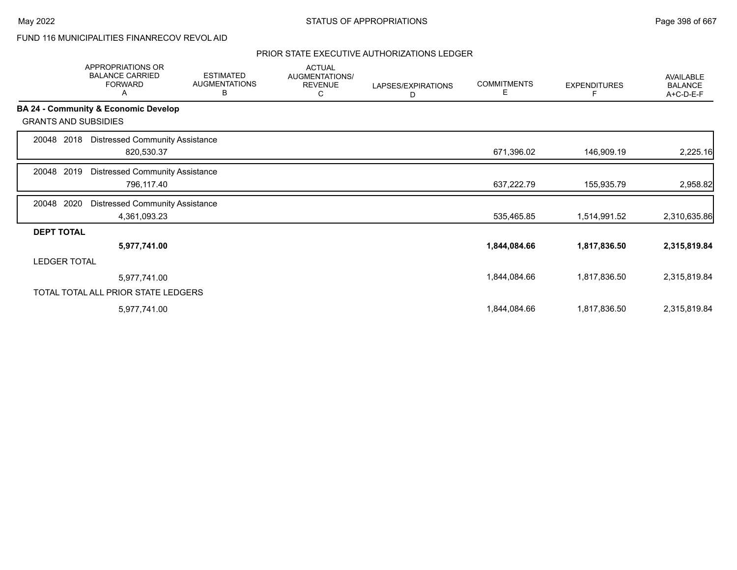FUND 116 MUNICIPALITIES FINANRECOV REVOL AID

## PRIOR STATE EXECUTIVE AUTHORIZATIONS LEDGER

| | APPROPRIATIONS OR BALANCE CARRIED FORWARD A | ESTIMATED AUGMENTATIONS B | ACTUAL AUGMENTATIONS/ REVENUE C | LAPSES/EXPIRATIONS D | COMMITMENTS E | EXPENDITURES F | AVAILABLE BALANCE A+C-D-E-F |
|---|---|---|---|---|---|---|---|
| **BA 24 - Community & Economic Develop** | | | | | | | |
| GRANTS AND SUBSIDIES | | | | | | | |
| 20048 2018 Distressed Community Assistance | 820,530.37 | | | | 671,396.02 | 146,909.19 | 2,225.16 |
| 20048 2019 Distressed Community Assistance | 796,117.40 | | | | 637,222.79 | 155,935.79 | 2,958.82 |
| 20048 2020 Distressed Community Assistance | 4,361,093.23 | | | | 535,465.85 | 1,514,991.52 | 2,310,635.86 |
| **DEPT TOTAL** | **5,977,741.00** | | | | **1,844,084.66** | **1,817,836.50** | **2,315,819.84** |
| LEDGER TOTAL | 5,977,741.00 | | | | 1,844,084.66 | 1,817,836.50 | 2,315,819.84 |
| TOTAL TOTAL ALL PRIOR STATE LEDGERS | 5,977,741.00 | | | | 1,844,084.66 | 1,817,836.50 | 2,315,819.84 |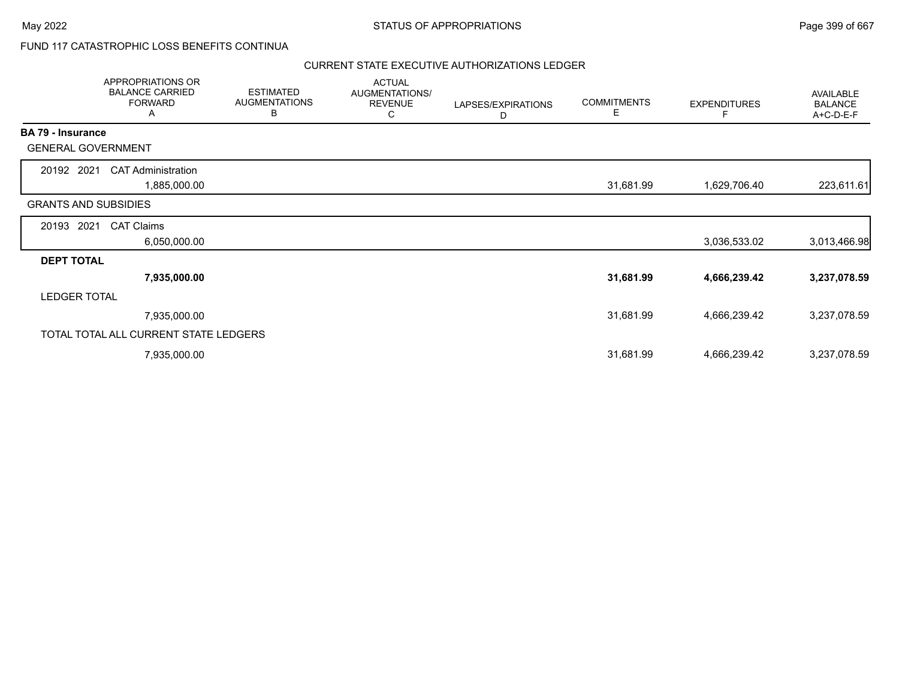FUND 117 CATASTROPHIC LOSS BENEFITS CONTINUA

CURRENT STATE EXECUTIVE AUTHORIZATIONS LEDGER

| | APPROPRIATIONS OR BALANCE CARRIED FORWARD A | ESTIMATED AUGMENTATIONS B | ACTUAL AUGMENTATIONS/ REVENUE C | LAPSES/EXPIRATIONS D | COMMITMENTS E | EXPENDITURES F | AVAILABLE BALANCE A+C-D-E-F |
|---|---|---|---|---|---|---|---|
| **BA 79 - Insurance** | | | | | | | |
| GENERAL GOVERNMENT | | | | | | | |
| 20192 2021 CAT Administration | 1,885,000.00 | | | | 31,681.99 | 1,629,706.40 | 223,611.61 |
| GRANTS AND SUBSIDIES | | | | | | | |
| 20193 2021 CAT Claims | 6,050,000.00 | | | | | 3,036,533.02 | 3,013,466.98 |
| **DEPT TOTAL** | **7,935,000.00** | | | | **31,681.99** | **4,666,239.42** | **3,237,078.59** |
| LEDGER TOTAL | 7,935,000.00 | | | | 31,681.99 | 4,666,239.42 | 3,237,078.59 |
| TOTAL TOTAL ALL CURRENT STATE LEDGERS | 7,935,000.00 | | | | 31,681.99 | 4,666,239.42 | 3,237,078.59 |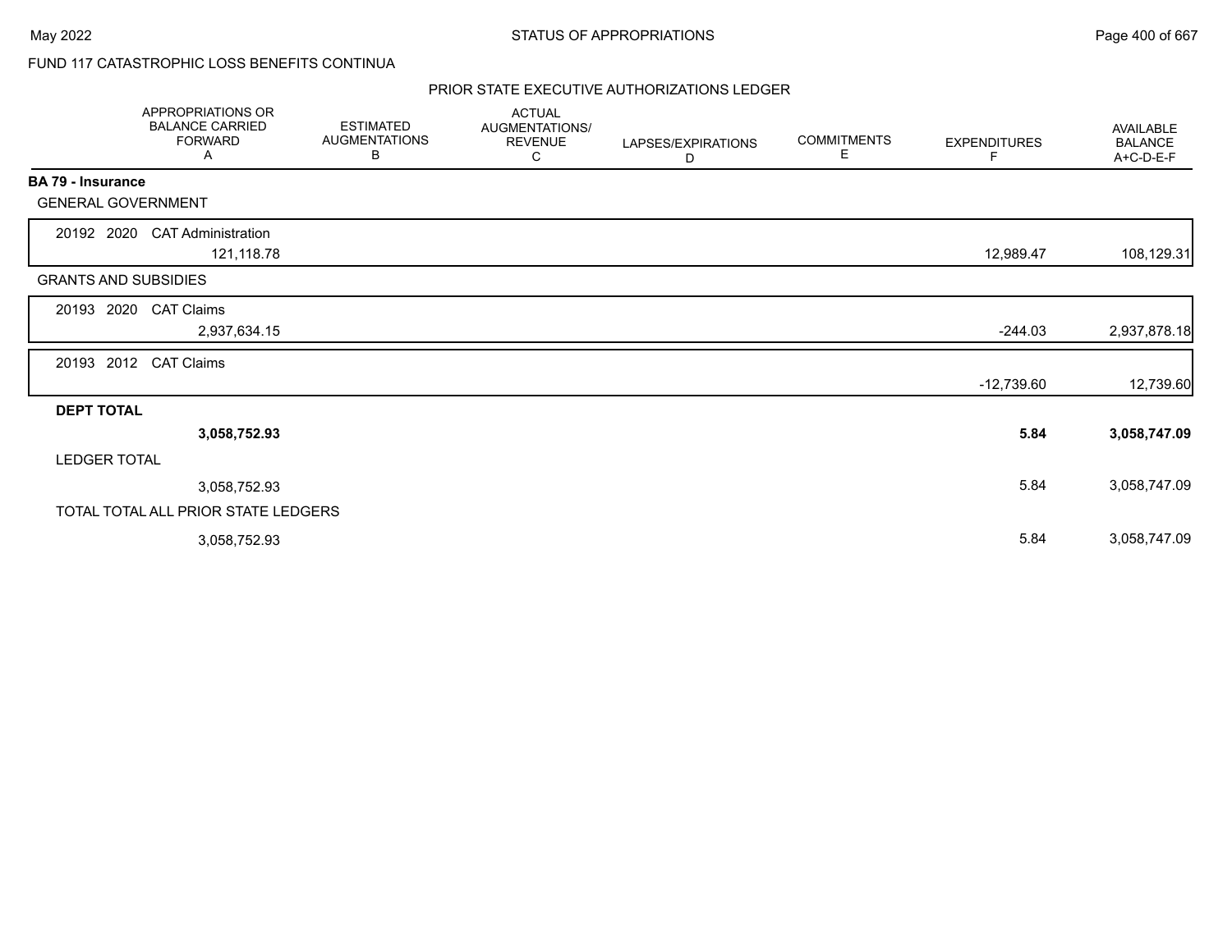FUND 117 CATASTROPHIC LOSS BENEFITS CONTINUA

## PRIOR STATE EXECUTIVE AUTHORIZATIONS LEDGER

| | APPROPRIATIONS OR BALANCE CARRIED FORWARD A | ESTIMATED AUGMENTATIONS B | ACTUAL AUGMENTATIONS/ REVENUE C | LAPSES/EXPIRATIONS D | COMMITMENTS E | EXPENDITURES F | AVAILABLE BALANCE A+C-D-E-F |
|---|---|---|---|---|---|---|---|
| **BA 79 - Insurance** | | | | | | | |
| GENERAL GOVERNMENT | | | | | | | |
| 20192 2020 CAT Administration | 121,118.78 | | | | | 12,989.47 | 108,129.31 |
| GRANTS AND SUBSIDIES | | | | | | | |
| 20193 2020 CAT Claims | 2,937,634.15 | | | | | -244.03 | 2,937,878.18 |
| 20193 2012 CAT Claims | | | | | | -12,739.60 | 12,739.60 |
| **DEPT TOTAL** | **3,058,752.93** | | | | | **5.84** | **3,058,747.09** |
| LEDGER TOTAL | 3,058,752.93 | | | | | 5.84 | 3,058,747.09 |
| TOTAL TOTAL ALL PRIOR STATE LEDGERS | 3,058,752.93 | | | | | 5.84 | 3,058,747.09 |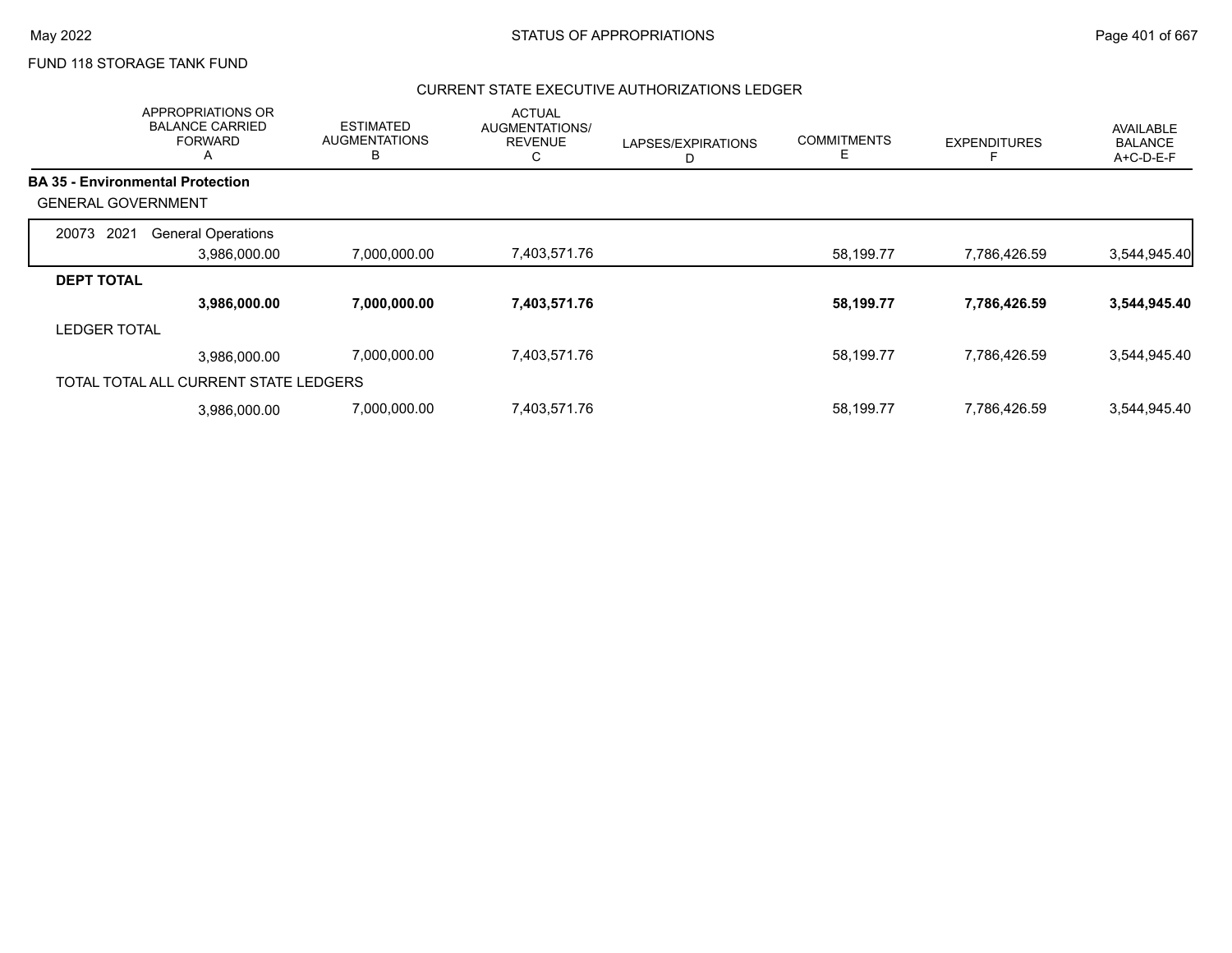FUND 118 STORAGE TANK FUND

## CURRENT STATE EXECUTIVE AUTHORIZATIONS LEDGER

| | APPROPRIATIONS OR BALANCE CARRIED FORWARD A | ESTIMATED AUGMENTATIONS B | ACTUAL AUGMENTATIONS/ REVENUE C | LAPSES/EXPIRATIONS D | COMMITMENTS E | EXPENDITURES F | AVAILABLE BALANCE A+C-D-E-F |
|---|---|---|---|---|---|---|---|
| **BA 35 - Environmental Protection** | | | | | | | |
| GENERAL GOVERNMENT | | | | | | | |
| 20073 2021 General Operations | 3,986,000.00 | 7,000,000.00 | 7,403,571.76 | | 58,199.77 | 7,786,426.59 | 3,544,945.40 |
| **DEPT TOTAL** | **3,986,000.00** | **7,000,000.00** | **7,403,571.76** | | **58,199.77** | **7,786,426.59** | **3,544,945.40** |
| LEDGER TOTAL | 3,986,000.00 | 7,000,000.00 | 7,403,571.76 | | 58,199.77 | 7,786,426.59 | 3,544,945.40 |
| TOTAL TOTAL ALL CURRENT STATE LEDGERS | 3,986,000.00 | 7,000,000.00 | 7,403,571.76 | | 58,199.77 | 7,786,426.59 | 3,544,945.40 |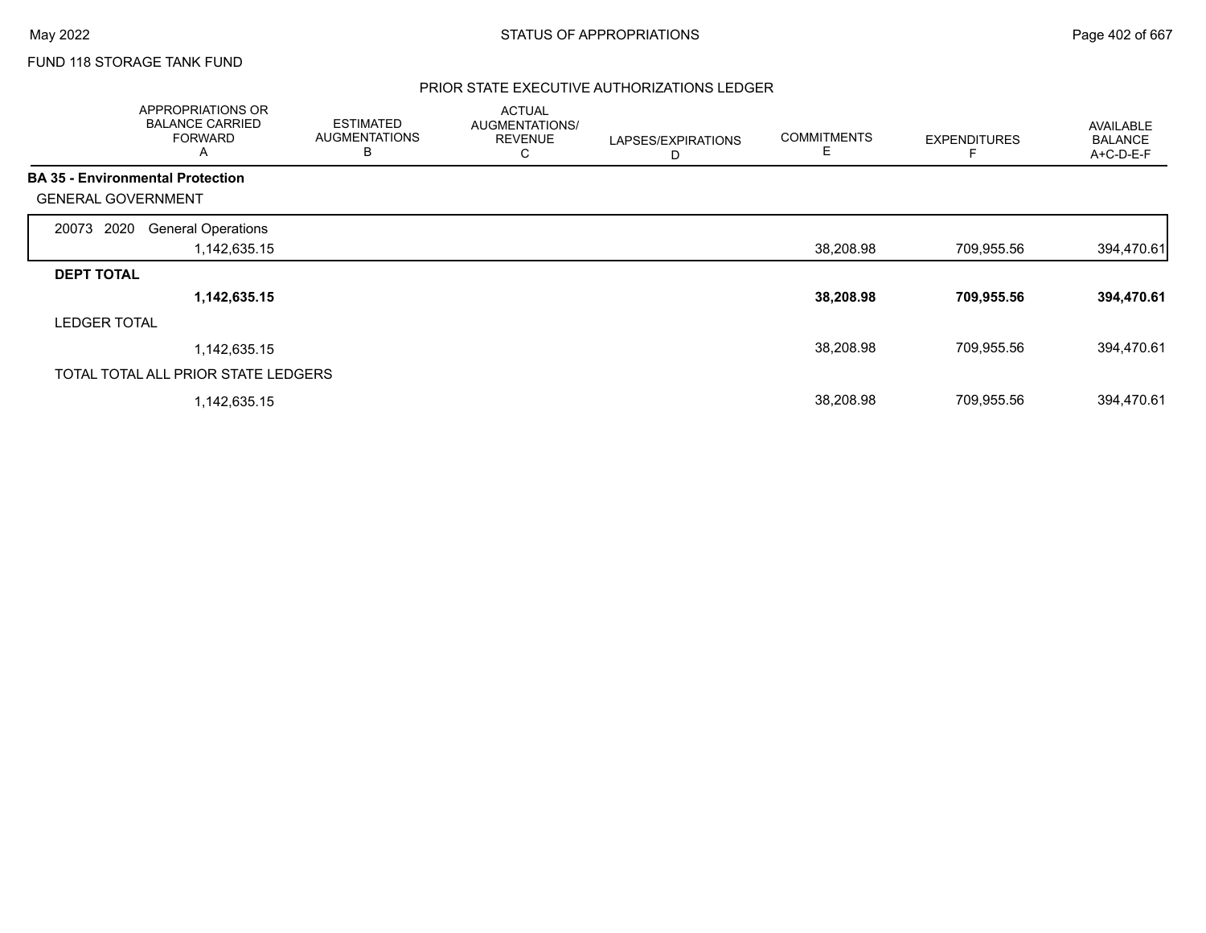FUND 118 STORAGE TANK FUND

PRIOR STATE EXECUTIVE AUTHORIZATIONS LEDGER

| | APPROPRIATIONS OR BALANCE CARRIED FORWARD A | ESTIMATED AUGMENTATIONS B | ACTUAL AUGMENTATIONS/ REVENUE C | LAPSES/EXPIRATIONS D | COMMITMENTS E | EXPENDITURES F | AVAILABLE BALANCE A+C-D-E-F |
|---|---|---|---|---|---|---|---|
| **BA 35 - Environmental Protection** | | | | | | | |
| GENERAL GOVERNMENT | | | | | | | |
| 20073 2020 General Operations | 1,142,635.15 | | | | 38,208.98 | 709,955.56 | 394,470.61 |
| **DEPT TOTAL** | **1,142,635.15** | | | | **38,208.98** | **709,955.56** | **394,470.61** |
| LEDGER TOTAL | 1,142,635.15 | | | | 38,208.98 | 709,955.56 | 394,470.61 |
| TOTAL TOTAL ALL PRIOR STATE LEDGERS | 1,142,635.15 | | | | 38,208.98 | 709,955.56 | 394,470.61 |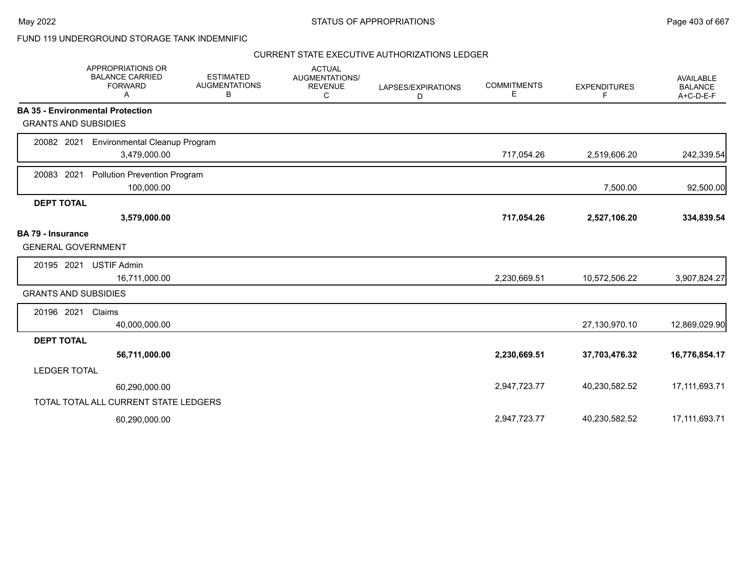FUND 119 UNDERGROUND STORAGE TANK INDEMNIFIC

CURRENT STATE EXECUTIVE AUTHORIZATIONS LEDGER

| | APPROPRIATIONS OR BALANCE CARRIED FORWARD A | ESTIMATED AUGMENTATIONS B | ACTUAL AUGMENTATIONS/ REVENUE C | LAPSES/EXPIRATIONS D | COMMITMENTS E | EXPENDITURES F | AVAILABLE BALANCE A+C-D-E-F |
|---|---|---|---|---|---|---|---|
| **BA 35 - Environmental Protection** | | | | | | | |
| GRANTS AND SUBSIDIES | | | | | | | |
| 20082 2021 Environmental Cleanup Program | 3,479,000.00 | | | | 717,054.26 | 2,519,606.20 | 242,339.54 |
| 20083 2021 Pollution Prevention Program | 100,000.00 | | | | | 7,500.00 | 92,500.00 |
| **DEPT TOTAL** | **3,579,000.00** | | | | **717,054.26** | **2,527,106.20** | **334,839.54** |
| **BA 79 - Insurance** | | | | | | | |
| GENERAL GOVERNMENT | | | | | | | |
| 20195 2021 USTIF Admin | 16,711,000.00 | | | | 2,230,669.51 | 10,572,506.22 | 3,907,824.27 |
| GRANTS AND SUBSIDIES | | | | | | | |
| 20196 2021 Claims | 40,000,000.00 | | | | | 27,130,970.10 | 12,869,029.90 |
| **DEPT TOTAL** | **56,711,000.00** | | | | **2,230,669.51** | **37,703,476.32** | **16,776,854.17** |
| LEDGER TOTAL | 60,290,000.00 | | | | 2,947,723.77 | 40,230,582.52 | 17,111,693.71 |
| TOTAL TOTAL ALL CURRENT STATE LEDGERS | 60,290,000.00 | | | | 2,947,723.77 | 40,230,582.52 | 17,111,693.71 |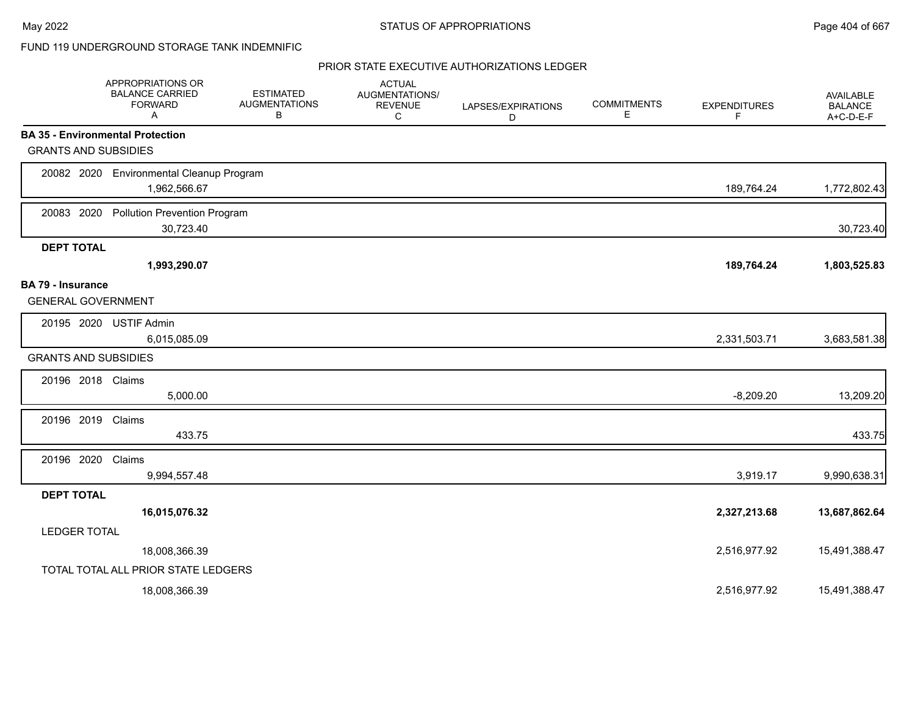FUND 119 UNDERGROUND STORAGE TANK INDEMNIFIC

PRIOR STATE EXECUTIVE AUTHORIZATIONS LEDGER

| | APPROPRIATIONS OR BALANCE CARRIED FORWARD A | ESTIMATED AUGMENTATIONS B | ACTUAL AUGMENTATIONS/ REVENUE C | LAPSES/EXPIRATIONS D | COMMITMENTS E | EXPENDITURES F | AVAILABLE BALANCE A+C-D-E-F |
|---|---|---|---|---|---|---|---|
| **BA 35 - Environmental Protection** | | | | | | | |
| GRANTS AND SUBSIDIES | | | | | | | |
| 20082 2020 Environmental Cleanup Program | 1,962,566.67 | | | | | 189,764.24 | 1,772,802.43 |
| 20083 2020 Pollution Prevention Program | 30,723.40 | | | | | | 30,723.40 |
| **DEPT TOTAL** | **1,993,290.07** | | | | | **189,764.24** | **1,803,525.83** |
| **BA 79 - Insurance** | | | | | | | |
| GENERAL GOVERNMENT | | | | | | | |
| 20195 2020 USTIF Admin | 6,015,085.09 | | | | | 2,331,503.71 | 3,683,581.38 |
| GRANTS AND SUBSIDIES | | | | | | | |
| 20196 2018 Claims | 5,000.00 | | | | | -8,209.20 | 13,209.20 |
| 20196 2019 Claims | 433.75 | | | | | | 433.75 |
| 20196 2020 Claims | 9,994,557.48 | | | | | 3,919.17 | 9,990,638.31 |
| **DEPT TOTAL** | **16,015,076.32** | | | | | **2,327,213.68** | **13,687,862.64** |
| LEDGER TOTAL | 18,008,366.39 | | | | | 2,516,977.92 | 15,491,388.47 |
| TOTAL TOTAL ALL PRIOR STATE LEDGERS | 18,008,366.39 | | | | | 2,516,977.92 | 15,491,388.47 |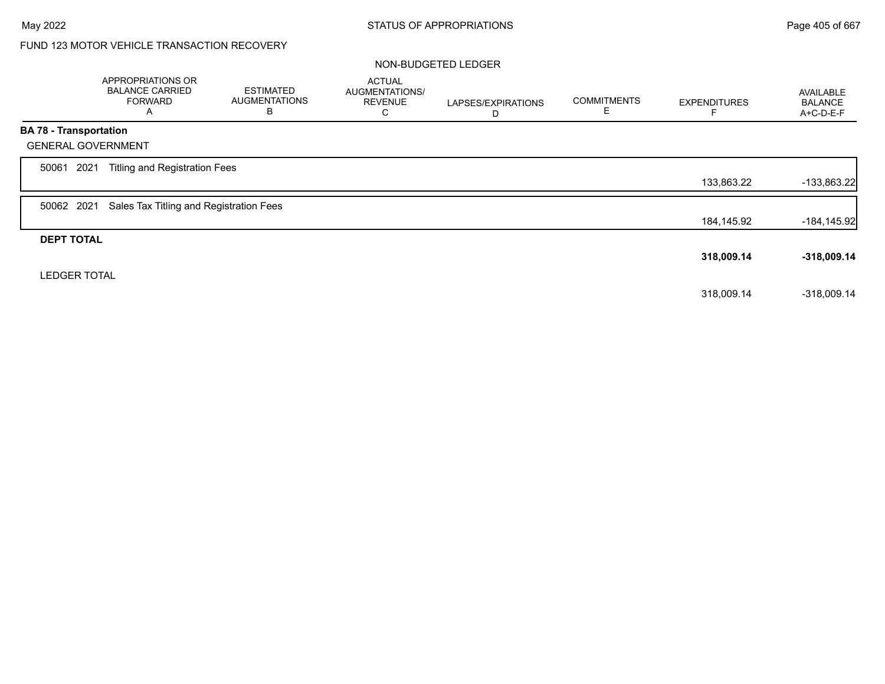FUND 123 MOTOR VEHICLE TRANSACTION RECOVERY

NON-BUDGETED LEDGER

| | APPROPRIATIONS OR BALANCE CARRIED FORWARD A | ESTIMATED AUGMENTATIONS B | ACTUAL AUGMENTATIONS/ REVENUE C | LAPSES/EXPIRATIONS D | COMMITMENTS E | EXPENDITURES F | AVAILABLE BALANCE A+C-D-E-F |
|---|---|---|---|---|---|---|---|
| **BA 78 - Transportation** | | | | | | | |
| GENERAL GOVERNMENT | | | | | | | |
| 50061 2021 Titling and Registration Fees | | | | | | 133,863.22 | -133,863.22 |
| 50062 2021 Sales Tax Titling and Registration Fees | | | | | | 184,145.92 | -184,145.92 |
| **DEPT TOTAL** | | | | | | **318,009.14** | **-318,009.14** |
| LEDGER TOTAL | | | | | | 318,009.14 | -318,009.14 |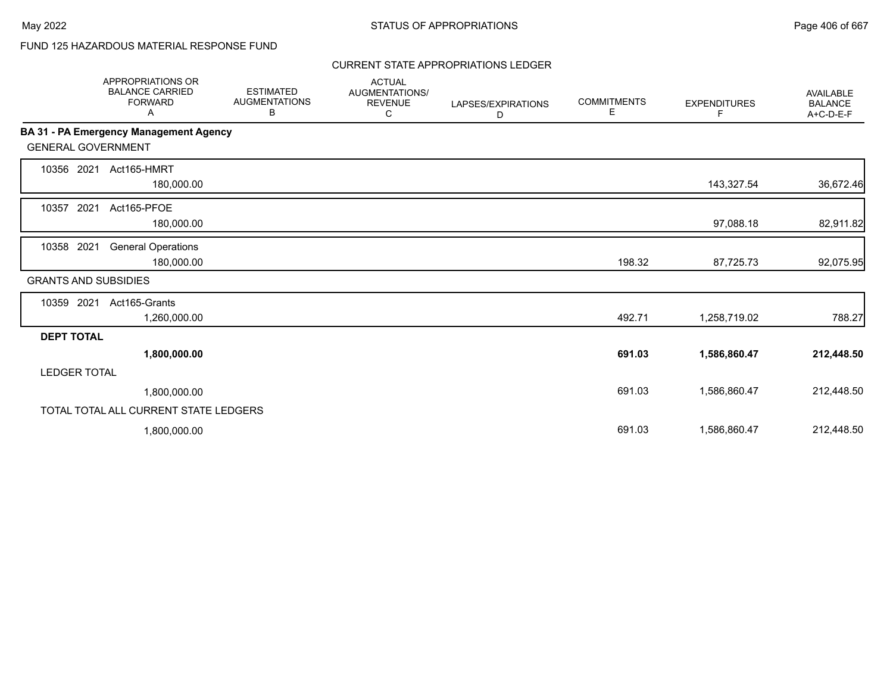# STATUS OF APPROPRIATIONS

May 2022

FUND 125 HAZARDOUS MATERIAL RESPONSE FUND

## CURRENT STATE APPROPRIATIONS LEDGER

| | APPROPRIATIONS OR BALANCE CARRIED FORWARD A | ESTIMATED AUGMENTATIONS B | ACTUAL AUGMENTATIONS/ REVENUE C | LAPSES/EXPIRATIONS D | COMMITMENTS E | EXPENDITURES F | AVAILABLE BALANCE A+C-D-E-F |
|---|---|---|---|---|---|---|---|
| **BA 31 - PA Emergency Management Agency** | | | | | | | |
| GENERAL GOVERNMENT | | | | | | | |
| 10356 2021 Act165-HMRT | 180,000.00 | | | | | 143,327.54 | 36,672.46 |
| 10357 2021 Act165-PFOE | 180,000.00 | | | | | 97,088.18 | 82,911.82 |
| 10358 2021 General Operations | 180,000.00 | | | | 198.32 | 87,725.73 | 92,075.95 |
| GRANTS AND SUBSIDIES | | | | | | | |
| 10359 2021 Act165-Grants | 1,260,000.00 | | | | 492.71 | 1,258,719.02 | 788.27 |
| **DEPT TOTAL** | **1,800,000.00** | | | | **691.03** | **1,586,860.47** | **212,448.50** |
| LEDGER TOTAL | 1,800,000.00 | | | | 691.03 | 1,586,860.47 | 212,448.50 |
| TOTAL TOTAL ALL CURRENT STATE LEDGERS | 1,800,000.00 | | | | 691.03 | 1,586,860.47 | 212,448.50 |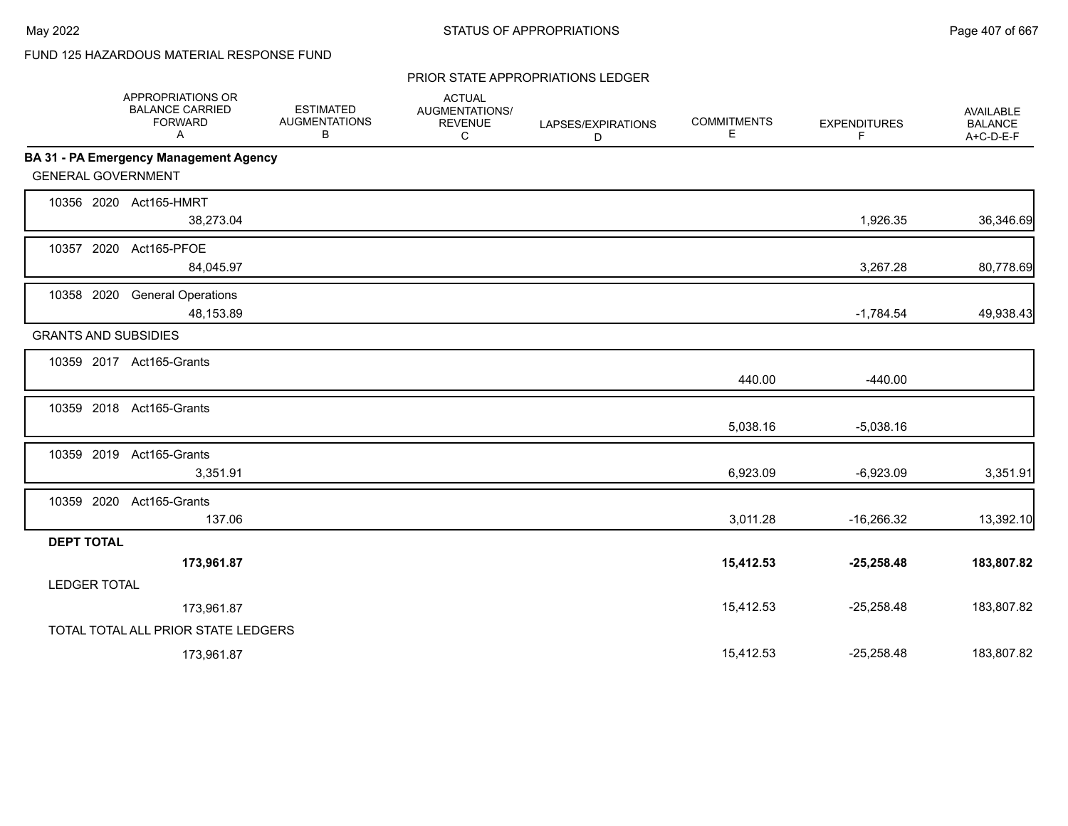FUND 125 HAZARDOUS MATERIAL RESPONSE FUND

PRIOR STATE APPROPRIATIONS LEDGER

| | APPROPRIATIONS OR BALANCE CARRIED FORWARD A | ESTIMATED AUGMENTATIONS B | ACTUAL AUGMENTATIONS/ REVENUE C | LAPSES/EXPIRATIONS D | COMMITMENTS E | EXPENDITURES F | AVAILABLE BALANCE A+C-D-E-F |
|---|---|---|---|---|---|---|---|
| **BA 31 - PA Emergency Management Agency** | | | | | | | |
| GENERAL GOVERNMENT | | | | | | | |
| 10356 2020 Act165-HMRT | 38,273.04 | | | | | 1,926.35 | 36,346.69 |
| 10357 2020 Act165-PFOE | 84,045.97 | | | | | 3,267.28 | 80,778.69 |
| 10358 2020 General Operations | 48,153.89 | | | | | -1,784.54 | 49,938.43 |
| GRANTS AND SUBSIDIES | | | | | | | |
| 10359 2017 Act165-Grants | | | | | 440.00 | -440.00 | |
| 10359 2018 Act165-Grants | | | | | 5,038.16 | -5,038.16 | |
| 10359 2019 Act165-Grants | 3,351.91 | | | | 6,923.09 | -6,923.09 | 3,351.91 |
| 10359 2020 Act165-Grants | 137.06 | | | | 3,011.28 | -16,266.32 | 13,392.10 |
| **DEPT TOTAL** | **173,961.87** | | | | **15,412.53** | **-25,258.48** | **183,807.82** |
| LEDGER TOTAL | 173,961.87 | | | | 15,412.53 | -25,258.48 | 183,807.82 |
| TOTAL TOTAL ALL PRIOR STATE LEDGERS | 173,961.87 | | | | 15,412.53 | -25,258.48 | 183,807.82 |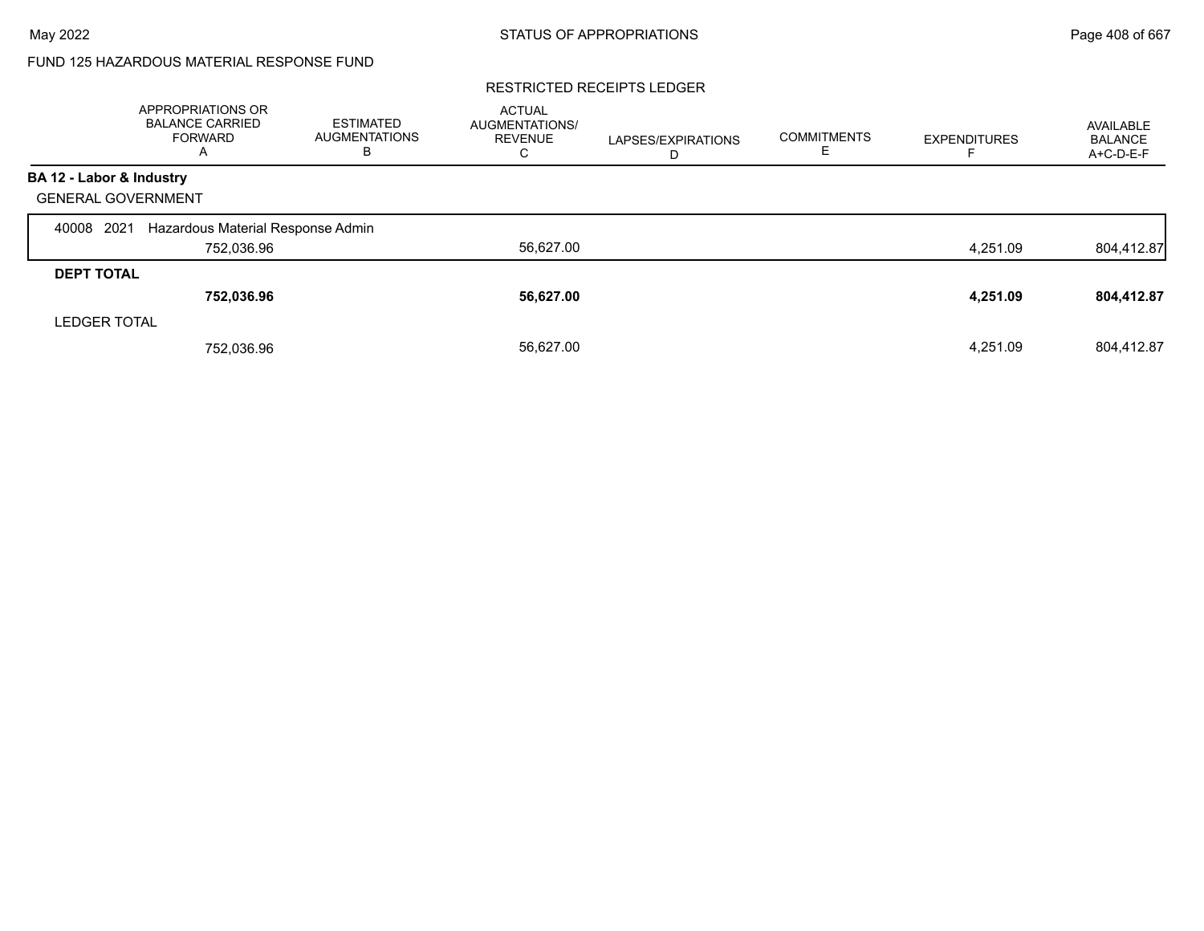FUND 125 HAZARDOUS MATERIAL RESPONSE FUND

RESTRICTED RECEIPTS LEDGER

| | APPROPRIATIONS OR BALANCE CARRIED FORWARD A | ESTIMATED AUGMENTATIONS B | ACTUAL AUGMENTATIONS/ REVENUE C | LAPSES/EXPIRATIONS D | COMMITMENTS E | EXPENDITURES F | AVAILABLE BALANCE A+C-D-E-F |
|---|---|---|---|---|---|---|---|
| **BA 12 - Labor & Industry** | | | | | | | |
| GENERAL GOVERNMENT | | | | | | | |
| 40008 2021 Hazardous Material Response Admin | 752,036.96 | | 56,627.00 | | | 4,251.09 | 804,412.87 |
| **DEPT TOTAL** | **752,036.96** | | **56,627.00** | | | **4,251.09** | **804,412.87** |
| LEDGER TOTAL | 752,036.96 | | 56,627.00 | | | 4,251.09 | 804,412.87 |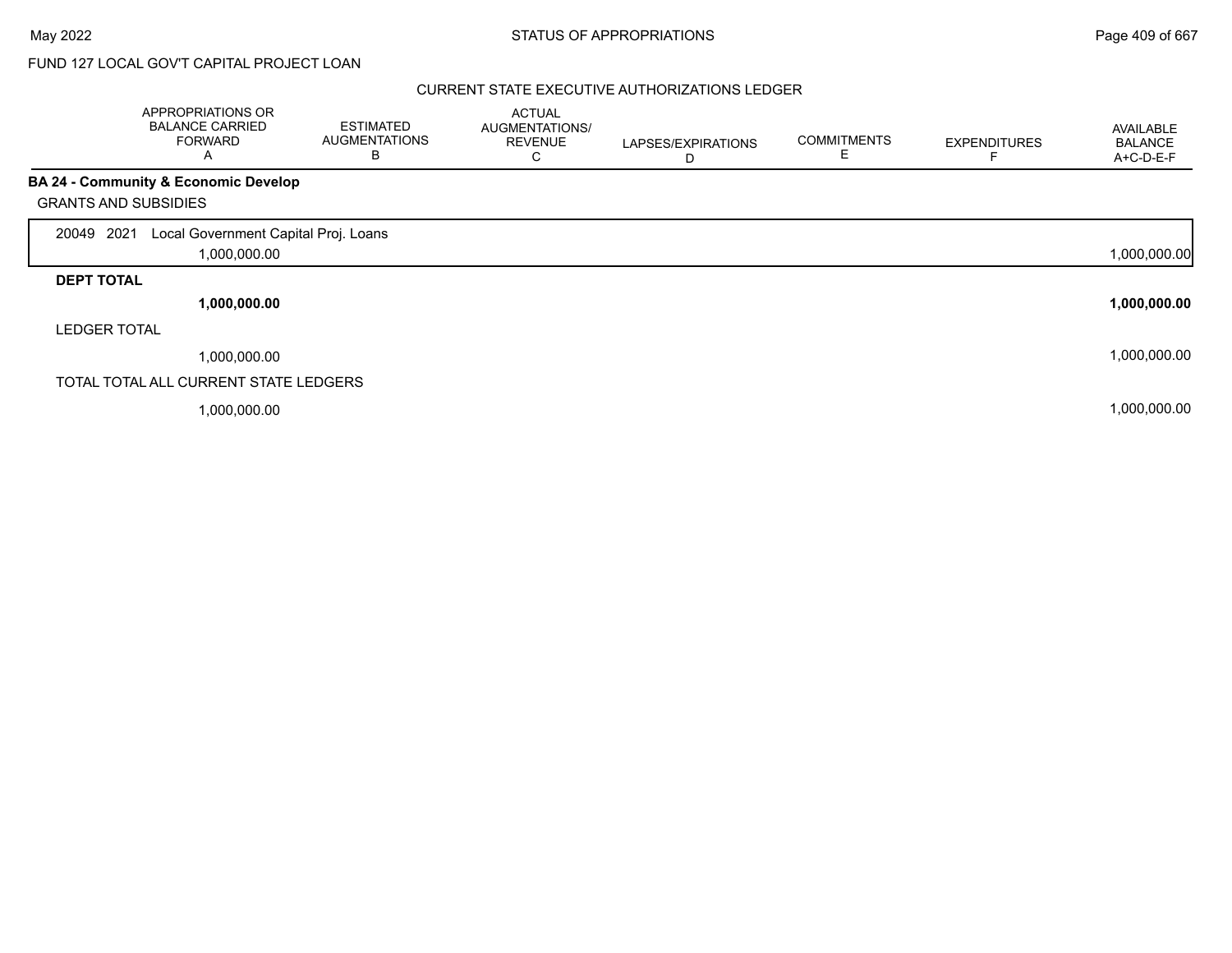FUND 127 LOCAL GOV'T CAPITAL PROJECT LOAN

## CURRENT STATE EXECUTIVE AUTHORIZATIONS LEDGER

| | APPROPRIATIONS OR BALANCE CARRIED FORWARD A | ESTIMATED AUGMENTATIONS B | ACTUAL AUGMENTATIONS/ REVENUE C | LAPSES/EXPIRATIONS D | COMMITMENTS E | EXPENDITURES F | AVAILABLE BALANCE A+C-D-E-F |
|---|---|---|---|---|---|---|---|
| **BA 24 - Community & Economic Develop** | | | | | | | |
| GRANTS AND SUBSIDIES | | | | | | | |
| 20049 2021 Local Government Capital Proj. Loans | 1,000,000.00 | | | | | | 1,000,000.00 |
| **DEPT TOTAL** | **1,000,000.00** | | | | | | **1,000,000.00** |
| LEDGER TOTAL | 1,000,000.00 | | | | | | 1,000,000.00 |
| TOTAL TOTAL ALL CURRENT STATE LEDGERS | 1,000,000.00 | | | | | | 1,000,000.00 |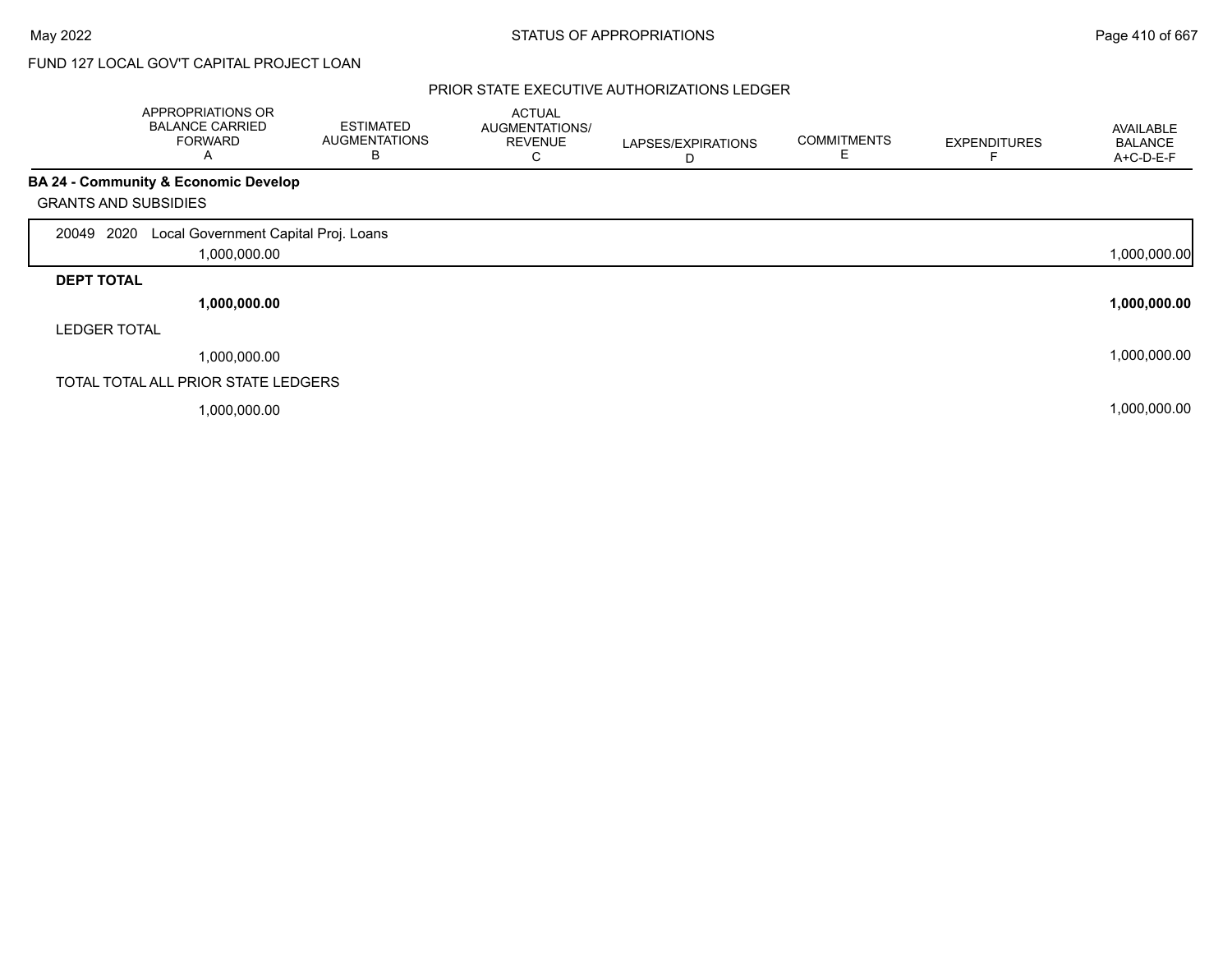STATUS OF APPROPRIATIONS

FUND 127 LOCAL GOV'T CAPITAL PROJECT LOAN

PRIOR STATE EXECUTIVE AUTHORIZATIONS LEDGER

| | APPROPRIATIONS OR BALANCE CARRIED FORWARD A | ESTIMATED AUGMENTATIONS B | ACTUAL AUGMENTATIONS/ REVENUE C | LAPSES/EXPIRATIONS D | COMMITMENTS E | EXPENDITURES F | AVAILABLE BALANCE A+C-D-E-F |
|---|---|---|---|---|---|---|---|
| **BA 24 - Community & Economic Develop** | | | | | | | |
| GRANTS AND SUBSIDIES | | | | | | | |
| 20049 2020 Local Government Capital Proj. Loans | 1,000,000.00 | | | | | | 1,000,000.00 |
| **DEPT TOTAL** | **1,000,000.00** | | | | | | **1,000,000.00** |
| LEDGER TOTAL | 1,000,000.00 | | | | | | 1,000,000.00 |
| TOTAL TOTAL ALL PRIOR STATE LEDGERS | 1,000,000.00 | | | | | | 1,000,000.00 |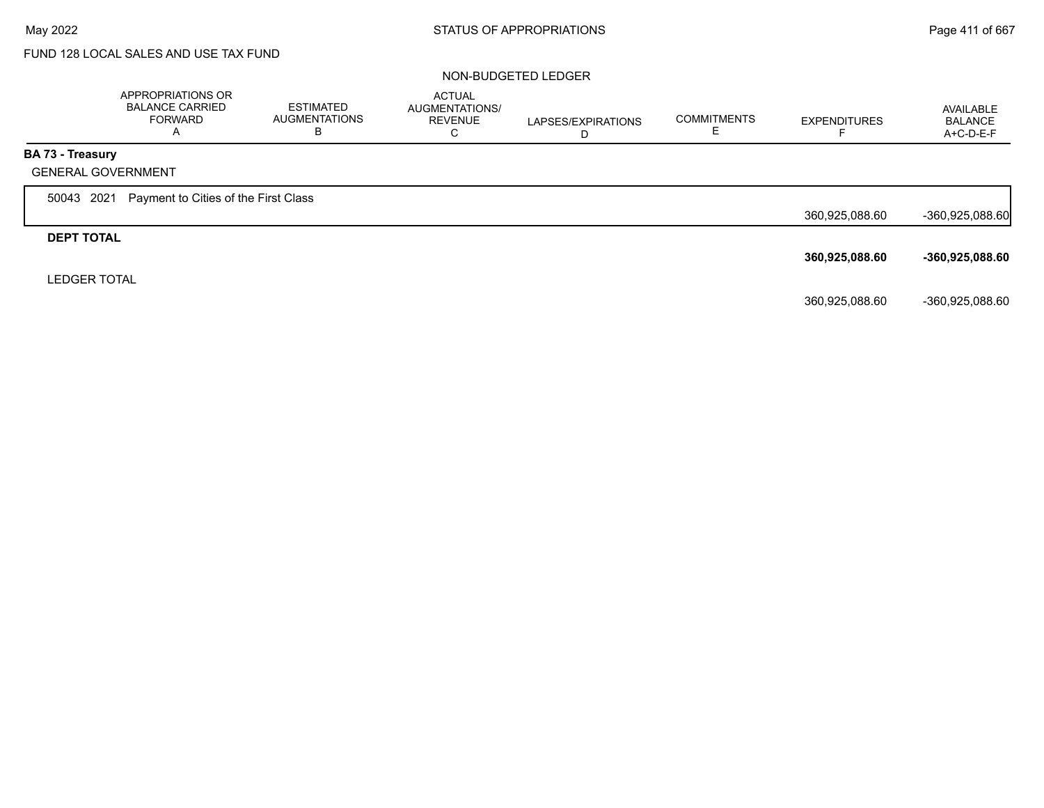FUND 128 LOCAL SALES AND USE TAX FUND

NON-BUDGETED LEDGER

| | APPROPRIATIONS OR BALANCE CARRIED FORWARD A | ESTIMATED AUGMENTATIONS B | ACTUAL AUGMENTATIONS/ REVENUE C | LAPSES/EXPIRATIONS D | COMMITMENTS E | EXPENDITURES F | AVAILABLE BALANCE A+C-D-E-F |
|---|---|---|---|---|---|---|---|
| **BA 73 - Treasury** | | | | | | | |
| GENERAL GOVERNMENT | | | | | | | |
| 50043 2021 Payment to Cities of the First Class | | | | | | 360,925,088.60 | -360,925,088.60 |
| **DEPT TOTAL** | | | | | | **360,925,088.60** | **-360,925,088.60** |
| LEDGER TOTAL | | | | | | 360,925,088.60 | -360,925,088.60 |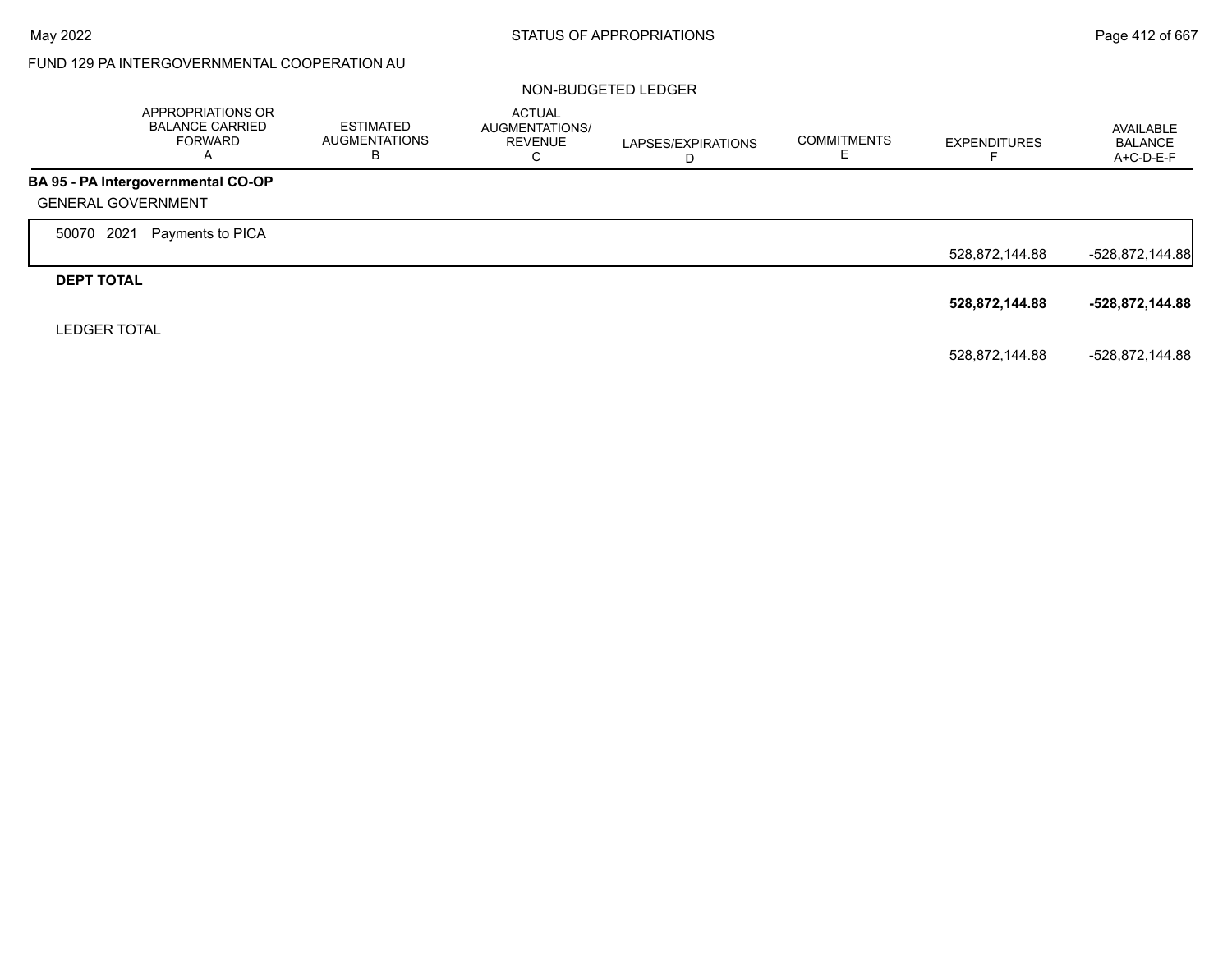FUND 129 PA INTERGOVERNMENTAL COOPERATION AU

NON-BUDGETED LEDGER

| | APPROPRIATIONS OR BALANCE CARRIED FORWARD A | ESTIMATED AUGMENTATIONS B | ACTUAL AUGMENTATIONS/ REVENUE C | LAPSES/EXPIRATIONS D | COMMITMENTS E | EXPENDITURES F | AVAILABLE BALANCE A+C-D-E-F |
|---|---|---|---|---|---|---|---|
| **BA 95 - PA Intergovernmental CO-OP** | | | | | | | |
| GENERAL GOVERNMENT | | | | | | | |
| 50070 2021 Payments to PICA | | | | | | 528,872,144.88 | -528,872,144.88 |
| **DEPT TOTAL** | | | | | | **528,872,144.88** | **-528,872,144.88** |
| LEDGER TOTAL | | | | | | 528,872,144.88 | -528,872,144.88 |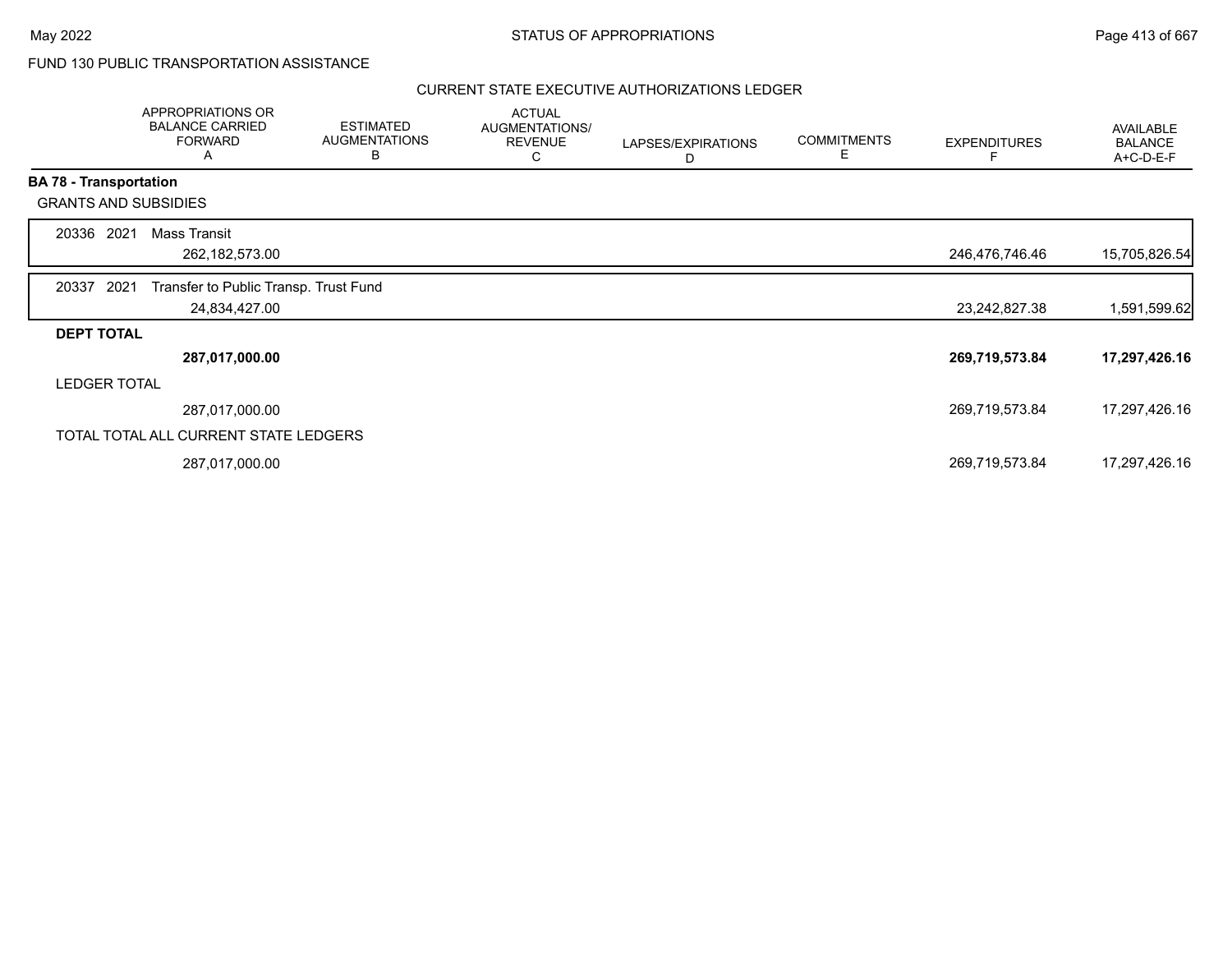FUND 130 PUBLIC TRANSPORTATION ASSISTANCE

## CURRENT STATE EXECUTIVE AUTHORIZATIONS LEDGER

| | APPROPRIATIONS OR BALANCE CARRIED FORWARD A | ESTIMATED AUGMENTATIONS B | ACTUAL AUGMENTATIONS/ REVENUE C | LAPSES/EXPIRATIONS D | COMMITMENTS E | EXPENDITURES F | AVAILABLE BALANCE A+C-D-E-F |
|---|---|---|---|---|---|---|---|
| **BA 78 - Transportation** | | | | | | | |
| GRANTS AND SUBSIDIES | | | | | | | |
| 20336 2021 Mass Transit | 262,182,573.00 | | | | | 246,476,746.46 | 15,705,826.54 |
| 20337 2021 Transfer to Public Transp. Trust Fund | 24,834,427.00 | | | | | 23,242,827.38 | 1,591,599.62 |
| **DEPT TOTAL** | **287,017,000.00** | | | | | **269,719,573.84** | **17,297,426.16** |
| LEDGER TOTAL | 287,017,000.00 | | | | | 269,719,573.84 | 17,297,426.16 |
| TOTAL TOTAL ALL CURRENT STATE LEDGERS | 287,017,000.00 | | | | | 269,719,573.84 | 17,297,426.16 |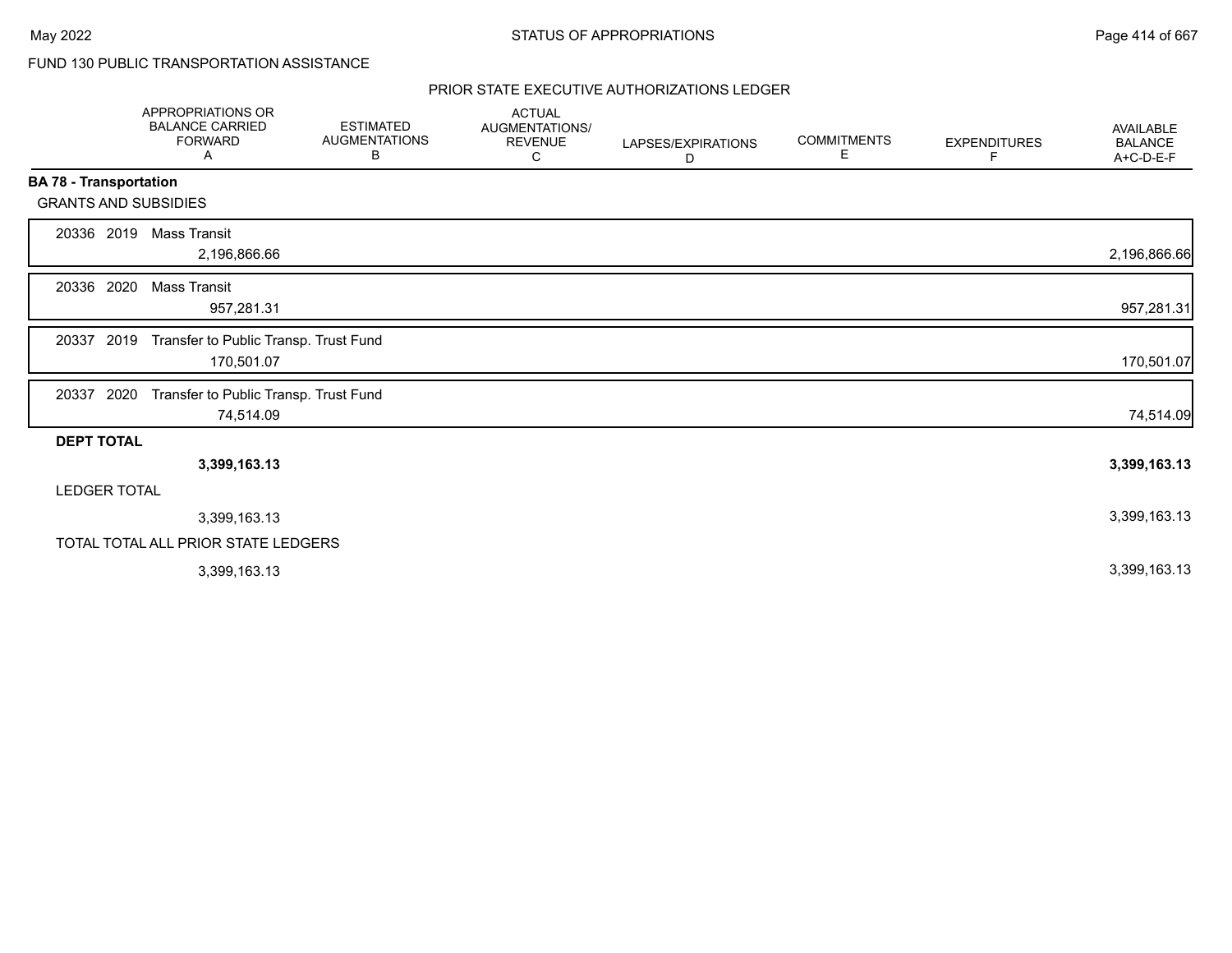FUND 130 PUBLIC TRANSPORTATION ASSISTANCE

PRIOR STATE EXECUTIVE AUTHORIZATIONS LEDGER

| | APPROPRIATIONS OR BALANCE CARRIED FORWARD A | ESTIMATED AUGMENTATIONS B | ACTUAL AUGMENTATIONS/ REVENUE C | LAPSES/EXPIRATIONS D | COMMITMENTS E | EXPENDITURES F | AVAILABLE BALANCE A+C-D-E-F |
|---|---|---|---|---|---|---|---|
| **BA 78 - Transportation** | | | | | | | |
| GRANTS AND SUBSIDIES | | | | | | | |
| 20336 2019 Mass Transit | 2,196,866.66 | | | | | | 2,196,866.66 |
| 20336 2020 Mass Transit | 957,281.31 | | | | | | 957,281.31 |
| 20337 2019 Transfer to Public Transp. Trust Fund | 170,501.07 | | | | | | 170,501.07 |
| 20337 2020 Transfer to Public Transp. Trust Fund | 74,514.09 | | | | | | 74,514.09 |
| **DEPT TOTAL** | **3,399,163.13** | | | | | | **3,399,163.13** |
| LEDGER TOTAL | 3,399,163.13 | | | | | | 3,399,163.13 |
| TOTAL TOTAL ALL PRIOR STATE LEDGERS | 3,399,163.13 | | | | | | 3,399,163.13 |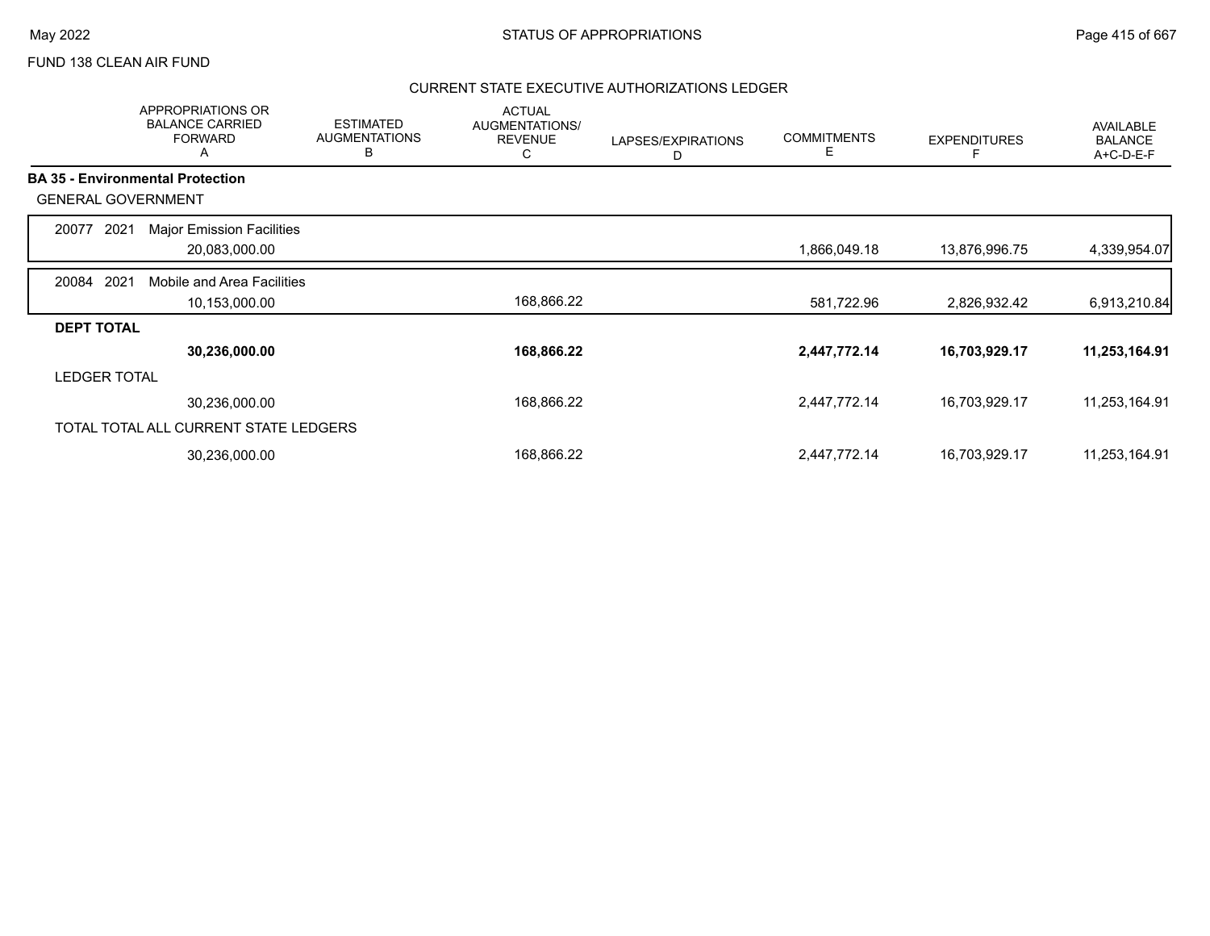FUND 138 CLEAN AIR FUND

## STATUS OF APPROPRIATIONS

### CURRENT STATE EXECUTIVE AUTHORIZATIONS LEDGER

| | APPROPRIATIONS OR BALANCE CARRIED FORWARD A | ESTIMATED AUGMENTATIONS B | ACTUAL AUGMENTATIONS/ REVENUE C | LAPSES/EXPIRATIONS D | COMMITMENTS E | EXPENDITURES F | AVAILABLE BALANCE A+C-D-E-F |
|---|---|---|---|---|---|---|---|
| **BA 35 - Environmental Protection** | | | | | | | |
| GENERAL GOVERNMENT | | | | | | | |
| 20077 2021 Major Emission Facilities | 20,083,000.00 | | | | 1,866,049.18 | 13,876,996.75 | 4,339,954.07 |
| 20084 2021 Mobile and Area Facilities | 10,153,000.00 | | 168,866.22 | | 581,722.96 | 2,826,932.42 | 6,913,210.84 |
| **DEPT TOTAL** | **30,236,000.00** | | **168,866.22** | | **2,447,772.14** | **16,703,929.17** | **11,253,164.91** |
| LEDGER TOTAL | 30,236,000.00 | | 168,866.22 | | 2,447,772.14 | 16,703,929.17 | 11,253,164.91 |
| TOTAL TOTAL ALL CURRENT STATE LEDGERS | 30,236,000.00 | | 168,866.22 | | 2,447,772.14 | 16,703,929.17 | 11,253,164.91 |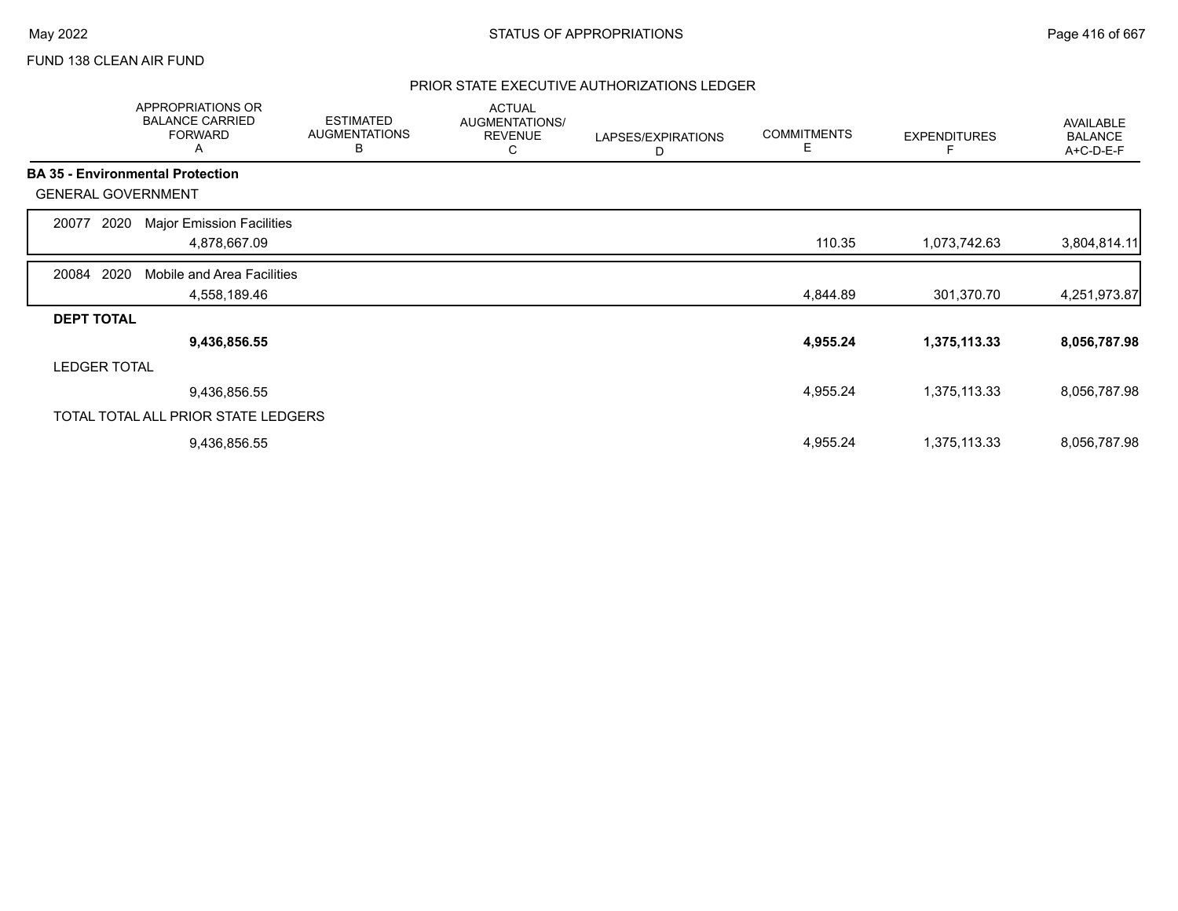FUND 138 CLEAN AIR FUND

## PRIOR STATE EXECUTIVE AUTHORIZATIONS LEDGER

| | APPROPRIATIONS OR BALANCE CARRIED FORWARD A | ESTIMATED AUGMENTATIONS B | ACTUAL AUGMENTATIONS/ REVENUE C | LAPSES/EXPIRATIONS D | COMMITMENTS E | EXPENDITURES F | AVAILABLE BALANCE A+C-D-E-F |
|---|---|---|---|---|---|---|---|
| **BA 35 - Environmental Protection** | | | | | | | |
| GENERAL GOVERNMENT | | | | | | | |
| 20077 2020 Major Emission Facilities | 4,878,667.09 | | | | 110.35 | 1,073,742.63 | 3,804,814.11 |
| 20084 2020 Mobile and Area Facilities | 4,558,189.46 | | | | 4,844.89 | 301,370.70 | 4,251,973.87 |
| **DEPT TOTAL** | **9,436,856.55** | | | | **4,955.24** | **1,375,113.33** | **8,056,787.98** |
| LEDGER TOTAL | 9,436,856.55 | | | | 4,955.24 | 1,375,113.33 | 8,056,787.98 |
| TOTAL TOTAL ALL PRIOR STATE LEDGERS | 9,436,856.55 | | | | 4,955.24 | 1,375,113.33 | 8,056,787.98 |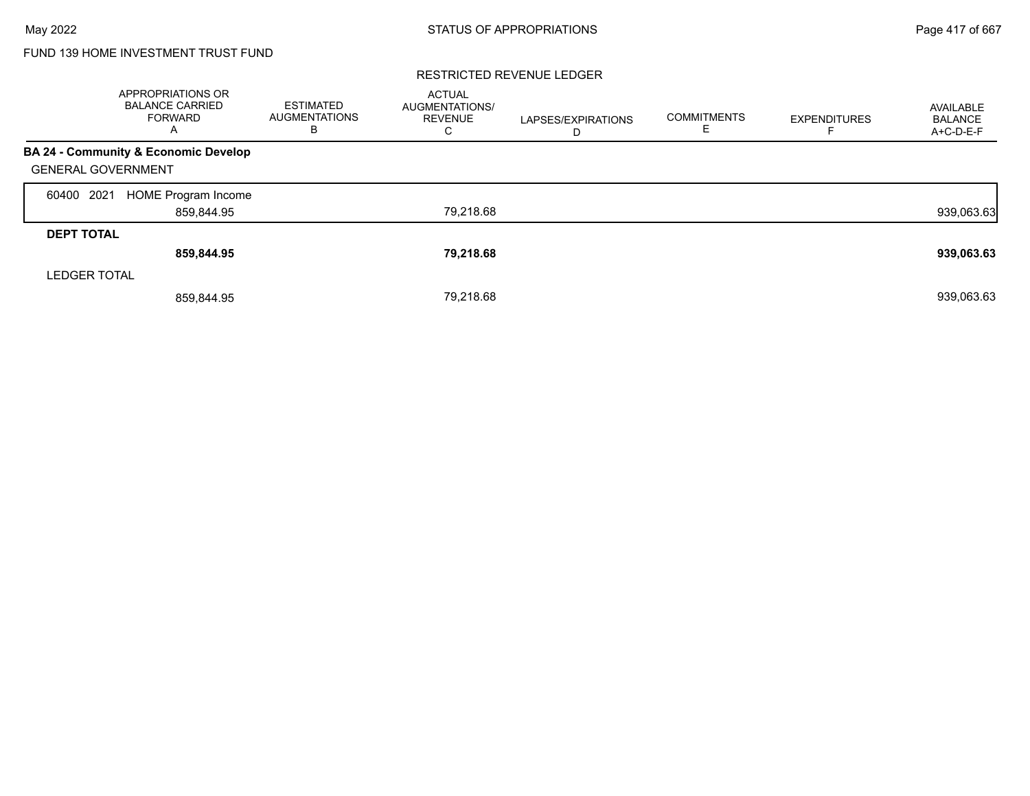FUND 139 HOME INVESTMENT TRUST FUND

RESTRICTED REVENUE LEDGER

| | APPROPRIATIONS OR BALANCE CARRIED FORWARD A | ESTIMATED AUGMENTATIONS B | ACTUAL AUGMENTATIONS/ REVENUE C | LAPSES/EXPIRATIONS D | COMMITMENTS E | EXPENDITURES F | AVAILABLE BALANCE A+C-D-E-F |
|---|---|---|---|---|---|---|---|
| **BA 24 - Community & Economic Develop** | | | | | | | |
| GENERAL GOVERNMENT | | | | | | | |
| 60400 2021 HOME Program Income | 859,844.95 | | 79,218.68 | | | | 939,063.63 |
| **DEPT TOTAL** | **859,844.95** | | **79,218.68** | | | | **939,063.63** |
| LEDGER TOTAL | 859,844.95 | | 79,218.68 | | | | 939,063.63 |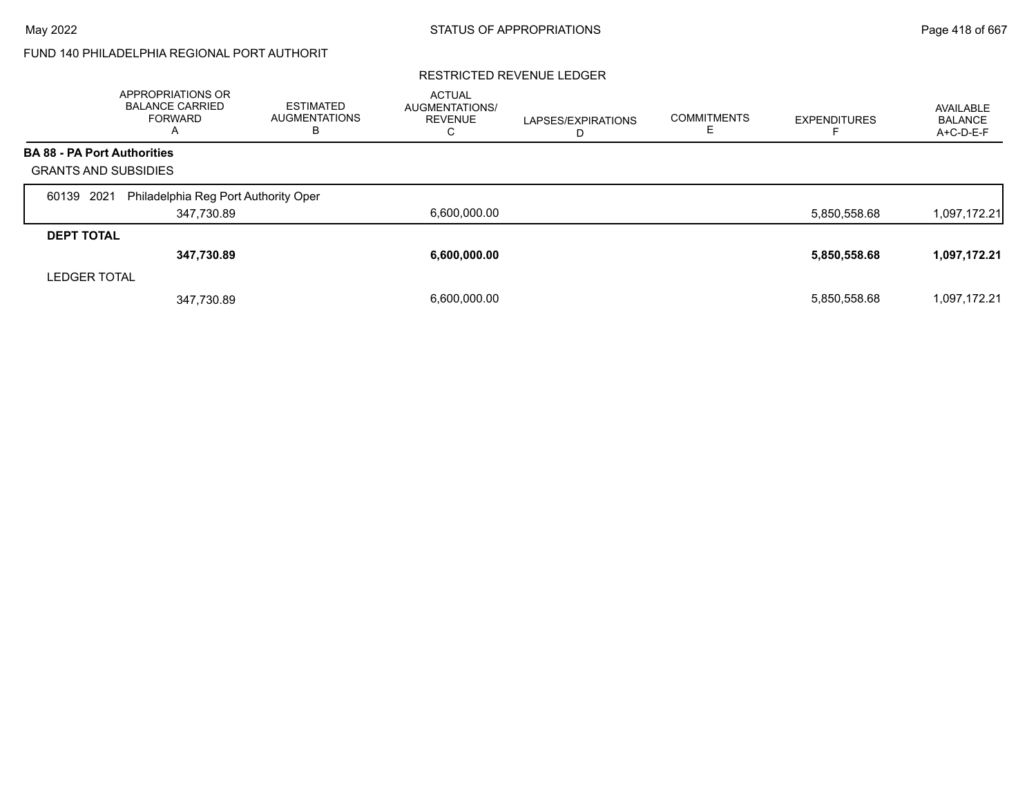FUND 140 PHILADELPHIA REGIONAL PORT AUTHORIT

RESTRICTED REVENUE LEDGER

| | APPROPRIATIONS OR BALANCE CARRIED FORWARD A | ESTIMATED AUGMENTATIONS B | ACTUAL AUGMENTATIONS/ REVENUE C | LAPSES/EXPIRATIONS D | COMMITMENTS E | EXPENDITURES F | AVAILABLE BALANCE A+C-D-E-F |
|---|---|---|---|---|---|---|---|
| **BA 88 - PA Port Authorities** | | | | | | | |
| GRANTS AND SUBSIDIES | | | | | | | |
| 60139 2021 Philadelphia Reg Port Authority Oper | 347,730.89 | | 6,600,000.00 | | | 5,850,558.68 | 1,097,172.21 |
| **DEPT TOTAL** | **347,730.89** | | **6,600,000.00** | | | **5,850,558.68** | **1,097,172.21** |
| LEDGER TOTAL | 347,730.89 | | 6,600,000.00 | | | 5,850,558.68 | 1,097,172.21 |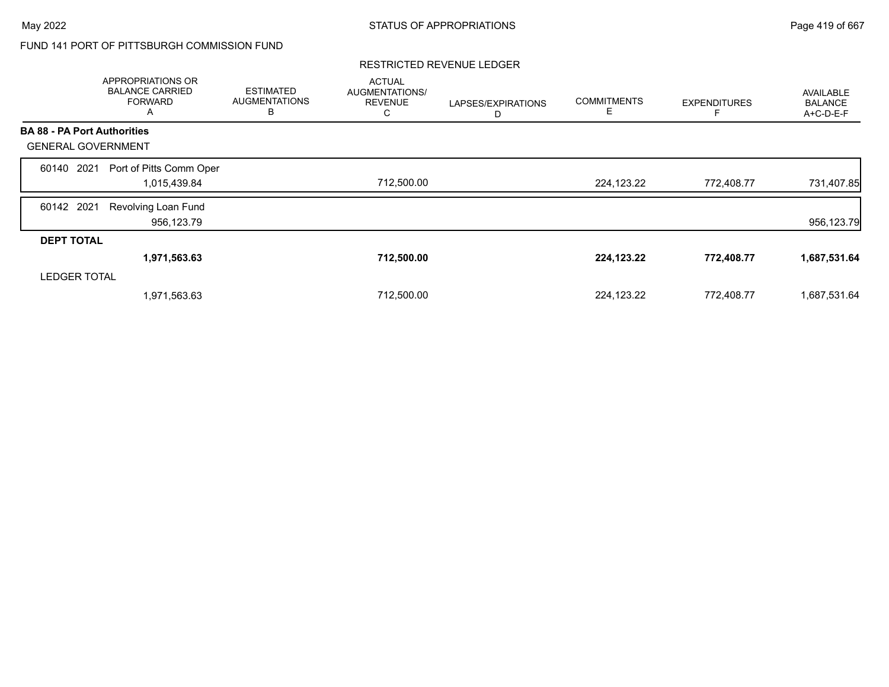FUND 141 PORT OF PITTSBURGH COMMISSION FUND

RESTRICTED REVENUE LEDGER

| | APPROPRIATIONS OR BALANCE CARRIED FORWARD A | ESTIMATED AUGMENTATIONS B | ACTUAL AUGMENTATIONS/ REVENUE C | LAPSES/EXPIRATIONS D | COMMITMENTS E | EXPENDITURES F | AVAILABLE BALANCE A+C-D-E-F |
|---|---|---|---|---|---|---|---|
| **BA 88 - PA Port Authorities** | | | | | | | |
| GENERAL GOVERNMENT | | | | | | | |
| 60140 2021 Port of Pitts Comm Oper | 1,015,439.84 | | 712,500.00 | | 224,123.22 | 772,408.77 | 731,407.85 |
| 60142 2021 Revolving Loan Fund | 956,123.79 | | | | | | 956,123.79 |
| **DEPT TOTAL** | **1,971,563.63** | | **712,500.00** | | **224,123.22** | **772,408.77** | **1,687,531.64** |
| LEDGER TOTAL | 1,971,563.63 | | 712,500.00 | | 224,123.22 | 772,408.77 | 1,687,531.64 |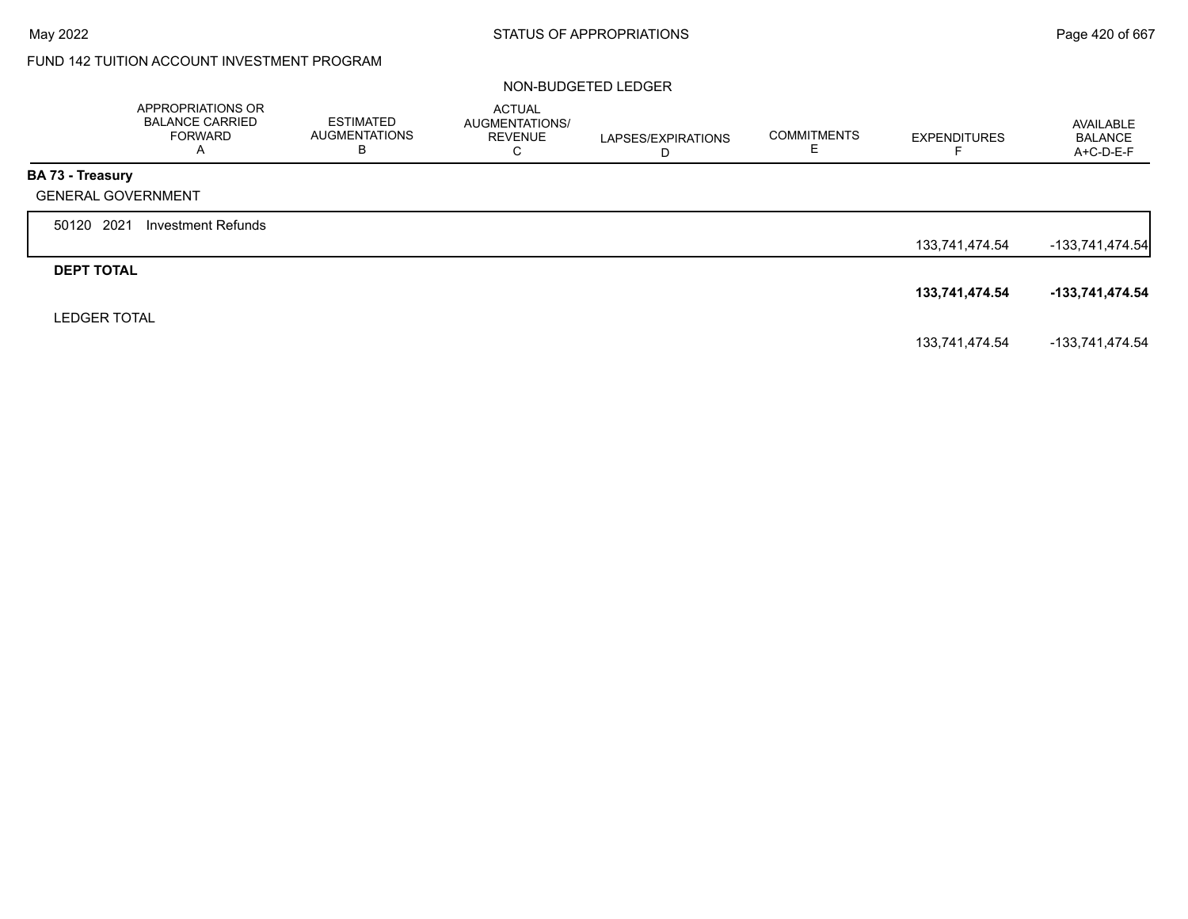FUND 142 TUITION ACCOUNT INVESTMENT PROGRAM

NON-BUDGETED LEDGER

| | APPROPRIATIONS OR BALANCE CARRIED FORWARD A | ESTIMATED AUGMENTATIONS B | ACTUAL AUGMENTATIONS/ REVENUE C | LAPSES/EXPIRATIONS D | COMMITMENTS E | EXPENDITURES F | AVAILABLE BALANCE A+C-D-E-F |
|---|---|---|---|---|---|---|---|
| **BA 73 - Treasury** | | | | | | | |
| GENERAL GOVERNMENT | | | | | | | |
| 50120 2021 Investment Refunds | | | | | | 133,741,474.54 | -133,741,474.54 |
| **DEPT TOTAL** | | | | | | **133,741,474.54** | **-133,741,474.54** |
| LEDGER TOTAL | | | | | | 133,741,474.54 | -133,741,474.54 |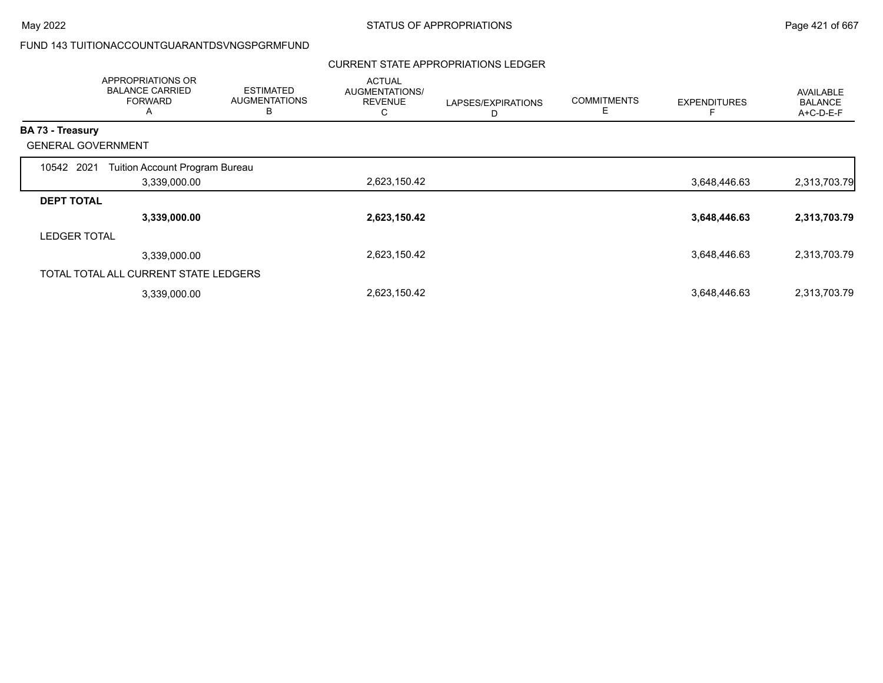FUND 143 TUITIONACCOUNTGUARANTDSVNGSPGRMFUND

CURRENT STATE APPROPRIATIONS LEDGER

| | APPROPRIATIONS OR BALANCE CARRIED FORWARD A | ESTIMATED AUGMENTATIONS B | ACTUAL AUGMENTATIONS/ REVENUE C | LAPSES/EXPIRATIONS D | COMMITMENTS E | EXPENDITURES F | AVAILABLE BALANCE A+C-D-E-F |
|---|---|---|---|---|---|---|---|
| **BA 73 - Treasury** | | | | | | | |
| GENERAL GOVERNMENT | | | | | | | |
| 10542 2021 Tuition Account Program Bureau | 3,339,000.00 | | 2,623,150.42 | | | 3,648,446.63 | 2,313,703.79 |
| **DEPT TOTAL** | **3,339,000.00** | | **2,623,150.42** | | | **3,648,446.63** | **2,313,703.79** |
| LEDGER TOTAL | 3,339,000.00 | | 2,623,150.42 | | | 3,648,446.63 | 2,313,703.79 |
| TOTAL TOTAL ALL CURRENT STATE LEDGERS | 3,339,000.00 | | 2,623,150.42 | | | 3,648,446.63 | 2,313,703.79 |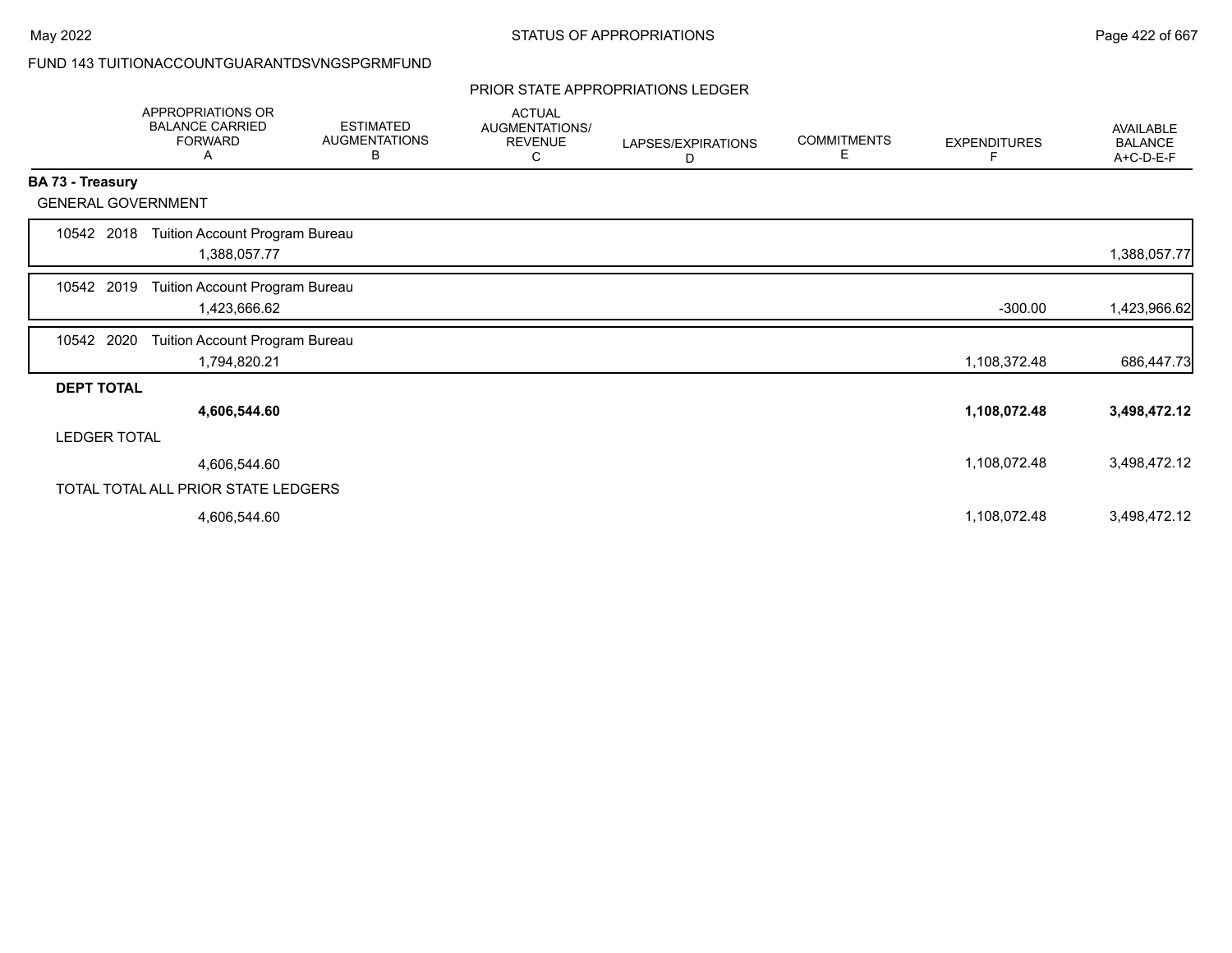FUND 143 TUITIONACCOUNTGUARANTDSVNGSPGRMFUND

PRIOR STATE APPROPRIATIONS LEDGER

| | APPROPRIATIONS OR BALANCE CARRIED FORWARD A | ESTIMATED AUGMENTATIONS B | ACTUAL AUGMENTATIONS/ REVENUE C | LAPSES/EXPIRATIONS D | COMMITMENTS E | EXPENDITURES F | AVAILABLE BALANCE A+C-D-E-F |
|---|---|---|---|---|---|---|---|
| **BA 73 - Treasury** | | | | | | | |
| GENERAL GOVERNMENT | | | | | | | |
| 10542 2018 Tuition Account Program Bureau | 1,388,057.77 | | | | | | 1,388,057.77 |
| 10542 2019 Tuition Account Program Bureau | 1,423,666.62 | | | | | -300.00 | 1,423,966.62 |
| 10542 2020 Tuition Account Program Bureau | 1,794,820.21 | | | | | 1,108,372.48 | 686,447.73 |
| **DEPT TOTAL** | **4,606,544.60** | | | | | **1,108,072.48** | **3,498,472.12** |
| LEDGER TOTAL | 4,606,544.60 | | | | | 1,108,072.48 | 3,498,472.12 |
| TOTAL TOTAL ALL PRIOR STATE LEDGERS | 4,606,544.60 | | | | | 1,108,072.48 | 3,498,472.12 |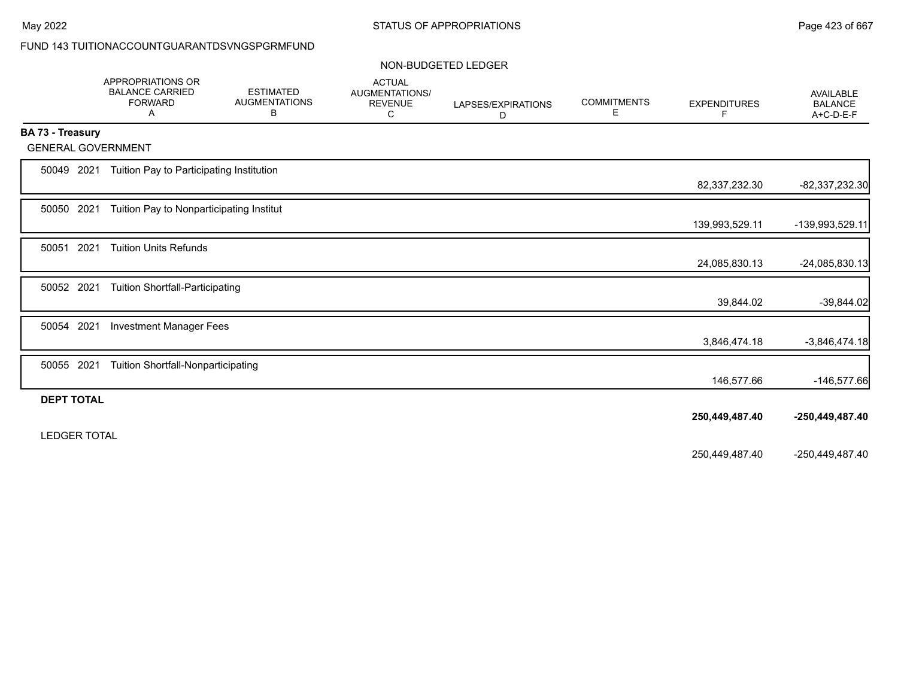FUND 143 TUITIONACCOUNTGUARANTDSVNGSPGRMFUND

NON-BUDGETED LEDGER

| | APPROPRIATIONS OR BALANCE CARRIED FORWARD A | ESTIMATED AUGMENTATIONS B | ACTUAL AUGMENTATIONS/ REVENUE C | LAPSES/EXPIRATIONS D | COMMITMENTS E | EXPENDITURES F | AVAILABLE BALANCE A+C-D-E-F |
|---|---|---|---|---|---|---|---|
| **BA 73 - Treasury** | | | | | | | |
| GENERAL GOVERNMENT | | | | | | | |
| 50049 2021 Tuition Pay to Participating Institution | | | | | | 82,337,232.30 | -82,337,232.30 |
| 50050 2021 Tuition Pay to Nonparticipating Institut | | | | | | 139,993,529.11 | -139,993,529.11 |
| 50051 2021 Tuition Units Refunds | | | | | | 24,085,830.13 | -24,085,830.13 |
| 50052 2021 Tuition Shortfall-Participating | | | | | | 39,844.02 | -39,844.02 |
| 50054 2021 Investment Manager Fees | | | | | | 3,846,474.18 | -3,846,474.18 |
| 50055 2021 Tuition Shortfall-Nonparticipating | | | | | | 146,577.66 | -146,577.66 |
| **DEPT TOTAL** | | | | | | **250,449,487.40** | **-250,449,487.40** |
| LEDGER TOTAL | | | | | | 250,449,487.40 | -250,449,487.40 |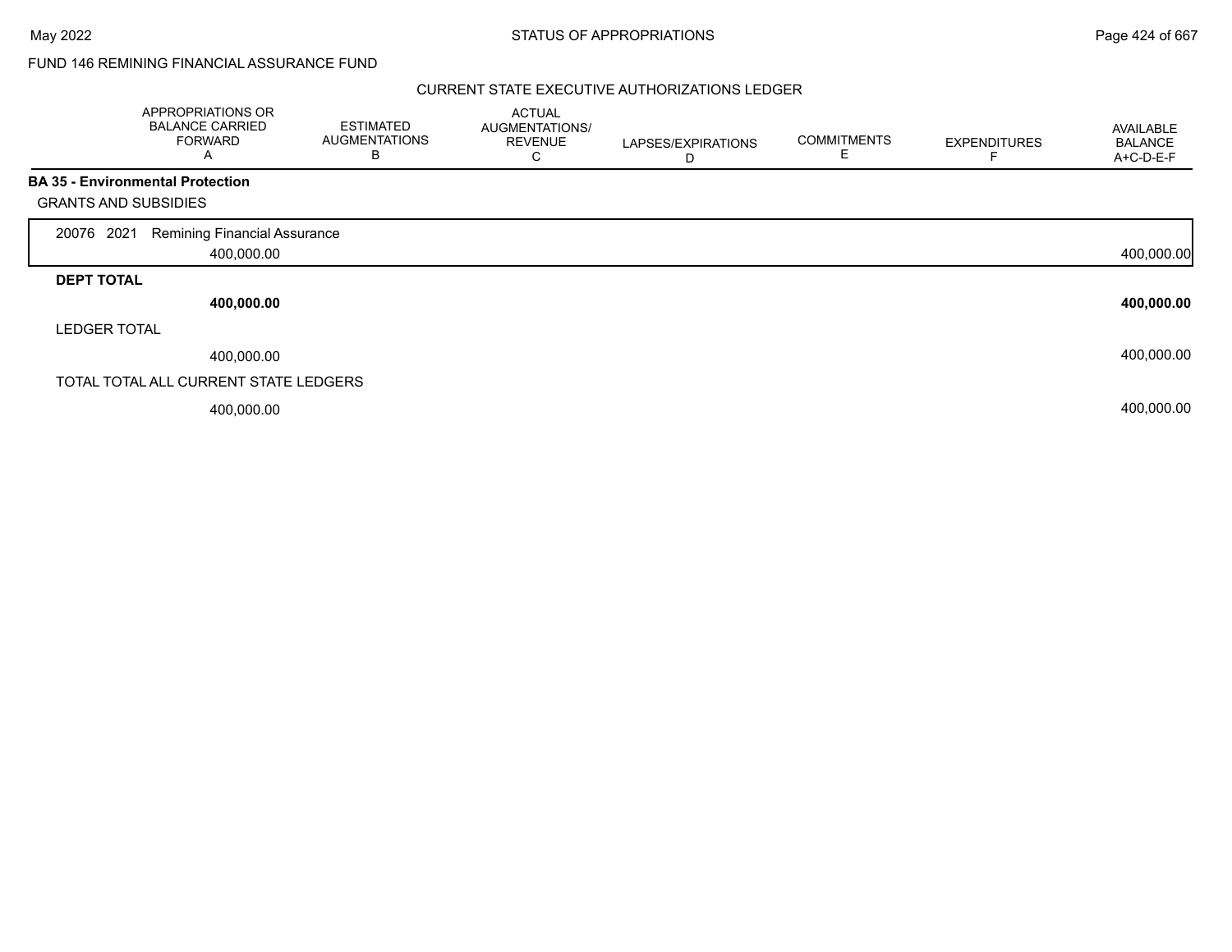FUND 146 REMINING FINANCIAL ASSURANCE FUND

CURRENT STATE EXECUTIVE AUTHORIZATIONS LEDGER

| | APPROPRIATIONS OR BALANCE CARRIED FORWARD A | ESTIMATED AUGMENTATIONS B | ACTUAL AUGMENTATIONS/ REVENUE C | LAPSES/EXPIRATIONS D | COMMITMENTS E | EXPENDITURES F | AVAILABLE BALANCE A+C-D-E-F |
|---|---|---|---|---|---|---|---|
| **BA 35 - Environmental Protection** | | | | | | | |
| GRANTS AND SUBSIDIES | | | | | | | |
| 20076 2021 Remining Financial Assurance | 400,000.00 | | | | | | 400,000.00 |
| **DEPT TOTAL** | **400,000.00** | | | | | | **400,000.00** |
| LEDGER TOTAL | 400,000.00 | | | | | | 400,000.00 |
| TOTAL TOTAL ALL CURRENT STATE LEDGERS | 400,000.00 | | | | | | 400,000.00 |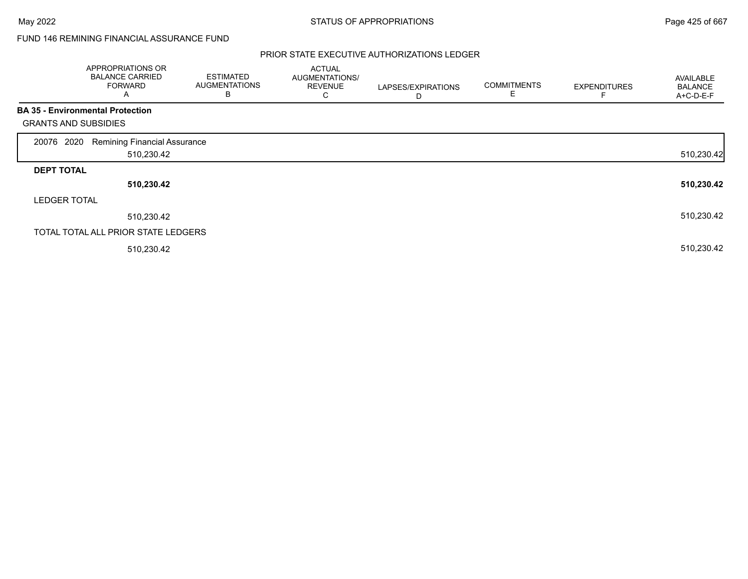FUND 146 REMINING FINANCIAL ASSURANCE FUND

PRIOR STATE EXECUTIVE AUTHORIZATIONS LEDGER

| | APPROPRIATIONS OR BALANCE CARRIED FORWARD A | ESTIMATED AUGMENTATIONS B | ACTUAL AUGMENTATIONS/ REVENUE C | LAPSES/EXPIRATIONS D | COMMITMENTS E | EXPENDITURES F | AVAILABLE BALANCE A+C-D-E-F |
|---|---|---|---|---|---|---|---|
| **BA 35 - Environmental Protection** | | | | | | | |
| GRANTS AND SUBSIDIES | | | | | | | |
| 20076 2020 Remining Financial Assurance | 510,230.42 | | | | | | 510,230.42 |
| **DEPT TOTAL** | **510,230.42** | | | | | | **510,230.42** |
| LEDGER TOTAL | 510,230.42 | | | | | | 510,230.42 |
| TOTAL TOTAL ALL PRIOR STATE LEDGERS | 510,230.42 | | | | | | 510,230.42 |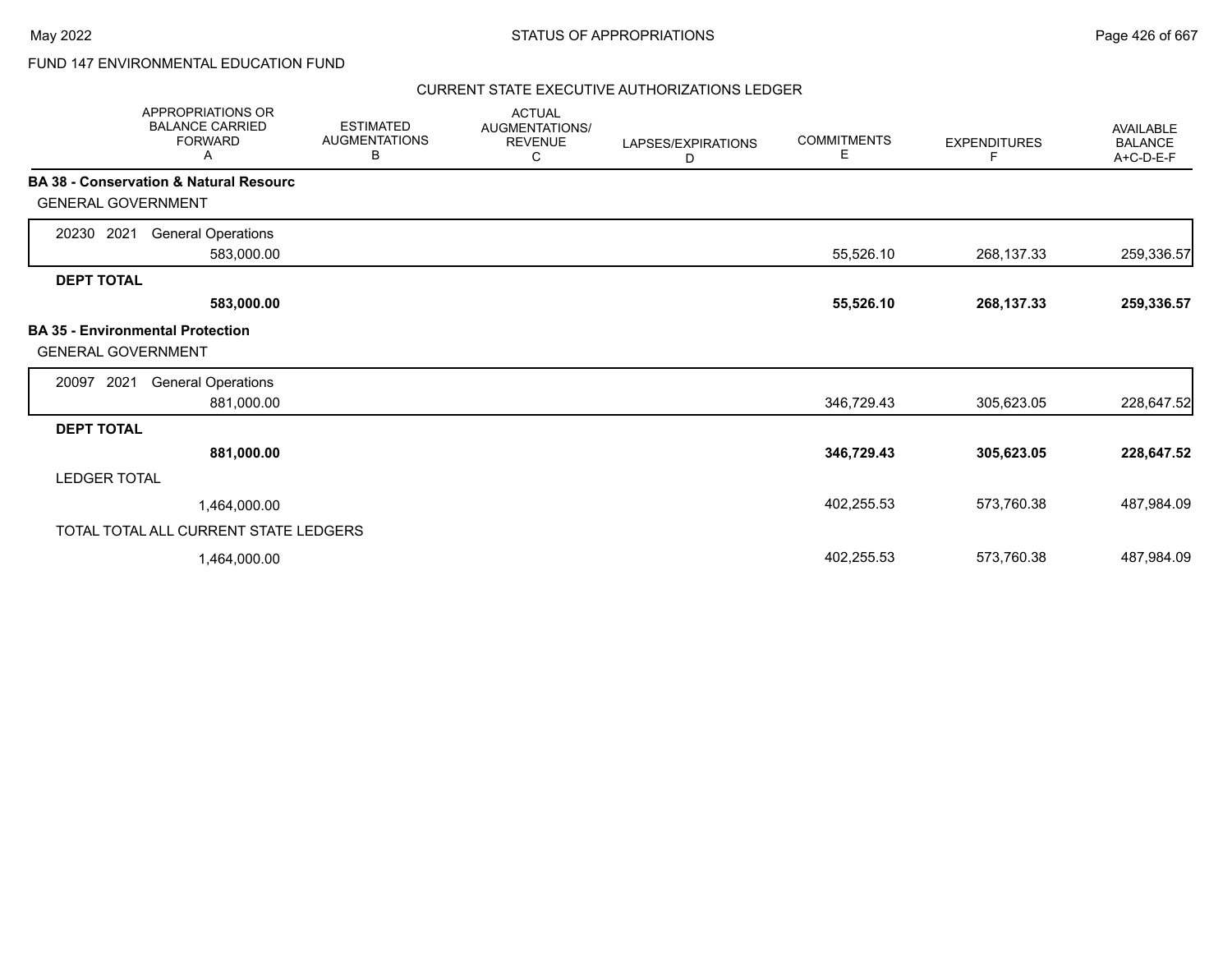FUND 147 ENVIRONMENTAL EDUCATION FUND

CURRENT STATE EXECUTIVE AUTHORIZATIONS LEDGER

| APPROPRIATIONS OR BALANCE CARRIED FORWARD A | ESTIMATED AUGMENTATIONS B | ACTUAL AUGMENTATIONS/ REVENUE C | LAPSES/EXPIRATIONS D | COMMITMENTS E | EXPENDITURES F | AVAILABLE BALANCE A+C-D-E-F |
|---|---|---|---|---|---|---|
| **BA 38 - Conservation & Natural Resourc** | | | | | | |
| GENERAL GOVERNMENT | | | | | | |
| 20230 2021 General Operations | | | | | | |
| 583,000.00 | | | | 55,526.10 | 268,137.33 | 259,336.57 |
| **DEPT TOTAL** | | | | | | |
| **583,000.00** | | | | **55,526.10** | **268,137.33** | **259,336.57** |
| **BA 35 - Environmental Protection** | | | | | | |
| GENERAL GOVERNMENT | | | | | | |
| 20097 2021 General Operations | | | | | | |
| 881,000.00 | | | | 346,729.43 | 305,623.05 | 228,647.52 |
| **DEPT TOTAL** | | | | | | |
| **881,000.00** | | | | **346,729.43** | **305,623.05** | **228,647.52** |
| LEDGER TOTAL | | | | | | |
| 1,464,000.00 | | | | 402,255.53 | 573,760.38 | 487,984.09 |
| TOTAL TOTAL ALL CURRENT STATE LEDGERS | | | | | | |
| 1,464,000.00 | | | | 402,255.53 | 573,760.38 | 487,984.09 |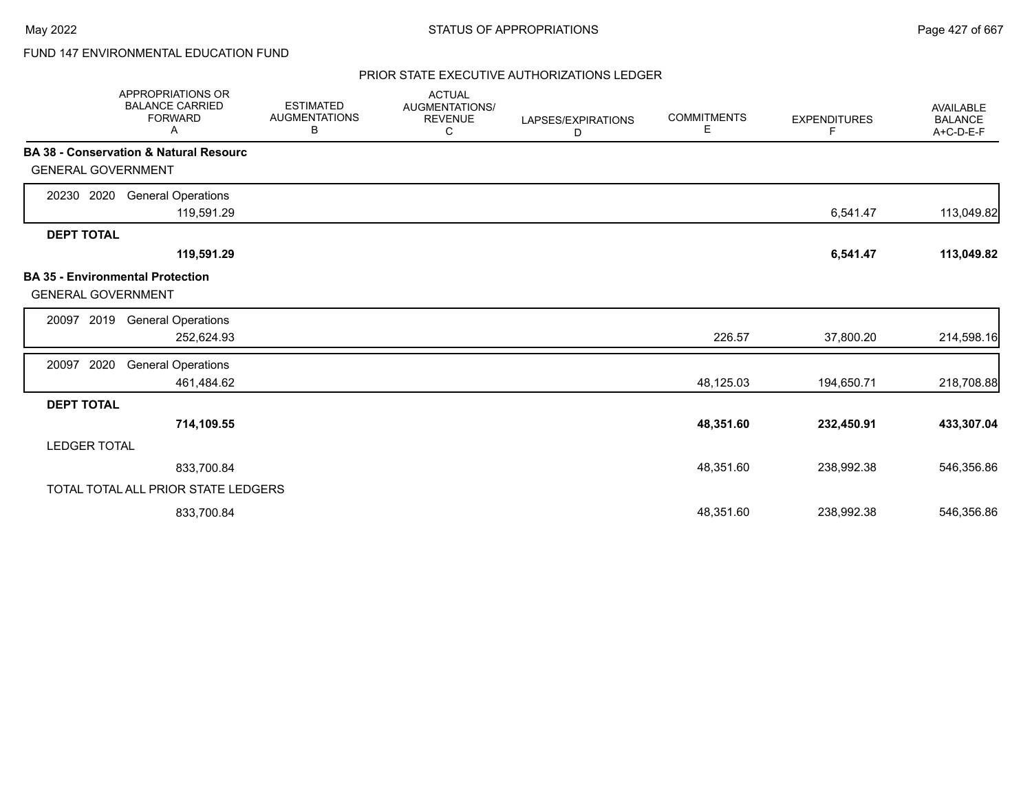FUND 147 ENVIRONMENTAL EDUCATION FUND

PRIOR STATE EXECUTIVE AUTHORIZATIONS LEDGER

| APPROPRIATIONS OR BALANCE CARRIED FORWARD A | ESTIMATED AUGMENTATIONS B | ACTUAL AUGMENTATIONS/ REVENUE C | LAPSES/EXPIRATIONS D | COMMITMENTS E | EXPENDITURES F | AVAILABLE BALANCE A+C-D-E-F |
|---|---|---|---|---|---|---|
| **BA 38 - Conservation & Natural Resourc** | | | | | | |
| GENERAL GOVERNMENT | | | | | | |
| 20230 2020 General Operations | | | | | | |
| 119,591.29 | | | | | 6,541.47 | 113,049.82 |
| **DEPT TOTAL** | | | | | | |
| **119,591.29** | | | | | **6,541.47** | **113,049.82** |
| **BA 35 - Environmental Protection** | | | | | | |
| GENERAL GOVERNMENT | | | | | | |
| 20097 2019 General Operations | | | | | | |
| 252,624.93 | | | | 226.57 | 37,800.20 | 214,598.16 |
| 20097 2020 General Operations | | | | | | |
| 461,484.62 | | | | 48,125.03 | 194,650.71 | 218,708.88 |
| **DEPT TOTAL** | | | | | | |
| **714,109.55** | | | | **48,351.60** | **232,450.91** | **433,307.04** |
| LEDGER TOTAL | | | | | | |
| 833,700.84 | | | | 48,351.60 | 238,992.38 | 546,356.86 |
| TOTAL TOTAL ALL PRIOR STATE LEDGERS | | | | | | |
| 833,700.84 | | | | 48,351.60 | 238,992.38 | 546,356.86 |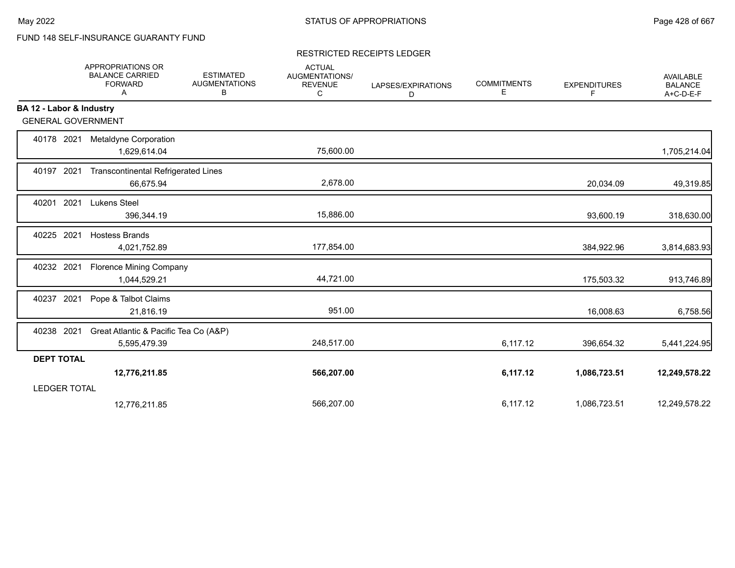FUND 148 SELF-INSURANCE GUARANTY FUND

RESTRICTED RECEIPTS LEDGER

| | APPROPRIATIONS OR BALANCE CARRIED FORWARD A | ESTIMATED AUGMENTATIONS B | ACTUAL AUGMENTATIONS/ REVENUE C | LAPSES/EXPIRATIONS D | COMMITMENTS E | EXPENDITURES F | AVAILABLE BALANCE A+C-D-E-F |
|---|---|---|---|---|---|---|---|
| **BA 12 - Labor & Industry** | | | | | | | |
| GENERAL GOVERNMENT | | | | | | | |
| 40178 2021 Metaldyne Corporation | 1,629,614.04 | | 75,600.00 | | | | 1,705,214.04 |
| 40197 2021 Transcontinental Refrigerated Lines | 66,675.94 | | 2,678.00 | | | 20,034.09 | 49,319.85 |
| 40201 2021 Lukens Steel | 396,344.19 | | 15,886.00 | | | 93,600.19 | 318,630.00 |
| 40225 2021 Hostess Brands | 4,021,752.89 | | 177,854.00 | | | 384,922.96 | 3,814,683.93 |
| 40232 2021 Florence Mining Company | 1,044,529.21 | | 44,721.00 | | | 175,503.32 | 913,746.89 |
| 40237 2021 Pope & Talbot Claims | 21,816.19 | | 951.00 | | | 16,008.63 | 6,758.56 |
| 40238 2021 Great Atlantic & Pacific Tea Co (A&P) | 5,595,479.39 | | 248,517.00 | | 6,117.12 | 396,654.32 | 5,441,224.95 |
| **DEPT TOTAL** | **12,776,211.85** | | **566,207.00** | | **6,117.12** | **1,086,723.51** | **12,249,578.22** |
| LEDGER TOTAL | 12,776,211.85 | | 566,207.00 | | 6,117.12 | 1,086,723.51 | 12,249,578.22 |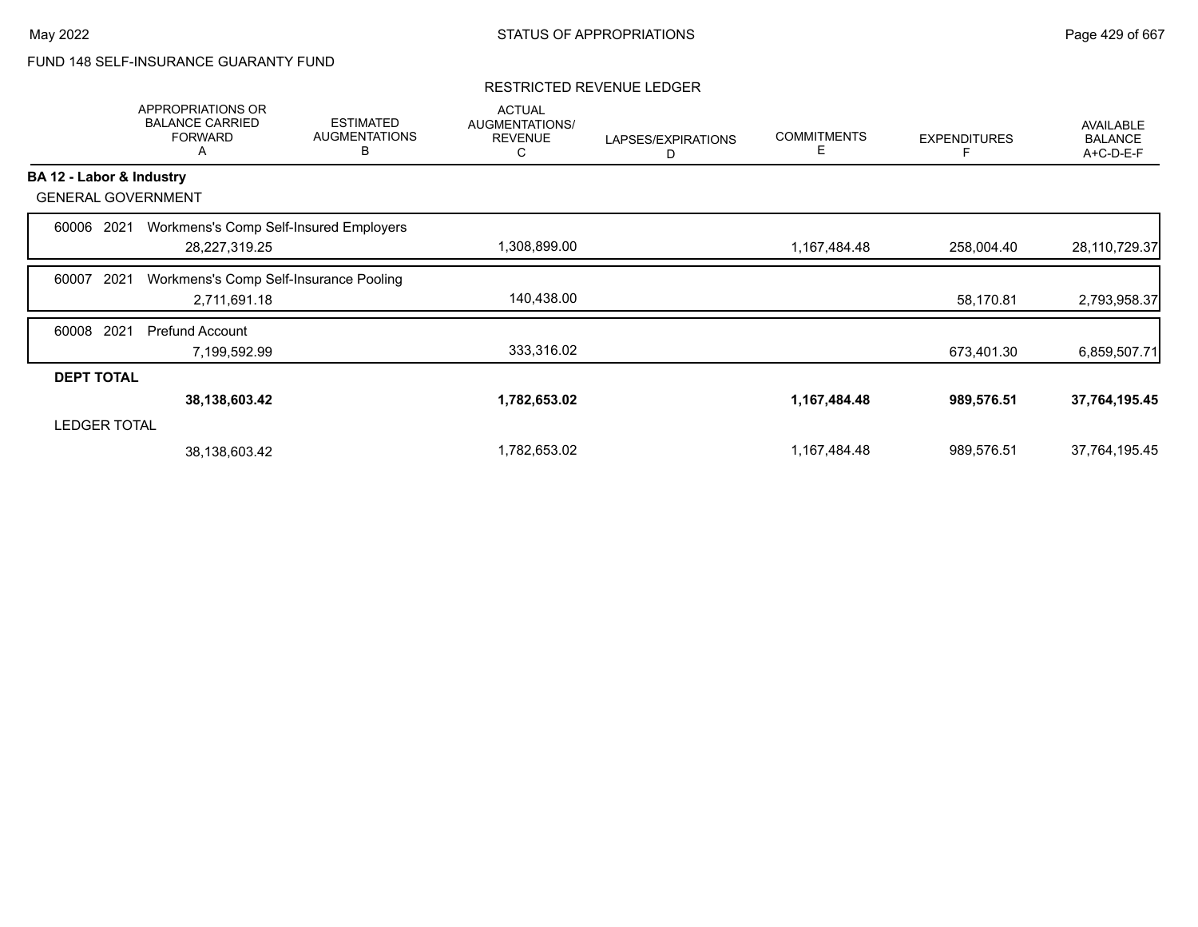FUND 148 SELF-INSURANCE GUARANTY FUND

## RESTRICTED REVENUE LEDGER

| | APPROPRIATIONS OR BALANCE CARRIED FORWARD A | ESTIMATED AUGMENTATIONS B | ACTUAL AUGMENTATIONS/ REVENUE C | LAPSES/EXPIRATIONS D | COMMITMENTS E | EXPENDITURES F | AVAILABLE BALANCE A+C-D-E-F |
|---|---|---|---|---|---|---|---|
| **BA 12 - Labor & Industry** | | | | | | | |
| GENERAL GOVERNMENT | | | | | | | |
| 60006 2021 Workmens's Comp Self-Insured Employers | 28,227,319.25 | | 1,308,899.00 | | 1,167,484.48 | 258,004.40 | 28,110,729.37 |
| 60007 2021 Workmens's Comp Self-Insurance Pooling | 2,711,691.18 | | 140,438.00 | | | 58,170.81 | 2,793,958.37 |
| 60008 2021 Prefund Account | 7,199,592.99 | | 333,316.02 | | | 673,401.30 | 6,859,507.71 |
| **DEPT TOTAL** | **38,138,603.42** | | **1,782,653.02** | | **1,167,484.48** | **989,576.51** | **37,764,195.45** |
| LEDGER TOTAL | 38,138,603.42 | | 1,782,653.02 | | 1,167,484.48 | 989,576.51 | 37,764,195.45 |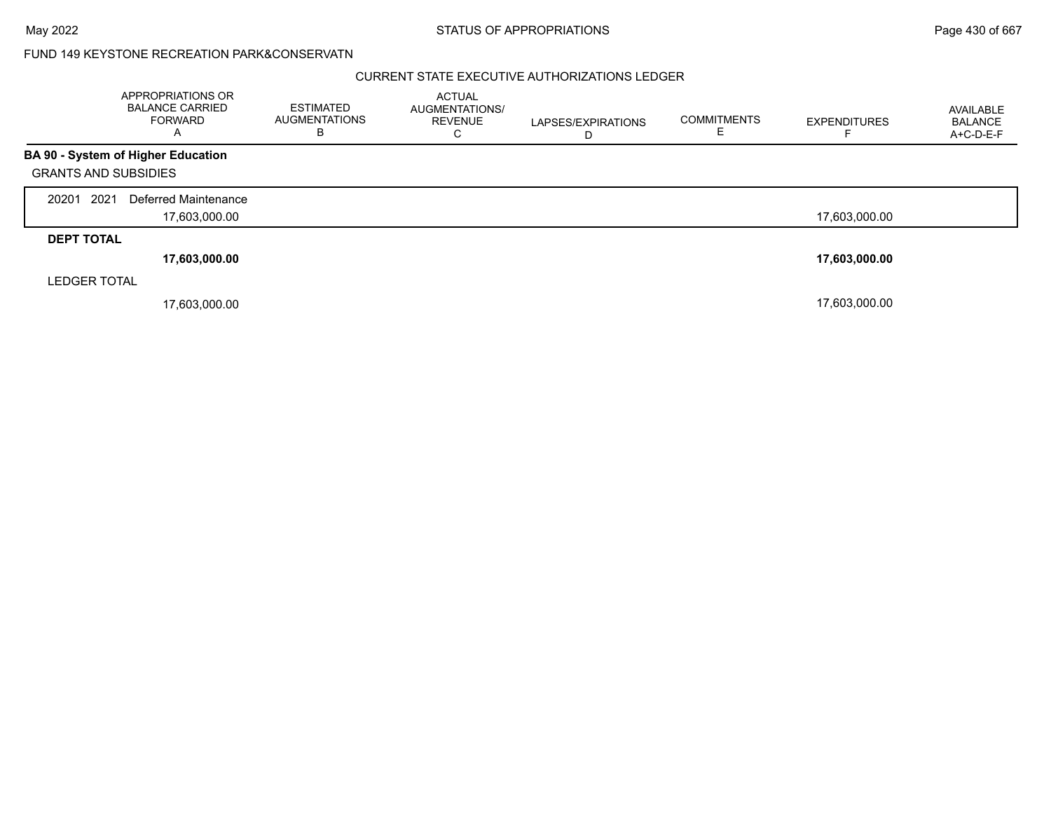FUND 149 KEYSTONE RECREATION PARK&CONSERVATN

CURRENT STATE EXECUTIVE AUTHORIZATIONS LEDGER

| | APPROPRIATIONS OR BALANCE CARRIED FORWARD A | ESTIMATED AUGMENTATIONS B | ACTUAL AUGMENTATIONS/ REVENUE C | LAPSES/EXPIRATIONS D | COMMITMENTS E | EXPENDITURES F | AVAILABLE BALANCE A+C-D-E-F |
|---|---|---|---|---|---|---|---|
| **BA 90 - System of Higher Education** | | | | | | | |
| GRANTS AND SUBSIDIES | | | | | | | |
| 20201 2021 Deferred Maintenance | 17,603,000.00 | | | | | 17,603,000.00 | |
| **DEPT TOTAL** | **17,603,000.00** | | | | | **17,603,000.00** | |
| LEDGER TOTAL | 17,603,000.00 | | | | | 17,603,000.00 | |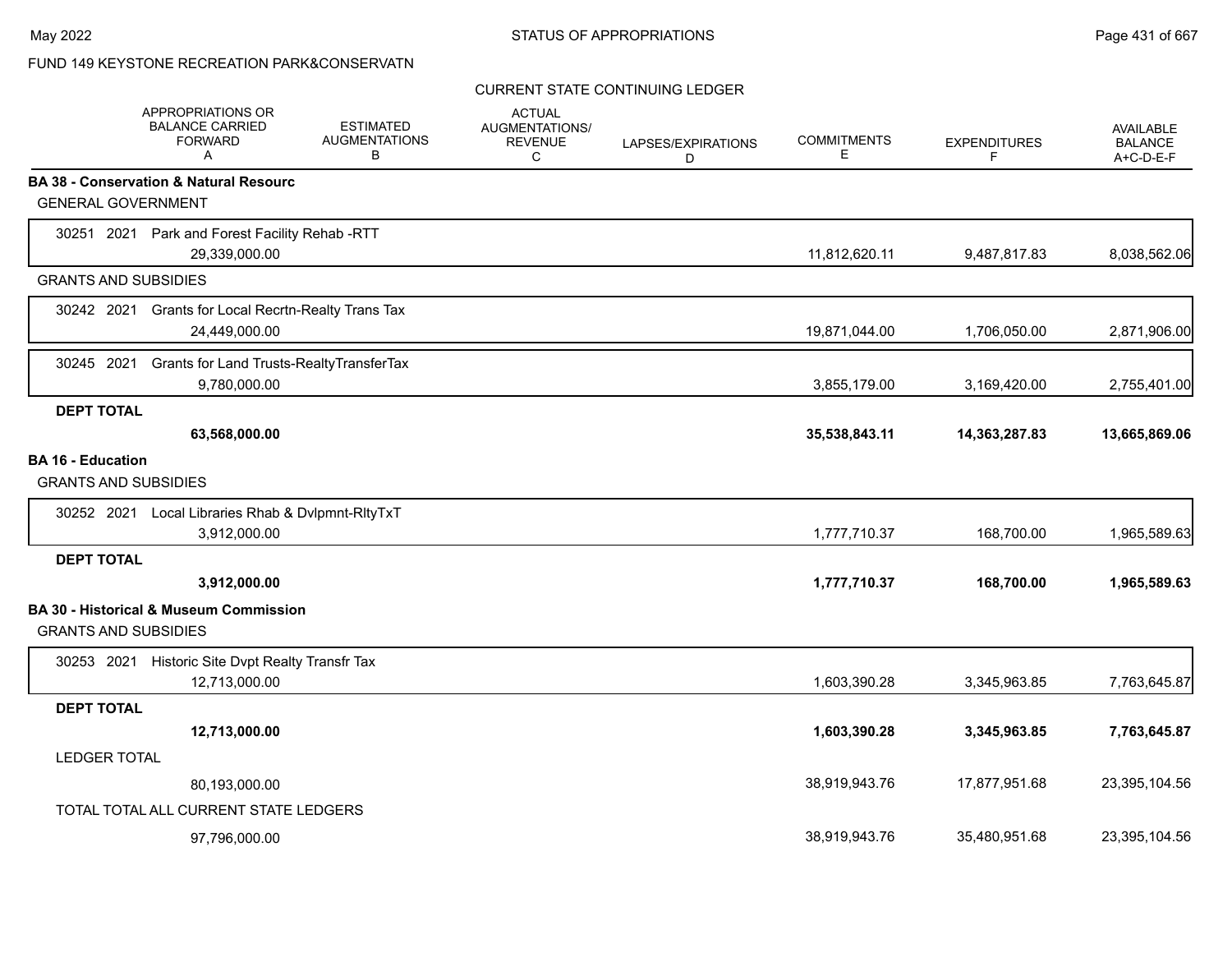STATUS OF APPROPRIATIONS

FUND 149 KEYSTONE RECREATION PARK&CONSERVATN

CURRENT STATE CONTINUING LEDGER

| | APPROPRIATIONS OR BALANCE CARRIED FORWARD A | ESTIMATED AUGMENTATIONS B | ACTUAL AUGMENTATIONS/ REVENUE C | LAPSES/EXPIRATIONS D | COMMITMENTS E | EXPENDITURES F | AVAILABLE BALANCE A+C-D-E-F |
|---|---|---|---|---|---|---|---|
| **BA 38 - Conservation & Natural Resourc** | | | | | | | |
| GENERAL GOVERNMENT | | | | | | | |
| 30251 2021 Park and Forest Facility Rehab -RTT | 29,339,000.00 | | | | 11,812,620.11 | 9,487,817.83 | 8,038,562.06 |
| GRANTS AND SUBSIDIES | | | | | | | |
| 30242 2021 Grants for Local Recrtn-Realty Trans Tax | 24,449,000.00 | | | | 19,871,044.00 | 1,706,050.00 | 2,871,906.00 |
| 30245 2021 Grants for Land Trusts-RealtyTransferTax | 9,780,000.00 | | | | 3,855,179.00 | 3,169,420.00 | 2,755,401.00 |
| **DEPT TOTAL** | **63,568,000.00** | | | | **35,538,843.11** | **14,363,287.83** | **13,665,869.06** |
| **BA 16 - Education** | | | | | | | |
| GRANTS AND SUBSIDIES | | | | | | | |
| 30252 2021 Local Libraries Rhab & Dvlpmnt-RltyTxT | 3,912,000.00 | | | | 1,777,710.37 | 168,700.00 | 1,965,589.63 |
| **DEPT TOTAL** | **3,912,000.00** | | | | **1,777,710.37** | **168,700.00** | **1,965,589.63** |
| **BA 30 - Historical & Museum Commission** | | | | | | | |
| GRANTS AND SUBSIDIES | | | | | | | |
| 30253 2021 Historic Site Dvpt Realty Transfr Tax | 12,713,000.00 | | | | 1,603,390.28 | 3,345,963.85 | 7,763,645.87 |
| **DEPT TOTAL** | **12,713,000.00** | | | | **1,603,390.28** | **3,345,963.85** | **7,763,645.87** |
| LEDGER TOTAL | 80,193,000.00 | | | | 38,919,943.76 | 17,877,951.68 | 23,395,104.56 |
| TOTAL TOTAL ALL CURRENT STATE LEDGERS | 97,796,000.00 | | | | 38,919,943.76 | 35,480,951.68 | 23,395,104.56 |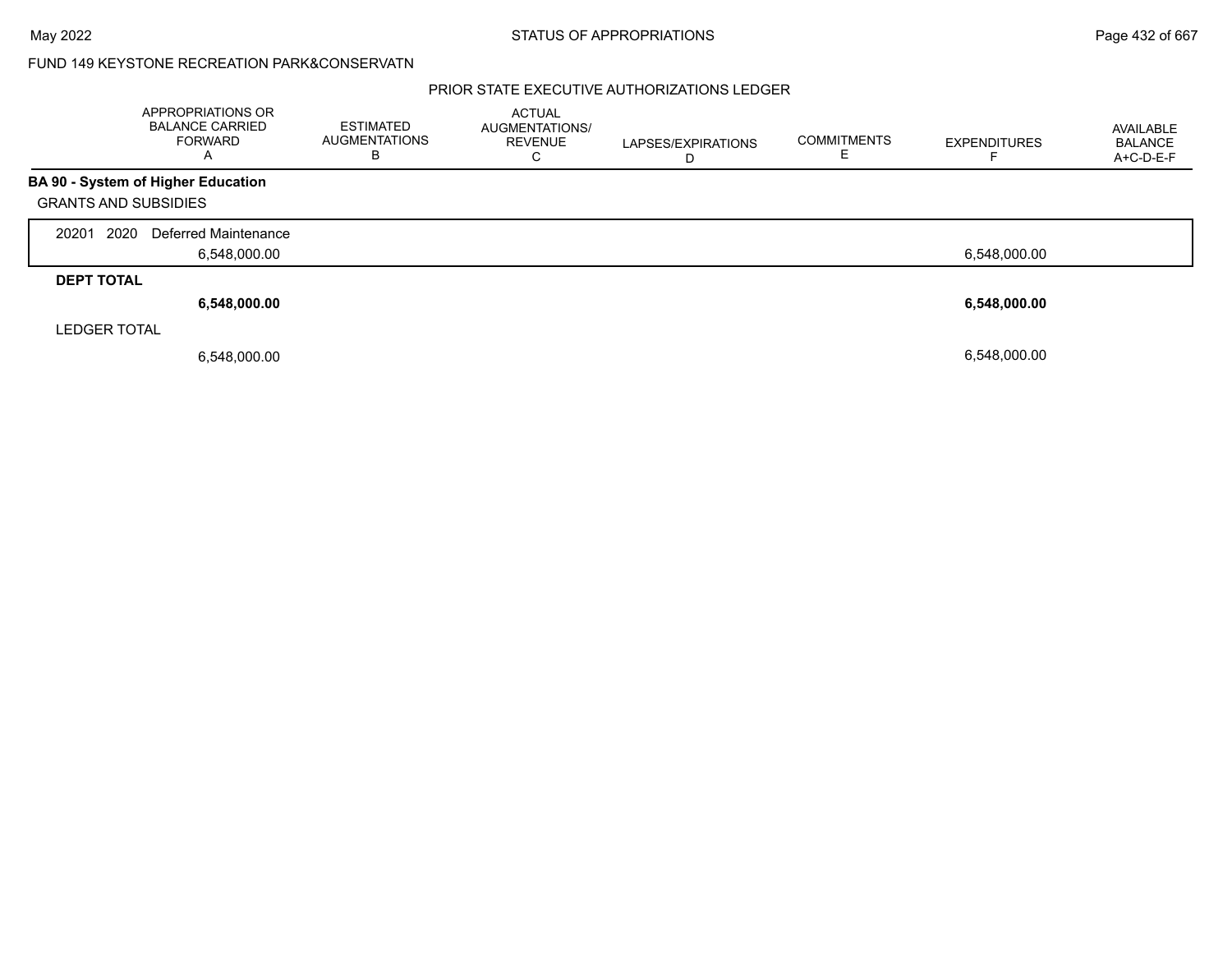FUND 149 KEYSTONE RECREATION PARK&CONSERVATN

PRIOR STATE EXECUTIVE AUTHORIZATIONS LEDGER

| | APPROPRIATIONS OR BALANCE CARRIED FORWARD A | ESTIMATED AUGMENTATIONS B | ACTUAL AUGMENTATIONS/ REVENUE C | LAPSES/EXPIRATIONS D | COMMITMENTS E | EXPENDITURES F | AVAILABLE BALANCE A+C-D-E-F |
|---|---|---|---|---|---|---|---|
| **BA 90 - System of Higher Education** | | | | | | | |
| GRANTS AND SUBSIDIES | | | | | | | |
| 20201 2020 Deferred Maintenance | 6,548,000.00 | | | | | 6,548,000.00 | |
| **DEPT TOTAL** | **6,548,000.00** | | | | | **6,548,000.00** | |
| LEDGER TOTAL | 6,548,000.00 | | | | | 6,548,000.00 | |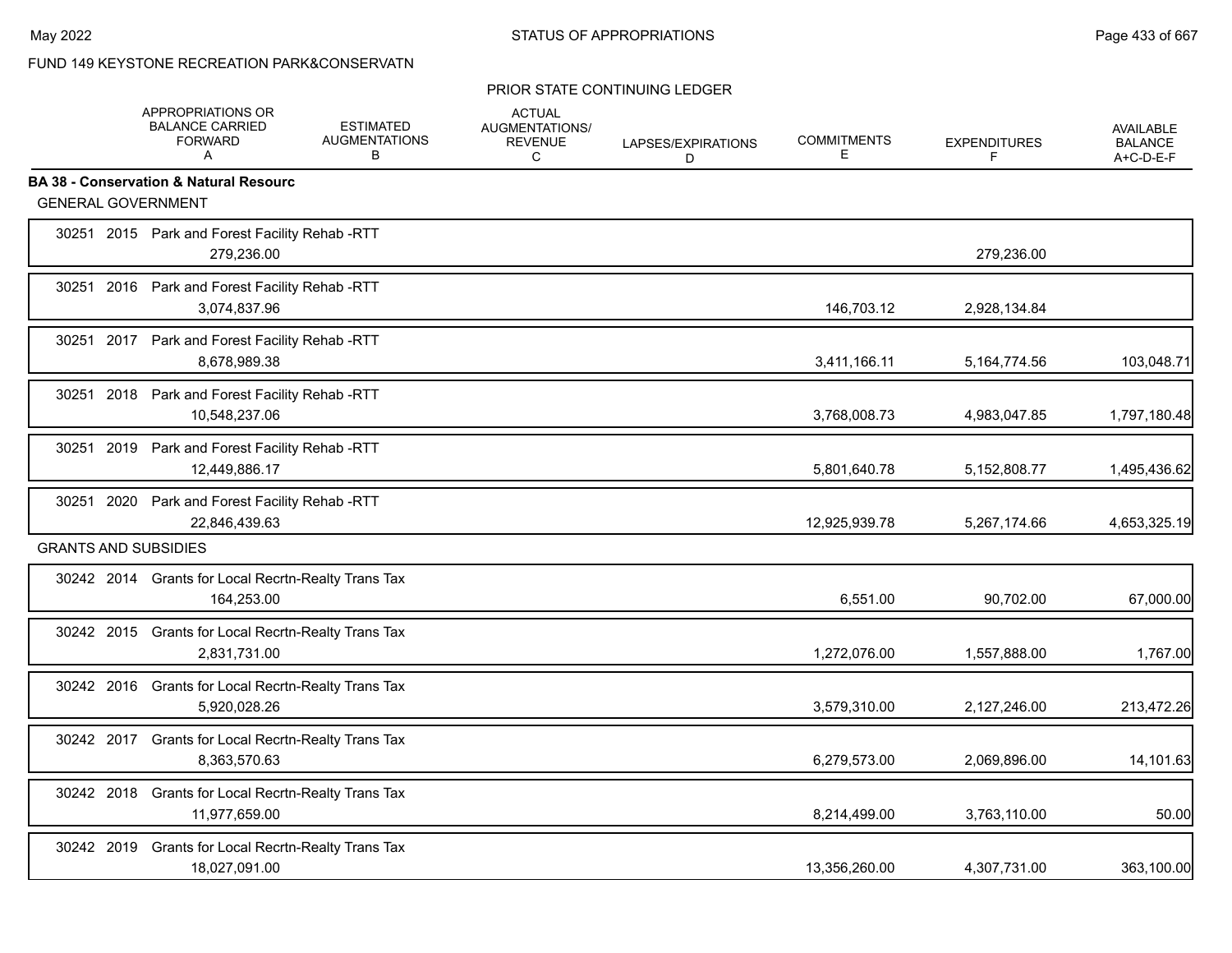FUND 149 KEYSTONE RECREATION PARK&CONSERVATN

PRIOR STATE CONTINUING LEDGER

| | APPROPRIATIONS OR BALANCE CARRIED FORWARD A | ESTIMATED AUGMENTATIONS B | ACTUAL AUGMENTATIONS/ REVENUE C | LAPSES/EXPIRATIONS D | COMMITMENTS E | EXPENDITURES F | AVAILABLE BALANCE A+C-D-E-F |
|---|---|---|---|---|---|---|---|
| **BA 38 - Conservation & Natural Resourc** | | | | | | | |
| GENERAL GOVERNMENT | | | | | | | |
| 30251 2015 Park and Forest Facility Rehab -RTT | 279,236.00 | | | | | 279,236.00 | |
| 30251 2016 Park and Forest Facility Rehab -RTT | 3,074,837.96 | | | | 146,703.12 | 2,928,134.84 | |
| 30251 2017 Park and Forest Facility Rehab -RTT | 8,678,989.38 | | | | 3,411,166.11 | 5,164,774.56 | 103,048.71 |
| 30251 2018 Park and Forest Facility Rehab -RTT | 10,548,237.06 | | | | 3,768,008.73 | 4,983,047.85 | 1,797,180.48 |
| 30251 2019 Park and Forest Facility Rehab -RTT | 12,449,886.17 | | | | 5,801,640.78 | 5,152,808.77 | 1,495,436.62 |
| 30251 2020 Park and Forest Facility Rehab -RTT | 22,846,439.63 | | | | 12,925,939.78 | 5,267,174.66 | 4,653,325.19 |
| GRANTS AND SUBSIDIES | | | | | | | |
| 30242 2014 Grants for Local Recrtn-Realty Trans Tax | 164,253.00 | | | | 6,551.00 | 90,702.00 | 67,000.00 |
| 30242 2015 Grants for Local Recrtn-Realty Trans Tax | 2,831,731.00 | | | | 1,272,076.00 | 1,557,888.00 | 1,767.00 |
| 30242 2016 Grants for Local Recrtn-Realty Trans Tax | 5,920,028.26 | | | | 3,579,310.00 | 2,127,246.00 | 213,472.26 |
| 30242 2017 Grants for Local Recrtn-Realty Trans Tax | 8,363,570.63 | | | | 6,279,573.00 | 2,069,896.00 | 14,101.63 |
| 30242 2018 Grants for Local Recrtn-Realty Trans Tax | 11,977,659.00 | | | | 8,214,499.00 | 3,763,110.00 | 50.00 |
| 30242 2019 Grants for Local Recrtn-Realty Trans Tax | 18,027,091.00 | | | | 13,356,260.00 | 4,307,731.00 | 363,100.00 |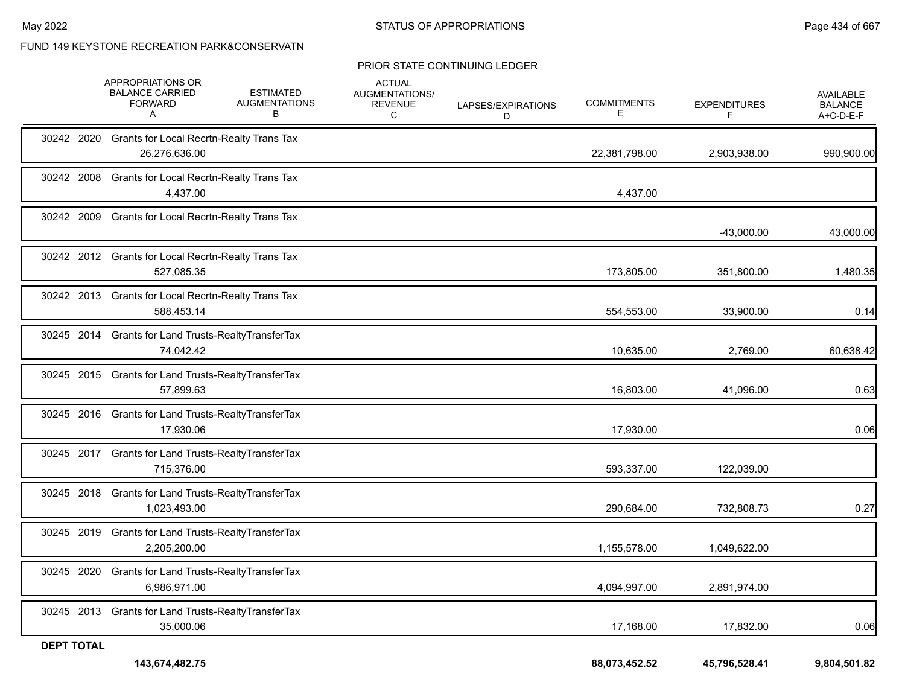FUND 149 KEYSTONE RECREATION PARK&CONSERVATN

PRIOR STATE CONTINUING LEDGER

| | APPROPRIATIONS OR BALANCE CARRIED FORWARD A | ESTIMATED AUGMENTATIONS B | ACTUAL AUGMENTATIONS/ REVENUE C | LAPSES/EXPIRATIONS D | COMMITMENTS E | EXPENDITURES F | AVAILABLE BALANCE A+C-D-E-F |
|---|---|---|---|---|---|---|---|
| 30242 2020 Grants for Local Recrtn-Realty Trans Tax | 26,276,636.00 | | | | 22,381,798.00 | 2,903,938.00 | 990,900.00 |
| 30242 2008 Grants for Local Recrtn-Realty Trans Tax | 4,437.00 | | | | 4,437.00 | | |
| 30242 2009 Grants for Local Recrtn-Realty Trans Tax | | | | | | -43,000.00 | 43,000.00 |
| 30242 2012 Grants for Local Recrtn-Realty Trans Tax | 527,085.35 | | | | 173,805.00 | 351,800.00 | 1,480.35 |
| 30242 2013 Grants for Local Recrtn-Realty Trans Tax | 588,453.14 | | | | 554,553.00 | 33,900.00 | 0.14 |
| 30245 2014 Grants for Land Trusts-RealtyTransferTax | 74,042.42 | | | | 10,635.00 | 2,769.00 | 60,638.42 |
| 30245 2015 Grants for Land Trusts-RealtyTransferTax | 57,899.63 | | | | 16,803.00 | 41,096.00 | 0.63 |
| 30245 2016 Grants for Land Trusts-RealtyTransferTax | 17,930.06 | | | | 17,930.00 | | 0.06 |
| 30245 2017 Grants for Land Trusts-RealtyTransferTax | 715,376.00 | | | | 593,337.00 | 122,039.00 | |
| 30245 2018 Grants for Land Trusts-RealtyTransferTax | 1,023,493.00 | | | | 290,684.00 | 732,808.73 | 0.27 |
| 30245 2019 Grants for Land Trusts-RealtyTransferTax | 2,205,200.00 | | | | 1,155,578.00 | 1,049,622.00 | |
| 30245 2020 Grants for Land Trusts-RealtyTransferTax | 6,986,971.00 | | | | 4,094,997.00 | 2,891,974.00 | |
| 30245 2013 Grants for Land Trusts-RealtyTransferTax | 35,000.06 | | | | 17,168.00 | 17,832.00 | 0.06 |
| **DEPT TOTAL** | **143,674,482.75** | | | | **88,073,452.52** | **45,796,528.41** | **9,804,501.82** |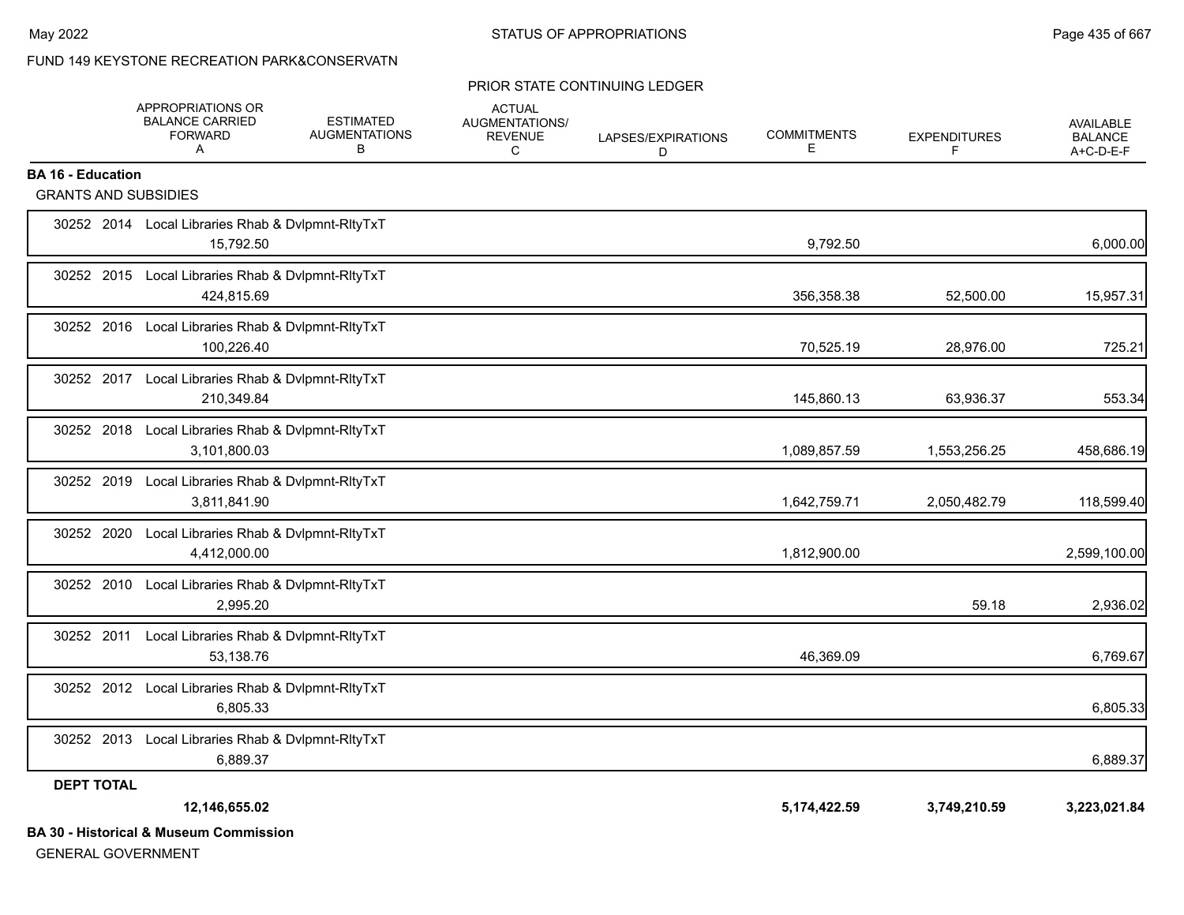FUND 149 KEYSTONE RECREATION PARK&CONSERVATN

PRIOR STATE CONTINUING LEDGER

| | APPROPRIATIONS OR BALANCE CARRIED FORWARD A | ESTIMATED AUGMENTATIONS B | ACTUAL AUGMENTATIONS/ REVENUE C | LAPSES/EXPIRATIONS D | COMMITMENTS E | EXPENDITURES F | AVAILABLE BALANCE A+C-D-E-F |
|---|---|---|---|---|---|---|---|
| **BA 16 - Education** | | | | | | | |
| GRANTS AND SUBSIDIES | | | | | | | |
| 30252 2014 Local Libraries Rhab & Dvlpmnt-RltyTxT | 15,792.50 | | | | 9,792.50 | | 6,000.00 |
| 30252 2015 Local Libraries Rhab & Dvlpmnt-RltyTxT | 424,815.69 | | | | 356,358.38 | 52,500.00 | 15,957.31 |
| 30252 2016 Local Libraries Rhab & Dvlpmnt-RltyTxT | 100,226.40 | | | | 70,525.19 | 28,976.00 | 725.21 |
| 30252 2017 Local Libraries Rhab & Dvlpmnt-RltyTxT | 210,349.84 | | | | 145,860.13 | 63,936.37 | 553.34 |
| 30252 2018 Local Libraries Rhab & Dvlpmnt-RltyTxT | 3,101,800.03 | | | | 1,089,857.59 | 1,553,256.25 | 458,686.19 |
| 30252 2019 Local Libraries Rhab & Dvlpmnt-RltyTxT | 3,811,841.90 | | | | 1,642,759.71 | 2,050,482.79 | 118,599.40 |
| 30252 2020 Local Libraries Rhab & Dvlpmnt-RltyTxT | 4,412,000.00 | | | | 1,812,900.00 | | 2,599,100.00 |
| 30252 2010 Local Libraries Rhab & Dvlpmnt-RltyTxT | 2,995.20 | | | | | 59.18 | 2,936.02 |
| 30252 2011 Local Libraries Rhab & Dvlpmnt-RltyTxT | 53,138.76 | | | | 46,369.09 | | 6,769.67 |
| 30252 2012 Local Libraries Rhab & Dvlpmnt-RltyTxT | 6,805.33 | | | | | | 6,805.33 |
| 30252 2013 Local Libraries Rhab & Dvlpmnt-RltyTxT | 6,889.37 | | | | | | 6,889.37 |
| **DEPT TOTAL** | **12,146,655.02** | | | | **5,174,422.59** | **3,749,210.59** | **3,223,021.84** |

**BA 30 - Historical & Museum Commission**

GENERAL GOVERNMENT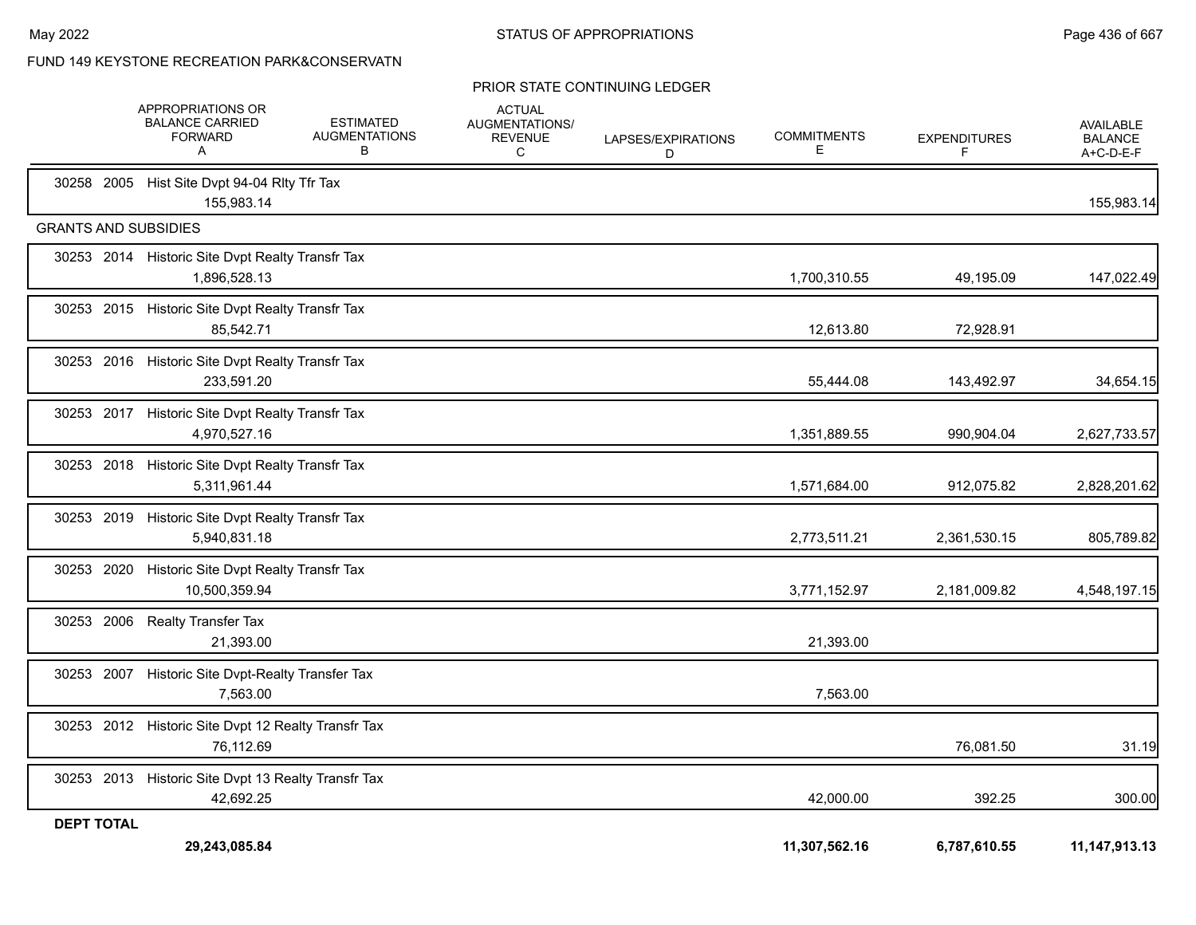FUND 149 KEYSTONE RECREATION PARK&CONSERVATN

PRIOR STATE CONTINUING LEDGER

| | APPROPRIATIONS OR BALANCE CARRIED FORWARD A | ESTIMATED AUGMENTATIONS B | ACTUAL AUGMENTATIONS/ REVENUE C | LAPSES/EXPIRATIONS D | COMMITMENTS E | EXPENDITURES F | AVAILABLE BALANCE A+C-D-E-F |
|---|---|---|---|---|---|---|---|
| 30258 2005 Hist Site Dvpt 94-04 Rlty Tfr Tax | 155,983.14 | | | | | | 155,983.14 |
| **GRANTS AND SUBSIDIES** | | | | | | | |
| 30253 2014 Historic Site Dvpt Realty Transfr Tax | 1,896,528.13 | | | | 1,700,310.55 | 49,195.09 | 147,022.49 |
| 30253 2015 Historic Site Dvpt Realty Transfr Tax | 85,542.71 | | | | 12,613.80 | 72,928.91 | |
| 30253 2016 Historic Site Dvpt Realty Transfr Tax | 233,591.20 | | | | 55,444.08 | 143,492.97 | 34,654.15 |
| 30253 2017 Historic Site Dvpt Realty Transfr Tax | 4,970,527.16 | | | | 1,351,889.55 | 990,904.04 | 2,627,733.57 |
| 30253 2018 Historic Site Dvpt Realty Transfr Tax | 5,311,961.44 | | | | 1,571,684.00 | 912,075.82 | 2,828,201.62 |
| 30253 2019 Historic Site Dvpt Realty Transfr Tax | 5,940,831.18 | | | | 2,773,511.21 | 2,361,530.15 | 805,789.82 |
| 30253 2020 Historic Site Dvpt Realty Transfr Tax | 10,500,359.94 | | | | 3,771,152.97 | 2,181,009.82 | 4,548,197.15 |
| 30253 2006 Realty Transfer Tax | 21,393.00 | | | | 21,393.00 | | |
| 30253 2007 Historic Site Dvpt-Realty Transfer Tax | 7,563.00 | | | | 7,563.00 | | |
| 30253 2012 Historic Site Dvpt 12 Realty Transfr Tax | 76,112.69 | | | | | 76,081.50 | 31.19 |
| 30253 2013 Historic Site Dvpt 13 Realty Transfr Tax | 42,692.25 | | | | 42,000.00 | 392.25 | 300.00 |
| **DEPT TOTAL** | **29,243,085.84** | | | | **11,307,562.16** | **6,787,610.55** | **11,147,913.13** |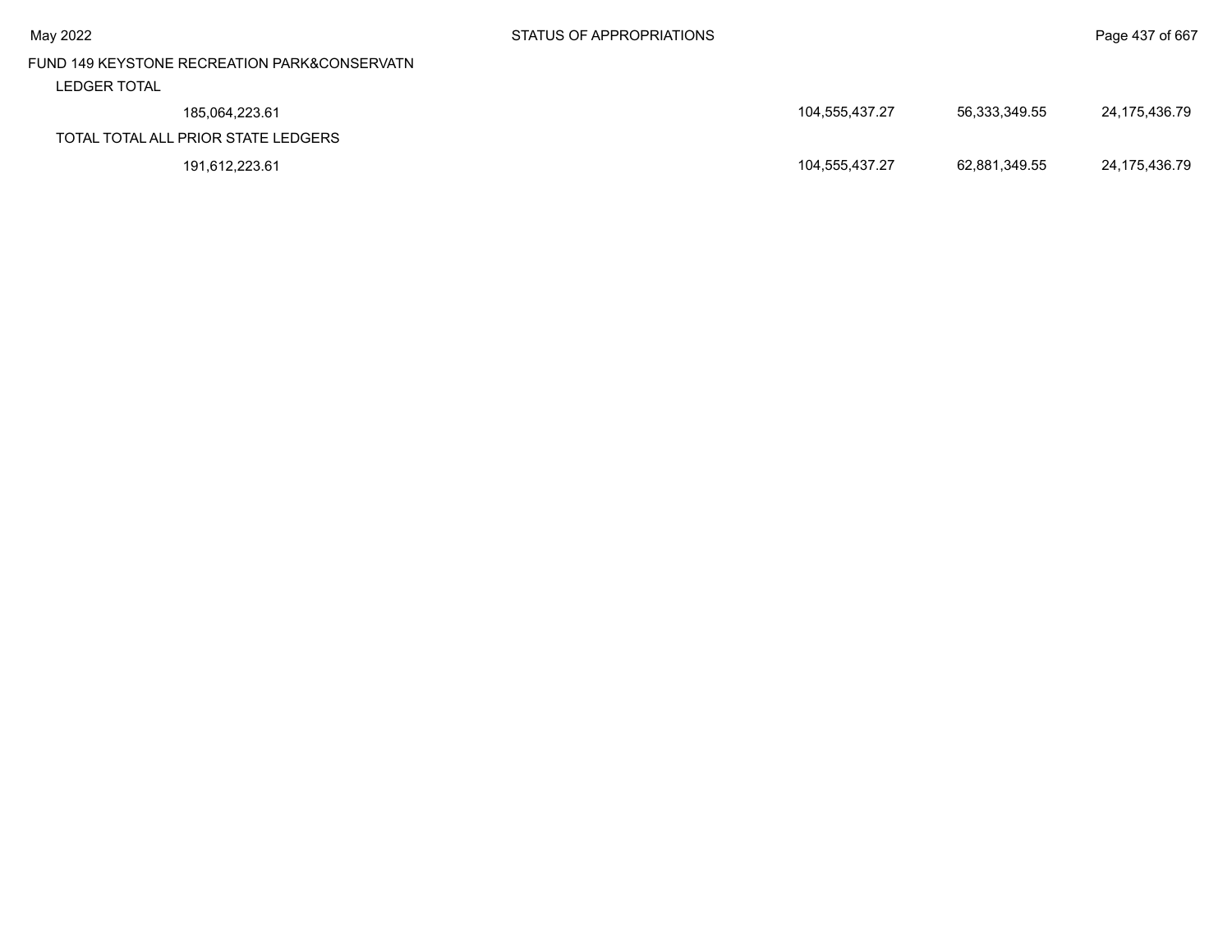FUND 149 KEYSTONE RECREATION PARK&CONSERVATN

| | | | | |
|---|---|---|---|---|
| LEDGER TOTAL | | | | |
| | 185,064,223.61 | 104,555,437.27 | 56,333,349.55 | 24,175,436.79 |
| TOTAL TOTAL ALL PRIOR STATE LEDGERS | | | | |
| | 191,612,223.61 | 104,555,437.27 | 62,881,349.55 | 24,175,436.79 |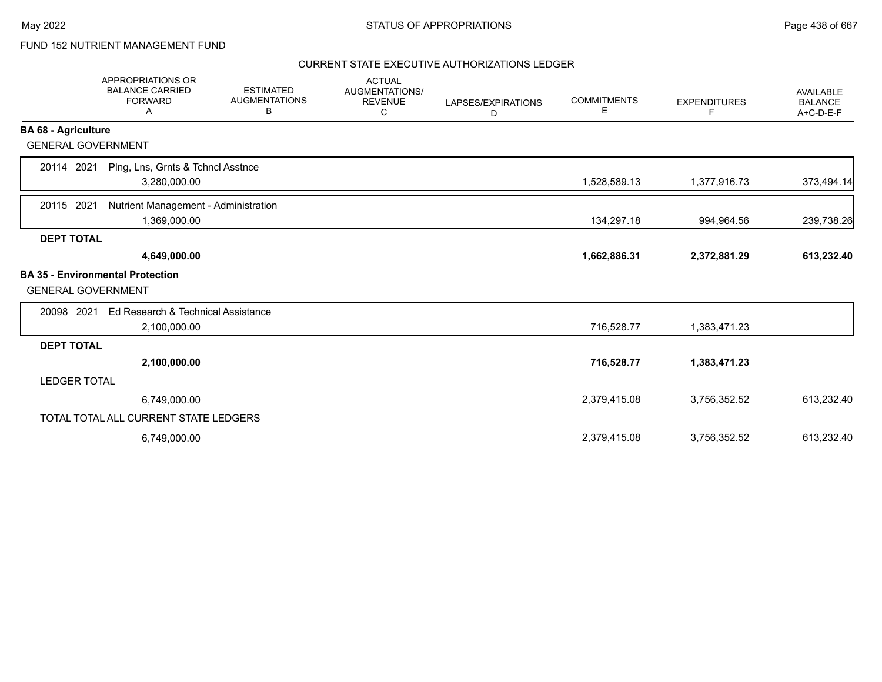FUND 152 NUTRIENT MANAGEMENT FUND

CURRENT STATE EXECUTIVE AUTHORIZATIONS LEDGER

| | APPROPRIATIONS OR BALANCE CARRIED FORWARD A | ESTIMATED AUGMENTATIONS B | ACTUAL AUGMENTATIONS/ REVENUE C | LAPSES/EXPIRATIONS D | COMMITMENTS E | EXPENDITURES F | AVAILABLE BALANCE A+C-D-E-F |
|---|---|---|---|---|---|---|---|
| **BA 68 - Agriculture** | | | | | | | |
| GENERAL GOVERNMENT | | | | | | | |
| 20114 2021 Plng, Lns, Grnts & Tchncl Asstnce | 3,280,000.00 | | | | 1,528,589.13 | 1,377,916.73 | 373,494.14 |
| 20115 2021 Nutrient Management - Administration | 1,369,000.00 | | | | 134,297.18 | 994,964.56 | 239,738.26 |
| **DEPT TOTAL** | **4,649,000.00** | | | | **1,662,886.31** | **2,372,881.29** | **613,232.40** |
| **BA 35 - Environmental Protection** | | | | | | | |
| GENERAL GOVERNMENT | | | | | | | |
| 20098 2021 Ed Research & Technical Assistance | 2,100,000.00 | | | | 716,528.77 | 1,383,471.23 | |
| **DEPT TOTAL** | **2,100,000.00** | | | | **716,528.77** | **1,383,471.23** | |
| LEDGER TOTAL | 6,749,000.00 | | | | 2,379,415.08 | 3,756,352.52 | 613,232.40 |
| TOTAL TOTAL ALL CURRENT STATE LEDGERS | 6,749,000.00 | | | | 2,379,415.08 | 3,756,352.52 | 613,232.40 |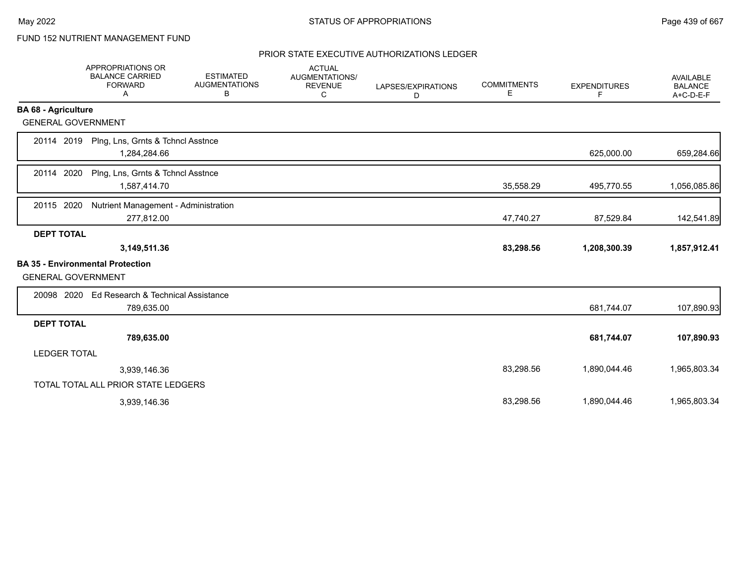FUND 152 NUTRIENT MANAGEMENT FUND

PRIOR STATE EXECUTIVE AUTHORIZATIONS LEDGER

| | APPROPRIATIONS OR BALANCE CARRIED FORWARD A | ESTIMATED AUGMENTATIONS B | ACTUAL AUGMENTATIONS/ REVENUE C | LAPSES/EXPIRATIONS D | COMMITMENTS E | EXPENDITURES F | AVAILABLE BALANCE A+C-D-E-F |
|---|---|---|---|---|---|---|---|
| **BA 68 - Agriculture** | | | | | | | |
| GENERAL GOVERNMENT | | | | | | | |
| 20114 2019 Plng, Lns, Grnts & Tchncl Asstnce | 1,284,284.66 | | | | | 625,000.00 | 659,284.66 |
| 20114 2020 Plng, Lns, Grnts & Tchncl Asstnce | 1,587,414.70 | | | | 35,558.29 | 495,770.55 | 1,056,085.86 |
| 20115 2020 Nutrient Management - Administration | 277,812.00 | | | | 47,740.27 | 87,529.84 | 142,541.89 |
| **DEPT TOTAL** | **3,149,511.36** | | | | **83,298.56** | **1,208,300.39** | **1,857,912.41** |
| **BA 35 - Environmental Protection** | | | | | | | |
| GENERAL GOVERNMENT | | | | | | | |
| 20098 2020 Ed Research & Technical Assistance | 789,635.00 | | | | | 681,744.07 | 107,890.93 |
| **DEPT TOTAL** | **789,635.00** | | | | | **681,744.07** | **107,890.93** |
| LEDGER TOTAL | 3,939,146.36 | | | | 83,298.56 | 1,890,044.46 | 1,965,803.34 |
| TOTAL TOTAL ALL PRIOR STATE LEDGERS | 3,939,146.36 | | | | 83,298.56 | 1,890,044.46 | 1,965,803.34 |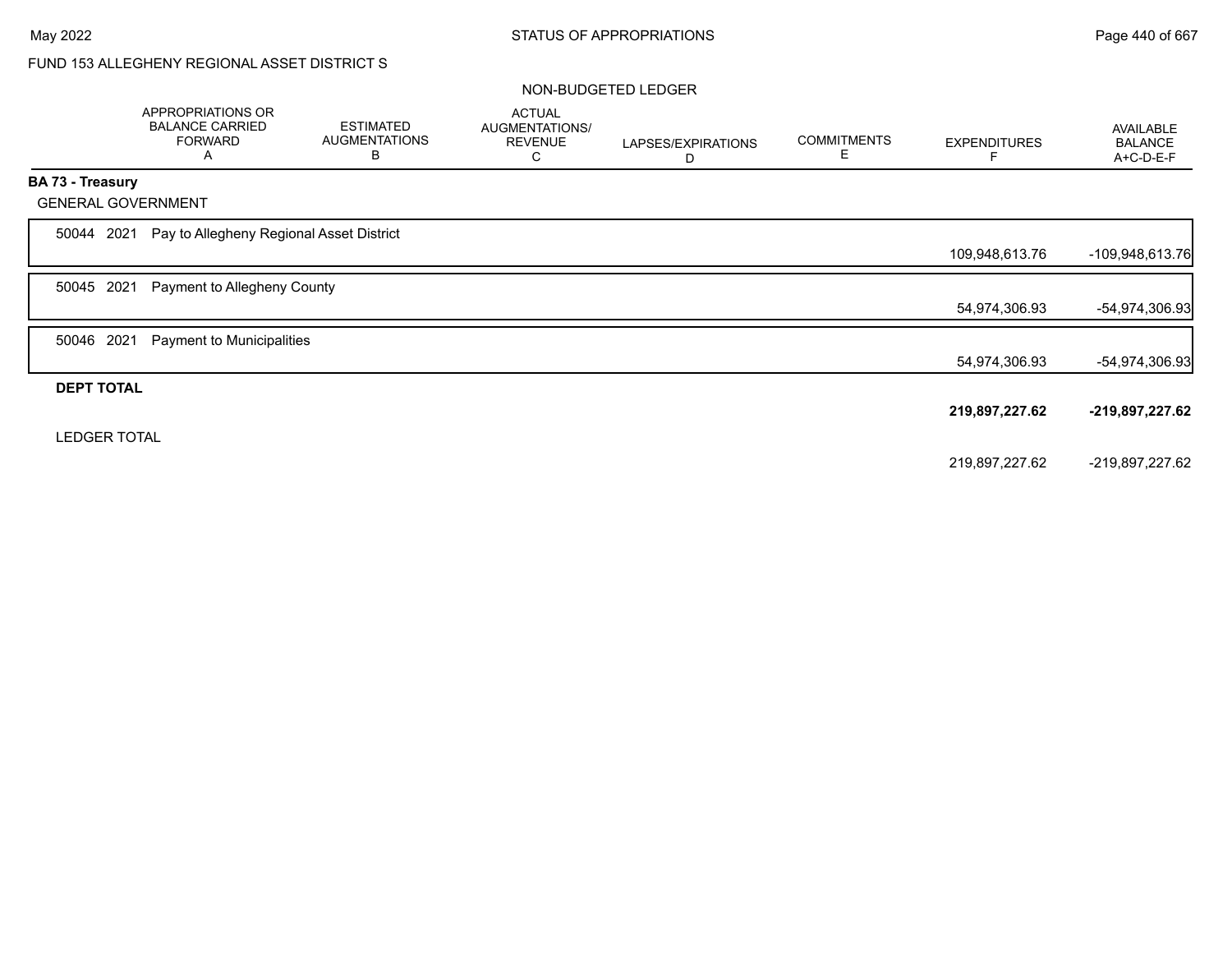FUND 153 ALLEGHENY REGIONAL ASSET DISTRICT S

NON-BUDGETED LEDGER

| | APPROPRIATIONS OR BALANCE CARRIED FORWARD A | ESTIMATED AUGMENTATIONS B | ACTUAL AUGMENTATIONS/ REVENUE C | LAPSES/EXPIRATIONS D | COMMITMENTS E | EXPENDITURES F | AVAILABLE BALANCE A+C-D-E-F |
|---|---|---|---|---|---|---|---|
| **BA 73 - Treasury** | | | | | | | |
| GENERAL GOVERNMENT | | | | | | | |
| 50044 2021 Pay to Allegheny Regional Asset District | | | | | | 109,948,613.76 | -109,948,613.76 |
| 50045 2021 Payment to Allegheny County | | | | | | 54,974,306.93 | -54,974,306.93 |
| 50046 2021 Payment to Municipalities | | | | | | 54,974,306.93 | -54,974,306.93 |
| **DEPT TOTAL** | | | | | | **219,897,227.62** | **-219,897,227.62** |
| LEDGER TOTAL | | | | | | 219,897,227.62 | -219,897,227.62 |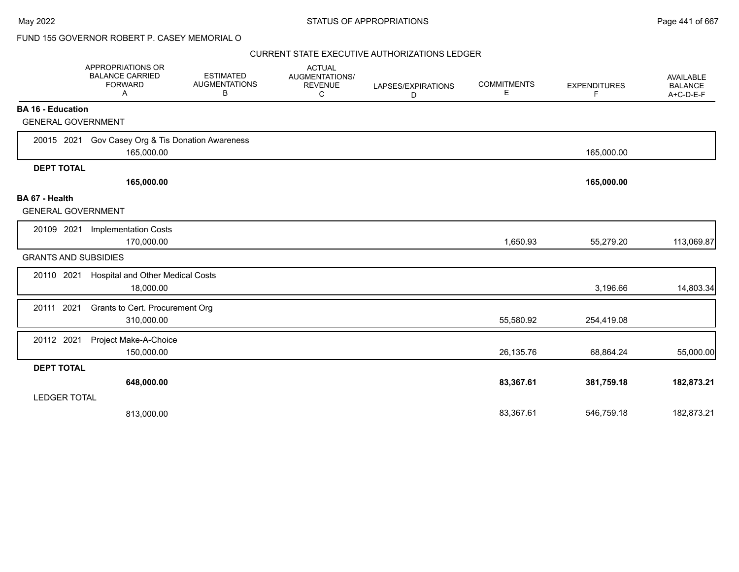FUND 155 GOVERNOR ROBERT P. CASEY MEMORIAL O

CURRENT STATE EXECUTIVE AUTHORIZATIONS LEDGER

| | APPROPRIATIONS OR BALANCE CARRIED FORWARD A | ESTIMATED AUGMENTATIONS B | ACTUAL AUGMENTATIONS/ REVENUE C | LAPSES/EXPIRATIONS D | COMMITMENTS E | EXPENDITURES F | AVAILABLE BALANCE A+C-D-E-F |
|---|---|---|---|---|---|---|---|
| **BA 16 - Education** | | | | | | | |
| GENERAL GOVERNMENT | | | | | | | |
| 20015 2021 Gov Casey Org & Tis Donation Awareness | 165,000.00 | | | | | 165,000.00 | |
| **DEPT TOTAL** | **165,000.00** | | | | | **165,000.00** | |
| **BA 67 - Health** | | | | | | | |
| GENERAL GOVERNMENT | | | | | | | |
| 20109 2021 Implementation Costs | 170,000.00 | | | | 1,650.93 | 55,279.20 | 113,069.87 |
| GRANTS AND SUBSIDIES | | | | | | | |
| 20110 2021 Hospital and Other Medical Costs | 18,000.00 | | | | | 3,196.66 | 14,803.34 |
| 20111 2021 Grants to Cert. Procurement Org | 310,000.00 | | | | 55,580.92 | 254,419.08 | |
| 20112 2021 Project Make-A-Choice | 150,000.00 | | | | 26,135.76 | 68,864.24 | 55,000.00 |
| **DEPT TOTAL** | **648,000.00** | | | | **83,367.61** | **381,759.18** | **182,873.21** |
| LEDGER TOTAL | 813,000.00 | | | | 83,367.61 | 546,759.18 | 182,873.21 |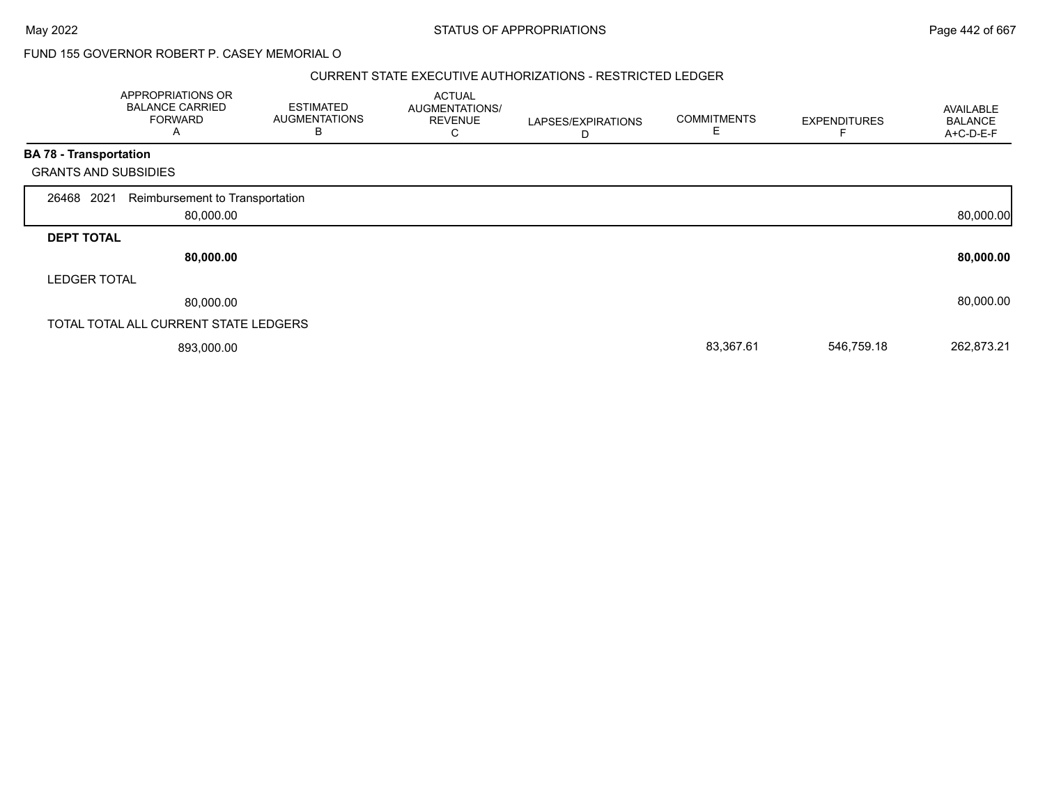FUND 155 GOVERNOR ROBERT P. CASEY MEMORIAL O

CURRENT STATE EXECUTIVE AUTHORIZATIONS - RESTRICTED LEDGER

| | APPROPRIATIONS OR BALANCE CARRIED FORWARD A | ESTIMATED AUGMENTATIONS B | ACTUAL AUGMENTATIONS/ REVENUE C | LAPSES/EXPIRATIONS D | COMMITMENTS E | EXPENDITURES F | AVAILABLE BALANCE A+C-D-E-F |
|---|---|---|---|---|---|---|---|
| **BA 78 - Transportation** | | | | | | | |
| GRANTS AND SUBSIDIES | | | | | | | |
| 26468 2021 Reimbursement to Transportation | 80,000.00 | | | | | | 80,000.00 |
| **DEPT TOTAL** | **80,000.00** | | | | | | **80,000.00** |
| LEDGER TOTAL | 80,000.00 | | | | | | 80,000.00 |
| TOTAL TOTAL ALL CURRENT STATE LEDGERS | 893,000.00 | | | | 83,367.61 | 546,759.18 | 262,873.21 |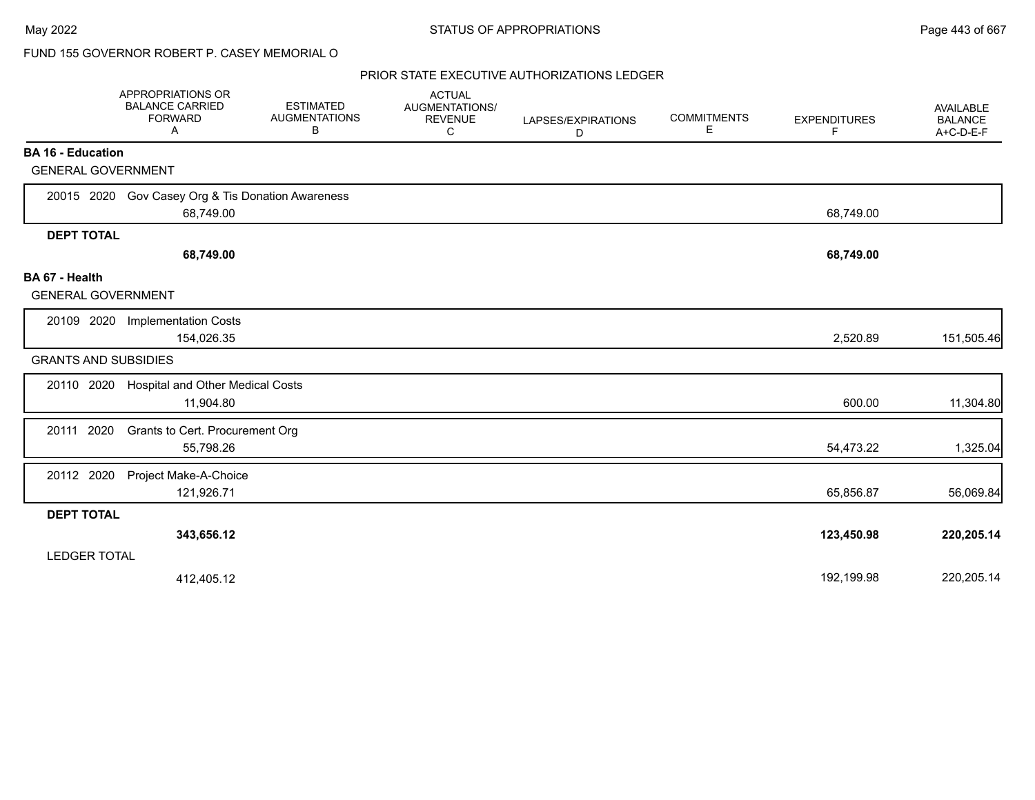FUND 155 GOVERNOR ROBERT P. CASEY MEMORIAL O

PRIOR STATE EXECUTIVE AUTHORIZATIONS LEDGER

| | APPROPRIATIONS OR BALANCE CARRIED FORWARD A | ESTIMATED AUGMENTATIONS B | ACTUAL AUGMENTATIONS/ REVENUE C | LAPSES/EXPIRATIONS D | COMMITMENTS E | EXPENDITURES F | AVAILABLE BALANCE A+C-D-E-F |
|---|---|---|---|---|---|---|---|
| **BA 16 - Education** | | | | | | | |
| GENERAL GOVERNMENT | | | | | | | |
| 20015 2020 Gov Casey Org & Tis Donation Awareness | 68,749.00 | | | | | 68,749.00 | |
| **DEPT TOTAL** | **68,749.00** | | | | | **68,749.00** | |
| **BA 67 - Health** | | | | | | | |
| GENERAL GOVERNMENT | | | | | | | |
| 20109 2020 Implementation Costs | 154,026.35 | | | | | 2,520.89 | 151,505.46 |
| GRANTS AND SUBSIDIES | | | | | | | |
| 20110 2020 Hospital and Other Medical Costs | 11,904.80 | | | | | 600.00 | 11,304.80 |
| 20111 2020 Grants to Cert. Procurement Org | 55,798.26 | | | | | 54,473.22 | 1,325.04 |
| 20112 2020 Project Make-A-Choice | 121,926.71 | | | | | 65,856.87 | 56,069.84 |
| **DEPT TOTAL** | **343,656.12** | | | | | **123,450.98** | **220,205.14** |
| LEDGER TOTAL | 412,405.12 | | | | | 192,199.98 | 220,205.14 |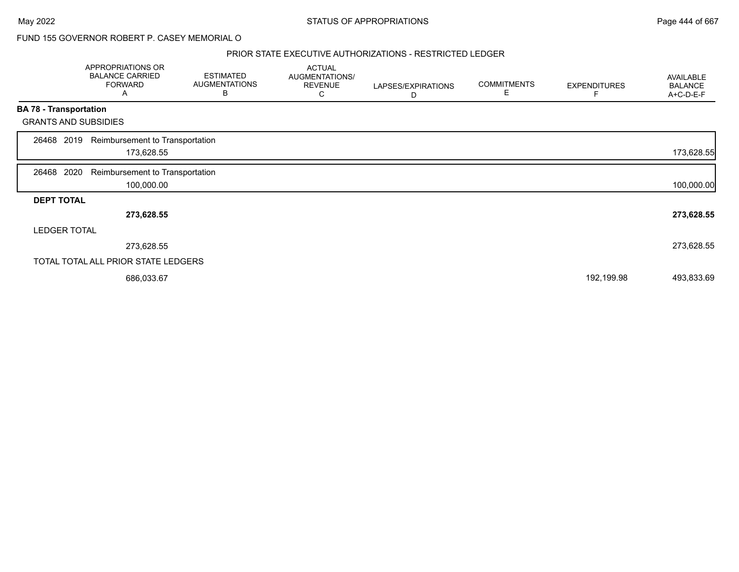FUND 155 GOVERNOR ROBERT P. CASEY MEMORIAL O

PRIOR STATE EXECUTIVE AUTHORIZATIONS - RESTRICTED LEDGER

| | APPROPRIATIONS OR BALANCE CARRIED FORWARD A | ESTIMATED AUGMENTATIONS B | ACTUAL AUGMENTATIONS/ REVENUE C | LAPSES/EXPIRATIONS D | COMMITMENTS E | EXPENDITURES F | AVAILABLE BALANCE A+C-D-E-F |
|---|---|---|---|---|---|---|---|
| **BA 78 - Transportation** | | | | | | | |
| GRANTS AND SUBSIDIES | | | | | | | |
| 26468 2019 Reimbursement to Transportation | 173,628.55 | | | | | | 173,628.55 |
| 26468 2020 Reimbursement to Transportation | 100,000.00 | | | | | | 100,000.00 |
| **DEPT TOTAL** | **273,628.55** | | | | | | **273,628.55** |
| LEDGER TOTAL | 273,628.55 | | | | | | 273,628.55 |
| TOTAL TOTAL ALL PRIOR STATE LEDGERS | 686,033.67 | | | | | 192,199.98 | 493,833.69 |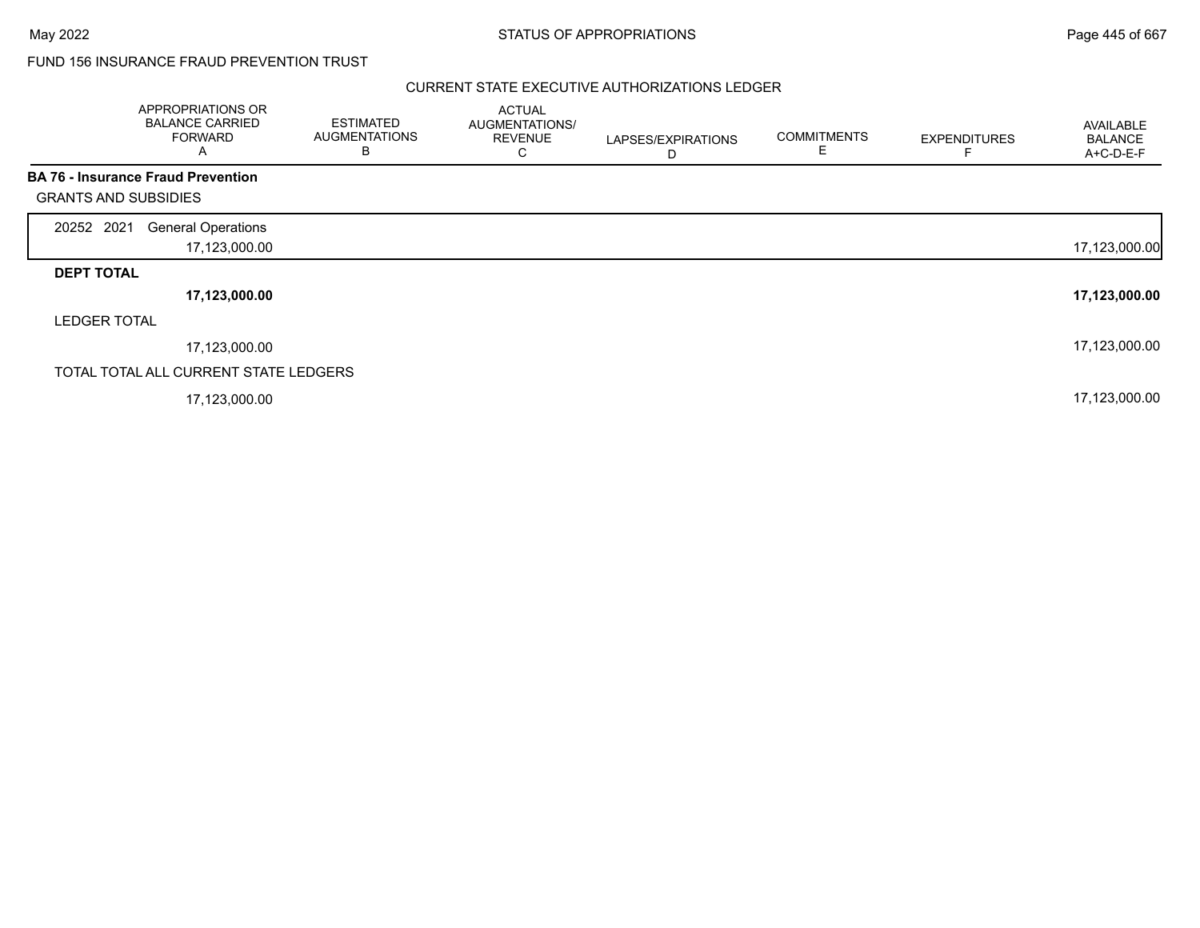FUND 156 INSURANCE FRAUD PREVENTION TRUST

CURRENT STATE EXECUTIVE AUTHORIZATIONS LEDGER

| | APPROPRIATIONS OR BALANCE CARRIED FORWARD A | ESTIMATED AUGMENTATIONS B | ACTUAL AUGMENTATIONS/ REVENUE C | LAPSES/EXPIRATIONS D | COMMITMENTS E | EXPENDITURES F | AVAILABLE BALANCE A+C-D-E-F |
|---|---|---|---|---|---|---|---|
| **BA 76 - Insurance Fraud Prevention** | | | | | | | |
| GRANTS AND SUBSIDIES | | | | | | | |
| 20252 2021 General Operations | 17,123,000.00 | | | | | | 17,123,000.00 |
| **DEPT TOTAL** | **17,123,000.00** | | | | | | **17,123,000.00** |
| LEDGER TOTAL | 17,123,000.00 | | | | | | 17,123,000.00 |
| TOTAL TOTAL ALL CURRENT STATE LEDGERS | 17,123,000.00 | | | | | | 17,123,000.00 |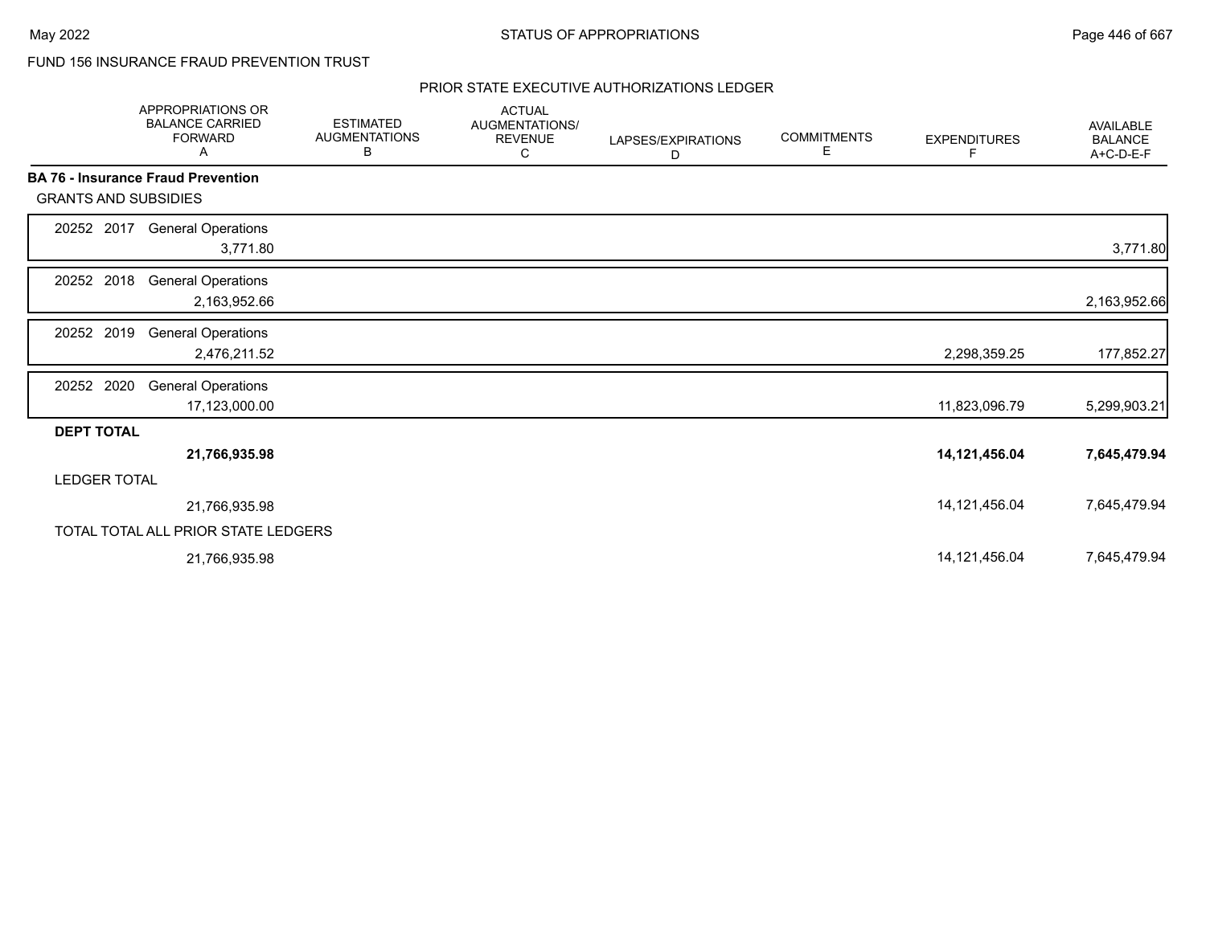FUND 156 INSURANCE FRAUD PREVENTION TRUST

PRIOR STATE EXECUTIVE AUTHORIZATIONS LEDGER

| | APPROPRIATIONS OR BALANCE CARRIED FORWARD A | ESTIMATED AUGMENTATIONS B | ACTUAL AUGMENTATIONS/ REVENUE C | LAPSES/EXPIRATIONS D | COMMITMENTS E | EXPENDITURES F | AVAILABLE BALANCE A+C-D-E-F |
|---|---|---|---|---|---|---|---|
| **BA 76 - Insurance Fraud Prevention** | | | | | | | |
| GRANTS AND SUBSIDIES | | | | | | | |
| 20252 2017 General Operations | 3,771.80 | | | | | | 3,771.80 |
| 20252 2018 General Operations | 2,163,952.66 | | | | | | 2,163,952.66 |
| 20252 2019 General Operations | 2,476,211.52 | | | | | 2,298,359.25 | 177,852.27 |
| 20252 2020 General Operations | 17,123,000.00 | | | | | 11,823,096.79 | 5,299,903.21 |
| **DEPT TOTAL** | **21,766,935.98** | | | | | **14,121,456.04** | **7,645,479.94** |
| LEDGER TOTAL | 21,766,935.98 | | | | | 14,121,456.04 | 7,645,479.94 |
| TOTAL TOTAL ALL PRIOR STATE LEDGERS | 21,766,935.98 | | | | | 14,121,456.04 | 7,645,479.94 |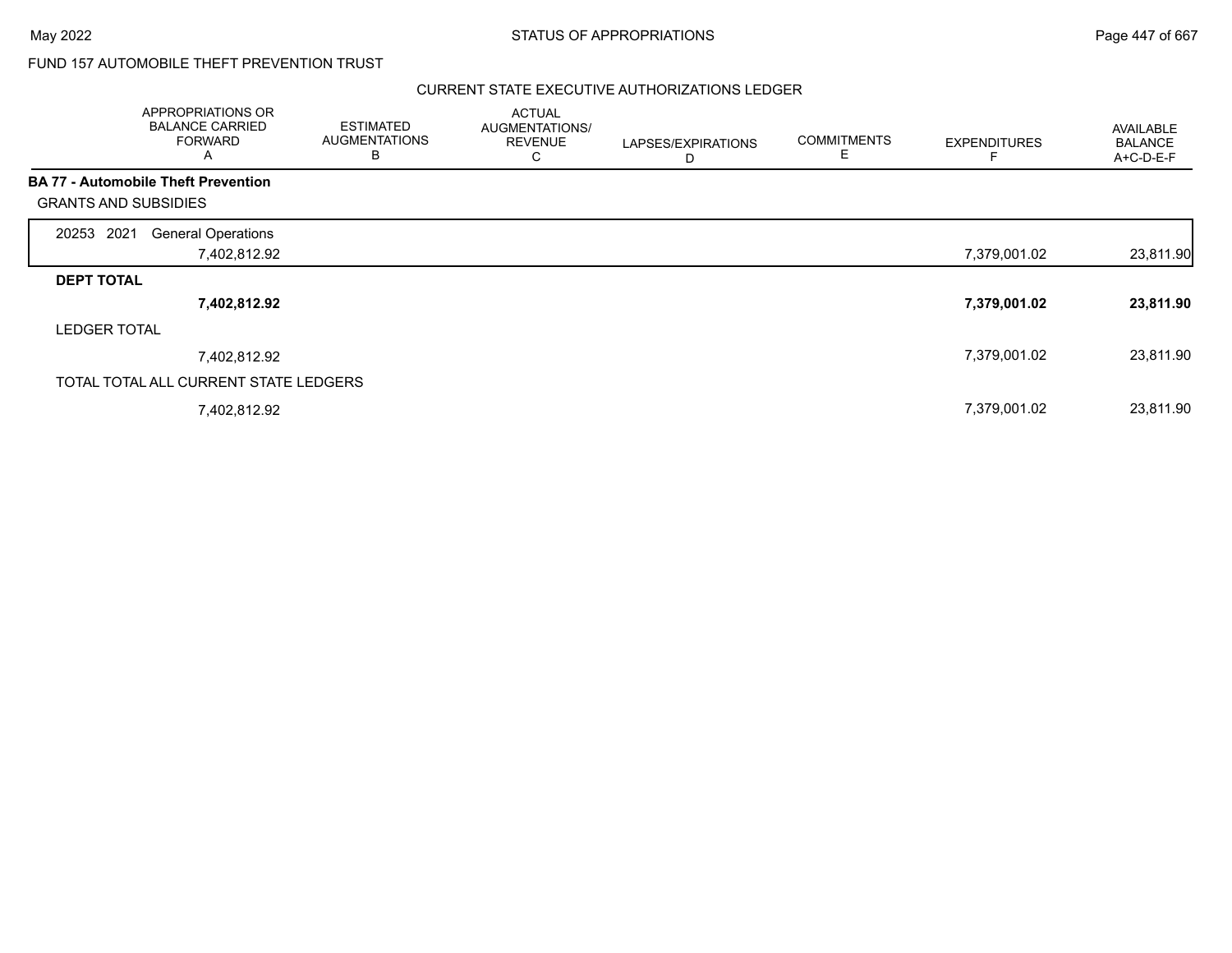FUND 157 AUTOMOBILE THEFT PREVENTION TRUST

CURRENT STATE EXECUTIVE AUTHORIZATIONS LEDGER

| | APPROPRIATIONS OR BALANCE CARRIED FORWARD A | ESTIMATED AUGMENTATIONS B | ACTUAL AUGMENTATIONS/ REVENUE C | LAPSES/EXPIRATIONS D | COMMITMENTS E | EXPENDITURES F | AVAILABLE BALANCE A+C-D-E-F |
|---|---|---|---|---|---|---|---|
| **BA 77 - Automobile Theft Prevention** | | | | | | | |
| GRANTS AND SUBSIDIES | | | | | | | |
| 20253 2021 General Operations | 7,402,812.92 | | | | | 7,379,001.02 | 23,811.90 |
| **DEPT TOTAL** | **7,402,812.92** | | | | | **7,379,001.02** | **23,811.90** |
| LEDGER TOTAL | 7,402,812.92 | | | | | 7,379,001.02 | 23,811.90 |
| TOTAL TOTAL ALL CURRENT STATE LEDGERS | 7,402,812.92 | | | | | 7,379,001.02 | 23,811.90 |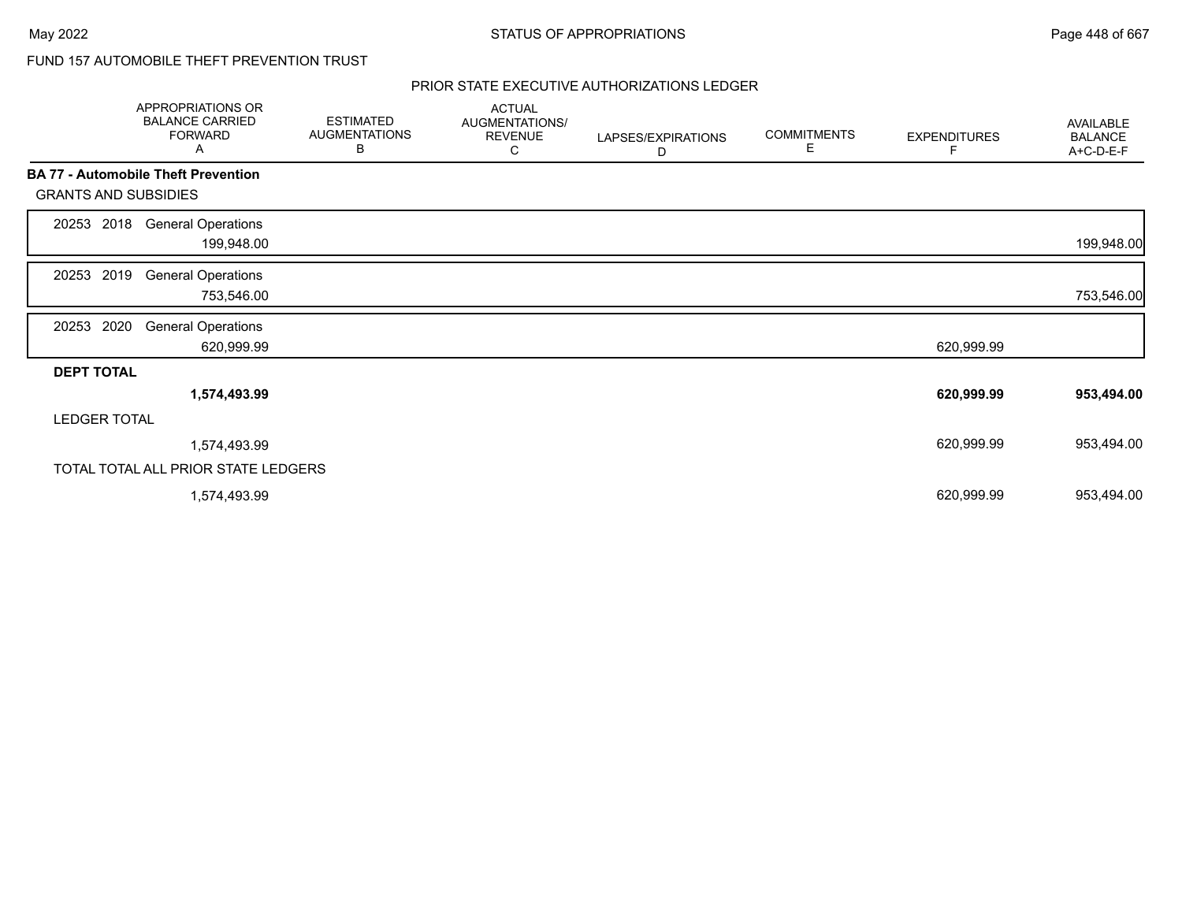FUND 157 AUTOMOBILE THEFT PREVENTION TRUST

PRIOR STATE EXECUTIVE AUTHORIZATIONS LEDGER

| | APPROPRIATIONS OR BALANCE CARRIED FORWARD A | ESTIMATED AUGMENTATIONS B | ACTUAL AUGMENTATIONS/ REVENUE C | LAPSES/EXPIRATIONS D | COMMITMENTS E | EXPENDITURES F | AVAILABLE BALANCE A+C-D-E-F |
|---|---|---|---|---|---|---|---|
| **BA 77 - Automobile Theft Prevention** | | | | | | | |
| GRANTS AND SUBSIDIES | | | | | | | |
| 20253 2018 General Operations | 199,948.00 | | | | | | 199,948.00 |
| 20253 2019 General Operations | 753,546.00 | | | | | | 753,546.00 |
| 20253 2020 General Operations | 620,999.99 | | | | | 620,999.99 | |
| **DEPT TOTAL** | **1,574,493.99** | | | | | **620,999.99** | **953,494.00** |
| LEDGER TOTAL | 1,574,493.99 | | | | | 620,999.99 | 953,494.00 |
| TOTAL TOTAL ALL PRIOR STATE LEDGERS | 1,574,493.99 | | | | | 620,999.99 | 953,494.00 |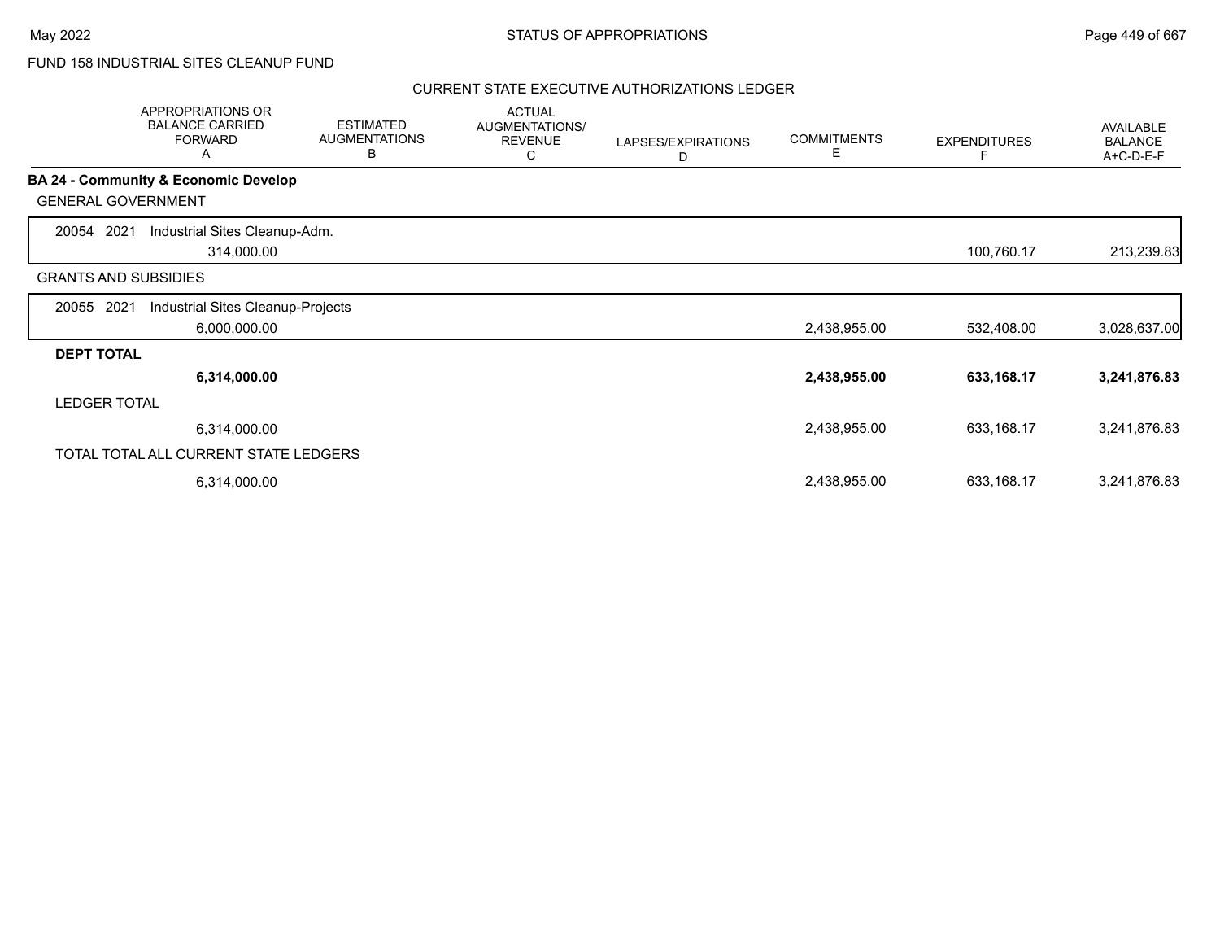FUND 158 INDUSTRIAL SITES CLEANUP FUND

CURRENT STATE EXECUTIVE AUTHORIZATIONS LEDGER

| | APPROPRIATIONS OR BALANCE CARRIED FORWARD A | ESTIMATED AUGMENTATIONS B | ACTUAL AUGMENTATIONS/ REVENUE C | LAPSES/EXPIRATIONS D | COMMITMENTS E | EXPENDITURES F | AVAILABLE BALANCE A+C-D-E-F |
|---|---|---|---|---|---|---|---|
| **BA 24 - Community & Economic Develop** | | | | | | | |
| GENERAL GOVERNMENT | | | | | | | |
| 20054 2021 Industrial Sites Cleanup-Adm. | 314,000.00 | | | | | 100,760.17 | 213,239.83 |
| GRANTS AND SUBSIDIES | | | | | | | |
| 20055 2021 Industrial Sites Cleanup-Projects | 6,000,000.00 | | | | 2,438,955.00 | 532,408.00 | 3,028,637.00 |
| **DEPT TOTAL** | **6,314,000.00** | | | | **2,438,955.00** | **633,168.17** | **3,241,876.83** |
| LEDGER TOTAL | 6,314,000.00 | | | | 2,438,955.00 | 633,168.17 | 3,241,876.83 |
| TOTAL TOTAL ALL CURRENT STATE LEDGERS | 6,314,000.00 | | | | 2,438,955.00 | 633,168.17 | 3,241,876.83 |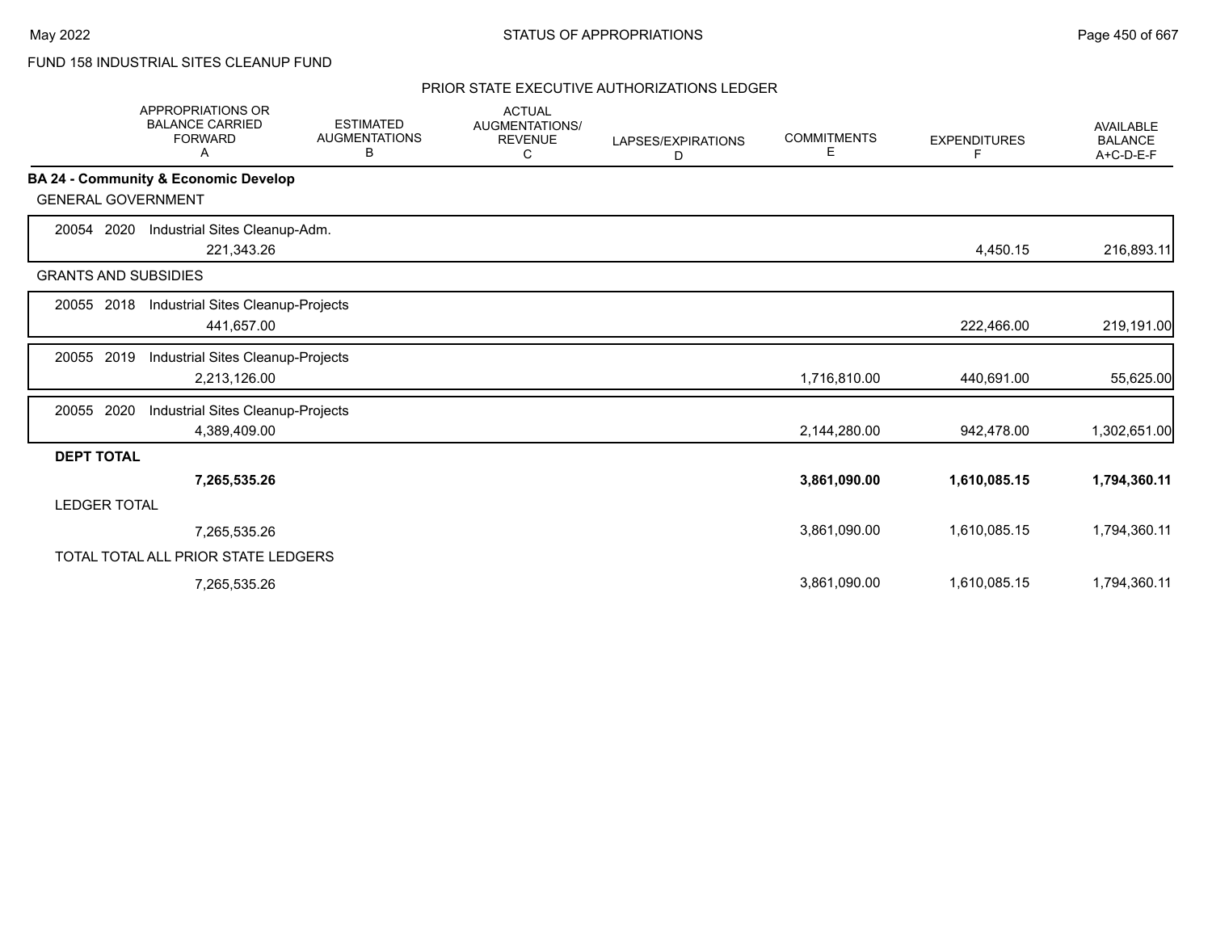FUND 158 INDUSTRIAL SITES CLEANUP FUND

## PRIOR STATE EXECUTIVE AUTHORIZATIONS LEDGER

| APPROPRIATIONS OR BALANCE CARRIED FORWARD A | ESTIMATED AUGMENTATIONS B | ACTUAL AUGMENTATIONS/ REVENUE C | LAPSES/EXPIRATIONS D | COMMITMENTS E | EXPENDITURES F | AVAILABLE BALANCE A+C-D-E-F |
|---|---|---|---|---|---|---|
| **BA 24 - Community & Economic Develop** | | | | | | |
| GENERAL GOVERNMENT | | | | | | |
| 20054 2020 Industrial Sites Cleanup-Adm. | | | | | | |
| 221,343.26 | | | | | 4,450.15 | 216,893.11 |
| GRANTS AND SUBSIDIES | | | | | | |
| 20055 2018 Industrial Sites Cleanup-Projects | | | | | | |
| 441,657.00 | | | | | 222,466.00 | 219,191.00 |
| 20055 2019 Industrial Sites Cleanup-Projects | | | | | | |
| 2,213,126.00 | | | | 1,716,810.00 | 440,691.00 | 55,625.00 |
| 20055 2020 Industrial Sites Cleanup-Projects | | | | | | |
| 4,389,409.00 | | | | 2,144,280.00 | 942,478.00 | 1,302,651.00 |
| **DEPT TOTAL** | | | | | | |
| **7,265,535.26** | | | | **3,861,090.00** | **1,610,085.15** | **1,794,360.11** |
| LEDGER TOTAL | | | | | | |
| 7,265,535.26 | | | | 3,861,090.00 | 1,610,085.15 | 1,794,360.11 |
| TOTAL TOTAL ALL PRIOR STATE LEDGERS | | | | | | |
| 7,265,535.26 | | | | 3,861,090.00 | 1,610,085.15 | 1,794,360.11 |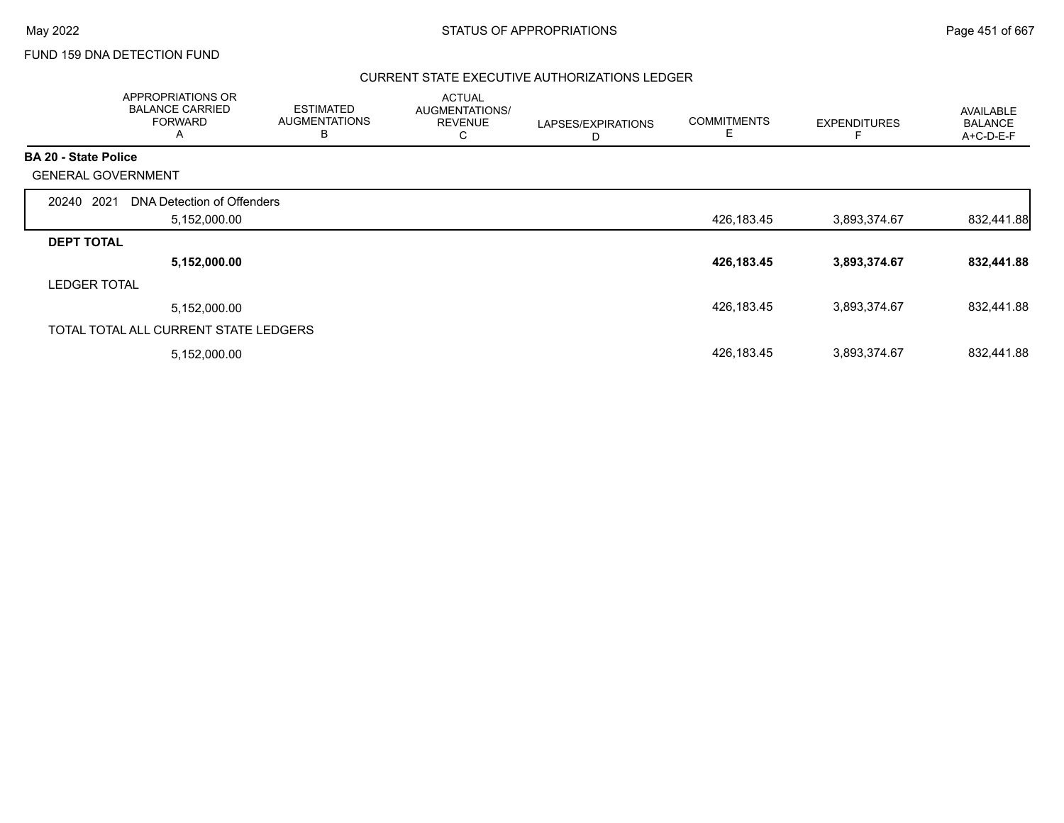FUND 159 DNA DETECTION FUND

## CURRENT STATE EXECUTIVE AUTHORIZATIONS LEDGER

| | APPROPRIATIONS OR BALANCE CARRIED FORWARD A | ESTIMATED AUGMENTATIONS B | ACTUAL AUGMENTATIONS/ REVENUE C | LAPSES/EXPIRATIONS D | COMMITMENTS E | EXPENDITURES F | AVAILABLE BALANCE A+C-D-E-F |
|---|---|---|---|---|---|---|---|
| **BA 20 - State Police** | | | | | | | |
| GENERAL GOVERNMENT | | | | | | | |
| 20240 2021 DNA Detection of Offenders | 5,152,000.00 | | | | 426,183.45 | 3,893,374.67 | 832,441.88 |
| **DEPT TOTAL** | **5,152,000.00** | | | | **426,183.45** | **3,893,374.67** | **832,441.88** |
| LEDGER TOTAL | 5,152,000.00 | | | | 426,183.45 | 3,893,374.67 | 832,441.88 |
| TOTAL TOTAL ALL CURRENT STATE LEDGERS | 5,152,000.00 | | | | 426,183.45 | 3,893,374.67 | 832,441.88 |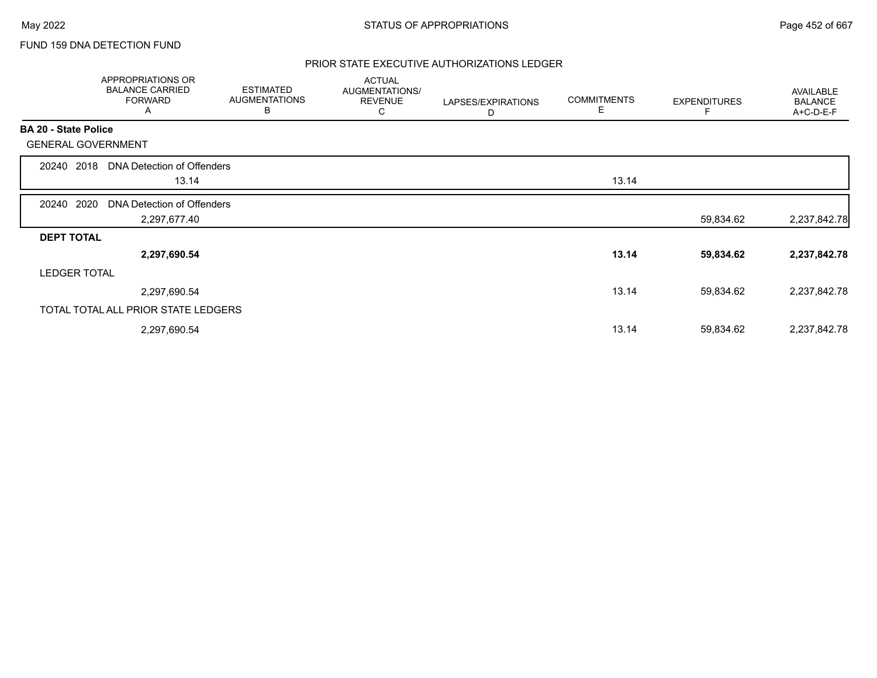FUND 159 DNA DETECTION FUND

## PRIOR STATE EXECUTIVE AUTHORIZATIONS LEDGER

| | APPROPRIATIONS OR BALANCE CARRIED FORWARD A | ESTIMATED AUGMENTATIONS B | ACTUAL AUGMENTATIONS/ REVENUE C | LAPSES/EXPIRATIONS D | COMMITMENTS E | EXPENDITURES F | AVAILABLE BALANCE A+C-D-E-F |
|---|---|---|---|---|---|---|---|
| **BA 20 - State Police** | | | | | | | |
| GENERAL GOVERNMENT | | | | | | | |
| 20240 2018 DNA Detection of Offenders | 13.14 | | | | 13.14 | | |
| 20240 2020 DNA Detection of Offenders | 2,297,677.40 | | | | | 59,834.62 | 2,237,842.78 |
| **DEPT TOTAL** | **2,297,690.54** | | | | **13.14** | **59,834.62** | **2,237,842.78** |
| LEDGER TOTAL | 2,297,690.54 | | | | 13.14 | 59,834.62 | 2,237,842.78 |
| TOTAL TOTAL ALL PRIOR STATE LEDGERS | 2,297,690.54 | | | | 13.14 | 59,834.62 | 2,237,842.78 |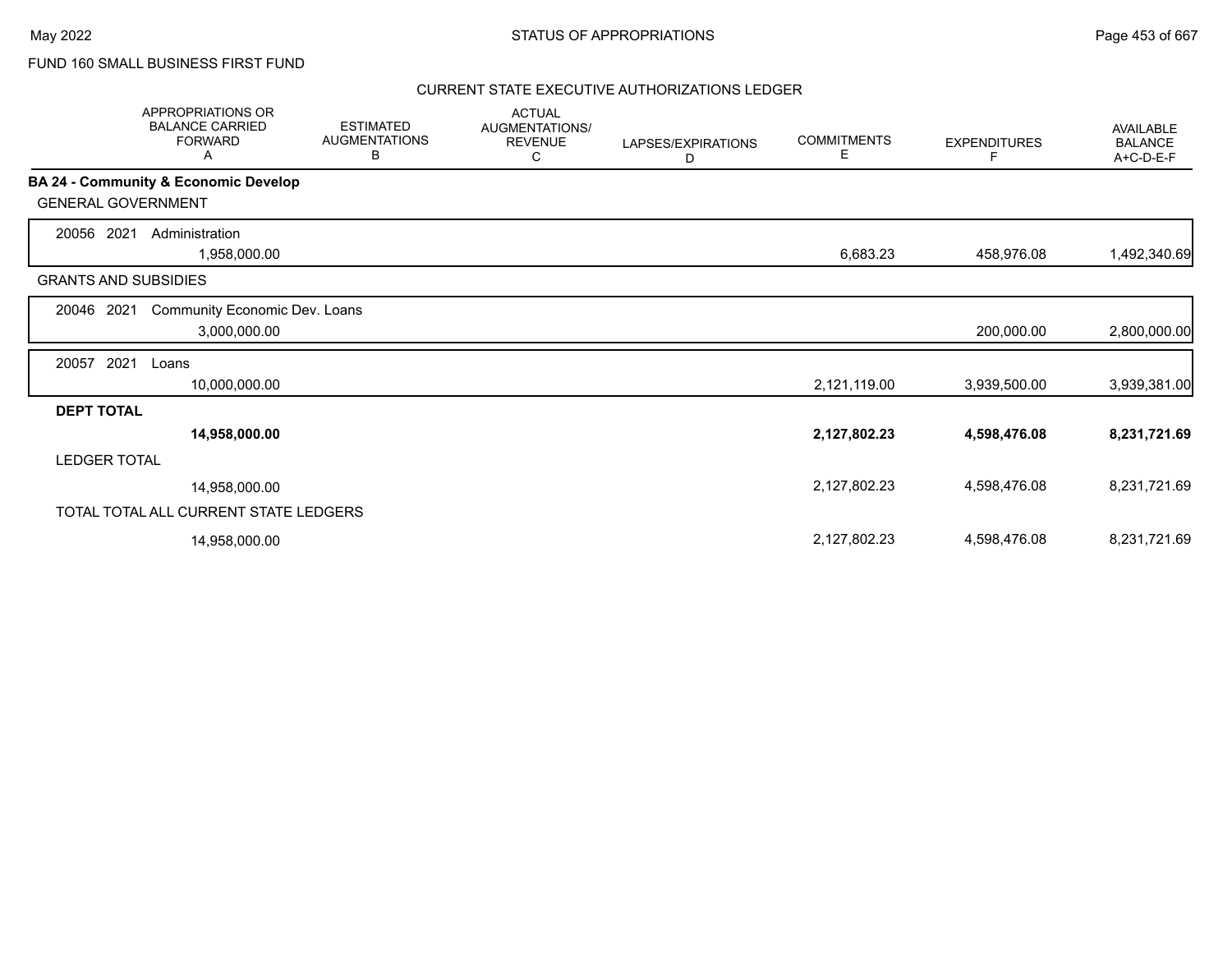FUND 160 SMALL BUSINESS FIRST FUND

CURRENT STATE EXECUTIVE AUTHORIZATIONS LEDGER

| | APPROPRIATIONS OR BALANCE CARRIED FORWARD A | ESTIMATED AUGMENTATIONS B | ACTUAL AUGMENTATIONS/ REVENUE C | LAPSES/EXPIRATIONS D | COMMITMENTS E | EXPENDITURES F | AVAILABLE BALANCE A+C-D-E-F |
|---|---|---|---|---|---|---|---|
| **BA 24 - Community & Economic Develop** | | | | | | | |
| GENERAL GOVERNMENT | | | | | | | |
| 20056 2021 Administration | 1,958,000.00 | | | | 6,683.23 | 458,976.08 | 1,492,340.69 |
| GRANTS AND SUBSIDIES | | | | | | | |
| 20046 2021 Community Economic Dev. Loans | 3,000,000.00 | | | | | 200,000.00 | 2,800,000.00 |
| 20057 2021 Loans | 10,000,000.00 | | | | 2,121,119.00 | 3,939,500.00 | 3,939,381.00 |
| **DEPT TOTAL** | **14,958,000.00** | | | | **2,127,802.23** | **4,598,476.08** | **8,231,721.69** |
| LEDGER TOTAL | 14,958,000.00 | | | | 2,127,802.23 | 4,598,476.08 | 8,231,721.69 |
| TOTAL TOTAL ALL CURRENT STATE LEDGERS | 14,958,000.00 | | | | 2,127,802.23 | 4,598,476.08 | 8,231,721.69 |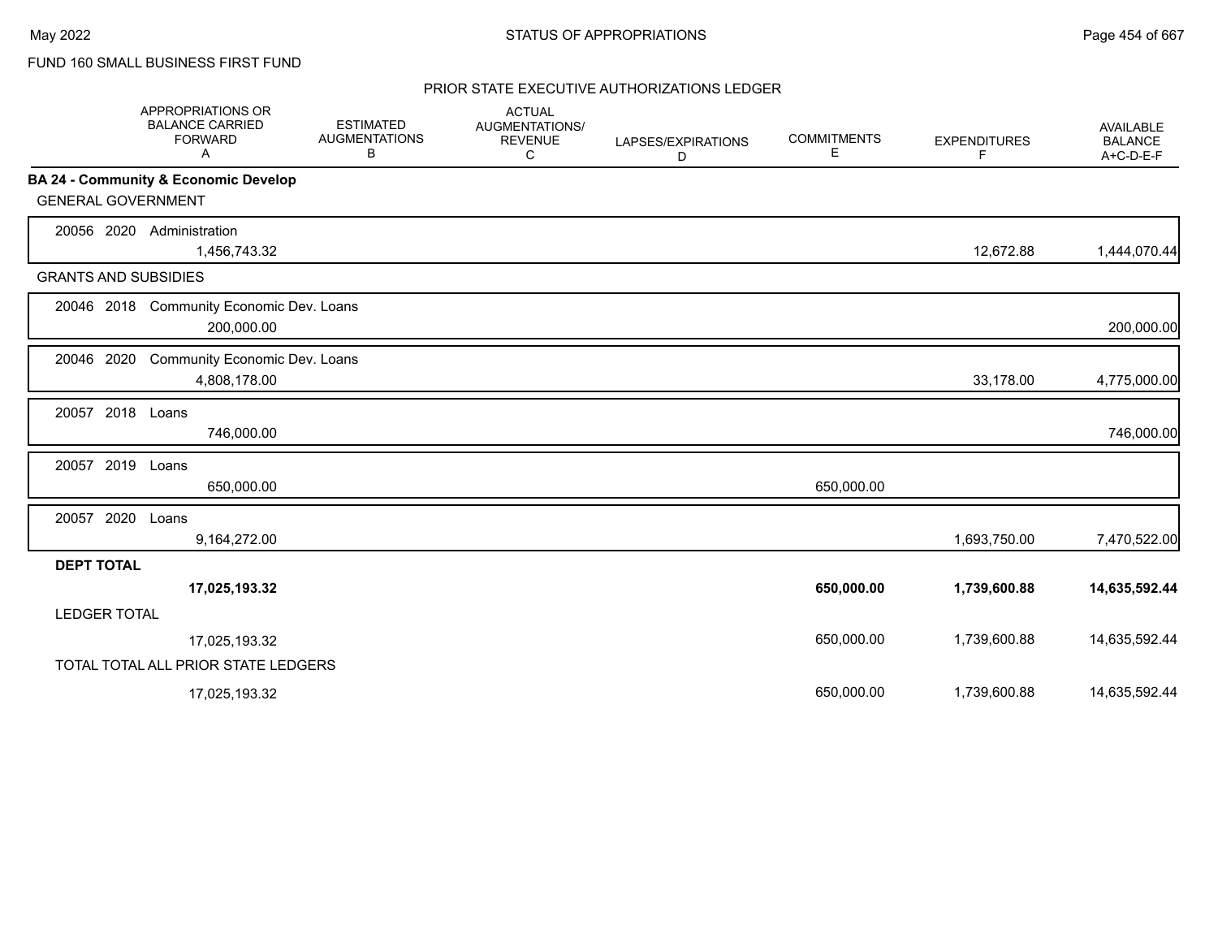FUND 160 SMALL BUSINESS FIRST FUND

PRIOR STATE EXECUTIVE AUTHORIZATIONS LEDGER

| | APPROPRIATIONS OR BALANCE CARRIED FORWARD A | ESTIMATED AUGMENTATIONS B | ACTUAL AUGMENTATIONS/ REVENUE C | LAPSES/EXPIRATIONS D | COMMITMENTS E | EXPENDITURES F | AVAILABLE BALANCE A+C-D-E-F |
|---|---|---|---|---|---|---|---|
| **BA 24 - Community & Economic Develop** | | | | | | | |
| GENERAL GOVERNMENT | | | | | | | |
| 20056 2020 Administration | 1,456,743.32 | | | | | 12,672.88 | 1,444,070.44 |
| GRANTS AND SUBSIDIES | | | | | | | |
| 20046 2018 Community Economic Dev. Loans | 200,000.00 | | | | | | 200,000.00 |
| 20046 2020 Community Economic Dev. Loans | 4,808,178.00 | | | | | 33,178.00 | 4,775,000.00 |
| 20057 2018 Loans | 746,000.00 | | | | | | 746,000.00 |
| 20057 2019 Loans | 650,000.00 | | | | 650,000.00 | | |
| 20057 2020 Loans | 9,164,272.00 | | | | | 1,693,750.00 | 7,470,522.00 |
| **DEPT TOTAL** | **17,025,193.32** | | | | **650,000.00** | **1,739,600.88** | **14,635,592.44** |
| LEDGER TOTAL | 17,025,193.32 | | | | 650,000.00 | 1,739,600.88 | 14,635,592.44 |
| TOTAL TOTAL ALL PRIOR STATE LEDGERS | 17,025,193.32 | | | | 650,000.00 | 1,739,600.88 | 14,635,592.44 |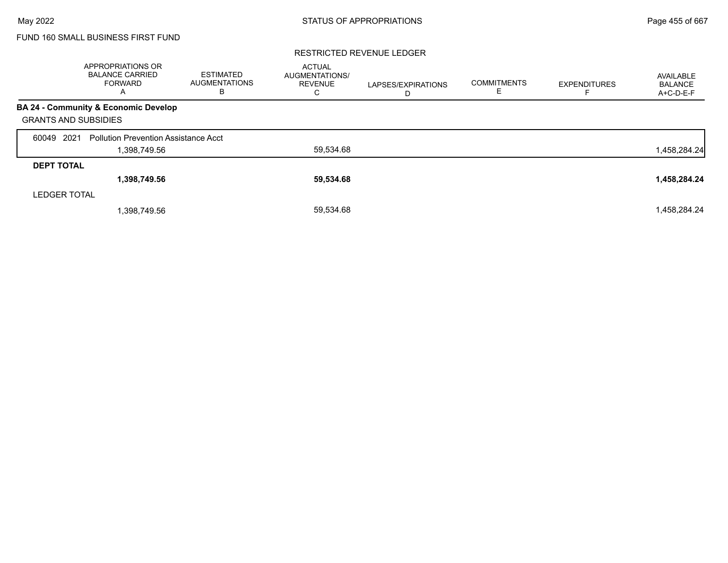FUND 160 SMALL BUSINESS FIRST FUND

RESTRICTED REVENUE LEDGER

| | APPROPRIATIONS OR BALANCE CARRIED FORWARD A | ESTIMATED AUGMENTATIONS B | ACTUAL AUGMENTATIONS/ REVENUE C | LAPSES/EXPIRATIONS D | COMMITMENTS E | EXPENDITURES F | AVAILABLE BALANCE A+C-D-E-F |
|---|---|---|---|---|---|---|---|
| **BA 24 - Community & Economic Develop** | | | | | | | |
| GRANTS AND SUBSIDIES | | | | | | | |
| 60049 2021 Pollution Prevention Assistance Acct | 1,398,749.56 | | 59,534.68 | | | | 1,458,284.24 |
| **DEPT TOTAL** | **1,398,749.56** | | **59,534.68** | | | | **1,458,284.24** |
| LEDGER TOTAL | 1,398,749.56 | | 59,534.68 | | | | 1,458,284.24 |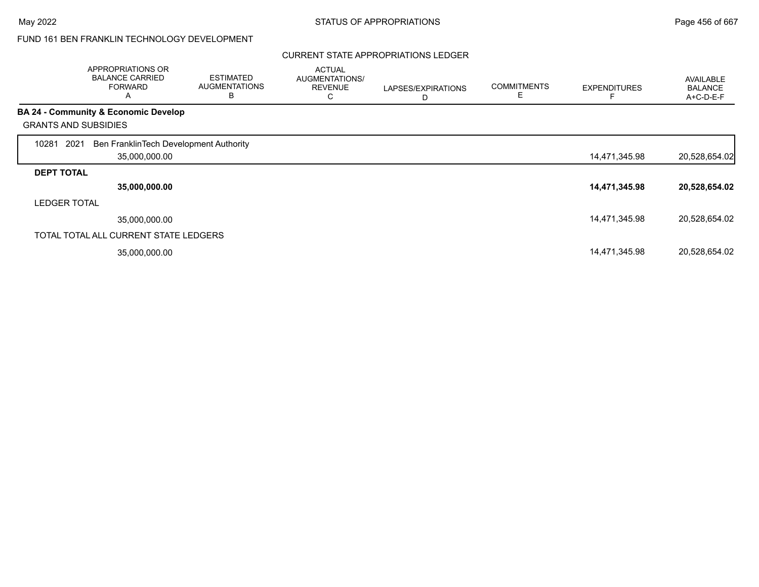FUND 161 BEN FRANKLIN TECHNOLOGY DEVELOPMENT

CURRENT STATE APPROPRIATIONS LEDGER

| | APPROPRIATIONS OR BALANCE CARRIED FORWARD A | ESTIMATED AUGMENTATIONS B | ACTUAL AUGMENTATIONS/ REVENUE C | LAPSES/EXPIRATIONS D | COMMITMENTS E | EXPENDITURES F | AVAILABLE BALANCE A+C-D-E-F |
|---|---|---|---|---|---|---|---|
| **BA 24 - Community & Economic Develop** | | | | | | | |
| GRANTS AND SUBSIDIES | | | | | | | |
| 10281 2021 Ben FranklinTech Development Authority | 35,000,000.00 | | | | | 14,471,345.98 | 20,528,654.02 |
| **DEPT TOTAL** | **35,000,000.00** | | | | | **14,471,345.98** | **20,528,654.02** |
| LEDGER TOTAL | 35,000,000.00 | | | | | 14,471,345.98 | 20,528,654.02 |
| TOTAL TOTAL ALL CURRENT STATE LEDGERS | 35,000,000.00 | | | | | 14,471,345.98 | 20,528,654.02 |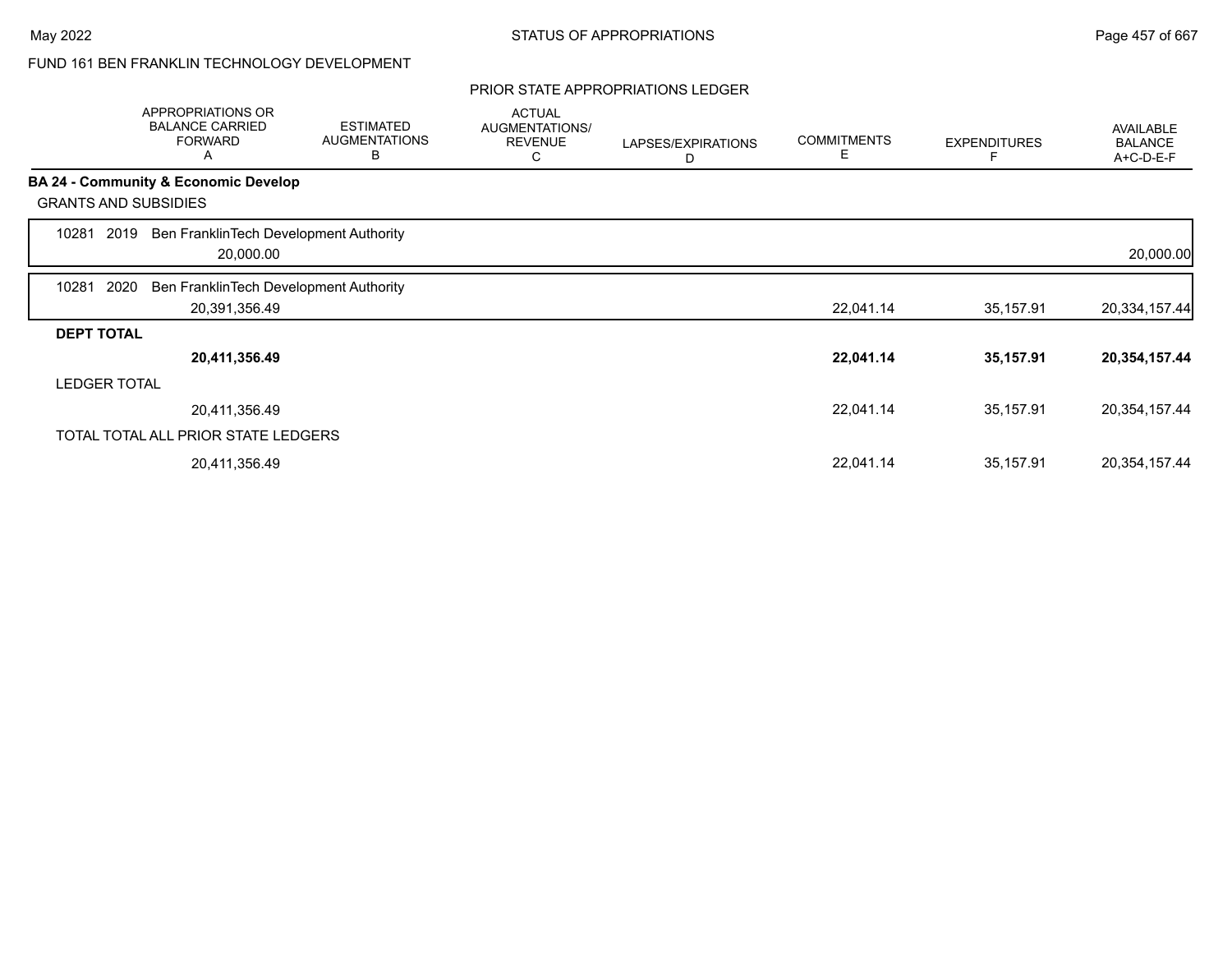FUND 161 BEN FRANKLIN TECHNOLOGY DEVELOPMENT

## PRIOR STATE APPROPRIATIONS LEDGER

| | APPROPRIATIONS OR BALANCE CARRIED FORWARD A | ESTIMATED AUGMENTATIONS B | ACTUAL AUGMENTATIONS/ REVENUE C | LAPSES/EXPIRATIONS D | COMMITMENTS E | EXPENDITURES F | AVAILABLE BALANCE A+C-D-E-F |
|---|---|---|---|---|---|---|---|
| **BA 24 - Community & Economic Develop** | | | | | | | |
| GRANTS AND SUBSIDIES | | | | | | | |
| 10281 2019 Ben FranklinTech Development Authority | 20,000.00 | | | | | | 20,000.00 |
| 10281 2020 Ben FranklinTech Development Authority | 20,391,356.49 | | | | 22,041.14 | 35,157.91 | 20,334,157.44 |
| **DEPT TOTAL** | **20,411,356.49** | | | | **22,041.14** | **35,157.91** | **20,354,157.44** |
| LEDGER TOTAL | 20,411,356.49 | | | | 22,041.14 | 35,157.91 | 20,354,157.44 |
| TOTAL TOTAL ALL PRIOR STATE LEDGERS | 20,411,356.49 | | | | 22,041.14 | 35,157.91 | 20,354,157.44 |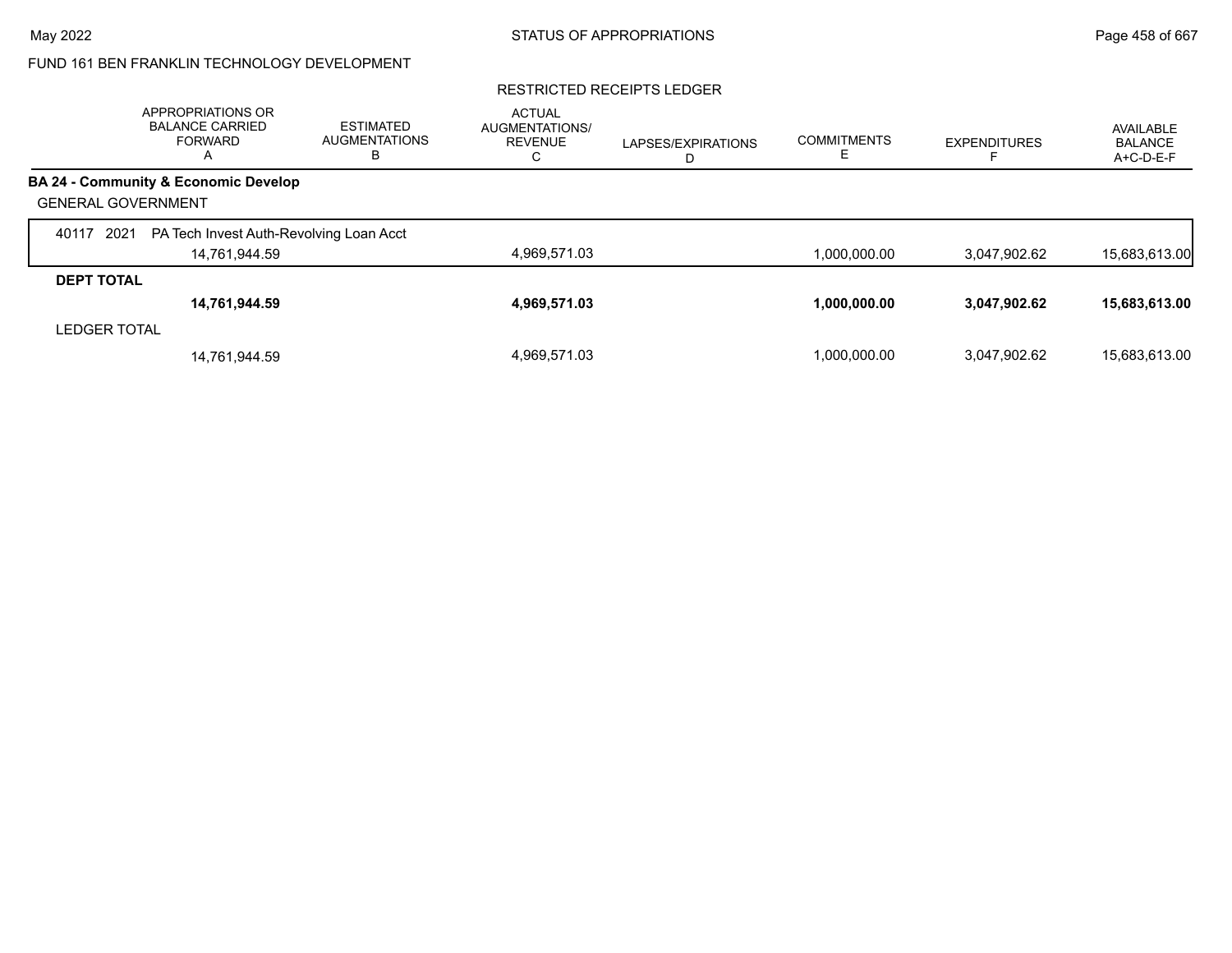FUND 161 BEN FRANKLIN TECHNOLOGY DEVELOPMENT

RESTRICTED RECEIPTS LEDGER

| | APPROPRIATIONS OR BALANCE CARRIED FORWARD A | ESTIMATED AUGMENTATIONS B | ACTUAL AUGMENTATIONS/ REVENUE C | LAPSES/EXPIRATIONS D | COMMITMENTS E | EXPENDITURES F | AVAILABLE BALANCE A+C-D-E-F |
|---|---|---|---|---|---|---|---|
| **BA 24 - Community & Economic Develop** | | | | | | | |
| GENERAL GOVERNMENT | | | | | | | |
| 40117 2021 PA Tech Invest Auth-Revolving Loan Acct | 14,761,944.59 | | 4,969,571.03 | | 1,000,000.00 | 3,047,902.62 | 15,683,613.00 |
| **DEPT TOTAL** | **14,761,944.59** | | **4,969,571.03** | | **1,000,000.00** | **3,047,902.62** | **15,683,613.00** |
| LEDGER TOTAL | 14,761,944.59 | | 4,969,571.03 | | 1,000,000.00 | 3,047,902.62 | 15,683,613.00 |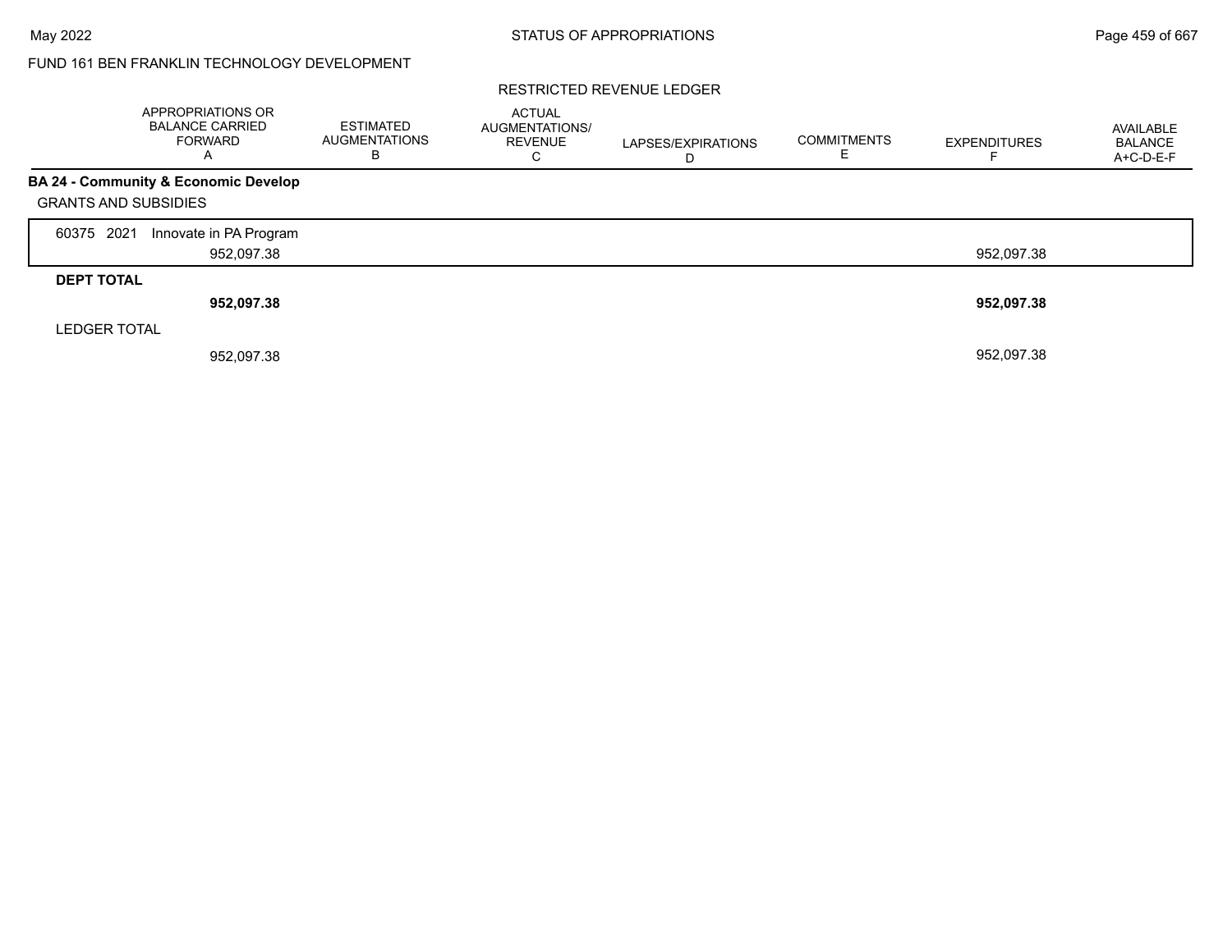FUND 161 BEN FRANKLIN TECHNOLOGY DEVELOPMENT

## RESTRICTED REVENUE LEDGER

| | APPROPRIATIONS OR BALANCE CARRIED FORWARD A | ESTIMATED AUGMENTATIONS B | ACTUAL AUGMENTATIONS/ REVENUE C | LAPSES/EXPIRATIONS D | COMMITMENTS E | EXPENDITURES F | AVAILABLE BALANCE A+C-D-E-F |
|---|---|---|---|---|---|---|---|
| **BA 24 - Community & Economic Develop** | | | | | | | |
| GRANTS AND SUBSIDIES | | | | | | | |
| 60375 2021 Innovate in PA Program | 952,097.38 | | | | | 952,097.38 | |
| **DEPT TOTAL** | **952,097.38** | | | | | **952,097.38** | |
| LEDGER TOTAL | 952,097.38 | | | | | 952,097.38 | |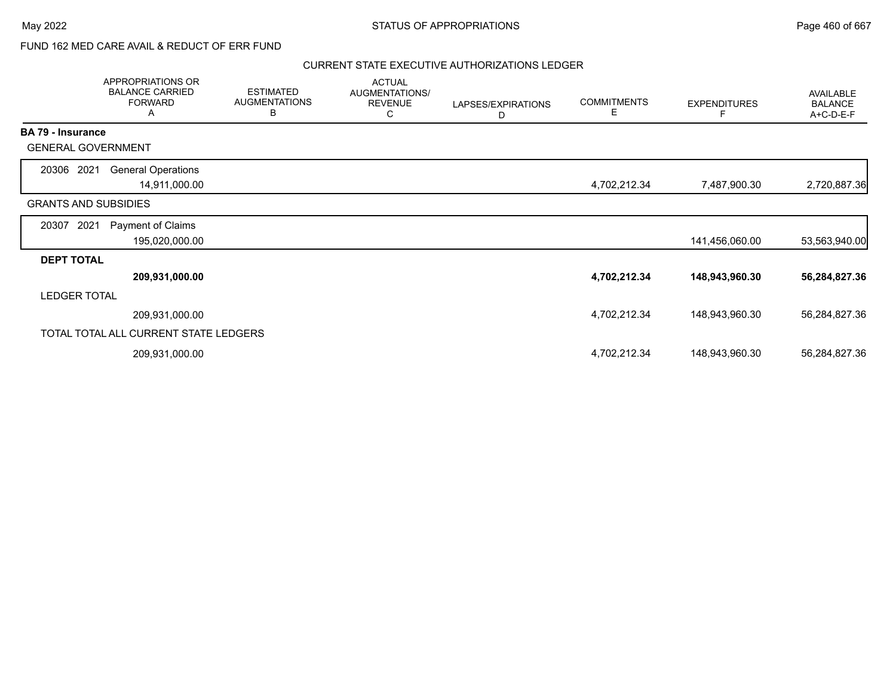FUND 162 MED CARE AVAIL & REDUCT OF ERR FUND

CURRENT STATE EXECUTIVE AUTHORIZATIONS LEDGER

| | APPROPRIATIONS OR BALANCE CARRIED FORWARD A | ESTIMATED AUGMENTATIONS B | ACTUAL AUGMENTATIONS/ REVENUE C | LAPSES/EXPIRATIONS D | COMMITMENTS E | EXPENDITURES F | AVAILABLE BALANCE A+C-D-E-F |
|---|---|---|---|---|---|---|---|
| **BA 79 - Insurance** | | | | | | | |
| GENERAL GOVERNMENT | | | | | | | |
| 20306 2021 General Operations | 14,911,000.00 | | | | 4,702,212.34 | 7,487,900.30 | 2,720,887.36 |
| GRANTS AND SUBSIDIES | | | | | | | |
| 20307 2021 Payment of Claims | 195,020,000.00 | | | | | 141,456,060.00 | 53,563,940.00 |
| **DEPT TOTAL** | **209,931,000.00** | | | | **4,702,212.34** | **148,943,960.30** | **56,284,827.36** |
| LEDGER TOTAL | 209,931,000.00 | | | | 4,702,212.34 | 148,943,960.30 | 56,284,827.36 |
| TOTAL TOTAL ALL CURRENT STATE LEDGERS | 209,931,000.00 | | | | 4,702,212.34 | 148,943,960.30 | 56,284,827.36 |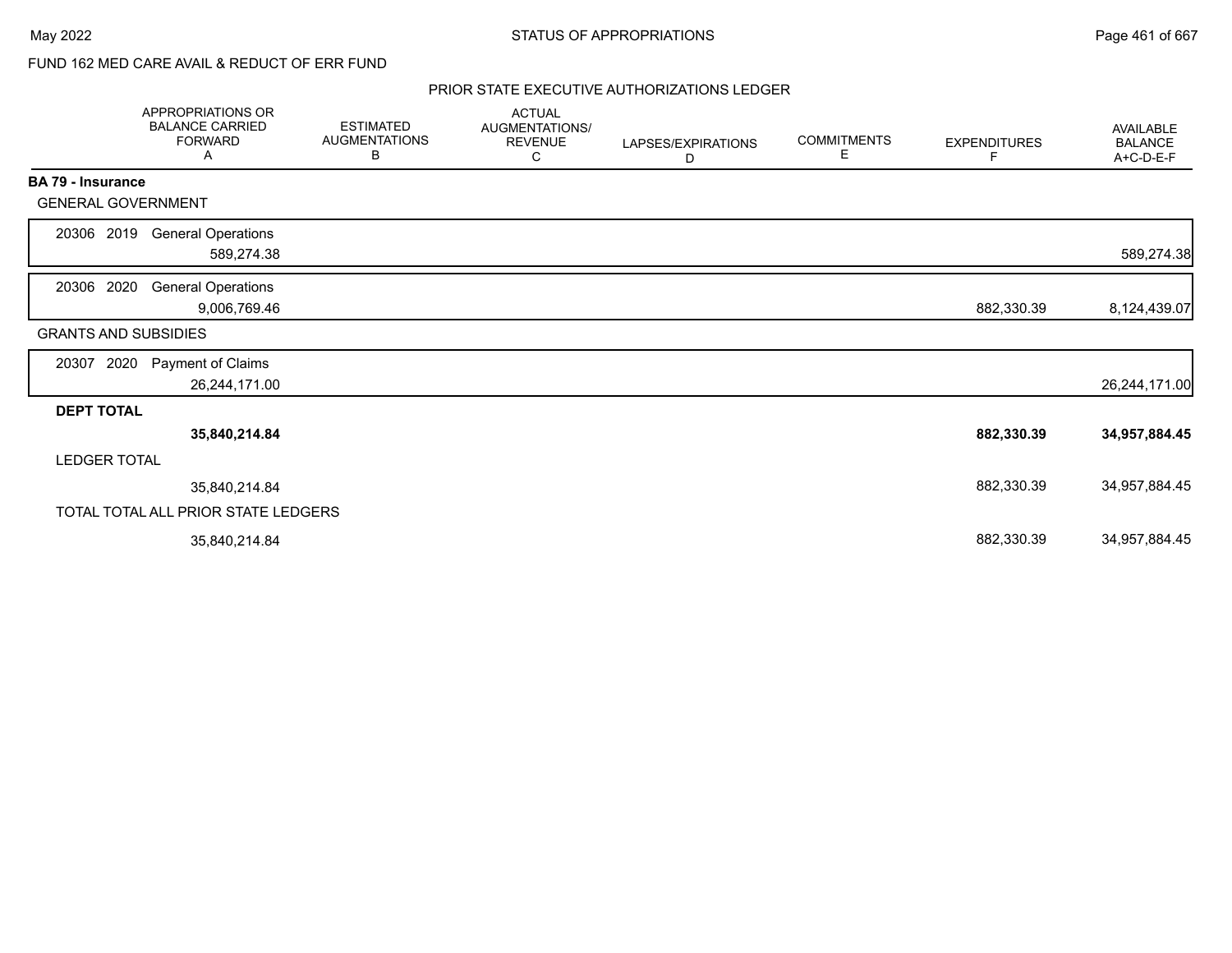FUND 162 MED CARE AVAIL & REDUCT OF ERR FUND

PRIOR STATE EXECUTIVE AUTHORIZATIONS LEDGER

| | APPROPRIATIONS OR BALANCE CARRIED FORWARD A | ESTIMATED AUGMENTATIONS B | ACTUAL AUGMENTATIONS/ REVENUE C | LAPSES/EXPIRATIONS D | COMMITMENTS E | EXPENDITURES F | AVAILABLE BALANCE A+C-D-E-F |
|---|---|---|---|---|---|---|---|
| **BA 79 - Insurance** | | | | | | | |
| GENERAL GOVERNMENT | | | | | | | |
| 20306 2019 General Operations | 589,274.38 | | | | | | 589,274.38 |
| 20306 2020 General Operations | 9,006,769.46 | | | | | 882,330.39 | 8,124,439.07 |
| GRANTS AND SUBSIDIES | | | | | | | |
| 20307 2020 Payment of Claims | 26,244,171.00 | | | | | | 26,244,171.00 |
| **DEPT TOTAL** | **35,840,214.84** | | | | | **882,330.39** | **34,957,884.45** |
| LEDGER TOTAL | 35,840,214.84 | | | | | 882,330.39 | 34,957,884.45 |
| TOTAL TOTAL ALL PRIOR STATE LEDGERS | 35,840,214.84 | | | | | 882,330.39 | 34,957,884.45 |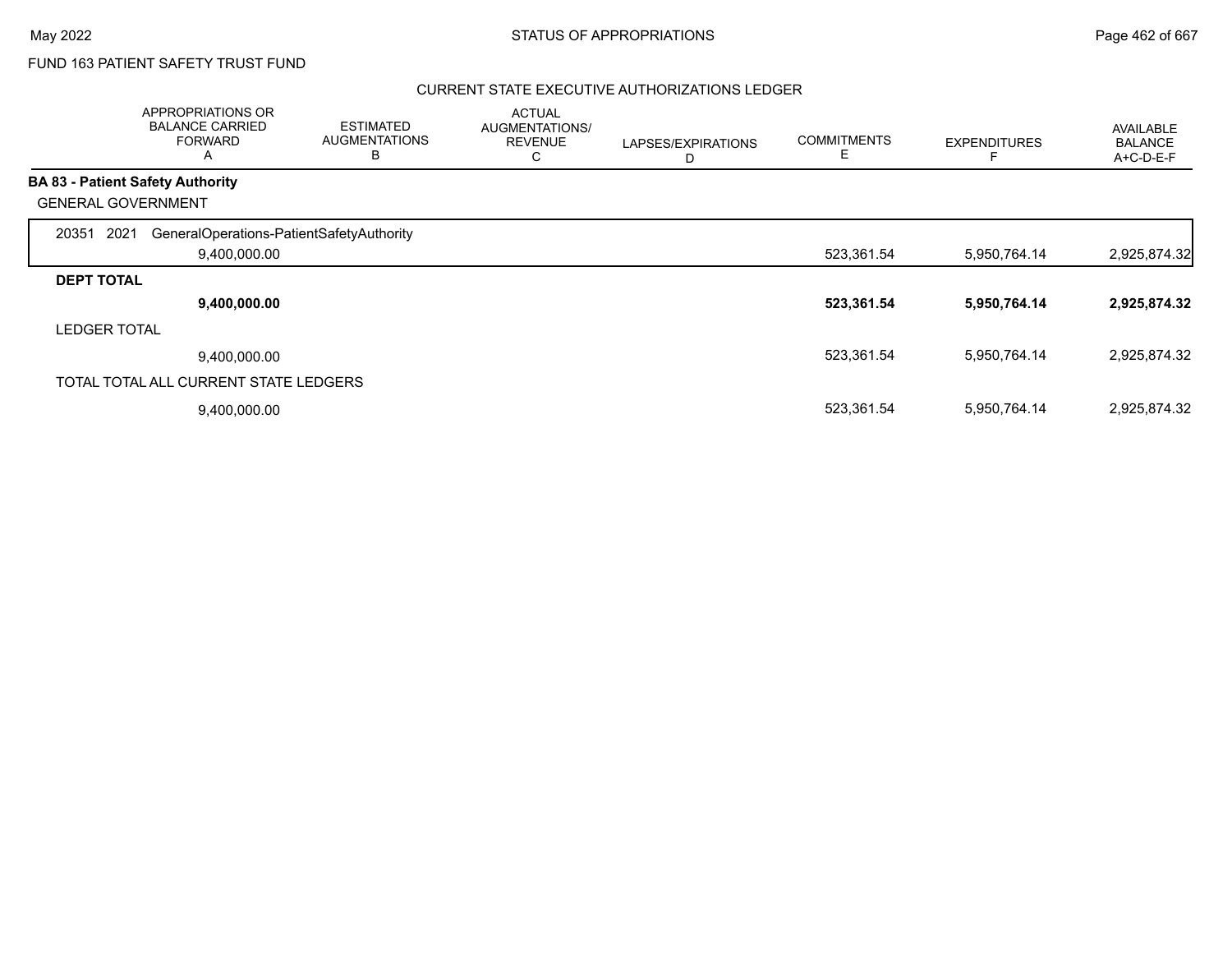FUND 163 PATIENT SAFETY TRUST FUND

CURRENT STATE EXECUTIVE AUTHORIZATIONS LEDGER

| | APPROPRIATIONS OR BALANCE CARRIED FORWARD A | ESTIMATED AUGMENTATIONS B | ACTUAL AUGMENTATIONS/ REVENUE C | LAPSES/EXPIRATIONS D | COMMITMENTS E | EXPENDITURES F | AVAILABLE BALANCE A+C-D-E-F |
|---|---|---|---|---|---|---|---|
| **BA 83 - Patient Safety Authority** | | | | | | | |
| GENERAL GOVERNMENT | | | | | | | |
| 20351 2021 GeneralOperations-PatientSafetyAuthority | 9,400,000.00 | | | | 523,361.54 | 5,950,764.14 | 2,925,874.32 |
| **DEPT TOTAL** | **9,400,000.00** | | | | **523,361.54** | **5,950,764.14** | **2,925,874.32** |
| LEDGER TOTAL | 9,400,000.00 | | | | 523,361.54 | 5,950,764.14 | 2,925,874.32 |
| TOTAL TOTAL ALL CURRENT STATE LEDGERS | 9,400,000.00 | | | | 523,361.54 | 5,950,764.14 | 2,925,874.32 |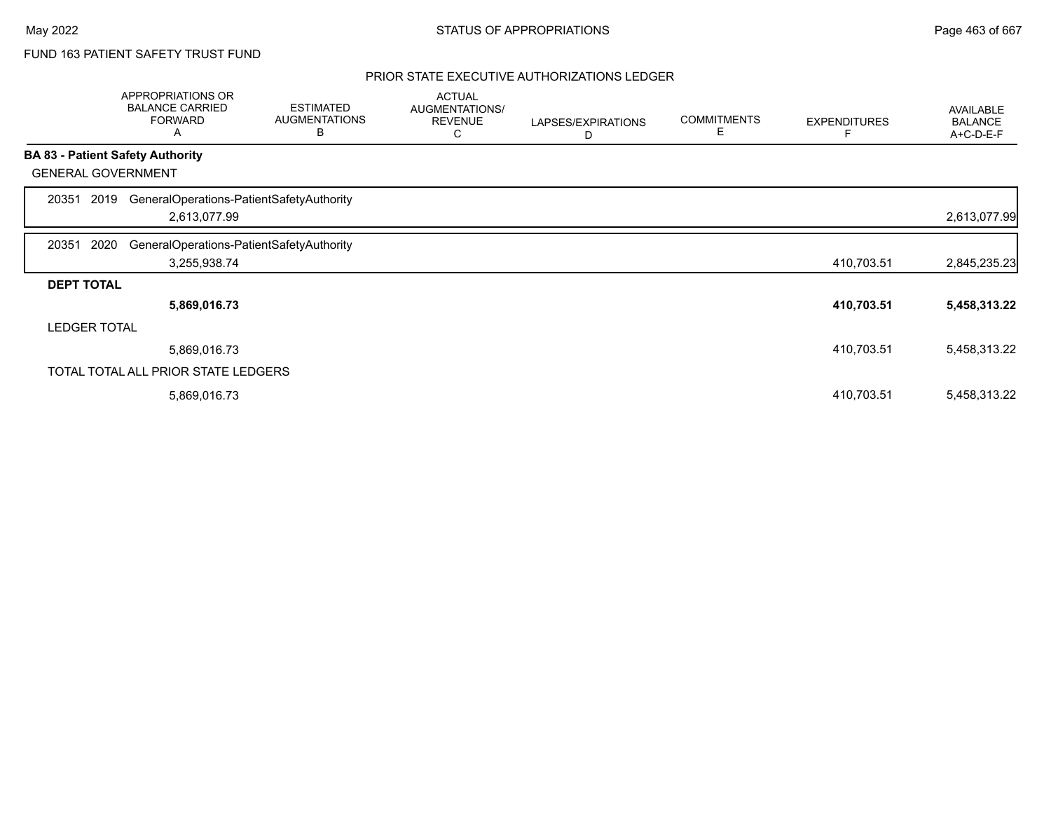FUND 163 PATIENT SAFETY TRUST FUND

PRIOR STATE EXECUTIVE AUTHORIZATIONS LEDGER

| | APPROPRIATIONS OR BALANCE CARRIED FORWARD A | ESTIMATED AUGMENTATIONS B | ACTUAL AUGMENTATIONS/ REVENUE C | LAPSES/EXPIRATIONS D | COMMITMENTS E | EXPENDITURES F | AVAILABLE BALANCE A+C-D-E-F |
|---|---|---|---|---|---|---|---|
| **BA 83 - Patient Safety Authority** | | | | | | | |
| GENERAL GOVERNMENT | | | | | | | |
| 20351 2019 GeneralOperations-PatientSafetyAuthority | 2,613,077.99 | | | | | | 2,613,077.99 |
| 20351 2020 GeneralOperations-PatientSafetyAuthority | 3,255,938.74 | | | | | 410,703.51 | 2,845,235.23 |
| **DEPT TOTAL** | **5,869,016.73** | | | | | **410,703.51** | **5,458,313.22** |
| LEDGER TOTAL | 5,869,016.73 | | | | | 410,703.51 | 5,458,313.22 |
| TOTAL TOTAL ALL PRIOR STATE LEDGERS | 5,869,016.73 | | | | | 410,703.51 | 5,458,313.22 |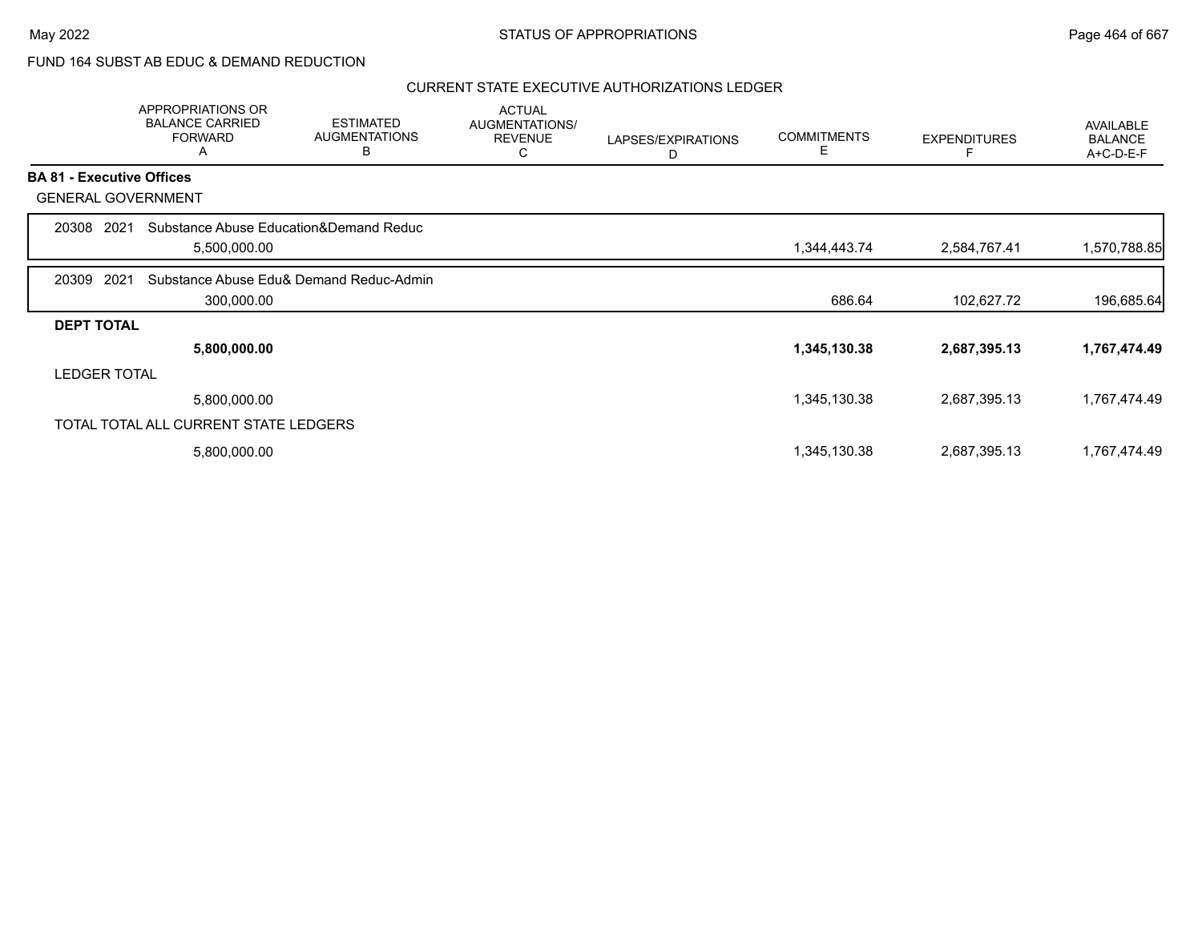FUND 164 SUBST AB EDUC & DEMAND REDUCTION

CURRENT STATE EXECUTIVE AUTHORIZATIONS LEDGER

| | APPROPRIATIONS OR BALANCE CARRIED FORWARD A | ESTIMATED AUGMENTATIONS B | ACTUAL AUGMENTATIONS/ REVENUE C | LAPSES/EXPIRATIONS D | COMMITMENTS E | EXPENDITURES F | AVAILABLE BALANCE A+C-D-E-F |
|---|---|---|---|---|---|---|---|
| **BA 81 - Executive Offices** | | | | | | | |
| GENERAL GOVERNMENT | | | | | | | |
| 20308 2021 Substance Abuse Education&Demand Reduc | 5,500,000.00 | | | | 1,344,443.74 | 2,584,767.41 | 1,570,788.85 |
| 20309 2021 Substance Abuse Edu& Demand Reduc-Admin | 300,000.00 | | | | 686.64 | 102,627.72 | 196,685.64 |
| **DEPT TOTAL** | **5,800,000.00** | | | | **1,345,130.38** | **2,687,395.13** | **1,767,474.49** |
| LEDGER TOTAL | 5,800,000.00 | | | | 1,345,130.38 | 2,687,395.13 | 1,767,474.49 |
| TOTAL TOTAL ALL CURRENT STATE LEDGERS | 5,800,000.00 | | | | 1,345,130.38 | 2,687,395.13 | 1,767,474.49 |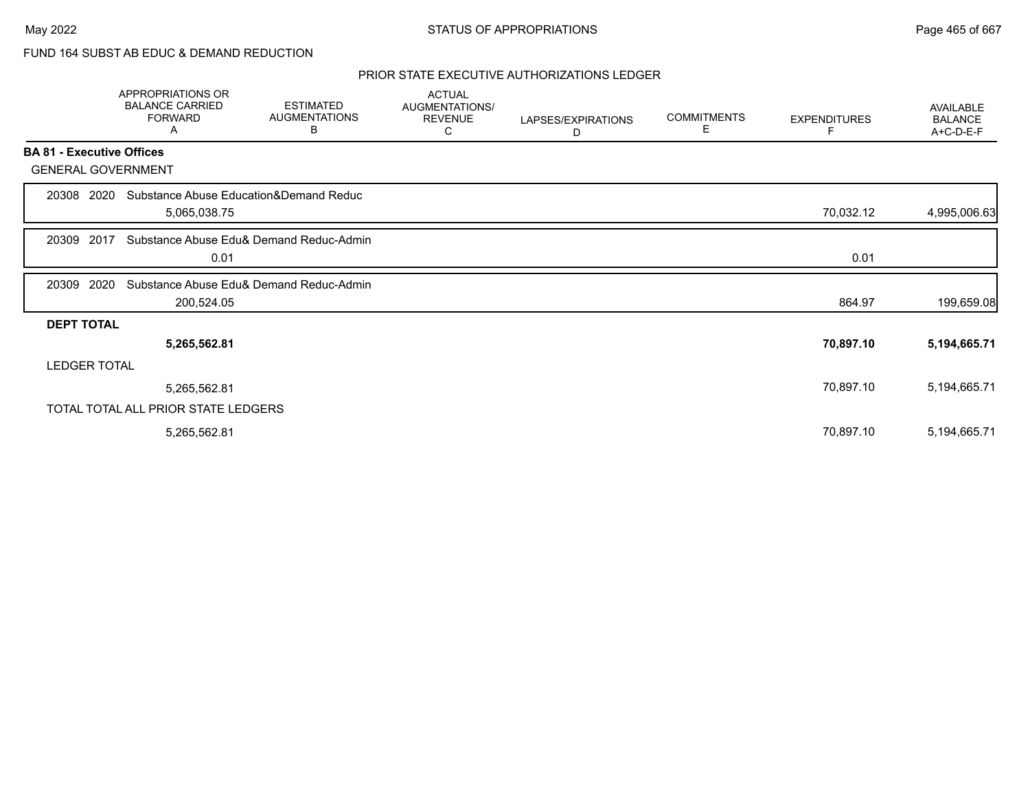FUND 164 SUBST AB EDUC & DEMAND REDUCTION

PRIOR STATE EXECUTIVE AUTHORIZATIONS LEDGER

| | APPROPRIATIONS OR BALANCE CARRIED FORWARD A | ESTIMATED AUGMENTATIONS B | ACTUAL AUGMENTATIONS/ REVENUE C | LAPSES/EXPIRATIONS D | COMMITMENTS E | EXPENDITURES F | AVAILABLE BALANCE A+C-D-E-F |
|---|---|---|---|---|---|---|---|
| **BA 81 - Executive Offices** | | | | | | | |
| GENERAL GOVERNMENT | | | | | | | |
| 20308 2020 Substance Abuse Education&Demand Reduc | 5,065,038.75 | | | | | 70,032.12 | 4,995,006.63 |
| 20309 2017 Substance Abuse Edu& Demand Reduc-Admin | 0.01 | | | | | 0.01 | |
| 20309 2020 Substance Abuse Edu& Demand Reduc-Admin | 200,524.05 | | | | | 864.97 | 199,659.08 |
| **DEPT TOTAL** | **5,265,562.81** | | | | | **70,897.10** | **5,194,665.71** |
| LEDGER TOTAL | 5,265,562.81 | | | | | 70,897.10 | 5,194,665.71 |
| TOTAL TOTAL ALL PRIOR STATE LEDGERS | 5,265,562.81 | | | | | 70,897.10 | 5,194,665.71 |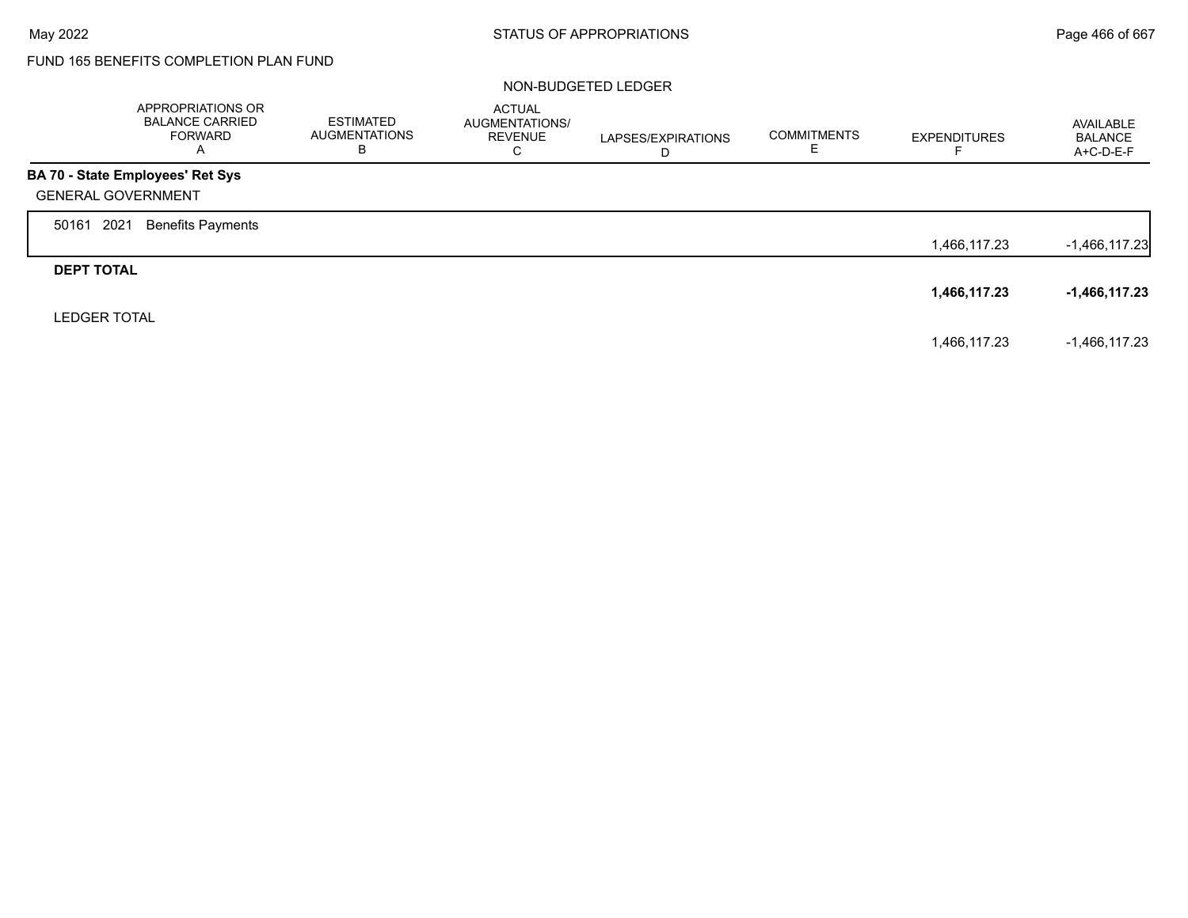FUND 165 BENEFITS COMPLETION PLAN FUND

NON-BUDGETED LEDGER

| | APPROPRIATIONS OR BALANCE CARRIED FORWARD A | ESTIMATED AUGMENTATIONS B | ACTUAL AUGMENTATIONS/ REVENUE C | LAPSES/EXPIRATIONS D | COMMITMENTS E | EXPENDITURES F | AVAILABLE BALANCE A+C-D-E-F |
|---|---|---|---|---|---|---|---|
| **BA 70 - State Employees' Ret Sys** | | | | | | | |
| GENERAL GOVERNMENT | | | | | | | |
| 50161 2021 Benefits Payments | | | | | | 1,466,117.23 | -1,466,117.23 |
| **DEPT TOTAL** | | | | | | **1,466,117.23** | **-1,466,117.23** |
| LEDGER TOTAL | | | | | | 1,466,117.23 | -1,466,117.23 |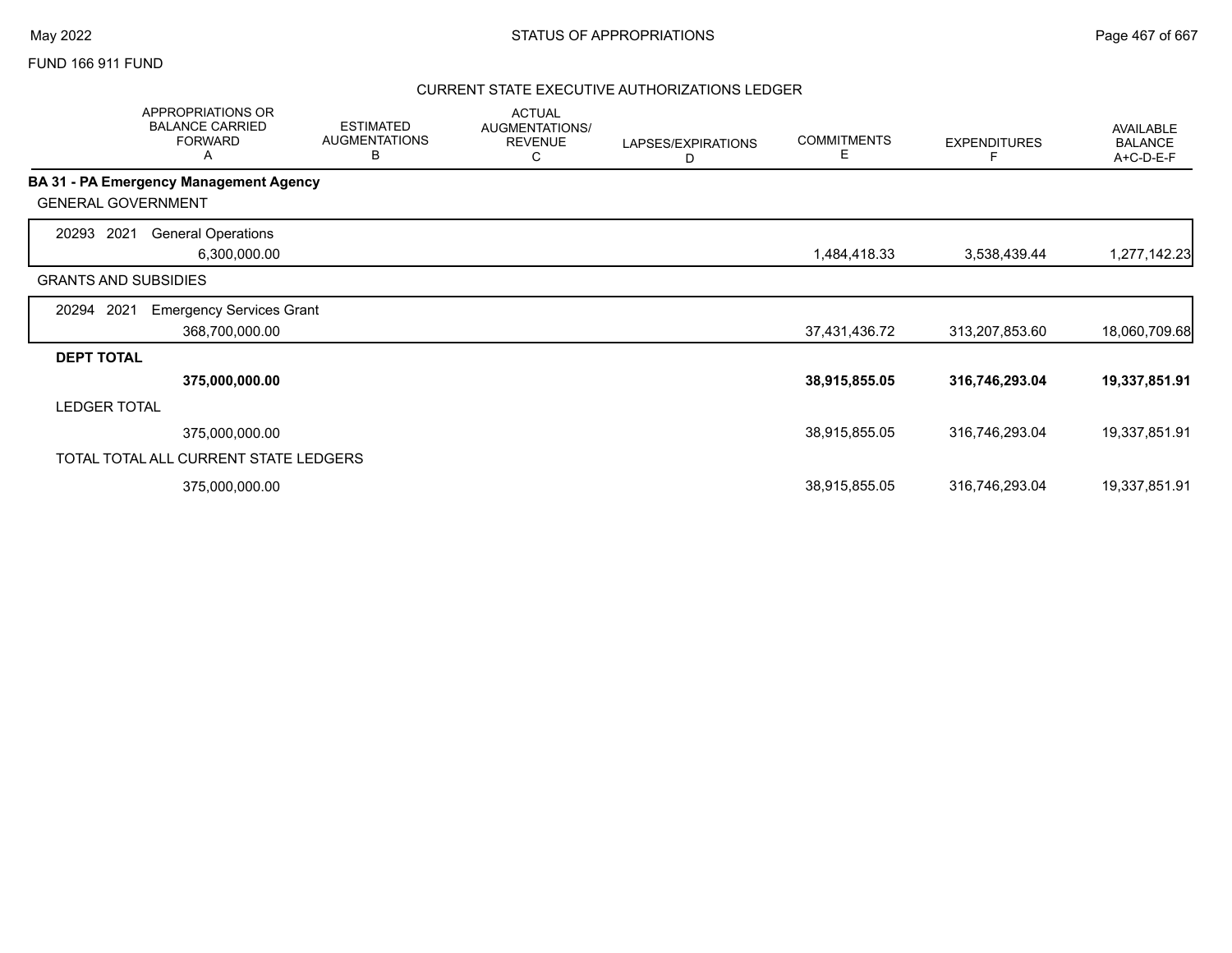FUND 166 911 FUND

## CURRENT STATE EXECUTIVE AUTHORIZATIONS LEDGER

| | APPROPRIATIONS OR BALANCE CARRIED FORWARD A | ESTIMATED AUGMENTATIONS B | ACTUAL AUGMENTATIONS/ REVENUE C | LAPSES/EXPIRATIONS D | COMMITMENTS E | EXPENDITURES F | AVAILABLE BALANCE A+C-D-E-F |
|---|---|---|---|---|---|---|---|
| **BA 31 - PA Emergency Management Agency** | | | | | | | |
| GENERAL GOVERNMENT | | | | | | | |
| 20293 2021 General Operations | 6,300,000.00 | | | | 1,484,418.33 | 3,538,439.44 | 1,277,142.23 |
| GRANTS AND SUBSIDIES | | | | | | | |
| 20294 2021 Emergency Services Grant | 368,700,000.00 | | | | 37,431,436.72 | 313,207,853.60 | 18,060,709.68 |
| **DEPT TOTAL** | **375,000,000.00** | | | | **38,915,855.05** | **316,746,293.04** | **19,337,851.91** |
| LEDGER TOTAL | 375,000,000.00 | | | | 38,915,855.05 | 316,746,293.04 | 19,337,851.91 |
| TOTAL TOTAL ALL CURRENT STATE LEDGERS | 375,000,000.00 | | | | 38,915,855.05 | 316,746,293.04 | 19,337,851.91 |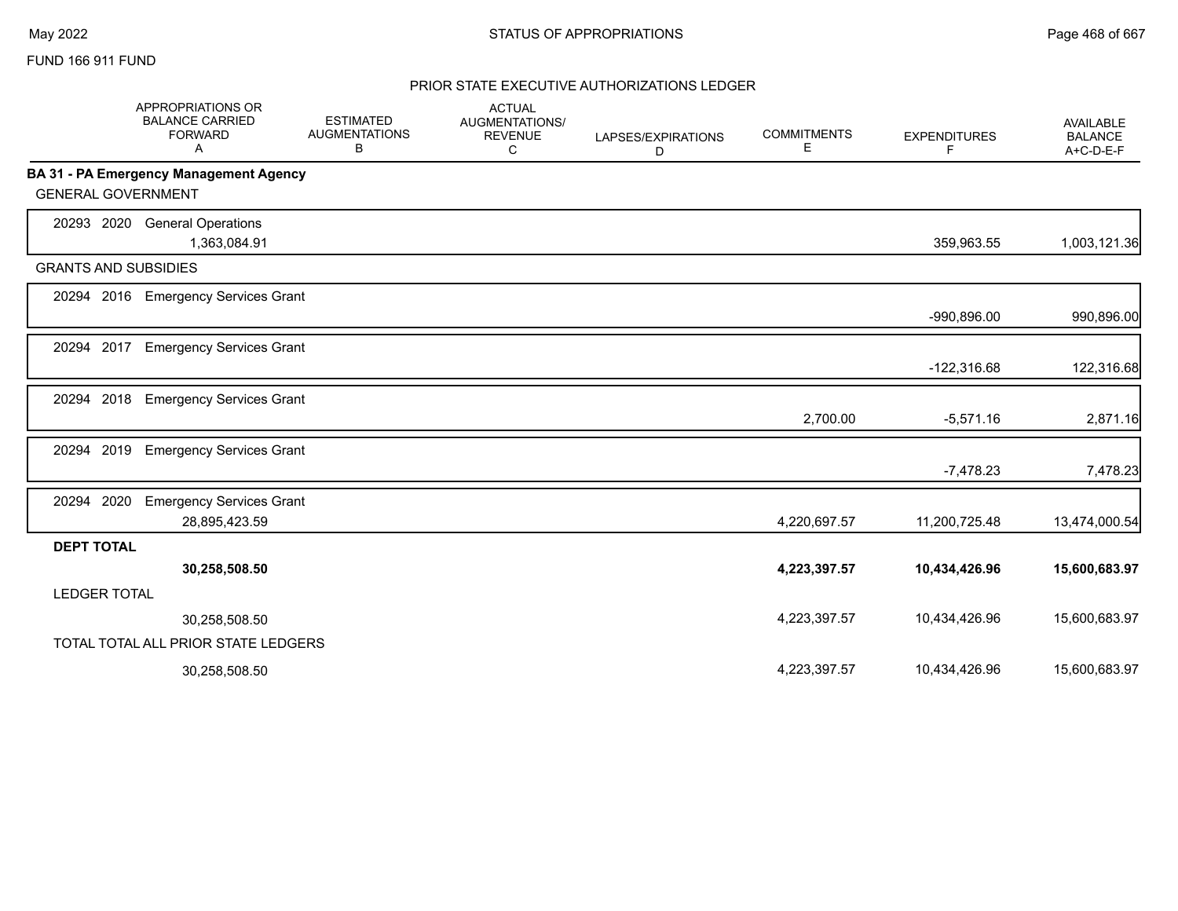FUND 166 911 FUND

## PRIOR STATE EXECUTIVE AUTHORIZATIONS LEDGER

| | APPROPRIATIONS OR BALANCE CARRIED FORWARD A | ESTIMATED AUGMENTATIONS B | ACTUAL AUGMENTATIONS/ REVENUE C | LAPSES/EXPIRATIONS D | COMMITMENTS E | EXPENDITURES F | AVAILABLE BALANCE A+C-D-E-F |
|---|---|---|---|---|---|---|---|
| **BA 31 - PA Emergency Management Agency** | | | | | | | |
| GENERAL GOVERNMENT | | | | | | | |
| 20293 2020 General Operations | 1,363,084.91 | | | | | 359,963.55 | 1,003,121.36 |
| GRANTS AND SUBSIDIES | | | | | | | |
| 20294 2016 Emergency Services Grant | | | | | | -990,896.00 | 990,896.00 |
| 20294 2017 Emergency Services Grant | | | | | | -122,316.68 | 122,316.68 |
| 20294 2018 Emergency Services Grant | | | | | 2,700.00 | -5,571.16 | 2,871.16 |
| 20294 2019 Emergency Services Grant | | | | | | -7,478.23 | 7,478.23 |
| 20294 2020 Emergency Services Grant | 28,895,423.59 | | | | 4,220,697.57 | 11,200,725.48 | 13,474,000.54 |
| **DEPT TOTAL** | **30,258,508.50** | | | | **4,223,397.57** | **10,434,426.96** | **15,600,683.97** |
| LEDGER TOTAL | 30,258,508.50 | | | | 4,223,397.57 | 10,434,426.96 | 15,600,683.97 |
| TOTAL TOTAL ALL PRIOR STATE LEDGERS | 30,258,508.50 | | | | 4,223,397.57 | 10,434,426.96 | 15,600,683.97 |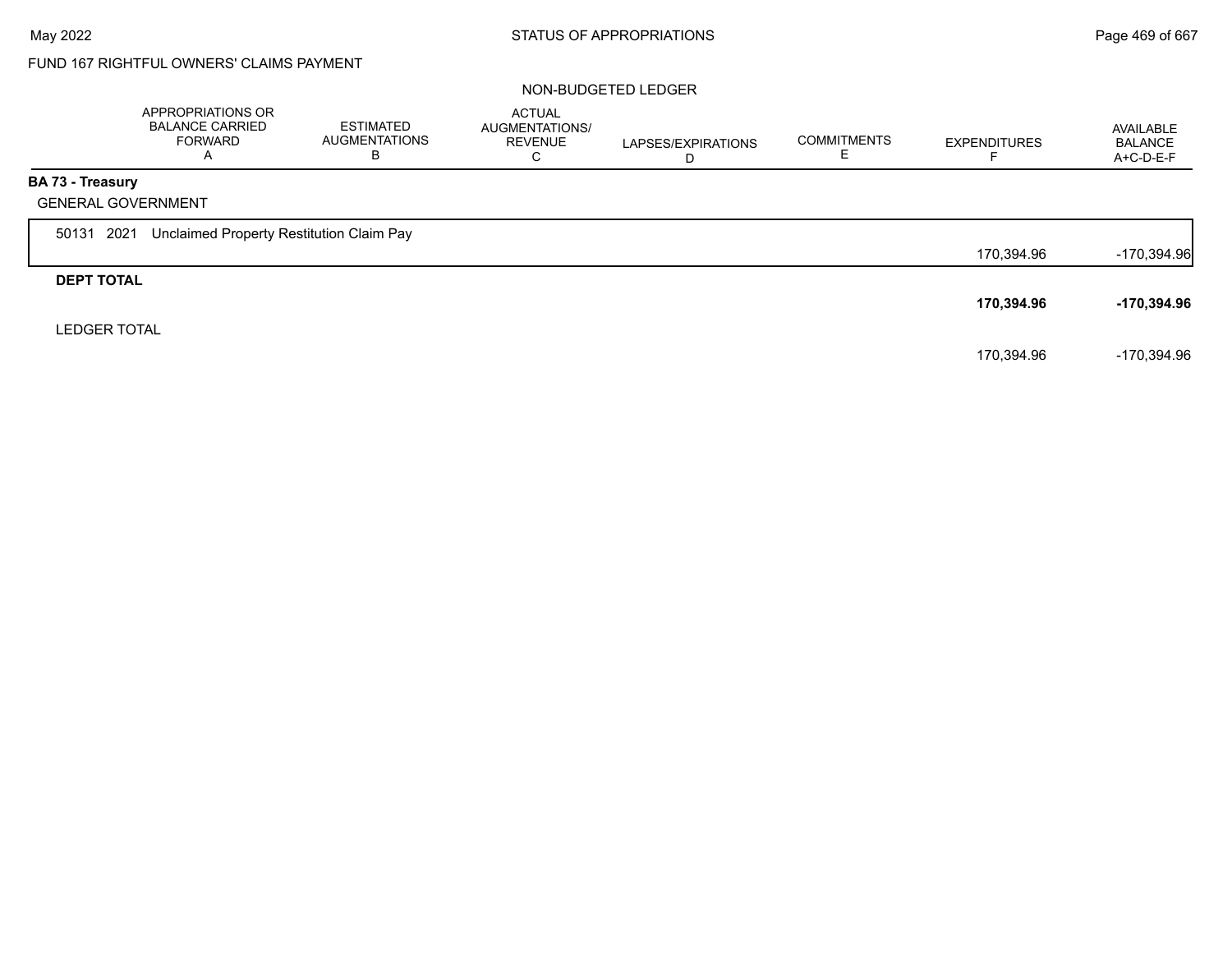FUND 167 RIGHTFUL OWNERS' CLAIMS PAYMENT

NON-BUDGETED LEDGER

| | APPROPRIATIONS OR BALANCE CARRIED FORWARD A | ESTIMATED AUGMENTATIONS B | ACTUAL AUGMENTATIONS/ REVENUE C | LAPSES/EXPIRATIONS D | COMMITMENTS E | EXPENDITURES F | AVAILABLE BALANCE A+C-D-E-F |
|---|---|---|---|---|---|---|---|
| **BA 73 - Treasury** | | | | | | | |
| GENERAL GOVERNMENT | | | | | | | |
| 50131 2021 Unclaimed Property Restitution Claim Pay | | | | | | 170,394.96 | -170,394.96 |
| **DEPT TOTAL** | | | | | | **170,394.96** | **-170,394.96** |
| LEDGER TOTAL | | | | | | 170,394.96 | -170,394.96 |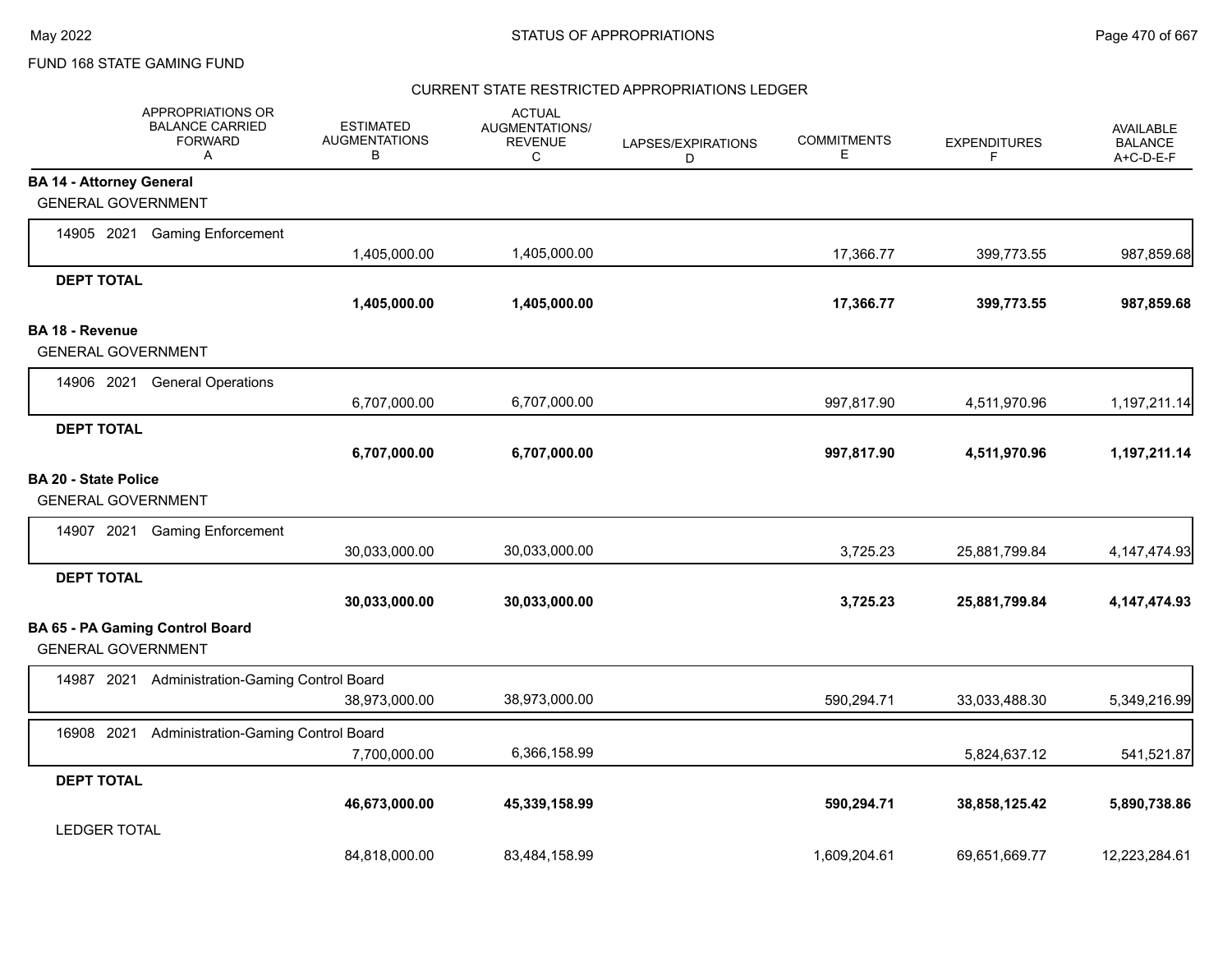FUND 168 STATE GAMING FUND

CURRENT STATE RESTRICTED APPROPRIATIONS LEDGER

| APPROPRIATIONS OR BALANCE CARRIED FORWARD A | ESTIMATED AUGMENTATIONS B | ACTUAL AUGMENTATIONS/ REVENUE C | LAPSES/EXPIRATIONS D | COMMITMENTS E | EXPENDITURES F | AVAILABLE BALANCE A+C-D-E-F |
|---|---|---|---|---|---|---|
| **BA 14 - Attorney General** | | | | | | |
| GENERAL GOVERNMENT | | | | | | |
| 14905 2021 Gaming Enforcement | 1,405,000.00 | 1,405,000.00 | | 17,366.77 | 399,773.55 | 987,859.68 |
| **DEPT TOTAL** | **1,405,000.00** | **1,405,000.00** | | **17,366.77** | **399,773.55** | **987,859.68** |
| **BA 18 - Revenue** | | | | | | |
| GENERAL GOVERNMENT | | | | | | |
| 14906 2021 General Operations | 6,707,000.00 | 6,707,000.00 | | 997,817.90 | 4,511,970.96 | 1,197,211.14 |
| **DEPT TOTAL** | **6,707,000.00** | **6,707,000.00** | | **997,817.90** | **4,511,970.96** | **1,197,211.14** |
| **BA 20 - State Police** | | | | | | |
| GENERAL GOVERNMENT | | | | | | |
| 14907 2021 Gaming Enforcement | 30,033,000.00 | 30,033,000.00 | | 3,725.23 | 25,881,799.84 | 4,147,474.93 |
| **DEPT TOTAL** | **30,033,000.00** | **30,033,000.00** | | **3,725.23** | **25,881,799.84** | **4,147,474.93** |
| **BA 65 - PA Gaming Control Board** | | | | | | |
| GENERAL GOVERNMENT | | | | | | |
| 14987 2021 Administration-Gaming Control Board | 38,973,000.00 | 38,973,000.00 | | 590,294.71 | 33,033,488.30 | 5,349,216.99 |
| 16908 2021 Administration-Gaming Control Board | 7,700,000.00 | 6,366,158.99 | | | 5,824,637.12 | 541,521.87 |
| **DEPT TOTAL** | **46,673,000.00** | **45,339,158.99** | | **590,294.71** | **38,858,125.42** | **5,890,738.86** |
| LEDGER TOTAL | 84,818,000.00 | 83,484,158.99 | | 1,609,204.61 | 69,651,669.77 | 12,223,284.61 |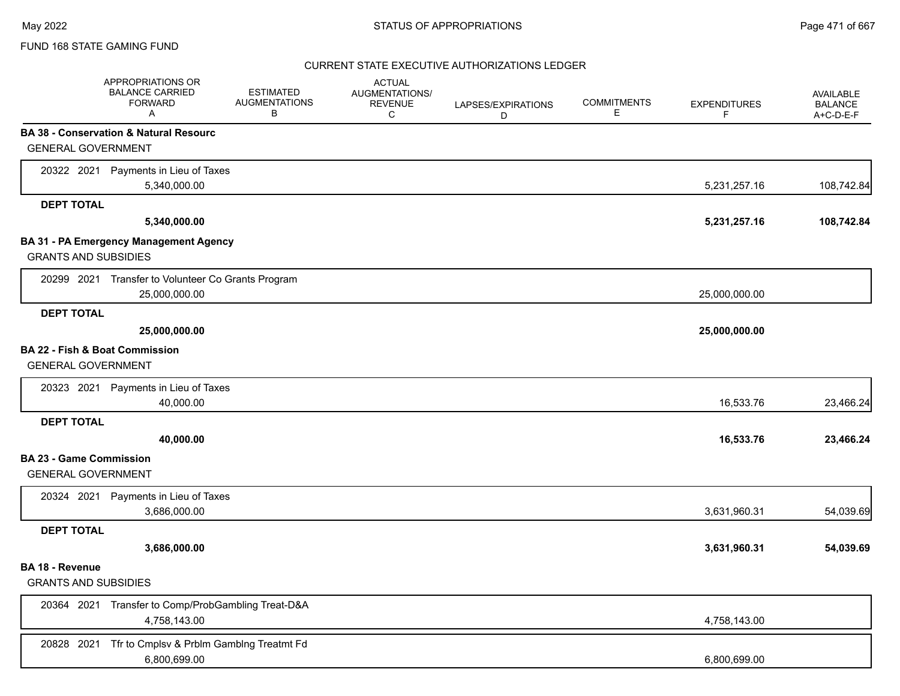FUND 168 STATE GAMING FUND

CURRENT STATE EXECUTIVE AUTHORIZATIONS LEDGER

| | APPROPRIATIONS OR BALANCE CARRIED FORWARD A | ESTIMATED AUGMENTATIONS B | ACTUAL AUGMENTATIONS/ REVENUE C | LAPSES/EXPIRATIONS D | COMMITMENTS E | EXPENDITURES F | AVAILABLE BALANCE A+C-D-E-F |
|---|---|---|---|---|---|---|---|
| **BA 38 - Conservation & Natural Resourc** | | | | | | | |
| GENERAL GOVERNMENT | | | | | | | |
| 20322 2021 Payments in Lieu of Taxes | 5,340,000.00 | | | | | 5,231,257.16 | 108,742.84 |
| **DEPT TOTAL** | **5,340,000.00** | | | | | **5,231,257.16** | **108,742.84** |
| **BA 31 - PA Emergency Management Agency** | | | | | | | |
| GRANTS AND SUBSIDIES | | | | | | | |
| 20299 2021 Transfer to Volunteer Co Grants Program | 25,000,000.00 | | | | | 25,000,000.00 | |
| **DEPT TOTAL** | **25,000,000.00** | | | | | **25,000,000.00** | |
| **BA 22 - Fish & Boat Commission** | | | | | | | |
| GENERAL GOVERNMENT | | | | | | | |
| 20323 2021 Payments in Lieu of Taxes | 40,000.00 | | | | | 16,533.76 | 23,466.24 |
| **DEPT TOTAL** | **40,000.00** | | | | | **16,533.76** | **23,466.24** |
| **BA 23 - Game Commission** | | | | | | | |
| GENERAL GOVERNMENT | | | | | | | |
| 20324 2021 Payments in Lieu of Taxes | 3,686,000.00 | | | | | 3,631,960.31 | 54,039.69 |
| **DEPT TOTAL** | **3,686,000.00** | | | | | **3,631,960.31** | **54,039.69** |
| **BA 18 - Revenue** | | | | | | | |
| GRANTS AND SUBSIDIES | | | | | | | |
| 20364 2021 Transfer to Comp/ProbGambling Treat-D&A | 4,758,143.00 | | | | | 4,758,143.00 | |
| 20828 2021 Tfr to Cmplsv & Prblm Gamblng Treatmt Fd | 6,800,699.00 | | | | | 6,800,699.00 | |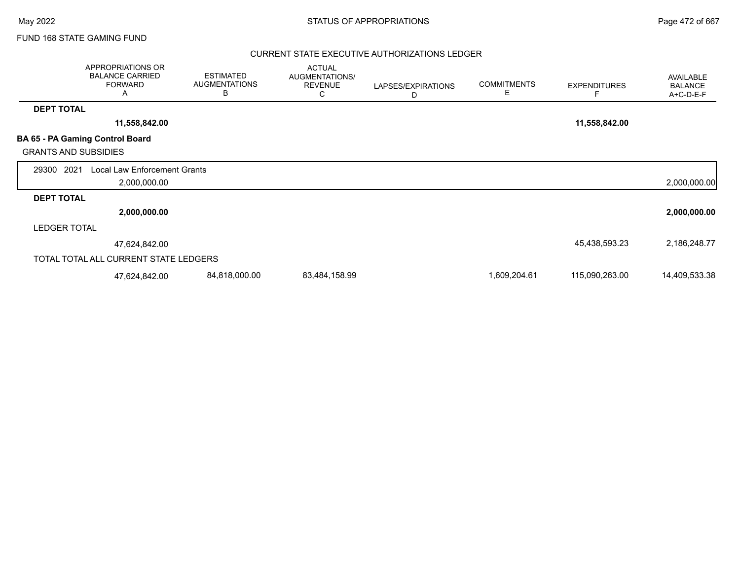FUND 168 STATE GAMING FUND

CURRENT STATE EXECUTIVE AUTHORIZATIONS LEDGER

| | APPROPRIATIONS OR BALANCE CARRIED FORWARD A | ESTIMATED AUGMENTATIONS B | ACTUAL AUGMENTATIONS/ REVENUE C | LAPSES/EXPIRATIONS D | COMMITMENTS E | EXPENDITURES F | AVAILABLE BALANCE A+C-D-E-F |
|---|---|---|---|---|---|---|---|
| **DEPT TOTAL** | **11,558,842.00** | | | | | **11,558,842.00** | |
| **BA 65 - PA Gaming Control Board** | | | | | | | |
| GRANTS AND SUBSIDIES | | | | | | | |
| 29300 2021 Local Law Enforcement Grants | 2,000,000.00 | | | | | | 2,000,000.00 |
| **DEPT TOTAL** | **2,000,000.00** | | | | | | **2,000,000.00** |
| LEDGER TOTAL | 47,624,842.00 | | | | | 45,438,593.23 | 2,186,248.77 |
| TOTAL TOTAL ALL CURRENT STATE LEDGERS | 47,624,842.00 | 84,818,000.00 | 83,484,158.99 | | 1,609,204.61 | 115,090,263.00 | 14,409,533.38 |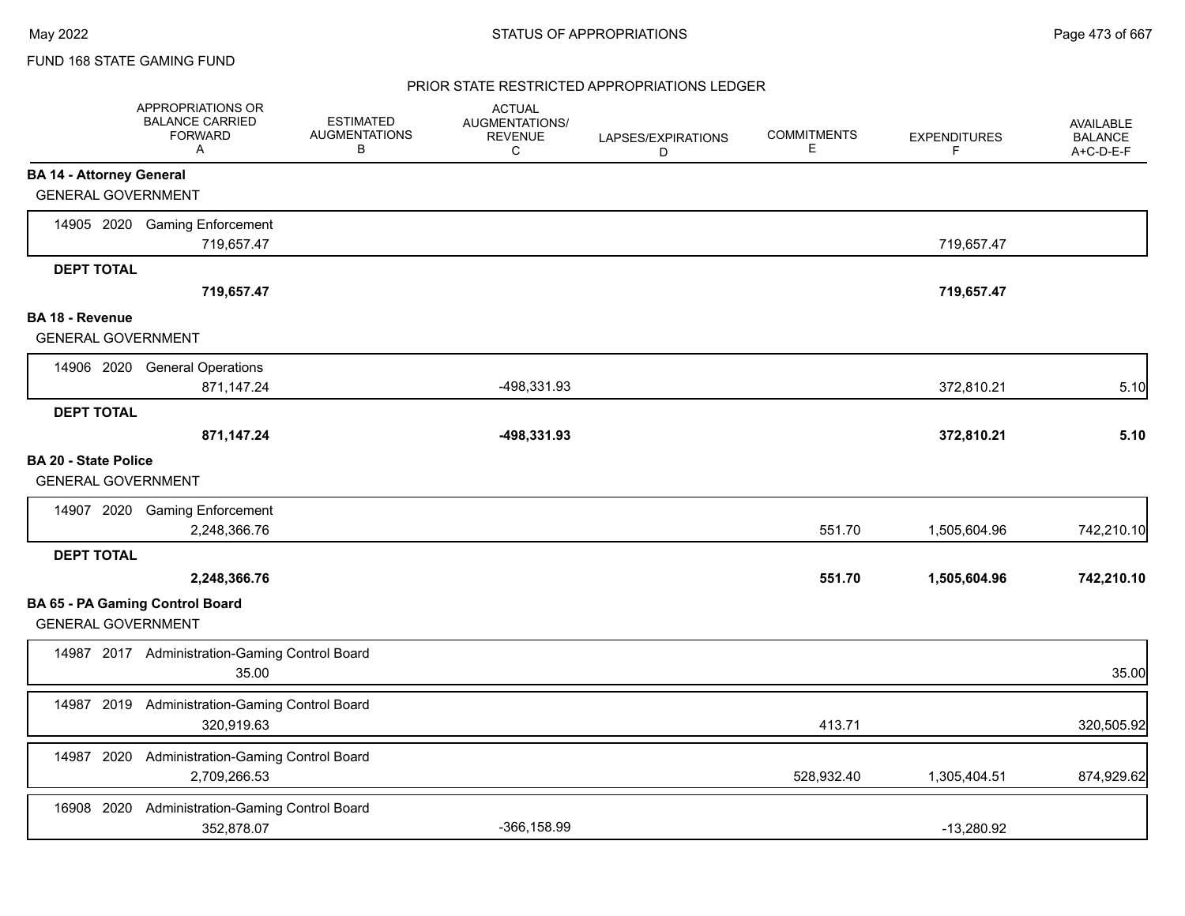FUND 168 STATE GAMING FUND

## PRIOR STATE RESTRICTED APPROPRIATIONS LEDGER

| | APPROPRIATIONS OR BALANCE CARRIED FORWARD A | ESTIMATED AUGMENTATIONS B | ACTUAL AUGMENTATIONS/ REVENUE C | LAPSES/EXPIRATIONS D | COMMITMENTS E | EXPENDITURES F | AVAILABLE BALANCE A+C-D-E-F |
|---|---|---|---|---|---|---|---|
| **BA 14 - Attorney General** | | | | | | | |
| GENERAL GOVERNMENT | | | | | | | |
| 14905 2020 Gaming Enforcement | 719,657.47 | | | | | 719,657.47 | |
| **DEPT TOTAL** | **719,657.47** | | | | | **719,657.47** | |
| **BA 18 - Revenue** | | | | | | | |
| GENERAL GOVERNMENT | | | | | | | |
| 14906 2020 General Operations | 871,147.24 | | -498,331.93 | | | 372,810.21 | 5.10 |
| **DEPT TOTAL** | **871,147.24** | | **-498,331.93** | | | **372,810.21** | **5.10** |
| **BA 20 - State Police** | | | | | | | |
| GENERAL GOVERNMENT | | | | | | | |
| 14907 2020 Gaming Enforcement | 2,248,366.76 | | | | 551.70 | 1,505,604.96 | 742,210.10 |
| **DEPT TOTAL** | **2,248,366.76** | | | | **551.70** | **1,505,604.96** | **742,210.10** |
| **BA 65 - PA Gaming Control Board** | | | | | | | |
| GENERAL GOVERNMENT | | | | | | | |
| 14987 2017 Administration-Gaming Control Board | 35.00 | | | | | | 35.00 |
| 14987 2019 Administration-Gaming Control Board | 320,919.63 | | | | 413.71 | | 320,505.92 |
| 14987 2020 Administration-Gaming Control Board | 2,709,266.53 | | | | 528,932.40 | 1,305,404.51 | 874,929.62 |
| 16908 2020 Administration-Gaming Control Board | 352,878.07 | | -366,158.99 | | | -13,280.92 | |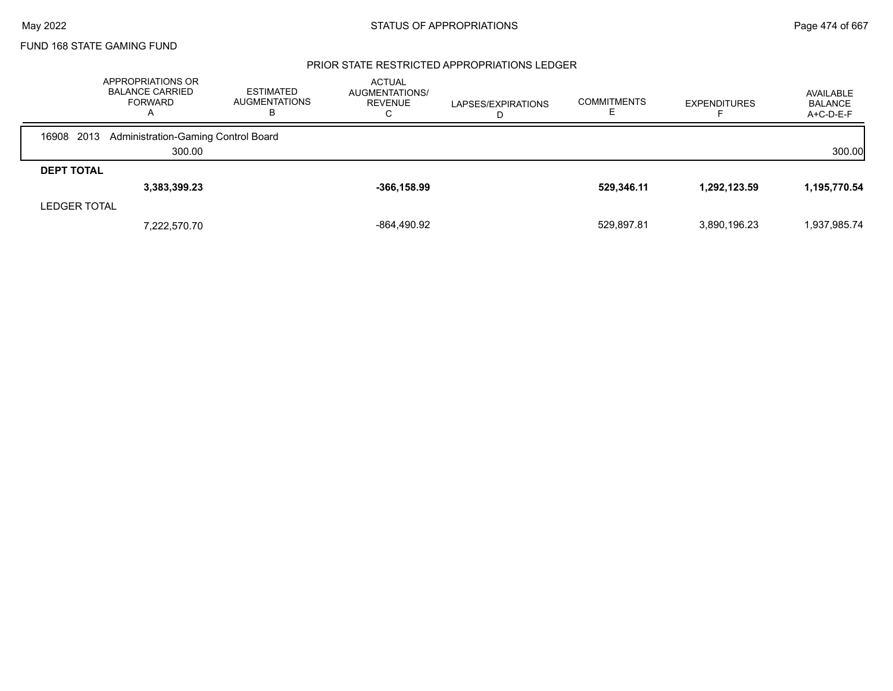FUND 168 STATE GAMING FUND

## PRIOR STATE RESTRICTED APPROPRIATIONS LEDGER

| | APPROPRIATIONS OR BALANCE CARRIED FORWARD A | ESTIMATED AUGMENTATIONS B | ACTUAL AUGMENTATIONS/ REVENUE C | LAPSES/EXPIRATIONS D | COMMITMENTS E | EXPENDITURES F | AVAILABLE BALANCE A+C-D-E-F |
|---|---|---|---|---|---|---|---|
| 16908 2013 Administration-Gaming Control Board | | | | | | | |
| | 300.00 | | | | | | 300.00 |
| **DEPT TOTAL** | | | | | | | |
| | **3,383,399.23** | | **-366,158.99** | | **529,346.11** | **1,292,123.59** | **1,195,770.54** |
| LEDGER TOTAL | | | | | | | |
| | 7,222,570.70 | | -864,490.92 | | 529,897.81 | 3,890,196.23 | 1,937,985.74 |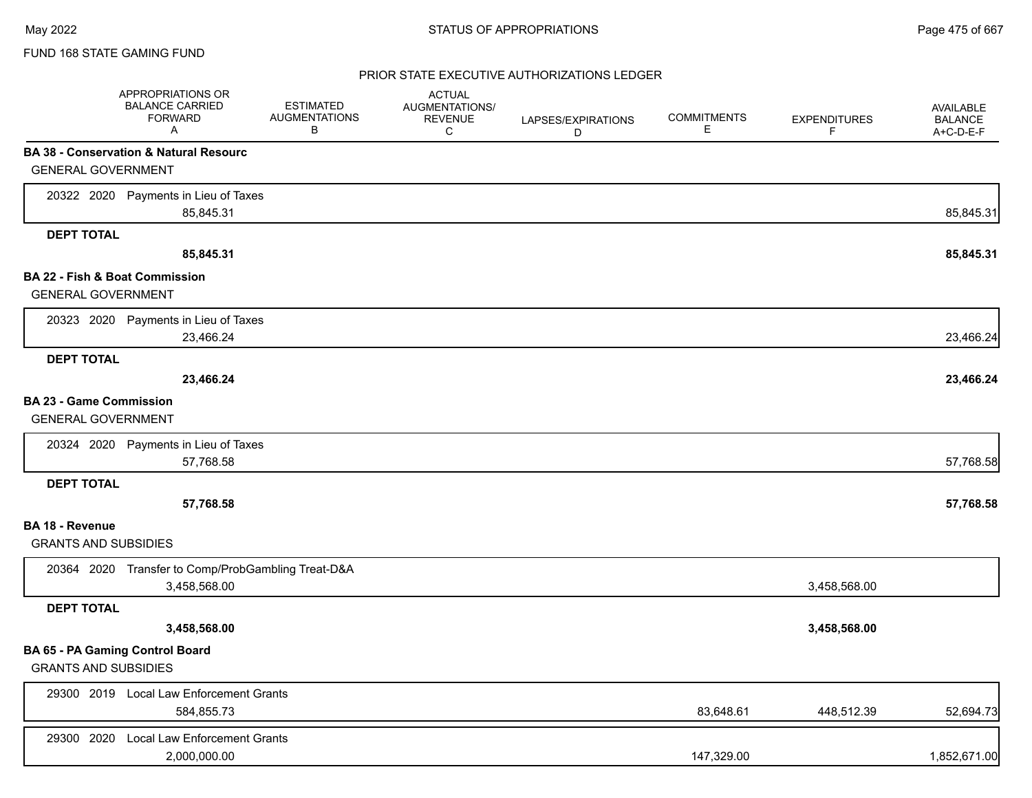FUND 168 STATE GAMING FUND

## PRIOR STATE EXECUTIVE AUTHORIZATIONS LEDGER

| | APPROPRIATIONS OR BALANCE CARRIED FORWARD A | ESTIMATED AUGMENTATIONS B | ACTUAL AUGMENTATIONS/ REVENUE C | LAPSES/EXPIRATIONS D | COMMITMENTS E | EXPENDITURES F | AVAILABLE BALANCE A+C-D-E-F |
|---|---|---|---|---|---|---|---|
| **BA 38 - Conservation & Natural Resourc** | | | | | | | |
| GENERAL GOVERNMENT | | | | | | | |
| 20322 2020 Payments in Lieu of Taxes | 85,845.31 | | | | | | 85,845.31 |
| **DEPT TOTAL** | **85,845.31** | | | | | | **85,845.31** |
| **BA 22 - Fish & Boat Commission** | | | | | | | |
| GENERAL GOVERNMENT | | | | | | | |
| 20323 2020 Payments in Lieu of Taxes | 23,466.24 | | | | | | 23,466.24 |
| **DEPT TOTAL** | **23,466.24** | | | | | | **23,466.24** |
| **BA 23 - Game Commission** | | | | | | | |
| GENERAL GOVERNMENT | | | | | | | |
| 20324 2020 Payments in Lieu of Taxes | 57,768.58 | | | | | | 57,768.58 |
| **DEPT TOTAL** | **57,768.58** | | | | | | **57,768.58** |
| **BA 18 - Revenue** | | | | | | | |
| GRANTS AND SUBSIDIES | | | | | | | |
| 20364 2020 Transfer to Comp/ProbGambling Treat-D&A | 3,458,568.00 | | | | | 3,458,568.00 | |
| **DEPT TOTAL** | **3,458,568.00** | | | | | **3,458,568.00** | |
| **BA 65 - PA Gaming Control Board** | | | | | | | |
| GRANTS AND SUBSIDIES | | | | | | | |
| 29300 2019 Local Law Enforcement Grants | 584,855.73 | | | | 83,648.61 | 448,512.39 | 52,694.73 |
| 29300 2020 Local Law Enforcement Grants | 2,000,000.00 | | | | 147,329.00 | | 1,852,671.00 |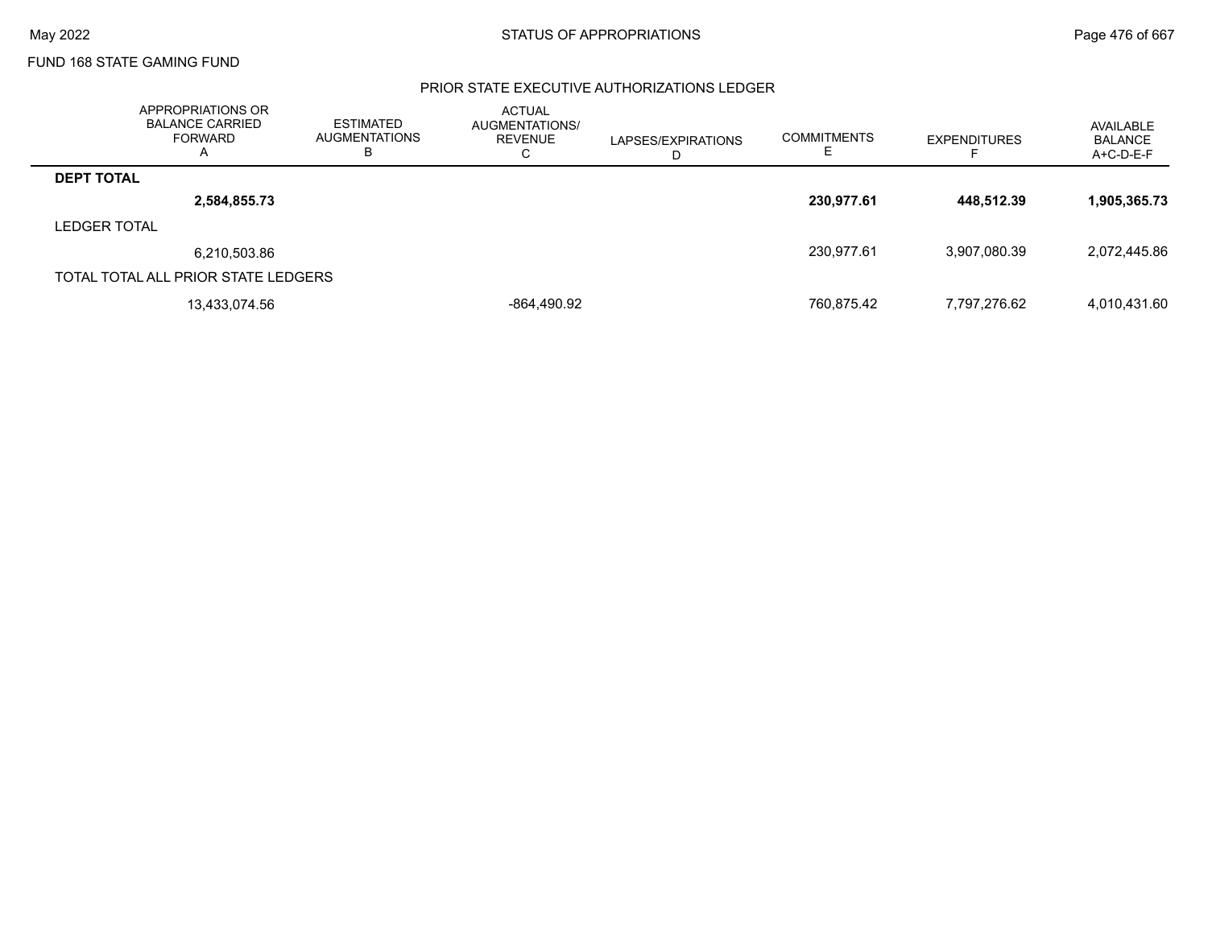FUND 168 STATE GAMING FUND

## PRIOR STATE EXECUTIVE AUTHORIZATIONS LEDGER

| | APPROPRIATIONS OR BALANCE CARRIED FORWARD A | ESTIMATED AUGMENTATIONS B | ACTUAL AUGMENTATIONS/ REVENUE C | LAPSES/EXPIRATIONS D | COMMITMENTS E | EXPENDITURES F | AVAILABLE BALANCE A+C-D-E-F |
|---|---|---|---|---|---|---|---|
| **DEPT TOTAL** | | | | | | | |
| | **2,584,855.73** | | | | **230,977.61** | **448,512.39** | **1,905,365.73** |
| LEDGER TOTAL | | | | | | | |
| | 6,210,503.86 | | | | 230,977.61 | 3,907,080.39 | 2,072,445.86 |
| TOTAL TOTAL ALL PRIOR STATE LEDGERS | | | | | | | |
| | 13,433,074.56 | | -864,490.92 | | 760,875.42 | 7,797,276.62 | 4,010,431.60 |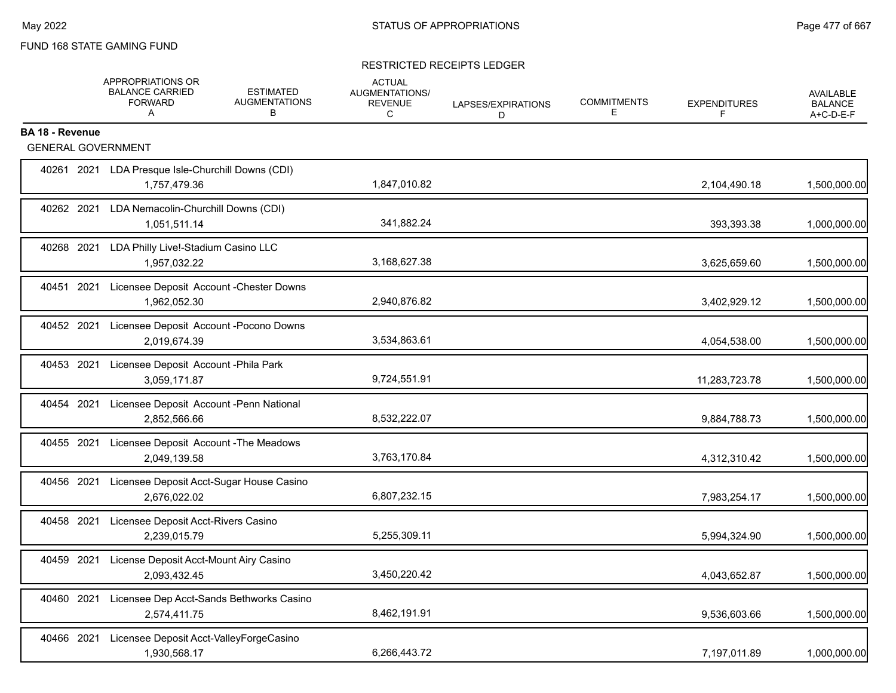FUND 168 STATE GAMING FUND

RESTRICTED RECEIPTS LEDGER

| | APPROPRIATIONS OR BALANCE CARRIED FORWARD A | ESTIMATED AUGMENTATIONS B | ACTUAL AUGMENTATIONS/ REVENUE C | LAPSES/EXPIRATIONS D | COMMITMENTS E | EXPENDITURES F | AVAILABLE BALANCE A+C-D-E-F |
|---|---|---|---|---|---|---|---|
| **BA 18 - Revenue** | | | | | | | |
| GENERAL GOVERNMENT | | | | | | | |
| 40261 2021 LDA Presque Isle-Churchill Downs (CDI) | 1,757,479.36 | | 1,847,010.82 | | | 2,104,490.18 | 1,500,000.00 |
| 40262 2021 LDA Nemacolin-Churchill Downs (CDI) | 1,051,511.14 | | 341,882.24 | | | 393,393.38 | 1,000,000.00 |
| 40268 2021 LDA Philly Live!-Stadium Casino LLC | 1,957,032.22 | | 3,168,627.38 | | | 3,625,659.60 | 1,500,000.00 |
| 40451 2021 Licensee Deposit Account -Chester Downs | 1,962,052.30 | | 2,940,876.82 | | | 3,402,929.12 | 1,500,000.00 |
| 40452 2021 Licensee Deposit Account -Pocono Downs | 2,019,674.39 | | 3,534,863.61 | | | 4,054,538.00 | 1,500,000.00 |
| 40453 2021 Licensee Deposit Account -Phila Park | 3,059,171.87 | | 9,724,551.91 | | | 11,283,723.78 | 1,500,000.00 |
| 40454 2021 Licensee Deposit Account -Penn National | 2,852,566.66 | | 8,532,222.07 | | | 9,884,788.73 | 1,500,000.00 |
| 40455 2021 Licensee Deposit Account -The Meadows | 2,049,139.58 | | 3,763,170.84 | | | 4,312,310.42 | 1,500,000.00 |
| 40456 2021 Licensee Deposit Acct-Sugar House Casino | 2,676,022.02 | | 6,807,232.15 | | | 7,983,254.17 | 1,500,000.00 |
| 40458 2021 Licensee Deposit Acct-Rivers Casino | 2,239,015.79 | | 5,255,309.11 | | | 5,994,324.90 | 1,500,000.00 |
| 40459 2021 License Deposit Acct-Mount Airy Casino | 2,093,432.45 | | 3,450,220.42 | | | 4,043,652.87 | 1,500,000.00 |
| 40460 2021 Licensee Dep Acct-Sands Bethworks Casino | 2,574,411.75 | | 8,462,191.91 | | | 9,536,603.66 | 1,500,000.00 |
| 40466 2021 Licensee Deposit Acct-ValleyForgeCasino | 1,930,568.17 | | 6,266,443.72 | | | 7,197,011.89 | 1,000,000.00 |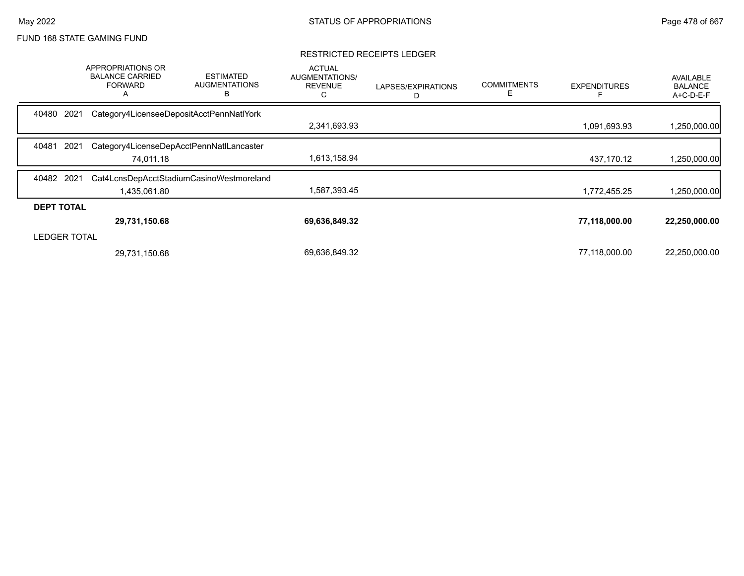FUND 168 STATE GAMING FUND

RESTRICTED RECEIPTS LEDGER

| | APPROPRIATIONS OR BALANCE CARRIED FORWARD A | ESTIMATED AUGMENTATIONS B | ACTUAL AUGMENTATIONS/ REVENUE C | LAPSES/EXPIRATIONS D | COMMITMENTS E | EXPENDITURES F | AVAILABLE BALANCE A+C-D-E-F |
|---|---|---|---|---|---|---|---|
| 40480 2021 Category4LicenseeDepositAcctPennNatlYork | | | | | | | |
| | | | 2,341,693.93 | | | 1,091,693.93 | 1,250,000.00 |
| 40481 2021 Category4LicenseDepAcctPennNatlLancaster | | | | | | | |
| | 74,011.18 | | 1,613,158.94 | | | 437,170.12 | 1,250,000.00 |
| 40482 2021 Cat4LcnsDepAcctStadiumCasinoWestmoreland | | | | | | | |
| | 1,435,061.80 | | 1,587,393.45 | | | 1,772,455.25 | 1,250,000.00 |
| **DEPT TOTAL** | | | | | | | |
| | **29,731,150.68** | | **69,636,849.32** | | | **77,118,000.00** | **22,250,000.00** |
| LEDGER TOTAL | | | | | | | |
| | 29,731,150.68 | | 69,636,849.32 | | | 77,118,000.00 | 22,250,000.00 |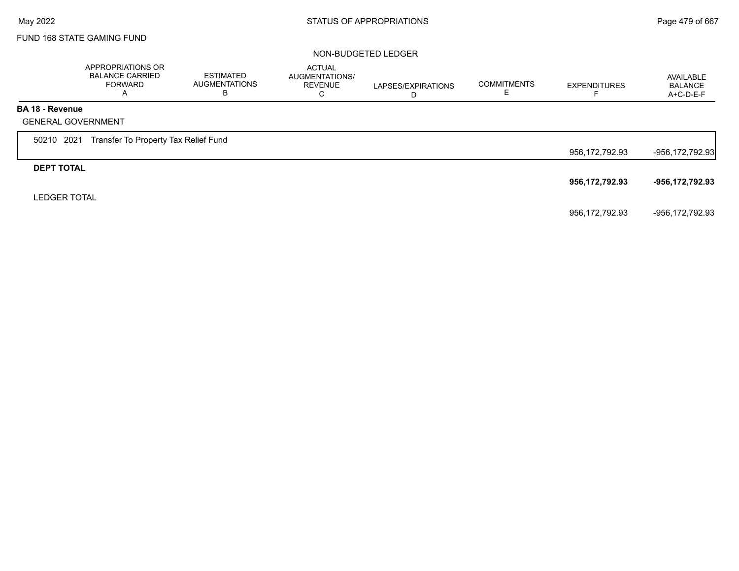FUND 168 STATE GAMING FUND

NON-BUDGETED LEDGER

| | APPROPRIATIONS OR BALANCE CARRIED FORWARD A | ESTIMATED AUGMENTATIONS B | ACTUAL AUGMENTATIONS/ REVENUE C | LAPSES/EXPIRATIONS D | COMMITMENTS E | EXPENDITURES F | AVAILABLE BALANCE A+C-D-E-F |
|---|---|---|---|---|---|---|---|
| **BA 18 - Revenue** | | | | | | | |
| GENERAL GOVERNMENT | | | | | | | |
| 50210 2021 Transfer To Property Tax Relief Fund | | | | | | 956,172,792.93 | -956,172,792.93 |
| **DEPT TOTAL** | | | | | | **956,172,792.93** | **-956,172,792.93** |
| LEDGER TOTAL | | | | | | 956,172,792.93 | -956,172,792.93 |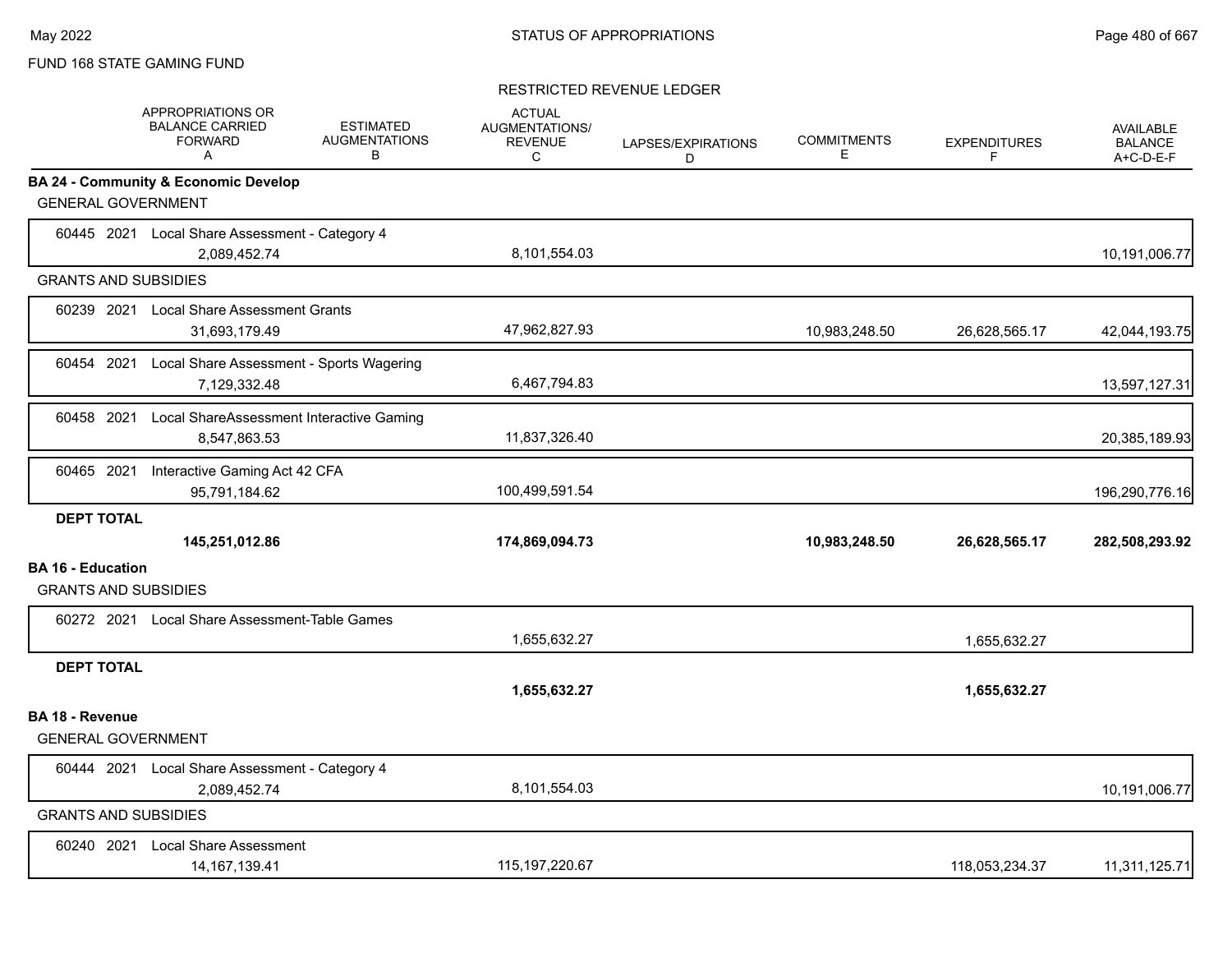FUND 168 STATE GAMING FUND

RESTRICTED REVENUE LEDGER

| | APPROPRIATIONS OR BALANCE CARRIED FORWARD A | ESTIMATED AUGMENTATIONS B | ACTUAL AUGMENTATIONS/ REVENUE C | LAPSES/EXPIRATIONS D | COMMITMENTS E | EXPENDITURES F | AVAILABLE BALANCE A+C-D-E-F |
|---|---|---|---|---|---|---|---|
| **BA 24 - Community & Economic Develop** | | | | | | | |
| GENERAL GOVERNMENT | | | | | | | |
| 60445 2021 Local Share Assessment - Category 4 | 2,089,452.74 | | 8,101,554.03 | | | | 10,191,006.77 |
| GRANTS AND SUBSIDIES | | | | | | | |
| 60239 2021 Local Share Assessment Grants | 31,693,179.49 | | 47,962,827.93 | | 10,983,248.50 | 26,628,565.17 | 42,044,193.75 |
| 60454 2021 Local Share Assessment - Sports Wagering | 7,129,332.48 | | 6,467,794.83 | | | | 13,597,127.31 |
| 60458 2021 Local ShareAssessment Interactive Gaming | 8,547,863.53 | | 11,837,326.40 | | | | 20,385,189.93 |
| 60465 2021 Interactive Gaming Act 42 CFA | 95,791,184.62 | | 100,499,591.54 | | | | 196,290,776.16 |
| **DEPT TOTAL** | **145,251,012.86** | | **174,869,094.73** | | **10,983,248.50** | **26,628,565.17** | **282,508,293.92** |
| **BA 16 - Education** | | | | | | | |
| GRANTS AND SUBSIDIES | | | | | | | |
| 60272 2021 Local Share Assessment-Table Games | | | 1,655,632.27 | | | 1,655,632.27 | |
| **DEPT TOTAL** | | | **1,655,632.27** | | | **1,655,632.27** | |
| **BA 18 - Revenue** | | | | | | | |
| GENERAL GOVERNMENT | | | | | | | |
| 60444 2021 Local Share Assessment - Category 4 | 2,089,452.74 | | 8,101,554.03 | | | | 10,191,006.77 |
| GRANTS AND SUBSIDIES | | | | | | | |
| 60240 2021 Local Share Assessment | 14,167,139.41 | | 115,197,220.67 | | | 118,053,234.37 | 11,311,125.71 |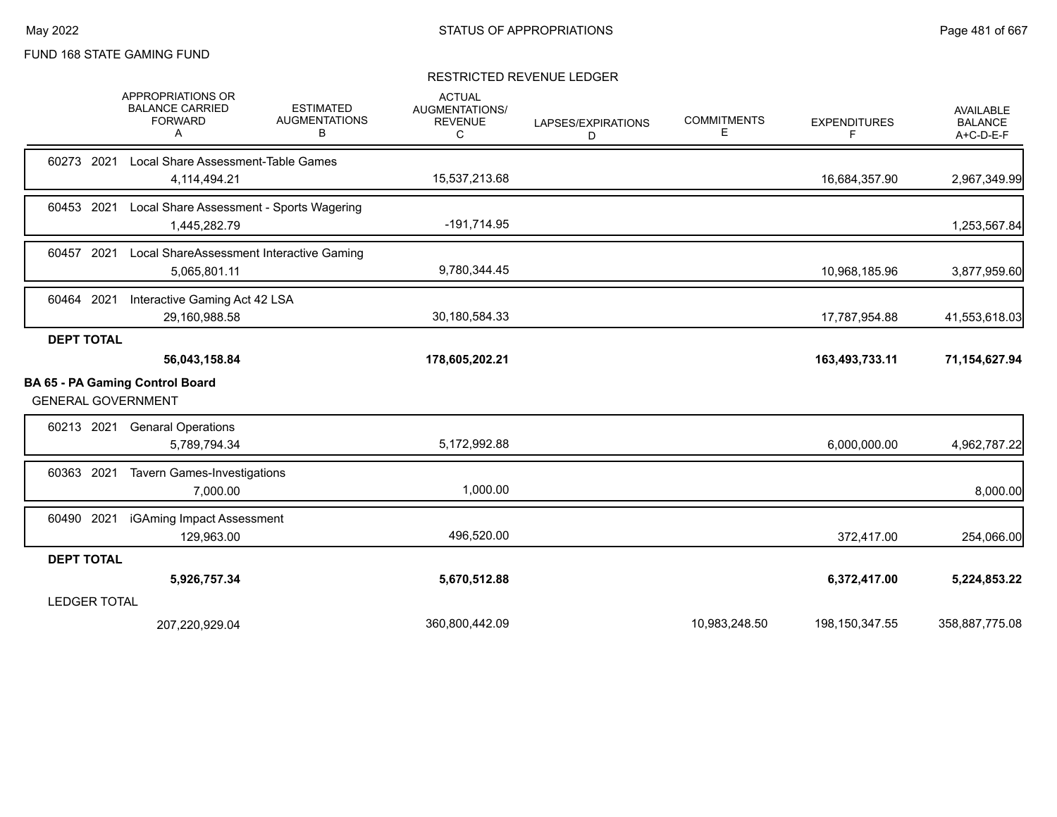FUND 168 STATE GAMING FUND

RESTRICTED REVENUE LEDGER

| | APPROPRIATIONS OR BALANCE CARRIED FORWARD A | ESTIMATED AUGMENTATIONS B | ACTUAL AUGMENTATIONS/ REVENUE C | LAPSES/EXPIRATIONS D | COMMITMENTS E | EXPENDITURES F | AVAILABLE BALANCE A+C-D-E-F |
|---|---|---|---|---|---|---|---|
| 60273 2021 Local Share Assessment-Table Games | 4,114,494.21 | | 15,537,213.68 | | | 16,684,357.90 | 2,967,349.99 |
| 60453 2021 Local Share Assessment - Sports Wagering | 1,445,282.79 | | -191,714.95 | | | | 1,253,567.84 |
| 60457 2021 Local ShareAssessment Interactive Gaming | 5,065,801.11 | | 9,780,344.45 | | | 10,968,185.96 | 3,877,959.60 |
| 60464 2021 Interactive Gaming Act 42 LSA | 29,160,988.58 | | 30,180,584.33 | | | 17,787,954.88 | 41,553,618.03 |
| **DEPT TOTAL** | **56,043,158.84** | | **178,605,202.21** | | | **163,493,733.11** | **71,154,627.94** |
| **BA 65 - PA Gaming Control Board** | | | | | | | |
| GENERAL GOVERNMENT | | | | | | | |
| 60213 2021 Genaral Operations | 5,789,794.34 | | 5,172,992.88 | | | 6,000,000.00 | 4,962,787.22 |
| 60363 2021 Tavern Games-Investigations | 7,000.00 | | 1,000.00 | | | | 8,000.00 |
| 60490 2021 iGAming Impact Assessment | 129,963.00 | | 496,520.00 | | | 372,417.00 | 254,066.00 |
| **DEPT TOTAL** | **5,926,757.34** | | **5,670,512.88** | | | **6,372,417.00** | **5,224,853.22** |
| LEDGER TOTAL | 207,220,929.04 | | 360,800,442.09 | | 10,983,248.50 | 198,150,347.55 | 358,887,775.08 |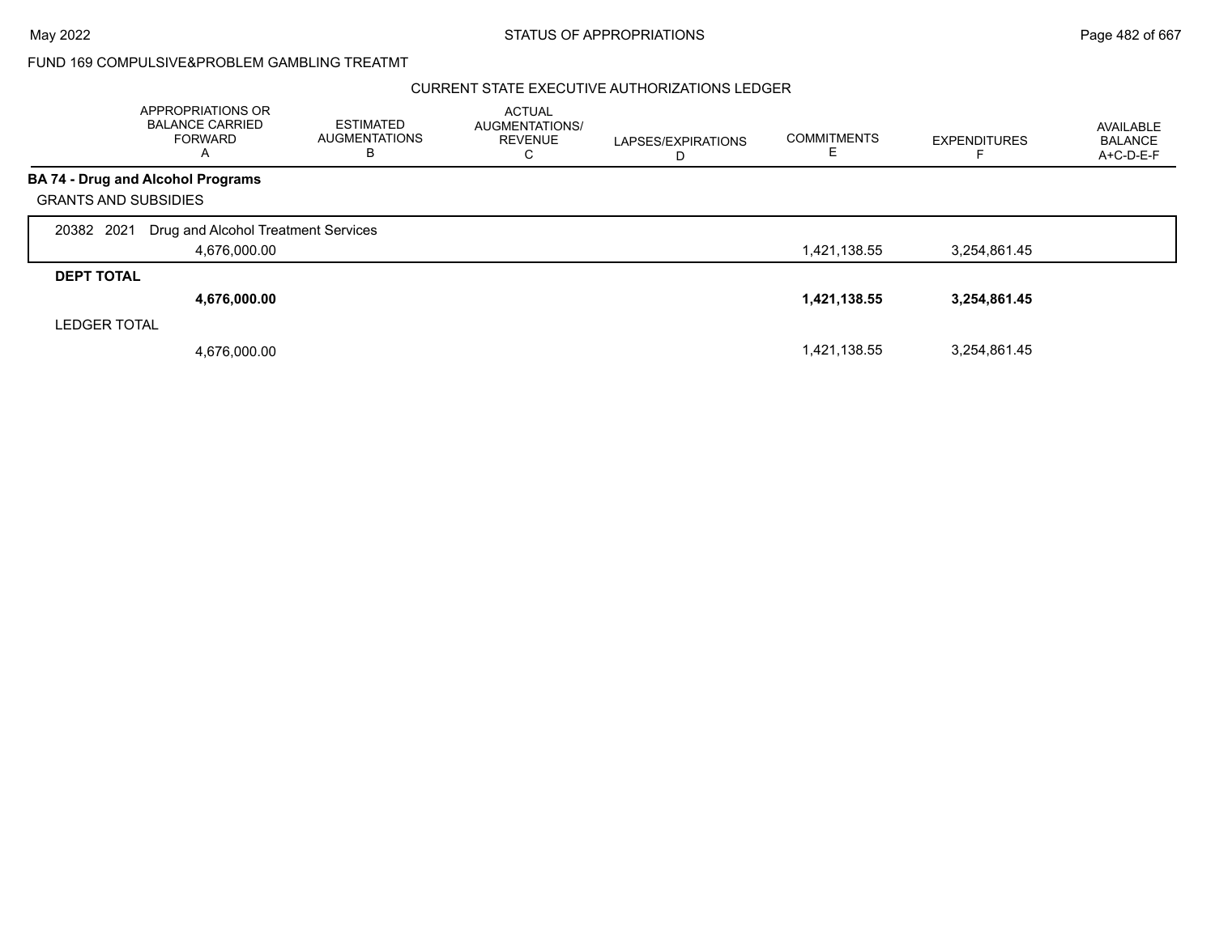FUND 169 COMPULSIVE&PROBLEM GAMBLING TREATMT

CURRENT STATE EXECUTIVE AUTHORIZATIONS LEDGER

| | APPROPRIATIONS OR BALANCE CARRIED FORWARD A | ESTIMATED AUGMENTATIONS B | ACTUAL AUGMENTATIONS/ REVENUE C | LAPSES/EXPIRATIONS D | COMMITMENTS E | EXPENDITURES F | AVAILABLE BALANCE A+C-D-E-F |
|---|---|---|---|---|---|---|---|
| **BA 74 - Drug and Alcohol Programs** | | | | | | | |
| GRANTS AND SUBSIDIES | | | | | | | |
| 20382 2021 Drug and Alcohol Treatment Services | 4,676,000.00 | | | | 1,421,138.55 | 3,254,861.45 | |
| **DEPT TOTAL** | **4,676,000.00** | | | | **1,421,138.55** | **3,254,861.45** | |
| LEDGER TOTAL | 4,676,000.00 | | | | 1,421,138.55 | 3,254,861.45 | |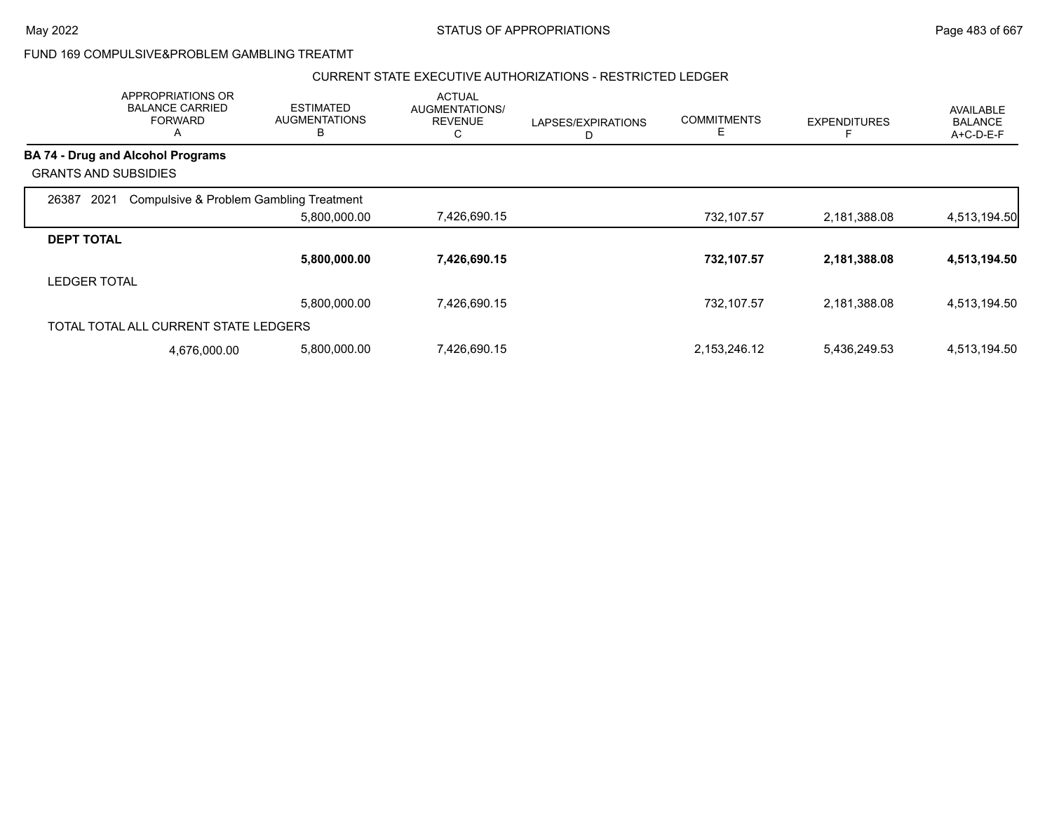FUND 169 COMPULSIVE&PROBLEM GAMBLING TREATMT

CURRENT STATE EXECUTIVE AUTHORIZATIONS - RESTRICTED LEDGER

| | APPROPRIATIONS OR BALANCE CARRIED FORWARD A | ESTIMATED AUGMENTATIONS B | ACTUAL AUGMENTATIONS/ REVENUE C | LAPSES/EXPIRATIONS D | COMMITMENTS E | EXPENDITURES F | AVAILABLE BALANCE A+C-D-E-F |
|---|---|---|---|---|---|---|---|
| **BA 74 - Drug and Alcohol Programs** | | | | | | | |
| GRANTS AND SUBSIDIES | | | | | | | |
| 26387 2021 Compulsive & Problem Gambling Treatment | | 5,800,000.00 | 7,426,690.15 | | 732,107.57 | 2,181,388.08 | 4,513,194.50 |
| **DEPT TOTAL** | | **5,800,000.00** | **7,426,690.15** | | **732,107.57** | **2,181,388.08** | **4,513,194.50** |
| LEDGER TOTAL | | 5,800,000.00 | 7,426,690.15 | | 732,107.57 | 2,181,388.08 | 4,513,194.50 |
| TOTAL TOTAL ALL CURRENT STATE LEDGERS | 4,676,000.00 | 5,800,000.00 | 7,426,690.15 | | 2,153,246.12 | 5,436,249.53 | 4,513,194.50 |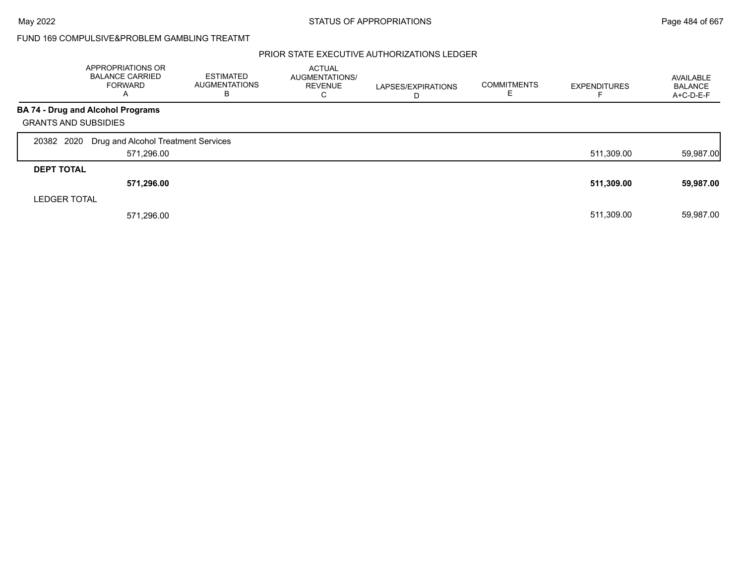FUND 169 COMPULSIVE&PROBLEM GAMBLING TREATMT

PRIOR STATE EXECUTIVE AUTHORIZATIONS LEDGER

| | APPROPRIATIONS OR BALANCE CARRIED FORWARD A | ESTIMATED AUGMENTATIONS B | ACTUAL AUGMENTATIONS/ REVENUE C | LAPSES/EXPIRATIONS D | COMMITMENTS E | EXPENDITURES F | AVAILABLE BALANCE A+C-D-E-F |
|---|---|---|---|---|---|---|---|
| **BA 74 - Drug and Alcohol Programs** | | | | | | | |
| GRANTS AND SUBSIDIES | | | | | | | |
| 20382 2020 Drug and Alcohol Treatment Services | 571,296.00 | | | | | 511,309.00 | 59,987.00 |
| **DEPT TOTAL** | **571,296.00** | | | | | **511,309.00** | **59,987.00** |
| LEDGER TOTAL | 571,296.00 | | | | | 511,309.00 | 59,987.00 |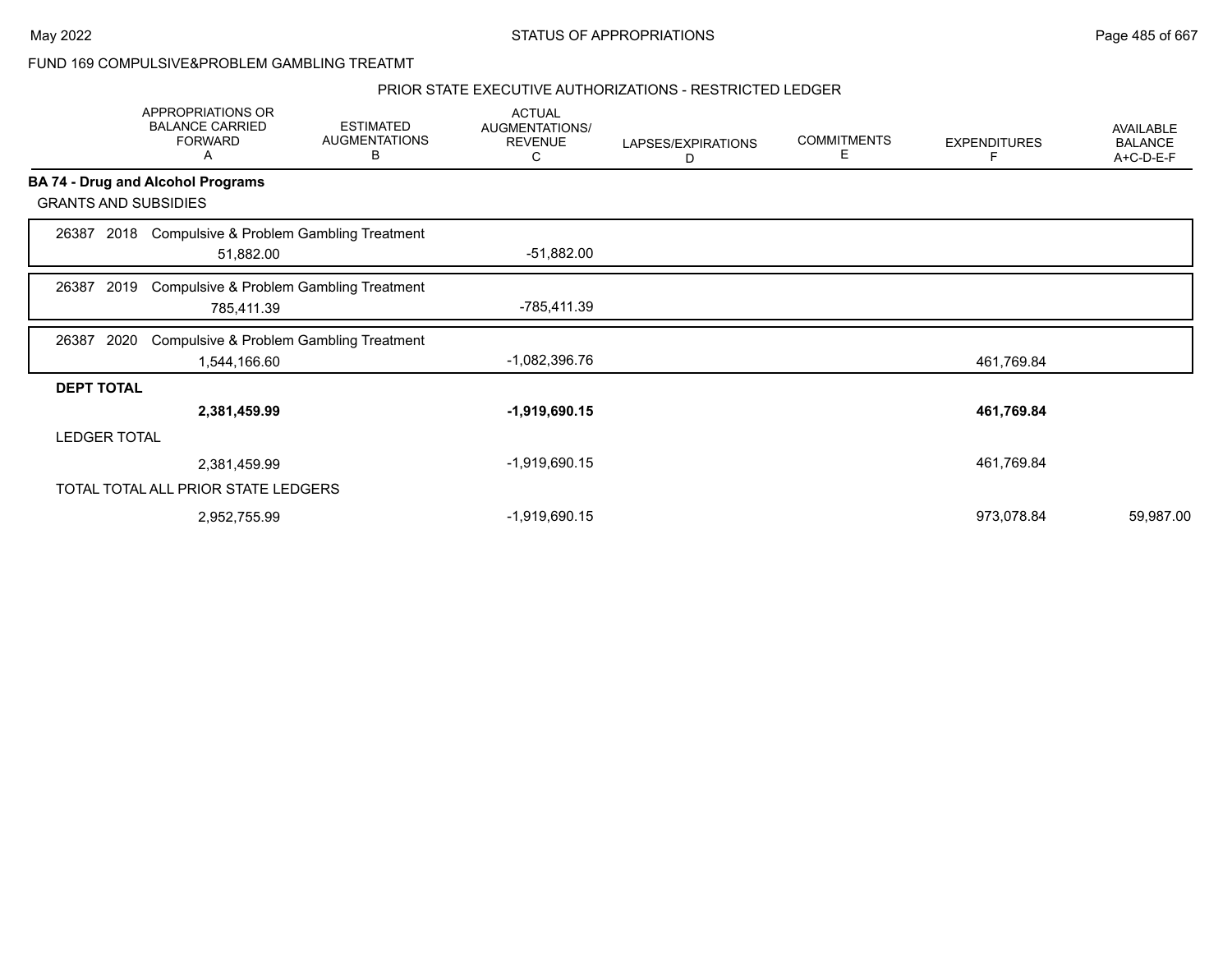FUND 169 COMPULSIVE&PROBLEM GAMBLING TREATMT

PRIOR STATE EXECUTIVE AUTHORIZATIONS - RESTRICTED LEDGER

| | APPROPRIATIONS OR BALANCE CARRIED FORWARD A | ESTIMATED AUGMENTATIONS B | ACTUAL AUGMENTATIONS/ REVENUE C | LAPSES/EXPIRATIONS D | COMMITMENTS E | EXPENDITURES F | AVAILABLE BALANCE A+C-D-E-F |
|---|---|---|---|---|---|---|---|
| **BA 74 - Drug and Alcohol Programs** | | | | | | | |
| GRANTS AND SUBSIDIES | | | | | | | |
| 26387 2018 Compulsive & Problem Gambling Treatment | 51,882.00 | | -51,882.00 | | | | |
| 26387 2019 Compulsive & Problem Gambling Treatment | 785,411.39 | | -785,411.39 | | | | |
| 26387 2020 Compulsive & Problem Gambling Treatment | 1,544,166.60 | | -1,082,396.76 | | | 461,769.84 | |
| **DEPT TOTAL** | **2,381,459.99** | | **-1,919,690.15** | | | **461,769.84** | |
| LEDGER TOTAL | 2,381,459.99 | | -1,919,690.15 | | | 461,769.84 | |
| TOTAL TOTAL ALL PRIOR STATE LEDGERS | 2,952,755.99 | | -1,919,690.15 | | | 973,078.84 | 59,987.00 |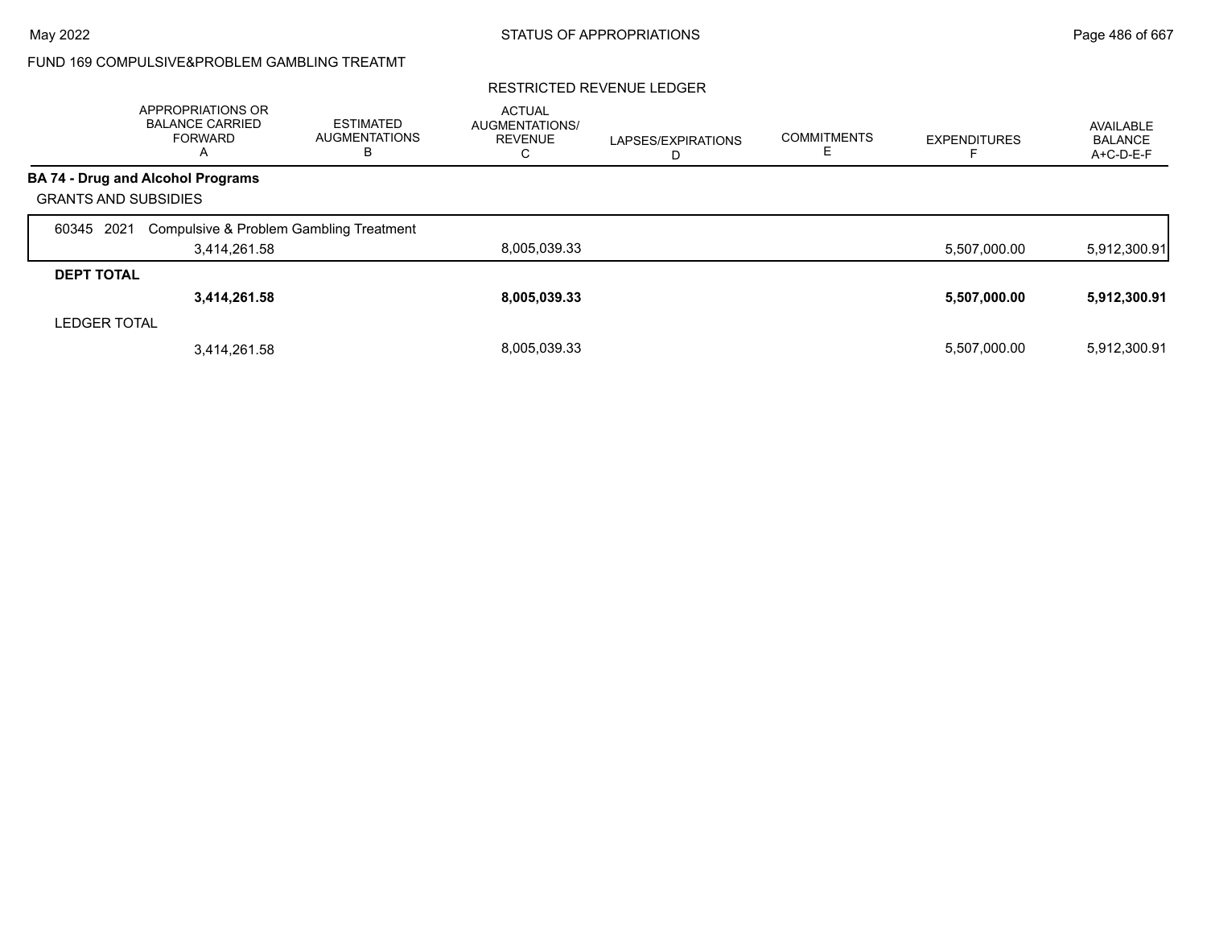FUND 169 COMPULSIVE&PROBLEM GAMBLING TREATMT

RESTRICTED REVENUE LEDGER

| | APPROPRIATIONS OR BALANCE CARRIED FORWARD A | ESTIMATED AUGMENTATIONS B | ACTUAL AUGMENTATIONS/ REVENUE C | LAPSES/EXPIRATIONS D | COMMITMENTS E | EXPENDITURES F | AVAILABLE BALANCE A+C-D-E-F |
|---|---|---|---|---|---|---|---|
| **BA 74 - Drug and Alcohol Programs** | | | | | | | |
| GRANTS AND SUBSIDIES | | | | | | | |
| 60345 2021 Compulsive & Problem Gambling Treatment | | | | | | | |
| | 3,414,261.58 | | 8,005,039.33 | | | 5,507,000.00 | 5,912,300.91 |
| **DEPT TOTAL** | | | | | | | |
| | **3,414,261.58** | | **8,005,039.33** | | | **5,507,000.00** | **5,912,300.91** |
| LEDGER TOTAL | | | | | | | |
| | 3,414,261.58 | | 8,005,039.33 | | | 5,507,000.00 | 5,912,300.91 |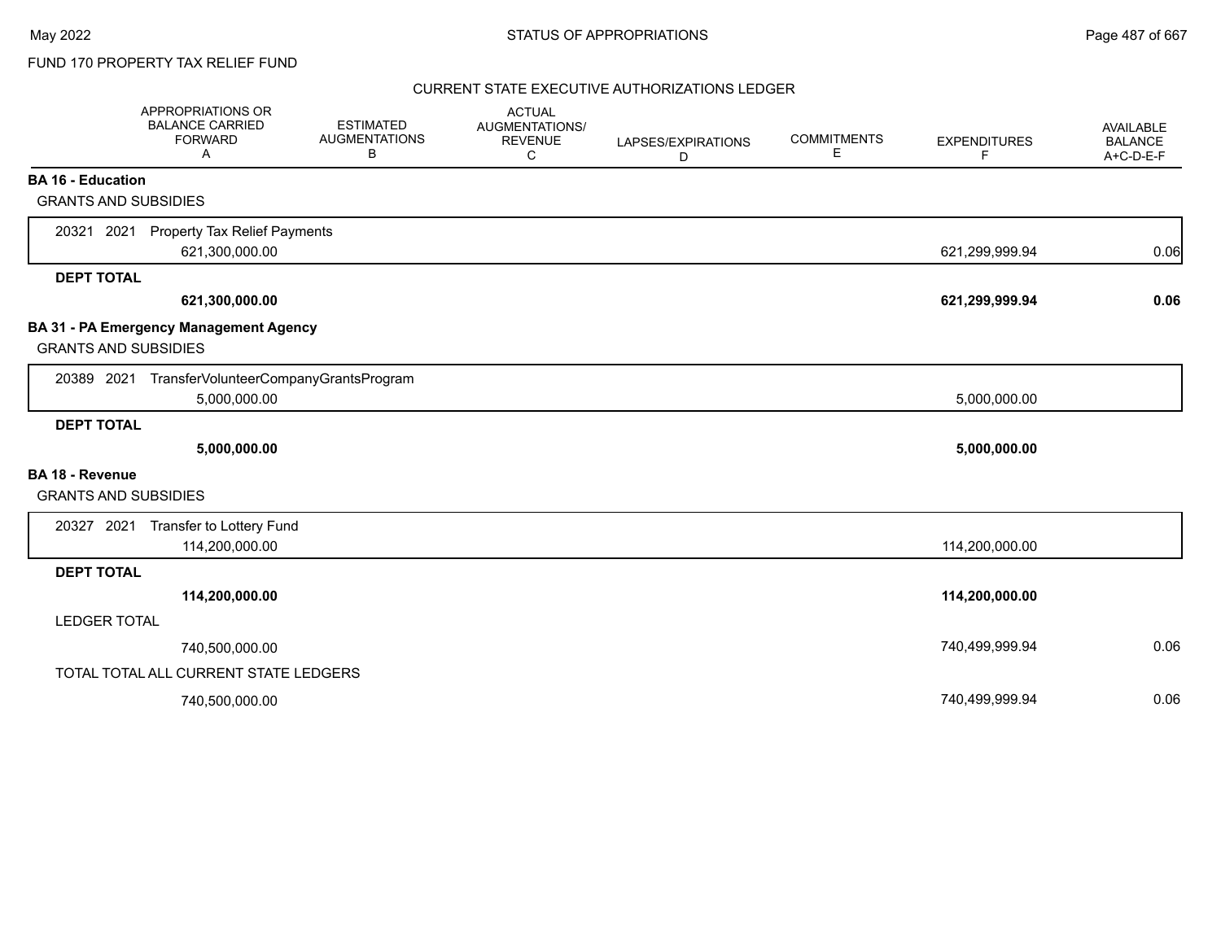FUND 170 PROPERTY TAX RELIEF FUND

## CURRENT STATE EXECUTIVE AUTHORIZATIONS LEDGER

| | APPROPRIATIONS OR BALANCE CARRIED FORWARD A | ESTIMATED AUGMENTATIONS B | ACTUAL AUGMENTATIONS/ REVENUE C | LAPSES/EXPIRATIONS D | COMMITMENTS E | EXPENDITURES F | AVAILABLE BALANCE A+C-D-E-F |
|---|---|---|---|---|---|---|---|
| **BA 16 - Education** | | | | | | | |
| GRANTS AND SUBSIDIES | | | | | | | |
| 20321 2021 Property Tax Relief Payments | 621,300,000.00 | | | | | 621,299,999.94 | 0.06 |
| **DEPT TOTAL** | **621,300,000.00** | | | | | **621,299,999.94** | **0.06** |
| **BA 31 - PA Emergency Management Agency** | | | | | | | |
| GRANTS AND SUBSIDIES | | | | | | | |
| 20389 2021 TransferVolunteerCompanyGrantsProgram | 5,000,000.00 | | | | | 5,000,000.00 | |
| **DEPT TOTAL** | **5,000,000.00** | | | | | **5,000,000.00** | |
| **BA 18 - Revenue** | | | | | | | |
| GRANTS AND SUBSIDIES | | | | | | | |
| 20327 2021 Transfer to Lottery Fund | 114,200,000.00 | | | | | 114,200,000.00 | |
| **DEPT TOTAL** | **114,200,000.00** | | | | | **114,200,000.00** | |
| LEDGER TOTAL | 740,500,000.00 | | | | | 740,499,999.94 | 0.06 |
| TOTAL TOTAL ALL CURRENT STATE LEDGERS | 740,500,000.00 | | | | | 740,499,999.94 | 0.06 |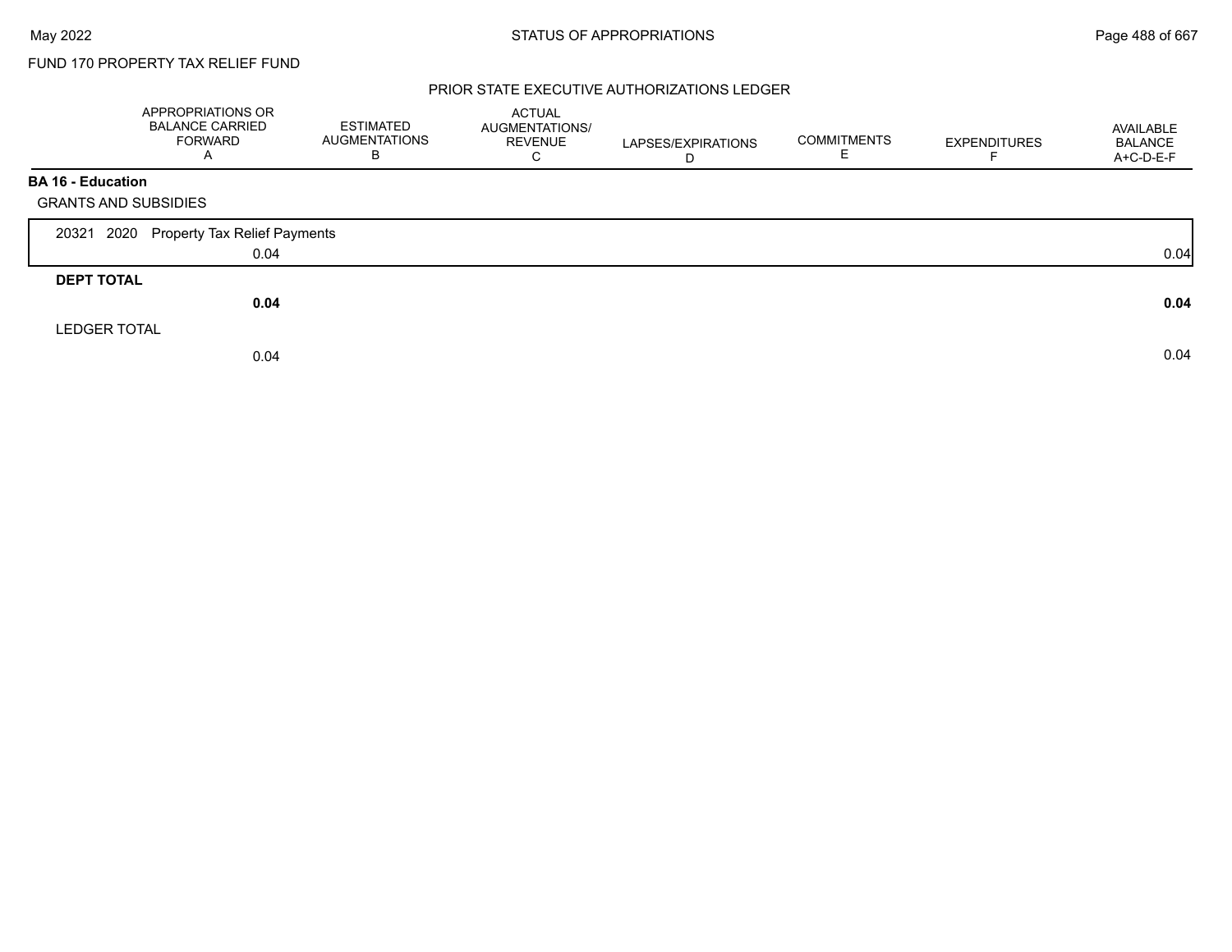FUND 170 PROPERTY TAX RELIEF FUND

PRIOR STATE EXECUTIVE AUTHORIZATIONS LEDGER

| | APPROPRIATIONS OR BALANCE CARRIED FORWARD A | ESTIMATED AUGMENTATIONS B | ACTUAL AUGMENTATIONS/ REVENUE C | LAPSES/EXPIRATIONS D | COMMITMENTS E | EXPENDITURES F | AVAILABLE BALANCE A+C-D-E-F |
|---|---|---|---|---|---|---|---|
| **BA 16 - Education** | | | | | | | |
| GRANTS AND SUBSIDIES | | | | | | | |
| 20321 2020 Property Tax Relief Payments | | | | | | | |
| | 0.04 | | | | | | 0.04 |
| **DEPT TOTAL** | | | | | | | |
| | **0.04** | | | | | | **0.04** |
| LEDGER TOTAL | | | | | | | |
| | 0.04 | | | | | | 0.04 |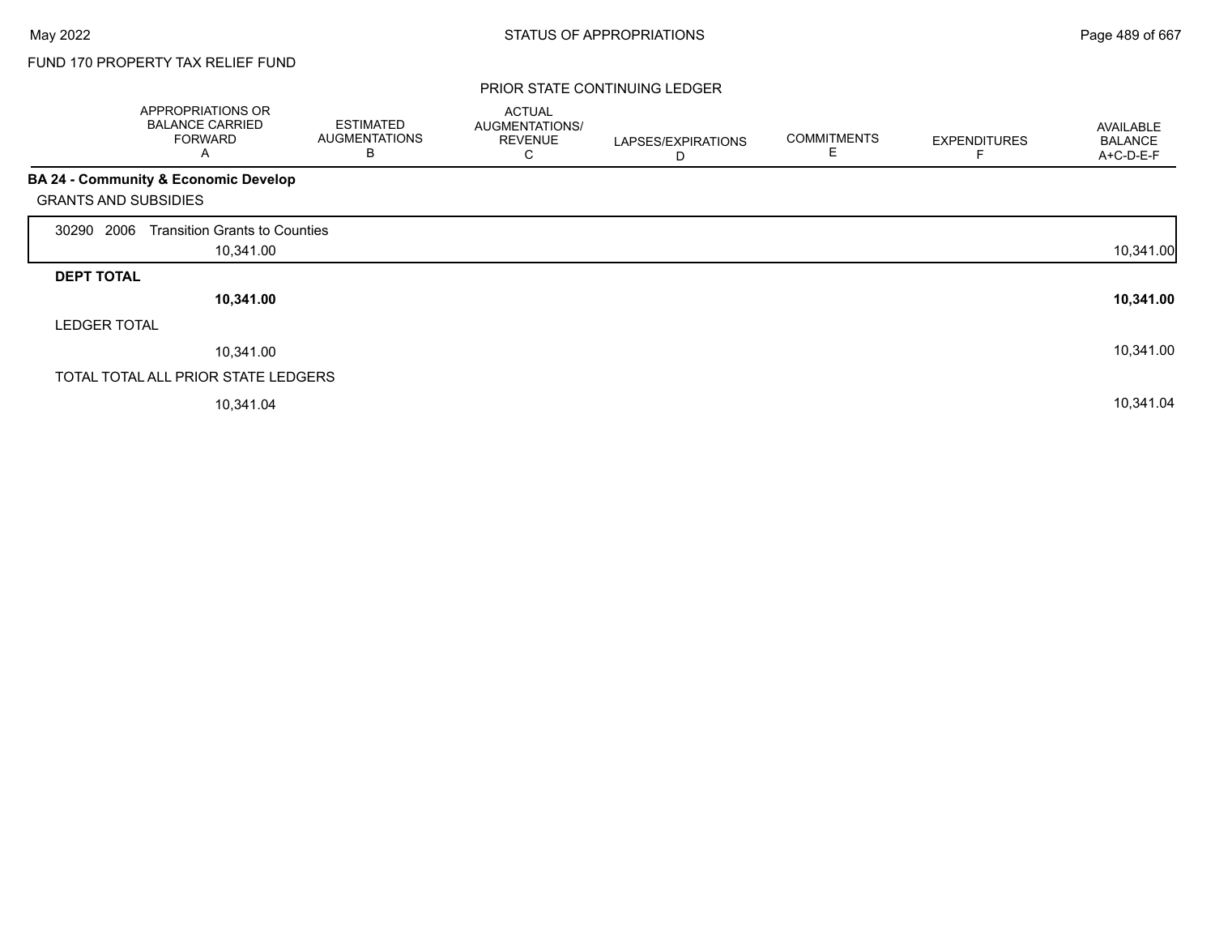FUND 170 PROPERTY TAX RELIEF FUND

PRIOR STATE CONTINUING LEDGER

| | APPROPRIATIONS OR BALANCE CARRIED FORWARD A | ESTIMATED AUGMENTATIONS B | ACTUAL AUGMENTATIONS/ REVENUE C | LAPSES/EXPIRATIONS D | COMMITMENTS E | EXPENDITURES F | AVAILABLE BALANCE A+C-D-E-F |
|---|---|---|---|---|---|---|---|
| **BA 24 - Community & Economic Develop** | | | | | | | |
| GRANTS AND SUBSIDIES | | | | | | | |
| 30290 2006 Transition Grants to Counties | 10,341.00 | | | | | | 10,341.00 |
| **DEPT TOTAL** | **10,341.00** | | | | | | **10,341.00** |
| LEDGER TOTAL | 10,341.00 | | | | | | 10,341.00 |
| TOTAL TOTAL ALL PRIOR STATE LEDGERS | 10,341.04 | | | | | | 10,341.04 |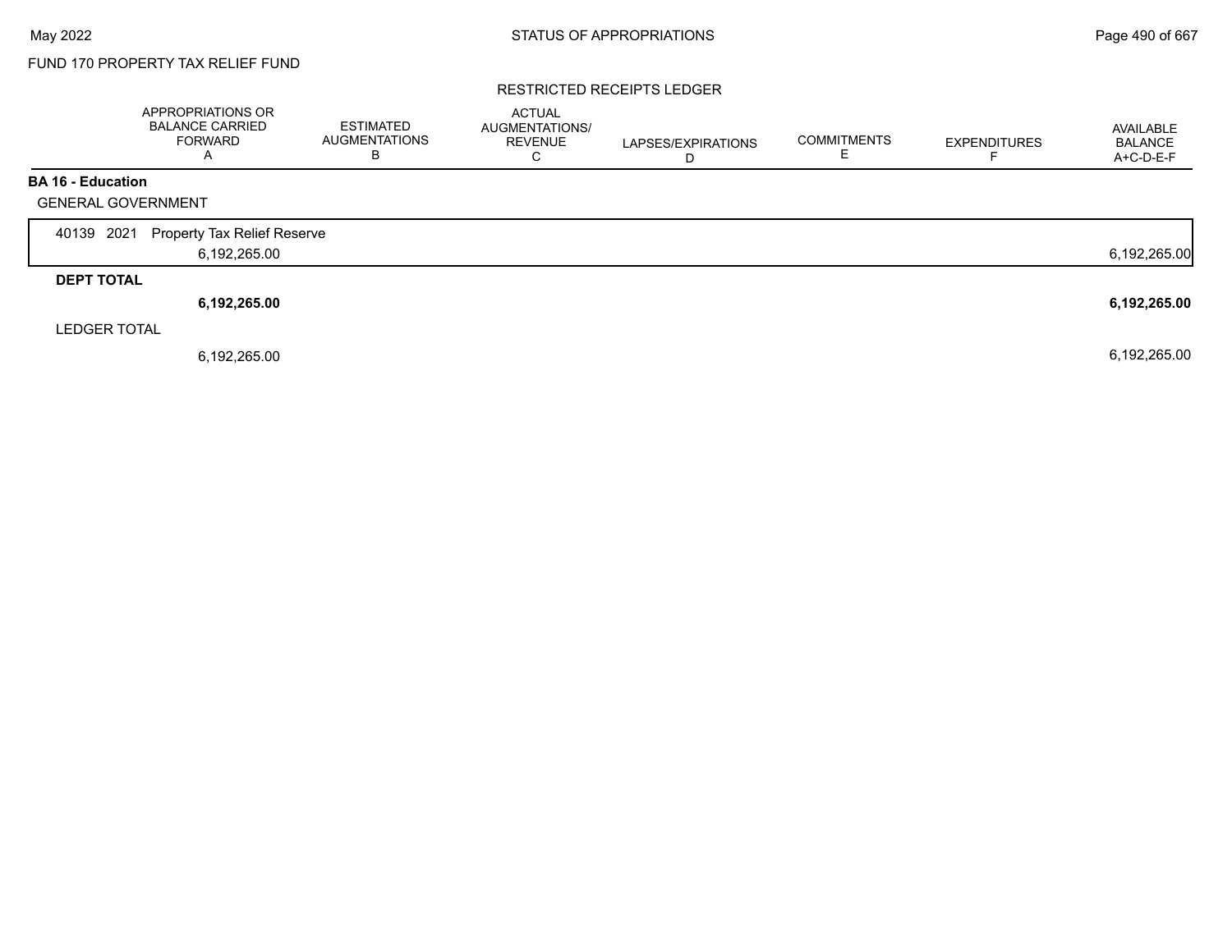FUND 170 PROPERTY TAX RELIEF FUND

RESTRICTED RECEIPTS LEDGER

| | APPROPRIATIONS OR BALANCE CARRIED FORWARD A | ESTIMATED AUGMENTATIONS B | ACTUAL AUGMENTATIONS/ REVENUE C | LAPSES/EXPIRATIONS D | COMMITMENTS E | EXPENDITURES F | AVAILABLE BALANCE A+C-D-E-F |
|---|---|---|---|---|---|---|---|
| **BA 16 - Education** | | | | | | | |
| GENERAL GOVERNMENT | | | | | | | |
| 40139 2021 Property Tax Relief Reserve | 6,192,265.00 | | | | | | 6,192,265.00 |
| **DEPT TOTAL** | **6,192,265.00** | | | | | | **6,192,265.00** |
| LEDGER TOTAL | 6,192,265.00 | | | | | | 6,192,265.00 |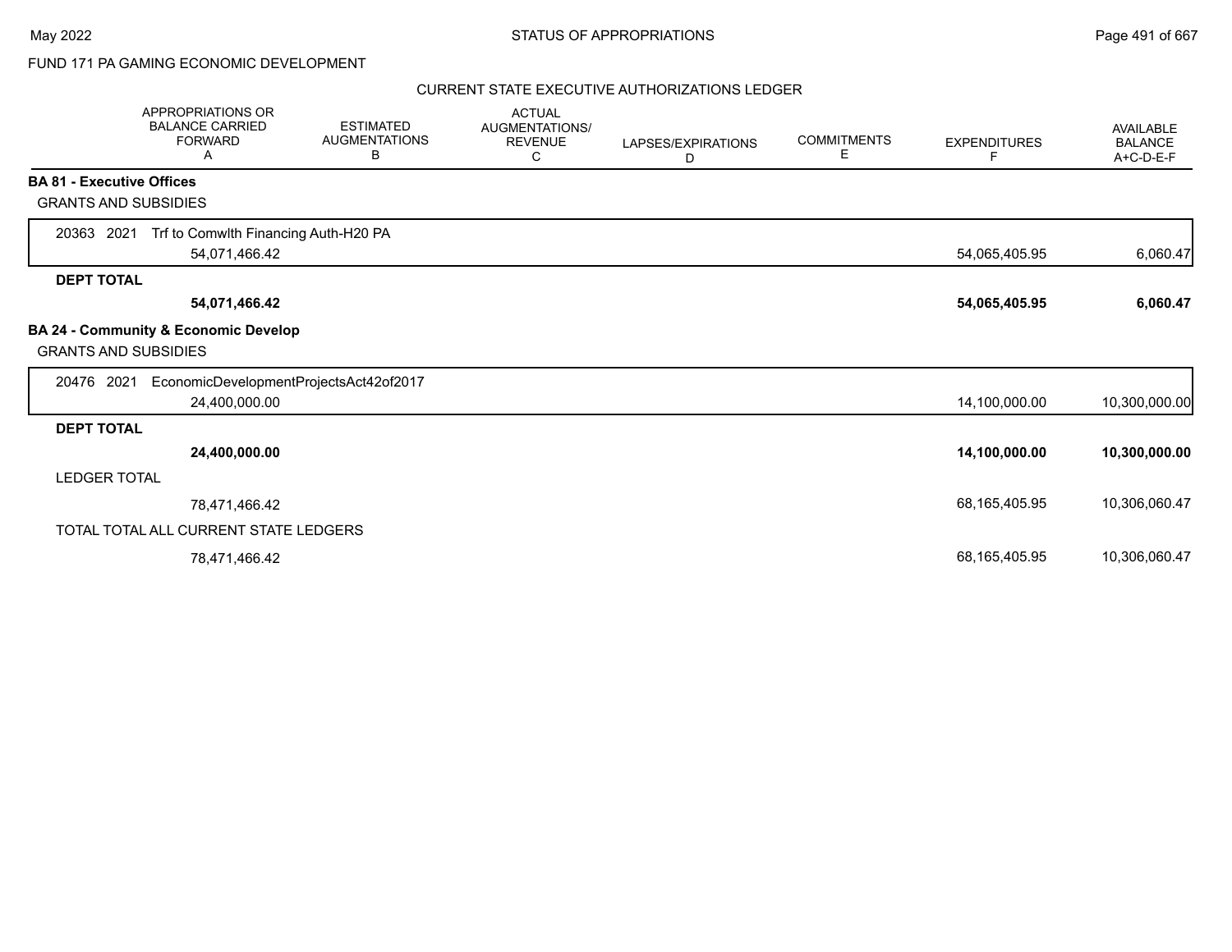FUND 171 PA GAMING ECONOMIC DEVELOPMENT

CURRENT STATE EXECUTIVE AUTHORIZATIONS LEDGER

| | APPROPRIATIONS OR BALANCE CARRIED FORWARD A | ESTIMATED AUGMENTATIONS B | ACTUAL AUGMENTATIONS/ REVENUE C | LAPSES/EXPIRATIONS D | COMMITMENTS E | EXPENDITURES F | AVAILABLE BALANCE A+C-D-E-F |
|---|---|---|---|---|---|---|---|
| **BA 81 - Executive Offices** | | | | | | | |
| GRANTS AND SUBSIDIES | | | | | | | |
| 20363 2021 Trf to Comwlth Financing Auth-H20 PA | 54,071,466.42 | | | | | 54,065,405.95 | 6,060.47 |
| **DEPT TOTAL** | **54,071,466.42** | | | | | **54,065,405.95** | **6,060.47** |
| **BA 24 - Community & Economic Develop** | | | | | | | |
| GRANTS AND SUBSIDIES | | | | | | | |
| 20476 2021 EconomicDevelopmentProjectsAct42of2017 | 24,400,000.00 | | | | | 14,100,000.00 | 10,300,000.00 |
| **DEPT TOTAL** | **24,400,000.00** | | | | | **14,100,000.00** | **10,300,000.00** |
| LEDGER TOTAL | 78,471,466.42 | | | | | 68,165,405.95 | 10,306,060.47 |
| TOTAL TOTAL ALL CURRENT STATE LEDGERS | 78,471,466.42 | | | | | 68,165,405.95 | 10,306,060.47 |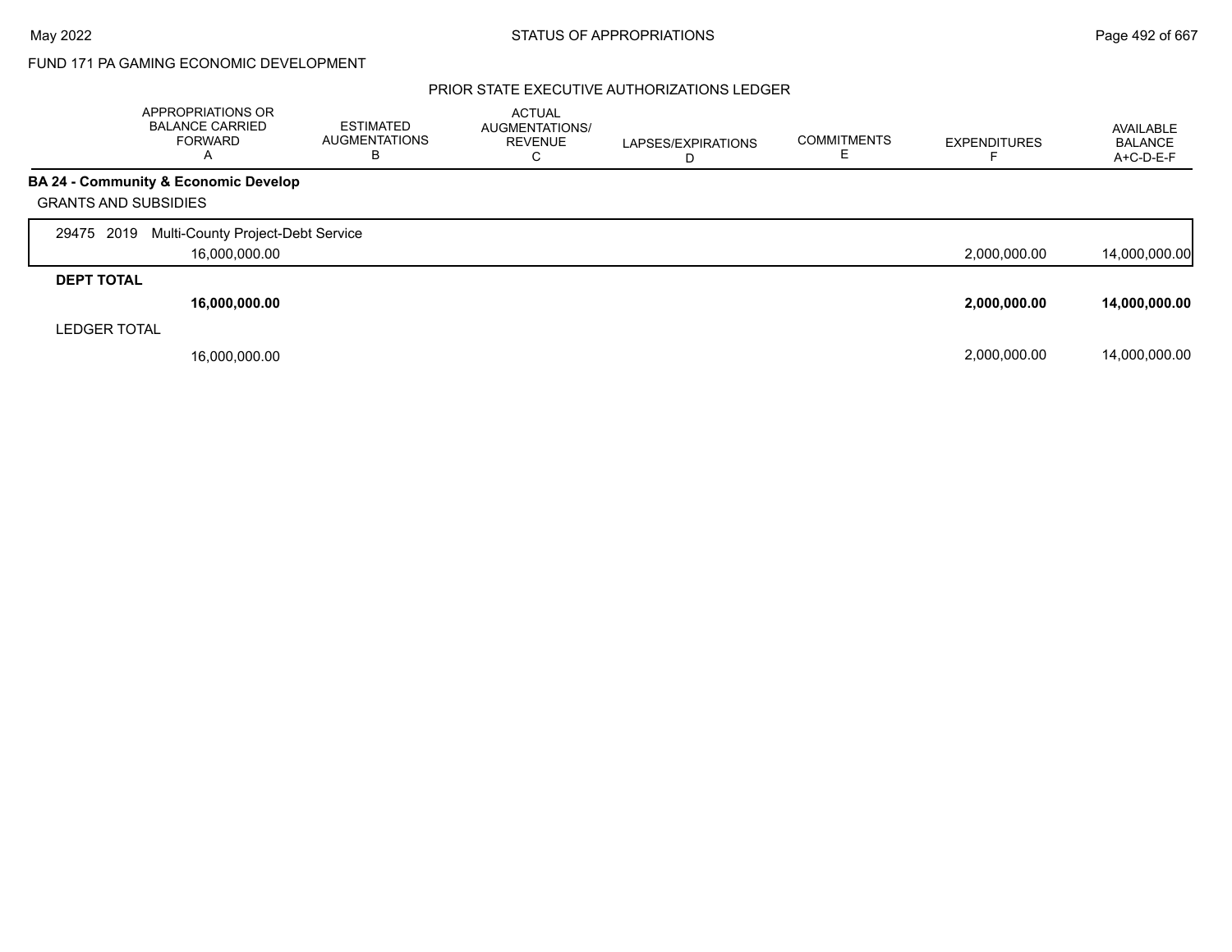FUND 171 PA GAMING ECONOMIC DEVELOPMENT

PRIOR STATE EXECUTIVE AUTHORIZATIONS LEDGER

| | APPROPRIATIONS OR BALANCE CARRIED FORWARD A | ESTIMATED AUGMENTATIONS B | ACTUAL AUGMENTATIONS/ REVENUE C | LAPSES/EXPIRATIONS D | COMMITMENTS E | EXPENDITURES F | AVAILABLE BALANCE A+C-D-E-F |
|---|---|---|---|---|---|---|---|
| **BA 24 - Community & Economic Develop** | | | | | | | |
| GRANTS AND SUBSIDIES | | | | | | | |
| 29475 2019 Multi-County Project-Debt Service | 16,000,000.00 | | | | | 2,000,000.00 | 14,000,000.00 |
| **DEPT TOTAL** | **16,000,000.00** | | | | | **2,000,000.00** | **14,000,000.00** |
| LEDGER TOTAL | 16,000,000.00 | | | | | 2,000,000.00 | 14,000,000.00 |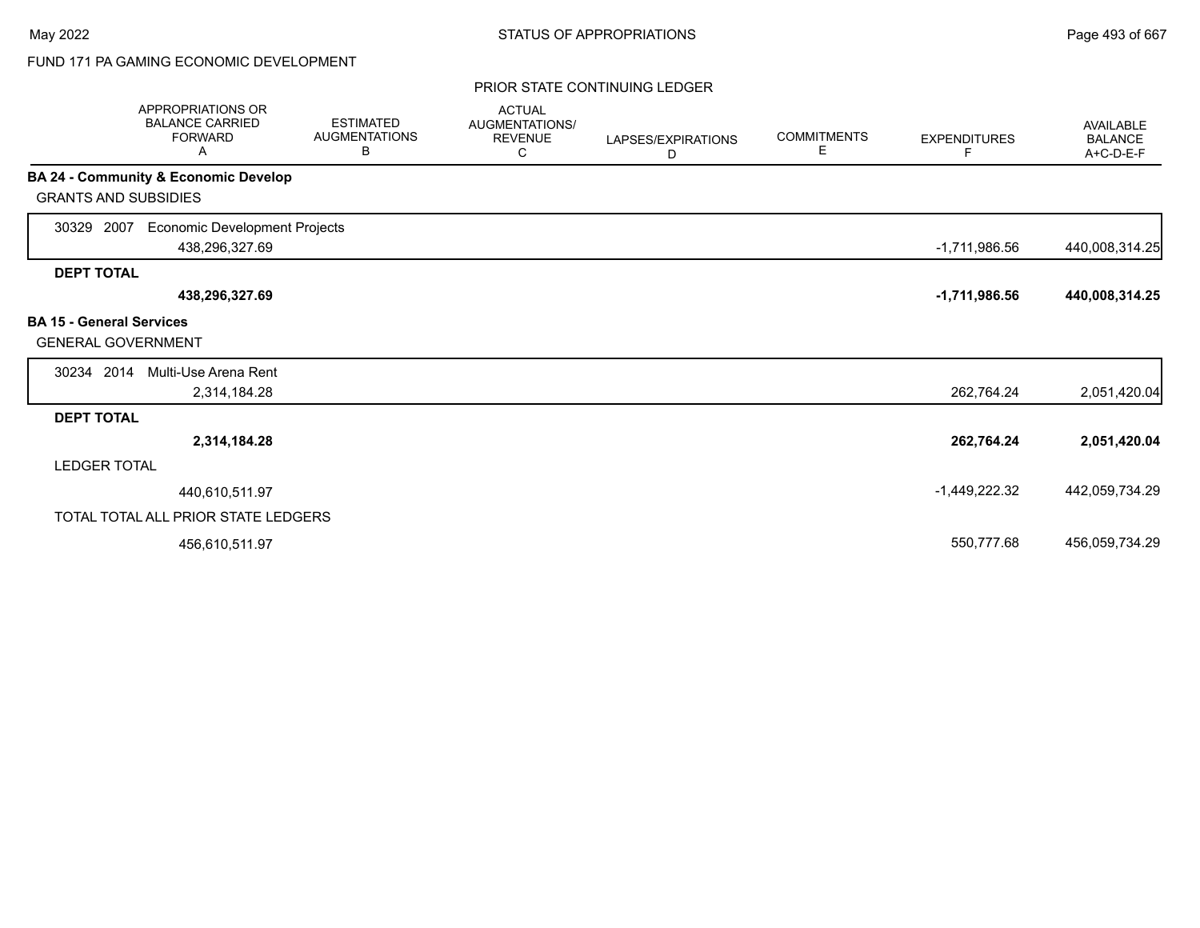FUND 171 PA GAMING ECONOMIC DEVELOPMENT

PRIOR STATE CONTINUING LEDGER

| | APPROPRIATIONS OR BALANCE CARRIED FORWARD A | ESTIMATED AUGMENTATIONS B | ACTUAL AUGMENTATIONS/ REVENUE C | LAPSES/EXPIRATIONS D | COMMITMENTS E | EXPENDITURES F | AVAILABLE BALANCE A+C-D-E-F |
|---|---|---|---|---|---|---|---|
| **BA 24 - Community & Economic Develop** | | | | | | | |
| GRANTS AND SUBSIDIES | | | | | | | |
| 30329 2007 Economic Development Projects | 438,296,327.69 | | | | | -1,711,986.56 | 440,008,314.25 |
| **DEPT TOTAL** | **438,296,327.69** | | | | | **-1,711,986.56** | **440,008,314.25** |
| **BA 15 - General Services** | | | | | | | |
| GENERAL GOVERNMENT | | | | | | | |
| 30234 2014 Multi-Use Arena Rent | 2,314,184.28 | | | | | 262,764.24 | 2,051,420.04 |
| **DEPT TOTAL** | **2,314,184.28** | | | | | **262,764.24** | **2,051,420.04** |
| LEDGER TOTAL | 440,610,511.97 | | | | | -1,449,222.32 | 442,059,734.29 |
| TOTAL TOTAL ALL PRIOR STATE LEDGERS | 456,610,511.97 | | | | | 550,777.68 | 456,059,734.29 |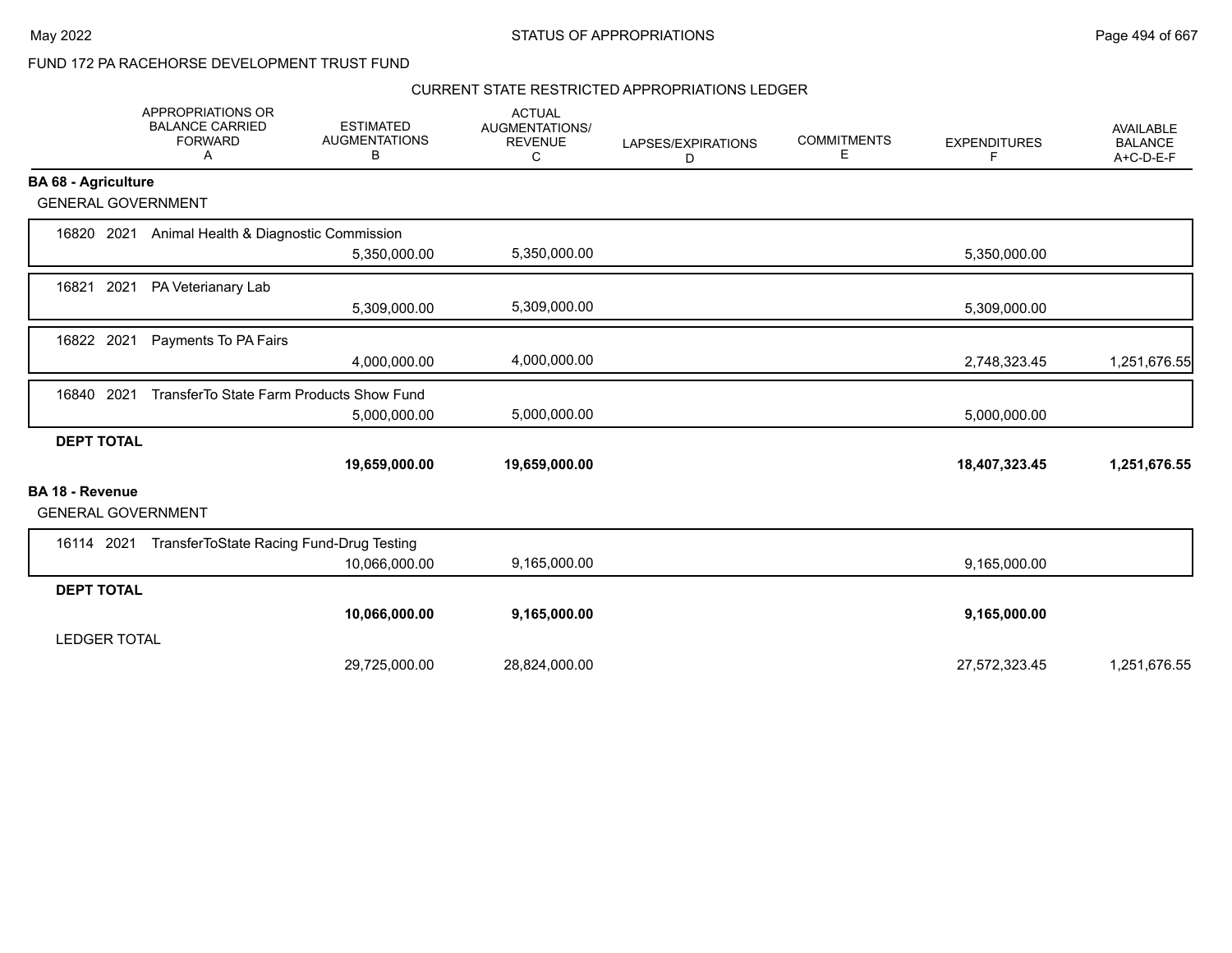FUND 172 PA RACEHORSE DEVELOPMENT TRUST FUND

CURRENT STATE RESTRICTED APPROPRIATIONS LEDGER

| | APPROPRIATIONS OR BALANCE CARRIED FORWARD A | ESTIMATED AUGMENTATIONS B | ACTUAL AUGMENTATIONS/ REVENUE C | LAPSES/EXPIRATIONS D | COMMITMENTS E | EXPENDITURES F | AVAILABLE BALANCE A+C-D-E-F |
|---|---|---|---|---|---|---|---|
| **BA 68 - Agriculture** | | | | | | | |
| GENERAL GOVERNMENT | | | | | | | |
| 16820 2021 Animal Health & Diagnostic Commission | | | | | | | |
| | | 5,350,000.00 | 5,350,000.00 | | | 5,350,000.00 | |
| 16821 2021 PA Veterianary Lab | | | | | | | |
| | | 5,309,000.00 | 5,309,000.00 | | | 5,309,000.00 | |
| 16822 2021 Payments To PA Fairs | | | | | | | |
| | | 4,000,000.00 | 4,000,000.00 | | | 2,748,323.45 | 1,251,676.55 |
| 16840 2021 TransferTo State Farm Products Show Fund | | | | | | | |
| | | 5,000,000.00 | 5,000,000.00 | | | 5,000,000.00 | |
| **DEPT TOTAL** | | | | | | | |
| | | **19,659,000.00** | **19,659,000.00** | | | **18,407,323.45** | **1,251,676.55** |
| **BA 18 - Revenue** | | | | | | | |
| GENERAL GOVERNMENT | | | | | | | |
| 16114 2021 TransferToState Racing Fund-Drug Testing | | | | | | | |
| | | 10,066,000.00 | 9,165,000.00 | | | 9,165,000.00 | |
| **DEPT TOTAL** | | | | | | | |
| | | **10,066,000.00** | **9,165,000.00** | | | **9,165,000.00** | |
| LEDGER TOTAL | | | | | | | |
| | | 29,725,000.00 | 28,824,000.00 | | | 27,572,323.45 | 1,251,676.55 |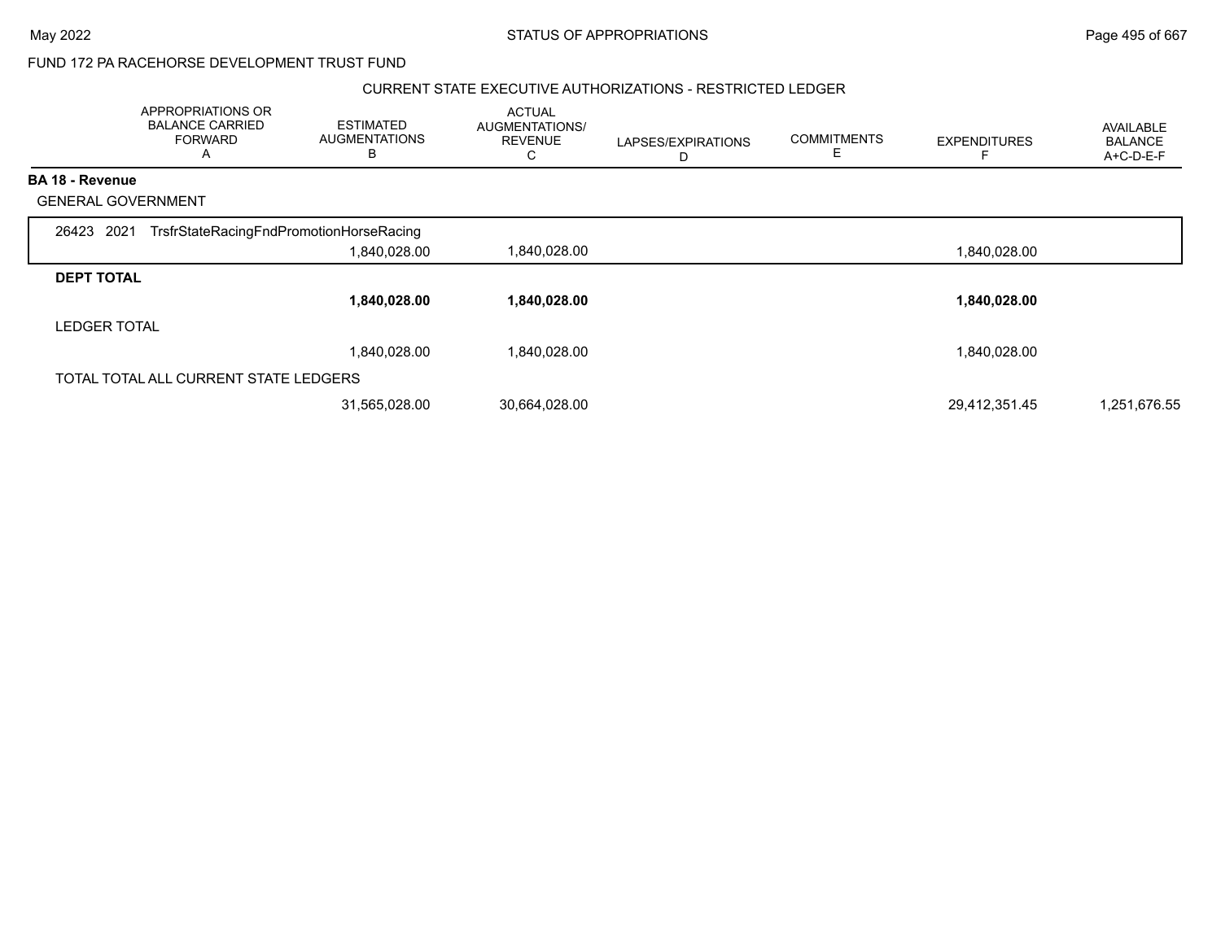FUND 172 PA RACEHORSE DEVELOPMENT TRUST FUND

CURRENT STATE EXECUTIVE AUTHORIZATIONS - RESTRICTED LEDGER

| APPROPRIATIONS OR BALANCE CARRIED FORWARD A | ESTIMATED AUGMENTATIONS B | ACTUAL AUGMENTATIONS/ REVENUE C | LAPSES/EXPIRATIONS D | COMMITMENTS E | EXPENDITURES F | AVAILABLE BALANCE A+C-D-E-F |
|---|---|---|---|---|---|---|
| **BA 18 - Revenue** | | | | | | |
| GENERAL GOVERNMENT | | | | | | |
| 26423 2021 TrsfrStateRacingFndPromotionHorseRacing | | | | | | |
| | 1,840,028.00 | 1,840,028.00 | | | 1,840,028.00 | |
| **DEPT TOTAL** | | | | | | |
| | **1,840,028.00** | **1,840,028.00** | | | **1,840,028.00** | |
| LEDGER TOTAL | | | | | | |
| | 1,840,028.00 | 1,840,028.00 | | | 1,840,028.00 | |
| TOTAL TOTAL ALL CURRENT STATE LEDGERS | | | | | | |
| | 31,565,028.00 | 30,664,028.00 | | | 29,412,351.45 | 1,251,676.55 |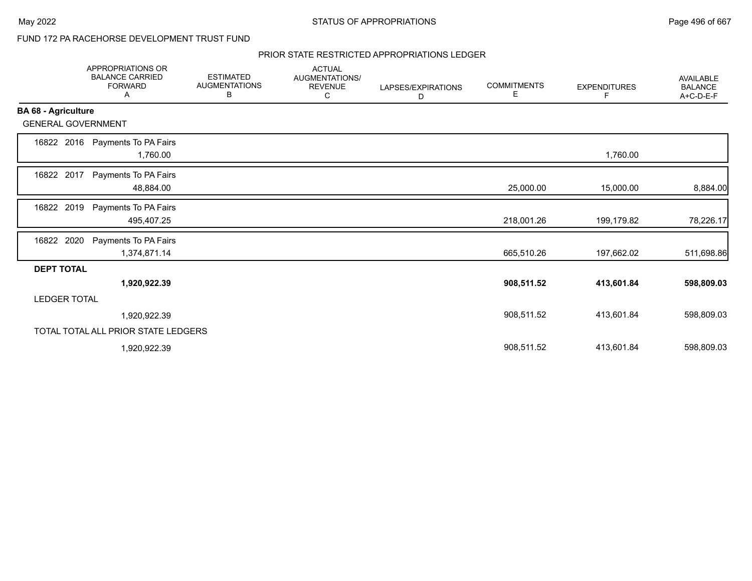FUND 172 PA RACEHORSE DEVELOPMENT TRUST FUND

## PRIOR STATE RESTRICTED APPROPRIATIONS LEDGER

| | APPROPRIATIONS OR BALANCE CARRIED FORWARD A | ESTIMATED AUGMENTATIONS B | ACTUAL AUGMENTATIONS/ REVENUE C | LAPSES/EXPIRATIONS D | COMMITMENTS E | EXPENDITURES F | AVAILABLE BALANCE A+C-D-E-F |
|---|---|---|---|---|---|---|---|
| **BA 68 - Agriculture** | | | | | | | |
| GENERAL GOVERNMENT | | | | | | | |
| 16822 2016 Payments To PA Fairs | 1,760.00 | | | | | 1,760.00 | |
| 16822 2017 Payments To PA Fairs | 48,884.00 | | | | 25,000.00 | 15,000.00 | 8,884.00 |
| 16822 2019 Payments To PA Fairs | 495,407.25 | | | | 218,001.26 | 199,179.82 | 78,226.17 |
| 16822 2020 Payments To PA Fairs | 1,374,871.14 | | | | 665,510.26 | 197,662.02 | 511,698.86 |
| **DEPT TOTAL** | **1,920,922.39** | | | | **908,511.52** | **413,601.84** | **598,809.03** |
| LEDGER TOTAL | 1,920,922.39 | | | | 908,511.52 | 413,601.84 | 598,809.03 |
| TOTAL TOTAL ALL PRIOR STATE LEDGERS | 1,920,922.39 | | | | 908,511.52 | 413,601.84 | 598,809.03 |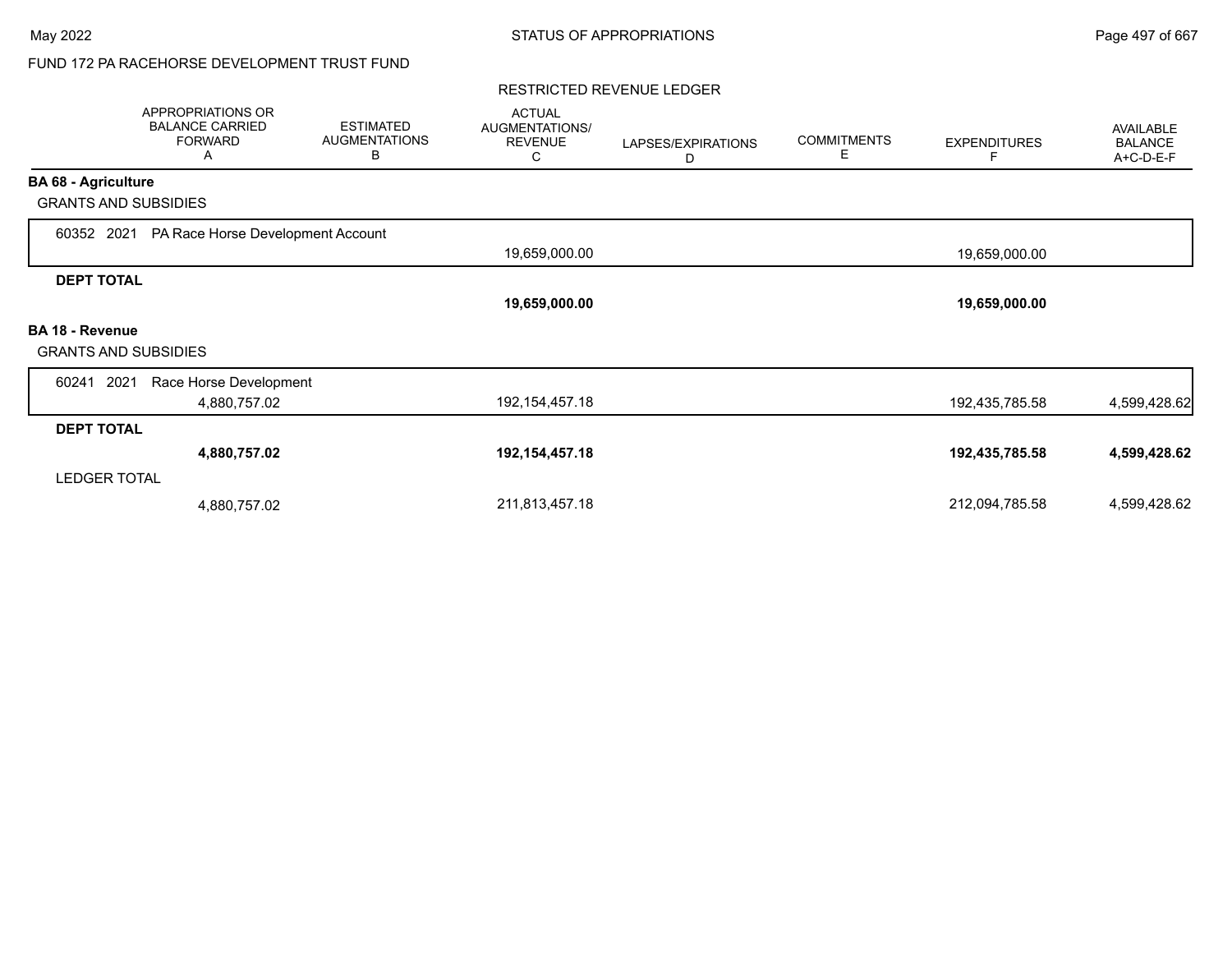FUND 172 PA RACEHORSE DEVELOPMENT TRUST FUND

RESTRICTED REVENUE LEDGER

| | APPROPRIATIONS OR BALANCE CARRIED FORWARD A | ESTIMATED AUGMENTATIONS B | ACTUAL AUGMENTATIONS/ REVENUE C | LAPSES/EXPIRATIONS D | COMMITMENTS E | EXPENDITURES F | AVAILABLE BALANCE A+C-D-E-F |
|---|---|---|---|---|---|---|---|
| **BA 68 - Agriculture** | | | | | | | |
| GRANTS AND SUBSIDIES | | | | | | | |
| 60352 2021 PA Race Horse Development Account | | | 19,659,000.00 | | | 19,659,000.00 | |
| **DEPT TOTAL** | | | **19,659,000.00** | | | **19,659,000.00** | |
| **BA 18 - Revenue** | | | | | | | |
| GRANTS AND SUBSIDIES | | | | | | | |
| 60241 2021 Race Horse Development | 4,880,757.02 | | 192,154,457.18 | | | 192,435,785.58 | 4,599,428.62 |
| **DEPT TOTAL** | **4,880,757.02** | | **192,154,457.18** | | | **192,435,785.58** | **4,599,428.62** |
| LEDGER TOTAL | 4,880,757.02 | | 211,813,457.18 | | | 212,094,785.58 | 4,599,428.62 |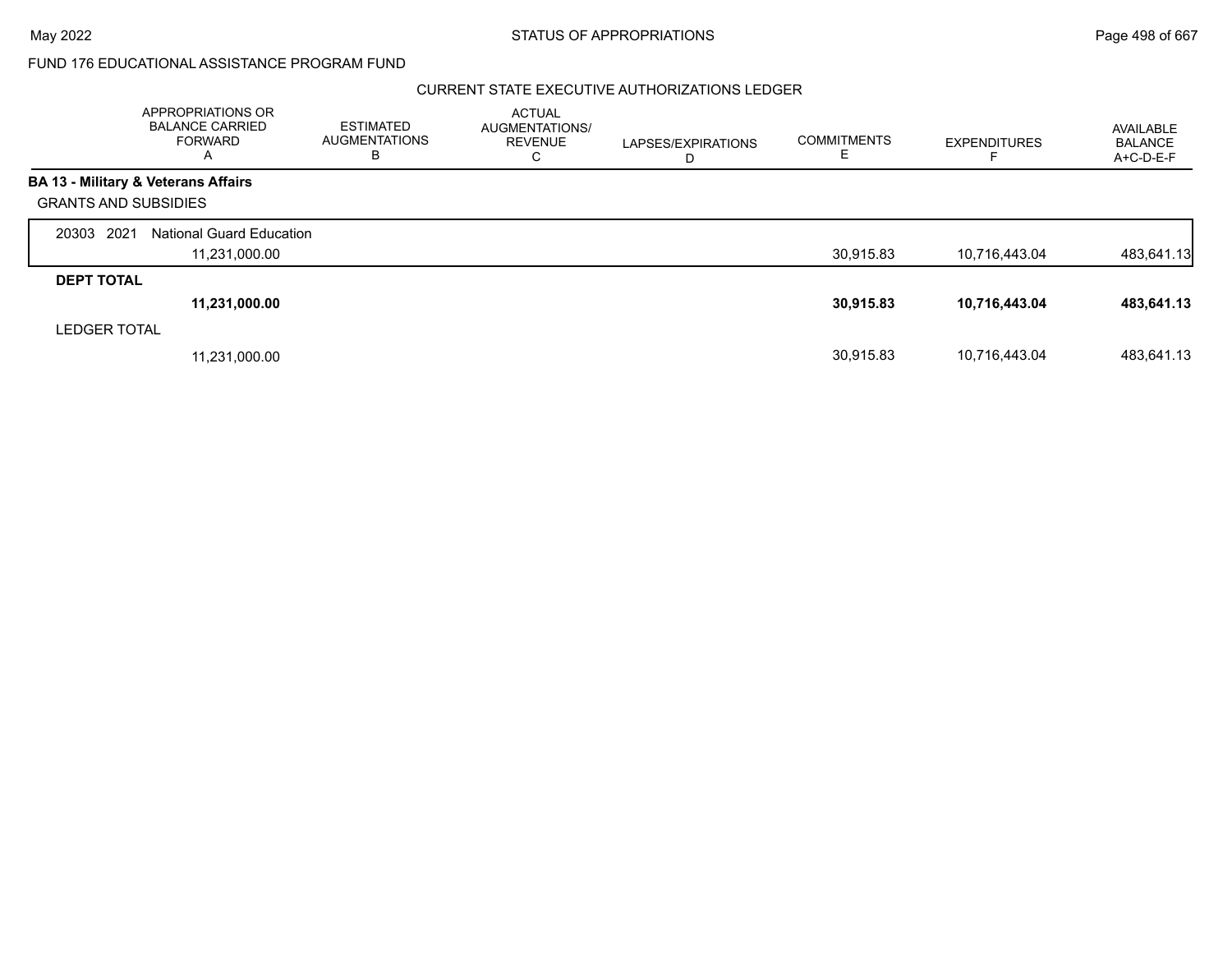FUND 176 EDUCATIONAL ASSISTANCE PROGRAM FUND

CURRENT STATE EXECUTIVE AUTHORIZATIONS LEDGER

| | APPROPRIATIONS OR BALANCE CARRIED FORWARD A | ESTIMATED AUGMENTATIONS B | ACTUAL AUGMENTATIONS/ REVENUE C | LAPSES/EXPIRATIONS D | COMMITMENTS E | EXPENDITURES F | AVAILABLE BALANCE A+C-D-E-F |
|---|---|---|---|---|---|---|---|
| **BA 13 - Military & Veterans Affairs** | | | | | | | |
| GRANTS AND SUBSIDIES | | | | | | | |
| 20303 2021 National Guard Education | 11,231,000.00 | | | | 30,915.83 | 10,716,443.04 | 483,641.13 |
| **DEPT TOTAL** | **11,231,000.00** | | | | **30,915.83** | **10,716,443.04** | **483,641.13** |
| LEDGER TOTAL | 11,231,000.00 | | | | 30,915.83 | 10,716,443.04 | 483,641.13 |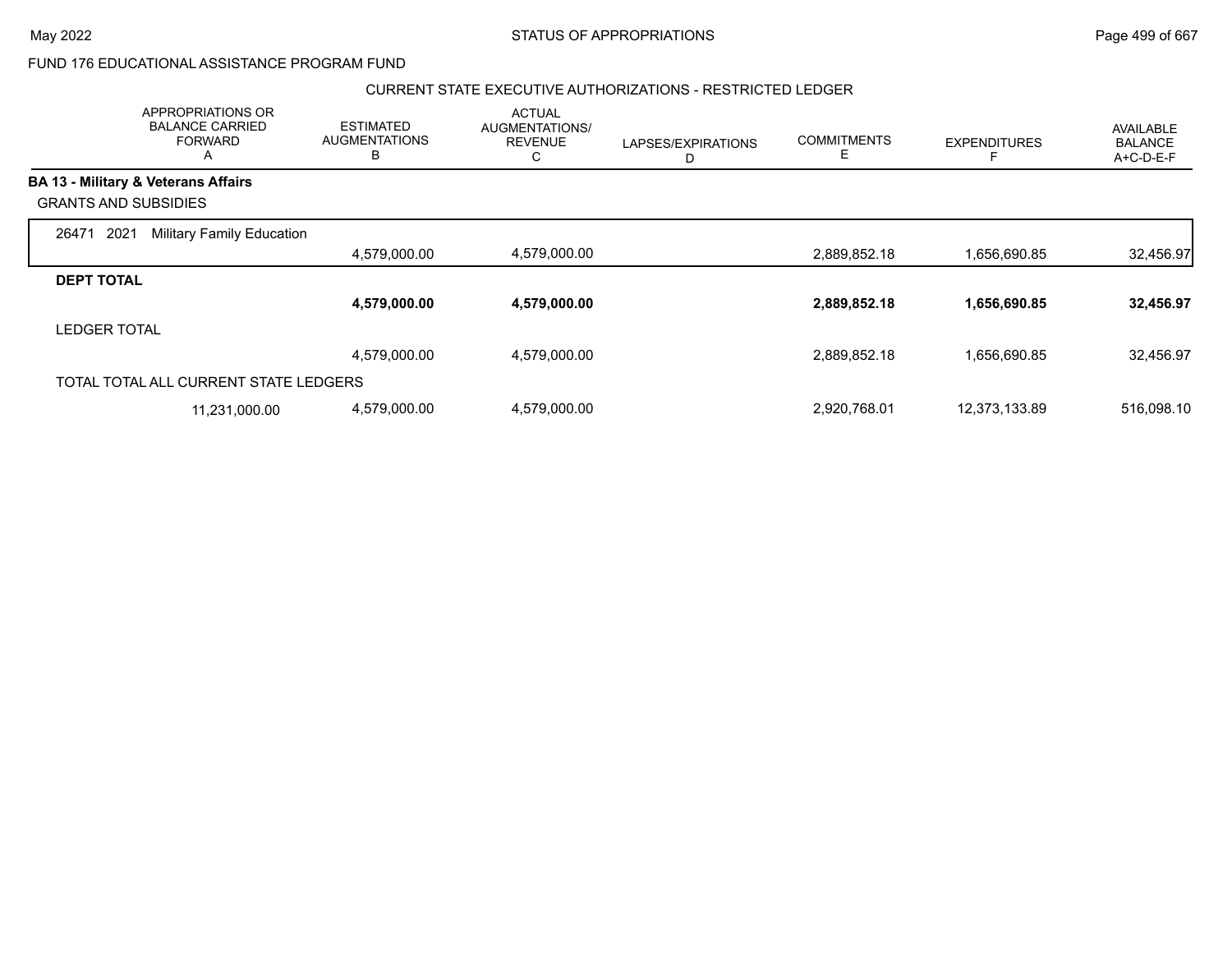FUND 176 EDUCATIONAL ASSISTANCE PROGRAM FUND

CURRENT STATE EXECUTIVE AUTHORIZATIONS - RESTRICTED LEDGER

| APPROPRIATIONS OR BALANCE CARRIED FORWARD A | ESTIMATED AUGMENTATIONS B | ACTUAL AUGMENTATIONS/ REVENUE C | LAPSES/EXPIRATIONS D | COMMITMENTS E | EXPENDITURES F | AVAILABLE BALANCE A+C-D-E-F |
|---|---|---|---|---|---|---|
| **BA 13 - Military & Veterans Affairs** | | | | | | |
| GRANTS AND SUBSIDIES | | | | | | |
| 26471 2021 Military Family Education | | | | | | |
| | 4,579,000.00 | 4,579,000.00 | | 2,889,852.18 | 1,656,690.85 | 32,456.97 |
| **DEPT TOTAL** | | | | | | |
| | **4,579,000.00** | **4,579,000.00** | | **2,889,852.18** | **1,656,690.85** | **32,456.97** |
| LEDGER TOTAL | | | | | | |
| | 4,579,000.00 | 4,579,000.00 | | 2,889,852.18 | 1,656,690.85 | 32,456.97 |
| TOTAL TOTAL ALL CURRENT STATE LEDGERS | | | | | | |
| 11,231,000.00 | 4,579,000.00 | 4,579,000.00 | | 2,920,768.01 | 12,373,133.89 | 516,098.10 |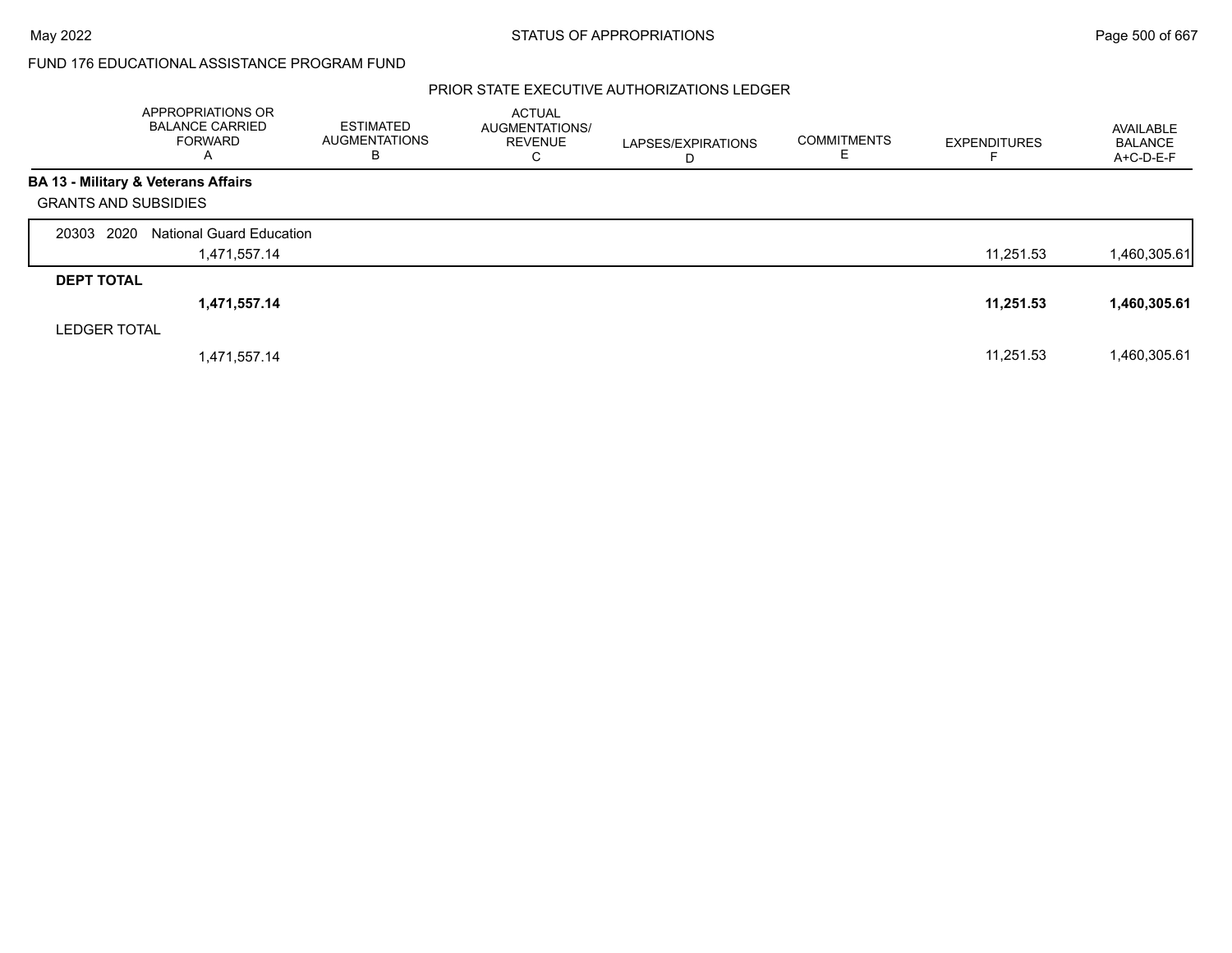FUND 176 EDUCATIONAL ASSISTANCE PROGRAM FUND

PRIOR STATE EXECUTIVE AUTHORIZATIONS LEDGER

| | APPROPRIATIONS OR BALANCE CARRIED FORWARD A | ESTIMATED AUGMENTATIONS B | ACTUAL AUGMENTATIONS/ REVENUE C | LAPSES/EXPIRATIONS D | COMMITMENTS E | EXPENDITURES F | AVAILABLE BALANCE A+C-D-E-F |
|---|---|---|---|---|---|---|---|
| **BA 13 - Military & Veterans Affairs** | | | | | | | |
| GRANTS AND SUBSIDIES | | | | | | | |
| 20303 2020 National Guard Education | | | | | | | |
| | 1,471,557.14 | | | | | 11,251.53 | 1,460,305.61 |
| **DEPT TOTAL** | | | | | | | |
| | **1,471,557.14** | | | | | **11,251.53** | **1,460,305.61** |
| LEDGER TOTAL | | | | | | | |
| | 1,471,557.14 | | | | | 11,251.53 | 1,460,305.61 |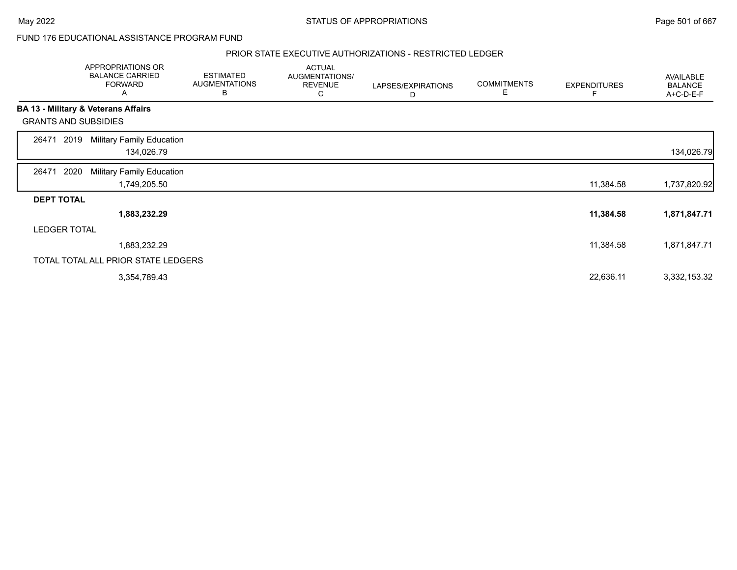FUND 176 EDUCATIONAL ASSISTANCE PROGRAM FUND

PRIOR STATE EXECUTIVE AUTHORIZATIONS - RESTRICTED LEDGER

| | APPROPRIATIONS OR BALANCE CARRIED FORWARD A | ESTIMATED AUGMENTATIONS B | ACTUAL AUGMENTATIONS/ REVENUE C | LAPSES/EXPIRATIONS D | COMMITMENTS E | EXPENDITURES F | AVAILABLE BALANCE A+C-D-E-F |
|---|---|---|---|---|---|---|---|
| **BA 13 - Military & Veterans Affairs** | | | | | | | |
| GRANTS AND SUBSIDIES | | | | | | | |
| 26471 2019 Military Family Education | 134,026.79 | | | | | | 134,026.79 |
| 26471 2020 Military Family Education | 1,749,205.50 | | | | | 11,384.58 | 1,737,820.92 |
| **DEPT TOTAL** | **1,883,232.29** | | | | | **11,384.58** | **1,871,847.71** |
| LEDGER TOTAL | 1,883,232.29 | | | | | 11,384.58 | 1,871,847.71 |
| TOTAL TOTAL ALL PRIOR STATE LEDGERS | 3,354,789.43 | | | | | 22,636.11 | 3,332,153.32 |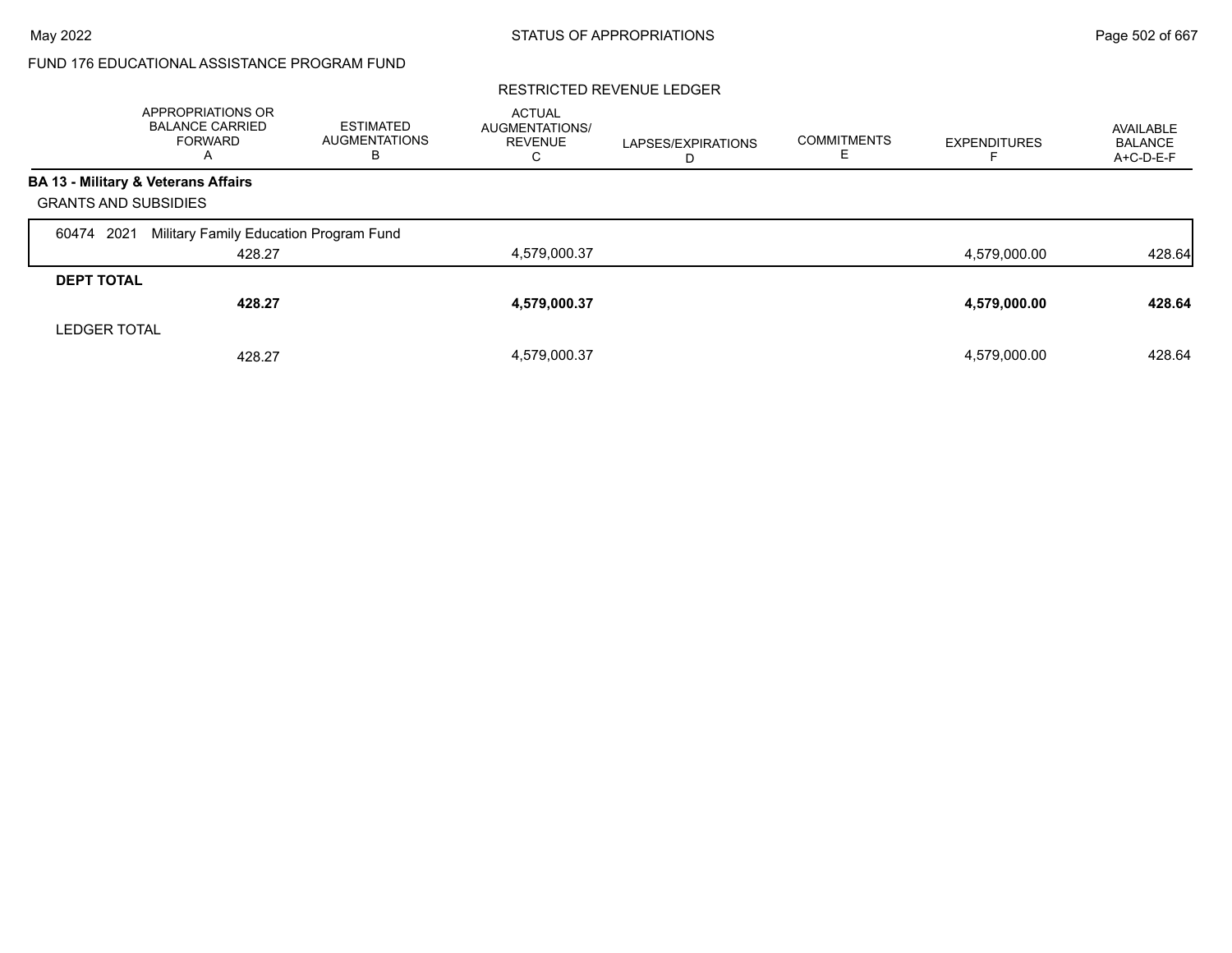FUND 176 EDUCATIONAL ASSISTANCE PROGRAM FUND

RESTRICTED REVENUE LEDGER

| | APPROPRIATIONS OR BALANCE CARRIED FORWARD A | ESTIMATED AUGMENTATIONS B | ACTUAL AUGMENTATIONS/ REVENUE C | LAPSES/EXPIRATIONS D | COMMITMENTS E | EXPENDITURES F | AVAILABLE BALANCE A+C-D-E-F |
|---|---|---|---|---|---|---|---|
| **BA 13 - Military & Veterans Affairs** | | | | | | | |
| GRANTS AND SUBSIDIES | | | | | | | |
| 60474 2021 Military Family Education Program Fund | | | | | | | |
| | 428.27 | | 4,579,000.37 | | | 4,579,000.00 | 428.64 |
| **DEPT TOTAL** | | | | | | | |
| | **428.27** | | **4,579,000.37** | | | **4,579,000.00** | **428.64** |
| LEDGER TOTAL | | | | | | | |
| | 428.27 | | 4,579,000.37 | | | 4,579,000.00 | 428.64 |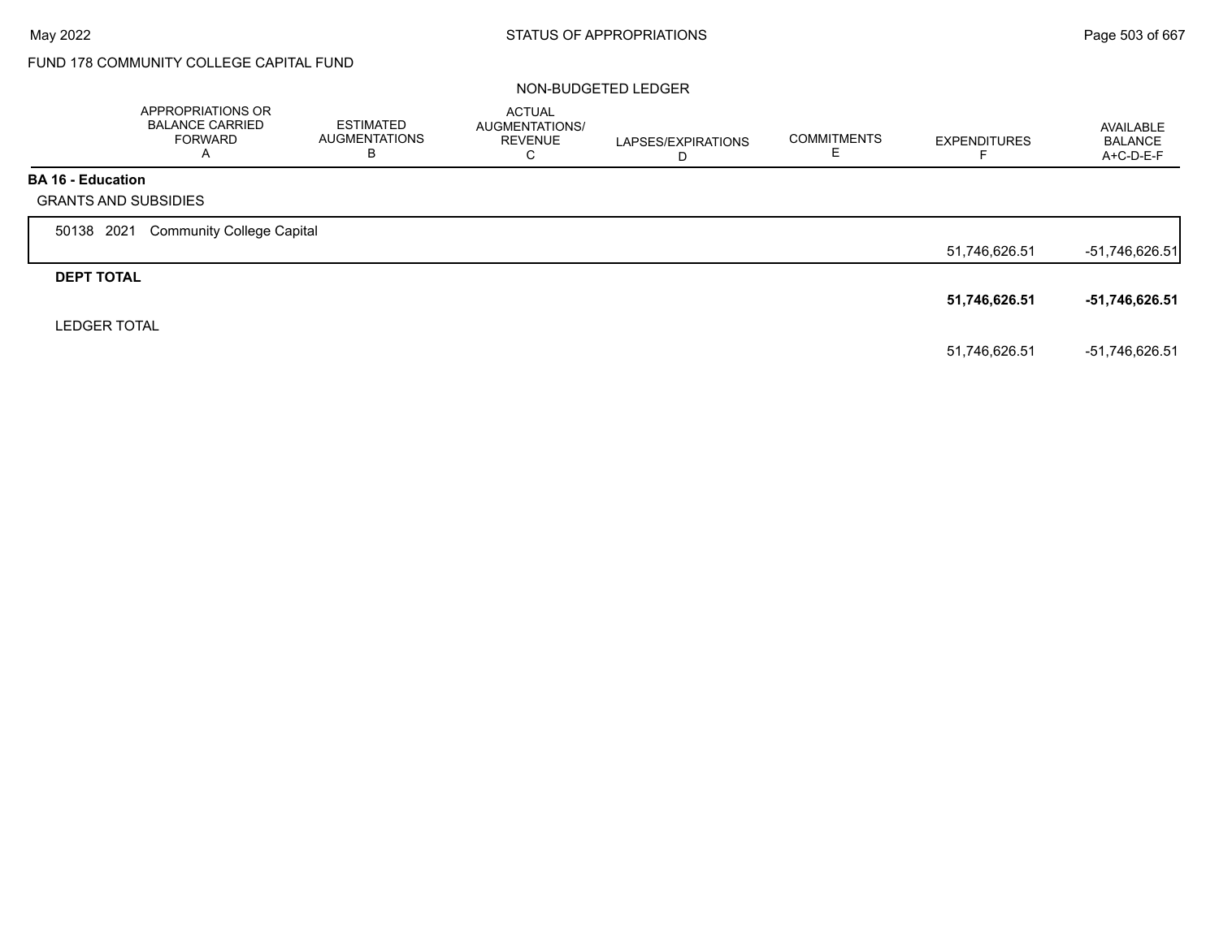FUND 178 COMMUNITY COLLEGE CAPITAL FUND

NON-BUDGETED LEDGER

| | APPROPRIATIONS OR BALANCE CARRIED FORWARD A | ESTIMATED AUGMENTATIONS B | ACTUAL AUGMENTATIONS/ REVENUE C | LAPSES/EXPIRATIONS D | COMMITMENTS E | EXPENDITURES F | AVAILABLE BALANCE A+C-D-E-F |
|---|---|---|---|---|---|---|---|
| **BA 16 - Education** | | | | | | | |
| GRANTS AND SUBSIDIES | | | | | | | |
| 50138 2021 Community College Capital | | | | | | 51,746,626.51 | -51,746,626.51 |
| **DEPT TOTAL** | | | | | | **51,746,626.51** | **-51,746,626.51** |
| LEDGER TOTAL | | | | | | 51,746,626.51 | -51,746,626.51 |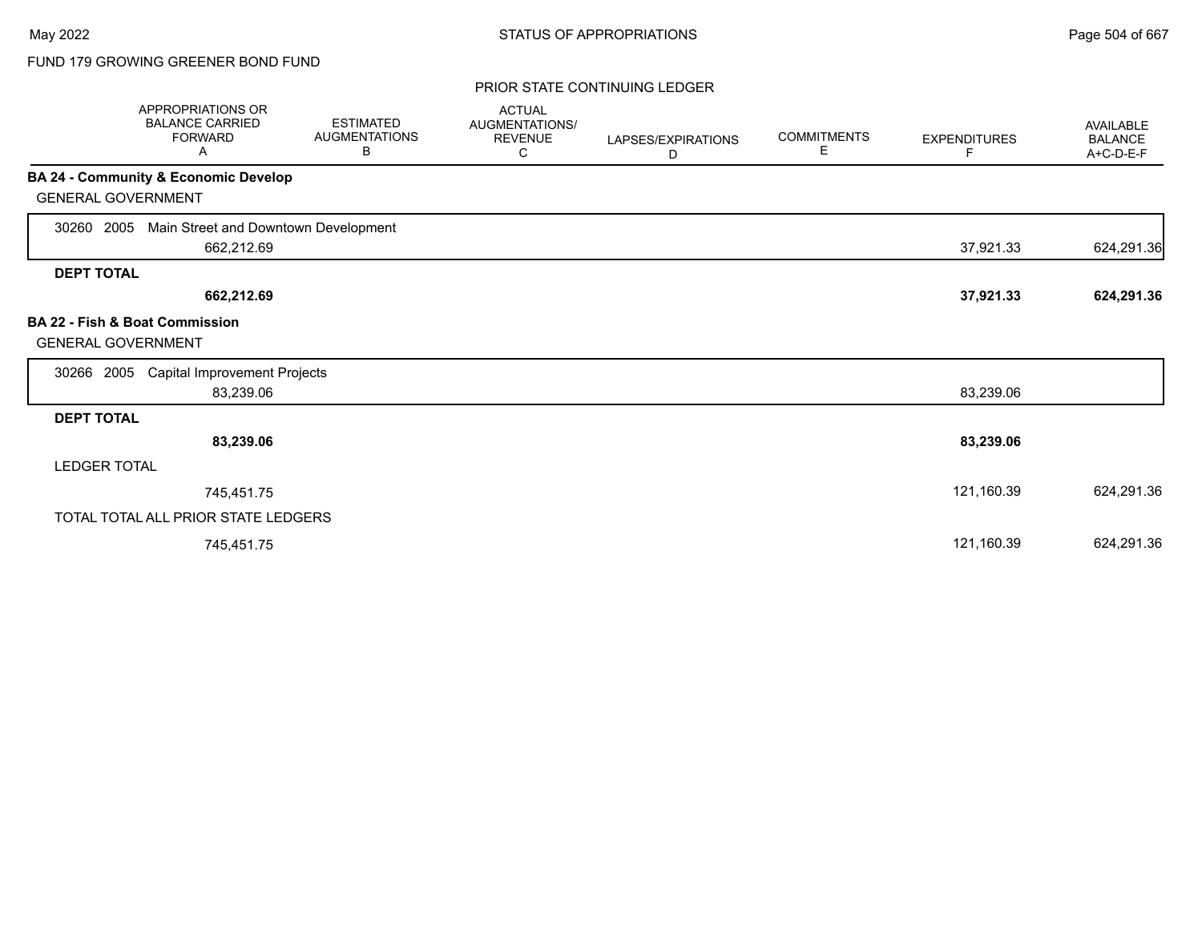FUND 179 GROWING GREENER BOND FUND

PRIOR STATE CONTINUING LEDGER

| | APPROPRIATIONS OR BALANCE CARRIED FORWARD A | ESTIMATED AUGMENTATIONS B | ACTUAL AUGMENTATIONS/ REVENUE C | LAPSES/EXPIRATIONS D | COMMITMENTS E | EXPENDITURES F | AVAILABLE BALANCE A+C-D-E-F |
|---|---|---|---|---|---|---|---|
| **BA 24 - Community & Economic Develop** | | | | | | | |
| GENERAL GOVERNMENT | | | | | | | |
| 30260 2005 Main Street and Downtown Development | 662,212.69 | | | | | 37,921.33 | 624,291.36 |
| **DEPT TOTAL** | **662,212.69** | | | | | **37,921.33** | **624,291.36** |
| **BA 22 - Fish & Boat Commission** | | | | | | | |
| GENERAL GOVERNMENT | | | | | | | |
| 30266 2005 Capital Improvement Projects | 83,239.06 | | | | | 83,239.06 | |
| **DEPT TOTAL** | **83,239.06** | | | | | **83,239.06** | |
| LEDGER TOTAL | 745,451.75 | | | | | 121,160.39 | 624,291.36 |
| TOTAL TOTAL ALL PRIOR STATE LEDGERS | 745,451.75 | | | | | 121,160.39 | 624,291.36 |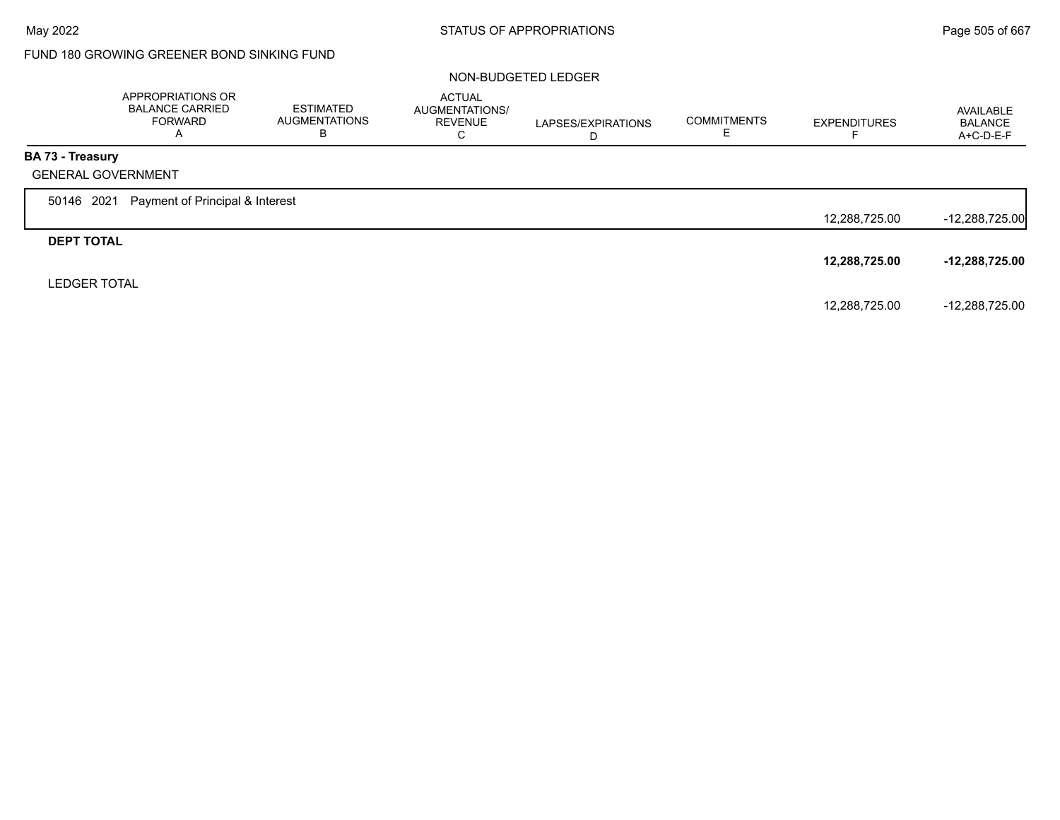FUND 180 GROWING GREENER BOND SINKING FUND

NON-BUDGETED LEDGER

| | APPROPRIATIONS OR BALANCE CARRIED FORWARD A | ESTIMATED AUGMENTATIONS B | ACTUAL AUGMENTATIONS/ REVENUE C | LAPSES/EXPIRATIONS D | COMMITMENTS E | EXPENDITURES F | AVAILABLE BALANCE A+C-D-E-F |
|---|---|---|---|---|---|---|---|
| **BA 73 - Treasury** | | | | | | | |
| GENERAL GOVERNMENT | | | | | | | |
| 50146 2021 Payment of Principal & Interest | | | | | | 12,288,725.00 | -12,288,725.00 |
| **DEPT TOTAL** | | | | | | **12,288,725.00** | **-12,288,725.00** |
| LEDGER TOTAL | | | | | | 12,288,725.00 | -12,288,725.00 |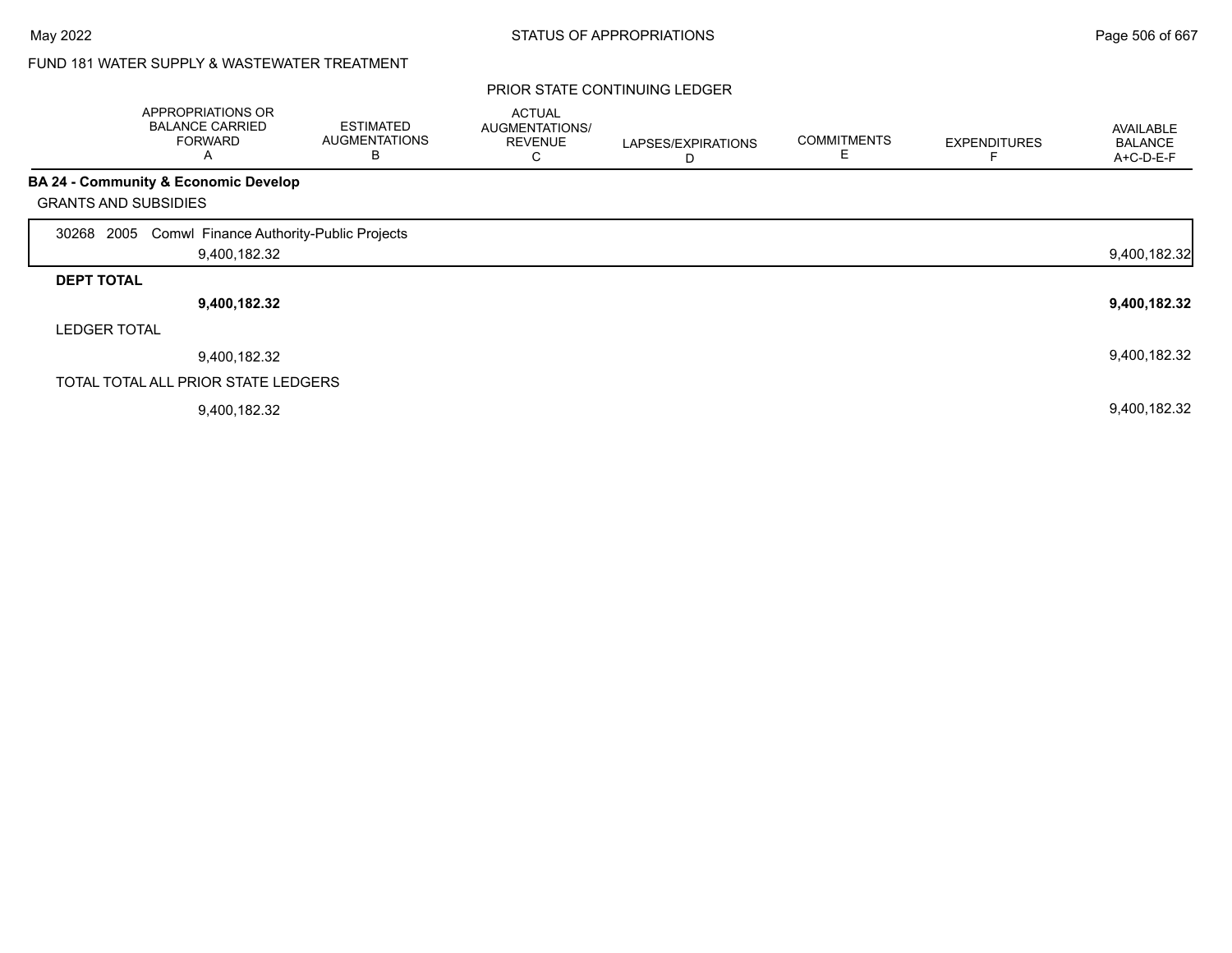FUND 181 WATER SUPPLY & WASTEWATER TREATMENT

PRIOR STATE CONTINUING LEDGER

| | APPROPRIATIONS OR BALANCE CARRIED FORWARD A | ESTIMATED AUGMENTATIONS B | ACTUAL AUGMENTATIONS/ REVENUE C | LAPSES/EXPIRATIONS D | COMMITMENTS E | EXPENDITURES F | AVAILABLE BALANCE A+C-D-E-F |
|---|---|---|---|---|---|---|---|
| **BA 24 - Community & Economic Develop** | | | | | | | |
| GRANTS AND SUBSIDIES | | | | | | | |
| 30268 2005 Comwl Finance Authority-Public Projects | 9,400,182.32 | | | | | | 9,400,182.32 |
| **DEPT TOTAL** | **9,400,182.32** | | | | | | **9,400,182.32** |
| LEDGER TOTAL | 9,400,182.32 | | | | | | 9,400,182.32 |
| TOTAL TOTAL ALL PRIOR STATE LEDGERS | 9,400,182.32 | | | | | | 9,400,182.32 |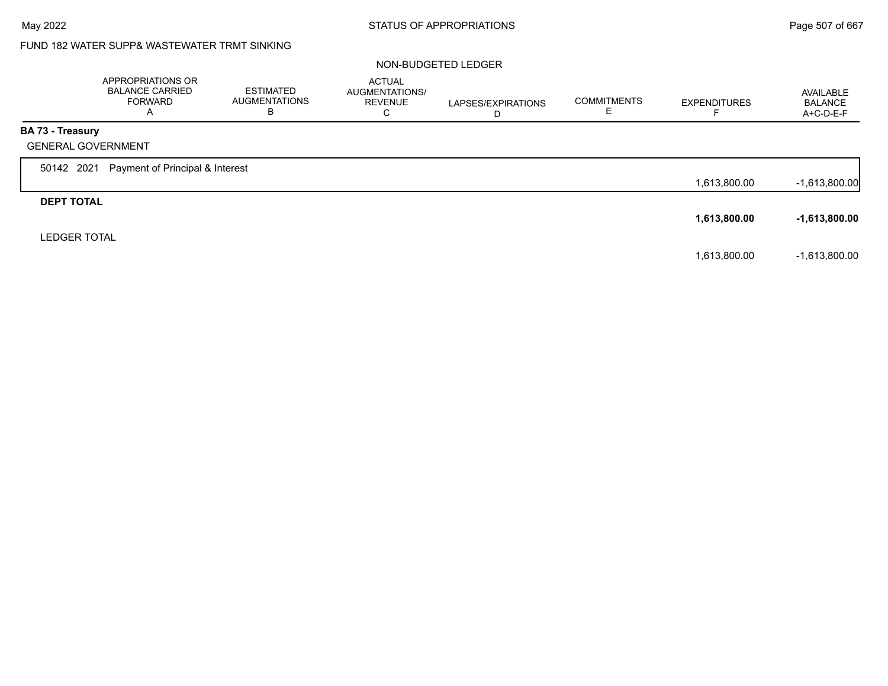FUND 182 WATER SUPP& WASTEWATER TRMT SINKING

NON-BUDGETED LEDGER

| | APPROPRIATIONS OR BALANCE CARRIED FORWARD A | ESTIMATED AUGMENTATIONS B | ACTUAL AUGMENTATIONS/ REVENUE C | LAPSES/EXPIRATIONS D | COMMITMENTS E | EXPENDITURES F | AVAILABLE BALANCE A+C-D-E-F |
|---|---|---|---|---|---|---|---|
| **BA 73 - Treasury** | | | | | | | |
| GENERAL GOVERNMENT | | | | | | | |
| 50142 2021 Payment of Principal & Interest | | | | | | 1,613,800.00 | -1,613,800.00 |
| **DEPT TOTAL** | | | | | | **1,613,800.00** | **-1,613,800.00** |
| LEDGER TOTAL | | | | | | 1,613,800.00 | -1,613,800.00 |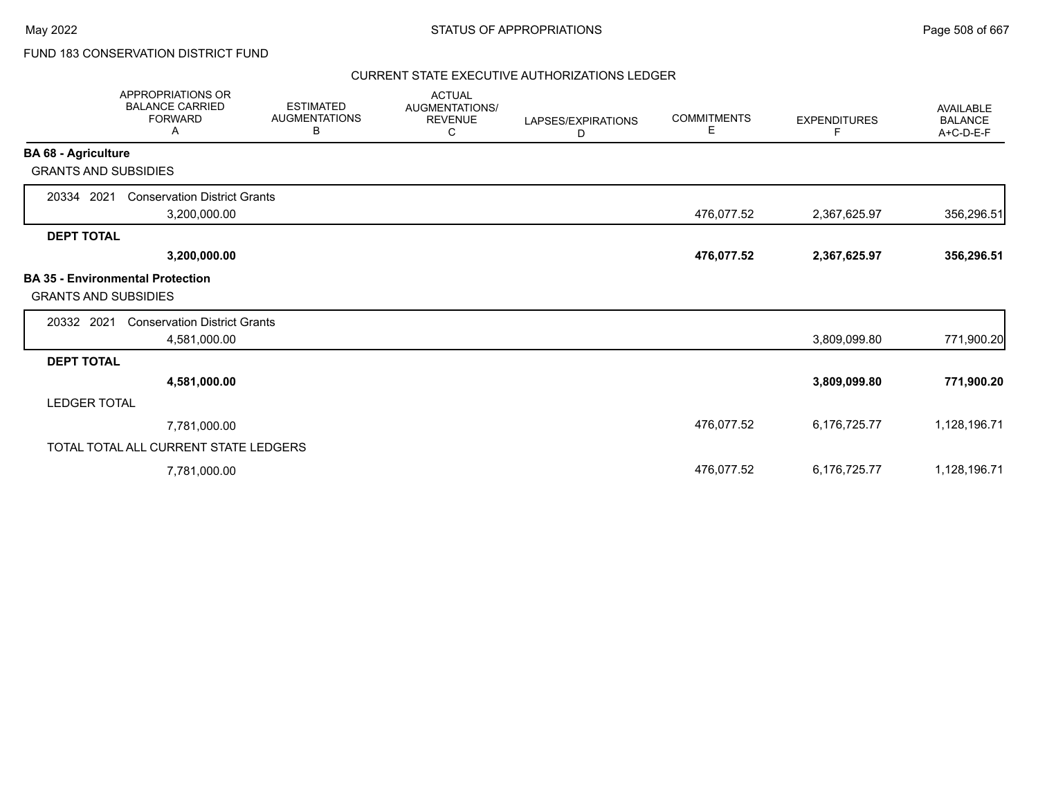FUND 183 CONSERVATION DISTRICT FUND

CURRENT STATE EXECUTIVE AUTHORIZATIONS LEDGER

| | APPROPRIATIONS OR BALANCE CARRIED FORWARD A | ESTIMATED AUGMENTATIONS B | ACTUAL AUGMENTATIONS/ REVENUE C | LAPSES/EXPIRATIONS D | COMMITMENTS E | EXPENDITURES F | AVAILABLE BALANCE A+C-D-E-F |
|---|---|---|---|---|---|---|---|
| **BA 68 - Agriculture** | | | | | | | |
| GRANTS AND SUBSIDIES | | | | | | | |
| 20334 2021 Conservation District Grants | 3,200,000.00 | | | | 476,077.52 | 2,367,625.97 | 356,296.51 |
| **DEPT TOTAL** | **3,200,000.00** | | | | **476,077.52** | **2,367,625.97** | **356,296.51** |
| **BA 35 - Environmental Protection** | | | | | | | |
| GRANTS AND SUBSIDIES | | | | | | | |
| 20332 2021 Conservation District Grants | 4,581,000.00 | | | | | 3,809,099.80 | 771,900.20 |
| **DEPT TOTAL** | **4,581,000.00** | | | | | **3,809,099.80** | **771,900.20** |
| LEDGER TOTAL | 7,781,000.00 | | | | 476,077.52 | 6,176,725.77 | 1,128,196.71 |
| TOTAL TOTAL ALL CURRENT STATE LEDGERS | 7,781,000.00 | | | | 476,077.52 | 6,176,725.77 | 1,128,196.71 |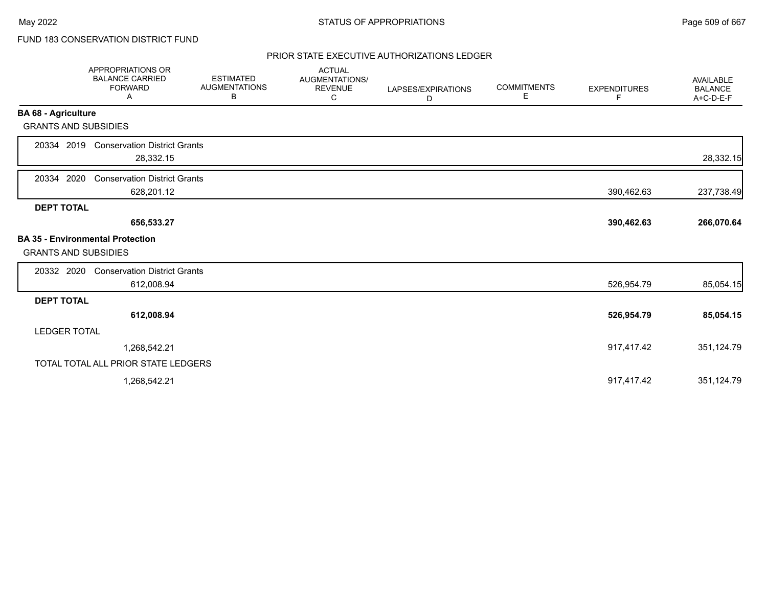FUND 183 CONSERVATION DISTRICT FUND

## PRIOR STATE EXECUTIVE AUTHORIZATIONS LEDGER

| | APPROPRIATIONS OR BALANCE CARRIED FORWARD A | ESTIMATED AUGMENTATIONS B | ACTUAL AUGMENTATIONS/ REVENUE C | LAPSES/EXPIRATIONS D | COMMITMENTS E | EXPENDITURES F | AVAILABLE BALANCE A+C-D-E-F |
|---|---|---|---|---|---|---|---|
| **BA 68 - Agriculture** | | | | | | | |
| GRANTS AND SUBSIDIES | | | | | | | |
| 20334 2019 Conservation District Grants | 28,332.15 | | | | | | 28,332.15 |
| 20334 2020 Conservation District Grants | 628,201.12 | | | | | 390,462.63 | 237,738.49 |
| **DEPT TOTAL** | **656,533.27** | | | | | **390,462.63** | **266,070.64** |
| **BA 35 - Environmental Protection** | | | | | | | |
| GRANTS AND SUBSIDIES | | | | | | | |
| 20332 2020 Conservation District Grants | 612,008.94 | | | | | 526,954.79 | 85,054.15 |
| **DEPT TOTAL** | **612,008.94** | | | | | **526,954.79** | **85,054.15** |
| LEDGER TOTAL | 1,268,542.21 | | | | | 917,417.42 | 351,124.79 |
| TOTAL TOTAL ALL PRIOR STATE LEDGERS | 1,268,542.21 | | | | | 917,417.42 | 351,124.79 |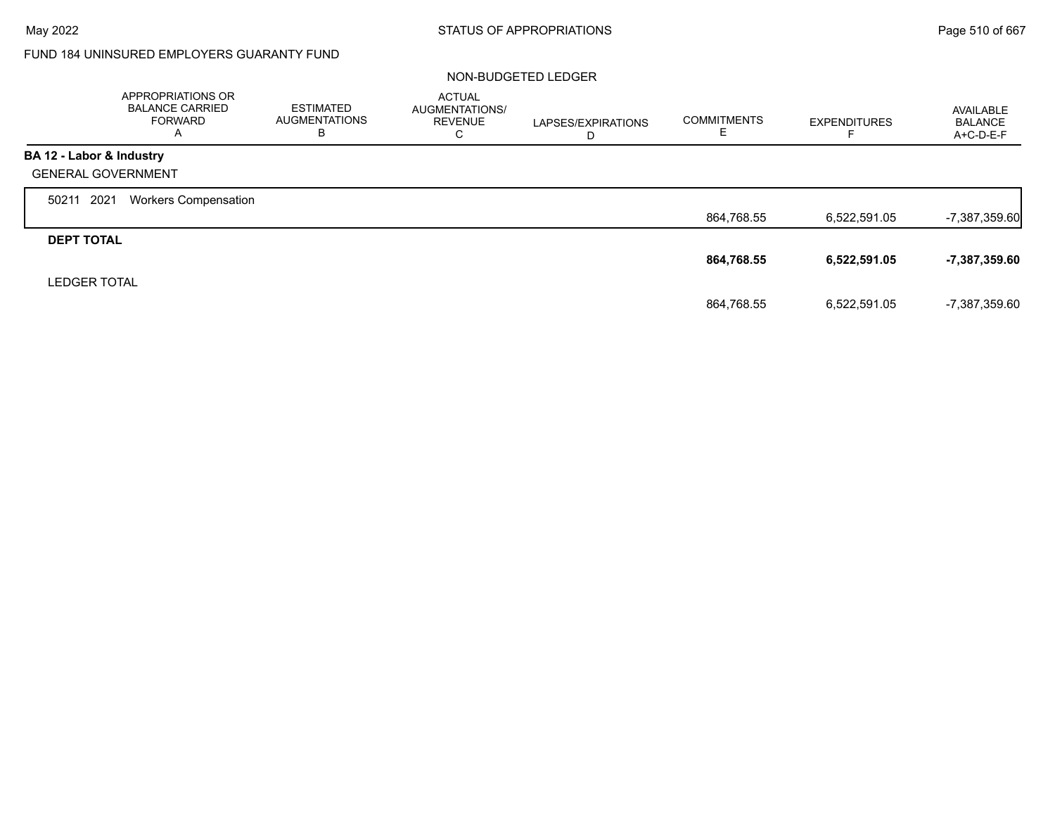FUND 184 UNINSURED EMPLOYERS GUARANTY FUND

NON-BUDGETED LEDGER

| | APPROPRIATIONS OR BALANCE CARRIED FORWARD A | ESTIMATED AUGMENTATIONS B | ACTUAL AUGMENTATIONS/ REVENUE C | LAPSES/EXPIRATIONS D | COMMITMENTS E | EXPENDITURES F | AVAILABLE BALANCE A+C-D-E-F |
|---|---|---|---|---|---|---|---|
| **BA 12 - Labor & Industry** | | | | | | | |
| GENERAL GOVERNMENT | | | | | | | |
| 50211 2021 Workers Compensation | | | | | 864,768.55 | 6,522,591.05 | -7,387,359.60 |
| **DEPT TOTAL** | | | | | **864,768.55** | **6,522,591.05** | **-7,387,359.60** |
| LEDGER TOTAL | | | | | 864,768.55 | 6,522,591.05 | -7,387,359.60 |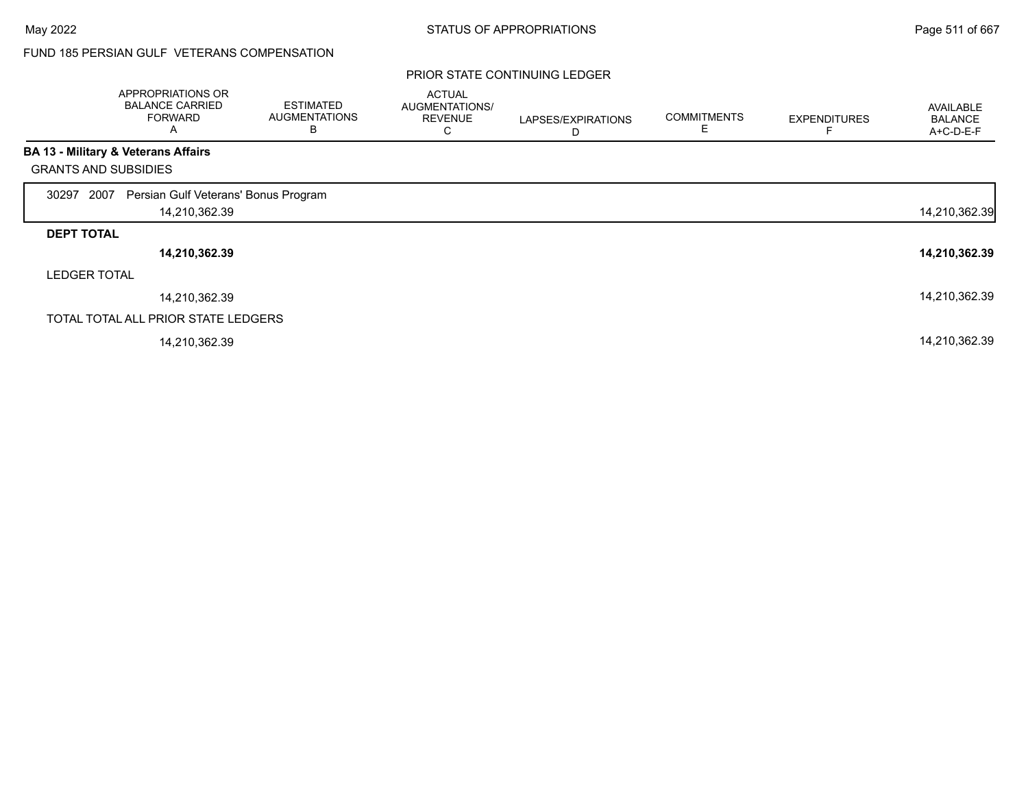FUND 185 PERSIAN GULF VETERANS COMPENSATION

PRIOR STATE CONTINUING LEDGER

| | APPROPRIATIONS OR BALANCE CARRIED FORWARD A | ESTIMATED AUGMENTATIONS B | ACTUAL AUGMENTATIONS/ REVENUE C | LAPSES/EXPIRATIONS D | COMMITMENTS E | EXPENDITURES F | AVAILABLE BALANCE A+C-D-E-F |
|---|---|---|---|---|---|---|---|
| **BA 13 - Military & Veterans Affairs** | | | | | | | |
| GRANTS AND SUBSIDIES | | | | | | | |
| 30297 2007 Persian Gulf Veterans' Bonus Program | 14,210,362.39 | | | | | | 14,210,362.39 |
| **DEPT TOTAL** | **14,210,362.39** | | | | | | **14,210,362.39** |
| LEDGER TOTAL | 14,210,362.39 | | | | | | 14,210,362.39 |
| TOTAL TOTAL ALL PRIOR STATE LEDGERS | 14,210,362.39 | | | | | | 14,210,362.39 |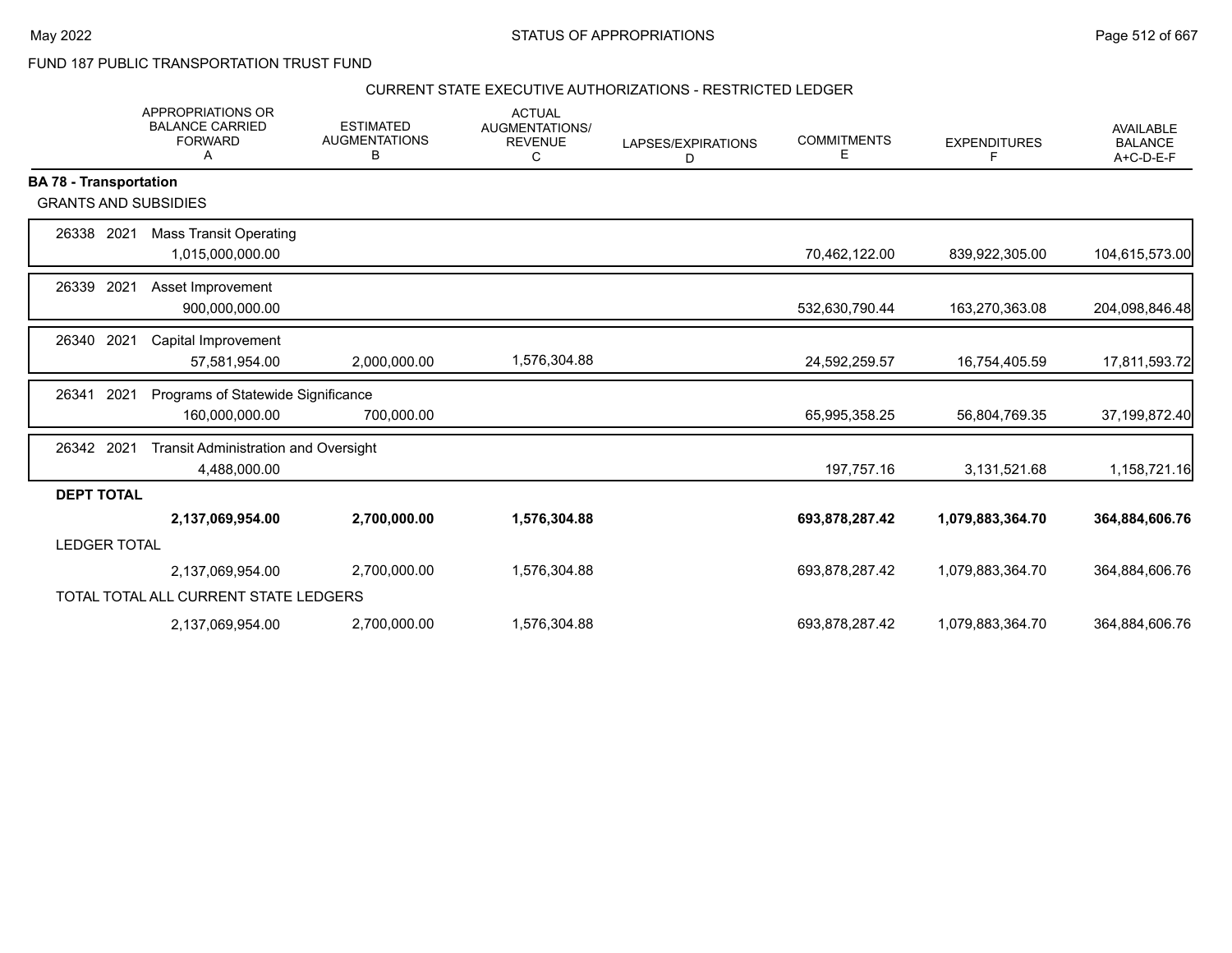STATUS OF APPROPRIATIONS

FUND 187 PUBLIC TRANSPORTATION TRUST FUND

CURRENT STATE EXECUTIVE AUTHORIZATIONS - RESTRICTED LEDGER

| | APPROPRIATIONS OR BALANCE CARRIED FORWARD A | ESTIMATED AUGMENTATIONS B | ACTUAL AUGMENTATIONS/ REVENUE C | LAPSES/EXPIRATIONS D | COMMITMENTS E | EXPENDITURES F | AVAILABLE BALANCE A+C-D-E-F |
|---|---|---|---|---|---|---|---|
| **BA 78 - Transportation** | | | | | | | |
| GRANTS AND SUBSIDIES | | | | | | | |
| 26338 2021 Mass Transit Operating | 1,015,000,000.00 | | | | 70,462,122.00 | 839,922,305.00 | 104,615,573.00 |
| 26339 2021 Asset Improvement | 900,000,000.00 | | | | 532,630,790.44 | 163,270,363.08 | 204,098,846.48 |
| 26340 2021 Capital Improvement | 57,581,954.00 | 2,000,000.00 | 1,576,304.88 | | 24,592,259.57 | 16,754,405.59 | 17,811,593.72 |
| 26341 2021 Programs of Statewide Significance | 160,000,000.00 | 700,000.00 | | | 65,995,358.25 | 56,804,769.35 | 37,199,872.40 |
| 26342 2021 Transit Administration and Oversight | 4,488,000.00 | | | | 197,757.16 | 3,131,521.68 | 1,158,721.16 |
| **DEPT TOTAL** | **2,137,069,954.00** | **2,700,000.00** | **1,576,304.88** | | **693,878,287.42** | **1,079,883,364.70** | **364,884,606.76** |
| LEDGER TOTAL | 2,137,069,954.00 | 2,700,000.00 | 1,576,304.88 | | 693,878,287.42 | 1,079,883,364.70 | 364,884,606.76 |
| TOTAL TOTAL ALL CURRENT STATE LEDGERS | 2,137,069,954.00 | 2,700,000.00 | 1,576,304.88 | | 693,878,287.42 | 1,079,883,364.70 | 364,884,606.76 |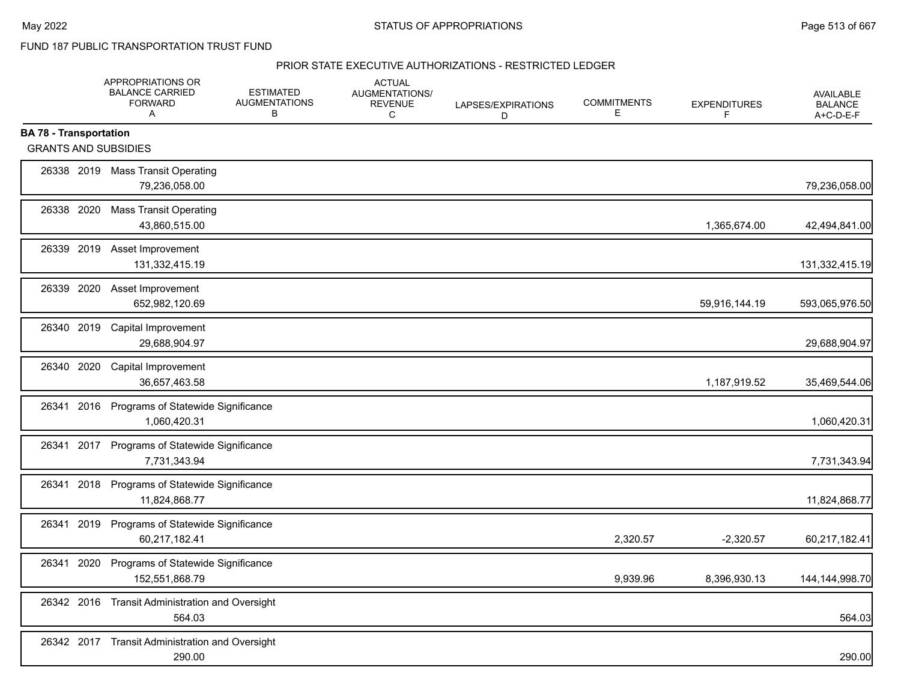FUND 187 PUBLIC TRANSPORTATION TRUST FUND

PRIOR STATE EXECUTIVE AUTHORIZATIONS - RESTRICTED LEDGER

| | APPROPRIATIONS OR BALANCE CARRIED FORWARD A | ESTIMATED AUGMENTATIONS B | ACTUAL AUGMENTATIONS/ REVENUE C | LAPSES/EXPIRATIONS D | COMMITMENTS E | EXPENDITURES F | AVAILABLE BALANCE A+C-D-E-F |
|---|---|---|---|---|---|---|---|
| **BA 78 - Transportation** | | | | | | | |
| GRANTS AND SUBSIDIES | | | | | | | |
| 26338 2019 Mass Transit Operating | 79,236,058.00 | | | | | | 79,236,058.00 |
| 26338 2020 Mass Transit Operating | 43,860,515.00 | | | | | 1,365,674.00 | 42,494,841.00 |
| 26339 2019 Asset Improvement | 131,332,415.19 | | | | | | 131,332,415.19 |
| 26339 2020 Asset Improvement | 652,982,120.69 | | | | | 59,916,144.19 | 593,065,976.50 |
| 26340 2019 Capital Improvement | 29,688,904.97 | | | | | | 29,688,904.97 |
| 26340 2020 Capital Improvement | 36,657,463.58 | | | | | 1,187,919.52 | 35,469,544.06 |
| 26341 2016 Programs of Statewide Significance | 1,060,420.31 | | | | | | 1,060,420.31 |
| 26341 2017 Programs of Statewide Significance | 7,731,343.94 | | | | | | 7,731,343.94 |
| 26341 2018 Programs of Statewide Significance | 11,824,868.77 | | | | | | 11,824,868.77 |
| 26341 2019 Programs of Statewide Significance | 60,217,182.41 | | | | 2,320.57 | -2,320.57 | 60,217,182.41 |
| 26341 2020 Programs of Statewide Significance | 152,551,868.79 | | | | 9,939.96 | 8,396,930.13 | 144,144,998.70 |
| 26342 2016 Transit Administration and Oversight | 564.03 | | | | | | 564.03 |
| 26342 2017 Transit Administration and Oversight | 290.00 | | | | | | 290.00 |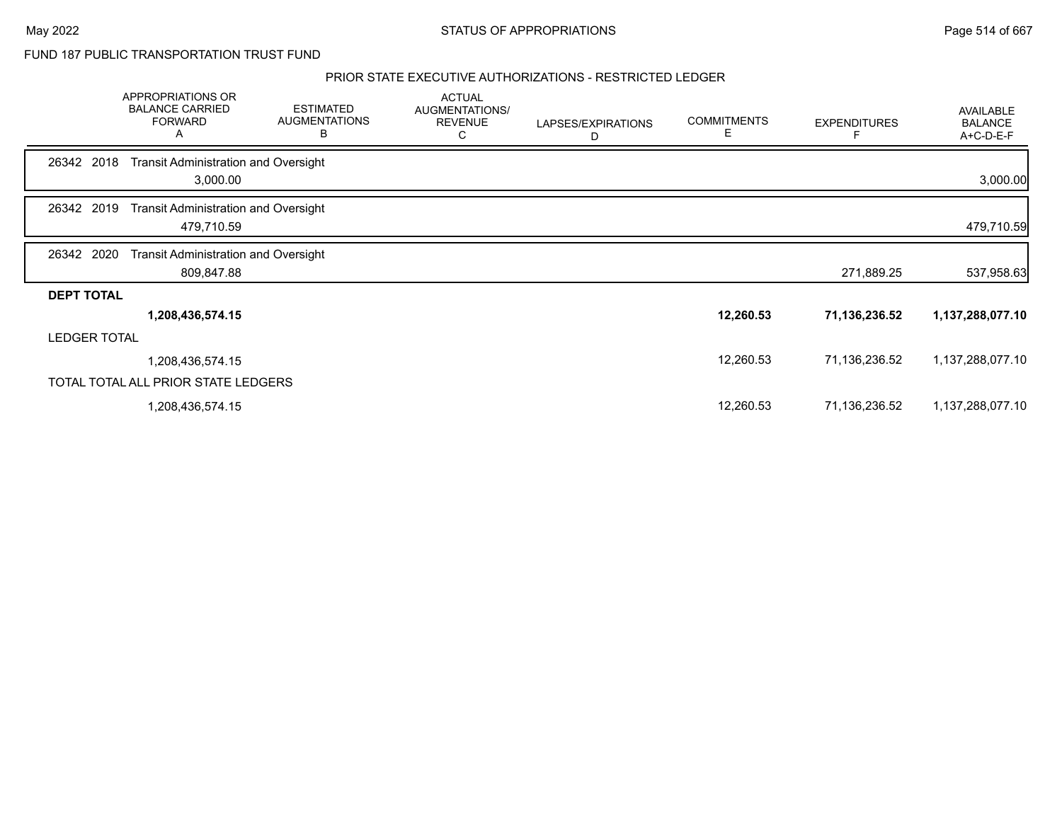FUND 187 PUBLIC TRANSPORTATION TRUST FUND

PRIOR STATE EXECUTIVE AUTHORIZATIONS - RESTRICTED LEDGER

| | APPROPRIATIONS OR BALANCE CARRIED FORWARD A | ESTIMATED AUGMENTATIONS B | ACTUAL AUGMENTATIONS/ REVENUE C | LAPSES/EXPIRATIONS D | COMMITMENTS E | EXPENDITURES F | AVAILABLE BALANCE A+C-D-E-F |
|---|---|---|---|---|---|---|---|
| 26342 2018 Transit Administration and Oversight | | | | | | | |
| | 3,000.00 | | | | | | 3,000.00 |
| 26342 2019 Transit Administration and Oversight | | | | | | | |
| | 479,710.59 | | | | | | 479,710.59 |
| 26342 2020 Transit Administration and Oversight | | | | | | | |
| | 809,847.88 | | | | | 271,889.25 | 537,958.63 |
| **DEPT TOTAL** | | | | | | | |
| | **1,208,436,574.15** | | | | **12,260.53** | **71,136,236.52** | **1,137,288,077.10** |
| LEDGER TOTAL | | | | | | | |
| | 1,208,436,574.15 | | | | 12,260.53 | 71,136,236.52 | 1,137,288,077.10 |
| TOTAL TOTAL ALL PRIOR STATE LEDGERS | | | | | | | |
| | 1,208,436,574.15 | | | | 12,260.53 | 71,136,236.52 | 1,137,288,077.10 |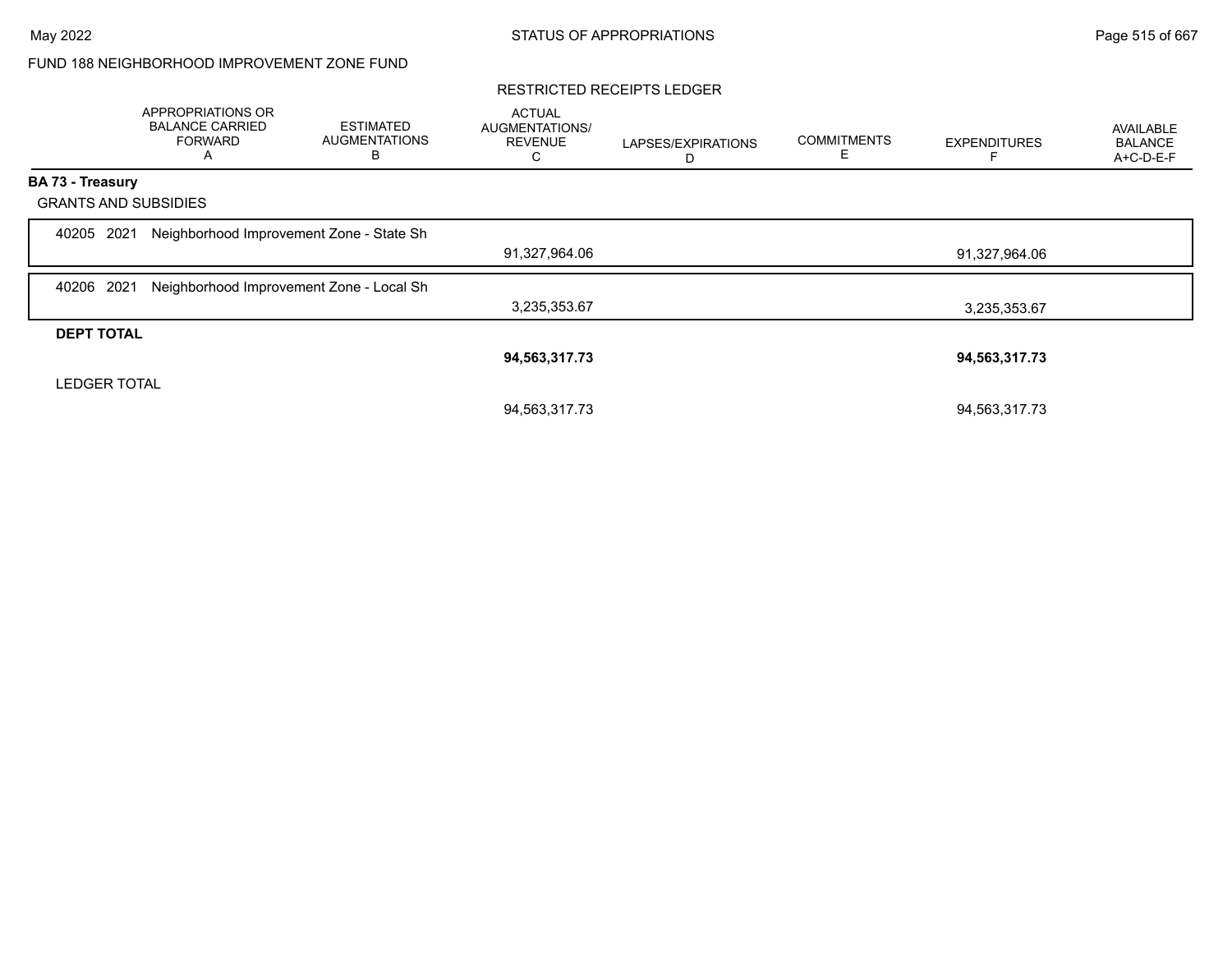FUND 188 NEIGHBORHOOD IMPROVEMENT ZONE FUND

RESTRICTED RECEIPTS LEDGER

| | APPROPRIATIONS OR BALANCE CARRIED FORWARD A | ESTIMATED AUGMENTATIONS B | ACTUAL AUGMENTATIONS/ REVENUE C | LAPSES/EXPIRATIONS D | COMMITMENTS E | EXPENDITURES F | AVAILABLE BALANCE A+C-D-E-F |
|---|---|---|---|---|---|---|---|
| **BA 73 - Treasury** | | | | | | | |
| GRANTS AND SUBSIDIES | | | | | | | |
| 40205 2021 Neighborhood Improvement Zone - State Sh | | | 91,327,964.06 | | | 91,327,964.06 | |
| 40206 2021 Neighborhood Improvement Zone - Local Sh | | | 3,235,353.67 | | | 3,235,353.67 | |
| **DEPT TOTAL** | | | **94,563,317.73** | | | **94,563,317.73** | |
| LEDGER TOTAL | | | 94,563,317.73 | | | 94,563,317.73 | |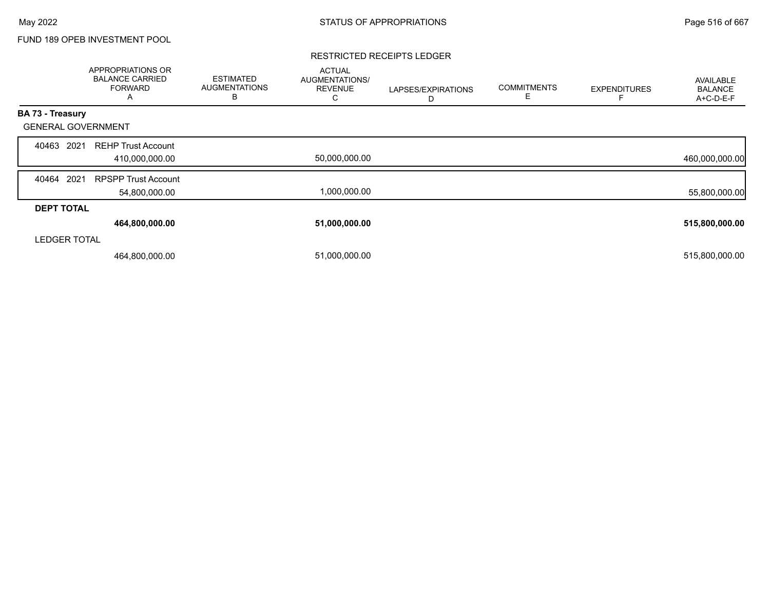FUND 189 OPEB INVESTMENT POOL

RESTRICTED RECEIPTS LEDGER

| | APPROPRIATIONS OR BALANCE CARRIED FORWARD A | ESTIMATED AUGMENTATIONS B | ACTUAL AUGMENTATIONS/ REVENUE C | LAPSES/EXPIRATIONS D | COMMITMENTS E | EXPENDITURES F | AVAILABLE BALANCE A+C-D-E-F |
|---|---|---|---|---|---|---|---|
| **BA 73 - Treasury** | | | | | | | |
| GENERAL GOVERNMENT | | | | | | | |
| 40463 2021 REHP Trust Account | 410,000,000.00 | | 50,000,000.00 | | | | 460,000,000.00 |
| 40464 2021 RPSPP Trust Account | 54,800,000.00 | | 1,000,000.00 | | | | 55,800,000.00 |
| **DEPT TOTAL** | **464,800,000.00** | | **51,000,000.00** | | | | **515,800,000.00** |
| LEDGER TOTAL | 464,800,000.00 | | 51,000,000.00 | | | | 515,800,000.00 |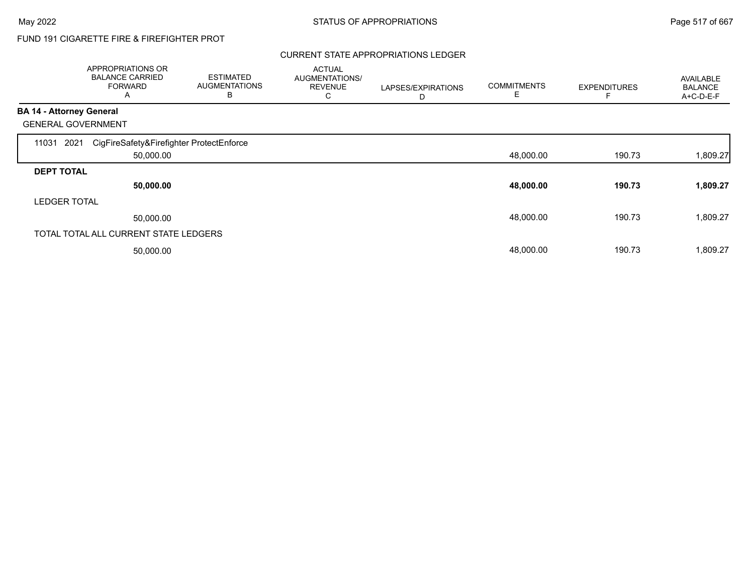FUND 191 CIGARETTE FIRE & FIREFIGHTER PROT

CURRENT STATE APPROPRIATIONS LEDGER

| | APPROPRIATIONS OR BALANCE CARRIED FORWARD A | ESTIMATED AUGMENTATIONS B | ACTUAL AUGMENTATIONS/ REVENUE C | LAPSES/EXPIRATIONS D | COMMITMENTS E | EXPENDITURES F | AVAILABLE BALANCE A+C-D-E-F |
|---|---|---|---|---|---|---|---|
| **BA 14 - Attorney General** | | | | | | | |
| GENERAL GOVERNMENT | | | | | | | |
| 11031 2021 CigFireSafety&Firefighter ProtectEnforce | 50,000.00 | | | | 48,000.00 | 190.73 | 1,809.27 |
| **DEPT TOTAL** | **50,000.00** | | | | **48,000.00** | **190.73** | **1,809.27** |
| LEDGER TOTAL | 50,000.00 | | | | 48,000.00 | 190.73 | 1,809.27 |
| TOTAL TOTAL ALL CURRENT STATE LEDGERS | 50,000.00 | | | | 48,000.00 | 190.73 | 1,809.27 |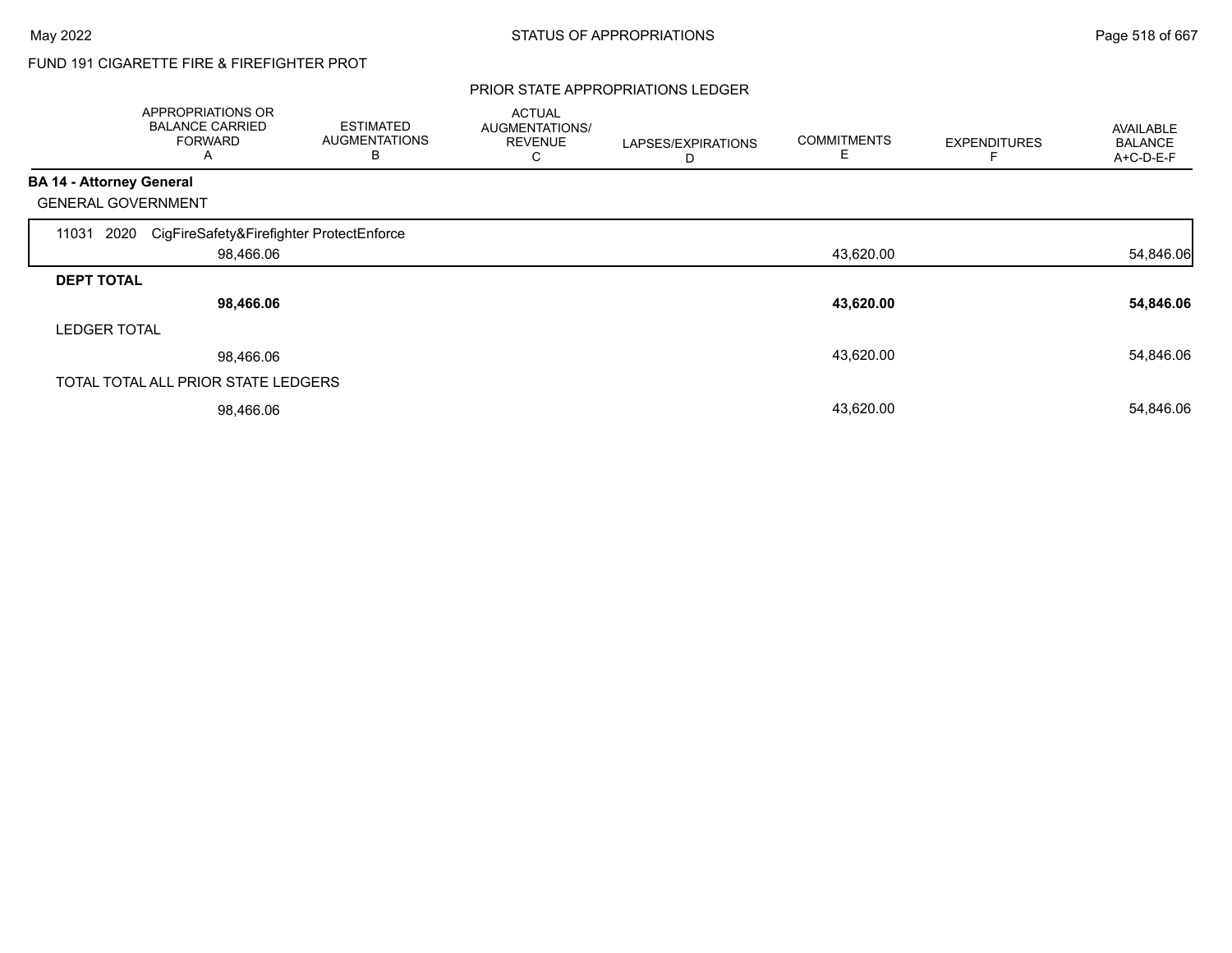FUND 191 CIGARETTE FIRE & FIREFIGHTER PROT

PRIOR STATE APPROPRIATIONS LEDGER

| | APPROPRIATIONS OR BALANCE CARRIED FORWARD A | ESTIMATED AUGMENTATIONS B | ACTUAL AUGMENTATIONS/ REVENUE C | LAPSES/EXPIRATIONS D | COMMITMENTS E | EXPENDITURES F | AVAILABLE BALANCE A+C-D-E-F |
|---|---|---|---|---|---|---|---|
| **BA 14 - Attorney General** | | | | | | | |
| GENERAL GOVERNMENT | | | | | | | |
| 11031 2020 CigFireSafety&Firefighter ProtectEnforce | 98,466.06 | | | | 43,620.00 | | 54,846.06 |
| **DEPT TOTAL** | **98,466.06** | | | | **43,620.00** | | **54,846.06** |
| LEDGER TOTAL | 98,466.06 | | | | 43,620.00 | | 54,846.06 |
| TOTAL TOTAL ALL PRIOR STATE LEDGERS | 98,466.06 | | | | 43,620.00 | | 54,846.06 |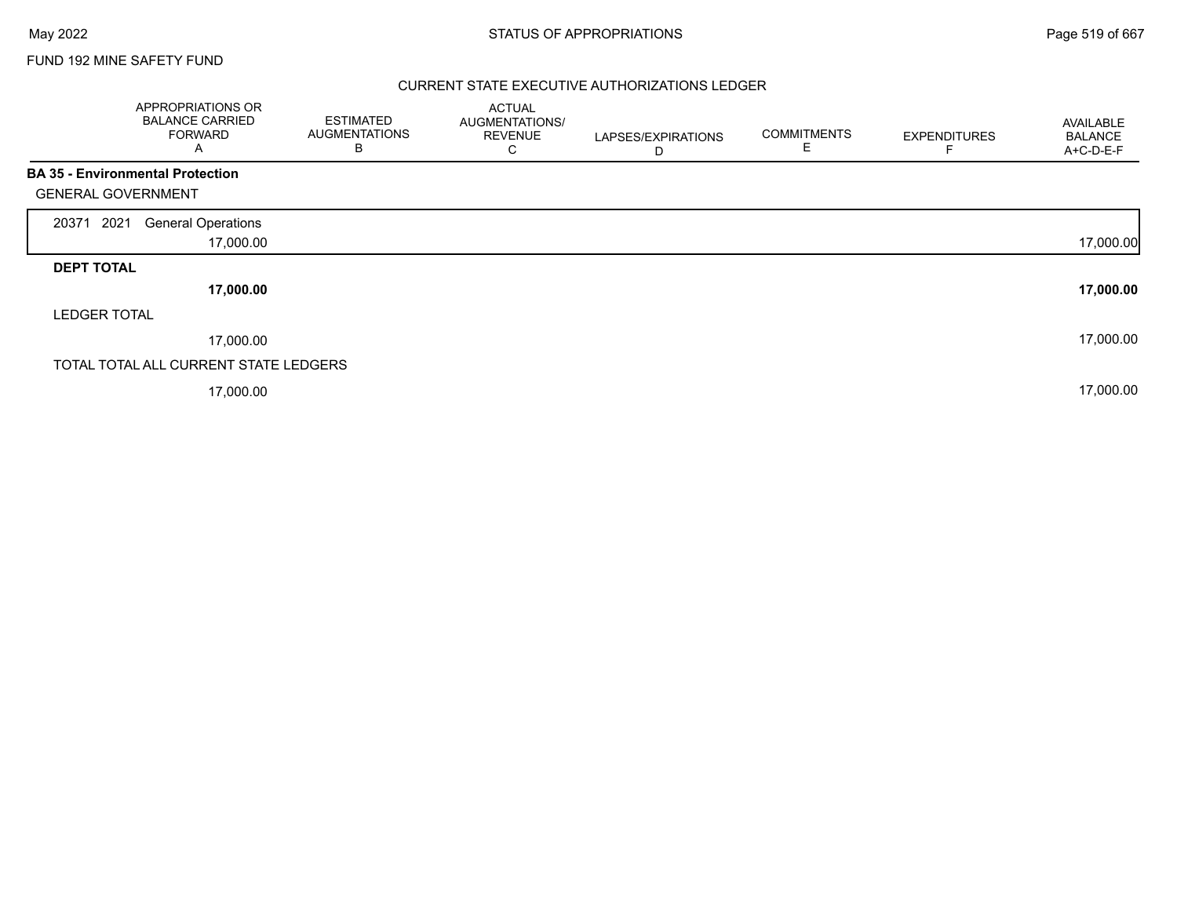FUND 192 MINE SAFETY FUND

## CURRENT STATE EXECUTIVE AUTHORIZATIONS LEDGER

| | APPROPRIATIONS OR BALANCE CARRIED FORWARD A | ESTIMATED AUGMENTATIONS B | ACTUAL AUGMENTATIONS/ REVENUE C | LAPSES/EXPIRATIONS D | COMMITMENTS E | EXPENDITURES F | AVAILABLE BALANCE A+C-D-E-F |
|---|---|---|---|---|---|---|---|
| **BA 35 - Environmental Protection** | | | | | | | |
| GENERAL GOVERNMENT | | | | | | | |
| 20371 2021 General Operations | 17,000.00 | | | | | | 17,000.00 |
| **DEPT TOTAL** | **17,000.00** | | | | | | **17,000.00** |
| LEDGER TOTAL | 17,000.00 | | | | | | 17,000.00 |
| TOTAL TOTAL ALL CURRENT STATE LEDGERS | 17,000.00 | | | | | | 17,000.00 |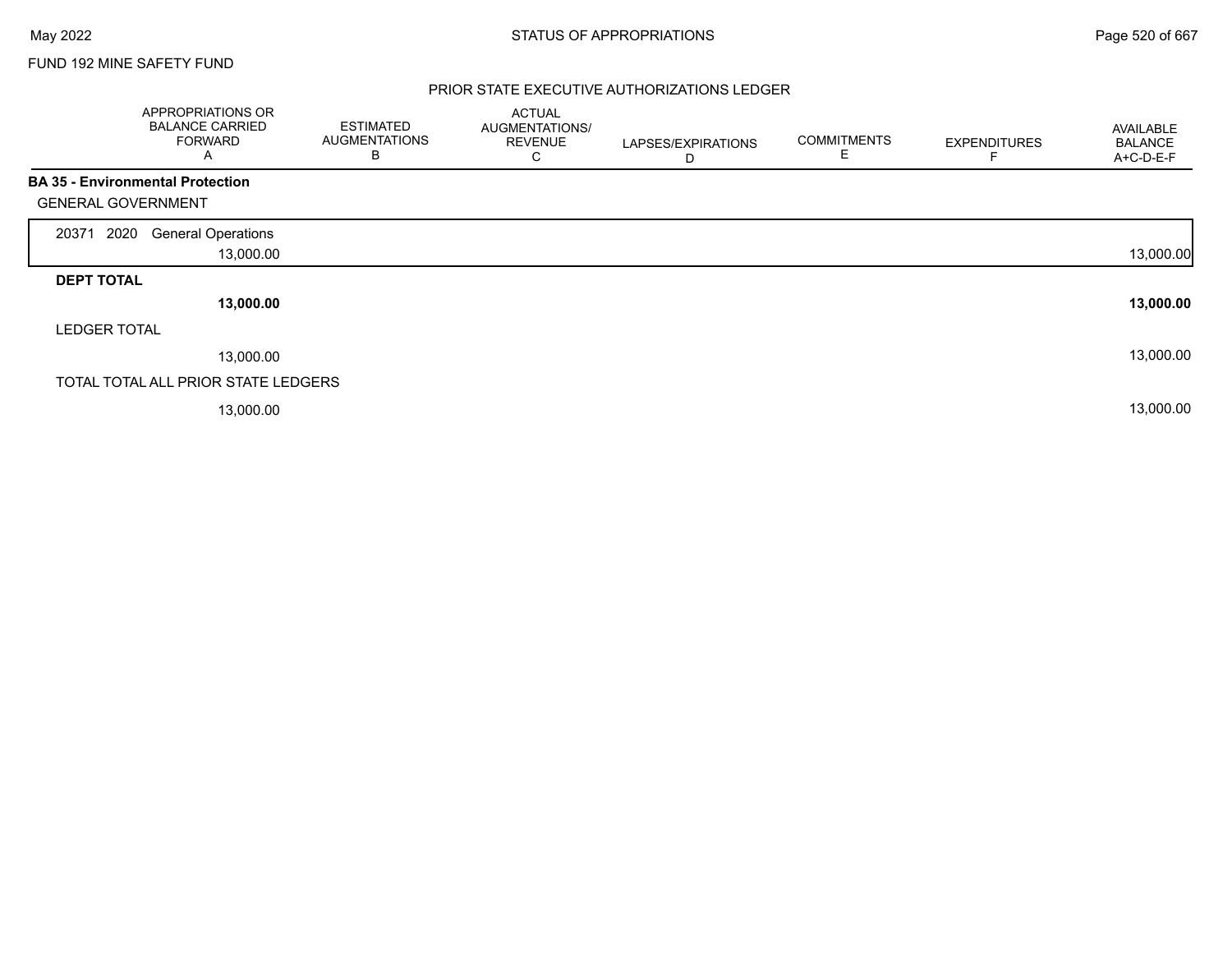FUND 192 MINE SAFETY FUND

PRIOR STATE EXECUTIVE AUTHORIZATIONS LEDGER

| | APPROPRIATIONS OR BALANCE CARRIED FORWARD A | ESTIMATED AUGMENTATIONS B | ACTUAL AUGMENTATIONS/ REVENUE C | LAPSES/EXPIRATIONS D | COMMITMENTS E | EXPENDITURES F | AVAILABLE BALANCE A+C-D-E-F |
|---|---|---|---|---|---|---|---|
| **BA 35 - Environmental Protection** | | | | | | | |
| GENERAL GOVERNMENT | | | | | | | |
| 20371 2020 General Operations | 13,000.00 | | | | | | 13,000.00 |
| **DEPT TOTAL** | **13,000.00** | | | | | | **13,000.00** |
| LEDGER TOTAL | 13,000.00 | | | | | | 13,000.00 |
| TOTAL TOTAL ALL PRIOR STATE LEDGERS | 13,000.00 | | | | | | 13,000.00 |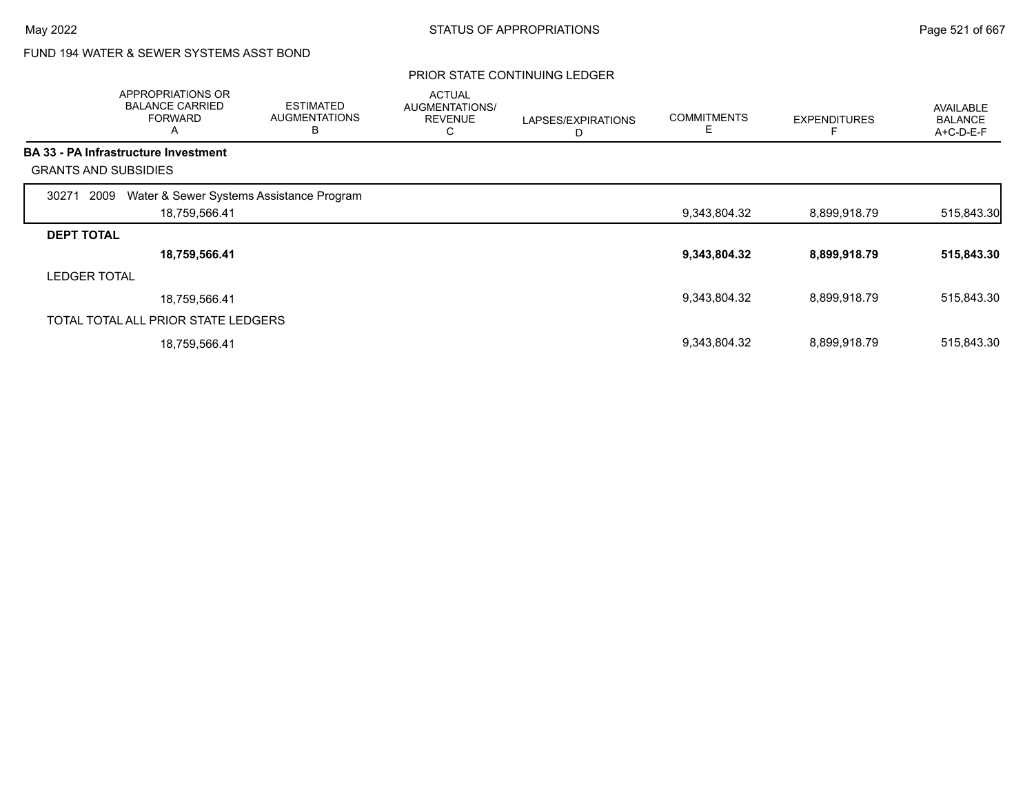FUND 194 WATER & SEWER SYSTEMS ASST BOND

PRIOR STATE CONTINUING LEDGER

| | APPROPRIATIONS OR BALANCE CARRIED FORWARD A | ESTIMATED AUGMENTATIONS B | ACTUAL AUGMENTATIONS/ REVENUE C | LAPSES/EXPIRATIONS D | COMMITMENTS E | EXPENDITURES F | AVAILABLE BALANCE A+C-D-E-F |
|---|---|---|---|---|---|---|---|
| **BA 33 - PA Infrastructure Investment** | | | | | | | |
| GRANTS AND SUBSIDIES | | | | | | | |
| 30271 2009 Water & Sewer Systems Assistance Program | | | | | | | |
| | 18,759,566.41 | | | | 9,343,804.32 | 8,899,918.79 | 515,843.30 |
| **DEPT TOTAL** | | | | | | | |
| | **18,759,566.41** | | | | **9,343,804.32** | **8,899,918.79** | **515,843.30** |
| LEDGER TOTAL | | | | | | | |
| | 18,759,566.41 | | | | 9,343,804.32 | 8,899,918.79 | 515,843.30 |
| TOTAL TOTAL ALL PRIOR STATE LEDGERS | | | | | | | |
| | 18,759,566.41 | | | | 9,343,804.32 | 8,899,918.79 | 515,843.30 |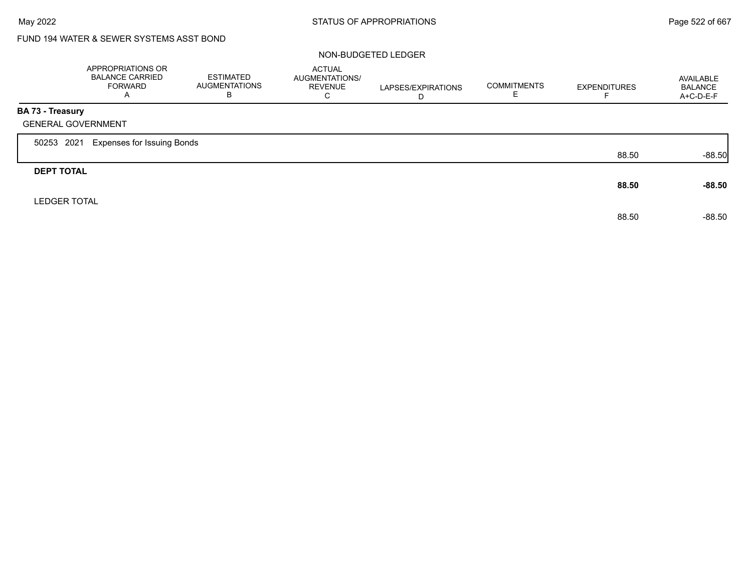FUND 194 WATER & SEWER SYSTEMS ASST BOND

NON-BUDGETED LEDGER

| | APPROPRIATIONS OR BALANCE CARRIED FORWARD A | ESTIMATED AUGMENTATIONS B | ACTUAL AUGMENTATIONS/ REVENUE C | LAPSES/EXPIRATIONS D | COMMITMENTS E | EXPENDITURES F | AVAILABLE BALANCE A+C-D-E-F |
|---|---|---|---|---|---|---|---|
| **BA 73 - Treasury** | | | | | | | |
| GENERAL GOVERNMENT | | | | | | | |
| 50253 2021 Expenses for Issuing Bonds | | | | | | 88.50 | -88.50 |
| **DEPT TOTAL** | | | | | | **88.50** | **-88.50** |
| LEDGER TOTAL | | | | | | 88.50 | -88.50 |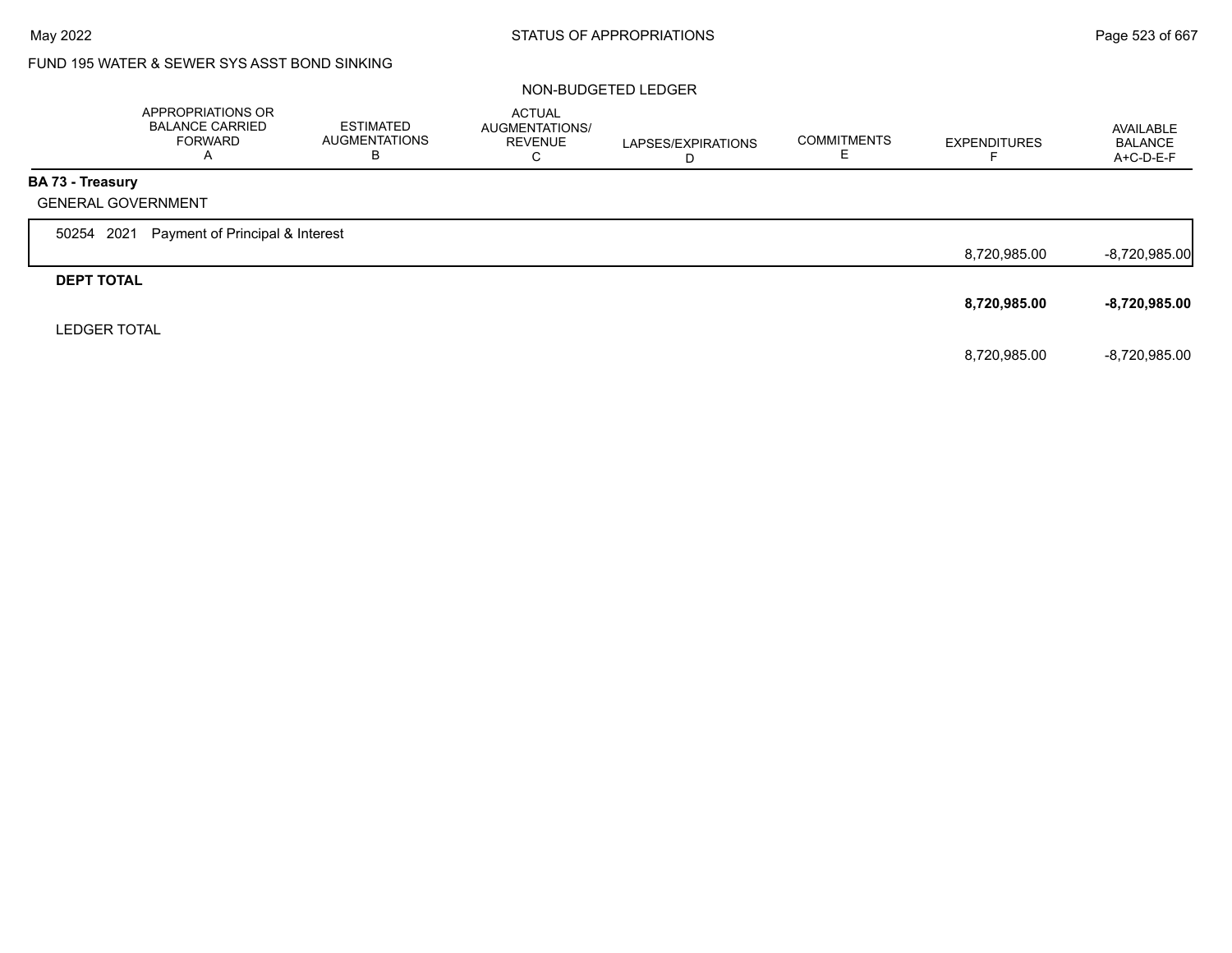FUND 195 WATER & SEWER SYS ASST BOND SINKING

NON-BUDGETED LEDGER

| | APPROPRIATIONS OR BALANCE CARRIED FORWARD A | ESTIMATED AUGMENTATIONS B | ACTUAL AUGMENTATIONS/ REVENUE C | LAPSES/EXPIRATIONS D | COMMITMENTS E | EXPENDITURES F | AVAILABLE BALANCE A+C-D-E-F |
|---|---|---|---|---|---|---|---|
| **BA 73 - Treasury** | | | | | | | |
| GENERAL GOVERNMENT | | | | | | | |
| 50254 2021 Payment of Principal & Interest | | | | | | 8,720,985.00 | -8,720,985.00 |
| **DEPT TOTAL** | | | | | | **8,720,985.00** | **-8,720,985.00** |
| LEDGER TOTAL | | | | | | 8,720,985.00 | -8,720,985.00 |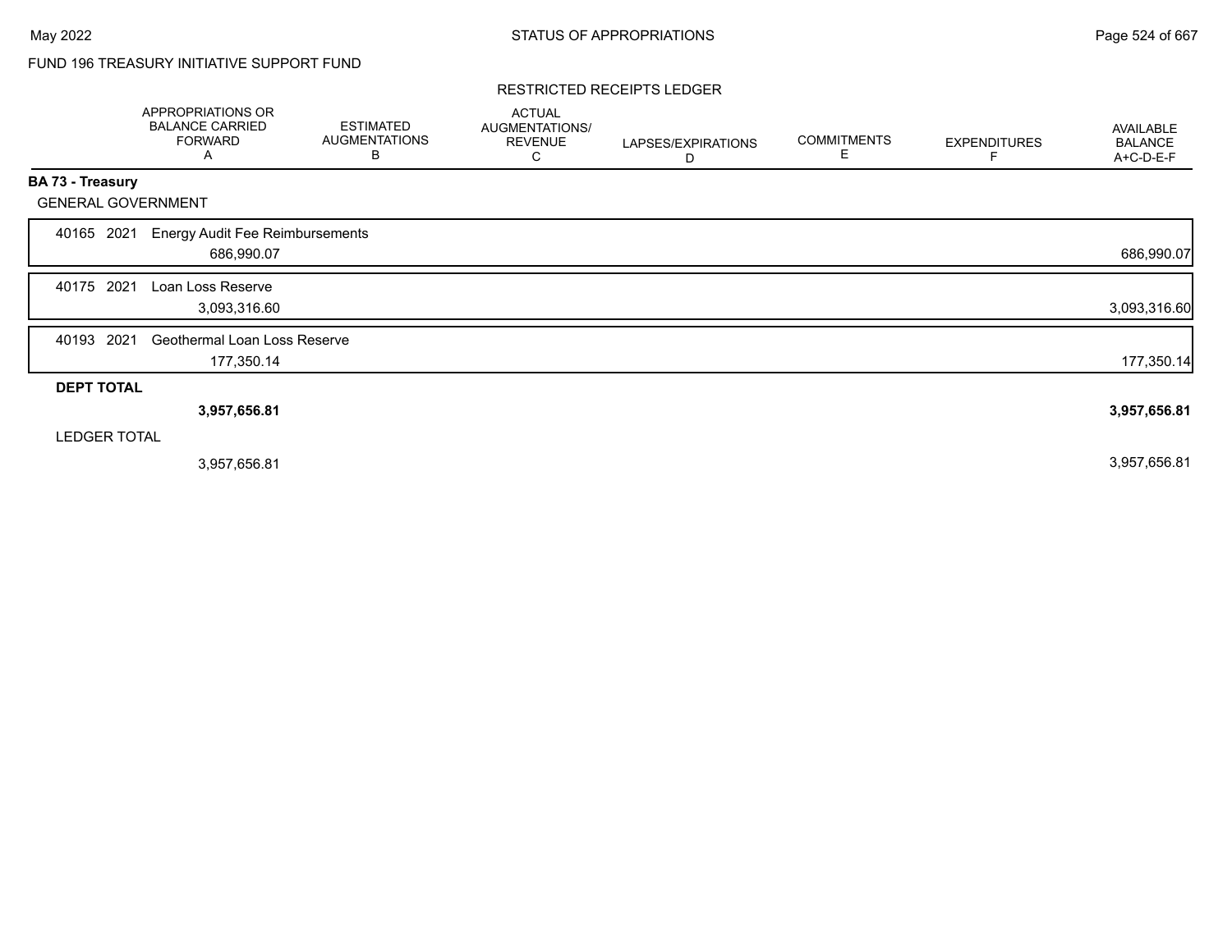FUND 196 TREASURY INITIATIVE SUPPORT FUND

RESTRICTED RECEIPTS LEDGER

| | APPROPRIATIONS OR BALANCE CARRIED FORWARD A | ESTIMATED AUGMENTATIONS B | ACTUAL AUGMENTATIONS/ REVENUE C | LAPSES/EXPIRATIONS D | COMMITMENTS E | EXPENDITURES F | AVAILABLE BALANCE A+C-D-E-F |
|---|---|---|---|---|---|---|---|
| **BA 73 - Treasury** | | | | | | | |
| GENERAL GOVERNMENT | | | | | | | |
| 40165 2021 Energy Audit Fee Reimbursements | | | | | | | |
| | 686,990.07 | | | | | | 686,990.07 |
| 40175 2021 Loan Loss Reserve | | | | | | | |
| | 3,093,316.60 | | | | | | 3,093,316.60 |
| 40193 2021 Geothermal Loan Loss Reserve | | | | | | | |
| | 177,350.14 | | | | | | 177,350.14 |
| **DEPT TOTAL** | | | | | | | |
| | **3,957,656.81** | | | | | | **3,957,656.81** |
| LEDGER TOTAL | | | | | | | |
| | 3,957,656.81 | | | | | | 3,957,656.81 |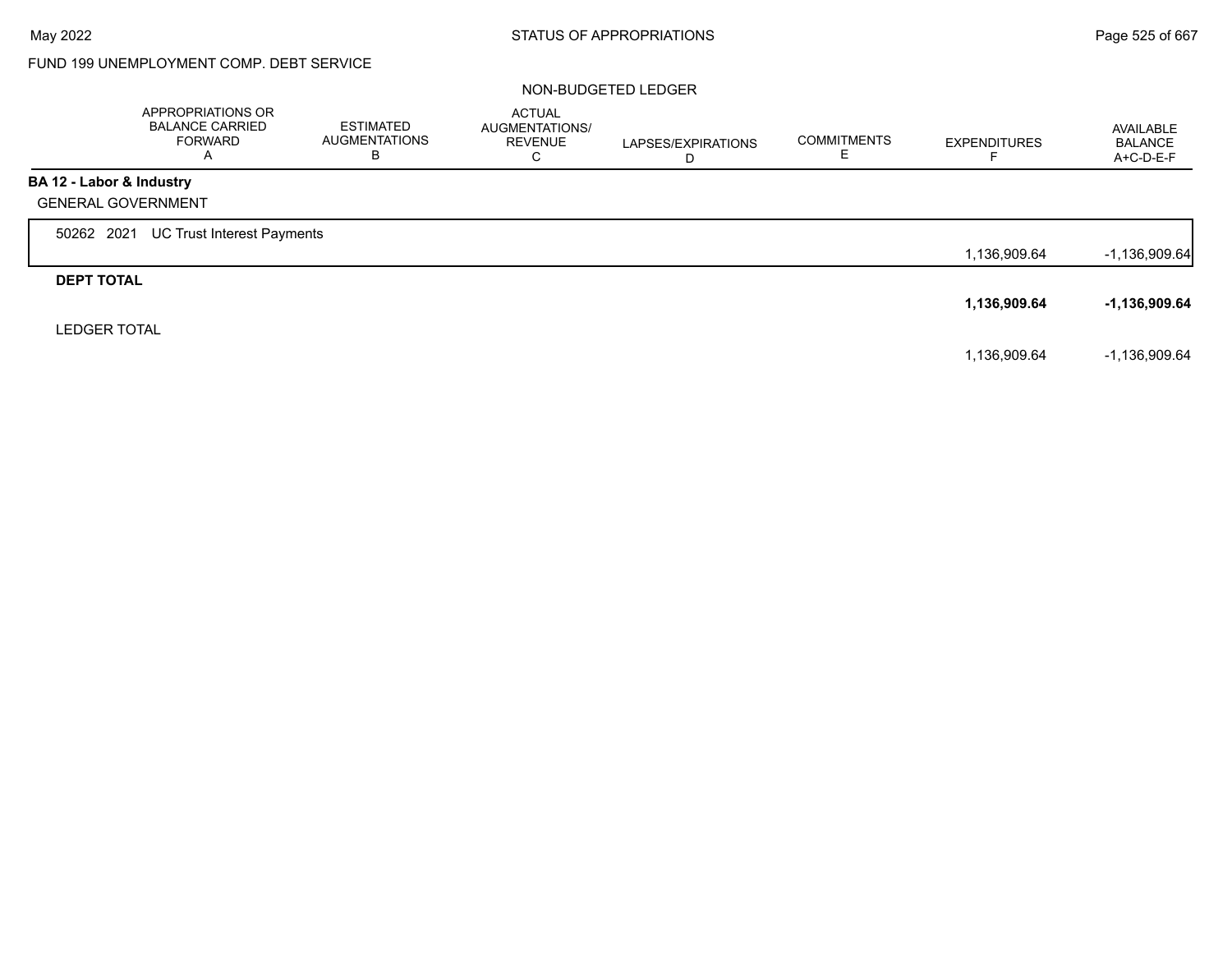FUND 199 UNEMPLOYMENT COMP. DEBT SERVICE

NON-BUDGETED LEDGER

| | APPROPRIATIONS OR BALANCE CARRIED FORWARD A | ESTIMATED AUGMENTATIONS B | ACTUAL AUGMENTATIONS/ REVENUE C | LAPSES/EXPIRATIONS D | COMMITMENTS E | EXPENDITURES F | AVAILABLE BALANCE A+C-D-E-F |
|---|---|---|---|---|---|---|---|
| **BA 12 - Labor & Industry** | | | | | | | |
| GENERAL GOVERNMENT | | | | | | | |
| 50262 2021 UC Trust Interest Payments | | | | | | 1,136,909.64 | -1,136,909.64 |
| **DEPT TOTAL** | | | | | | **1,136,909.64** | **-1,136,909.64** |
| LEDGER TOTAL | | | | | | 1,136,909.64 | -1,136,909.64 |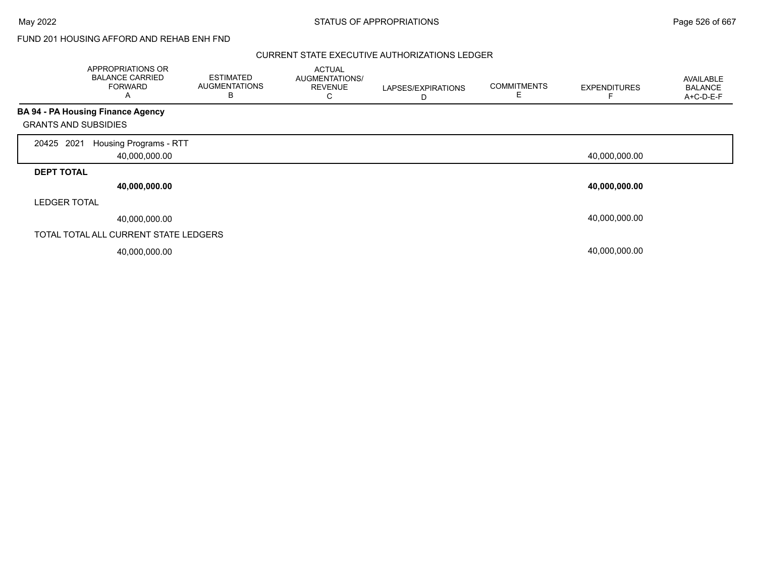FUND 201 HOUSING AFFORD AND REHAB ENH FND

CURRENT STATE EXECUTIVE AUTHORIZATIONS LEDGER

| | APPROPRIATIONS OR BALANCE CARRIED FORWARD A | ESTIMATED AUGMENTATIONS B | ACTUAL AUGMENTATIONS/ REVENUE C | LAPSES/EXPIRATIONS D | COMMITMENTS E | EXPENDITURES F | AVAILABLE BALANCE A+C-D-E-F |
|---|---|---|---|---|---|---|---|
| **BA 94 - PA Housing Finance Agency** | | | | | | | |
| GRANTS AND SUBSIDIES | | | | | | | |
| 20425 2021 Housing Programs - RTT | 40,000,000.00 | | | | | 40,000,000.00 | |
| **DEPT TOTAL** | **40,000,000.00** | | | | | **40,000,000.00** | |
| LEDGER TOTAL | 40,000,000.00 | | | | | 40,000,000.00 | |
| TOTAL TOTAL ALL CURRENT STATE LEDGERS | 40,000,000.00 | | | | | 40,000,000.00 | |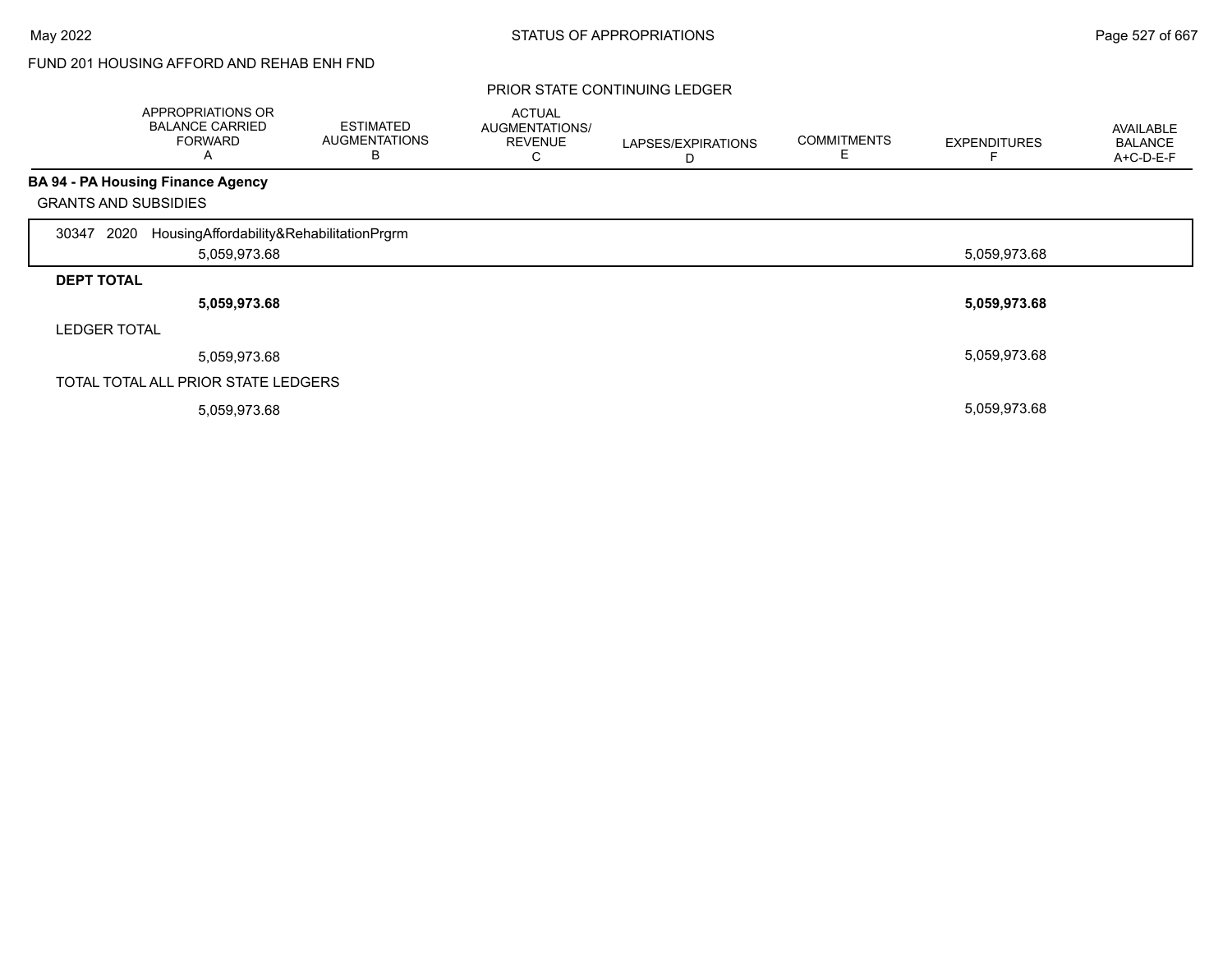FUND 201 HOUSING AFFORD AND REHAB ENH FND

PRIOR STATE CONTINUING LEDGER

| | APPROPRIATIONS OR BALANCE CARRIED FORWARD A | ESTIMATED AUGMENTATIONS B | ACTUAL AUGMENTATIONS/ REVENUE C | LAPSES/EXPIRATIONS D | COMMITMENTS E | EXPENDITURES F | AVAILABLE BALANCE A+C-D-E-F |
|---|---|---|---|---|---|---|---|
| **BA 94 - PA Housing Finance Agency** | | | | | | | |
| GRANTS AND SUBSIDIES | | | | | | | |
| 30347 2020 HousingAffordability&RehabilitationPrgrm | 5,059,973.68 | | | | | 5,059,973.68 | |
| **DEPT TOTAL** | **5,059,973.68** | | | | | **5,059,973.68** | |
| LEDGER TOTAL | 5,059,973.68 | | | | | 5,059,973.68 | |
| TOTAL TOTAL ALL PRIOR STATE LEDGERS | 5,059,973.68 | | | | | 5,059,973.68 | |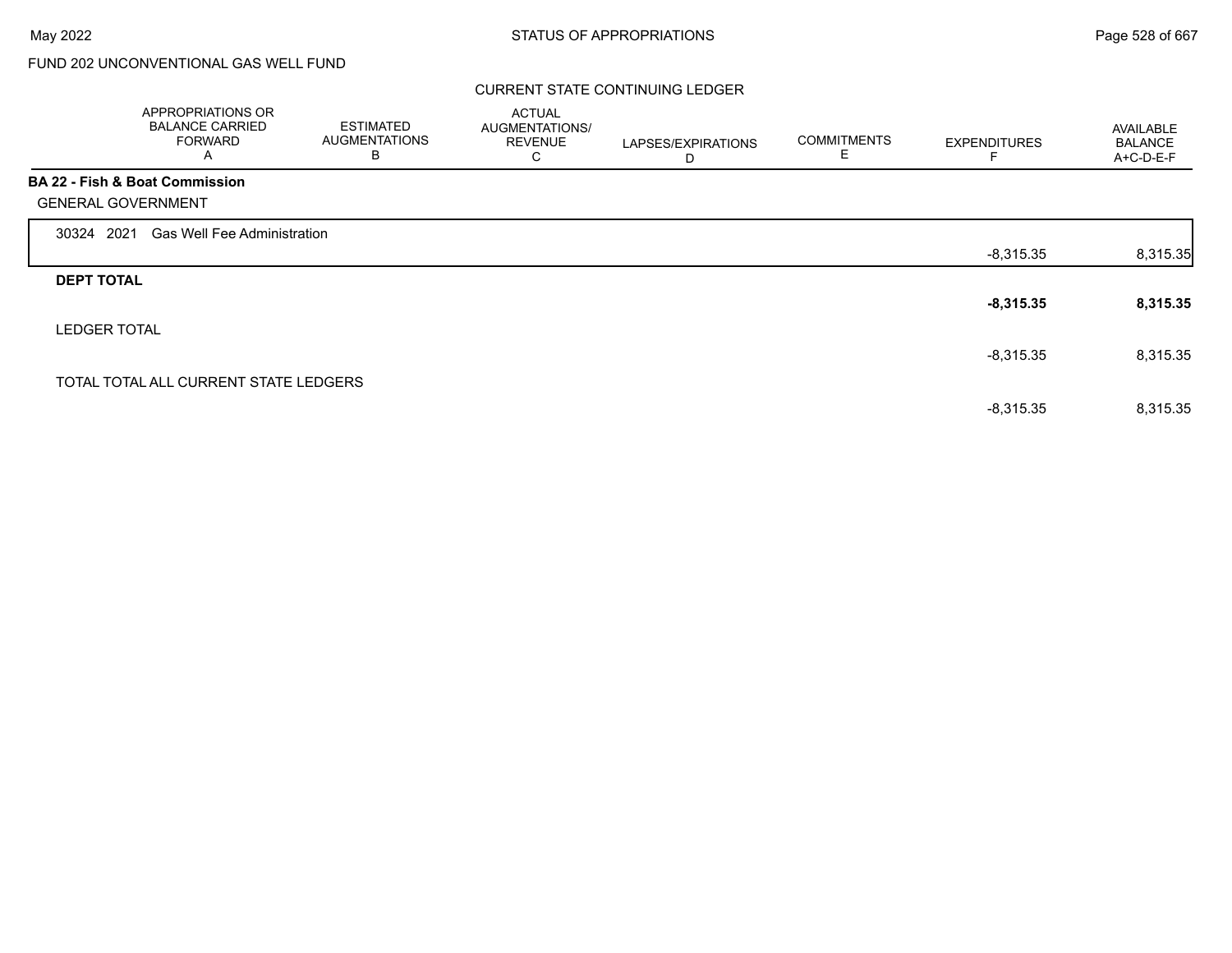FUND 202 UNCONVENTIONAL GAS WELL FUND

CURRENT STATE CONTINUING LEDGER

| | APPROPRIATIONS OR BALANCE CARRIED FORWARD A | ESTIMATED AUGMENTATIONS B | ACTUAL AUGMENTATIONS/ REVENUE C | LAPSES/EXPIRATIONS D | COMMITMENTS E | EXPENDITURES F | AVAILABLE BALANCE A+C-D-E-F |
|---|---|---|---|---|---|---|---|
| **BA 22 - Fish & Boat Commission** | | | | | | | |
| GENERAL GOVERNMENT | | | | | | | |
| 30324 2021 Gas Well Fee Administration | | | | | | -8,315.35 | 8,315.35 |
| **DEPT TOTAL** | | | | | | **-8,315.35** | **8,315.35** |
| LEDGER TOTAL | | | | | | -8,315.35 | 8,315.35 |
| TOTAL TOTAL ALL CURRENT STATE LEDGERS | | | | | | -8,315.35 | 8,315.35 |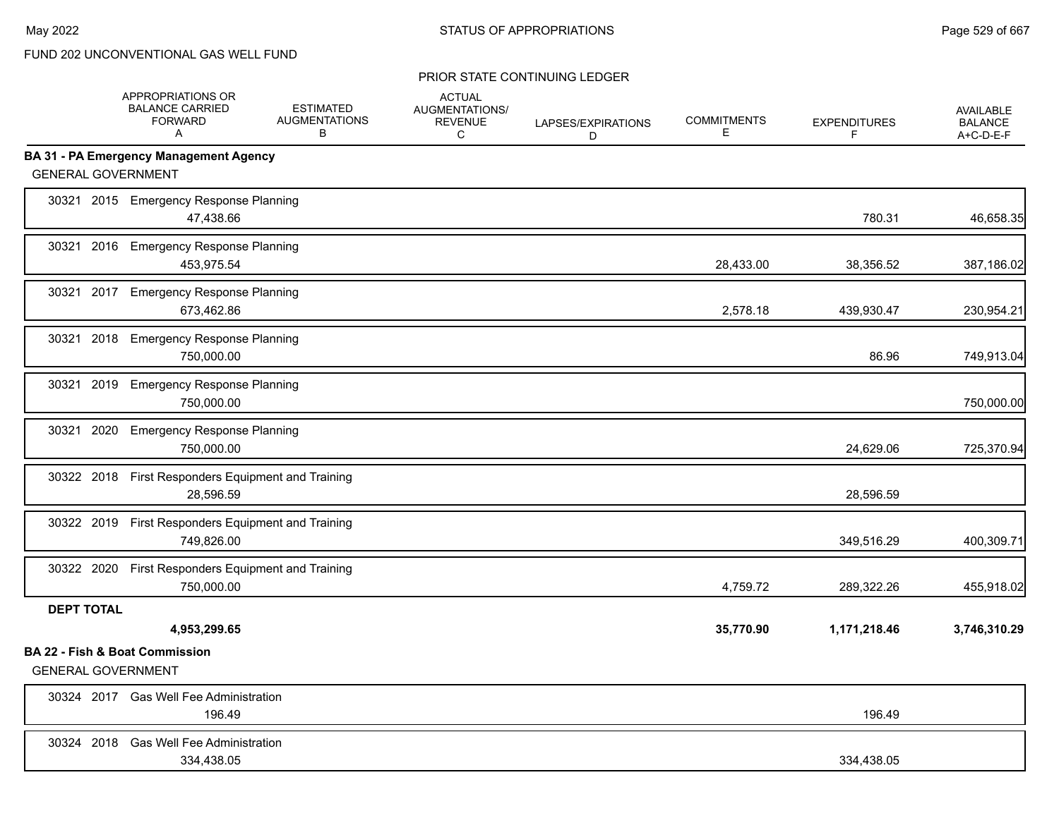FUND 202 UNCONVENTIONAL GAS WELL FUND

STATUS OF APPROPRIATIONS

PRIOR STATE CONTINUING LEDGER

| | APPROPRIATIONS OR BALANCE CARRIED FORWARD A | ESTIMATED AUGMENTATIONS B | ACTUAL AUGMENTATIONS/ REVENUE C | LAPSES/EXPIRATIONS D | COMMITMENTS E | EXPENDITURES F | AVAILABLE BALANCE A+C-D-E-F |
|---|---|---|---|---|---|---|---|
| **BA 31 - PA Emergency Management Agency** | | | | | | | |
| GENERAL GOVERNMENT | | | | | | | |
| 30321 2015 Emergency Response Planning | 47,438.66 | | | | | 780.31 | 46,658.35 |
| 30321 2016 Emergency Response Planning | 453,975.54 | | | | 28,433.00 | 38,356.52 | 387,186.02 |
| 30321 2017 Emergency Response Planning | 673,462.86 | | | | 2,578.18 | 439,930.47 | 230,954.21 |
| 30321 2018 Emergency Response Planning | 750,000.00 | | | | | 86.96 | 749,913.04 |
| 30321 2019 Emergency Response Planning | 750,000.00 | | | | | | 750,000.00 |
| 30321 2020 Emergency Response Planning | 750,000.00 | | | | | 24,629.06 | 725,370.94 |
| 30322 2018 First Responders Equipment and Training | 28,596.59 | | | | | 28,596.59 | |
| 30322 2019 First Responders Equipment and Training | 749,826.00 | | | | | 349,516.29 | 400,309.71 |
| 30322 2020 First Responders Equipment and Training | 750,000.00 | | | | 4,759.72 | 289,322.26 | 455,918.02 |
| **DEPT TOTAL** | **4,953,299.65** | | | | **35,770.90** | **1,171,218.46** | **3,746,310.29** |
| **BA 22 - Fish & Boat Commission** | | | | | | | |
| GENERAL GOVERNMENT | | | | | | | |
| 30324 2017 Gas Well Fee Administration | 196.49 | | | | | 196.49 | |
| 30324 2018 Gas Well Fee Administration | 334,438.05 | | | | | 334,438.05 | |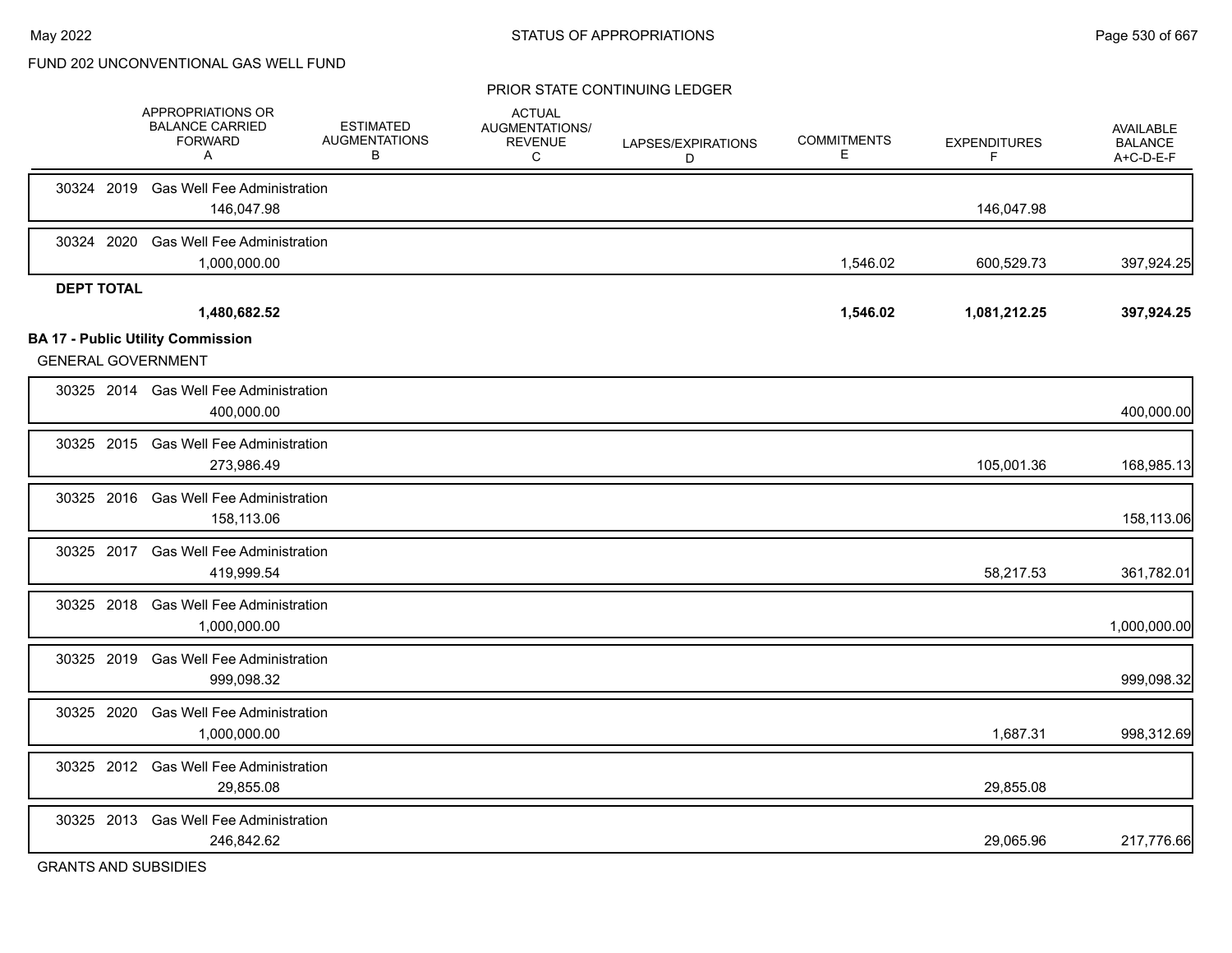FUND 202 UNCONVENTIONAL GAS WELL FUND

PRIOR STATE CONTINUING LEDGER

| | APPROPRIATIONS OR BALANCE CARRIED FORWARD A | ESTIMATED AUGMENTATIONS B | ACTUAL AUGMENTATIONS/ REVENUE C | LAPSES/EXPIRATIONS D | COMMITMENTS E | EXPENDITURES F | AVAILABLE BALANCE A+C-D-E-F |
|---|---|---|---|---|---|---|---|
| 30324 2019 Gas Well Fee Administration | 146,047.98 | | | | | 146,047.98 | |
| 30324 2020 Gas Well Fee Administration | 1,000,000.00 | | | | 1,546.02 | 600,529.73 | 397,924.25 |
| **DEPT TOTAL** | **1,480,682.52** | | | | **1,546.02** | **1,081,212.25** | **397,924.25** |

**BA 17 - Public Utility Commission**

GENERAL GOVERNMENT

| | APPROPRIATIONS OR BALANCE CARRIED FORWARD A | ESTIMATED AUGMENTATIONS B | ACTUAL AUGMENTATIONS/ REVENUE C | LAPSES/EXPIRATIONS D | COMMITMENTS E | EXPENDITURES F | AVAILABLE BALANCE A+C-D-E-F |
|---|---|---|---|---|---|---|---|
| 30325 2014 Gas Well Fee Administration | 400,000.00 | | | | | | 400,000.00 |
| 30325 2015 Gas Well Fee Administration | 273,986.49 | | | | | 105,001.36 | 168,985.13 |
| 30325 2016 Gas Well Fee Administration | 158,113.06 | | | | | | 158,113.06 |
| 30325 2017 Gas Well Fee Administration | 419,999.54 | | | | | 58,217.53 | 361,782.01 |
| 30325 2018 Gas Well Fee Administration | 1,000,000.00 | | | | | | 1,000,000.00 |
| 30325 2019 Gas Well Fee Administration | 999,098.32 | | | | | | 999,098.32 |
| 30325 2020 Gas Well Fee Administration | 1,000,000.00 | | | | | 1,687.31 | 998,312.69 |
| 30325 2012 Gas Well Fee Administration | 29,855.08 | | | | | 29,855.08 | |
| 30325 2013 Gas Well Fee Administration | 246,842.62 | | | | | 29,065.96 | 217,776.66 |

GRANTS AND SUBSIDIES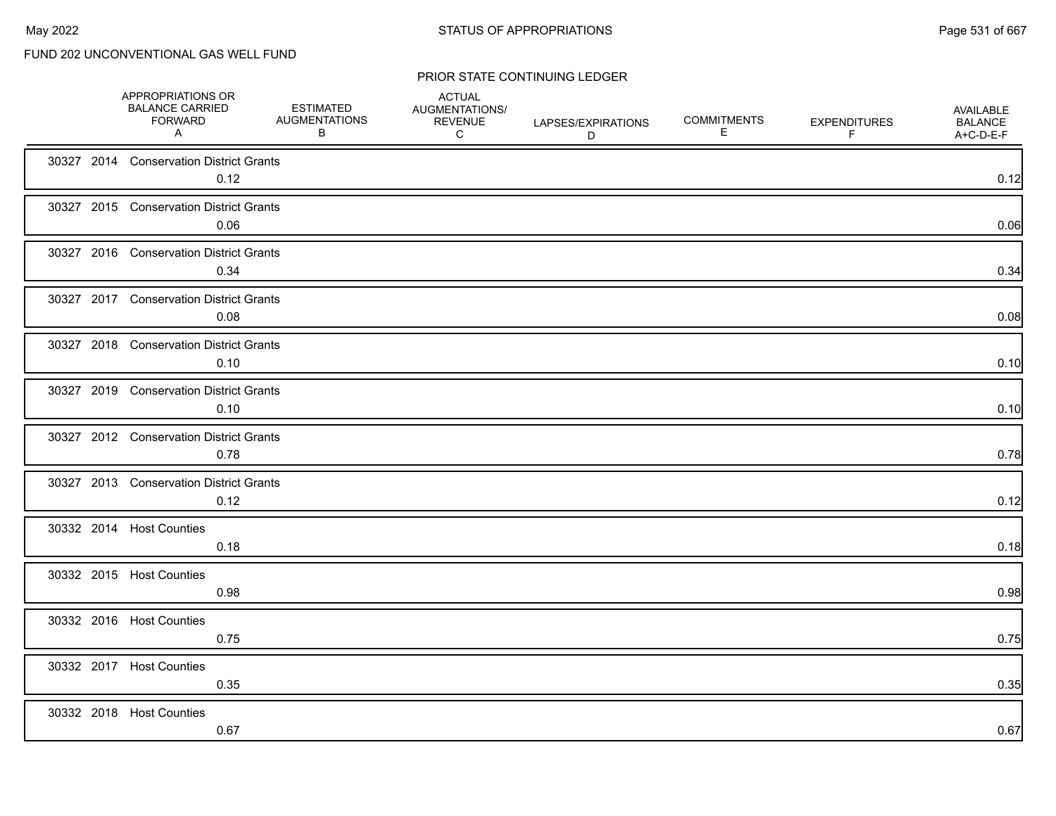FUND 202 UNCONVENTIONAL GAS WELL FUND

PRIOR STATE CONTINUING LEDGER

| | APPROPRIATIONS OR BALANCE CARRIED FORWARD A | ESTIMATED AUGMENTATIONS B | ACTUAL AUGMENTATIONS/ REVENUE C | LAPSES/EXPIRATIONS D | COMMITMENTS E | EXPENDITURES F | AVAILABLE BALANCE A+C-D-E-F |
|---|---|---|---|---|---|---|---|
| 30327 2014 Conservation District Grants | 0.12 | | | | | | 0.12 |
| 30327 2015 Conservation District Grants | 0.06 | | | | | | 0.06 |
| 30327 2016 Conservation District Grants | 0.34 | | | | | | 0.34 |
| 30327 2017 Conservation District Grants | 0.08 | | | | | | 0.08 |
| 30327 2018 Conservation District Grants | 0.10 | | | | | | 0.10 |
| 30327 2019 Conservation District Grants | 0.10 | | | | | | 0.10 |
| 30327 2012 Conservation District Grants | 0.78 | | | | | | 0.78 |
| 30327 2013 Conservation District Grants | 0.12 | | | | | | 0.12 |
| 30332 2014 Host Counties | 0.18 | | | | | | 0.18 |
| 30332 2015 Host Counties | 0.98 | | | | | | 0.98 |
| 30332 2016 Host Counties | 0.75 | | | | | | 0.75 |
| 30332 2017 Host Counties | 0.35 | | | | | | 0.35 |
| 30332 2018 Host Counties | 0.67 | | | | | | 0.67 |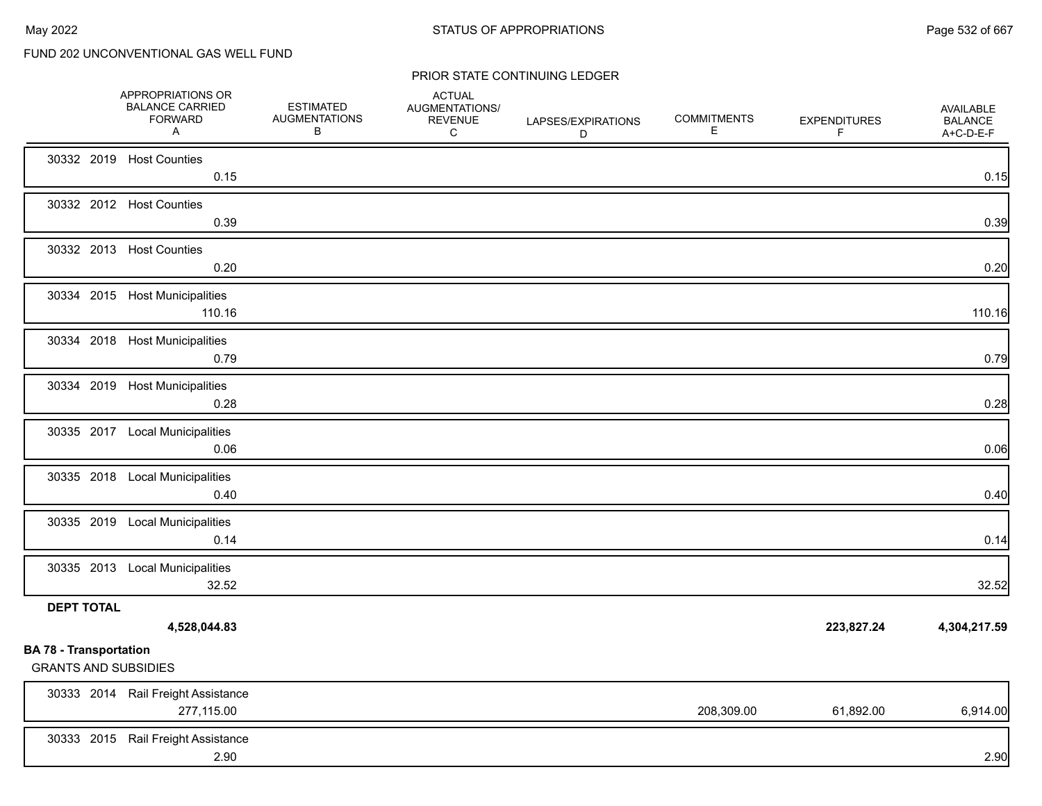FUND 202 UNCONVENTIONAL GAS WELL FUND

PRIOR STATE CONTINUING LEDGER

| | APPROPRIATIONS OR BALANCE CARRIED FORWARD A | ESTIMATED AUGMENTATIONS B | ACTUAL AUGMENTATIONS/ REVENUE C | LAPSES/EXPIRATIONS D | COMMITMENTS E | EXPENDITURES F | AVAILABLE BALANCE A+C-D-E-F |
|---|---|---|---|---|---|---|---|
| 30332 2019 Host Counties | 0.15 | | | | | | 0.15 |
| 30332 2012 Host Counties | 0.39 | | | | | | 0.39 |
| 30332 2013 Host Counties | 0.20 | | | | | | 0.20 |
| 30334 2015 Host Municipalities | 110.16 | | | | | | 110.16 |
| 30334 2018 Host Municipalities | 0.79 | | | | | | 0.79 |
| 30334 2019 Host Municipalities | 0.28 | | | | | | 0.28 |
| 30335 2017 Local Municipalities | 0.06 | | | | | | 0.06 |
| 30335 2018 Local Municipalities | 0.40 | | | | | | 0.40 |
| 30335 2019 Local Municipalities | 0.14 | | | | | | 0.14 |
| 30335 2013 Local Municipalities | 32.52 | | | | | | 32.52 |
| **DEPT TOTAL** | **4,528,044.83** | | | | | **223,827.24** | **4,304,217.59** |

**BA 78 - Transportation**

GRANTS AND SUBSIDIES

| | APPROPRIATIONS OR BALANCE CARRIED FORWARD A | ESTIMATED AUGMENTATIONS B | ACTUAL AUGMENTATIONS/ REVENUE C | LAPSES/EXPIRATIONS D | COMMITMENTS E | EXPENDITURES F | AVAILABLE BALANCE A+C-D-E-F |
|---|---|---|---|---|---|---|---|
| 30333 2014 Rail Freight Assistance | 277,115.00 | | | | 208,309.00 | 61,892.00 | 6,914.00 |
| 30333 2015 Rail Freight Assistance | 2.90 | | | | | | 2.90 |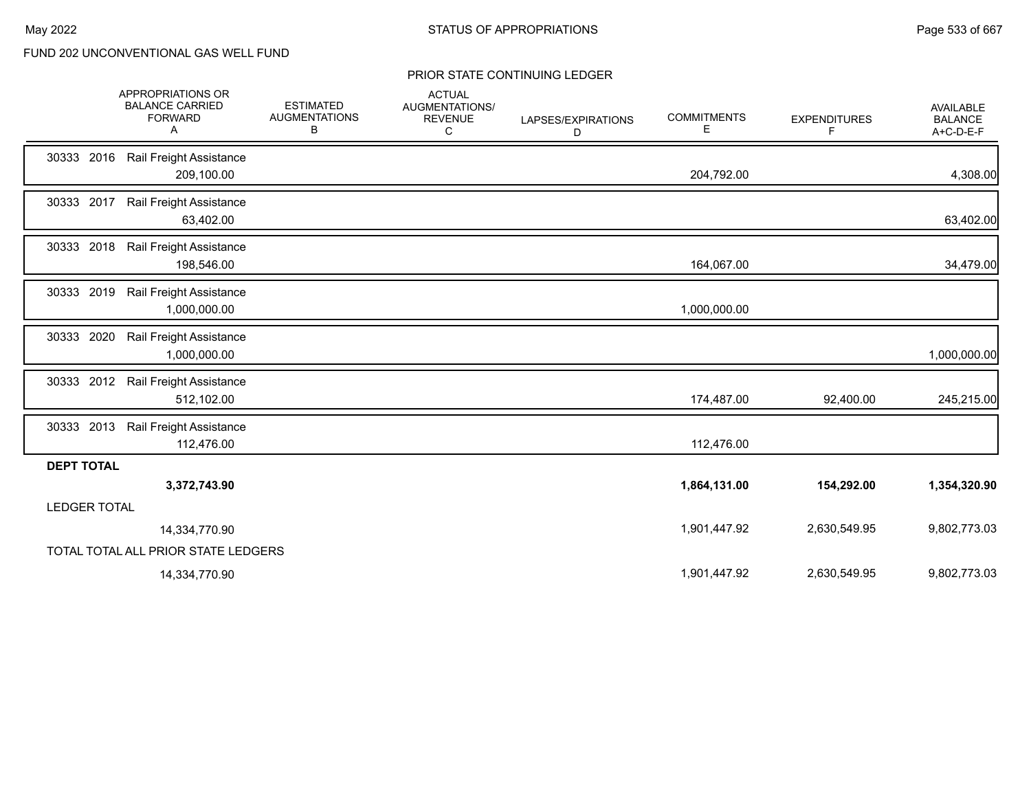FUND 202 UNCONVENTIONAL GAS WELL FUND

## PRIOR STATE CONTINUING LEDGER

| | APPROPRIATIONS OR BALANCE CARRIED FORWARD A | ESTIMATED AUGMENTATIONS B | ACTUAL AUGMENTATIONS/ REVENUE C | LAPSES/EXPIRATIONS D | COMMITMENTS E | EXPENDITURES F | AVAILABLE BALANCE A+C-D-E-F |
|---|---|---|---|---|---|---|---|
| 30333 2016 Rail Freight Assistance | 209,100.00 | | | | 204,792.00 | | 4,308.00 |
| 30333 2017 Rail Freight Assistance | 63,402.00 | | | | | | 63,402.00 |
| 30333 2018 Rail Freight Assistance | 198,546.00 | | | | 164,067.00 | | 34,479.00 |
| 30333 2019 Rail Freight Assistance | 1,000,000.00 | | | | 1,000,000.00 | | |
| 30333 2020 Rail Freight Assistance | 1,000,000.00 | | | | | | 1,000,000.00 |
| 30333 2012 Rail Freight Assistance | 512,102.00 | | | | 174,487.00 | 92,400.00 | 245,215.00 |
| 30333 2013 Rail Freight Assistance | 112,476.00 | | | | 112,476.00 | | |
| **DEPT TOTAL** | **3,372,743.90** | | | | **1,864,131.00** | **154,292.00** | **1,354,320.90** |
| LEDGER TOTAL | 14,334,770.90 | | | | 1,901,447.92 | 2,630,549.95 | 9,802,773.03 |
| TOTAL TOTAL ALL PRIOR STATE LEDGERS | 14,334,770.90 | | | | 1,901,447.92 | 2,630,549.95 | 9,802,773.03 |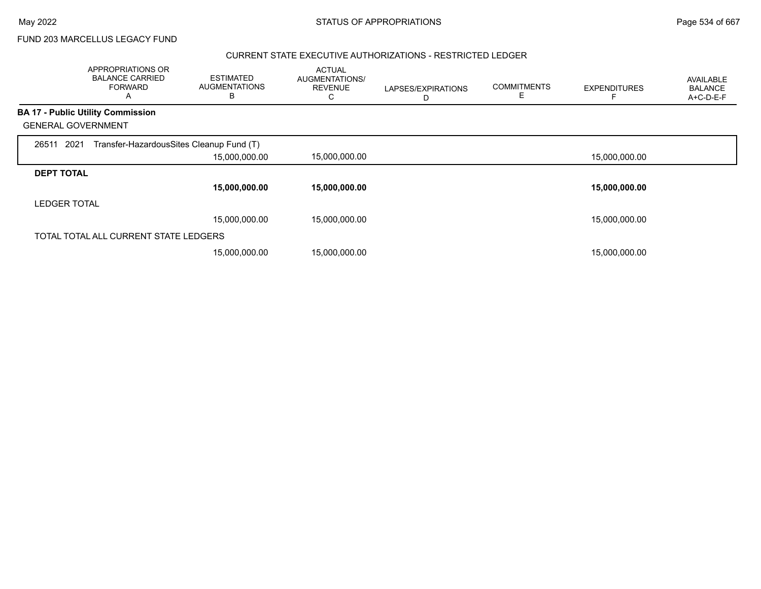FUND 203 MARCELLUS LEGACY FUND

## CURRENT STATE EXECUTIVE AUTHORIZATIONS - RESTRICTED LEDGER

| APPROPRIATIONS OR BALANCE CARRIED FORWARD A | ESTIMATED AUGMENTATIONS B | ACTUAL AUGMENTATIONS/ REVENUE C | LAPSES/EXPIRATIONS D | COMMITMENTS E | EXPENDITURES F | AVAILABLE BALANCE A+C-D-E-F |
|---|---|---|---|---|---|---|
| **BA 17 - Public Utility Commission** | | | | | | |
| GENERAL GOVERNMENT | | | | | | |
| 26511 2021 Transfer-HazardousSites Cleanup Fund (T) | | | | | | |
| | 15,000,000.00 | 15,000,000.00 | | | 15,000,000.00 | |
| **DEPT TOTAL** | | | | | | |
| | **15,000,000.00** | **15,000,000.00** | | | **15,000,000.00** | |
| LEDGER TOTAL | | | | | | |
| | 15,000,000.00 | 15,000,000.00 | | | 15,000,000.00 | |
| TOTAL TOTAL ALL CURRENT STATE LEDGERS | | | | | | |
| | 15,000,000.00 | 15,000,000.00 | | | 15,000,000.00 | |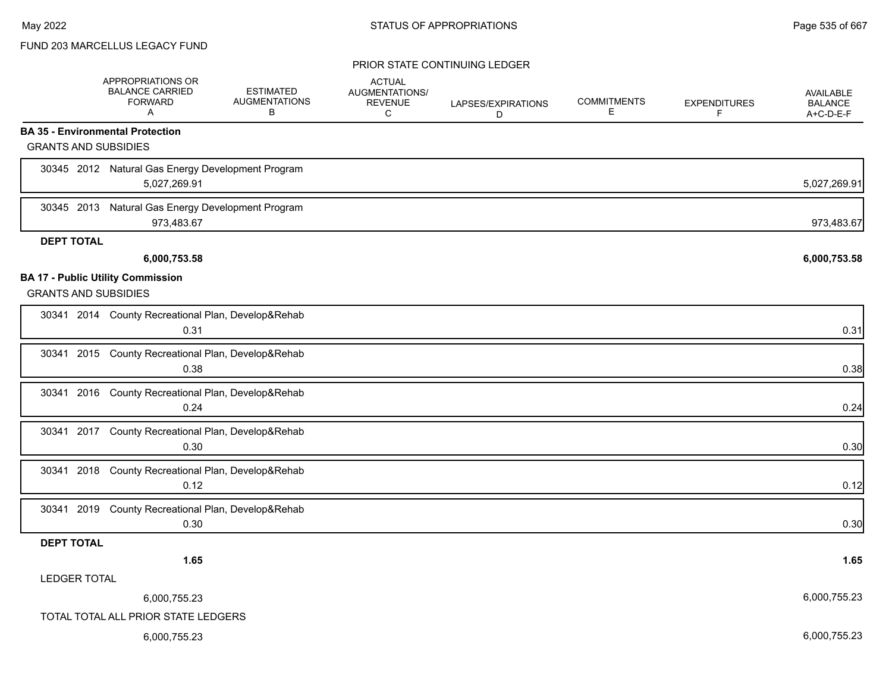FUND 203 MARCELLUS LEGACY FUND

PRIOR STATE CONTINUING LEDGER

| | APPROPRIATIONS OR BALANCE CARRIED FORWARD A | ESTIMATED AUGMENTATIONS B | ACTUAL AUGMENTATIONS/ REVENUE C | LAPSES/EXPIRATIONS D | COMMITMENTS E | EXPENDITURES F | AVAILABLE BALANCE A+C-D-E-F |
|---|---|---|---|---|---|---|---|
| **BA 35 - Environmental Protection** | | | | | | | |
| GRANTS AND SUBSIDIES | | | | | | | |
| 30345 2012 Natural Gas Energy Development Program | 5,027,269.91 | | | | | | 5,027,269.91 |
| 30345 2013 Natural Gas Energy Development Program | 973,483.67 | | | | | | 973,483.67 |
| **DEPT TOTAL** | **6,000,753.58** | | | | | | **6,000,753.58** |
| **BA 17 - Public Utility Commission** | | | | | | | |
| GRANTS AND SUBSIDIES | | | | | | | |
| 30341 2014 County Recreational Plan, Develop&Rehab | 0.31 | | | | | | 0.31 |
| 30341 2015 County Recreational Plan, Develop&Rehab | 0.38 | | | | | | 0.38 |
| 30341 2016 County Recreational Plan, Develop&Rehab | 0.24 | | | | | | 0.24 |
| 30341 2017 County Recreational Plan, Develop&Rehab | 0.30 | | | | | | 0.30 |
| 30341 2018 County Recreational Plan, Develop&Rehab | 0.12 | | | | | | 0.12 |
| 30341 2019 County Recreational Plan, Develop&Rehab | 0.30 | | | | | | 0.30 |
| **DEPT TOTAL** | **1.65** | | | | | | **1.65** |
| LEDGER TOTAL | 6,000,755.23 | | | | | | 6,000,755.23 |
| TOTAL TOTAL ALL PRIOR STATE LEDGERS | 6,000,755.23 | | | | | | 6,000,755.23 |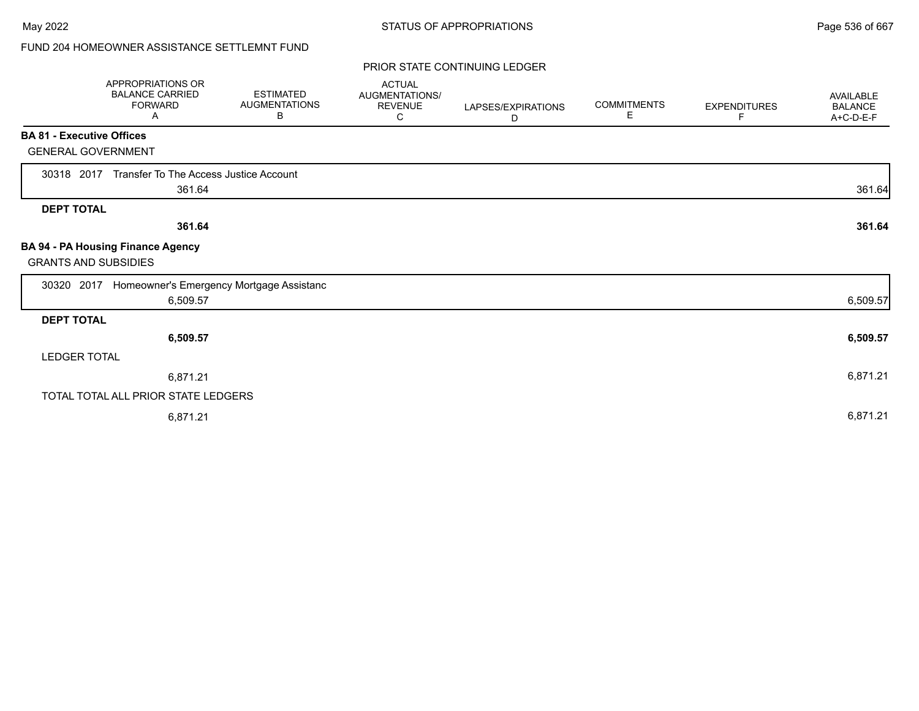FUND 204 HOMEOWNER ASSISTANCE SETTLEMNT FUND

PRIOR STATE CONTINUING LEDGER

| | APPROPRIATIONS OR BALANCE CARRIED FORWARD A | ESTIMATED AUGMENTATIONS B | ACTUAL AUGMENTATIONS/ REVENUE C | LAPSES/EXPIRATIONS D | COMMITMENTS E | EXPENDITURES F | AVAILABLE BALANCE A+C-D-E-F |
|---|---|---|---|---|---|---|---|
| **BA 81 - Executive Offices** | | | | | | | |
| GENERAL GOVERNMENT | | | | | | | |
| 30318 2017 Transfer To The Access Justice Account | 361.64 | | | | | | 361.64 |
| **DEPT TOTAL** | **361.64** | | | | | | **361.64** |
| **BA 94 - PA Housing Finance Agency** | | | | | | | |
| GRANTS AND SUBSIDIES | | | | | | | |
| 30320 2017 Homeowner's Emergency Mortgage Assistanc | 6,509.57 | | | | | | 6,509.57 |
| **DEPT TOTAL** | **6,509.57** | | | | | | **6,509.57** |
| LEDGER TOTAL | 6,871.21 | | | | | | 6,871.21 |
| TOTAL TOTAL ALL PRIOR STATE LEDGERS | 6,871.21 | | | | | | 6,871.21 |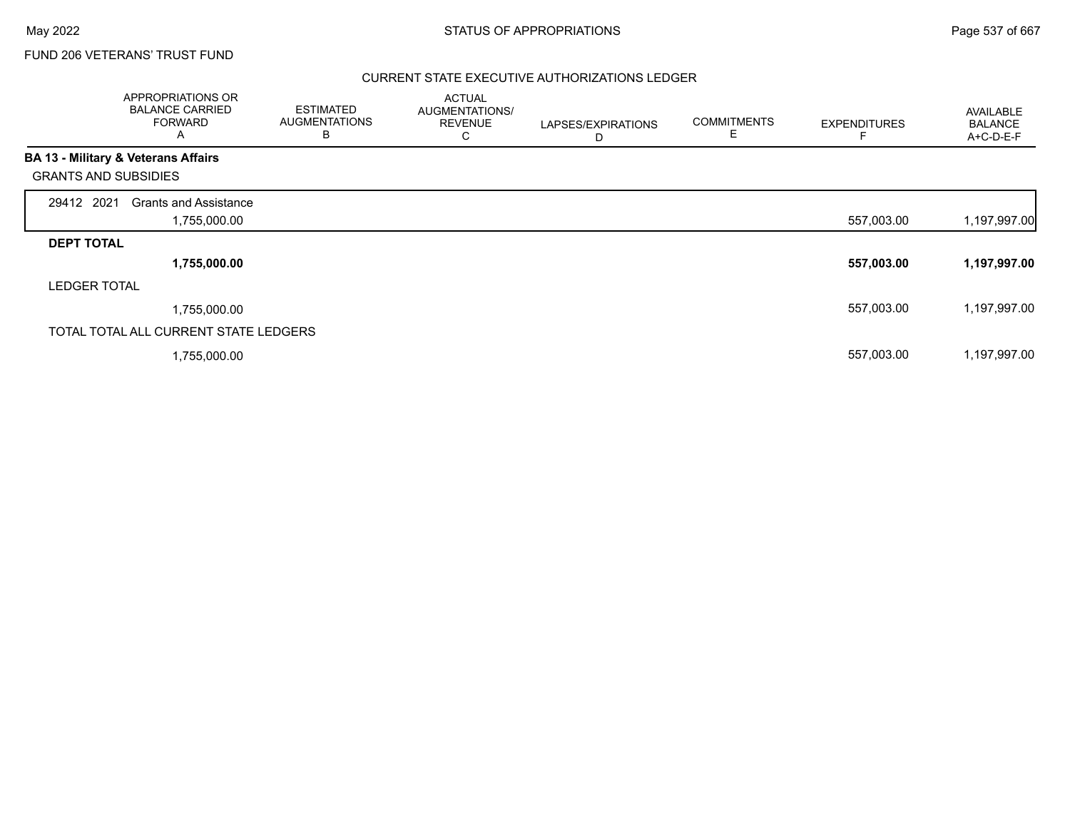FUND 206 VETERANS' TRUST FUND

CURRENT STATE EXECUTIVE AUTHORIZATIONS LEDGER

| | APPROPRIATIONS OR BALANCE CARRIED FORWARD A | ESTIMATED AUGMENTATIONS B | ACTUAL AUGMENTATIONS/ REVENUE C | LAPSES/EXPIRATIONS D | COMMITMENTS E | EXPENDITURES F | AVAILABLE BALANCE A+C-D-E-F |
|---|---|---|---|---|---|---|---|
| **BA 13 - Military & Veterans Affairs** | | | | | | | |
| GRANTS AND SUBSIDIES | | | | | | | |
| 29412 2021 Grants and Assistance | 1,755,000.00 | | | | | 557,003.00 | 1,197,997.00 |
| **DEPT TOTAL** | **1,755,000.00** | | | | | **557,003.00** | **1,197,997.00** |
| LEDGER TOTAL | 1,755,000.00 | | | | | 557,003.00 | 1,197,997.00 |
| TOTAL TOTAL ALL CURRENT STATE LEDGERS | 1,755,000.00 | | | | | 557,003.00 | 1,197,997.00 |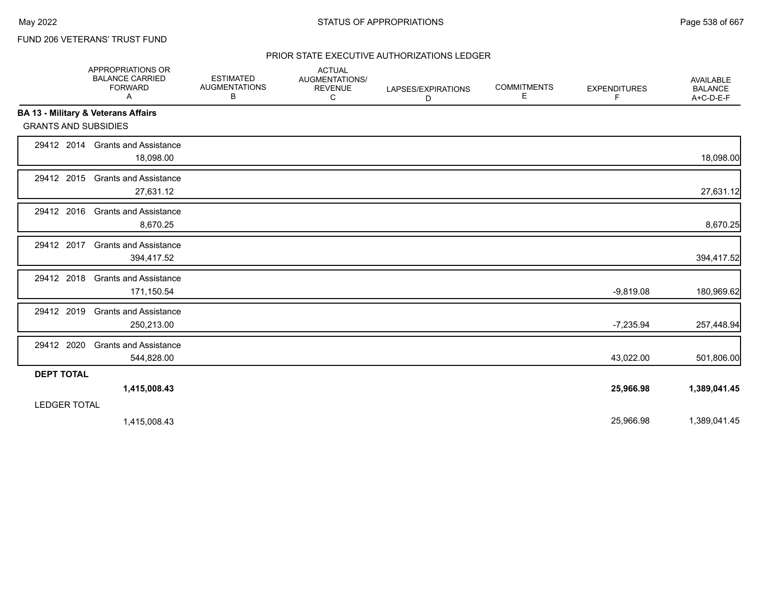FUND 206 VETERANS' TRUST FUND

## PRIOR STATE EXECUTIVE AUTHORIZATIONS LEDGER

| | APPROPRIATIONS OR BALANCE CARRIED FORWARD A | ESTIMATED AUGMENTATIONS B | ACTUAL AUGMENTATIONS/ REVENUE C | LAPSES/EXPIRATIONS D | COMMITMENTS E | EXPENDITURES F | AVAILABLE BALANCE A+C-D-E-F |
|---|---|---|---|---|---|---|---|
| **BA 13 - Military & Veterans Affairs** | | | | | | | |
| GRANTS AND SUBSIDIES | | | | | | | |
| 29412 2014 Grants and Assistance | 18,098.00 | | | | | | 18,098.00 |
| 29412 2015 Grants and Assistance | 27,631.12 | | | | | | 27,631.12 |
| 29412 2016 Grants and Assistance | 8,670.25 | | | | | | 8,670.25 |
| 29412 2017 Grants and Assistance | 394,417.52 | | | | | | 394,417.52 |
| 29412 2018 Grants and Assistance | 171,150.54 | | | | | -9,819.08 | 180,969.62 |
| 29412 2019 Grants and Assistance | 250,213.00 | | | | | -7,235.94 | 257,448.94 |
| 29412 2020 Grants and Assistance | 544,828.00 | | | | | 43,022.00 | 501,806.00 |
| **DEPT TOTAL** | **1,415,008.43** | | | | | **25,966.98** | **1,389,041.45** |
| LEDGER TOTAL | 1,415,008.43 | | | | | 25,966.98 | 1,389,041.45 |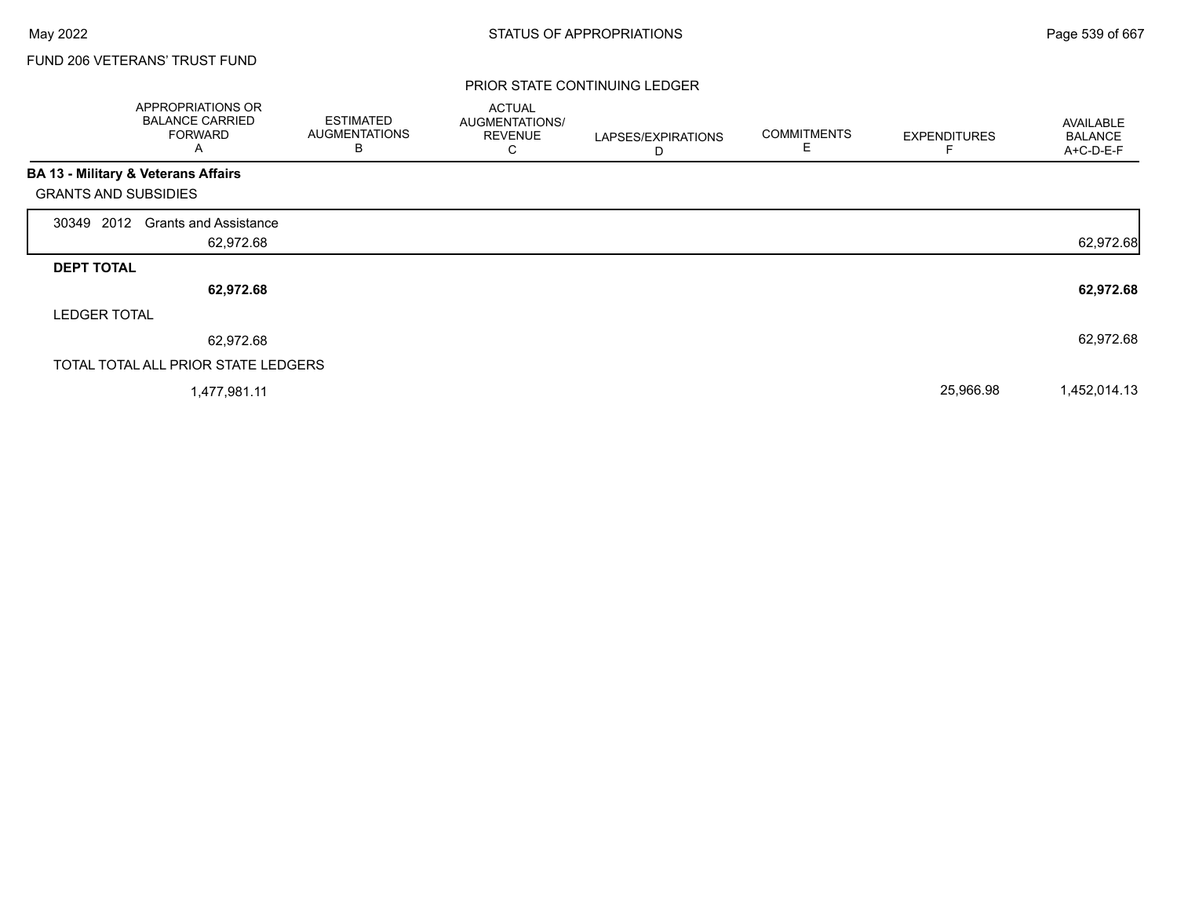FUND 206 VETERANS' TRUST FUND

PRIOR STATE CONTINUING LEDGER

| | APPROPRIATIONS OR BALANCE CARRIED FORWARD A | ESTIMATED AUGMENTATIONS B | ACTUAL AUGMENTATIONS/ REVENUE C | LAPSES/EXPIRATIONS D | COMMITMENTS E | EXPENDITURES F | AVAILABLE BALANCE A+C-D-E-F |
|---|---|---|---|---|---|---|---|
| **BA 13 - Military & Veterans Affairs** | | | | | | | |
| GRANTS AND SUBSIDIES | | | | | | | |
| 30349 2012 Grants and Assistance | 62,972.68 | | | | | | 62,972.68 |
| **DEPT TOTAL** | **62,972.68** | | | | | | **62,972.68** |
| LEDGER TOTAL | 62,972.68 | | | | | | 62,972.68 |
| TOTAL TOTAL ALL PRIOR STATE LEDGERS | 1,477,981.11 | | | | | 25,966.98 | 1,452,014.13 |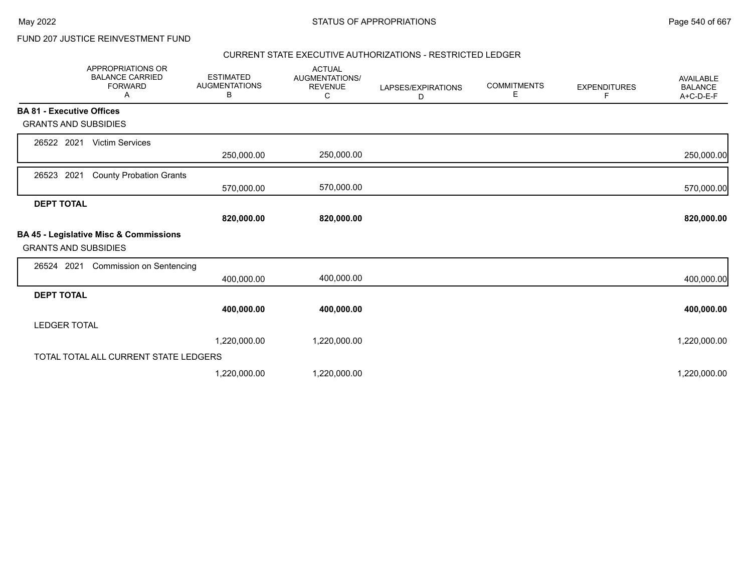FUND 207 JUSTICE REINVESTMENT FUND

CURRENT STATE EXECUTIVE AUTHORIZATIONS - RESTRICTED LEDGER

| APPROPRIATIONS OR BALANCE CARRIED FORWARD A | ESTIMATED AUGMENTATIONS B | ACTUAL AUGMENTATIONS/ REVENUE C | LAPSES/EXPIRATIONS D | COMMITMENTS E | EXPENDITURES F | AVAILABLE BALANCE A+C-D-E-F |
|---|---|---|---|---|---|---|
| **BA 81 - Executive Offices** | | | | | | |
| GRANTS AND SUBSIDIES | | | | | | |
| 26522 2021 Victim Services | | | | | | |
| | 250,000.00 | 250,000.00 | | | | 250,000.00 |
| 26523 2021 County Probation Grants | | | | | | |
| | 570,000.00 | 570,000.00 | | | | 570,000.00 |
| **DEPT TOTAL** | | | | | | |
| | **820,000.00** | **820,000.00** | | | | **820,000.00** |
| **BA 45 - Legislative Misc & Commissions** | | | | | | |
| GRANTS AND SUBSIDIES | | | | | | |
| 26524 2021 Commission on Sentencing | | | | | | |
| | 400,000.00 | 400,000.00 | | | | 400,000.00 |
| **DEPT TOTAL** | | | | | | |
| | **400,000.00** | **400,000.00** | | | | **400,000.00** |
| LEDGER TOTAL | | | | | | |
| | 1,220,000.00 | 1,220,000.00 | | | | 1,220,000.00 |
| TOTAL TOTAL ALL CURRENT STATE LEDGERS | | | | | | |
| | 1,220,000.00 | 1,220,000.00 | | | | 1,220,000.00 |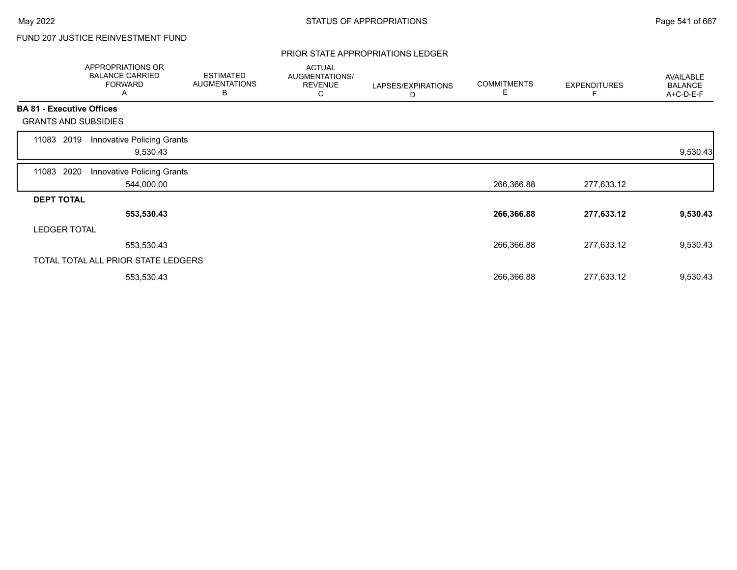FUND 207 JUSTICE REINVESTMENT FUND

PRIOR STATE APPROPRIATIONS LEDGER

| | APPROPRIATIONS OR BALANCE CARRIED FORWARD A | ESTIMATED AUGMENTATIONS B | ACTUAL AUGMENTATIONS/ REVENUE C | LAPSES/EXPIRATIONS D | COMMITMENTS E | EXPENDITURES F | AVAILABLE BALANCE A+C-D-E-F |
|---|---|---|---|---|---|---|---|
| **BA 81 - Executive Offices** | | | | | | | |
| GRANTS AND SUBSIDIES | | | | | | | |
| 11083 2019 Innovative Policing Grants | 9,530.43 | | | | | | 9,530.43 |
| 11083 2020 Innovative Policing Grants | 544,000.00 | | | | 266,366.88 | 277,633.12 | |
| **DEPT TOTAL** | **553,530.43** | | | | **266,366.88** | **277,633.12** | **9,530.43** |
| LEDGER TOTAL | 553,530.43 | | | | 266,366.88 | 277,633.12 | 9,530.43 |
| TOTAL TOTAL ALL PRIOR STATE LEDGERS | 553,530.43 | | | | 266,366.88 | 277,633.12 | 9,530.43 |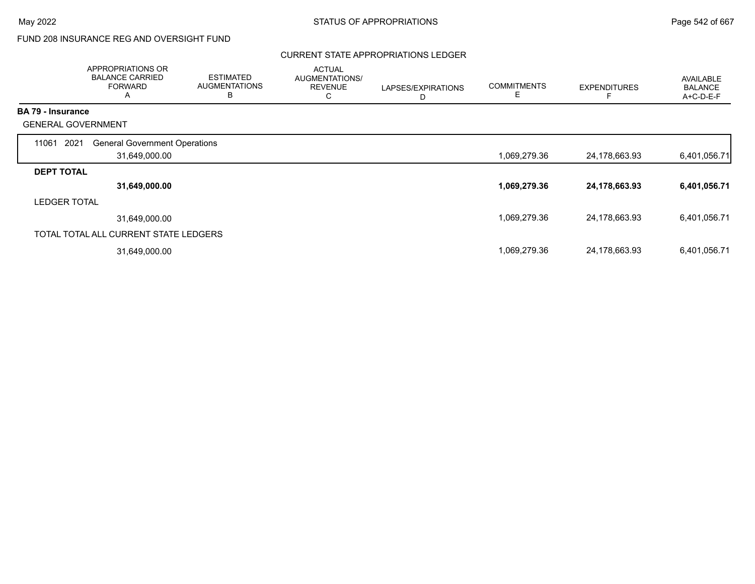FUND 208 INSURANCE REG AND OVERSIGHT FUND

CURRENT STATE APPROPRIATIONS LEDGER

| | APPROPRIATIONS OR BALANCE CARRIED FORWARD A | ESTIMATED AUGMENTATIONS B | ACTUAL AUGMENTATIONS/ REVENUE C | LAPSES/EXPIRATIONS D | COMMITMENTS E | EXPENDITURES F | AVAILABLE BALANCE A+C-D-E-F |
|---|---|---|---|---|---|---|---|
| **BA 79 - Insurance** | | | | | | | |
| GENERAL GOVERNMENT | | | | | | | |
| 11061 2021 General Government Operations | 31,649,000.00 | | | | 1,069,279.36 | 24,178,663.93 | 6,401,056.71 |
| **DEPT TOTAL** | **31,649,000.00** | | | | **1,069,279.36** | **24,178,663.93** | **6,401,056.71** |
| LEDGER TOTAL | 31,649,000.00 | | | | 1,069,279.36 | 24,178,663.93 | 6,401,056.71 |
| TOTAL TOTAL ALL CURRENT STATE LEDGERS | 31,649,000.00 | | | | 1,069,279.36 | 24,178,663.93 | 6,401,056.71 |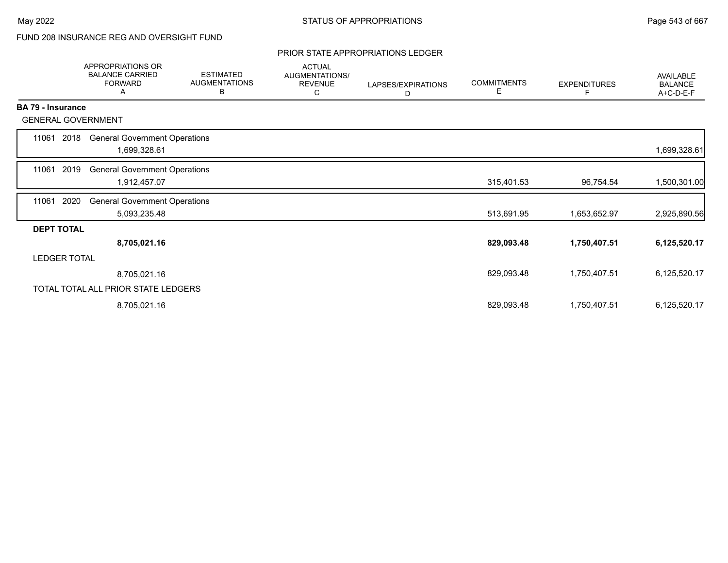FUND 208 INSURANCE REG AND OVERSIGHT FUND

PRIOR STATE APPROPRIATIONS LEDGER

| | APPROPRIATIONS OR BALANCE CARRIED FORWARD A | ESTIMATED AUGMENTATIONS B | ACTUAL AUGMENTATIONS/ REVENUE C | LAPSES/EXPIRATIONS D | COMMITMENTS E | EXPENDITURES F | AVAILABLE BALANCE A+C-D-E-F |
|---|---|---|---|---|---|---|---|
| **BA 79 - Insurance** | | | | | | | |
| GENERAL GOVERNMENT | | | | | | | |
| 11061 2018 General Government Operations | 1,699,328.61 | | | | | | 1,699,328.61 |
| 11061 2019 General Government Operations | 1,912,457.07 | | | | 315,401.53 | 96,754.54 | 1,500,301.00 |
| 11061 2020 General Government Operations | 5,093,235.48 | | | | 513,691.95 | 1,653,652.97 | 2,925,890.56 |
| **DEPT TOTAL** | **8,705,021.16** | | | | **829,093.48** | **1,750,407.51** | **6,125,520.17** |
| LEDGER TOTAL | 8,705,021.16 | | | | 829,093.48 | 1,750,407.51 | 6,125,520.17 |
| TOTAL TOTAL ALL PRIOR STATE LEDGERS | 8,705,021.16 | | | | 829,093.48 | 1,750,407.51 | 6,125,520.17 |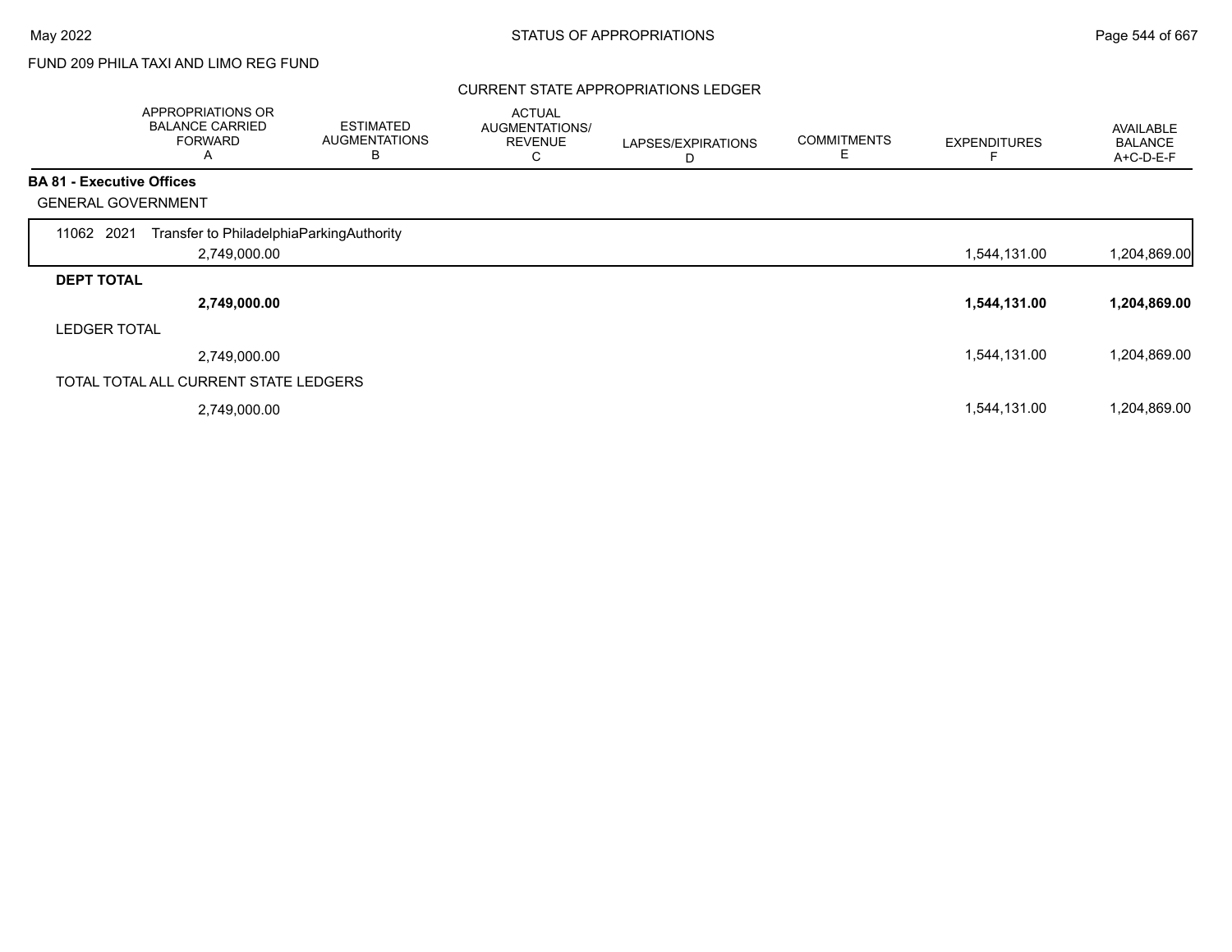FUND 209 PHILA TAXI AND LIMO REG FUND

CURRENT STATE APPROPRIATIONS LEDGER

| | APPROPRIATIONS OR BALANCE CARRIED FORWARD A | ESTIMATED AUGMENTATIONS B | ACTUAL AUGMENTATIONS/ REVENUE C | LAPSES/EXPIRATIONS D | COMMITMENTS E | EXPENDITURES F | AVAILABLE BALANCE A+C-D-E-F |
|---|---|---|---|---|---|---|---|
| **BA 81 - Executive Offices** | | | | | | | |
| GENERAL GOVERNMENT | | | | | | | |
| 11062 2021 Transfer to PhiladelphiaParkingAuthority | | | | | | | |
| | 2,749,000.00 | | | | | 1,544,131.00 | 1,204,869.00 |
| **DEPT TOTAL** | | | | | | | |
| | **2,749,000.00** | | | | | **1,544,131.00** | **1,204,869.00** |
| LEDGER TOTAL | | | | | | | |
| | 2,749,000.00 | | | | | 1,544,131.00 | 1,204,869.00 |
| TOTAL TOTAL ALL CURRENT STATE LEDGERS | | | | | | | |
| | 2,749,000.00 | | | | | 1,544,131.00 | 1,204,869.00 |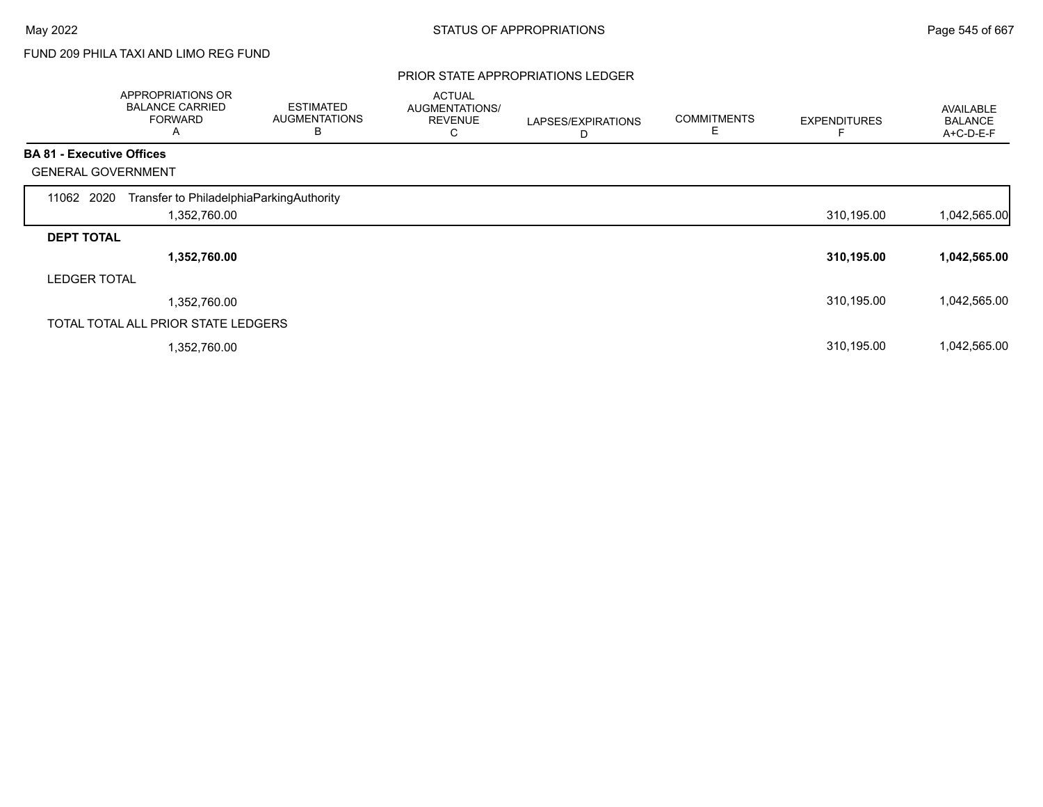FUND 209 PHILA TAXI AND LIMO REG FUND

## PRIOR STATE APPROPRIATIONS LEDGER

| | APPROPRIATIONS OR BALANCE CARRIED FORWARD A | ESTIMATED AUGMENTATIONS B | ACTUAL AUGMENTATIONS/ REVENUE C | LAPSES/EXPIRATIONS D | COMMITMENTS E | EXPENDITURES F | AVAILABLE BALANCE A+C-D-E-F |
|---|---|---|---|---|---|---|---|
| **BA 81 - Executive Offices** | | | | | | | |
| GENERAL GOVERNMENT | | | | | | | |
| 11062 2020 Transfer to PhiladelphiaParkingAuthority | 1,352,760.00 | | | | | 310,195.00 | 1,042,565.00 |
| **DEPT TOTAL** | **1,352,760.00** | | | | | **310,195.00** | **1,042,565.00** |
| LEDGER TOTAL | 1,352,760.00 | | | | | 310,195.00 | 1,042,565.00 |
| TOTAL TOTAL ALL PRIOR STATE LEDGERS | 1,352,760.00 | | | | | 310,195.00 | 1,042,565.00 |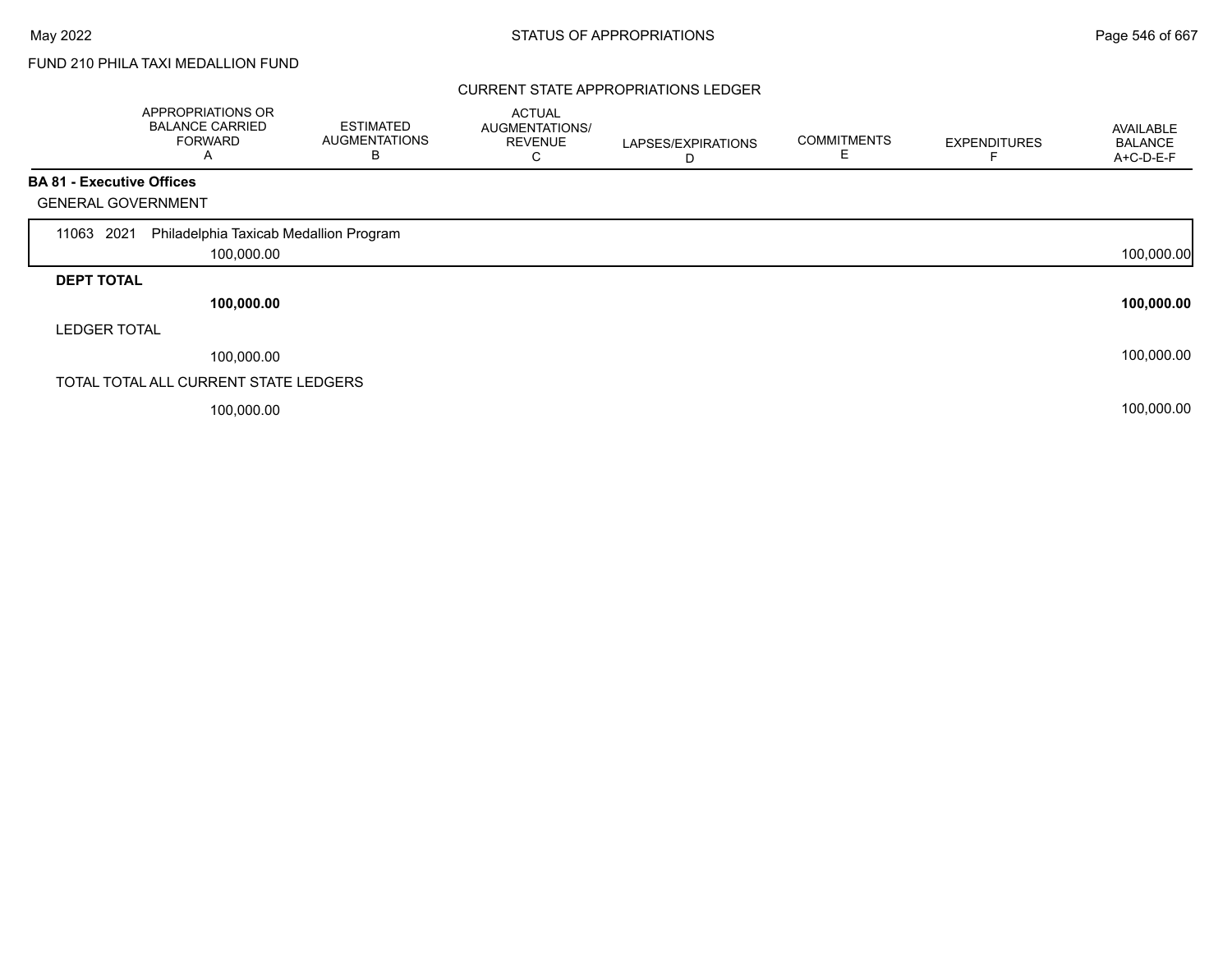FUND 210 PHILA TAXI MEDALLION FUND

## CURRENT STATE APPROPRIATIONS LEDGER

| | APPROPRIATIONS OR BALANCE CARRIED FORWARD A | ESTIMATED AUGMENTATIONS B | ACTUAL AUGMENTATIONS/ REVENUE C | LAPSES/EXPIRATIONS D | COMMITMENTS E | EXPENDITURES F | AVAILABLE BALANCE A+C-D-E-F |
|---|---|---|---|---|---|---|---|
| **BA 81 - Executive Offices** | | | | | | | |
| GENERAL GOVERNMENT | | | | | | | |
| 11063 2021 Philadelphia Taxicab Medallion Program | 100,000.00 | | | | | | 100,000.00 |
| **DEPT TOTAL** | **100,000.00** | | | | | | **100,000.00** |
| LEDGER TOTAL | 100,000.00 | | | | | | 100,000.00 |
| TOTAL TOTAL ALL CURRENT STATE LEDGERS | 100,000.00 | | | | | | 100,000.00 |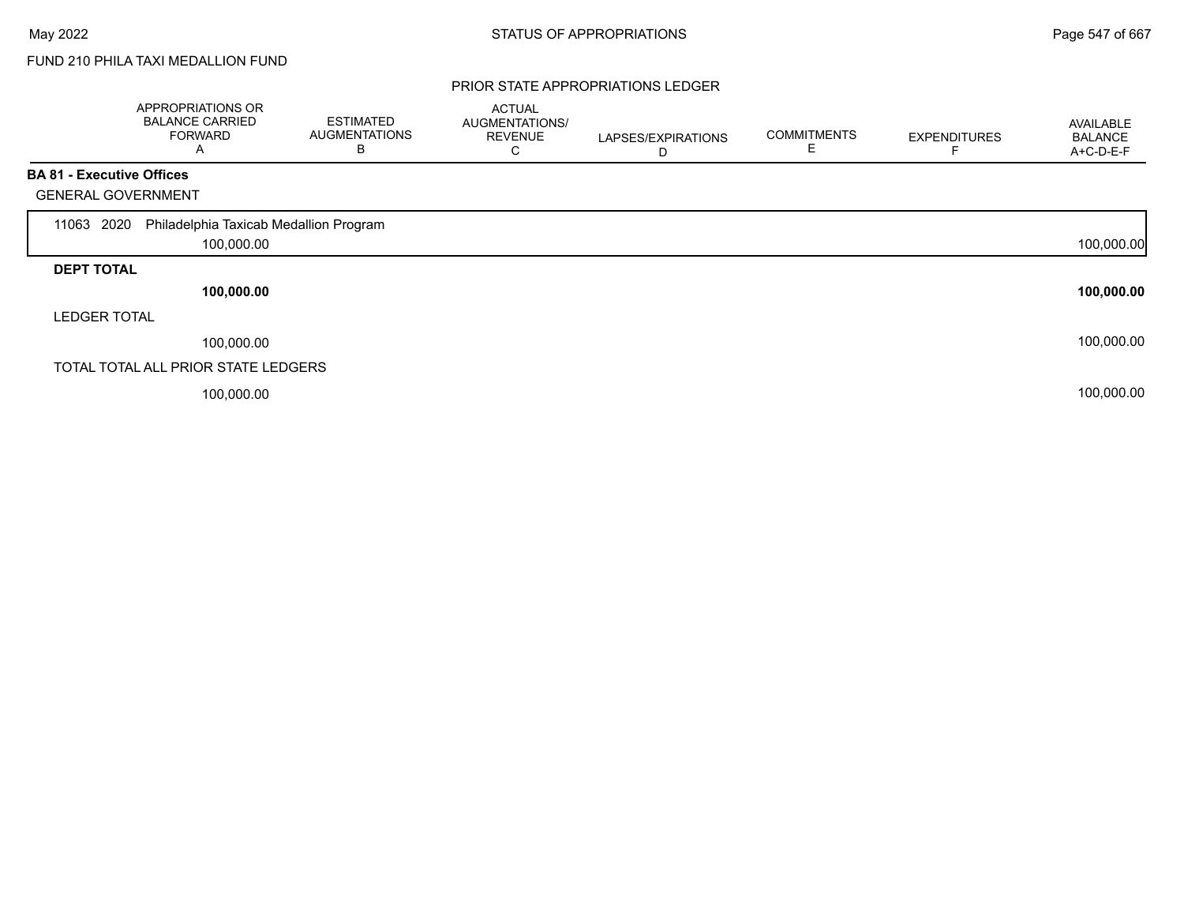FUND 210 PHILA TAXI MEDALLION FUND

## PRIOR STATE APPROPRIATIONS LEDGER

| | APPROPRIATIONS OR BALANCE CARRIED FORWARD A | ESTIMATED AUGMENTATIONS B | ACTUAL AUGMENTATIONS/ REVENUE C | LAPSES/EXPIRATIONS D | COMMITMENTS E | EXPENDITURES F | AVAILABLE BALANCE A+C-D-E-F |
|---|---|---|---|---|---|---|---|
| **BA 81 - Executive Offices** | | | | | | | |
| GENERAL GOVERNMENT | | | | | | | |
| 11063 2020 Philadelphia Taxicab Medallion Program | 100,000.00 | | | | | | 100,000.00 |
| **DEPT TOTAL** | **100,000.00** | | | | | | **100,000.00** |
| LEDGER TOTAL | 100,000.00 | | | | | | 100,000.00 |
| TOTAL TOTAL ALL PRIOR STATE LEDGERS | 100,000.00 | | | | | | 100,000.00 |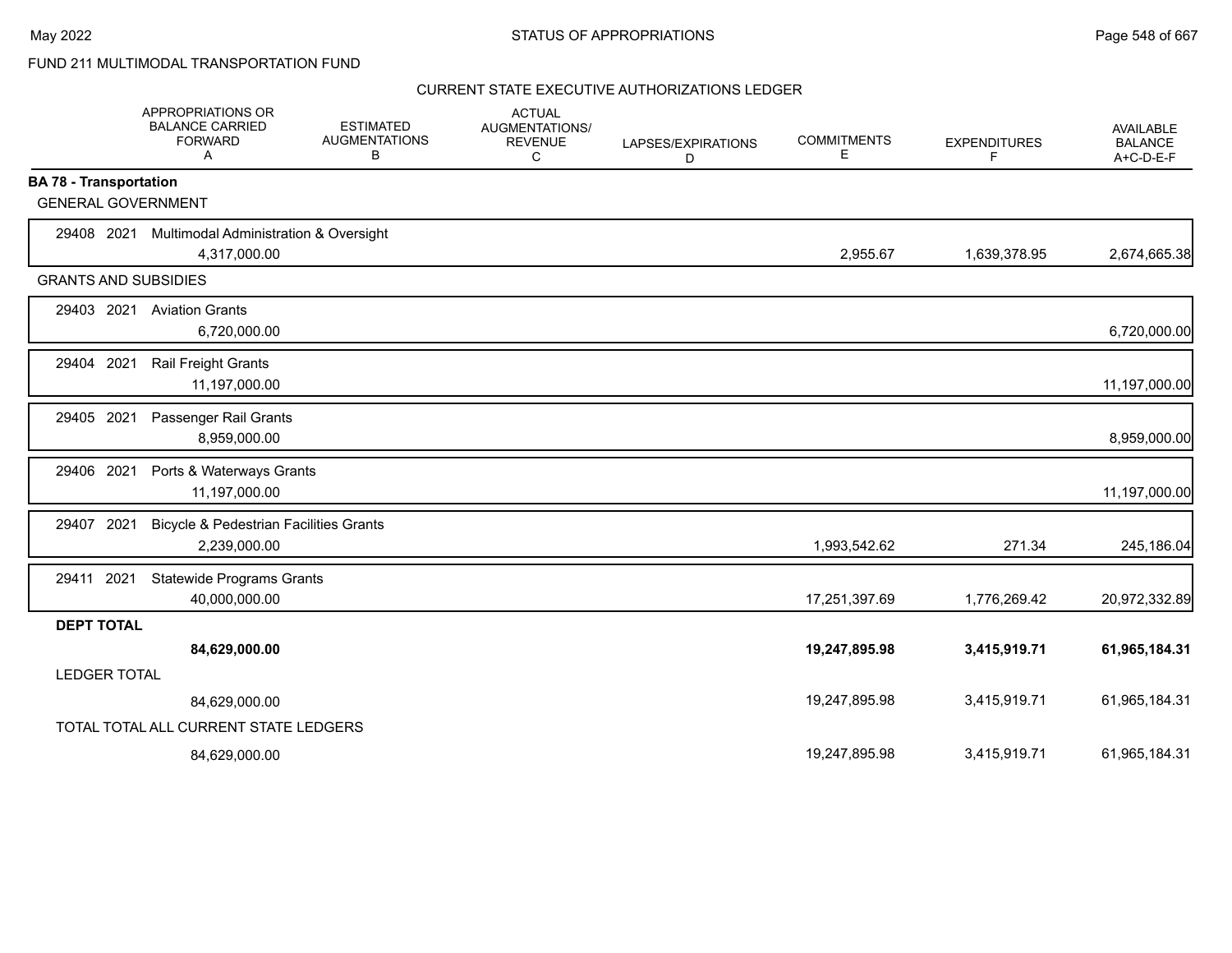FUND 211 MULTIMODAL TRANSPORTATION FUND

CURRENT STATE EXECUTIVE AUTHORIZATIONS LEDGER

| | APPROPRIATIONS OR BALANCE CARRIED FORWARD A | ESTIMATED AUGMENTATIONS B | ACTUAL AUGMENTATIONS/ REVENUE C | LAPSES/EXPIRATIONS D | COMMITMENTS E | EXPENDITURES F | AVAILABLE BALANCE A+C-D-E-F |
|---|---|---|---|---|---|---|---|
| **BA 78 - Transportation** | | | | | | | |
| GENERAL GOVERNMENT | | | | | | | |
| 29408 2021 Multimodal Administration & Oversight | 4,317,000.00 | | | | 2,955.67 | 1,639,378.95 | 2,674,665.38 |
| GRANTS AND SUBSIDIES | | | | | | | |
| 29403 2021 Aviation Grants | 6,720,000.00 | | | | | | 6,720,000.00 |
| 29404 2021 Rail Freight Grants | 11,197,000.00 | | | | | | 11,197,000.00 |
| 29405 2021 Passenger Rail Grants | 8,959,000.00 | | | | | | 8,959,000.00 |
| 29406 2021 Ports & Waterways Grants | 11,197,000.00 | | | | | | 11,197,000.00 |
| 29407 2021 Bicycle & Pedestrian Facilities Grants | 2,239,000.00 | | | | 1,993,542.62 | 271.34 | 245,186.04 |
| 29411 2021 Statewide Programs Grants | 40,000,000.00 | | | | 17,251,397.69 | 1,776,269.42 | 20,972,332.89 |
| **DEPT TOTAL** | **84,629,000.00** | | | | **19,247,895.98** | **3,415,919.71** | **61,965,184.31** |
| LEDGER TOTAL | 84,629,000.00 | | | | 19,247,895.98 | 3,415,919.71 | 61,965,184.31 |
| TOTAL TOTAL ALL CURRENT STATE LEDGERS | 84,629,000.00 | | | | 19,247,895.98 | 3,415,919.71 | 61,965,184.31 |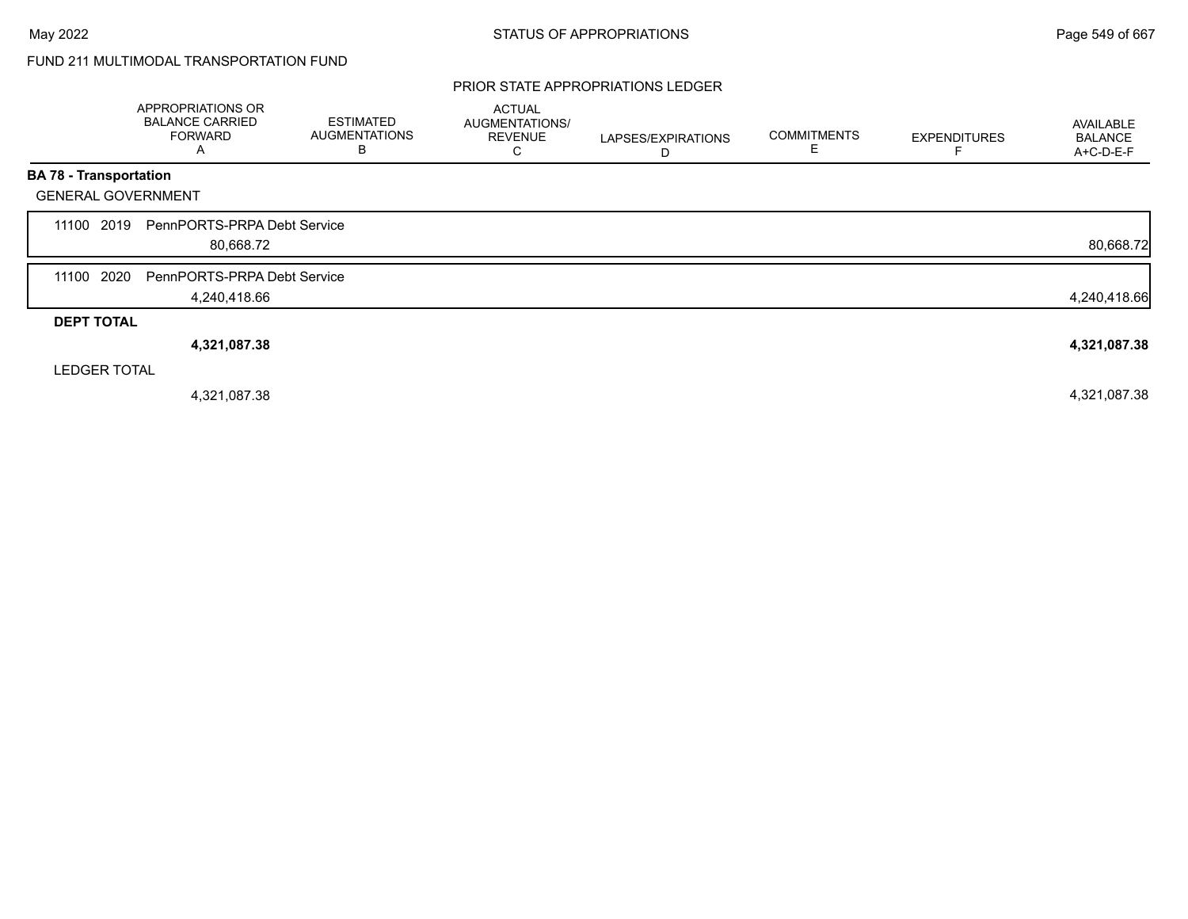FUND 211 MULTIMODAL TRANSPORTATION FUND

PRIOR STATE APPROPRIATIONS LEDGER

| | APPROPRIATIONS OR BALANCE CARRIED FORWARD A | ESTIMATED AUGMENTATIONS B | ACTUAL AUGMENTATIONS/ REVENUE C | LAPSES/EXPIRATIONS D | COMMITMENTS E | EXPENDITURES F | AVAILABLE BALANCE A+C-D-E-F |
|---|---|---|---|---|---|---|---|
| **BA 78 - Transportation** | | | | | | | |
| GENERAL GOVERNMENT | | | | | | | |
| 11100 2019 PennPORTS-PRPA Debt Service | 80,668.72 | | | | | | 80,668.72 |
| 11100 2020 PennPORTS-PRPA Debt Service | 4,240,418.66 | | | | | | 4,240,418.66 |
| **DEPT TOTAL** | **4,321,087.38** | | | | | | **4,321,087.38** |
| LEDGER TOTAL | 4,321,087.38 | | | | | | 4,321,087.38 |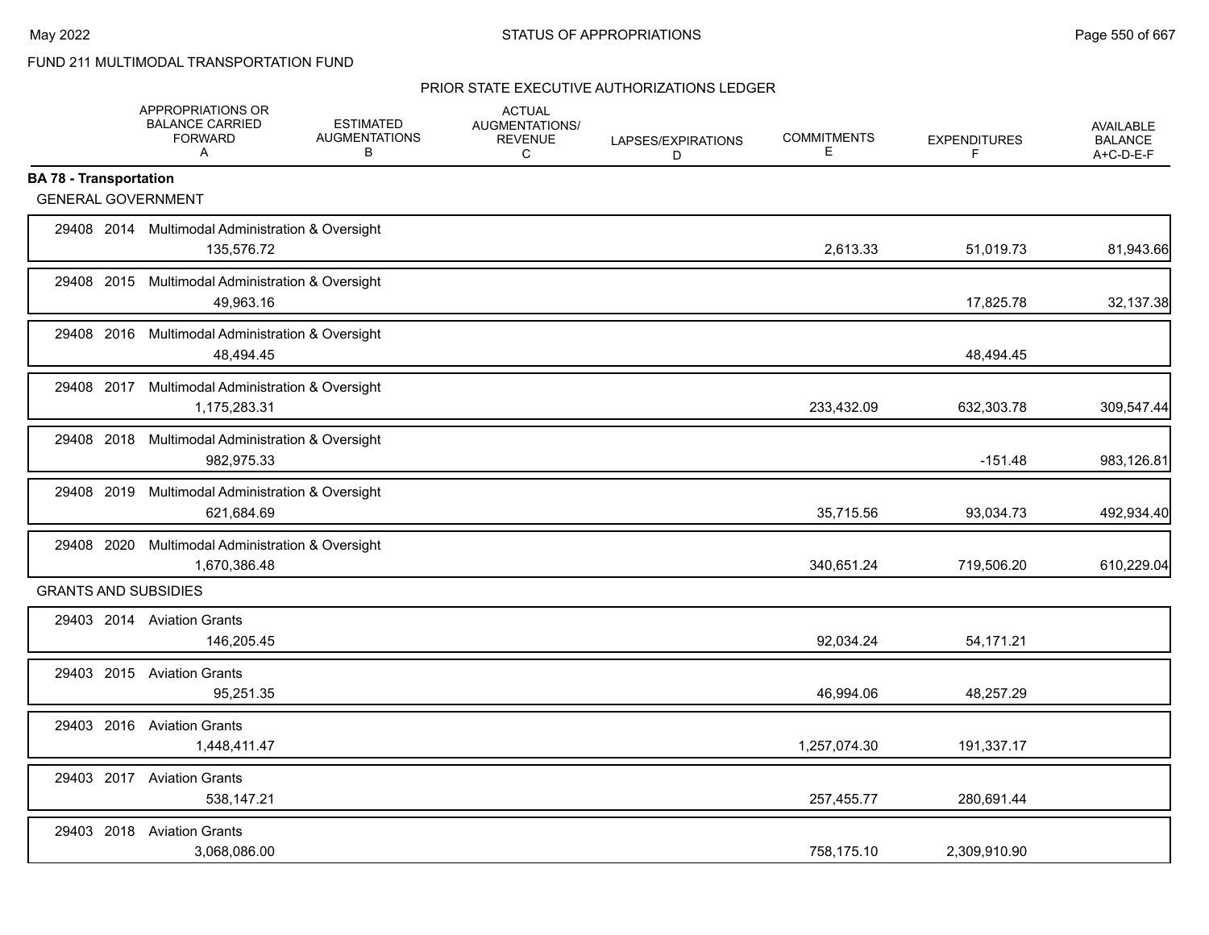FUND 211 MULTIMODAL TRANSPORTATION FUND

PRIOR STATE EXECUTIVE AUTHORIZATIONS LEDGER

| | APPROPRIATIONS OR BALANCE CARRIED FORWARD A | ESTIMATED AUGMENTATIONS B | ACTUAL AUGMENTATIONS/ REVENUE C | LAPSES/EXPIRATIONS D | COMMITMENTS E | EXPENDITURES F | AVAILABLE BALANCE A+C-D-E-F |
|---|---|---|---|---|---|---|---|
| **BA 78 - Transportation** | | | | | | | |
| GENERAL GOVERNMENT | | | | | | | |
| 29408 2014 Multimodal Administration & Oversight | 135,576.72 | | | | 2,613.33 | 51,019.73 | 81,943.66 |
| 29408 2015 Multimodal Administration & Oversight | 49,963.16 | | | | | 17,825.78 | 32,137.38 |
| 29408 2016 Multimodal Administration & Oversight | 48,494.45 | | | | | 48,494.45 | |
| 29408 2017 Multimodal Administration & Oversight | 1,175,283.31 | | | | 233,432.09 | 632,303.78 | 309,547.44 |
| 29408 2018 Multimodal Administration & Oversight | 982,975.33 | | | | | -151.48 | 983,126.81 |
| 29408 2019 Multimodal Administration & Oversight | 621,684.69 | | | | 35,715.56 | 93,034.73 | 492,934.40 |
| 29408 2020 Multimodal Administration & Oversight | 1,670,386.48 | | | | 340,651.24 | 719,506.20 | 610,229.04 |
| GRANTS AND SUBSIDIES | | | | | | | |
| 29403 2014 Aviation Grants | 146,205.45 | | | | 92,034.24 | 54,171.21 | |
| 29403 2015 Aviation Grants | 95,251.35 | | | | 46,994.06 | 48,257.29 | |
| 29403 2016 Aviation Grants | 1,448,411.47 | | | | 1,257,074.30 | 191,337.17 | |
| 29403 2017 Aviation Grants | 538,147.21 | | | | 257,455.77 | 280,691.44 | |
| 29403 2018 Aviation Grants | 3,068,086.00 | | | | 758,175.10 | 2,309,910.90 | |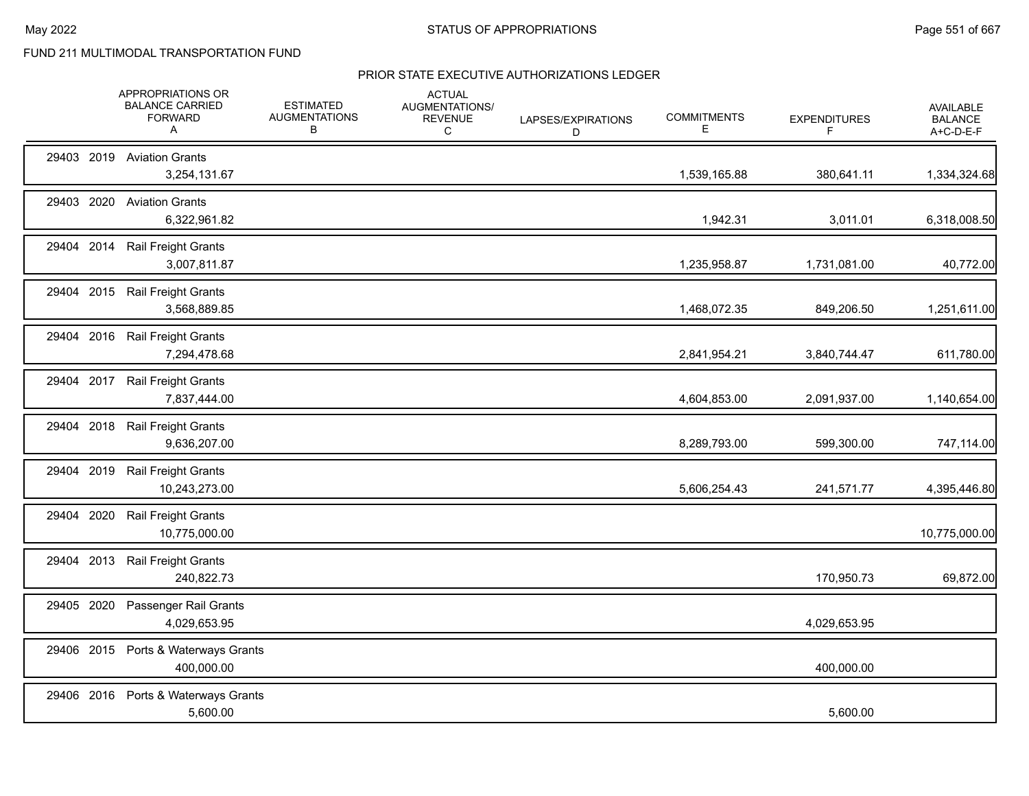FUND 211 MULTIMODAL TRANSPORTATION FUND

## PRIOR STATE EXECUTIVE AUTHORIZATIONS LEDGER

| | APPROPRIATIONS OR BALANCE CARRIED FORWARD A | ESTIMATED AUGMENTATIONS B | ACTUAL AUGMENTATIONS/ REVENUE C | LAPSES/EXPIRATIONS D | COMMITMENTS E | EXPENDITURES F | AVAILABLE BALANCE A+C-D-E-F |
|---|---|---|---|---|---|---|---|
| 29403 2019 Aviation Grants | 3,254,131.67 | | | | 1,539,165.88 | 380,641.11 | 1,334,324.68 |
| 29403 2020 Aviation Grants | 6,322,961.82 | | | | 1,942.31 | 3,011.01 | 6,318,008.50 |
| 29404 2014 Rail Freight Grants | 3,007,811.87 | | | | 1,235,958.87 | 1,731,081.00 | 40,772.00 |
| 29404 2015 Rail Freight Grants | 3,568,889.85 | | | | 1,468,072.35 | 849,206.50 | 1,251,611.00 |
| 29404 2016 Rail Freight Grants | 7,294,478.68 | | | | 2,841,954.21 | 3,840,744.47 | 611,780.00 |
| 29404 2017 Rail Freight Grants | 7,837,444.00 | | | | 4,604,853.00 | 2,091,937.00 | 1,140,654.00 |
| 29404 2018 Rail Freight Grants | 9,636,207.00 | | | | 8,289,793.00 | 599,300.00 | 747,114.00 |
| 29404 2019 Rail Freight Grants | 10,243,273.00 | | | | 5,606,254.43 | 241,571.77 | 4,395,446.80 |
| 29404 2020 Rail Freight Grants | 10,775,000.00 | | | | | | 10,775,000.00 |
| 29404 2013 Rail Freight Grants | 240,822.73 | | | | | 170,950.73 | 69,872.00 |
| 29405 2020 Passenger Rail Grants | 4,029,653.95 | | | | | 4,029,653.95 | |
| 29406 2015 Ports & Waterways Grants | 400,000.00 | | | | | 400,000.00 | |
| 29406 2016 Ports & Waterways Grants | 5,600.00 | | | | | 5,600.00 | |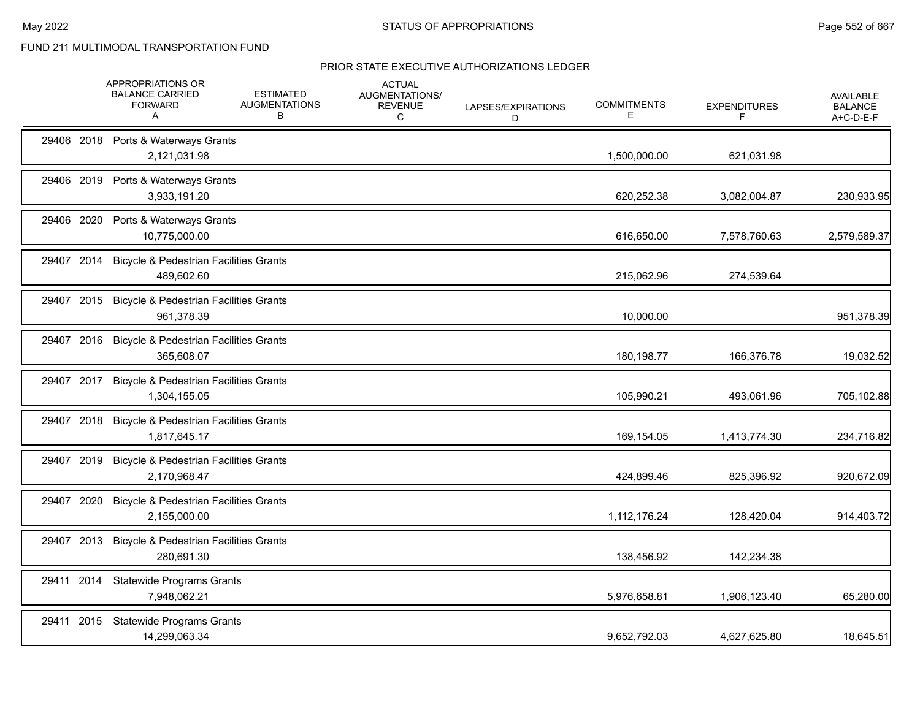FUND 211 MULTIMODAL TRANSPORTATION FUND

## PRIOR STATE EXECUTIVE AUTHORIZATIONS LEDGER

| | APPROPRIATIONS OR BALANCE CARRIED FORWARD A | ESTIMATED AUGMENTATIONS B | ACTUAL AUGMENTATIONS/ REVENUE C | LAPSES/EXPIRATIONS D | COMMITMENTS E | EXPENDITURES F | AVAILABLE BALANCE A+C-D-E-F |
|---|---|---|---|---|---|---|---|
| 29406 2018 Ports & Waterways Grants | 2,121,031.98 | | | | 1,500,000.00 | 621,031.98 | |
| 29406 2019 Ports & Waterways Grants | 3,933,191.20 | | | | 620,252.38 | 3,082,004.87 | 230,933.95 |
| 29406 2020 Ports & Waterways Grants | 10,775,000.00 | | | | 616,650.00 | 7,578,760.63 | 2,579,589.37 |
| 29407 2014 Bicycle & Pedestrian Facilities Grants | 489,602.60 | | | | 215,062.96 | 274,539.64 | |
| 29407 2015 Bicycle & Pedestrian Facilities Grants | 961,378.39 | | | | 10,000.00 | | 951,378.39 |
| 29407 2016 Bicycle & Pedestrian Facilities Grants | 365,608.07 | | | | 180,198.77 | 166,376.78 | 19,032.52 |
| 29407 2017 Bicycle & Pedestrian Facilities Grants | 1,304,155.05 | | | | 105,990.21 | 493,061.96 | 705,102.88 |
| 29407 2018 Bicycle & Pedestrian Facilities Grants | 1,817,645.17 | | | | 169,154.05 | 1,413,774.30 | 234,716.82 |
| 29407 2019 Bicycle & Pedestrian Facilities Grants | 2,170,968.47 | | | | 424,899.46 | 825,396.92 | 920,672.09 |
| 29407 2020 Bicycle & Pedestrian Facilities Grants | 2,155,000.00 | | | | 1,112,176.24 | 128,420.04 | 914,403.72 |
| 29407 2013 Bicycle & Pedestrian Facilities Grants | 280,691.30 | | | | 138,456.92 | 142,234.38 | |
| 29411 2014 Statewide Programs Grants | 7,948,062.21 | | | | 5,976,658.81 | 1,906,123.40 | 65,280.00 |
| 29411 2015 Statewide Programs Grants | 14,299,063.34 | | | | 9,652,792.03 | 4,627,625.80 | 18,645.51 |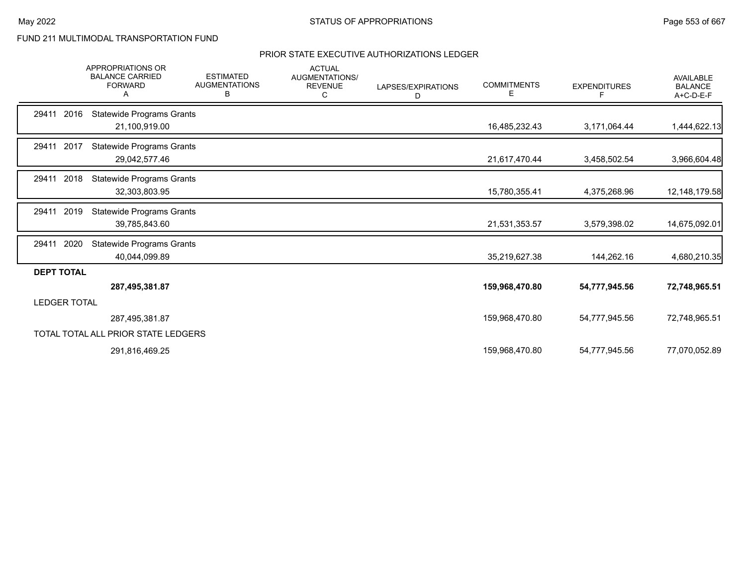FUND 211 MULTIMODAL TRANSPORTATION FUND

## PRIOR STATE EXECUTIVE AUTHORIZATIONS LEDGER

| | APPROPRIATIONS OR BALANCE CARRIED FORWARD A | ESTIMATED AUGMENTATIONS B | ACTUAL AUGMENTATIONS/ REVENUE C | LAPSES/EXPIRATIONS D | COMMITMENTS E | EXPENDITURES F | AVAILABLE BALANCE A+C-D-E-F |
|---|---|---|---|---|---|---|---|
| 29411 2016 Statewide Programs Grants | | | | | | | |
| | 21,100,919.00 | | | | 16,485,232.43 | 3,171,064.44 | 1,444,622.13 |
| 29411 2017 Statewide Programs Grants | | | | | | | |
| | 29,042,577.46 | | | | 21,617,470.44 | 3,458,502.54 | 3,966,604.48 |
| 29411 2018 Statewide Programs Grants | | | | | | | |
| | 32,303,803.95 | | | | 15,780,355.41 | 4,375,268.96 | 12,148,179.58 |
| 29411 2019 Statewide Programs Grants | | | | | | | |
| | 39,785,843.60 | | | | 21,531,353.57 | 3,579,398.02 | 14,675,092.01 |
| 29411 2020 Statewide Programs Grants | | | | | | | |
| | 40,044,099.89 | | | | 35,219,627.38 | 144,262.16 | 4,680,210.35 |
| **DEPT TOTAL** | | | | | | | |
| | **287,495,381.87** | | | | **159,968,470.80** | **54,777,945.56** | **72,748,965.51** |
| LEDGER TOTAL | | | | | | | |
| | 287,495,381.87 | | | | 159,968,470.80 | 54,777,945.56 | 72,748,965.51 |
| TOTAL TOTAL ALL PRIOR STATE LEDGERS | | | | | | | |
| | 291,816,469.25 | | | | 159,968,470.80 | 54,777,945.56 | 77,070,052.89 |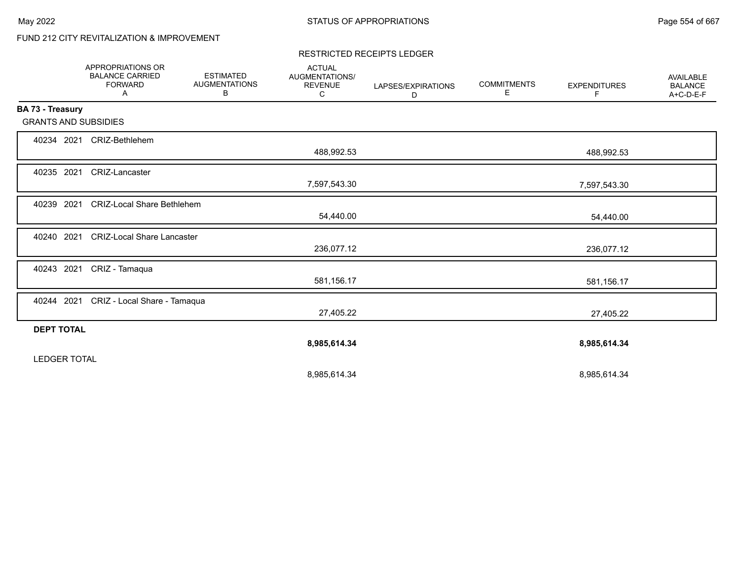FUND 212 CITY REVITALIZATION & IMPROVEMENT

RESTRICTED RECEIPTS LEDGER

| | APPROPRIATIONS OR BALANCE CARRIED FORWARD A | ESTIMATED AUGMENTATIONS B | ACTUAL AUGMENTATIONS/ REVENUE C | LAPSES/EXPIRATIONS D | COMMITMENTS E | EXPENDITURES F | AVAILABLE BALANCE A+C-D-E-F |
|---|---|---|---|---|---|---|---|
| **BA 73 - Treasury** | | | | | | | |
| GRANTS AND SUBSIDIES | | | | | | | |
| 40234 2021 CRIZ-Bethlehem | | | 488,992.53 | | | 488,992.53 | |
| 40235 2021 CRIZ-Lancaster | | | 7,597,543.30 | | | 7,597,543.30 | |
| 40239 2021 CRIZ-Local Share Bethlehem | | | 54,440.00 | | | 54,440.00 | |
| 40240 2021 CRIZ-Local Share Lancaster | | | 236,077.12 | | | 236,077.12 | |
| 40243 2021 CRIZ - Tamaqua | | | 581,156.17 | | | 581,156.17 | |
| 40244 2021 CRIZ - Local Share - Tamaqua | | | 27,405.22 | | | 27,405.22 | |
| **DEPT TOTAL** | | | **8,985,614.34** | | | **8,985,614.34** | |
| LEDGER TOTAL | | | 8,985,614.34 | | | 8,985,614.34 | |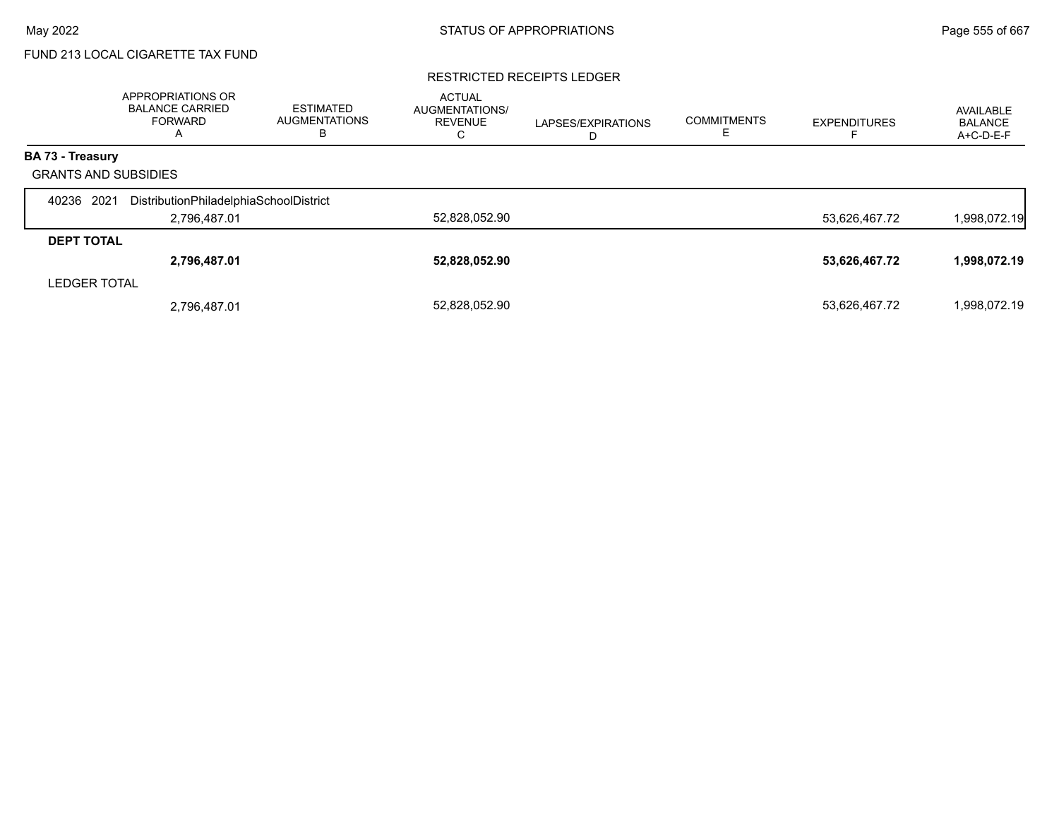FUND 213 LOCAL CIGARETTE TAX FUND

RESTRICTED RECEIPTS LEDGER

| | APPROPRIATIONS OR BALANCE CARRIED FORWARD A | ESTIMATED AUGMENTATIONS B | ACTUAL AUGMENTATIONS/ REVENUE C | LAPSES/EXPIRATIONS D | COMMITMENTS E | EXPENDITURES F | AVAILABLE BALANCE A+C-D-E-F |
|---|---|---|---|---|---|---|---|
| **BA 73 - Treasury** | | | | | | | |
| GRANTS AND SUBSIDIES | | | | | | | |
| 40236 2021 DistributionPhiladelphiaSchoolDistrict | | | | | | | |
| | 2,796,487.01 | | 52,828,052.90 | | | 53,626,467.72 | 1,998,072.19 |
| **DEPT TOTAL** | | | | | | | |
| | **2,796,487.01** | | **52,828,052.90** | | | **53,626,467.72** | **1,998,072.19** |
| LEDGER TOTAL | | | | | | | |
| | 2,796,487.01 | | 52,828,052.90 | | | 53,626,467.72 | 1,998,072.19 |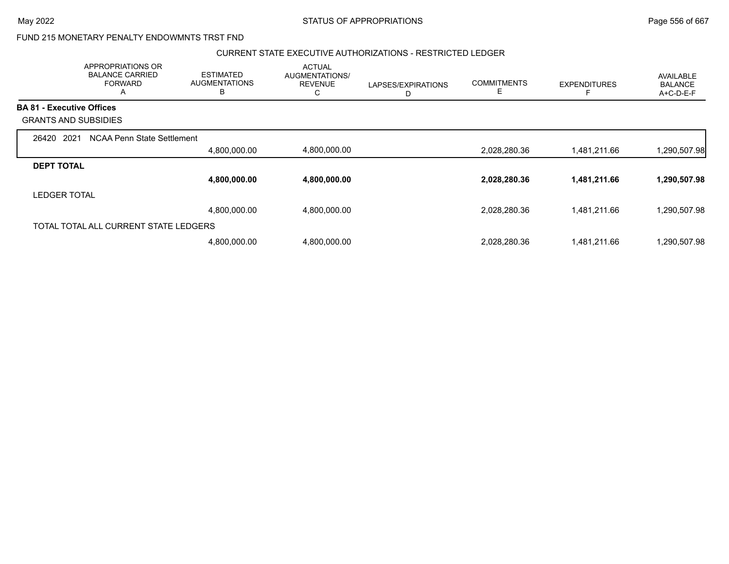FUND 215 MONETARY PENALTY ENDOWMNTS TRST FND

CURRENT STATE EXECUTIVE AUTHORIZATIONS - RESTRICTED LEDGER

| | APPROPRIATIONS OR BALANCE CARRIED FORWARD A | ESTIMATED AUGMENTATIONS B | ACTUAL AUGMENTATIONS/ REVENUE C | LAPSES/EXPIRATIONS D | COMMITMENTS E | EXPENDITURES F | AVAILABLE BALANCE A+C-D-E-F |
|---|---|---|---|---|---|---|---|
| **BA 81 - Executive Offices** | | | | | | | |
| GRANTS AND SUBSIDIES | | | | | | | |
| 26420 2021 NCAA Penn State Settlement | 4,800,000.00 | 4,800,000.00 | | | 2,028,280.36 | 1,481,211.66 | 1,290,507.98 |
| **DEPT TOTAL** | **4,800,000.00** | **4,800,000.00** | | | **2,028,280.36** | **1,481,211.66** | **1,290,507.98** |
| LEDGER TOTAL | 4,800,000.00 | 4,800,000.00 | | | 2,028,280.36 | 1,481,211.66 | 1,290,507.98 |
| TOTAL TOTAL ALL CURRENT STATE LEDGERS | 4,800,000.00 | 4,800,000.00 | | | 2,028,280.36 | 1,481,211.66 | 1,290,507.98 |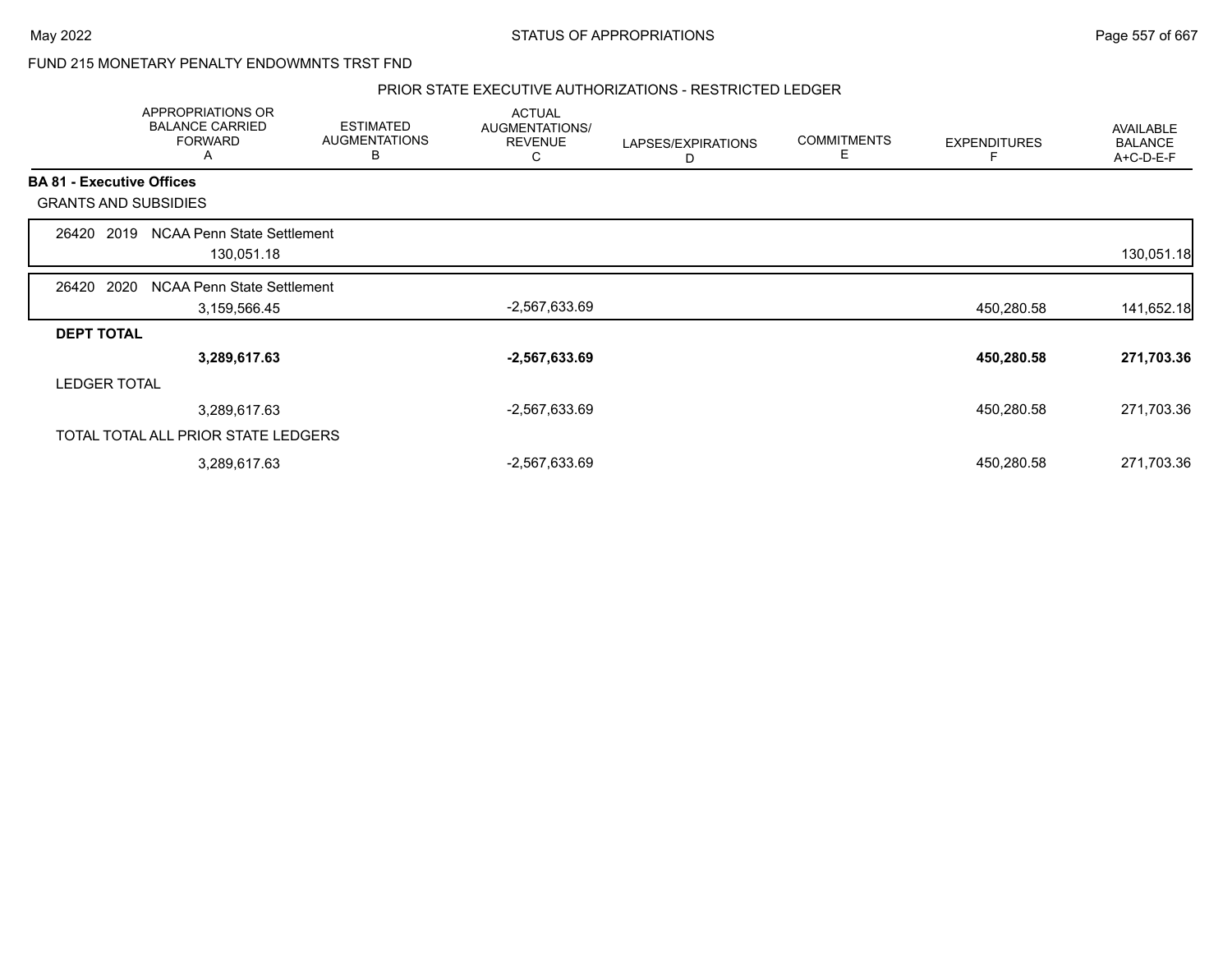FUND 215 MONETARY PENALTY ENDOWMNTS TRST FND

PRIOR STATE EXECUTIVE AUTHORIZATIONS - RESTRICTED LEDGER

| | APPROPRIATIONS OR BALANCE CARRIED FORWARD A | ESTIMATED AUGMENTATIONS B | ACTUAL AUGMENTATIONS/ REVENUE C | LAPSES/EXPIRATIONS D | COMMITMENTS E | EXPENDITURES F | AVAILABLE BALANCE A+C-D-E-F |
|---|---|---|---|---|---|---|---|
| **BA 81 - Executive Offices** | | | | | | | |
| GRANTS AND SUBSIDIES | | | | | | | |
| 26420 2019 NCAA Penn State Settlement | 130,051.18 | | | | | | 130,051.18 |
| 26420 2020 NCAA Penn State Settlement | 3,159,566.45 | | -2,567,633.69 | | | 450,280.58 | 141,652.18 |
| **DEPT TOTAL** | **3,289,617.63** | | **-2,567,633.69** | | | **450,280.58** | **271,703.36** |
| LEDGER TOTAL | 3,289,617.63 | | -2,567,633.69 | | | 450,280.58 | 271,703.36 |
| TOTAL TOTAL ALL PRIOR STATE LEDGERS | 3,289,617.63 | | -2,567,633.69 | | | 450,280.58 | 271,703.36 |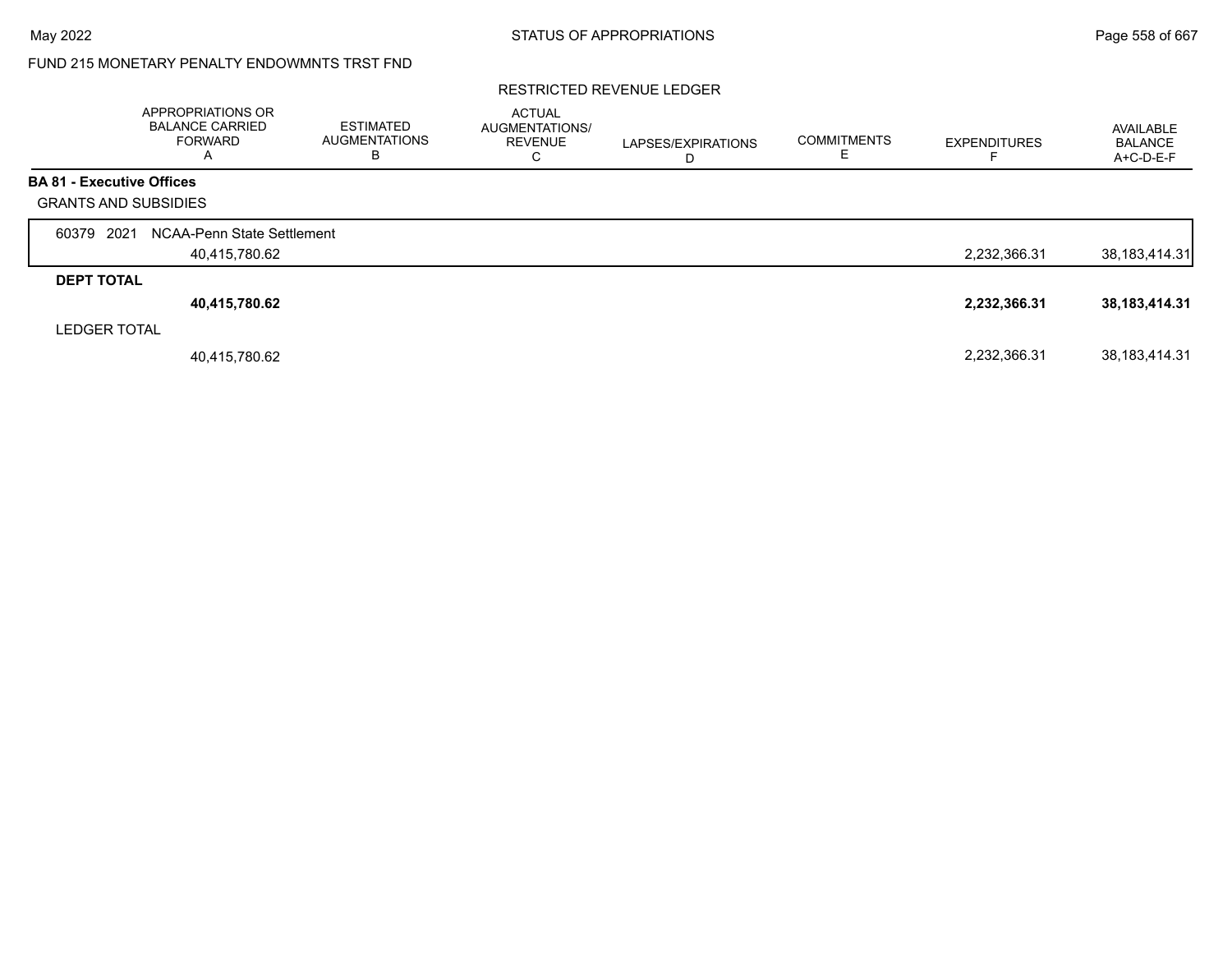FUND 215 MONETARY PENALTY ENDOWMNTS TRST FND

RESTRICTED REVENUE LEDGER

| | APPROPRIATIONS OR BALANCE CARRIED FORWARD A | ESTIMATED AUGMENTATIONS B | ACTUAL AUGMENTATIONS/ REVENUE C | LAPSES/EXPIRATIONS D | COMMITMENTS E | EXPENDITURES F | AVAILABLE BALANCE A+C-D-E-F |
|---|---|---|---|---|---|---|---|
| **BA 81 - Executive Offices** | | | | | | | |
| GRANTS AND SUBSIDIES | | | | | | | |
| 60379 2021 NCAA-Penn State Settlement | 40,415,780.62 | | | | | 2,232,366.31 | 38,183,414.31 |
| **DEPT TOTAL** | **40,415,780.62** | | | | | **2,232,366.31** | **38,183,414.31** |
| LEDGER TOTAL | 40,415,780.62 | | | | | 2,232,366.31 | 38,183,414.31 |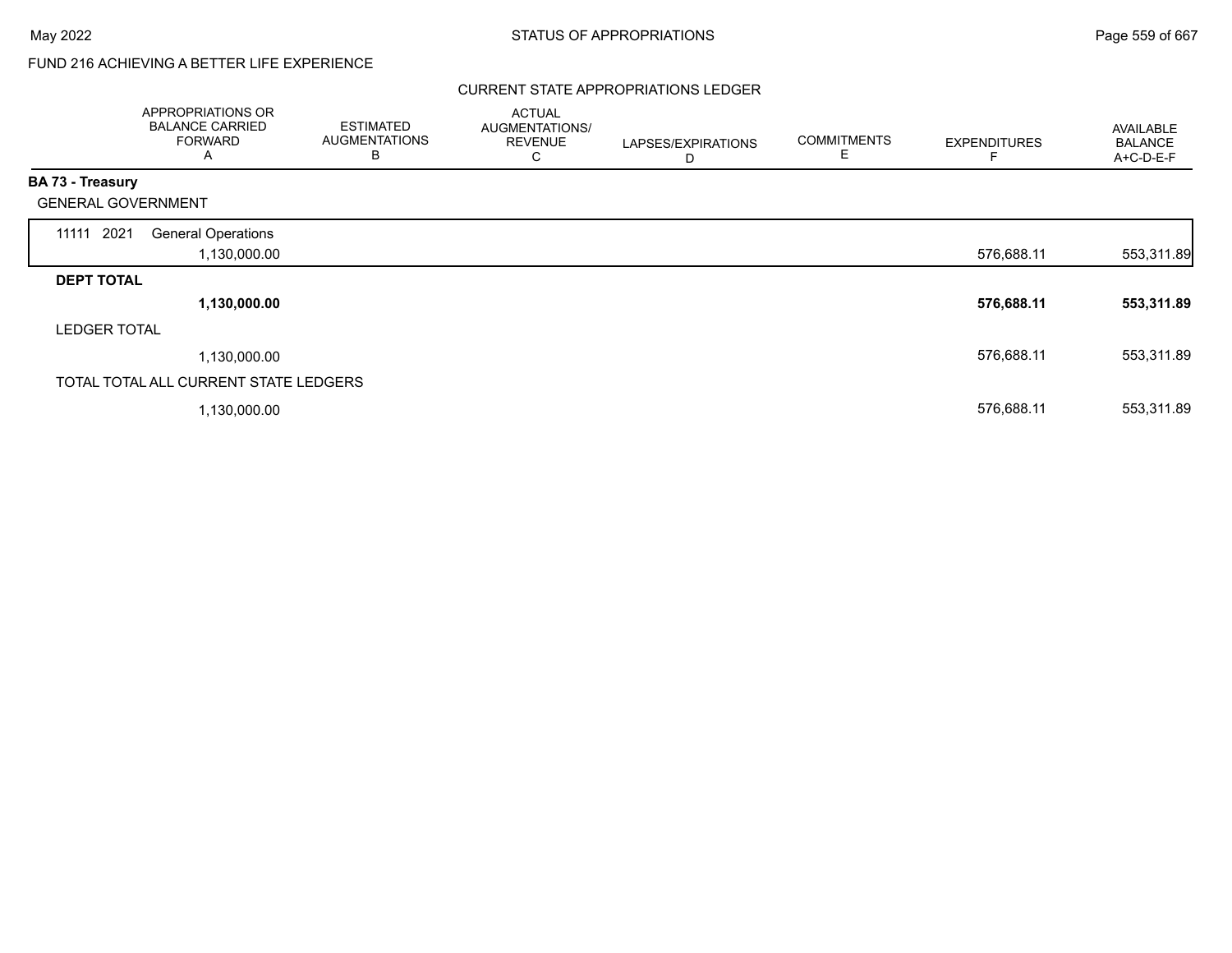FUND 216 ACHIEVING A BETTER LIFE EXPERIENCE

CURRENT STATE APPROPRIATIONS LEDGER

| | APPROPRIATIONS OR BALANCE CARRIED FORWARD A | ESTIMATED AUGMENTATIONS B | ACTUAL AUGMENTATIONS/ REVENUE C | LAPSES/EXPIRATIONS D | COMMITMENTS E | EXPENDITURES F | AVAILABLE BALANCE A+C-D-E-F |
|---|---|---|---|---|---|---|---|
| **BA 73 - Treasury** | | | | | | | |
| GENERAL GOVERNMENT | | | | | | | |
| 11111 2021 General Operations | 1,130,000.00 | | | | | 576,688.11 | 553,311.89 |
| **DEPT TOTAL** | **1,130,000.00** | | | | | **576,688.11** | **553,311.89** |
| LEDGER TOTAL | 1,130,000.00 | | | | | 576,688.11 | 553,311.89 |
| TOTAL TOTAL ALL CURRENT STATE LEDGERS | 1,130,000.00 | | | | | 576,688.11 | 553,311.89 |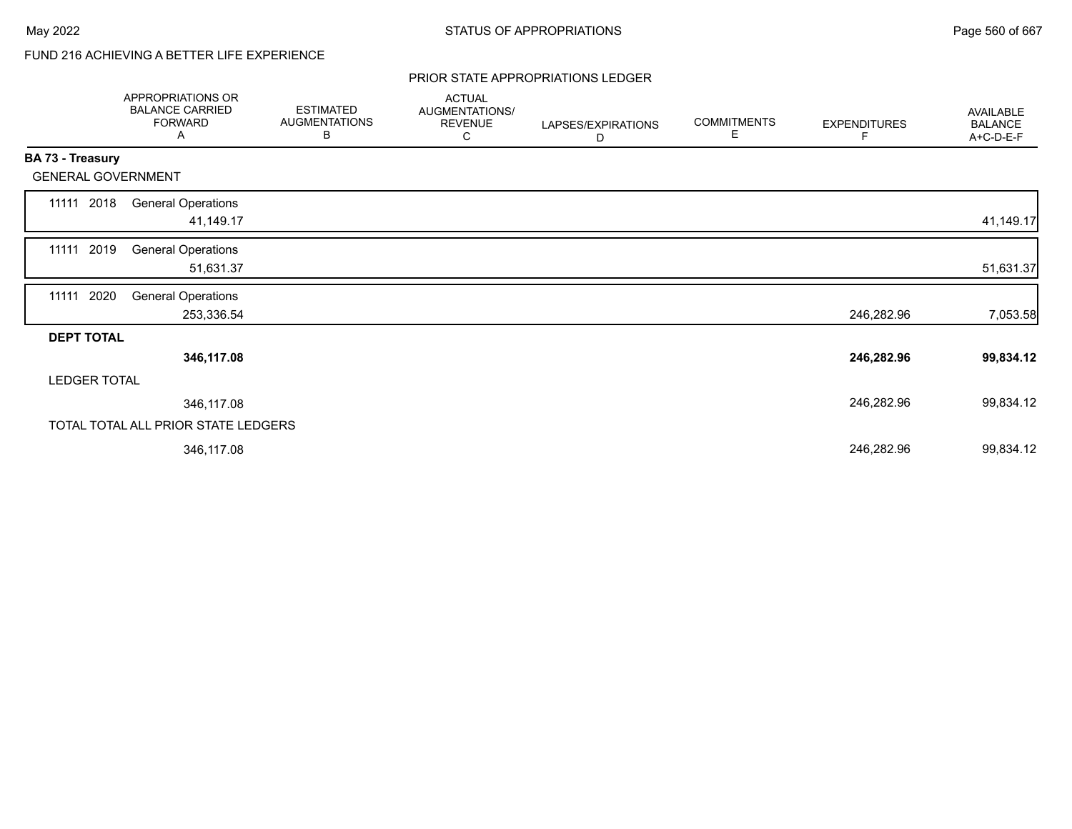FUND 216 ACHIEVING A BETTER LIFE EXPERIENCE

PRIOR STATE APPROPRIATIONS LEDGER

| | APPROPRIATIONS OR BALANCE CARRIED FORWARD A | ESTIMATED AUGMENTATIONS B | ACTUAL AUGMENTATIONS/ REVENUE C | LAPSES/EXPIRATIONS D | COMMITMENTS E | EXPENDITURES F | AVAILABLE BALANCE A+C-D-E-F |
|---|---|---|---|---|---|---|---|
| **BA 73 - Treasury** | | | | | | | |
| GENERAL GOVERNMENT | | | | | | | |
| 11111 2018 General Operations | 41,149.17 | | | | | | 41,149.17 |
| 11111 2019 General Operations | 51,631.37 | | | | | | 51,631.37 |
| 11111 2020 General Operations | 253,336.54 | | | | | 246,282.96 | 7,053.58 |
| **DEPT TOTAL** | **346,117.08** | | | | | **246,282.96** | **99,834.12** |
| LEDGER TOTAL | 346,117.08 | | | | | 246,282.96 | 99,834.12 |
| TOTAL TOTAL ALL PRIOR STATE LEDGERS | 346,117.08 | | | | | 246,282.96 | 99,834.12 |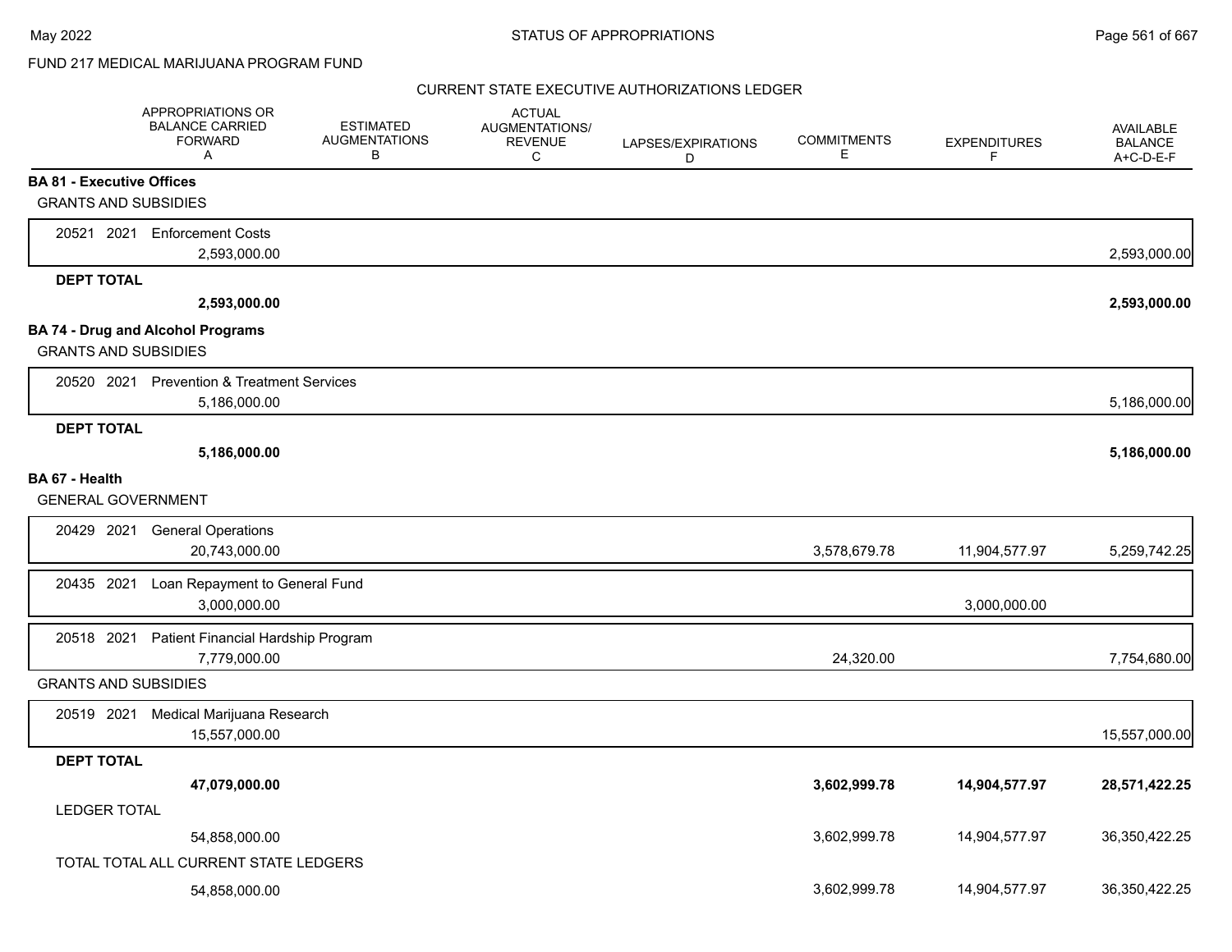FUND 217 MEDICAL MARIJUANA PROGRAM FUND

CURRENT STATE EXECUTIVE AUTHORIZATIONS LEDGER

| | APPROPRIATIONS OR BALANCE CARRIED FORWARD A | ESTIMATED AUGMENTATIONS B | ACTUAL AUGMENTATIONS/ REVENUE C | LAPSES/EXPIRATIONS D | COMMITMENTS E | EXPENDITURES F | AVAILABLE BALANCE A+C-D-E-F |
|---|---|---|---|---|---|---|---|
| **BA 81 - Executive Offices** | | | | | | | |
| GRANTS AND SUBSIDIES | | | | | | | |
| 20521 2021 Enforcement Costs | 2,593,000.00 | | | | | | 2,593,000.00 |
| **DEPT TOTAL** | **2,593,000.00** | | | | | | **2,593,000.00** |
| **BA 74 - Drug and Alcohol Programs** | | | | | | | |
| GRANTS AND SUBSIDIES | | | | | | | |
| 20520 2021 Prevention & Treatment Services | 5,186,000.00 | | | | | | 5,186,000.00 |
| **DEPT TOTAL** | **5,186,000.00** | | | | | | **5,186,000.00** |
| **BA 67 - Health** | | | | | | | |
| GENERAL GOVERNMENT | | | | | | | |
| 20429 2021 General Operations | 20,743,000.00 | | | | 3,578,679.78 | 11,904,577.97 | 5,259,742.25 |
| 20435 2021 Loan Repayment to General Fund | 3,000,000.00 | | | | | 3,000,000.00 | |
| 20518 2021 Patient Financial Hardship Program | 7,779,000.00 | | | | 24,320.00 | | 7,754,680.00 |
| GRANTS AND SUBSIDIES | | | | | | | |
| 20519 2021 Medical Marijuana Research | 15,557,000.00 | | | | | | 15,557,000.00 |
| **DEPT TOTAL** | **47,079,000.00** | | | | **3,602,999.78** | **14,904,577.97** | **28,571,422.25** |
| LEDGER TOTAL | 54,858,000.00 | | | | 3,602,999.78 | 14,904,577.97 | 36,350,422.25 |
| TOTAL TOTAL ALL CURRENT STATE LEDGERS | 54,858,000.00 | | | | 3,602,999.78 | 14,904,577.97 | 36,350,422.25 |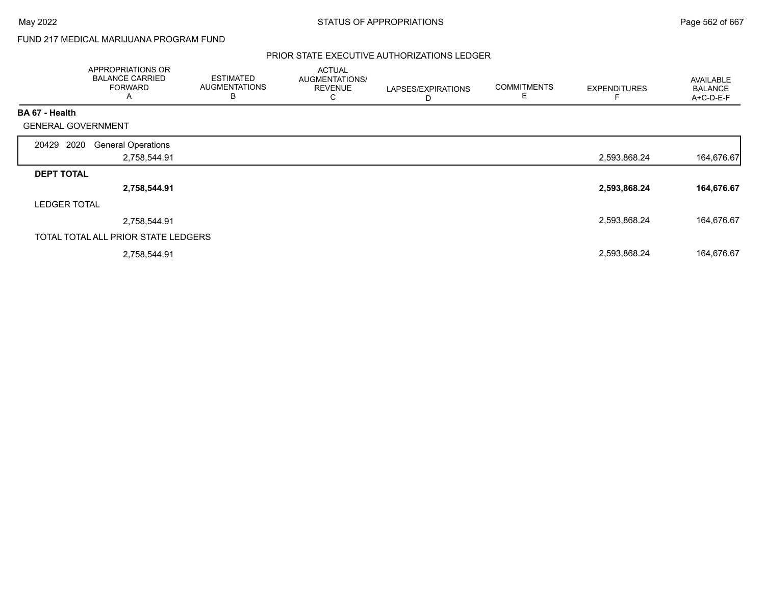FUND 217 MEDICAL MARIJUANA PROGRAM FUND

PRIOR STATE EXECUTIVE AUTHORIZATIONS LEDGER

| | APPROPRIATIONS OR BALANCE CARRIED FORWARD A | ESTIMATED AUGMENTATIONS B | ACTUAL AUGMENTATIONS/ REVENUE C | LAPSES/EXPIRATIONS D | COMMITMENTS E | EXPENDITURES F | AVAILABLE BALANCE A+C-D-E-F |
|---|---|---|---|---|---|---|---|
| **BA 67 - Health** | | | | | | | |
| GENERAL GOVERNMENT | | | | | | | |
| 20429 2020 General Operations | 2,758,544.91 | | | | | 2,593,868.24 | 164,676.67 |
| **DEPT TOTAL** | **2,758,544.91** | | | | | **2,593,868.24** | **164,676.67** |
| LEDGER TOTAL | 2,758,544.91 | | | | | 2,593,868.24 | 164,676.67 |
| TOTAL TOTAL ALL PRIOR STATE LEDGERS | 2,758,544.91 | | | | | 2,593,868.24 | 164,676.67 |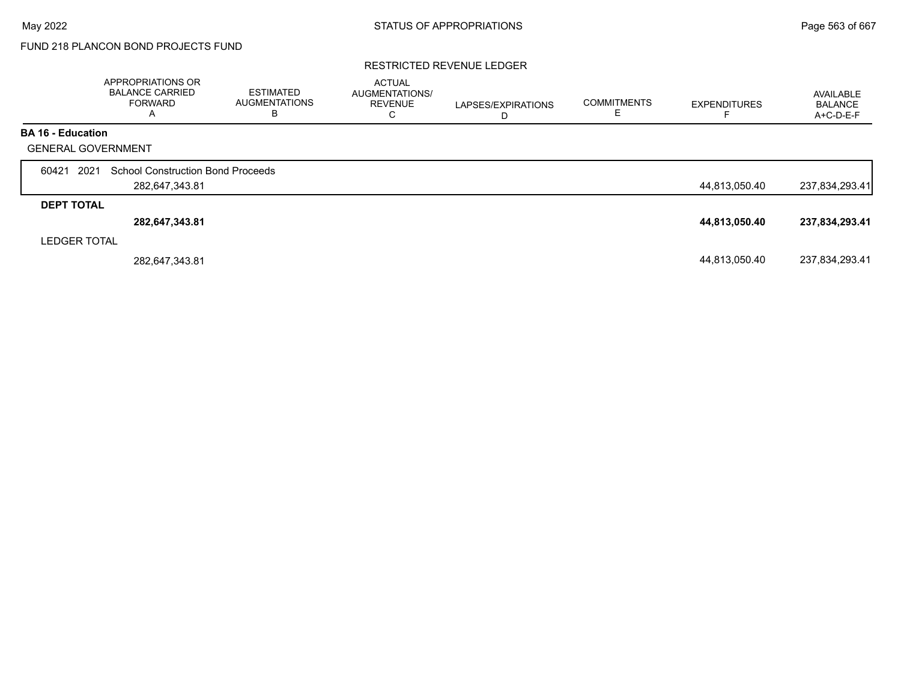FUND 218 PLANCON BOND PROJECTS FUND

RESTRICTED REVENUE LEDGER

| | APPROPRIATIONS OR BALANCE CARRIED FORWARD A | ESTIMATED AUGMENTATIONS B | ACTUAL AUGMENTATIONS/ REVENUE C | LAPSES/EXPIRATIONS D | COMMITMENTS E | EXPENDITURES F | AVAILABLE BALANCE A+C-D-E-F |
|---|---|---|---|---|---|---|---|
| **BA 16 - Education** | | | | | | | |
| GENERAL GOVERNMENT | | | | | | | |
| 60421 2021 School Construction Bond Proceeds | | | | | | | |
| | 282,647,343.81 | | | | | 44,813,050.40 | 237,834,293.41 |
| **DEPT TOTAL** | | | | | | | |
| | **282,647,343.81** | | | | | **44,813,050.40** | **237,834,293.41** |
| LEDGER TOTAL | | | | | | | |
| | 282,647,343.81 | | | | | 44,813,050.40 | 237,834,293.41 |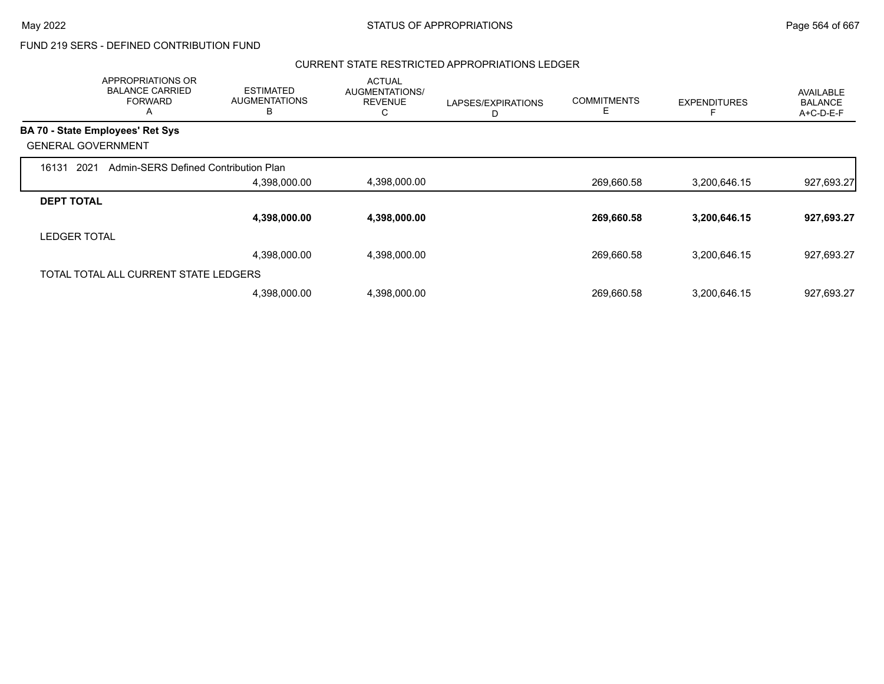FUND 219 SERS - DEFINED CONTRIBUTION FUND

## CURRENT STATE RESTRICTED APPROPRIATIONS LEDGER

| | APPROPRIATIONS OR BALANCE CARRIED FORWARD A | ESTIMATED AUGMENTATIONS B | ACTUAL AUGMENTATIONS/ REVENUE C | LAPSES/EXPIRATIONS D | COMMITMENTS E | EXPENDITURES F | AVAILABLE BALANCE A+C-D-E-F |
|---|---|---|---|---|---|---|---|
| **BA 70 - State Employees' Ret Sys** | | | | | | | |
| GENERAL GOVERNMENT | | | | | | | |
| 16131 2021 Admin-SERS Defined Contribution Plan | | | | | | | |
| | | 4,398,000.00 | 4,398,000.00 | | 269,660.58 | 3,200,646.15 | 927,693.27 |
| **DEPT TOTAL** | | | | | | | |
| | | **4,398,000.00** | **4,398,000.00** | | **269,660.58** | **3,200,646.15** | **927,693.27** |
| LEDGER TOTAL | | | | | | | |
| | | 4,398,000.00 | 4,398,000.00 | | 269,660.58 | 3,200,646.15 | 927,693.27 |
| TOTAL TOTAL ALL CURRENT STATE LEDGERS | | | | | | | |
| | | 4,398,000.00 | 4,398,000.00 | | 269,660.58 | 3,200,646.15 | 927,693.27 |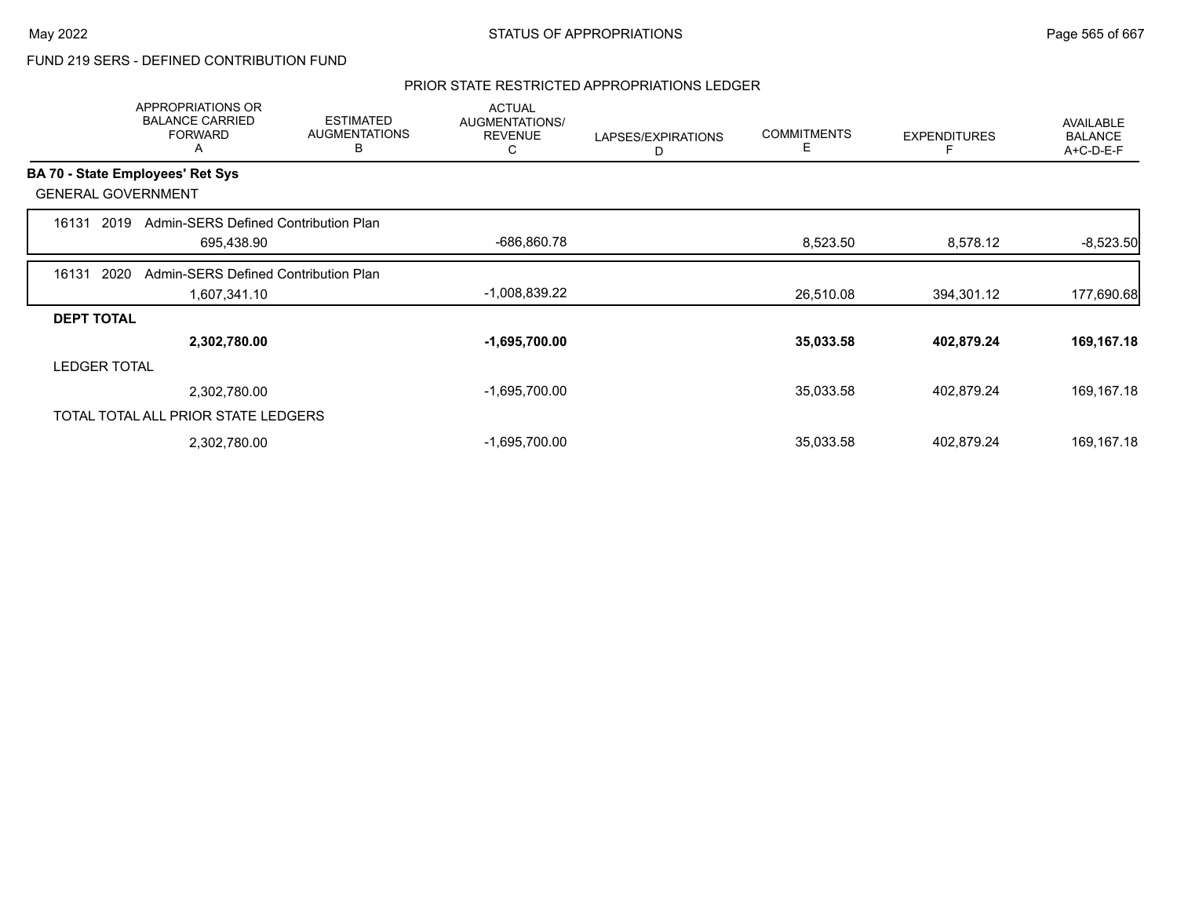FUND 219 SERS - DEFINED CONTRIBUTION FUND

## PRIOR STATE RESTRICTED APPROPRIATIONS LEDGER

| APPROPRIATIONS OR BALANCE CARRIED FORWARD A | ESTIMATED AUGMENTATIONS B | ACTUAL AUGMENTATIONS/ REVENUE C | LAPSES/EXPIRATIONS D | COMMITMENTS E | EXPENDITURES F | AVAILABLE BALANCE A+C-D-E-F |
|---|---|---|---|---|---|---|
| **BA 70 - State Employees' Ret Sys** | | | | | | |
| GENERAL GOVERNMENT | | | | | | |
| 16131 2019 Admin-SERS Defined Contribution Plan | | | | | | |
| 695,438.90 | | -686,860.78 | | 8,523.50 | 8,578.12 | -8,523.50 |
| 16131 2020 Admin-SERS Defined Contribution Plan | | | | | | |
| 1,607,341.10 | | -1,008,839.22 | | 26,510.08 | 394,301.12 | 177,690.68 |
| **DEPT TOTAL** | | | | | | |
| **2,302,780.00** | | **-1,695,700.00** | | **35,033.58** | **402,879.24** | **169,167.18** |
| LEDGER TOTAL | | | | | | |
| 2,302,780.00 | | -1,695,700.00 | | 35,033.58 | 402,879.24 | 169,167.18 |
| TOTAL TOTAL ALL PRIOR STATE LEDGERS | | | | | | |
| 2,302,780.00 | | -1,695,700.00 | | 35,033.58 | 402,879.24 | 169,167.18 |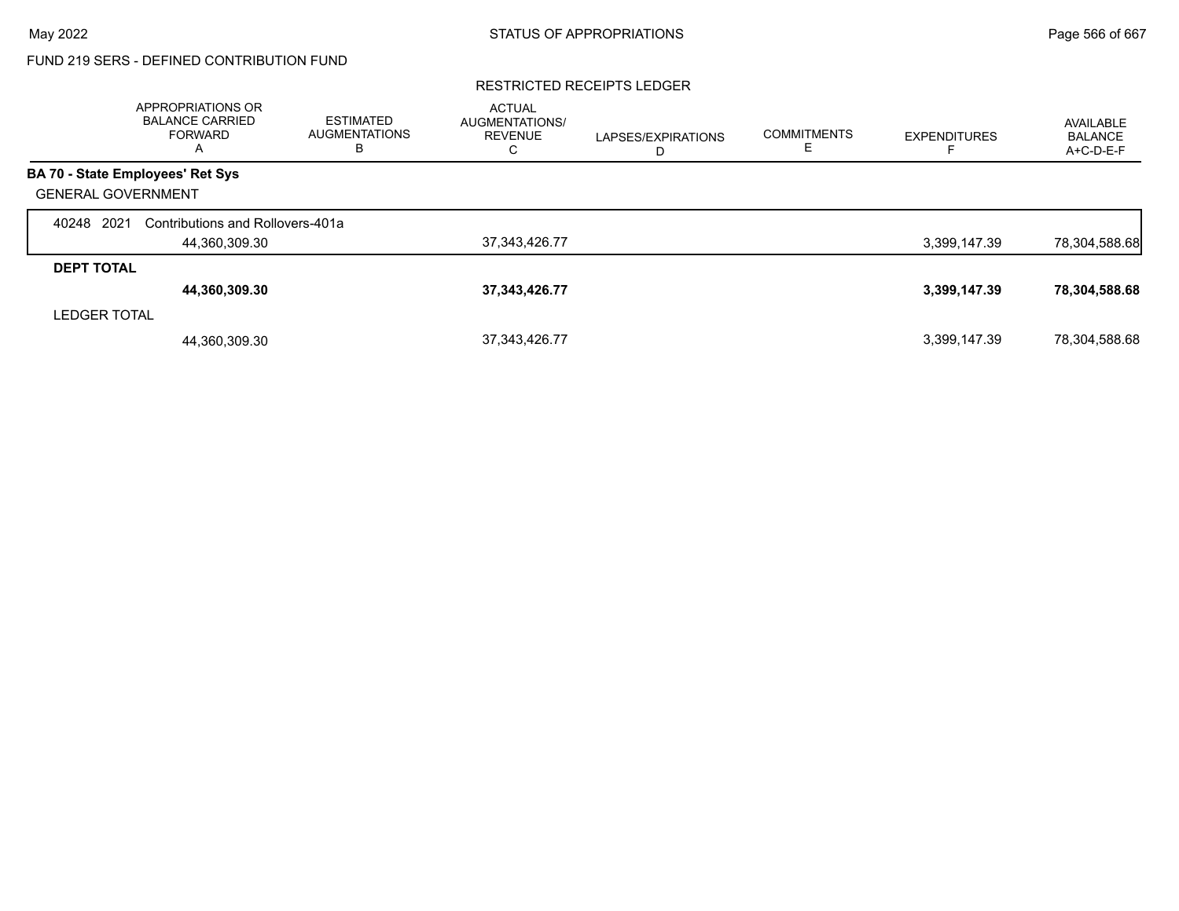FUND 219 SERS - DEFINED CONTRIBUTION FUND

RESTRICTED RECEIPTS LEDGER

| | APPROPRIATIONS OR BALANCE CARRIED FORWARD A | ESTIMATED AUGMENTATIONS B | ACTUAL AUGMENTATIONS/ REVENUE C | LAPSES/EXPIRATIONS D | COMMITMENTS E | EXPENDITURES F | AVAILABLE BALANCE A+C-D-E-F |
|---|---|---|---|---|---|---|---|
| **BA 70 - State Employees' Ret Sys** | | | | | | | |
| GENERAL GOVERNMENT | | | | | | | |
| 40248 2021 Contributions and Rollovers-401a | 44,360,309.30 | | 37,343,426.77 | | | 3,399,147.39 | 78,304,588.68 |
| **DEPT TOTAL** | **44,360,309.30** | | **37,343,426.77** | | | **3,399,147.39** | **78,304,588.68** |
| LEDGER TOTAL | 44,360,309.30 | | 37,343,426.77 | | | 3,399,147.39 | 78,304,588.68 |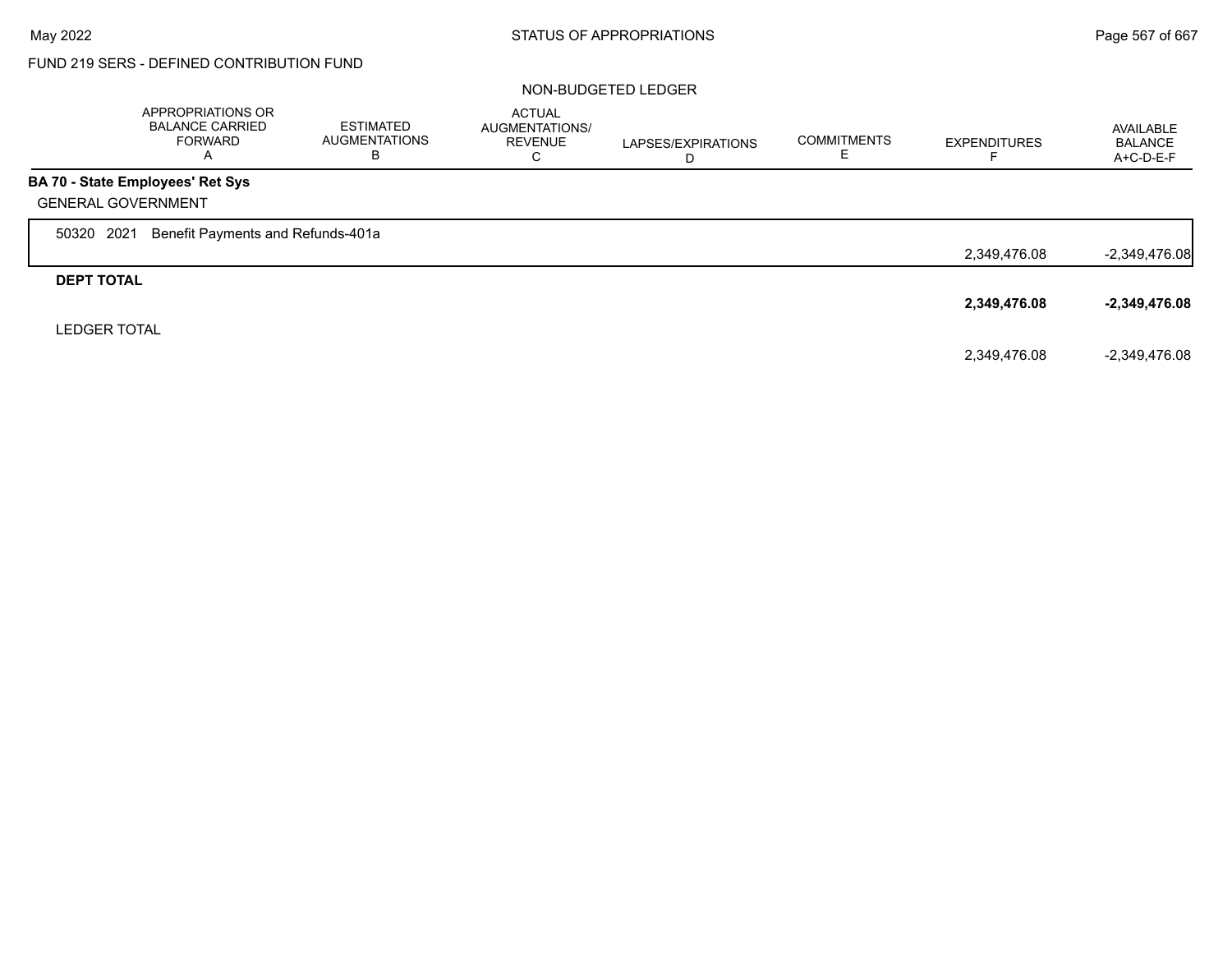FUND 219 SERS - DEFINED CONTRIBUTION FUND

NON-BUDGETED LEDGER

| | APPROPRIATIONS OR BALANCE CARRIED FORWARD A | ESTIMATED AUGMENTATIONS B | ACTUAL AUGMENTATIONS/ REVENUE C | LAPSES/EXPIRATIONS D | COMMITMENTS E | EXPENDITURES F | AVAILABLE BALANCE A+C-D-E-F |
|---|---|---|---|---|---|---|---|
| **BA 70 - State Employees' Ret Sys** | | | | | | | |
| GENERAL GOVERNMENT | | | | | | | |
| 50320 2021 Benefit Payments and Refunds-401a | | | | | | 2,349,476.08 | -2,349,476.08 |
| **DEPT TOTAL** | | | | | | **2,349,476.08** | **-2,349,476.08** |
| LEDGER TOTAL | | | | | | 2,349,476.08 | -2,349,476.08 |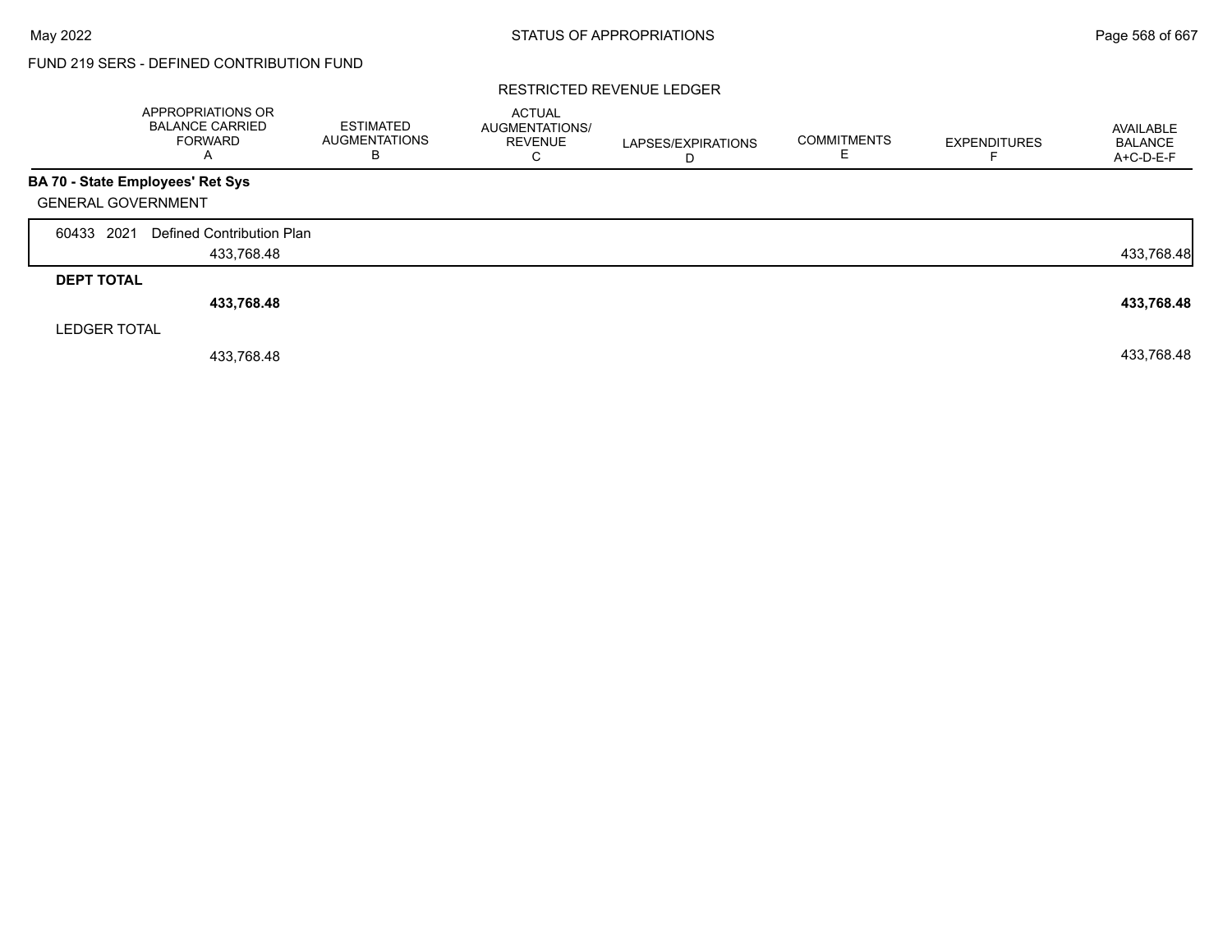FUND 219 SERS - DEFINED CONTRIBUTION FUND

RESTRICTED REVENUE LEDGER

| | APPROPRIATIONS OR BALANCE CARRIED FORWARD A | ESTIMATED AUGMENTATIONS B | ACTUAL AUGMENTATIONS/ REVENUE C | LAPSES/EXPIRATIONS D | COMMITMENTS E | EXPENDITURES F | AVAILABLE BALANCE A+C-D-E-F |
|---|---|---|---|---|---|---|---|
| **BA 70 - State Employees' Ret Sys** | | | | | | | |
| GENERAL GOVERNMENT | | | | | | | |
| 60433 2021 Defined Contribution Plan | 433,768.48 | | | | | | 433,768.48 |
| **DEPT TOTAL** | **433,768.48** | | | | | | **433,768.48** |
| LEDGER TOTAL | 433,768.48 | | | | | | 433,768.48 |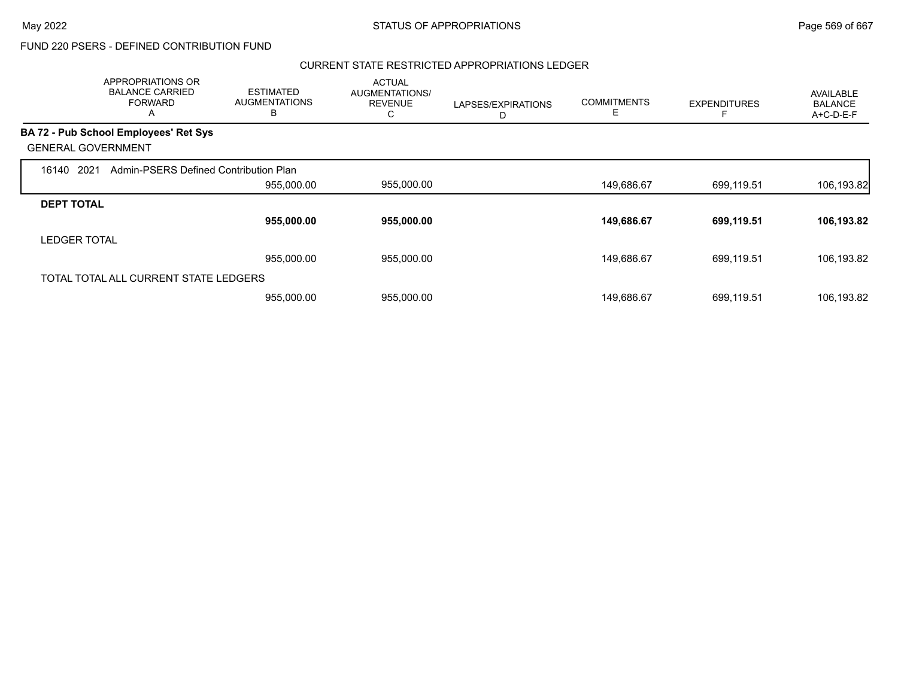FUND 220 PSERS - DEFINED CONTRIBUTION FUND

CURRENT STATE RESTRICTED APPROPRIATIONS LEDGER

| APPROPRIATIONS OR BALANCE CARRIED FORWARD A | ESTIMATED AUGMENTATIONS B | ACTUAL AUGMENTATIONS/ REVENUE C | LAPSES/EXPIRATIONS D | COMMITMENTS E | EXPENDITURES F | AVAILABLE BALANCE A+C-D-E-F |
|---|---|---|---|---|---|---|
| **BA 72 - Pub School Employees' Ret Sys** | | | | | | |
| GENERAL GOVERNMENT | | | | | | |
| 16140 2021 Admin-PSERS Defined Contribution Plan | | | | | | |
| | 955,000.00 | 955,000.00 | | 149,686.67 | 699,119.51 | 106,193.82 |
| **DEPT TOTAL** | | | | | | |
| | **955,000.00** | **955,000.00** | | **149,686.67** | **699,119.51** | **106,193.82** |
| LEDGER TOTAL | | | | | | |
| | 955,000.00 | 955,000.00 | | 149,686.67 | 699,119.51 | 106,193.82 |
| TOTAL TOTAL ALL CURRENT STATE LEDGERS | | | | | | |
| | 955,000.00 | 955,000.00 | | 149,686.67 | 699,119.51 | 106,193.82 |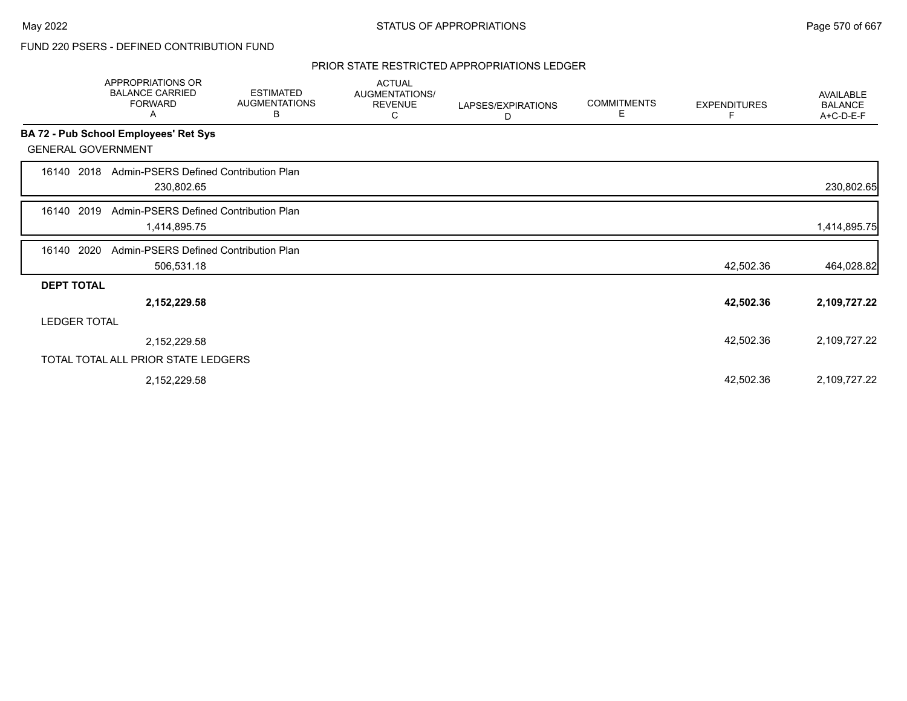FUND 220 PSERS - DEFINED CONTRIBUTION FUND

PRIOR STATE RESTRICTED APPROPRIATIONS LEDGER

| | APPROPRIATIONS OR BALANCE CARRIED FORWARD A | ESTIMATED AUGMENTATIONS B | ACTUAL AUGMENTATIONS/ REVENUE C | LAPSES/EXPIRATIONS D | COMMITMENTS E | EXPENDITURES F | AVAILABLE BALANCE A+C-D-E-F |
|---|---|---|---|---|---|---|---|
| **BA 72 - Pub School Employees' Ret Sys** | | | | | | | |
| GENERAL GOVERNMENT | | | | | | | |
| 16140 2018 Admin-PSERS Defined Contribution Plan | 230,802.65 | | | | | | 230,802.65 |
| 16140 2019 Admin-PSERS Defined Contribution Plan | 1,414,895.75 | | | | | | 1,414,895.75 |
| 16140 2020 Admin-PSERS Defined Contribution Plan | 506,531.18 | | | | | 42,502.36 | 464,028.82 |
| **DEPT TOTAL** | **2,152,229.58** | | | | | **42,502.36** | **2,109,727.22** |
| LEDGER TOTAL | 2,152,229.58 | | | | | 42,502.36 | 2,109,727.22 |
| TOTAL TOTAL ALL PRIOR STATE LEDGERS | 2,152,229.58 | | | | | 42,502.36 | 2,109,727.22 |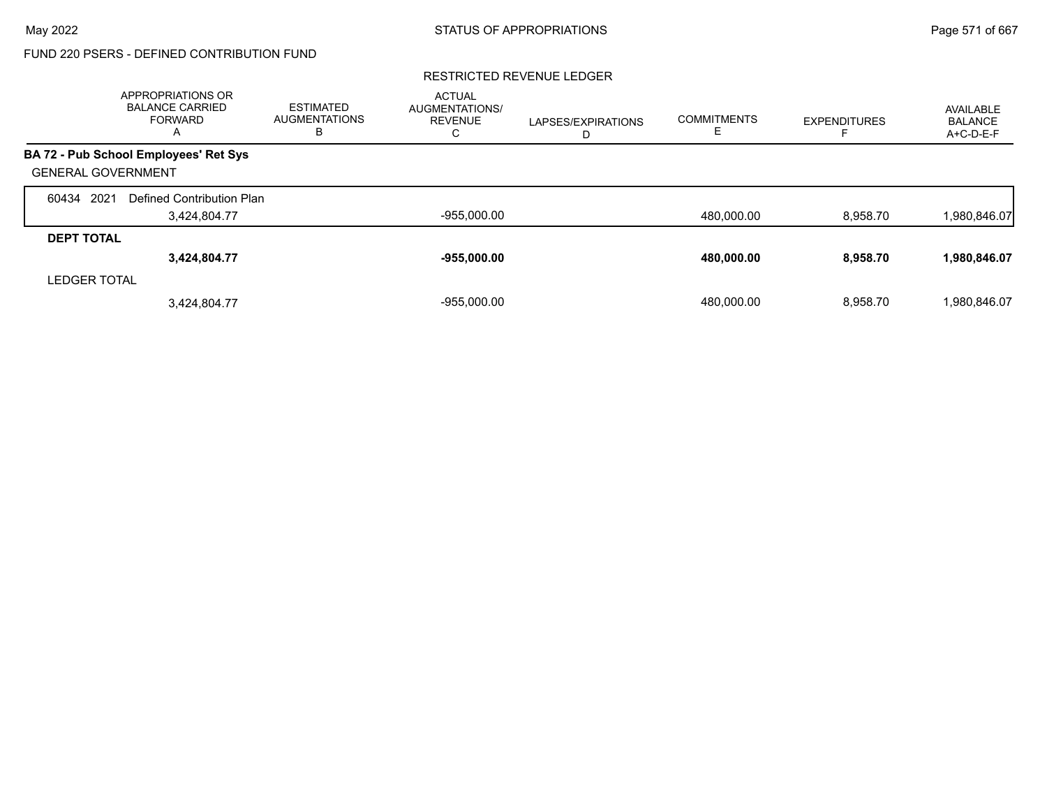FUND 220 PSERS - DEFINED CONTRIBUTION FUND

RESTRICTED REVENUE LEDGER

| | APPROPRIATIONS OR BALANCE CARRIED FORWARD A | ESTIMATED AUGMENTATIONS B | ACTUAL AUGMENTATIONS/ REVENUE C | LAPSES/EXPIRATIONS D | COMMITMENTS E | EXPENDITURES F | AVAILABLE BALANCE A+C-D-E-F |
|---|---|---|---|---|---|---|---|
| **BA 72 - Pub School Employees' Ret Sys** | | | | | | | |
| GENERAL GOVERNMENT | | | | | | | |
| 60434 2021 Defined Contribution Plan | 3,424,804.77 | | -955,000.00 | | 480,000.00 | 8,958.70 | 1,980,846.07 |
| **DEPT TOTAL** | **3,424,804.77** | | **-955,000.00** | | **480,000.00** | **8,958.70** | **1,980,846.07** |
| LEDGER TOTAL | 3,424,804.77 | | -955,000.00 | | 480,000.00 | 8,958.70 | 1,980,846.07 |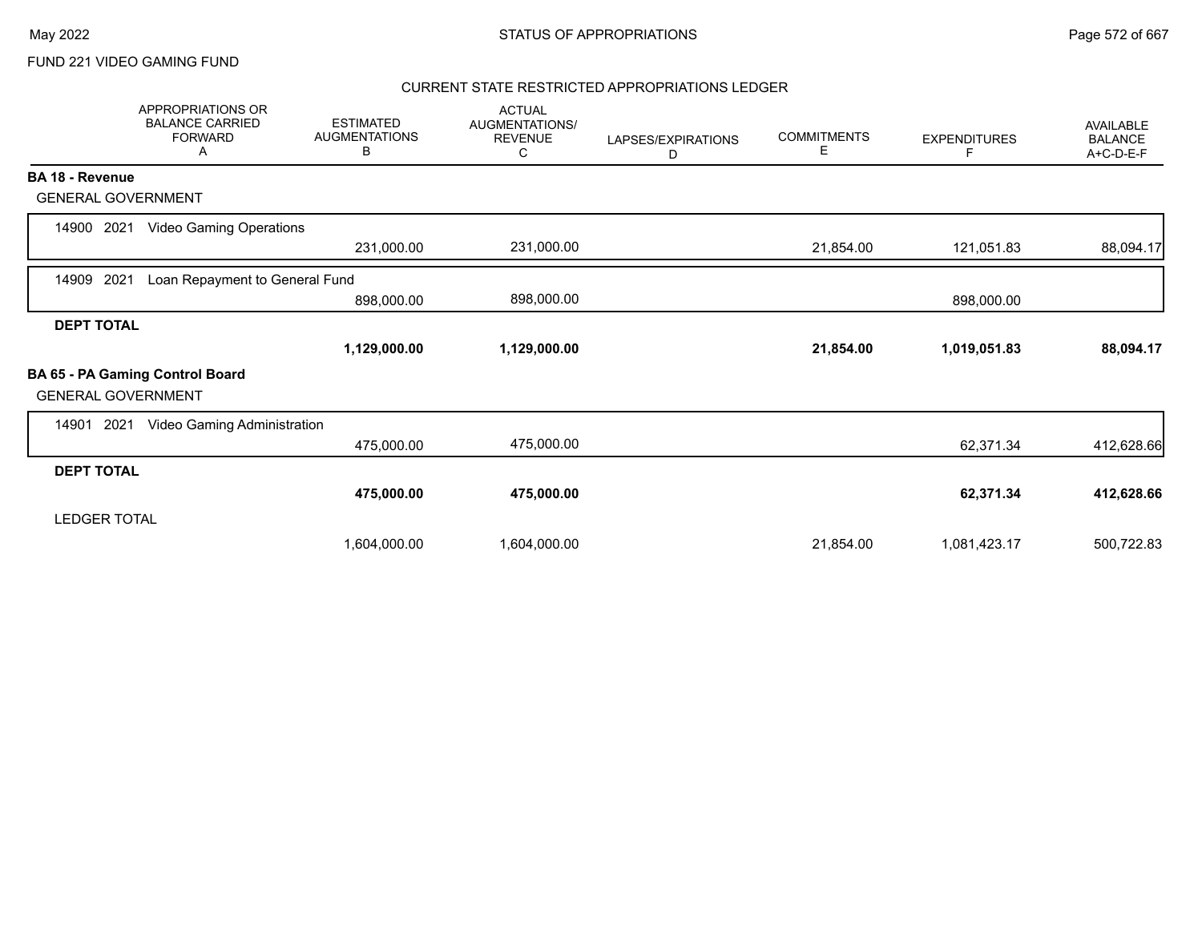FUND 221 VIDEO GAMING FUND

## CURRENT STATE RESTRICTED APPROPRIATIONS LEDGER

| APPROPRIATIONS OR BALANCE CARRIED FORWARD A | ESTIMATED AUGMENTATIONS B | ACTUAL AUGMENTATIONS/ REVENUE C | LAPSES/EXPIRATIONS D | COMMITMENTS E | EXPENDITURES F | AVAILABLE BALANCE A+C-D-E-F |
|---|---|---|---|---|---|---|
| **BA 18 - Revenue** | | | | | | |
| GENERAL GOVERNMENT | | | | | | |
| 14900 2021 Video Gaming Operations | 231,000.00 | 231,000.00 | | 21,854.00 | 121,051.83 | 88,094.17 |
| 14909 2021 Loan Repayment to General Fund | 898,000.00 | 898,000.00 | | | 898,000.00 | |
| **DEPT TOTAL** | **1,129,000.00** | **1,129,000.00** | | **21,854.00** | **1,019,051.83** | **88,094.17** |
| **BA 65 - PA Gaming Control Board** | | | | | | |
| GENERAL GOVERNMENT | | | | | | |
| 14901 2021 Video Gaming Administration | 475,000.00 | 475,000.00 | | | 62,371.34 | 412,628.66 |
| **DEPT TOTAL** | **475,000.00** | **475,000.00** | | | **62,371.34** | **412,628.66** |
| LEDGER TOTAL | 1,604,000.00 | 1,604,000.00 | | 21,854.00 | 1,081,423.17 | 500,722.83 |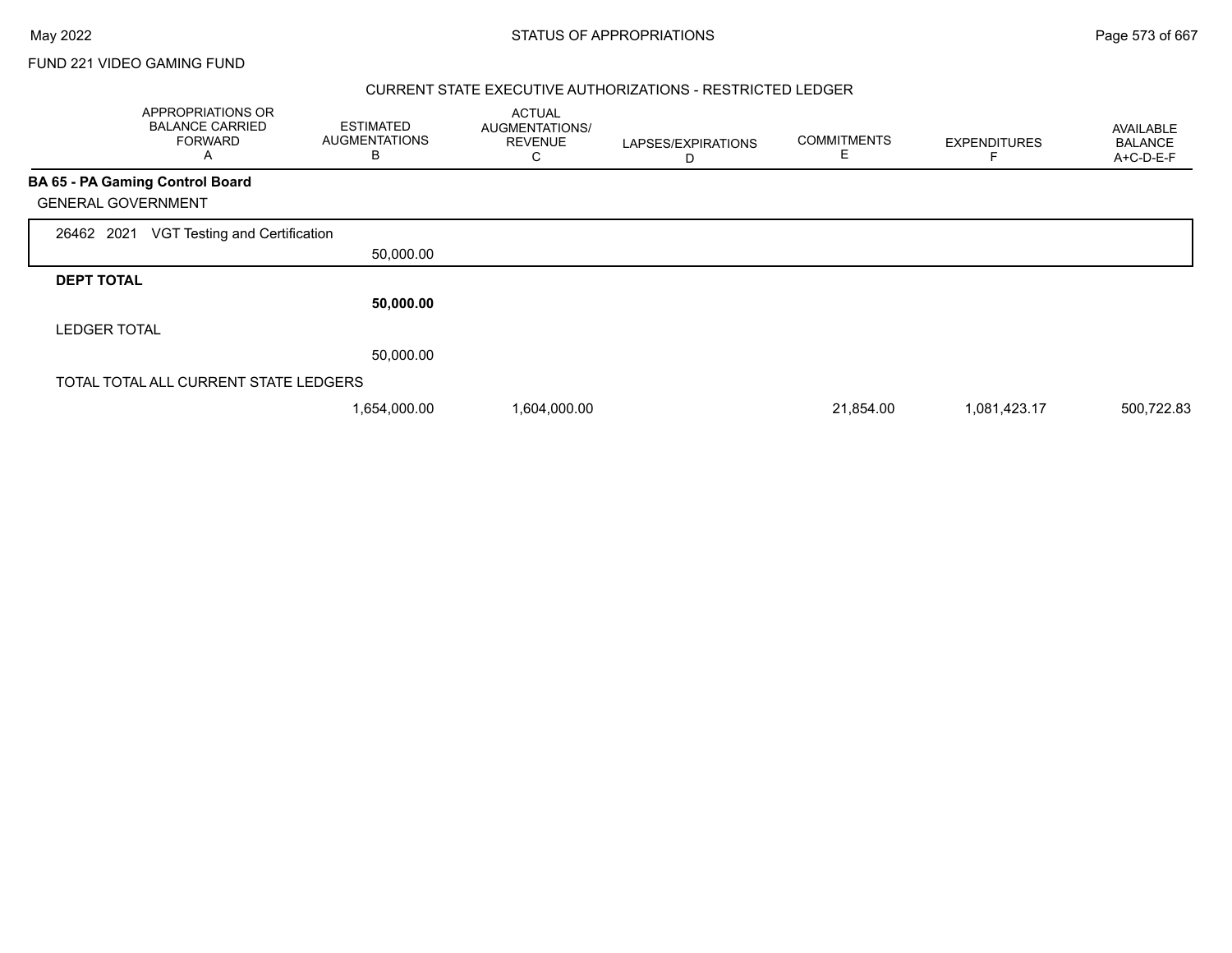FUND 221 VIDEO GAMING FUND

CURRENT STATE EXECUTIVE AUTHORIZATIONS - RESTRICTED LEDGER

| APPROPRIATIONS OR BALANCE CARRIED FORWARD A | ESTIMATED AUGMENTATIONS B | ACTUAL AUGMENTATIONS/ REVENUE C | LAPSES/EXPIRATIONS D | COMMITMENTS E | EXPENDITURES F | AVAILABLE BALANCE A+C-D-E-F |
|---|---|---|---|---|---|---|
| **BA 65 - PA Gaming Control Board** | | | | | | |
| GENERAL GOVERNMENT | | | | | | |
| 26462 2021 VGT Testing and Certification | | | | | | |
| | 50,000.00 | | | | | |
| **DEPT TOTAL** | | | | | | |
| | **50,000.00** | | | | | |
| LEDGER TOTAL | | | | | | |
| | 50,000.00 | | | | | |
| TOTAL TOTAL ALL CURRENT STATE LEDGERS | | | | | | |
| | 1,654,000.00 | 1,604,000.00 | | 21,854.00 | 1,081,423.17 | 500,722.83 |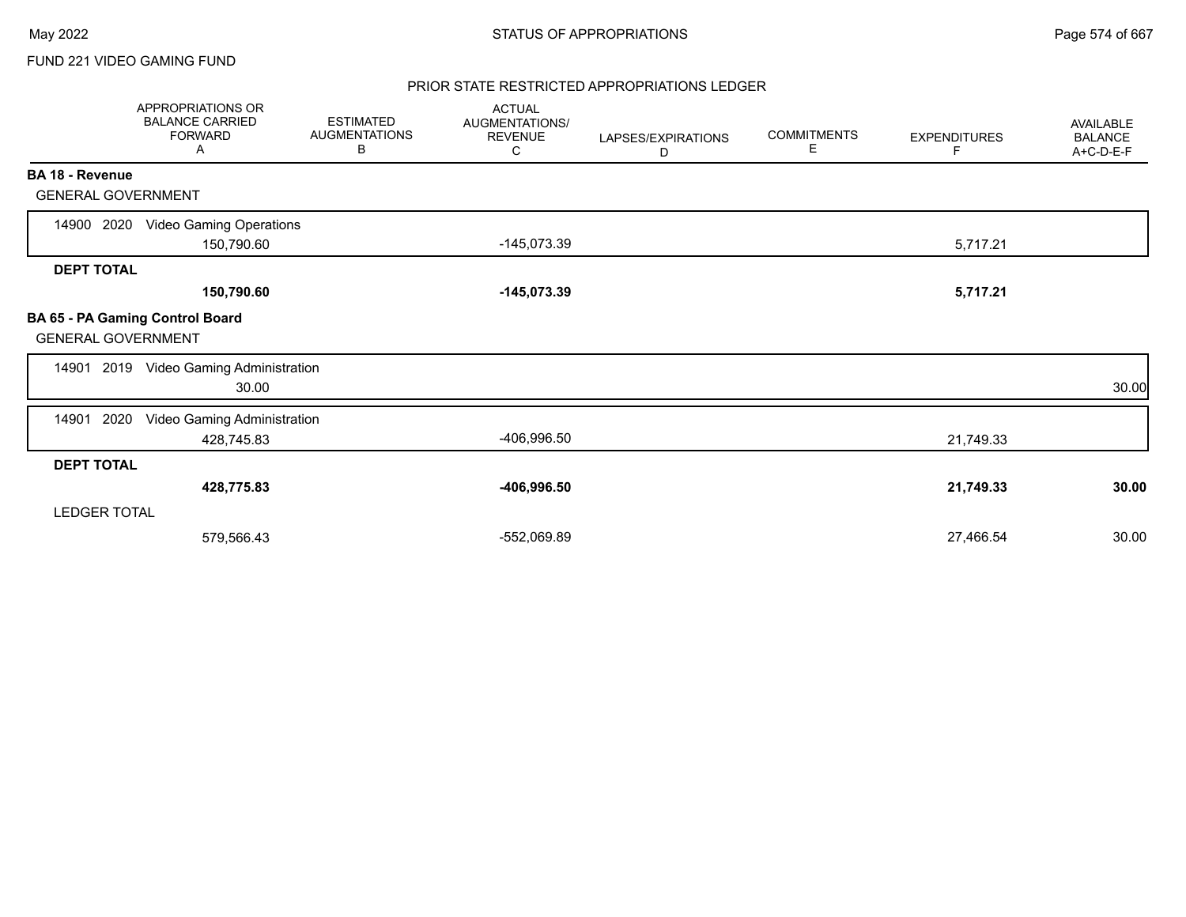FUND 221 VIDEO GAMING FUND

## STATUS OF APPROPRIATIONS

### PRIOR STATE RESTRICTED APPROPRIATIONS LEDGER

| | APPROPRIATIONS OR BALANCE CARRIED FORWARD A | ESTIMATED AUGMENTATIONS B | ACTUAL AUGMENTATIONS/ REVENUE C | LAPSES/EXPIRATIONS D | COMMITMENTS E | EXPENDITURES F | AVAILABLE BALANCE A+C-D-E-F |
|---|---|---|---|---|---|---|---|
| **BA 18 - Revenue** | | | | | | | |
| GENERAL GOVERNMENT | | | | | | | |
| 14900 2020 Video Gaming Operations | 150,790.60 | | -145,073.39 | | | 5,717.21 | |
| **DEPT TOTAL** | **150,790.60** | | **-145,073.39** | | | **5,717.21** | |
| **BA 65 - PA Gaming Control Board** | | | | | | | |
| GENERAL GOVERNMENT | | | | | | | |
| 14901 2019 Video Gaming Administration | 30.00 | | | | | | 30.00 |
| 14901 2020 Video Gaming Administration | 428,745.83 | | -406,996.50 | | | 21,749.33 | |
| **DEPT TOTAL** | **428,775.83** | | **-406,996.50** | | | **21,749.33** | **30.00** |
| LEDGER TOTAL | 579,566.43 | | -552,069.89 | | | 27,466.54 | 30.00 |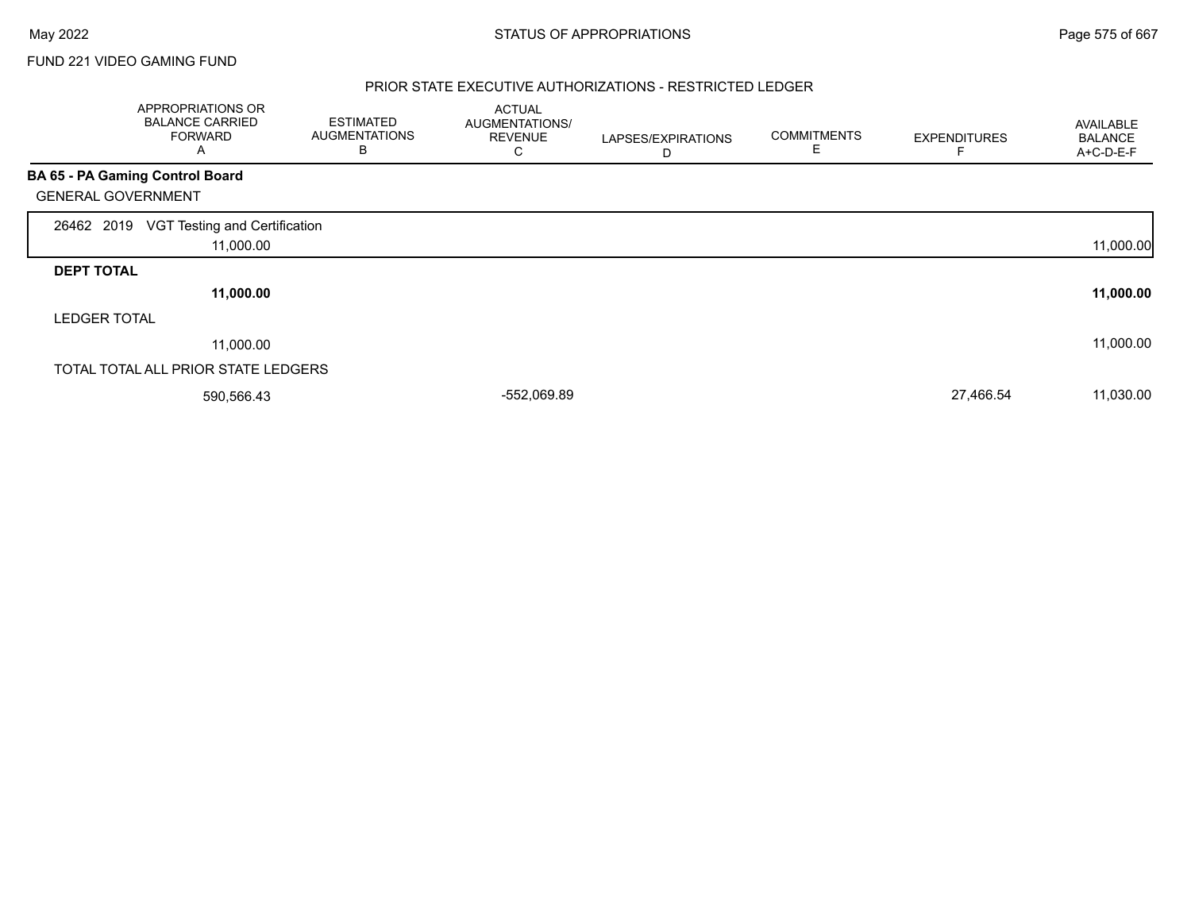FUND 221 VIDEO GAMING FUND

## PRIOR STATE EXECUTIVE AUTHORIZATIONS - RESTRICTED LEDGER

| | APPROPRIATIONS OR BALANCE CARRIED FORWARD A | ESTIMATED AUGMENTATIONS B | ACTUAL AUGMENTATIONS/ REVENUE C | LAPSES/EXPIRATIONS D | COMMITMENTS E | EXPENDITURES F | AVAILABLE BALANCE A+C-D-E-F |
|---|---|---|---|---|---|---|---|
| **BA 65 - PA Gaming Control Board** | | | | | | | |
| GENERAL GOVERNMENT | | | | | | | |
| 26462 2019 VGT Testing and Certification | 11,000.00 | | | | | | 11,000.00 |
| **DEPT TOTAL** | **11,000.00** | | | | | | **11,000.00** |
| LEDGER TOTAL | 11,000.00 | | | | | | 11,000.00 |
| TOTAL TOTAL ALL PRIOR STATE LEDGERS | 590,566.43 | | -552,069.89 | | | 27,466.54 | 11,030.00 |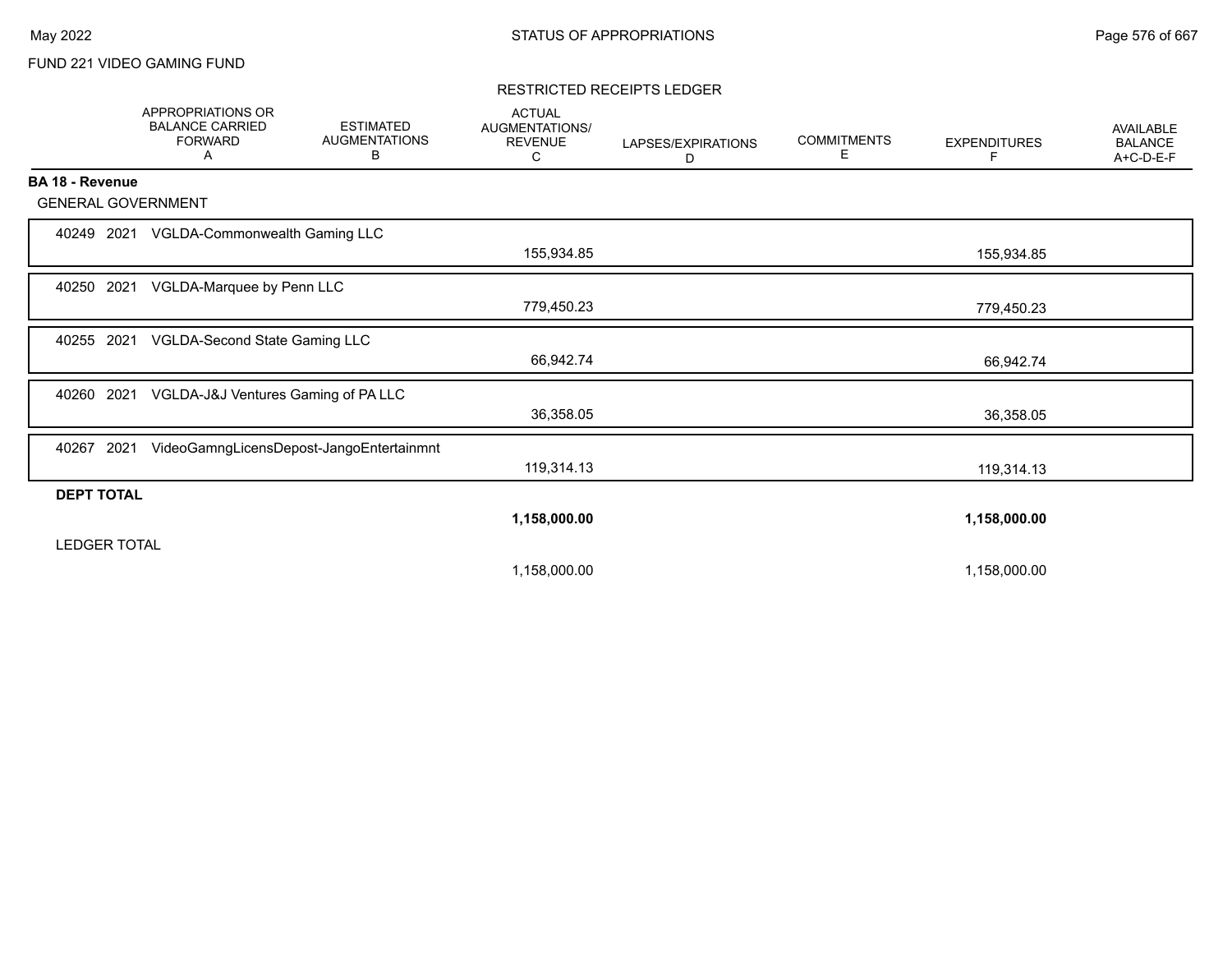FUND 221 VIDEO GAMING FUND

RESTRICTED RECEIPTS LEDGER

| | APPROPRIATIONS OR BALANCE CARRIED FORWARD A | ESTIMATED AUGMENTATIONS B | ACTUAL AUGMENTATIONS/ REVENUE C | LAPSES/EXPIRATIONS D | COMMITMENTS E | EXPENDITURES F | AVAILABLE BALANCE A+C-D-E-F |
|---|---|---|---|---|---|---|---|
| **BA 18 - Revenue** | | | | | | | |
| GENERAL GOVERNMENT | | | | | | | |
| 40249 2021 VGLDA-Commonwealth Gaming LLC | | | 155,934.85 | | | 155,934.85 | |
| 40250 2021 VGLDA-Marquee by Penn LLC | | | 779,450.23 | | | 779,450.23 | |
| 40255 2021 VGLDA-Second State Gaming LLC | | | 66,942.74 | | | 66,942.74 | |
| 40260 2021 VGLDA-J&J Ventures Gaming of PA LLC | | | 36,358.05 | | | 36,358.05 | |
| 40267 2021 VideoGamngLicensDepost-JangoEntertainmnt | | | 119,314.13 | | | 119,314.13 | |
| **DEPT TOTAL** | | | **1,158,000.00** | | | **1,158,000.00** | |
| LEDGER TOTAL | | | 1,158,000.00 | | | 1,158,000.00 | |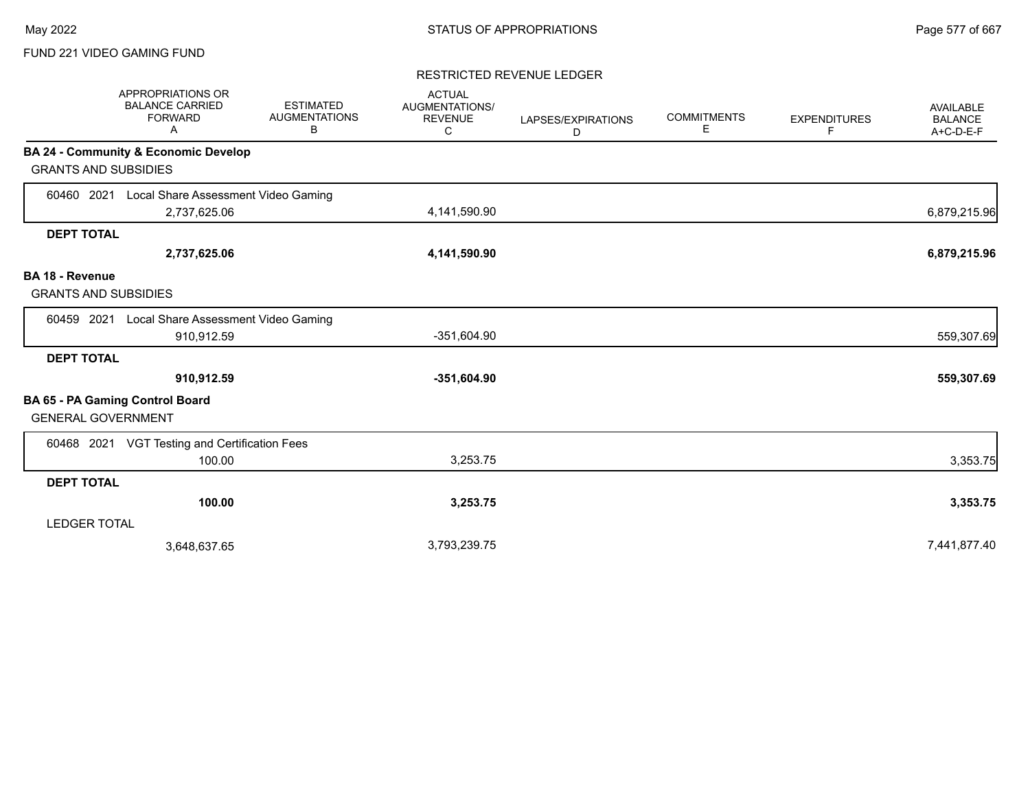FUND 221 VIDEO GAMING FUND

RESTRICTED REVENUE LEDGER

| | APPROPRIATIONS OR BALANCE CARRIED FORWARD A | ESTIMATED AUGMENTATIONS B | ACTUAL AUGMENTATIONS/ REVENUE C | LAPSES/EXPIRATIONS D | COMMITMENTS E | EXPENDITURES F | AVAILABLE BALANCE A+C-D-E-F |
|---|---|---|---|---|---|---|---|
| **BA 24 - Community & Economic Develop** | | | | | | | |
| GRANTS AND SUBSIDIES | | | | | | | |
| 60460 2021 Local Share Assessment Video Gaming | 2,737,625.06 | | 4,141,590.90 | | | | 6,879,215.96 |
| **DEPT TOTAL** | **2,737,625.06** | | **4,141,590.90** | | | | **6,879,215.96** |
| **BA 18 - Revenue** | | | | | | | |
| GRANTS AND SUBSIDIES | | | | | | | |
| 60459 2021 Local Share Assessment Video Gaming | 910,912.59 | | -351,604.90 | | | | 559,307.69 |
| **DEPT TOTAL** | **910,912.59** | | **-351,604.90** | | | | **559,307.69** |
| **BA 65 - PA Gaming Control Board** | | | | | | | |
| GENERAL GOVERNMENT | | | | | | | |
| 60468 2021 VGT Testing and Certification Fees | 100.00 | | 3,253.75 | | | | 3,353.75 |
| **DEPT TOTAL** | **100.00** | | **3,253.75** | | | | **3,353.75** |
| LEDGER TOTAL | 3,648,637.65 | | 3,793,239.75 | | | | 7,441,877.40 |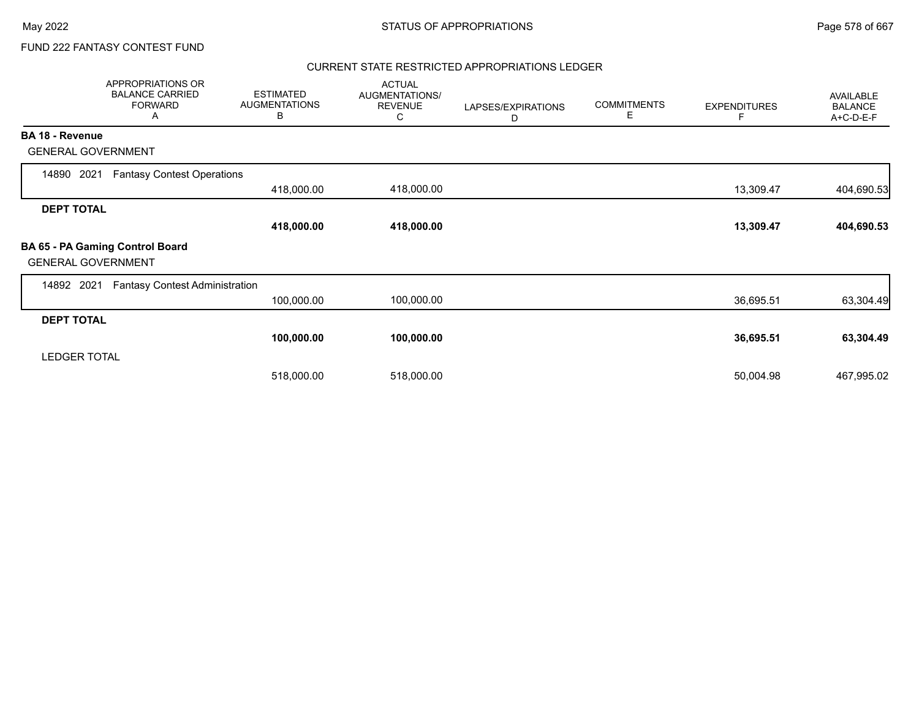FUND 222 FANTASY CONTEST FUND

## CURRENT STATE RESTRICTED APPROPRIATIONS LEDGER

| APPROPRIATIONS OR BALANCE CARRIED FORWARD A | ESTIMATED AUGMENTATIONS B | ACTUAL AUGMENTATIONS/ REVENUE C | LAPSES/EXPIRATIONS D | COMMITMENTS E | EXPENDITURES F | AVAILABLE BALANCE A+C-D-E-F |
|---|---|---|---|---|---|---|
| **BA 18 - Revenue** | | | | | | |
| GENERAL GOVERNMENT | | | | | | |
| 14890 2021 Fantasy Contest Operations | | | | | | |
| | 418,000.00 | 418,000.00 | | | 13,309.47 | 404,690.53 |
| **DEPT TOTAL** | | | | | | |
| | **418,000.00** | **418,000.00** | | | **13,309.47** | **404,690.53** |
| **BA 65 - PA Gaming Control Board** | | | | | | |
| GENERAL GOVERNMENT | | | | | | |
| 14892 2021 Fantasy Contest Administration | | | | | | |
| | 100,000.00 | 100,000.00 | | | 36,695.51 | 63,304.49 |
| **DEPT TOTAL** | | | | | | |
| | **100,000.00** | **100,000.00** | | | **36,695.51** | **63,304.49** |
| LEDGER TOTAL | | | | | | |
| | 518,000.00 | 518,000.00 | | | 50,004.98 | 467,995.02 |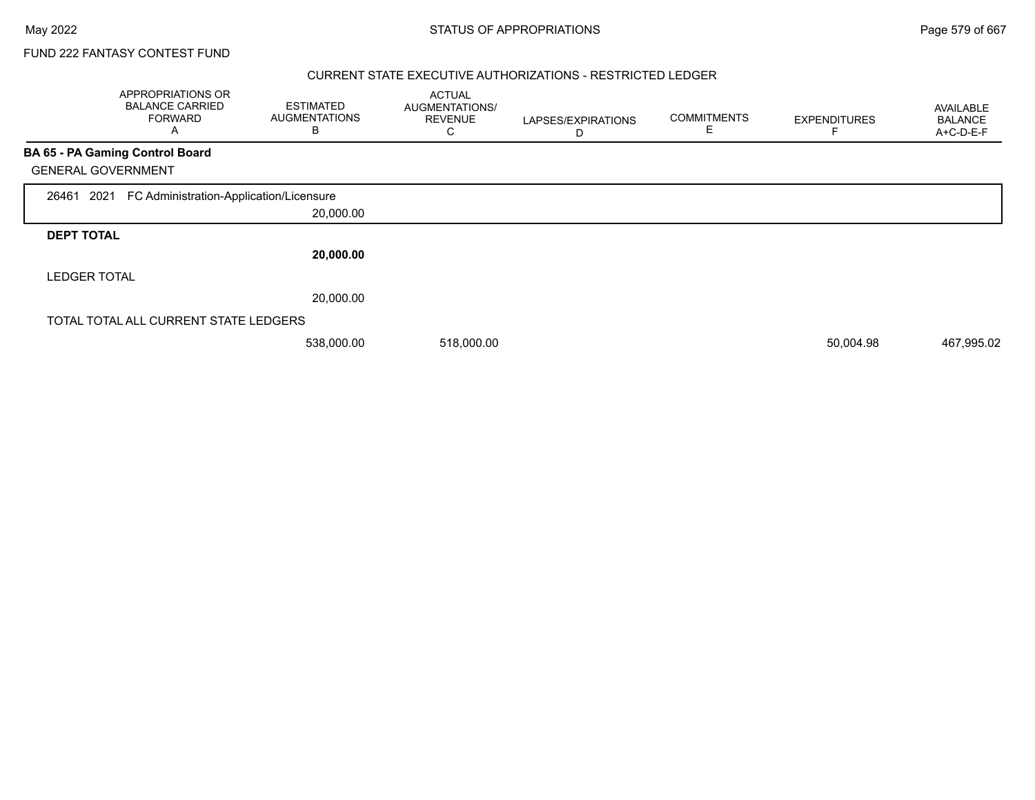FUND 222 FANTASY CONTEST FUND

CURRENT STATE EXECUTIVE AUTHORIZATIONS - RESTRICTED LEDGER

| APPROPRIATIONS OR BALANCE CARRIED FORWARD A | ESTIMATED AUGMENTATIONS B | ACTUAL AUGMENTATIONS/ REVENUE C | LAPSES/EXPIRATIONS D | COMMITMENTS E | EXPENDITURES F | AVAILABLE BALANCE A+C-D-E-F |
|---|---|---|---|---|---|---|
| **BA 65 - PA Gaming Control Board** | | | | | | |
| GENERAL GOVERNMENT | | | | | | |
| 26461 2021 FC Administration-Application/Licensure | | | | | | |
| | 20,000.00 | | | | | |
| **DEPT TOTAL** | | | | | | |
| | **20,000.00** | | | | | |
| LEDGER TOTAL | | | | | | |
| | 20,000.00 | | | | | |
| TOTAL TOTAL ALL CURRENT STATE LEDGERS | | | | | | |
| | 538,000.00 | 518,000.00 | | | 50,004.98 | 467,995.02 |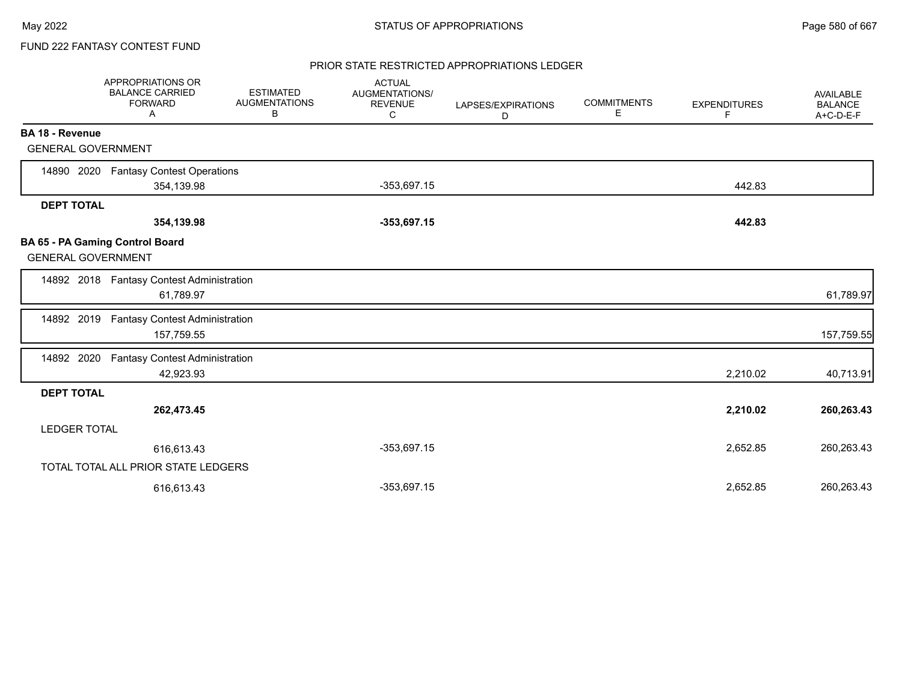FUND 222 FANTASY CONTEST FUND

## STATUS OF APPROPRIATIONS

### PRIOR STATE RESTRICTED APPROPRIATIONS LEDGER

| | APPROPRIATIONS OR BALANCE CARRIED FORWARD A | ESTIMATED AUGMENTATIONS B | ACTUAL AUGMENTATIONS/ REVENUE C | LAPSES/EXPIRATIONS D | COMMITMENTS E | EXPENDITURES F | AVAILABLE BALANCE A+C-D-E-F |
|---|---|---|---|---|---|---|---|
| **BA 18 - Revenue** | | | | | | | |
| GENERAL GOVERNMENT | | | | | | | |
| 14890 2020 Fantasy Contest Operations | 354,139.98 | | -353,697.15 | | | 442.83 | |
| **DEPT TOTAL** | **354,139.98** | | **-353,697.15** | | | **442.83** | |
| **BA 65 - PA Gaming Control Board** | | | | | | | |
| GENERAL GOVERNMENT | | | | | | | |
| 14892 2018 Fantasy Contest Administration | 61,789.97 | | | | | | 61,789.97 |
| 14892 2019 Fantasy Contest Administration | 157,759.55 | | | | | | 157,759.55 |
| 14892 2020 Fantasy Contest Administration | 42,923.93 | | | | | 2,210.02 | 40,713.91 |
| **DEPT TOTAL** | **262,473.45** | | | | | **2,210.02** | **260,263.43** |
| LEDGER TOTAL | 616,613.43 | | -353,697.15 | | | 2,652.85 | 260,263.43 |
| TOTAL TOTAL ALL PRIOR STATE LEDGERS | 616,613.43 | | -353,697.15 | | | 2,652.85 | 260,263.43 |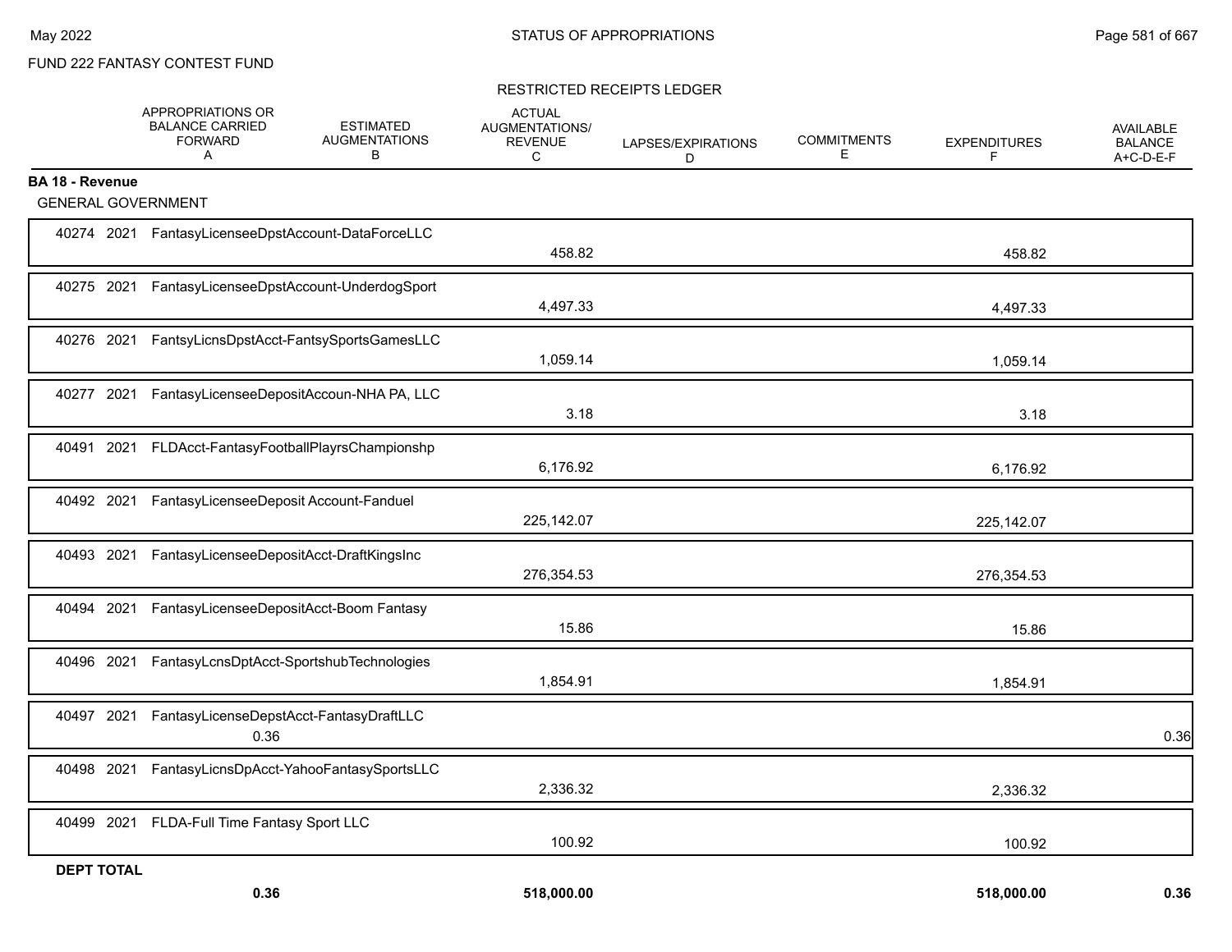FUND 222 FANTASY CONTEST FUND

RESTRICTED RECEIPTS LEDGER

| | APPROPRIATIONS OR BALANCE CARRIED FORWARD A | ESTIMATED AUGMENTATIONS B | ACTUAL AUGMENTATIONS/ REVENUE C | LAPSES/EXPIRATIONS D | COMMITMENTS E | EXPENDITURES F | AVAILABLE BALANCE A+C-D-E-F |
|---|---|---|---|---|---|---|---|
| **BA 18 - Revenue** | | | | | | | |
| GENERAL GOVERNMENT | | | | | | | |
| 40274 2021 FantasyLicenseeDpstAccount-DataForceLLC | | | 458.82 | | | 458.82 | |
| 40275 2021 FantasyLicenseeDpstAccount-UnderdogSport | | | 4,497.33 | | | 4,497.33 | |
| 40276 2021 FantsyLicnsDpstAcct-FantsySportsGamesLLC | | | 1,059.14 | | | 1,059.14 | |
| 40277 2021 FantasyLicenseeDepositAccoun-NHA PA, LLC | | | 3.18 | | | 3.18 | |
| 40491 2021 FLDAcct-FantasyFootballPlayrsChampionshp | | | 6,176.92 | | | 6,176.92 | |
| 40492 2021 FantasyLicenseeDeposit Account-Fanduel | | | 225,142.07 | | | 225,142.07 | |
| 40493 2021 FantasyLicenseeDepositAcct-DraftKingsInc | | | 276,354.53 | | | 276,354.53 | |
| 40494 2021 FantasyLicenseeDepositAcct-Boom Fantasy | | | 15.86 | | | 15.86 | |
| 40496 2021 FantasyLcnsDptAcct-SportshubTechnologies | | | 1,854.91 | | | 1,854.91 | |
| 40497 2021 FantasyLicenseDepstAcct-FantasyDraftLLC | 0.36 | | | | | | 0.36 |
| 40498 2021 FantasyLicnsDpAcct-YahooFantasySportsLLC | | | 2,336.32 | | | 2,336.32 | |
| 40499 2021 FLDA-Full Time Fantasy Sport LLC | | | 100.92 | | | 100.92 | |
| **DEPT TOTAL** | **0.36** | | **518,000.00** | | | **518,000.00** | **0.36** |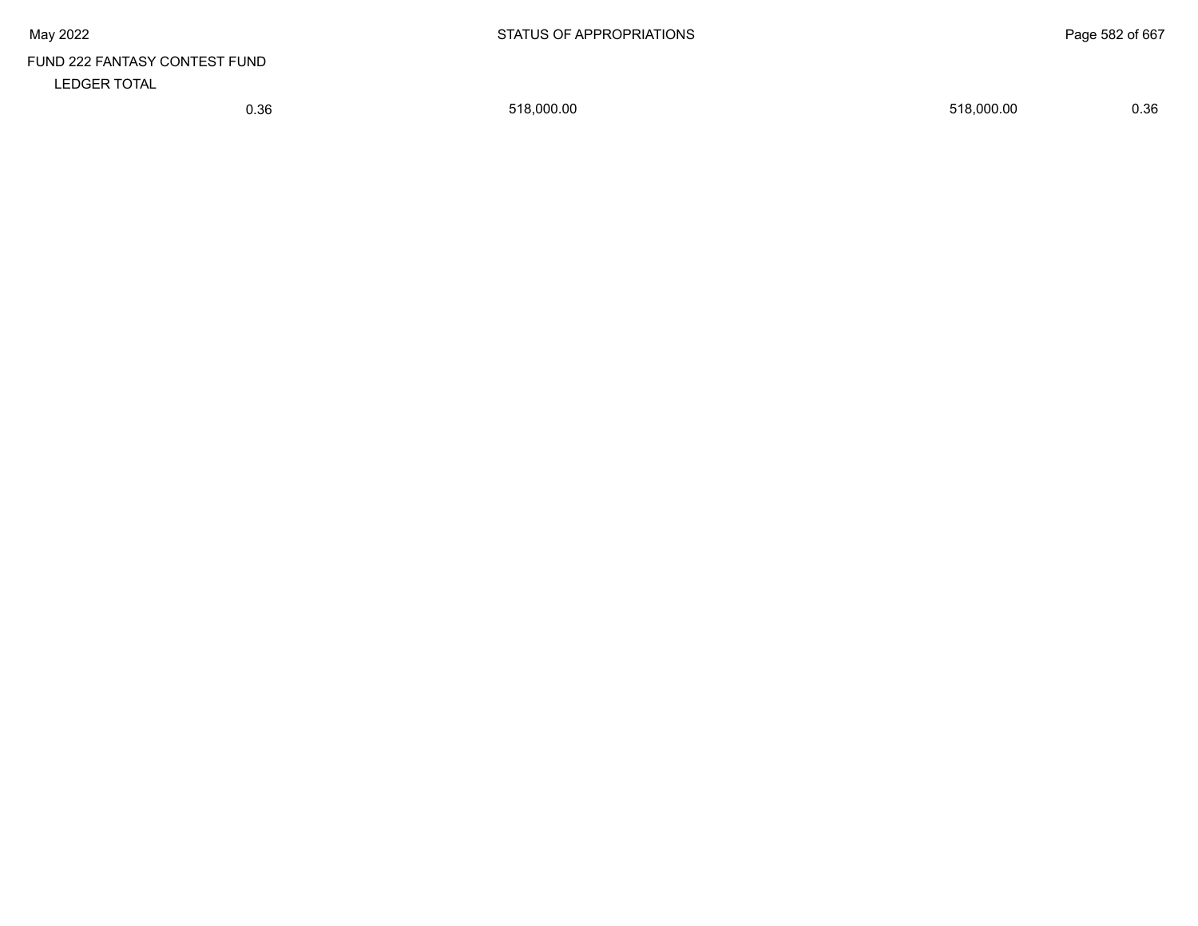FUND 222 FANTASY CONTEST FUND

LEDGER TOTAL

| | | | |
|---|---|---|---|
| 0.36 | 518,000.00 | 518,000.00 | 0.36 |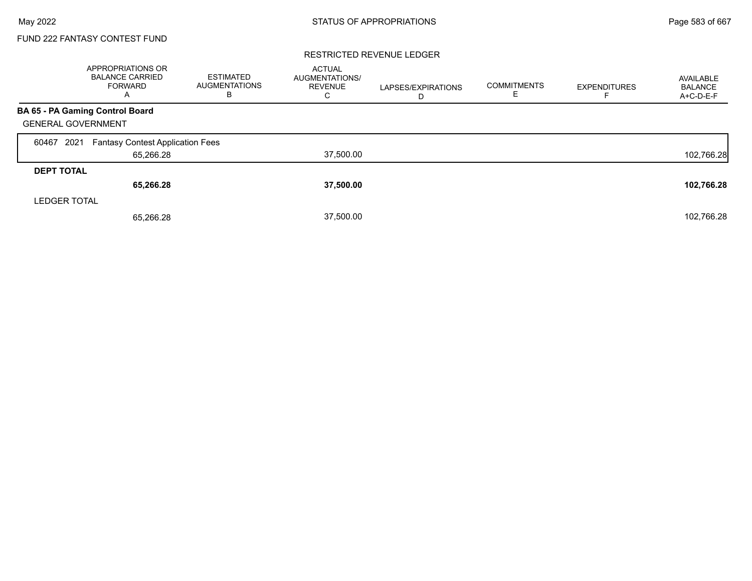FUND 222 FANTASY CONTEST FUND

RESTRICTED REVENUE LEDGER

| | APPROPRIATIONS OR BALANCE CARRIED FORWARD A | ESTIMATED AUGMENTATIONS B | ACTUAL AUGMENTATIONS/ REVENUE C | LAPSES/EXPIRATIONS D | COMMITMENTS E | EXPENDITURES F | AVAILABLE BALANCE A+C-D-E-F |
|---|---|---|---|---|---|---|---|
| **BA 65 - PA Gaming Control Board** | | | | | | | |
| GENERAL GOVERNMENT | | | | | | | |
| 60467 2021 Fantasy Contest Application Fees | | | | | | | |
| | 65,266.28 | | 37,500.00 | | | | 102,766.28 |
| **DEPT TOTAL** | | | | | | | |
| | **65,266.28** | | **37,500.00** | | | | **102,766.28** |
| LEDGER TOTAL | | | | | | | |
| | 65,266.28 | | 37,500.00 | | | | 102,766.28 |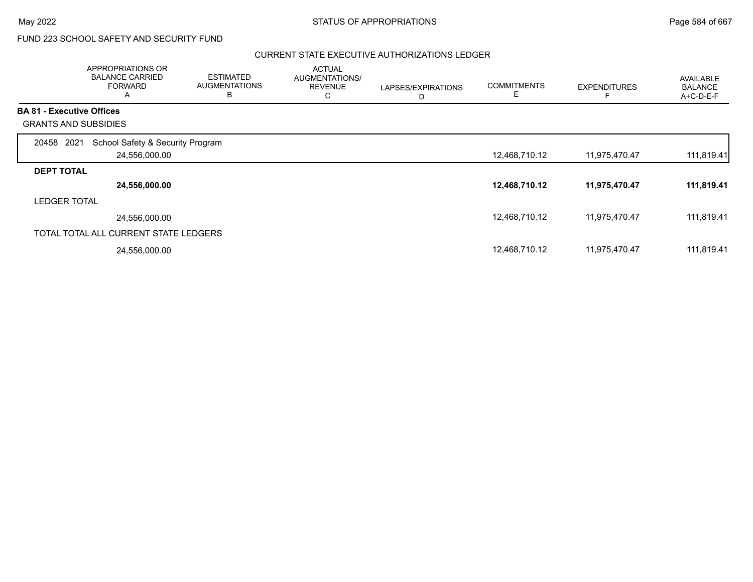FUND 223 SCHOOL SAFETY AND SECURITY FUND

CURRENT STATE EXECUTIVE AUTHORIZATIONS LEDGER

| | APPROPRIATIONS OR BALANCE CARRIED FORWARD A | ESTIMATED AUGMENTATIONS B | ACTUAL AUGMENTATIONS/ REVENUE C | LAPSES/EXPIRATIONS D | COMMITMENTS E | EXPENDITURES F | AVAILABLE BALANCE A+C-D-E-F |
|---|---|---|---|---|---|---|---|
| **BA 81 - Executive Offices** | | | | | | | |
| GRANTS AND SUBSIDIES | | | | | | | |
| 20458 2021 School Safety & Security Program | 24,556,000.00 | | | | 12,468,710.12 | 11,975,470.47 | 111,819.41 |
| **DEPT TOTAL** | **24,556,000.00** | | | | **12,468,710.12** | **11,975,470.47** | **111,819.41** |
| LEDGER TOTAL | 24,556,000.00 | | | | 12,468,710.12 | 11,975,470.47 | 111,819.41 |
| TOTAL TOTAL ALL CURRENT STATE LEDGERS | 24,556,000.00 | | | | 12,468,710.12 | 11,975,470.47 | 111,819.41 |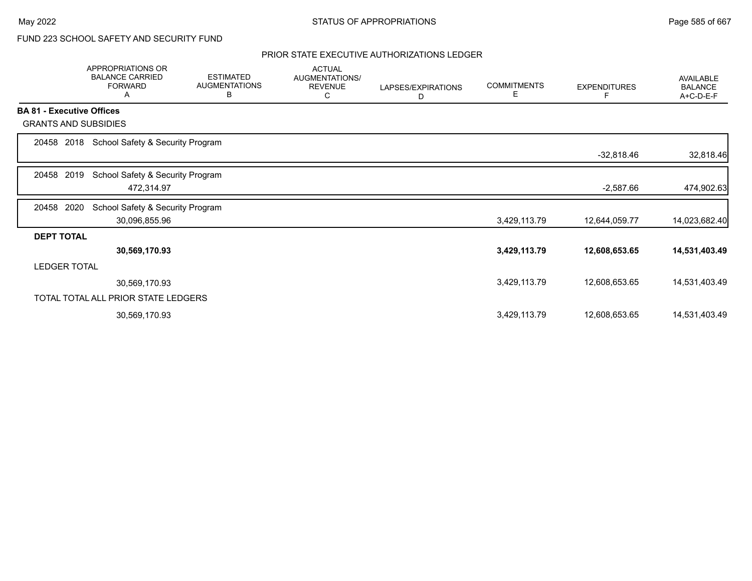FUND 223 SCHOOL SAFETY AND SECURITY FUND

PRIOR STATE EXECUTIVE AUTHORIZATIONS LEDGER

| | APPROPRIATIONS OR BALANCE CARRIED FORWARD A | ESTIMATED AUGMENTATIONS B | ACTUAL AUGMENTATIONS/ REVENUE C | LAPSES/EXPIRATIONS D | COMMITMENTS E | EXPENDITURES F | AVAILABLE BALANCE A+C-D-E-F |
|---|---|---|---|---|---|---|---|
| **BA 81 - Executive Offices** | | | | | | | |
| GRANTS AND SUBSIDIES | | | | | | | |
| 20458 2018 School Safety & Security Program | | | | | | -32,818.46 | 32,818.46 |
| 20458 2019 School Safety & Security Program | 472,314.97 | | | | | -2,587.66 | 474,902.63 |
| 20458 2020 School Safety & Security Program | 30,096,855.96 | | | | 3,429,113.79 | 12,644,059.77 | 14,023,682.40 |
| **DEPT TOTAL** | **30,569,170.93** | | | | **3,429,113.79** | **12,608,653.65** | **14,531,403.49** |
| LEDGER TOTAL | 30,569,170.93 | | | | 3,429,113.79 | 12,608,653.65 | 14,531,403.49 |
| TOTAL TOTAL ALL PRIOR STATE LEDGERS | 30,569,170.93 | | | | 3,429,113.79 | 12,608,653.65 | 14,531,403.49 |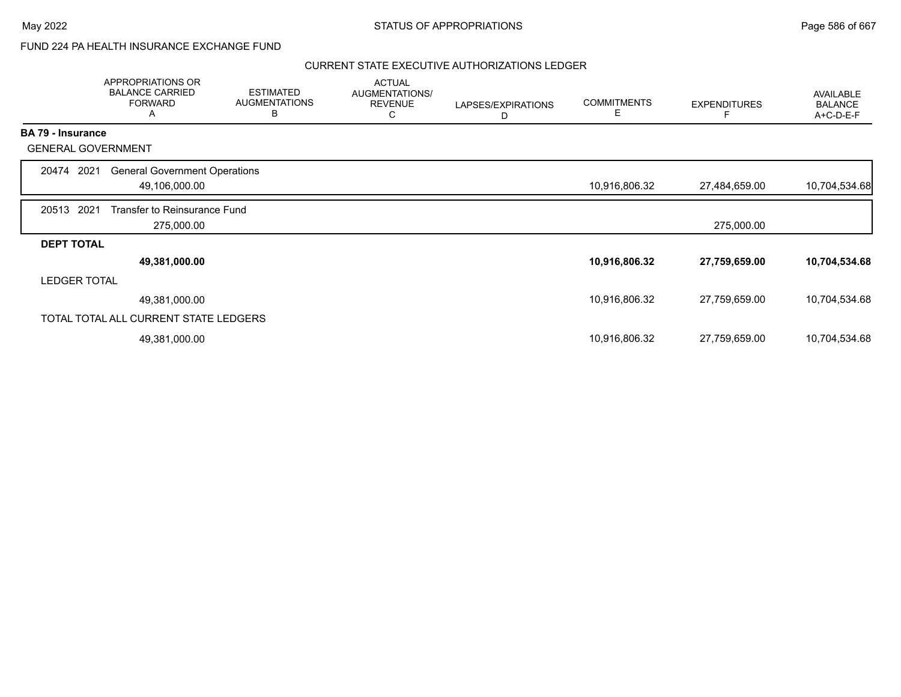FUND 224 PA HEALTH INSURANCE EXCHANGE FUND

## CURRENT STATE EXECUTIVE AUTHORIZATIONS LEDGER

| | APPROPRIATIONS OR BALANCE CARRIED FORWARD A | ESTIMATED AUGMENTATIONS B | ACTUAL AUGMENTATIONS/ REVENUE C | LAPSES/EXPIRATIONS D | COMMITMENTS E | EXPENDITURES F | AVAILABLE BALANCE A+C-D-E-F |
|---|---|---|---|---|---|---|---|
| **BA 79 - Insurance** | | | | | | | |
| GENERAL GOVERNMENT | | | | | | | |
| 20474 2021 General Government Operations | 49,106,000.00 | | | | 10,916,806.32 | 27,484,659.00 | 10,704,534.68 |
| 20513 2021 Transfer to Reinsurance Fund | 275,000.00 | | | | | 275,000.00 | |
| **DEPT TOTAL** | **49,381,000.00** | | | | **10,916,806.32** | **27,759,659.00** | **10,704,534.68** |
| LEDGER TOTAL | 49,381,000.00 | | | | 10,916,806.32 | 27,759,659.00 | 10,704,534.68 |
| TOTAL TOTAL ALL CURRENT STATE LEDGERS | 49,381,000.00 | | | | 10,916,806.32 | 27,759,659.00 | 10,704,534.68 |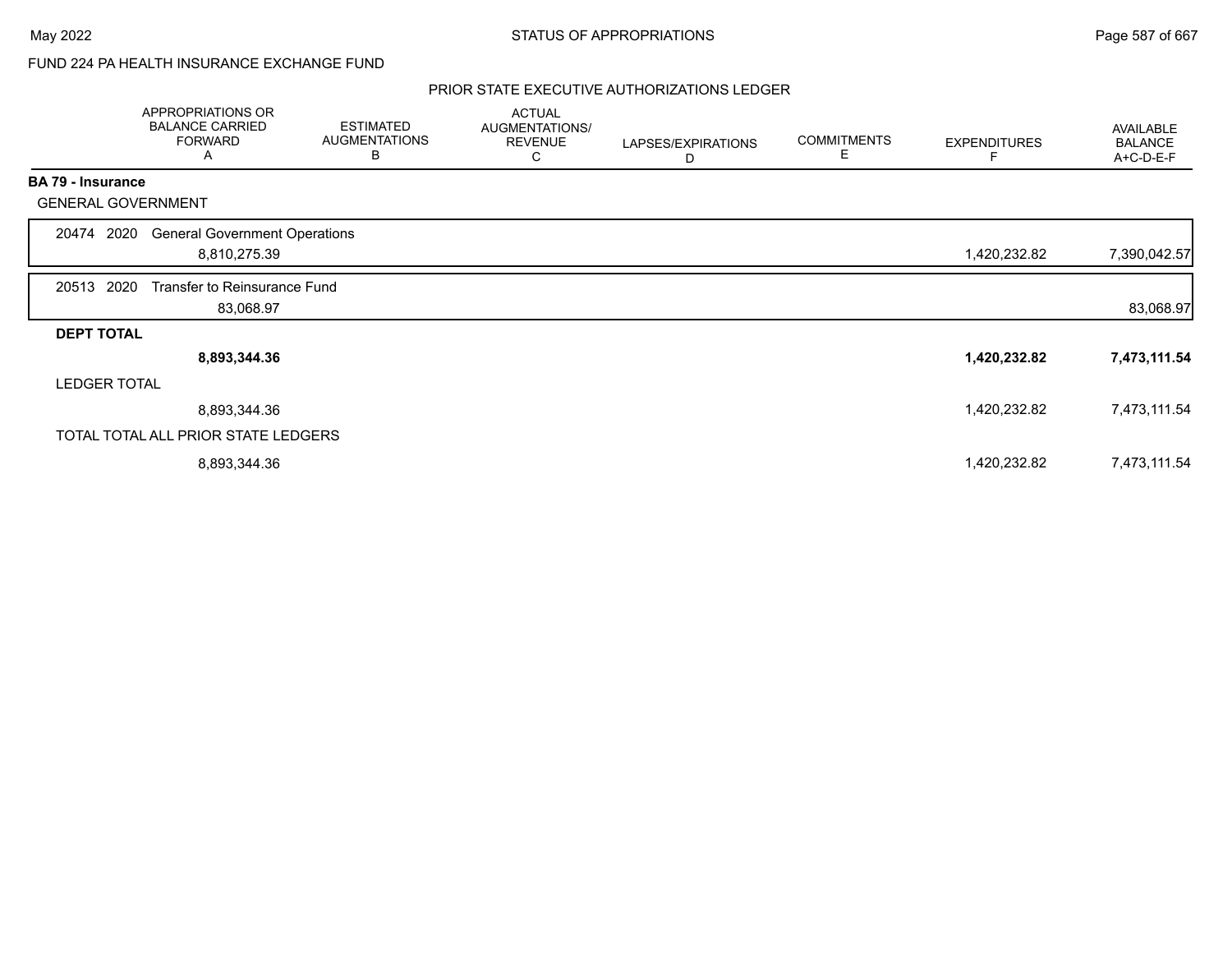FUND 224 PA HEALTH INSURANCE EXCHANGE FUND

## PRIOR STATE EXECUTIVE AUTHORIZATIONS LEDGER

| | APPROPRIATIONS OR BALANCE CARRIED FORWARD A | ESTIMATED AUGMENTATIONS B | ACTUAL AUGMENTATIONS/ REVENUE C | LAPSES/EXPIRATIONS D | COMMITMENTS E | EXPENDITURES F | AVAILABLE BALANCE A+C-D-E-F |
|---|---|---|---|---|---|---|---|
| **BA 79 - Insurance** | | | | | | | |
| GENERAL GOVERNMENT | | | | | | | |
| 20474 2020 General Government Operations | 8,810,275.39 | | | | | 1,420,232.82 | 7,390,042.57 |
| 20513 2020 Transfer to Reinsurance Fund | 83,068.97 | | | | | | 83,068.97 |
| **DEPT TOTAL** | **8,893,344.36** | | | | | **1,420,232.82** | **7,473,111.54** |
| LEDGER TOTAL | 8,893,344.36 | | | | | 1,420,232.82 | 7,473,111.54 |
| TOTAL TOTAL ALL PRIOR STATE LEDGERS | 8,893,344.36 | | | | | 1,420,232.82 | 7,473,111.54 |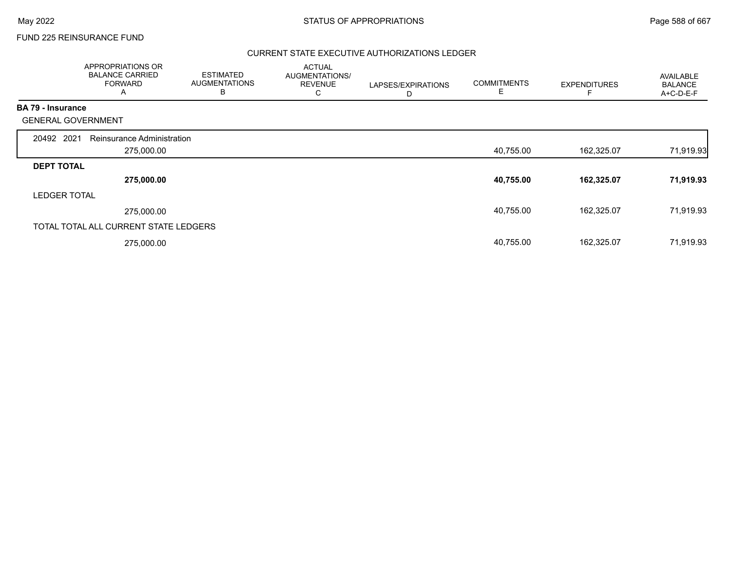FUND 225 REINSURANCE FUND

## CURRENT STATE EXECUTIVE AUTHORIZATIONS LEDGER

| | APPROPRIATIONS OR BALANCE CARRIED FORWARD A | ESTIMATED AUGMENTATIONS B | ACTUAL AUGMENTATIONS/ REVENUE C | LAPSES/EXPIRATIONS D | COMMITMENTS E | EXPENDITURES F | AVAILABLE BALANCE A+C-D-E-F |
|---|---|---|---|---|---|---|---|
| **BA 79 - Insurance** | | | | | | | |
| GENERAL GOVERNMENT | | | | | | | |
| 20492 2021 Reinsurance Administration | 275,000.00 | | | | 40,755.00 | 162,325.07 | 71,919.93 |
| **DEPT TOTAL** | **275,000.00** | | | | **40,755.00** | **162,325.07** | **71,919.93** |
| LEDGER TOTAL | 275,000.00 | | | | 40,755.00 | 162,325.07 | 71,919.93 |
| TOTAL TOTAL ALL CURRENT STATE LEDGERS | 275,000.00 | | | | 40,755.00 | 162,325.07 | 71,919.93 |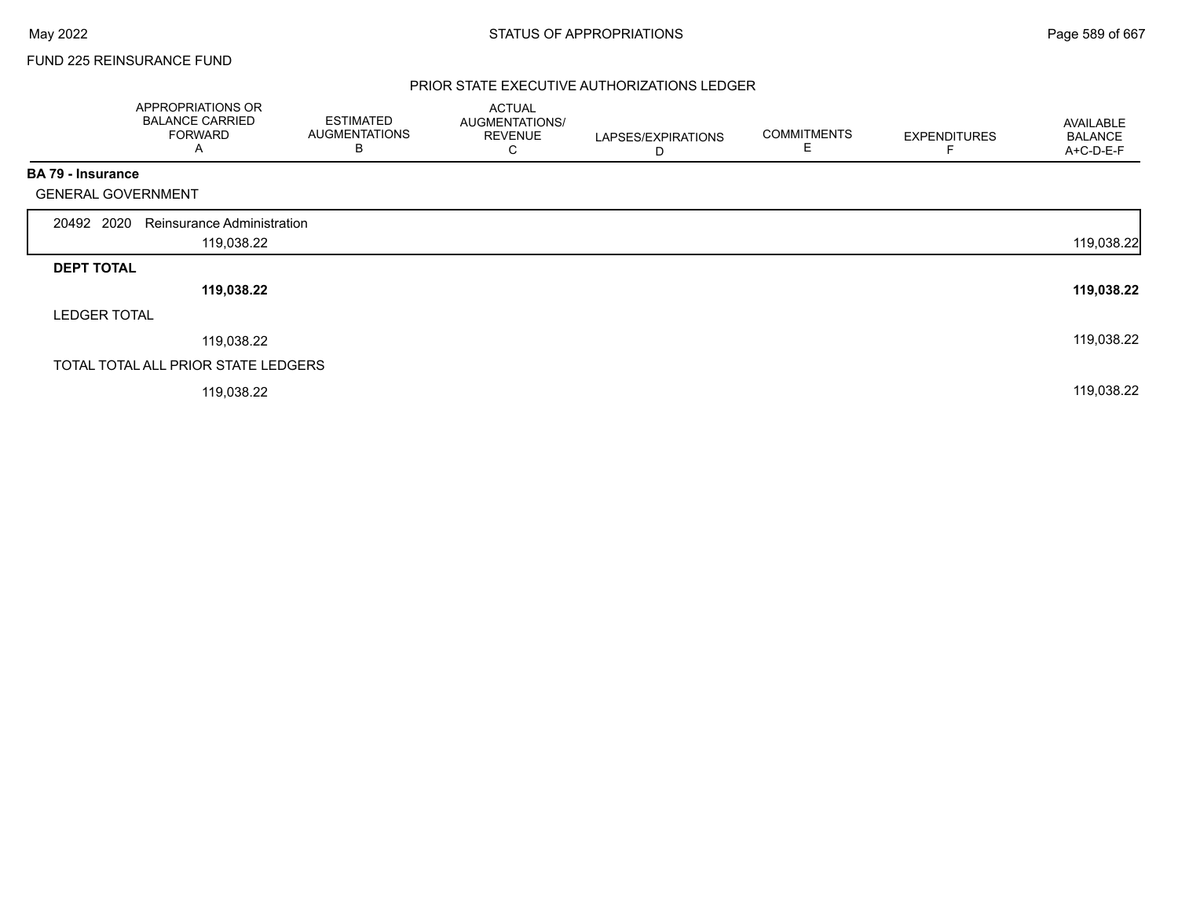FUND 225 REINSURANCE FUND

## PRIOR STATE EXECUTIVE AUTHORIZATIONS LEDGER

| | APPROPRIATIONS OR BALANCE CARRIED FORWARD A | ESTIMATED AUGMENTATIONS B | ACTUAL AUGMENTATIONS/ REVENUE C | LAPSES/EXPIRATIONS D | COMMITMENTS E | EXPENDITURES F | AVAILABLE BALANCE A+C-D-E-F |
|---|---|---|---|---|---|---|---|
| **BA 79 - Insurance** | | | | | | | |
| GENERAL GOVERNMENT | | | | | | | |
| 20492 2020 Reinsurance Administration | 119,038.22 | | | | | | 119,038.22 |
| **DEPT TOTAL** | **119,038.22** | | | | | | **119,038.22** |
| LEDGER TOTAL | 119,038.22 | | | | | | 119,038.22 |
| TOTAL TOTAL ALL PRIOR STATE LEDGERS | 119,038.22 | | | | | | 119,038.22 |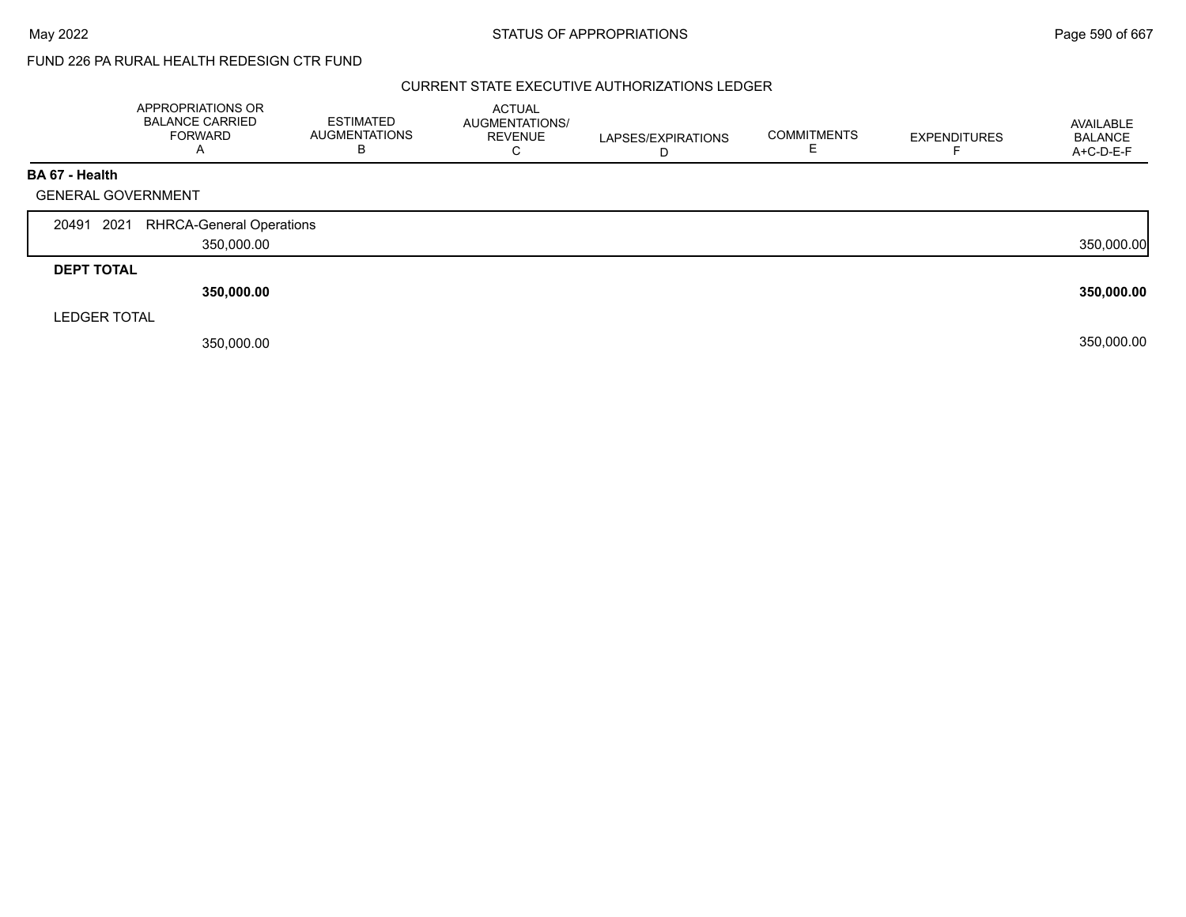FUND 226 PA RURAL HEALTH REDESIGN CTR FUND

CURRENT STATE EXECUTIVE AUTHORIZATIONS LEDGER

| | APPROPRIATIONS OR BALANCE CARRIED FORWARD A | ESTIMATED AUGMENTATIONS B | ACTUAL AUGMENTATIONS/ REVENUE C | LAPSES/EXPIRATIONS D | COMMITMENTS E | EXPENDITURES F | AVAILABLE BALANCE A+C-D-E-F |
|---|---|---|---|---|---|---|---|
| **BA 67 - Health** | | | | | | | |
| GENERAL GOVERNMENT | | | | | | | |
| 20491 2021 RHRCA-General Operations | 350,000.00 | | | | | | 350,000.00 |
| **DEPT TOTAL** | **350,000.00** | | | | | | **350,000.00** |
| LEDGER TOTAL | 350,000.00 | | | | | | 350,000.00 |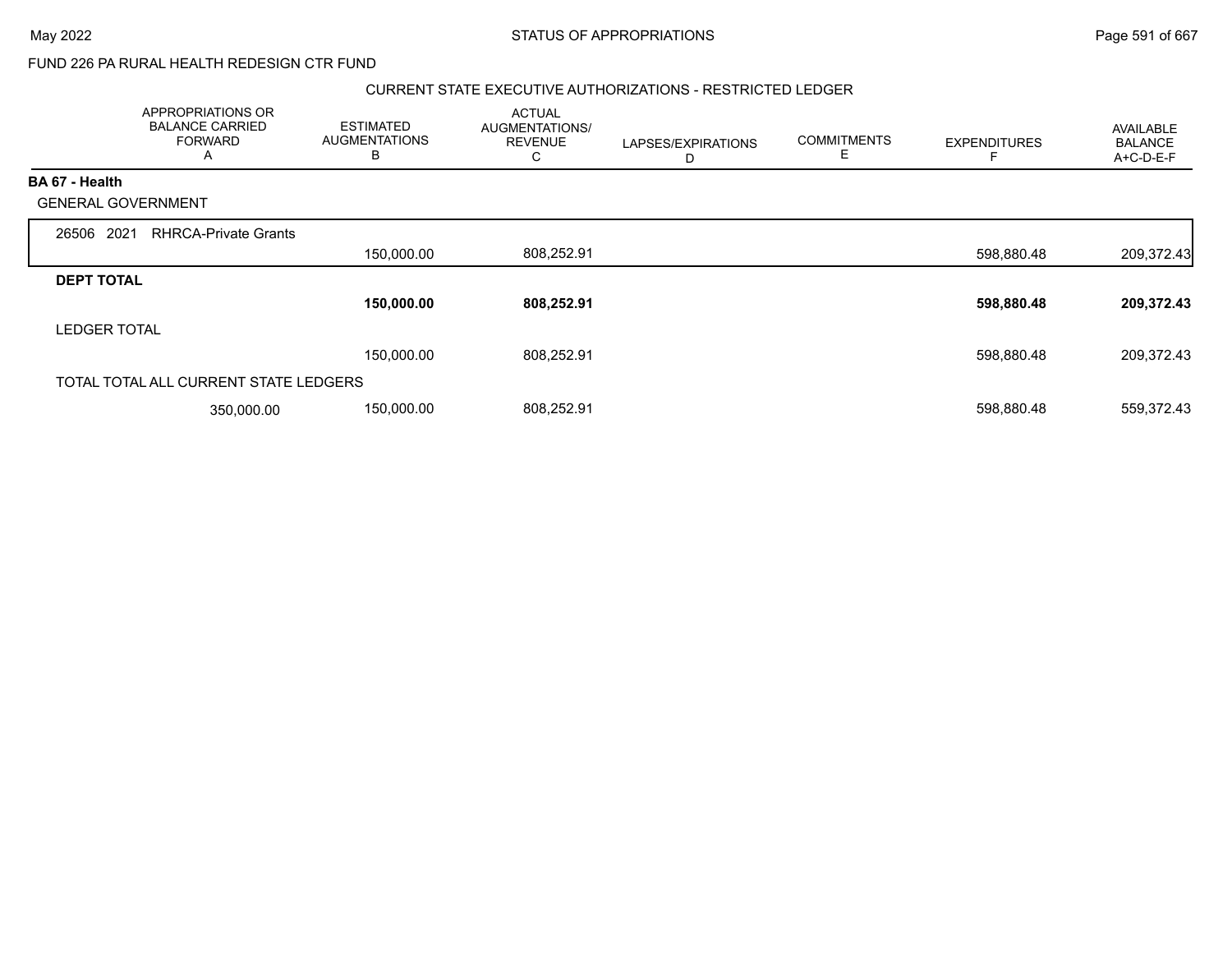FUND 226 PA RURAL HEALTH REDESIGN CTR FUND

CURRENT STATE EXECUTIVE AUTHORIZATIONS - RESTRICTED LEDGER

| APPROPRIATIONS OR BALANCE CARRIED FORWARD A | ESTIMATED AUGMENTATIONS B | ACTUAL AUGMENTATIONS/ REVENUE C | LAPSES/EXPIRATIONS D | COMMITMENTS E | EXPENDITURES F | AVAILABLE BALANCE A+C-D-E-F |
|---|---|---|---|---|---|---|
| **BA 67 - Health** | | | | | | |
| GENERAL GOVERNMENT | | | | | | |
| 26506 2021 RHRCA-Private Grants | | | | | | |
| | 150,000.00 | 808,252.91 | | | 598,880.48 | 209,372.43 |
| **DEPT TOTAL** | | | | | | |
| | **150,000.00** | **808,252.91** | | | **598,880.48** | **209,372.43** |
| LEDGER TOTAL | | | | | | |
| | 150,000.00 | 808,252.91 | | | 598,880.48 | 209,372.43 |
| TOTAL TOTAL ALL CURRENT STATE LEDGERS | | | | | | |
| 350,000.00 | 150,000.00 | 808,252.91 | | | 598,880.48 | 559,372.43 |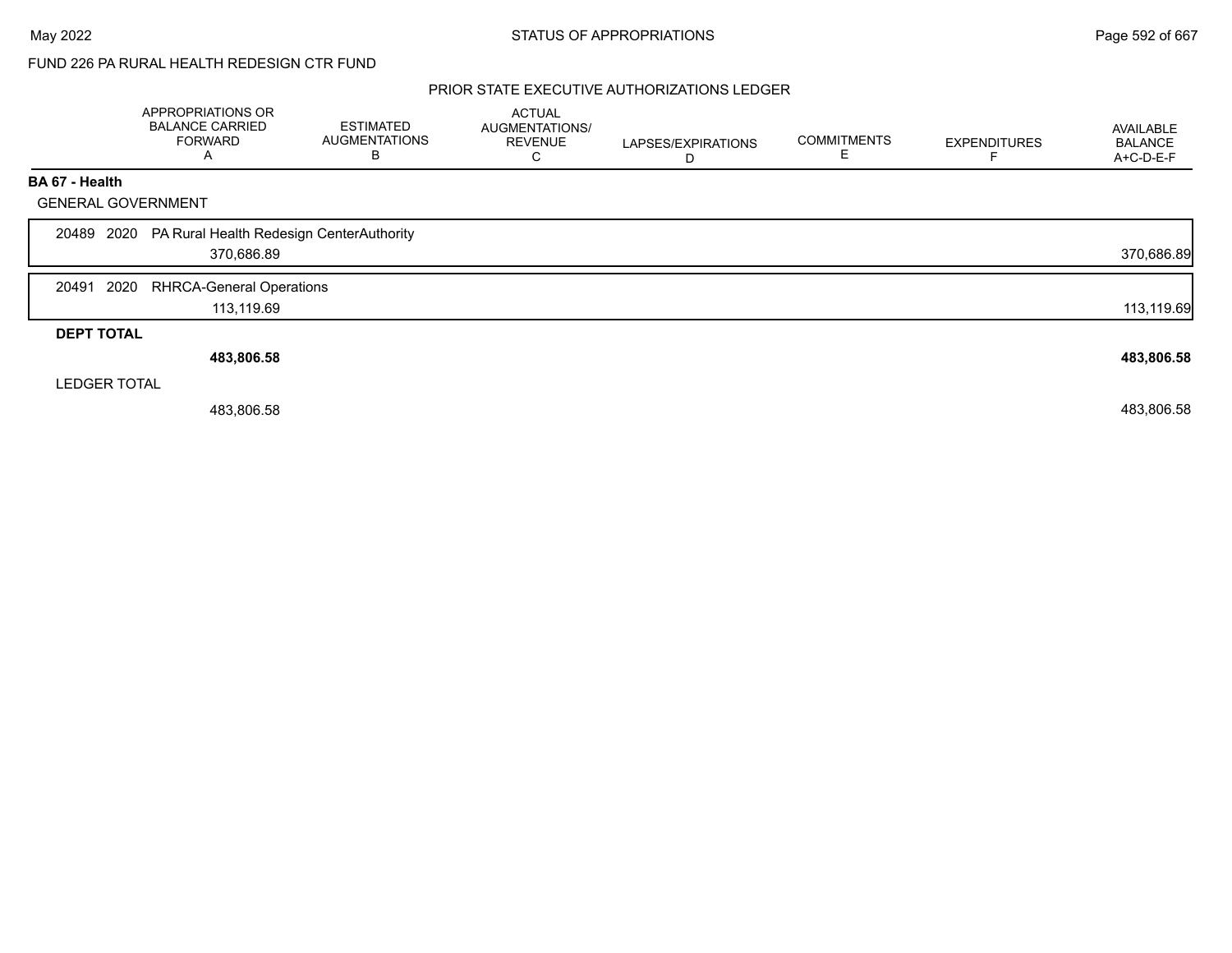FUND 226 PA RURAL HEALTH REDESIGN CTR FUND

PRIOR STATE EXECUTIVE AUTHORIZATIONS LEDGER

| | APPROPRIATIONS OR BALANCE CARRIED FORWARD A | ESTIMATED AUGMENTATIONS B | ACTUAL AUGMENTATIONS/ REVENUE C | LAPSES/EXPIRATIONS D | COMMITMENTS E | EXPENDITURES F | AVAILABLE BALANCE A+C-D-E-F |
|---|---|---|---|---|---|---|---|
| **BA 67 - Health** | | | | | | | |
| GENERAL GOVERNMENT | | | | | | | |
| 20489 2020 PA Rural Health Redesign CenterAuthority | 370,686.89 | | | | | | 370,686.89 |
| 20491 2020 RHRCA-General Operations | 113,119.69 | | | | | | 113,119.69 |
| **DEPT TOTAL** | **483,806.58** | | | | | | **483,806.58** |
| LEDGER TOTAL | 483,806.58 | | | | | | 483,806.58 |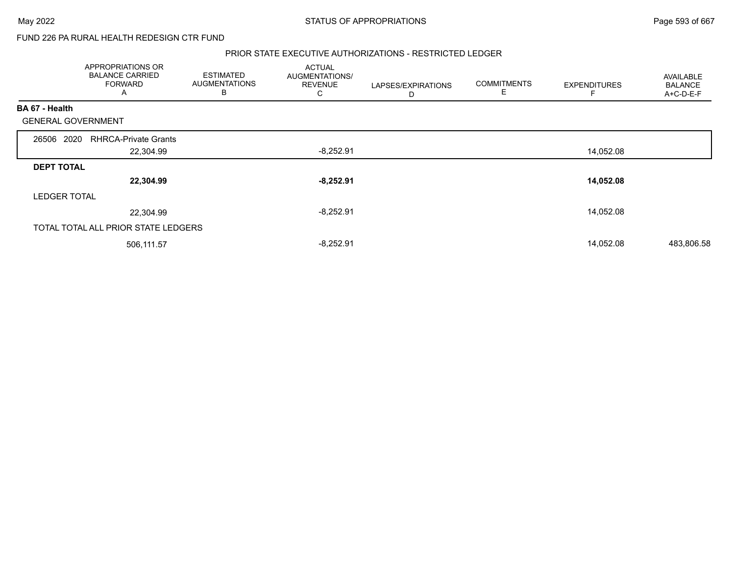FUND 226 PA RURAL HEALTH REDESIGN CTR FUND

PRIOR STATE EXECUTIVE AUTHORIZATIONS - RESTRICTED LEDGER

| | APPROPRIATIONS OR BALANCE CARRIED FORWARD A | ESTIMATED AUGMENTATIONS B | ACTUAL AUGMENTATIONS/ REVENUE C | LAPSES/EXPIRATIONS D | COMMITMENTS E | EXPENDITURES F | AVAILABLE BALANCE A+C-D-E-F |
|---|---|---|---|---|---|---|---|
| **BA 67 - Health** | | | | | | | |
| GENERAL GOVERNMENT | | | | | | | |
| 26506 2020 RHRCA-Private Grants | 22,304.99 | | -8,252.91 | | | 14,052.08 | |
| **DEPT TOTAL** | **22,304.99** | | **-8,252.91** | | | **14,052.08** | |
| LEDGER TOTAL | 22,304.99 | | -8,252.91 | | | 14,052.08 | |
| TOTAL TOTAL ALL PRIOR STATE LEDGERS | 506,111.57 | | -8,252.91 | | | 14,052.08 | 483,806.58 |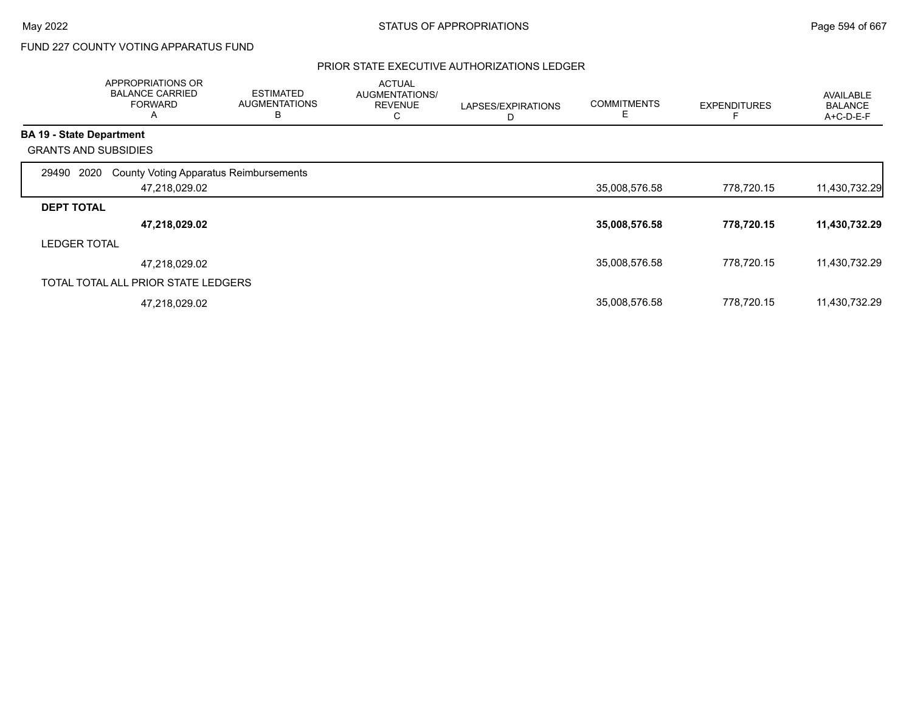FUND 227 COUNTY VOTING APPARATUS FUND

## PRIOR STATE EXECUTIVE AUTHORIZATIONS LEDGER

| | APPROPRIATIONS OR BALANCE CARRIED FORWARD A | ESTIMATED AUGMENTATIONS B | ACTUAL AUGMENTATIONS/ REVENUE C | LAPSES/EXPIRATIONS D | COMMITMENTS E | EXPENDITURES F | AVAILABLE BALANCE A+C-D-E-F |
|---|---|---|---|---|---|---|---|
| **BA 19 - State Department** | | | | | | | |
| GRANTS AND SUBSIDIES | | | | | | | |
| 29490 2020 County Voting Apparatus Reimbursements | | | | | | | |
| | 47,218,029.02 | | | | 35,008,576.58 | 778,720.15 | 11,430,732.29 |
| **DEPT TOTAL** | | | | | | | |
| | **47,218,029.02** | | | | **35,008,576.58** | **778,720.15** | **11,430,732.29** |
| LEDGER TOTAL | | | | | | | |
| | 47,218,029.02 | | | | 35,008,576.58 | 778,720.15 | 11,430,732.29 |
| TOTAL TOTAL ALL PRIOR STATE LEDGERS | | | | | | | |
| | 47,218,029.02 | | | | 35,008,576.58 | 778,720.15 | 11,430,732.29 |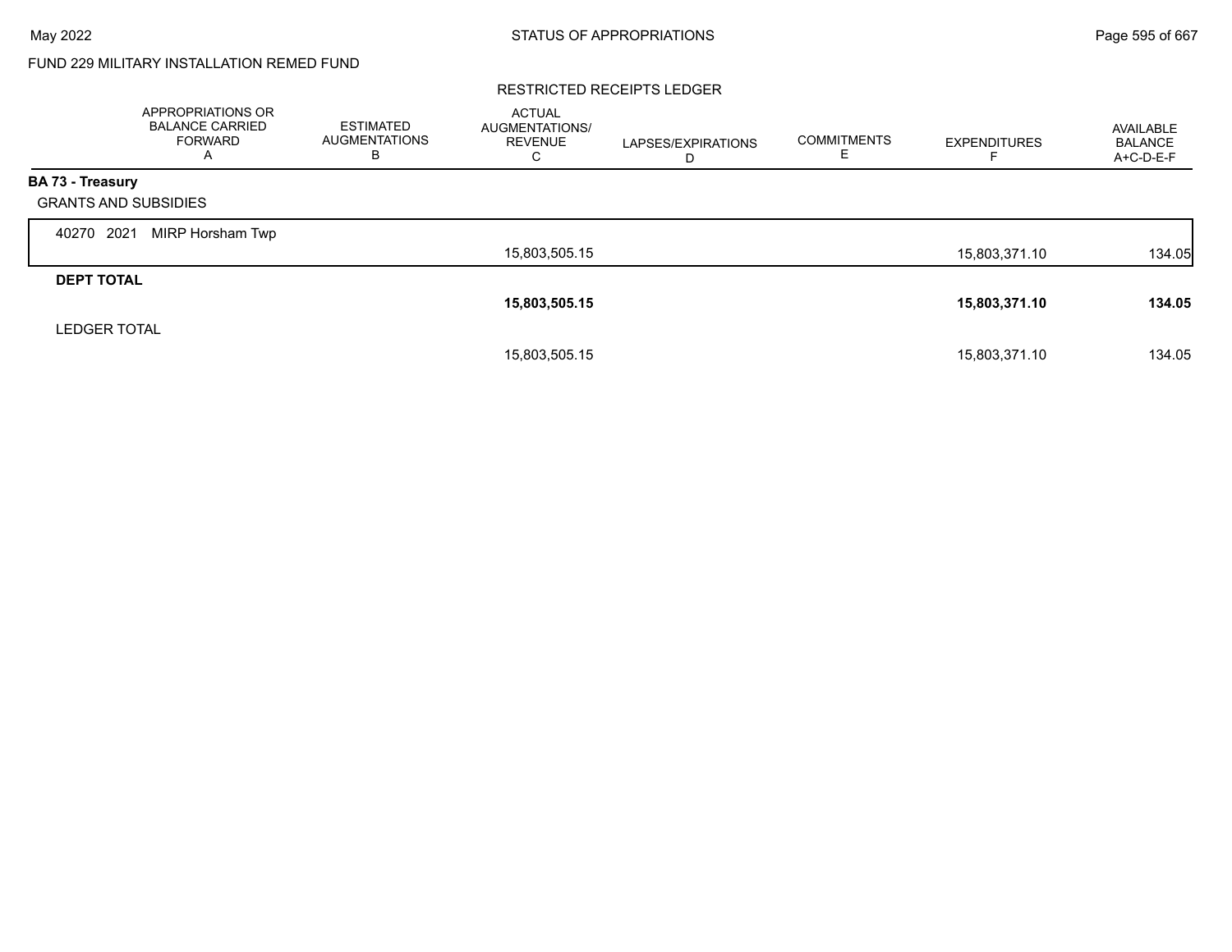FUND 229 MILITARY INSTALLATION REMED FUND

RESTRICTED RECEIPTS LEDGER

| | APPROPRIATIONS OR BALANCE CARRIED FORWARD A | ESTIMATED AUGMENTATIONS B | ACTUAL AUGMENTATIONS/ REVENUE C | LAPSES/EXPIRATIONS D | COMMITMENTS E | EXPENDITURES F | AVAILABLE BALANCE A+C-D-E-F |
|---|---|---|---|---|---|---|---|
| **BA 73 - Treasury** | | | | | | | |
| GRANTS AND SUBSIDIES | | | | | | | |
| 40270 2021 MIRP Horsham Twp | | | 15,803,505.15 | | | 15,803,371.10 | 134.05 |
| **DEPT TOTAL** | | | **15,803,505.15** | | | **15,803,371.10** | **134.05** |
| LEDGER TOTAL | | | 15,803,505.15 | | | 15,803,371.10 | 134.05 |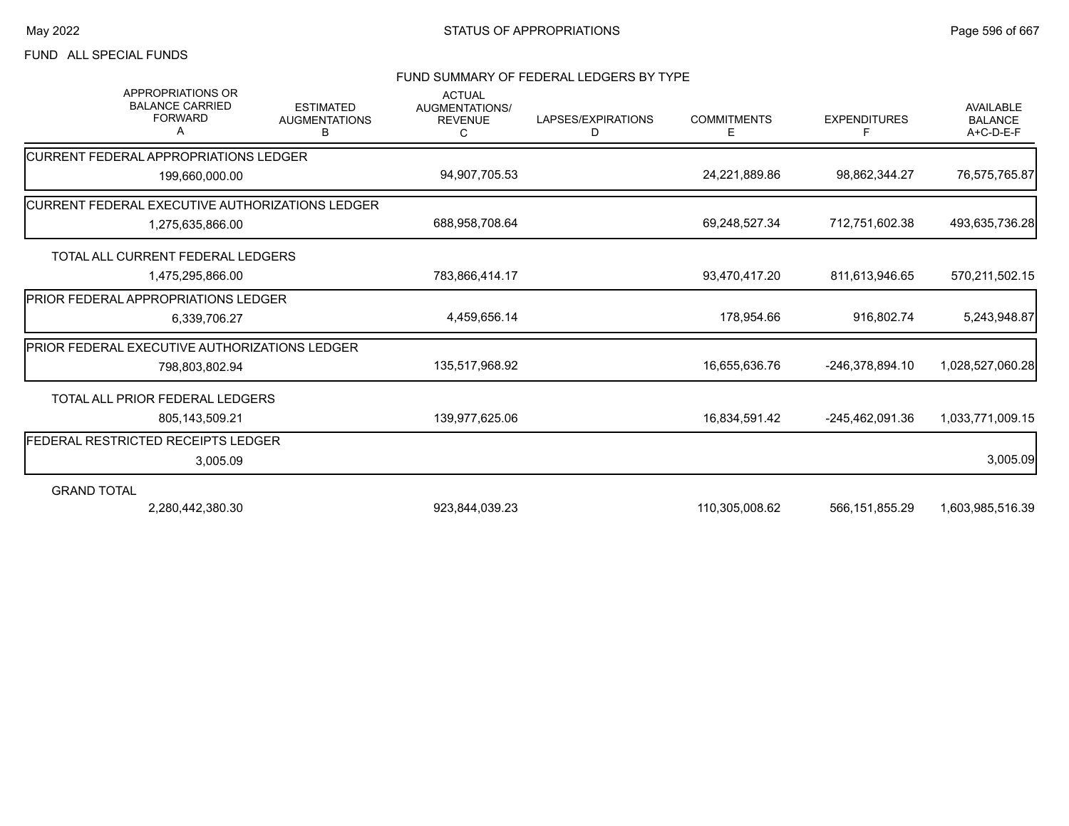FUND ALL SPECIAL FUNDS

## FUND SUMMARY OF FEDERAL LEDGERS BY TYPE

| | APPROPRIATIONS OR BALANCE CARRIED FORWARD A | ESTIMATED AUGMENTATIONS B | ACTUAL AUGMENTATIONS/ REVENUE C | LAPSES/EXPIRATIONS D | COMMITMENTS E | EXPENDITURES F | AVAILABLE BALANCE A+C-D-E-F |
|---|---|---|---|---|---|---|---|
| CURRENT FEDERAL APPROPRIATIONS LEDGER | 199,660,000.00 | | 94,907,705.53 | | 24,221,889.86 | 98,862,344.27 | 76,575,765.87 |
| CURRENT FEDERAL EXECUTIVE AUTHORIZATIONS LEDGER | 1,275,635,866.00 | | 688,958,708.64 | | 69,248,527.34 | 712,751,602.38 | 493,635,736.28 |
| TOTAL ALL CURRENT FEDERAL LEDGERS | 1,475,295,866.00 | | 783,866,414.17 | | 93,470,417.20 | 811,613,946.65 | 570,211,502.15 |
| PRIOR FEDERAL APPROPRIATIONS LEDGER | 6,339,706.27 | | 4,459,656.14 | | 178,954.66 | 916,802.74 | 5,243,948.87 |
| PRIOR FEDERAL EXECUTIVE AUTHORIZATIONS LEDGER | 798,803,802.94 | | 135,517,968.92 | | 16,655,636.76 | -246,378,894.10 | 1,028,527,060.28 |
| TOTAL ALL PRIOR FEDERAL LEDGERS | 805,143,509.21 | | 139,977,625.06 | | 16,834,591.42 | -245,462,091.36 | 1,033,771,009.15 |
| FEDERAL RESTRICTED RECEIPTS LEDGER | 3,005.09 | | | | | | 3,005.09 |
| GRAND TOTAL | 2,280,442,380.30 | | 923,844,039.23 | | 110,305,008.62 | 566,151,855.29 | 1,603,985,516.39 |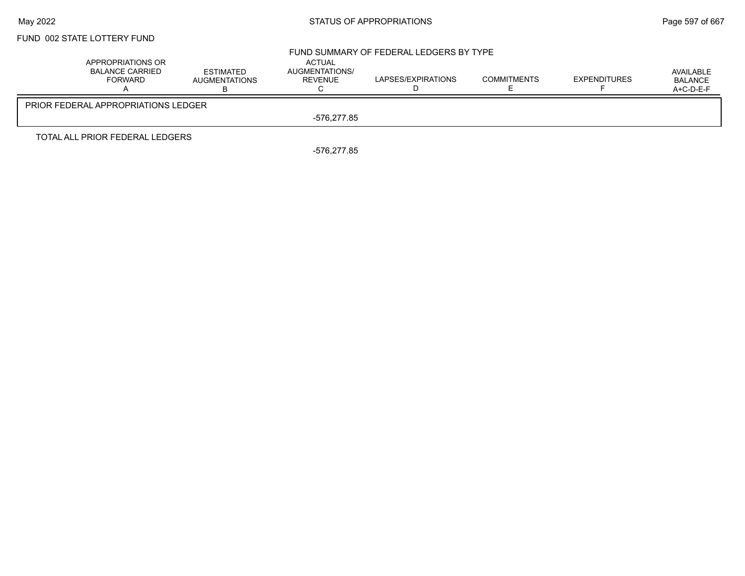FUND 002 STATE LOTTERY FUND

## FUND SUMMARY OF FEDERAL LEDGERS BY TYPE

| | APPROPRIATIONS OR BALANCE CARRIED FORWARD A | ESTIMATED AUGMENTATIONS B | ACTUAL AUGMENTATIONS/ REVENUE C | LAPSES/EXPIRATIONS D | COMMITMENTS E | EXPENDITURES F | AVAILABLE BALANCE A+C-D-E-F |
|---|---|---|---|---|---|---|---|
| PRIOR FEDERAL APPROPRIATIONS LEDGER | | | -576,277.85 | | | | |
| TOTAL ALL PRIOR FEDERAL LEDGERS | | | -576,277.85 | | | | |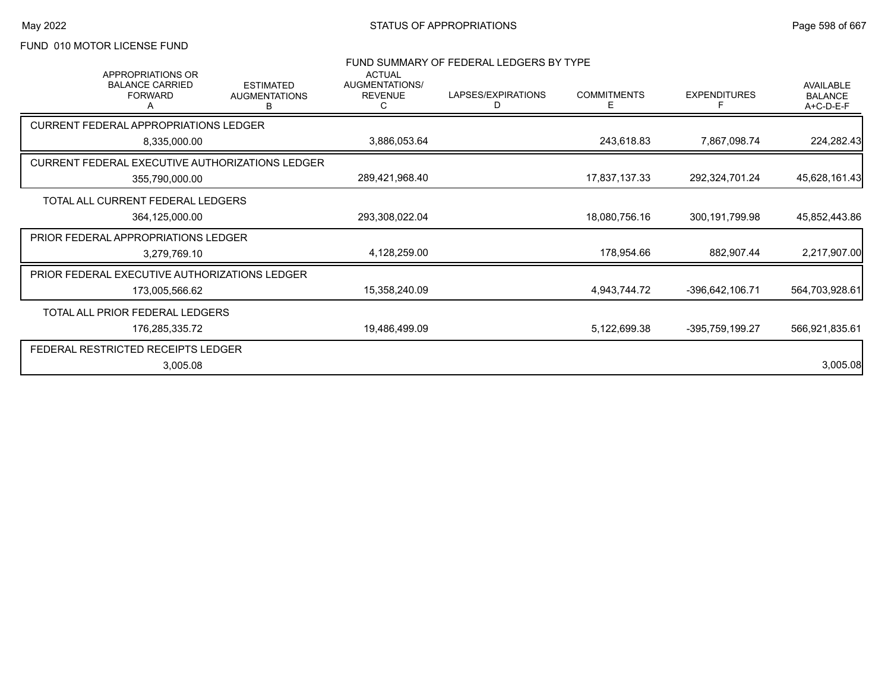FUND 010 MOTOR LICENSE FUND

## FUND SUMMARY OF FEDERAL LEDGERS BY TYPE

| | APPROPRIATIONS OR BALANCE CARRIED FORWARD A | ESTIMATED AUGMENTATIONS B | ACTUAL AUGMENTATIONS/ REVENUE C | LAPSES/EXPIRATIONS D | COMMITMENTS E | EXPENDITURES F | AVAILABLE BALANCE A+C-D-E-F |
|---|---|---|---|---|---|---|---|
| CURRENT FEDERAL APPROPRIATIONS LEDGER | 8,335,000.00 | | 3,886,053.64 | | 243,618.83 | 7,867,098.74 | 224,282.43 |
| CURRENT FEDERAL EXECUTIVE AUTHORIZATIONS LEDGER | 355,790,000.00 | | 289,421,968.40 | | 17,837,137.33 | 292,324,701.24 | 45,628,161.43 |
| TOTAL ALL CURRENT FEDERAL LEDGERS | 364,125,000.00 | | 293,308,022.04 | | 18,080,756.16 | 300,191,799.98 | 45,852,443.86 |
| PRIOR FEDERAL APPROPRIATIONS LEDGER | 3,279,769.10 | | 4,128,259.00 | | 178,954.66 | 882,907.44 | 2,217,907.00 |
| PRIOR FEDERAL EXECUTIVE AUTHORIZATIONS LEDGER | 173,005,566.62 | | 15,358,240.09 | | 4,943,744.72 | -396,642,106.71 | 564,703,928.61 |
| TOTAL ALL PRIOR FEDERAL LEDGERS | 176,285,335.72 | | 19,486,499.09 | | 5,122,699.38 | -395,759,199.27 | 566,921,835.61 |
| FEDERAL RESTRICTED RECEIPTS LEDGER | 3,005.08 | | | | | | 3,005.08 |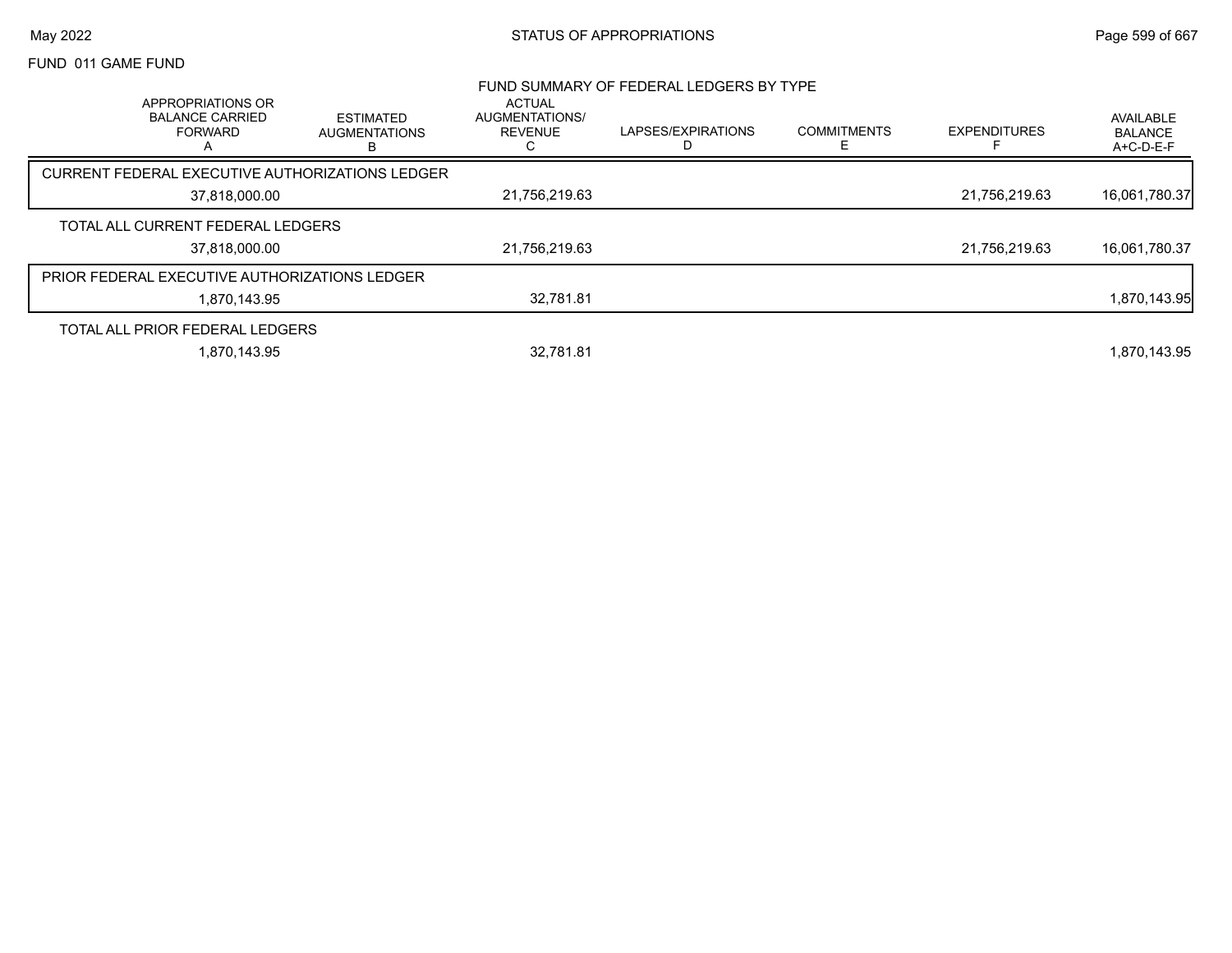FUND 011 GAME FUND

## FUND SUMMARY OF FEDERAL LEDGERS BY TYPE

| APPROPRIATIONS OR BALANCE CARRIED FORWARD A | ESTIMATED AUGMENTATIONS B | ACTUAL AUGMENTATIONS/ REVENUE C | LAPSES/EXPIRATIONS D | COMMITMENTS E | EXPENDITURES F | AVAILABLE BALANCE A+C-D-E-F |
|---|---|---|---|---|---|---|
| CURRENT FEDERAL EXECUTIVE AUTHORIZATIONS LEDGER | | | | | | |
| 37,818,000.00 | | 21,756,219.63 | | | 21,756,219.63 | 16,061,780.37 |
| TOTAL ALL CURRENT FEDERAL LEDGERS | | | | | | |
| 37,818,000.00 | | 21,756,219.63 | | | 21,756,219.63 | 16,061,780.37 |
| PRIOR FEDERAL EXECUTIVE AUTHORIZATIONS LEDGER | | | | | | |
| 1,870,143.95 | | 32,781.81 | | | | 1,870,143.95 |
| TOTAL ALL PRIOR FEDERAL LEDGERS | | | | | | |
| 1,870,143.95 | | 32,781.81 | | | | 1,870,143.95 |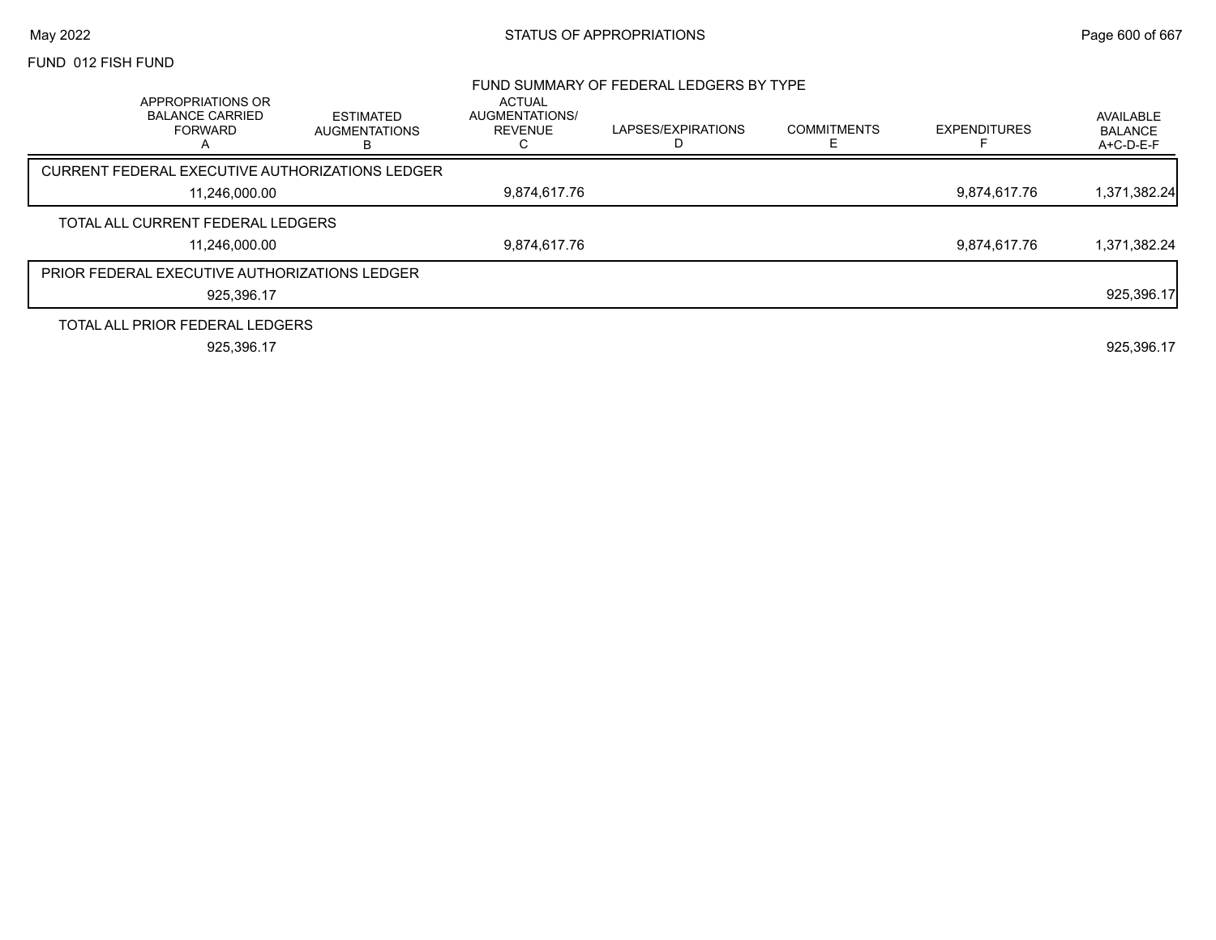FUND 012 FISH FUND

## FUND SUMMARY OF FEDERAL LEDGERS BY TYPE

| APPROPRIATIONS OR BALANCE CARRIED FORWARD A | ESTIMATED AUGMENTATIONS B | ACTUAL AUGMENTATIONS/ REVENUE C | LAPSES/EXPIRATIONS D | COMMITMENTS E | EXPENDITURES F | AVAILABLE BALANCE A+C-D-E-F |
|---|---|---|---|---|---|---|
| CURRENT FEDERAL EXECUTIVE AUTHORIZATIONS LEDGER | | | | | | |
| 11,246,000.00 | | 9,874,617.76 | | | 9,874,617.76 | 1,371,382.24 |
| TOTAL ALL CURRENT FEDERAL LEDGERS | | | | | | |
| 11,246,000.00 | | 9,874,617.76 | | | 9,874,617.76 | 1,371,382.24 |
| PRIOR FEDERAL EXECUTIVE AUTHORIZATIONS LEDGER | | | | | | |
| 925,396.17 | | | | | | 925,396.17 |
| TOTAL ALL PRIOR FEDERAL LEDGERS | | | | | | |
| 925,396.17 | | | | | | 925,396.17 |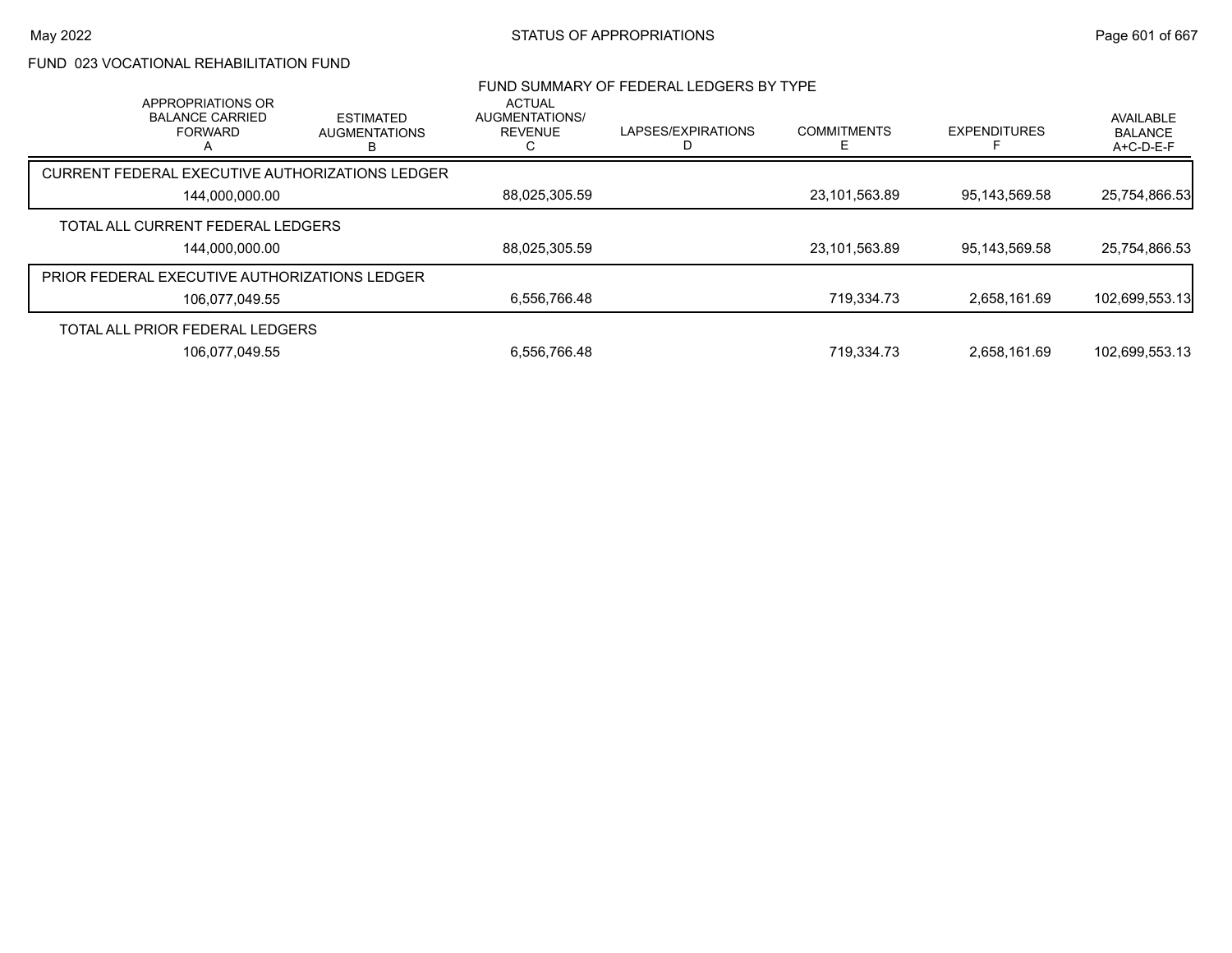## FUND 023 VOCATIONAL REHABILITATION FUND

### FUND SUMMARY OF FEDERAL LEDGERS BY TYPE

| APPROPRIATIONS OR BALANCE CARRIED FORWARD A | ESTIMATED AUGMENTATIONS B | ACTUAL AUGMENTATIONS/ REVENUE C | LAPSES/EXPIRATIONS D | COMMITMENTS E | EXPENDITURES F | AVAILABLE BALANCE A+C-D-E-F |
|---|---|---|---|---|---|---|
| CURRENT FEDERAL EXECUTIVE AUTHORIZATIONS LEDGER | | | | | | |
| 144,000,000.00 | | 88,025,305.59 | | 23,101,563.89 | 95,143,569.58 | 25,754,866.53 |
| TOTAL ALL CURRENT FEDERAL LEDGERS | | | | | | |
| 144,000,000.00 | | 88,025,305.59 | | 23,101,563.89 | 95,143,569.58 | 25,754,866.53 |
| PRIOR FEDERAL EXECUTIVE AUTHORIZATIONS LEDGER | | | | | | |
| 106,077,049.55 | | 6,556,766.48 | | 719,334.73 | 2,658,161.69 | 102,699,553.13 |
| TOTAL ALL PRIOR FEDERAL LEDGERS | | | | | | |
| 106,077,049.55 | | 6,556,766.48 | | 719,334.73 | 2,658,161.69 | 102,699,553.13 |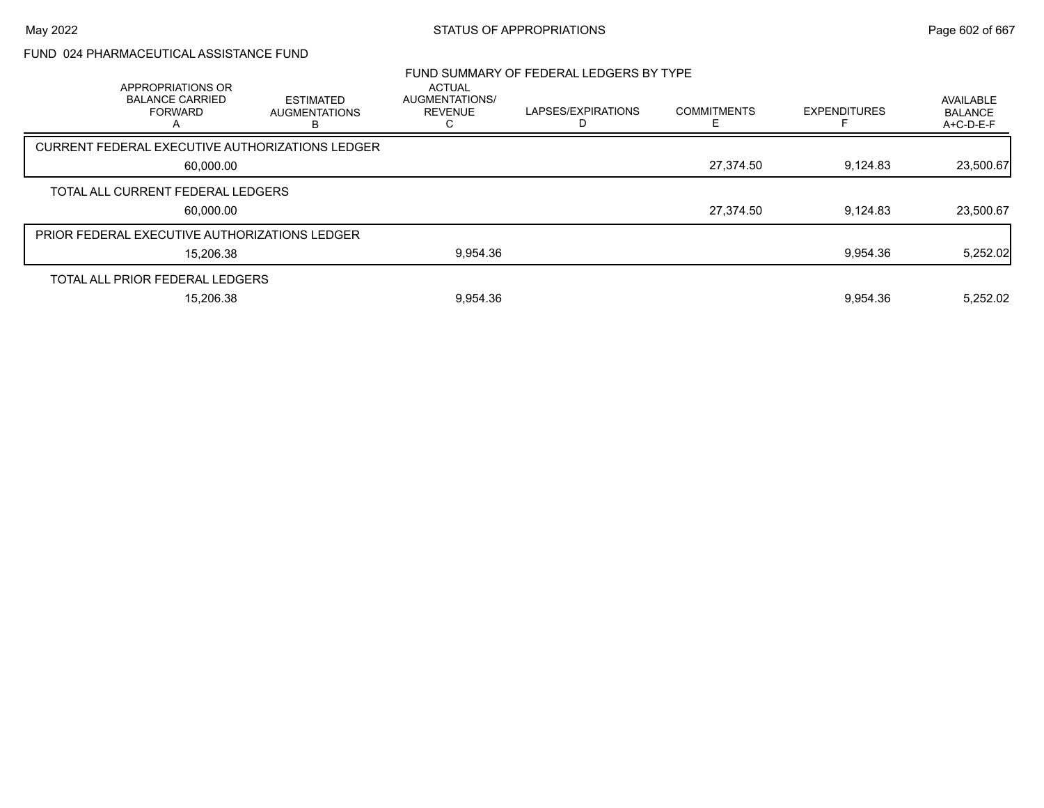STATUS OF APPROPRIATIONS

May 2022

FUND 024 PHARMACEUTICAL ASSISTANCE FUND

FUND SUMMARY OF FEDERAL LEDGERS BY TYPE

| | APPROPRIATIONS OR BALANCE CARRIED FORWARD A | ESTIMATED AUGMENTATIONS B | ACTUAL AUGMENTATIONS/ REVENUE C | LAPSES/EXPIRATIONS D | COMMITMENTS E | EXPENDITURES F | AVAILABLE BALANCE A+C-D-E-F |
|---|---|---|---|---|---|---|---|
| CURRENT FEDERAL EXECUTIVE AUTHORIZATIONS LEDGER | 60,000.00 | | | | 27,374.50 | 9,124.83 | 23,500.67 |
| TOTAL ALL CURRENT FEDERAL LEDGERS | 60,000.00 | | | | 27,374.50 | 9,124.83 | 23,500.67 |
| PRIOR FEDERAL EXECUTIVE AUTHORIZATIONS LEDGER | 15,206.38 | | 9,954.36 | | | 9,954.36 | 5,252.02 |
| TOTAL ALL PRIOR FEDERAL LEDGERS | 15,206.38 | | 9,954.36 | | | 9,954.36 | 5,252.02 |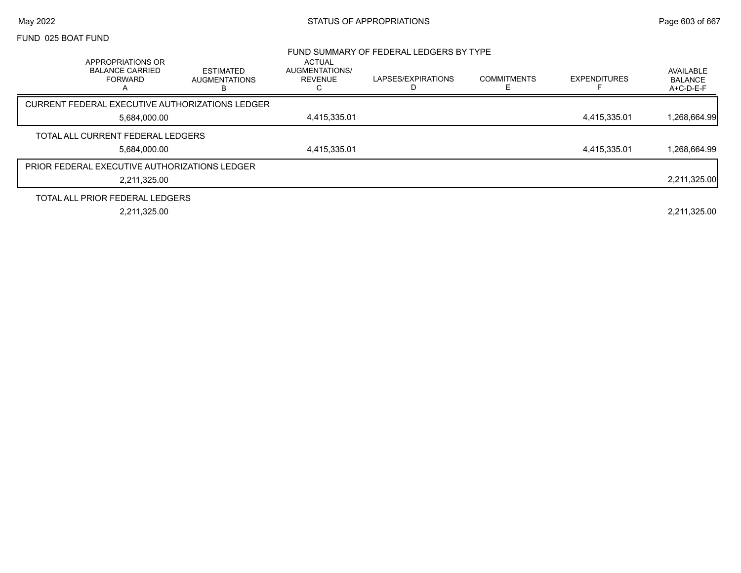FUND 025 BOAT FUND

## FUND SUMMARY OF FEDERAL LEDGERS BY TYPE

| APPROPRIATIONS OR BALANCE CARRIED FORWARD A | ESTIMATED AUGMENTATIONS B | ACTUAL AUGMENTATIONS/ REVENUE C | LAPSES/EXPIRATIONS D | COMMITMENTS E | EXPENDITURES F | AVAILABLE BALANCE A+C-D-E-F |
|---|---|---|---|---|---|---|
| CURRENT FEDERAL EXECUTIVE AUTHORIZATIONS LEDGER | | | | | | |
| 5,684,000.00 | | 4,415,335.01 | | | 4,415,335.01 | 1,268,664.99 |
| TOTAL ALL CURRENT FEDERAL LEDGERS | | | | | | |
| 5,684,000.00 | | 4,415,335.01 | | | 4,415,335.01 | 1,268,664.99 |
| PRIOR FEDERAL EXECUTIVE AUTHORIZATIONS LEDGER | | | | | | |
| 2,211,325.00 | | | | | | 2,211,325.00 |
| TOTAL ALL PRIOR FEDERAL LEDGERS | | | | | | |
| 2,211,325.00 | | | | | | 2,211,325.00 |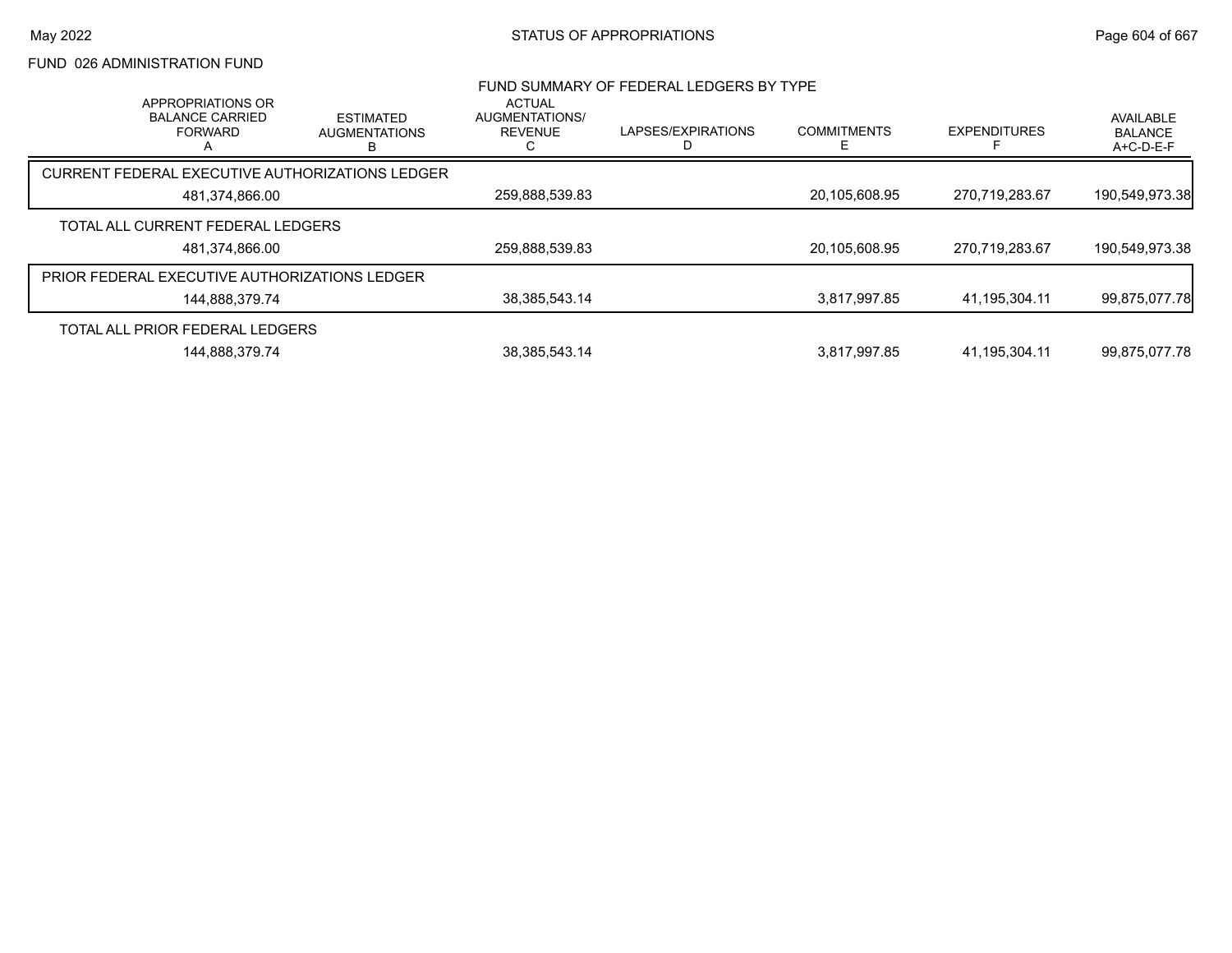FUND 026 ADMINISTRATION FUND

FUND SUMMARY OF FEDERAL LEDGERS BY TYPE

| | APPROPRIATIONS OR BALANCE CARRIED FORWARD A | ESTIMATED AUGMENTATIONS B | ACTUAL AUGMENTATIONS/ REVENUE C | LAPSES/EXPIRATIONS D | COMMITMENTS E | EXPENDITURES F | AVAILABLE BALANCE A+C-D-E-F |
|---|---|---|---|---|---|---|---|
| CURRENT FEDERAL EXECUTIVE AUTHORIZATIONS LEDGER | 481,374,866.00 | | 259,888,539.83 | | 20,105,608.95 | 270,719,283.67 | 190,549,973.38 |
| TOTAL ALL CURRENT FEDERAL LEDGERS | 481,374,866.00 | | 259,888,539.83 | | 20,105,608.95 | 270,719,283.67 | 190,549,973.38 |
| PRIOR FEDERAL EXECUTIVE AUTHORIZATIONS LEDGER | 144,888,379.74 | | 38,385,543.14 | | 3,817,997.85 | 41,195,304.11 | 99,875,077.78 |
| TOTAL ALL PRIOR FEDERAL LEDGERS | 144,888,379.74 | | 38,385,543.14 | | 3,817,997.85 | 41,195,304.11 | 99,875,077.78 |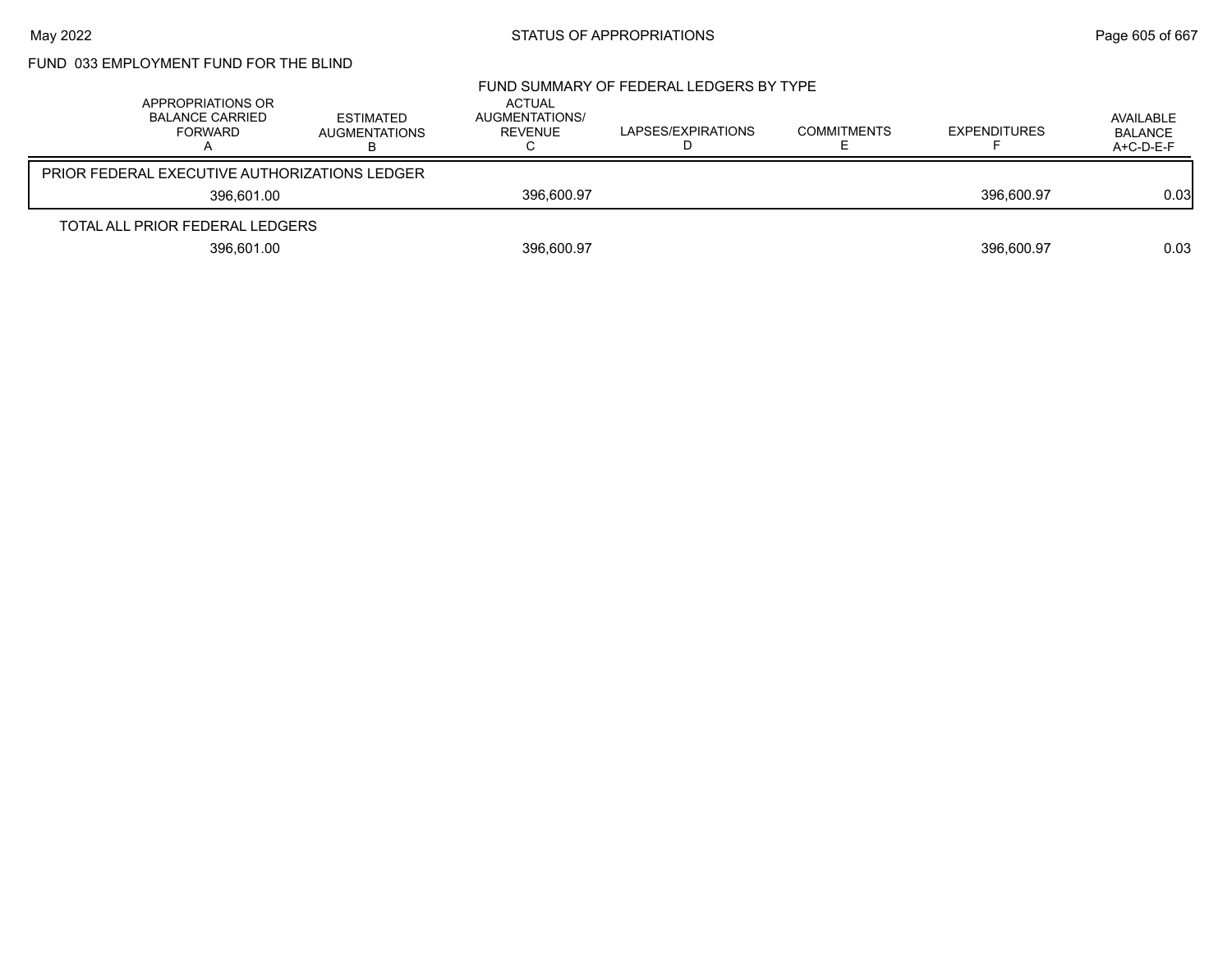# FUND 033 EMPLOYMENT FUND FOR THE BLIND

## FUND SUMMARY OF FEDERAL LEDGERS BY TYPE

| | APPROPRIATIONS OR BALANCE CARRIED FORWARD A | ESTIMATED AUGMENTATIONS B | ACTUAL AUGMENTATIONS/ REVENUE C | LAPSES/EXPIRATIONS D | COMMITMENTS E | EXPENDITURES F | AVAILABLE BALANCE A+C-D-E-F |
|---|---|---|---|---|---|---|---|
| PRIOR FEDERAL EXECUTIVE AUTHORIZATIONS LEDGER | 396,601.00 | | 396,600.97 | | | 396,600.97 | 0.03 |
| TOTAL ALL PRIOR FEDERAL LEDGERS | 396,601.00 | | 396,600.97 | | | 396,600.97 | 0.03 |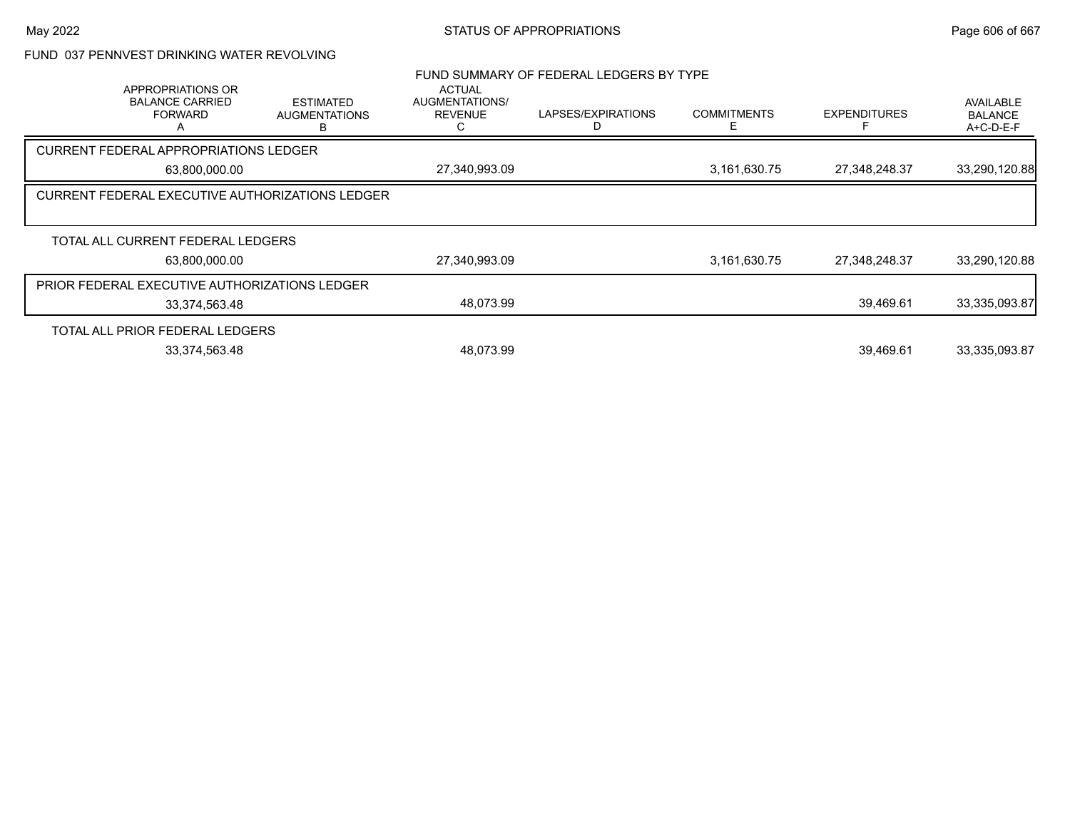FUND 037 PENNVEST DRINKING WATER REVOLVING

FUND SUMMARY OF FEDERAL LEDGERS BY TYPE

| APPROPRIATIONS OR BALANCE CARRIED FORWARD A | ESTIMATED AUGMENTATIONS B | ACTUAL AUGMENTATIONS/ REVENUE C | LAPSES/EXPIRATIONS D | COMMITMENTS E | EXPENDITURES F | AVAILABLE BALANCE A+C-D-E-F |
|---|---|---|---|---|---|---|
| **CURRENT FEDERAL APPROPRIATIONS LEDGER** | | | | | | |
| 63,800,000.00 | | 27,340,993.09 | | 3,161,630.75 | 27,348,248.37 | 33,290,120.88 |
| **CURRENT FEDERAL EXECUTIVE AUTHORIZATIONS LEDGER** | | | | | | |
| **TOTAL ALL CURRENT FEDERAL LEDGERS** | | | | | | |
| 63,800,000.00 | | 27,340,993.09 | | 3,161,630.75 | 27,348,248.37 | 33,290,120.88 |
| **PRIOR FEDERAL EXECUTIVE AUTHORIZATIONS LEDGER** | | | | | | |
| 33,374,563.48 | | 48,073.99 | | | 39,469.61 | 33,335,093.87 |
| **TOTAL ALL PRIOR FEDERAL LEDGERS** | | | | | | |
| 33,374,563.48 | | 48,073.99 | | | 39,469.61 | 33,335,093.87 |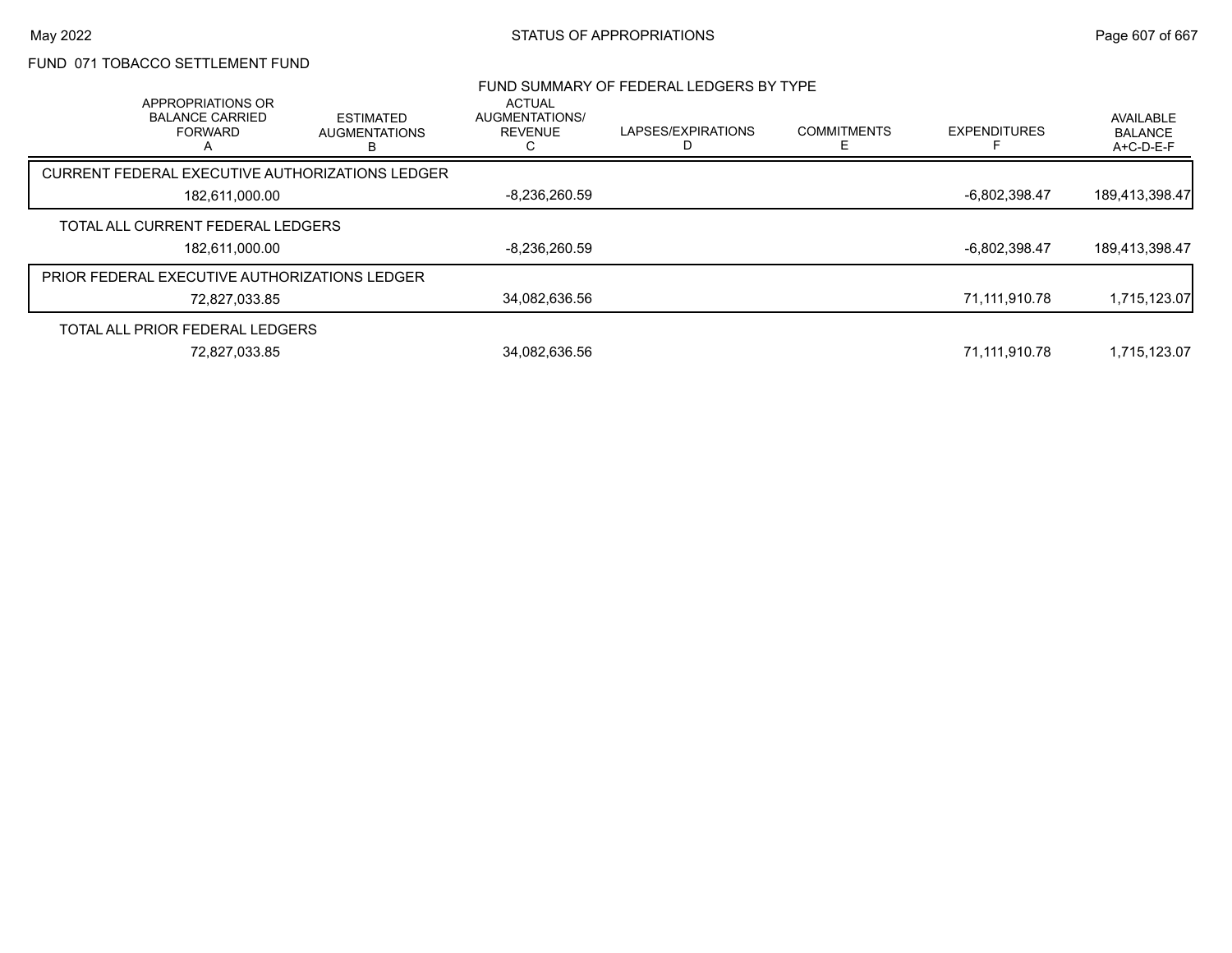FUND 071 TOBACCO SETTLEMENT FUND

## FUND SUMMARY OF FEDERAL LEDGERS BY TYPE

| APPROPRIATIONS OR BALANCE CARRIED FORWARD A | ESTIMATED AUGMENTATIONS B | ACTUAL AUGMENTATIONS/ REVENUE C | LAPSES/EXPIRATIONS D | COMMITMENTS E | EXPENDITURES F | AVAILABLE BALANCE A+C-D-E-F |
|---|---|---|---|---|---|---|
| CURRENT FEDERAL EXECUTIVE AUTHORIZATIONS LEDGER | | | | | | |
| 182,611,000.00 | | -8,236,260.59 | | | -6,802,398.47 | 189,413,398.47 |
| TOTAL ALL CURRENT FEDERAL LEDGERS | | | | | | |
| 182,611,000.00 | | -8,236,260.59 | | | -6,802,398.47 | 189,413,398.47 |
| PRIOR FEDERAL EXECUTIVE AUTHORIZATIONS LEDGER | | | | | | |
| 72,827,033.85 | | 34,082,636.56 | | | 71,111,910.78 | 1,715,123.07 |
| TOTAL ALL PRIOR FEDERAL LEDGERS | | | | | | |
| 72,827,033.85 | | 34,082,636.56 | | | 71,111,910.78 | 1,715,123.07 |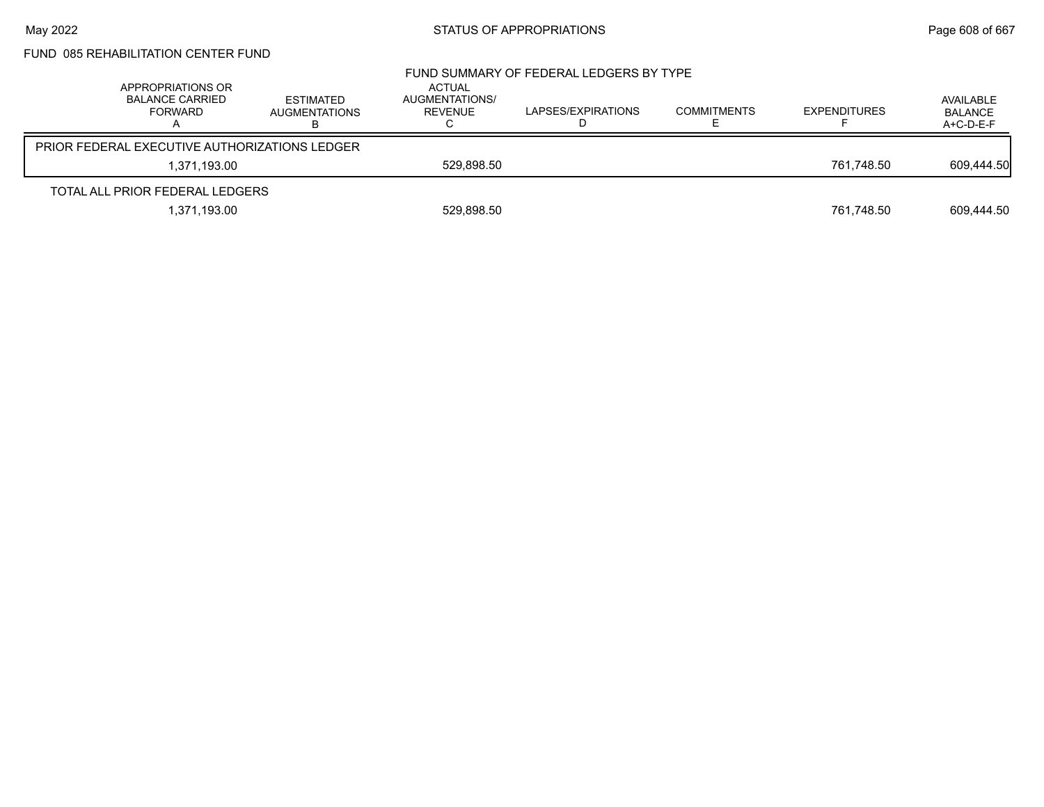FUND 085 REHABILITATION CENTER FUND

## FUND SUMMARY OF FEDERAL LEDGERS BY TYPE

| | APPROPRIATIONS OR BALANCE CARRIED FORWARD A | ESTIMATED AUGMENTATIONS B | ACTUAL AUGMENTATIONS/ REVENUE C | LAPSES/EXPIRATIONS D | COMMITMENTS E | EXPENDITURES F | AVAILABLE BALANCE A+C-D-E-F |
|---|---|---|---|---|---|---|---|
| PRIOR FEDERAL EXECUTIVE AUTHORIZATIONS LEDGER | | | | | | | |
| | 1,371,193.00 | | 529,898.50 | | | 761,748.50 | 609,444.50 |
| TOTAL ALL PRIOR FEDERAL LEDGERS | | | | | | | |
| | 1,371,193.00 | | 529,898.50 | | | 761,748.50 | 609,444.50 |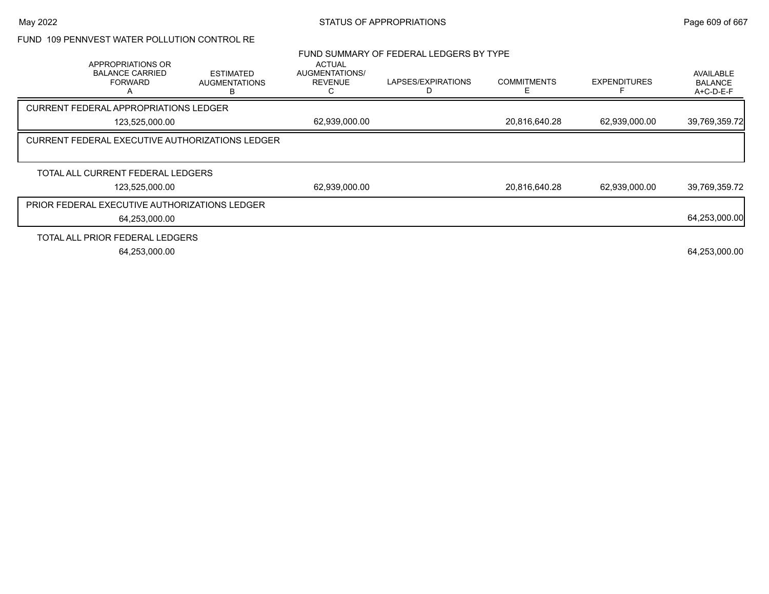FUND 109 PENNVEST WATER POLLUTION CONTROL RE

## FUND SUMMARY OF FEDERAL LEDGERS BY TYPE

| APPROPRIATIONS OR BALANCE CARRIED FORWARD A | ESTIMATED AUGMENTATIONS B | ACTUAL AUGMENTATIONS/ REVENUE C | LAPSES/EXPIRATIONS D | COMMITMENTS E | EXPENDITURES F | AVAILABLE BALANCE A+C-D-E-F |
|---|---|---|---|---|---|---|
| **CURRENT FEDERAL APPROPRIATIONS LEDGER** | | | | | | |
| 123,525,000.00 | | 62,939,000.00 | | 20,816,640.28 | 62,939,000.00 | 39,769,359.72 |
| **CURRENT FEDERAL EXECUTIVE AUTHORIZATIONS LEDGER** | | | | | | |
| **TOTAL ALL CURRENT FEDERAL LEDGERS** | | | | | | |
| 123,525,000.00 | | 62,939,000.00 | | 20,816,640.28 | 62,939,000.00 | 39,769,359.72 |
| **PRIOR FEDERAL EXECUTIVE AUTHORIZATIONS LEDGER** | | | | | | |
| 64,253,000.00 | | | | | | 64,253,000.00 |
| **TOTAL ALL PRIOR FEDERAL LEDGERS** | | | | | | |
| 64,253,000.00 | | | | | | 64,253,000.00 |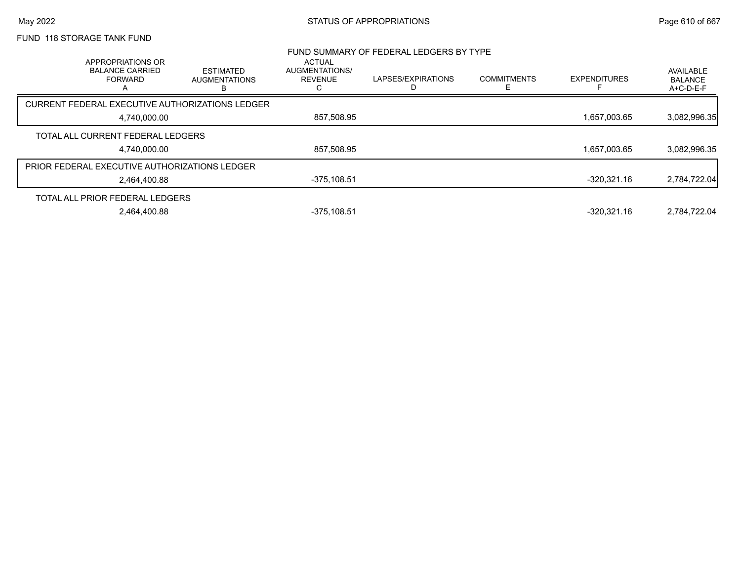FUND 118 STORAGE TANK FUND

## FUND SUMMARY OF FEDERAL LEDGERS BY TYPE

| | APPROPRIATIONS OR BALANCE CARRIED FORWARD A | ESTIMATED AUGMENTATIONS B | ACTUAL AUGMENTATIONS/ REVENUE C | LAPSES/EXPIRATIONS D | COMMITMENTS E | EXPENDITURES F | AVAILABLE BALANCE A+C-D-E-F |
|---|---|---|---|---|---|---|---|
| CURRENT FEDERAL EXECUTIVE AUTHORIZATIONS LEDGER | 4,740,000.00 | | 857,508.95 | | | 1,657,003.65 | 3,082,996.35 |
| TOTAL ALL CURRENT FEDERAL LEDGERS | 4,740,000.00 | | 857,508.95 | | | 1,657,003.65 | 3,082,996.35 |
| PRIOR FEDERAL EXECUTIVE AUTHORIZATIONS LEDGER | 2,464,400.88 | | -375,108.51 | | | -320,321.16 | 2,784,722.04 |
| TOTAL ALL PRIOR FEDERAL LEDGERS | 2,464,400.88 | | -375,108.51 | | | -320,321.16 | 2,784,722.04 |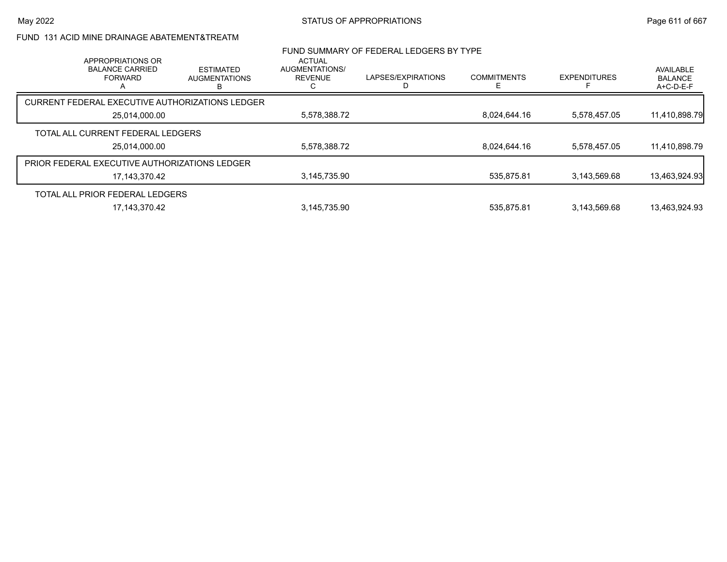FUND 131 ACID MINE DRAINAGE ABATEMENT&TREATM

FUND SUMMARY OF FEDERAL LEDGERS BY TYPE

| | APPROPRIATIONS OR BALANCE CARRIED FORWARD A | ESTIMATED AUGMENTATIONS B | ACTUAL AUGMENTATIONS/ REVENUE C | LAPSES/EXPIRATIONS D | COMMITMENTS E | EXPENDITURES F | AVAILABLE BALANCE A+C-D-E-F |
|---|---|---|---|---|---|---|---|
| CURRENT FEDERAL EXECUTIVE AUTHORIZATIONS LEDGER | 25,014,000.00 | | 5,578,388.72 | | 8,024,644.16 | 5,578,457.05 | 11,410,898.79 |
| TOTAL ALL CURRENT FEDERAL LEDGERS | 25,014,000.00 | | 5,578,388.72 | | 8,024,644.16 | 5,578,457.05 | 11,410,898.79 |
| PRIOR FEDERAL EXECUTIVE AUTHORIZATIONS LEDGER | 17,143,370.42 | | 3,145,735.90 | | 535,875.81 | 3,143,569.68 | 13,463,924.93 |
| TOTAL ALL PRIOR FEDERAL LEDGERS | 17,143,370.42 | | 3,145,735.90 | | 535,875.81 | 3,143,569.68 | 13,463,924.93 |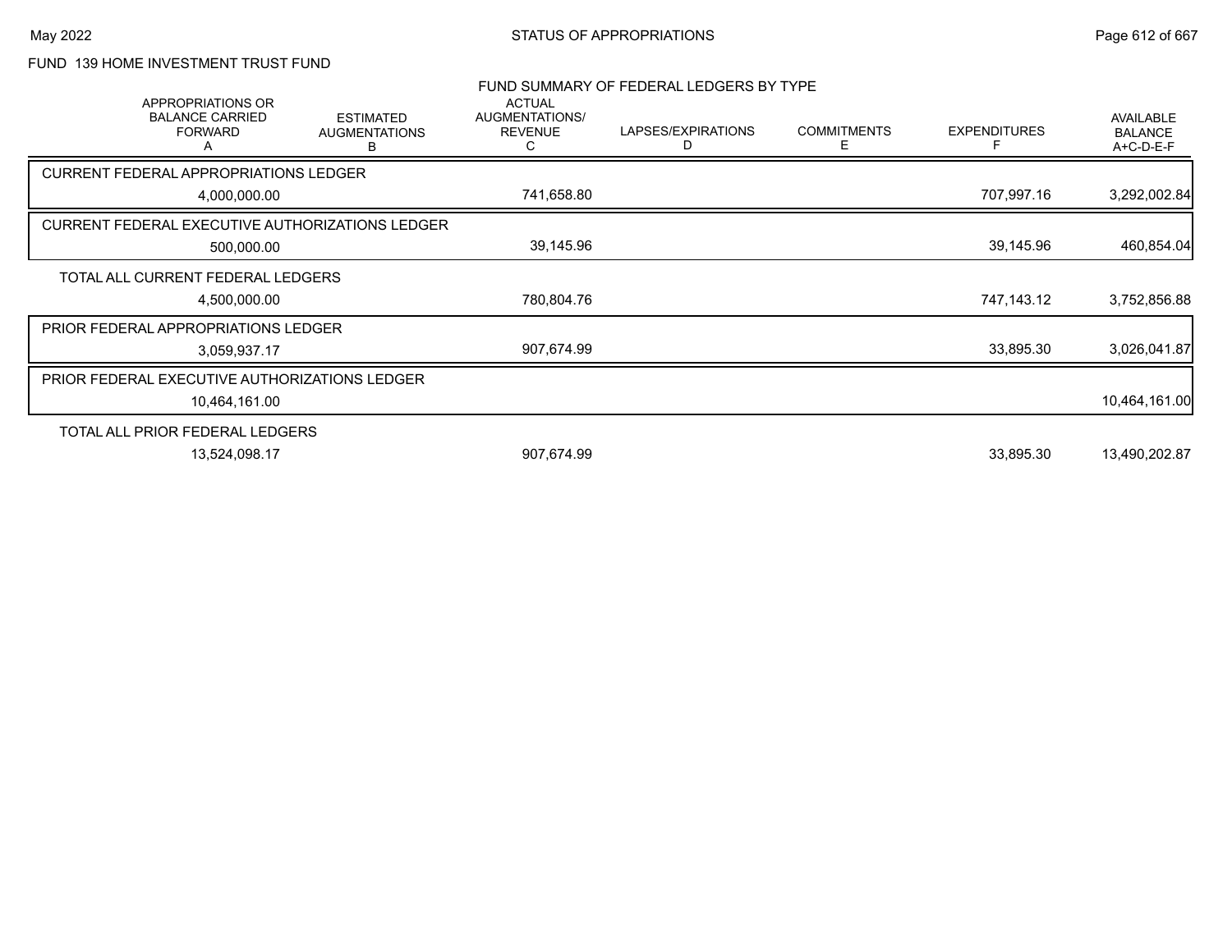STATUS OF APPROPRIATIONS

FUND 139 HOME INVESTMENT TRUST FUND

FUND SUMMARY OF FEDERAL LEDGERS BY TYPE

| | APPROPRIATIONS OR BALANCE CARRIED FORWARD A | ESTIMATED AUGMENTATIONS B | ACTUAL AUGMENTATIONS/ REVENUE C | LAPSES/EXPIRATIONS D | COMMITMENTS E | EXPENDITURES F | AVAILABLE BALANCE A+C-D-E-F |
|---|---|---|---|---|---|---|---|
| CURRENT FEDERAL APPROPRIATIONS LEDGER | 4,000,000.00 | | 741,658.80 | | | 707,997.16 | 3,292,002.84 |
| CURRENT FEDERAL EXECUTIVE AUTHORIZATIONS LEDGER | 500,000.00 | | 39,145.96 | | | 39,145.96 | 460,854.04 |
| TOTAL ALL CURRENT FEDERAL LEDGERS | 4,500,000.00 | | 780,804.76 | | | 747,143.12 | 3,752,856.88 |
| PRIOR FEDERAL APPROPRIATIONS LEDGER | 3,059,937.17 | | 907,674.99 | | | 33,895.30 | 3,026,041.87 |
| PRIOR FEDERAL EXECUTIVE AUTHORIZATIONS LEDGER | 10,464,161.00 | | | | | | 10,464,161.00 |
| TOTAL ALL PRIOR FEDERAL LEDGERS | 13,524,098.17 | | 907,674.99 | | | 33,895.30 | 13,490,202.87 |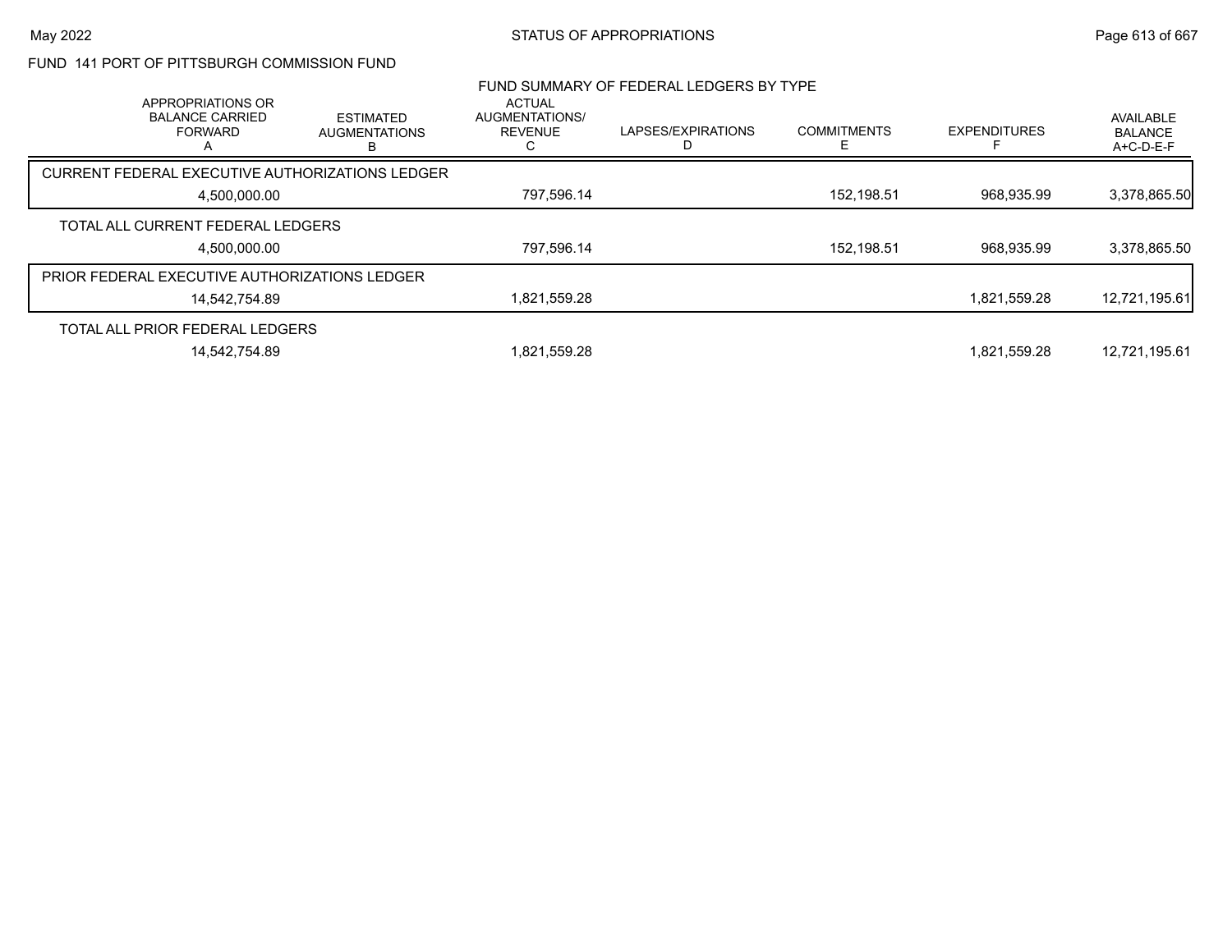FUND 141 PORT OF PITTSBURGH COMMISSION FUND

## FUND SUMMARY OF FEDERAL LEDGERS BY TYPE

| APPROPRIATIONS OR BALANCE CARRIED FORWARD A | ESTIMATED AUGMENTATIONS B | ACTUAL AUGMENTATIONS/ REVENUE C | LAPSES/EXPIRATIONS D | COMMITMENTS E | EXPENDITURES F | AVAILABLE BALANCE A+C-D-E-F |
|---|---|---|---|---|---|---|
| CURRENT FEDERAL EXECUTIVE AUTHORIZATIONS LEDGER | | | | | | |
| 4,500,000.00 | | 797,596.14 | | 152,198.51 | 968,935.99 | 3,378,865.50 |
| TOTAL ALL CURRENT FEDERAL LEDGERS | | | | | | |
| 4,500,000.00 | | 797,596.14 | | 152,198.51 | 968,935.99 | 3,378,865.50 |
| PRIOR FEDERAL EXECUTIVE AUTHORIZATIONS LEDGER | | | | | | |
| 14,542,754.89 | | 1,821,559.28 | | | 1,821,559.28 | 12,721,195.61 |
| TOTAL ALL PRIOR FEDERAL LEDGERS | | | | | | |
| 14,542,754.89 | | 1,821,559.28 | | | 1,821,559.28 | 12,721,195.61 |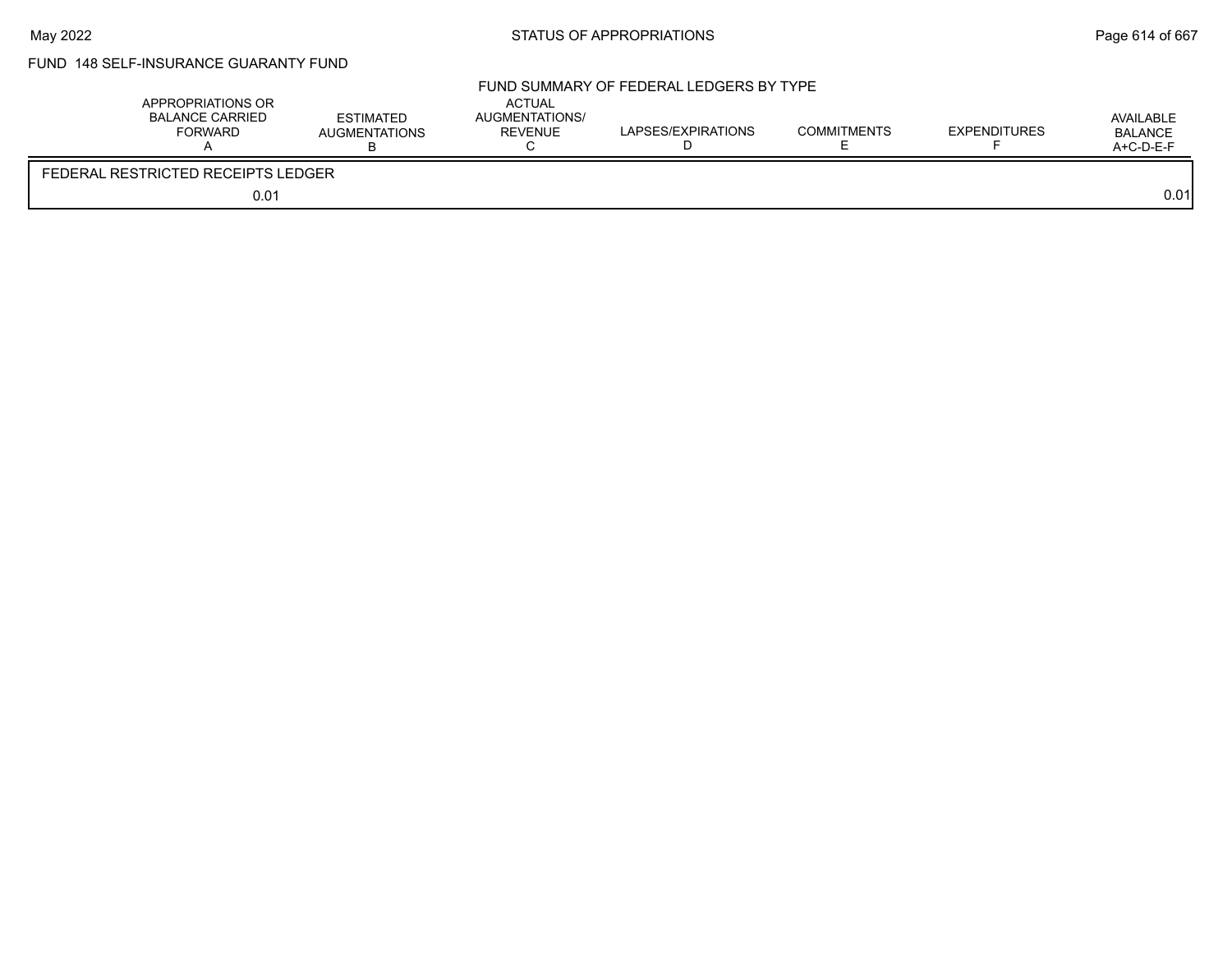FUND 148 SELF-INSURANCE GUARANTY FUND

FUND SUMMARY OF FEDERAL LEDGERS BY TYPE

| APPROPRIATIONS OR BALANCE CARRIED FORWARD A | ESTIMATED AUGMENTATIONS B | ACTUAL AUGMENTATIONS/ REVENUE C | LAPSES/EXPIRATIONS D | COMMITMENTS E | EXPENDITURES F | AVAILABLE BALANCE A+C-D-E-F |
|---|---|---|---|---|---|---|
| FEDERAL RESTRICTED RECEIPTS LEDGER | | | | | | |
| 0.01 | | | | | | 0.01 |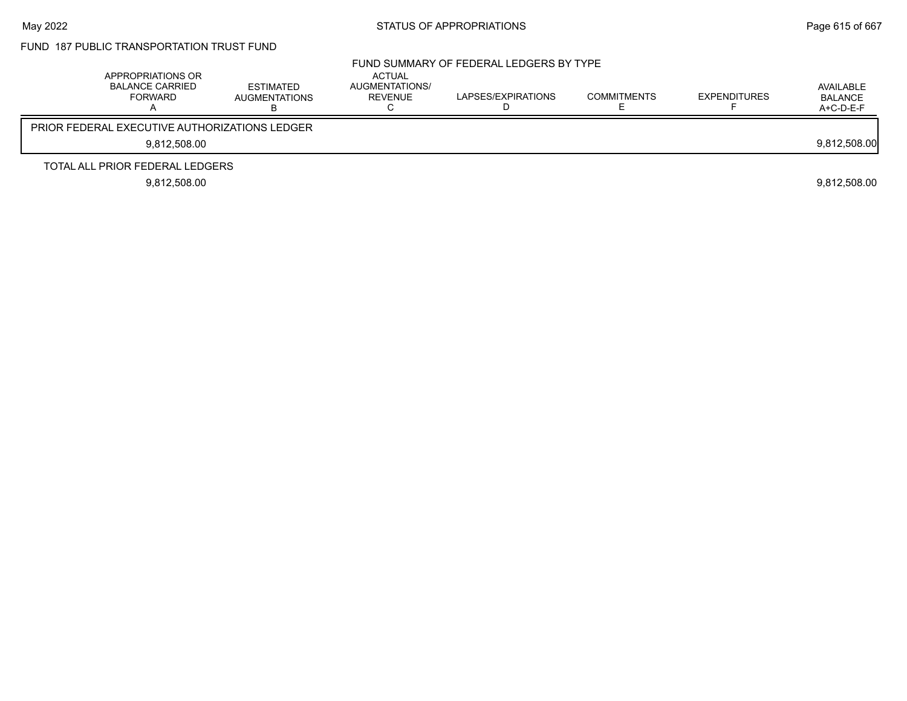FUND 187 PUBLIC TRANSPORTATION TRUST FUND

FUND SUMMARY OF FEDERAL LEDGERS BY TYPE

| APPROPRIATIONS OR BALANCE CARRIED FORWARD A | ESTIMATED AUGMENTATIONS B | ACTUAL AUGMENTATIONS/ REVENUE C | LAPSES/EXPIRATIONS D | COMMITMENTS E | EXPENDITURES F | AVAILABLE BALANCE A+C-D-E-F |
|---|---|---|---|---|---|---|
| PRIOR FEDERAL EXECUTIVE AUTHORIZATIONS LEDGER | | | | | | |
| 9,812,508.00 | | | | | | 9,812,508.00 |
| TOTAL ALL PRIOR FEDERAL LEDGERS | | | | | | |
| 9,812,508.00 | | | | | | 9,812,508.00 |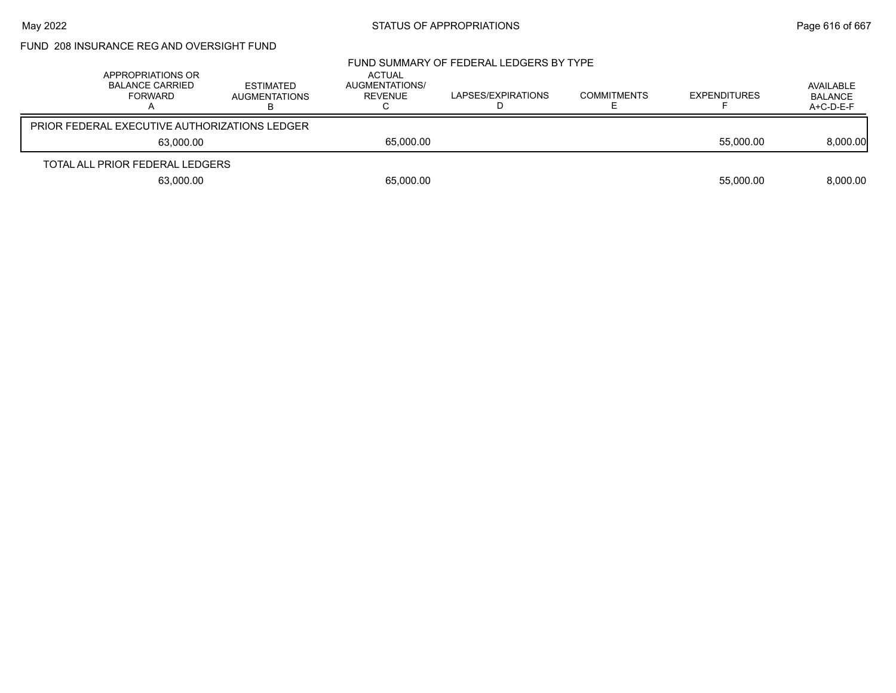FUND 208 INSURANCE REG AND OVERSIGHT FUND

## FUND SUMMARY OF FEDERAL LEDGERS BY TYPE

| | APPROPRIATIONS OR BALANCE CARRIED FORWARD A | ESTIMATED AUGMENTATIONS B | ACTUAL AUGMENTATIONS/ REVENUE C | LAPSES/EXPIRATIONS D | COMMITMENTS E | EXPENDITURES F | AVAILABLE BALANCE A+C-D-E-F |
|---|---|---|---|---|---|---|---|
| PRIOR FEDERAL EXECUTIVE AUTHORIZATIONS LEDGER | 63,000.00 | | 65,000.00 | | | 55,000.00 | 8,000.00 |
| TOTAL ALL PRIOR FEDERAL LEDGERS | 63,000.00 | | 65,000.00 | | | 55,000.00 | 8,000.00 |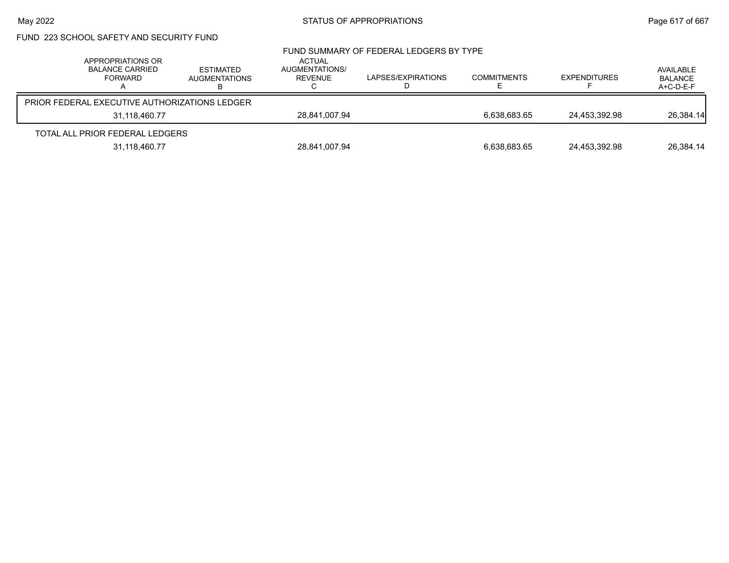FUND 223 SCHOOL SAFETY AND SECURITY FUND

FUND SUMMARY OF FEDERAL LEDGERS BY TYPE

| | APPROPRIATIONS OR BALANCE CARRIED FORWARD A | ESTIMATED AUGMENTATIONS B | ACTUAL AUGMENTATIONS/ REVENUE C | LAPSES/EXPIRATIONS D | COMMITMENTS E | EXPENDITURES F | AVAILABLE BALANCE A+C-D-E-F |
|---|---|---|---|---|---|---|---|
| PRIOR FEDERAL EXECUTIVE AUTHORIZATIONS LEDGER | 31,118,460.77 | | 28,841,007.94 | | 6,638,683.65 | 24,453,392.98 | 26,384.14 |
| TOTAL ALL PRIOR FEDERAL LEDGERS | 31,118,460.77 | | 28,841,007.94 | | 6,638,683.65 | 24,453,392.98 | 26,384.14 |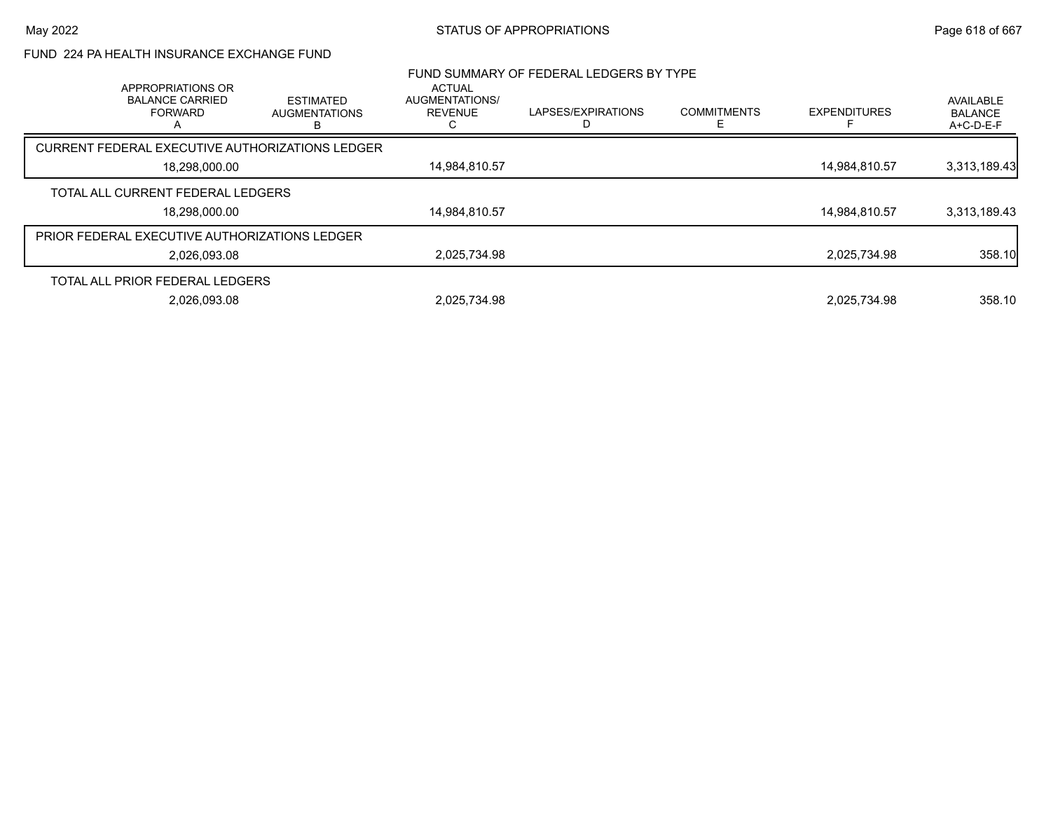FUND 224 PA HEALTH INSURANCE EXCHANGE FUND

## FUND SUMMARY OF FEDERAL LEDGERS BY TYPE

| | APPROPRIATIONS OR BALANCE CARRIED FORWARD A | ESTIMATED AUGMENTATIONS B | ACTUAL AUGMENTATIONS/ REVENUE C | LAPSES/EXPIRATIONS D | COMMITMENTS E | EXPENDITURES F | AVAILABLE BALANCE A+C-D-E-F |
|---|---|---|---|---|---|---|---|
| CURRENT FEDERAL EXECUTIVE AUTHORIZATIONS LEDGER | 18,298,000.00 | | 14,984,810.57 | | | 14,984,810.57 | 3,313,189.43 |
| TOTAL ALL CURRENT FEDERAL LEDGERS | 18,298,000.00 | | 14,984,810.57 | | | 14,984,810.57 | 3,313,189.43 |
| PRIOR FEDERAL EXECUTIVE AUTHORIZATIONS LEDGER | 2,026,093.08 | | 2,025,734.98 | | | 2,025,734.98 | 358.10 |
| TOTAL ALL PRIOR FEDERAL LEDGERS | 2,026,093.08 | | 2,025,734.98 | | | 2,025,734.98 | 358.10 |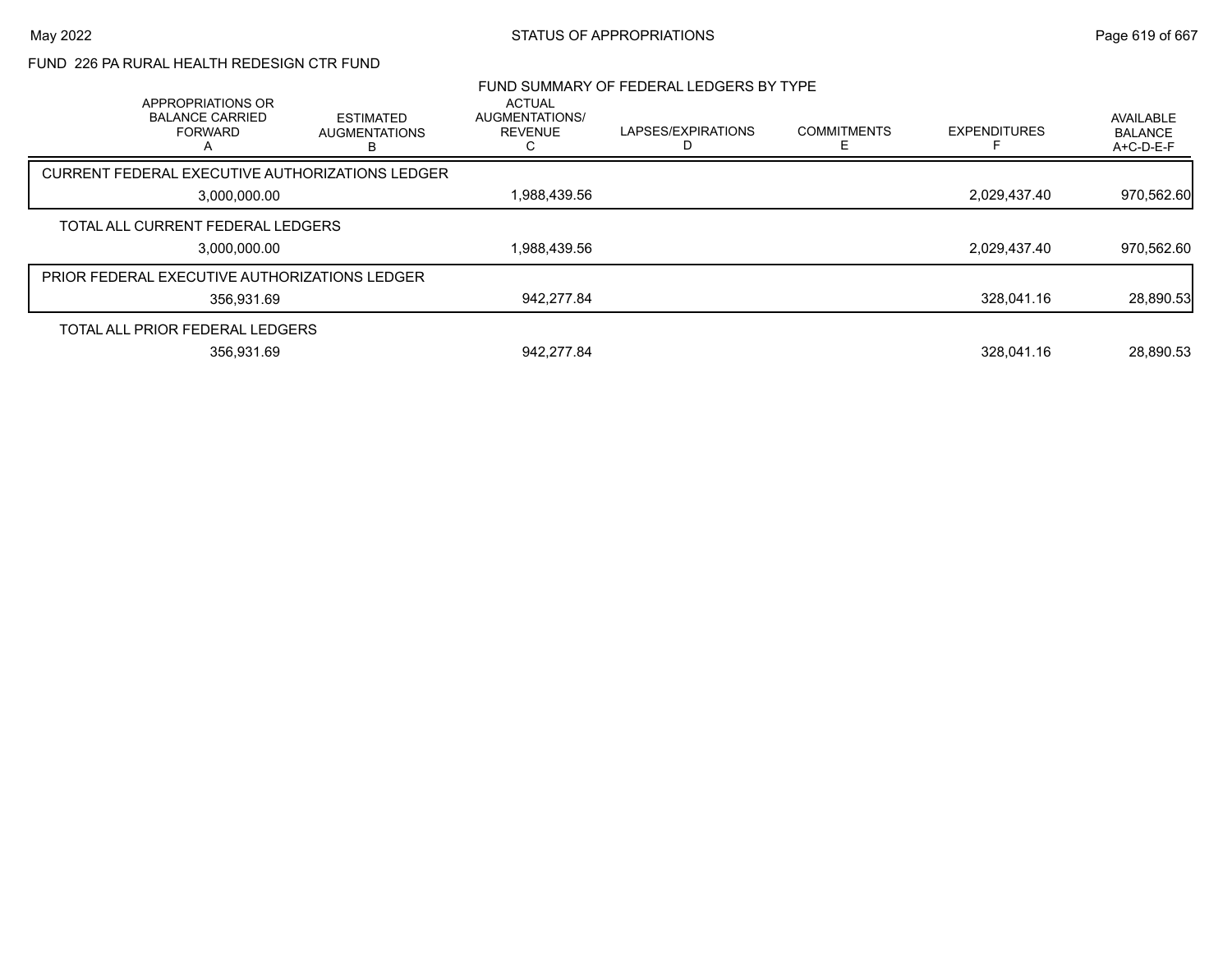# FUND 226 PA RURAL HEALTH REDESIGN CTR FUND

## FUND SUMMARY OF FEDERAL LEDGERS BY TYPE

| | APPROPRIATIONS OR BALANCE CARRIED FORWARD A | ESTIMATED AUGMENTATIONS B | ACTUAL AUGMENTATIONS/ REVENUE C | LAPSES/EXPIRATIONS D | COMMITMENTS E | EXPENDITURES F | AVAILABLE BALANCE A+C-D-E-F |
|---|---|---|---|---|---|---|---|
| CURRENT FEDERAL EXECUTIVE AUTHORIZATIONS LEDGER | 3,000,000.00 | | 1,988,439.56 | | | 2,029,437.40 | 970,562.60 |
| TOTAL ALL CURRENT FEDERAL LEDGERS | 3,000,000.00 | | 1,988,439.56 | | | 2,029,437.40 | 970,562.60 |
| PRIOR FEDERAL EXECUTIVE AUTHORIZATIONS LEDGER | 356,931.69 | | 942,277.84 | | | 328,041.16 | 28,890.53 |
| TOTAL ALL PRIOR FEDERAL LEDGERS | 356,931.69 | | 942,277.84 | | | 328,041.16 | 28,890.53 |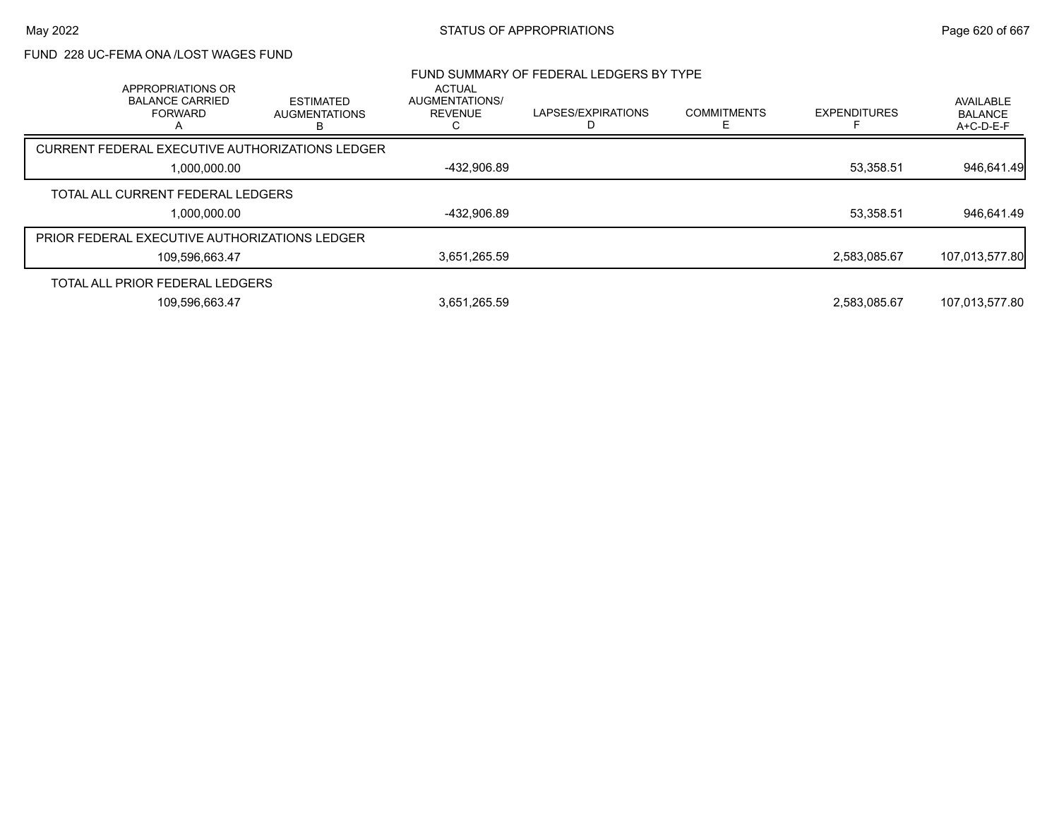FUND 228 UC-FEMA ONA /LOST WAGES FUND

FUND SUMMARY OF FEDERAL LEDGERS BY TYPE

| APPROPRIATIONS OR BALANCE CARRIED FORWARD A | ESTIMATED AUGMENTATIONS B | ACTUAL AUGMENTATIONS/ REVENUE C | LAPSES/EXPIRATIONS D | COMMITMENTS E | EXPENDITURES F | AVAILABLE BALANCE A+C-D-E-F |
|---|---|---|---|---|---|---|
| CURRENT FEDERAL EXECUTIVE AUTHORIZATIONS LEDGER | | | | | | |
| 1,000,000.00 | | -432,906.89 | | | 53,358.51 | 946,641.49 |
| TOTAL ALL CURRENT FEDERAL LEDGERS | | | | | | |
| 1,000,000.00 | | -432,906.89 | | | 53,358.51 | 946,641.49 |
| PRIOR FEDERAL EXECUTIVE AUTHORIZATIONS LEDGER | | | | | | |
| 109,596,663.47 | | 3,651,265.59 | | | 2,583,085.67 | 107,013,577.80 |
| TOTAL ALL PRIOR FEDERAL LEDGERS | | | | | | |
| 109,596,663.47 | | 3,651,265.59 | | | 2,583,085.67 | 107,013,577.80 |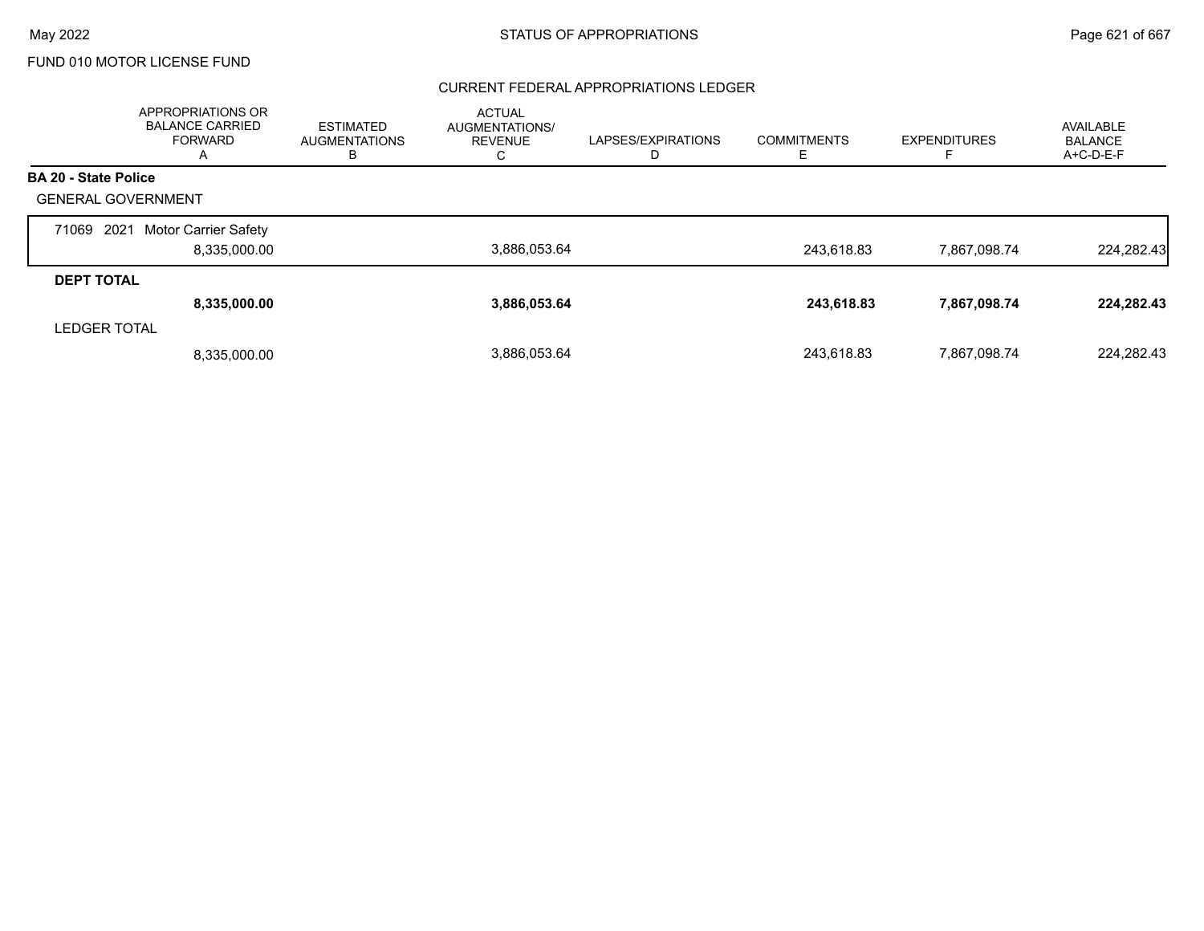FUND 010 MOTOR LICENSE FUND

## CURRENT FEDERAL APPROPRIATIONS LEDGER

| | APPROPRIATIONS OR BALANCE CARRIED FORWARD A | ESTIMATED AUGMENTATIONS B | ACTUAL AUGMENTATIONS/ REVENUE C | LAPSES/EXPIRATIONS D | COMMITMENTS E | EXPENDITURES F | AVAILABLE BALANCE A+C-D-E-F |
|---|---|---|---|---|---|---|---|
| **BA 20 - State Police** | | | | | | | |
| GENERAL GOVERNMENT | | | | | | | |
| 71069 2021 Motor Carrier Safety | 8,335,000.00 | | 3,886,053.64 | | 243,618.83 | 7,867,098.74 | 224,282.43 |
| **DEPT TOTAL** | **8,335,000.00** | | **3,886,053.64** | | **243,618.83** | **7,867,098.74** | **224,282.43** |
| LEDGER TOTAL | 8,335,000.00 | | 3,886,053.64 | | 243,618.83 | 7,867,098.74 | 224,282.43 |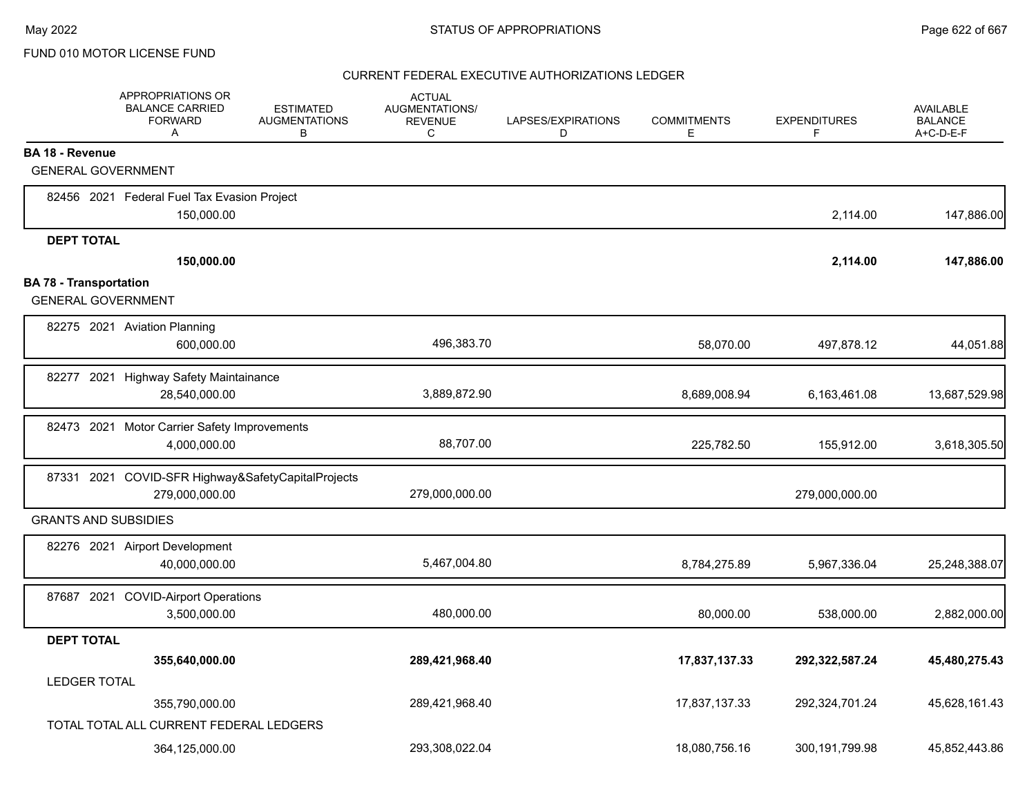FUND 010 MOTOR LICENSE FUND

STATUS OF APPROPRIATIONS

CURRENT FEDERAL EXECUTIVE AUTHORIZATIONS LEDGER

| | APPROPRIATIONS OR BALANCE CARRIED FORWARD A | ESTIMATED AUGMENTATIONS B | ACTUAL AUGMENTATIONS/ REVENUE C | LAPSES/EXPIRATIONS D | COMMITMENTS E | EXPENDITURES F | AVAILABLE BALANCE A+C-D-E-F |
|---|---|---|---|---|---|---|---|
| **BA 18 - Revenue** | | | | | | | |
| GENERAL GOVERNMENT | | | | | | | |
| 82456 2021 Federal Fuel Tax Evasion Project | 150,000.00 | | | | | 2,114.00 | 147,886.00 |
| **DEPT TOTAL** | **150,000.00** | | | | | **2,114.00** | **147,886.00** |
| **BA 78 - Transportation** | | | | | | | |
| GENERAL GOVERNMENT | | | | | | | |
| 82275 2021 Aviation Planning | 600,000.00 | | 496,383.70 | | 58,070.00 | 497,878.12 | 44,051.88 |
| 82277 2021 Highway Safety Maintainance | 28,540,000.00 | | 3,889,872.90 | | 8,689,008.94 | 6,163,461.08 | 13,687,529.98 |
| 82473 2021 Motor Carrier Safety Improvements | 4,000,000.00 | | 88,707.00 | | 225,782.50 | 155,912.00 | 3,618,305.50 |
| 87331 2021 COVID-SFR Highway&SafetyCapitalProjects | 279,000,000.00 | | 279,000,000.00 | | | 279,000,000.00 | |
| GRANTS AND SUBSIDIES | | | | | | | |
| 82276 2021 Airport Development | 40,000,000.00 | | 5,467,004.80 | | 8,784,275.89 | 5,967,336.04 | 25,248,388.07 |
| 87687 2021 COVID-Airport Operations | 3,500,000.00 | | 480,000.00 | | 80,000.00 | 538,000.00 | 2,882,000.00 |
| **DEPT TOTAL** | **355,640,000.00** | | **289,421,968.40** | | **17,837,137.33** | **292,322,587.24** | **45,480,275.43** |
| LEDGER TOTAL | 355,790,000.00 | | 289,421,968.40 | | 17,837,137.33 | 292,324,701.24 | 45,628,161.43 |
| TOTAL TOTAL ALL CURRENT FEDERAL LEDGERS | 364,125,000.00 | | 293,308,022.04 | | 18,080,756.16 | 300,191,799.98 | 45,852,443.86 |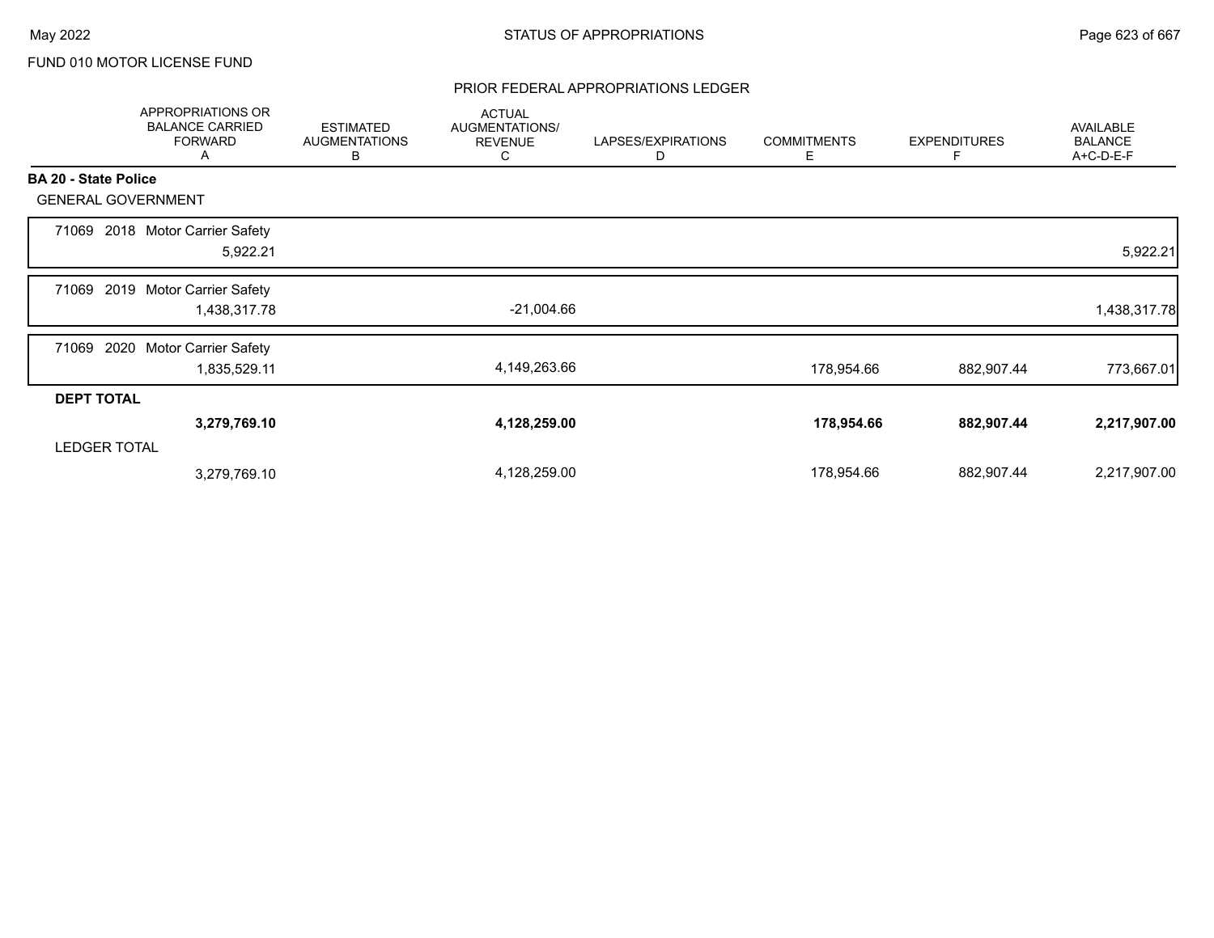FUND 010 MOTOR LICENSE FUND

## PRIOR FEDERAL APPROPRIATIONS LEDGER

| | APPROPRIATIONS OR BALANCE CARRIED FORWARD A | ESTIMATED AUGMENTATIONS B | ACTUAL AUGMENTATIONS/ REVENUE C | LAPSES/EXPIRATIONS D | COMMITMENTS E | EXPENDITURES F | AVAILABLE BALANCE A+C-D-E-F |
|---|---|---|---|---|---|---|---|
| **BA 20 - State Police** | | | | | | | |
| GENERAL GOVERNMENT | | | | | | | |
| 71069 2018 Motor Carrier Safety | 5,922.21 | | | | | | 5,922.21 |
| 71069 2019 Motor Carrier Safety | 1,438,317.78 | | -21,004.66 | | | | 1,438,317.78 |
| 71069 2020 Motor Carrier Safety | 1,835,529.11 | | 4,149,263.66 | | 178,954.66 | 882,907.44 | 773,667.01 |
| **DEPT TOTAL** | **3,279,769.10** | | **4,128,259.00** | | **178,954.66** | **882,907.44** | **2,217,907.00** |
| LEDGER TOTAL | 3,279,769.10 | | 4,128,259.00 | | 178,954.66 | 882,907.44 | 2,217,907.00 |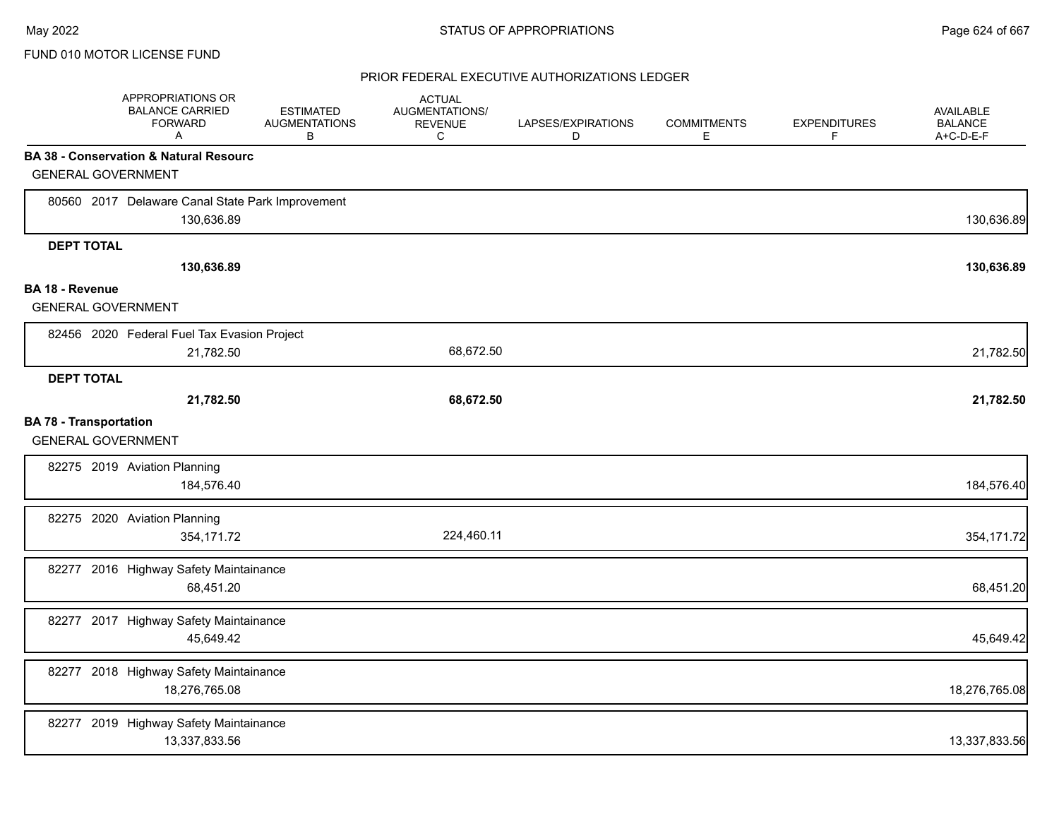FUND 010 MOTOR LICENSE FUND

PRIOR FEDERAL EXECUTIVE AUTHORIZATIONS LEDGER

| | APPROPRIATIONS OR BALANCE CARRIED FORWARD A | ESTIMATED AUGMENTATIONS B | ACTUAL AUGMENTATIONS/ REVENUE C | LAPSES/EXPIRATIONS D | COMMITMENTS E | EXPENDITURES F | AVAILABLE BALANCE A+C-D-E-F |
|---|---|---|---|---|---|---|---|
| **BA 38 - Conservation & Natural Resourc** | | | | | | | |
| GENERAL GOVERNMENT | | | | | | | |
| 80560 2017 Delaware Canal State Park Improvement | 130,636.89 | | | | | | 130,636.89 |
| **DEPT TOTAL** | **130,636.89** | | | | | | **130,636.89** |
| **BA 18 - Revenue** | | | | | | | |
| GENERAL GOVERNMENT | | | | | | | |
| 82456 2020 Federal Fuel Tax Evasion Project | 21,782.50 | | 68,672.50 | | | | 21,782.50 |
| **DEPT TOTAL** | **21,782.50** | | **68,672.50** | | | | **21,782.50** |
| **BA 78 - Transportation** | | | | | | | |
| GENERAL GOVERNMENT | | | | | | | |
| 82275 2019 Aviation Planning | 184,576.40 | | | | | | 184,576.40 |
| 82275 2020 Aviation Planning | 354,171.72 | | 224,460.11 | | | | 354,171.72 |
| 82277 2016 Highway Safety Maintainance | 68,451.20 | | | | | | 68,451.20 |
| 82277 2017 Highway Safety Maintainance | 45,649.42 | | | | | | 45,649.42 |
| 82277 2018 Highway Safety Maintainance | 18,276,765.08 | | | | | | 18,276,765.08 |
| 82277 2019 Highway Safety Maintainance | 13,337,833.56 | | | | | | 13,337,833.56 |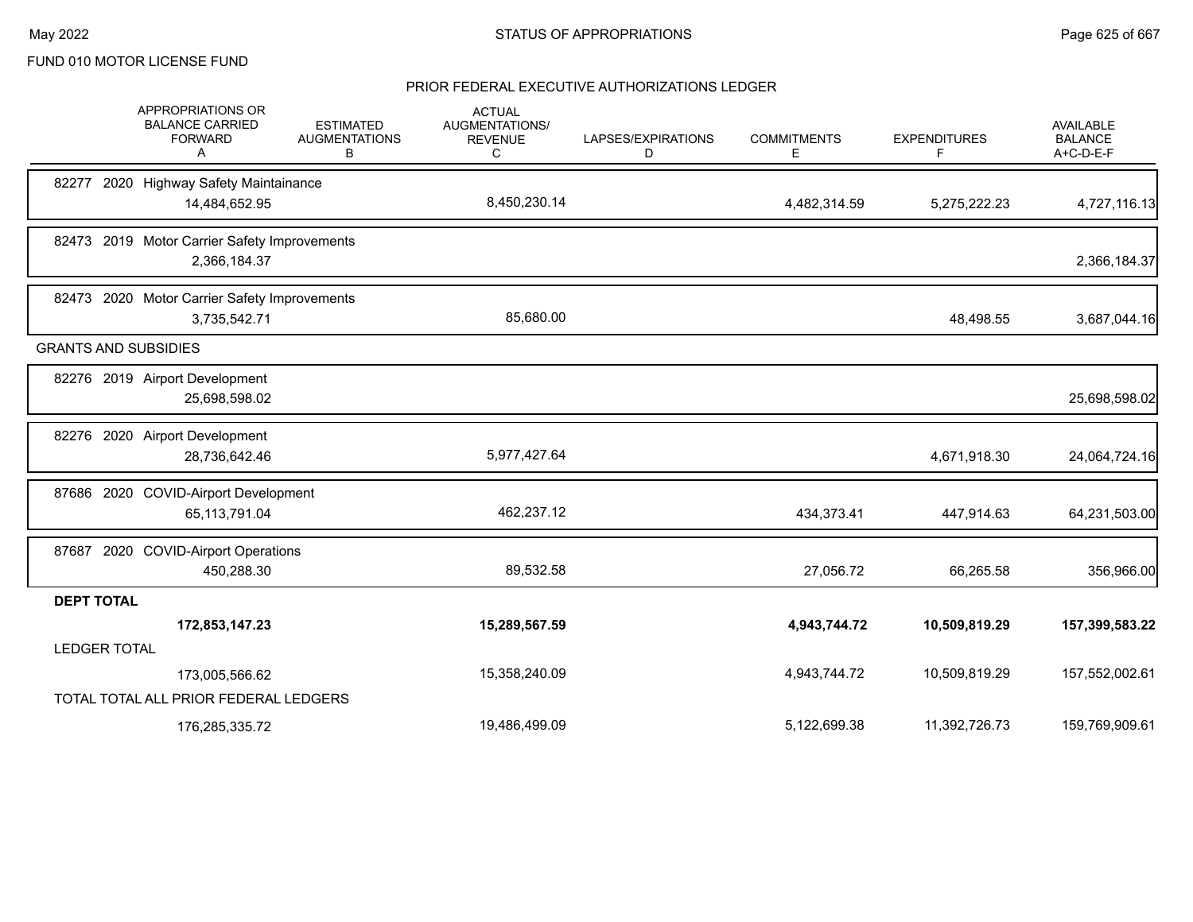FUND 010 MOTOR LICENSE FUND

## PRIOR FEDERAL EXECUTIVE AUTHORIZATIONS LEDGER

| | APPROPRIATIONS OR BALANCE CARRIED FORWARD A | ESTIMATED AUGMENTATIONS B | ACTUAL AUGMENTATIONS/ REVENUE C | LAPSES/EXPIRATIONS D | COMMITMENTS E | EXPENDITURES F | AVAILABLE BALANCE A+C-D-E-F |
|---|---|---|---|---|---|---|---|
| 82277 2020 Highway Safety Maintainance | 14,484,652.95 | | 8,450,230.14 | | 4,482,314.59 | 5,275,222.23 | 4,727,116.13 |
| 82473 2019 Motor Carrier Safety Improvements | 2,366,184.37 | | | | | | 2,366,184.37 |
| 82473 2020 Motor Carrier Safety Improvements | 3,735,542.71 | | 85,680.00 | | | 48,498.55 | 3,687,044.16 |
| **GRANTS AND SUBSIDIES** | | | | | | | |
| 82276 2019 Airport Development | 25,698,598.02 | | | | | | 25,698,598.02 |
| 82276 2020 Airport Development | 28,736,642.46 | | 5,977,427.64 | | | 4,671,918.30 | 24,064,724.16 |
| 87686 2020 COVID-Airport Development | 65,113,791.04 | | 462,237.12 | | 434,373.41 | 447,914.63 | 64,231,503.00 |
| 87687 2020 COVID-Airport Operations | 450,288.30 | | 89,532.58 | | 27,056.72 | 66,265.58 | 356,966.00 |
| **DEPT TOTAL** | **172,853,147.23** | | **15,289,567.59** | | **4,943,744.72** | **10,509,819.29** | **157,399,583.22** |
| LEDGER TOTAL | 173,005,566.62 | | 15,358,240.09 | | 4,943,744.72 | 10,509,819.29 | 157,552,002.61 |
| TOTAL TOTAL ALL PRIOR FEDERAL LEDGERS | 176,285,335.72 | | 19,486,499.09 | | 5,122,699.38 | 11,392,726.73 | 159,769,909.61 |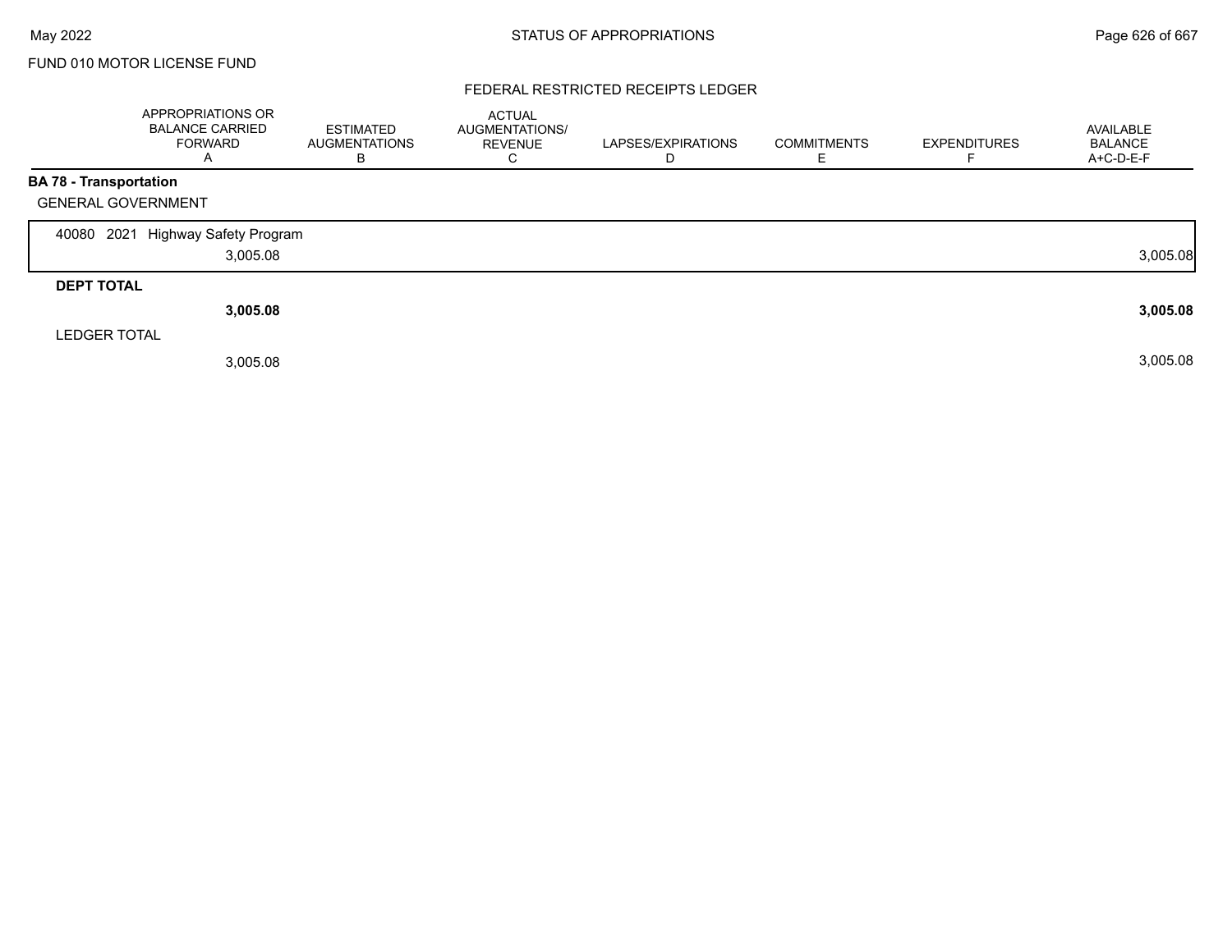FUND 010 MOTOR LICENSE FUND

## FEDERAL RESTRICTED RECEIPTS LEDGER

| | APPROPRIATIONS OR BALANCE CARRIED FORWARD A | ESTIMATED AUGMENTATIONS B | ACTUAL AUGMENTATIONS/ REVENUE C | LAPSES/EXPIRATIONS D | COMMITMENTS E | EXPENDITURES F | AVAILABLE BALANCE A+C-D-E-F |
|---|---|---|---|---|---|---|---|
| **BA 78 - Transportation** | | | | | | | |
| GENERAL GOVERNMENT | | | | | | | |
| 40080 2021 Highway Safety Program | 3,005.08 | | | | | | 3,005.08 |
| **DEPT TOTAL** | **3,005.08** | | | | | | **3,005.08** |
| LEDGER TOTAL | 3,005.08 | | | | | | 3,005.08 |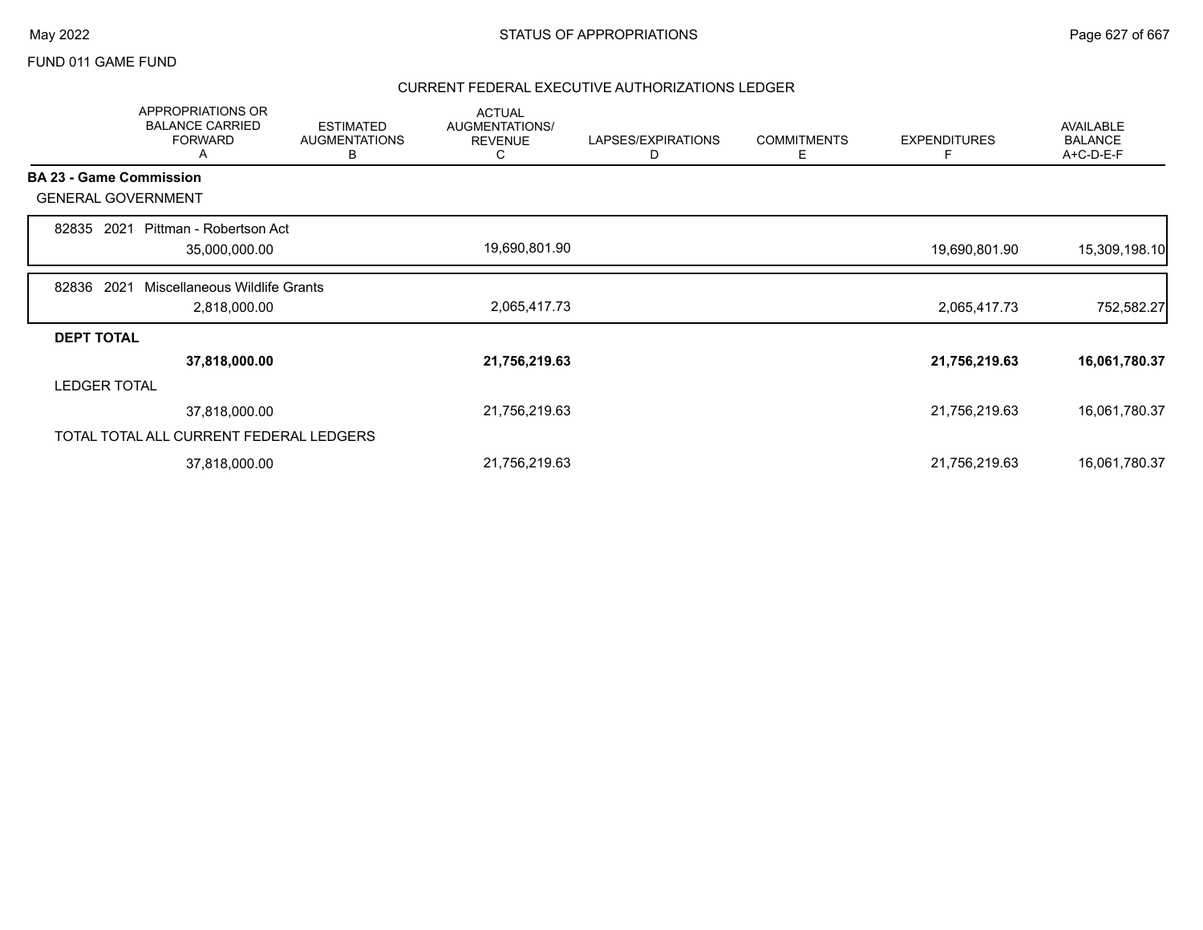FUND 011 GAME FUND

## CURRENT FEDERAL EXECUTIVE AUTHORIZATIONS LEDGER

| APPROPRIATIONS OR BALANCE CARRIED FORWARD A | ESTIMATED AUGMENTATIONS B | ACTUAL AUGMENTATIONS/ REVENUE C | LAPSES/EXPIRATIONS D | COMMITMENTS E | EXPENDITURES F | AVAILABLE BALANCE A+C-D-E-F |
|---|---|---|---|---|---|---|
| **BA 23 - Game Commission** | | | | | | |
| GENERAL GOVERNMENT | | | | | | |
| 82835 2021 Pittman - Robertson Act | | | | | | |
| 35,000,000.00 | | 19,690,801.90 | | | 19,690,801.90 | 15,309,198.10 |
| 82836 2021 Miscellaneous Wildlife Grants | | | | | | |
| 2,818,000.00 | | 2,065,417.73 | | | 2,065,417.73 | 752,582.27 |
| **DEPT TOTAL** | | | | | | |
| **37,818,000.00** | | **21,756,219.63** | | | **21,756,219.63** | **16,061,780.37** |
| LEDGER TOTAL | | | | | | |
| 37,818,000.00 | | 21,756,219.63 | | | 21,756,219.63 | 16,061,780.37 |
| TOTAL TOTAL ALL CURRENT FEDERAL LEDGERS | | | | | | |
| 37,818,000.00 | | 21,756,219.63 | | | 21,756,219.63 | 16,061,780.37 |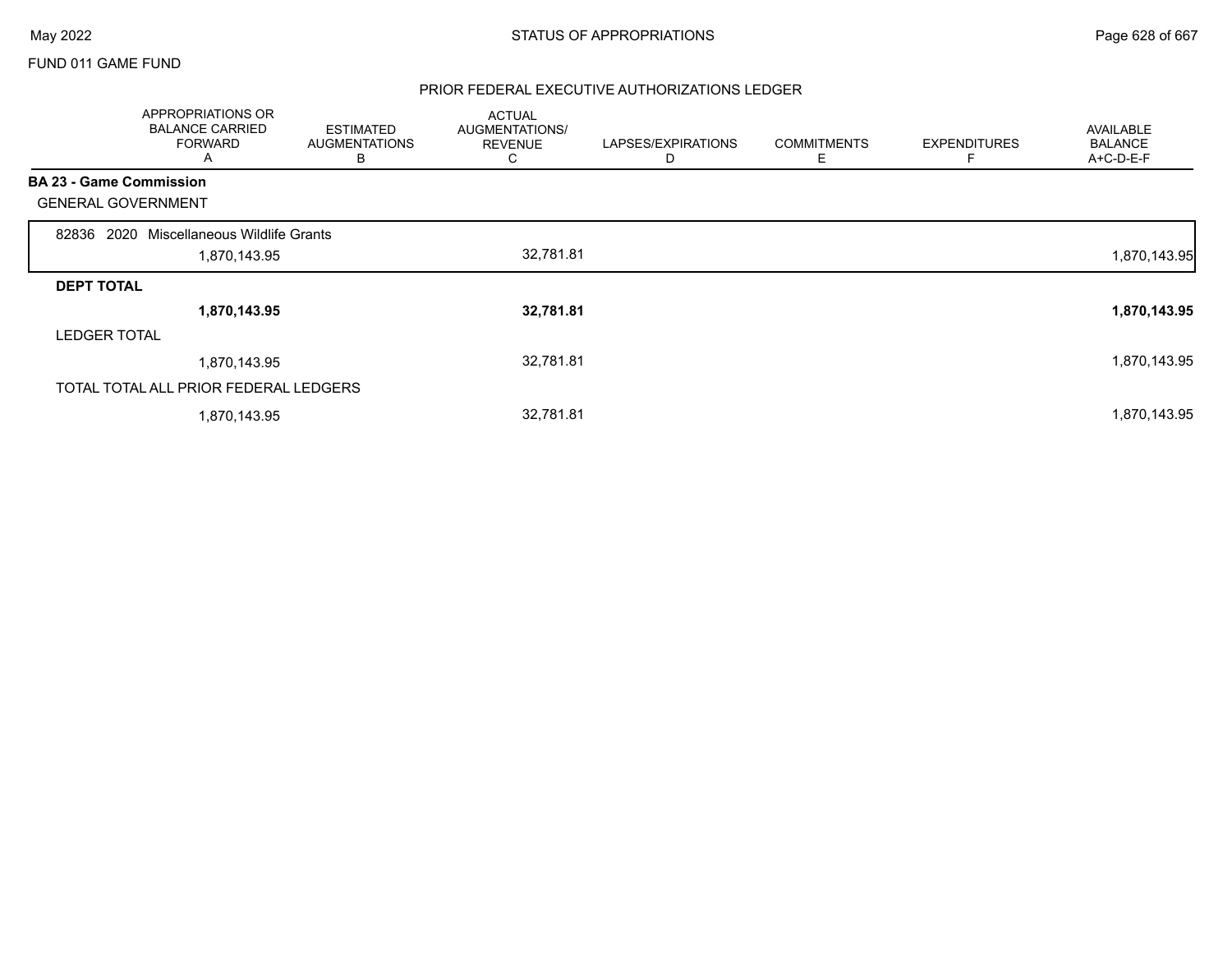FUND 011 GAME FUND

## PRIOR FEDERAL EXECUTIVE AUTHORIZATIONS LEDGER

| | APPROPRIATIONS OR BALANCE CARRIED FORWARD A | ESTIMATED AUGMENTATIONS B | ACTUAL AUGMENTATIONS/ REVENUE C | LAPSES/EXPIRATIONS D | COMMITMENTS E | EXPENDITURES F | AVAILABLE BALANCE A+C-D-E-F |
|---|---|---|---|---|---|---|---|
| **BA 23 - Game Commission** | | | | | | | |
| GENERAL GOVERNMENT | | | | | | | |
| 82836 2020 Miscellaneous Wildlife Grants | 1,870,143.95 | | 32,781.81 | | | | 1,870,143.95 |
| **DEPT TOTAL** | **1,870,143.95** | | **32,781.81** | | | | **1,870,143.95** |
| LEDGER TOTAL | 1,870,143.95 | | 32,781.81 | | | | 1,870,143.95 |
| TOTAL TOTAL ALL PRIOR FEDERAL LEDGERS | 1,870,143.95 | | 32,781.81 | | | | 1,870,143.95 |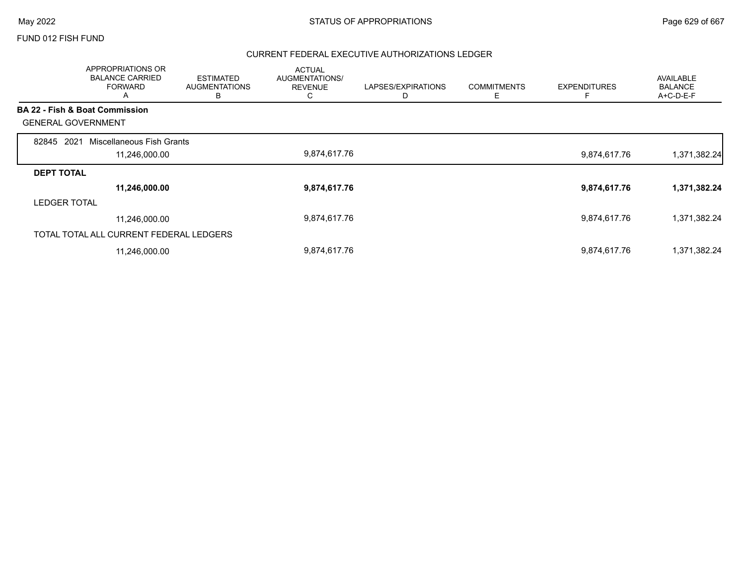FUND 012 FISH FUND

## CURRENT FEDERAL EXECUTIVE AUTHORIZATIONS LEDGER

| | APPROPRIATIONS OR BALANCE CARRIED FORWARD A | ESTIMATED AUGMENTATIONS B | ACTUAL AUGMENTATIONS/ REVENUE C | LAPSES/EXPIRATIONS D | COMMITMENTS E | EXPENDITURES F | AVAILABLE BALANCE A+C-D-E-F |
|---|---|---|---|---|---|---|---|
| **BA 22 - Fish & Boat Commission** | | | | | | | |
| GENERAL GOVERNMENT | | | | | | | |
| 82845 2021 Miscellaneous Fish Grants | 11,246,000.00 | | 9,874,617.76 | | | 9,874,617.76 | 1,371,382.24 |
| **DEPT TOTAL** | **11,246,000.00** | | **9,874,617.76** | | | **9,874,617.76** | **1,371,382.24** |
| LEDGER TOTAL | 11,246,000.00 | | 9,874,617.76 | | | 9,874,617.76 | 1,371,382.24 |
| TOTAL TOTAL ALL CURRENT FEDERAL LEDGERS | 11,246,000.00 | | 9,874,617.76 | | | 9,874,617.76 | 1,371,382.24 |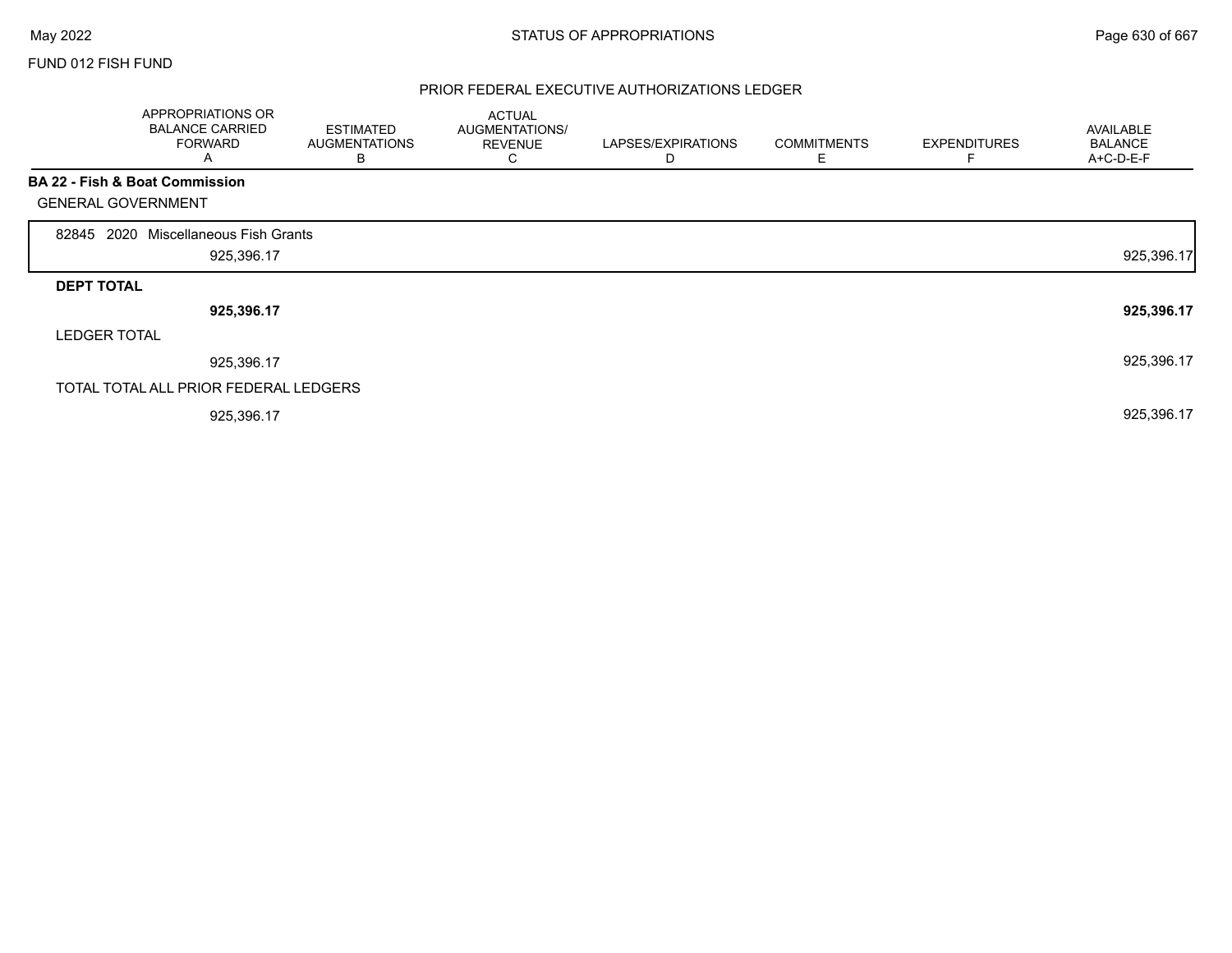FUND 012 FISH FUND

## PRIOR FEDERAL EXECUTIVE AUTHORIZATIONS LEDGER

| | APPROPRIATIONS OR BALANCE CARRIED FORWARD A | ESTIMATED AUGMENTATIONS B | ACTUAL AUGMENTATIONS/ REVENUE C | LAPSES/EXPIRATIONS D | COMMITMENTS E | EXPENDITURES F | AVAILABLE BALANCE A+C-D-E-F |
|---|---|---|---|---|---|---|---|
| **BA 22 - Fish & Boat Commission** | | | | | | | |
| GENERAL GOVERNMENT | | | | | | | |
| 82845 2020 Miscellaneous Fish Grants | 925,396.17 | | | | | | 925,396.17 |
| **DEPT TOTAL** | **925,396.17** | | | | | | **925,396.17** |
| LEDGER TOTAL | 925,396.17 | | | | | | 925,396.17 |
| TOTAL TOTAL ALL PRIOR FEDERAL LEDGERS | 925,396.17 | | | | | | 925,396.17 |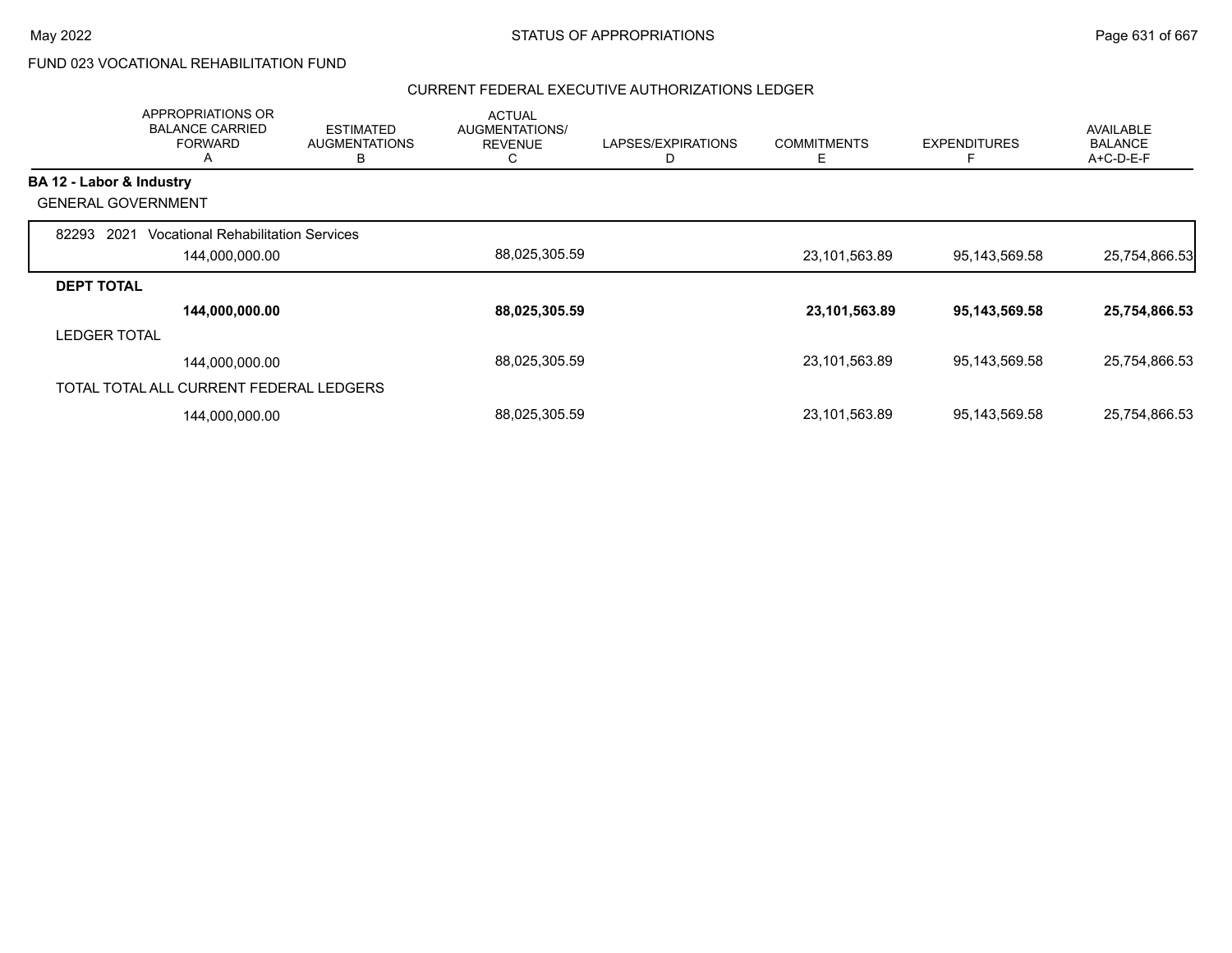FUND 023 VOCATIONAL REHABILITATION FUND

## CURRENT FEDERAL EXECUTIVE AUTHORIZATIONS LEDGER

| | APPROPRIATIONS OR BALANCE CARRIED FORWARD A | ESTIMATED AUGMENTATIONS B | ACTUAL AUGMENTATIONS/ REVENUE C | LAPSES/EXPIRATIONS D | COMMITMENTS E | EXPENDITURES F | AVAILABLE BALANCE A+C-D-E-F |
|---|---|---|---|---|---|---|---|
| **BA 12 - Labor & Industry** | | | | | | | |
| GENERAL GOVERNMENT | | | | | | | |
| 82293 2021 Vocational Rehabilitation Services | 144,000,000.00 | | 88,025,305.59 | | 23,101,563.89 | 95,143,569.58 | 25,754,866.53 |
| **DEPT TOTAL** | **144,000,000.00** | | **88,025,305.59** | | **23,101,563.89** | **95,143,569.58** | **25,754,866.53** |
| LEDGER TOTAL | 144,000,000.00 | | 88,025,305.59 | | 23,101,563.89 | 95,143,569.58 | 25,754,866.53 |
| TOTAL TOTAL ALL CURRENT FEDERAL LEDGERS | 144,000,000.00 | | 88,025,305.59 | | 23,101,563.89 | 95,143,569.58 | 25,754,866.53 |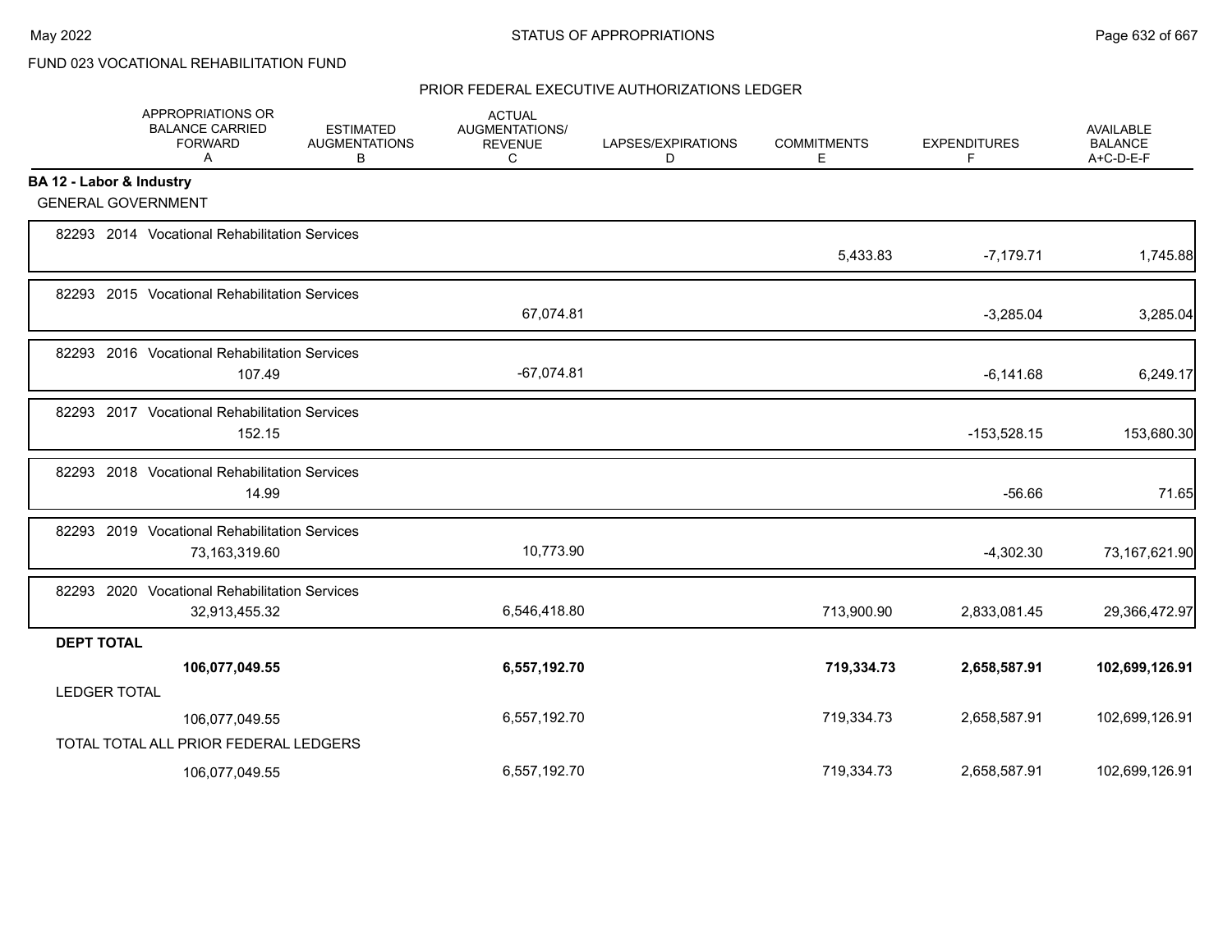FUND 023 VOCATIONAL REHABILITATION FUND

## PRIOR FEDERAL EXECUTIVE AUTHORIZATIONS LEDGER

| | APPROPRIATIONS OR BALANCE CARRIED FORWARD A | ESTIMATED AUGMENTATIONS B | ACTUAL AUGMENTATIONS/ REVENUE C | LAPSES/EXPIRATIONS D | COMMITMENTS E | EXPENDITURES F | AVAILABLE BALANCE A+C-D-E-F |
|---|---|---|---|---|---|---|---|
| **BA 12 - Labor & Industry** | | | | | | | |
| GENERAL GOVERNMENT | | | | | | | |
| 82293 2014 Vocational Rehabilitation Services | | | | | 5,433.83 | -7,179.71 | 1,745.88 |
| 82293 2015 Vocational Rehabilitation Services | | | 67,074.81 | | | -3,285.04 | 3,285.04 |
| 82293 2016 Vocational Rehabilitation Services | 107.49 | | -67,074.81 | | | -6,141.68 | 6,249.17 |
| 82293 2017 Vocational Rehabilitation Services | 152.15 | | | | | -153,528.15 | 153,680.30 |
| 82293 2018 Vocational Rehabilitation Services | 14.99 | | | | | -56.66 | 71.65 |
| 82293 2019 Vocational Rehabilitation Services | 73,163,319.60 | | 10,773.90 | | | -4,302.30 | 73,167,621.90 |
| 82293 2020 Vocational Rehabilitation Services | 32,913,455.32 | | 6,546,418.80 | | 713,900.90 | 2,833,081.45 | 29,366,472.97 |
| **DEPT TOTAL** | **106,077,049.55** | | **6,557,192.70** | | **719,334.73** | **2,658,587.91** | **102,699,126.91** |
| LEDGER TOTAL | 106,077,049.55 | | 6,557,192.70 | | 719,334.73 | 2,658,587.91 | 102,699,126.91 |
| TOTAL TOTAL ALL PRIOR FEDERAL LEDGERS | 106,077,049.55 | | 6,557,192.70 | | 719,334.73 | 2,658,587.91 | 102,699,126.91 |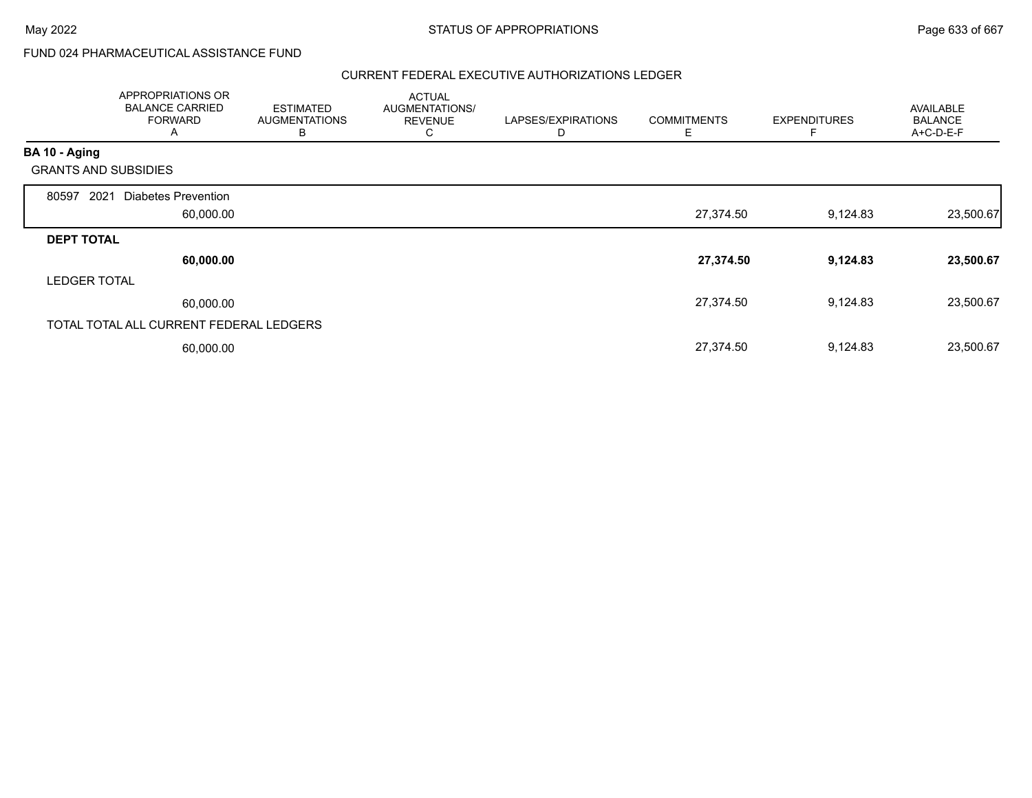FUND 024 PHARMACEUTICAL ASSISTANCE FUND

## CURRENT FEDERAL EXECUTIVE AUTHORIZATIONS LEDGER

| | APPROPRIATIONS OR BALANCE CARRIED FORWARD A | ESTIMATED AUGMENTATIONS B | ACTUAL AUGMENTATIONS/ REVENUE C | LAPSES/EXPIRATIONS D | COMMITMENTS E | EXPENDITURES F | AVAILABLE BALANCE A+C-D-E-F |
|---|---|---|---|---|---|---|---|
| **BA 10 - Aging** | | | | | | | |
| GRANTS AND SUBSIDIES | | | | | | | |
| 80597 2021 Diabetes Prevention | 60,000.00 | | | | 27,374.50 | 9,124.83 | 23,500.67 |
| **DEPT TOTAL** | **60,000.00** | | | | **27,374.50** | **9,124.83** | **23,500.67** |
| LEDGER TOTAL | 60,000.00 | | | | 27,374.50 | 9,124.83 | 23,500.67 |
| TOTAL TOTAL ALL CURRENT FEDERAL LEDGERS | 60,000.00 | | | | 27,374.50 | 9,124.83 | 23,500.67 |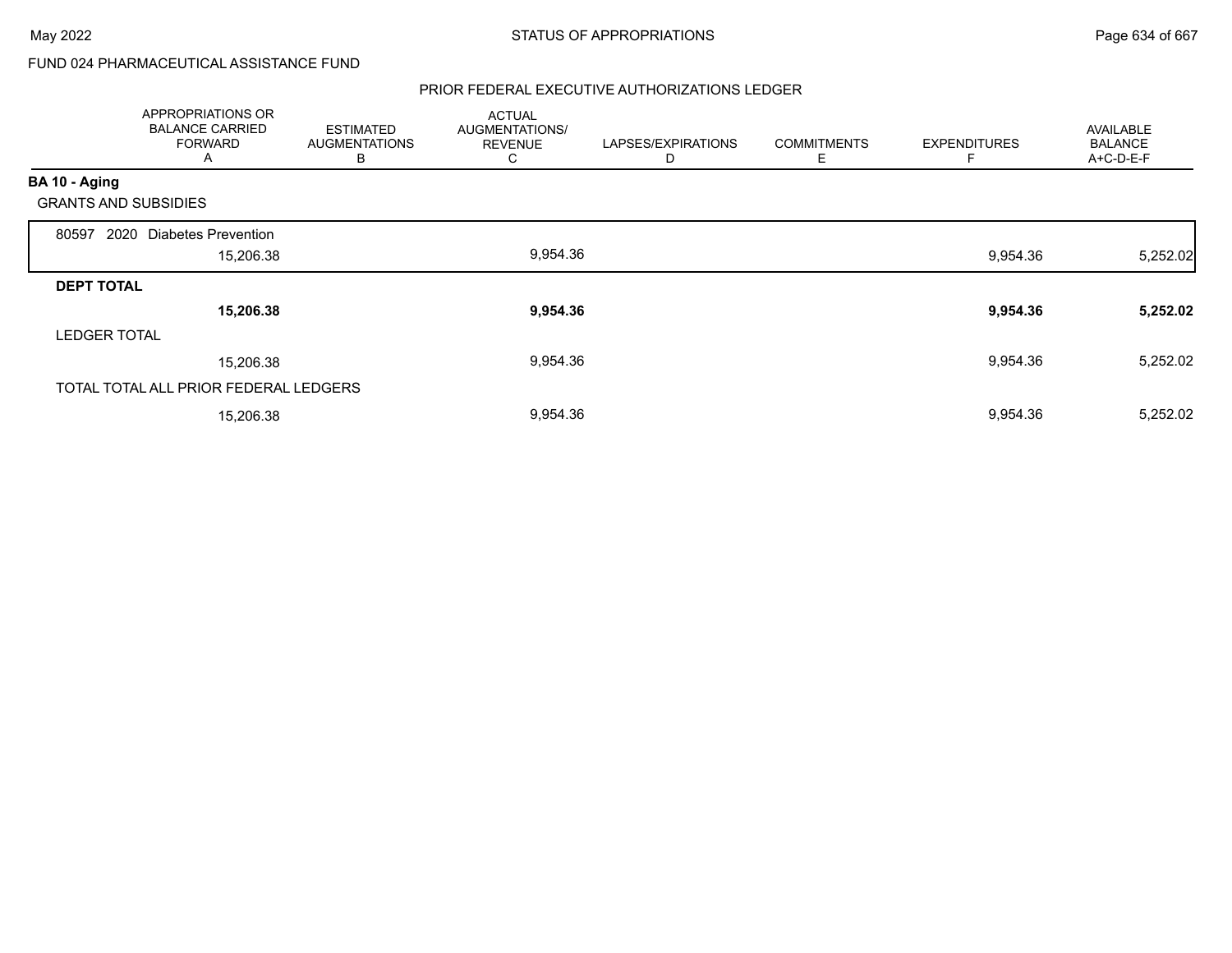FUND 024 PHARMACEUTICAL ASSISTANCE FUND

PRIOR FEDERAL EXECUTIVE AUTHORIZATIONS LEDGER

| | APPROPRIATIONS OR BALANCE CARRIED FORWARD A | ESTIMATED AUGMENTATIONS B | ACTUAL AUGMENTATIONS/ REVENUE C | LAPSES/EXPIRATIONS D | COMMITMENTS E | EXPENDITURES F | AVAILABLE BALANCE A+C-D-E-F |
|---|---|---|---|---|---|---|---|
| **BA 10 - Aging** | | | | | | | |
| GRANTS AND SUBSIDIES | | | | | | | |
| 80597 2020 Diabetes Prevention | 15,206.38 | | 9,954.36 | | | 9,954.36 | 5,252.02 |
| **DEPT TOTAL** | **15,206.38** | | **9,954.36** | | | **9,954.36** | **5,252.02** |
| LEDGER TOTAL | 15,206.38 | | 9,954.36 | | | 9,954.36 | 5,252.02 |
| TOTAL TOTAL ALL PRIOR FEDERAL LEDGERS | 15,206.38 | | 9,954.36 | | | 9,954.36 | 5,252.02 |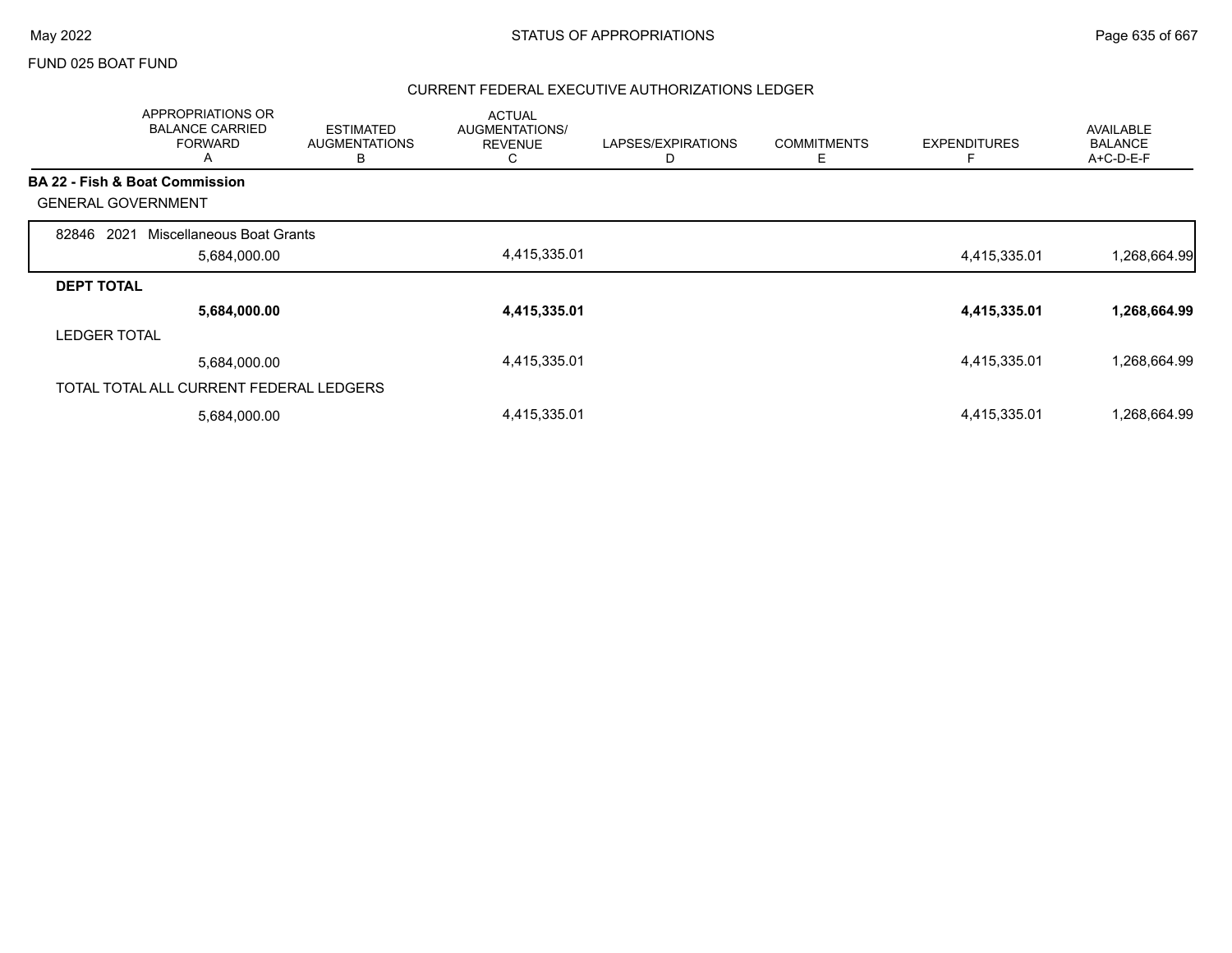FUND 025 BOAT FUND

## CURRENT FEDERAL EXECUTIVE AUTHORIZATIONS LEDGER

| | APPROPRIATIONS OR BALANCE CARRIED FORWARD A | ESTIMATED AUGMENTATIONS B | ACTUAL AUGMENTATIONS/ REVENUE C | LAPSES/EXPIRATIONS D | COMMITMENTS E | EXPENDITURES F | AVAILABLE BALANCE A+C-D-E-F |
|---|---|---|---|---|---|---|---|
| **BA 22 - Fish & Boat Commission** | | | | | | | |
| GENERAL GOVERNMENT | | | | | | | |
| 82846 2021 Miscellaneous Boat Grants | 5,684,000.00 | | 4,415,335.01 | | | 4,415,335.01 | 1,268,664.99 |
| **DEPT TOTAL** | **5,684,000.00** | | **4,415,335.01** | | | **4,415,335.01** | **1,268,664.99** |
| LEDGER TOTAL | 5,684,000.00 | | 4,415,335.01 | | | 4,415,335.01 | 1,268,664.99 |
| TOTAL TOTAL ALL CURRENT FEDERAL LEDGERS | 5,684,000.00 | | 4,415,335.01 | | | 4,415,335.01 | 1,268,664.99 |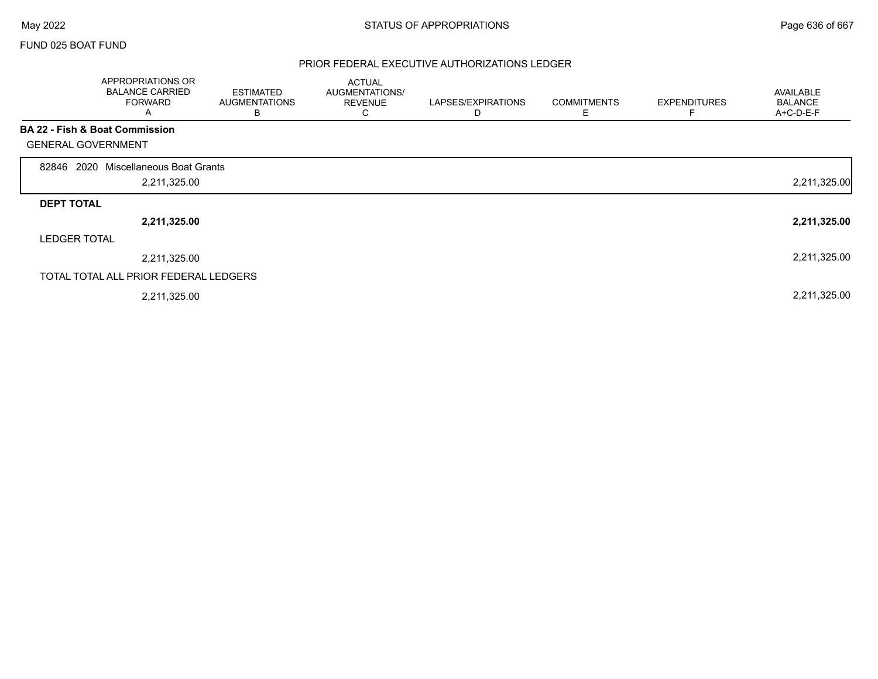FUND 025 BOAT FUND

## PRIOR FEDERAL EXECUTIVE AUTHORIZATIONS LEDGER

| | APPROPRIATIONS OR BALANCE CARRIED FORWARD A | ESTIMATED AUGMENTATIONS B | ACTUAL AUGMENTATIONS/ REVENUE C | LAPSES/EXPIRATIONS D | COMMITMENTS E | EXPENDITURES F | AVAILABLE BALANCE A+C-D-E-F |
|---|---|---|---|---|---|---|---|
| **BA 22 - Fish & Boat Commission** | | | | | | | |
| GENERAL GOVERNMENT | | | | | | | |
| 82846 2020 Miscellaneous Boat Grants | 2,211,325.00 | | | | | | 2,211,325.00 |
| **DEPT TOTAL** | **2,211,325.00** | | | | | | **2,211,325.00** |
| LEDGER TOTAL | 2,211,325.00 | | | | | | 2,211,325.00 |
| TOTAL TOTAL ALL PRIOR FEDERAL LEDGERS | 2,211,325.00 | | | | | | 2,211,325.00 |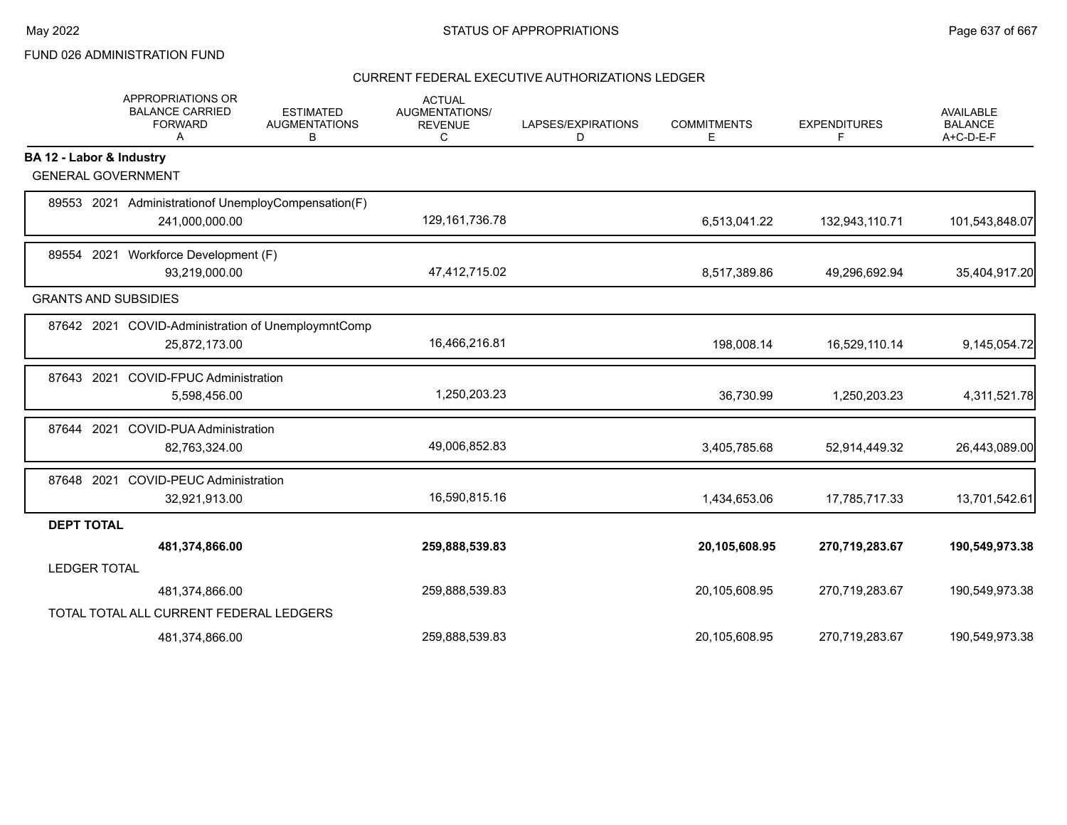FUND 026 ADMINISTRATION FUND

CURRENT FEDERAL EXECUTIVE AUTHORIZATIONS LEDGER

| | APPROPRIATIONS OR BALANCE CARRIED FORWARD A | ESTIMATED AUGMENTATIONS B | ACTUAL AUGMENTATIONS/ REVENUE C | LAPSES/EXPIRATIONS D | COMMITMENTS E | EXPENDITURES F | AVAILABLE BALANCE A+C-D-E-F |
|---|---|---|---|---|---|---|---|
| **BA 12 - Labor & Industry** | | | | | | | |
| GENERAL GOVERNMENT | | | | | | | |
| 89553 2021 Administrationof UnemployCompensation(F) | 241,000,000.00 | | 129,161,736.78 | | 6,513,041.22 | 132,943,110.71 | 101,543,848.07 |
| 89554 2021 Workforce Development (F) | 93,219,000.00 | | 47,412,715.02 | | 8,517,389.86 | 49,296,692.94 | 35,404,917.20 |
| GRANTS AND SUBSIDIES | | | | | | | |
| 87642 2021 COVID-Administration of UnemploymntComp | 25,872,173.00 | | 16,466,216.81 | | 198,008.14 | 16,529,110.14 | 9,145,054.72 |
| 87643 2021 COVID-FPUC Administration | 5,598,456.00 | | 1,250,203.23 | | 36,730.99 | 1,250,203.23 | 4,311,521.78 |
| 87644 2021 COVID-PUA Administration | 82,763,324.00 | | 49,006,852.83 | | 3,405,785.68 | 52,914,449.32 | 26,443,089.00 |
| 87648 2021 COVID-PEUC Administration | 32,921,913.00 | | 16,590,815.16 | | 1,434,653.06 | 17,785,717.33 | 13,701,542.61 |
| **DEPT TOTAL** | **481,374,866.00** | | **259,888,539.83** | | **20,105,608.95** | **270,719,283.67** | **190,549,973.38** |
| LEDGER TOTAL | 481,374,866.00 | | 259,888,539.83 | | 20,105,608.95 | 270,719,283.67 | 190,549,973.38 |
| TOTAL TOTAL ALL CURRENT FEDERAL LEDGERS | 481,374,866.00 | | 259,888,539.83 | | 20,105,608.95 | 270,719,283.67 | 190,549,973.38 |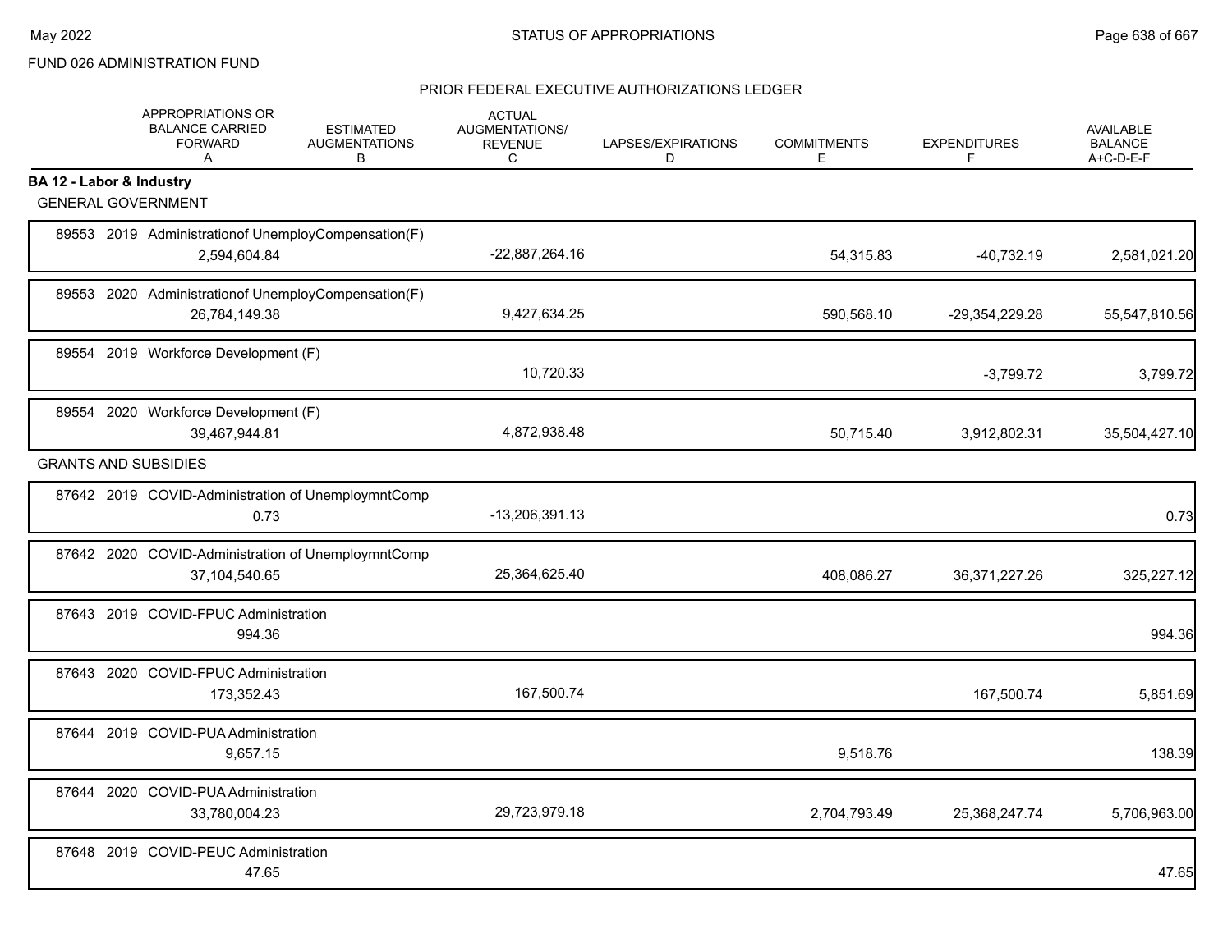FUND 026 ADMINISTRATION FUND

PRIOR FEDERAL EXECUTIVE AUTHORIZATIONS LEDGER

| | APPROPRIATIONS OR BALANCE CARRIED FORWARD A | ESTIMATED AUGMENTATIONS B | ACTUAL AUGMENTATIONS/ REVENUE C | LAPSES/EXPIRATIONS D | COMMITMENTS E | EXPENDITURES F | AVAILABLE BALANCE A+C-D-E-F |
|---|---|---|---|---|---|---|---|
| **BA 12 - Labor & Industry** | | | | | | | |
| GENERAL GOVERNMENT | | | | | | | |
| 89553 2019 Administrationof UnemployCompensation(F) | 2,594,604.84 | | -22,887,264.16 | | 54,315.83 | -40,732.19 | 2,581,021.20 |
| 89553 2020 Administrationof UnemployCompensation(F) | 26,784,149.38 | | 9,427,634.25 | | 590,568.10 | -29,354,229.28 | 55,547,810.56 |
| 89554 2019 Workforce Development (F) | | | 10,720.33 | | | -3,799.72 | 3,799.72 |
| 89554 2020 Workforce Development (F) | 39,467,944.81 | | 4,872,938.48 | | 50,715.40 | 3,912,802.31 | 35,504,427.10 |
| GRANTS AND SUBSIDIES | | | | | | | |
| 87642 2019 COVID-Administration of UnemploymntComp | 0.73 | | -13,206,391.13 | | | | 0.73 |
| 87642 2020 COVID-Administration of UnemploymntComp | 37,104,540.65 | | 25,364,625.40 | | 408,086.27 | 36,371,227.26 | 325,227.12 |
| 87643 2019 COVID-FPUC Administration | 994.36 | | | | | | 994.36 |
| 87643 2020 COVID-FPUC Administration | 173,352.43 | | 167,500.74 | | | 167,500.74 | 5,851.69 |
| 87644 2019 COVID-PUA Administration | 9,657.15 | | | | 9,518.76 | | 138.39 |
| 87644 2020 COVID-PUA Administration | 33,780,004.23 | | 29,723,979.18 | | 2,704,793.49 | 25,368,247.74 | 5,706,963.00 |
| 87648 2019 COVID-PEUC Administration | 47.65 | | | | | | 47.65 |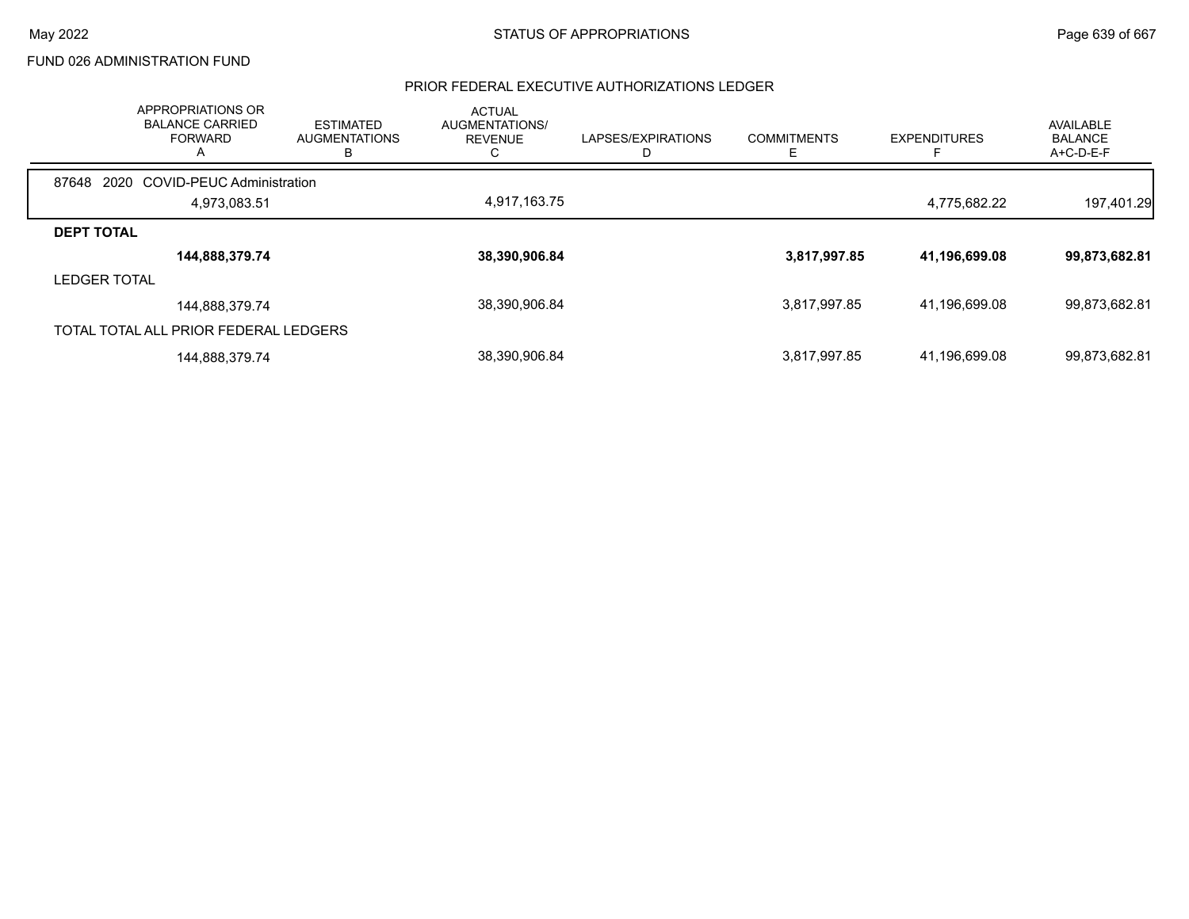FUND 026 ADMINISTRATION FUND

## PRIOR FEDERAL EXECUTIVE AUTHORIZATIONS LEDGER

| | APPROPRIATIONS OR BALANCE CARRIED FORWARD A | ESTIMATED AUGMENTATIONS B | ACTUAL AUGMENTATIONS/ REVENUE C | LAPSES/EXPIRATIONS D | COMMITMENTS E | EXPENDITURES F | AVAILABLE BALANCE A+C-D-E-F |
|---|---|---|---|---|---|---|---|
| 87648 2020 COVID-PEUC Administration | | | | | | | |
| | 4,973,083.51 | | 4,917,163.75 | | | 4,775,682.22 | 197,401.29 |
| **DEPT TOTAL** | | | | | | | |
| | **144,888,379.74** | | **38,390,906.84** | | **3,817,997.85** | **41,196,699.08** | **99,873,682.81** |
| LEDGER TOTAL | | | | | | | |
| | 144,888,379.74 | | 38,390,906.84 | | 3,817,997.85 | 41,196,699.08 | 99,873,682.81 |
| TOTAL TOTAL ALL PRIOR FEDERAL LEDGERS | | | | | | | |
| | 144,888,379.74 | | 38,390,906.84 | | 3,817,997.85 | 41,196,699.08 | 99,873,682.81 |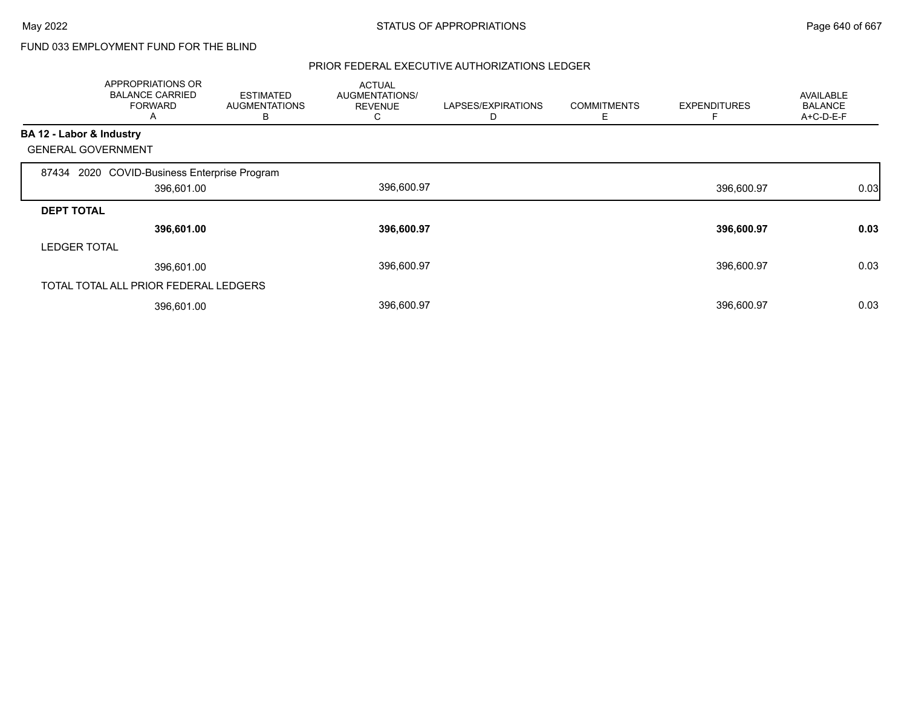FUND 033 EMPLOYMENT FUND FOR THE BLIND

PRIOR FEDERAL EXECUTIVE AUTHORIZATIONS LEDGER

| | APPROPRIATIONS OR BALANCE CARRIED FORWARD A | ESTIMATED AUGMENTATIONS B | ACTUAL AUGMENTATIONS/ REVENUE C | LAPSES/EXPIRATIONS D | COMMITMENTS E | EXPENDITURES F | AVAILABLE BALANCE A+C-D-E-F |
|---|---|---|---|---|---|---|---|
| **BA 12 - Labor & Industry** | | | | | | | |
| GENERAL GOVERNMENT | | | | | | | |
| 87434 2020 COVID-Business Enterprise Program | 396,601.00 | | 396,600.97 | | | 396,600.97 | 0.03 |
| **DEPT TOTAL** | **396,601.00** | | **396,600.97** | | | **396,600.97** | **0.03** |
| LEDGER TOTAL | 396,601.00 | | 396,600.97 | | | 396,600.97 | 0.03 |
| TOTAL TOTAL ALL PRIOR FEDERAL LEDGERS | 396,601.00 | | 396,600.97 | | | 396,600.97 | 0.03 |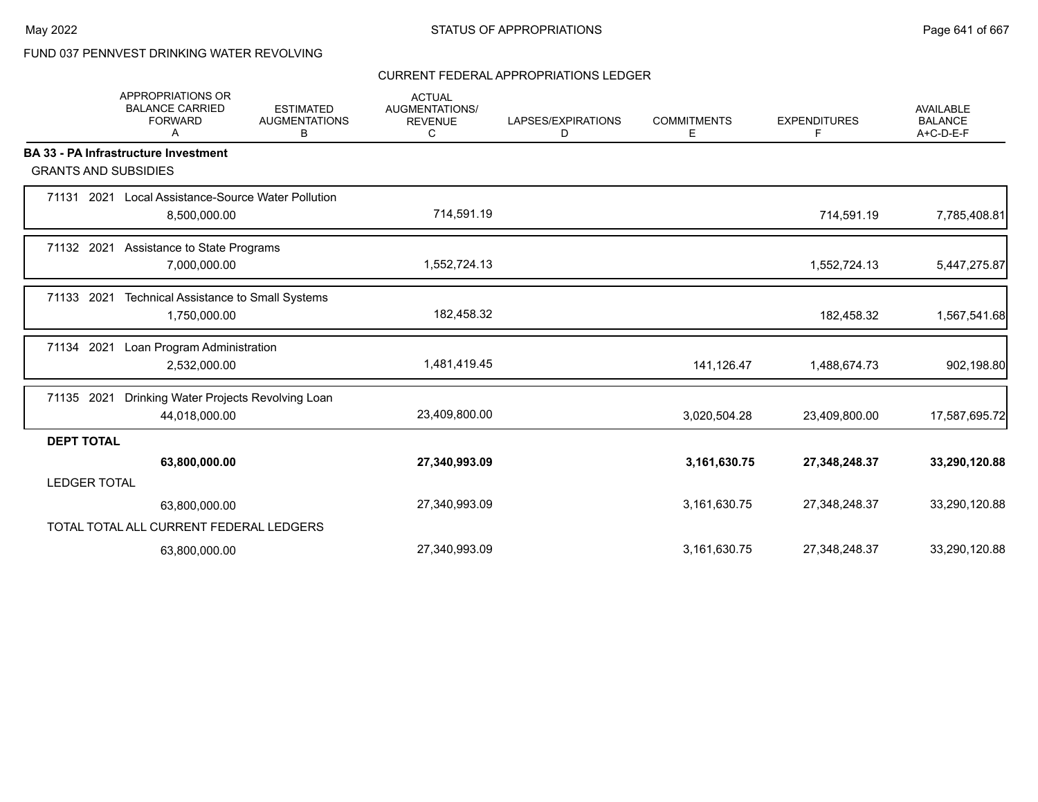FUND 037 PENNVEST DRINKING WATER REVOLVING

CURRENT FEDERAL APPROPRIATIONS LEDGER

| | APPROPRIATIONS OR BALANCE CARRIED FORWARD A | ESTIMATED AUGMENTATIONS B | ACTUAL AUGMENTATIONS/ REVENUE C | LAPSES/EXPIRATIONS D | COMMITMENTS E | EXPENDITURES F | AVAILABLE BALANCE A+C-D-E-F |
|---|---|---|---|---|---|---|---|
| **BA 33 - PA Infrastructure Investment** | | | | | | | |
| GRANTS AND SUBSIDIES | | | | | | | |
| 71131 2021 Local Assistance-Source Water Pollution | 8,500,000.00 | | 714,591.19 | | | 714,591.19 | 7,785,408.81 |
| 71132 2021 Assistance to State Programs | 7,000,000.00 | | 1,552,724.13 | | | 1,552,724.13 | 5,447,275.87 |
| 71133 2021 Technical Assistance to Small Systems | 1,750,000.00 | | 182,458.32 | | | 182,458.32 | 1,567,541.68 |
| 71134 2021 Loan Program Administration | 2,532,000.00 | | 1,481,419.45 | | 141,126.47 | 1,488,674.73 | 902,198.80 |
| 71135 2021 Drinking Water Projects Revolving Loan | 44,018,000.00 | | 23,409,800.00 | | 3,020,504.28 | 23,409,800.00 | 17,587,695.72 |
| **DEPT TOTAL** | **63,800,000.00** | | **27,340,993.09** | | **3,161,630.75** | **27,348,248.37** | **33,290,120.88** |
| LEDGER TOTAL | 63,800,000.00 | | 27,340,993.09 | | 3,161,630.75 | 27,348,248.37 | 33,290,120.88 |
| TOTAL TOTAL ALL CURRENT FEDERAL LEDGERS | 63,800,000.00 | | 27,340,993.09 | | 3,161,630.75 | 27,348,248.37 | 33,290,120.88 |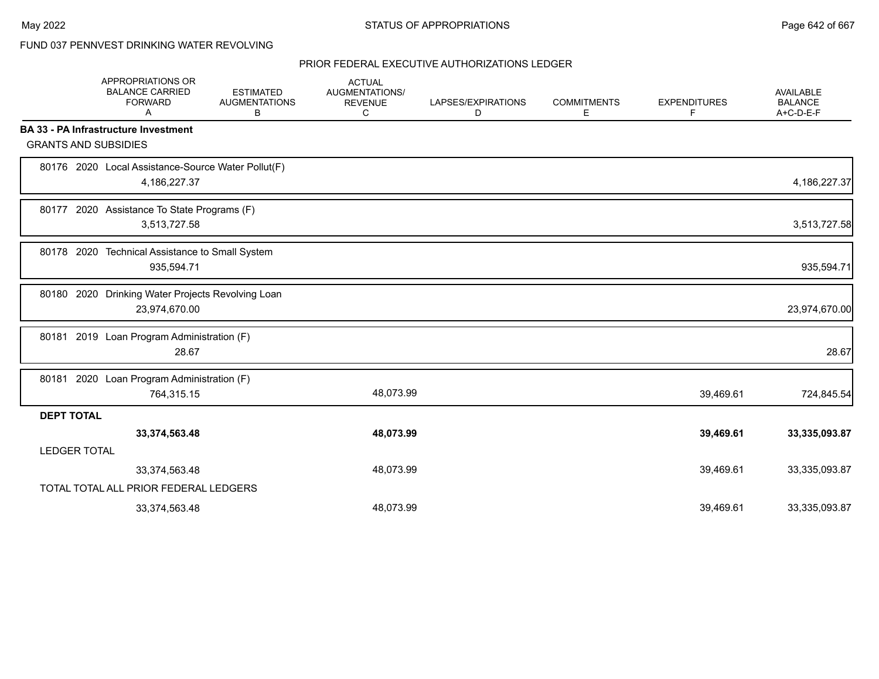FUND 037 PENNVEST DRINKING WATER REVOLVING

PRIOR FEDERAL EXECUTIVE AUTHORIZATIONS LEDGER

| | APPROPRIATIONS OR BALANCE CARRIED FORWARD A | ESTIMATED AUGMENTATIONS B | ACTUAL AUGMENTATIONS/ REVENUE C | LAPSES/EXPIRATIONS D | COMMITMENTS E | EXPENDITURES F | AVAILABLE BALANCE A+C-D-E-F |
|---|---|---|---|---|---|---|---|
| **BA 33 - PA Infrastructure Investment** | | | | | | | |
| GRANTS AND SUBSIDIES | | | | | | | |
| 80176 2020 Local Assistance-Source Water Pollut(F) | 4,186,227.37 | | | | | | 4,186,227.37 |
| 80177 2020 Assistance To State Programs (F) | 3,513,727.58 | | | | | | 3,513,727.58 |
| 80178 2020 Technical Assistance to Small System | 935,594.71 | | | | | | 935,594.71 |
| 80180 2020 Drinking Water Projects Revolving Loan | 23,974,670.00 | | | | | | 23,974,670.00 |
| 80181 2019 Loan Program Administration (F) | 28.67 | | | | | | 28.67 |
| 80181 2020 Loan Program Administration (F) | 764,315.15 | | 48,073.99 | | | 39,469.61 | 724,845.54 |
| **DEPT TOTAL** | **33,374,563.48** | | **48,073.99** | | | **39,469.61** | **33,335,093.87** |
| LEDGER TOTAL | 33,374,563.48 | | 48,073.99 | | | 39,469.61 | 33,335,093.87 |
| TOTAL TOTAL ALL PRIOR FEDERAL LEDGERS | 33,374,563.48 | | 48,073.99 | | | 39,469.61 | 33,335,093.87 |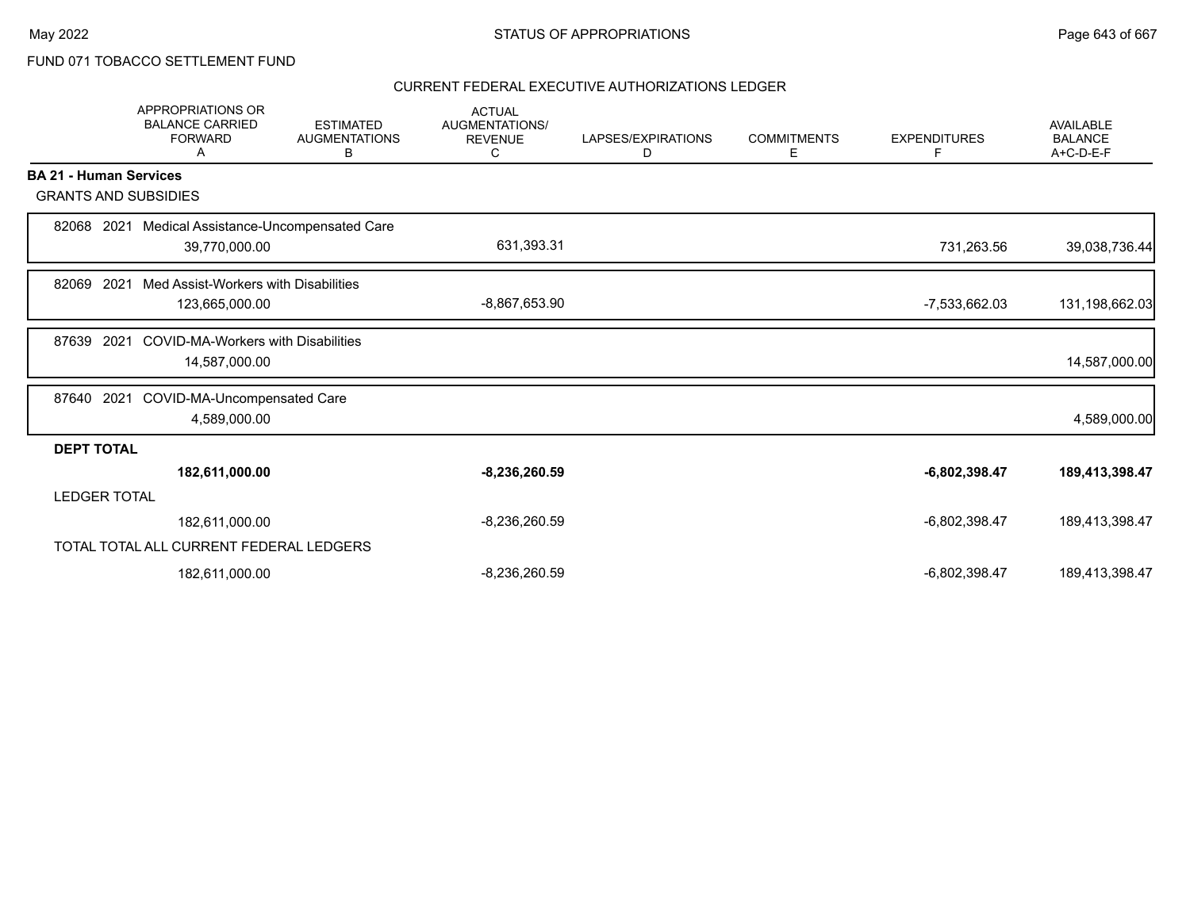FUND 071 TOBACCO SETTLEMENT FUND

CURRENT FEDERAL EXECUTIVE AUTHORIZATIONS LEDGER

| | APPROPRIATIONS OR BALANCE CARRIED FORWARD A | ESTIMATED AUGMENTATIONS B | ACTUAL AUGMENTATIONS/ REVENUE C | LAPSES/EXPIRATIONS D | COMMITMENTS E | EXPENDITURES F | AVAILABLE BALANCE A+C-D-E-F |
|---|---|---|---|---|---|---|---|
| **BA 21 - Human Services** | | | | | | | |
| GRANTS AND SUBSIDIES | | | | | | | |
| 82068 2021 Medical Assistance-Uncompensated Care | 39,770,000.00 | | 631,393.31 | | | 731,263.56 | 39,038,736.44 |
| 82069 2021 Med Assist-Workers with Disabilities | 123,665,000.00 | | -8,867,653.90 | | | -7,533,662.03 | 131,198,662.03 |
| 87639 2021 COVID-MA-Workers with Disabilities | 14,587,000.00 | | | | | | 14,587,000.00 |
| 87640 2021 COVID-MA-Uncompensated Care | 4,589,000.00 | | | | | | 4,589,000.00 |
| **DEPT TOTAL** | **182,611,000.00** | | **-8,236,260.59** | | | **-6,802,398.47** | **189,413,398.47** |
| LEDGER TOTAL | 182,611,000.00 | | -8,236,260.59 | | | -6,802,398.47 | 189,413,398.47 |
| TOTAL TOTAL ALL CURRENT FEDERAL LEDGERS | 182,611,000.00 | | -8,236,260.59 | | | -6,802,398.47 | 189,413,398.47 |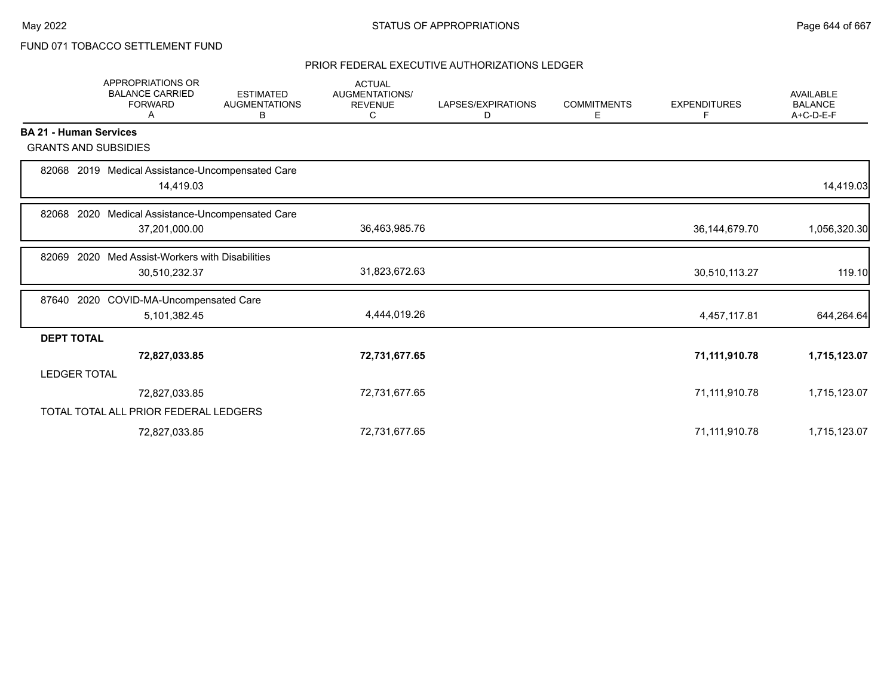FUND 071 TOBACCO SETTLEMENT FUND

## PRIOR FEDERAL EXECUTIVE AUTHORIZATIONS LEDGER

| | APPROPRIATIONS OR BALANCE CARRIED FORWARD A | ESTIMATED AUGMENTATIONS B | ACTUAL AUGMENTATIONS/ REVENUE C | LAPSES/EXPIRATIONS D | COMMITMENTS E | EXPENDITURES F | AVAILABLE BALANCE A+C-D-E-F |
|---|---|---|---|---|---|---|---|
| **BA 21 - Human Services** | | | | | | | |
| GRANTS AND SUBSIDIES | | | | | | | |
| 82068 2019 Medical Assistance-Uncompensated Care | 14,419.03 | | | | | | 14,419.03 |
| 82068 2020 Medical Assistance-Uncompensated Care | 37,201,000.00 | | 36,463,985.76 | | | 36,144,679.70 | 1,056,320.30 |
| 82069 2020 Med Assist-Workers with Disabilities | 30,510,232.37 | | 31,823,672.63 | | | 30,510,113.27 | 119.10 |
| 87640 2020 COVID-MA-Uncompensated Care | 5,101,382.45 | | 4,444,019.26 | | | 4,457,117.81 | 644,264.64 |
| **DEPT TOTAL** | **72,827,033.85** | | **72,731,677.65** | | | **71,111,910.78** | **1,715,123.07** |
| LEDGER TOTAL | 72,827,033.85 | | 72,731,677.65 | | | 71,111,910.78 | 1,715,123.07 |
| TOTAL TOTAL ALL PRIOR FEDERAL LEDGERS | 72,827,033.85 | | 72,731,677.65 | | | 71,111,910.78 | 1,715,123.07 |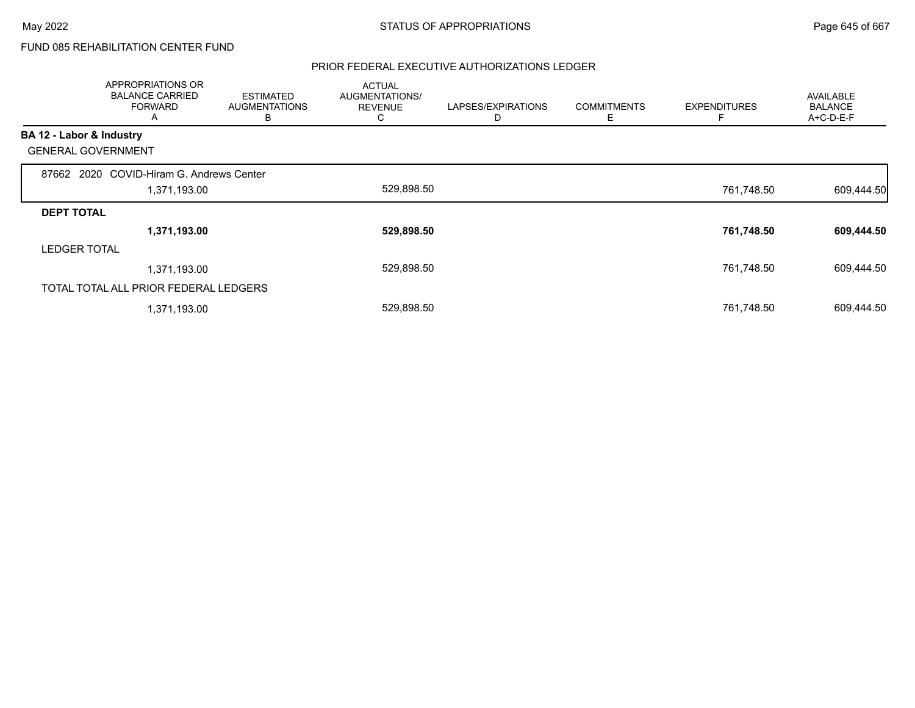FUND 085 REHABILITATION CENTER FUND

PRIOR FEDERAL EXECUTIVE AUTHORIZATIONS LEDGER

| | APPROPRIATIONS OR BALANCE CARRIED FORWARD A | ESTIMATED AUGMENTATIONS B | ACTUAL AUGMENTATIONS/ REVENUE C | LAPSES/EXPIRATIONS D | COMMITMENTS E | EXPENDITURES F | AVAILABLE BALANCE A+C-D-E-F |
|---|---|---|---|---|---|---|---|
| **BA 12 - Labor & Industry** | | | | | | | |
| GENERAL GOVERNMENT | | | | | | | |
| 87662 2020 COVID-Hiram G. Andrews Center | 1,371,193.00 | | 529,898.50 | | | 761,748.50 | 609,444.50 |
| **DEPT TOTAL** | **1,371,193.00** | | **529,898.50** | | | **761,748.50** | **609,444.50** |
| LEDGER TOTAL | 1,371,193.00 | | 529,898.50 | | | 761,748.50 | 609,444.50 |
| TOTAL TOTAL ALL PRIOR FEDERAL LEDGERS | 1,371,193.00 | | 529,898.50 | | | 761,748.50 | 609,444.50 |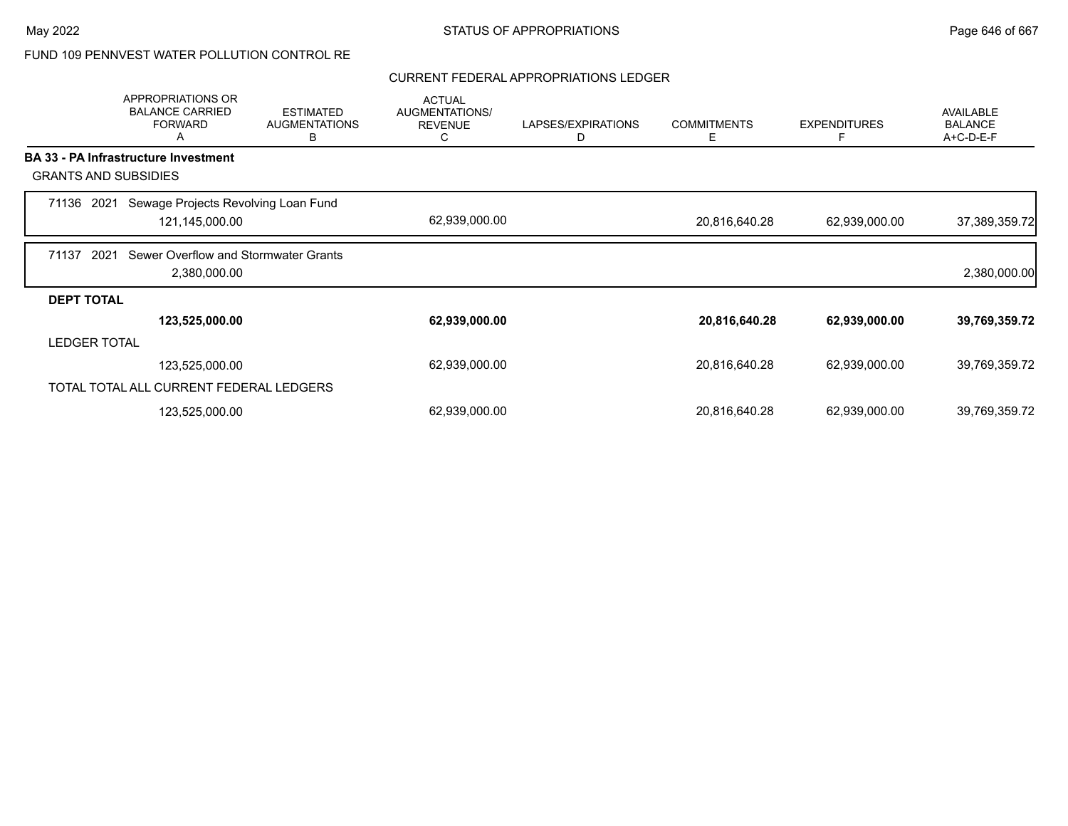FUND 109 PENNVEST WATER POLLUTION CONTROL RE

## CURRENT FEDERAL APPROPRIATIONS LEDGER

| | APPROPRIATIONS OR BALANCE CARRIED FORWARD A | ESTIMATED AUGMENTATIONS B | ACTUAL AUGMENTATIONS/ REVENUE C | LAPSES/EXPIRATIONS D | COMMITMENTS E | EXPENDITURES F | AVAILABLE BALANCE A+C-D-E-F |
|---|---|---|---|---|---|---|---|
| **BA 33 - PA Infrastructure Investment** | | | | | | | |
| GRANTS AND SUBSIDIES | | | | | | | |
| 71136 2021 Sewage Projects Revolving Loan Fund | 121,145,000.00 | | 62,939,000.00 | | 20,816,640.28 | 62,939,000.00 | 37,389,359.72 |
| 71137 2021 Sewer Overflow and Stormwater Grants | 2,380,000.00 | | | | | | 2,380,000.00 |
| **DEPT TOTAL** | **123,525,000.00** | | **62,939,000.00** | | **20,816,640.28** | **62,939,000.00** | **39,769,359.72** |
| LEDGER TOTAL | 123,525,000.00 | | 62,939,000.00 | | 20,816,640.28 | 62,939,000.00 | 39,769,359.72 |
| TOTAL TOTAL ALL CURRENT FEDERAL LEDGERS | 123,525,000.00 | | 62,939,000.00 | | 20,816,640.28 | 62,939,000.00 | 39,769,359.72 |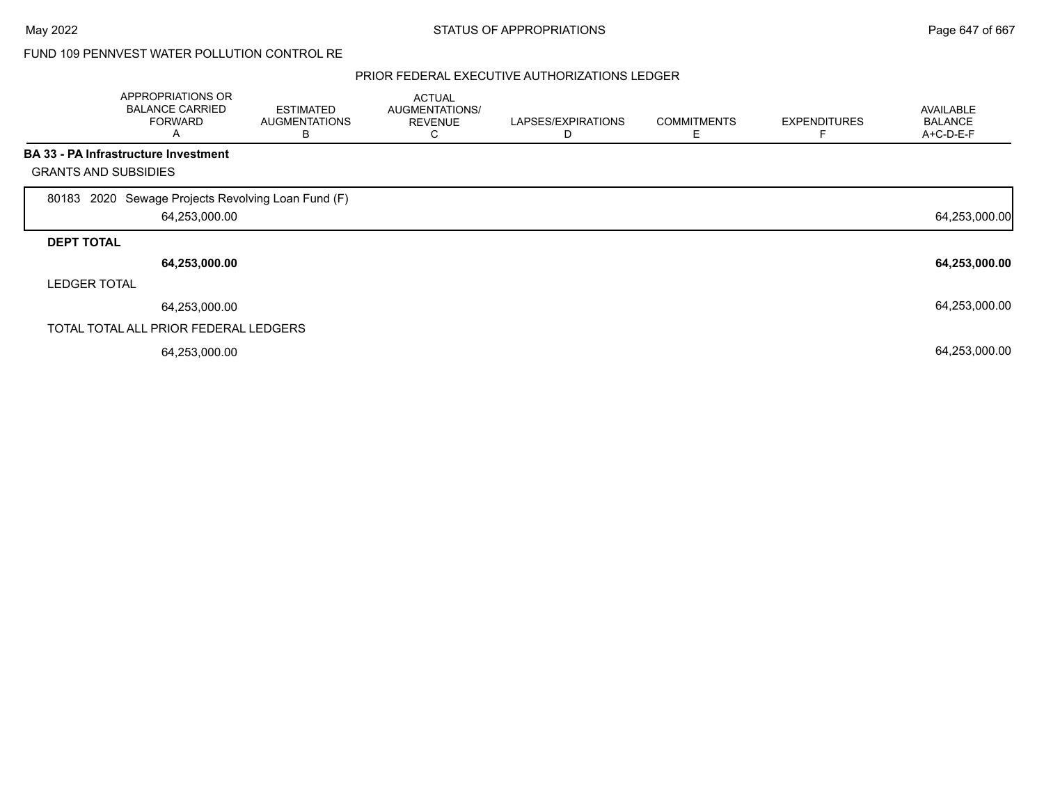FUND 109 PENNVEST WATER POLLUTION CONTROL RE

PRIOR FEDERAL EXECUTIVE AUTHORIZATIONS LEDGER

| APPROPRIATIONS OR BALANCE CARRIED FORWARD A | ESTIMATED AUGMENTATIONS B | ACTUAL AUGMENTATIONS/ REVENUE C | LAPSES/EXPIRATIONS D | COMMITMENTS E | EXPENDITURES F | AVAILABLE BALANCE A+C-D-E-F |
|---|---|---|---|---|---|---|
| **BA 33 - PA Infrastructure Investment** | | | | | | |
| GRANTS AND SUBSIDIES | | | | | | |
| 80183 2020 Sewage Projects Revolving Loan Fund (F) | | | | | | |
| 64,253,000.00 | | | | | | 64,253,000.00 |
| **DEPT TOTAL** | | | | | | |
| **64,253,000.00** | | | | | | **64,253,000.00** |
| LEDGER TOTAL | | | | | | |
| 64,253,000.00 | | | | | | 64,253,000.00 |
| TOTAL TOTAL ALL PRIOR FEDERAL LEDGERS | | | | | | |
| 64,253,000.00 | | | | | | 64,253,000.00 |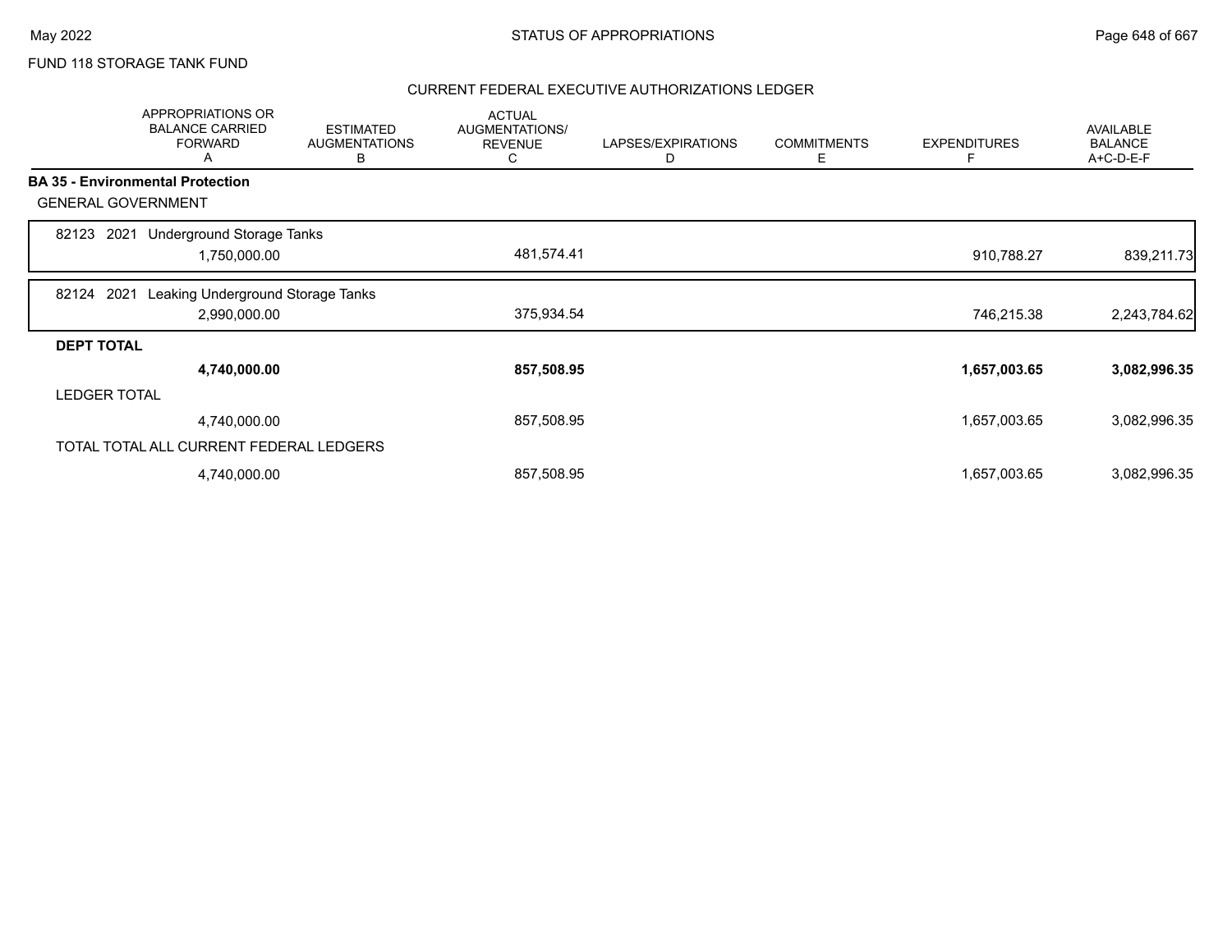FUND 118 STORAGE TANK FUND

## CURRENT FEDERAL EXECUTIVE AUTHORIZATIONS LEDGER

| | APPROPRIATIONS OR BALANCE CARRIED FORWARD A | ESTIMATED AUGMENTATIONS B | ACTUAL AUGMENTATIONS/ REVENUE C | LAPSES/EXPIRATIONS D | COMMITMENTS E | EXPENDITURES F | AVAILABLE BALANCE A+C-D-E-F |
|---|---|---|---|---|---|---|---|
| **BA 35 - Environmental Protection** | | | | | | | |
| GENERAL GOVERNMENT | | | | | | | |
| 82123 2021 Underground Storage Tanks | 1,750,000.00 | | 481,574.41 | | | 910,788.27 | 839,211.73 |
| 82124 2021 Leaking Underground Storage Tanks | 2,990,000.00 | | 375,934.54 | | | 746,215.38 | 2,243,784.62 |
| **DEPT TOTAL** | **4,740,000.00** | | **857,508.95** | | | **1,657,003.65** | **3,082,996.35** |
| LEDGER TOTAL | 4,740,000.00 | | 857,508.95 | | | 1,657,003.65 | 3,082,996.35 |
| TOTAL TOTAL ALL CURRENT FEDERAL LEDGERS | 4,740,000.00 | | 857,508.95 | | | 1,657,003.65 | 3,082,996.35 |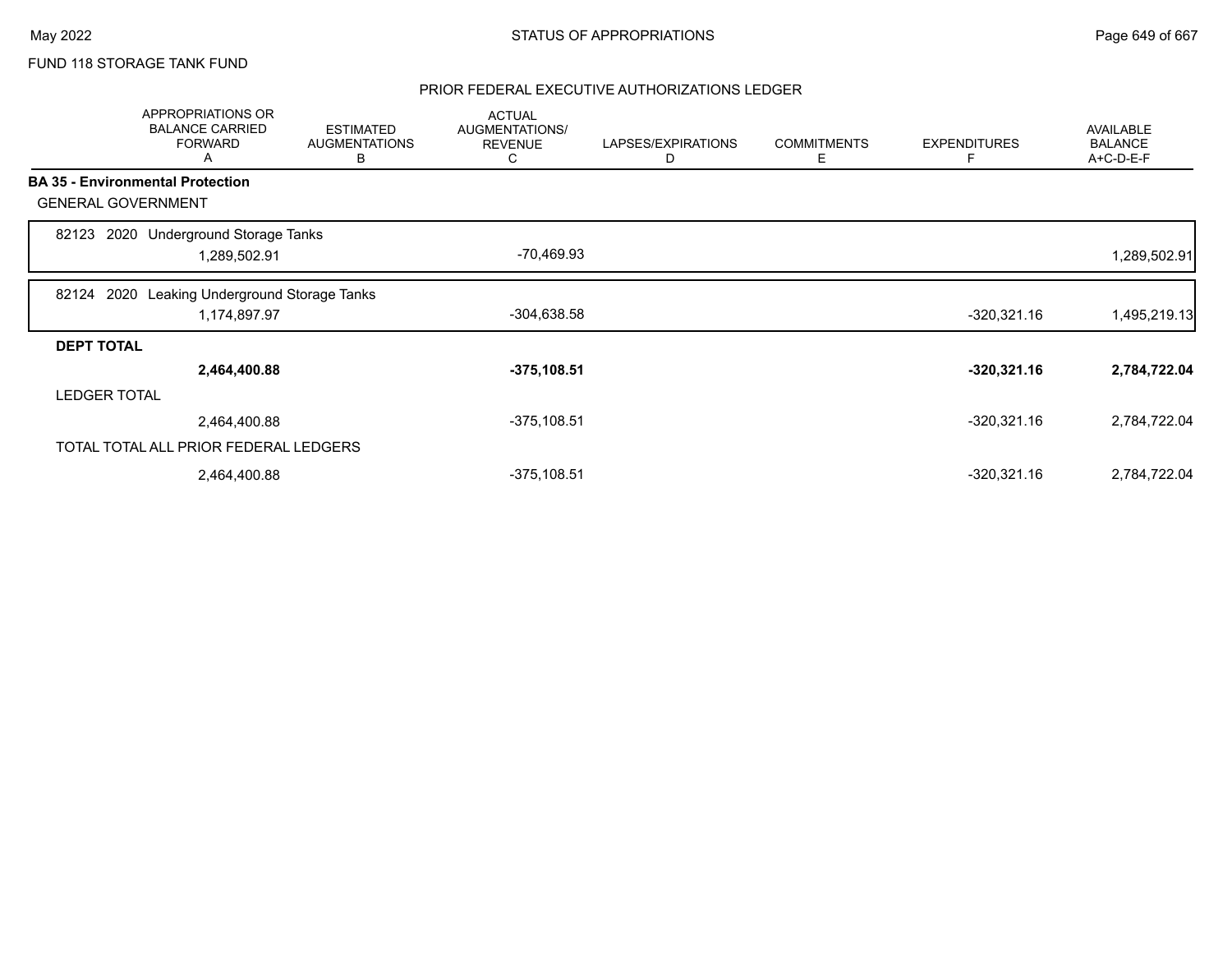FUND 118 STORAGE TANK FUND

## PRIOR FEDERAL EXECUTIVE AUTHORIZATIONS LEDGER

| | APPROPRIATIONS OR BALANCE CARRIED FORWARD A | ESTIMATED AUGMENTATIONS B | ACTUAL AUGMENTATIONS/ REVENUE C | LAPSES/EXPIRATIONS D | COMMITMENTS E | EXPENDITURES F | AVAILABLE BALANCE A+C-D-E-F |
|---|---|---|---|---|---|---|---|
| **BA 35 - Environmental Protection** | | | | | | | |
| GENERAL GOVERNMENT | | | | | | | |
| 82123 2020 Underground Storage Tanks | 1,289,502.91 | | -70,469.93 | | | | 1,289,502.91 |
| 82124 2020 Leaking Underground Storage Tanks | 1,174,897.97 | | -304,638.58 | | | -320,321.16 | 1,495,219.13 |
| **DEPT TOTAL** | **2,464,400.88** | | **-375,108.51** | | | **-320,321.16** | **2,784,722.04** |
| LEDGER TOTAL | 2,464,400.88 | | -375,108.51 | | | -320,321.16 | 2,784,722.04 |
| TOTAL TOTAL ALL PRIOR FEDERAL LEDGERS | 2,464,400.88 | | -375,108.51 | | | -320,321.16 | 2,784,722.04 |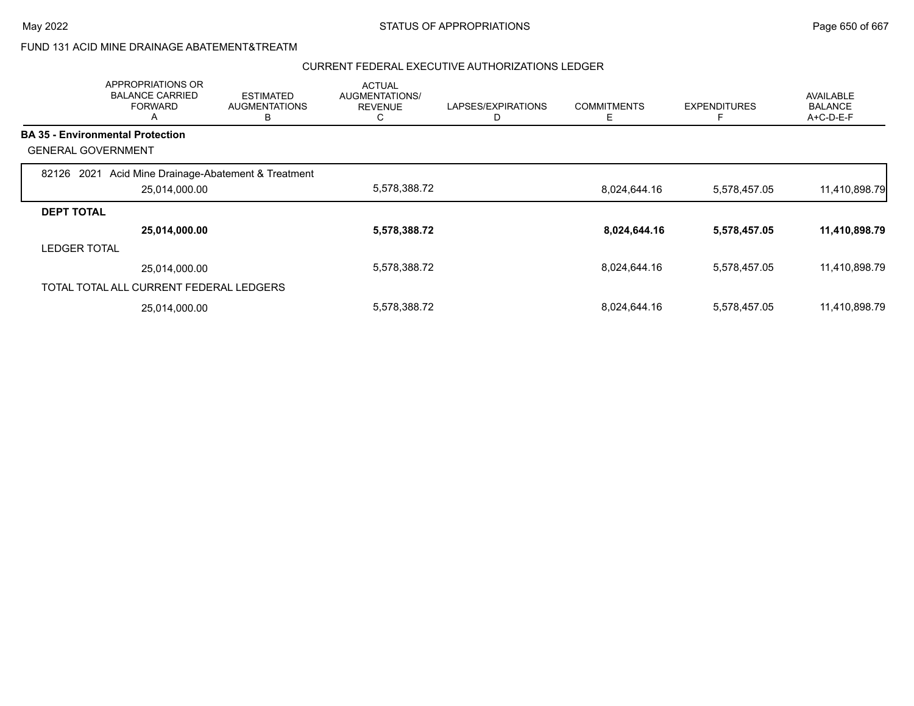FUND 131 ACID MINE DRAINAGE ABATEMENT&TREATM

CURRENT FEDERAL EXECUTIVE AUTHORIZATIONS LEDGER

| | APPROPRIATIONS OR BALANCE CARRIED FORWARD A | ESTIMATED AUGMENTATIONS B | ACTUAL AUGMENTATIONS/ REVENUE C | LAPSES/EXPIRATIONS D | COMMITMENTS E | EXPENDITURES F | AVAILABLE BALANCE A+C-D-E-F |
|---|---|---|---|---|---|---|---|
| **BA 35 - Environmental Protection** | | | | | | | |
| GENERAL GOVERNMENT | | | | | | | |
| 82126 2021 Acid Mine Drainage-Abatement & Treatment | 25,014,000.00 | | 5,578,388.72 | | 8,024,644.16 | 5,578,457.05 | 11,410,898.79 |
| **DEPT TOTAL** | **25,014,000.00** | | **5,578,388.72** | | **8,024,644.16** | **5,578,457.05** | **11,410,898.79** |
| LEDGER TOTAL | 25,014,000.00 | | 5,578,388.72 | | 8,024,644.16 | 5,578,457.05 | 11,410,898.79 |
| TOTAL TOTAL ALL CURRENT FEDERAL LEDGERS | 25,014,000.00 | | 5,578,388.72 | | 8,024,644.16 | 5,578,457.05 | 11,410,898.79 |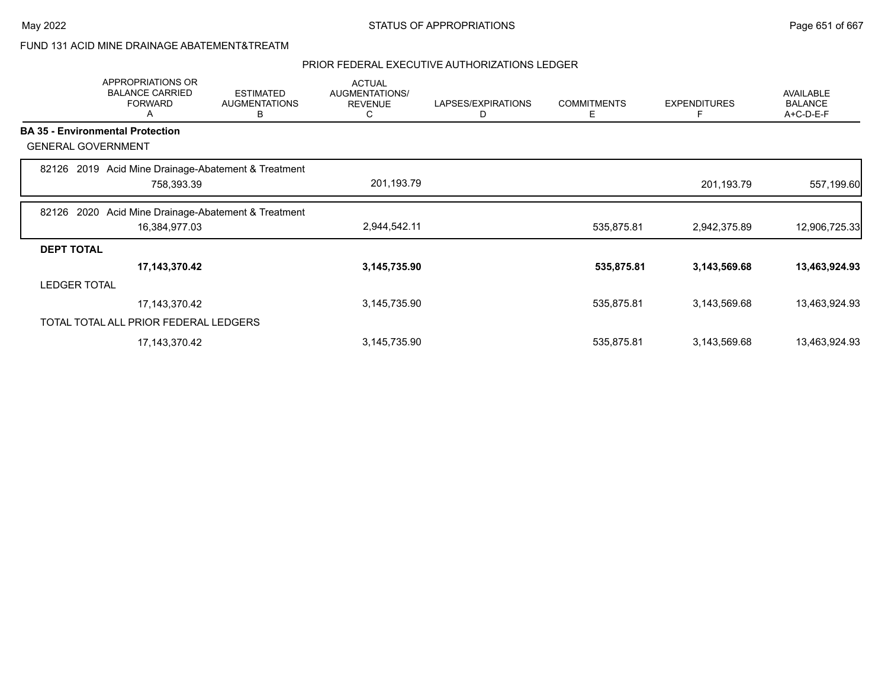FUND 131 ACID MINE DRAINAGE ABATEMENT&TREATM

## PRIOR FEDERAL EXECUTIVE AUTHORIZATIONS LEDGER

| | APPROPRIATIONS OR BALANCE CARRIED FORWARD A | ESTIMATED AUGMENTATIONS B | ACTUAL AUGMENTATIONS/ REVENUE C | LAPSES/EXPIRATIONS D | COMMITMENTS E | EXPENDITURES F | AVAILABLE BALANCE A+C-D-E-F |
|---|---|---|---|---|---|---|---|
| **BA 35 - Environmental Protection** | | | | | | | |
| GENERAL GOVERNMENT | | | | | | | |
| 82126 2019 Acid Mine Drainage-Abatement & Treatment | 758,393.39 | | 201,193.79 | | | 201,193.79 | 557,199.60 |
| 82126 2020 Acid Mine Drainage-Abatement & Treatment | 16,384,977.03 | | 2,944,542.11 | | 535,875.81 | 2,942,375.89 | 12,906,725.33 |
| **DEPT TOTAL** | **17,143,370.42** | | **3,145,735.90** | | **535,875.81** | **3,143,569.68** | **13,463,924.93** |
| LEDGER TOTAL | 17,143,370.42 | | 3,145,735.90 | | 535,875.81 | 3,143,569.68 | 13,463,924.93 |
| TOTAL TOTAL ALL PRIOR FEDERAL LEDGERS | 17,143,370.42 | | 3,145,735.90 | | 535,875.81 | 3,143,569.68 | 13,463,924.93 |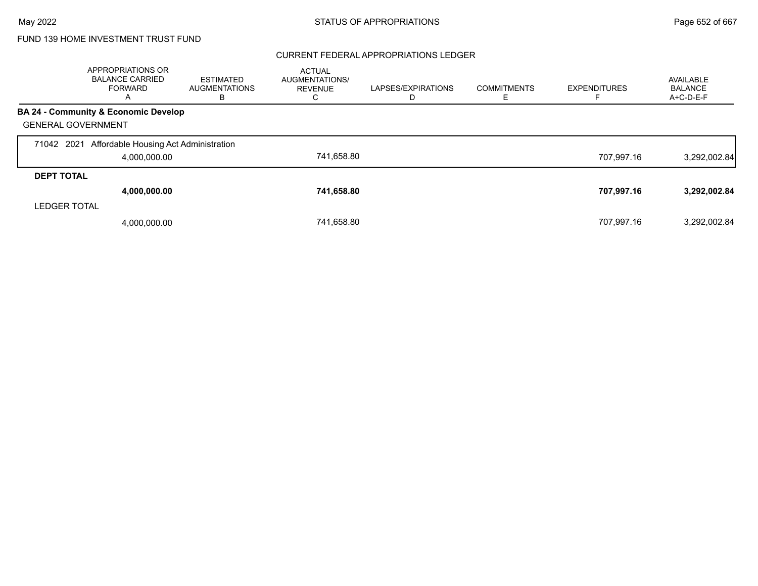FUND 139 HOME INVESTMENT TRUST FUND

CURRENT FEDERAL APPROPRIATIONS LEDGER

| | APPROPRIATIONS OR BALANCE CARRIED FORWARD A | ESTIMATED AUGMENTATIONS B | ACTUAL AUGMENTATIONS/ REVENUE C | LAPSES/EXPIRATIONS D | COMMITMENTS E | EXPENDITURES F | AVAILABLE BALANCE A+C-D-E-F |
|---|---|---|---|---|---|---|---|
| **BA 24 - Community & Economic Develop** | | | | | | | |
| GENERAL GOVERNMENT | | | | | | | |
| 71042 2021 Affordable Housing Act Administration | 4,000,000.00 | | 741,658.80 | | | 707,997.16 | 3,292,002.84 |
| **DEPT TOTAL** | **4,000,000.00** | | **741,658.80** | | | **707,997.16** | **3,292,002.84** |
| LEDGER TOTAL | 4,000,000.00 | | 741,658.80 | | | 707,997.16 | 3,292,002.84 |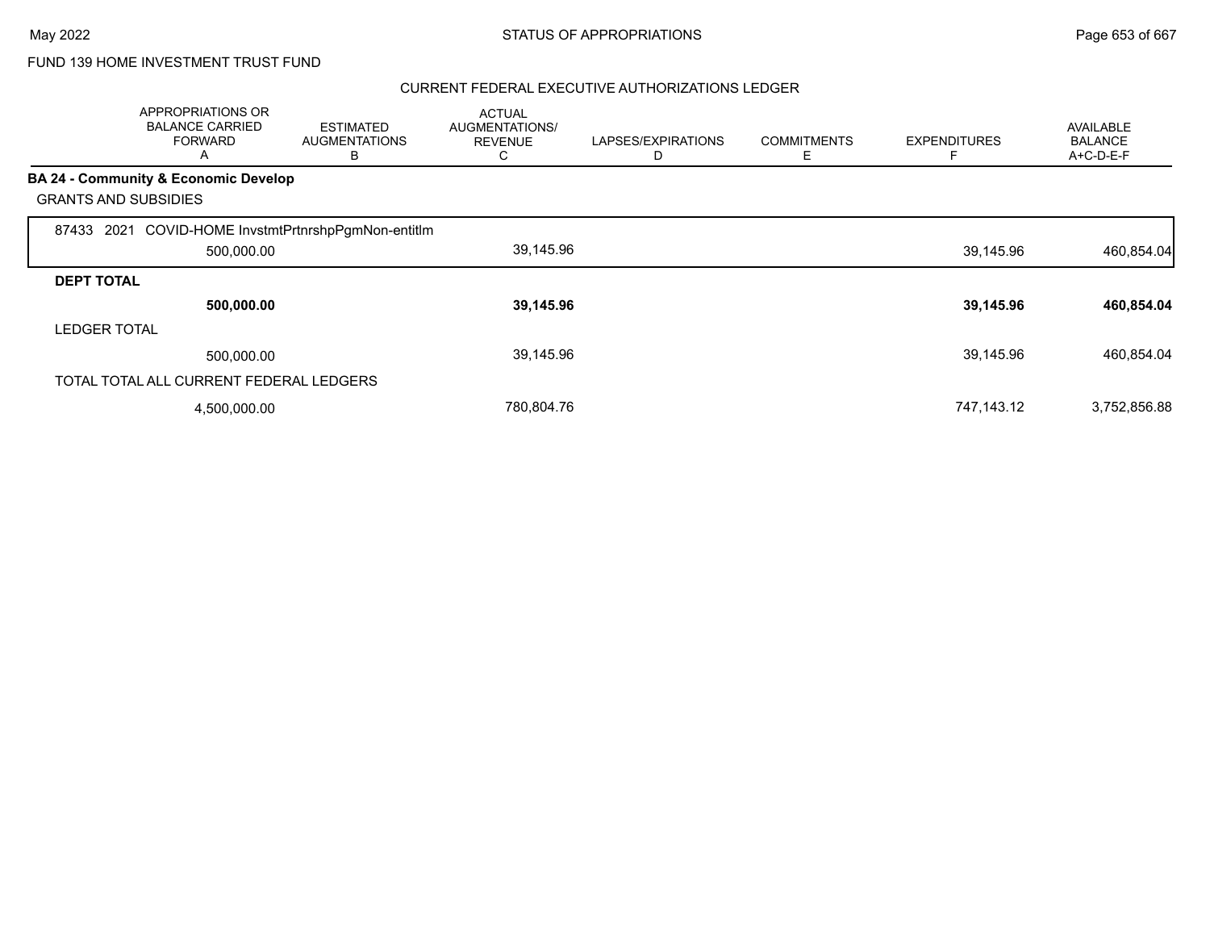FUND 139 HOME INVESTMENT TRUST FUND

CURRENT FEDERAL EXECUTIVE AUTHORIZATIONS LEDGER

| | APPROPRIATIONS OR BALANCE CARRIED FORWARD A | ESTIMATED AUGMENTATIONS B | ACTUAL AUGMENTATIONS/ REVENUE C | LAPSES/EXPIRATIONS D | COMMITMENTS E | EXPENDITURES F | AVAILABLE BALANCE A+C-D-E-F |
|---|---|---|---|---|---|---|---|
| **BA 24 - Community & Economic Develop** | | | | | | | |
| GRANTS AND SUBSIDIES | | | | | | | |
| 87433 2021 COVID-HOME InvstmtPrtnrshpPgmNon-entitlm | 500,000.00 | | 39,145.96 | | | 39,145.96 | 460,854.04 |
| **DEPT TOTAL** | **500,000.00** | | **39,145.96** | | | **39,145.96** | **460,854.04** |
| LEDGER TOTAL | 500,000.00 | | 39,145.96 | | | 39,145.96 | 460,854.04 |
| TOTAL TOTAL ALL CURRENT FEDERAL LEDGERS | 4,500,000.00 | | 780,804.76 | | | 747,143.12 | 3,752,856.88 |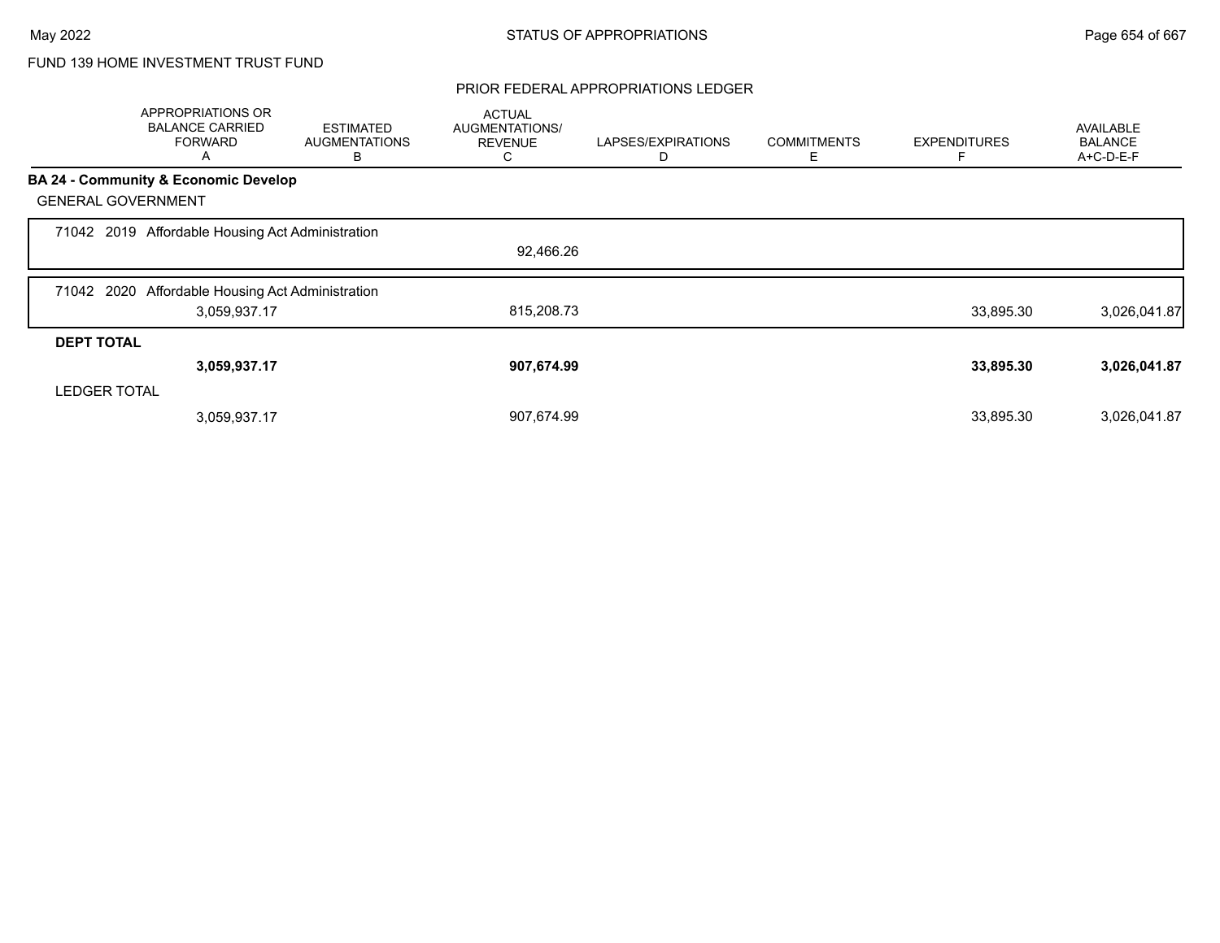FUND 139 HOME INVESTMENT TRUST FUND

## PRIOR FEDERAL APPROPRIATIONS LEDGER

| | APPROPRIATIONS OR BALANCE CARRIED FORWARD A | ESTIMATED AUGMENTATIONS B | ACTUAL AUGMENTATIONS/ REVENUE C | LAPSES/EXPIRATIONS D | COMMITMENTS E | EXPENDITURES F | AVAILABLE BALANCE A+C-D-E-F |
|---|---|---|---|---|---|---|---|
| **BA 24 - Community & Economic Develop** | | | | | | | |
| GENERAL GOVERNMENT | | | | | | | |
| 71042 2019 Affordable Housing Act Administration | | | 92,466.26 | | | | |
| 71042 2020 Affordable Housing Act Administration | 3,059,937.17 | | 815,208.73 | | | 33,895.30 | 3,026,041.87 |
| **DEPT TOTAL** | **3,059,937.17** | | **907,674.99** | | | **33,895.30** | **3,026,041.87** |
| LEDGER TOTAL | 3,059,937.17 | | 907,674.99 | | | 33,895.30 | 3,026,041.87 |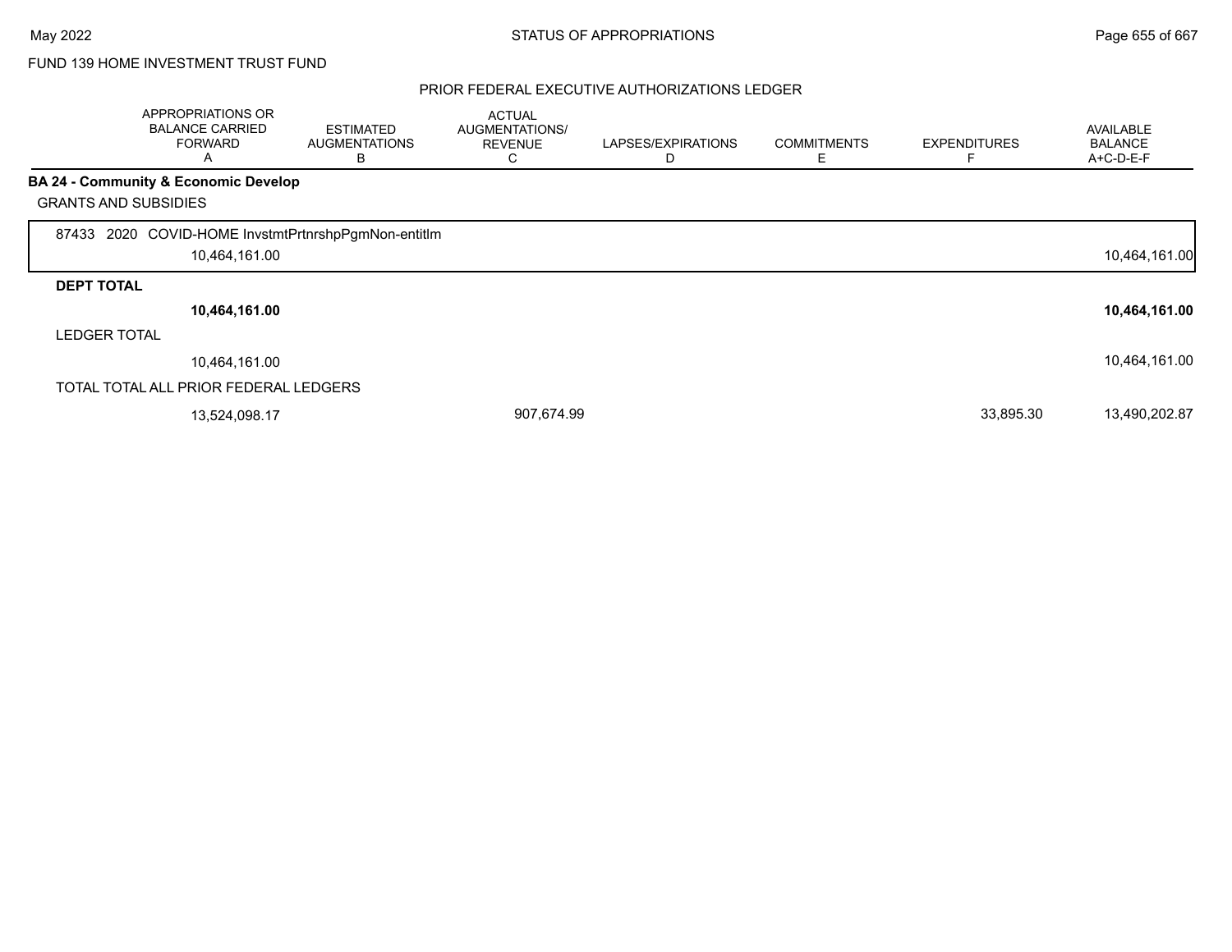FUND 139 HOME INVESTMENT TRUST FUND

PRIOR FEDERAL EXECUTIVE AUTHORIZATIONS LEDGER

| | APPROPRIATIONS OR BALANCE CARRIED FORWARD A | ESTIMATED AUGMENTATIONS B | ACTUAL AUGMENTATIONS/ REVENUE C | LAPSES/EXPIRATIONS D | COMMITMENTS E | EXPENDITURES F | AVAILABLE BALANCE A+C-D-E-F |
|---|---|---|---|---|---|---|---|
| **BA 24 - Community & Economic Develop** | | | | | | | |
| GRANTS AND SUBSIDIES | | | | | | | |
| 87433 2020 COVID-HOME InvstmtPrtnrshpPgmNon-entitlm | 10,464,161.00 | | | | | | 10,464,161.00 |
| **DEPT TOTAL** | **10,464,161.00** | | | | | | **10,464,161.00** |
| LEDGER TOTAL | 10,464,161.00 | | | | | | 10,464,161.00 |
| TOTAL TOTAL ALL PRIOR FEDERAL LEDGERS | 13,524,098.17 | | 907,674.99 | | | 33,895.30 | 13,490,202.87 |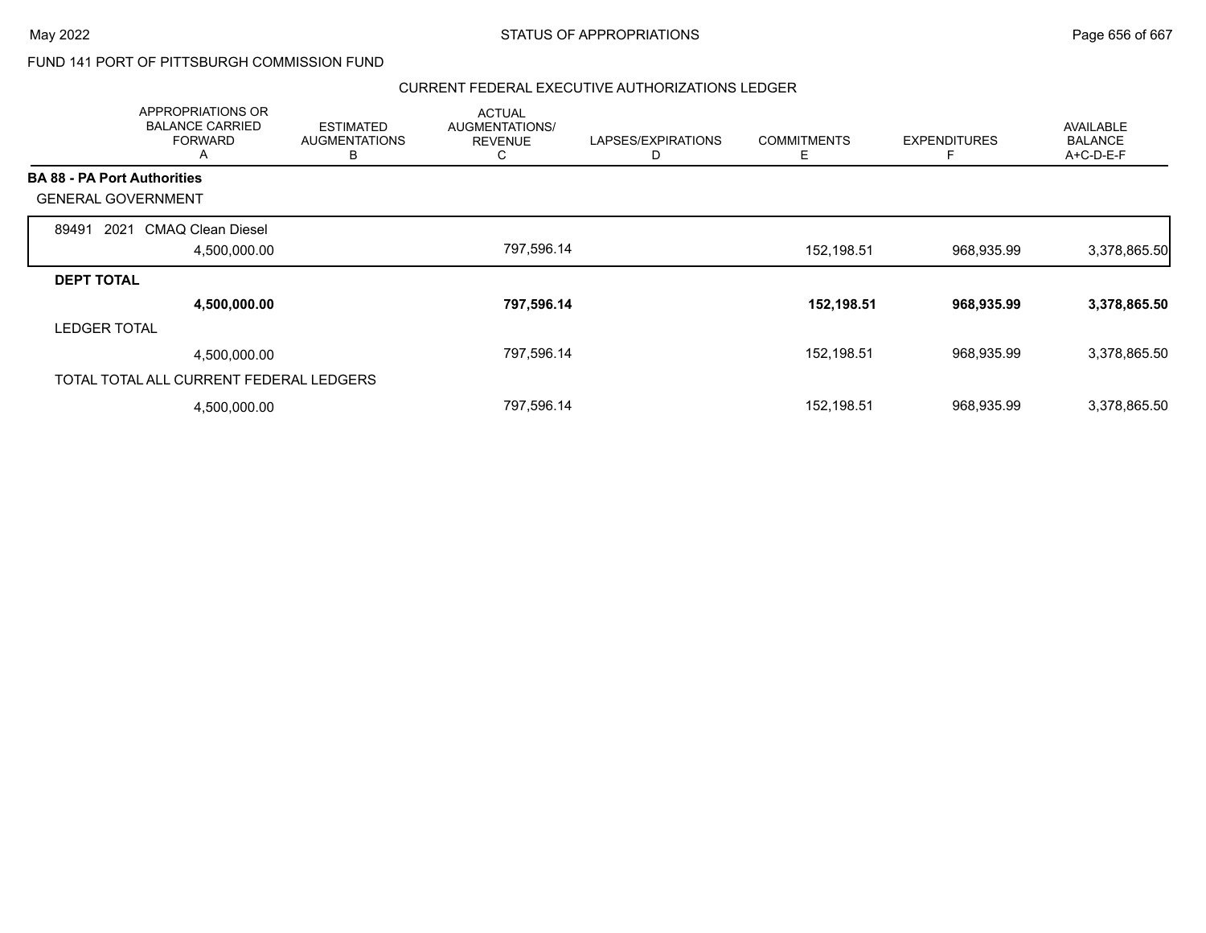FUND 141 PORT OF PITTSBURGH COMMISSION FUND

CURRENT FEDERAL EXECUTIVE AUTHORIZATIONS LEDGER

| | APPROPRIATIONS OR BALANCE CARRIED FORWARD A | ESTIMATED AUGMENTATIONS B | ACTUAL AUGMENTATIONS/ REVENUE C | LAPSES/EXPIRATIONS D | COMMITMENTS E | EXPENDITURES F | AVAILABLE BALANCE A+C-D-E-F |
|---|---|---|---|---|---|---|---|
| **BA 88 - PA Port Authorities** | | | | | | | |
| GENERAL GOVERNMENT | | | | | | | |
| 89491 2021 CMAQ Clean Diesel | 4,500,000.00 | | 797,596.14 | | 152,198.51 | 968,935.99 | 3,378,865.50 |
| **DEPT TOTAL** | **4,500,000.00** | | **797,596.14** | | **152,198.51** | **968,935.99** | **3,378,865.50** |
| LEDGER TOTAL | 4,500,000.00 | | 797,596.14 | | 152,198.51 | 968,935.99 | 3,378,865.50 |
| TOTAL TOTAL ALL CURRENT FEDERAL LEDGERS | 4,500,000.00 | | 797,596.14 | | 152,198.51 | 968,935.99 | 3,378,865.50 |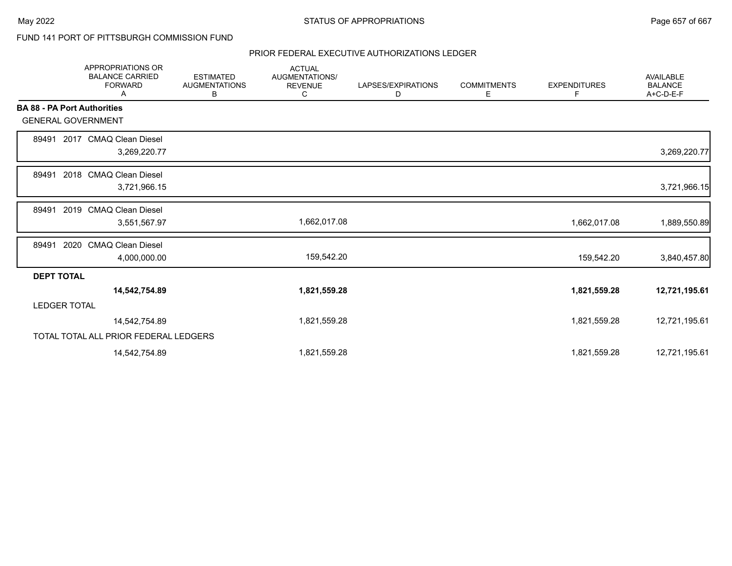FUND 141 PORT OF PITTSBURGH COMMISSION FUND

PRIOR FEDERAL EXECUTIVE AUTHORIZATIONS LEDGER

| | APPROPRIATIONS OR BALANCE CARRIED FORWARD A | ESTIMATED AUGMENTATIONS B | ACTUAL AUGMENTATIONS/ REVENUE C | LAPSES/EXPIRATIONS D | COMMITMENTS E | EXPENDITURES F | AVAILABLE BALANCE A+C-D-E-F |
|---|---|---|---|---|---|---|---|
| **BA 88 - PA Port Authorities** | | | | | | | |
| GENERAL GOVERNMENT | | | | | | | |
| 89491 2017 CMAQ Clean Diesel | 3,269,220.77 | | | | | | 3,269,220.77 |
| 89491 2018 CMAQ Clean Diesel | 3,721,966.15 | | | | | | 3,721,966.15 |
| 89491 2019 CMAQ Clean Diesel | 3,551,567.97 | | 1,662,017.08 | | | 1,662,017.08 | 1,889,550.89 |
| 89491 2020 CMAQ Clean Diesel | 4,000,000.00 | | 159,542.20 | | | 159,542.20 | 3,840,457.80 |
| **DEPT TOTAL** | **14,542,754.89** | | **1,821,559.28** | | | **1,821,559.28** | **12,721,195.61** |
| LEDGER TOTAL | 14,542,754.89 | | 1,821,559.28 | | | 1,821,559.28 | 12,721,195.61 |
| TOTAL TOTAL ALL PRIOR FEDERAL LEDGERS | 14,542,754.89 | | 1,821,559.28 | | | 1,821,559.28 | 12,721,195.61 |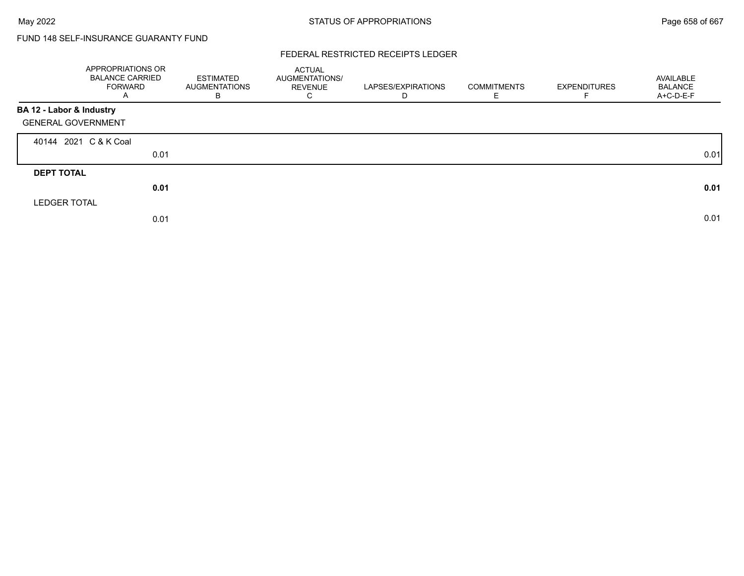FUND 148 SELF-INSURANCE GUARANTY FUND

## FEDERAL RESTRICTED RECEIPTS LEDGER

| | APPROPRIATIONS OR BALANCE CARRIED FORWARD A | ESTIMATED AUGMENTATIONS B | ACTUAL AUGMENTATIONS/ REVENUE C | LAPSES/EXPIRATIONS D | COMMITMENTS E | EXPENDITURES F | AVAILABLE BALANCE A+C-D-E-F |
|---|---|---|---|---|---|---|---|
| **BA 12 - Labor & Industry** | | | | | | | |
| GENERAL GOVERNMENT | | | | | | | |
| 40144 2021 C & K Coal | 0.01 | | | | | | 0.01 |
| **DEPT TOTAL** | **0.01** | | | | | | **0.01** |
| LEDGER TOTAL | 0.01 | | | | | | 0.01 |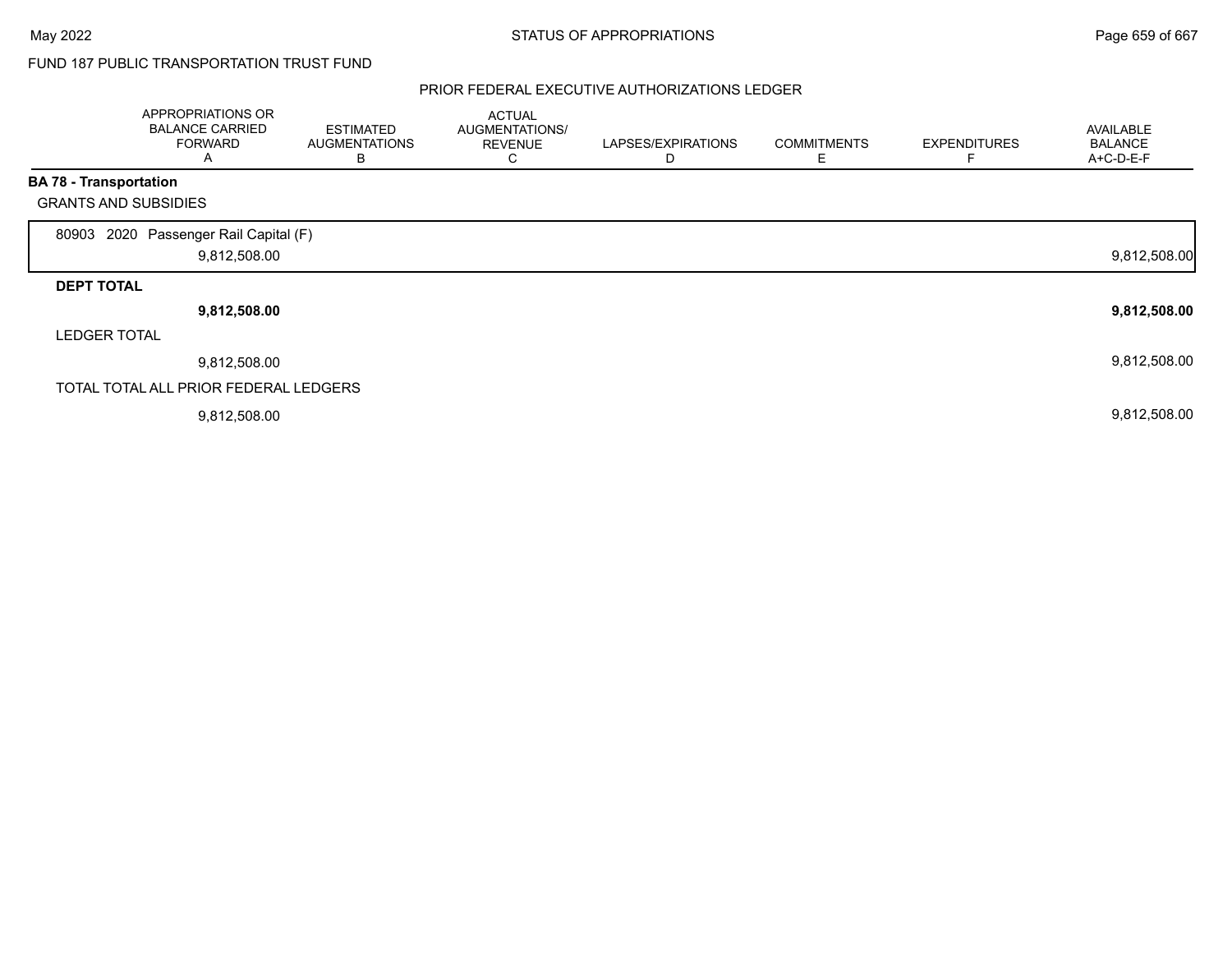FUND 187 PUBLIC TRANSPORTATION TRUST FUND

PRIOR FEDERAL EXECUTIVE AUTHORIZATIONS LEDGER

| | APPROPRIATIONS OR BALANCE CARRIED FORWARD A | ESTIMATED AUGMENTATIONS B | ACTUAL AUGMENTATIONS/ REVENUE C | LAPSES/EXPIRATIONS D | COMMITMENTS E | EXPENDITURES F | AVAILABLE BALANCE A+C-D-E-F |
|---|---|---|---|---|---|---|---|
| **BA 78 - Transportation** | | | | | | | |
| GRANTS AND SUBSIDIES | | | | | | | |
| 80903 2020 Passenger Rail Capital (F) | 9,812,508.00 | | | | | | 9,812,508.00 |
| **DEPT TOTAL** | **9,812,508.00** | | | | | | **9,812,508.00** |
| LEDGER TOTAL | 9,812,508.00 | | | | | | 9,812,508.00 |
| TOTAL TOTAL ALL PRIOR FEDERAL LEDGERS | 9,812,508.00 | | | | | | 9,812,508.00 |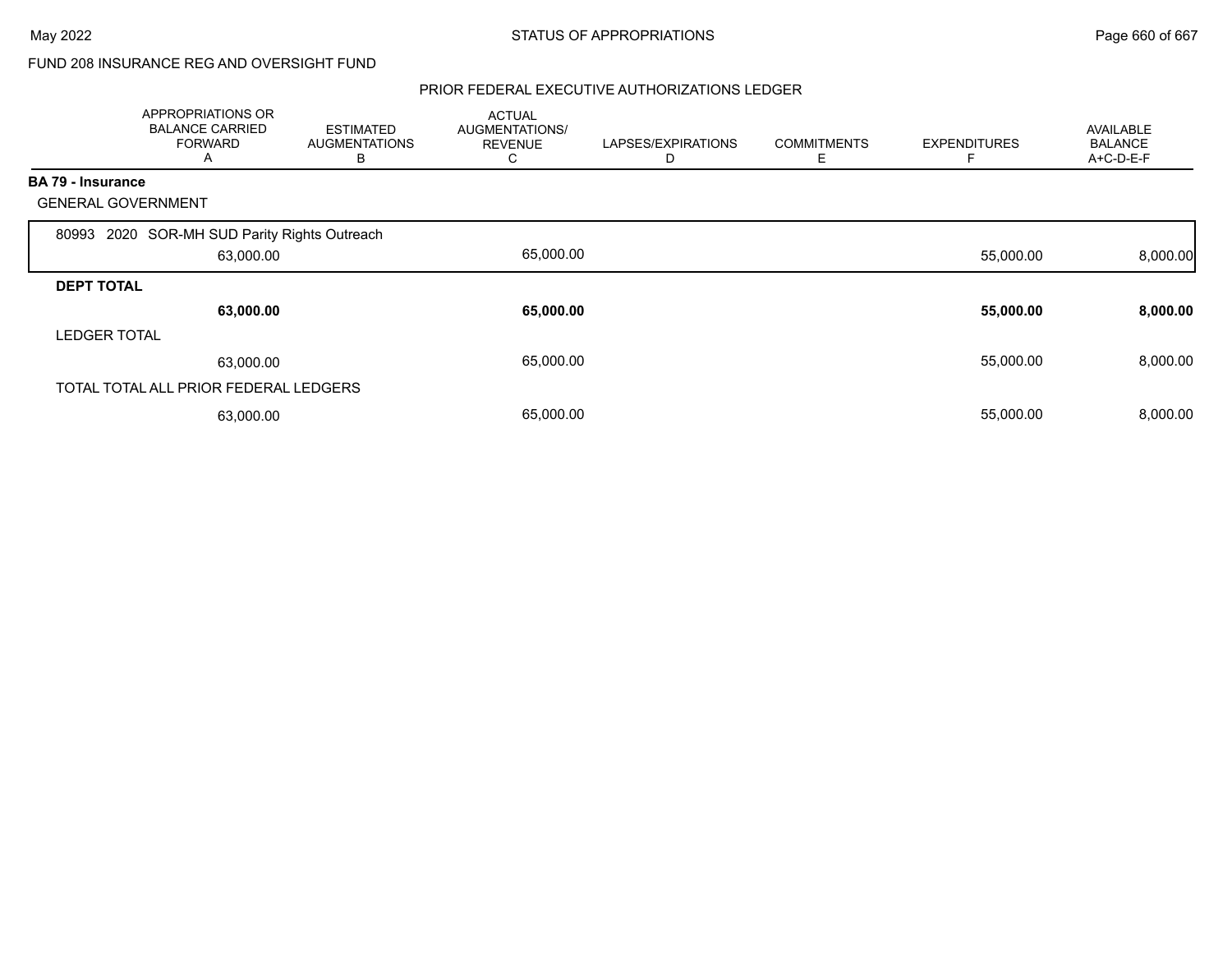FUND 208 INSURANCE REG AND OVERSIGHT FUND

## PRIOR FEDERAL EXECUTIVE AUTHORIZATIONS LEDGER

| | APPROPRIATIONS OR BALANCE CARRIED FORWARD A | ESTIMATED AUGMENTATIONS B | ACTUAL AUGMENTATIONS/ REVENUE C | LAPSES/EXPIRATIONS D | COMMITMENTS E | EXPENDITURES F | AVAILABLE BALANCE A+C-D-E-F |
|---|---|---|---|---|---|---|---|
| **BA 79 - Insurance** | | | | | | | |
| GENERAL GOVERNMENT | | | | | | | |
| 80993 2020 SOR-MH SUD Parity Rights Outreach | 63,000.00 | | 65,000.00 | | | 55,000.00 | 8,000.00 |
| **DEPT TOTAL** | **63,000.00** | | **65,000.00** | | | **55,000.00** | **8,000.00** |
| LEDGER TOTAL | 63,000.00 | | 65,000.00 | | | 55,000.00 | 8,000.00 |
| TOTAL TOTAL ALL PRIOR FEDERAL LEDGERS | 63,000.00 | | 65,000.00 | | | 55,000.00 | 8,000.00 |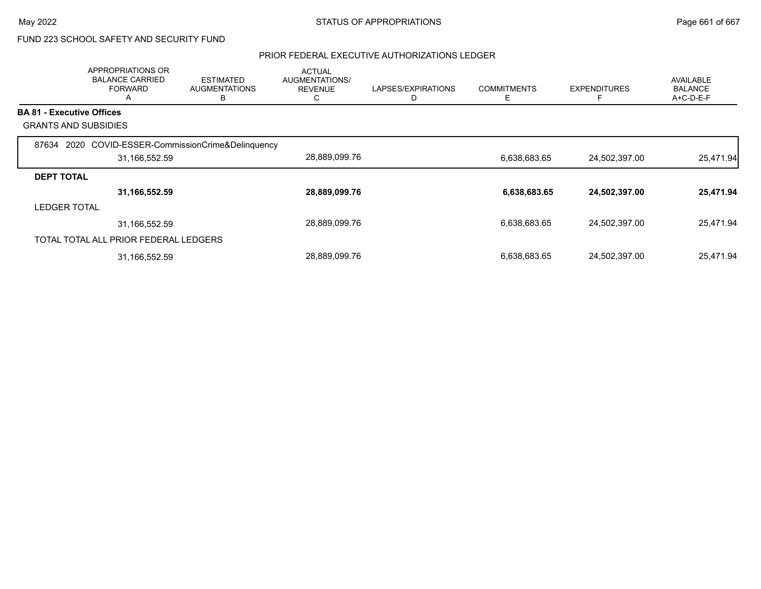FUND 223 SCHOOL SAFETY AND SECURITY FUND

PRIOR FEDERAL EXECUTIVE AUTHORIZATIONS LEDGER

| | APPROPRIATIONS OR BALANCE CARRIED FORWARD A | ESTIMATED AUGMENTATIONS B | ACTUAL AUGMENTATIONS/ REVENUE C | LAPSES/EXPIRATIONS D | COMMITMENTS E | EXPENDITURES F | AVAILABLE BALANCE A+C-D-E-F |
|---|---|---|---|---|---|---|---|
| **BA 81 - Executive Offices** | | | | | | | |
| GRANTS AND SUBSIDIES | | | | | | | |
| 87634 2020 COVID-ESSER-CommissionCrime&Delinquency | 31,166,552.59 | | 28,889,099.76 | | 6,638,683.65 | 24,502,397.00 | 25,471.94 |
| **DEPT TOTAL** | **31,166,552.59** | | **28,889,099.76** | | **6,638,683.65** | **24,502,397.00** | **25,471.94** |
| LEDGER TOTAL | 31,166,552.59 | | 28,889,099.76 | | 6,638,683.65 | 24,502,397.00 | 25,471.94 |
| TOTAL TOTAL ALL PRIOR FEDERAL LEDGERS | 31,166,552.59 | | 28,889,099.76 | | 6,638,683.65 | 24,502,397.00 | 25,471.94 |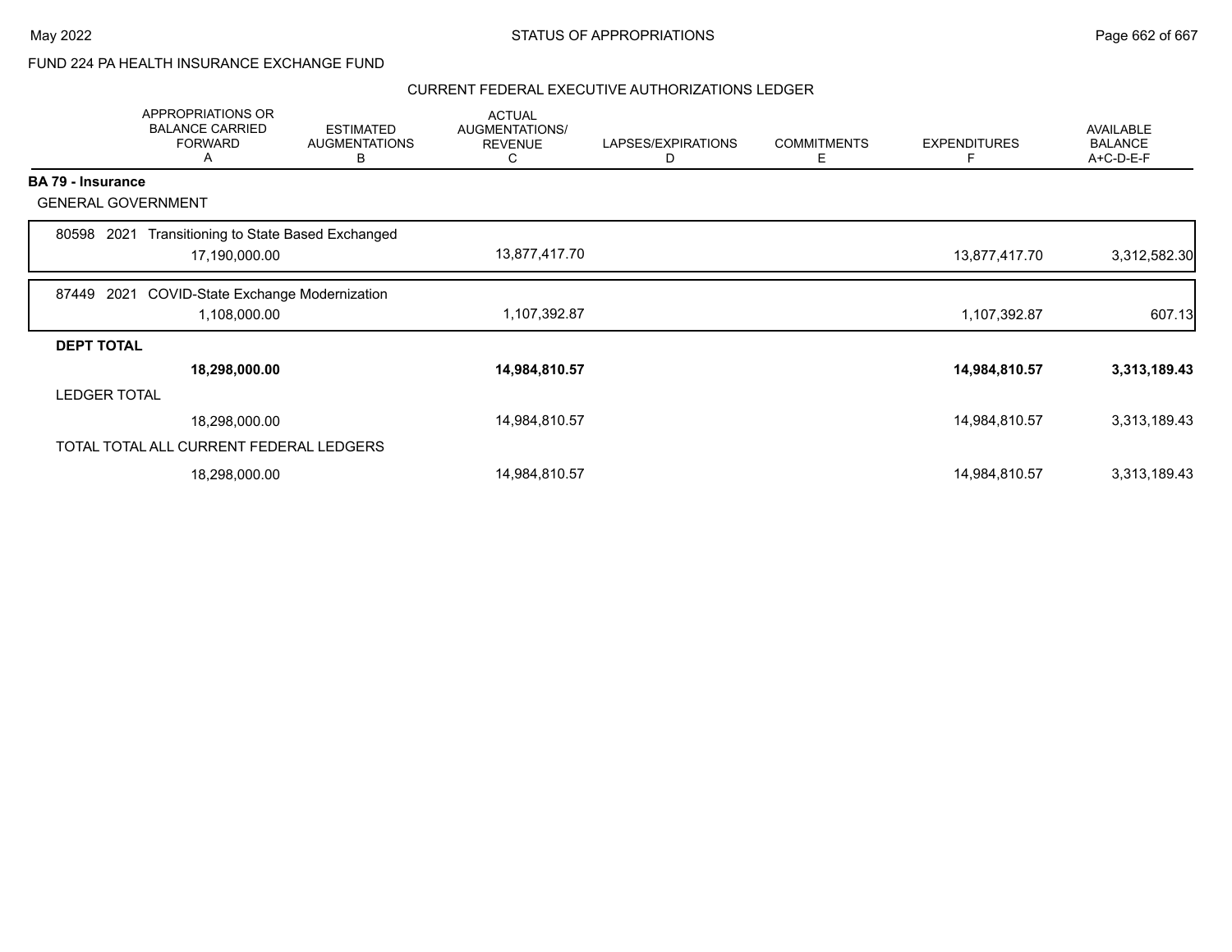STATUS OF APPROPRIATIONS

FUND 224 PA HEALTH INSURANCE EXCHANGE FUND

CURRENT FEDERAL EXECUTIVE AUTHORIZATIONS LEDGER

| | APPROPRIATIONS OR BALANCE CARRIED FORWARD A | ESTIMATED AUGMENTATIONS B | ACTUAL AUGMENTATIONS/ REVENUE C | LAPSES/EXPIRATIONS D | COMMITMENTS E | EXPENDITURES F | AVAILABLE BALANCE A+C-D-E-F |
|---|---|---|---|---|---|---|---|
| **BA 79 - Insurance** | | | | | | | |
| GENERAL GOVERNMENT | | | | | | | |
| 80598 2021 Transitioning to State Based Exchanged | 17,190,000.00 | | 13,877,417.70 | | | 13,877,417.70 | 3,312,582.30 |
| 87449 2021 COVID-State Exchange Modernization | 1,108,000.00 | | 1,107,392.87 | | | 1,107,392.87 | 607.13 |
| **DEPT TOTAL** | **18,298,000.00** | | **14,984,810.57** | | | **14,984,810.57** | **3,313,189.43** |
| LEDGER TOTAL | 18,298,000.00 | | 14,984,810.57 | | | 14,984,810.57 | 3,313,189.43 |
| TOTAL TOTAL ALL CURRENT FEDERAL LEDGERS | 18,298,000.00 | | 14,984,810.57 | | | 14,984,810.57 | 3,313,189.43 |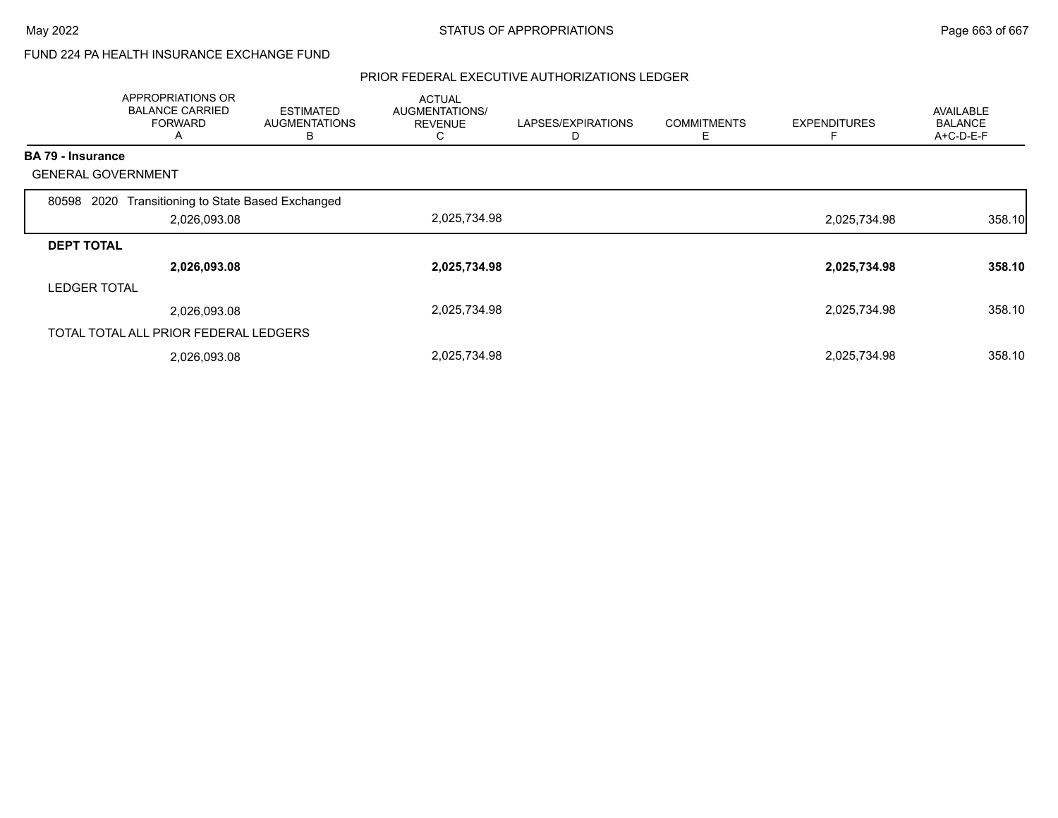FUND 224 PA HEALTH INSURANCE EXCHANGE FUND

## PRIOR FEDERAL EXECUTIVE AUTHORIZATIONS LEDGER

| | APPROPRIATIONS OR BALANCE CARRIED FORWARD A | ESTIMATED AUGMENTATIONS B | ACTUAL AUGMENTATIONS/ REVENUE C | LAPSES/EXPIRATIONS D | COMMITMENTS E | EXPENDITURES F | AVAILABLE BALANCE A+C-D-E-F |
|---|---|---|---|---|---|---|---|
| **BA 79 - Insurance** | | | | | | | |
| GENERAL GOVERNMENT | | | | | | | |
| 80598 2020 Transitioning to State Based Exchanged | 2,026,093.08 | | 2,025,734.98 | | | 2,025,734.98 | 358.10 |
| **DEPT TOTAL** | **2,026,093.08** | | **2,025,734.98** | | | **2,025,734.98** | **358.10** |
| LEDGER TOTAL | 2,026,093.08 | | 2,025,734.98 | | | 2,025,734.98 | 358.10 |
| TOTAL TOTAL ALL PRIOR FEDERAL LEDGERS | 2,026,093.08 | | 2,025,734.98 | | | 2,025,734.98 | 358.10 |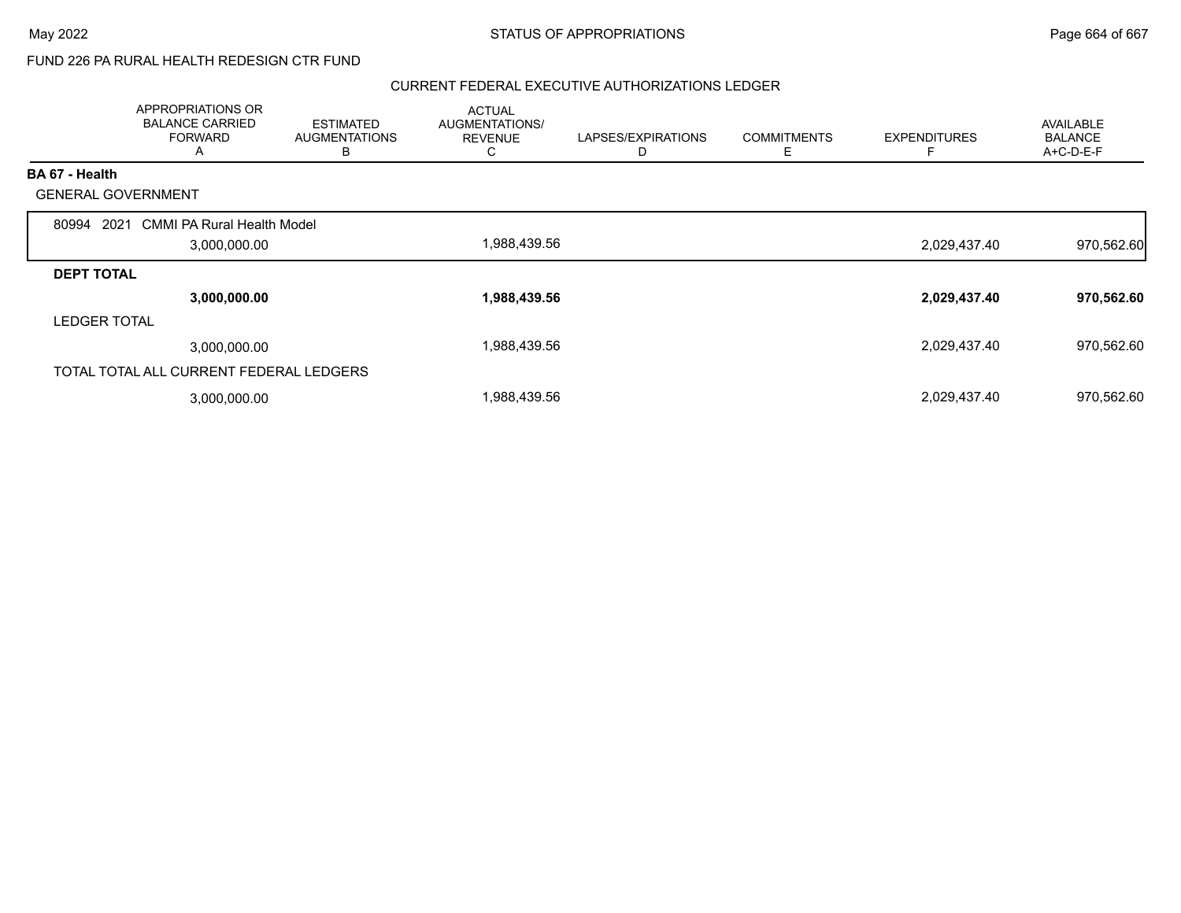FUND 226 PA RURAL HEALTH REDESIGN CTR FUND

## CURRENT FEDERAL EXECUTIVE AUTHORIZATIONS LEDGER

| | APPROPRIATIONS OR BALANCE CARRIED FORWARD A | ESTIMATED AUGMENTATIONS B | ACTUAL AUGMENTATIONS/ REVENUE C | LAPSES/EXPIRATIONS D | COMMITMENTS E | EXPENDITURES F | AVAILABLE BALANCE A+C-D-E-F |
|---|---|---|---|---|---|---|---|
| **BA 67 - Health** | | | | | | | |
| GENERAL GOVERNMENT | | | | | | | |
| 80994 2021 CMMI PA Rural Health Model | 3,000,000.00 | | 1,988,439.56 | | | 2,029,437.40 | 970,562.60 |
| **DEPT TOTAL** | **3,000,000.00** | | **1,988,439.56** | | | **2,029,437.40** | **970,562.60** |
| LEDGER TOTAL | 3,000,000.00 | | 1,988,439.56 | | | 2,029,437.40 | 970,562.60 |
| TOTAL TOTAL ALL CURRENT FEDERAL LEDGERS | 3,000,000.00 | | 1,988,439.56 | | | 2,029,437.40 | 970,562.60 |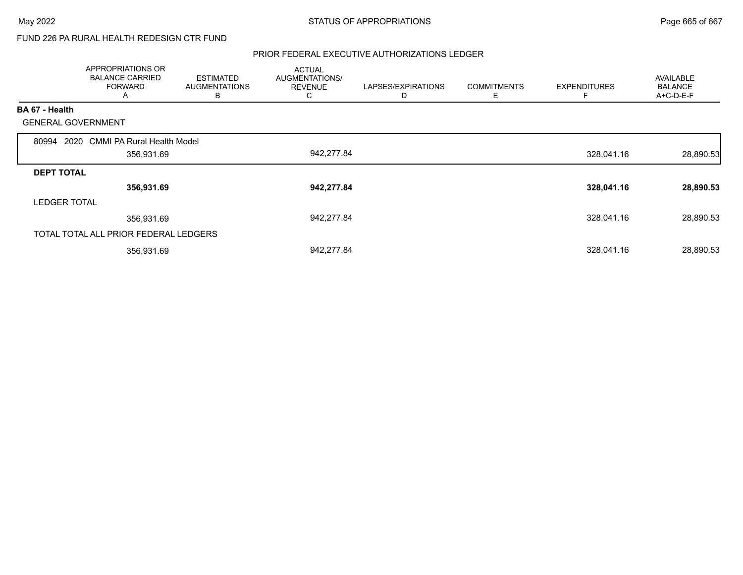FUND 226 PA RURAL HEALTH REDESIGN CTR FUND

## PRIOR FEDERAL EXECUTIVE AUTHORIZATIONS LEDGER

| | APPROPRIATIONS OR BALANCE CARRIED FORWARD A | ESTIMATED AUGMENTATIONS B | ACTUAL AUGMENTATIONS/ REVENUE C | LAPSES/EXPIRATIONS D | COMMITMENTS E | EXPENDITURES F | AVAILABLE BALANCE A+C-D-E-F |
|---|---|---|---|---|---|---|---|
| **BA 67 - Health** | | | | | | | |
| GENERAL GOVERNMENT | | | | | | | |
| 80994 2020 CMMI PA Rural Health Model | 356,931.69 | | 942,277.84 | | | 328,041.16 | 28,890.53 |
| **DEPT TOTAL** | **356,931.69** | | **942,277.84** | | | **328,041.16** | **28,890.53** |
| LEDGER TOTAL | 356,931.69 | | 942,277.84 | | | 328,041.16 | 28,890.53 |
| TOTAL TOTAL ALL PRIOR FEDERAL LEDGERS | 356,931.69 | | 942,277.84 | | | 328,041.16 | 28,890.53 |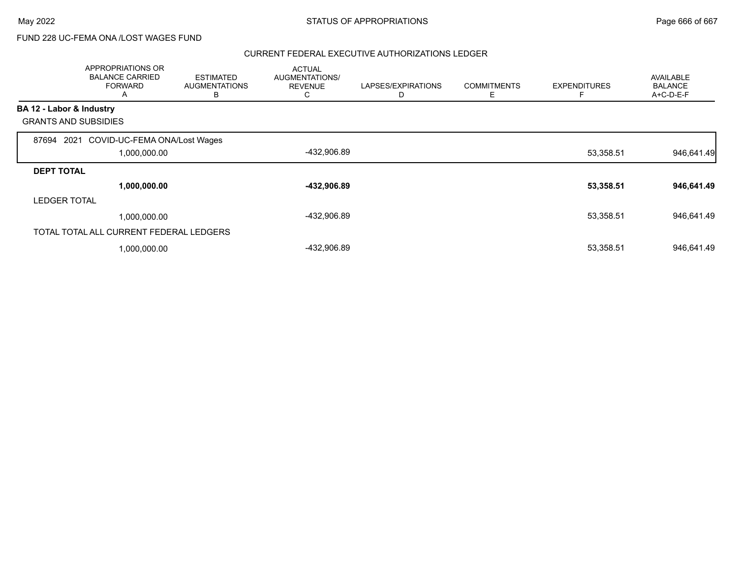FUND 228 UC-FEMA ONA /LOST WAGES FUND

CURRENT FEDERAL EXECUTIVE AUTHORIZATIONS LEDGER

| | APPROPRIATIONS OR BALANCE CARRIED FORWARD A | ESTIMATED AUGMENTATIONS B | ACTUAL AUGMENTATIONS/ REVENUE C | LAPSES/EXPIRATIONS D | COMMITMENTS E | EXPENDITURES F | AVAILABLE BALANCE A+C-D-E-F |
|---|---|---|---|---|---|---|---|
| **BA 12 - Labor & Industry** | | | | | | | |
| GRANTS AND SUBSIDIES | | | | | | | |
| 87694 2021 COVID-UC-FEMA ONA/Lost Wages | | | | | | | |
| | 1,000,000.00 | | -432,906.89 | | | 53,358.51 | 946,641.49 |
| **DEPT TOTAL** | | | | | | | |
| | **1,000,000.00** | | **-432,906.89** | | | **53,358.51** | **946,641.49** |
| LEDGER TOTAL | | | | | | | |
| | 1,000,000.00 | | -432,906.89 | | | 53,358.51 | 946,641.49 |
| TOTAL TOTAL ALL CURRENT FEDERAL LEDGERS | | | | | | | |
| | 1,000,000.00 | | -432,906.89 | | | 53,358.51 | 946,641.49 |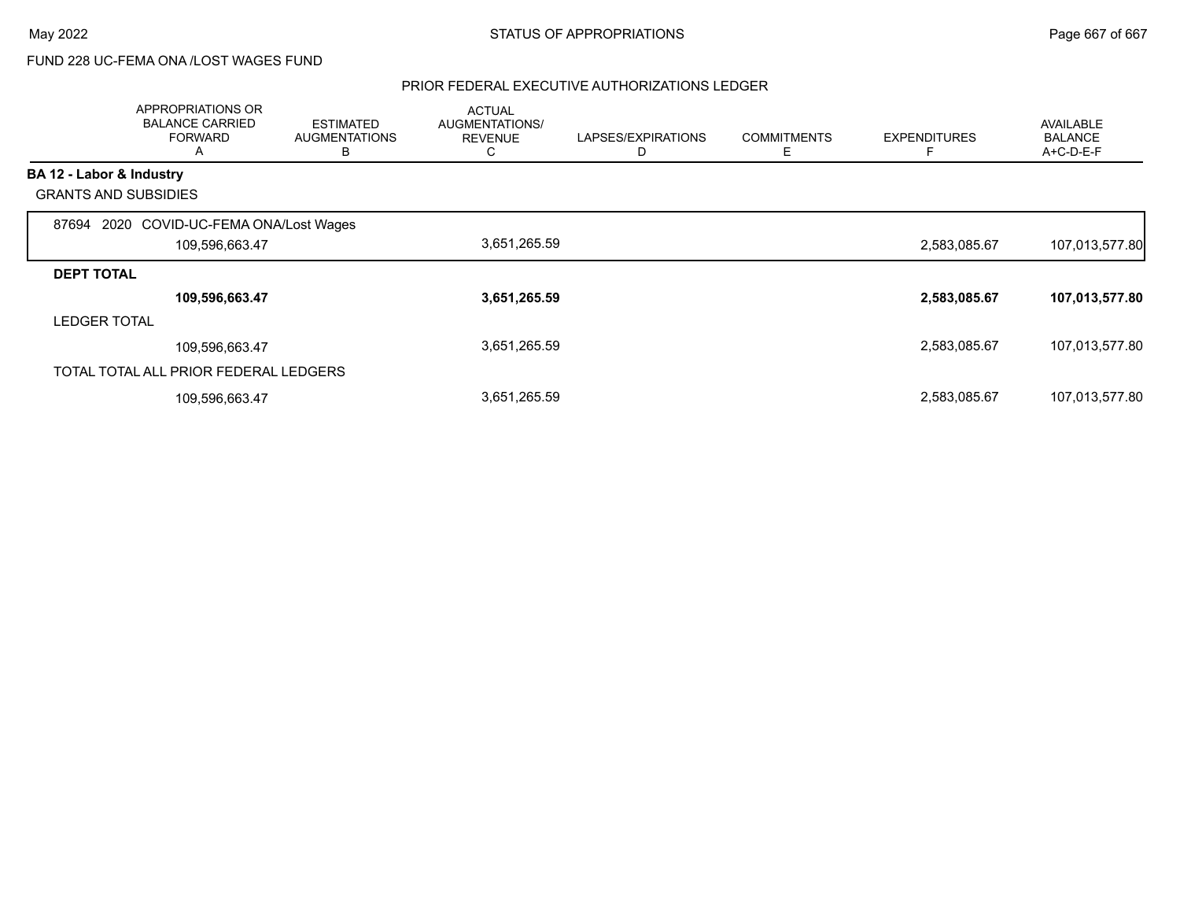FUND 228 UC-FEMA ONA /LOST WAGES FUND

## PRIOR FEDERAL EXECUTIVE AUTHORIZATIONS LEDGER

| | APPROPRIATIONS OR BALANCE CARRIED FORWARD A | ESTIMATED AUGMENTATIONS B | ACTUAL AUGMENTATIONS/ REVENUE C | LAPSES/EXPIRATIONS D | COMMITMENTS E | EXPENDITURES F | AVAILABLE BALANCE A+C-D-E-F |
|---|---|---|---|---|---|---|---|
| **BA 12 - Labor & Industry** | | | | | | | |
| GRANTS AND SUBSIDIES | | | | | | | |
| 87694 2020 COVID-UC-FEMA ONA/Lost Wages | 109,596,663.47 | | 3,651,265.59 | | | 2,583,085.67 | 107,013,577.80 |
| **DEPT TOTAL** | **109,596,663.47** | | **3,651,265.59** | | | **2,583,085.67** | **107,013,577.80** |
| LEDGER TOTAL | 109,596,663.47 | | 3,651,265.59 | | | 2,583,085.67 | 107,013,577.80 |
| TOTAL TOTAL ALL PRIOR FEDERAL LEDGERS | 109,596,663.47 | | 3,651,265.59 | | | 2,583,085.67 | 107,013,577.80 |